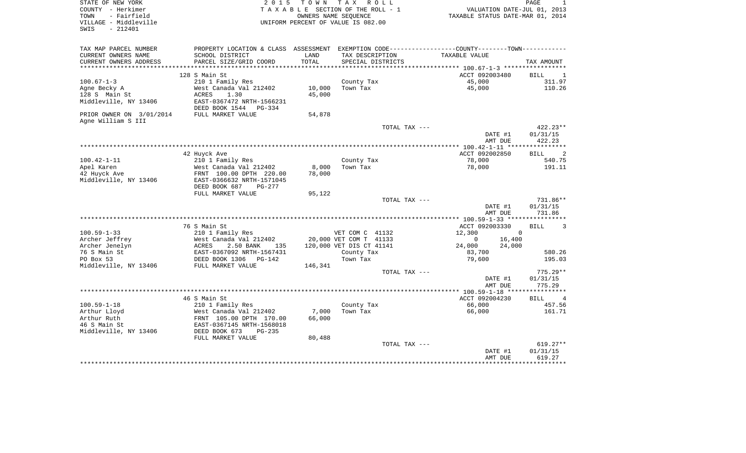STATE OF NEW YORK
COUNTY - Herkimer
TOWN - Fairfield
VILLAGE - Middleville
SWIS - 212401

2 0 1 5 T O W N T A X R O L L
T A X A B L E SECTION OF THE ROLL - 1
OWNERS NAME SEQUENCE
UNIFORM PERCENT OF VALUE IS 082.00

VALUATION DATE-JUL 01, 2013
TAXABLE STATUS DATE-MAR 01, 2014

| TAX MAP PARCEL NUMBER / CURRENT OWNERS NAME / CURRENT OWNERS ADDRESS | PROPERTY LOCATION & CLASS / SCHOOL DISTRICT / PARCEL SIZE/GRID COORD | ASSESSMENT LAND / TOTAL | EXEMPTION CODE / TAX DESCRIPTION / SPECIAL DISTRICTS | COUNTY TAXABLE VALUE | TOWN TAXABLE VALUE | TAX AMOUNT |
|---|---|---|---|---|---|---|
| **100.67-1-3** | 128 S Main St | | | ACCT 092003480 | | BILL 1 |
| 100.67-1-3 | 210 1 Family Res | | County Tax | 45,000 | | 311.97 |
| Agne Becky A | West Canada Val 212402 | 10,000 | Town Tax | | 45,000 | 110.26 |
| 128 S Main St | ACRES 1.30 | 45,000 | | | | |
| Middleville, NY 13406 | EAST-0367472 NRTH-1566231 | | | | | |
| | DEED BOOK 1544 PG-334 | | | | | |
| PRIOR OWNER ON 3/01/2014 | FULL MARKET VALUE | 54,878 | | | | |
| Agne William S III | | | | | | |
| | | | TOTAL TAX --- | | | 422.23** |
| | | | | DATE #1 | | 01/31/15 |
| | | | | AMT DUE | | 422.23 |
| **100.42-1-11** | 42 Huyck Ave | | | ACCT 092002850 | | BILL 2 |
| 100.42-1-11 | 210 1 Family Res | | County Tax | 78,000 | | 540.75 |
| Apel Karen | West Canada Val 212402 | 8,000 | Town Tax | | 78,000 | 191.11 |
| 42 Huyck Ave | FRNT 100.00 DPTH 220.00 | 78,000 | | | | |
| Middleville, NY 13406 | EAST-0366632 NRTH-1571045 | | | | | |
| | DEED BOOK 687 PG-277 | | | | | |
| | FULL MARKET VALUE | 95,122 | | | | |
| | | | TOTAL TAX --- | | | 731.86** |
| | | | | DATE #1 | | 01/31/15 |
| | | | | AMT DUE | | 731.86 |
| **100.59-1-33** | 76 S Main St | | | ACCT 092003330 | | BILL 3 |
| 100.59-1-33 | 210 1 Family Res | | VET COM C 41132 | 12,300 | 0 | |
| Archer Jeffrey | West Canada Val 212402 | 20,000 | VET COM T 41133 | 0 | 16,400 | |
| Archer Jenelyn | ACRES 2.50 BANK 135 | 120,000 | VET DIS CT 41141 | 24,000 | 24,000 | |
| 76 S Main St | EAST-0367092 NRTH-1567431 | | County Tax | 83,700 | | 580.26 |
| PO Box 53 | DEED BOOK 1306 PG-142 | | Town Tax | | 79,600 | 195.03 |
| Middleville, NY 13406 | FULL MARKET VALUE | 146,341 | | | | |
| | | | TOTAL TAX --- | | | 775.29** |
| | | | | DATE #1 | | 01/31/15 |
| | | | | AMT DUE | | 775.29 |
| **100.59-1-18** | 46 S Main St | | | ACCT 092004230 | | BILL 4 |
| 100.59-1-18 | 210 1 Family Res | | County Tax | 66,000 | | 457.56 |
| Arthur Lloyd | West Canada Val 212402 | 7,000 | Town Tax | | 66,000 | 161.71 |
| Arthur Ruth | FRNT 105.00 DPTH 170.00 | 66,000 | | | | |
| 46 S Main St | EAST-0367145 NRTH-1568018 | | | | | |
| Middleville, NY 13406 | DEED BOOK 673 PG-235 | | | | | |
| | FULL MARKET VALUE | 80,488 | | | | |
| | | | TOTAL TAX --- | | | 619.27** |
| | | | | DATE #1 | | 01/31/15 |
| | | | | AMT DUE | | 619.27 |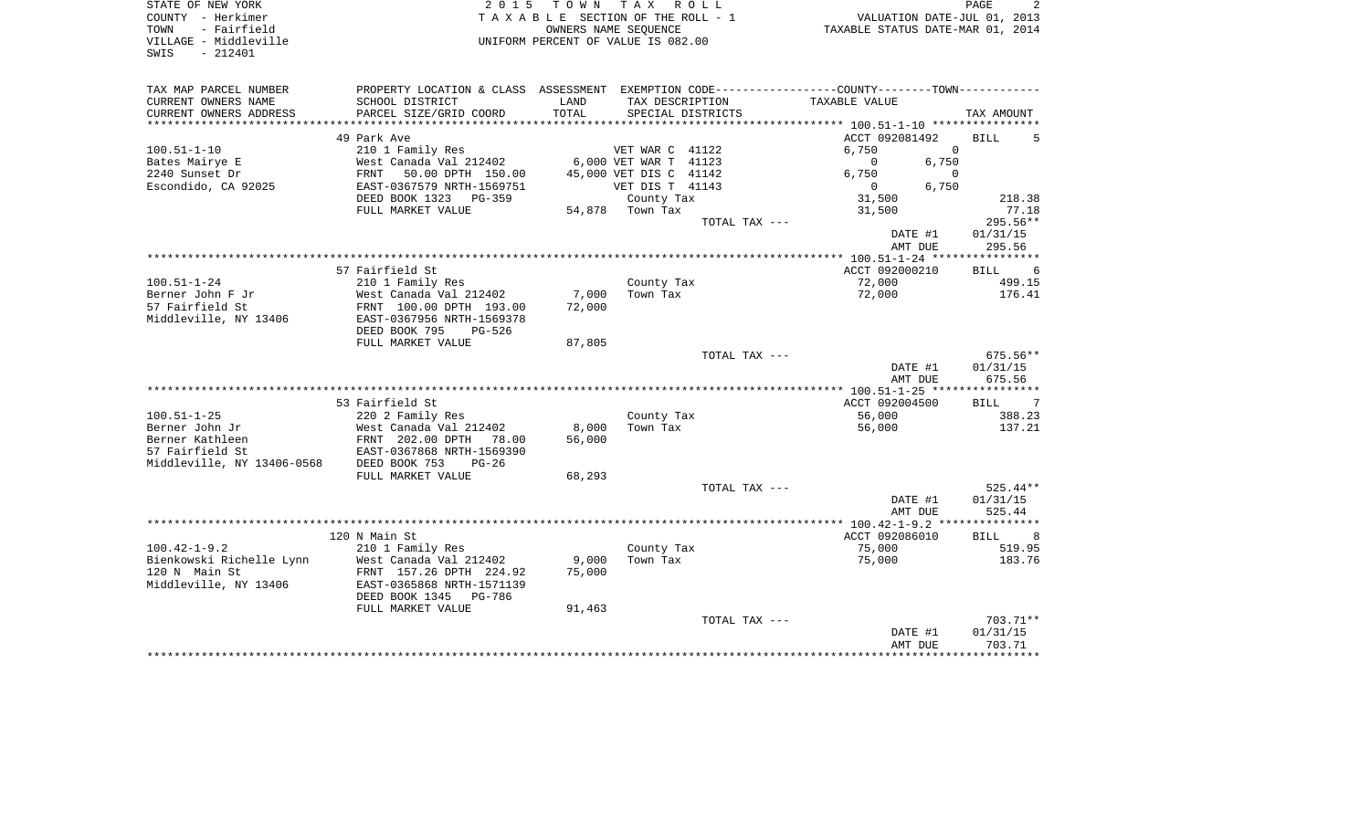STATE OF NEW YORK
COUNTY - Herkimer
TOWN - Fairfield
VILLAGE - Middleville
SWIS - 212401

2 0 1 5 T O W N T A X R O L L
T A X A B L E SECTION OF THE ROLL - 1
OWNERS NAME SEQUENCE
UNIFORM PERCENT OF VALUE IS 082.00

VALUATION DATE-JUL 01, 2013
TAXABLE STATUS DATE-MAR 01, 2014

| TAX MAP PARCEL NUMBER / CURRENT OWNERS NAME / CURRENT OWNERS ADDRESS | PROPERTY LOCATION & CLASS / SCHOOL DISTRICT / PARCEL SIZE/GRID COORD | ASSESSMENT LAND / TOTAL | EXEMPTION CODE / TAX DESCRIPTION / SPECIAL DISTRICTS | COUNTY TAXABLE VALUE | TOWN TAXABLE VALUE | TAX AMOUNT |
|---|---|---|---|---|---|---|
| 100.51-1-10 | 49 Park Ave | | | ACCT 092081492 | | BILL 5 |
| | 210 1 Family Res | | VET WAR C 41122 | 6,750 | 0 | |
| Bates Mairye E | West Canada Val 212402 | 6,000 | VET WAR T 41123 | 0 | 6,750 | |
| 2240 Sunset Dr | FRNT 50.00 DPTH 150.00 | 45,000 | VET DIS C 41142 | 6,750 | 0 | |
| Escondido, CA 92025 | EAST-0367579 NRTH-1569751 | | VET DIS T 41143 | 0 | 6,750 | |
| | DEED BOOK 1323 PG-359 | | County Tax | 31,500 | | 218.38 |
| | FULL MARKET VALUE | 54,878 | Town Tax | 31,500 | | 77.18 |
| | | | TOTAL TAX --- | | | 295.56** |
| | | | | DATE #1 | | 01/31/15 |
| | | | | AMT DUE | | 295.56 |
| 100.51-1-24 | 57 Fairfield St | | | ACCT 092000210 | | BILL 6 |
| | 210 1 Family Res | | County Tax | 72,000 | | 499.15 |
| Berner John F Jr | West Canada Val 212402 | 7,000 | Town Tax | 72,000 | | 176.41 |
| 57 Fairfield St | FRNT 100.00 DPTH 193.00 | 72,000 | | | | |
| Middleville, NY 13406 | EAST-0367956 NRTH-1569378 | | | | | |
| | DEED BOOK 795 PG-526 | | | | | |
| | FULL MARKET VALUE | 87,805 | | | | |
| | | | TOTAL TAX --- | | | 675.56** |
| | | | | DATE #1 | | 01/31/15 |
| | | | | AMT DUE | | 675.56 |
| 100.51-1-25 | 53 Fairfield St | | | ACCT 092004500 | | BILL 7 |
| | 220 2 Family Res | | County Tax | 56,000 | | 388.23 |
| Berner John Jr | West Canada Val 212402 | 8,000 | Town Tax | 56,000 | | 137.21 |
| Berner Kathleen | FRNT 202.00 DPTH 78.00 | 56,000 | | | | |
| 57 Fairfield St | EAST-0367868 NRTH-1569390 | | | | | |
| Middleville, NY 13406-0568 | DEED BOOK 753 PG-26 | | | | | |
| | FULL MARKET VALUE | 68,293 | | | | |
| | | | TOTAL TAX --- | | | 525.44** |
| | | | | DATE #1 | | 01/31/15 |
| | | | | AMT DUE | | 525.44 |
| 100.42-1-9.2 | 120 N Main St | | | ACCT 092086010 | | BILL 8 |
| | 210 1 Family Res | | County Tax | 75,000 | | 519.95 |
| Bienkowski Richelle Lynn | West Canada Val 212402 | 9,000 | Town Tax | 75,000 | | 183.76 |
| 120 N Main St | FRNT 157.26 DPTH 224.92 | 75,000 | | | | |
| Middleville, NY 13406 | EAST-0365868 NRTH-1571139 | | | | | |
| | DEED BOOK 1345 PG-786 | | | | | |
| | FULL MARKET VALUE | 91,463 | | | | |
| | | | TOTAL TAX --- | | | 703.71** |
| | | | | DATE #1 | | 01/31/15 |
| | | | | AMT DUE | | 703.71 |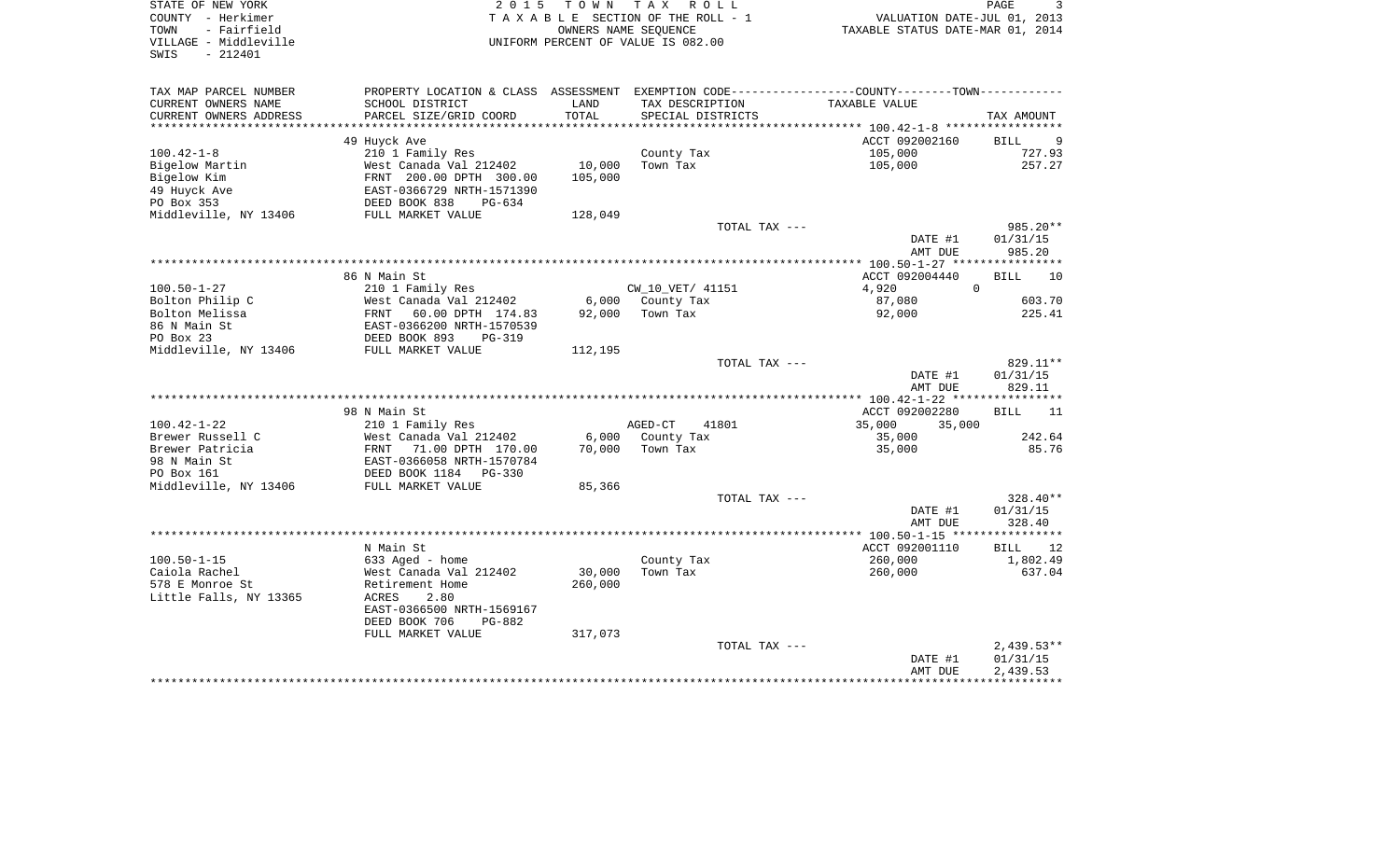STATE OF NEW YORK
COUNTY - Herkimer
TOWN - Fairfield
VILLAGE - Middleville
SWIS - 212401

2 0 1 5 T O W N T A X R O L L
T A X A B L E SECTION OF THE ROLL - 1
OWNERS NAME SEQUENCE
UNIFORM PERCENT OF VALUE IS 082.00

VALUATION DATE-JUL 01, 2013
TAXABLE STATUS DATE-MAR 01, 2014

| TAX MAP PARCEL NUMBER / CURRENT OWNERS NAME / CURRENT OWNERS ADDRESS | PROPERTY LOCATION & CLASS / SCHOOL DISTRICT / PARCEL SIZE/GRID COORD | ASSESSMENT LAND / TOTAL | EXEMPTION CODE / TAX DESCRIPTION / SPECIAL DISTRICTS | COUNTY / TOWN TAXABLE VALUE | TAX AMOUNT |
|---|---|---|---|---|---|
| **100.42-1-8** | 49 Huyck Ave | | | ACCT 092002160 | BILL 9 |
| | 210 1 Family Res | | County Tax | 105,000 | 727.93 |
| Bigelow Martin | West Canada Val 212402 | 10,000 | Town Tax | 105,000 | 257.27 |
| Bigelow Kim | FRNT 200.00 DPTH 300.00 | 105,000 | | | |
| 49 Huyck Ave | EAST-0366729 NRTH-1571390 | | | | |
| PO Box 353 | DEED BOOK 838 PG-634 | | | | |
| Middleville, NY 13406 | FULL MARKET VALUE | 128,049 | | | |
| | | | TOTAL TAX --- | | 985.20** |
| | | | | DATE #1 | 01/31/15 |
| | | | | AMT DUE | 985.20 |
| **100.50-1-27** | 86 N Main St | | | ACCT 092004440 | BILL 10 |
| | 210 1 Family Res | | CW_10_VET/ 41151 | 4,920 / 0 | |
| Bolton Philip C | West Canada Val 212402 | 6,000 | County Tax | 87,080 | 603.70 |
| Bolton Melissa | FRNT 60.00 DPTH 174.83 | 92,000 | Town Tax | 92,000 | 225.41 |
| 86 N Main St | EAST-0366200 NRTH-1570539 | | | | |
| PO Box 23 | DEED BOOK 893 PG-319 | | | | |
| Middleville, NY 13406 | FULL MARKET VALUE | 112,195 | | | |
| | | | TOTAL TAX --- | | 829.11** |
| | | | | DATE #1 | 01/31/15 |
| | | | | AMT DUE | 829.11 |
| **100.42-1-22** | 98 N Main St | | | ACCT 092002280 | BILL 11 |
| | 210 1 Family Res | | AGED-CT 41801 | 35,000 / 35,000 | |
| Brewer Russell C | West Canada Val 212402 | 6,000 | County Tax | 35,000 | 242.64 |
| Brewer Patricia | FRNT 71.00 DPTH 170.00 | 70,000 | Town Tax | 35,000 | 85.76 |
| 98 N Main St | EAST-0366058 NRTH-1570784 | | | | |
| PO Box 161 | DEED BOOK 1184 PG-330 | | | | |
| Middleville, NY 13406 | FULL MARKET VALUE | 85,366 | | | |
| | | | TOTAL TAX --- | | 328.40** |
| | | | | DATE #1 | 01/31/15 |
| | | | | AMT DUE | 328.40 |
| **100.50-1-15** | N Main St | | | ACCT 092001110 | BILL 12 |
| | 633 Aged - home | | County Tax | 260,000 | 1,802.49 |
| Caiola Rachel | West Canada Val 212402 | 30,000 | Town Tax | 260,000 | 637.04 |
| 578 E Monroe St | Retirement Home | 260,000 | | | |
| Little Falls, NY 13365 | ACRES 2.80 | | | | |
| | EAST-0366500 NRTH-1569167 | | | | |
| | DEED BOOK 706 PG-882 | | | | |
| | FULL MARKET VALUE | 317,073 | | | |
| | | | TOTAL TAX --- | | 2,439.53** |
| | | | | DATE #1 | 01/31/15 |
| | | | | AMT DUE | 2,439.53 |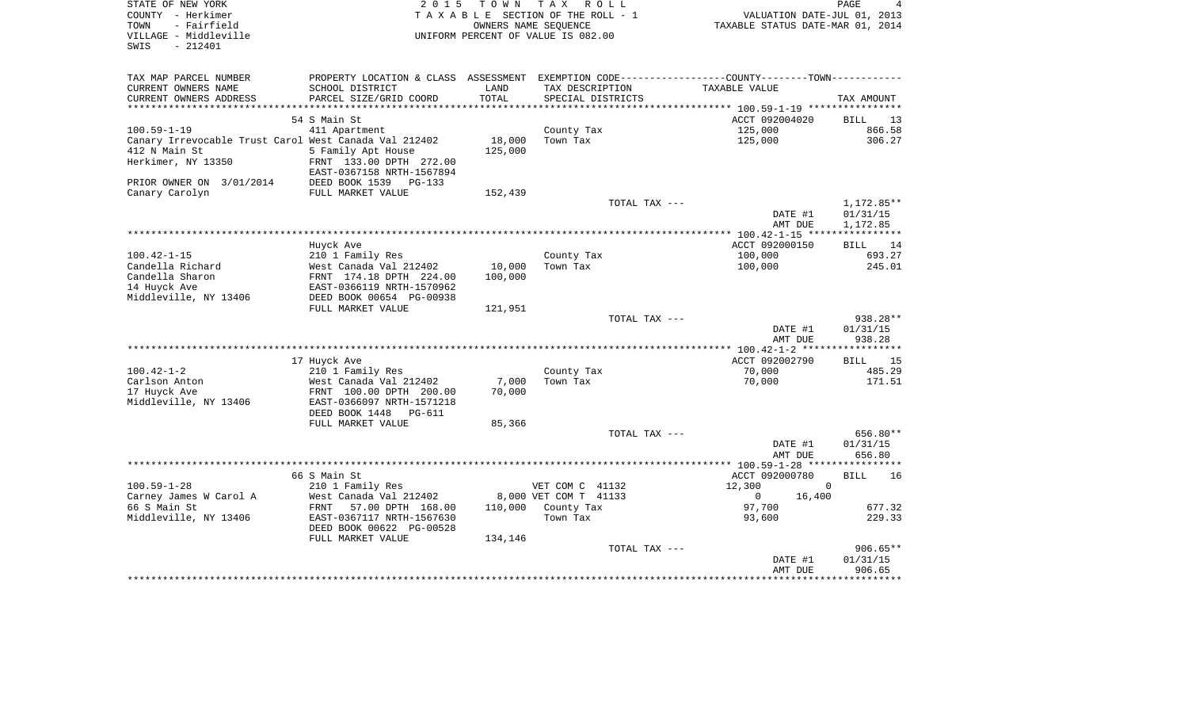STATE OF NEW YORK
COUNTY - Herkimer
TOWN - Fairfield
VILLAGE - Middleville
SWIS - 212401

2 0 1 5 T O W N T A X R O L L
T A X A B L E SECTION OF THE ROLL - 1
OWNERS NAME SEQUENCE
UNIFORM PERCENT OF VALUE IS 082.00

VALUATION DATE-JUL 01, 2013
TAXABLE STATUS DATE-MAR 01, 2014

| TAX MAP PARCEL NUMBER / CURRENT OWNERS NAME / CURRENT OWNERS ADDRESS | PROPERTY LOCATION & CLASS / SCHOOL DISTRICT / PARCEL SIZE/GRID COORD | ASSESSMENT LAND / TOTAL | EXEMPTION CODE / TAX DESCRIPTION / SPECIAL DISTRICTS | COUNTY / TOWN TAXABLE VALUE | TAX AMOUNT |
|---|---|---|---|---|---|
| | 54 S Main St | | | ACCT 092004020 | BILL 13 |
| 100.59-1-19 | 411 Apartment | | County Tax | 125,000 | 866.58 |
| Canary Irrevocable Trust Carol | West Canada Val 212402 | 18,000 | Town Tax | 125,000 | 306.27 |
| 412 N Main St | 5 Family Apt House | 125,000 | | | |
| Herkimer, NY 13350 | FRNT 133.00 DPTH 272.00 | | | | |
| | EAST-0367158 NRTH-1567894 | | | | |
| PRIOR OWNER ON 3/01/2014 | DEED BOOK 1539 PG-133 | | | | |
| Canary Carolyn | FULL MARKET VALUE | 152,439 | | | |
| | | | TOTAL TAX --- | | 1,172.85** |
| | | | | DATE #1 | 01/31/15 |
| | | | | AMT DUE | 1,172.85 |
| | Huyck Ave | | | ACCT 092000150 | BILL 14 |
| 100.42-1-15 | 210 1 Family Res | | County Tax | 100,000 | 693.27 |
| Candella Richard | West Canada Val 212402 | 10,000 | Town Tax | 100,000 | 245.01 |
| Candella Sharon | FRNT 174.18 DPTH 224.00 | 100,000 | | | |
| 14 Huyck Ave | EAST-0366119 NRTH-1570962 | | | | |
| Middleville, NY 13406 | DEED BOOK 00654 PG-00938 | | | | |
| | FULL MARKET VALUE | 121,951 | | | |
| | | | TOTAL TAX --- | | 938.28** |
| | | | | DATE #1 | 01/31/15 |
| | | | | AMT DUE | 938.28 |
| | 17 Huyck Ave | | | ACCT 092002790 | BILL 15 |
| 100.42-1-2 | 210 1 Family Res | | County Tax | 70,000 | 485.29 |
| Carlson Anton | West Canada Val 212402 | 7,000 | Town Tax | 70,000 | 171.51 |
| 17 Huyck Ave | FRNT 100.00 DPTH 200.00 | 70,000 | | | |
| Middleville, NY 13406 | EAST-0366097 NRTH-1571218 | | | | |
| | DEED BOOK 1448 PG-611 | | | | |
| | FULL MARKET VALUE | 85,366 | | | |
| | | | TOTAL TAX --- | | 656.80** |
| | | | | DATE #1 | 01/31/15 |
| | | | | AMT DUE | 656.80 |
| | 66 S Main St | | | ACCT 092000780 | BILL 16 |
| 100.59-1-28 | 210 1 Family Res | | VET COM C 41132 | 12,300 0 | |
| Carney James W Carol A | West Canada Val 212402 | 8,000 | VET COM T 41133 | 0 16,400 | |
| 66 S Main St | FRNT 57.00 DPTH 168.00 | 110,000 | County Tax | 97,700 | 677.32 |
| Middleville, NY 13406 | EAST-0367117 NRTH-1567630 | | Town Tax | 93,600 | 229.33 |
| | DEED BOOK 00622 PG-00528 | | | | |
| | FULL MARKET VALUE | 134,146 | | | |
| | | | TOTAL TAX --- | | 906.65** |
| | | | | DATE #1 | 01/31/15 |
| | | | | AMT DUE | 906.65 |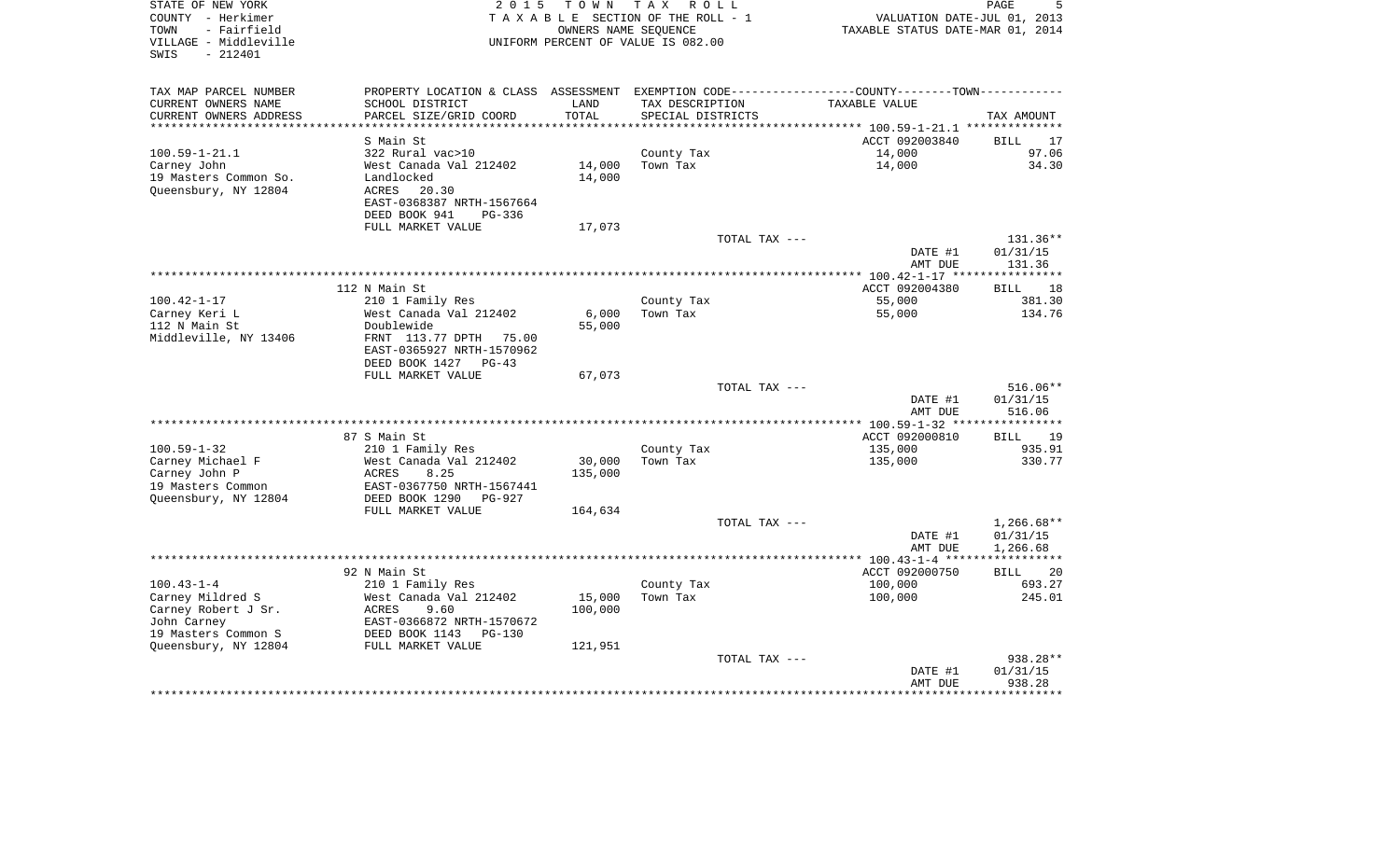STATE OF NEW YORK
COUNTY - Herkimer
TOWN - Fairfield
VILLAGE - Middleville
SWIS - 212401

2 0 1 5 T O W N T A X R O L L
T A X A B L E SECTION OF THE ROLL - 1
OWNERS NAME SEQUENCE
UNIFORM PERCENT OF VALUE IS 082.00

VALUATION DATE-JUL 01, 2013
TAXABLE STATUS DATE-MAR 01, 2014

| TAX MAP PARCEL NUMBER / CURRENT OWNERS NAME / CURRENT OWNERS ADDRESS | PROPERTY LOCATION & CLASS / SCHOOL DISTRICT / PARCEL SIZE/GRID COORD | ASSESSMENT LAND / TOTAL | EXEMPTION CODE / TAX DESCRIPTION / SPECIAL DISTRICTS | COUNTY--------TOWN / TAXABLE VALUE | TAX AMOUNT |
|---|---|---|---|---|---|
| 100.59-1-21.1 | S Main St | | | ACCT 092003840 | BILL 17 |
| | 322 Rural vac>10 | | County Tax | 14,000 | 97.06 |
| Carney John | West Canada Val 212402 | 14,000 | Town Tax | 14,000 | 34.30 |
| 19 Masters Common So. | Landlocked | 14,000 | | | |
| Queensbury, NY 12804 | ACRES 20.30 | | | | |
| | EAST-0368387 NRTH-1567664 | | | | |
| | DEED BOOK 941 PG-336 | | | | |
| | FULL MARKET VALUE | 17,073 | | | |
| | | | TOTAL TAX --- | | 131.36** |
| | | | | DATE #1 | 01/31/15 |
| | | | | AMT DUE | 131.36 |
| 100.42-1-17 | 112 N Main St | | | ACCT 092004380 | BILL 18 |
| | 210 1 Family Res | | County Tax | 55,000 | 381.30 |
| Carney Keri L | West Canada Val 212402 | 6,000 | Town Tax | 55,000 | 134.76 |
| 112 N Main St | Doublewide | 55,000 | | | |
| Middleville, NY 13406 | FRNT 113.77 DPTH 75.00 | | | | |
| | EAST-0365927 NRTH-1570962 | | | | |
| | DEED BOOK 1427 PG-43 | | | | |
| | FULL MARKET VALUE | 67,073 | | | |
| | | | TOTAL TAX --- | | 516.06** |
| | | | | DATE #1 | 01/31/15 |
| | | | | AMT DUE | 516.06 |
| 100.59-1-32 | 87 S Main St | | | ACCT 092000810 | BILL 19 |
| | 210 1 Family Res | | County Tax | 135,000 | 935.91 |
| Carney Michael F | West Canada Val 212402 | 30,000 | Town Tax | 135,000 | 330.77 |
| Carney John P | ACRES 8.25 | 135,000 | | | |
| 19 Masters Common | EAST-0367750 NRTH-1567441 | | | | |
| Queensbury, NY 12804 | DEED BOOK 1290 PG-927 | | | | |
| | FULL MARKET VALUE | 164,634 | | | |
| | | | TOTAL TAX --- | | 1,266.68** |
| | | | | DATE #1 | 01/31/15 |
| | | | | AMT DUE | 1,266.68 |
| 100.43-1-4 | 92 N Main St | | | ACCT 092000750 | BILL 20 |
| | 210 1 Family Res | | County Tax | 100,000 | 693.27 |
| Carney Mildred S | West Canada Val 212402 | 15,000 | Town Tax | 100,000 | 245.01 |
| Carney Robert J Sr. | ACRES 9.60 | 100,000 | | | |
| John Carney | EAST-0366872 NRTH-1570672 | | | | |
| 19 Masters Common S | DEED BOOK 1143 PG-130 | | | | |
| Queensbury, NY 12804 | FULL MARKET VALUE | 121,951 | | | |
| | | | TOTAL TAX --- | | 938.28** |
| | | | | DATE #1 | 01/31/15 |
| | | | | AMT DUE | 938.28 |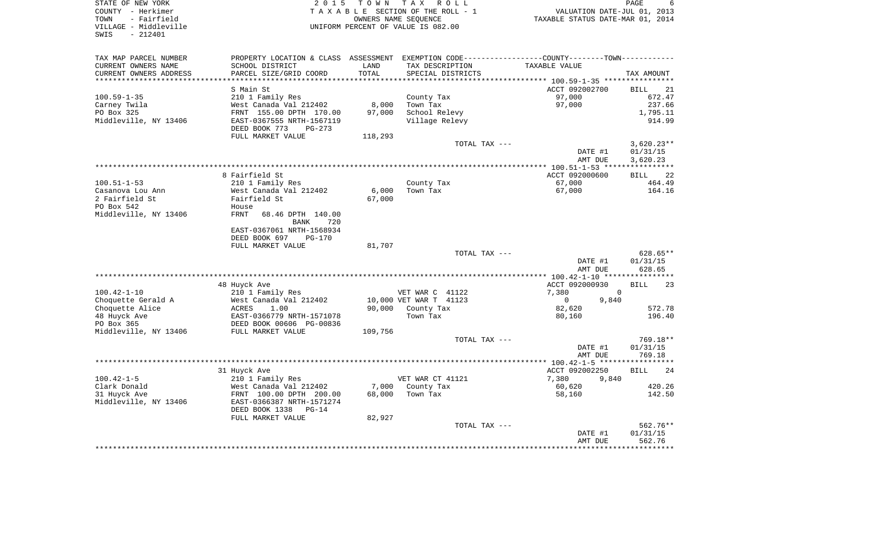STATE OF NEW YORK
COUNTY - Herkimer
TOWN - Fairfield
VILLAGE - Middleville
SWIS - 212401

2 0 1 5 T O W N T A X R O L L
T A X A B L E SECTION OF THE ROLL - 1
OWNERS NAME SEQUENCE
UNIFORM PERCENT OF VALUE IS 082.00

VALUATION DATE-JUL 01, 2013
TAXABLE STATUS DATE-MAR 01, 2014

| TAX MAP PARCEL NUMBER / CURRENT OWNERS NAME / CURRENT OWNERS ADDRESS | PROPERTY LOCATION & CLASS / SCHOOL DISTRICT / PARCEL SIZE/GRID COORD | ASSESSMENT LAND / TOTAL | EXEMPTION CODE / TAX DESCRIPTION / SPECIAL DISTRICTS | COUNTY--------TOWN TAXABLE VALUE | TAX AMOUNT |
|---|---|---|---|---|---|
| 100.59-1-35 | S Main St | | | ACCT 092002700 | BILL 21 |
| | 210 1 Family Res | | County Tax | 97,000 | 672.47 |
| Carney Twila | West Canada Val 212402 | 8,000 | Town Tax | 97,000 | 237.66 |
| PO Box 325 | FRNT 155.00 DPTH 170.00 | 97,000 | School Relevy | | 1,795.11 |
| Middleville, NY 13406 | EAST-0367555 NRTH-1567119 | | Village Relevy | | 914.99 |
| | DEED BOOK 773 PG-273 | | | | |
| | FULL MARKET VALUE | 118,293 | | | |
| | | | TOTAL TAX --- | | 3,620.23** |
| | | | | DATE #1 | 01/31/15 |
| | | | | AMT DUE | 3,620.23 |
| 100.51-1-53 | 8 Fairfield St | | | ACCT 092000600 | BILL 22 |
| | 210 1 Family Res | | County Tax | 67,000 | 464.49 |
| Casanova Lou Ann | West Canada Val 212402 | 6,000 | Town Tax | 67,000 | 164.16 |
| 2 Fairfield St | Fairfield St | 67,000 | | | |
| PO Box 542 | House | | | | |
| Middleville, NY 13406 | FRNT 68.46 DPTH 140.00 | | | | |
| | BANK 720 | | | | |
| | EAST-0367061 NRTH-1568934 | | | | |
| | DEED BOOK 697 PG-170 | | | | |
| | FULL MARKET VALUE | 81,707 | | | |
| | | | TOTAL TAX --- | | 628.65** |
| | | | | DATE #1 | 01/31/15 |
| | | | | AMT DUE | 628.65 |
| 100.42-1-10 | 48 Huyck Ave | | | ACCT 092000930 | BILL 23 |
| | 210 1 Family Res | | VET WAR C 41122 | 7,380 0 | |
| Choquette Gerald A | West Canada Val 212402 | 10,000 | VET WAR T 41123 | 0 9,840 | |
| Choquette Alice | ACRES 1.00 | 90,000 | County Tax | 82,620 | 572.78 |
| 48 Huyck Ave | EAST-0366779 NRTH-1571078 | | Town Tax | 80,160 | 196.40 |
| PO Box 365 | DEED BOOK 00606 PG-00836 | | | | |
| Middleville, NY 13406 | FULL MARKET VALUE | 109,756 | | | |
| | | | TOTAL TAX --- | | 769.18** |
| | | | | DATE #1 | 01/31/15 |
| | | | | AMT DUE | 769.18 |
| 100.42-1-5 | 31 Huyck Ave | | | ACCT 092002250 | BILL 24 |
| | 210 1 Family Res | | VET WAR CT 41121 | 7,380 9,840 | |
| Clark Donald | West Canada Val 212402 | 7,000 | County Tax | 60,620 | 420.26 |
| 31 Huyck Ave | FRNT 100.00 DPTH 200.00 | 68,000 | Town Tax | 58,160 | 142.50 |
| Middleville, NY 13406 | EAST-0366387 NRTH-1571274 | | | | |
| | DEED BOOK 1338 PG-14 | | | | |
| | FULL MARKET VALUE | 82,927 | | | |
| | | | TOTAL TAX --- | | 562.76** |
| | | | | DATE #1 | 01/31/15 |
| | | | | AMT DUE | 562.76 |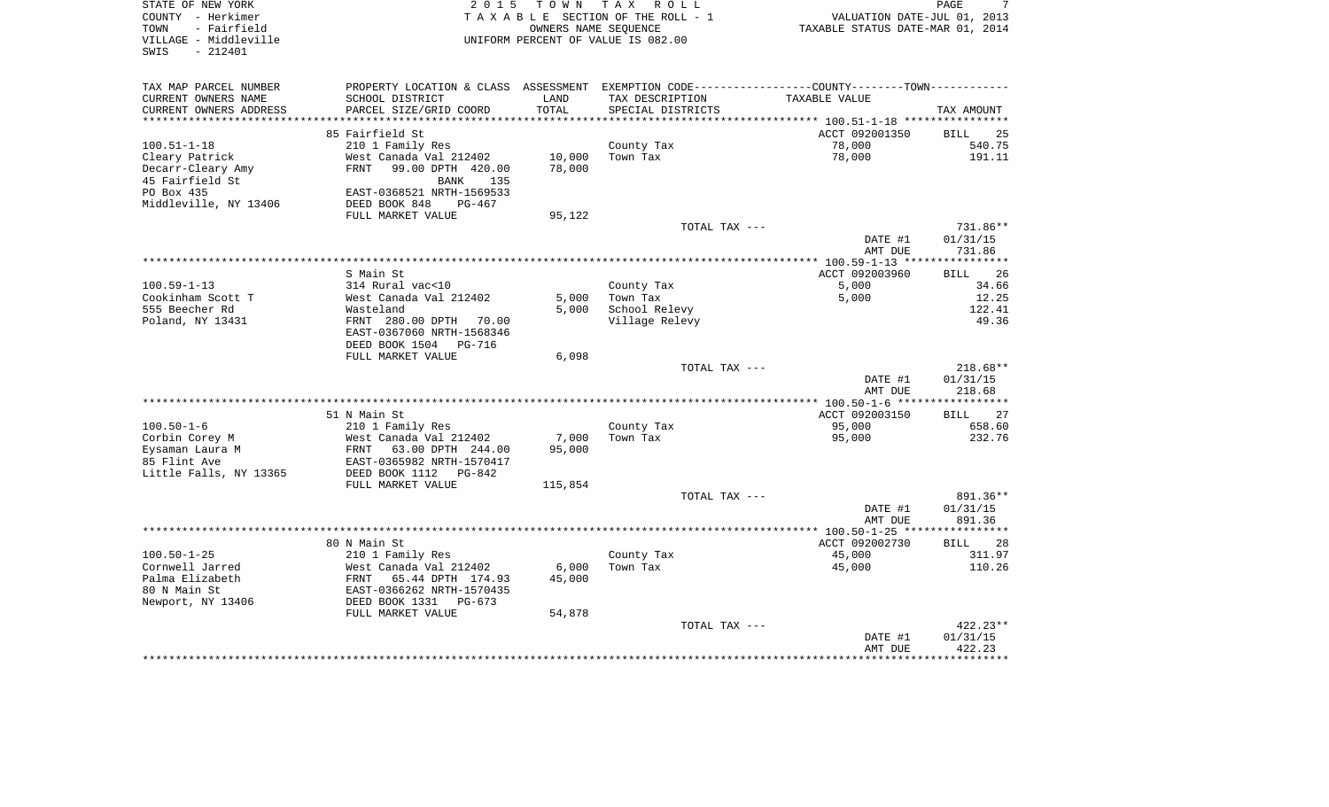STATE OF NEW YORK
COUNTY - Herkimer
TOWN - Fairfield
VILLAGE - Middleville
SWIS - 212401

2015 TOWN TAX ROLL
TAXABLE SECTION OF THE ROLL - 1
OWNERS NAME SEQUENCE
UNIFORM PERCENT OF VALUE IS 082.00

VALUATION DATE-JUL 01, 2013
TAXABLE STATUS DATE-MAR 01, 2014

| TAX MAP PARCEL NUMBER / CURRENT OWNERS NAME / CURRENT OWNERS ADDRESS | PROPERTY LOCATION & CLASS / SCHOOL DISTRICT / PARCEL SIZE/GRID COORD | ASSESSMENT LAND / TOTAL | EXEMPTION CODE / TAX DESCRIPTION / SPECIAL DISTRICTS | COUNTY--------TOWN / TAXABLE VALUE | TAX AMOUNT |
|---|---|---|---|---|---|
| | 85 Fairfield St | | | ACCT 092001350 | BILL 25 |
| 100.51-1-18 | 210 1 Family Res | | County Tax | 78,000 | 540.75 |
| Cleary Patrick | West Canada Val 212402 | 10,000 | Town Tax | 78,000 | 191.11 |
| Decarr-Cleary Amy | FRNT 99.00 DPTH 420.00 | 78,000 | | | |
| 45 Fairfield St | BANK 135 | | | | |
| PO Box 435 | EAST-0368521 NRTH-1569533 | | | | |
| Middleville, NY 13406 | DEED BOOK 848 PG-467 | | | | |
| | FULL MARKET VALUE | 95,122 | | | |
| | | | TOTAL TAX --- | | 731.86** |
| | | | | DATE #1 | 01/31/15 |
| | | | | AMT DUE | 731.86 |
| | S Main St | | | ACCT 092003960 | BILL 26 |
| 100.59-1-13 | 314 Rural vac<10 | | County Tax | 5,000 | 34.66 |
| Cookinham Scott T | West Canada Val 212402 | 5,000 | Town Tax | 5,000 | 12.25 |
| 555 Beecher Rd | Wasteland | 5,000 | School Relevy | | 122.41 |
| Poland, NY 13431 | FRNT 280.00 DPTH 70.00 | | Village Relevy | | 49.36 |
| | EAST-0367060 NRTH-1568346 | | | | |
| | DEED BOOK 1504 PG-716 | | | | |
| | FULL MARKET VALUE | 6,098 | | | |
| | | | TOTAL TAX --- | | 218.68** |
| | | | | DATE #1 | 01/31/15 |
| | | | | AMT DUE | 218.68 |
| | 51 N Main St | | | ACCT 092003150 | BILL 27 |
| 100.50-1-6 | 210 1 Family Res | | County Tax | 95,000 | 658.60 |
| Corbin Corey M | West Canada Val 212402 | 7,000 | Town Tax | 95,000 | 232.76 |
| Eysaman Laura M | FRNT 63.00 DPTH 244.00 | 95,000 | | | |
| 85 Flint Ave | EAST-0365982 NRTH-1570417 | | | | |
| Little Falls, NY 13365 | DEED BOOK 1112 PG-842 | | | | |
| | FULL MARKET VALUE | 115,854 | | | |
| | | | TOTAL TAX --- | | 891.36** |
| | | | | DATE #1 | 01/31/15 |
| | | | | AMT DUE | 891.36 |
| | 80 N Main St | | | ACCT 092002730 | BILL 28 |
| 100.50-1-25 | 210 1 Family Res | | County Tax | 45,000 | 311.97 |
| Cornwell Jarred | West Canada Val 212402 | 6,000 | Town Tax | 45,000 | 110.26 |
| Palma Elizabeth | FRNT 65.44 DPTH 174.93 | 45,000 | | | |
| 80 N Main St | EAST-0366262 NRTH-1570435 | | | | |
| Newport, NY 13406 | DEED BOOK 1331 PG-673 | | | | |
| | FULL MARKET VALUE | 54,878 | | | |
| | | | TOTAL TAX --- | | 422.23** |
| | | | | DATE #1 | 01/31/15 |
| | | | | AMT DUE | 422.23 |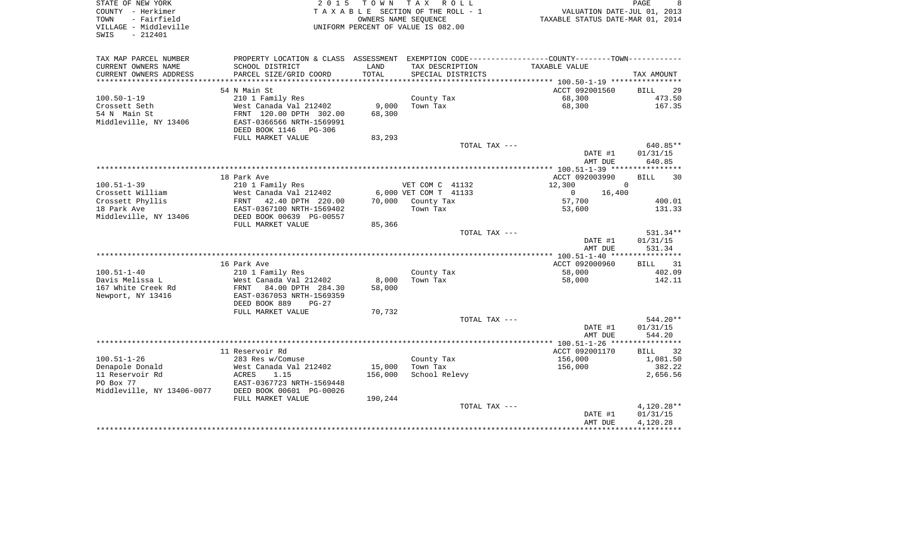STATE OF NEW YORK
COUNTY - Herkimer
TOWN - Fairfield
VILLAGE - Middleville
SWIS - 212401

2015 TOWN TAX ROLL
TAXABLE SECTION OF THE ROLL - 1
OWNERS NAME SEQUENCE
UNIFORM PERCENT OF VALUE IS 082.00

VALUATION DATE-JUL 01, 2013
TAXABLE STATUS DATE-MAR 01, 2014

| TAX MAP PARCEL NUMBER / CURRENT OWNERS NAME / CURRENT OWNERS ADDRESS | PROPERTY LOCATION & CLASS / SCHOOL DISTRICT / PARCEL SIZE/GRID COORD | ASSESSMENT LAND / TOTAL | EXEMPTION CODE / TAX DESCRIPTION / SPECIAL DISTRICTS | COUNTY / TOWN TAXABLE VALUE | TAX AMOUNT |
|---|---|---|---|---|---|
| | 54 N Main St | | | ACCT 092001560 | BILL 29 |
| 100.50-1-19 | 210 1 Family Res | | County Tax | 68,300 | 473.50 |
| Crossett Seth | West Canada Val 212402 | 9,000 | Town Tax | 68,300 | 167.35 |
| 54 N Main St | FRNT 120.00 DPTH 302.00 | 68,300 | | | |
| Middleville, NY 13406 | EAST-0366566 NRTH-1569991 | | | | |
| | DEED BOOK 1146 PG-306 | | | | |
| | FULL MARKET VALUE | 83,293 | | | |
| | | | TOTAL TAX --- | | 640.85** |
| | | | | DATE #1 | 01/31/15 |
| | | | | AMT DUE | 640.85 |
| | 18 Park Ave | | | ACCT 092003990 | BILL 30 |
| 100.51-1-39 | 210 1 Family Res | | VET COM C 41132 | 12,300 / 0 | |
| Crossett William | West Canada Val 212402 | 6,000 | VET COM T 41133 | 0 / 16,400 | |
| Crossett Phyllis | FRNT 42.40 DPTH 220.00 | 70,000 | County Tax | 57,700 | 400.01 |
| 18 Park Ave | EAST-0367100 NRTH-1569402 | | Town Tax | 53,600 | 131.33 |
| Middleville, NY 13406 | DEED BOOK 00639 PG-00557 | | | | |
| | FULL MARKET VALUE | 85,366 | | | |
| | | | TOTAL TAX --- | | 531.34** |
| | | | | DATE #1 | 01/31/15 |
| | | | | AMT DUE | 531.34 |
| | 16 Park Ave | | | ACCT 092000960 | BILL 31 |
| 100.51-1-40 | 210 1 Family Res | | County Tax | 58,000 | 402.09 |
| Davis Melissa L | West Canada Val 212402 | 8,000 | Town Tax | 58,000 | 142.11 |
| 167 White Creek Rd | FRNT 84.00 DPTH 284.30 | 58,000 | | | |
| Newport, NY 13416 | EAST-0367053 NRTH-1569359 | | | | |
| | DEED BOOK 889 PG-27 | | | | |
| | FULL MARKET VALUE | 70,732 | | | |
| | | | TOTAL TAX --- | | 544.20** |
| | | | | DATE #1 | 01/31/15 |
| | | | | AMT DUE | 544.20 |
| | 11 Reservoir Rd | | | ACCT 092001170 | BILL 32 |
| 100.51-1-26 | 283 Res w/Comuse | | County Tax | 156,000 | 1,081.50 |
| Denapole Donald | West Canada Val 212402 | 15,000 | Town Tax | 156,000 | 382.22 |
| 11 Reservoir Rd | ACRES 1.15 | 156,000 | School Relevy | | 2,656.56 |
| PO Box 77 | EAST-0367723 NRTH-1569448 | | | | |
| Middleville, NY 13406-0077 | DEED BOOK 00601 PG-00026 | | | | |
| | FULL MARKET VALUE | 190,244 | | | |
| | | | TOTAL TAX --- | | 4,120.28** |
| | | | | DATE #1 | 01/31/15 |
| | | | | AMT DUE | 4,120.28 |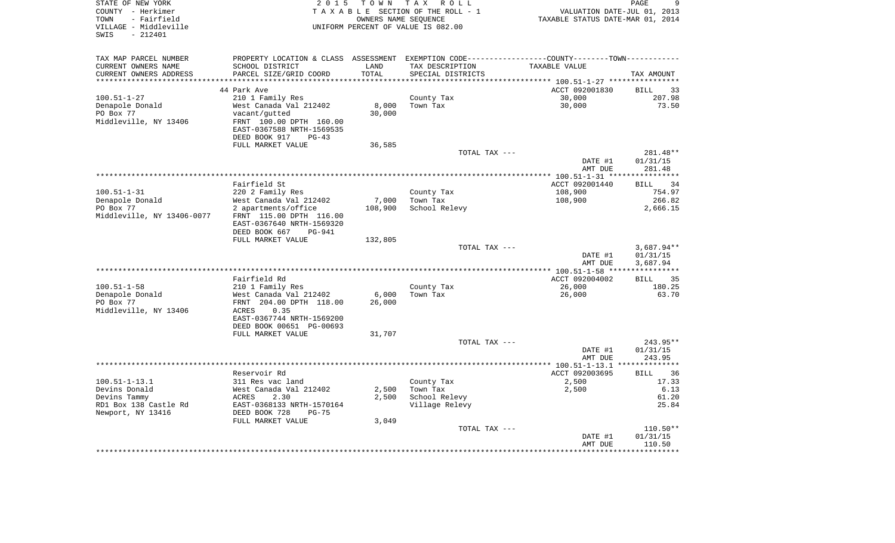STATE OF NEW YORK
COUNTY - Herkimer
TOWN - Fairfield
VILLAGE - Middleville
SWIS - 212401

2 0 1 5 T O W N T A X R O L L
T A X A B L E SECTION OF THE ROLL - 1
OWNERS NAME SEQUENCE
UNIFORM PERCENT OF VALUE IS 082.00

VALUATION DATE-JUL 01, 2013
TAXABLE STATUS DATE-MAR 01, 2014

| TAX MAP PARCEL NUMBER / CURRENT OWNERS NAME / CURRENT OWNERS ADDRESS | PROPERTY LOCATION & CLASS / SCHOOL DISTRICT / PARCEL SIZE/GRID COORD | ASSESSMENT LAND / TOTAL | EXEMPTION CODE / TAX DESCRIPTION / SPECIAL DISTRICTS | COUNTY / TOWN TAXABLE VALUE | TAX AMOUNT |
|---|---|---|---|---|---|
| **100.51-1-27** | 44 Park Ave | | | ACCT 092001830 | BILL 33 |
| 100.51-1-27 | 210 1 Family Res | | County Tax | 30,000 | 207.98 |
| Denapole Donald | West Canada Val 212402 | 8,000 | Town Tax | 30,000 | 73.50 |
| PO Box 77 | vacant/gutted | 30,000 | | | |
| Middleville, NY 13406 | FRNT 100.00 DPTH 160.00 | | | | |
| | EAST-0367588 NRTH-1569535 | | | | |
| | DEED BOOK 917 PG-43 | | | | |
| | FULL MARKET VALUE | 36,585 | | | |
| | | | TOTAL TAX --- | | 281.48** |
| | | | | DATE #1 | 01/31/15 |
| | | | | AMT DUE | 281.48 |
| **100.51-1-31** | Fairfield St | | | ACCT 092001440 | BILL 34 |
| 100.51-1-31 | 220 2 Family Res | | County Tax | 108,900 | 754.97 |
| Denapole Donald | West Canada Val 212402 | 7,000 | Town Tax | 108,900 | 266.82 |
| PO Box 77 | 2 apartments/office | 108,900 | School Relevy | | 2,666.15 |
| Middleville, NY 13406-0077 | FRNT 115.00 DPTH 116.00 | | | | |
| | EAST-0367640 NRTH-1569320 | | | | |
| | DEED BOOK 667 PG-941 | | | | |
| | FULL MARKET VALUE | 132,805 | | | |
| | | | TOTAL TAX --- | | 3,687.94** |
| | | | | DATE #1 | 01/31/15 |
| | | | | AMT DUE | 3,687.94 |
| **100.51-1-58** | Fairfield Rd | | | ACCT 092004002 | BILL 35 |
| 100.51-1-58 | 210 1 Family Res | | County Tax | 26,000 | 180.25 |
| Denapole Donald | West Canada Val 212402 | 6,000 | Town Tax | 26,000 | 63.70 |
| PO Box 77 | FRNT 204.00 DPTH 118.00 | 26,000 | | | |
| Middleville, NY 13406 | ACRES 0.35 | | | | |
| | EAST-0367744 NRTH-1569200 | | | | |
| | DEED BOOK 00651 PG-00693 | | | | |
| | FULL MARKET VALUE | 31,707 | | | |
| | | | TOTAL TAX --- | | 243.95** |
| | | | | DATE #1 | 01/31/15 |
| | | | | AMT DUE | 243.95 |
| **100.51-1-13.1** | Reservoir Rd | | | ACCT 092003695 | BILL 36 |
| 100.51-1-13.1 | 311 Res vac land | | County Tax | 2,500 | 17.33 |
| Devins Donald | West Canada Val 212402 | 2,500 | Town Tax | 2,500 | 6.13 |
| Devins Tammy | ACRES 2.30 | 2,500 | School Relevy | | 61.20 |
| RD1 Box 138 Castle Rd | EAST-0368133 NRTH-1570164 | | Village Relevy | | 25.84 |
| Newport, NY 13416 | DEED BOOK 728 PG-75 | | | | |
| | FULL MARKET VALUE | 3,049 | | | |
| | | | TOTAL TAX --- | | 110.50** |
| | | | | DATE #1 | 01/31/15 |
| | | | | AMT DUE | 110.50 |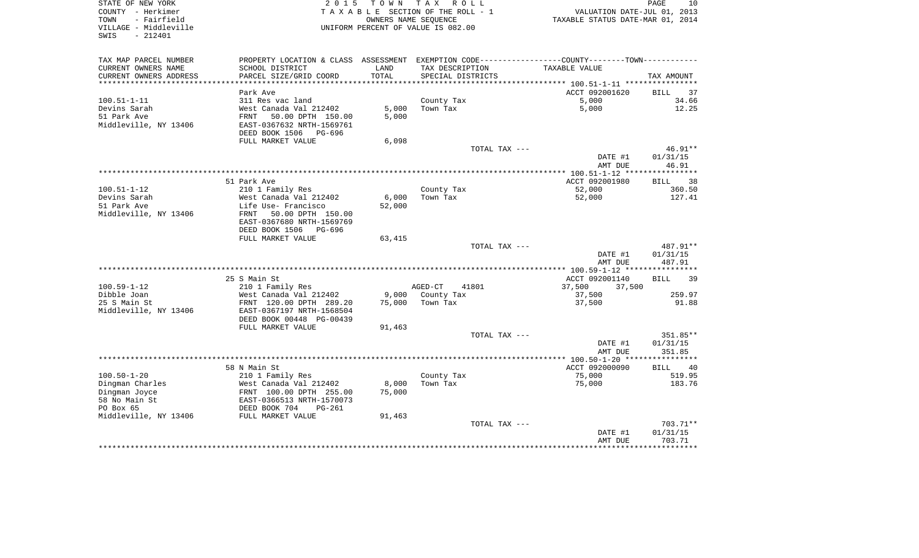STATE OF NEW YORK
COUNTY - Herkimer
TOWN - Fairfield
VILLAGE - Middleville
SWIS - 212401

2 0 1 5 T O W N T A X R O L L
T A X A B L E SECTION OF THE ROLL - 1
OWNERS NAME SEQUENCE
UNIFORM PERCENT OF VALUE IS 082.00

VALUATION DATE-JUL 01, 2013
TAXABLE STATUS DATE-MAR 01, 2014

| TAX MAP PARCEL NUMBER / CURRENT OWNERS NAME / CURRENT OWNERS ADDRESS | PROPERTY LOCATION & CLASS / SCHOOL DISTRICT / PARCEL SIZE/GRID COORD | ASSESSMENT LAND | TOTAL | EXEMPTION CODE / TAX DESCRIPTION / SPECIAL DISTRICTS | COUNTY / TOWN TAXABLE VALUE | TAX AMOUNT |
|---|---|---|---|---|---|---|
| | Park Ave | | | | ACCT 092001620 | BILL 37 |
| 100.51-1-11 | 311 Res vac land | | | County Tax | 5,000 | 34.66 |
| Devins Sarah | West Canada Val 212402 | 5,000 | | Town Tax | 5,000 | 12.25 |
| 51 Park Ave | FRNT 50.00 DPTH 150.00 | | 5,000 | | | |
| Middleville, NY 13406 | EAST-0367632 NRTH-1569761 | | | | | |
| | DEED BOOK 1506 PG-696 | | | | | |
| | FULL MARKET VALUE | | 6,098 | | | |
| | | | | TOTAL TAX --- | | 46.91** |
| | | | | | DATE #1 | 01/31/15 |
| | | | | | AMT DUE | 46.91 |
| | 51 Park Ave | | | | ACCT 092001980 | BILL 38 |
| 100.51-1-12 | 210 1 Family Res | | | County Tax | 52,000 | 360.50 |
| Devins Sarah | West Canada Val 212402 | 6,000 | | Town Tax | 52,000 | 127.41 |
| 51 Park Ave | Life Use- Francisco | | 52,000 | | | |
| Middleville, NY 13406 | FRNT 50.00 DPTH 150.00 | | | | | |
| | EAST-0367680 NRTH-1569769 | | | | | |
| | DEED BOOK 1506 PG-696 | | | | | |
| | FULL MARKET VALUE | | 63,415 | | | |
| | | | | TOTAL TAX --- | | 487.91** |
| | | | | | DATE #1 | 01/31/15 |
| | | | | | AMT DUE | 487.91 |
| | 25 S Main St | | | | ACCT 092001140 | BILL 39 |
| 100.59-1-12 | 210 1 Family Res | | | AGED-CT 41801 | 37,500 37,500 | |
| Dibble Joan | West Canada Val 212402 | 9,000 | | County Tax | 37,500 | 259.97 |
| 25 S Main St | FRNT 120.00 DPTH 289.20 | | 75,000 | Town Tax | 37,500 | 91.88 |
| Middleville, NY 13406 | EAST-0367197 NRTH-1568504 | | | | | |
| | DEED BOOK 00448 PG-00439 | | | | | |
| | FULL MARKET VALUE | | 91,463 | | | |
| | | | | TOTAL TAX --- | | 351.85** |
| | | | | | DATE #1 | 01/31/15 |
| | | | | | AMT DUE | 351.85 |
| | 58 N Main St | | | | ACCT 092000090 | BILL 40 |
| 100.50-1-20 | 210 1 Family Res | | | County Tax | 75,000 | 519.95 |
| Dingman Charles | West Canada Val 212402 | 8,000 | | Town Tax | 75,000 | 183.76 |
| Dingman Joyce | FRNT 100.00 DPTH 255.00 | | 75,000 | | | |
| 58 No Main St | EAST-0366513 NRTH-1570073 | | | | | |
| PO Box 65 | DEED BOOK 704 PG-261 | | | | | |
| Middleville, NY 13406 | FULL MARKET VALUE | | 91,463 | | | |
| | | | | TOTAL TAX --- | | 703.71** |
| | | | | | DATE #1 | 01/31/15 |
| | | | | | AMT DUE | 703.71 |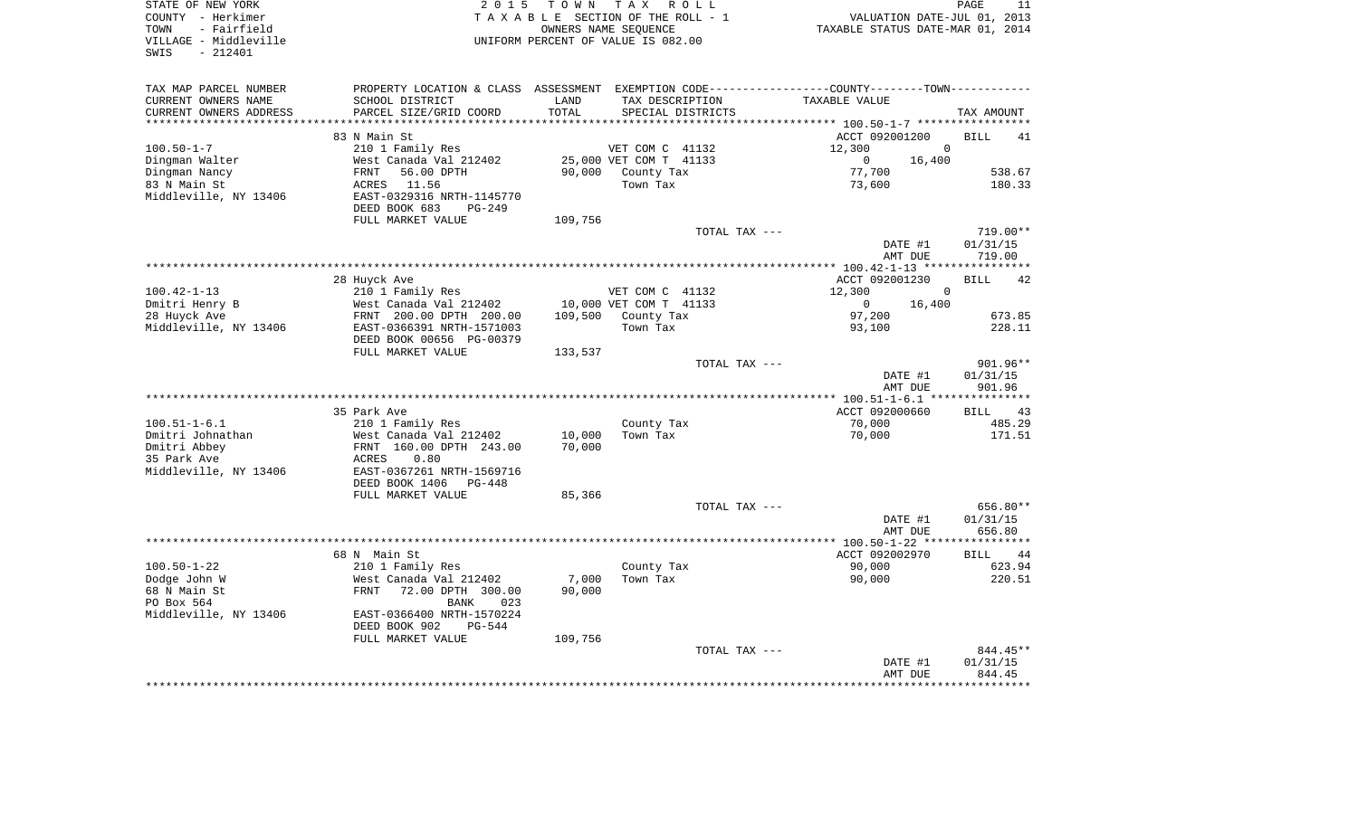STATE OF NEW YORK
COUNTY - Herkimer
TOWN - Fairfield
VILLAGE - Middleville
SWIS - 212401

2015 TOWN TAX ROLL
TAXABLE SECTION OF THE ROLL - 1
OWNERS NAME SEQUENCE
UNIFORM PERCENT OF VALUE IS 082.00

VALUATION DATE-JUL 01, 2013
TAXABLE STATUS DATE-MAR 01, 2014

| TAX MAP PARCEL NUMBER / CURRENT OWNERS NAME / CURRENT OWNERS ADDRESS | PROPERTY LOCATION & CLASS / SCHOOL DISTRICT / PARCEL SIZE/GRID COORD | ASSESSMENT LAND / TOTAL | EXEMPTION CODE / TAX DESCRIPTION / SPECIAL DISTRICTS | COUNTY TAXABLE VALUE | TOWN TAXABLE VALUE | TAX AMOUNT |
|---|---|---|---|---|---|---|
| | 83 N Main St | | | ACCT 092001200 | | BILL 41 |
| 100.50-1-7 | 210 1 Family Res | | VET COM C 41132 | 12,300 | 0 | |
| Dingman Walter | West Canada Val 212402 | 25,000 | VET COM T 41133 | 0 | 16,400 | |
| Dingman Nancy | FRNT 56.00 DPTH | 90,000 | County Tax | 77,700 | | 538.67 |
| 83 N Main St | ACRES 11.56 | | Town Tax | | 73,600 | 180.33 |
| Middleville, NY 13406 | EAST-0329316 NRTH-1145770 | | | | | |
| | DEED BOOK 683 PG-249 | | | | | |
| | FULL MARKET VALUE | 109,756 | | | | |
| | | | TOTAL TAX --- | | | 719.00** |
| | | | | DATE #1 | | 01/31/15 |
| | | | | AMT DUE | | 719.00 |
| | 28 Huyck Ave | | | ACCT 092001230 | | BILL 42 |
| 100.42-1-13 | 210 1 Family Res | | VET COM C 41132 | 12,300 | 0 | |
| Dmitri Henry B | West Canada Val 212402 | 10,000 | VET COM T 41133 | 0 | 16,400 | |
| 28 Huyck Ave | FRNT 200.00 DPTH 200.00 | 109,500 | County Tax | 97,200 | | 673.85 |
| Middleville, NY 13406 | EAST-0366391 NRTH-1571003 | | Town Tax | | 93,100 | 228.11 |
| | DEED BOOK 00656 PG-00379 | | | | | |
| | FULL MARKET VALUE | 133,537 | | | | |
| | | | TOTAL TAX --- | | | 901.96** |
| | | | | DATE #1 | | 01/31/15 |
| | | | | AMT DUE | | 901.96 |
| | 35 Park Ave | | | ACCT 092000660 | | BILL 43 |
| 100.51-1-6.1 | 210 1 Family Res | | County Tax | 70,000 | | 485.29 |
| Dmitri Johnathan | West Canada Val 212402 | 10,000 | Town Tax | | 70,000 | 171.51 |
| Dmitri Abbey | FRNT 160.00 DPTH 243.00 | 70,000 | | | | |
| 35 Park Ave | ACRES 0.80 | | | | | |
| Middleville, NY 13406 | EAST-0367261 NRTH-1569716 | | | | | |
| | DEED BOOK 1406 PG-448 | | | | | |
| | FULL MARKET VALUE | 85,366 | | | | |
| | | | TOTAL TAX --- | | | 656.80** |
| | | | | DATE #1 | | 01/31/15 |
| | | | | AMT DUE | | 656.80 |
| | 68 N Main St | | | ACCT 092002970 | | BILL 44 |
| 100.50-1-22 | 210 1 Family Res | | County Tax | 90,000 | | 623.94 |
| Dodge John W | West Canada Val 212402 | 7,000 | Town Tax | | 90,000 | 220.51 |
| 68 N Main St | FRNT 72.00 DPTH 300.00 | 90,000 | | | | |
| PO Box 564 | BANK 023 | | | | | |
| Middleville, NY 13406 | EAST-0366400 NRTH-1570224 | | | | | |
| | DEED BOOK 902 PG-544 | | | | | |
| | FULL MARKET VALUE | 109,756 | | | | |
| | | | TOTAL TAX --- | | | 844.45** |
| | | | | DATE #1 | | 01/31/15 |
| | | | | AMT DUE | | 844.45 |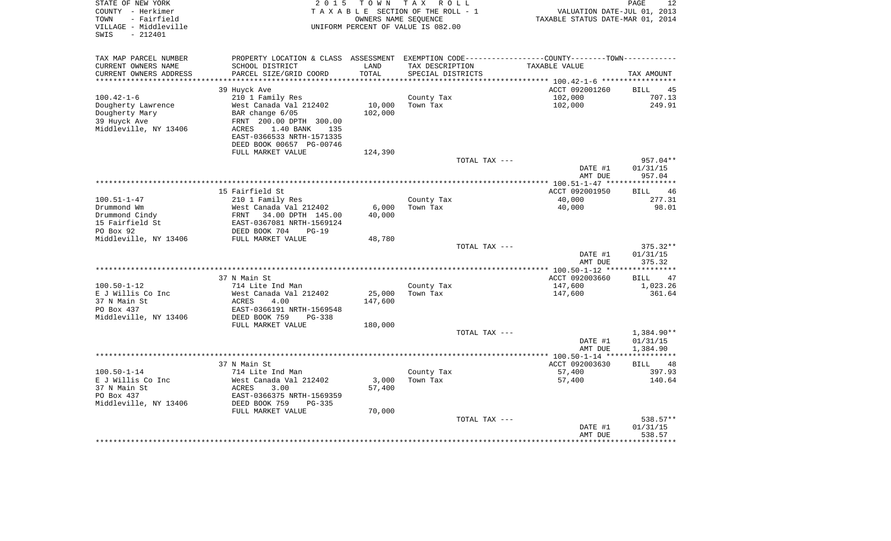STATE OF NEW YORK
COUNTY - Herkimer
TOWN - Fairfield
VILLAGE - Middleville
SWIS - 212401

2015 TOWN TAX ROLL
TAXABLE SECTION OF THE ROLL - 1
OWNERS NAME SEQUENCE
UNIFORM PERCENT OF VALUE IS 082.00

VALUATION DATE-JUL 01, 2013
TAXABLE STATUS DATE-MAR 01, 2014

| TAX MAP PARCEL NUMBER / CURRENT OWNERS NAME / CURRENT OWNERS ADDRESS | PROPERTY LOCATION & CLASS / SCHOOL DISTRICT / PARCEL SIZE/GRID COORD | ASSESSMENT LAND / TOTAL | EXEMPTION CODE / TAX DESCRIPTION / SPECIAL DISTRICTS | TAXABLE VALUE | TAX AMOUNT |
|---|---|---|---|---|---|
| **100.42-1-6** | 39 Huyck Ave | | | ACCT 092001260 | BILL 45 |
| | 210 1 Family Res | | County Tax | 102,000 | 707.13 |
| Dougherty Lawrence | West Canada Val 212402 | 10,000 | Town Tax | 102,000 | 249.91 |
| Dougherty Mary | BAR change 6/05 | 102,000 | | | |
| 39 Huyck Ave | FRNT 200.00 DPTH 300.00 | | | | |
| Middleville, NY 13406 | ACRES 1.40 BANK 135 | | | | |
| | EAST-0366533 NRTH-1571335 | | | | |
| | DEED BOOK 00657 PG-00746 | | | | |
| | FULL MARKET VALUE | 124,390 | | | |
| | | | TOTAL TAX --- | | 957.04** |
| | | | | DATE #1 | 01/31/15 |
| | | | | AMT DUE | 957.04 |
| **100.51-1-47** | 15 Fairfield St | | | ACCT 092001950 | BILL 46 |
| | 210 1 Family Res | | County Tax | 40,000 | 277.31 |
| Drummond Wm | West Canada Val 212402 | 6,000 | Town Tax | 40,000 | 98.01 |
| Drummond Cindy | FRNT 34.00 DPTH 145.00 | 40,000 | | | |
| 15 Fairfield St | EAST-0367081 NRTH-1569124 | | | | |
| PO Box 92 | DEED BOOK 704 PG-19 | | | | |
| Middleville, NY 13406 | FULL MARKET VALUE | 48,780 | | | |
| | | | TOTAL TAX --- | | 375.32** |
| | | | | DATE #1 | 01/31/15 |
| | | | | AMT DUE | 375.32 |
| **100.50-1-12** | 37 N Main St | | | ACCT 092003660 | BILL 47 |
| | 714 Lite Ind Man | | County Tax | 147,600 | 1,023.26 |
| E J Willis Co Inc | West Canada Val 212402 | 25,000 | Town Tax | 147,600 | 361.64 |
| 37 N Main St | ACRES 4.00 | 147,600 | | | |
| PO Box 437 | EAST-0366191 NRTH-1569548 | | | | |
| Middleville, NY 13406 | DEED BOOK 759 PG-338 | | | | |
| | FULL MARKET VALUE | 180,000 | | | |
| | | | TOTAL TAX --- | | 1,384.90** |
| | | | | DATE #1 | 01/31/15 |
| | | | | AMT DUE | 1,384.90 |
| **100.50-1-14** | 37 N Main St | | | ACCT 092003630 | BILL 48 |
| | 714 Lite Ind Man | | County Tax | 57,400 | 397.93 |
| E J Willis Co Inc | West Canada Val 212402 | 3,000 | Town Tax | 57,400 | 140.64 |
| 37 N Main St | ACRES 3.00 | 57,400 | | | |
| PO Box 437 | EAST-0366375 NRTH-1569359 | | | | |
| Middleville, NY 13406 | DEED BOOK 759 PG-335 | | | | |
| | FULL MARKET VALUE | 70,000 | | | |
| | | | TOTAL TAX --- | | 538.57** |
| | | | | DATE #1 | 01/31/15 |
| | | | | AMT DUE | 538.57 |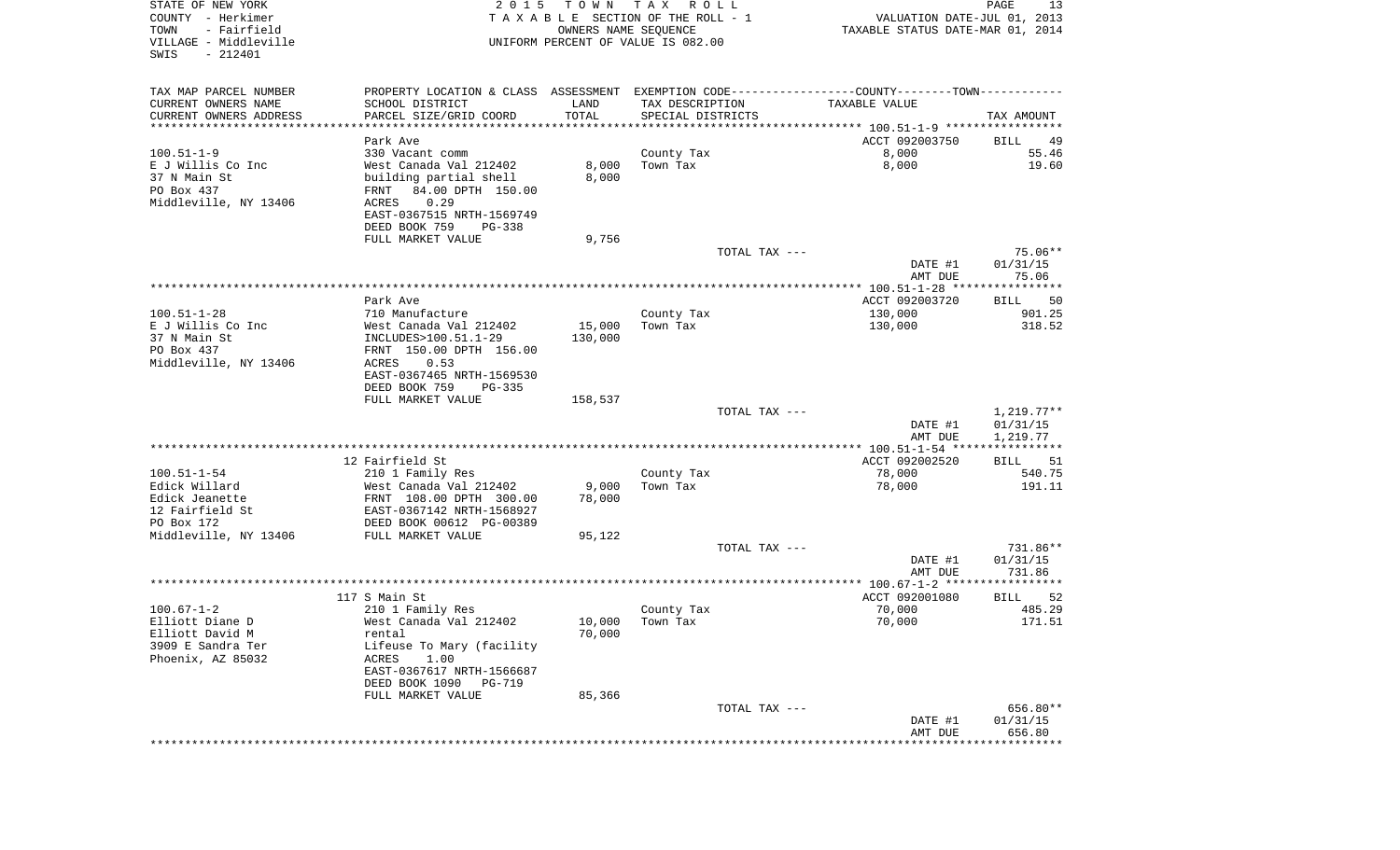STATE OF NEW YORK
COUNTY - Herkimer
TOWN - Fairfield
VILLAGE - Middleville
SWIS - 212401

2 0 1 5 T O W N T A X R O L L
T A X A B L E SECTION OF THE ROLL - 1
OWNERS NAME SEQUENCE
UNIFORM PERCENT OF VALUE IS 082.00

VALUATION DATE-JUL 01, 2013
TAXABLE STATUS DATE-MAR 01, 2014

| TAX MAP PARCEL NUMBER / CURRENT OWNERS NAME / CURRENT OWNERS ADDRESS | PROPERTY LOCATION & CLASS / SCHOOL DISTRICT / PARCEL SIZE/GRID COORD | ASSESSMENT LAND / TOTAL | EXEMPTION CODE / TAX DESCRIPTION / SPECIAL DISTRICTS | COUNTY--------TOWN TAXABLE VALUE | TAX AMOUNT |
|---|---|---|---|---|---|
| 100.51-1-9 | Park Ave | | | ACCT 092003750 | BILL 49 |
| | 330 Vacant comm | | County Tax | 8,000 | 55.46 |
| E J Willis Co Inc | West Canada Val 212402 | 8,000 | Town Tax | 8,000 | 19.60 |
| 37 N Main St | building partial shell | 8,000 | | | |
| PO Box 437 | FRNT 84.00 DPTH 150.00 | | | | |
| Middleville, NY 13406 | ACRES 0.29 | | | | |
| | EAST-0367515 NRTH-1569749 | | | | |
| | DEED BOOK 759 PG-338 | | | | |
| | FULL MARKET VALUE | 9,756 | | | |
| | | | TOTAL TAX --- | | 75.06** |
| | | | | DATE #1 | 01/31/15 |
| | | | | AMT DUE | 75.06 |
| 100.51-1-28 | Park Ave | | | ACCT 092003720 | BILL 50 |
| | 710 Manufacture | | County Tax | 130,000 | 901.25 |
| E J Willis Co Inc | West Canada Val 212402 | 15,000 | Town Tax | 130,000 | 318.52 |
| 37 N Main St | INCLUDES>100.51.1-29 | 130,000 | | | |
| PO Box 437 | FRNT 150.00 DPTH 156.00 | | | | |
| Middleville, NY 13406 | ACRES 0.53 | | | | |
| | EAST-0367465 NRTH-1569530 | | | | |
| | DEED BOOK 759 PG-335 | | | | |
| | FULL MARKET VALUE | 158,537 | | | |
| | | | TOTAL TAX --- | | 1,219.77** |
| | | | | DATE #1 | 01/31/15 |
| | | | | AMT DUE | 1,219.77 |
| 100.51-1-54 | 12 Fairfield St | | | ACCT 092002520 | BILL 51 |
| | 210 1 Family Res | | County Tax | 78,000 | 540.75 |
| Edick Willard | West Canada Val 212402 | 9,000 | Town Tax | 78,000 | 191.11 |
| Edick Jeanette | FRNT 108.00 DPTH 300.00 | 78,000 | | | |
| 12 Fairfield St | EAST-0367142 NRTH-1568927 | | | | |
| PO Box 172 | DEED BOOK 00612 PG-00389 | | | | |
| Middleville, NY 13406 | FULL MARKET VALUE | 95,122 | | | |
| | | | TOTAL TAX --- | | 731.86** |
| | | | | DATE #1 | 01/31/15 |
| | | | | AMT DUE | 731.86 |
| 100.67-1-2 | 117 S Main St | | | ACCT 092001080 | BILL 52 |
| | 210 1 Family Res | | County Tax | 70,000 | 485.29 |
| Elliott Diane D | West Canada Val 212402 | 10,000 | Town Tax | 70,000 | 171.51 |
| Elliott David M | rental | 70,000 | | | |
| 3909 E Sandra Ter | Lifeuse To Mary (facility | | | | |
| Phoenix, AZ 85032 | ACRES 1.00 | | | | |
| | EAST-0367617 NRTH-1566687 | | | | |
| | DEED BOOK 1090 PG-719 | | | | |
| | FULL MARKET VALUE | 85,366 | | | |
| | | | TOTAL TAX --- | | 656.80** |
| | | | | DATE #1 | 01/31/15 |
| | | | | AMT DUE | 656.80 |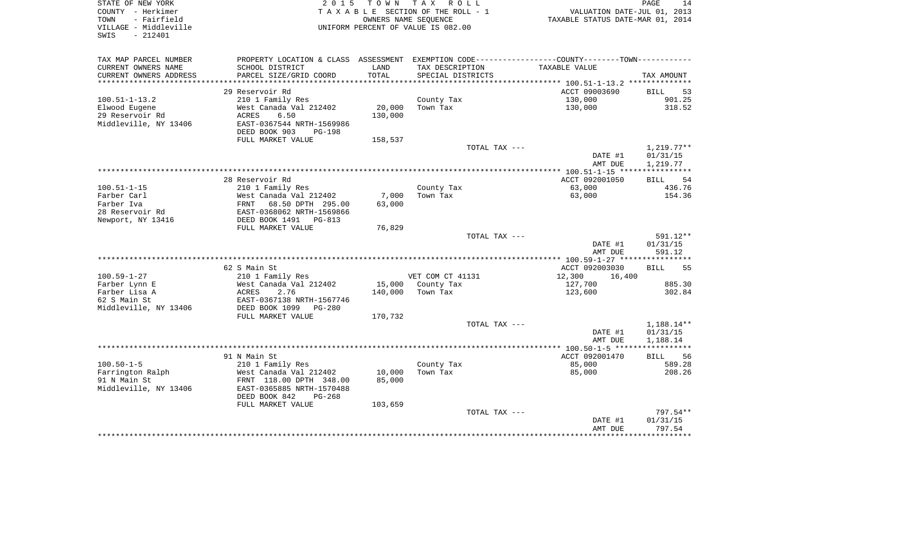STATE OF NEW YORK
COUNTY - Herkimer
TOWN - Fairfield
VILLAGE - Middleville
SWIS - 212401

2015 TOWN TAX ROLL
TAXABLE SECTION OF THE ROLL - 1
OWNERS NAME SEQUENCE
UNIFORM PERCENT OF VALUE IS 082.00

VALUATION DATE-JUL 01, 2013
TAXABLE STATUS DATE-MAR 01, 2014

| TAX MAP PARCEL NUMBER / CURRENT OWNERS NAME / CURRENT OWNERS ADDRESS | PROPERTY LOCATION & CLASS / SCHOOL DISTRICT / PARCEL SIZE/GRID COORD | ASSESSMENT LAND / TOTAL | EXEMPTION CODE / TAX DESCRIPTION / SPECIAL DISTRICTS | COUNTY-TOWN TAXABLE VALUE | TAX AMOUNT |
|---|---|---|---|---|---|
| | 29 Reservoir Rd | | | ACCT 09003690 | BILL 53 |
| 100.51-1-13.2 | 210 1 Family Res | | County Tax | 130,000 | 901.25 |
| Elwood Eugene | West Canada Val 212402 | 20,000 | Town Tax | 130,000 | 318.52 |
| 29 Reservoir Rd | ACRES 6.50 | 130,000 | | | |
| Middleville, NY 13406 | EAST-0367544 NRTH-1569986 | | | | |
| | DEED BOOK 903 PG-198 | | | | |
| | FULL MARKET VALUE | 158,537 | | | |
| | | | TOTAL TAX --- | | 1,219.77** |
| | | | | DATE #1 | 01/31/15 |
| | | | | AMT DUE | 1,219.77 |
| | 28 Reservoir Rd | | | ACCT 092001050 | BILL 54 |
| 100.51-1-15 | 210 1 Family Res | | County Tax | 63,000 | 436.76 |
| Farber Carl | West Canada Val 212402 | 7,000 | Town Tax | 63,000 | 154.36 |
| Farber Iva | FRNT 68.50 DPTH 295.00 | 63,000 | | | |
| 28 Reservoir Rd | EAST-0368062 NRTH-1569866 | | | | |
| Newport, NY 13416 | DEED BOOK 1491 PG-813 | | | | |
| | FULL MARKET VALUE | 76,829 | | | |
| | | | TOTAL TAX --- | | 591.12** |
| | | | | DATE #1 | 01/31/15 |
| | | | | AMT DUE | 591.12 |
| | 62 S Main St | | | ACCT 092003030 | BILL 55 |
| 100.59-1-27 | 210 1 Family Res | | VET COM CT 41131 | 12,300 16,400 | |
| Farber Lynn E | West Canada Val 212402 | 15,000 | County Tax | 127,700 | 885.30 |
| Farber Lisa A | ACRES 2.76 | 140,000 | Town Tax | 123,600 | 302.84 |
| 62 S Main St | EAST-0367138 NRTH-1567746 | | | | |
| Middleville, NY 13406 | DEED BOOK 1099 PG-280 | | | | |
| | FULL MARKET VALUE | 170,732 | | | |
| | | | TOTAL TAX --- | | 1,188.14** |
| | | | | DATE #1 | 01/31/15 |
| | | | | AMT DUE | 1,188.14 |
| | 91 N Main St | | | ACCT 092001470 | BILL 56 |
| 100.50-1-5 | 210 1 Family Res | | County Tax | 85,000 | 589.28 |
| Farrington Ralph | West Canada Val 212402 | 10,000 | Town Tax | 85,000 | 208.26 |
| 91 N Main St | FRNT 118.00 DPTH 348.00 | 85,000 | | | |
| Middleville, NY 13406 | EAST-0365885 NRTH-1570488 | | | | |
| | DEED BOOK 842 PG-268 | | | | |
| | FULL MARKET VALUE | 103,659 | | | |
| | | | TOTAL TAX --- | | 797.54** |
| | | | | DATE #1 | 01/31/15 |
| | | | | AMT DUE | 797.54 |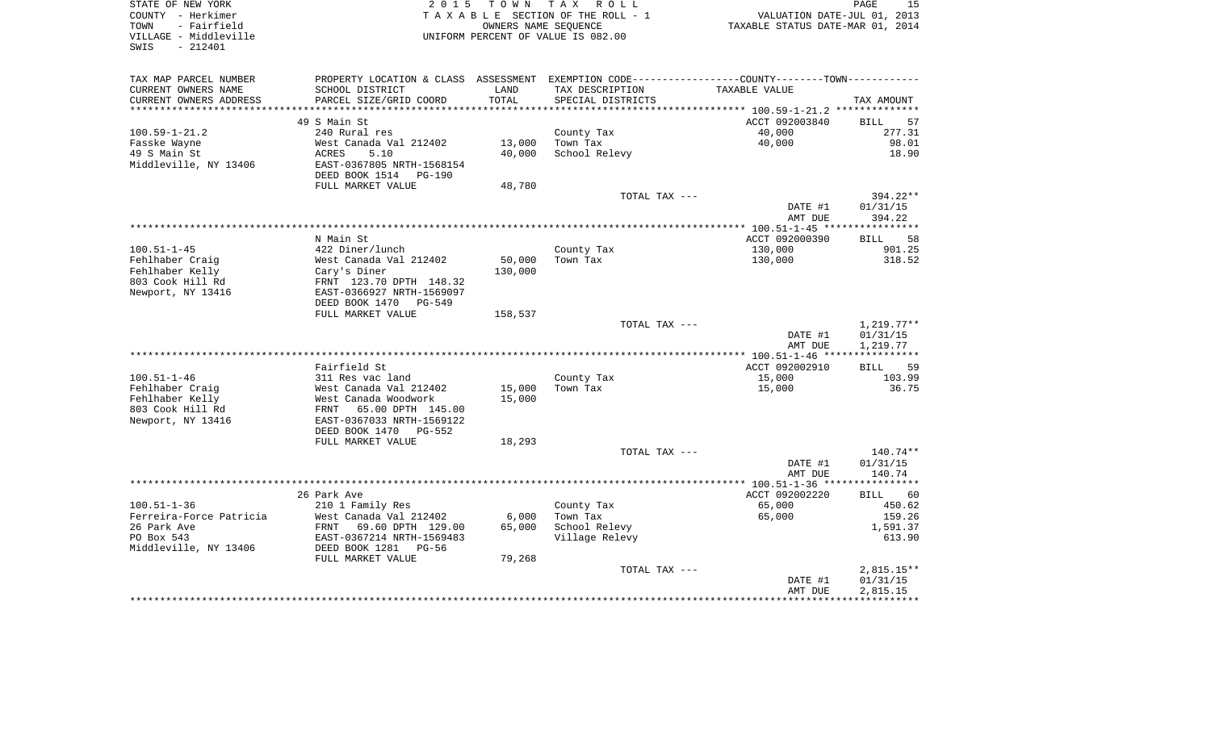STATE OF NEW YORK
COUNTY - Herkimer
TOWN - Fairfield
VILLAGE - Middleville
SWIS - 212401

2 0 1 5 T O W N T A X R O L L
T A X A B L E SECTION OF THE ROLL - 1
OWNERS NAME SEQUENCE
UNIFORM PERCENT OF VALUE IS 082.00

VALUATION DATE-JUL 01, 2013
TAXABLE STATUS DATE-MAR 01, 2014

| TAX MAP PARCEL NUMBER<br>CURRENT OWNERS NAME<br>CURRENT OWNERS ADDRESS | PROPERTY LOCATION & CLASS<br>SCHOOL DISTRICT<br>PARCEL SIZE/GRID COORD | ASSESSMENT<br>LAND<br>TOTAL | EXEMPTION CODE<br>TAX DESCRIPTION<br>SPECIAL DISTRICTS | COUNTY--------TOWN<br>TAXABLE VALUE | TAX AMOUNT |
|---|---|---|---|---|---|
| 100.59-1-21.2 | 49 S Main St | | | ACCT 092003840 | BILL 57 |
| 100.59-1-21.2 | 240 Rural res | | County Tax | 40,000 | 277.31 |
| Fasske Wayne | West Canada Val 212402 | 13,000 | Town Tax | 40,000 | 98.01 |
| 49 S Main St | ACRES 5.10 | 40,000 | School Relevy | | 18.90 |
| Middleville, NY 13406 | EAST-0367805 NRTH-1568154 | | | | |
| | DEED BOOK 1514 PG-190 | | | | |
| | FULL MARKET VALUE | 48,780 | | | |
| | | | TOTAL TAX --- | | 394.22** |
| | | | | DATE #1 | 01/31/15 |
| | | | | AMT DUE | 394.22 |
| 100.51-1-45 | N Main St | | | ACCT 092000390 | BILL 58 |
| 100.51-1-45 | 422 Diner/lunch | | County Tax | 130,000 | 901.25 |
| Fehlhaber Craig | West Canada Val 212402 | 50,000 | Town Tax | 130,000 | 318.52 |
| Fehlhaber Kelly | Cary's Diner | 130,000 | | | |
| 803 Cook Hill Rd | FRNT 123.70 DPTH 148.32 | | | | |
| Newport, NY 13416 | EAST-0366927 NRTH-1569097 | | | | |
| | DEED BOOK 1470 PG-549 | | | | |
| | FULL MARKET VALUE | 158,537 | | | |
| | | | TOTAL TAX --- | | 1,219.77** |
| | | | | DATE #1 | 01/31/15 |
| | | | | AMT DUE | 1,219.77 |
| 100.51-1-46 | Fairfield St | | | ACCT 092002910 | BILL 59 |
| 100.51-1-46 | 311 Res vac land | | County Tax | 15,000 | 103.99 |
| Fehlhaber Craig | West Canada Val 212402 | 15,000 | Town Tax | 15,000 | 36.75 |
| Fehlhaber Kelly | West Canada Woodwork | 15,000 | | | |
| 803 Cook Hill Rd | FRNT 65.00 DPTH 145.00 | | | | |
| Newport, NY 13416 | EAST-0367033 NRTH-1569122 | | | | |
| | DEED BOOK 1470 PG-552 | | | | |
| | FULL MARKET VALUE | 18,293 | | | |
| | | | TOTAL TAX --- | | 140.74** |
| | | | | DATE #1 | 01/31/15 |
| | | | | AMT DUE | 140.74 |
| 100.51-1-36 | 26 Park Ave | | | ACCT 092002220 | BILL 60 |
| 100.51-1-36 | 210 1 Family Res | | County Tax | 65,000 | 450.62 |
| Ferreira-Force Patricia | West Canada Val 212402 | 6,000 | Town Tax | 65,000 | 159.26 |
| 26 Park Ave | FRNT 69.60 DPTH 129.00 | 65,000 | School Relevy | | 1,591.37 |
| PO Box 543 | EAST-0367214 NRTH-1569483 | | Village Relevy | | 613.90 |
| Middleville, NY 13406 | DEED BOOK 1281 PG-56 | | | | |
| | FULL MARKET VALUE | 79,268 | | | |
| | | | TOTAL TAX --- | | 2,815.15** |
| | | | | DATE #1 | 01/31/15 |
| | | | | AMT DUE | 2,815.15 |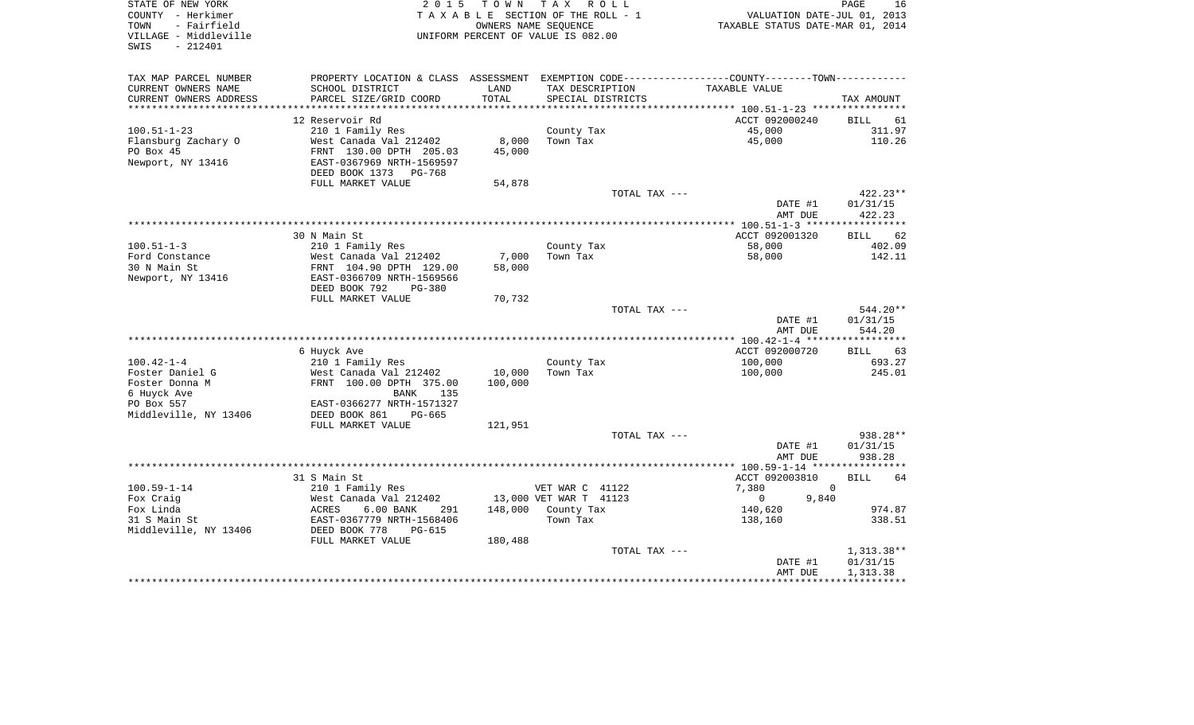STATE OF NEW YORK
COUNTY - Herkimer
TOWN - Fairfield
VILLAGE - Middleville
SWIS - 212401

2 0 1 5 T O W N T A X R O L L
T A X A B L E SECTION OF THE ROLL - 1
OWNERS NAME SEQUENCE
UNIFORM PERCENT OF VALUE IS 082.00

VALUATION DATE-JUL 01, 2013
TAXABLE STATUS DATE-MAR 01, 2014

| TAX MAP PARCEL NUMBER / CURRENT OWNERS NAME / CURRENT OWNERS ADDRESS | PROPERTY LOCATION & CLASS / SCHOOL DISTRICT / PARCEL SIZE/GRID COORD | ASSESSMENT LAND / TOTAL | EXEMPTION CODE / TAX DESCRIPTION / SPECIAL DISTRICTS | COUNTY--------TOWN / TAXABLE VALUE | TAX AMOUNT |
|---|---|---|---|---|---|
| 100.51-1-23 | 12 Reservoir Rd | | | ACCT 092000240 | BILL 61 |
| | 210 1 Family Res | | County Tax | 45,000 | 311.97 |
| Flansburg Zachary O | West Canada Val 212402 | 8,000 | Town Tax | 45,000 | 110.26 |
| PO Box 45 | FRNT 130.00 DPTH 205.03 | 45,000 | | | |
| Newport, NY 13416 | EAST-0367969 NRTH-1569597 | | | | |
| | DEED BOOK 1373 PG-768 | | | | |
| | FULL MARKET VALUE | 54,878 | | | |
| | | | TOTAL TAX --- | | 422.23** |
| | | | | DATE #1 | 01/31/15 |
| | | | | AMT DUE | 422.23 |
| 100.51-1-3 | 30 N Main St | | | ACCT 092001320 | BILL 62 |
| | 210 1 Family Res | | County Tax | 58,000 | 402.09 |
| Ford Constance | West Canada Val 212402 | 7,000 | Town Tax | 58,000 | 142.11 |
| 30 N Main St | FRNT 104.90 DPTH 129.00 | 58,000 | | | |
| Newport, NY 13416 | EAST-0366709 NRTH-1569566 | | | | |
| | DEED BOOK 792 PG-380 | | | | |
| | FULL MARKET VALUE | 70,732 | | | |
| | | | TOTAL TAX --- | | 544.20** |
| | | | | DATE #1 | 01/31/15 |
| | | | | AMT DUE | 544.20 |
| 100.42-1-4 | 6 Huyck Ave | | | ACCT 092000720 | BILL 63 |
| | 210 1 Family Res | | County Tax | 100,000 | 693.27 |
| Foster Daniel G | West Canada Val 212402 | 10,000 | Town Tax | 100,000 | 245.01 |
| Foster Donna M | FRNT 100.00 DPTH 375.00 | 100,000 | | | |
| 6 Huyck Ave | BANK 135 | | | | |
| PO Box 557 | EAST-0366277 NRTH-1571327 | | | | |
| Middleville, NY 13406 | DEED BOOK 861 PG-665 | | | | |
| | FULL MARKET VALUE | 121,951 | | | |
| | | | TOTAL TAX --- | | 938.28** |
| | | | | DATE #1 | 01/31/15 |
| | | | | AMT DUE | 938.28 |
| 100.59-1-14 | 31 S Main St | | | ACCT 092003810 | BILL 64 |
| | 210 1 Family Res | | VET WAR C 41122 | 7,380 0 | |
| Fox Craig | West Canada Val 212402 | 13,000 | VET WAR T 41123 | 0 9,840 | |
| Fox Linda | ACRES 6.00 BANK 291 | 148,000 | County Tax | 140,620 | 974.87 |
| 31 S Main St | EAST-0367779 NRTH-1568406 | | Town Tax | 138,160 | 338.51 |
| Middleville, NY 13406 | DEED BOOK 778 PG-615 | | | | |
| | FULL MARKET VALUE | 180,488 | | | |
| | | | TOTAL TAX --- | | 1,313.38** |
| | | | | DATE #1 | 01/31/15 |
| | | | | AMT DUE | 1,313.38 |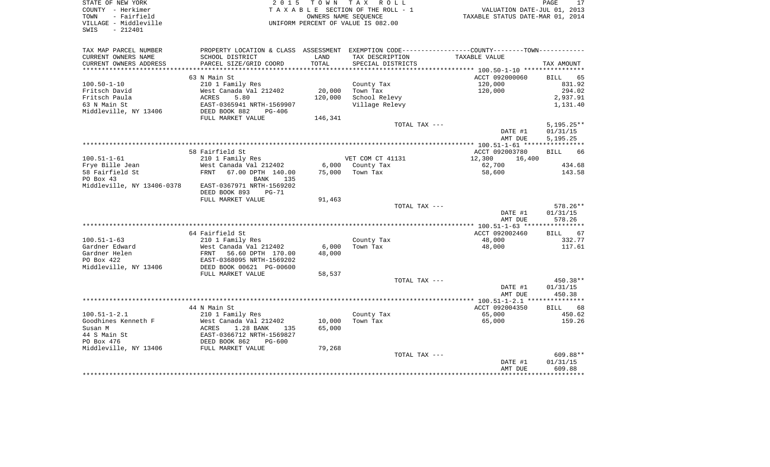STATE OF NEW YORK
COUNTY - Herkimer
TOWN - Fairfield
VILLAGE - Middleville
SWIS - 212401

2 0 1 5 T O W N T A X R O L L
T A X A B L E SECTION OF THE ROLL - 1
OWNERS NAME SEQUENCE
UNIFORM PERCENT OF VALUE IS 082.00

VALUATION DATE-JUL 01, 2013
TAXABLE STATUS DATE-MAR 01, 2014

| TAX MAP PARCEL NUMBER / CURRENT OWNERS NAME / CURRENT OWNERS ADDRESS | PROPERTY LOCATION & CLASS / SCHOOL DISTRICT / PARCEL SIZE/GRID COORD | ASSESSMENT LAND / TOTAL | EXEMPTION CODE / TAX DESCRIPTION / SPECIAL DISTRICTS | COUNTY--------TOWN TAXABLE VALUE | TAX AMOUNT |
|---|---|---|---|---|---|
| 100.50-1-10 | 63 N Main St | | | ACCT 092000060 | BILL 65 |
| | 210 1 Family Res | | County Tax | 120,000 | 831.92 |
| Fritsch David | West Canada Val 212402 | 20,000 | Town Tax | 120,000 | 294.02 |
| Fritsch Paula | ACRES 5.80 | 120,000 | School Relevy | | 2,937.91 |
| 63 N Main St | EAST-0365941 NRTH-1569907 | | Village Relevy | | 1,131.40 |
| Middleville, NY 13406 | DEED BOOK 882 PG-406 | | | | |
| | FULL MARKET VALUE | 146,341 | | | |
| | | | TOTAL TAX --- | | 5,195.25** |
| | | | | DATE #1 | 01/31/15 |
| | | | | AMT DUE | 5,195.25 |
| 100.51-1-61 | 58 Fairfield St | | | ACCT 092003780 | BILL 66 |
| | 210 1 Family Res | | VET COM CT 41131 | 12,300 16,400 | |
| Frye Bille Jean | West Canada Val 212402 | 6,000 | County Tax | 62,700 | 434.68 |
| 58 Fairfield St | FRNT 67.00 DPTH 140.00 | 75,000 | Town Tax | 58,600 | 143.58 |
| PO Box 43 | BANK 135 | | | | |
| Middleville, NY 13406-0378 | EAST-0367971 NRTH-1569202 | | | | |
| | DEED BOOK 893 PG-71 | | | | |
| | FULL MARKET VALUE | 91,463 | | | |
| | | | TOTAL TAX --- | | 578.26** |
| | | | | DATE #1 | 01/31/15 |
| | | | | AMT DUE | 578.26 |
| 100.51-1-63 | 64 Fairfield St | | | ACCT 092002460 | BILL 67 |
| | 210 1 Family Res | | County Tax | 48,000 | 332.77 |
| Gardner Edward | West Canada Val 212402 | 6,000 | Town Tax | 48,000 | 117.61 |
| Gardner Helen | FRNT 56.60 DPTH 170.00 | 48,000 | | | |
| PO Box 422 | EAST-0368095 NRTH-1569202 | | | | |
| Middleville, NY 13406 | DEED BOOK 00621 PG-00600 | | | | |
| | FULL MARKET VALUE | 58,537 | | | |
| | | | TOTAL TAX --- | | 450.38** |
| | | | | DATE #1 | 01/31/15 |
| | | | | AMT DUE | 450.38 |
| 100.51-1-2.1 | 44 N Main St | | | ACCT 092004350 | BILL 68 |
| | 210 1 Family Res | | County Tax | 65,000 | 450.62 |
| Goodhines Kenneth F | West Canada Val 212402 | 10,000 | Town Tax | 65,000 | 159.26 |
| Susan M | ACRES 1.28 BANK 135 | 65,000 | | | |
| 44 S Main St | EAST-0366712 NRTH-1569827 | | | | |
| PO Box 476 | DEED BOOK 862 PG-600 | | | | |
| Middleville, NY 13406 | FULL MARKET VALUE | 79,268 | | | |
| | | | TOTAL TAX --- | | 609.88** |
| | | | | DATE #1 | 01/31/15 |
| | | | | AMT DUE | 609.88 |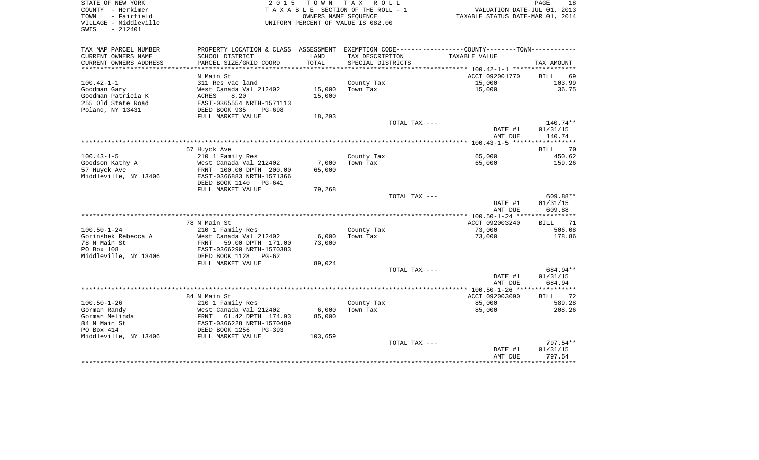STATE OF NEW YORK
COUNTY - Herkimer
TOWN - Fairfield
VILLAGE - Middleville
SWIS - 212401

2015 TOWN TAX ROLL
TAXABLE SECTION OF THE ROLL - 1
OWNERS NAME SEQUENCE
UNIFORM PERCENT OF VALUE IS 082.00

VALUATION DATE-JUL 01, 2013
TAXABLE STATUS DATE-MAR 01, 2014

| TAX MAP PARCEL NUMBER / CURRENT OWNERS NAME / CURRENT OWNERS ADDRESS | PROPERTY LOCATION & CLASS / SCHOOL DISTRICT / PARCEL SIZE/GRID COORD | ASSESSMENT LAND / TOTAL | EXEMPTION CODE / TAX DESCRIPTION / SPECIAL DISTRICTS | COUNTY--------TOWN TAXABLE VALUE | TAX AMOUNT |
|---|---|---|---|---|---|
| | N Main St | | | ACCT 092001770 | BILL 69 |
| 100.42-1-1 | 311 Res vac land | | County Tax | 15,000 | 103.99 |
| Goodman Gary | West Canada Val 212402 | 15,000 | Town Tax | 15,000 | 36.75 |
| Goodman Patricia K | ACRES 8.20 | 15,000 | | | |
| 255 Old State Road | EAST-0365554 NRTH-1571113 | | | | |
| Poland, NY 13431 | DEED BOOK 935 PG-698 | | | | |
| | FULL MARKET VALUE | 18,293 | | | |
| | | | TOTAL TAX --- | | 140.74** |
| | | | | DATE #1 | 01/31/15 |
| | | | | AMT DUE | 140.74 |
| | 57 Huyck Ave | | | | BILL 70 |
| 100.43-1-5 | 210 1 Family Res | | County Tax | 65,000 | 450.62 |
| Goodson Kathy A | West Canada Val 212402 | 7,000 | Town Tax | 65,000 | 159.26 |
| 57 Huyck Ave | FRNT 100.00 DPTH 200.00 | 65,000 | | | |
| Middleville, NY 13406 | EAST-0366883 NRTH-1571366 | | | | |
| | DEED BOOK 1140 PG-641 | | | | |
| | FULL MARKET VALUE | 79,268 | | | |
| | | | TOTAL TAX --- | | 609.88** |
| | | | | DATE #1 | 01/31/15 |
| | | | | AMT DUE | 609.88 |
| | 78 N Main St | | | ACCT 092003240 | BILL 71 |
| 100.50-1-24 | 210 1 Family Res | | County Tax | 73,000 | 506.08 |
| Gorinshek Rebecca A | West Canada Val 212402 | 6,000 | Town Tax | 73,000 | 178.86 |
| 78 N Main St | FRNT 59.00 DPTH 171.00 | 73,000 | | | |
| PO Box 108 | EAST-0366290 NRTH-1570383 | | | | |
| Middleville, NY 13406 | DEED BOOK 1128 PG-62 | | | | |
| | FULL MARKET VALUE | 89,024 | | | |
| | | | TOTAL TAX --- | | 684.94** |
| | | | | DATE #1 | 01/31/15 |
| | | | | AMT DUE | 684.94 |
| | 84 N Main St | | | ACCT 092003090 | BILL 72 |
| 100.50-1-26 | 210 1 Family Res | | County Tax | 85,000 | 589.28 |
| Gorman Randy | West Canada Val 212402 | 6,000 | Town Tax | 85,000 | 208.26 |
| Gorman Melinda | FRNT 61.42 DPTH 174.93 | 85,000 | | | |
| 84 N Main St | EAST-0366228 NRTH-1570489 | | | | |
| PO Box 414 | DEED BOOK 1256 PG-393 | | | | |
| Middleville, NY 13406 | FULL MARKET VALUE | 103,659 | | | |
| | | | TOTAL TAX --- | | 797.54** |
| | | | | DATE #1 | 01/31/15 |
| | | | | AMT DUE | 797.54 |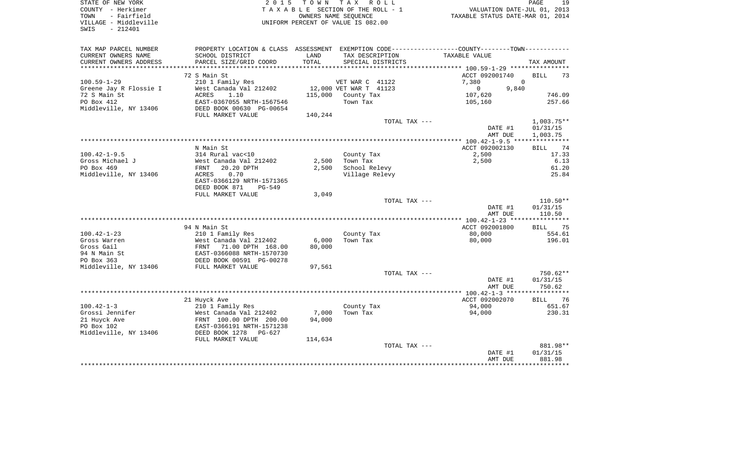STATE OF NEW YORK
COUNTY - Herkimer
TOWN - Fairfield
VILLAGE - Middleville
SWIS - 212401

2 0 1 5 T O W N T A X R O L L
T A X A B L E SECTION OF THE ROLL - 1
OWNERS NAME SEQUENCE
UNIFORM PERCENT OF VALUE IS 082.00

VALUATION DATE-JUL 01, 2013
TAXABLE STATUS DATE-MAR 01, 2014

| TAX MAP PARCEL NUMBER / CURRENT OWNERS NAME / CURRENT OWNERS ADDRESS | PROPERTY LOCATION & CLASS / SCHOOL DISTRICT / PARCEL SIZE/GRID COORD | ASSESSMENT LAND / TOTAL | EXEMPTION CODE / TAX DESCRIPTION / SPECIAL DISTRICTS | COUNTY / TAXABLE VALUE | TOWN | TAX AMOUNT |
|---|---|---|---|---|---|---|
| **100.59-1-29** | 72 S Main St | | | ACCT 092001740 | | BILL 73 |
| Greene Jay R Flossie I | 210 1 Family Res | | VET WAR C 41122 | 7,380 | 0 | |
| 72 S Main St | West Canada Val 212402 | 12,000 | VET WAR T 41123 | 0 | 9,840 | |
| PO Box 412 | ACRES 1.10 | 115,000 | County Tax | 107,620 | | 746.09 |
| Middleville, NY 13406 | EAST-0367055 NRTH-1567546 | | Town Tax | 105,160 | | 257.66 |
| | DEED BOOK 00630 PG-00654 | | | | | |
| | FULL MARKET VALUE | 140,244 | | | | |
| | | | TOTAL TAX --- | | | 1,003.75** |
| | | | | DATE #1 | | 01/31/15 |
| | | | | AMT DUE | | 1,003.75 |
| **100.42-1-9.5** | N Main St | | | ACCT 092002130 | | BILL 74 |
| Gross Michael J | 314 Rural vac<10 | | County Tax | 2,500 | | 17.33 |
| PO Box 469 | West Canada Val 212402 | 2,500 | Town Tax | 2,500 | | 6.13 |
| Middleville, NY 13406 | FRNT 20.20 DPTH | 2,500 | School Relevy | | | 61.20 |
| | ACRES 0.70 | | Village Relevy | | | 25.84 |
| | EAST-0366129 NRTH-1571365 | | | | | |
| | DEED BOOK 871 PG-549 | | | | | |
| | FULL MARKET VALUE | 3,049 | | | | |
| | | | TOTAL TAX --- | | | 110.50** |
| | | | | DATE #1 | | 01/31/15 |
| | | | | AMT DUE | | 110.50 |
| **100.42-1-23** | 94 N Main St | | | ACCT 092001800 | | BILL 75 |
| Gross Warren | 210 1 Family Res | | County Tax | 80,000 | | 554.61 |
| Gross Gail | West Canada Val 212402 | 6,000 | Town Tax | 80,000 | | 196.01 |
| 94 N Main St | FRNT 71.00 DPTH 168.00 | 80,000 | | | | |
| PO Box 363 | EAST-0366088 NRTH-1570730 | | | | | |
| Middleville, NY 13406 | DEED BOOK 00591 PG-00278 | | | | | |
| | FULL MARKET VALUE | 97,561 | | | | |
| | | | TOTAL TAX --- | | | 750.62** |
| | | | | DATE #1 | | 01/31/15 |
| | | | | AMT DUE | | 750.62 |
| **100.42-1-3** | 21 Huyck Ave | | | ACCT 092002070 | | BILL 76 |
| Grossi Jennifer | 210 1 Family Res | | County Tax | 94,000 | | 651.67 |
| 21 Huyck Ave | West Canada Val 212402 | 7,000 | Town Tax | 94,000 | | 230.31 |
| PO Box 102 | FRNT 100.00 DPTH 200.00 | 94,000 | | | | |
| Middleville, NY 13406 | EAST-0366191 NRTH-1571238 | | | | | |
| | DEED BOOK 1278 PG-627 | | | | | |
| | FULL MARKET VALUE | 114,634 | | | | |
| | | | TOTAL TAX --- | | | 881.98** |
| | | | | DATE #1 | | 01/31/15 |
| | | | | AMT DUE | | 881.98 |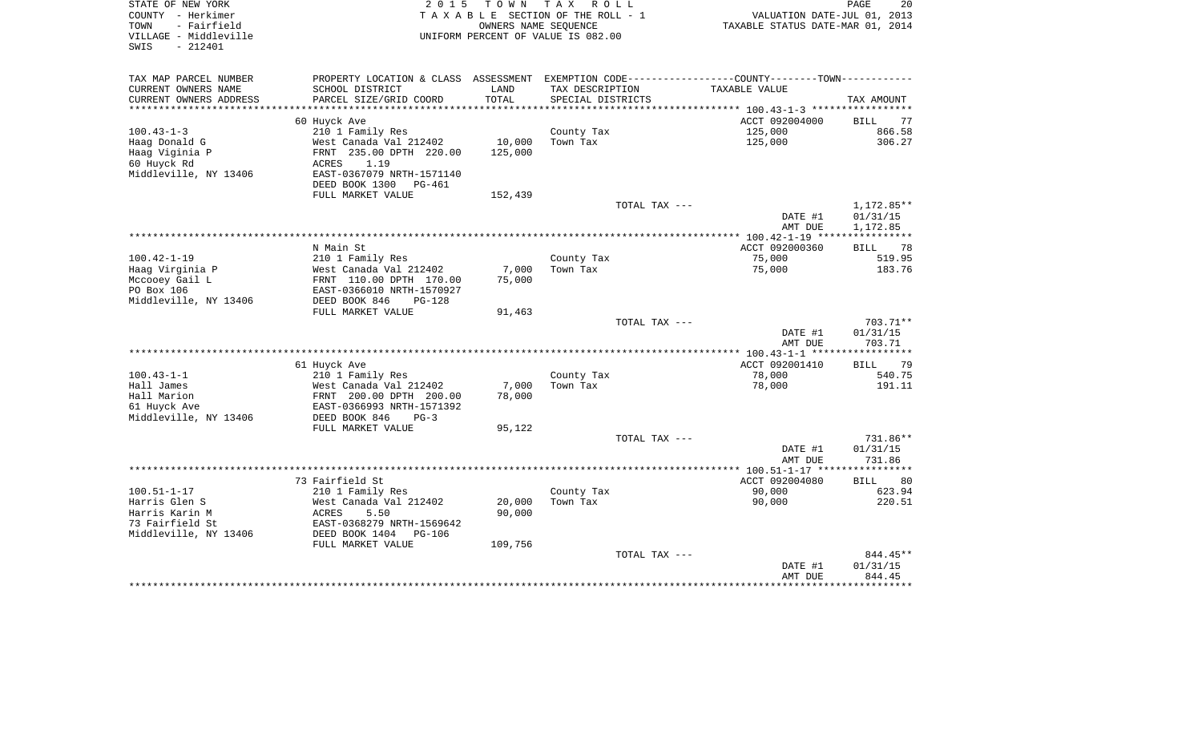STATE OF NEW YORK
COUNTY - Herkimer
TOWN - Fairfield
VILLAGE - Middleville
SWIS - 212401

2 0 1 5 T O W N T A X R O L L
T A X A B L E SECTION OF THE ROLL - 1
OWNERS NAME SEQUENCE
UNIFORM PERCENT OF VALUE IS 082.00

VALUATION DATE-JUL 01, 2013
TAXABLE STATUS DATE-MAR 01, 2014

| TAX MAP PARCEL NUMBER<br>CURRENT OWNERS NAME<br>CURRENT OWNERS ADDRESS | PROPERTY LOCATION & CLASS<br>SCHOOL DISTRICT<br>PARCEL SIZE/GRID COORD | ASSESSMENT<br>LAND<br>TOTAL | EXEMPTION CODE<br>TAX DESCRIPTION<br>SPECIAL DISTRICTS | COUNTY--------TOWN<br>TAXABLE VALUE | TAX AMOUNT |
|---|---|---|---|---|---|
| | 60 Huyck Ave | | | ACCT 092004000 | BILL 77 |
| 100.43-1-3 | 210 1 Family Res | | County Tax | 125,000 | 866.58 |
| Haag Donald G | West Canada Val 212402 | 10,000 | Town Tax | 125,000 | 306.27 |
| Haag Viginia P | FRNT 235.00 DPTH 220.00 | 125,000 | | | |
| 60 Huyck Rd | ACRES 1.19 | | | | |
| Middleville, NY 13406 | EAST-0367079 NRTH-1571140 | | | | |
| | DEED BOOK 1300 PG-461 | | | | |
| | FULL MARKET VALUE | 152,439 | | | |
| | | | TOTAL TAX --- | | 1,172.85** |
| | | | | DATE #1 | 01/31/15 |
| | | | | AMT DUE | 1,172.85 |
| | N Main St | | | ACCT 092000360 | BILL 78 |
| 100.42-1-19 | 210 1 Family Res | | County Tax | 75,000 | 519.95 |
| Haag Virginia P | West Canada Val 212402 | 7,000 | Town Tax | 75,000 | 183.76 |
| Mccooey Gail L | FRNT 110.00 DPTH 170.00 | 75,000 | | | |
| PO Box 106 | EAST-0366010 NRTH-1570927 | | | | |
| Middleville, NY 13406 | DEED BOOK 846 PG-128 | | | | |
| | FULL MARKET VALUE | 91,463 | | | |
| | | | TOTAL TAX --- | | 703.71** |
| | | | | DATE #1 | 01/31/15 |
| | | | | AMT DUE | 703.71 |
| | 61 Huyck Ave | | | ACCT 092001410 | BILL 79 |
| 100.43-1-1 | 210 1 Family Res | | County Tax | 78,000 | 540.75 |
| Hall James | West Canada Val 212402 | 7,000 | Town Tax | 78,000 | 191.11 |
| Hall Marion | FRNT 200.00 DPTH 200.00 | 78,000 | | | |
| 61 Huyck Ave | EAST-0366993 NRTH-1571392 | | | | |
| Middleville, NY 13406 | DEED BOOK 846 PG-3 | | | | |
| | FULL MARKET VALUE | 95,122 | | | |
| | | | TOTAL TAX --- | | 731.86** |
| | | | | DATE #1 | 01/31/15 |
| | | | | AMT DUE | 731.86 |
| | 73 Fairfield St | | | ACCT 092004080 | BILL 80 |
| 100.51-1-17 | 210 1 Family Res | | County Tax | 90,000 | 623.94 |
| Harris Glen S | West Canada Val 212402 | 20,000 | Town Tax | 90,000 | 220.51 |
| Harris Karin M | ACRES 5.50 | 90,000 | | | |
| 73 Fairfield St | EAST-0368279 NRTH-1569642 | | | | |
| Middleville, NY 13406 | DEED BOOK 1404 PG-106 | | | | |
| | FULL MARKET VALUE | 109,756 | | | |
| | | | TOTAL TAX --- | | 844.45** |
| | | | | DATE #1 | 01/31/15 |
| | | | | AMT DUE | 844.45 |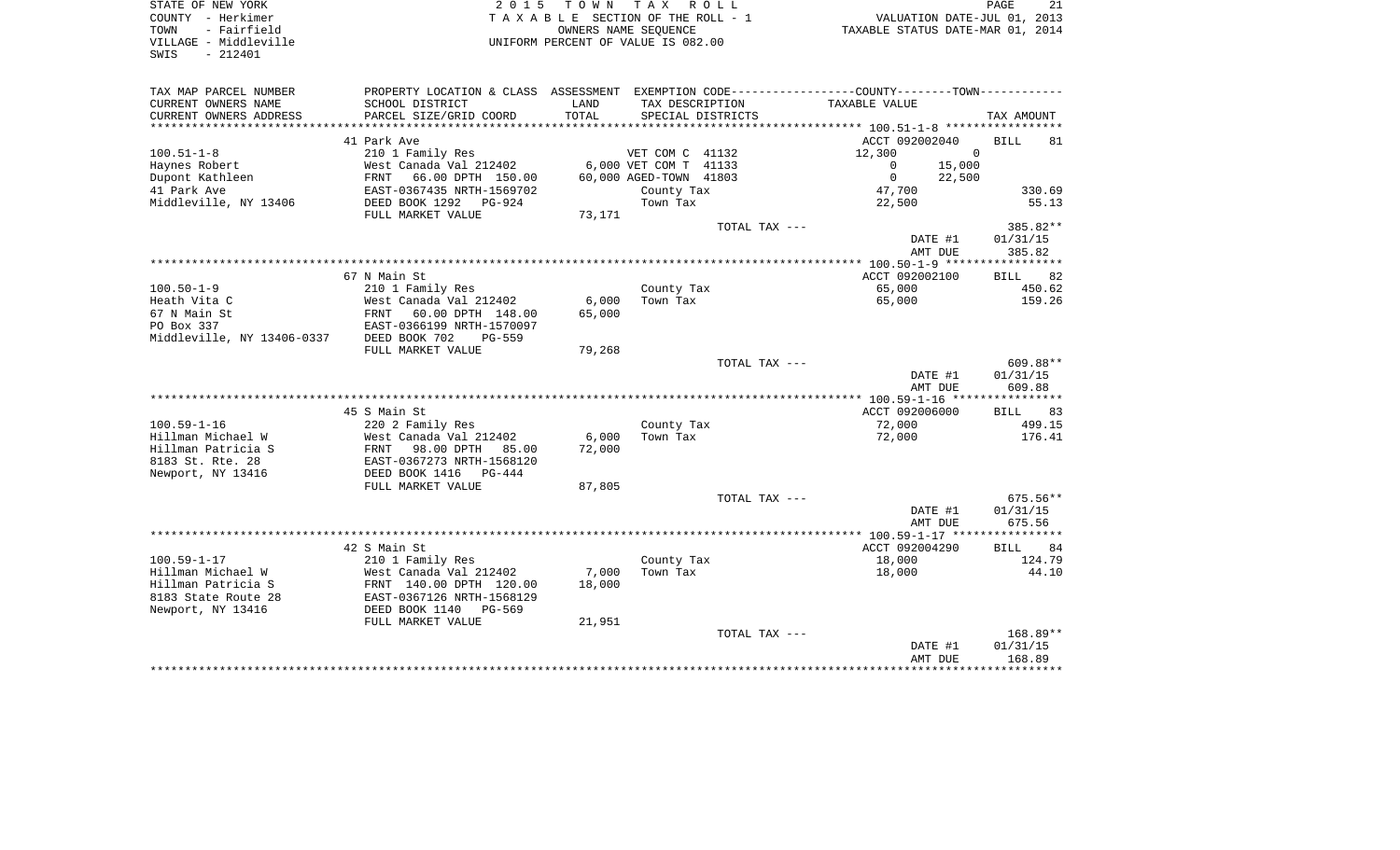STATE OF NEW YORK
COUNTY - Herkimer
TOWN - Fairfield
VILLAGE - Middleville
SWIS - 212401

2 0 1 5 T O W N T A X R O L L
T A X A B L E SECTION OF THE ROLL - 1
OWNERS NAME SEQUENCE
UNIFORM PERCENT OF VALUE IS 082.00

VALUATION DATE-JUL 01, 2013
TAXABLE STATUS DATE-MAR 01, 2014

| TAX MAP PARCEL NUMBER<br>CURRENT OWNERS NAME<br>CURRENT OWNERS ADDRESS | PROPERTY LOCATION & CLASS<br>SCHOOL DISTRICT<br>PARCEL SIZE/GRID COORD | ASSESSMENT<br>LAND<br>TOTAL | EXEMPTION CODE<br>TAX DESCRIPTION<br>SPECIAL DISTRICTS | COUNTY | TOWN<br>TAXABLE VALUE | TAX AMOUNT |
|---|---|---|---|---|---|---|
| | 41 Park Ave | | | ACCT 092002040 | | BILL 81 |
| 100.51-1-8 | 210 1 Family Res | | VET COM C 41132 | 12,300 | 0 | |
| Haynes Robert | West Canada Val 212402 | 6,000 | VET COM T 41133 | 0 | 15,000 | |
| Dupont Kathleen | FRNT 66.00 DPTH 150.00 | 60,000 | AGED-TOWN 41803 | 0 | 22,500 | |
| 41 Park Ave | EAST-0367435 NRTH-1569702 | | County Tax | 47,700 | | 330.69 |
| Middleville, NY 13406 | DEED BOOK 1292 PG-924 | | Town Tax | 22,500 | | 55.13 |
| | FULL MARKET VALUE | 73,171 | | | | |
| | | | TOTAL TAX --- | | | 385.82** |
| | | | | | DATE #1 | 01/31/15 |
| | | | | | AMT DUE | 385.82 |
| | 67 N Main St | | | ACCT 092002100 | | BILL 82 |
| 100.50-1-9 | 210 1 Family Res | | County Tax | 65,000 | | 450.62 |
| Heath Vita C | West Canada Val 212402 | 6,000 | Town Tax | 65,000 | | 159.26 |
| 67 N Main St | FRNT 60.00 DPTH 148.00 | 65,000 | | | | |
| PO Box 337 | EAST-0366199 NRTH-1570097 | | | | | |
| Middleville, NY 13406-0337 | DEED BOOK 702 PG-559 | | | | | |
| | FULL MARKET VALUE | 79,268 | | | | |
| | | | TOTAL TAX --- | | | 609.88** |
| | | | | | DATE #1 | 01/31/15 |
| | | | | | AMT DUE | 609.88 |
| | 45 S Main St | | | ACCT 092006000 | | BILL 83 |
| 100.59-1-16 | 220 2 Family Res | | County Tax | 72,000 | | 499.15 |
| Hillman Michael W | West Canada Val 212402 | 6,000 | Town Tax | 72,000 | | 176.41 |
| Hillman Patricia S | FRNT 98.00 DPTH 85.00 | 72,000 | | | | |
| 8183 St. Rte. 28 | EAST-0367273 NRTH-1568120 | | | | | |
| Newport, NY 13416 | DEED BOOK 1416 PG-444 | | | | | |
| | FULL MARKET VALUE | 87,805 | | | | |
| | | | TOTAL TAX --- | | | 675.56** |
| | | | | | DATE #1 | 01/31/15 |
| | | | | | AMT DUE | 675.56 |
| | 42 S Main St | | | ACCT 092004290 | | BILL 84 |
| 100.59-1-17 | 210 1 Family Res | | County Tax | 18,000 | | 124.79 |
| Hillman Michael W | West Canada Val 212402 | 7,000 | Town Tax | 18,000 | | 44.10 |
| Hillman Patricia S | FRNT 140.00 DPTH 120.00 | 18,000 | | | | |
| 8183 State Route 28 | EAST-0367126 NRTH-1568129 | | | | | |
| Newport, NY 13416 | DEED BOOK 1140 PG-569 | | | | | |
| | FULL MARKET VALUE | 21,951 | | | | |
| | | | TOTAL TAX --- | | | 168.89** |
| | | | | | DATE #1 | 01/31/15 |
| | | | | | AMT DUE | 168.89 |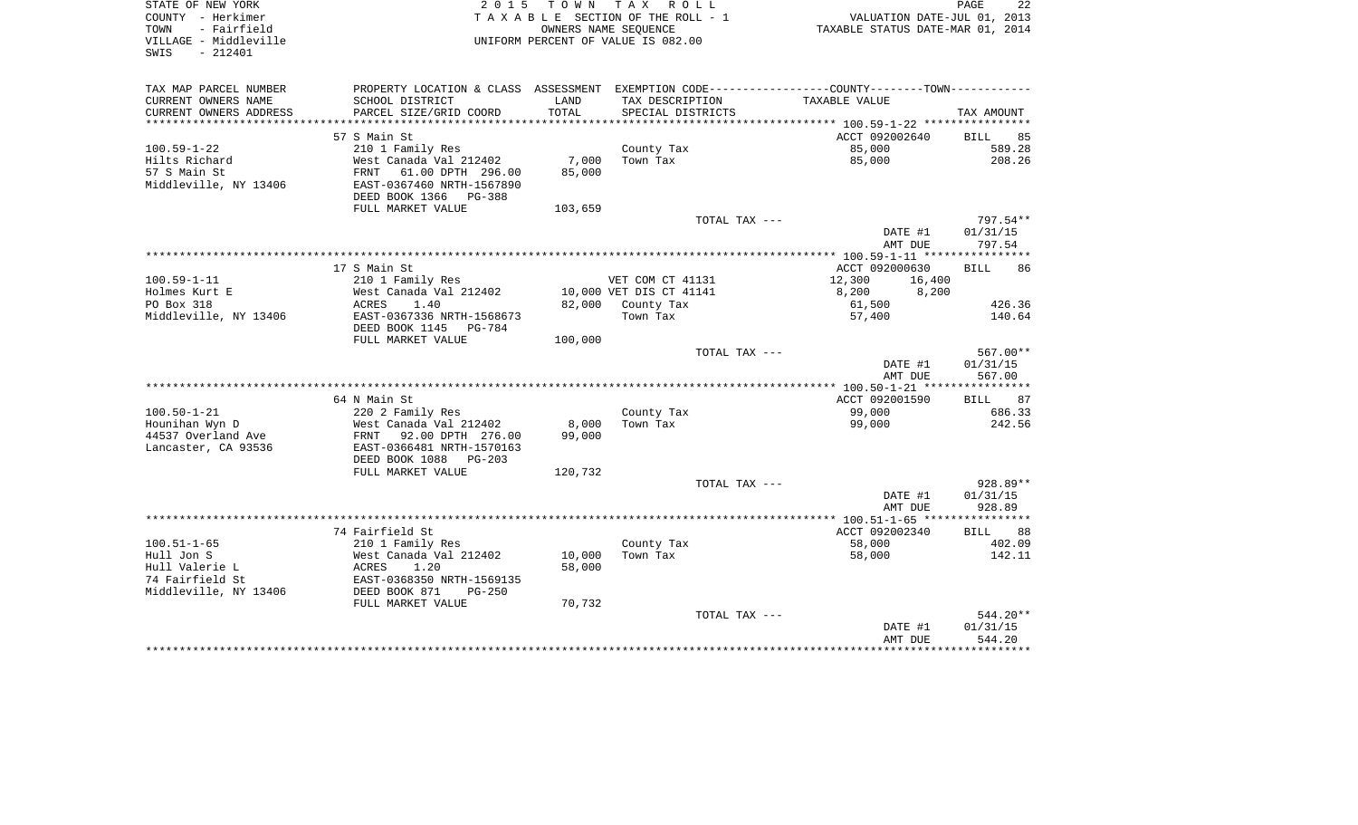STATE OF NEW YORK
COUNTY - Herkimer
TOWN - Fairfield
VILLAGE - Middleville
SWIS - 212401

2 0 1 5 T O W N T A X R O L L
T A X A B L E SECTION OF THE ROLL - 1
OWNERS NAME SEQUENCE
UNIFORM PERCENT OF VALUE IS 082.00

VALUATION DATE-JUL 01, 2013
TAXABLE STATUS DATE-MAR 01, 2014

| TAX MAP PARCEL NUMBER / CURRENT OWNERS NAME / CURRENT OWNERS ADDRESS | PROPERTY LOCATION & CLASS / SCHOOL DISTRICT / PARCEL SIZE/GRID COORD | ASSESSMENT LAND / TOTAL | EXEMPTION CODE / TAX DESCRIPTION / SPECIAL DISTRICTS | COUNTY / TOWN TAXABLE VALUE | TAX AMOUNT |
|---|---|---|---|---|---|
| **100.59-1-22** | 57 S Main St | | | ACCT 092002640 | BILL 85 |
| 100.59-1-22 | 210 1 Family Res | | County Tax | 85,000 | 589.28 |
| Hilts Richard | West Canada Val 212402 | 7,000 | Town Tax | 85,000 | 208.26 |
| 57 S Main St | FRNT 61.00 DPTH 296.00 | 85,000 | | | |
| Middleville, NY 13406 | EAST-0367460 NRTH-1567890 | | | | |
| | DEED BOOK 1366 PG-388 | | | | |
| | FULL MARKET VALUE | 103,659 | | | |
| | | | TOTAL TAX --- | | 797.54** |
| | | | | DATE #1 | 01/31/15 |
| | | | | AMT DUE | 797.54 |
| **100.59-1-11** | 17 S Main St | | | ACCT 092000630 | BILL 86 |
| 100.59-1-11 | 210 1 Family Res | | VET COM CT 41131 | 12,300 16,400 | |
| Holmes Kurt E | West Canada Val 212402 | 10,000 | VET DIS CT 41141 | 8,200 8,200 | |
| PO Box 318 | ACRES 1.40 | 82,000 | County Tax | 61,500 | 426.36 |
| Middleville, NY 13406 | EAST-0367336 NRTH-1568673 | | Town Tax | 57,400 | 140.64 |
| | DEED BOOK 1145 PG-784 | | | | |
| | FULL MARKET VALUE | 100,000 | | | |
| | | | TOTAL TAX --- | | 567.00** |
| | | | | DATE #1 | 01/31/15 |
| | | | | AMT DUE | 567.00 |
| **100.50-1-21** | 64 N Main St | | | ACCT 092001590 | BILL 87 |
| 100.50-1-21 | 220 2 Family Res | | County Tax | 99,000 | 686.33 |
| Hounihan Wyn D | West Canada Val 212402 | 8,000 | Town Tax | 99,000 | 242.56 |
| 44537 Overland Ave | FRNT 92.00 DPTH 276.00 | 99,000 | | | |
| Lancaster, CA 93536 | EAST-0366481 NRTH-1570163 | | | | |
| | DEED BOOK 1088 PG-203 | | | | |
| | FULL MARKET VALUE | 120,732 | | | |
| | | | TOTAL TAX --- | | 928.89** |
| | | | | DATE #1 | 01/31/15 |
| | | | | AMT DUE | 928.89 |
| **100.51-1-65** | 74 Fairfield St | | | ACCT 092002340 | BILL 88 |
| 100.51-1-65 | 210 1 Family Res | | County Tax | 58,000 | 402.09 |
| Hull Jon S | West Canada Val 212402 | 10,000 | Town Tax | 58,000 | 142.11 |
| Hull Valerie L | ACRES 1.20 | 58,000 | | | |
| 74 Fairfield St | EAST-0368350 NRTH-1569135 | | | | |
| Middleville, NY 13406 | DEED BOOK 871 PG-250 | | | | |
| | FULL MARKET VALUE | 70,732 | | | |
| | | | TOTAL TAX --- | | 544.20** |
| | | | | DATE #1 | 01/31/15 |
| | | | | AMT DUE | 544.20 |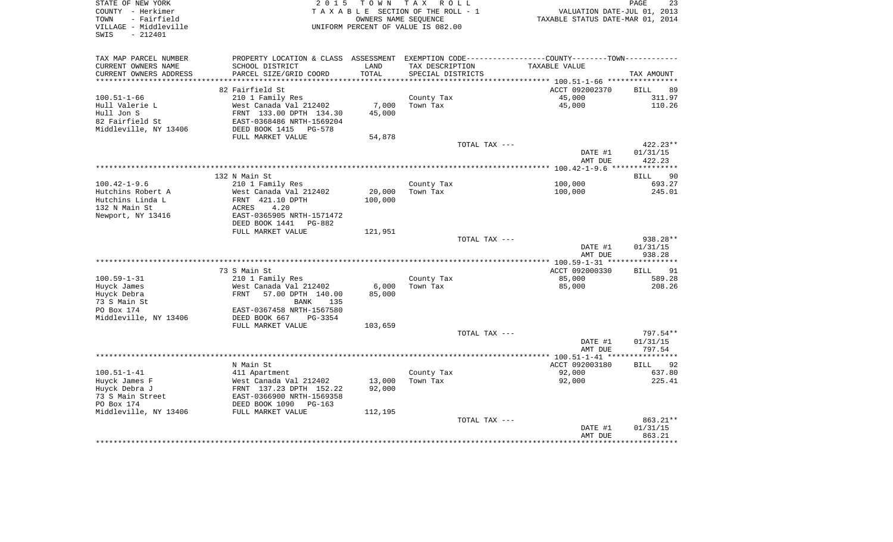STATE OF NEW YORK
COUNTY - Herkimer
TOWN - Fairfield
VILLAGE - Middleville
SWIS - 212401

2 0 1 5 T O W N T A X R O L L
T A X A B L E SECTION OF THE ROLL - 1
OWNERS NAME SEQUENCE
UNIFORM PERCENT OF VALUE IS 082.00

VALUATION DATE-JUL 01, 2013
TAXABLE STATUS DATE-MAR 01, 2014

| TAX MAP PARCEL NUMBER / CURRENT OWNERS NAME / CURRENT OWNERS ADDRESS | PROPERTY LOCATION & CLASS / SCHOOL DISTRICT / PARCEL SIZE/GRID COORD | ASSESSMENT LAND / TOTAL | EXEMPTION CODE / TAX DESCRIPTION / SPECIAL DISTRICTS | COUNTY--------TOWN / TAXABLE VALUE | TAX AMOUNT |
|---|---|---|---|---|---|
| 100.51-1-66 | 82 Fairfield St | | | ACCT 092002370 | BILL 89 |
| Hull Valerie L | 210 1 Family Res | | County Tax | 45,000 | 311.97 |
| Hull Jon S | West Canada Val 212402 | 7,000 | Town Tax | 45,000 | 110.26 |
| 82 Fairfield St | FRNT 133.00 DPTH 134.30 | 45,000 | | | |
| Middleville, NY 13406 | EAST-0368486 NRTH-1569204 | | | | |
| | DEED BOOK 1415 PG-578 | | | | |
| | FULL MARKET VALUE | 54,878 | | | |
| | | | TOTAL TAX --- | | 422.23** |
| | | | | DATE #1 | 01/31/15 |
| | | | | AMT DUE | 422.23 |
| 100.42-1-9.6 | 132 N Main St | | | | BILL 90 |
| Hutchins Robert A | 210 1 Family Res | | County Tax | 100,000 | 693.27 |
| Hutchins Linda L | West Canada Val 212402 | 20,000 | Town Tax | 100,000 | 245.01 |
| 132 N Main St | FRNT 421.10 DPTH | 100,000 | | | |
| Newport, NY 13416 | ACRES 4.20 | | | | |
| | EAST-0365905 NRTH-1571472 | | | | |
| | DEED BOOK 1441 PG-882 | | | | |
| | FULL MARKET VALUE | 121,951 | | | |
| | | | TOTAL TAX --- | | 938.28** |
| | | | | DATE #1 | 01/31/15 |
| | | | | AMT DUE | 938.28 |
| 100.59-1-31 | 73 S Main St | | | ACCT 092000330 | BILL 91 |
| Huyck James | 210 1 Family Res | | County Tax | 85,000 | 589.28 |
| Huyck Debra | West Canada Val 212402 | 6,000 | Town Tax | 85,000 | 208.26 |
| 73 S Main St | FRNT 57.00 DPTH 140.00 | 85,000 | | | |
| PO Box 174 | BANK 135 | | | | |
| Middleville, NY 13406 | EAST-0367458 NRTH-1567580 | | | | |
| | DEED BOOK 667 PG-3354 | | | | |
| | FULL MARKET VALUE | 103,659 | | | |
| | | | TOTAL TAX --- | | 797.54** |
| | | | | DATE #1 | 01/31/15 |
| | | | | AMT DUE | 797.54 |
| 100.51-1-41 | N Main St | | | ACCT 092003180 | BILL 92 |
| Huyck James F | 411 Apartment | | County Tax | 92,000 | 637.80 |
| Huyck Debra J | West Canada Val 212402 | 13,000 | Town Tax | 92,000 | 225.41 |
| 73 S Main Street | FRNT 137.23 DPTH 152.22 | 92,000 | | | |
| PO Box 174 | EAST-0366900 NRTH-1569358 | | | | |
| Middleville, NY 13406 | DEED BOOK 1090 PG-163 | | | | |
| | FULL MARKET VALUE | 112,195 | | | |
| | | | TOTAL TAX --- | | 863.21** |
| | | | | DATE #1 | 01/31/15 |
| | | | | AMT DUE | 863.21 |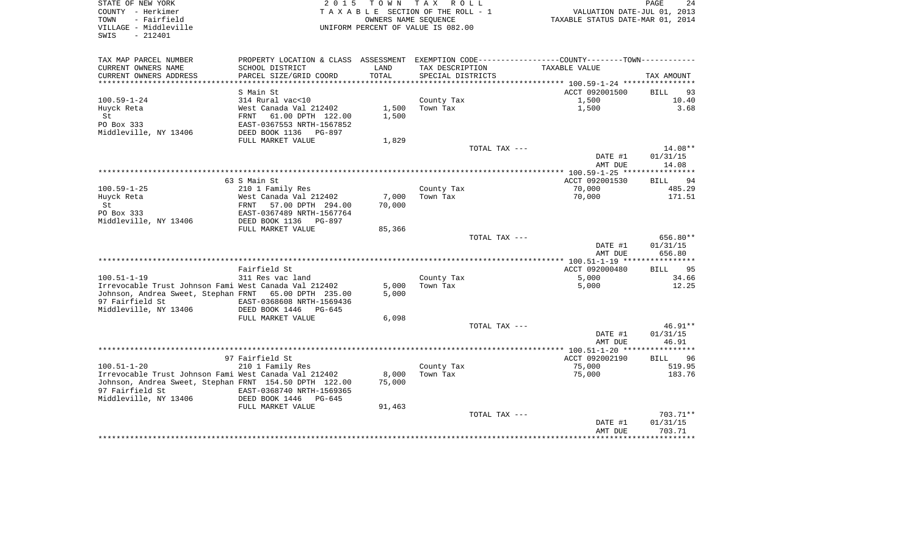STATE OF NEW YORK  
COUNTY - Herkimer  
TOWN - Fairfield  
VILLAGE - Middleville  
SWIS - 212401

2 0 1 5 T O W N T A X R O L L  
T A X A B L E SECTION OF THE ROLL - 1  
OWNERS NAME SEQUENCE  
UNIFORM PERCENT OF VALUE IS 082.00

VALUATION DATE-JUL 01, 2013  
TAXABLE STATUS DATE-MAR 01, 2014

| TAX MAP PARCEL NUMBER / CURRENT OWNERS NAME / CURRENT OWNERS ADDRESS | PROPERTY LOCATION & CLASS / SCHOOL DISTRICT / PARCEL SIZE/GRID COORD | ASSESSMENT LAND / TOTAL | EXEMPTION CODE / TAX DESCRIPTION / SPECIAL DISTRICTS | COUNTY--------TOWN TAXABLE VALUE | TAX AMOUNT |
|---|---|---|---|---|---|
| **100.59-1-24** | S Main St | | | ACCT 092001500 | BILL 93 |
| 100.59-1-24 | 314 Rural vac<10 | | County Tax | 1,500 | 10.40 |
| Huyck Reta | West Canada Val 212402 | 1,500 | Town Tax | 1,500 | 3.68 |
| St | FRNT 61.00 DPTH 122.00 | 1,500 | | | |
| PO Box 333 | EAST-0367553 NRTH-1567852 | | | | |
| Middleville, NY 13406 | DEED BOOK 1136 PG-897 | | | | |
| | FULL MARKET VALUE | 1,829 | | | |
| | | | TOTAL TAX --- | | 14.08** |
| | | | | DATE #1 | 01/31/15 |
| | | | | AMT DUE | 14.08 |
| **100.59-1-25** | 63 S Main St | | | ACCT 092001530 | BILL 94 |
| 100.59-1-25 | 210 1 Family Res | | County Tax | 70,000 | 485.29 |
| Huyck Reta | West Canada Val 212402 | 7,000 | Town Tax | 70,000 | 171.51 |
| St | FRNT 57.00 DPTH 294.00 | 70,000 | | | |
| PO Box 333 | EAST-0367489 NRTH-1567764 | | | | |
| Middleville, NY 13406 | DEED BOOK 1136 PG-897 | | | | |
| | FULL MARKET VALUE | 85,366 | | | |
| | | | TOTAL TAX --- | | 656.80** |
| | | | | DATE #1 | 01/31/15 |
| | | | | AMT DUE | 656.80 |
| **100.51-1-19** | Fairfield St | | | ACCT 092000480 | BILL 95 |
| 100.51-1-19 | 311 Res vac land | | County Tax | 5,000 | 34.66 |
| Irrevocable Trust Johnson Fami | West Canada Val 212402 | 5,000 | Town Tax | 5,000 | 12.25 |
| Johnson, Andrea Sweet, Stephan | FRNT 65.00 DPTH 235.00 | 5,000 | | | |
| 97 Fairfield St | EAST-0368608 NRTH-1569436 | | | | |
| Middleville, NY 13406 | DEED BOOK 1446 PG-645 | | | | |
| | FULL MARKET VALUE | 6,098 | | | |
| | | | TOTAL TAX --- | | 46.91** |
| | | | | DATE #1 | 01/31/15 |
| | | | | AMT DUE | 46.91 |
| **100.51-1-20** | 97 Fairfield St | | | ACCT 092002190 | BILL 96 |
| 100.51-1-20 | 210 1 Family Res | | County Tax | 75,000 | 519.95 |
| Irrevocable Trust Johnson Fami | West Canada Val 212402 | 8,000 | Town Tax | 75,000 | 183.76 |
| Johnson, Andrea Sweet, Stephan | FRNT 154.50 DPTH 122.00 | 75,000 | | | |
| 97 Fairfield St | EAST-0368740 NRTH-1569365 | | | | |
| Middleville, NY 13406 | DEED BOOK 1446 PG-645 | | | | |
| | FULL MARKET VALUE | 91,463 | | | |
| | | | TOTAL TAX --- | | 703.71** |
| | | | | DATE #1 | 01/31/15 |
| | | | | AMT DUE | 703.71 |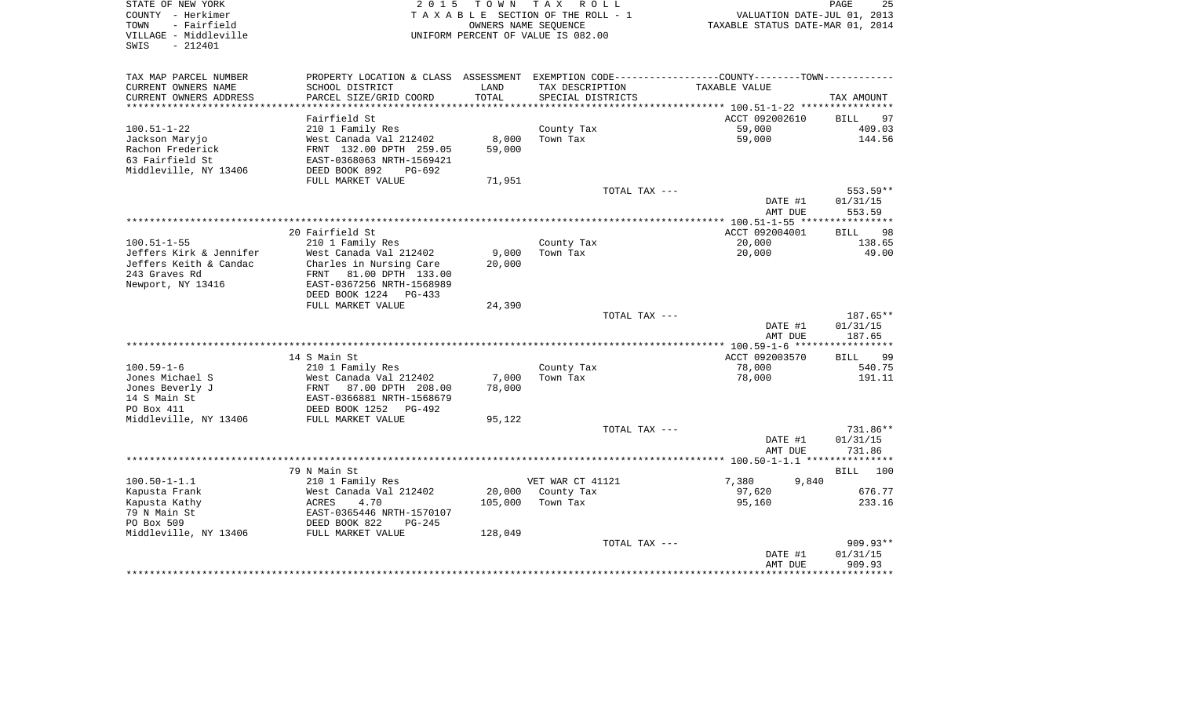STATE OF NEW YORK
COUNTY - Herkimer
TOWN - Fairfield
VILLAGE - Middleville
SWIS - 212401

2 0 1 5 T O W N T A X R O L L
T A X A B L E SECTION OF THE ROLL - 1
OWNERS NAME SEQUENCE
UNIFORM PERCENT OF VALUE IS 082.00

VALUATION DATE-JUL 01, 2013
TAXABLE STATUS DATE-MAR 01, 2014

| TAX MAP PARCEL NUMBER / CURRENT OWNERS NAME / CURRENT OWNERS ADDRESS | PROPERTY LOCATION & CLASS / SCHOOL DISTRICT / PARCEL SIZE/GRID COORD | ASSESSMENT LAND / TOTAL | EXEMPTION CODE / TAX DESCRIPTION / SPECIAL DISTRICTS | COUNTY--------TOWN TAXABLE VALUE | TAX AMOUNT |
|---|---|---|---|---|---|
| 100.51-1-22 | Fairfield St | | | ACCT 092002610 | BILL 97 |
| | 210 1 Family Res | | County Tax | 59,000 | 409.03 |
| Jackson Maryjo | West Canada Val 212402 | 8,000 | Town Tax | 59,000 | 144.56 |
| Rachon Frederick | FRNT 132.00 DPTH 259.05 | 59,000 | | | |
| 63 Fairfield St | EAST-0368063 NRTH-1569421 | | | | |
| Middleville, NY 13406 | DEED BOOK 892 PG-692 | | | | |
| | FULL MARKET VALUE | 71,951 | | | |
| | | | TOTAL TAX --- | | 553.59** |
| | | | | DATE #1 | 01/31/15 |
| | | | | AMT DUE | 553.59 |
| 100.51-1-55 | 20 Fairfield St | | | ACCT 092004001 | BILL 98 |
| | 210 1 Family Res | | County Tax | 20,000 | 138.65 |
| Jeffers Kirk & Jennifer | West Canada Val 212402 | 9,000 | Town Tax | 20,000 | 49.00 |
| Jeffers Keith & Candac | Charles in Nursing Care | 20,000 | | | |
| 243 Graves Rd | FRNT 81.00 DPTH 133.00 | | | | |
| Newport, NY 13416 | EAST-0367256 NRTH-1568989 | | | | |
| | DEED BOOK 1224 PG-433 | | | | |
| | FULL MARKET VALUE | 24,390 | | | |
| | | | TOTAL TAX --- | | 187.65** |
| | | | | DATE #1 | 01/31/15 |
| | | | | AMT DUE | 187.65 |
| 100.59-1-6 | 14 S Main St | | | ACCT 092003570 | BILL 99 |
| | 210 1 Family Res | | County Tax | 78,000 | 540.75 |
| Jones Michael S | West Canada Val 212402 | 7,000 | Town Tax | 78,000 | 191.11 |
| Jones Beverly J | FRNT 87.00 DPTH 208.00 | 78,000 | | | |
| 14 S Main St | EAST-0366881 NRTH-1568679 | | | | |
| PO Box 411 | DEED BOOK 1252 PG-492 | | | | |
| Middleville, NY 13406 | FULL MARKET VALUE | 95,122 | | | |
| | | | TOTAL TAX --- | | 731.86** |
| | | | | DATE #1 | 01/31/15 |
| | | | | AMT DUE | 731.86 |
| 100.50-1-1.1 | 79 N Main St | | | | BILL 100 |
| | 210 1 Family Res | | VET WAR CT 41121 | 7,380 9,840 | |
| Kapusta Frank | West Canada Val 212402 | 20,000 | County Tax | 97,620 | 676.77 |
| Kapusta Kathy | ACRES 4.70 | 105,000 | Town Tax | 95,160 | 233.16 |
| 79 N Main St | EAST-0365446 NRTH-1570107 | | | | |
| PO Box 509 | DEED BOOK 822 PG-245 | | | | |
| Middleville, NY 13406 | FULL MARKET VALUE | 128,049 | | | |
| | | | TOTAL TAX --- | | 909.93** |
| | | | | DATE #1 | 01/31/15 |
| | | | | AMT DUE | 909.93 |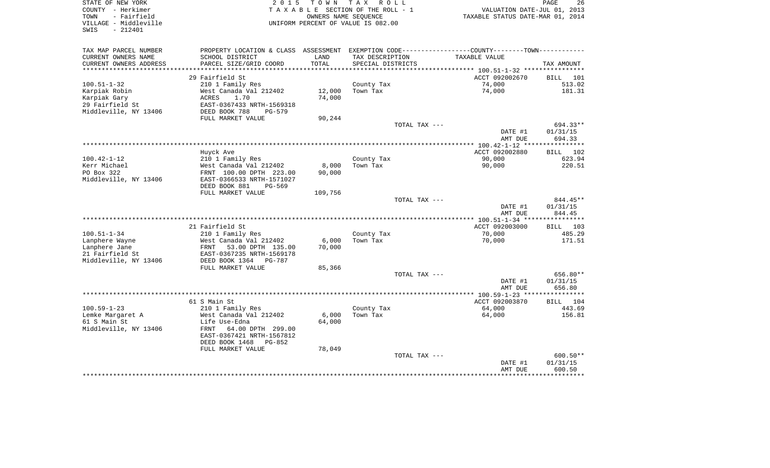STATE OF NEW YORK
COUNTY - Herkimer
TOWN - Fairfield
VILLAGE - Middleville
SWIS - 212401

2 0 1 5 T O W N T A X R O L L
T A X A B L E SECTION OF THE ROLL - 1
OWNERS NAME SEQUENCE
UNIFORM PERCENT OF VALUE IS 082.00

VALUATION DATE-JUL 01, 2013
TAXABLE STATUS DATE-MAR 01, 2014

| TAX MAP PARCEL NUMBER / CURRENT OWNERS NAME / CURRENT OWNERS ADDRESS | PROPERTY LOCATION & CLASS / SCHOOL DISTRICT / PARCEL SIZE/GRID COORD | ASSESSMENT LAND / TOTAL | EXEMPTION CODE / TAX DESCRIPTION / SPECIAL DISTRICTS | COUNTY--------TOWN / TAXABLE VALUE | TAX AMOUNT |
|---|---|---|---|---|---|
| 100.51-1-32 | 29 Fairfield St | | | ACCT 092002670 | BILL 101 |
| Karpiak Robin | 210 1 Family Res | | County Tax | 74,000 | 513.02 |
| Karpiak Gary | West Canada Val 212402 | 12,000 | Town Tax | 74,000 | 181.31 |
| 29 Fairfield St | ACRES 1.70 | 74,000 | | | |
| Middleville, NY 13406 | EAST-0367433 NRTH-1569318 | | | | |
| | DEED BOOK 788 PG-579 | | | | |
| | FULL MARKET VALUE | 90,244 | | | |
| | | | TOTAL TAX --- | | 694.33** |
| | | | | DATE #1 | 01/31/15 |
| | | | | AMT DUE | 694.33 |
| 100.42-1-12 | Huyck Ave | | | ACCT 092002880 | BILL 102 |
| Kerr Michael | 210 1 Family Res | | County Tax | 90,000 | 623.94 |
| PO Box 322 | West Canada Val 212402 | 8,000 | Town Tax | 90,000 | 220.51 |
| Middleville, NY 13406 | FRNT 100.00 DPTH 223.00 | 90,000 | | | |
| | EAST-0366533 NRTH-1571027 | | | | |
| | DEED BOOK 881 PG-569 | | | | |
| | FULL MARKET VALUE | 109,756 | | | |
| | | | TOTAL TAX --- | | 844.45** |
| | | | | DATE #1 | 01/31/15 |
| | | | | AMT DUE | 844.45 |
| 100.51-1-34 | 21 Fairfield St | | | ACCT 092003000 | BILL 103 |
| Lanphere Wayne | 210 1 Family Res | | County Tax | 70,000 | 485.29 |
| Lanphere Jane | West Canada Val 212402 | 6,000 | Town Tax | 70,000 | 171.51 |
| 21 Fairfield St | FRNT 53.00 DPTH 135.00 | 70,000 | | | |
| Middleville, NY 13406 | EAST-0367235 NRTH-1569178 | | | | |
| | DEED BOOK 1364 PG-787 | | | | |
| | FULL MARKET VALUE | 85,366 | | | |
| | | | TOTAL TAX --- | | 656.80** |
| | | | | DATE #1 | 01/31/15 |
| | | | | AMT DUE | 656.80 |
| 100.59-1-23 | 61 S Main St | | | ACCT 092003870 | BILL 104 |
| Lemke Margaret A | 210 1 Family Res | | County Tax | 64,000 | 443.69 |
| 61 S Main St | West Canada Val 212402 | 6,000 | Town Tax | 64,000 | 156.81 |
| Middleville, NY 13406 | Life Use-Edna | 64,000 | | | |
| | FRNT 64.00 DPTH 299.00 | | | | |
| | EAST-0367421 NRTH-1567812 | | | | |
| | DEED BOOK 1468 PG-852 | | | | |
| | FULL MARKET VALUE | 78,049 | | | |
| | | | TOTAL TAX --- | | 600.50** |
| | | | | DATE #1 | 01/31/15 |
| | | | | AMT DUE | 600.50 |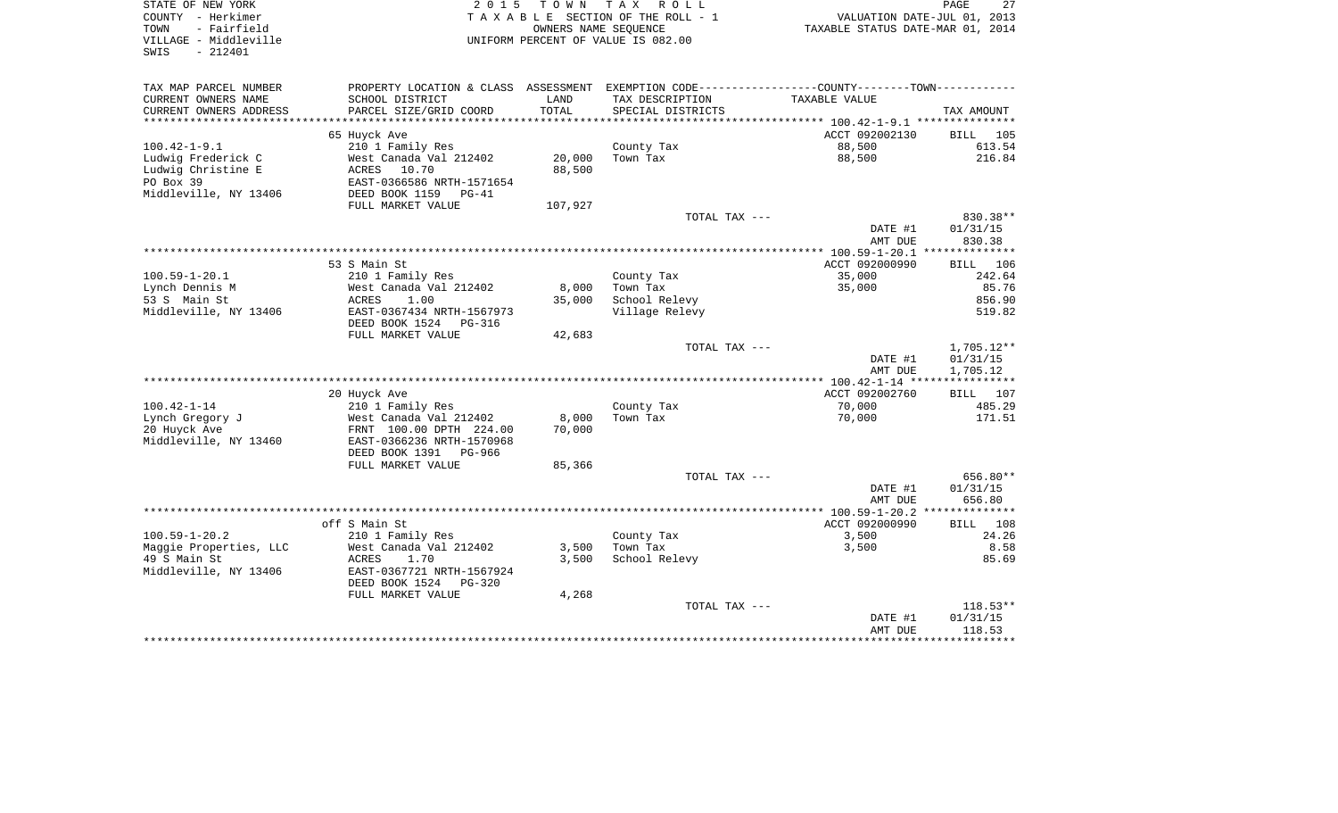STATE OF NEW YORK
COUNTY - Herkimer
TOWN - Fairfield
VILLAGE - Middleville
SWIS - 212401

**2015 TOWN TAX ROLL**
TAXABLE SECTION OF THE ROLL - 1
OWNERS NAME SEQUENCE
UNIFORM PERCENT OF VALUE IS 082.00

VALUATION DATE-JUL 01, 2013
TAXABLE STATUS DATE-MAR 01, 2014

| TAX MAP PARCEL NUMBER / CURRENT OWNERS NAME / CURRENT OWNERS ADDRESS | PROPERTY LOCATION & CLASS / SCHOOL DISTRICT / PARCEL SIZE/GRID COORD | ASSESSMENT LAND / TOTAL | EXEMPTION CODE / TAX DESCRIPTION / SPECIAL DISTRICTS | TAXABLE VALUE | TAX AMOUNT |
|---|---|---|---|---|---|
| | 65 Huyck Ave | | | ACCT 092002130 | BILL 105 |
| 100.42-1-9.1 | 210 1 Family Res | | County Tax | 88,500 | 613.54 |
| Ludwig Frederick C | West Canada Val 212402 | 20,000 | Town Tax | 88,500 | 216.84 |
| Ludwig Christine E | ACRES 10.70 | 88,500 | | | |
| PO Box 39 | EAST-0366586 NRTH-1571654 | | | | |
| Middleville, NY 13406 | DEED BOOK 1159 PG-41 | | | | |
| | FULL MARKET VALUE | 107,927 | | | |
| | | | TOTAL TAX --- | | 830.38** |
| | | | | DATE #1 | 01/31/15 |
| | | | | AMT DUE | 830.38 |
| | 53 S Main St | | | ACCT 092000990 | BILL 106 |
| 100.59-1-20.1 | 210 1 Family Res | | County Tax | 35,000 | 242.64 |
| Lynch Dennis M | West Canada Val 212402 | 8,000 | Town Tax | 35,000 | 85.76 |
| 53 S Main St | ACRES 1.00 | 35,000 | School Relevy | | 856.90 |
| Middleville, NY 13406 | EAST-0367434 NRTH-1567973 | | Village Relevy | | 519.82 |
| | DEED BOOK 1524 PG-316 | | | | |
| | FULL MARKET VALUE | 42,683 | | | |
| | | | TOTAL TAX --- | | 1,705.12** |
| | | | | DATE #1 | 01/31/15 |
| | | | | AMT DUE | 1,705.12 |
| | 20 Huyck Ave | | | ACCT 092002760 | BILL 107 |
| 100.42-1-14 | 210 1 Family Res | | County Tax | 70,000 | 485.29 |
| Lynch Gregory J | West Canada Val 212402 | 8,000 | Town Tax | 70,000 | 171.51 |
| 20 Huyck Ave | FRNT 100.00 DPTH 224.00 | 70,000 | | | |
| Middleville, NY 13460 | EAST-0366236 NRTH-1570968 | | | | |
| | DEED BOOK 1391 PG-966 | | | | |
| | FULL MARKET VALUE | 85,366 | | | |
| | | | TOTAL TAX --- | | 656.80** |
| | | | | DATE #1 | 01/31/15 |
| | | | | AMT DUE | 656.80 |
| | off S Main St | | | ACCT 092000990 | BILL 108 |
| 100.59-1-20.2 | 210 1 Family Res | | County Tax | 3,500 | 24.26 |
| Maggie Properties, LLC | West Canada Val 212402 | 3,500 | Town Tax | 3,500 | 8.58 |
| 49 S Main St | ACRES 1.70 | 3,500 | School Relevy | | 85.69 |
| Middleville, NY 13406 | EAST-0367721 NRTH-1567924 | | | | |
| | DEED BOOK 1524 PG-320 | | | | |
| | FULL MARKET VALUE | 4,268 | | | |
| | | | TOTAL TAX --- | | 118.53** |
| | | | | DATE #1 | 01/31/15 |
| | | | | AMT DUE | 118.53 |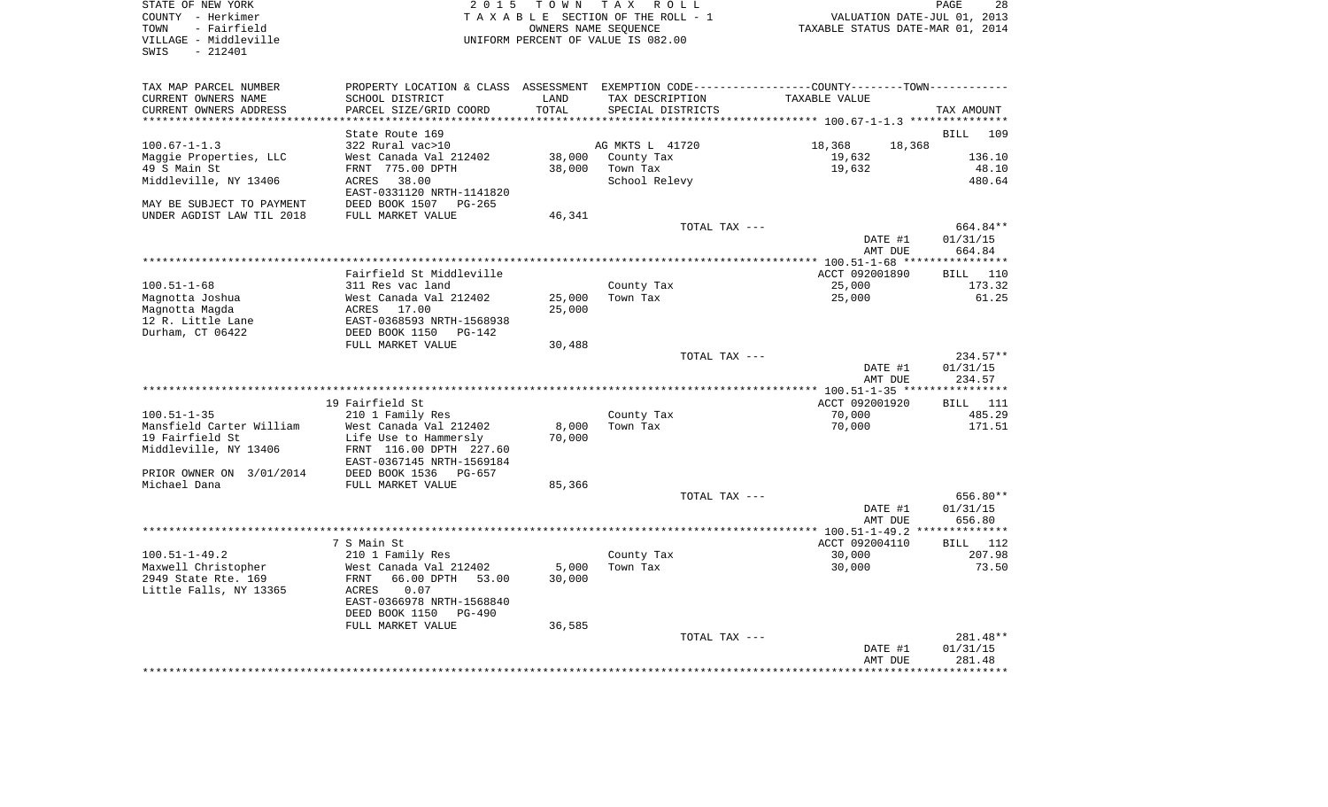STATE OF NEW YORK
COUNTY - Herkimer
TOWN - Fairfield
VILLAGE - Middleville
SWIS - 212401

2 0 1 5 T O W N T A X R O L L
T A X A B L E SECTION OF THE ROLL - 1
OWNERS NAME SEQUENCE
UNIFORM PERCENT OF VALUE IS 082.00

VALUATION DATE-JUL 01, 2013
TAXABLE STATUS DATE-MAR 01, 2014

| TAX MAP PARCEL NUMBER<br>CURRENT OWNERS NAME<br>CURRENT OWNERS ADDRESS | PROPERTY LOCATION & CLASS<br>SCHOOL DISTRICT<br>PARCEL SIZE/GRID COORD | ASSESSMENT<br>LAND<br>TOTAL | EXEMPTION CODE<br>TAX DESCRIPTION<br>SPECIAL DISTRICTS | COUNTY / TOWN<br>TAXABLE VALUE | TAX AMOUNT |
|---|---|---|---|---|---|
| **100.67-1-1.3** | State Route 169 | | | | BILL 109 |
| 100.67-1-1.3 | 322 Rural vac>10 | | AG MKTS L 41720 | 18,368 18,368 | |
| Maggie Properties, LLC | West Canada Val 212402 | 38,000 | County Tax | 19,632 | 136.10 |
| 49 S Main St | FRNT 775.00 DPTH | 38,000 | Town Tax | 19,632 | 48.10 |
| Middleville, NY 13406 | ACRES 38.00 | | School Relevy | | 480.64 |
| | EAST-0331120 NRTH-1141820 | | | | |
| MAY BE SUBJECT TO PAYMENT | DEED BOOK 1507 PG-265 | | | | |
| UNDER AGDIST LAW TIL 2018 | FULL MARKET VALUE | 46,341 | | | |
| | | | TOTAL TAX --- | | 664.84** |
| | | | | DATE #1 | 01/31/15 |
| | | | | AMT DUE | 664.84 |
| **100.51-1-68** | Fairfield St Middleville | | | ACCT 092001890 | BILL 110 |
| 100.51-1-68 | 311 Res vac land | | County Tax | 25,000 | 173.32 |
| Magnotta Joshua | West Canada Val 212402 | 25,000 | Town Tax | 25,000 | 61.25 |
| Magnotta Magda | ACRES 17.00 | 25,000 | | | |
| 12 R. Little Lane | EAST-0368593 NRTH-1568938 | | | | |
| Durham, CT 06422 | DEED BOOK 1150 PG-142 | | | | |
| | FULL MARKET VALUE | 30,488 | | | |
| | | | TOTAL TAX --- | | 234.57** |
| | | | | DATE #1 | 01/31/15 |
| | | | | AMT DUE | 234.57 |
| **100.51-1-35** | 19 Fairfield St | | | ACCT 092001920 | BILL 111 |
| 100.51-1-35 | 210 1 Family Res | | County Tax | 70,000 | 485.29 |
| Mansfield Carter William | West Canada Val 212402 | 8,000 | Town Tax | 70,000 | 171.51 |
| 19 Fairfield St | Life Use to Hammersly | 70,000 | | | |
| Middleville, NY 13406 | FRNT 116.00 DPTH 227.60 | | | | |
| | EAST-0367145 NRTH-1569184 | | | | |
| PRIOR OWNER ON 3/01/2014 | DEED BOOK 1536 PG-657 | | | | |
| Michael Dana | FULL MARKET VALUE | 85,366 | | | |
| | | | TOTAL TAX --- | | 656.80** |
| | | | | DATE #1 | 01/31/15 |
| | | | | AMT DUE | 656.80 |
| **100.51-1-49.2** | 7 S Main St | | | ACCT 092004110 | BILL 112 |
| 100.51-1-49.2 | 210 1 Family Res | | County Tax | 30,000 | 207.98 |
| Maxwell Christopher | West Canada Val 212402 | 5,000 | Town Tax | 30,000 | 73.50 |
| 2949 State Rte. 169 | FRNT 66.00 DPTH 53.00 | 30,000 | | | |
| Little Falls, NY 13365 | ACRES 0.07 | | | | |
| | EAST-0366978 NRTH-1568840 | | | | |
| | DEED BOOK 1150 PG-490 | | | | |
| | FULL MARKET VALUE | 36,585 | | | |
| | | | TOTAL TAX --- | | 281.48** |
| | | | | DATE #1 | 01/31/15 |
| | | | | AMT DUE | 281.48 |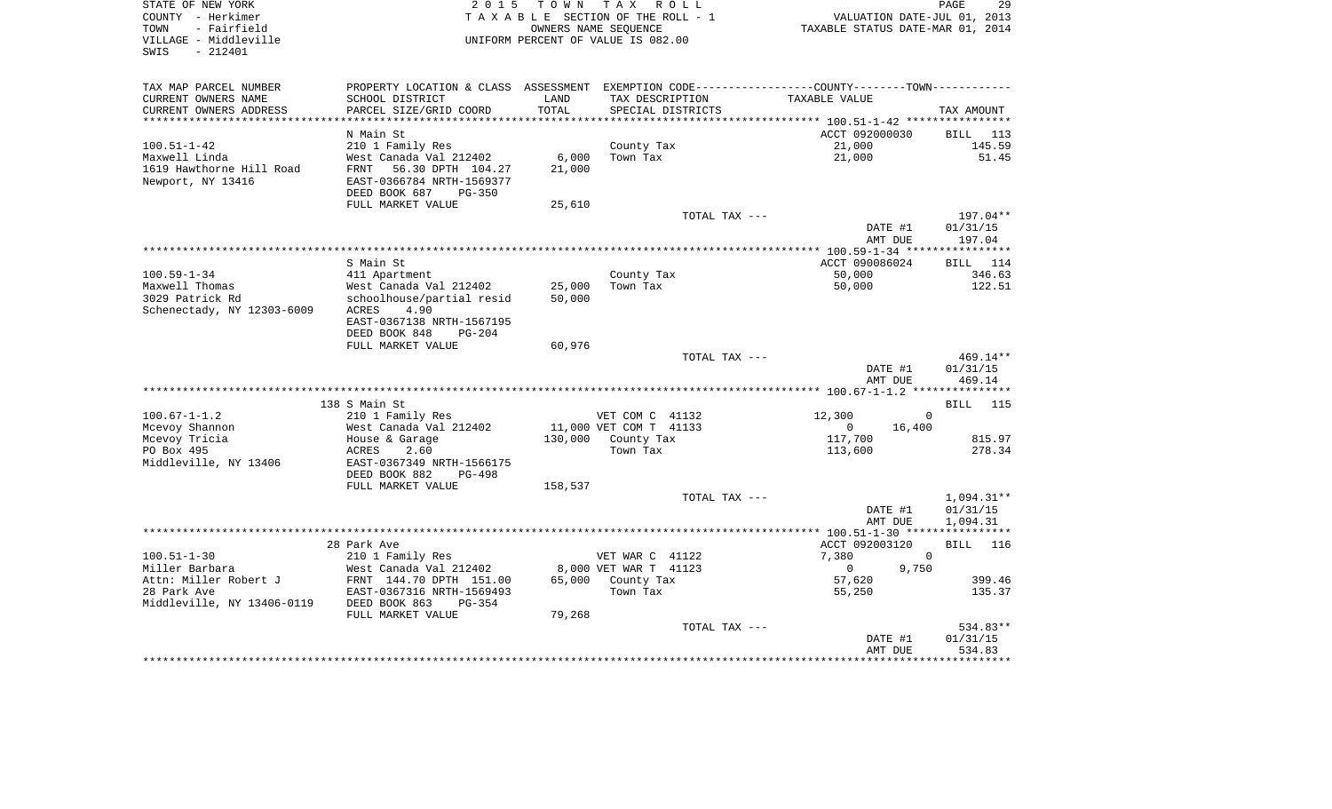STATE OF NEW YORK
COUNTY - Herkimer
TOWN - Fairfield
VILLAGE - Middleville
SWIS - 212401

2 0 1 5 T O W N T A X R O L L
T A X A B L E SECTION OF THE ROLL - 1
OWNERS NAME SEQUENCE
UNIFORM PERCENT OF VALUE IS 082.00

VALUATION DATE-JUL 01, 2013
TAXABLE STATUS DATE-MAR 01, 2014

| TAX MAP PARCEL NUMBER / CURRENT OWNERS NAME / CURRENT OWNERS ADDRESS | PROPERTY LOCATION & CLASS / SCHOOL DISTRICT / PARCEL SIZE/GRID COORD | ASSESSMENT LAND / TOTAL | EXEMPTION CODE / TAX DESCRIPTION / SPECIAL DISTRICTS | COUNTY TAXABLE VALUE | TOWN TAXABLE VALUE | TAX AMOUNT |
|---|---|---|---|---|---|---|
| 100.51-1-42 | N Main St | | | ACCT 092000030 | | BILL 113 |
| 100.51-1-42 | 210 1 Family Res | | County Tax | 21,000 | | 145.59 |
| Maxwell Linda | West Canada Val 212402 | 6,000 | Town Tax | 21,000 | | 51.45 |
| 1619 Hawthorne Hill Road | FRNT 56.30 DPTH 104.27 | 21,000 | | | | |
| Newport, NY 13416 | EAST-0366784 NRTH-1569377 | | | | | |
| | DEED BOOK 687 PG-350 | | | | | |
| | FULL MARKET VALUE | 25,610 | | | | |
| | | | TOTAL TAX --- | | | 197.04** |
| | | | | DATE #1 | | 01/31/15 |
| | | | | AMT DUE | | 197.04 |
| 100.59-1-34 | S Main St | | | ACCT 090086024 | | BILL 114 |
| 100.59-1-34 | 411 Apartment | | County Tax | 50,000 | | 346.63 |
| Maxwell Thomas | West Canada Val 212402 | 25,000 | Town Tax | 50,000 | | 122.51 |
| 3029 Patrick Rd | schoolhouse/partial resid | 50,000 | | | | |
| Schenectady, NY 12303-6009 | ACRES 4.90 | | | | | |
| | EAST-0367138 NRTH-1567195 | | | | | |
| | DEED BOOK 848 PG-204 | | | | | |
| | FULL MARKET VALUE | 60,976 | | | | |
| | | | TOTAL TAX --- | | | 469.14** |
| | | | | DATE #1 | | 01/31/15 |
| | | | | AMT DUE | | 469.14 |
| 100.67-1-1.2 | 138 S Main St | | | | | BILL 115 |
| 100.67-1-1.2 | 210 1 Family Res | | VET COM C 41132 | 12,300 | 0 | |
| Mcevoy Shannon | West Canada Val 212402 | 11,000 | VET COM T 41133 | 0 | 16,400 | |
| Mcevoy Tricia | House & Garage | 130,000 | County Tax | 117,700 | | 815.97 |
| PO Box 495 | ACRES 2.60 | | Town Tax | 113,600 | | 278.34 |
| Middleville, NY 13406 | EAST-0367349 NRTH-1566175 | | | | | |
| | DEED BOOK 882 PG-498 | | | | | |
| | FULL MARKET VALUE | 158,537 | | | | |
| | | | TOTAL TAX --- | | | 1,094.31** |
| | | | | DATE #1 | | 01/31/15 |
| | | | | AMT DUE | | 1,094.31 |
| 100.51-1-30 | 28 Park Ave | | | ACCT 092003120 | | BILL 116 |
| 100.51-1-30 | 210 1 Family Res | | VET WAR C 41122 | 7,380 | 0 | |
| Miller Barbara | West Canada Val 212402 | 8,000 | VET WAR T 41123 | 0 | 9,750 | |
| Attn: Miller Robert J | FRNT 144.70 DPTH 151.00 | 65,000 | County Tax | 57,620 | | 399.46 |
| 28 Park Ave | EAST-0367316 NRTH-1569493 | | Town Tax | 55,250 | | 135.37 |
| Middleville, NY 13406-0119 | DEED BOOK 863 PG-354 | | | | | |
| | FULL MARKET VALUE | 79,268 | | | | |
| | | | TOTAL TAX --- | | | 534.83** |
| | | | | DATE #1 | | 01/31/15 |
| | | | | AMT DUE | | 534.83 |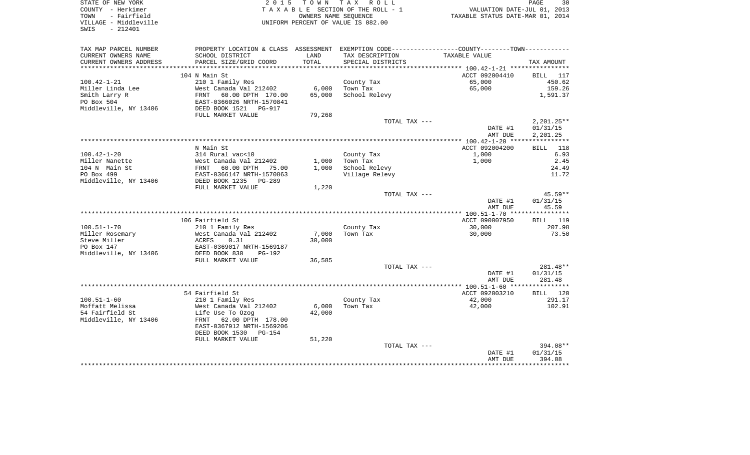STATE OF NEW YORK
COUNTY - Herkimer
TOWN - Fairfield
VILLAGE - Middleville
SWIS - 212401

2 0 1 5 T O W N T A X R O L L
T A X A B L E SECTION OF THE ROLL - 1
OWNERS NAME SEQUENCE
UNIFORM PERCENT OF VALUE IS 082.00

VALUATION DATE-JUL 01, 2013
TAXABLE STATUS DATE-MAR 01, 2014

| TAX MAP PARCEL NUMBER / CURRENT OWNERS NAME / CURRENT OWNERS ADDRESS | PROPERTY LOCATION & CLASS / SCHOOL DISTRICT / PARCEL SIZE/GRID COORD | ASSESSMENT LAND / TOTAL | EXEMPTION CODE / TAX DESCRIPTION / SPECIAL DISTRICTS | TAXABLE VALUE | TAX AMOUNT |
|---|---|---|---|---|---|
| **100.42-1-21** | 104 N Main St | | | ACCT 092004410 | BILL 117 |
| 100.42-1-21 | 210 1 Family Res | | County Tax | 65,000 | 450.62 |
| Miller Linda Lee | West Canada Val 212402 | 6,000 | Town Tax | 65,000 | 159.26 |
| Smith Larry R | FRNT 60.00 DPTH 170.00 | 65,000 | School Relevy | | 1,591.37 |
| PO Box 504 | EAST-0366026 NRTH-1570841 | | | | |
| Middleville, NY 13406 | DEED BOOK 1521 PG-917 | | | | |
| | FULL MARKET VALUE | 79,268 | | | |
| | | | TOTAL TAX --- | | 2,201.25** |
| | | | | DATE #1 | 01/31/15 |
| | | | | AMT DUE | 2,201.25 |
| **100.42-1-20** | N Main St | | | ACCT 092004200 | BILL 118 |
| 100.42-1-20 | 314 Rural vac<10 | | County Tax | 1,000 | 6.93 |
| Miller Nanette | West Canada Val 212402 | 1,000 | Town Tax | 1,000 | 2.45 |
| 104 N Main St | FRNT 60.00 DPTH 75.00 | 1,000 | School Relevy | | 24.49 |
| PO Box 499 | EAST-0366147 NRTH-1570863 | | Village Relevy | | 11.72 |
| Middleville, NY 13406 | DEED BOOK 1235 PG-289 | | | | |
| | FULL MARKET VALUE | 1,220 | | | |
| | | | TOTAL TAX --- | | 45.59** |
| | | | | DATE #1 | 01/31/15 |
| | | | | AMT DUE | 45.59 |
| **100.51-1-70** | 106 Fairfield St | | | ACCT 090007950 | BILL 119 |
| 100.51-1-70 | 210 1 Family Res | | County Tax | 30,000 | 207.98 |
| Miller Rosemary | West Canada Val 212402 | 7,000 | Town Tax | 30,000 | 73.50 |
| Steve Miller | ACRES 0.31 | 30,000 | | | |
| PO Box 147 | EAST-0369017 NRTH-1569187 | | | | |
| Middleville, NY 13406 | DEED BOOK 830 PG-192 | | | | |
| | FULL MARKET VALUE | 36,585 | | | |
| | | | TOTAL TAX --- | | 281.48** |
| | | | | DATE #1 | 01/31/15 |
| | | | | AMT DUE | 281.48 |
| **100.51-1-60** | 54 Fairfield St | | | ACCT 092003210 | BILL 120 |
| 100.51-1-60 | 210 1 Family Res | | County Tax | 42,000 | 291.17 |
| Moffatt Melissa | West Canada Val 212402 | 6,000 | Town Tax | 42,000 | 102.91 |
| 54 Fairfield St | Life Use To Ozog | 42,000 | | | |
| Middleville, NY 13406 | FRNT 62.00 DPTH 178.00 | | | | |
| | EAST-0367912 NRTH-1569206 | | | | |
| | DEED BOOK 1530 PG-154 | | | | |
| | FULL MARKET VALUE | 51,220 | | | |
| | | | TOTAL TAX --- | | 394.08** |
| | | | | DATE #1 | 01/31/15 |
| | | | | AMT DUE | 394.08 |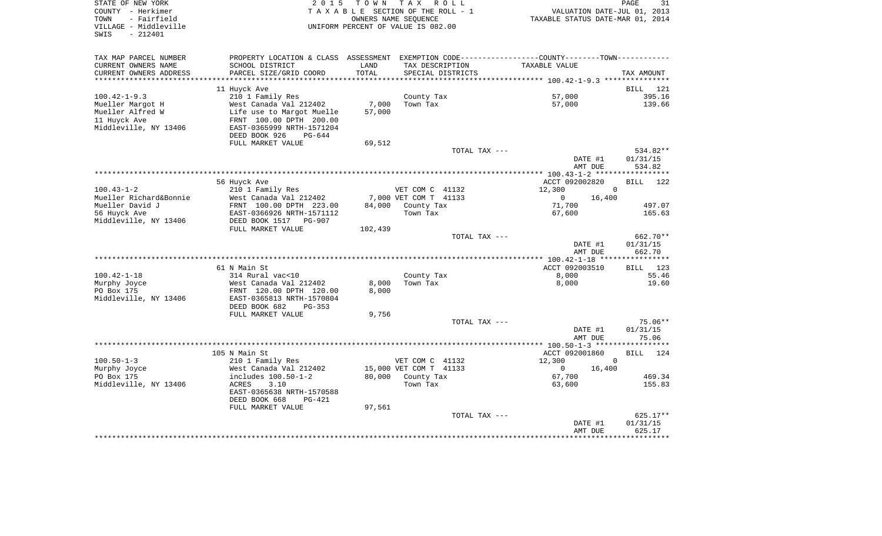STATE OF NEW YORK
COUNTY - Herkimer
TOWN - Fairfield
VILLAGE - Middleville
SWIS - 212401

2015 TOWN TAX ROLL
TAXABLE SECTION OF THE ROLL - 1
OWNERS NAME SEQUENCE
UNIFORM PERCENT OF VALUE IS 082.00

VALUATION DATE-JUL 01, 2013
TAXABLE STATUS DATE-MAR 01, 2014

| TAX MAP PARCEL NUMBER / CURRENT OWNERS NAME / CURRENT OWNERS ADDRESS | PROPERTY LOCATION & CLASS / SCHOOL DISTRICT / PARCEL SIZE/GRID COORD | ASSESSMENT LAND / TOTAL | EXEMPTION CODE / TAX DESCRIPTION / SPECIAL DISTRICTS | COUNTY TAXABLE VALUE | TOWN TAXABLE VALUE | TAX AMOUNT |
|---|---|---|---|---|---|---|
| | 11 Huyck Ave | | | | | BILL 121 |
| 100.42-1-9.3 | 210 1 Family Res | | County Tax | 57,000 | | 395.16 |
| Mueller Margot H | West Canada Val 212402 | 7,000 | Town Tax | 57,000 | | 139.66 |
| Mueller Alfred W | Life use to Margot Muelle | 57,000 | | | | |
| 11 Huyck Ave | FRNT 100.00 DPTH 200.00 | | | | | |
| Middleville, NY 13406 | EAST-0365999 NRTH-1571204 | | | | | |
| | DEED BOOK 926 PG-644 | | | | | |
| | FULL MARKET VALUE | 69,512 | | | | |
| | | | TOTAL TAX --- | | | 534.82** |
| | | | | DATE #1 | | 01/31/15 |
| | | | | AMT DUE | | 534.82 |
| | 56 Huyck Ave | | | ACCT 092002820 | | BILL 122 |
| 100.43-1-2 | 210 1 Family Res | | VET COM C 41132 | 12,300 | 0 | |
| Mueller Richard&Bonnie | West Canada Val 212402 | 7,000 | VET COM T 41133 | 0 | 16,400 | |
| Mueller David J | FRNT 100.00 DPTH 223.00 | 84,000 | County Tax | 71,700 | | 497.07 |
| 56 Huyck Ave | EAST-0366926 NRTH-1571112 | | Town Tax | 67,600 | | 165.63 |
| Middleville, NY 13406 | DEED BOOK 1517 PG-907 | | | | | |
| | FULL MARKET VALUE | 102,439 | | | | |
| | | | TOTAL TAX --- | | | 662.70** |
| | | | | DATE #1 | | 01/31/15 |
| | | | | AMT DUE | | 662.70 |
| | 61 N Main St | | | ACCT 092003510 | | BILL 123 |
| 100.42-1-18 | 314 Rural vac<10 | | County Tax | 8,000 | | 55.46 |
| Murphy Joyce | West Canada Val 212402 | 8,000 | Town Tax | 8,000 | | 19.60 |
| PO Box 175 | FRNT 120.00 DPTH 120.00 | 8,000 | | | | |
| Middleville, NY 13406 | EAST-0365813 NRTH-1570804 | | | | | |
| | DEED BOOK 682 PG-353 | | | | | |
| | FULL MARKET VALUE | 9,756 | | | | |
| | | | TOTAL TAX --- | | | 75.06** |
| | | | | DATE #1 | | 01/31/15 |
| | | | | AMT DUE | | 75.06 |
| | 105 N Main St | | | ACCT 092001860 | | BILL 124 |
| 100.50-1-3 | 210 1 Family Res | | VET COM C 41132 | 12,300 | 0 | |
| Murphy Joyce | West Canada Val 212402 | 15,000 | VET COM T 41133 | 0 | 16,400 | |
| PO Box 175 | includes 100.50-1-2 | 80,000 | County Tax | 67,700 | | 469.34 |
| Middleville, NY 13406 | ACRES 3.10 | | Town Tax | 63,600 | | 155.83 |
| | EAST-0365638 NRTH-1570588 | | | | | |
| | DEED BOOK 668 PG-421 | | | | | |
| | FULL MARKET VALUE | 97,561 | | | | |
| | | | TOTAL TAX --- | | | 625.17** |
| | | | | DATE #1 | | 01/31/15 |
| | | | | AMT DUE | | 625.17 |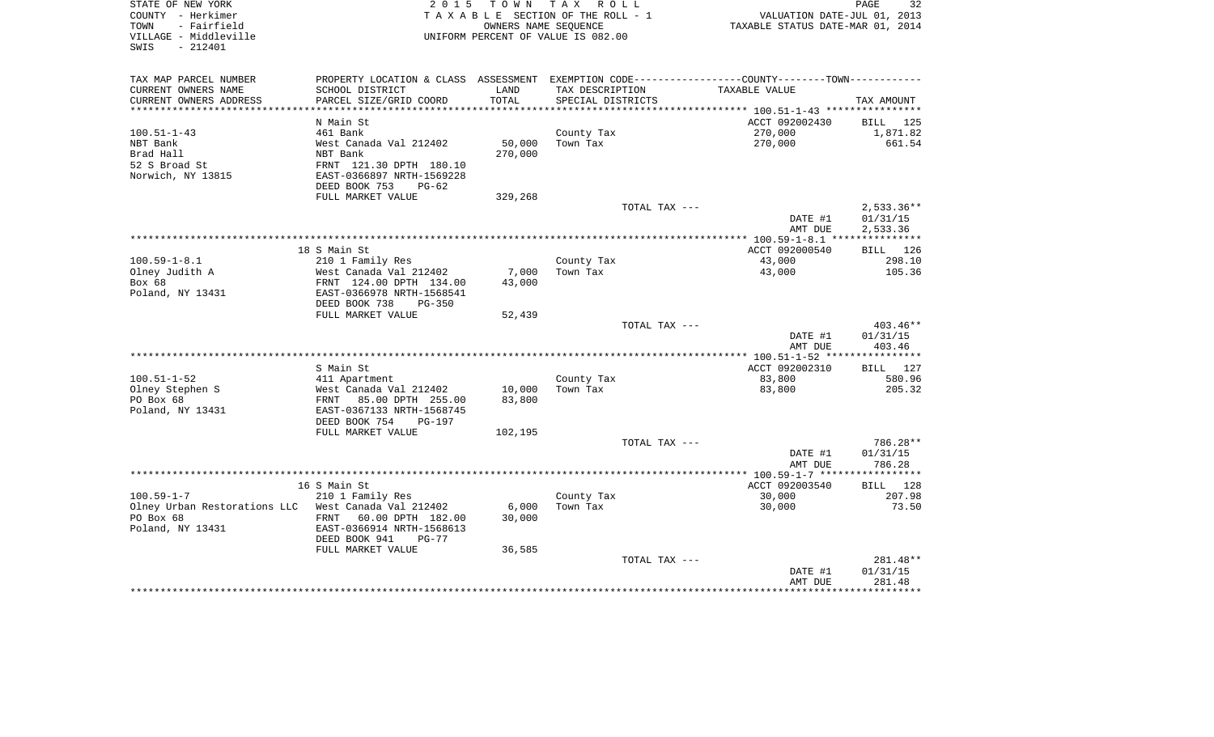STATE OF NEW YORK
COUNTY - Herkimer
TOWN - Fairfield
VILLAGE - Middleville
SWIS - 212401

2 0 1 5 T O W N T A X R O L L
T A X A B L E SECTION OF THE ROLL - 1
OWNERS NAME SEQUENCE
UNIFORM PERCENT OF VALUE IS 082.00

VALUATION DATE-JUL 01, 2013
TAXABLE STATUS DATE-MAR 01, 2014

| TAX MAP PARCEL NUMBER / CURRENT OWNERS NAME / CURRENT OWNERS ADDRESS | PROPERTY LOCATION & CLASS / SCHOOL DISTRICT / PARCEL SIZE/GRID COORD | ASSESSMENT LAND / TOTAL | EXEMPTION CODE / TAX DESCRIPTION / SPECIAL DISTRICTS | TAXABLE VALUE | TAX AMOUNT |
|---|---|---|---|---|---|
| | N Main St | | | ACCT 092002430 | BILL 125 |
| 100.51-1-43 | 461 Bank | | County Tax | 270,000 | 1,871.82 |
| NBT Bank | West Canada Val 212402 | 50,000 | Town Tax | 270,000 | 661.54 |
| Brad Hall | NBT Bank | 270,000 | | | |
| 52 S Broad St | FRNT 121.30 DPTH 180.10 | | | | |
| Norwich, NY 13815 | EAST-0366897 NRTH-1569228 | | | | |
| | DEED BOOK 753 PG-62 | | | | |
| | FULL MARKET VALUE | 329,268 | | | |
| | | | TOTAL TAX --- | | 2,533.36** |
| | | | | DATE #1 | 01/31/15 |
| | | | | AMT DUE | 2,533.36 |
| | 18 S Main St | | | ACCT 092000540 | BILL 126 |
| 100.59-1-8.1 | 210 1 Family Res | | County Tax | 43,000 | 298.10 |
| Olney Judith A | West Canada Val 212402 | 7,000 | Town Tax | 43,000 | 105.36 |
| Box 68 | FRNT 124.00 DPTH 134.00 | 43,000 | | | |
| Poland, NY 13431 | EAST-0366978 NRTH-1568541 | | | | |
| | DEED BOOK 738 PG-350 | | | | |
| | FULL MARKET VALUE | 52,439 | | | |
| | | | TOTAL TAX --- | | 403.46** |
| | | | | DATE #1 | 01/31/15 |
| | | | | AMT DUE | 403.46 |
| | S Main St | | | ACCT 092002310 | BILL 127 |
| 100.51-1-52 | 411 Apartment | | County Tax | 83,800 | 580.96 |
| Olney Stephen S | West Canada Val 212402 | 10,000 | Town Tax | 83,800 | 205.32 |
| PO Box 68 | FRNT 85.00 DPTH 255.00 | 83,800 | | | |
| Poland, NY 13431 | EAST-0367133 NRTH-1568745 | | | | |
| | DEED BOOK 754 PG-197 | | | | |
| | FULL MARKET VALUE | 102,195 | | | |
| | | | TOTAL TAX --- | | 786.28** |
| | | | | DATE #1 | 01/31/15 |
| | | | | AMT DUE | 786.28 |
| | 16 S Main St | | | ACCT 092003540 | BILL 128 |
| 100.59-1-7 | 210 1 Family Res | | County Tax | 30,000 | 207.98 |
| Olney Urban Restorations LLC | West Canada Val 212402 | 6,000 | Town Tax | 30,000 | 73.50 |
| PO Box 68 | FRNT 60.00 DPTH 182.00 | 30,000 | | | |
| Poland, NY 13431 | EAST-0366914 NRTH-1568613 | | | | |
| | DEED BOOK 941 PG-77 | | | | |
| | FULL MARKET VALUE | 36,585 | | | |
| | | | TOTAL TAX --- | | 281.48** |
| | | | | DATE #1 | 01/31/15 |
| | | | | AMT DUE | 281.48 |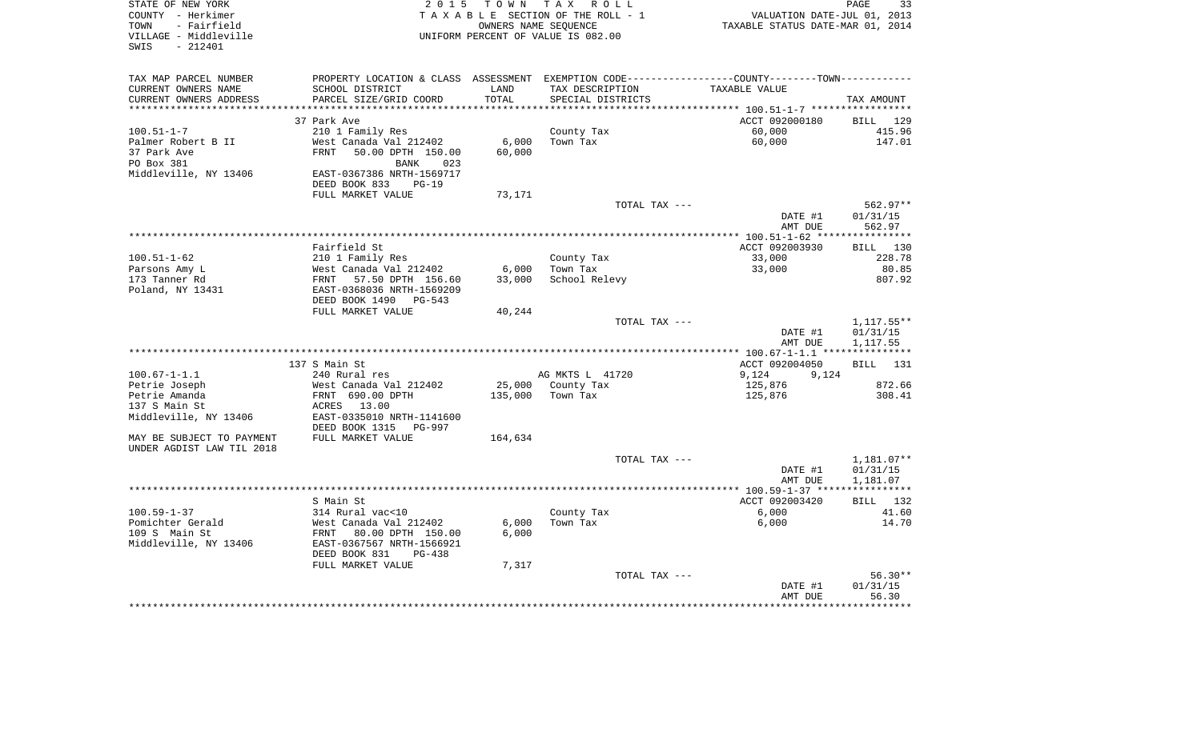STATE OF NEW YORK
COUNTY - Herkimer
TOWN - Fairfield
VILLAGE - Middleville
SWIS - 212401

2015 TOWN TAX ROLL
TAXABLE SECTION OF THE ROLL - 1
OWNERS NAME SEQUENCE
UNIFORM PERCENT OF VALUE IS 082.00

VALUATION DATE-JUL 01, 2013
TAXABLE STATUS DATE-MAR 01, 2014

| TAX MAP PARCEL NUMBER / CURRENT OWNERS NAME / CURRENT OWNERS ADDRESS | PROPERTY LOCATION & CLASS / SCHOOL DISTRICT / PARCEL SIZE/GRID COORD | ASSESSMENT LAND / TOTAL | EXEMPTION CODE / TAX DESCRIPTION / SPECIAL DISTRICTS | TAXABLE VALUE | TAX AMOUNT |
|---|---|---|---|---|---|
| | 37 Park Ave | | | ACCT 092000180 | BILL 129 |
| 100.51-1-7 | 210 1 Family Res | | County Tax | 60,000 | 415.96 |
| Palmer Robert B II | West Canada Val 212402 | 6,000 | Town Tax | 60,000 | 147.01 |
| 37 Park Ave | FRNT 50.00 DPTH 150.00 | 60,000 | | | |
| PO Box 381 | BANK 023 | | | | |
| Middleville, NY 13406 | EAST-0367386 NRTH-1569717 | | | | |
| | DEED BOOK 833 PG-19 | | | | |
| | FULL MARKET VALUE | 73,171 | | | |
| | | | TOTAL TAX --- | | 562.97** |
| | | | | DATE #1 | 01/31/15 |
| | | | | AMT DUE | 562.97 |
| | Fairfield St | | | ACCT 092003930 | BILL 130 |
| 100.51-1-62 | 210 1 Family Res | | County Tax | 33,000 | 228.78 |
| Parsons Amy L | West Canada Val 212402 | 6,000 | Town Tax | 33,000 | 80.85 |
| 173 Tanner Rd | FRNT 57.50 DPTH 156.60 | 33,000 | School Relevy | | 807.92 |
| Poland, NY 13431 | EAST-0368036 NRTH-1569209 | | | | |
| | DEED BOOK 1490 PG-543 | | | | |
| | FULL MARKET VALUE | 40,244 | | | |
| | | | TOTAL TAX --- | | 1,117.55** |
| | | | | DATE #1 | 01/31/15 |
| | | | | AMT DUE | 1,117.55 |
| | 137 S Main St | | | ACCT 092004050 | BILL 131 |
| 100.67-1-1.1 | 240 Rural res | | AG MKTS L 41720 | 9,124 9,124 | |
| Petrie Joseph | West Canada Val 212402 | 25,000 | County Tax | 125,876 | 872.66 |
| Petrie Amanda | FRNT 690.00 DPTH | 135,000 | Town Tax | 125,876 | 308.41 |
| 137 S Main St | ACRES 13.00 | | | | |
| Middleville, NY 13406 | EAST-0335010 NRTH-1141600 | | | | |
| | DEED BOOK 1315 PG-997 | | | | |
| MAY BE SUBJECT TO PAYMENT UNDER AGDIST LAW TIL 2018 | FULL MARKET VALUE | 164,634 | | | |
| | | | TOTAL TAX --- | | 1,181.07** |
| | | | | DATE #1 | 01/31/15 |
| | | | | AMT DUE | 1,181.07 |
| | S Main St | | | ACCT 092003420 | BILL 132 |
| 100.59-1-37 | 314 Rural vac<10 | | County Tax | 6,000 | 41.60 |
| Pomichter Gerald | West Canada Val 212402 | 6,000 | Town Tax | 6,000 | 14.70 |
| 109 S Main St | FRNT 80.00 DPTH 150.00 | 6,000 | | | |
| Middleville, NY 13406 | EAST-0367567 NRTH-1566921 | | | | |
| | DEED BOOK 831 PG-438 | | | | |
| | FULL MARKET VALUE | 7,317 | | | |
| | | | TOTAL TAX --- | | 56.30** |
| | | | | DATE #1 | 01/31/15 |
| | | | | AMT DUE | 56.30 |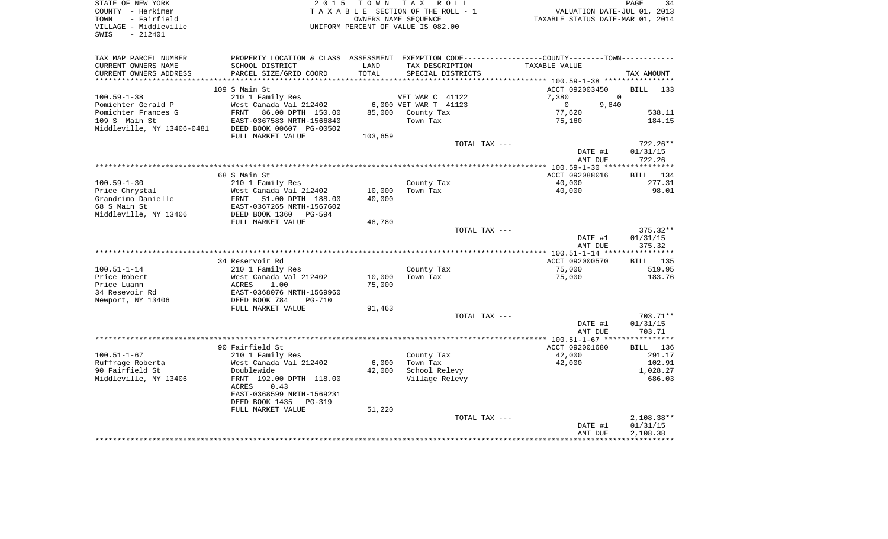STATE OF NEW YORK
COUNTY - Herkimer
TOWN - Fairfield
VILLAGE - Middleville
SWIS - 212401

2015 TOWN TAX ROLL
TAXABLE SECTION OF THE ROLL - 1
OWNERS NAME SEQUENCE
UNIFORM PERCENT OF VALUE IS 082.00

VALUATION DATE-JUL 01, 2013
TAXABLE STATUS DATE-MAR 01, 2014

| TAX MAP PARCEL NUMBER / CURRENT OWNERS NAME / CURRENT OWNERS ADDRESS | PROPERTY LOCATION & CLASS / SCHOOL DISTRICT / PARCEL SIZE/GRID COORD | ASSESSMENT LAND / TOTAL | EXEMPTION CODE / TAX DESCRIPTION / SPECIAL DISTRICTS | COUNTY / TOWN TAXABLE VALUE | TAX AMOUNT |
|---|---|---|---|---|---|
| **100.59-1-38** | 109 S Main St | | | ACCT 092003450 | BILL 133 |
| 100.59-1-38 | 210 1 Family Res | | VET WAR C 41122 | 7,380 / 0 | |
| Pomichter Gerald P | West Canada Val 212402 | 6,000 | VET WAR T 41123 | 0 / 9,840 | |
| Pomichter Frances G | FRNT 86.00 DPTH 150.00 | 85,000 | County Tax | 77,620 | 538.11 |
| 109 S Main St | EAST-0367583 NRTH-1566840 | | Town Tax | 75,160 | 184.15 |
| Middleville, NY 13406-0481 | DEED BOOK 00607 PG-00502 | | | | |
| | FULL MARKET VALUE | 103,659 | | | |
| | | | TOTAL TAX --- | | 722.26** |
| | | | | DATE #1 | 01/31/15 |
| | | | | AMT DUE | 722.26 |
| **100.59-1-30** | 68 S Main St | | | ACCT 092088016 | BILL 134 |
| 100.59-1-30 | 210 1 Family Res | | County Tax | 40,000 | 277.31 |
| Price Chrystal | West Canada Val 212402 | 10,000 | Town Tax | 40,000 | 98.01 |
| Grandrimo Danielle | FRNT 51.00 DPTH 188.00 | 40,000 | | | |
| 68 S Main St | EAST-0367265 NRTH-1567602 | | | | |
| Middleville, NY 13406 | DEED BOOK 1360 PG-594 | | | | |
| | FULL MARKET VALUE | 48,780 | | | |
| | | | TOTAL TAX --- | | 375.32** |
| | | | | DATE #1 | 01/31/15 |
| | | | | AMT DUE | 375.32 |
| **100.51-1-14** | 34 Reservoir Rd | | | ACCT 092000570 | BILL 135 |
| 100.51-1-14 | 210 1 Family Res | | County Tax | 75,000 | 519.95 |
| Price Robert | West Canada Val 212402 | 10,000 | Town Tax | 75,000 | 183.76 |
| Price Luann | ACRES 1.00 | 75,000 | | | |
| 34 Resevoir Rd | EAST-0368076 NRTH-1569960 | | | | |
| Newport, NY 13406 | DEED BOOK 784 PG-710 | | | | |
| | FULL MARKET VALUE | 91,463 | | | |
| | | | TOTAL TAX --- | | 703.71** |
| | | | | DATE #1 | 01/31/15 |
| | | | | AMT DUE | 703.71 |
| **100.51-1-67** | 90 Fairfield St | | | ACCT 092001680 | BILL 136 |
| 100.51-1-67 | 210 1 Family Res | | County Tax | 42,000 | 291.17 |
| Ruffrage Roberta | West Canada Val 212402 | 6,000 | Town Tax | 42,000 | 102.91 |
| 90 Fairfield St | Doublewide | 42,000 | School Relevy | | 1,028.27 |
| Middleville, NY 13406 | FRNT 192.00 DPTH 118.00 | | Village Relevy | | 686.03 |
| | ACRES 0.43 | | | | |
| | EAST-0368599 NRTH-1569231 | | | | |
| | DEED BOOK 1435 PG-319 | | | | |
| | FULL MARKET VALUE | 51,220 | | | |
| | | | TOTAL TAX --- | | 2,108.38** |
| | | | | DATE #1 | 01/31/15 |
| | | | | AMT DUE | 2,108.38 |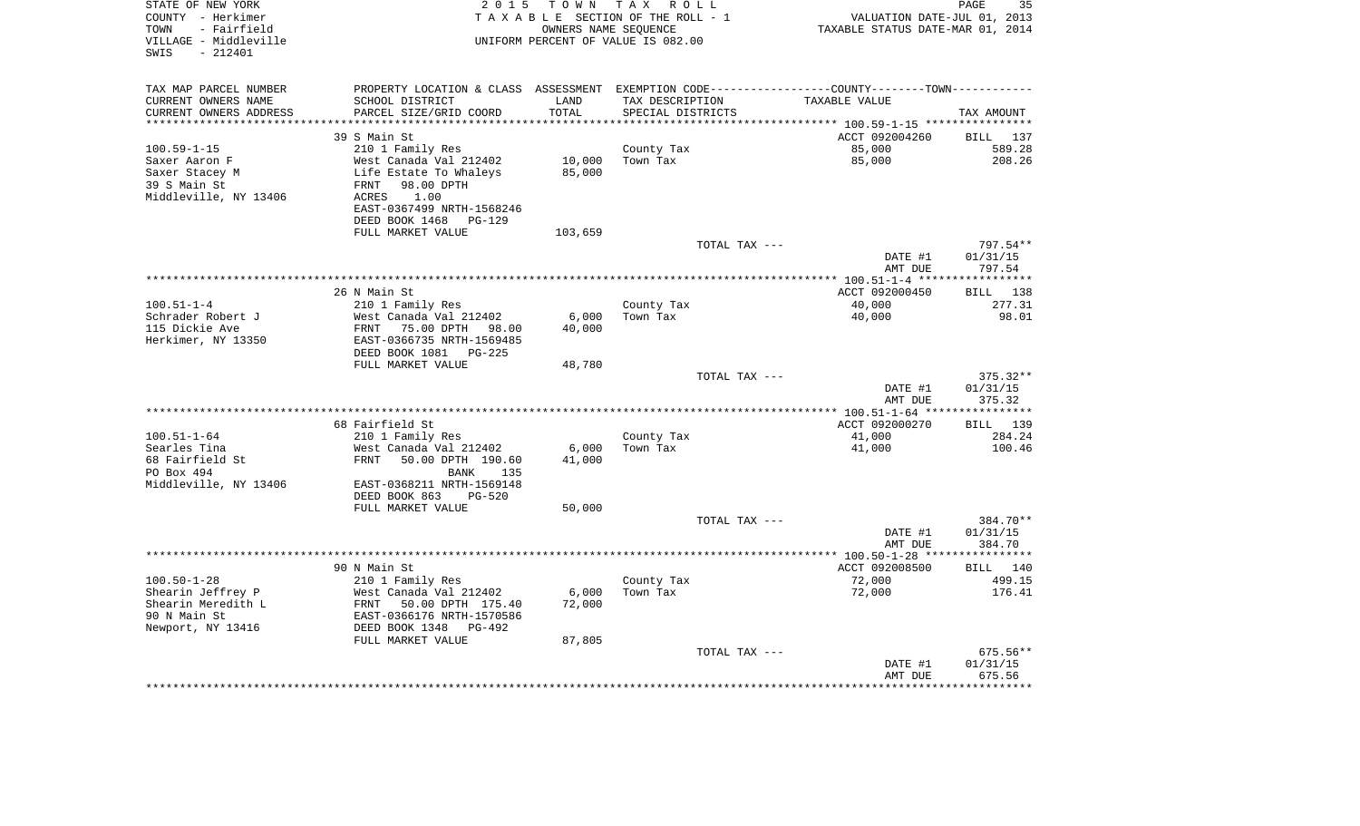STATE OF NEW YORK
COUNTY - Herkimer
TOWN - Fairfield
VILLAGE - Middleville
SWIS - 212401

2015 TOWN TAX ROLL
TAXABLE SECTION OF THE ROLL - 1
OWNERS NAME SEQUENCE
UNIFORM PERCENT OF VALUE IS 082.00

VALUATION DATE-JUL 01, 2013
TAXABLE STATUS DATE-MAR 01, 2014

| TAX MAP PARCEL NUMBER<br>CURRENT OWNERS NAME<br>CURRENT OWNERS ADDRESS | PROPERTY LOCATION & CLASS<br>SCHOOL DISTRICT<br>PARCEL SIZE/GRID COORD | ASSESSMENT<br>LAND<br>TOTAL | EXEMPTION CODE<br>TAX DESCRIPTION<br>SPECIAL DISTRICTS | COUNTY--------TOWN<br>TAXABLE VALUE | TAX AMOUNT |
|---|---|---|---|---|---|
| | 39 S Main St | | | ACCT 092004260 | BILL 137 |
| 100.59-1-15 | 210 1 Family Res | | County Tax | 85,000 | 589.28 |
| Saxer Aaron F | West Canada Val 212402 | 10,000 | Town Tax | 85,000 | 208.26 |
| Saxer Stacey M | Life Estate To Whaleys | 85,000 | | | |
| 39 S Main St | FRNT 98.00 DPTH | | | | |
| Middleville, NY 13406 | ACRES 1.00 | | | | |
| | EAST-0367499 NRTH-1568246 | | | | |
| | DEED BOOK 1468 PG-129 | | | | |
| | FULL MARKET VALUE | 103,659 | | | |
| | | | TOTAL TAX --- | | 797.54** |
| | | | | DATE #1 | 01/31/15 |
| | | | | AMT DUE | 797.54 |
| | 26 N Main St | | | ACCT 092000450 | BILL 138 |
| 100.51-1-4 | 210 1 Family Res | | County Tax | 40,000 | 277.31 |
| Schrader Robert J | West Canada Val 212402 | 6,000 | Town Tax | 40,000 | 98.01 |
| 115 Dickie Ave | FRNT 75.00 DPTH 98.00 | 40,000 | | | |
| Herkimer, NY 13350 | EAST-0366735 NRTH-1569485 | | | | |
| | DEED BOOK 1081 PG-225 | | | | |
| | FULL MARKET VALUE | 48,780 | | | |
| | | | TOTAL TAX --- | | 375.32** |
| | | | | DATE #1 | 01/31/15 |
| | | | | AMT DUE | 375.32 |
| | 68 Fairfield St | | | ACCT 092000270 | BILL 139 |
| 100.51-1-64 | 210 1 Family Res | | County Tax | 41,000 | 284.24 |
| Searles Tina | West Canada Val 212402 | 6,000 | Town Tax | 41,000 | 100.46 |
| 68 Fairfield St | FRNT 50.00 DPTH 190.60 | 41,000 | | | |
| PO Box 494 | BANK 135 | | | | |
| Middleville, NY 13406 | EAST-0368211 NRTH-1569148 | | | | |
| | DEED BOOK 863 PG-520 | | | | |
| | FULL MARKET VALUE | 50,000 | | | |
| | | | TOTAL TAX --- | | 384.70** |
| | | | | DATE #1 | 01/31/15 |
| | | | | AMT DUE | 384.70 |
| | 90 N Main St | | | ACCT 092008500 | BILL 140 |
| 100.50-1-28 | 210 1 Family Res | | County Tax | 72,000 | 499.15 |
| Shearin Jeffrey P | West Canada Val 212402 | 6,000 | Town Tax | 72,000 | 176.41 |
| Shearin Meredith L | FRNT 50.00 DPTH 175.40 | 72,000 | | | |
| 90 N Main St | EAST-0366176 NRTH-1570586 | | | | |
| Newport, NY 13416 | DEED BOOK 1348 PG-492 | | | | |
| | FULL MARKET VALUE | 87,805 | | | |
| | | | TOTAL TAX --- | | 675.56** |
| | | | | DATE #1 | 01/31/15 |
| | | | | AMT DUE | 675.56 |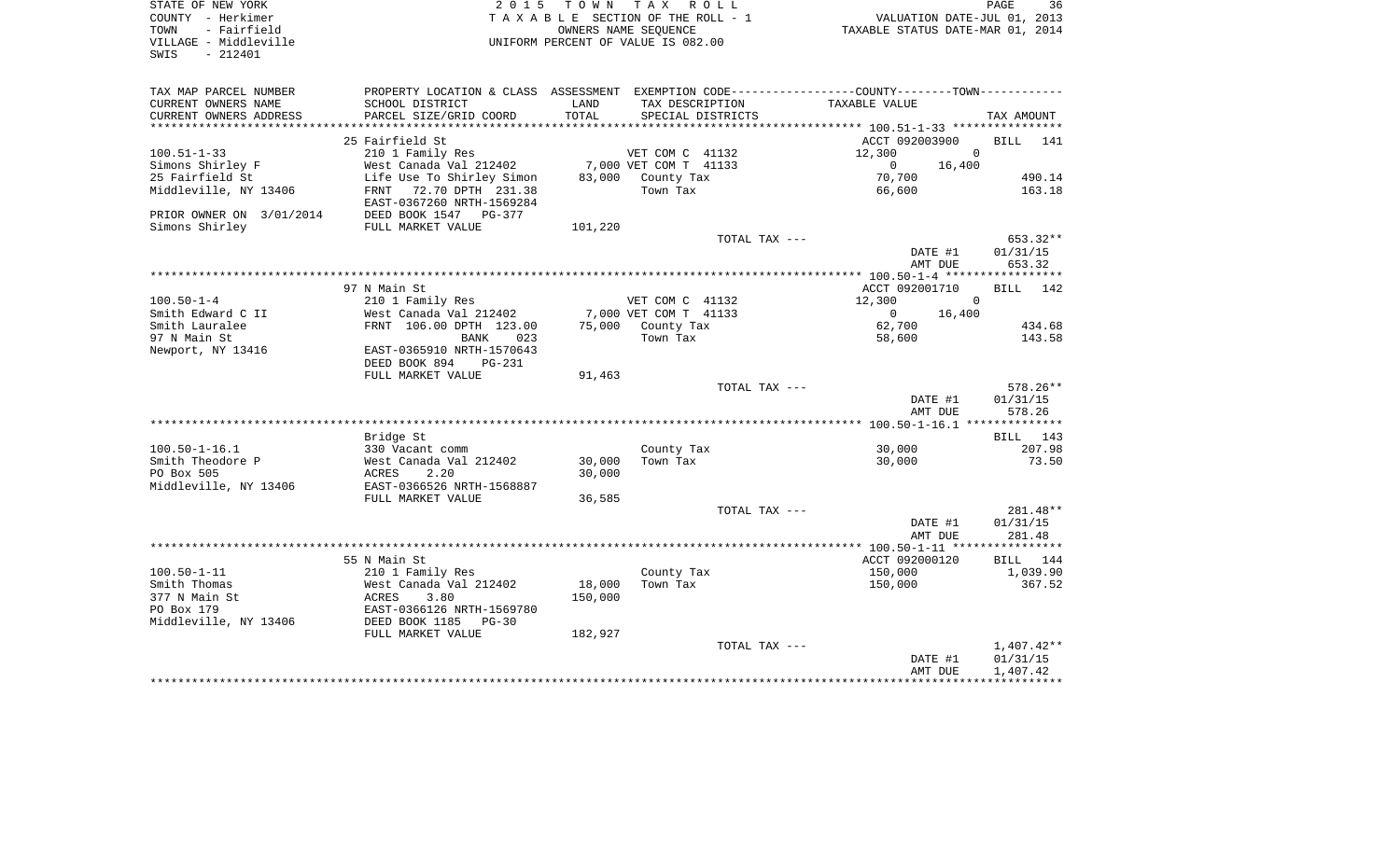STATE OF NEW YORK
COUNTY - Herkimer
TOWN - Fairfield
VILLAGE - Middleville
SWIS - 212401

2015 TOWN TAX ROLL
TAXABLE SECTION OF THE ROLL - 1
OWNERS NAME SEQUENCE
UNIFORM PERCENT OF VALUE IS 082.00

VALUATION DATE-JUL 01, 2013
TAXABLE STATUS DATE-MAR 01, 2014

| TAX MAP PARCEL NUMBER / CURRENT OWNERS NAME / CURRENT OWNERS ADDRESS | PROPERTY LOCATION & CLASS / SCHOOL DISTRICT / PARCEL SIZE/GRID COORD | ASSESSMENT LAND / TOTAL | EXEMPTION CODE / TAX DESCRIPTION / SPECIAL DISTRICTS | COUNTY / TOWN TAXABLE VALUE | TAX AMOUNT |
|---|---|---|---|---|---|
| | 25 Fairfield St | | | ACCT 092003900 | BILL 141 |
| 100.51-1-33 | 210 1 Family Res | | VET COM C 41132 | 12,300 0 | |
| Simons Shirley F | West Canada Val 212402 | 7,000 | VET COM T 41133 | 0 16,400 | |
| 25 Fairfield St | Life Use To Shirley Simon | 83,000 | County Tax | 70,700 | 490.14 |
| Middleville, NY 13406 | FRNT 72.70 DPTH 231.38 | | Town Tax | 66,600 | 163.18 |
| | EAST-0367260 NRTH-1569284 | | | | |
| PRIOR OWNER ON 3/01/2014 | DEED BOOK 1547 PG-377 | | | | |
| Simons Shirley | FULL MARKET VALUE | 101,220 | | | |
| | | | TOTAL TAX --- | | 653.32** |
| | | | | DATE #1 | 01/31/15 |
| | | | | AMT DUE | 653.32 |
| | 97 N Main St | | | ACCT 092001710 | BILL 142 |
| 100.50-1-4 | 210 1 Family Res | | VET COM C 41132 | 12,300 0 | |
| Smith Edward C II | West Canada Val 212402 | 7,000 | VET COM T 41133 | 0 16,400 | |
| Smith Lauralee | FRNT 106.00 DPTH 123.00 | 75,000 | County Tax | 62,700 | 434.68 |
| 97 N Main St | BANK 023 | | Town Tax | 58,600 | 143.58 |
| Newport, NY 13416 | EAST-0365910 NRTH-1570643 | | | | |
| | DEED BOOK 894 PG-231 | | | | |
| | FULL MARKET VALUE | 91,463 | | | |
| | | | TOTAL TAX --- | | 578.26** |
| | | | | DATE #1 | 01/31/15 |
| | | | | AMT DUE | 578.26 |
| | Bridge St | | | | BILL 143 |
| 100.50-1-16.1 | 330 Vacant comm | | County Tax | 30,000 | 207.98 |
| Smith Theodore P | West Canada Val 212402 | 30,000 | Town Tax | 30,000 | 73.50 |
| PO Box 505 | ACRES 2.20 | 30,000 | | | |
| Middleville, NY 13406 | EAST-0366526 NRTH-1568887 | | | | |
| | FULL MARKET VALUE | 36,585 | | | |
| | | | TOTAL TAX --- | | 281.48** |
| | | | | DATE #1 | 01/31/15 |
| | | | | AMT DUE | 281.48 |
| | 55 N Main St | | | ACCT 092000120 | BILL 144 |
| 100.50-1-11 | 210 1 Family Res | | County Tax | 150,000 | 1,039.90 |
| Smith Thomas | West Canada Val 212402 | 18,000 | Town Tax | 150,000 | 367.52 |
| 377 N Main St | ACRES 3.80 | 150,000 | | | |
| PO Box 179 | EAST-0366126 NRTH-1569780 | | | | |
| Middleville, NY 13406 | DEED BOOK 1185 PG-30 | | | | |
| | FULL MARKET VALUE | 182,927 | | | |
| | | | TOTAL TAX --- | | 1,407.42** |
| | | | | DATE #1 | 01/31/15 |
| | | | | AMT DUE | 1,407.42 |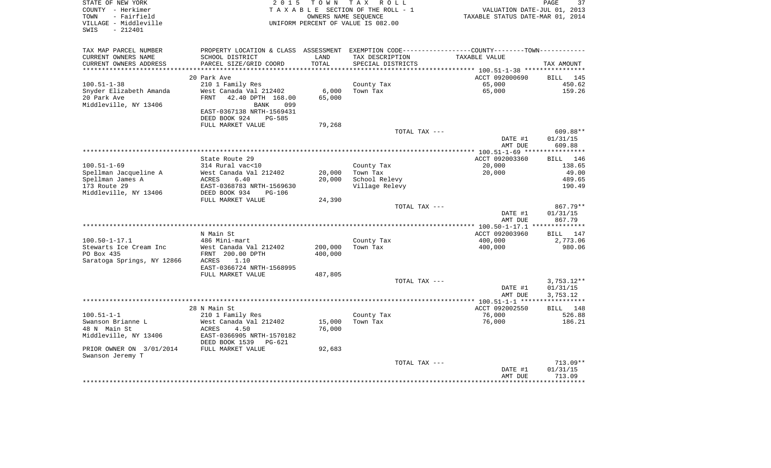STATE OF NEW YORK
COUNTY - Herkimer
TOWN - Fairfield
VILLAGE - Middleville
SWIS - 212401

2015 TOWN TAX ROLL
TAXABLE SECTION OF THE ROLL - 1
OWNERS NAME SEQUENCE
UNIFORM PERCENT OF VALUE IS 082.00

VALUATION DATE-JUL 01, 2013
TAXABLE STATUS DATE-MAR 01, 2014

| TAX MAP PARCEL NUMBER / CURRENT OWNERS NAME / CURRENT OWNERS ADDRESS | PROPERTY LOCATION & CLASS / SCHOOL DISTRICT / PARCEL SIZE/GRID COORD | ASSESSMENT LAND / TOTAL | EXEMPTION CODE / TAX DESCRIPTION / SPECIAL DISTRICTS | TAXABLE VALUE | TAX AMOUNT |
|---|---|---|---|---|---|
| **100.51-1-38** | 20 Park Ave | | | ACCT 092000690 | BILL 145 |
| | 210 1 Family Res | | | | |
| Snyder Elizabeth Amanda | West Canada Val 212402 | 6,000 | County Tax | 65,000 | 450.62 |
| 20 Park Ave | FRNT 42.40 DPTH 168.00 | 65,000 | Town Tax | 65,000 | 159.26 |
| Middleville, NY 13406 | BANK 099 | | | | |
| | EAST-0367138 NRTH-1569431 | | | | |
| | DEED BOOK 924 PG-585 | | | | |
| | FULL MARKET VALUE | 79,268 | | | |
| | | | TOTAL TAX --- | | 609.88** |
| | | | | DATE #1 | 01/31/15 |
| | | | | AMT DUE | 609.88 |
| **100.51-1-69** | State Route 29 | | | ACCT 092003360 | BILL 146 |
| | 314 Rural vac<10 | | | | |
| Spellman Jacqueline A | West Canada Val 212402 | 20,000 | County Tax | 20,000 | 138.65 |
| Spellman James A | ACRES 6.40 | 20,000 | Town Tax | 20,000 | 49.00 |
| 173 Route 29 | EAST-0368783 NRTH-1569630 | | School Relevy | | 489.65 |
| Middleville, NY 13406 | DEED BOOK 934 PG-106 | | Village Relevy | | 190.49 |
| | FULL MARKET VALUE | 24,390 | | | |
| | | | TOTAL TAX --- | | 867.79** |
| | | | | DATE #1 | 01/31/15 |
| | | | | AMT DUE | 867.79 |
| **100.50-1-17.1** | N Main St | | | ACCT 092003960 | BILL 147 |
| | 486 Mini-mart | | | | |
| Stewarts Ice Cream Inc | West Canada Val 212402 | 200,000 | County Tax | 400,000 | 2,773.06 |
| PO Box 435 | FRNT 200.00 DPTH | 400,000 | Town Tax | 400,000 | 980.06 |
| Saratoga Springs, NY 12866 | ACRES 1.10 | | | | |
| | EAST-0366724 NRTH-1568995 | | | | |
| | FULL MARKET VALUE | 487,805 | | | |
| | | | TOTAL TAX --- | | 3,753.12** |
| | | | | DATE #1 | 01/31/15 |
| | | | | AMT DUE | 3,753.12 |
| **100.51-1-1** | 28 N Main St | | | ACCT 092002550 | BILL 148 |
| | 210 1 Family Res | | | | |
| Swanson Brianne L | West Canada Val 212402 | 15,000 | County Tax | 76,000 | 526.88 |
| 48 N Main St | ACRES 4.50 | 76,000 | Town Tax | 76,000 | 186.21 |
| Middleville, NY 13406 | EAST-0366905 NRTH-1570182 | | | | |
| | DEED BOOK 1539 PG-621 | | | | |
| PRIOR OWNER ON 3/01/2014 | FULL MARKET VALUE | 92,683 | | | |
| Swanson Jeremy T | | | | | |
| | | | TOTAL TAX --- | | 713.09** |
| | | | | DATE #1 | 01/31/15 |
| | | | | AMT DUE | 713.09 |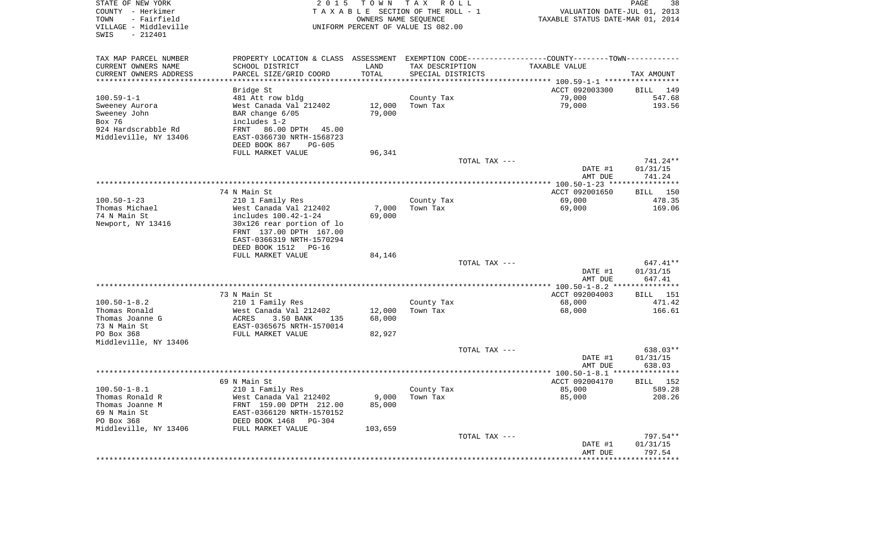STATE OF NEW YORK
COUNTY - Herkimer
TOWN - Fairfield
VILLAGE - Middleville
SWIS - 212401

2 0 1 5 T O W N T A X R O L L
T A X A B L E SECTION OF THE ROLL - 1
OWNERS NAME SEQUENCE
UNIFORM PERCENT OF VALUE IS 082.00

VALUATION DATE-JUL 01, 2013
TAXABLE STATUS DATE-MAR 01, 2014

| TAX MAP PARCEL NUMBER<br>CURRENT OWNERS NAME<br>CURRENT OWNERS ADDRESS | PROPERTY LOCATION & CLASS<br>SCHOOL DISTRICT<br>PARCEL SIZE/GRID COORD | ASSESSMENT<br>LAND<br>TOTAL | EXEMPTION CODE<br>TAX DESCRIPTION<br>SPECIAL DISTRICTS | COUNTY--------TOWN<br>TAXABLE VALUE | TAX AMOUNT |
|---|---|---|---|---|---|
| 100.59-1-1 | Bridge St | | | ACCT 092003300 | BILL 149 |
| 100.59-1-1 | 481 Att row bldg | | County Tax | 79,000 | 547.68 |
| Sweeney Aurora | West Canada Val 212402 | 12,000 | Town Tax | 79,000 | 193.56 |
| Sweeney John | BAR change 6/05 | 79,000 | | | |
| Box 76 | includes 1-2 | | | | |
| 924 Hardscrabble Rd | FRNT 86.00 DPTH 45.00 | | | | |
| Middleville, NY 13406 | EAST-0366730 NRTH-1568723 | | | | |
| | DEED BOOK 867 PG-605 | | | | |
| | FULL MARKET VALUE | 96,341 | | | |
| | | | TOTAL TAX --- | | 741.24** |
| | | | | DATE #1 | 01/31/15 |
| | | | | AMT DUE | 741.24 |
| 100.50-1-23 | 74 N Main St | | | ACCT 092001650 | BILL 150 |
| 100.50-1-23 | 210 1 Family Res | | County Tax | 69,000 | 478.35 |
| Thomas Michael | West Canada Val 212402 | 7,000 | Town Tax | 69,000 | 169.06 |
| 74 N Main St | includes 100.42-1-24 | 69,000 | | | |
| Newport, NY 13416 | 30x126 rear portion of lo | | | | |
| | FRNT 137.00 DPTH 167.00 | | | | |
| | EAST-0366319 NRTH-1570294 | | | | |
| | DEED BOOK 1512 PG-16 | | | | |
| | FULL MARKET VALUE | 84,146 | | | |
| | | | TOTAL TAX --- | | 647.41** |
| | | | | DATE #1 | 01/31/15 |
| | | | | AMT DUE | 647.41 |
| 100.50-1-8.2 | 73 N Main St | | | ACCT 092004003 | BILL 151 |
| 100.50-1-8.2 | 210 1 Family Res | | County Tax | 68,000 | 471.42 |
| Thomas Ronald | West Canada Val 212402 | 12,000 | Town Tax | 68,000 | 166.61 |
| Thomas Joanne G | ACRES 3.50 BANK 135 | 68,000 | | | |
| 73 N Main St | EAST-0365675 NRTH-1570014 | | | | |
| PO Box 368 | FULL MARKET VALUE | 82,927 | | | |
| Middleville, NY 13406 | | | | | |
| | | | TOTAL TAX --- | | 638.03** |
| | | | | DATE #1 | 01/31/15 |
| | | | | AMT DUE | 638.03 |
| 100.50-1-8.1 | 69 N Main St | | | ACCT 092004170 | BILL 152 |
| 100.50-1-8.1 | 210 1 Family Res | | County Tax | 85,000 | 589.28 |
| Thomas Ronald R | West Canada Val 212402 | 9,000 | Town Tax | 85,000 | 208.26 |
| Thomas Joanne M | FRNT 159.00 DPTH 212.00 | 85,000 | | | |
| 69 N Main St | EAST-0366120 NRTH-1570152 | | | | |
| PO Box 368 | DEED BOOK 1468 PG-304 | | | | |
| Middleville, NY 13406 | FULL MARKET VALUE | 103,659 | | | |
| | | | TOTAL TAX --- | | 797.54** |
| | | | | DATE #1 | 01/31/15 |
| | | | | AMT DUE | 797.54 |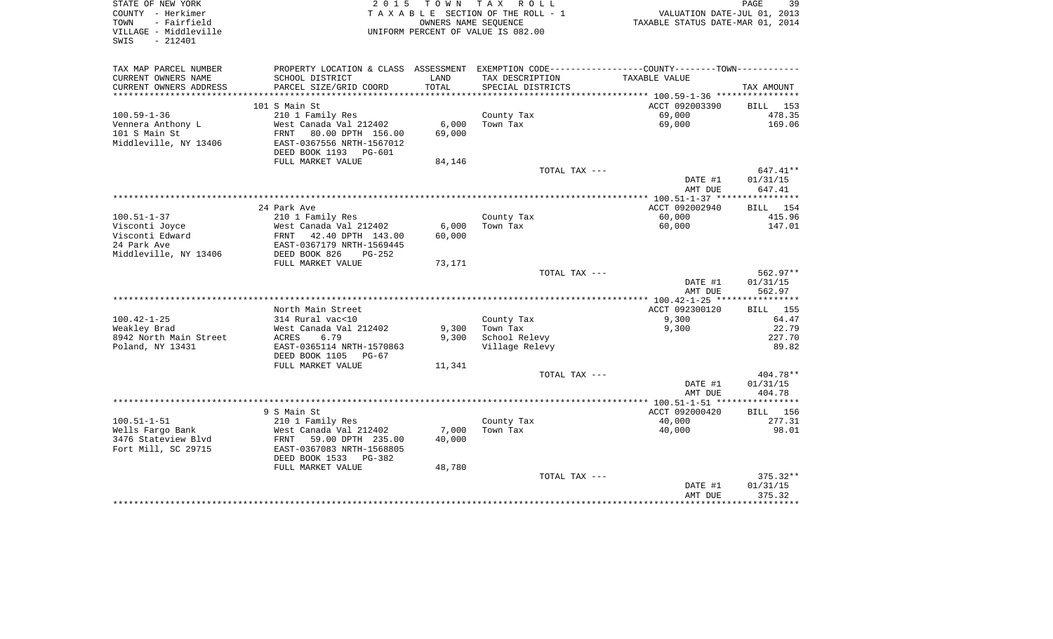STATE OF NEW YORK
COUNTY - Herkimer
TOWN - Fairfield
VILLAGE - Middleville
SWIS - 212401

2015 TOWN TAX ROLL
TAXABLE SECTION OF THE ROLL - 1
OWNERS NAME SEQUENCE
UNIFORM PERCENT OF VALUE IS 082.00

VALUATION DATE-JUL 01, 2013
TAXABLE STATUS DATE-MAR 01, 2014

| TAX MAP PARCEL NUMBER<br>CURRENT OWNERS NAME<br>CURRENT OWNERS ADDRESS | PROPERTY LOCATION & CLASS<br>SCHOOL DISTRICT<br>PARCEL SIZE/GRID COORD | ASSESSMENT<br>LAND<br>TOTAL | EXEMPTION CODE<br>TAX DESCRIPTION<br>SPECIAL DISTRICTS | COUNTY--------TOWN<br>TAXABLE VALUE | TAX AMOUNT |
|---|---|---|---|---|---|
| 100.59-1-36 | 101 S Main St | | | ACCT 092003390 | BILL 153 |
| 100.59-1-36 | 210 1 Family Res | | County Tax | 69,000 | 478.35 |
| Vennera Anthony L | West Canada Val 212402 | 6,000 | Town Tax | 69,000 | 169.06 |
| 101 S Main St | FRNT 80.00 DPTH 156.00 | 69,000 | | | |
| Middleville, NY 13406 | EAST-0367556 NRTH-1567012 | | | | |
| | DEED BOOK 1193 PG-601 | | | | |
| | FULL MARKET VALUE | 84,146 | | | |
| | | | TOTAL TAX --- | | 647.41** |
| | | | | DATE #1 | 01/31/15 |
| | | | | AMT DUE | 647.41 |
| 100.51-1-37 | 24 Park Ave | | | ACCT 092002940 | BILL 154 |
| 100.51-1-37 | 210 1 Family Res | | County Tax | 60,000 | 415.96 |
| Visconti Joyce | West Canada Val 212402 | 6,000 | Town Tax | 60,000 | 147.01 |
| Visconti Edward | FRNT 42.40 DPTH 143.00 | 60,000 | | | |
| 24 Park Ave | EAST-0367179 NRTH-1569445 | | | | |
| Middleville, NY 13406 | DEED BOOK 826 PG-252 | | | | |
| | FULL MARKET VALUE | 73,171 | | | |
| | | | TOTAL TAX --- | | 562.97** |
| | | | | DATE #1 | 01/31/15 |
| | | | | AMT DUE | 562.97 |
| 100.42-1-25 | North Main Street | | | ACCT 092300120 | BILL 155 |
| 100.42-1-25 | 314 Rural vac<10 | | County Tax | 9,300 | 64.47 |
| Weakley Brad | West Canada Val 212402 | 9,300 | Town Tax | 9,300 | 22.79 |
| 8942 North Main Street | ACRES 6.79 | 9,300 | School Relevy | | 227.70 |
| Poland, NY 13431 | EAST-0365114 NRTH-1570863 | | Village Relevy | | 89.82 |
| | DEED BOOK 1105 PG-67 | | | | |
| | FULL MARKET VALUE | 11,341 | | | |
| | | | TOTAL TAX --- | | 404.78** |
| | | | | DATE #1 | 01/31/15 |
| | | | | AMT DUE | 404.78 |
| 100.51-1-51 | 9 S Main St | | | ACCT 092000420 | BILL 156 |
| 100.51-1-51 | 210 1 Family Res | | County Tax | 40,000 | 277.31 |
| Wells Fargo Bank | West Canada Val 212402 | 7,000 | Town Tax | 40,000 | 98.01 |
| 3476 Stateview Blvd | FRNT 59.00 DPTH 235.00 | 40,000 | | | |
| Fort Mill, SC 29715 | EAST-0367083 NRTH-1568805 | | | | |
| | DEED BOOK 1533 PG-382 | | | | |
| | FULL MARKET VALUE | 48,780 | | | |
| | | | TOTAL TAX --- | | 375.32** |
| | | | | DATE #1 | 01/31/15 |
| | | | | AMT DUE | 375.32 |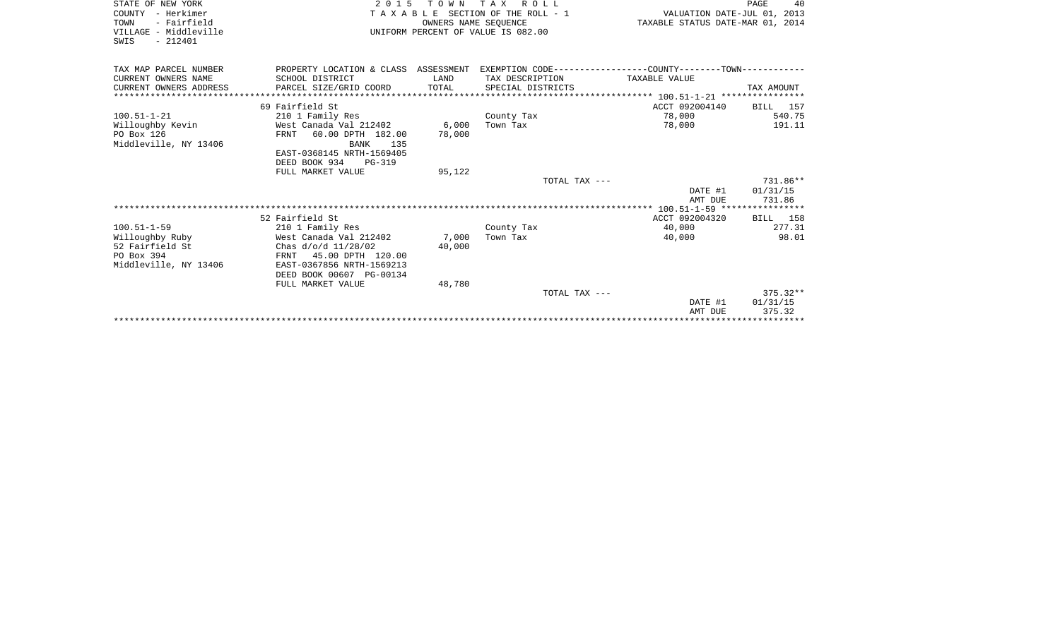STATE OF NEW YORK
COUNTY - Herkimer
TOWN - Fairfield
VILLAGE - Middleville
SWIS - 212401

2 0 1 5 T O W N T A X R O L L
T A X A B L E SECTION OF THE ROLL - 1
OWNERS NAME SEQUENCE
UNIFORM PERCENT OF VALUE IS 082.00

VALUATION DATE-JUL 01, 2013
TAXABLE STATUS DATE-MAR 01, 2014

| TAX MAP PARCEL NUMBER<br>CURRENT OWNERS NAME<br>CURRENT OWNERS ADDRESS | PROPERTY LOCATION & CLASS<br>SCHOOL DISTRICT<br>PARCEL SIZE/GRID COORD | ASSESSMENT<br>LAND<br>TOTAL | EXEMPTION CODE<br>TAX DESCRIPTION<br>SPECIAL DISTRICTS | COUNTY--------TOWN<br>TAXABLE VALUE | TAX AMOUNT |
|---|---|---|---|---|---|
| **100.51-1-21** | 69 Fairfield St | | | ACCT 092004140 | BILL 157 |
| 100.51-1-21 | 210 1 Family Res | | County Tax | 78,000 | 540.75 |
| Willoughby Kevin | West Canada Val 212402 | 6,000 | Town Tax | 78,000 | 191.11 |
| PO Box 126 | FRNT 60.00 DPTH 182.00 | 78,000 | | | |
| Middleville, NY 13406 | BANK 135 | | | | |
| | EAST-0368145 NRTH-1569405 | | | | |
| | DEED BOOK 934 PG-319 | | | | |
| | FULL MARKET VALUE | 95,122 | | | |
| | | | TOTAL TAX --- | | 731.86** |
| | | | | DATE #1 | 01/31/15 |
| | | | | AMT DUE | 731.86 |
| **100.51-1-59** | 52 Fairfield St | | | ACCT 092004320 | BILL 158 |
| 100.51-1-59 | 210 1 Family Res | | County Tax | 40,000 | 277.31 |
| Willoughby Ruby | West Canada Val 212402 | 7,000 | Town Tax | 40,000 | 98.01 |
| 52 Fairfield St | Chas d/o/d 11/28/02 | 40,000 | | | |
| PO Box 394 | FRNT 45.00 DPTH 120.00 | | | | |
| Middleville, NY 13406 | EAST-0367856 NRTH-1569213 | | | | |
| | DEED BOOK 00607 PG-00134 | | | | |
| | FULL MARKET VALUE | 48,780 | | | |
| | | | TOTAL TAX --- | | 375.32** |
| | | | | DATE #1 | 01/31/15 |
| | | | | AMT DUE | 375.32 |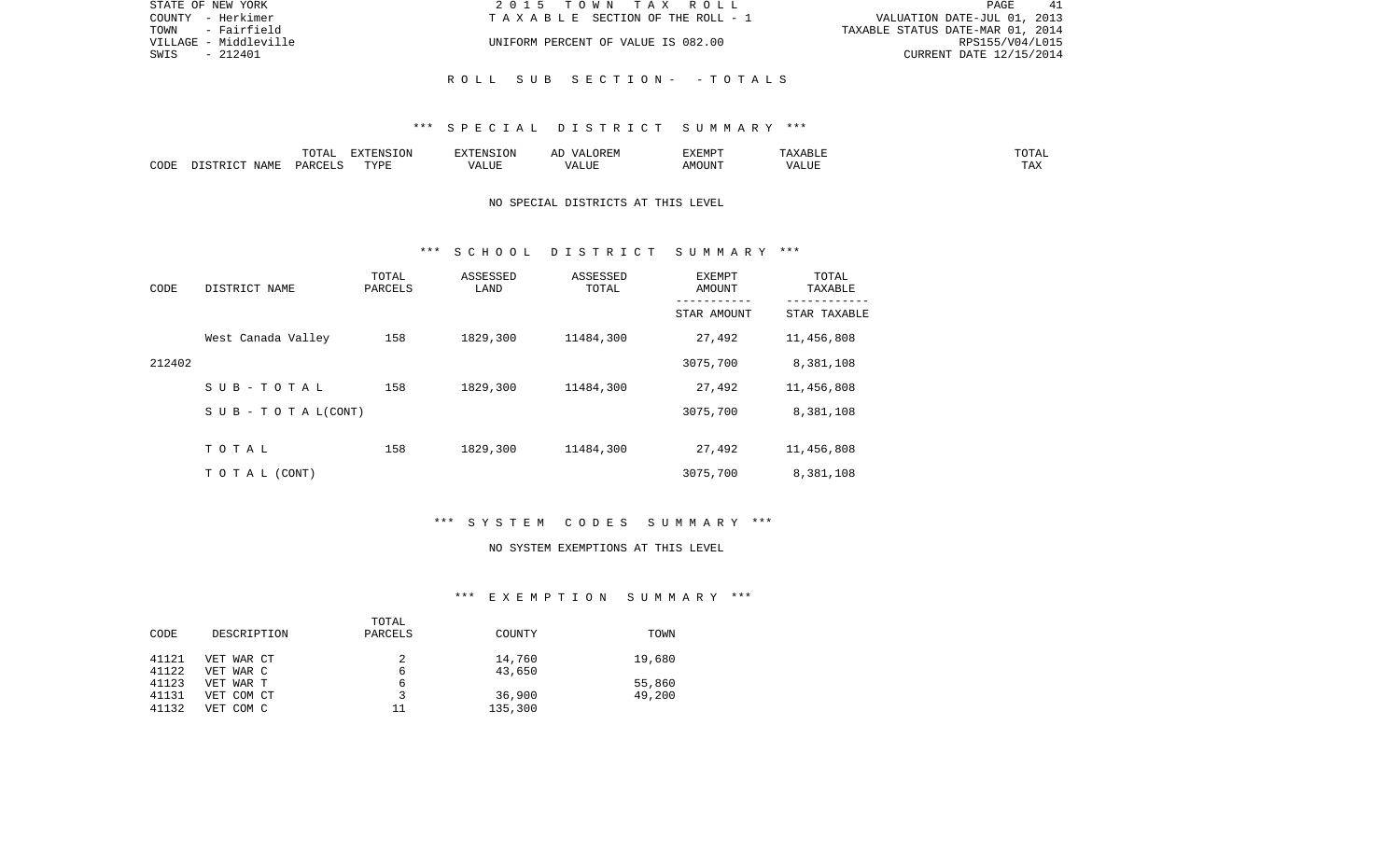STATE OF NEW YORK
COUNTY - Herkimer
TOWN - Fairfield
VILLAGE - Middleville
SWIS - 212401

2015 TOWN TAX ROLL
TAXABLE SECTION OF THE ROLL - 1
UNIFORM PERCENT OF VALUE IS 082.00

VALUATION DATE-JUL 01, 2013
TAXABLE STATUS DATE-MAR 01, 2014
RPS155/V04/L015
CURRENT DATE 12/15/2014

## ROLL SUB SECTION - - TOTALS

### *** SPECIAL DISTRICT SUMMARY ***

| CODE | DISTRICT NAME | TOTAL PARCELS | EXTENSION TYPE | EXTENSION VALUE | AD VALOREM VALUE | EXEMPT AMOUNT | TAXABLE VALUE | TOTAL TAX |
|---|---|---|---|---|---|---|---|---|

NO SPECIAL DISTRICTS AT THIS LEVEL

### *** SCHOOL DISTRICT SUMMARY ***

| CODE | DISTRICT NAME | TOTAL PARCELS | ASSESSED LAND | ASSESSED TOTAL | EXEMPT AMOUNT / STAR AMOUNT | TOTAL TAXABLE / STAR TAXABLE |
|---|---|---|---|---|---|---|
| | West Canada Valley | 158 | 1829,300 | 11484,300 | 27,492 | 11,456,808 |
| 212402 | | | | | 3075,700 | 8,381,108 |
| | S U B - T O T A L | 158 | 1829,300 | 11484,300 | 27,492 | 11,456,808 |
| | S U B - T O T A L(CONT) | | | | 3075,700 | 8,381,108 |
| | T O T A L | 158 | 1829,300 | 11484,300 | 27,492 | 11,456,808 |
| | T O T A L (CONT) | | | | 3075,700 | 8,381,108 |

### *** SYSTEM CODES SUMMARY ***

NO SYSTEM EXEMPTIONS AT THIS LEVEL

### *** EXEMPTION SUMMARY ***

| CODE | DESCRIPTION | TOTAL PARCELS | COUNTY | TOWN |
|---|---|---|---|---|
| 41121 | VET WAR CT | 2 | 14,760 | 19,680 |
| 41122 | VET WAR C | 6 | 43,650 | |
| 41123 | VET WAR T | 6 | | 55,860 |
| 41131 | VET COM CT | 3 | 36,900 | 49,200 |
| 41132 | VET COM C | 11 | 135,300 | |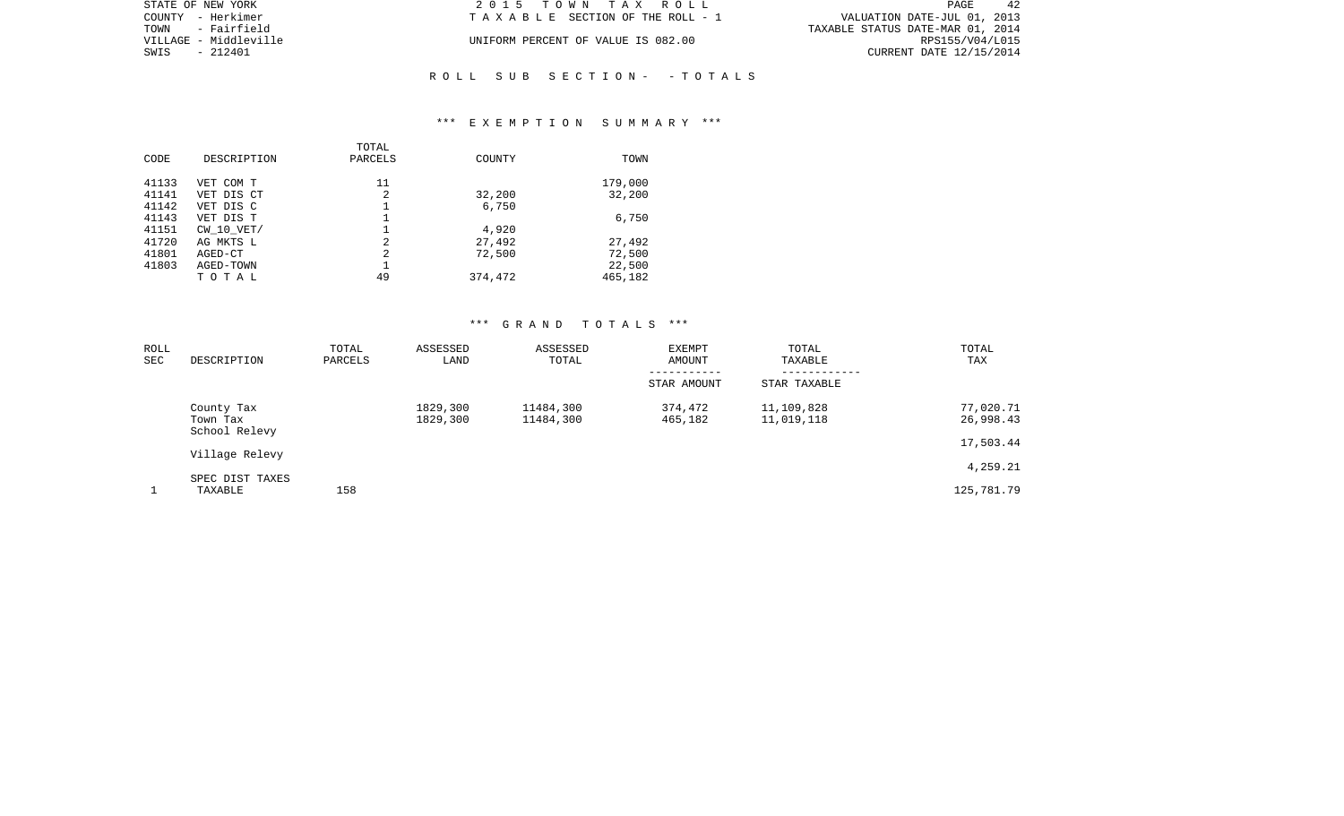STATE OF NEW YORK
COUNTY - Herkimer
TOWN - Fairfield
VILLAGE - Middleville
SWIS - 212401

2015 TOWN TAX ROLL
TAXABLE SECTION OF THE ROLL - 1
UNIFORM PERCENT OF VALUE IS 082.00

VALUATION DATE-JUL 01, 2013
TAXABLE STATUS DATE-MAR 01, 2014
RPS155/V04/L015
CURRENT DATE 12/15/2014

## ROLL SUB SECTION- - TOTALS

### *** EXEMPTION SUMMARY ***

| CODE | DESCRIPTION | TOTAL PARCELS | COUNTY | TOWN |
|---|---|---|---|---|
| 41133 | VET COM T | 11 | | 179,000 |
| 41141 | VET DIS CT | 2 | 32,200 | 32,200 |
| 41142 | VET DIS C | 1 | 6,750 | |
| 41143 | VET DIS T | 1 | | 6,750 |
| 41151 | CW_10_VET/ | 1 | 4,920 | |
| 41720 | AG MKTS L | 2 | 27,492 | 27,492 |
| 41801 | AGED-CT | 2 | 72,500 | 72,500 |
| 41803 | AGED-TOWN | 1 | | 22,500 |
| | TOTAL | 49 | 374,472 | 465,182 |

### *** GRAND TOTALS ***

| ROLL SEC | DESCRIPTION | TOTAL PARCELS | ASSESSED LAND | ASSESSED TOTAL | EXEMPT AMOUNT / STAR AMOUNT | TOTAL TAXABLE / STAR TAXABLE | TOTAL TAX |
|---|---|---|---|---|---|---|---|
| | County Tax | | 1829,300 | 11484,300 | 374,472 | 11,109,828 | 77,020.71 |
| | Town Tax | | 1829,300 | 11484,300 | 465,182 | 11,019,118 | 26,998.43 |
| | School Relevy | | | | | | 17,503.44 |
| | Village Relevy | | | | | | 4,259.21 |
| | SPEC DIST TAXES | | | | | | |
| 1 | TAXABLE | 158 | | | | | 125,781.79 |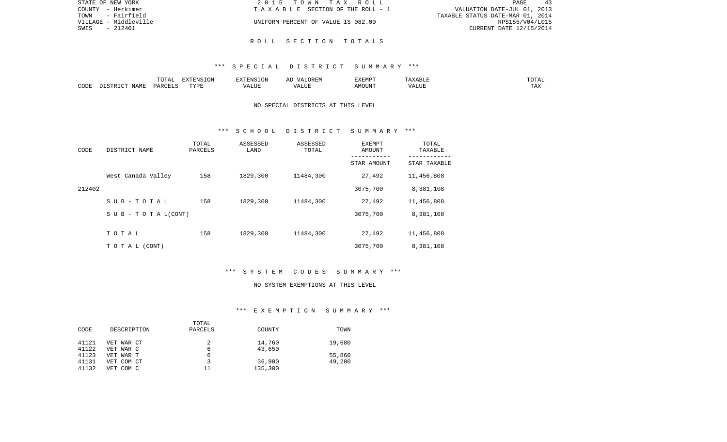STATE OF NEW YORK | COUNTY - Herkimer | TOWN - Fairfield | VILLAGE - Middleville | SWIS - 212401

2 0 1 5 T O W N T A X R O L L
T A X A B L E SECTION OF THE ROLL - 1
UNIFORM PERCENT OF VALUE IS 082.00

VALUATION DATE-JUL 01, 2013
TAXABLE STATUS DATE-MAR 01, 2014
RPS155/V04/L015
CURRENT DATE 12/15/2014

## R O L L S E C T I O N T O T A L S

### *** S P E C I A L D I S T R I C T S U M M A R Y ***

| CODE | DISTRICT NAME | TOTAL PARCELS | EXTENSION TYPE | EXTENSION VALUE | AD VALOREM VALUE | EXEMPT AMOUNT | TAXABLE VALUE | TOTAL TAX |
|---|---|---|---|---|---|---|---|---|

NO SPECIAL DISTRICTS AT THIS LEVEL

### *** S C H O O L D I S T R I C T S U M M A R Y ***

| CODE | DISTRICT NAME | TOTAL PARCELS | ASSESSED LAND | ASSESSED TOTAL | EXEMPT AMOUNT / STAR AMOUNT | TOTAL TAXABLE / STAR TAXABLE |
|---|---|---|---|---|---|---|
| | West Canada Valley | 158 | 1829,300 | 11484,300 | 27,492 | 11,456,808 |
| 212402 | | | | | 3075,700 | 8,381,108 |
| | S U B - T O T A L | 158 | 1829,300 | 11484,300 | 27,492 | 11,456,808 |
| | S U B - T O T A L(CONT) | | | | 3075,700 | 8,381,108 |
| | T O T A L | 158 | 1829,300 | 11484,300 | 27,492 | 11,456,808 |
| | T O T A L (CONT) | | | | 3075,700 | 8,381,108 |

### *** S Y S T E M C O D E S S U M M A R Y ***

NO SYSTEM EXEMPTIONS AT THIS LEVEL

### *** E X E M P T I O N S U M M A R Y ***

| CODE | DESCRIPTION | TOTAL PARCELS | COUNTY | TOWN |
|---|---|---|---|---|
| 41121 | VET WAR CT | 2 | 14,760 | 19,680 |
| 41122 | VET WAR C | 6 | 43,650 | |
| 41123 | VET WAR T | 6 | | 55,860 |
| 41131 | VET COM CT | 3 | 36,900 | 49,200 |
| 41132 | VET COM C | 11 | 135,300 | |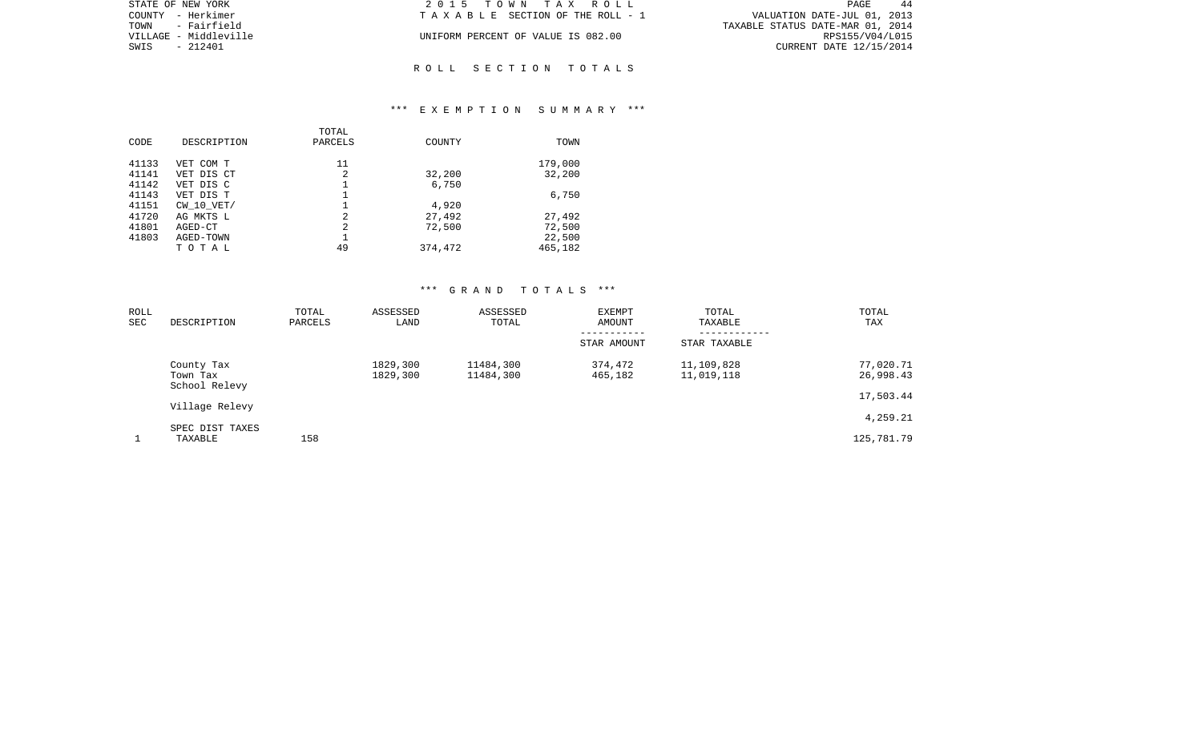STATE OF NEW YORK | COUNTY - Herkimer | TOWN - Fairfield | VILLAGE - Middleville | SWIS - 212401

2015 TOWN TAX ROLL
TAXABLE SECTION OF THE ROLL - 1
UNIFORM PERCENT OF VALUE IS 082.00

VALUATION DATE-JUL 01, 2013
TAXABLE STATUS DATE-MAR 01, 2014
RPS155/V04/L015
CURRENT DATE 12/15/2014

## ROLL SECTION TOTALS

### *** EXEMPTION SUMMARY ***

| CODE | DESCRIPTION | TOTAL PARCELS | COUNTY | TOWN |
|---|---|---|---|---|
| 41133 | VET COM T | 11 | | 179,000 |
| 41141 | VET DIS CT | 2 | 32,200 | 32,200 |
| 41142 | VET DIS C | 1 | 6,750 | |
| 41143 | VET DIS T | 1 | | 6,750 |
| 41151 | CW_10_VET/ | 1 | 4,920 | |
| 41720 | AG MKTS L | 2 | 27,492 | 27,492 |
| 41801 | AGED-CT | 2 | 72,500 | 72,500 |
| 41803 | AGED-TOWN | 1 | | 22,500 |
| | TOTAL | 49 | 374,472 | 465,182 |

### *** GRAND TOTALS ***

| ROLL SEC | DESCRIPTION | TOTAL PARCELS | ASSESSED LAND | ASSESSED TOTAL | EXEMPT AMOUNT / STAR AMOUNT | TOTAL TAXABLE / STAR TAXABLE | TOTAL TAX |
|---|---|---|---|---|---|---|---|
| | County Tax | | 1829,300 | 11484,300 | 374,472 | 11,109,828 | 77,020.71 |
| | Town Tax | | 1829,300 | 11484,300 | 465,182 | 11,019,118 | 26,998.43 |
| | School Relevy | | | | | | 17,503.44 |
| | Village Relevy | | | | | | 4,259.21 |
| | SPEC DIST TAXES | | | | | | |
| 1 | TAXABLE | 158 | | | | | 125,781.79 |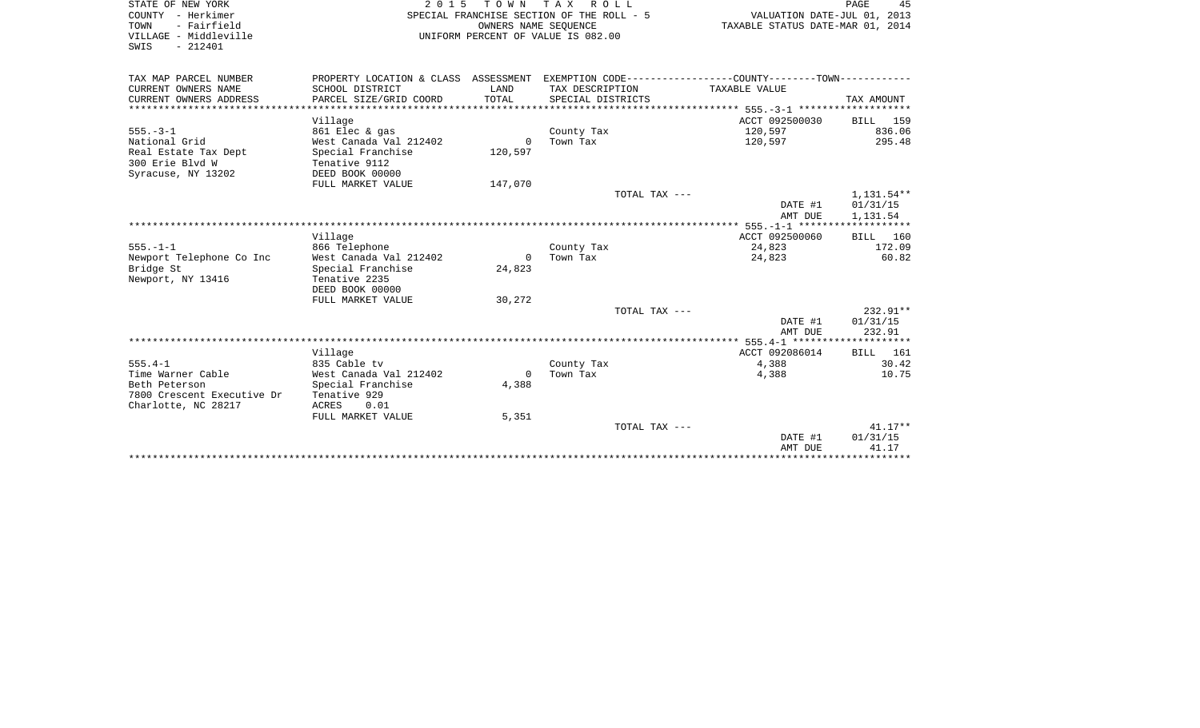STATE OF NEW YORK
COUNTY - Herkimer
TOWN - Fairfield
VILLAGE - Middleville
SWIS - 212401

2015 TOWN TAX ROLL
SPECIAL FRANCHISE SECTION OF THE ROLL - 5
OWNERS NAME SEQUENCE
UNIFORM PERCENT OF VALUE IS 082.00

VALUATION DATE-JUL 01, 2013
TAXABLE STATUS DATE-MAR 01, 2014

| TAX MAP PARCEL NUMBER / CURRENT OWNERS NAME / CURRENT OWNERS ADDRESS | PROPERTY LOCATION & CLASS / SCHOOL DISTRICT / PARCEL SIZE/GRID COORD | ASSESSMENT LAND / TOTAL | EXEMPTION CODE / TAX DESCRIPTION / SPECIAL DISTRICTS | COUNTY--------TOWN TAXABLE VALUE | TAX AMOUNT |
|---|---|---|---|---|---|
| 555.-3-1 | Village | | | ACCT 092500030 | BILL 159 |
| | 861 Elec & gas | | County Tax | 120,597 | 836.06 |
| National Grid | West Canada Val 212402 | 0 | Town Tax | 120,597 | 295.48 |
| Real Estate Tax Dept | Special Franchise | 120,597 | | | |
| 300 Erie Blvd W | Tenative 9112 | | | | |
| Syracuse, NY 13202 | DEED BOOK 00000 | | | | |
| | FULL MARKET VALUE | 147,070 | | | |
| | | | TOTAL TAX --- | | 1,131.54** |
| | | | | DATE #1 | 01/31/15 |
| | | | | AMT DUE | 1,131.54 |
| 555.-1-1 | Village | | | ACCT 092500060 | BILL 160 |
| | 866 Telephone | | County Tax | 24,823 | 172.09 |
| Newport Telephone Co Inc | West Canada Val 212402 | 0 | Town Tax | 24,823 | 60.82 |
| Bridge St | Special Franchise | 24,823 | | | |
| Newport, NY 13416 | Tenative 2235 | | | | |
| | DEED BOOK 00000 | | | | |
| | FULL MARKET VALUE | 30,272 | | | |
| | | | TOTAL TAX --- | | 232.91** |
| | | | | DATE #1 | 01/31/15 |
| | | | | AMT DUE | 232.91 |
| 555.4-1 | Village | | | ACCT 092086014 | BILL 161 |
| | 835 Cable tv | | County Tax | 4,388 | 30.42 |
| Time Warner Cable | West Canada Val 212402 | 0 | Town Tax | 4,388 | 10.75 |
| Beth Peterson | Special Franchise | 4,388 | | | |
| 7800 Crescent Executive Dr | Tenative 929 | | | | |
| Charlotte, NC 28217 | ACRES 0.01 | | | | |
| | FULL MARKET VALUE | 5,351 | | | |
| | | | TOTAL TAX --- | | 41.17** |
| | | | | DATE #1 | 01/31/15 |
| | | | | AMT DUE | 41.17 |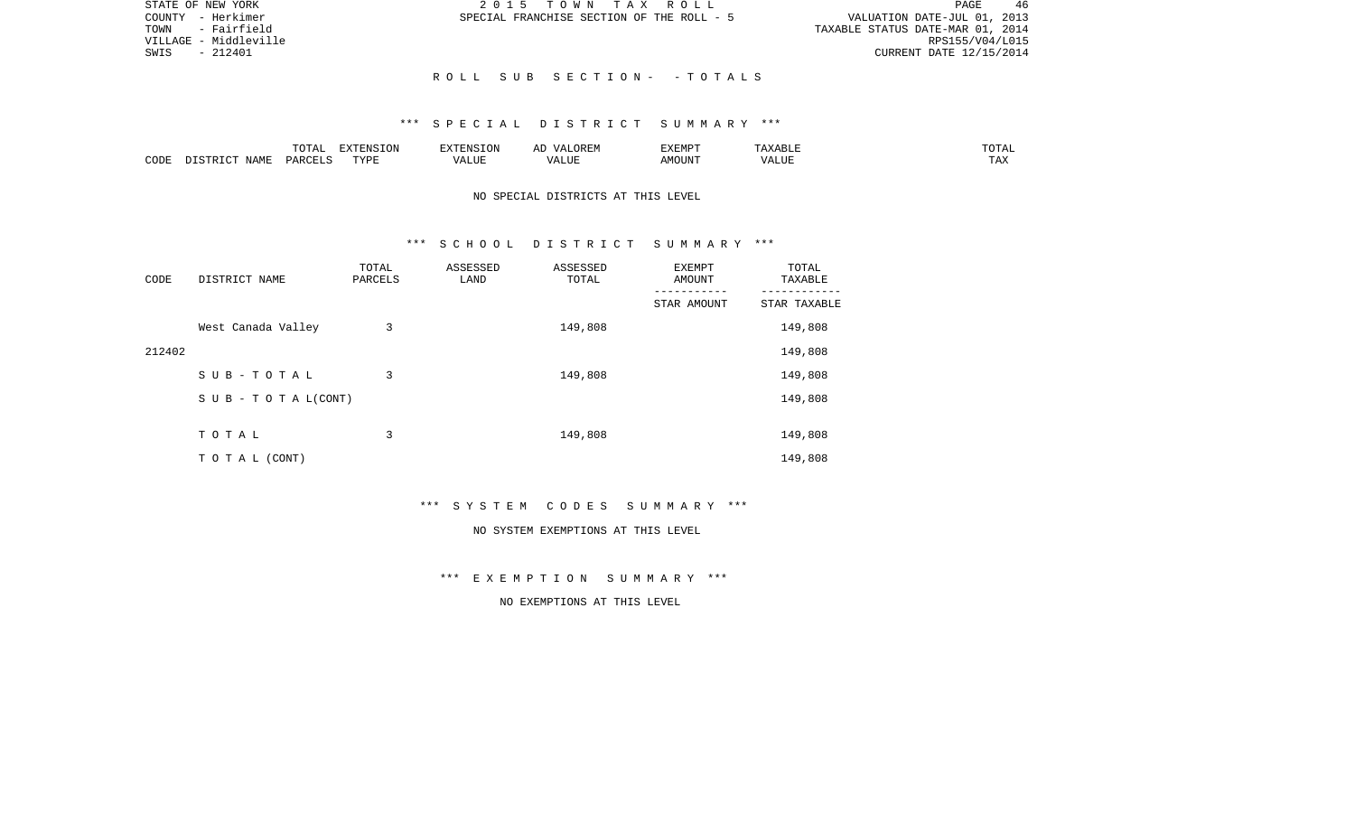STATE OF NEW YORK
COUNTY - Herkimer
TOWN - Fairfield
VILLAGE - Middleville
SWIS - 212401

2015 TOWN TAX ROLL
SPECIAL FRANCHISE SECTION OF THE ROLL - 5

VALUATION DATE-JUL 01, 2013
TAXABLE STATUS DATE-MAR 01, 2014
RPS155/V04/L015
CURRENT DATE 12/15/2014

## ROLL SUB SECTION - - TOTALS

### *** SPECIAL DISTRICT SUMMARY ***

| CODE | DISTRICT NAME | TOTAL PARCELS | EXTENSION TYPE | EXTENSION VALUE | AD VALOREM VALUE | EXEMPT AMOUNT | TAXABLE VALUE | TOTAL TAX |
|---|---|---|---|---|---|---|---|---|

NO SPECIAL DISTRICTS AT THIS LEVEL

### *** SCHOOL DISTRICT SUMMARY ***

| CODE | DISTRICT NAME | TOTAL PARCELS | ASSESSED LAND | ASSESSED TOTAL | EXEMPT AMOUNT / STAR AMOUNT | TOTAL TAXABLE / STAR TAXABLE |
|---|---|---|---|---|---|---|
| | West Canada Valley | 3 | | 149,808 | | 149,808 |
| 212402 | | | | | | 149,808 |
| | SUB-TOTAL | 3 | | 149,808 | | 149,808 |
| | SUB - TOTAL(CONT) | | | | | 149,808 |
| | TOTAL | 3 | | 149,808 | | 149,808 |
| | TOTAL (CONT) | | | | | 149,808 |

### *** SYSTEM CODES SUMMARY ***

NO SYSTEM EXEMPTIONS AT THIS LEVEL

### *** EXEMPTION SUMMARY ***

NO EXEMPTIONS AT THIS LEVEL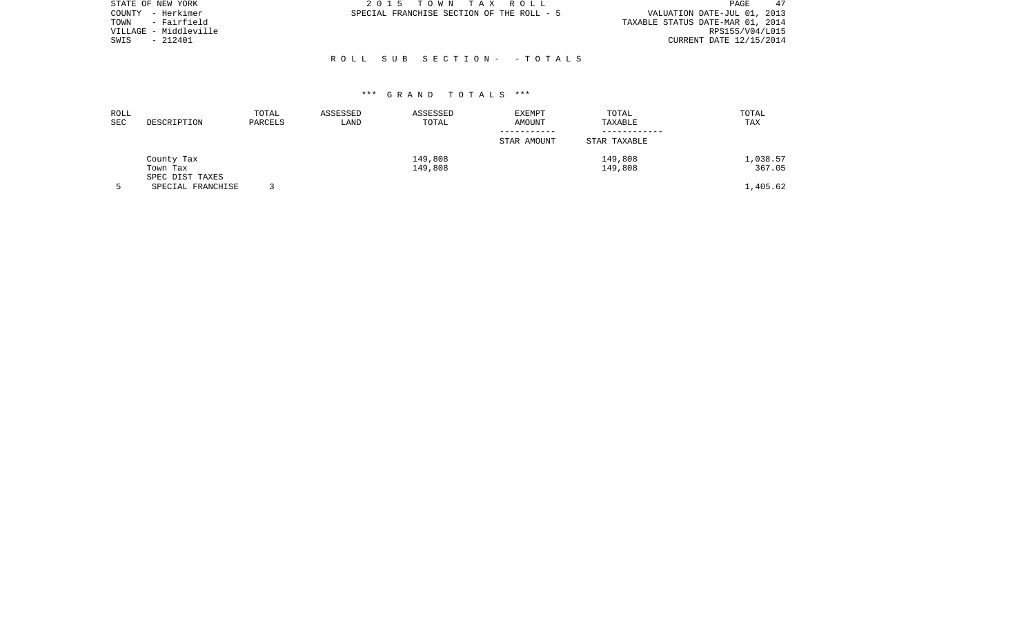STATE OF NEW YORK
COUNTY - Herkimer
TOWN - Fairfield
VILLAGE - Middleville
SWIS - 212401

2 0 1 5 T O W N T A X R O L L
SPECIAL FRANCHISE SECTION OF THE ROLL - 5

VALUATION DATE-JUL 01, 2013
TAXABLE STATUS DATE-MAR 01, 2014
RPS155/V04/L015
CURRENT DATE 12/15/2014

R O L L S U B S E C T I O N - - T O T A L S

*** G R A N D T O T A L S ***

| ROLL SEC | DESCRIPTION | TOTAL PARCELS | ASSESSED LAND | ASSESSED TOTAL | EXEMPT AMOUNT / STAR AMOUNT | TOTAL TAXABLE / STAR TAXABLE | TOTAL TAX |
|---|---|---|---|---|---|---|---|
| | County Tax | | | 149,808 | | 149,808 | 1,038.57 |
| | Town Tax | | | 149,808 | | 149,808 | 367.05 |
| | SPEC DIST TAXES | | | | | | |
| 5 | SPECIAL FRANCHISE | 3 | | | | | 1,405.62 |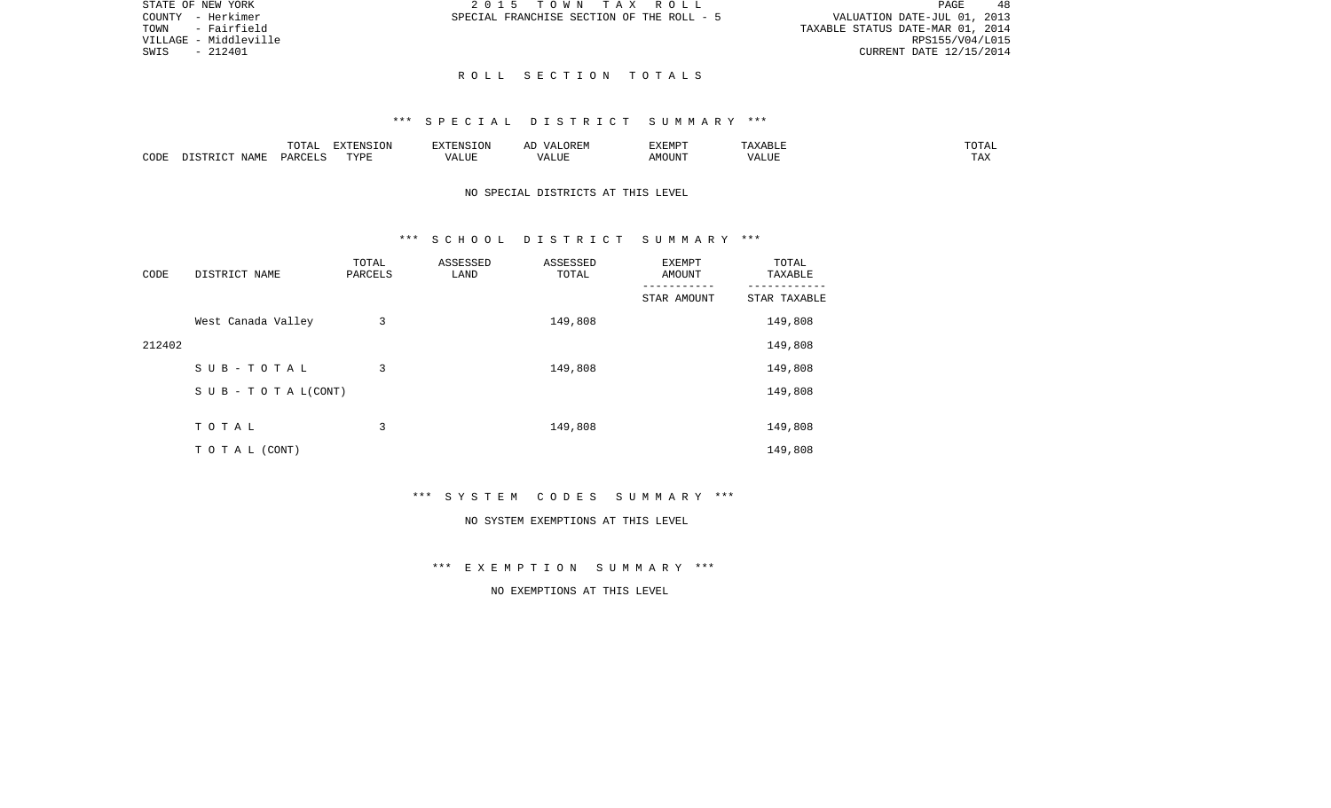STATE OF NEW YORK
COUNTY - Herkimer
TOWN - Fairfield
VILLAGE - Middleville
SWIS - 212401

2 0 1 5 T O W N T A X R O L L
SPECIAL FRANCHISE SECTION OF THE ROLL - 5

VALUATION DATE-JUL 01, 2013
TAXABLE STATUS DATE-MAR 01, 2014
RPS155/V04/L015
CURRENT DATE 12/15/2014

## R O L L S E C T I O N T O T A L S

### *** S P E C I A L D I S T R I C T S U M M A R Y ***

| CODE | DISTRICT NAME | TOTAL PARCELS | EXTENSION TYPE | EXTENSION VALUE | AD VALOREM VALUE | EXEMPT AMOUNT | TAXABLE VALUE | TOTAL TAX |
|---|---|---|---|---|---|---|---|---|

NO SPECIAL DISTRICTS AT THIS LEVEL

### *** S C H O O L D I S T R I C T S U M M A R Y ***

| CODE | DISTRICT NAME | TOTAL PARCELS | ASSESSED LAND | ASSESSED TOTAL | EXEMPT AMOUNT / STAR AMOUNT | TOTAL TAXABLE / STAR TAXABLE |
|---|---|---|---|---|---|---|
| 212402 | West Canada Valley | 3 | | 149,808 | | 149,808 |
| | | | | | | 149,808 |
| | S U B - T O T A L | 3 | | 149,808 | | 149,808 |
| | S U B - T O T A L(CONT) | | | | | 149,808 |
| | T O T A L | 3 | | 149,808 | | 149,808 |
| | T O T A L (CONT) | | | | | 149,808 |

### *** S Y S T E M C O D E S S U M M A R Y ***

NO SYSTEM EXEMPTIONS AT THIS LEVEL

### *** E X E M P T I O N S U M M A R Y ***

NO EXEMPTIONS AT THIS LEVEL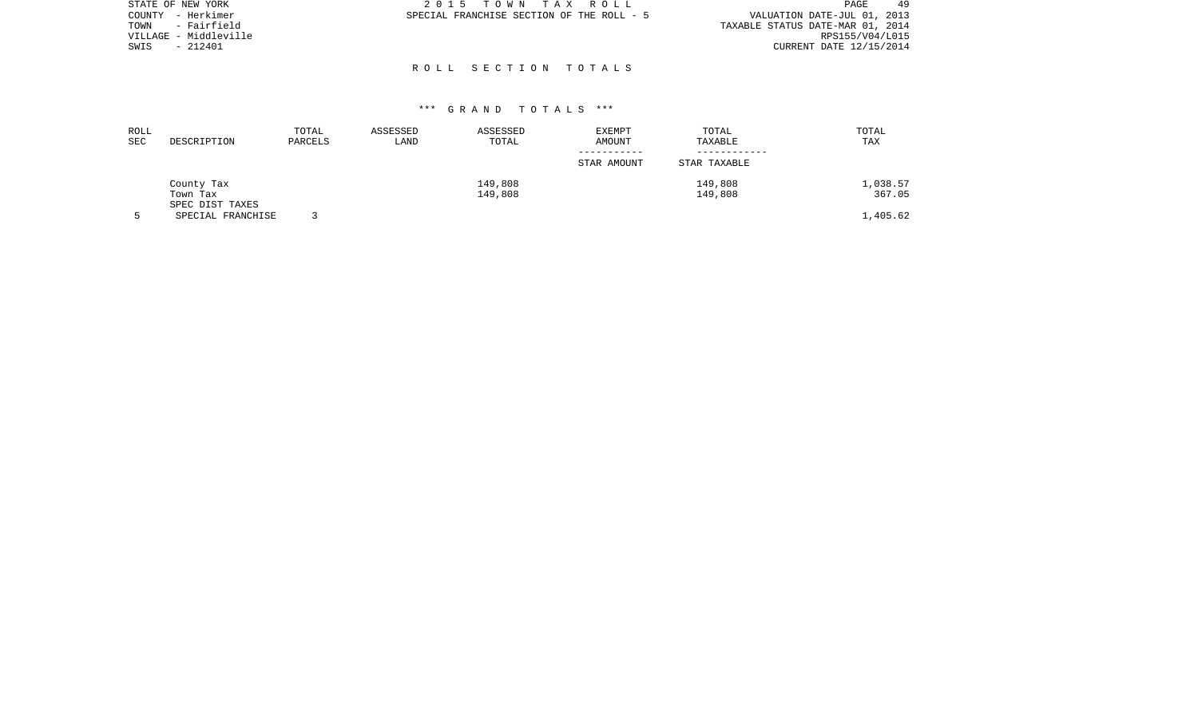STATE OF NEW YORK | COUNTY - Herkimer | TOWN - Fairfield | VILLAGE - Middleville | SWIS - 212401

2 0 1 5 T O W N T A X R O L L
SPECIAL FRANCHISE SECTION OF THE ROLL - 5

VALUATION DATE-JUL 01, 2013
TAXABLE STATUS DATE-MAR 01, 2014
RPS155/V04/L015
CURRENT DATE 12/15/2014

## R O L L S E C T I O N T O T A L S

### *** G R A N D T O T A L S ***

| ROLL SEC | DESCRIPTION | TOTAL PARCELS | ASSESSED LAND | ASSESSED TOTAL | EXEMPT AMOUNT / STAR AMOUNT | TOTAL TAXABLE / STAR TAXABLE | TOTAL TAX |
|---|---|---|---|---|---|---|---|
| | County Tax | | | 149,808 | | 149,808 | 1,038.57 |
| | Town Tax | | | 149,808 | | 149,808 | 367.05 |
| | SPEC DIST TAXES | | | | | | |
| 5 | SPECIAL FRANCHISE | 3 | | | | | 1,405.62 |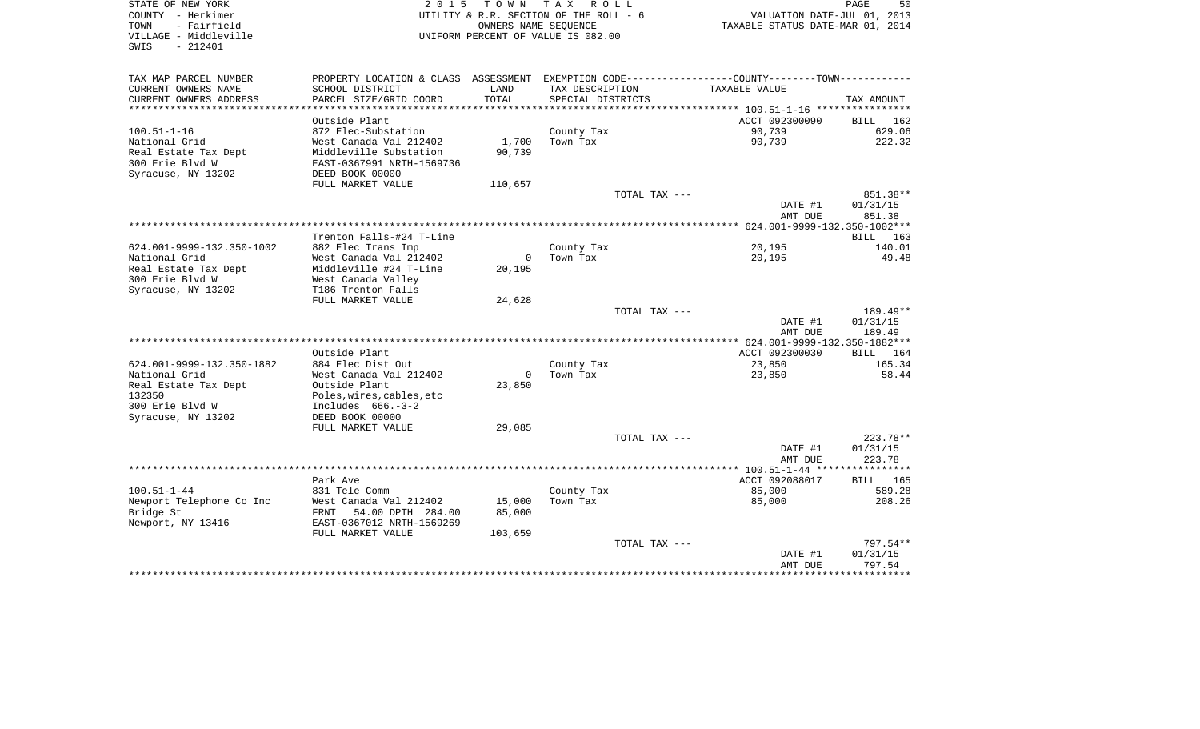STATE OF NEW YORK
COUNTY - Herkimer
TOWN - Fairfield
VILLAGE - Middleville
SWIS - 212401

2015 TOWN TAX ROLL
UTILITY & R.R. SECTION OF THE ROLL - 6
OWNERS NAME SEQUENCE
UNIFORM PERCENT OF VALUE IS 082.00

VALUATION DATE-JUL 01, 2013
TAXABLE STATUS DATE-MAR 01, 2014

| TAX MAP PARCEL NUMBER / CURRENT OWNERS NAME / CURRENT OWNERS ADDRESS | PROPERTY LOCATION & CLASS / SCHOOL DISTRICT / PARCEL SIZE/GRID COORD | ASSESSMENT LAND / TOTAL | EXEMPTION CODE / TAX DESCRIPTION / SPECIAL DISTRICTS | COUNTY / TOWN TAXABLE VALUE | TAX AMOUNT |
|---|---|---|---|---|---|
| **100.51-1-16** | Outside Plant | | | ACCT 092300090 | BILL 162 |
| 100.51-1-16 | 872 Elec-Substation | | County Tax | 90,739 | 629.06 |
| National Grid | West Canada Val 212402 | 1,700 | Town Tax | 90,739 | 222.32 |
| Real Estate Tax Dept | Middleville Substation | 90,739 | | | |
| 300 Erie Blvd W | EAST-0367991 NRTH-1569736 | | | | |
| Syracuse, NY 13202 | DEED BOOK 00000 | | | | |
| | FULL MARKET VALUE | 110,657 | | | |
| | | | TOTAL TAX --- | | 851.38** |
| | | | | DATE #1 | 01/31/15 |
| | | | | AMT DUE | 851.38 |
| **624.001-9999-132.350-1002** | Trenton Falls-#24 T-Line | | | | BILL 163 |
| 624.001-9999-132.350-1002 | 882 Elec Trans Imp | | County Tax | 20,195 | 140.01 |
| National Grid | West Canada Val 212402 | 0 | Town Tax | 20,195 | 49.48 |
| Real Estate Tax Dept | Middleville #24 T-Line | 20,195 | | | |
| 300 Erie Blvd W | West Canada Valley | | | | |
| Syracuse, NY 13202 | T186 Trenton Falls | | | | |
| | FULL MARKET VALUE | 24,628 | | | |
| | | | TOTAL TAX --- | | 189.49** |
| | | | | DATE #1 | 01/31/15 |
| | | | | AMT DUE | 189.49 |
| **624.001-9999-132.350-1882** | Outside Plant | | | ACCT 092300030 | BILL 164 |
| 624.001-9999-132.350-1882 | 884 Elec Dist Out | | County Tax | 23,850 | 165.34 |
| National Grid | West Canada Val 212402 | 0 | Town Tax | 23,850 | 58.44 |
| Real Estate Tax Dept | Outside Plant | 23,850 | | | |
| 132350 | Poles,wires,cables,etc | | | | |
| 300 Erie Blvd W | Includes 666.-3-2 | | | | |
| Syracuse, NY 13202 | DEED BOOK 00000 | | | | |
| | FULL MARKET VALUE | 29,085 | | | |
| | | | TOTAL TAX --- | | 223.78** |
| | | | | DATE #1 | 01/31/15 |
| | | | | AMT DUE | 223.78 |
| **100.51-1-44** | Park Ave | | | ACCT 092088017 | BILL 165 |
| 100.51-1-44 | 831 Tele Comm | | County Tax | 85,000 | 589.28 |
| Newport Telephone Co Inc | West Canada Val 212402 | 15,000 | Town Tax | 85,000 | 208.26 |
| Bridge St | FRNT 54.00 DPTH 284.00 | 85,000 | | | |
| Newport, NY 13416 | EAST-0367012 NRTH-1569269 | | | | |
| | FULL MARKET VALUE | 103,659 | | | |
| | | | TOTAL TAX --- | | 797.54** |
| | | | | DATE #1 | 01/31/15 |
| | | | | AMT DUE | 797.54 |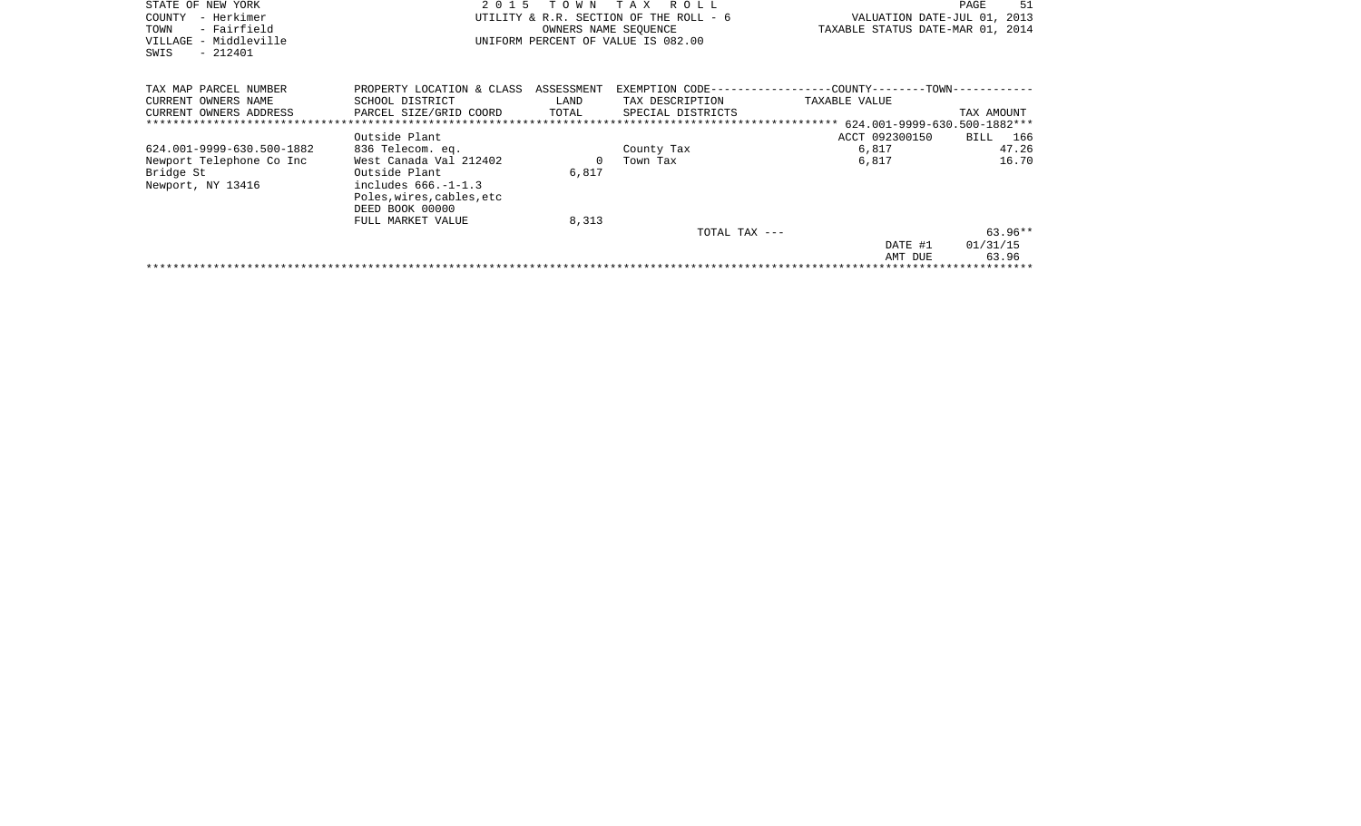STATE OF NEW YORK
COUNTY - Herkimer
TOWN - Fairfield
VILLAGE - Middleville
SWIS - 212401

2 0 1 5 T O W N T A X R O L L
UTILITY & R.R. SECTION OF THE ROLL - 6
OWNERS NAME SEQUENCE
UNIFORM PERCENT OF VALUE IS 082.00

VALUATION DATE-JUL 01, 2013
TAXABLE STATUS DATE-MAR 01, 2014

| TAX MAP PARCEL NUMBER / CURRENT OWNERS NAME / CURRENT OWNERS ADDRESS | PROPERTY LOCATION & CLASS / SCHOOL DISTRICT / PARCEL SIZE/GRID COORD | ASSESSMENT LAND / TOTAL | EXEMPTION CODE / TAX DESCRIPTION / SPECIAL DISTRICTS | TAXABLE VALUE | TAX AMOUNT |
|---|---|---|---|---|---|
| | | | | ****** 624.001-9999-630.500-1882*** | |
| | Outside Plant | | | ACCT 092300150 | BILL 166 |
| 624.001-9999-630.500-1882 | 836 Telecom. eq. | | County Tax | 6,817 | 47.26 |
| Newport Telephone Co Inc | West Canada Val 212402 | 0 | Town Tax | 6,817 | 16.70 |
| Bridge St | Outside Plant | 6,817 | | | |
| Newport, NY 13416 | includes 666.-1-1.3 | | | | |
| | Poles,wires,cables,etc | | | | |
| | DEED BOOK 00000 | | | | |
| | FULL MARKET VALUE | 8,313 | | | |
| | | | TOTAL TAX --- | | 63.96** |
| | | | | DATE #1 | 01/31/15 |
| | | | | AMT DUE | 63.96 |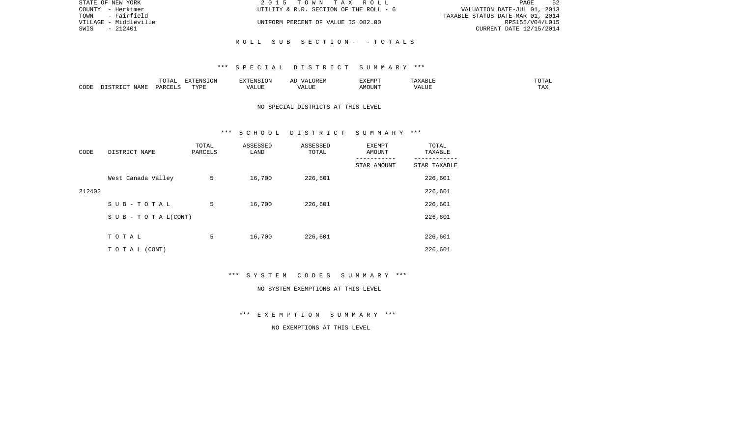STATE OF NEW YORK
COUNTY - Herkimer
TOWN - Fairfield
VILLAGE - Middleville
SWIS - 212401

2015 TOWN TAX ROLL
UTILITY & R.R. SECTION OF THE ROLL - 6
UNIFORM PERCENT OF VALUE IS 082.00

VALUATION DATE-JUL 01, 2013
TAXABLE STATUS DATE-MAR 01, 2014
RPS155/V04/L015
CURRENT DATE 12/15/2014

ROLL SUB SECTION- - TOTALS

*** SPECIAL DISTRICT SUMMARY ***

| CODE | DISTRICT NAME | TOTAL PARCELS | EXTENSION TYPE | EXTENSION VALUE | AD VALOREM VALUE | EXEMPT AMOUNT | TAXABLE VALUE | TOTAL TAX |
|---|---|---|---|---|---|---|---|---|

NO SPECIAL DISTRICTS AT THIS LEVEL

*** SCHOOL DISTRICT SUMMARY ***

| CODE | DISTRICT NAME | TOTAL PARCELS | ASSESSED LAND | ASSESSED TOTAL | EXEMPT AMOUNT / STAR AMOUNT | TOTAL TAXABLE / STAR TAXABLE |
|---|---|---|---|---|---|---|
| 212402 | West Canada Valley | 5 | 16,700 | 226,601 | | 226,601 |
| | | | | | | 226,601 |
| | S U B - T O T A L | 5 | 16,700 | 226,601 | | 226,601 |
| | S U B - T O T A L(CONT) | | | | | 226,601 |
| | T O T A L | 5 | 16,700 | 226,601 | | 226,601 |
| | T O T A L (CONT) | | | | | 226,601 |

*** SYSTEM CODES SUMMARY ***

NO SYSTEM EXEMPTIONS AT THIS LEVEL

*** EXEMPTION SUMMARY ***

NO EXEMPTIONS AT THIS LEVEL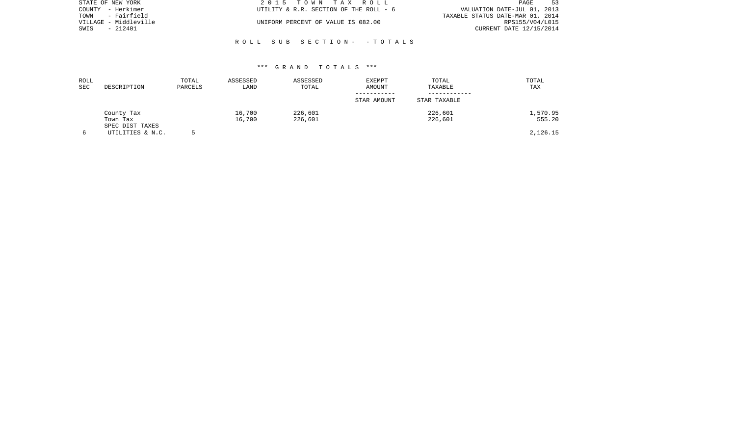STATE OF NEW YORK
COUNTY - Herkimer
TOWN - Fairfield
VILLAGE - Middleville
SWIS - 212401

2 0 1 5 T O W N T A X R O L L
UTILITY & R.R. SECTION OF THE ROLL - 6
UNIFORM PERCENT OF VALUE IS 082.00

VALUATION DATE-JUL 01, 2013
TAXABLE STATUS DATE-MAR 01, 2014
RPS155/V04/L015
CURRENT DATE 12/15/2014

R O L L S U B S E C T I O N - - T O T A L S

*** G R A N D T O T A L S ***

| ROLL SEC | DESCRIPTION | TOTAL PARCELS | ASSESSED LAND | ASSESSED TOTAL | EXEMPT AMOUNT / STAR AMOUNT | TOTAL TAXABLE / STAR TAXABLE | TOTAL TAX |
|---|---|---|---|---|---|---|---|
| | County Tax | | 16,700 | 226,601 | | 226,601 | 1,570.95 |
| | Town Tax | | 16,700 | 226,601 | | 226,601 | 555.20 |
| | SPEC DIST TAXES | | | | | | |
| 6 | UTILITIES & N.C. | 5 | | | | | 2,126.15 |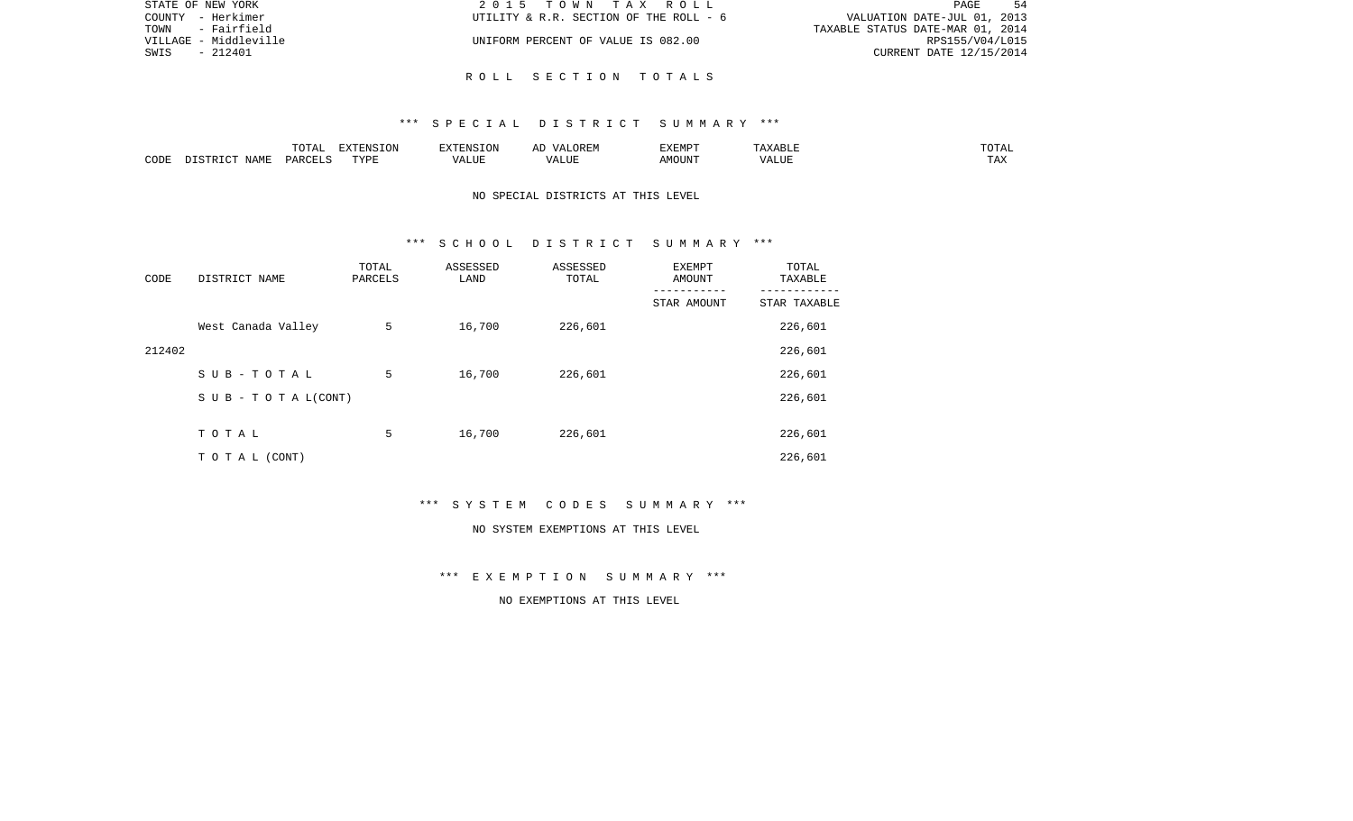STATE OF NEW YORK | 2 0 1 5 T O W N T A X R O L L | PAGE 54
COUNTY - Herkimer | UTILITY & R.R. SECTION OF THE ROLL - 6 | VALUATION DATE-JUL 01, 2013
TOWN - Fairfield | | TAXABLE STATUS DATE-MAR 01, 2014
VILLAGE - Middleville | UNIFORM PERCENT OF VALUE IS 082.00 | RPS155/V04/L015
SWIS - 212401 | | CURRENT DATE 12/15/2014

## R O L L S E C T I O N T O T A L S

### *** S P E C I A L D I S T R I C T S U M M A R Y ***

| CODE | DISTRICT NAME | TOTAL PARCELS | EXTENSION TYPE | EXTENSION VALUE | AD VALOREM VALUE | EXEMPT AMOUNT | TAXABLE VALUE | TOTAL TAX |
|---|---|---|---|---|---|---|---|---|

NO SPECIAL DISTRICTS AT THIS LEVEL

### *** S C H O O L D I S T R I C T S U M M A R Y ***

| CODE | DISTRICT NAME | TOTAL PARCELS | ASSESSED LAND | ASSESSED TOTAL | EXEMPT AMOUNT / STAR AMOUNT | TOTAL TAXABLE / STAR TAXABLE |
|---|---|---|---|---|---|---|
| | West Canada Valley | 5 | 16,700 | 226,601 | | 226,601 |
| 212402 | | | | | | 226,601 |
| | S U B - T O T A L | 5 | 16,700 | 226,601 | | 226,601 |
| | S U B - T O T A L(CONT) | | | | | 226,601 |
| | T O T A L | 5 | 16,700 | 226,601 | | 226,601 |
| | T O T A L (CONT) | | | | | 226,601 |

### *** S Y S T E M C O D E S S U M M A R Y ***

NO SYSTEM EXEMPTIONS AT THIS LEVEL

### *** E X E M P T I O N S U M M A R Y ***

NO EXEMPTIONS AT THIS LEVEL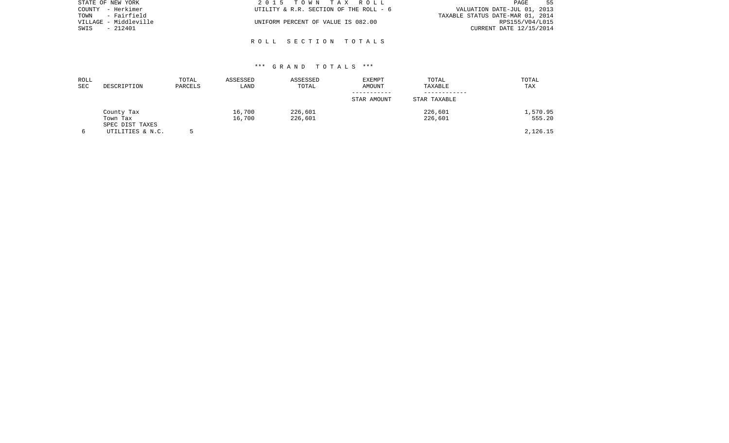STATE OF NEW YORK | 2 0 1 5 T O W N T A X R O L L
COUNTY - Herkimer | UTILITY & R.R. SECTION OF THE ROLL - 6 | VALUATION DATE-JUL 01, 2013
TOWN - Fairfield | | TAXABLE STATUS DATE-MAR 01, 2014
VILLAGE - Middleville | UNIFORM PERCENT OF VALUE IS 082.00 | RPS155/V04/L015
SWIS - 212401 | | CURRENT DATE 12/15/2014

## R O L L S E C T I O N T O T A L S

### *** G R A N D T O T A L S ***

| ROLL SEC | DESCRIPTION | TOTAL PARCELS | ASSESSED LAND | ASSESSED TOTAL | EXEMPT AMOUNT / STAR AMOUNT | TOTAL TAXABLE / STAR TAXABLE | TOTAL TAX |
|---|---|---|---|---|---|---|---|
| | County Tax | | 16,700 | 226,601 | | 226,601 | 1,570.95 |
| | Town Tax | | 16,700 | 226,601 | | 226,601 | 555.20 |
| | SPEC DIST TAXES | | | | | | |
| 6 | UTILITIES & N.C. | 5 | | | | | 2,126.15 |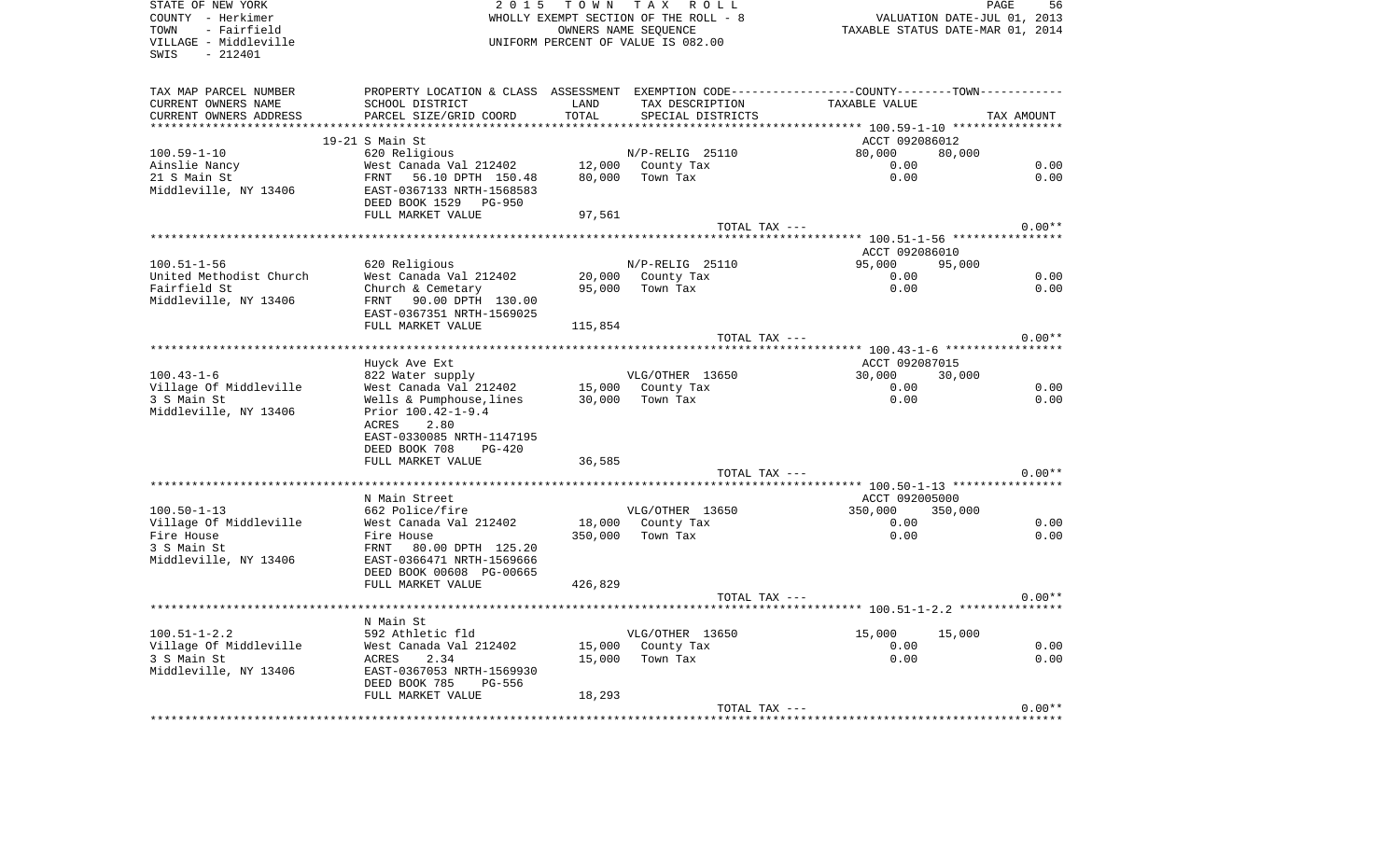STATE OF NEW YORK | COUNTY - Herkimer | TOWN - Fairfield | VILLAGE - Middleville | SWIS - 212401

2 0 1 5 T O W N T A X R O L L
WHOLLY EXEMPT SECTION OF THE ROLL - 8
OWNERS NAME SEQUENCE
UNIFORM PERCENT OF VALUE IS 082.00

VALUATION DATE-JUL 01, 2013
TAXABLE STATUS DATE-MAR 01, 2014

| TAX MAP PARCEL NUMBER / CURRENT OWNERS NAME / CURRENT OWNERS ADDRESS | PROPERTY LOCATION & CLASS / SCHOOL DISTRICT / PARCEL SIZE/GRID COORD | ASSESSMENT LAND / TOTAL | EXEMPTION CODE / TAX DESCRIPTION / SPECIAL DISTRICTS | COUNTY / TAXABLE VALUE | TOWN | TAX AMOUNT |
|---|---|---|---|---|---|---|
| **100.59-1-10** | 19-21 S Main St | | | ACCT 092086012 | | |
| 100.59-1-10 | 620 Religious | | N/P-RELIG 25110 | 80,000 | 80,000 | |
| Ainslie Nancy | West Canada Val 212402 | 12,000 | County Tax | 0.00 | | 0.00 |
| 21 S Main St | FRNT 56.10 DPTH 150.48 | 80,000 | Town Tax | 0.00 | | 0.00 |
| Middleville, NY 13406 | EAST-0367133 NRTH-1568583 | | | | | |
| | DEED BOOK 1529 PG-950 | | | | | |
| | FULL MARKET VALUE | 97,561 | | | | |
| | | | TOTAL TAX --- | | | 0.00** |
| **100.51-1-56** | | | | ACCT 092086010 | | |
| 100.51-1-56 | 620 Religious | | N/P-RELIG 25110 | 95,000 | 95,000 | |
| United Methodist Church | West Canada Val 212402 | 20,000 | County Tax | 0.00 | | 0.00 |
| Fairfield St | Church & Cemetary | 95,000 | Town Tax | 0.00 | | 0.00 |
| Middleville, NY 13406 | FRNT 90.00 DPTH 130.00 | | | | | |
| | EAST-0367351 NRTH-1569025 | | | | | |
| | FULL MARKET VALUE | 115,854 | | | | |
| | | | TOTAL TAX --- | | | 0.00** |
| **100.43-1-6** | Huyck Ave Ext | | | ACCT 092087015 | | |
| 100.43-1-6 | 822 Water supply | | VLG/OTHER 13650 | 30,000 | 30,000 | |
| Village Of Middleville | West Canada Val 212402 | 15,000 | County Tax | 0.00 | | 0.00 |
| 3 S Main St | Wells & Pumphouse,lines | 30,000 | Town Tax | 0.00 | | 0.00 |
| Middleville, NY 13406 | Prior 100.42-1-9.4 | | | | | |
| | ACRES 2.80 | | | | | |
| | EAST-0330085 NRTH-1147195 | | | | | |
| | DEED BOOK 708 PG-420 | | | | | |
| | FULL MARKET VALUE | 36,585 | | | | |
| | | | TOTAL TAX --- | | | 0.00** |
| **100.50-1-13** | N Main Street | | | ACCT 092005000 | | |
| 100.50-1-13 | 662 Police/fire | | VLG/OTHER 13650 | 350,000 | 350,000 | |
| Village Of Middleville | West Canada Val 212402 | 18,000 | County Tax | 0.00 | | 0.00 |
| Fire House | Fire House | 350,000 | Town Tax | 0.00 | | 0.00 |
| 3 S Main St | FRNT 80.00 DPTH 125.20 | | | | | |
| Middleville, NY 13406 | EAST-0366471 NRTH-1569666 | | | | | |
| | DEED BOOK 00608 PG-00665 | | | | | |
| | FULL MARKET VALUE | 426,829 | | | | |
| | | | TOTAL TAX --- | | | 0.00** |
| **100.51-1-2.2** | N Main St | | | | | |
| 100.51-1-2.2 | 592 Athletic fld | | VLG/OTHER 13650 | 15,000 | 15,000 | |
| Village Of Middleville | West Canada Val 212402 | 15,000 | County Tax | 0.00 | | 0.00 |
| 3 S Main St | ACRES 2.34 | 15,000 | Town Tax | 0.00 | | 0.00 |
| Middleville, NY 13406 | EAST-0367053 NRTH-1569930 | | | | | |
| | DEED BOOK 785 PG-556 | | | | | |
| | FULL MARKET VALUE | 18,293 | | | | |
| | | | TOTAL TAX --- | | | 0.00** |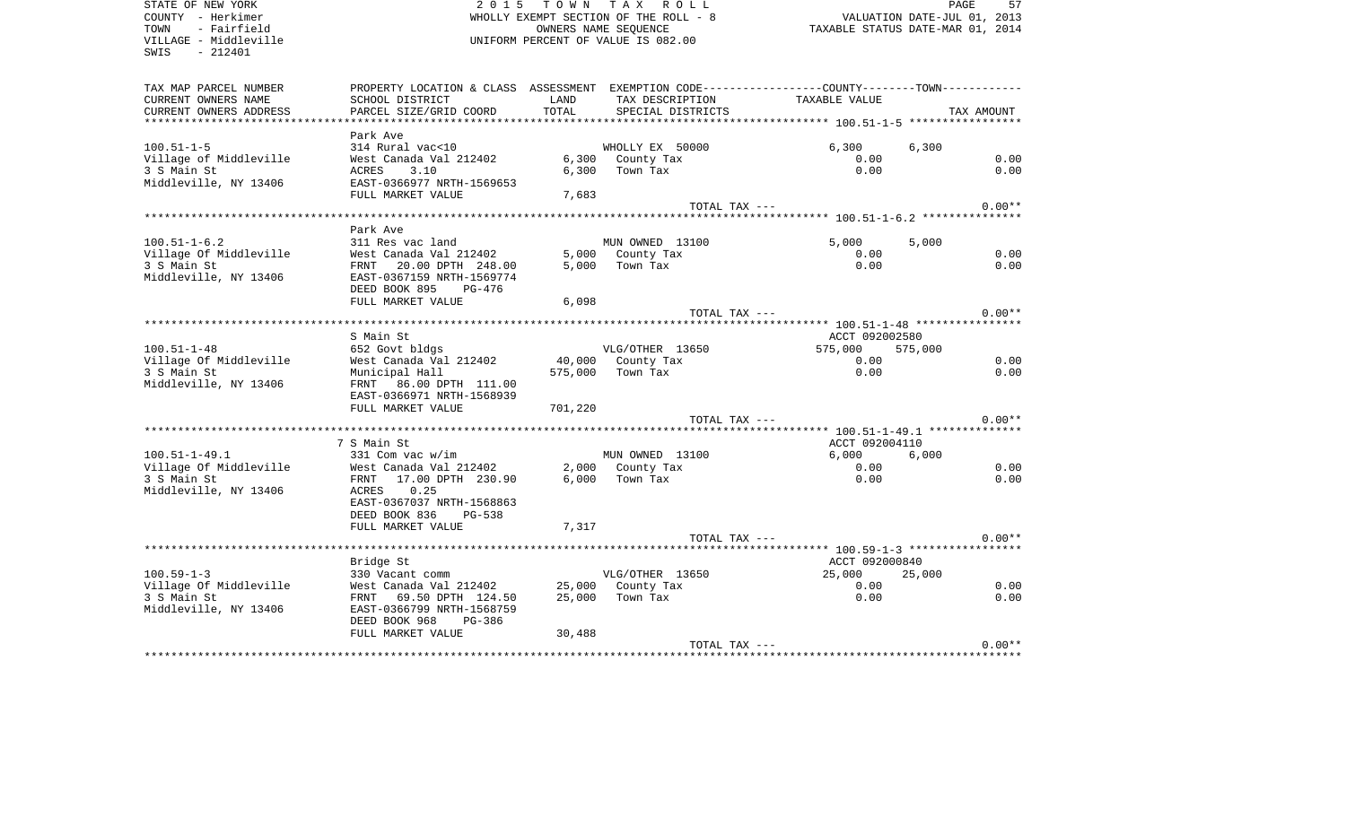STATE OF NEW YORK
COUNTY - Herkimer
TOWN - Fairfield
VILLAGE - Middleville
SWIS - 212401

2 0 1 5 T O W N T A X R O L L
WHOLLY EXEMPT SECTION OF THE ROLL - 8
OWNERS NAME SEQUENCE
UNIFORM PERCENT OF VALUE IS 082.00

VALUATION DATE-JUL 01, 2013
TAXABLE STATUS DATE-MAR 01, 2014

| TAX MAP PARCEL NUMBER / CURRENT OWNERS NAME / CURRENT OWNERS ADDRESS | PROPERTY LOCATION & CLASS / SCHOOL DISTRICT / PARCEL SIZE/GRID COORD | ASSESSMENT LAND | TOTAL | EXEMPTION CODE / TAX DESCRIPTION / SPECIAL DISTRICTS | COUNTY TAXABLE VALUE | TOWN TAXABLE VALUE | TAX AMOUNT |
|---|---|---|---|---|---|---|---|
| 100.51-1-5 | Park Ave | | | | | | |
| | 314 Rural vac<10 | | | WHOLLY EX 50000 | 6,300 | 6,300 | |
| Village of Middleville | West Canada Val 212402 | 6,300 | | County Tax | 0.00 | | 0.00 |
| 3 S Main St | ACRES 3.10 | | 6,300 | Town Tax | 0.00 | | 0.00 |
| Middleville, NY 13406 | EAST-0366977 NRTH-1569653 | | | | | | |
| | FULL MARKET VALUE | | 7,683 | | | | |
| | | | | TOTAL TAX --- | | | 0.00** |
| 100.51-1-6.2 | Park Ave | | | | | | |
| | 311 Res vac land | | | MUN OWNED 13100 | 5,000 | 5,000 | |
| Village Of Middleville | West Canada Val 212402 | 5,000 | | County Tax | 0.00 | | 0.00 |
| 3 S Main St | FRNT 20.00 DPTH 248.00 | | 5,000 | Town Tax | 0.00 | | 0.00 |
| Middleville, NY 13406 | EAST-0367159 NRTH-1569774 | | | | | | |
| | DEED BOOK 895 PG-476 | | | | | | |
| | FULL MARKET VALUE | | 6,098 | | | | |
| | | | | TOTAL TAX --- | | | 0.00** |
| 100.51-1-48 | S Main St | | | | ACCT 092002580 | | |
| | 652 Govt bldgs | | | VLG/OTHER 13650 | 575,000 | 575,000 | |
| Village Of Middleville | West Canada Val 212402 | 40,000 | | County Tax | 0.00 | | 0.00 |
| 3 S Main St | Municipal Hall | | 575,000 | Town Tax | 0.00 | | 0.00 |
| Middleville, NY 13406 | FRNT 86.00 DPTH 111.00 | | | | | | |
| | EAST-0366971 NRTH-1568939 | | | | | | |
| | FULL MARKET VALUE | | 701,220 | | | | |
| | | | | TOTAL TAX --- | | | 0.00** |
| 100.51-1-49.1 | 7 S Main St | | | | ACCT 092004110 | | |
| | 331 Com vac w/im | | | MUN OWNED 13100 | 6,000 | 6,000 | |
| Village Of Middleville | West Canada Val 212402 | 2,000 | | County Tax | 0.00 | | 0.00 |
| 3 S Main St | FRNT 17.00 DPTH 230.90 | | 6,000 | Town Tax | 0.00 | | 0.00 |
| Middleville, NY 13406 | ACRES 0.25 | | | | | | |
| | EAST-0367037 NRTH-1568863 | | | | | | |
| | DEED BOOK 836 PG-538 | | | | | | |
| | FULL MARKET VALUE | | 7,317 | | | | |
| | | | | TOTAL TAX --- | | | 0.00** |
| 100.59-1-3 | Bridge St | | | | ACCT 092000840 | | |
| | 330 Vacant comm | | | VLG/OTHER 13650 | 25,000 | 25,000 | |
| Village Of Middleville | West Canada Val 212402 | 25,000 | | County Tax | 0.00 | | 0.00 |
| 3 S Main St | FRNT 69.50 DPTH 124.50 | | 25,000 | Town Tax | 0.00 | | 0.00 |
| Middleville, NY 13406 | EAST-0366799 NRTH-1568759 | | | | | | |
| | DEED BOOK 968 PG-386 | | | | | | |
| | FULL MARKET VALUE | | 30,488 | | | | |
| | | | | TOTAL TAX --- | | | 0.00** |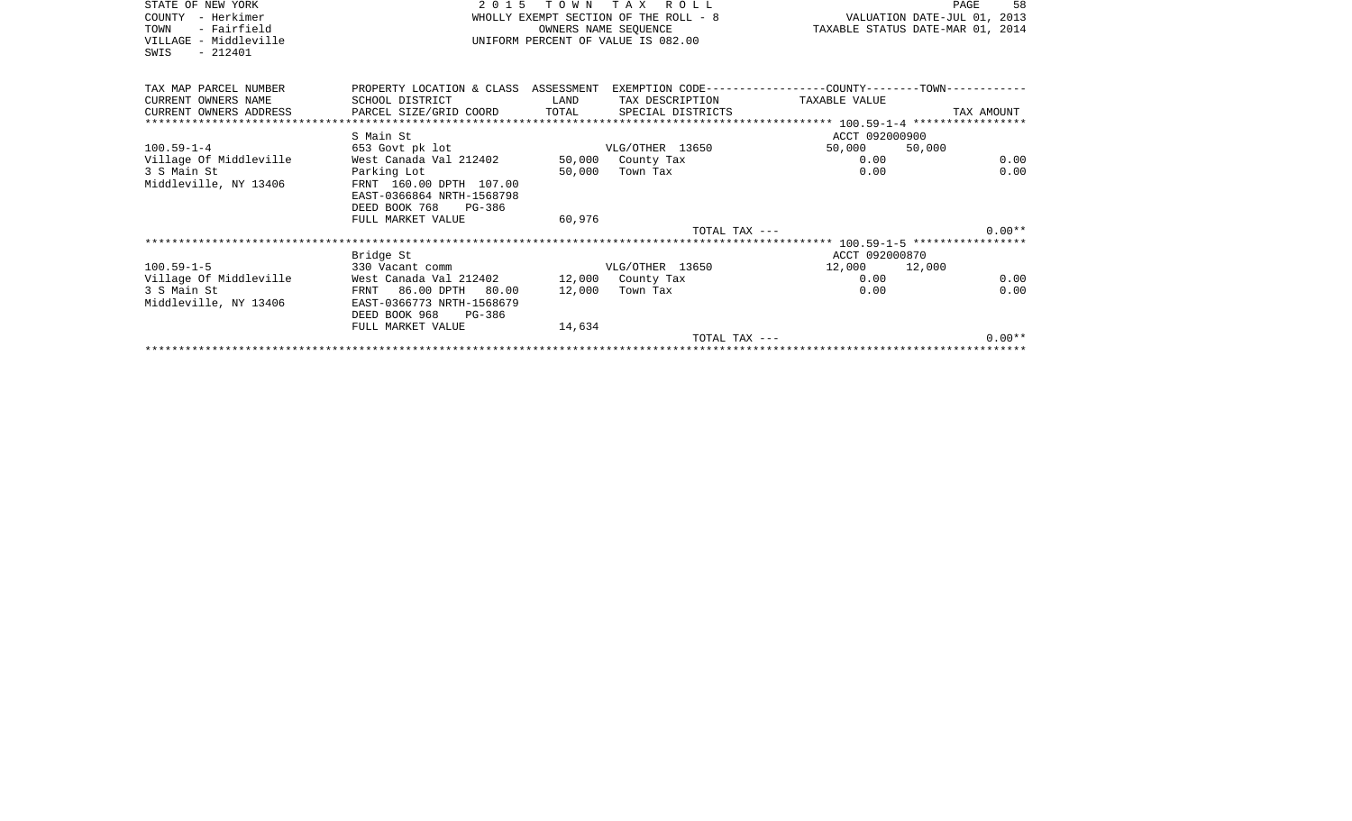STATE OF NEW YORK
COUNTY - Herkimer
TOWN - Fairfield
VILLAGE - Middleville
SWIS - 212401

2 0 1 5 T O W N T A X R O L L
WHOLLY EXEMPT SECTION OF THE ROLL - 8
OWNERS NAME SEQUENCE
UNIFORM PERCENT OF VALUE IS 082.00

VALUATION DATE-JUL 01, 2013
TAXABLE STATUS DATE-MAR 01, 2014

| TAX MAP PARCEL NUMBER<br>CURRENT OWNERS NAME<br>CURRENT OWNERS ADDRESS | PROPERTY LOCATION & CLASS<br>SCHOOL DISTRICT<br>PARCEL SIZE/GRID COORD | ASSESSMENT<br>LAND<br>TOTAL | EXEMPTION CODE<br>TAX DESCRIPTION<br>SPECIAL DISTRICTS | COUNTY<br>TAXABLE VALUE | TOWN | TAX AMOUNT |
|---|---|---|---|---|---|---|
| 100.59-1-4 | S Main St | | | ACCT 092000900 | | |
| 100.59-1-4 | 653 Govt pk lot | | VLG/OTHER 13650 | 50,000 | 50,000 | |
| Village Of Middleville | West Canada Val 212402 | 50,000 | County Tax | 0.00 | | 0.00 |
| 3 S Main St | Parking Lot | 50,000 | Town Tax | 0.00 | | 0.00 |
| Middleville, NY 13406 | FRNT 160.00 DPTH 107.00 | | | | | |
| | EAST-0366864 NRTH-1568798 | | | | | |
| | DEED BOOK 768 PG-386 | | | | | |
| | FULL MARKET VALUE | 60,976 | | | | |
| | | | TOTAL TAX --- | | | 0.00** |
| 100.59-1-5 | Bridge St | | | ACCT 092000870 | | |
| 100.59-1-5 | 330 Vacant comm | | VLG/OTHER 13650 | 12,000 | 12,000 | |
| Village Of Middleville | West Canada Val 212402 | 12,000 | County Tax | 0.00 | | 0.00 |
| 3 S Main St | FRNT 86.00 DPTH 80.00 | 12,000 | Town Tax | 0.00 | | 0.00 |
| Middleville, NY 13406 | EAST-0366773 NRTH-1568679 | | | | | |
| | DEED BOOK 968 PG-386 | | | | | |
| | FULL MARKET VALUE | 14,634 | | | | |
| | | | TOTAL TAX --- | | | 0.00** |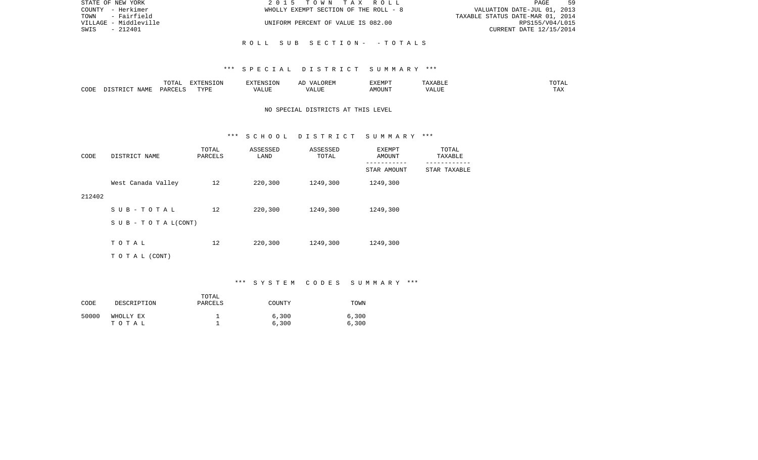STATE OF NEW YORK | 2 0 1 5 T O W N T A X R O L L
COUNTY - Herkimer | WHOLLY EXEMPT SECTION OF THE ROLL - 8 | VALUATION DATE-JUL 01, 2013
TOWN - Fairfield | TAXABLE STATUS DATE-MAR 01, 2014
VILLAGE - Middleville | UNIFORM PERCENT OF VALUE IS 082.00 | RPS155/V04/L015
SWIS - 212401 | CURRENT DATE 12/15/2014

R O L L S U B S E C T I O N - - T O T A L S

*** S P E C I A L D I S T R I C T S U M M A R Y ***

| CODE | DISTRICT NAME | TOTAL PARCELS | EXTENSION TYPE | EXTENSION VALUE | AD VALOREM VALUE | EXEMPT AMOUNT | TAXABLE VALUE | TOTAL TAX |
|---|---|---|---|---|---|---|---|---|

NO SPECIAL DISTRICTS AT THIS LEVEL

*** S C H O O L D I S T R I C T S U M M A R Y ***

| CODE | DISTRICT NAME | TOTAL PARCELS | ASSESSED LAND | ASSESSED TOTAL | EXEMPT AMOUNT / STAR AMOUNT | TOTAL TAXABLE / STAR TAXABLE |
|---|---|---|---|---|---|---|
| 212402 | West Canada Valley | 12 | 220,300 | 1249,300 | 1249,300 | |
| | S U B - T O T A L | 12 | 220,300 | 1249,300 | 1249,300 | |
| | S U B - T O T A L(CONT) | | | | | |
| | T O T A L | 12 | 220,300 | 1249,300 | 1249,300 | |
| | T O T A L (CONT) | | | | | |

*** S Y S T E M C O D E S S U M M A R Y ***

| CODE | DESCRIPTION | TOTAL PARCELS | COUNTY | TOWN |
|---|---|---|---|---|
| 50000 | WHOLLY EX | 1 | 6,300 | 6,300 |
| | T O T A L | 1 | 6,300 | 6,300 |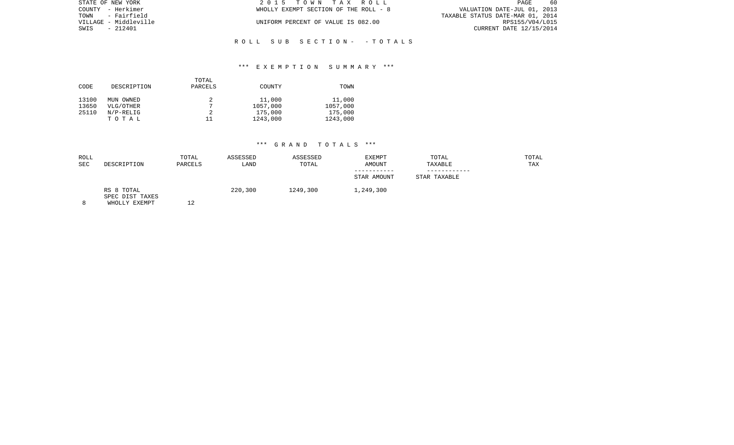STATE OF NEW YORK
COUNTY - Herkimer
TOWN - Fairfield
VILLAGE - Middleville
SWIS - 212401

2 0 1 5 T O W N T A X R O L L
WHOLLY EXEMPT SECTION OF THE ROLL - 8

UNIFORM PERCENT OF VALUE IS 082.00

VALUATION DATE-JUL 01, 2013
TAXABLE STATUS DATE-MAR 01, 2014
RPS155/V04/L015
CURRENT DATE 12/15/2014

R O L L S U B S E C T I O N - - T O T A L S

\*\*\* E X E M P T I O N S U M M A R Y \*\*\*

| CODE | DESCRIPTION | TOTAL PARCELS | COUNTY | TOWN |
|---|---|---|---|---|
| 13100 | MUN OWNED | 2 | 11,000 | 11,000 |
| 13650 | VLG/OTHER | 7 | 1057,000 | 1057,000 |
| 25110 | N/P-RELIG | 2 | 175,000 | 175,000 |
| | T O T A L | 11 | 1243,000 | 1243,000 |

\*\*\* G R A N D T O T A L S \*\*\*

| ROLL SEC | DESCRIPTION | TOTAL PARCELS | ASSESSED LAND | ASSESSED TOTAL | EXEMPT AMOUNT / STAR AMOUNT | TOTAL TAXABLE / STAR TAXABLE | TOTAL TAX |
|---|---|---|---|---|---|---|---|
| | RS 8 TOTAL | | 220,300 | 1249,300 | 1,249,300 | | |
| | SPEC DIST TAXES | | | | | | |
| 8 | WHOLLY EXEMPT | 12 | | | | | |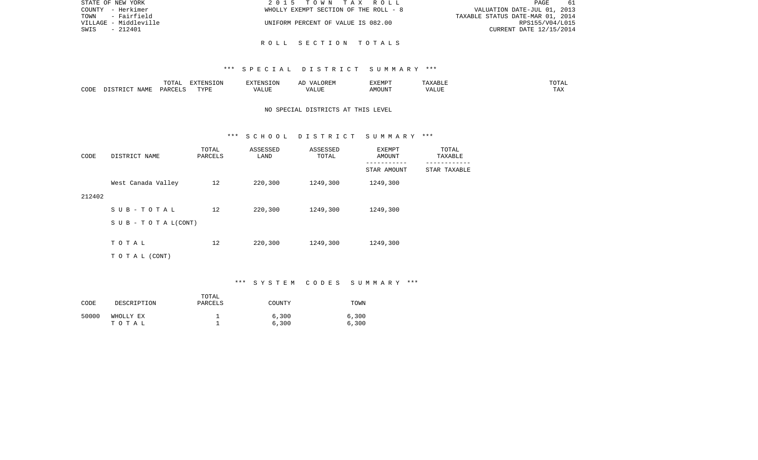STATE OF NEW YORK | 2015 TOWN TAX ROLL | VALUATION DATE-JUL 01, 2013
COUNTY - Herkimer | WHOLLY EXEMPT SECTION OF THE ROLL - 8 | TAXABLE STATUS DATE-MAR 01, 2014
TOWN - Fairfield | | RPS155/V04/L015
VILLAGE - Middleville | UNIFORM PERCENT OF VALUE IS 082.00 | CURRENT DATE 12/15/2014
SWIS - 212401

## ROLL SECTION TOTALS

### *** SPECIAL DISTRICT SUMMARY ***

| CODE | DISTRICT NAME | TOTAL PARCELS | EXTENSION TYPE | EXTENSION VALUE | AD VALOREM VALUE | EXEMPT AMOUNT | TAXABLE VALUE | TOTAL TAX |
|---|---|---|---|---|---|---|---|---|

NO SPECIAL DISTRICTS AT THIS LEVEL

### *** SCHOOL DISTRICT SUMMARY ***

| CODE | DISTRICT NAME | TOTAL PARCELS | ASSESSED LAND | ASSESSED TOTAL | EXEMPT AMOUNT / STAR AMOUNT | TOTAL TAXABLE / STAR TAXABLE |
|---|---|---|---|---|---|---|
| 212402 | West Canada Valley | 12 | 220,300 | 1249,300 | 1249,300 | |
| | SUB-TOTAL | 12 | 220,300 | 1249,300 | 1249,300 | |
| | SUB-TOTAL(CONT) | | | | | |
| | TOTAL | 12 | 220,300 | 1249,300 | 1249,300 | |
| | TOTAL (CONT) | | | | | |

### *** SYSTEM CODES SUMMARY ***

| CODE | DESCRIPTION | TOTAL PARCELS | COUNTY | TOWN |
|---|---|---|---|---|
| 50000 | WHOLLY EX | 1 | 6,300 | 6,300 |
| | TOTAL | 1 | 6,300 | 6,300 |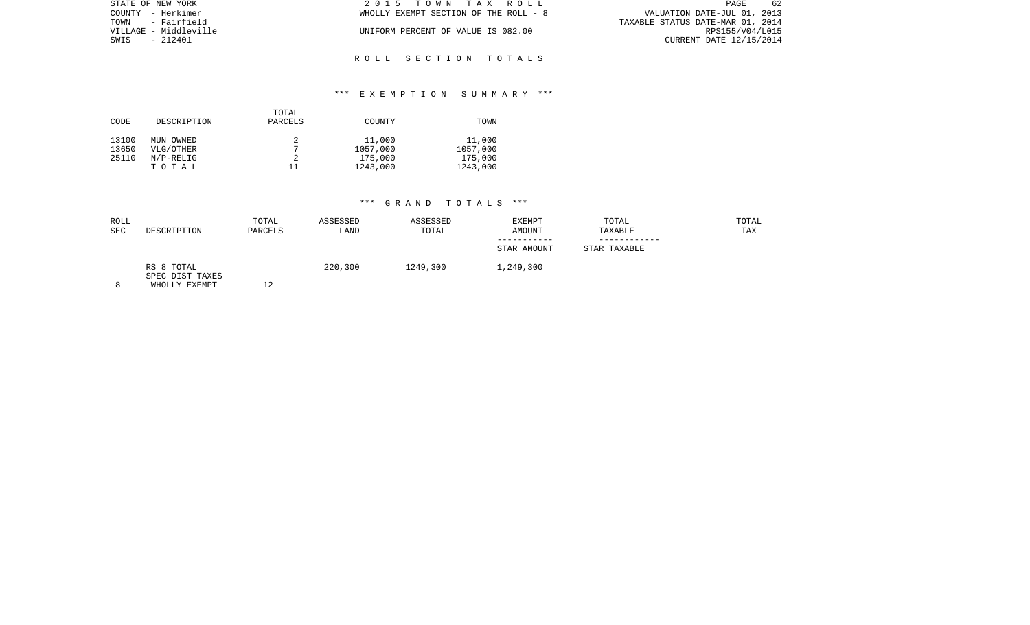STATE OF NEW YORK
COUNTY - Herkimer
TOWN - Fairfield
VILLAGE - Middleville
SWIS - 212401

2 0 1 5 T O W N T A X R O L L
WHOLLY EXEMPT SECTION OF THE ROLL - 8

UNIFORM PERCENT OF VALUE IS 082.00

VALUATION DATE-JUL 01, 2013
TAXABLE STATUS DATE-MAR 01, 2014
RPS155/V04/L015
CURRENT DATE 12/15/2014

# R O L L S E C T I O N T O T A L S

## *** E X E M P T I O N S U M M A R Y ***

| CODE | DESCRIPTION | TOTAL PARCELS | COUNTY | TOWN |
|---|---|---|---|---|
| 13100 | MUN OWNED | 2 | 11,000 | 11,000 |
| 13650 | VLG/OTHER | 7 | 1057,000 | 1057,000 |
| 25110 | N/P-RELIG | 2 | 175,000 | 175,000 |
| | T O T A L | 11 | 1243,000 | 1243,000 |

## *** G R A N D T O T A L S ***

| ROLL SEC | DESCRIPTION | TOTAL PARCELS | ASSESSED LAND | ASSESSED TOTAL | EXEMPT AMOUNT<br>-----------<br>STAR AMOUNT | TOTAL TAXABLE<br>------------<br>STAR TAXABLE | TOTAL TAX |
|---|---|---|---|---|---|---|---|
| | RS 8 TOTAL | | 220,300 | 1249,300 | 1,249,300 | | |
| | SPEC DIST TAXES | | | | | | |
| 8 | WHOLLY EXEMPT | 12 | | | | | |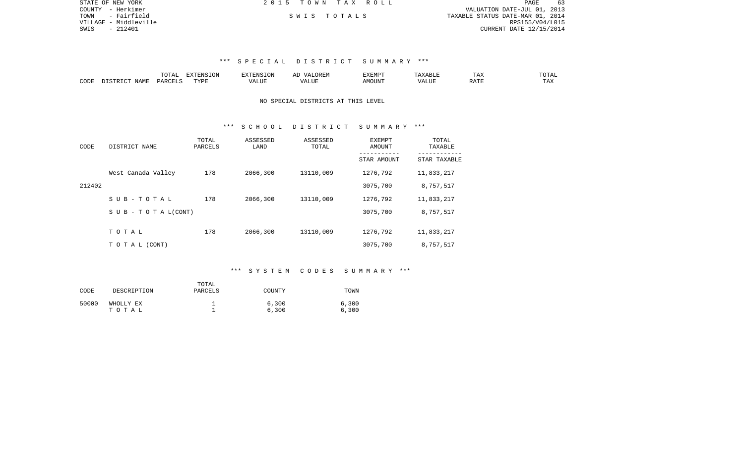STATE OF NEW YORK | 2 0 1 5 T O W N T A X R O L L
COUNTY - Herkimer | VALUATION DATE-JUL 01, 2013
TOWN - Fairfield | S W I S T O T A L S | TAXABLE STATUS DATE-MAR 01, 2014
VILLAGE - Middleville | RPS155/V04/L015
SWIS - 212401 | CURRENT DATE 12/15/2014

### *** S P E C I A L D I S T R I C T S U M M A R Y ***

| CODE | DISTRICT NAME | TOTAL PARCELS | EXTENSION TYPE | EXTENSION VALUE | AD VALOREM VALUE | EXEMPT AMOUNT | TAXABLE VALUE | TAX RATE | TOTAL TAX |
|---|---|---|---|---|---|---|---|---|---|

NO SPECIAL DISTRICTS AT THIS LEVEL

### *** S C H O O L D I S T R I C T S U M M A R Y ***

| CODE | DISTRICT NAME | TOTAL PARCELS | ASSESSED LAND | ASSESSED TOTAL | EXEMPT AMOUNT / STAR AMOUNT | TOTAL TAXABLE / STAR TAXABLE |
|---|---|---|---|---|---|---|
| | West Canada Valley | 178 | 2066,300 | 13110,009 | 1276,792 | 11,833,217 |
| 212402 | | | | | 3075,700 | 8,757,517 |
| | S U B - T O T A L | 178 | 2066,300 | 13110,009 | 1276,792 | 11,833,217 |
| | S U B - T O T A L(CONT) | | | | 3075,700 | 8,757,517 |
| | T O T A L | 178 | 2066,300 | 13110,009 | 1276,792 | 11,833,217 |
| | T O T A L (CONT) | | | | 3075,700 | 8,757,517 |

### *** S Y S T E M C O D E S S U M M A R Y ***

| CODE | DESCRIPTION | TOTAL PARCELS | COUNTY | TOWN |
|---|---|---|---|---|
| 50000 | WHOLLY EX | 1 | 6,300 | 6,300 |
| | T O T A L | 1 | 6,300 | 6,300 |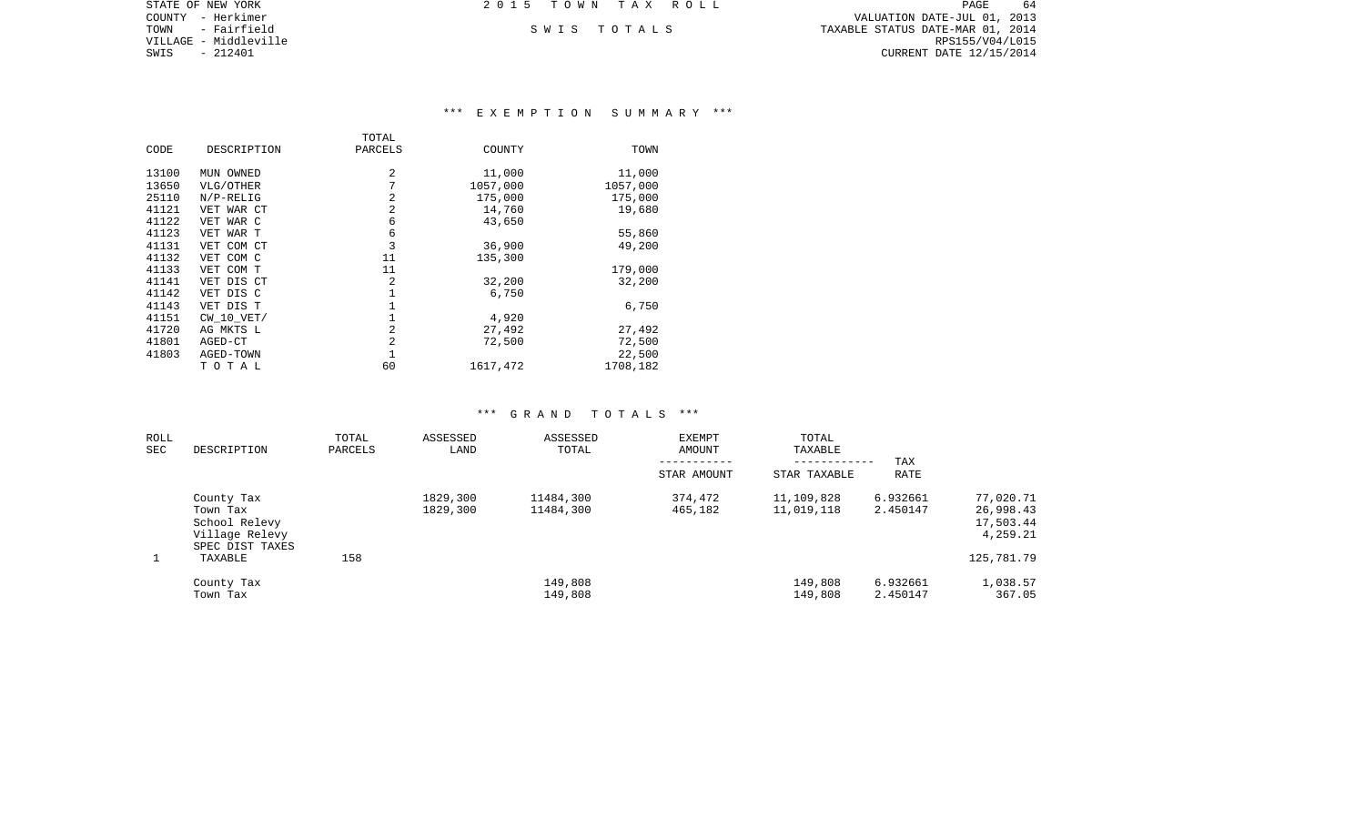STATE OF NEW YORK
COUNTY - Herkimer
TOWN - Fairfield
VILLAGE - Middleville
SWIS - 212401

2 0 1 5 T O W N T A X R O L L

S W I S T O T A L S

VALUATION DATE-JUL 01, 2013
TAXABLE STATUS DATE-MAR 01, 2014
RPS155/V04/L015
CURRENT DATE 12/15/2014

### *** E X E M P T I O N S U M M A R Y ***

| CODE | DESCRIPTION | TOTAL PARCELS | COUNTY | TOWN |
|---|---|---|---|---|
| 13100 | MUN OWNED | 2 | 11,000 | 11,000 |
| 13650 | VLG/OTHER | 7 | 1057,000 | 1057,000 |
| 25110 | N/P-RELIG | 2 | 175,000 | 175,000 |
| 41121 | VET WAR CT | 2 | 14,760 | 19,680 |
| 41122 | VET WAR C | 6 | 43,650 | |
| 41123 | VET WAR T | 6 | | 55,860 |
| 41131 | VET COM CT | 3 | 36,900 | 49,200 |
| 41132 | VET COM C | 11 | 135,300 | |
| 41133 | VET COM T | 11 | | 179,000 |
| 41141 | VET DIS CT | 2 | 32,200 | 32,200 |
| 41142 | VET DIS C | 1 | 6,750 | |
| 41143 | VET DIS T | 1 | | 6,750 |
| 41151 | CW_10_VET/ | 1 | 4,920 | |
| 41720 | AG MKTS L | 2 | 27,492 | 27,492 |
| 41801 | AGED-CT | 2 | 72,500 | 72,500 |
| 41803 | AGED-TOWN | 1 | | 22,500 |
| | T O T A L | 60 | 1617,472 | 1708,182 |

### *** G R A N D T O T A L S ***

| ROLL SEC | DESCRIPTION | TOTAL PARCELS | ASSESSED LAND | ASSESSED TOTAL | EXEMPT AMOUNT ----------- STAR AMOUNT | TOTAL TAXABLE ------------ STAR TAXABLE | TAX RATE | |
|---|---|---|---|---|---|---|---|---|
| | County Tax | | 1829,300 | 11484,300 | 374,472 | 11,109,828 | 6.932661 | 77,020.71 |
| | Town Tax | | 1829,300 | 11484,300 | 465,182 | 11,019,118 | 2.450147 | 26,998.43 |
| | School Relevy | | | | | | | 17,503.44 |
| | Village Relevy | | | | | | | 4,259.21 |
| | SPEC DIST TAXES | | | | | | | |
| 1 | TAXABLE | 158 | | | | | | 125,781.79 |
| | County Tax | | | 149,808 | | 149,808 | 6.932661 | 1,038.57 |
| | Town Tax | | | 149,808 | | 149,808 | 2.450147 | 367.05 |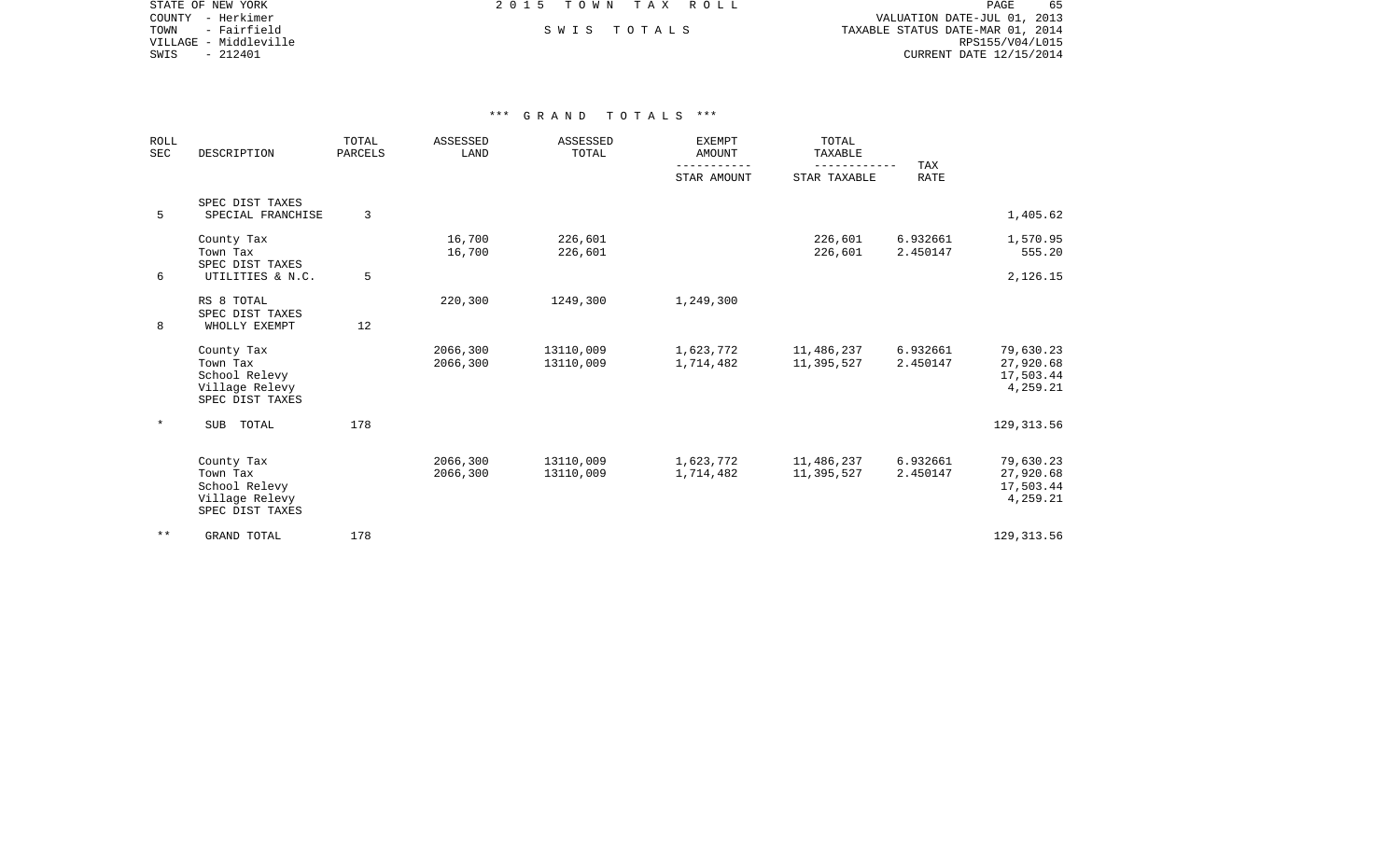STATE OF NEW YORK
COUNTY - Herkimer
TOWN - Fairfield
VILLAGE - Middleville
SWIS - 212401

2 0 1 5 T O W N T A X R O L L

S W I S T O T A L S

VALUATION DATE-JUL 01, 2013
TAXABLE STATUS DATE-MAR 01, 2014
RPS155/V04/L015
CURRENT DATE 12/15/2014

*** G R A N D T O T A L S ***

| ROLL SEC | DESCRIPTION | TOTAL PARCELS | ASSESSED LAND | ASSESSED TOTAL | EXEMPT AMOUNT / STAR AMOUNT | TOTAL TAXABLE / STAR TAXABLE | TAX RATE | |
|---|---|---|---|---|---|---|---|---|
| | SPEC DIST TAXES | | | | | | | |
| 5 | SPECIAL FRANCHISE | 3 | | | | | | 1,405.62 |
| | County Tax | | 16,700 | 226,601 | | 226,601 | 6.932661 | 1,570.95 |
| | Town Tax | | 16,700 | 226,601 | | 226,601 | 2.450147 | 555.20 |
| | SPEC DIST TAXES | | | | | | | |
| 6 | UTILITIES & N.C. | 5 | | | | | | 2,126.15 |
| | RS 8 TOTAL | | 220,300 | 1249,300 | 1,249,300 | | | |
| | SPEC DIST TAXES | | | | | | | |
| 8 | WHOLLY EXEMPT | 12 | | | | | | |
| | County Tax | | 2066,300 | 13110,009 | 1,623,772 | 11,486,237 | 6.932661 | 79,630.23 |
| | Town Tax | | 2066,300 | 13110,009 | 1,714,482 | 11,395,527 | 2.450147 | 27,920.68 |
| | School Relevy | | | | | | | 17,503.44 |
| | Village Relevy | | | | | | | 4,259.21 |
| | SPEC DIST TAXES | | | | | | | |
| * | SUB TOTAL | 178 | | | | | | 129,313.56 |
| | County Tax | | 2066,300 | 13110,009 | 1,623,772 | 11,486,237 | 6.932661 | 79,630.23 |
| | Town Tax | | 2066,300 | 13110,009 | 1,714,482 | 11,395,527 | 2.450147 | 27,920.68 |
| | School Relevy | | | | | | | 17,503.44 |
| | Village Relevy | | | | | | | 4,259.21 |
| | SPEC DIST TAXES | | | | | | | |
| ** | GRAND TOTAL | 178 | | | | | | 129,313.56 |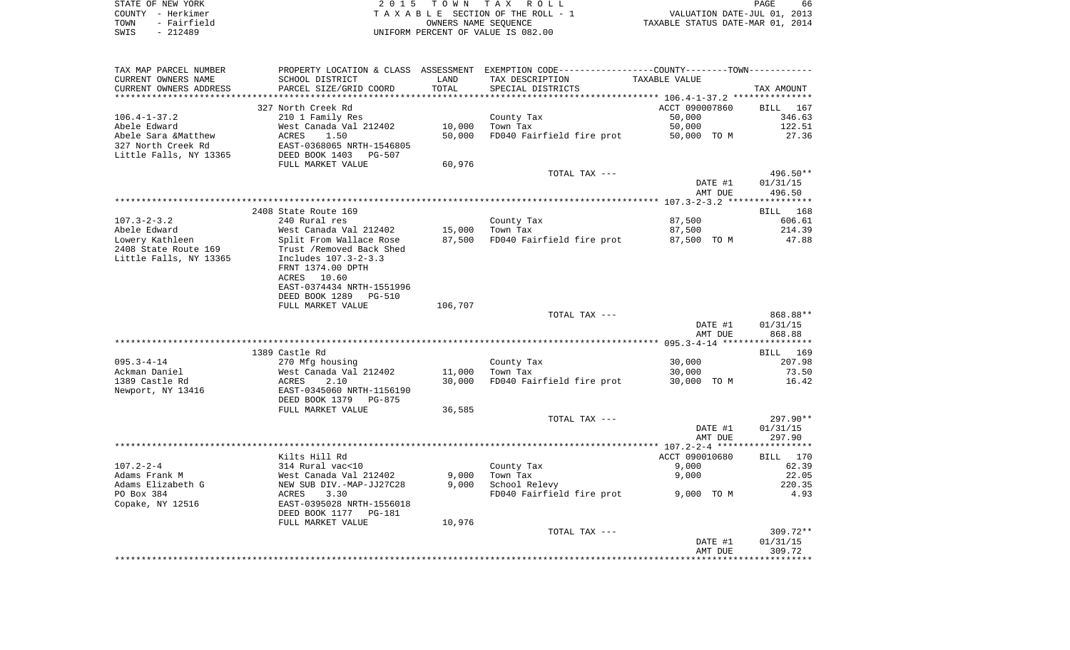STATE OF NEW YORK
COUNTY - Herkimer
TOWN - Fairfield
SWIS - 212489

2 0 1 5 T O W N T A X R O L L
T A X A B L E SECTION OF THE ROLL - 1
OWNERS NAME SEQUENCE
UNIFORM PERCENT OF VALUE IS 082.00

VALUATION DATE-JUL 01, 2013
TAXABLE STATUS DATE-MAR 01, 2014

| TAX MAP PARCEL NUMBER<br>CURRENT OWNERS NAME<br>CURRENT OWNERS ADDRESS | PROPERTY LOCATION & CLASS<br>SCHOOL DISTRICT<br>PARCEL SIZE/GRID COORD | ASSESSMENT<br>LAND<br>TOTAL | EXEMPTION CODE-----COUNTY-----TOWN-----<br>TAX DESCRIPTION<br>SPECIAL DISTRICTS | TAXABLE VALUE | TAX AMOUNT |
|---|---|---|---|---|---|
| | 327 North Creek Rd | | | ACCT 090007860 | BILL 167 |
| 106.4-1-37.2 | 210 1 Family Res | | County Tax | 50,000 | 346.63 |
| Abele Edward | West Canada Val 212402 | 10,000 | Town Tax | 50,000 | 122.51 |
| Abele Sara &Matthew | ACRES 1.50 | 50,000 | FD040 Fairfield fire prot | 50,000 TO M | 27.36 |
| 327 North Creek Rd | EAST-0368065 NRTH-1546805 | | | | |
| Little Falls, NY 13365 | DEED BOOK 1403 PG-507 | | | | |
| | FULL MARKET VALUE | 60,976 | | | |
| | | | TOTAL TAX --- | | 496.50** |
| | | | | DATE #1 | 01/31/15 |
| | | | | AMT DUE | 496.50 |
| | 2408 State Route 169 | | | | BILL 168 |
| 107.3-2-3.2 | 240 Rural res | | County Tax | 87,500 | 606.61 |
| Abele Edward | West Canada Val 212402 | 15,000 | Town Tax | 87,500 | 214.39 |
| Lowery Kathleen | Split From Wallace Rose | 87,500 | FD040 Fairfield fire prot | 87,500 TO M | 47.88 |
| 2408 State Route 169 | Trust /Removed Back Shed | | | | |
| Little Falls, NY 13365 | Includes 107.3-2-3.3 | | | | |
| | FRNT 1374.00 DPTH | | | | |
| | ACRES 10.60 | | | | |
| | EAST-0374434 NRTH-1551996 | | | | |
| | DEED BOOK 1289 PG-510 | | | | |
| | FULL MARKET VALUE | 106,707 | | | |
| | | | TOTAL TAX --- | | 868.88** |
| | | | | DATE #1 | 01/31/15 |
| | | | | AMT DUE | 868.88 |
| | 1389 Castle Rd | | | | BILL 169 |
| 095.3-4-14 | 270 Mfg housing | | County Tax | 30,000 | 207.98 |
| Ackman Daniel | West Canada Val 212402 | 11,000 | Town Tax | 30,000 | 73.50 |
| 1389 Castle Rd | ACRES 2.10 | 30,000 | FD040 Fairfield fire prot | 30,000 TO M | 16.42 |
| Newport, NY 13416 | EAST-0345060 NRTH-1156190 | | | | |
| | DEED BOOK 1379 PG-875 | | | | |
| | FULL MARKET VALUE | 36,585 | | | |
| | | | TOTAL TAX --- | | 297.90** |
| | | | | DATE #1 | 01/31/15 |
| | | | | AMT DUE | 297.90 |
| | Kilts Hill Rd | | | ACCT 090010680 | BILL 170 |
| 107.2-2-4 | 314 Rural vac<10 | | County Tax | 9,000 | 62.39 |
| Adams Frank M | West Canada Val 212402 | 9,000 | Town Tax | 9,000 | 22.05 |
| Adams Elizabeth G | NEW SUB DIV.-MAP-JJ27C28 | 9,000 | School Relevy | | 220.35 |
| PO Box 384 | ACRES 3.30 | | FD040 Fairfield fire prot | 9,000 TO M | 4.93 |
| Copake, NY 12516 | EAST-0395028 NRTH-1556018 | | | | |
| | DEED BOOK 1177 PG-181 | | | | |
| | FULL MARKET VALUE | 10,976 | | | |
| | | | TOTAL TAX --- | | 309.72** |
| | | | | DATE #1 | 01/31/15 |
| | | | | AMT DUE | 309.72 |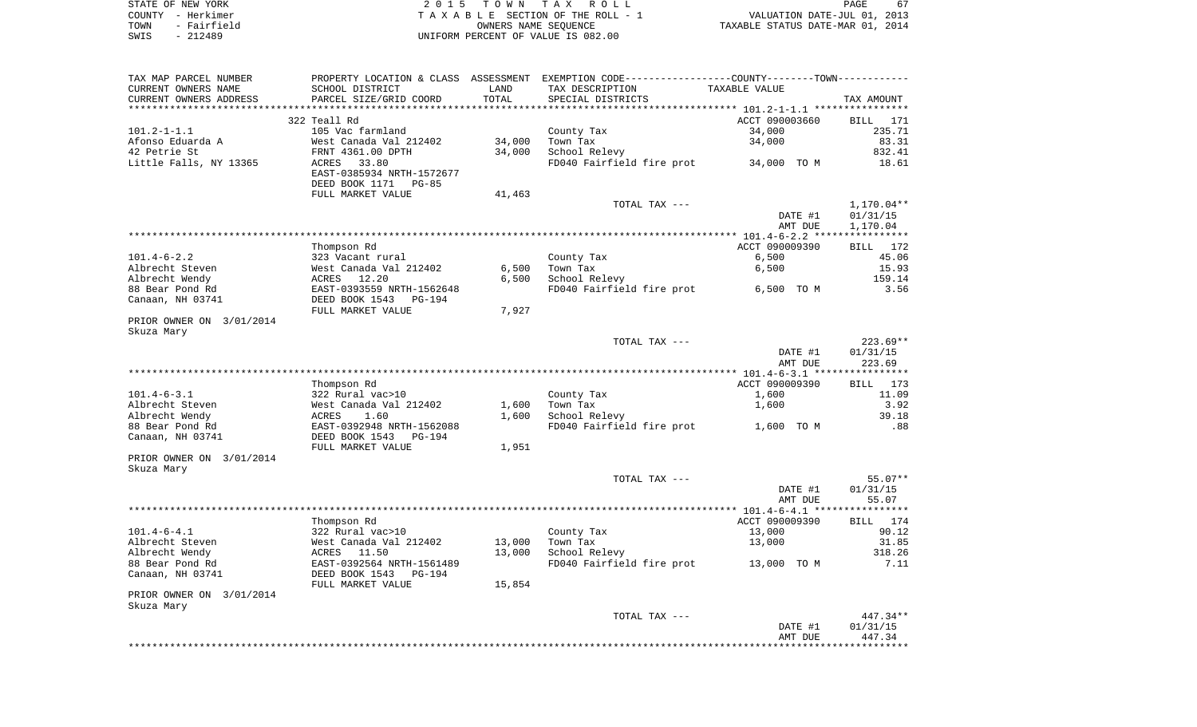STATE OF NEW YORK — 2 0 1 5 T O W N T A X R O L L
COUNTY - Herkimer — T A X A B L E SECTION OF THE ROLL - 1 — VALUATION DATE-JUL 01, 2013
TOWN - Fairfield — OWNERS NAME SEQUENCE — TAXABLE STATUS DATE-MAR 01, 2014
SWIS - 212489 — UNIFORM PERCENT OF VALUE IS 082.00

| TAX MAP PARCEL NUMBER / CURRENT OWNERS NAME / CURRENT OWNERS ADDRESS | PROPERTY LOCATION & CLASS / SCHOOL DISTRICT / PARCEL SIZE/GRID COORD | ASSESSMENT LAND / TOTAL | EXEMPTION CODE / TAX DESCRIPTION / SPECIAL DISTRICTS | COUNTY--------TOWN / TAXABLE VALUE | TAX AMOUNT |
|---|---|---|---|---|---|
| **101.2-1-1.1** | 322 Teall Rd | | | ACCT 090003660 | BILL 171 |
| 101.2-1-1.1 | 105 Vac farmland | | County Tax | 34,000 | 235.71 |
| Afonso Eduarda A | West Canada Val 212402 | 34,000 | Town Tax | 34,000 | 83.31 |
| 42 Petrie St | FRNT 4361.00 DPTH | 34,000 | School Relevy | | 832.41 |
| Little Falls, NY 13365 | ACRES 33.80 | | FD040 Fairfield fire prot | 34,000 TO M | 18.61 |
| | EAST-0385934 NRTH-1572677 | | | | |
| | DEED BOOK 1171 PG-85 | | | | |
| | FULL MARKET VALUE | 41,463 | | | |
| | | | TOTAL TAX --- | | 1,170.04** |
| | | | | DATE #1 | 01/31/15 |
| | | | | AMT DUE | 1,170.04 |
| **101.4-6-2.2** | Thompson Rd | | | ACCT 090009390 | BILL 172 |
| 101.4-6-2.2 | 323 Vacant rural | | County Tax | 6,500 | 45.06 |
| Albrecht Steven | West Canada Val 212402 | 6,500 | Town Tax | 6,500 | 15.93 |
| Albrecht Wendy | ACRES 12.20 | 6,500 | School Relevy | | 159.14 |
| 88 Bear Pond Rd | EAST-0393559 NRTH-1562648 | | FD040 Fairfield fire prot | 6,500 TO M | 3.56 |
| Canaan, NH 03741 | DEED BOOK 1543 PG-194 | | | | |
| | FULL MARKET VALUE | 7,927 | | | |
| PRIOR OWNER ON 3/01/2014 | | | | | |
| Skuza Mary | | | | | |
| | | | TOTAL TAX --- | | 223.69** |
| | | | | DATE #1 | 01/31/15 |
| | | | | AMT DUE | 223.69 |
| **101.4-6-3.1** | Thompson Rd | | | ACCT 090009390 | BILL 173 |
| 101.4-6-3.1 | 322 Rural vac>10 | | County Tax | 1,600 | 11.09 |
| Albrecht Steven | West Canada Val 212402 | 1,600 | Town Tax | 1,600 | 3.92 |
| Albrecht Wendy | ACRES 1.60 | 1,600 | School Relevy | | 39.18 |
| 88 Bear Pond Rd | EAST-0392948 NRTH-1562088 | | FD040 Fairfield fire prot | 1,600 TO M | .88 |
| Canaan, NH 03741 | DEED BOOK 1543 PG-194 | | | | |
| | FULL MARKET VALUE | 1,951 | | | |
| PRIOR OWNER ON 3/01/2014 | | | | | |
| Skuza Mary | | | | | |
| | | | TOTAL TAX --- | | 55.07** |
| | | | | DATE #1 | 01/31/15 |
| | | | | AMT DUE | 55.07 |
| **101.4-6-4.1** | Thompson Rd | | | ACCT 090009390 | BILL 174 |
| 101.4-6-4.1 | 322 Rural vac>10 | | County Tax | 13,000 | 90.12 |
| Albrecht Steven | West Canada Val 212402 | 13,000 | Town Tax | 13,000 | 31.85 |
| Albrecht Wendy | ACRES 11.50 | 13,000 | School Relevy | | 318.26 |
| 88 Bear Pond Rd | EAST-0392564 NRTH-1561489 | | FD040 Fairfield fire prot | 13,000 TO M | 7.11 |
| Canaan, NH 03741 | DEED BOOK 1543 PG-194 | | | | |
| | FULL MARKET VALUE | 15,854 | | | |
| PRIOR OWNER ON 3/01/2014 | | | | | |
| Skuza Mary | | | | | |
| | | | TOTAL TAX --- | | 447.34** |
| | | | | DATE #1 | 01/31/15 |
| | | | | AMT DUE | 447.34 |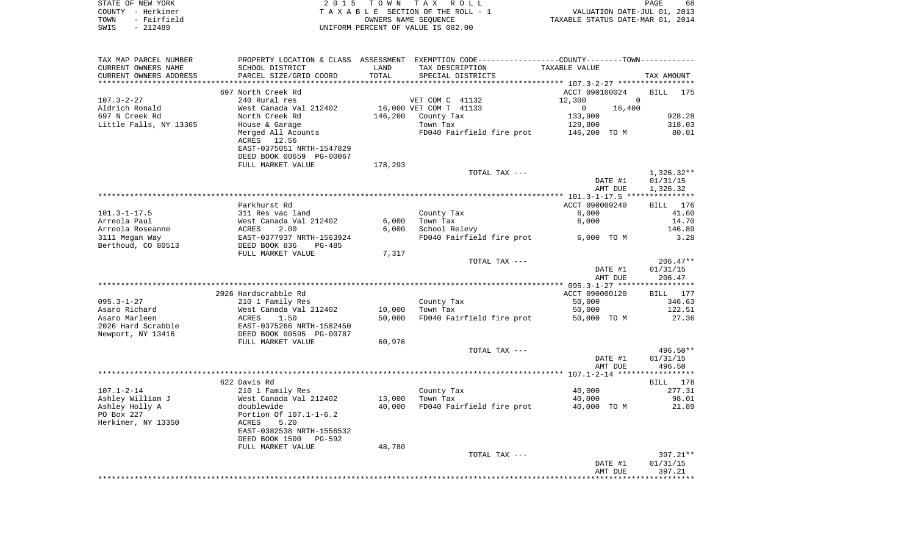STATE OF NEW YORK | 2 0 1 5 T O W N T A X R O L L | PAGE 68
COUNTY - Herkimer | T A X A B L E SECTION OF THE ROLL - 1 | VALUATION DATE-JUL 01, 2013
TOWN - Fairfield | OWNERS NAME SEQUENCE | TAXABLE STATUS DATE-MAR 01, 2014
SWIS - 212489 | UNIFORM PERCENT OF VALUE IS 082.00

| TAX MAP PARCEL NUMBER<br>CURRENT OWNERS NAME<br>CURRENT OWNERS ADDRESS | PROPERTY LOCATION & CLASS<br>SCHOOL DISTRICT<br>PARCEL SIZE/GRID COORD | ASSESSMENT<br>LAND<br>TOTAL | EXEMPTION CODE-----COUNTY--------TOWN-----------<br>TAX DESCRIPTION<br>SPECIAL DISTRICTS | TAXABLE VALUE | TAX AMOUNT |
|---|---|---|---|---|---|
| | 697 North Creek Rd | | | ACCT 090100024 | BILL 175 |
| 107.3-2-27 | 240 Rural res | | VET COM C 41132 | 12,300 0 | |
| Aldrich Ronald | West Canada Val 212402 | 16,000 | VET COM T 41133 | 0 16,400 | |
| 697 N Creek Rd | North Creek Rd | 146,200 | County Tax | 133,900 | 928.28 |
| Little Falls, NY 13365 | House & Garage | | Town Tax | 129,800 | 318.03 |
| | Merged All Acounts | | FD040 Fairfield fire prot | 146,200 TO M | 80.01 |
| | ACRES 12.56 | | | | |
| | EAST-0375051 NRTH-1547829 | | | | |
| | DEED BOOK 00659 PG-00067 | | | | |
| | FULL MARKET VALUE | 178,293 | | | |
| | | | TOTAL TAX --- | | 1,326.32** |
| | | | | DATE #1 | 01/31/15 |
| | | | | AMT DUE | 1,326.32 |
| | Parkhurst Rd | | | ACCT 090009240 | BILL 176 |
| 101.3-1-17.5 | 311 Res vac land | | County Tax | 6,000 | 41.60 |
| Arreola Paul | West Canada Val 212402 | 6,000 | Town Tax | 6,000 | 14.70 |
| Arreola Roseanne | ACRES 2.00 | 6,000 | School Relevy | | 146.89 |
| 3111 Megan Way | EAST-0377937 NRTH-1563924 | | FD040 Fairfield fire prot | 6,000 TO M | 3.28 |
| Berthoud, CO 80513 | DEED BOOK 836 PG-485 | | | | |
| | FULL MARKET VALUE | 7,317 | | | |
| | | | TOTAL TAX --- | | 206.47** |
| | | | | DATE #1 | 01/31/15 |
| | | | | AMT DUE | 206.47 |
| | 2026 Hardscrabble Rd | | | ACCT 090000120 | BILL 177 |
| 095.3-1-27 | 210 1 Family Res | | County Tax | 50,000 | 346.63 |
| Asaro Richard | West Canada Val 212402 | 10,000 | Town Tax | 50,000 | 122.51 |
| Asaro Marleen | ACRES 1.50 | 50,000 | FD040 Fairfield fire prot | 50,000 TO M | 27.36 |
| 2026 Hard Scrabble | EAST-0375266 NRTH-1582450 | | | | |
| Newport, NY 13416 | DEED BOOK 00595 PG-00787 | | | | |
| | FULL MARKET VALUE | 60,976 | | | |
| | | | TOTAL TAX --- | | 496.50** |
| | | | | DATE #1 | 01/31/15 |
| | | | | AMT DUE | 496.50 |
| | 622 Davis Rd | | | | BILL 178 |
| 107.1-2-14 | 210 1 Family Res | | County Tax | 40,000 | 277.31 |
| Ashley William J | West Canada Val 212402 | 13,000 | Town Tax | 40,000 | 98.01 |
| Ashley Holly A | doublewide | 40,000 | FD040 Fairfield fire prot | 40,000 TO M | 21.89 |
| PO Box 227 | Portion Of 107.1-1-6.2 | | | | |
| Herkimer, NY 13350 | ACRES 5.20 | | | | |
| | EAST-0382538 NRTH-1556532 | | | | |
| | DEED BOOK 1500 PG-592 | | | | |
| | FULL MARKET VALUE | 48,780 | | | |
| | | | TOTAL TAX --- | | 397.21** |
| | | | | DATE #1 | 01/31/15 |
| | | | | AMT DUE | 397.21 |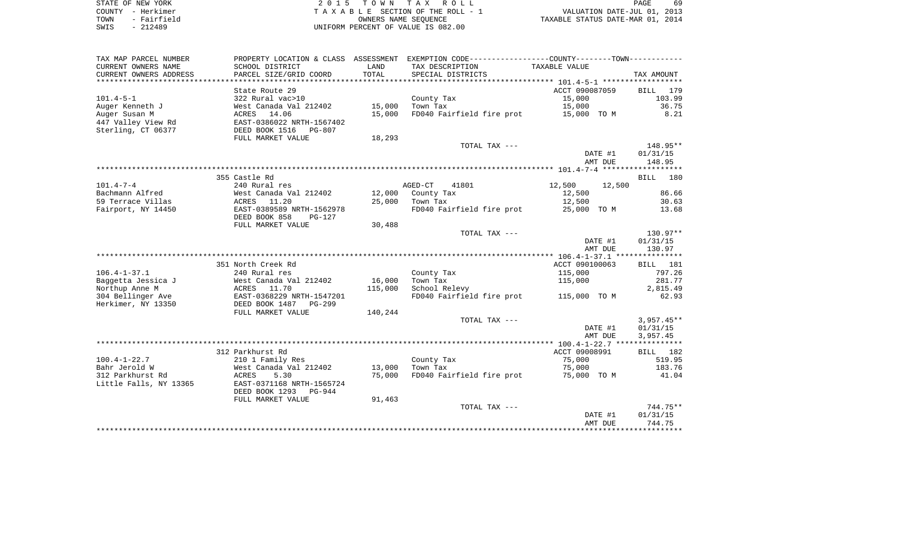STATE OF NEW YORK
COUNTY - Herkimer
TOWN - Fairfield
SWIS - 212489

2 0 1 5 T O W N T A X R O L L
T A X A B L E SECTION OF THE ROLL - 1
OWNERS NAME SEQUENCE
UNIFORM PERCENT OF VALUE IS 082.00

VALUATION DATE-JUL 01, 2013
TAXABLE STATUS DATE-MAR 01, 2014

| TAX MAP PARCEL NUMBER<br>CURRENT OWNERS NAME<br>CURRENT OWNERS ADDRESS | PROPERTY LOCATION & CLASS<br>SCHOOL DISTRICT<br>PARCEL SIZE/GRID COORD | ASSESSMENT<br>LAND<br>TOTAL | EXEMPTION CODE-----COUNTY-----TOWN-----<br>TAX DESCRIPTION<br>SPECIAL DISTRICTS | TAXABLE VALUE | TAX AMOUNT |
|---|---|---|---|---|---|
| **101.4-5-1** | State Route 29 | | | ACCT 090087059 | BILL 179 |
| 101.4-5-1 | 322 Rural vac>10 | | County Tax | 15,000 | 103.99 |
| Auger Kenneth J | West Canada Val 212402 | 15,000 | Town Tax | 15,000 | 36.75 |
| Auger Susan M | ACRES 14.06 | 15,000 | FD040 Fairfield fire prot | 15,000 TO M | 8.21 |
| 447 Valley View Rd | EAST-0386022 NRTH-1567402 | | | | |
| Sterling, CT 06377 | DEED BOOK 1516 PG-807 | | | | |
| | FULL MARKET VALUE | 18,293 | | | |
| | | | TOTAL TAX --- | | 148.95** |
| | | | | DATE #1 | 01/31/15 |
| | | | | AMT DUE | 148.95 |
| **101.4-7-4** | 355 Castle Rd | | | | BILL 180 |
| 101.4-7-4 | 240 Rural res | | AGED-CT 41801 | 12,500 12,500 | |
| Bachmann Alfred | West Canada Val 212402 | 12,000 | County Tax | 12,500 | 86.66 |
| 59 Terrace Villas | ACRES 11.20 | 25,000 | Town Tax | 12,500 | 30.63 |
| Fairport, NY 14450 | EAST-0389589 NRTH-1562978 | | FD040 Fairfield fire prot | 25,000 TO M | 13.68 |
| | DEED BOOK 858 PG-127 | | | | |
| | FULL MARKET VALUE | 30,488 | | | |
| | | | TOTAL TAX --- | | 130.97** |
| | | | | DATE #1 | 01/31/15 |
| | | | | AMT DUE | 130.97 |
| **106.4-1-37.1** | 351 North Creek Rd | | | ACCT 090100063 | BILL 181 |
| 106.4-1-37.1 | 240 Rural res | | County Tax | 115,000 | 797.26 |
| Baggetta Jessica J | West Canada Val 212402 | 16,000 | Town Tax | 115,000 | 281.77 |
| Northup Anne M | ACRES 11.70 | 115,000 | School Relevy | | 2,815.49 |
| 304 Bellinger Ave | EAST-0368229 NRTH-1547201 | | FD040 Fairfield fire prot | 115,000 TO M | 62.93 |
| Herkimer, NY 13350 | DEED BOOK 1487 PG-299 | | | | |
| | FULL MARKET VALUE | 140,244 | | | |
| | | | TOTAL TAX --- | | 3,957.45** |
| | | | | DATE #1 | 01/31/15 |
| | | | | AMT DUE | 3,957.45 |
| **100.4-1-22.7** | 312 Parkhurst Rd | | | ACCT 09008991 | BILL 182 |
| 100.4-1-22.7 | 210 1 Family Res | | County Tax | 75,000 | 519.95 |
| Bahr Jerold W | West Canada Val 212402 | 13,000 | Town Tax | 75,000 | 183.76 |
| 312 Parkhurst Rd | ACRES 5.30 | 75,000 | FD040 Fairfield fire prot | 75,000 TO M | 41.04 |
| Little Falls, NY 13365 | EAST-0371168 NRTH-1565724 | | | | |
| | DEED BOOK 1293 PG-944 | | | | |
| | FULL MARKET VALUE | 91,463 | | | |
| | | | TOTAL TAX --- | | 744.75** |
| | | | | DATE #1 | 01/31/15 |
| | | | | AMT DUE | 744.75 |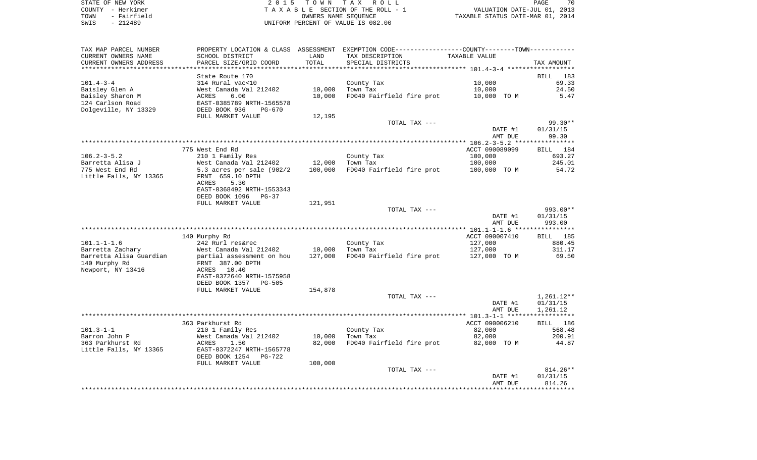STATE OF NEW YORK
COUNTY - Herkimer
TOWN - Fairfield
SWIS - 212489

2 0 1 5 T O W N T A X R O L L
T A X A B L E SECTION OF THE ROLL - 1
OWNERS NAME SEQUENCE
UNIFORM PERCENT OF VALUE IS 082.00

VALUATION DATE-JUL 01, 2013
TAXABLE STATUS DATE-MAR 01, 2014

| TAX MAP PARCEL NUMBER<br>CURRENT OWNERS NAME<br>CURRENT OWNERS ADDRESS | PROPERTY LOCATION & CLASS<br>SCHOOL DISTRICT<br>PARCEL SIZE/GRID COORD | ASSESSMENT<br>LAND<br>TOTAL | EXEMPTION CODE<br>TAX DESCRIPTION<br>SPECIAL DISTRICTS | TAXABLE VALUE | TAX AMOUNT |
|---|---|---|---|---|---|
| | State Route 170 | | | | BILL 183 |
| 101.4-3-4 | 314 Rural vac<10 | | County Tax | 10,000 | 69.33 |
| Baisley Glen A | West Canada Val 212402 | 10,000 | Town Tax | 10,000 | 24.50 |
| Baisley Sharon M | ACRES 6.00 | 10,000 | FD040 Fairfield fire prot | 10,000 TO M | 5.47 |
| 124 Carlson Road | EAST-0385789 NRTH-1565578 | | | | |
| Dolgeville, NY 13329 | DEED BOOK 936 PG-670 | | | | |
| | FULL MARKET VALUE | 12,195 | | | |
| | | | TOTAL TAX --- | | 99.30** |
| | | | | DATE #1 | 01/31/15 |
| | | | | AMT DUE | 99.30 |
| | 775 West End Rd | | | ACCT 090089099 | BILL 184 |
| 106.2-3-5.2 | 210 1 Family Res | | County Tax | 100,000 | 693.27 |
| Barretta Alisa J | West Canada Val 212402 | 12,000 | Town Tax | 100,000 | 245.01 |
| 775 West End Rd | 5.3 acres per sale (902/2 | 100,000 | FD040 Fairfield fire prot | 100,000 TO M | 54.72 |
| Little Falls, NY 13365 | FRNT 659.10 DPTH | | | | |
| | ACRES 5.30 | | | | |
| | EAST-0368492 NRTH-1553343 | | | | |
| | DEED BOOK 1096 PG-37 | | | | |
| | FULL MARKET VALUE | 121,951 | | | |
| | | | TOTAL TAX --- | | 993.00** |
| | | | | DATE #1 | 01/31/15 |
| | | | | AMT DUE | 993.00 |
| | 140 Murphy Rd | | | ACCT 090007410 | BILL 185 |
| 101.1-1-1.6 | 242 Rurl res&rec | | County Tax | 127,000 | 880.45 |
| Barretta Zachary | West Canada Val 212402 | 10,000 | Town Tax | 127,000 | 311.17 |
| Barretta Alisa Guardian | partial assessment on hou | 127,000 | FD040 Fairfield fire prot | 127,000 TO M | 69.50 |
| 140 Murphy Rd | FRNT 387.00 DPTH | | | | |
| Newport, NY 13416 | ACRES 10.40 | | | | |
| | EAST-0372640 NRTH-1575958 | | | | |
| | DEED BOOK 1357 PG-505 | | | | |
| | FULL MARKET VALUE | 154,878 | | | |
| | | | TOTAL TAX --- | | 1,261.12** |
| | | | | DATE #1 | 01/31/15 |
| | | | | AMT DUE | 1,261.12 |
| | 363 Parkhurst Rd | | | ACCT 090006210 | BILL 186 |
| 101.3-1-1 | 210 1 Family Res | | County Tax | 82,000 | 568.48 |
| Barron John P | West Canada Val 212402 | 10,000 | Town Tax | 82,000 | 200.91 |
| 363 Parkhurst Rd | ACRES 1.50 | 82,000 | FD040 Fairfield fire prot | 82,000 TO M | 44.87 |
| Little Falls, NY 13365 | EAST-0372247 NRTH-1565778 | | | | |
| | DEED BOOK 1254 PG-722 | | | | |
| | FULL MARKET VALUE | 100,000 | | | |
| | | | TOTAL TAX --- | | 814.26** |
| | | | | DATE #1 | 01/31/15 |
| | | | | AMT DUE | 814.26 |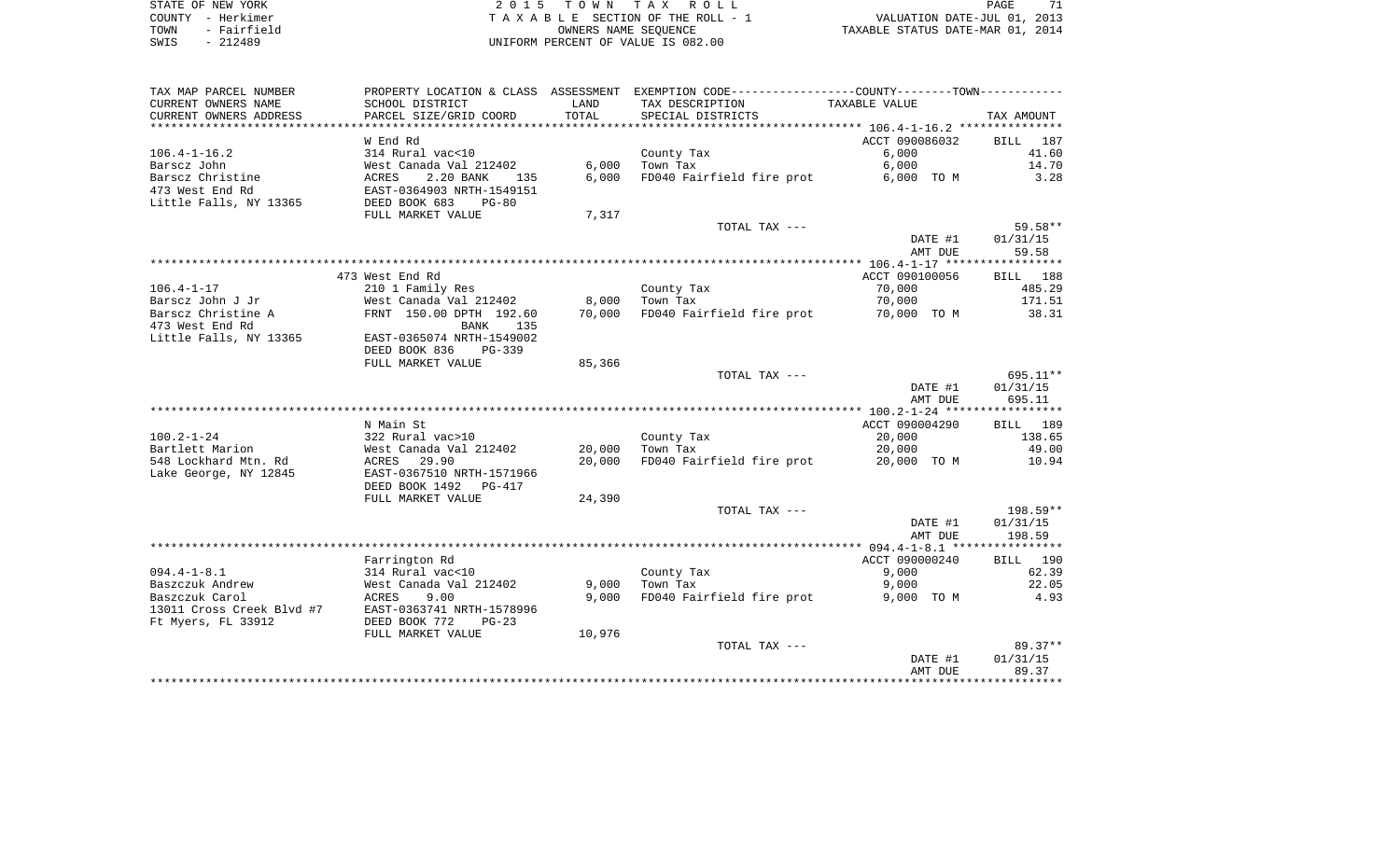STATE OF NEW YORK
COUNTY - Herkimer
TOWN - Fairfield
SWIS - 212489

2 0 1 5 T O W N T A X R O L L
T A X A B L E SECTION OF THE ROLL - 1
OWNERS NAME SEQUENCE
UNIFORM PERCENT OF VALUE IS 082.00

VALUATION DATE-JUL 01, 2013
TAXABLE STATUS DATE-MAR 01, 2014

| TAX MAP PARCEL NUMBER / CURRENT OWNERS NAME / CURRENT OWNERS ADDRESS | PROPERTY LOCATION & CLASS / SCHOOL DISTRICT / PARCEL SIZE/GRID COORD | ASSESSMENT LAND | TOTAL | EXEMPTION CODE / TAX DESCRIPTION / SPECIAL DISTRICTS | TAXABLE VALUE | TAX AMOUNT |
|---|---|---|---|---|---|---|
| 106.4-1-16.2 | W End Rd | | | | ACCT 090086032 | BILL 187 |
| Barscz John | 314 Rural vac<10 | | | County Tax | 6,000 | 41.60 |
| Barscz Christine | West Canada Val 212402 | 6,000 | | Town Tax | 6,000 | 14.70 |
| 473 West End Rd | ACRES 2.20 BANK 135 | | 6,000 | FD040 Fairfield fire prot | 6,000 TO M | 3.28 |
| Little Falls, NY 13365 | EAST-0364903 NRTH-1549151 | | | | | |
| | DEED BOOK 683 PG-80 | | | | | |
| | FULL MARKET VALUE | 7,317 | | | | |
| | | | | TOTAL TAX --- | | 59.58** |
| | | | | | DATE #1 | 01/31/15 |
| | | | | | AMT DUE | 59.58 |
| 106.4-1-17 | 473 West End Rd | | | | ACCT 090100056 | BILL 188 |
| Barscz John J Jr | 210 1 Family Res | | | County Tax | 70,000 | 485.29 |
| Barscz Christine A | West Canada Val 212402 | 8,000 | | Town Tax | 70,000 | 171.51 |
| 473 West End Rd | FRNT 150.00 DPTH 192.60 | | 70,000 | FD040 Fairfield fire prot | 70,000 TO M | 38.31 |
| Little Falls, NY 13365 | BANK 135 | | | | | |
| | EAST-0365074 NRTH-1549002 | | | | | |
| | DEED BOOK 836 PG-339 | | | | | |
| | FULL MARKET VALUE | 85,366 | | | | |
| | | | | TOTAL TAX --- | | 695.11** |
| | | | | | DATE #1 | 01/31/15 |
| | | | | | AMT DUE | 695.11 |
| 100.2-1-24 | N Main St | | | | ACCT 090004290 | BILL 189 |
| Bartlett Marion | 322 Rural vac>10 | | | County Tax | 20,000 | 138.65 |
| 548 Lockhard Mtn. Rd | West Canada Val 212402 | 20,000 | | Town Tax | 20,000 | 49.00 |
| Lake George, NY 12845 | ACRES 29.90 | | 20,000 | FD040 Fairfield fire prot | 20,000 TO M | 10.94 |
| | EAST-0367510 NRTH-1571966 | | | | | |
| | DEED BOOK 1492 PG-417 | | | | | |
| | FULL MARKET VALUE | 24,390 | | | | |
| | | | | TOTAL TAX --- | | 198.59** |
| | | | | | DATE #1 | 01/31/15 |
| | | | | | AMT DUE | 198.59 |
| 094.4-1-8.1 | Farrington Rd | | | | ACCT 090000240 | BILL 190 |
| Baszczuk Andrew | 314 Rural vac<10 | | | County Tax | 9,000 | 62.39 |
| Baszczuk Carol | West Canada Val 212402 | 9,000 | | Town Tax | 9,000 | 22.05 |
| 13011 Cross Creek Blvd #7 | ACRES 9.00 | | 9,000 | FD040 Fairfield fire prot | 9,000 TO M | 4.93 |
| Ft Myers, FL 33912 | EAST-0363741 NRTH-1578996 | | | | | |
| | DEED BOOK 772 PG-23 | | | | | |
| | FULL MARKET VALUE | 10,976 | | | | |
| | | | | TOTAL TAX --- | | 89.37** |
| | | | | | DATE #1 | 01/31/15 |
| | | | | | AMT DUE | 89.37 |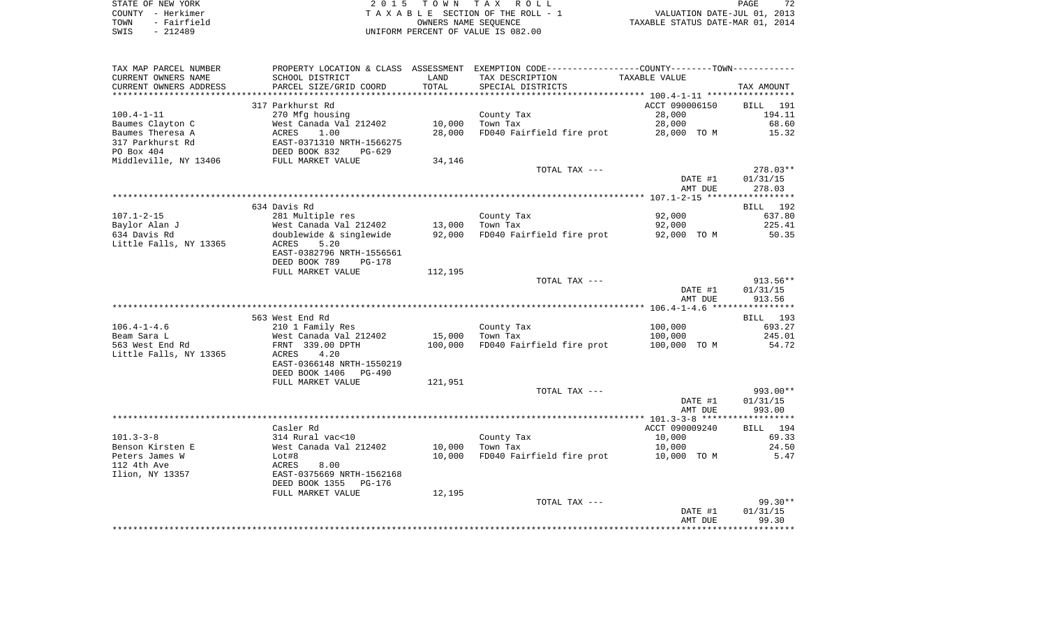STATE OF NEW YORK | 2 0 1 5 T O W N T A X R O L L
COUNTY - Herkimer | T A X A B L E SECTION OF THE ROLL - 1 | VALUATION DATE-JUL 01, 2013
TOWN - Fairfield | OWNERS NAME SEQUENCE | TAXABLE STATUS DATE-MAR 01, 2014
SWIS - 212489 | UNIFORM PERCENT OF VALUE IS 082.00

| TAX MAP PARCEL NUMBER<br>CURRENT OWNERS NAME<br>CURRENT OWNERS ADDRESS | PROPERTY LOCATION & CLASS<br>SCHOOL DISTRICT<br>PARCEL SIZE/GRID COORD | ASSESSMENT<br>LAND<br>TOTAL | EXEMPTION CODE-----COUNTY-----TOWN------<br>TAX DESCRIPTION<br>SPECIAL DISTRICTS | TAXABLE VALUE | TAX AMOUNT |
|---|---|---|---|---|---|
| | 317 Parkhurst Rd | | | ACCT 090006150 | BILL 191 |
| 100.4-1-11 | 270 Mfg housing | | County Tax | 28,000 | 194.11 |
| Baumes Clayton C | West Canada Val 212402 | 10,000 | Town Tax | 28,000 | 68.60 |
| Baumes Theresa A | ACRES 1.00 | 28,000 | FD040 Fairfield fire prot | 28,000 TO M | 15.32 |
| 317 Parkhurst Rd | EAST-0371310 NRTH-1566275 | | | | |
| PO Box 404 | DEED BOOK 832 PG-629 | | | | |
| Middleville, NY 13406 | FULL MARKET VALUE | 34,146 | | | |
| | | | TOTAL TAX --- | | 278.03** |
| | | | | DATE #1 | 01/31/15 |
| | | | | AMT DUE | 278.03 |
| | 634 Davis Rd | | | | BILL 192 |
| 107.1-2-15 | 281 Multiple res | | County Tax | 92,000 | 637.80 |
| Baylor Alan J | West Canada Val 212402 | 13,000 | Town Tax | 92,000 | 225.41 |
| 634 Davis Rd | doublewide & singlewide | 92,000 | FD040 Fairfield fire prot | 92,000 TO M | 50.35 |
| Little Falls, NY 13365 | ACRES 5.20 | | | | |
| | EAST-0382796 NRTH-1556561 | | | | |
| | DEED BOOK 789 PG-178 | | | | |
| | FULL MARKET VALUE | 112,195 | | | |
| | | | TOTAL TAX --- | | 913.56** |
| | | | | DATE #1 | 01/31/15 |
| | | | | AMT DUE | 913.56 |
| | 563 West End Rd | | | | BILL 193 |
| 106.4-1-4.6 | 210 1 Family Res | | County Tax | 100,000 | 693.27 |
| Beam Sara L | West Canada Val 212402 | 15,000 | Town Tax | 100,000 | 245.01 |
| 563 West End Rd | FRNT 339.00 DPTH | 100,000 | FD040 Fairfield fire prot | 100,000 TO M | 54.72 |
| Little Falls, NY 13365 | ACRES 4.20 | | | | |
| | EAST-0366148 NRTH-1550219 | | | | |
| | DEED BOOK 1406 PG-490 | | | | |
| | FULL MARKET VALUE | 121,951 | | | |
| | | | TOTAL TAX --- | | 993.00** |
| | | | | DATE #1 | 01/31/15 |
| | | | | AMT DUE | 993.00 |
| | Casler Rd | | | ACCT 090009240 | BILL 194 |
| 101.3-3-8 | 314 Rural vac<10 | | County Tax | 10,000 | 69.33 |
| Benson Kirsten E | West Canada Val 212402 | 10,000 | Town Tax | 10,000 | 24.50 |
| Peters James W | Lot#8 | 10,000 | FD040 Fairfield fire prot | 10,000 TO M | 5.47 |
| 112 4th Ave | ACRES 8.00 | | | | |
| Ilion, NY 13357 | EAST-0375669 NRTH-1562168 | | | | |
| | DEED BOOK 1355 PG-176 | | | | |
| | FULL MARKET VALUE | 12,195 | | | |
| | | | TOTAL TAX --- | | 99.30** |
| | | | | DATE #1 | 01/31/15 |
| | | | | AMT DUE | 99.30 |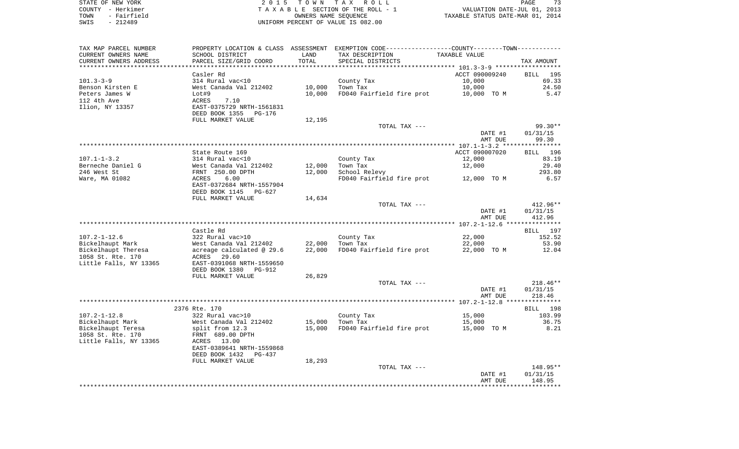STATE OF NEW YORK
COUNTY - Herkimer
TOWN - Fairfield
SWIS - 212489

2 0 1 5 T O W N T A X R O L L
T A X A B L E SECTION OF THE ROLL - 1
OWNERS NAME SEQUENCE
UNIFORM PERCENT OF VALUE IS 082.00

VALUATION DATE-JUL 01, 2013
TAXABLE STATUS DATE-MAR 01, 2014

| TAX MAP PARCEL NUMBER / CURRENT OWNERS NAME / CURRENT OWNERS ADDRESS | PROPERTY LOCATION & CLASS / SCHOOL DISTRICT / PARCEL SIZE/GRID COORD | ASSESSMENT LAND | TOTAL | EXEMPTION CODE / TAX DESCRIPTION / SPECIAL DISTRICTS | TAXABLE VALUE | TAX AMOUNT |
|---|---|---|---|---|---|---|
| **101.3-3-9** | Casler Rd | | | | ACCT 090009240 | BILL 195 |
| 101.3-3-9 | 314 Rural vac<10 | | | County Tax | 10,000 | 69.33 |
| Benson Kirsten E | West Canada Val 212402 | 10,000 | | Town Tax | 10,000 | 24.50 |
| Peters James W | Lot#9 | | 10,000 | FD040 Fairfield fire prot | 10,000 TO M | 5.47 |
| 112 4th Ave | ACRES 7.10 | | | | | |
| Ilion, NY 13357 | EAST-0375729 NRTH-1561831 | | | | | |
| | DEED BOOK 1355 PG-176 | | | | | |
| | FULL MARKET VALUE | 12,195 | | | | |
| | | | | TOTAL TAX --- | | 99.30** |
| | | | | | DATE #1 | 01/31/15 |
| | | | | | AMT DUE | 99.30 |
| **107.1-1-3.2** | State Route 169 | | | | ACCT 090007020 | BILL 196 |
| 107.1-1-3.2 | 314 Rural vac<10 | | | County Tax | 12,000 | 83.19 |
| Berneche Daniel G | West Canada Val 212402 | 12,000 | | Town Tax | 12,000 | 29.40 |
| 246 West St | FRNT 250.00 DPTH | | 12,000 | School Relevy | | 293.80 |
| Ware, MA 01082 | ACRES 6.00 | | | FD040 Fairfield fire prot | 12,000 TO M | 6.57 |
| | EAST-0372684 NRTH-1557904 | | | | | |
| | DEED BOOK 1145 PG-627 | | | | | |
| | FULL MARKET VALUE | 14,634 | | | | |
| | | | | TOTAL TAX --- | | 412.96** |
| | | | | | DATE #1 | 01/31/15 |
| | | | | | AMT DUE | 412.96 |
| **107.2-1-12.6** | Castle Rd | | | | | BILL 197 |
| 107.2-1-12.6 | 322 Rural vac>10 | | | County Tax | 22,000 | 152.52 |
| Bickelhaupt Mark | West Canada Val 212402 | 22,000 | | Town Tax | 22,000 | 53.90 |
| Bickelhaupt Theresa | acreage calculated @ 29.6 | | 22,000 | FD040 Fairfield fire prot | 22,000 TO M | 12.04 |
| 1058 St. Rte. 170 | ACRES 29.60 | | | | | |
| Little Falls, NY 13365 | EAST-0391068 NRTH-1559650 | | | | | |
| | DEED BOOK 1380 PG-912 | | | | | |
| | FULL MARKET VALUE | 26,829 | | | | |
| | | | | TOTAL TAX --- | | 218.46** |
| | | | | | DATE #1 | 01/31/15 |
| | | | | | AMT DUE | 218.46 |
| **107.2-1-12.8** | 2376 Rte. 170 | | | | | BILL 198 |
| 107.2-1-12.8 | 322 Rural vac>10 | | | County Tax | 15,000 | 103.99 |
| Bickelhaupt Mark | West Canada Val 212402 | 15,000 | | Town Tax | 15,000 | 36.75 |
| Bickelhaupt Teresa | split from 12.3 | | 15,000 | FD040 Fairfield fire prot | 15,000 TO M | 8.21 |
| 1058 St. Rte. 170 | FRNT 689.00 DPTH | | | | | |
| Little Falls, NY 13365 | ACRES 13.00 | | | | | |
| | EAST-0389641 NRTH-1559868 | | | | | |
| | DEED BOOK 1432 PG-437 | | | | | |
| | FULL MARKET VALUE | 18,293 | | | | |
| | | | | TOTAL TAX --- | | 148.95** |
| | | | | | DATE #1 | 01/31/15 |
| | | | | | AMT DUE | 148.95 |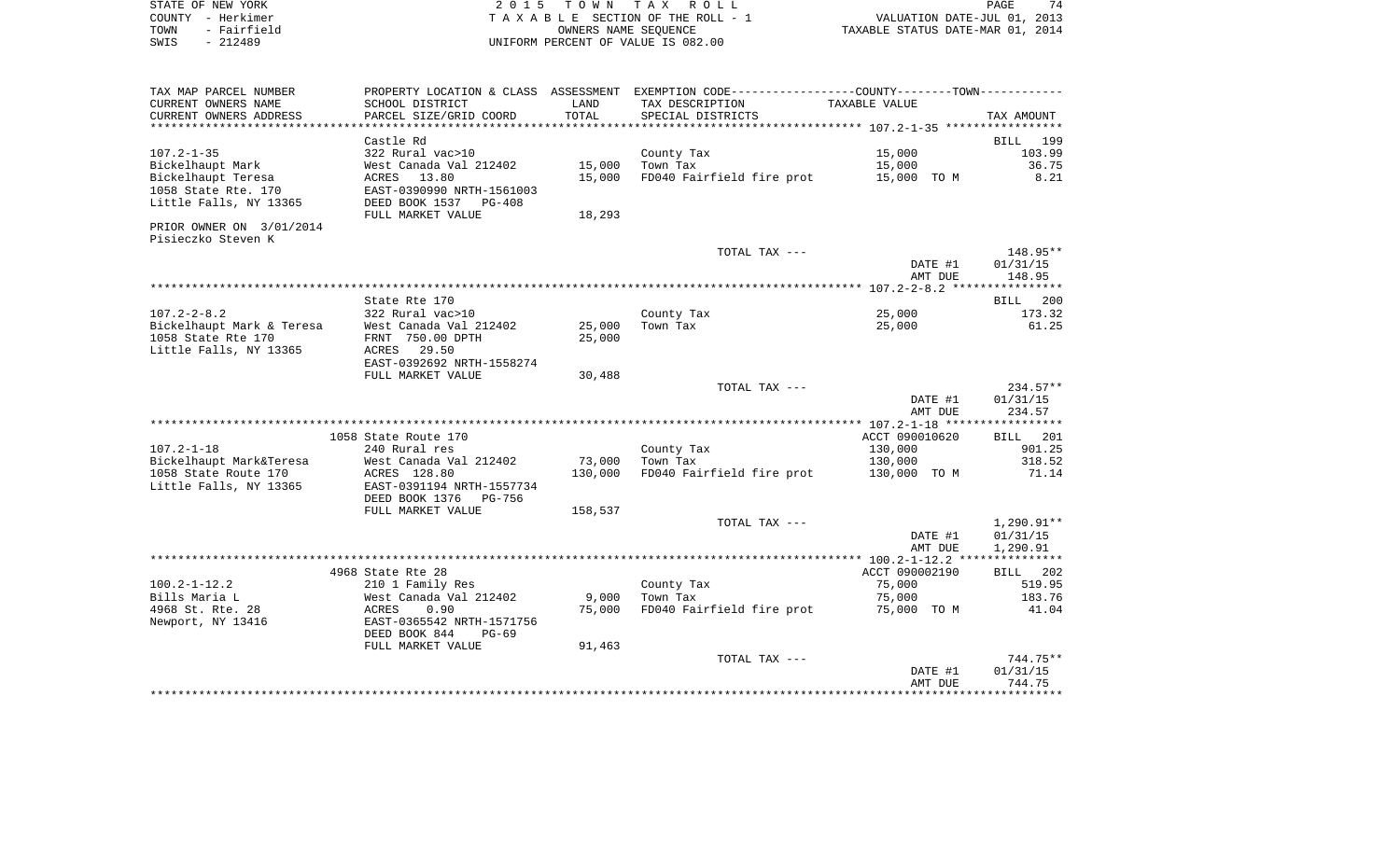STATE OF NEW YORK — 2015 TOWN TAX ROLL
COUNTY - Herkimer — TAXABLE SECTION OF THE ROLL - 1 — VALUATION DATE-JUL 01, 2013
TOWN - Fairfield — OWNERS NAME SEQUENCE — TAXABLE STATUS DATE-MAR 01, 2014
SWIS - 212489 — UNIFORM PERCENT OF VALUE IS 082.00

| TAX MAP PARCEL NUMBER / CURRENT OWNERS NAME / CURRENT OWNERS ADDRESS | PROPERTY LOCATION & CLASS / SCHOOL DISTRICT / PARCEL SIZE/GRID COORD | ASSESSMENT LAND / TOTAL | EXEMPTION CODE / TAX DESCRIPTION / SPECIAL DISTRICTS | COUNTY/TOWN TAXABLE VALUE | TAX AMOUNT |
|---|---|---|---|---|---|
| | Castle Rd | | | | BILL 199 |
| 107.2-1-35 | 322 Rural vac>10 | | County Tax | 15,000 | 103.99 |
| Bickelhaupt Mark | West Canada Val 212402 | 15,000 | Town Tax | 15,000 | 36.75 |
| Bickelhaupt Teresa | ACRES 13.80 | 15,000 | FD040 Fairfield fire prot | 15,000 TO M | 8.21 |
| 1058 State Rte. 170 | EAST-0390990 NRTH-1561003 | | | | |
| Little Falls, NY 13365 | DEED BOOK 1537 PG-408 | | | | |
| | FULL MARKET VALUE | 18,293 | | | |
| PRIOR OWNER ON 3/01/2014 | | | | | |
| Pisieczko Steven K | | | | | |
| | | | TOTAL TAX --- | | 148.95** |
| | | | | DATE #1 | 01/31/15 |
| | | | | AMT DUE | 148.95 |
| | State Rte 170 | | | | BILL 200 |
| 107.2-2-8.2 | 322 Rural vac>10 | | County Tax | 25,000 | 173.32 |
| Bickelhaupt Mark & Teresa | West Canada Val 212402 | 25,000 | Town Tax | 25,000 | 61.25 |
| 1058 State Rte 170 | FRNT 750.00 DPTH | 25,000 | | | |
| Little Falls, NY 13365 | ACRES 29.50 | | | | |
| | EAST-0392692 NRTH-1558274 | | | | |
| | FULL MARKET VALUE | 30,488 | | | |
| | | | TOTAL TAX --- | | 234.57** |
| | | | | DATE #1 | 01/31/15 |
| | | | | AMT DUE | 234.57 |
| | 1058 State Route 170 | | | ACCT 090010620 | BILL 201 |
| 107.2-1-18 | 240 Rural res | | County Tax | 130,000 | 901.25 |
| Bickelhaupt Mark&Teresa | West Canada Val 212402 | 73,000 | Town Tax | 130,000 | 318.52 |
| 1058 State Route 170 | ACRES 128.80 | 130,000 | FD040 Fairfield fire prot | 130,000 TO M | 71.14 |
| Little Falls, NY 13365 | EAST-0391194 NRTH-1557734 | | | | |
| | DEED BOOK 1376 PG-756 | | | | |
| | FULL MARKET VALUE | 158,537 | | | |
| | | | TOTAL TAX --- | | 1,290.91** |
| | | | | DATE #1 | 01/31/15 |
| | | | | AMT DUE | 1,290.91 |
| | 4968 State Rte 28 | | | ACCT 090002190 | BILL 202 |
| 100.2-1-12.2 | 210 1 Family Res | | County Tax | 75,000 | 519.95 |
| Bills Maria L | West Canada Val 212402 | 9,000 | Town Tax | 75,000 | 183.76 |
| 4968 St. Rte. 28 | ACRES 0.90 | 75,000 | FD040 Fairfield fire prot | 75,000 TO M | 41.04 |
| Newport, NY 13416 | EAST-0365542 NRTH-1571756 | | | | |
| | DEED BOOK 844 PG-69 | | | | |
| | FULL MARKET VALUE | 91,463 | | | |
| | | | TOTAL TAX --- | | 744.75** |
| | | | | DATE #1 | 01/31/15 |
| | | | | AMT DUE | 744.75 |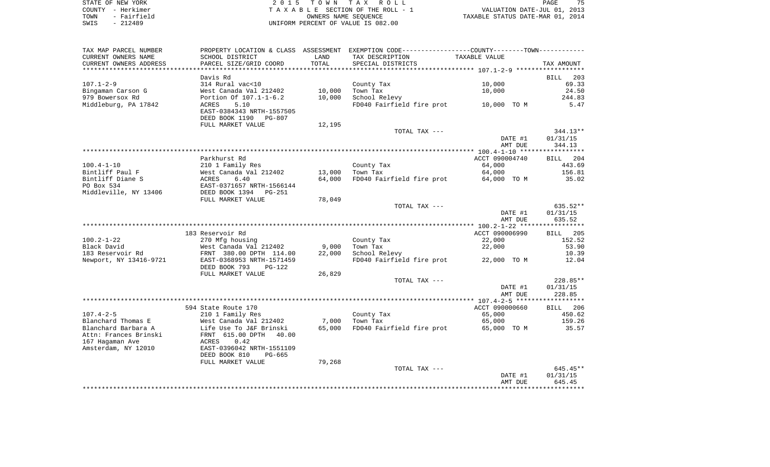STATE OF NEW YORK
COUNTY - Herkimer
TOWN - Fairfield
SWIS - 212489

2 0 1 5 T O W N T A X R O L L
T A X A B L E SECTION OF THE ROLL - 1
OWNERS NAME SEQUENCE
UNIFORM PERCENT OF VALUE IS 082.00

VALUATION DATE-JUL 01, 2013
TAXABLE STATUS DATE-MAR 01, 2014

| TAX MAP PARCEL NUMBER<br>CURRENT OWNERS NAME<br>CURRENT OWNERS ADDRESS | PROPERTY LOCATION & CLASS<br>SCHOOL DISTRICT<br>PARCEL SIZE/GRID COORD | ASSESSMENT<br>LAND<br>TOTAL | EXEMPTION CODE<br>TAX DESCRIPTION<br>SPECIAL DISTRICTS | COUNTY--------TOWN<br>TAXABLE VALUE | TAX AMOUNT |
|---|---|---|---|---|---|
| 107.1-2-9 | Davis Rd | | | | BILL 203 |
| 107.1-2-9 | 314 Rural vac<10 | | County Tax | 10,000 | 69.33 |
| Bingaman Carson G | West Canada Val 212402 | 10,000 | Town Tax | 10,000 | 24.50 |
| 979 Bowersox Rd | Portion Of 107.1-1-6.2 | 10,000 | School Relevy | | 244.83 |
| Middleburg, PA 17842 | ACRES 5.10 | | FD040 Fairfield fire prot | 10,000 TO M | 5.47 |
| | EAST-0384343 NRTH-1557505 | | | | |
| | DEED BOOK 1190 PG-807 | | | | |
| | FULL MARKET VALUE | 12,195 | | | |
| | | | TOTAL TAX --- | | 344.13** |
| | | | | DATE #1 | 01/31/15 |
| | | | | AMT DUE | 344.13 |
| 100.4-1-10 | Parkhurst Rd | | | ACCT 090004740 | BILL 204 |
| 100.4-1-10 | 210 1 Family Res | | County Tax | 64,000 | 443.69 |
| Bintliff Paul F | West Canada Val 212402 | 13,000 | Town Tax | 64,000 | 156.81 |
| Bintliff Diane S | ACRES 6.40 | 64,000 | FD040 Fairfield fire prot | 64,000 TO M | 35.02 |
| PO Box 534 | EAST-0371657 NRTH-1566144 | | | | |
| Middleville, NY 13406 | DEED BOOK 1394 PG-251 | | | | |
| | FULL MARKET VALUE | 78,049 | | | |
| | | | TOTAL TAX --- | | 635.52** |
| | | | | DATE #1 | 01/31/15 |
| | | | | AMT DUE | 635.52 |
| 100.2-1-22 | 183 Reservoir Rd | | | ACCT 090006990 | BILL 205 |
| 100.2-1-22 | 270 Mfg housing | | County Tax | 22,000 | 152.52 |
| Black David | West Canada Val 212402 | 9,000 | Town Tax | 22,000 | 53.90 |
| 183 Reservoir Rd | FRNT 380.00 DPTH 114.00 | 22,000 | School Relevy | | 10.39 |
| Newport, NY 13416-9721 | EAST-0368953 NRTH-1571459 | | FD040 Fairfield fire prot | 22,000 TO M | 12.04 |
| | DEED BOOK 793 PG-122 | | | | |
| | FULL MARKET VALUE | 26,829 | | | |
| | | | TOTAL TAX --- | | 228.85** |
| | | | | DATE #1 | 01/31/15 |
| | | | | AMT DUE | 228.85 |
| 107.4-2-5 | 594 State Route 170 | | | ACCT 090000660 | BILL 206 |
| 107.4-2-5 | 210 1 Family Res | | County Tax | 65,000 | 450.62 |
| Blanchard Thomas E | West Canada Val 212402 | 7,000 | Town Tax | 65,000 | 159.26 |
| Blanchard Barbara A | Life Use To J&F Brinski | 65,000 | FD040 Fairfield fire prot | 65,000 TO M | 35.57 |
| Attn: Frances Brinski | FRNT 615.00 DPTH 40.00 | | | | |
| 167 Hagaman Ave | ACRES 0.42 | | | | |
| Amsterdam, NY 12010 | EAST-0396042 NRTH-1551109 | | | | |
| | DEED BOOK 810 PG-665 | | | | |
| | FULL MARKET VALUE | 79,268 | | | |
| | | | TOTAL TAX --- | | 645.45** |
| | | | | DATE #1 | 01/31/15 |
| | | | | AMT DUE | 645.45 |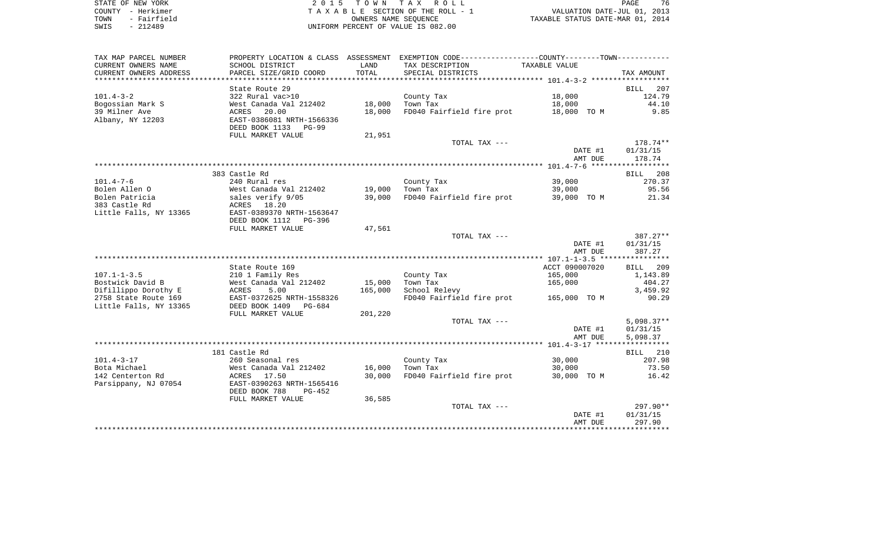STATE OF NEW YORK
COUNTY - Herkimer
TOWN - Fairfield
SWIS - 212489

2 0 1 5 T O W N T A X R O L L
T A X A B L E SECTION OF THE ROLL - 1
OWNERS NAME SEQUENCE
UNIFORM PERCENT OF VALUE IS 082.00

VALUATION DATE-JUL 01, 2013
TAXABLE STATUS DATE-MAR 01, 2014

| TAX MAP PARCEL NUMBER / CURRENT OWNERS NAME / CURRENT OWNERS ADDRESS | PROPERTY LOCATION & CLASS / SCHOOL DISTRICT / PARCEL SIZE/GRID COORD | ASSESSMENT LAND | TOTAL | EXEMPTION CODE / TAX DESCRIPTION / SPECIAL DISTRICTS | TAXABLE VALUE | TAX AMOUNT |
|---|---|---|---|---|---|---|
| 101.4-3-2 | State Route 29 | | | | | BILL 207 |
| | 322 Rural vac>10 | | | County Tax | 18,000 | 124.79 |
| Bogossian Mark S | West Canada Val 212402 | 18,000 | | Town Tax | 18,000 | 44.10 |
| 39 Milner Ave | ACRES 20.00 | | 18,000 | FD040 Fairfield fire prot | 18,000 TO M | 9.85 |
| Albany, NY 12203 | EAST-0386081 NRTH-1566336 | | | | | |
| | DEED BOOK 1133 PG-99 | | | | | |
| | FULL MARKET VALUE | 21,951 | | | | |
| | | | | TOTAL TAX --- | | 178.74** |
| | | | | | DATE #1 | 01/31/15 |
| | | | | | AMT DUE | 178.74 |
| 101.4-7-6 | 383 Castle Rd | | | | | BILL 208 |
| | 240 Rural res | | | County Tax | 39,000 | 270.37 |
| Bolen Allen O | West Canada Val 212402 | 19,000 | | Town Tax | 39,000 | 95.56 |
| Bolen Patricia | sales verify 9/05 | | 39,000 | FD040 Fairfield fire prot | 39,000 TO M | 21.34 |
| 383 Castle Rd | ACRES 18.20 | | | | | |
| Little Falls, NY 13365 | EAST-0389370 NRTH-1563647 | | | | | |
| | DEED BOOK 1112 PG-396 | | | | | |
| | FULL MARKET VALUE | 47,561 | | | | |
| | | | | TOTAL TAX --- | | 387.27** |
| | | | | | DATE #1 | 01/31/15 |
| | | | | | AMT DUE | 387.27 |
| 107.1-1-3.5 | State Route 169 | | | | ACCT 090007020 | BILL 209 |
| | 210 1 Family Res | | | County Tax | 165,000 | 1,143.89 |
| Bostwick David B | West Canada Val 212402 | 15,000 | | Town Tax | 165,000 | 404.27 |
| Difillippo Dorothy E | ACRES 5.00 | | 165,000 | School Relevy | | 3,459.92 |
| 2758 State Route 169 | EAST-0372625 NRTH-1558326 | | | FD040 Fairfield fire prot | 165,000 TO M | 90.29 |
| Little Falls, NY 13365 | DEED BOOK 1409 PG-684 | | | | | |
| | FULL MARKET VALUE | 201,220 | | | | |
| | | | | TOTAL TAX --- | | 5,098.37** |
| | | | | | DATE #1 | 01/31/15 |
| | | | | | AMT DUE | 5,098.37 |
| 101.4-3-17 | 181 Castle Rd | | | | | BILL 210 |
| | 260 Seasonal res | | | County Tax | 30,000 | 207.98 |
| Bota Michael | West Canada Val 212402 | 16,000 | | Town Tax | 30,000 | 73.50 |
| 142 Centerton Rd | ACRES 17.50 | | 30,000 | FD040 Fairfield fire prot | 30,000 TO M | 16.42 |
| Parsippany, NJ 07054 | EAST-0390263 NRTH-1565416 | | | | | |
| | DEED BOOK 788 PG-452 | | | | | |
| | FULL MARKET VALUE | 36,585 | | | | |
| | | | | TOTAL TAX --- | | 297.90** |
| | | | | | DATE #1 | 01/31/15 |
| | | | | | AMT DUE | 297.90 |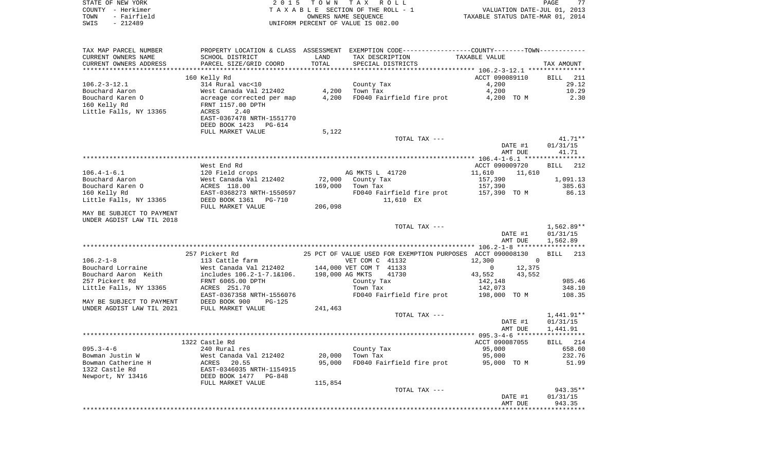STATE OF NEW YORK — 2015 TOWN TAX ROLL
COUNTY - Herkimer — TAXABLE SECTION OF THE ROLL - 1 — VALUATION DATE-JUL 01, 2013
TOWN - Fairfield — OWNERS NAME SEQUENCE — TAXABLE STATUS DATE-MAR 01, 2014
SWIS - 212489 — UNIFORM PERCENT OF VALUE IS 082.00

| TAX MAP PARCEL NUMBER / CURRENT OWNERS NAME / CURRENT OWNERS ADDRESS | PROPERTY LOCATION & CLASS / SCHOOL DISTRICT / PARCEL SIZE/GRID COORD | ASSESSMENT LAND / TOTAL | EXEMPTION CODE / TAX DESCRIPTION / SPECIAL DISTRICTS | COUNTY / TOWN TAXABLE VALUE | TAX AMOUNT |
|---|---|---|---|---|---|
| **106.2-3-12.1** | 160 Kelly Rd | | | ACCT 090089110 | BILL 211 |
| Bouchard Aaron | 314 Rural vac<10 | | County Tax | 4,200 | 29.12 |
| Bouchard Karen O | West Canada Val 212402 | 4,200 | Town Tax | 4,200 | 10.29 |
| 160 Kelly Rd | acreage corrected per map | 4,200 | FD040 Fairfield fire prot | 4,200 TO M | 2.30 |
| Little Falls, NY 13365 | FRNT 1157.00 DPTH | | | | |
| | ACRES 2.40 | | | | |
| | EAST-0367478 NRTH-1551770 | | | | |
| | DEED BOOK 1423 PG-614 | | | | |
| | FULL MARKET VALUE | 5,122 | | | |
| | | | TOTAL TAX --- | | 41.71** |
| | | | | DATE #1 | 01/31/15 |
| | | | | AMT DUE | 41.71 |
| **106.4-1-6.1** | West End Rd | | | ACCT 090009720 | BILL 212 |
| Bouchard Aaron | 120 Field crops | | AG MKTS L 41720 | 11,610 / 11,610 | |
| Bouchard Karen O | West Canada Val 212402 | 72,000 | County Tax | 157,390 | 1,091.13 |
| 160 Kelly Rd | ACRES 118.00 | 169,000 | Town Tax | 157,390 | 385.63 |
| Little Falls, NY 13365 | EAST-0368273 NRTH-1550597 | | FD040 Fairfield fire prot | 157,390 TO M | 86.13 |
| | DEED BOOK 1361 PG-710 | | 11,610 EX | | |
| | FULL MARKET VALUE | 206,098 | | | |
| MAY BE SUBJECT TO PAYMENT UNDER AGDIST LAW TIL 2018 | | | | | |
| | | | TOTAL TAX --- | | 1,562.89** |
| | | | | DATE #1 | 01/31/15 |
| | | | | AMT DUE | 1,562.89 |
| **106.2-1-8** | 257 Pickert Rd | | 25 PCT OF VALUE USED FOR EXEMPTION PURPOSES | ACCT 090008130 | BILL 213 |
| Bouchard Lorraine | 113 Cattle farm | | VET COM C 41132 | 12,300 / 0 | |
| Bouchard Aaron Keith | West Canada Val 212402 | 144,000 | VET COM T 41133 | 0 / 12,375 | |
| 257 Pickert Rd | includes 106.2-1-7.1&106. | 198,000 | AG MKTS 41730 | 43,552 / 43,552 | |
| Little Falls, NY 13365 | FRNT 6065.00 DPTH | | County Tax | 142,148 | 985.46 |
| | ACRES 251.70 | | Town Tax | 142,073 | 348.10 |
| | EAST-0367358 NRTH-1556076 | | FD040 Fairfield fire prot | 198,000 TO M | 108.35 |
| MAY BE SUBJECT TO PAYMENT | DEED BOOK 900 PG-125 | | | | |
| UNDER AGDIST LAW TIL 2021 | FULL MARKET VALUE | 241,463 | | | |
| | | | TOTAL TAX --- | | 1,441.91** |
| | | | | DATE #1 | 01/31/15 |
| | | | | AMT DUE | 1,441.91 |
| **095.3-4-6** | 1322 Castle Rd | | | ACCT 090087055 | BILL 214 |
| Bowman Justin W | 240 Rural res | | County Tax | 95,000 | 658.60 |
| Bowman Catherine H | West Canada Val 212402 | 20,000 | Town Tax | 95,000 | 232.76 |
| 1322 Castle Rd | ACRES 20.55 | 95,000 | FD040 Fairfield fire prot | 95,000 TO M | 51.99 |
| Newport, NY 13416 | EAST-0346035 NRTH-1154915 | | | | |
| | DEED BOOK 1477 PG-848 | | | | |
| | FULL MARKET VALUE | 115,854 | | | |
| | | | TOTAL TAX --- | | 943.35** |
| | | | | DATE #1 | 01/31/15 |
| | | | | AMT DUE | 943.35 |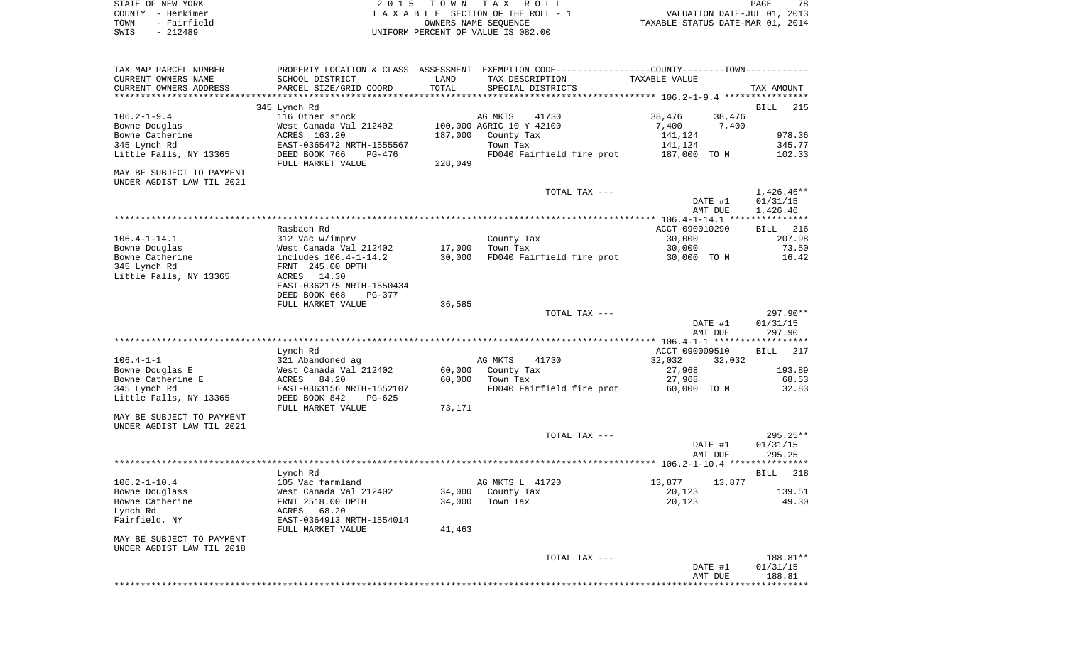STATE OF NEW YORK
COUNTY - Herkimer
TOWN - Fairfield
SWIS - 212489

2 0 1 5 T O W N T A X R O L L
T A X A B L E SECTION OF THE ROLL - 1
OWNERS NAME SEQUENCE
UNIFORM PERCENT OF VALUE IS 082.00

VALUATION DATE-JUL 01, 2013
TAXABLE STATUS DATE-MAR 01, 2014

| TAX MAP PARCEL NUMBER<br>CURRENT OWNERS NAME<br>CURRENT OWNERS ADDRESS | PROPERTY LOCATION & CLASS<br>SCHOOL DISTRICT<br>PARCEL SIZE/GRID COORD | ASSESSMENT<br>LAND<br>TOTAL | EXEMPTION CODE<br>TAX DESCRIPTION<br>SPECIAL DISTRICTS | COUNTY<br>TAXABLE VALUE | TOWN | TAX AMOUNT |
|---|---|---|---|---|---|---|
| | 345 Lynch Rd | | | | | BILL 215 |
| 106.2-1-9.4 | 116 Other stock | | AG MKTS 41730 | 38,476 | 38,476 | |
| Bowne Douglas | West Canada Val 212402 | 100,000 | AGRIC 10 Y 42100 | 7,400 | 7,400 | |
| Bowne Catherine | ACRES 163.20 | 187,000 | County Tax | 141,124 | | 978.36 |
| 345 Lynch Rd | EAST-0365472 NRTH-1555567 | | Town Tax | 141,124 | | 345.77 |
| Little Falls, NY 13365 | DEED BOOK 766 PG-476 | | FD040 Fairfield fire prot | 187,000 TO M | | 102.33 |
| | FULL MARKET VALUE | 228,049 | | | | |
| MAY BE SUBJECT TO PAYMENT<br>UNDER AGDIST LAW TIL 2021 | | | | | | |
| | | | TOTAL TAX --- | | | 1,426.46** |
| | | | | | DATE #1 | 01/31/15 |
| | | | | | AMT DUE | 1,426.46 |
| | Rasbach Rd | | | ACCT 090010290 | | BILL 216 |
| 106.4-1-14.1 | 312 Vac w/imprv | | County Tax | 30,000 | | 207.98 |
| Bowne Douglas | West Canada Val 212402 | 17,000 | Town Tax | 30,000 | | 73.50 |
| Bowne Catherine | includes 106.4-1-14.2 | 30,000 | FD040 Fairfield fire prot | 30,000 TO M | | 16.42 |
| 345 Lynch Rd | FRNT 245.00 DPTH | | | | | |
| Little Falls, NY 13365 | ACRES 14.30 | | | | | |
| | EAST-0362175 NRTH-1550434 | | | | | |
| | DEED BOOK 668 PG-377 | | | | | |
| | FULL MARKET VALUE | 36,585 | | | | |
| | | | TOTAL TAX --- | | | 297.90** |
| | | | | | DATE #1 | 01/31/15 |
| | | | | | AMT DUE | 297.90 |
| | Lynch Rd | | | ACCT 090009510 | | BILL 217 |
| 106.4-1-1 | 321 Abandoned ag | | AG MKTS 41730 | 32,032 | 32,032 | |
| Bowne Douglas E | West Canada Val 212402 | 60,000 | County Tax | 27,968 | | 193.89 |
| Bowne Catherine E | ACRES 84.20 | 60,000 | Town Tax | 27,968 | | 68.53 |
| 345 Lynch Rd | EAST-0363156 NRTH-1552107 | | FD040 Fairfield fire prot | 60,000 TO M | | 32.83 |
| Little Falls, NY 13365 | DEED BOOK 842 PG-625 | | | | | |
| | FULL MARKET VALUE | 73,171 | | | | |
| MAY BE SUBJECT TO PAYMENT<br>UNDER AGDIST LAW TIL 2021 | | | | | | |
| | | | TOTAL TAX --- | | | 295.25** |
| | | | | | DATE #1 | 01/31/15 |
| | | | | | AMT DUE | 295.25 |
| | Lynch Rd | | | | | BILL 218 |
| 106.2-1-10.4 | 105 Vac farmland | | AG MKTS L 41720 | 13,877 | 13,877 | |
| Bowne Douglass | West Canada Val 212402 | 34,000 | County Tax | 20,123 | | 139.51 |
| Bowne Catherine | FRNT 2518.00 DPTH | 34,000 | Town Tax | 20,123 | | 49.30 |
| Lynch Rd | ACRES 68.20 | | | | | |
| Fairfield, NY | EAST-0364913 NRTH-1554014 | | | | | |
| | FULL MARKET VALUE | 41,463 | | | | |
| MAY BE SUBJECT TO PAYMENT<br>UNDER AGDIST LAW TIL 2018 | | | | | | |
| | | | TOTAL TAX --- | | | 188.81** |
| | | | | | DATE #1 | 01/31/15 |
| | | | | | AMT DUE | 188.81 |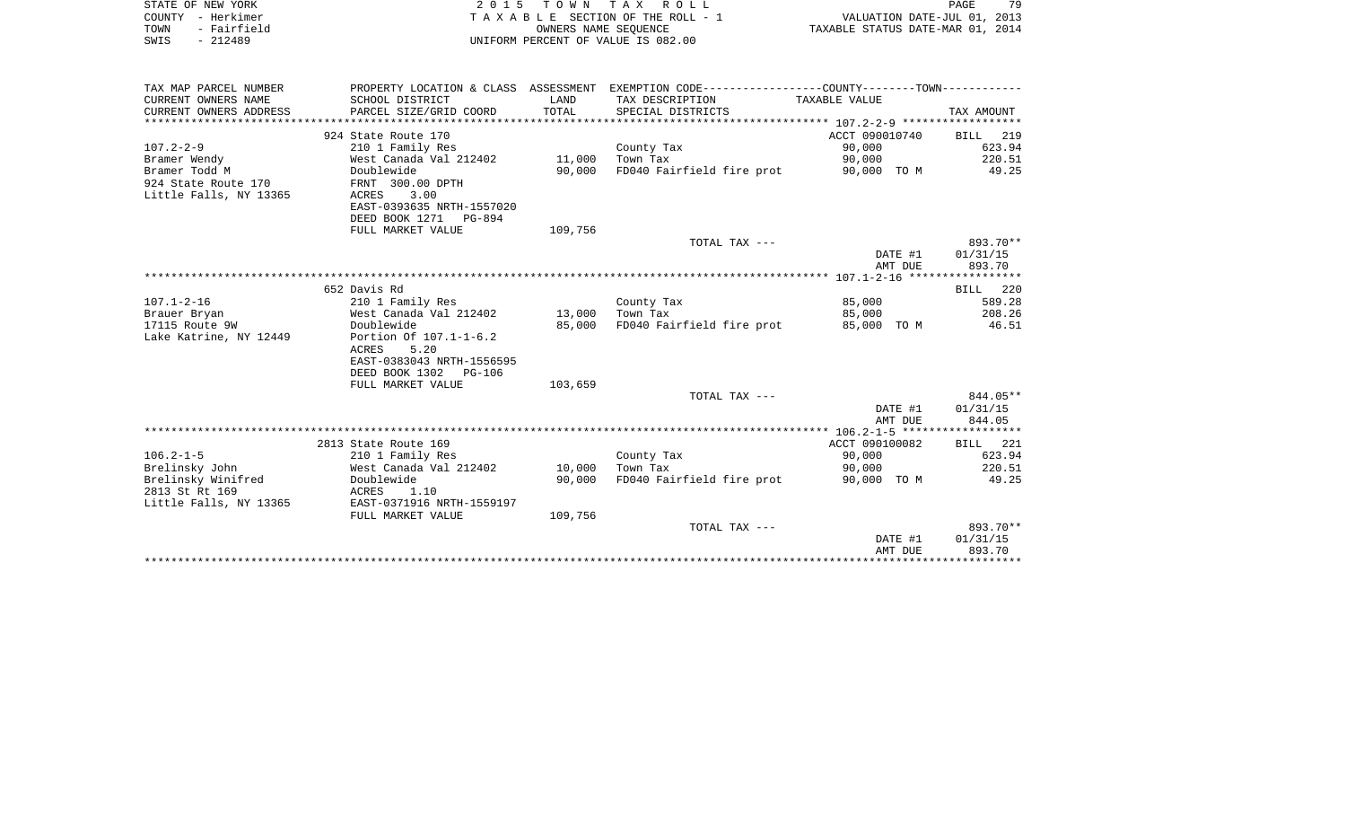STATE OF NEW YORK
COUNTY - Herkimer
TOWN - Fairfield
SWIS - 212489

2 0 1 5 T O W N T A X R O L L
T A X A B L E SECTION OF THE ROLL - 1
OWNERS NAME SEQUENCE
UNIFORM PERCENT OF VALUE IS 082.00

VALUATION DATE-JUL 01, 2013
TAXABLE STATUS DATE-MAR 01, 2014

| TAX MAP PARCEL NUMBER<br>CURRENT OWNERS NAME<br>CURRENT OWNERS ADDRESS | PROPERTY LOCATION & CLASS<br>SCHOOL DISTRICT<br>PARCEL SIZE/GRID COORD | ASSESSMENT<br>LAND<br>TOTAL | EXEMPTION CODE-----COUNTY-----TOWN-----<br>TAX DESCRIPTION<br>SPECIAL DISTRICTS | TAXABLE VALUE | TAX AMOUNT |
|---|---|---|---|---|---|
| **107.2-2-9** | 924 State Route 170 | | | ACCT 090010740 | BILL 219 |
| 107.2-2-9 | 210 1 Family Res | | County Tax | 90,000 | 623.94 |
| Bramer Wendy | West Canada Val 212402 | 11,000 | Town Tax | 90,000 | 220.51 |
| Bramer Todd M | Doublewide | 90,000 | FD040 Fairfield fire prot | 90,000 TO M | 49.25 |
| 924 State Route 170 | FRNT 300.00 DPTH | | | | |
| Little Falls, NY 13365 | ACRES 3.00 | | | | |
| | EAST-0393635 NRTH-1557020 | | | | |
| | DEED BOOK 1271 PG-894 | | | | |
| | FULL MARKET VALUE | 109,756 | | | |
| | | | TOTAL TAX --- | | 893.70** |
| | | | | DATE #1 | 01/31/15 |
| | | | | AMT DUE | 893.70 |
| **107.1-2-16** | 652 Davis Rd | | | | BILL 220 |
| 107.1-2-16 | 210 1 Family Res | | County Tax | 85,000 | 589.28 |
| Brauer Bryan | West Canada Val 212402 | 13,000 | Town Tax | 85,000 | 208.26 |
| 17115 Route 9W | Doublewide | 85,000 | FD040 Fairfield fire prot | 85,000 TO M | 46.51 |
| Lake Katrine, NY 12449 | Portion Of 107.1-1-6.2 | | | | |
| | ACRES 5.20 | | | | |
| | EAST-0383043 NRTH-1556595 | | | | |
| | DEED BOOK 1302 PG-106 | | | | |
| | FULL MARKET VALUE | 103,659 | | | |
| | | | TOTAL TAX --- | | 844.05** |
| | | | | DATE #1 | 01/31/15 |
| | | | | AMT DUE | 844.05 |
| **106.2-1-5** | 2813 State Route 169 | | | ACCT 090100082 | BILL 221 |
| 106.2-1-5 | 210 1 Family Res | | County Tax | 90,000 | 623.94 |
| Brelinsky John | West Canada Val 212402 | 10,000 | Town Tax | 90,000 | 220.51 |
| Brelinsky Winifred | Doublewide | 90,000 | FD040 Fairfield fire prot | 90,000 TO M | 49.25 |
| 2813 St Rt 169 | ACRES 1.10 | | | | |
| Little Falls, NY 13365 | EAST-0371916 NRTH-1559197 | | | | |
| | FULL MARKET VALUE | 109,756 | | | |
| | | | TOTAL TAX --- | | 893.70** |
| | | | | DATE #1 | 01/31/15 |
| | | | | AMT DUE | 893.70 |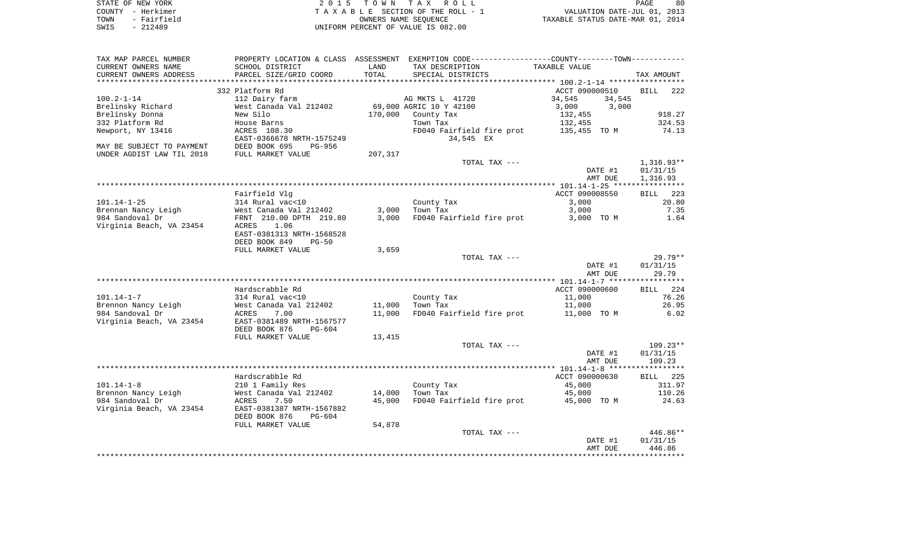STATE OF NEW YORK — 2 0 1 5 T O W N T A X R O L L
COUNTY - Herkimer — T A X A B L E SECTION OF THE ROLL - 1 — VALUATION DATE-JUL 01, 2013
TOWN - Fairfield — OWNERS NAME SEQUENCE — TAXABLE STATUS DATE-MAR 01, 2014
SWIS - 212489 — UNIFORM PERCENT OF VALUE IS 082.00

| TAX MAP PARCEL NUMBER / CURRENT OWNERS NAME / CURRENT OWNERS ADDRESS | PROPERTY LOCATION & CLASS / SCHOOL DISTRICT / PARCEL SIZE/GRID COORD | ASSESSMENT LAND / TOTAL | EXEMPTION CODE / TAX DESCRIPTION / SPECIAL DISTRICTS | COUNTY / TOWN TAXABLE VALUE | TAX AMOUNT |
|---|---|---|---|---|---|
| **100.2-1-14** | 332 Platform Rd | | | ACCT 090000510 | BILL 222 |
| Brelinsky Richard | 112 Dairy farm | | AG MKTS L 41720 | 34,545 34,545 | |
| Brelinsky Donna | West Canada Val 212402 | 69,000 | AGRIC 10 Y 42100 | 3,000 3,000 | |
| 332 Platform Rd | New Silo | 170,000 | County Tax | 132,455 | 918.27 |
| Newport, NY 13416 | House Barns | | Town Tax | 132,455 | 324.53 |
| | ACRES 108.30 | | FD040 Fairfield fire prot | 135,455 TO M | 74.13 |
| | EAST-0366678 NRTH-1575249 | | 34,545 EX | | |
| MAY BE SUBJECT TO PAYMENT | DEED BOOK 695 PG-956 | | | | |
| UNDER AGDIST LAW TIL 2018 | FULL MARKET VALUE | 207,317 | | | |
| | | | TOTAL TAX --- | | 1,316.93** |
| | | | | DATE #1 | 01/31/15 |
| | | | | AMT DUE | 1,316.93 |
| **101.14-1-25** | Fairfield Vlg | | | ACCT 090008550 | BILL 223 |
| Brennan Nancy Leigh | 314 Rural vac<10 | | County Tax | 3,000 | 20.80 |
| 984 Sandoval Dr | West Canada Val 212402 | 3,000 | Town Tax | 3,000 | 7.35 |
| Virginia Beach, VA 23454 | FRNT 210.00 DPTH 219.80 | 3,000 | FD040 Fairfield fire prot | 3,000 TO M | 1.64 |
| | ACRES 1.06 | | | | |
| | EAST-0381313 NRTH-1568528 | | | | |
| | DEED BOOK 849 PG-50 | | | | |
| | FULL MARKET VALUE | 3,659 | | | |
| | | | TOTAL TAX --- | | 29.79** |
| | | | | DATE #1 | 01/31/15 |
| | | | | AMT DUE | 29.79 |
| **101.14-1-7** | Hardscrabble Rd | | | ACCT 090000600 | BILL 224 |
| Brennon Nancy Leigh | 314 Rural vac<10 | | County Tax | 11,000 | 76.26 |
| 984 Sandoval Dr | West Canada Val 212402 | 11,000 | Town Tax | 11,000 | 26.95 |
| Virginia Beach, VA 23454 | ACRES 7.00 | 11,000 | FD040 Fairfield fire prot | 11,000 TO M | 6.02 |
| | EAST-0381489 NRTH-1567577 | | | | |
| | DEED BOOK 876 PG-604 | | | | |
| | FULL MARKET VALUE | 13,415 | | | |
| | | | TOTAL TAX --- | | 109.23** |
| | | | | DATE #1 | 01/31/15 |
| | | | | AMT DUE | 109.23 |
| **101.14-1-8** | Hardscrabble Rd | | | ACCT 090000630 | BILL 225 |
| Brennon Nancy Leigh | 210 1 Family Res | | County Tax | 45,000 | 311.97 |
| 984 Sandoval Dr | West Canada Val 212402 | 14,000 | Town Tax | 45,000 | 110.26 |
| Virginia Beach, VA 23454 | ACRES 7.50 | 45,000 | FD040 Fairfield fire prot | 45,000 TO M | 24.63 |
| | EAST-0381387 NRTH-1567882 | | | | |
| | DEED BOOK 876 PG-604 | | | | |
| | FULL MARKET VALUE | 54,878 | | | |
| | | | TOTAL TAX --- | | 446.86** |
| | | | | DATE #1 | 01/31/15 |
| | | | | AMT DUE | 446.86 |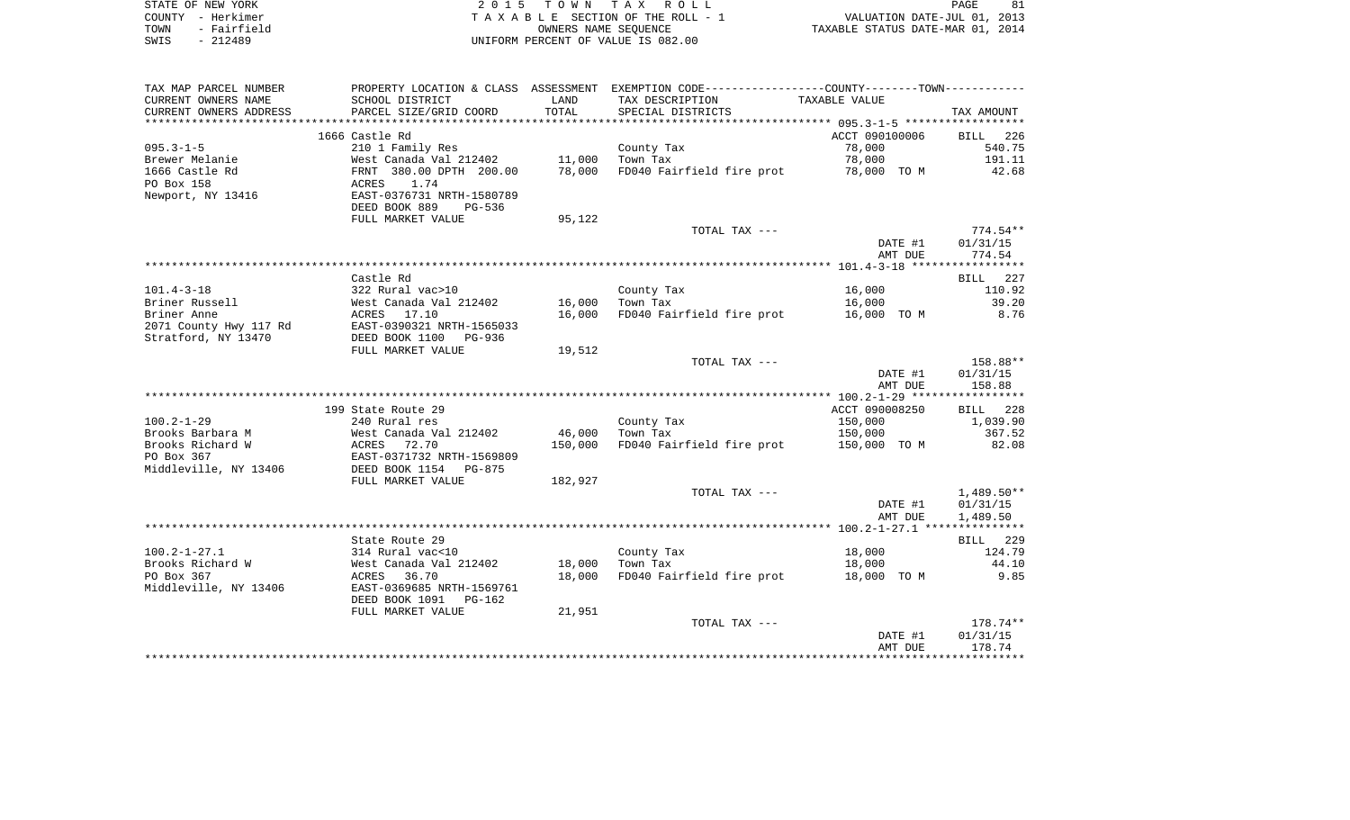STATE OF NEW YORK
COUNTY - Herkimer
TOWN - Fairfield
SWIS - 212489

2 0 1 5 T O W N T A X R O L L
T A X A B L E SECTION OF THE ROLL - 1
OWNERS NAME SEQUENCE
UNIFORM PERCENT OF VALUE IS 082.00

VALUATION DATE-JUL 01, 2013
TAXABLE STATUS DATE-MAR 01, 2014

| TAX MAP PARCEL NUMBER / CURRENT OWNERS NAME / CURRENT OWNERS ADDRESS | PROPERTY LOCATION & CLASS / SCHOOL DISTRICT / PARCEL SIZE/GRID COORD | ASSESSMENT LAND / TOTAL | EXEMPTION CODE / TAX DESCRIPTION / SPECIAL DISTRICTS | TAXABLE VALUE | TAX AMOUNT |
|---|---|---|---|---|---|
| 095.3-1-5 | 1666 Castle Rd | | | ACCT 090100006 | BILL 226 |
| Brewer Melanie | 210 1 Family Res | | County Tax | 78,000 | 540.75 |
| 1666 Castle Rd | West Canada Val 212402 | 11,000 | Town Tax | 78,000 | 191.11 |
| PO Box 158 | FRNT 380.00 DPTH 200.00 | 78,000 | FD040 Fairfield fire prot | 78,000 TO M | 42.68 |
| Newport, NY 13416 | ACRES 1.74 | | | | |
| | EAST-0376731 NRTH-1580789 | | | | |
| | DEED BOOK 889 PG-536 | | | | |
| | FULL MARKET VALUE | 95,122 | | | |
| | | | TOTAL TAX --- | | 774.54** |
| | | | | DATE #1 | 01/31/15 |
| | | | | AMT DUE | 774.54 |
| 101.4-3-18 | Castle Rd | | | | BILL 227 |
| Briner Russell | 322 Rural vac>10 | | County Tax | 16,000 | 110.92 |
| Briner Anne | West Canada Val 212402 | 16,000 | Town Tax | 16,000 | 39.20 |
| 2071 County Hwy 117 Rd | ACRES 17.10 | 16,000 | FD040 Fairfield fire prot | 16,000 TO M | 8.76 |
| Stratford, NY 13470 | EAST-0390321 NRTH-1565033 | | | | |
| | DEED BOOK 1100 PG-936 | | | | |
| | FULL MARKET VALUE | 19,512 | | | |
| | | | TOTAL TAX --- | | 158.88** |
| | | | | DATE #1 | 01/31/15 |
| | | | | AMT DUE | 158.88 |
| 100.2-1-29 | 199 State Route 29 | | | ACCT 090008250 | BILL 228 |
| Brooks Barbara M | 240 Rural res | | County Tax | 150,000 | 1,039.90 |
| Brooks Richard W | West Canada Val 212402 | 46,000 | Town Tax | 150,000 | 367.52 |
| PO Box 367 | ACRES 72.70 | 150,000 | FD040 Fairfield fire prot | 150,000 TO M | 82.08 |
| Middleville, NY 13406 | EAST-0371732 NRTH-1569809 | | | | |
| | DEED BOOK 1154 PG-875 | | | | |
| | FULL MARKET VALUE | 182,927 | | | |
| | | | TOTAL TAX --- | | 1,489.50** |
| | | | | DATE #1 | 01/31/15 |
| | | | | AMT DUE | 1,489.50 |
| 100.2-1-27.1 | State Route 29 | | | | BILL 229 |
| Brooks Richard W | 314 Rural vac<10 | | County Tax | 18,000 | 124.79 |
| PO Box 367 | West Canada Val 212402 | 18,000 | Town Tax | 18,000 | 44.10 |
| Middleville, NY 13406 | ACRES 36.70 | 18,000 | FD040 Fairfield fire prot | 18,000 TO M | 9.85 |
| | EAST-0369685 NRTH-1569761 | | | | |
| | DEED BOOK 1091 PG-162 | | | | |
| | FULL MARKET VALUE | 21,951 | | | |
| | | | TOTAL TAX --- | | 178.74** |
| | | | | DATE #1 | 01/31/15 |
| | | | | AMT DUE | 178.74 |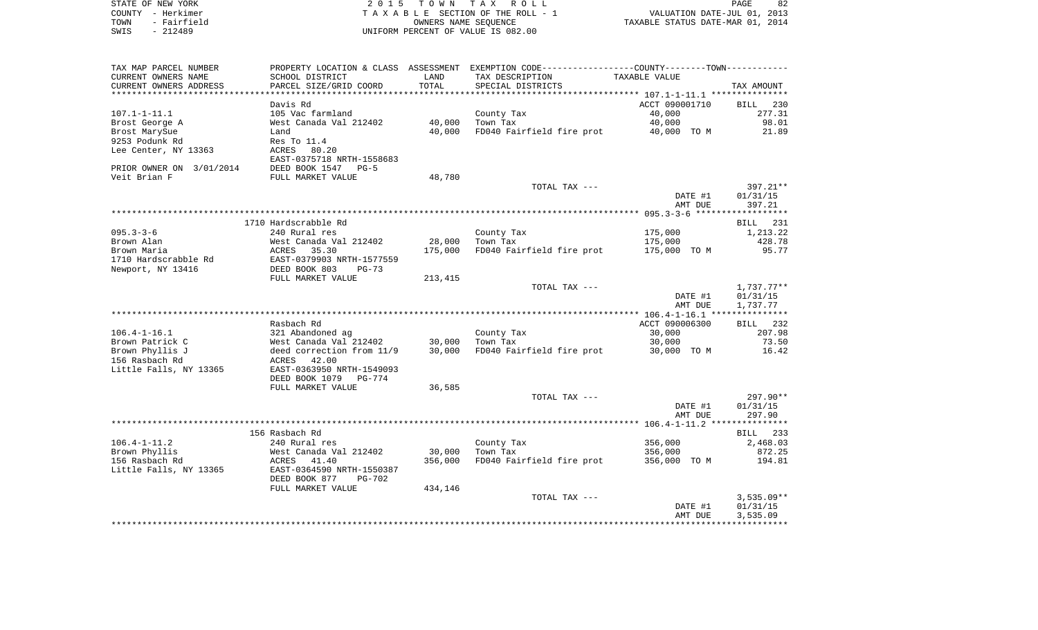STATE OF NEW YORK
COUNTY - Herkimer
TOWN - Fairfield
SWIS - 212489

2015 TOWN TAX ROLL
TAXABLE SECTION OF THE ROLL - 1
OWNERS NAME SEQUENCE
UNIFORM PERCENT OF VALUE IS 082.00

VALUATION DATE-JUL 01, 2013
TAXABLE STATUS DATE-MAR 01, 2014

| TAX MAP PARCEL NUMBER<br>CURRENT OWNERS NAME<br>CURRENT OWNERS ADDRESS | PROPERTY LOCATION & CLASS<br>SCHOOL DISTRICT<br>PARCEL SIZE/GRID COORD | ASSESSMENT<br>LAND<br>TOTAL | EXEMPTION CODE<br>TAX DESCRIPTION<br>SPECIAL DISTRICTS | COUNTY--------TOWN<br>TAXABLE VALUE | TAX AMOUNT |
|---|---|---|---|---|---|
| | Davis Rd | | | ACCT 090001710 | BILL 230 |
| 107.1-1-11.1 | 105 Vac farmland | | County Tax | 40,000 | 277.31 |
| Brost George A | West Canada Val 212402 | 40,000 | Town Tax | 40,000 | 98.01 |
| Brost MarySue | Land | 40,000 | FD040 Fairfield fire prot | 40,000 TO M | 21.89 |
| 9253 Podunk Rd | Res To 11.4 | | | | |
| Lee Center, NY 13363 | ACRES 80.20 | | | | |
| | EAST-0375718 NRTH-1558683 | | | | |
| PRIOR OWNER ON 3/01/2014 | DEED BOOK 1547 PG-5 | | | | |
| Veit Brian F | FULL MARKET VALUE | 48,780 | | | |
| | | | TOTAL TAX --- | | 397.21** |
| | | | | DATE #1 | 01/31/15 |
| | | | | AMT DUE | 397.21 |
| | 1710 Hardscrabble Rd | | | | BILL 231 |
| 095.3-3-6 | 240 Rural res | | County Tax | 175,000 | 1,213.22 |
| Brown Alan | West Canada Val 212402 | 28,000 | Town Tax | 175,000 | 428.78 |
| Brown Maria | ACRES 35.30 | 175,000 | FD040 Fairfield fire prot | 175,000 TO M | 95.77 |
| 1710 Hardscrabble Rd | EAST-0379903 NRTH-1577559 | | | | |
| Newport, NY 13416 | DEED BOOK 803 PG-73 | | | | |
| | FULL MARKET VALUE | 213,415 | | | |
| | | | TOTAL TAX --- | | 1,737.77** |
| | | | | DATE #1 | 01/31/15 |
| | | | | AMT DUE | 1,737.77 |
| | Rasbach Rd | | | ACCT 090006300 | BILL 232 |
| 106.4-1-16.1 | 321 Abandoned ag | | County Tax | 30,000 | 207.98 |
| Brown Patrick C | West Canada Val 212402 | 30,000 | Town Tax | 30,000 | 73.50 |
| Brown Phyllis J | deed correction from 11/9 | 30,000 | FD040 Fairfield fire prot | 30,000 TO M | 16.42 |
| 156 Rasbach Rd | ACRES 42.00 | | | | |
| Little Falls, NY 13365 | EAST-0363950 NRTH-1549093 | | | | |
| | DEED BOOK 1079 PG-774 | | | | |
| | FULL MARKET VALUE | 36,585 | | | |
| | | | TOTAL TAX --- | | 297.90** |
| | | | | DATE #1 | 01/31/15 |
| | | | | AMT DUE | 297.90 |
| | 156 Rasbach Rd | | | | BILL 233 |
| 106.4-1-11.2 | 240 Rural res | | County Tax | 356,000 | 2,468.03 |
| Brown Phyllis | West Canada Val 212402 | 30,000 | Town Tax | 356,000 | 872.25 |
| 156 Rasbach Rd | ACRES 41.40 | 356,000 | FD040 Fairfield fire prot | 356,000 TO M | 194.81 |
| Little Falls, NY 13365 | EAST-0364590 NRTH-1550387 | | | | |
| | DEED BOOK 877 PG-702 | | | | |
| | FULL MARKET VALUE | 434,146 | | | |
| | | | TOTAL TAX --- | | 3,535.09** |
| | | | | DATE #1 | 01/31/15 |
| | | | | AMT DUE | 3,535.09 |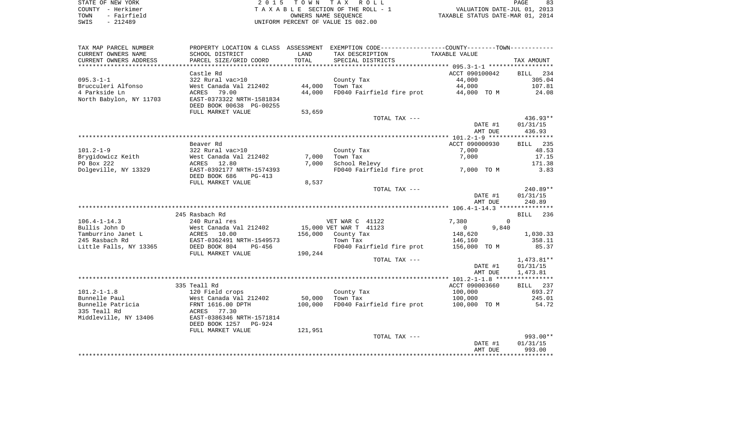STATE OF NEW YORK
COUNTY - Herkimer
TOWN - Fairfield
SWIS - 212489

2 0 1 5 T O W N T A X R O L L
T A X A B L E SECTION OF THE ROLL - 1
OWNERS NAME SEQUENCE
UNIFORM PERCENT OF VALUE IS 082.00

VALUATION DATE-JUL 01, 2013
TAXABLE STATUS DATE-MAR 01, 2014

| TAX MAP PARCEL NUMBER / CURRENT OWNERS NAME / CURRENT OWNERS ADDRESS | PROPERTY LOCATION & CLASS / SCHOOL DISTRICT / PARCEL SIZE/GRID COORD | ASSESSMENT LAND / TOTAL | EXEMPTION CODE / TAX DESCRIPTION / SPECIAL DISTRICTS | COUNTY / TOWN TAXABLE VALUE | TAX AMOUNT |
|---|---|---|---|---|---|
| | Castle Rd | | | ACCT 090100042 | BILL 234 |
| 095.3-1-1 | 322 Rural vac>10 | | County Tax | 44,000 | 305.04 |
| Brucculeri Alfonso | West Canada Val 212402 | 44,000 | Town Tax | 44,000 | 107.81 |
| 4 Parkside Ln | ACRES 79.00 | 44,000 | FD040 Fairfield fire prot | 44,000 TO M | 24.08 |
| North Babylon, NY 11703 | EAST-0373322 NRTH-1581834 | | | | |
| | DEED BOOK 00638 PG-00255 | | | | |
| | FULL MARKET VALUE | 53,659 | | | |
| | | | TOTAL TAX --- | | 436.93** |
| | | | | DATE #1 | 01/31/15 |
| | | | | AMT DUE | 436.93 |
| | Beaver Rd | | | ACCT 090000930 | BILL 235 |
| 101.2-1-9 | 322 Rural vac>10 | | County Tax | 7,000 | 48.53 |
| Brygidowicz Keith | West Canada Val 212402 | 7,000 | Town Tax | 7,000 | 17.15 |
| PO Box 222 | ACRES 12.80 | 7,000 | School Relevy | | 171.38 |
| Dolgeville, NY 13329 | EAST-0392177 NRTH-1574393 | | FD040 Fairfield fire prot | 7,000 TO M | 3.83 |
| | DEED BOOK 686 PG-413 | | | | |
| | FULL MARKET VALUE | 8,537 | | | |
| | | | TOTAL TAX --- | | 240.89** |
| | | | | DATE #1 | 01/31/15 |
| | | | | AMT DUE | 240.89 |
| | 245 Rasbach Rd | | | | BILL 236 |
| 106.4-1-14.3 | 240 Rural res | | VET WAR C 41122 | 7,380 / 0 | |
| Bullis John D | West Canada Val 212402 | 15,000 | VET WAR T 41123 | 0 / 9,840 | |
| Tamburrino Janet L | ACRES 10.00 | 156,000 | County Tax | 148,620 | 1,030.33 |
| 245 Rasbach Rd | EAST-0362491 NRTH-1549573 | | Town Tax | 146,160 | 358.11 |
| Little Falls, NY 13365 | DEED BOOK 804 PG-456 | | FD040 Fairfield fire prot | 156,000 TO M | 85.37 |
| | FULL MARKET VALUE | 190,244 | | | |
| | | | TOTAL TAX --- | | 1,473.81** |
| | | | | DATE #1 | 01/31/15 |
| | | | | AMT DUE | 1,473.81 |
| | 335 Teall Rd | | | ACCT 090003660 | BILL 237 |
| 101.2-1-1.8 | 120 Field crops | | County Tax | 100,000 | 693.27 |
| Bunnelle Paul | West Canada Val 212402 | 50,000 | Town Tax | 100,000 | 245.01 |
| Bunnelle Patricia | FRNT 1616.00 DPTH | 100,000 | FD040 Fairfield fire prot | 100,000 TO M | 54.72 |
| 335 Teall Rd | ACRES 77.30 | | | | |
| Middleville, NY 13406 | EAST-0386346 NRTH-1571814 | | | | |
| | DEED BOOK 1257 PG-924 | | | | |
| | FULL MARKET VALUE | 121,951 | | | |
| | | | TOTAL TAX --- | | 993.00** |
| | | | | DATE #1 | 01/31/15 |
| | | | | AMT DUE | 993.00 |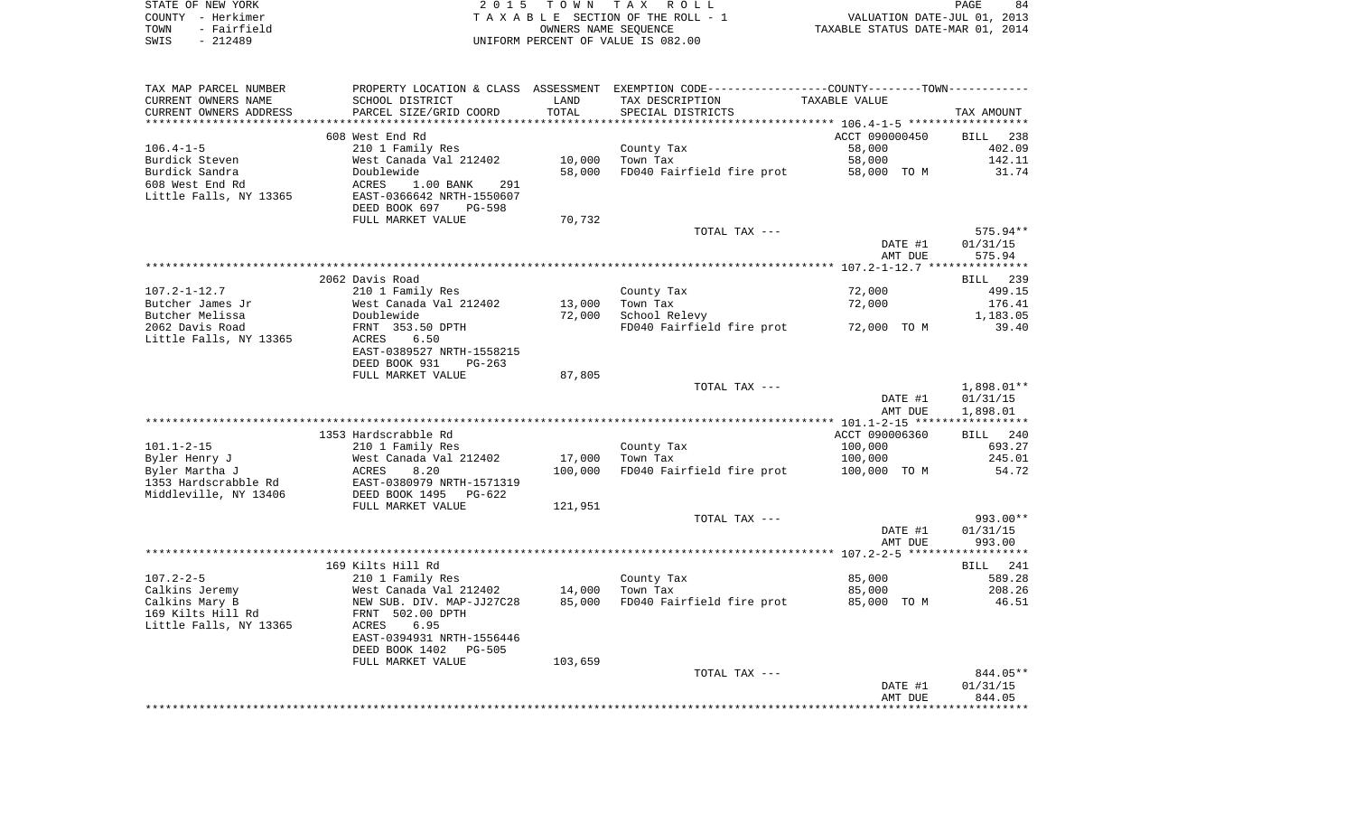STATE OF NEW YORK
COUNTY - Herkimer
TOWN - Fairfield
SWIS - 212489

2 0 1 5 T O W N T A X R O L L
T A X A B L E SECTION OF THE ROLL - 1
OWNERS NAME SEQUENCE
UNIFORM PERCENT OF VALUE IS 082.00

VALUATION DATE-JUL 01, 2013
TAXABLE STATUS DATE-MAR 01, 2014

| TAX MAP PARCEL NUMBER / CURRENT OWNERS NAME / CURRENT OWNERS ADDRESS | PROPERTY LOCATION & CLASS / SCHOOL DISTRICT / PARCEL SIZE/GRID COORD | ASSESSMENT LAND | TOTAL | EXEMPTION CODE / TAX DESCRIPTION / SPECIAL DISTRICTS | TAXABLE VALUE | TAX AMOUNT |
|---|---|---|---|---|---|---|
| | 608 West End Rd | | | | ACCT 090000450 | BILL 238 |
| 106.4-1-5 | 210 1 Family Res | | | County Tax | 58,000 | 402.09 |
| Burdick Steven | West Canada Val 212402 | 10,000 | | Town Tax | 58,000 | 142.11 |
| Burdick Sandra | Doublewide | | 58,000 | FD040 Fairfield fire prot | 58,000 TO M | 31.74 |
| 608 West End Rd | ACRES 1.00 BANK 291 | | | | | |
| Little Falls, NY 13365 | EAST-0366642 NRTH-1550607 | | | | | |
| | DEED BOOK 697 PG-598 | | | | | |
| | FULL MARKET VALUE | 70,732 | | | | |
| | | | | TOTAL TAX --- | | 575.94** |
| | | | | | DATE #1 | 01/31/15 |
| | | | | | AMT DUE | 575.94 |
| | 2062 Davis Road | | | | | BILL 239 |
| 107.2-1-12.7 | 210 1 Family Res | | | County Tax | 72,000 | 499.15 |
| Butcher James Jr | West Canada Val 212402 | 13,000 | | Town Tax | 72,000 | 176.41 |
| Butcher Melissa | Doublewide | | 72,000 | School Relevy | | 1,183.05 |
| 2062 Davis Road | FRNT 353.50 DPTH | | | FD040 Fairfield fire prot | 72,000 TO M | 39.40 |
| Little Falls, NY 13365 | ACRES 6.50 | | | | | |
| | EAST-0389527 NRTH-1558215 | | | | | |
| | DEED BOOK 931 PG-263 | | | | | |
| | FULL MARKET VALUE | 87,805 | | | | |
| | | | | TOTAL TAX --- | | 1,898.01** |
| | | | | | DATE #1 | 01/31/15 |
| | | | | | AMT DUE | 1,898.01 |
| | 1353 Hardscrabble Rd | | | | ACCT 090006360 | BILL 240 |
| 101.1-2-15 | 210 1 Family Res | | | County Tax | 100,000 | 693.27 |
| Byler Henry J | West Canada Val 212402 | 17,000 | | Town Tax | 100,000 | 245.01 |
| Byler Martha J | ACRES 8.20 | | 100,000 | FD040 Fairfield fire prot | 100,000 TO M | 54.72 |
| 1353 Hardscrabble Rd | EAST-0380979 NRTH-1571319 | | | | | |
| Middleville, NY 13406 | DEED BOOK 1495 PG-622 | | | | | |
| | FULL MARKET VALUE | 121,951 | | | | |
| | | | | TOTAL TAX --- | | 993.00** |
| | | | | | DATE #1 | 01/31/15 |
| | | | | | AMT DUE | 993.00 |
| | 169 Kilts Hill Rd | | | | | BILL 241 |
| 107.2-2-5 | 210 1 Family Res | | | County Tax | 85,000 | 589.28 |
| Calkins Jeremy | West Canada Val 212402 | 14,000 | | Town Tax | 85,000 | 208.26 |
| Calkins Mary B | NEW SUB. DIV. MAP-JJ27C28 | | 85,000 | FD040 Fairfield fire prot | 85,000 TO M | 46.51 |
| 169 Kilts Hill Rd | FRNT 502.00 DPTH | | | | | |
| Little Falls, NY 13365 | ACRES 6.95 | | | | | |
| | EAST-0394931 NRTH-1556446 | | | | | |
| | DEED BOOK 1402 PG-505 | | | | | |
| | FULL MARKET VALUE | 103,659 | | | | |
| | | | | TOTAL TAX --- | | 844.05** |
| | | | | | DATE #1 | 01/31/15 |
| | | | | | AMT DUE | 844.05 |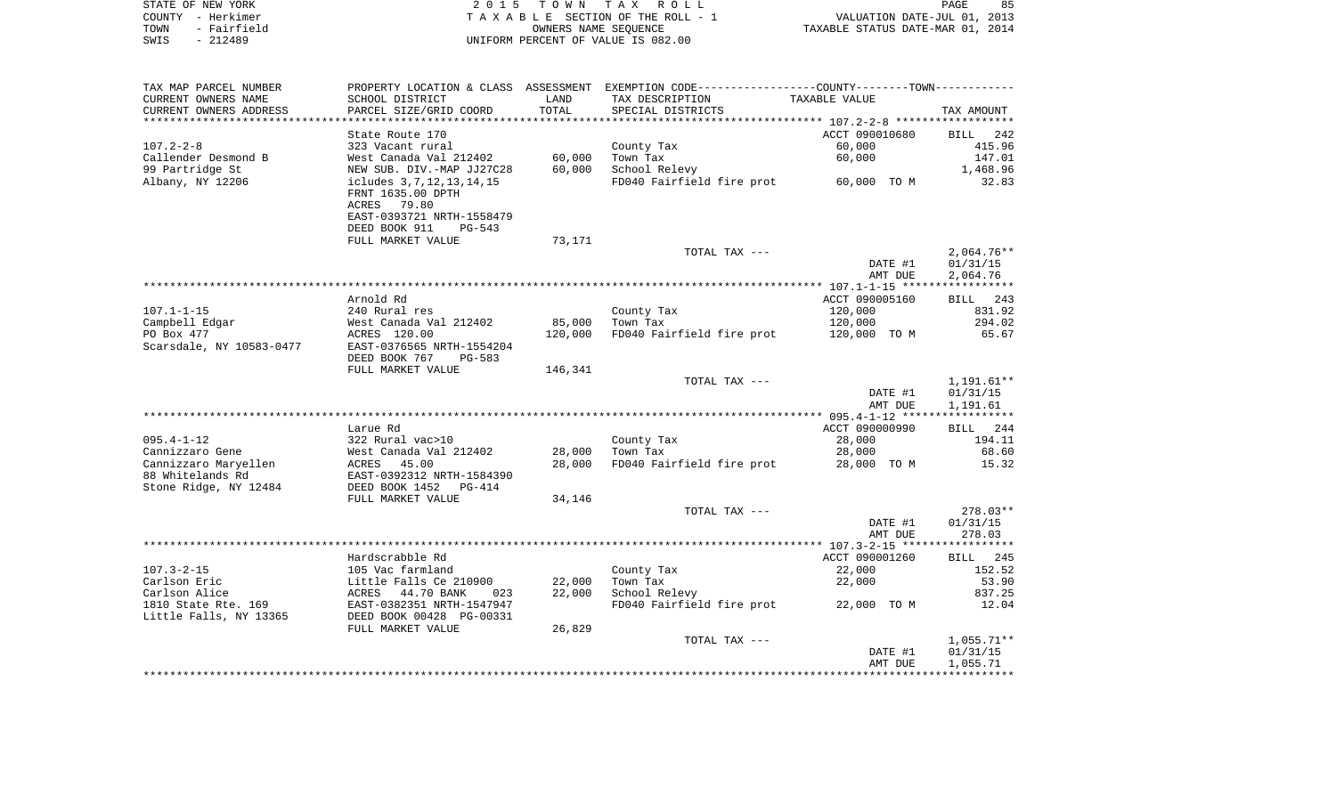STATE OF NEW YORK
COUNTY - Herkimer
TOWN - Fairfield
SWIS - 212489

2 0 1 5 T O W N T A X R O L L
T A X A B L E SECTION OF THE ROLL - 1
OWNERS NAME SEQUENCE
UNIFORM PERCENT OF VALUE IS 082.00

VALUATION DATE-JUL 01, 2013
TAXABLE STATUS DATE-MAR 01, 2014

| TAX MAP PARCEL NUMBER / CURRENT OWNERS NAME / CURRENT OWNERS ADDRESS | PROPERTY LOCATION & CLASS / SCHOOL DISTRICT / PARCEL SIZE/GRID COORD | ASSESSMENT LAND / TOTAL | EXEMPTION CODE / TAX DESCRIPTION / SPECIAL DISTRICTS | TAXABLE VALUE | TAX AMOUNT |
|---|---|---|---|---|---|
| 107.2-2-8 | State Route 170 | | | ACCT 090010680 | BILL 242 |
| | 323 Vacant rural | | County Tax | 60,000 | 415.96 |
| Callender Desmond B | West Canada Val 212402 | 60,000 | Town Tax | 60,000 | 147.01 |
| 99 Partridge St | NEW SUB. DIV.-MAP JJ27C28 | 60,000 | School Relevy | | 1,468.96 |
| Albany, NY 12206 | icludes 3,7,12,13,14,15 | | FD040 Fairfield fire prot | 60,000 TO M | 32.83 |
| | FRNT 1635.00 DPTH | | | | |
| | ACRES 79.80 | | | | |
| | EAST-0393721 NRTH-1558479 | | | | |
| | DEED BOOK 911 PG-543 | | | | |
| | FULL MARKET VALUE | 73,171 | | | |
| | | | TOTAL TAX --- | | 2,064.76** |
| | | | | DATE #1 | 01/31/15 |
| | | | | AMT DUE | 2,064.76 |
| 107.1-1-15 | Arnold Rd | | | ACCT 090005160 | BILL 243 |
| | 240 Rural res | | County Tax | 120,000 | 831.92 |
| Campbell Edgar | West Canada Val 212402 | 85,000 | Town Tax | 120,000 | 294.02 |
| PO Box 477 | ACRES 120.00 | 120,000 | FD040 Fairfield fire prot | 120,000 TO M | 65.67 |
| Scarsdale, NY 10583-0477 | EAST-0376565 NRTH-1554204 | | | | |
| | DEED BOOK 767 PG-583 | | | | |
| | FULL MARKET VALUE | 146,341 | | | |
| | | | TOTAL TAX --- | | 1,191.61** |
| | | | | DATE #1 | 01/31/15 |
| | | | | AMT DUE | 1,191.61 |
| 095.4-1-12 | Larue Rd | | | ACCT 090000990 | BILL 244 |
| | 322 Rural vac>10 | | County Tax | 28,000 | 194.11 |
| Cannizzaro Gene | West Canada Val 212402 | 28,000 | Town Tax | 28,000 | 68.60 |
| Cannizzaro Maryellen | ACRES 45.00 | 28,000 | FD040 Fairfield fire prot | 28,000 TO M | 15.32 |
| 88 Whitelands Rd | EAST-0392312 NRTH-1584390 | | | | |
| Stone Ridge, NY 12484 | DEED BOOK 1452 PG-414 | | | | |
| | FULL MARKET VALUE | 34,146 | | | |
| | | | TOTAL TAX --- | | 278.03** |
| | | | | DATE #1 | 01/31/15 |
| | | | | AMT DUE | 278.03 |
| 107.3-2-15 | Hardscrabble Rd | | | ACCT 090001260 | BILL 245 |
| | 105 Vac farmland | | County Tax | 22,000 | 152.52 |
| Carlson Eric | Little Falls Ce 210900 | 22,000 | Town Tax | 22,000 | 53.90 |
| Carlson Alice | ACRES 44.70 BANK 023 | 22,000 | School Relevy | | 837.25 |
| 1810 State Rte. 169 | EAST-0382351 NRTH-1547947 | | FD040 Fairfield fire prot | 22,000 TO M | 12.04 |
| Little Falls, NY 13365 | DEED BOOK 00428 PG-00331 | | | | |
| | FULL MARKET VALUE | 26,829 | | | |
| | | | TOTAL TAX --- | | 1,055.71** |
| | | | | DATE #1 | 01/31/15 |
| | | | | AMT DUE | 1,055.71 |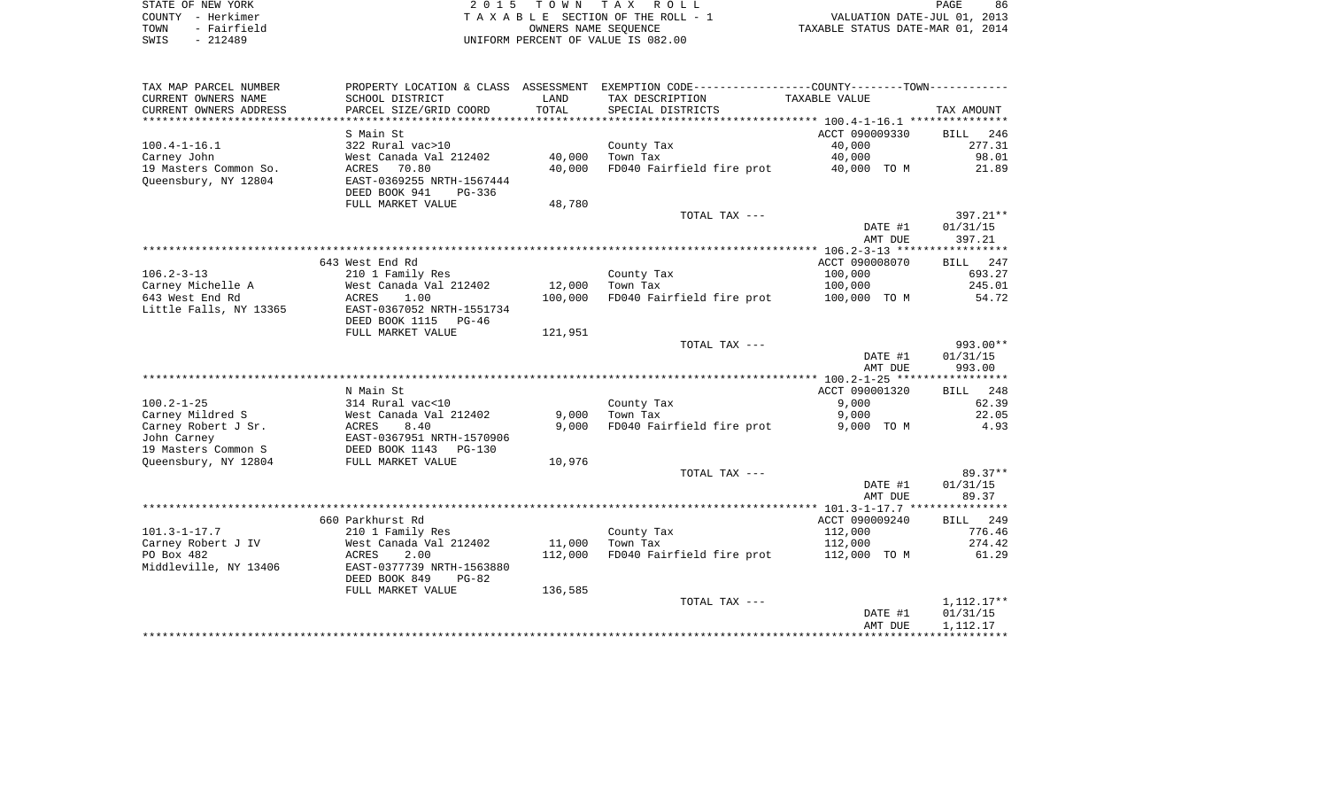STATE OF NEW YORK
COUNTY - Herkimer
TOWN - Fairfield
SWIS - 212489

2 0 1 5 T O W N T A X R O L L
T A X A B L E SECTION OF THE ROLL - 1
OWNERS NAME SEQUENCE
UNIFORM PERCENT OF VALUE IS 082.00

VALUATION DATE-JUL 01, 2013
TAXABLE STATUS DATE-MAR 01, 2014

| TAX MAP PARCEL NUMBER / CURRENT OWNERS NAME / CURRENT OWNERS ADDRESS | PROPERTY LOCATION & CLASS / SCHOOL DISTRICT / PARCEL SIZE/GRID COORD | ASSESSMENT LAND | TOTAL | EXEMPTION CODE / TAX DESCRIPTION / SPECIAL DISTRICTS | COUNTY/TOWN TAXABLE VALUE | TAX AMOUNT |
|---|---|---|---|---|---|---|
| | S Main St | | | | ACCT 090009330 | BILL 246 |
| 100.4-1-16.1 | 322 Rural vac>10 | | | County Tax | 40,000 | 277.31 |
| Carney John | West Canada Val 212402 | 40,000 | | Town Tax | 40,000 | 98.01 |
| 19 Masters Common So. | ACRES 70.80 | | 40,000 | FD040 Fairfield fire prot | 40,000 TO M | 21.89 |
| Queensbury, NY 12804 | EAST-0369255 NRTH-1567444 | | | | | |
| | DEED BOOK 941 PG-336 | | | | | |
| | FULL MARKET VALUE | 48,780 | | | | |
| | | | | TOTAL TAX --- | | 397.21** |
| | | | | | DATE #1 | 01/31/15 |
| | | | | | AMT DUE | 397.21 |
| | 643 West End Rd | | | | ACCT 090008070 | BILL 247 |
| 106.2-3-13 | 210 1 Family Res | | | County Tax | 100,000 | 693.27 |
| Carney Michelle A | West Canada Val 212402 | 12,000 | | Town Tax | 100,000 | 245.01 |
| 643 West End Rd | ACRES 1.00 | | 100,000 | FD040 Fairfield fire prot | 100,000 TO M | 54.72 |
| Little Falls, NY 13365 | EAST-0367052 NRTH-1551734 | | | | | |
| | DEED BOOK 1115 PG-46 | | | | | |
| | FULL MARKET VALUE | 121,951 | | | | |
| | | | | TOTAL TAX --- | | 993.00** |
| | | | | | DATE #1 | 01/31/15 |
| | | | | | AMT DUE | 993.00 |
| | N Main St | | | | ACCT 090001320 | BILL 248 |
| 100.2-1-25 | 314 Rural vac<10 | | | County Tax | 9,000 | 62.39 |
| Carney Mildred S | West Canada Val 212402 | 9,000 | | Town Tax | 9,000 | 22.05 |
| Carney Robert J Sr. | ACRES 8.40 | | 9,000 | FD040 Fairfield fire prot | 9,000 TO M | 4.93 |
| John Carney | EAST-0367951 NRTH-1570906 | | | | | |
| 19 Masters Common S | DEED BOOK 1143 PG-130 | | | | | |
| Queensbury, NY 12804 | FULL MARKET VALUE | 10,976 | | | | |
| | | | | TOTAL TAX --- | | 89.37** |
| | | | | | DATE #1 | 01/31/15 |
| | | | | | AMT DUE | 89.37 |
| | 660 Parkhurst Rd | | | | ACCT 090009240 | BILL 249 |
| 101.3-1-17.7 | 210 1 Family Res | | | County Tax | 112,000 | 776.46 |
| Carney Robert J IV | West Canada Val 212402 | 11,000 | | Town Tax | 112,000 | 274.42 |
| PO Box 482 | ACRES 2.00 | | 112,000 | FD040 Fairfield fire prot | 112,000 TO M | 61.29 |
| Middleville, NY 13406 | EAST-0377739 NRTH-1563880 | | | | | |
| | DEED BOOK 849 PG-82 | | | | | |
| | FULL MARKET VALUE | 136,585 | | | | |
| | | | | TOTAL TAX --- | | 1,112.17** |
| | | | | | DATE #1 | 01/31/15 |
| | | | | | AMT DUE | 1,112.17 |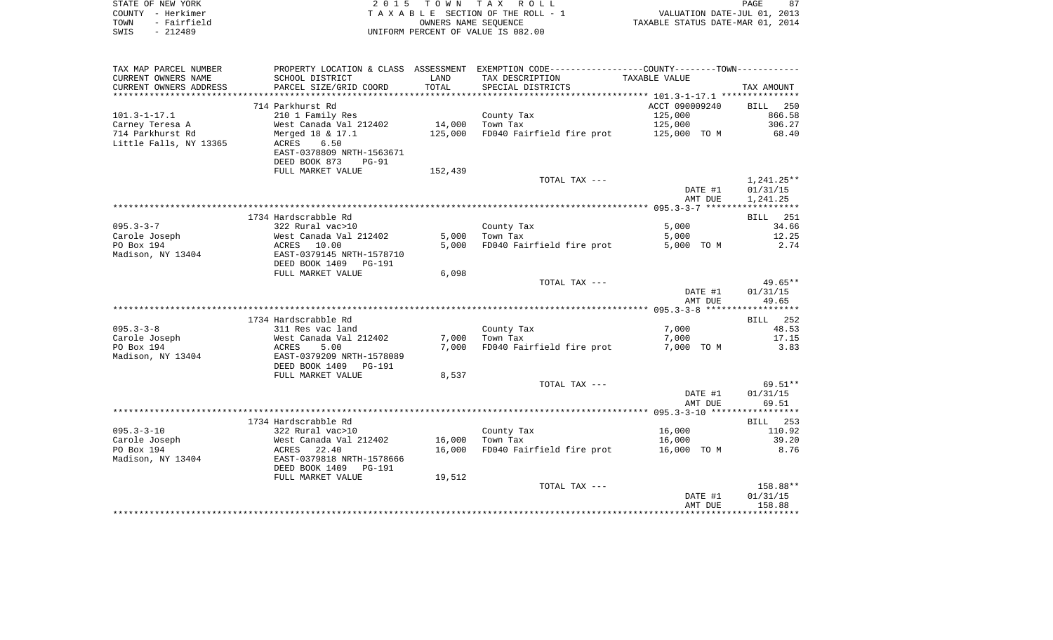STATE OF NEW YORK
COUNTY - Herkimer
TOWN - Fairfield
SWIS - 212489

2015 TOWN TAX ROLL
TAXABLE SECTION OF THE ROLL - 1
OWNERS NAME SEQUENCE
UNIFORM PERCENT OF VALUE IS 082.00

VALUATION DATE-JUL 01, 2013
TAXABLE STATUS DATE-MAR 01, 2014

| TAX MAP PARCEL NUMBER / CURRENT OWNERS NAME / CURRENT OWNERS ADDRESS | PROPERTY LOCATION & CLASS / SCHOOL DISTRICT / PARCEL SIZE/GRID COORD | ASSESSMENT LAND | ASSESSMENT TOTAL | EXEMPTION CODE / TAX DESCRIPTION / SPECIAL DISTRICTS | TAXABLE VALUE | TAX AMOUNT |
|---|---|---|---|---|---|---|
| | 714 Parkhurst Rd | | | | ACCT 090009240 | BILL 250 |
| 101.3-1-17.1 | 210 1 Family Res | | | County Tax | 125,000 | 866.58 |
| Carney Teresa A | West Canada Val 212402 | 14,000 | | Town Tax | 125,000 | 306.27 |
| 714 Parkhurst Rd | Merged 18 & 17.1 | | 125,000 | FD040 Fairfield fire prot | 125,000 TO M | 68.40 |
| Little Falls, NY 13365 | ACRES 6.50 | | | | | |
| | EAST-0378809 NRTH-1563671 | | | | | |
| | DEED BOOK 873 PG-91 | | | | | |
| | FULL MARKET VALUE | 152,439 | | | | |
| | | | | TOTAL TAX --- | | 1,241.25** |
| | | | | | DATE #1 | 01/31/15 |
| | | | | | AMT DUE | 1,241.25 |
| | 1734 Hardscrabble Rd | | | | | BILL 251 |
| 095.3-3-7 | 322 Rural vac>10 | | | County Tax | 5,000 | 34.66 |
| Carole Joseph | West Canada Val 212402 | 5,000 | | Town Tax | 5,000 | 12.25 |
| PO Box 194 | ACRES 10.00 | | 5,000 | FD040 Fairfield fire prot | 5,000 TO M | 2.74 |
| Madison, NY 13404 | EAST-0379145 NRTH-1578710 | | | | | |
| | DEED BOOK 1409 PG-191 | | | | | |
| | FULL MARKET VALUE | 6,098 | | | | |
| | | | | TOTAL TAX --- | | 49.65** |
| | | | | | DATE #1 | 01/31/15 |
| | | | | | AMT DUE | 49.65 |
| | 1734 Hardscrabble Rd | | | | | BILL 252 |
| 095.3-3-8 | 311 Res vac land | | | County Tax | 7,000 | 48.53 |
| Carole Joseph | West Canada Val 212402 | 7,000 | | Town Tax | 7,000 | 17.15 |
| PO Box 194 | ACRES 5.00 | | 7,000 | FD040 Fairfield fire prot | 7,000 TO M | 3.83 |
| Madison, NY 13404 | EAST-0379209 NRTH-1578089 | | | | | |
| | DEED BOOK 1409 PG-191 | | | | | |
| | FULL MARKET VALUE | 8,537 | | | | |
| | | | | TOTAL TAX --- | | 69.51** |
| | | | | | DATE #1 | 01/31/15 |
| | | | | | AMT DUE | 69.51 |
| | 1734 Hardscrabble Rd | | | | | BILL 253 |
| 095.3-3-10 | 322 Rural vac>10 | | | County Tax | 16,000 | 110.92 |
| Carole Joseph | West Canada Val 212402 | 16,000 | | Town Tax | 16,000 | 39.20 |
| PO Box 194 | ACRES 22.40 | | 16,000 | FD040 Fairfield fire prot | 16,000 TO M | 8.76 |
| Madison, NY 13404 | EAST-0379818 NRTH-1578666 | | | | | |
| | DEED BOOK 1409 PG-191 | | | | | |
| | FULL MARKET VALUE | 19,512 | | | | |
| | | | | TOTAL TAX --- | | 158.88** |
| | | | | | DATE #1 | 01/31/15 |
| | | | | | AMT DUE | 158.88 |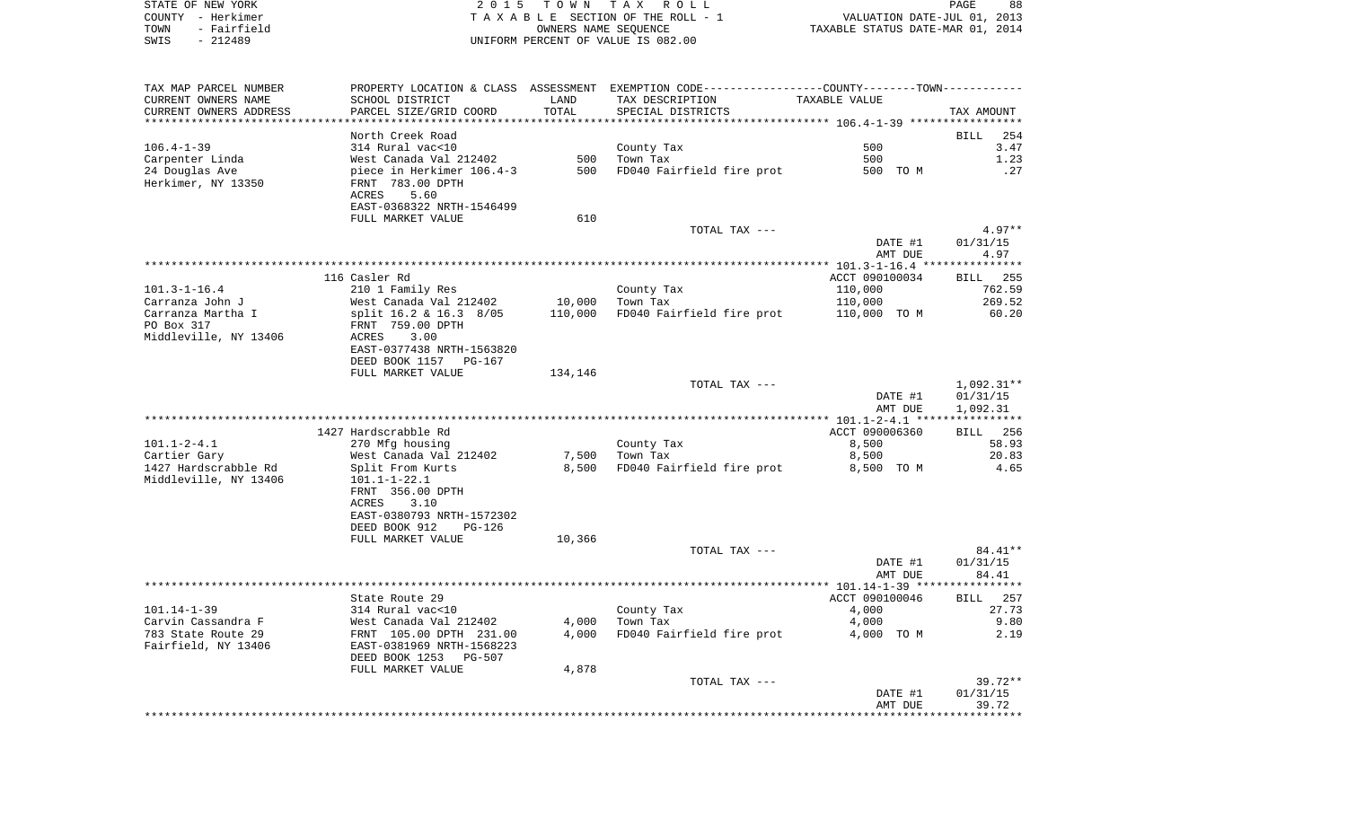STATE OF NEW YORK
COUNTY - Herkimer
TOWN - Fairfield
SWIS - 212489

2 0 1 5   T O W N   T A X   R O L L
T A X A B L E  SECTION OF THE ROLL - 1
OWNERS NAME SEQUENCE
UNIFORM PERCENT OF VALUE IS 082.00

VALUATION DATE-JUL 01, 2013
TAXABLE STATUS DATE-MAR 01, 2014

| TAX MAP PARCEL NUMBER / CURRENT OWNERS NAME / CURRENT OWNERS ADDRESS | PROPERTY LOCATION & CLASS / SCHOOL DISTRICT / PARCEL SIZE/GRID COORD | ASSESSMENT LAND / TOTAL | EXEMPTION CODE / TAX DESCRIPTION / SPECIAL DISTRICTS | COUNTY--------TOWN TAXABLE VALUE | TAX AMOUNT |
|---|---|---|---|---|---|
| **106.4-1-39** | North Creek Road | | | | BILL 254 |
| 106.4-1-39 | 314 Rural vac<10 | | County Tax | 500 | 3.47 |
| Carpenter Linda | West Canada Val 212402 | 500 | Town Tax | 500 | 1.23 |
| 24 Douglas Ave | piece in Herkimer 106.4-3 | 500 | FD040 Fairfield fire prot | 500 TO M | .27 |
| Herkimer, NY 13350 | FRNT 783.00 DPTH | | | | |
| | ACRES 5.60 | | | | |
| | EAST-0368322 NRTH-1546499 | | | | |
| | FULL MARKET VALUE | 610 | | | |
| | | | TOTAL TAX --- | | 4.97** |
| | | | | DATE #1 | 01/31/15 |
| | | | | AMT DUE | 4.97 |
| **101.3-1-16.4** | 116 Casler Rd | | | ACCT 090100034 | BILL 255 |
| 101.3-1-16.4 | 210 1 Family Res | | County Tax | 110,000 | 762.59 |
| Carranza John J | West Canada Val 212402 | 10,000 | Town Tax | 110,000 | 269.52 |
| Carranza Martha I | split 16.2 & 16.3 8/05 | 110,000 | FD040 Fairfield fire prot | 110,000 TO M | 60.20 |
| PO Box 317 | FRNT 759.00 DPTH | | | | |
| Middleville, NY 13406 | ACRES 3.00 | | | | |
| | EAST-0377438 NRTH-1563820 | | | | |
| | DEED BOOK 1157 PG-167 | | | | |
| | FULL MARKET VALUE | 134,146 | | | |
| | | | TOTAL TAX --- | | 1,092.31** |
| | | | | DATE #1 | 01/31/15 |
| | | | | AMT DUE | 1,092.31 |
| **101.1-2-4.1** | 1427 Hardscrabble Rd | | | ACCT 090006360 | BILL 256 |
| 101.1-2-4.1 | 270 Mfg housing | | County Tax | 8,500 | 58.93 |
| Cartier Gary | West Canada Val 212402 | 7,500 | Town Tax | 8,500 | 20.83 |
| 1427 Hardscrabble Rd | Split From Kurts | 8,500 | FD040 Fairfield fire prot | 8,500 TO M | 4.65 |
| Middleville, NY 13406 | 101.1-1-22.1 | | | | |
| | FRNT 356.00 DPTH | | | | |
| | ACRES 3.10 | | | | |
| | EAST-0380793 NRTH-1572302 | | | | |
| | DEED BOOK 912 PG-126 | | | | |
| | FULL MARKET VALUE | 10,366 | | | |
| | | | TOTAL TAX --- | | 84.41** |
| | | | | DATE #1 | 01/31/15 |
| | | | | AMT DUE | 84.41 |
| **101.14-1-39** | State Route 29 | | | ACCT 090100046 | BILL 257 |
| 101.14-1-39 | 314 Rural vac<10 | | County Tax | 4,000 | 27.73 |
| Carvin Cassandra F | West Canada Val 212402 | 4,000 | Town Tax | 4,000 | 9.80 |
| 783 State Route 29 | FRNT 105.00 DPTH 231.00 | 4,000 | FD040 Fairfield fire prot | 4,000 TO M | 2.19 |
| Fairfield, NY 13406 | EAST-0381969 NRTH-1568223 | | | | |
| | DEED BOOK 1253 PG-507 | | | | |
| | FULL MARKET VALUE | 4,878 | | | |
| | | | TOTAL TAX --- | | 39.72** |
| | | | | DATE #1 | 01/31/15 |
| | | | | AMT DUE | 39.72 |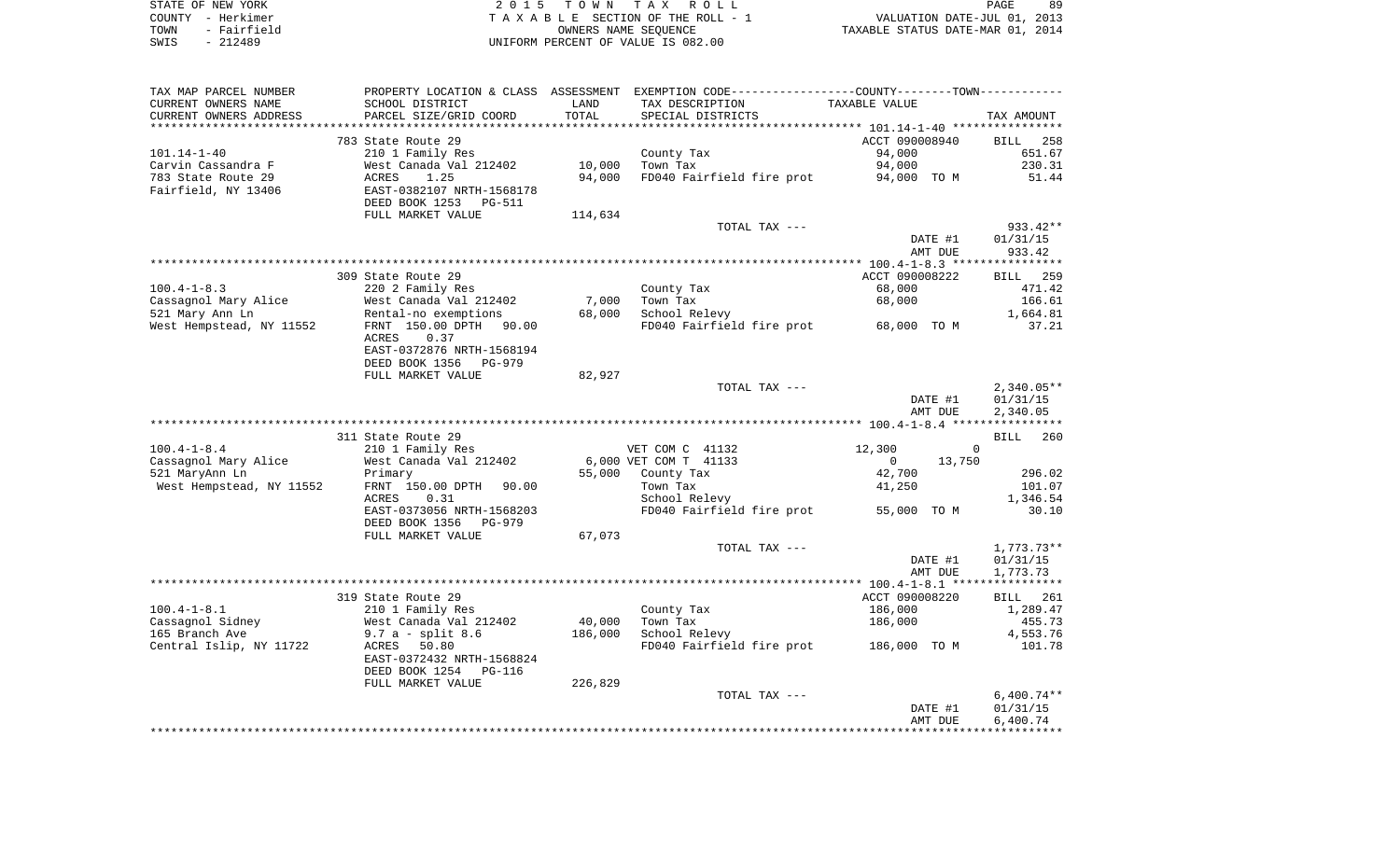STATE OF NEW YORK
COUNTY - Herkimer
TOWN - Fairfield
SWIS - 212489

2 0 1 5 T O W N T A X R O L L
T A X A B L E SECTION OF THE ROLL - 1
OWNERS NAME SEQUENCE
UNIFORM PERCENT OF VALUE IS 082.00

VALUATION DATE-JUL 01, 2013
TAXABLE STATUS DATE-MAR 01, 2014

| TAX MAP PARCEL NUMBER / CURRENT OWNERS NAME / CURRENT OWNERS ADDRESS | PROPERTY LOCATION & CLASS / SCHOOL DISTRICT / PARCEL SIZE/GRID COORD | ASSESSMENT LAND | TOTAL | EXEMPTION CODE / TAX DESCRIPTION / SPECIAL DISTRICTS | COUNTY / TOWN TAXABLE VALUE | TAX AMOUNT |
|---|---|---|---|---|---|---|
| | 783 State Route 29 | | | | ACCT 090008940 | BILL 258 |
| 101.14-1-40 | 210 1 Family Res | | | County Tax | 94,000 | 651.67 |
| Carvin Cassandra F | West Canada Val 212402 | 10,000 | | Town Tax | 94,000 | 230.31 |
| 783 State Route 29 | ACRES 1.25 | | 94,000 | FD040 Fairfield fire prot | 94,000 TO M | 51.44 |
| Fairfield, NY 13406 | EAST-0382107 NRTH-1568178 | | | | | |
| | DEED BOOK 1253 PG-511 | | | | | |
| | FULL MARKET VALUE | | 114,634 | | | |
| | | | | TOTAL TAX --- | | 933.42** |
| | | | | | DATE #1 | 01/31/15 |
| | | | | | AMT DUE | 933.42 |
| | 309 State Route 29 | | | | ACCT 090008222 | BILL 259 |
| 100.4-1-8.3 | 220 2 Family Res | | | County Tax | 68,000 | 471.42 |
| Cassagnol Mary Alice | West Canada Val 212402 | 7,000 | | Town Tax | 68,000 | 166.61 |
| 521 Mary Ann Ln | Rental-no exemptions | | 68,000 | School Relevy | | 1,664.81 |
| West Hempstead, NY 11552 | FRNT 150.00 DPTH 90.00 | | | FD040 Fairfield fire prot | 68,000 TO M | 37.21 |
| | ACRES 0.37 | | | | | |
| | EAST-0372876 NRTH-1568194 | | | | | |
| | DEED BOOK 1356 PG-979 | | | | | |
| | FULL MARKET VALUE | | 82,927 | | | |
| | | | | TOTAL TAX --- | | 2,340.05** |
| | | | | | DATE #1 | 01/31/15 |
| | | | | | AMT DUE | 2,340.05 |
| | 311 State Route 29 | | | | | BILL 260 |
| 100.4-1-8.4 | 210 1 Family Res | | | VET COM C 41132 | 12,300 0 | |
| Cassagnol Mary Alice | West Canada Val 212402 | 6,000 | | VET COM T 41133 | 0 13,750 | |
| 521 MaryAnn Ln | Primary | | 55,000 | County Tax | 42,700 | 296.02 |
| West Hempstead, NY 11552 | FRNT 150.00 DPTH 90.00 | | | Town Tax | 41,250 | 101.07 |
| | ACRES 0.31 | | | School Relevy | | 1,346.54 |
| | EAST-0373056 NRTH-1568203 | | | FD040 Fairfield fire prot | 55,000 TO M | 30.10 |
| | DEED BOOK 1356 PG-979 | | | | | |
| | FULL MARKET VALUE | | 67,073 | | | |
| | | | | TOTAL TAX --- | | 1,773.73** |
| | | | | | DATE #1 | 01/31/15 |
| | | | | | AMT DUE | 1,773.73 |
| | 319 State Route 29 | | | | ACCT 090008220 | BILL 261 |
| 100.4-1-8.1 | 210 1 Family Res | | | County Tax | 186,000 | 1,289.47 |
| Cassagnol Sidney | West Canada Val 212402 | 40,000 | | Town Tax | 186,000 | 455.73 |
| 165 Branch Ave | 9.7 a - split 8.6 | | 186,000 | School Relevy | | 4,553.76 |
| Central Islip, NY 11722 | ACRES 50.80 | | | FD040 Fairfield fire prot | 186,000 TO M | 101.78 |
| | EAST-0372432 NRTH-1568824 | | | | | |
| | DEED BOOK 1254 PG-116 | | | | | |
| | FULL MARKET VALUE | | 226,829 | | | |
| | | | | TOTAL TAX --- | | 6,400.74** |
| | | | | | DATE #1 | 01/31/15 |
| | | | | | AMT DUE | 6,400.74 |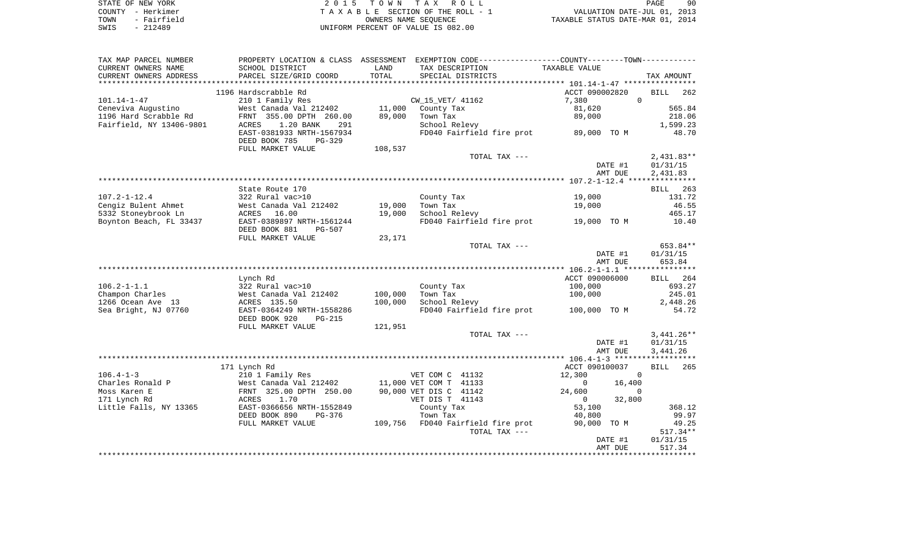STATE OF NEW YORK
COUNTY - Herkimer
TOWN - Fairfield
SWIS - 212489

# 2015 TOWN TAX ROLL

TAXABLE SECTION OF THE ROLL - 1
OWNERS NAME SEQUENCE
UNIFORM PERCENT OF VALUE IS 082.00

VALUATION DATE-JUL 01, 2013
TAXABLE STATUS DATE-MAR 01, 2014

| TAX MAP PARCEL NUMBER<br>CURRENT OWNERS NAME<br>CURRENT OWNERS ADDRESS | PROPERTY LOCATION & CLASS<br>SCHOOL DISTRICT<br>PARCEL SIZE/GRID COORD | ASSESSMENT<br>LAND<br>TOTAL | EXEMPTION CODE<br>TAX DESCRIPTION<br>SPECIAL DISTRICTS | COUNTY--------TOWN<br>TAXABLE VALUE | | TAX AMOUNT |
|---|---|---|---|---|---|---|
| 101.14-1-47 | 1196 Hardscrabble Rd | | | ACCT 090002820 | | BILL 262 |
| 101.14-1-47 | 210 1 Family Res | | CW_15_VET/ 41162 | 7,380 | 0 | |
| Ceneviva Augustino | West Canada Val 212402 | 11,000 | County Tax | 81,620 | | 565.84 |
| 1196 Hard Scrabble Rd | FRNT 355.00 DPTH 260.00 | 89,000 | Town Tax | 89,000 | | 218.06 |
| Fairfield, NY 13406-9801 | ACRES 1.20 BANK 291 | | School Relevy | | | 1,599.23 |
| | EAST-0381933 NRTH-1567934 | | FD040 Fairfield fire prot | 89,000 TO M | | 48.70 |
| | DEED BOOK 785 PG-329 | | | | | |
| | FULL MARKET VALUE | 108,537 | | | | |
| | | | TOTAL TAX --- | | | 2,431.83** |
| | | | | DATE #1 | | 01/31/15 |
| | | | | AMT DUE | | 2,431.83 |
| 107.2-1-12.4 | State Route 170 | | | | | BILL 263 |
| 107.2-1-12.4 | 322 Rural vac>10 | | County Tax | 19,000 | | 131.72 |
| Cengiz Bulent Ahmet | West Canada Val 212402 | 19,000 | Town Tax | 19,000 | | 46.55 |
| 5332 Stoneybrook Ln | ACRES 16.00 | 19,000 | School Relevy | | | 465.17 |
| Boynton Beach, FL 33437 | EAST-0389897 NRTH-1561244 | | FD040 Fairfield fire prot | 19,000 TO M | | 10.40 |
| | DEED BOOK 881 PG-507 | | | | | |
| | FULL MARKET VALUE | 23,171 | | | | |
| | | | TOTAL TAX --- | | | 653.84** |
| | | | | DATE #1 | | 01/31/15 |
| | | | | AMT DUE | | 653.84 |
| 106.2-1-1.1 | Lynch Rd | | | ACCT 090006000 | | BILL 264 |
| 106.2-1-1.1 | 322 Rural vac>10 | | County Tax | 100,000 | | 693.27 |
| Champon Charles | West Canada Val 212402 | 100,000 | Town Tax | 100,000 | | 245.01 |
| 1266 Ocean Ave 13 | ACRES 135.50 | 100,000 | School Relevy | | | 2,448.26 |
| Sea Bright, NJ 07760 | EAST-0364249 NRTH-1558286 | | FD040 Fairfield fire prot | 100,000 TO M | | 54.72 |
| | DEED BOOK 920 PG-215 | | | | | |
| | FULL MARKET VALUE | 121,951 | | | | |
| | | | TOTAL TAX --- | | | 3,441.26** |
| | | | | DATE #1 | | 01/31/15 |
| | | | | AMT DUE | | 3,441.26 |
| 106.4-1-3 | 171 Lynch Rd | | | ACCT 090100037 | | BILL 265 |
| 106.4-1-3 | 210 1 Family Res | | VET COM C 41132 | 12,300 | 0 | |
| Charles Ronald P | West Canada Val 212402 | 11,000 | VET COM T 41133 | 0 | 16,400 | |
| Moss Karen E | FRNT 325.00 DPTH 250.00 | 90,000 | VET DIS C 41142 | 24,600 | 0 | |
| 171 Lynch Rd | ACRES 1.70 | | VET DIS T 41143 | 0 | 32,800 | |
| Little Falls, NY 13365 | EAST-0366656 NRTH-1552849 | | County Tax | 53,100 | | 368.12 |
| | DEED BOOK 890 PG-376 | | Town Tax | 40,800 | | 99.97 |
| | FULL MARKET VALUE | 109,756 | FD040 Fairfield fire prot | 90,000 TO M | | 49.25 |
| | | | TOTAL TAX --- | | | 517.34** |
| | | | | DATE #1 | | 01/31/15 |
| | | | | AMT DUE | | 517.34 |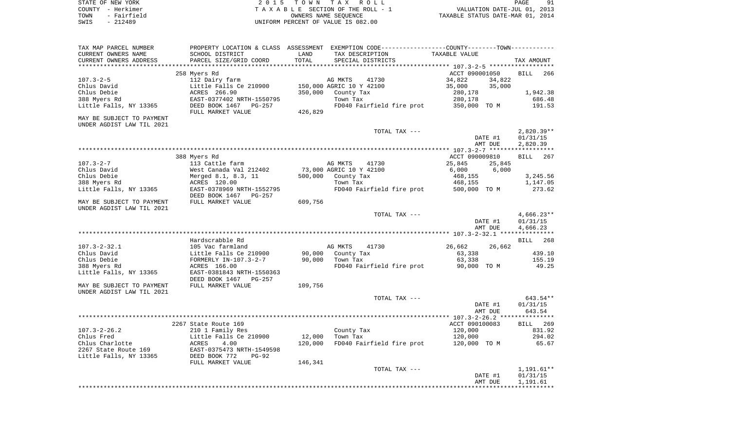STATE OF NEW YORK
COUNTY - Herkimer
TOWN - Fairfield
SWIS - 212489

2 0 1 5 T O W N T A X R O L L
T A X A B L E SECTION OF THE ROLL - 1
OWNERS NAME SEQUENCE
UNIFORM PERCENT OF VALUE IS 082.00

VALUATION DATE-JUL 01, 2013
TAXABLE STATUS DATE-MAR 01, 2014

| TAX MAP PARCEL NUMBER / CURRENT OWNERS NAME / CURRENT OWNERS ADDRESS | PROPERTY LOCATION & CLASS / SCHOOL DISTRICT / PARCEL SIZE/GRID COORD | ASSESSMENT LAND / TOTAL | EXEMPTION CODE / TAX DESCRIPTION / SPECIAL DISTRICTS | COUNTY TAXABLE VALUE | TOWN | TAX AMOUNT |
|---|---|---|---|---|---|---|
| **107.3-2-5** | 258 Myers Rd | | | ACCT 090001050 | | BILL 266 |
| 107.3-2-5 | 112 Dairy farm | | AG MKTS 41730 | 34,822 | 34,822 | |
| Chlus David | Little Falls Ce 210900 | 150,000 | AGRIC 10 Y 42100 | 35,000 | 35,000 | |
| Chlus Debie | ACRES 266.90 | 350,000 | County Tax | 280,178 | | 1,942.38 |
| 388 Myers Rd | EAST-0377402 NRTH-1550795 | | Town Tax | 280,178 | | 686.48 |
| Little Falls, NY 13365 | DEED BOOK 1467 PG-257 | | FD040 Fairfield fire prot | 350,000 TO M | | 191.53 |
| | FULL MARKET VALUE | 426,829 | | | | |
| MAY BE SUBJECT TO PAYMENT UNDER AGDIST LAW TIL 2021 | | | | | | |
| | | | TOTAL TAX --- | | | 2,820.39** |
| | | | | | DATE #1 | 01/31/15 |
| | | | | | AMT DUE | 2,820.39 |
| **107.3-2-7** | 388 Myers Rd | | | ACCT 090009810 | | BILL 267 |
| 107.3-2-7 | 113 Cattle farm | | AG MKTS 41730 | 25,845 | 25,845 | |
| Chlus David | West Canada Val 212402 | 73,000 | AGRIC 10 Y 42100 | 6,000 | 6,000 | |
| Chlus Debie | Merged 8.1, 8.3, 11 | 500,000 | County Tax | 468,155 | | 3,245.56 |
| 388 Myers Rd | ACRES 120.00 | | Town Tax | 468,155 | | 1,147.05 |
| Little Falls, NY 13365 | EAST-0378969 NRTH-1552795 | | FD040 Fairfield fire prot | 500,000 TO M | | 273.62 |
| | DEED BOOK 1467 PG-257 | | | | | |
| MAY BE SUBJECT TO PAYMENT UNDER AGDIST LAW TIL 2021 | FULL MARKET VALUE | 609,756 | | | | |
| | | | TOTAL TAX --- | | | 4,666.23** |
| | | | | | DATE #1 | 01/31/15 |
| | | | | | AMT DUE | 4,666.23 |
| **107.3-2-32.1** | Hardscrabble Rd | | | | | BILL 268 |
| 107.3-2-32.1 | 105 Vac farmland | | AG MKTS 41730 | 26,662 | 26,662 | |
| Chlus David | Little Falls Ce 210900 | 90,000 | County Tax | 63,338 | | 439.10 |
| Chlus Debie | FORMERLY IN-107.3-2-7 | 90,000 | Town Tax | 63,338 | | 155.19 |
| 388 Myers Rd | ACRES 166.00 | | FD040 Fairfield fire prot | 90,000 TO M | | 49.25 |
| Little Falls, NY 13365 | EAST-0381843 NRTH-1550363 | | | | | |
| | DEED BOOK 1467 PG-257 | | | | | |
| MAY BE SUBJECT TO PAYMENT UNDER AGDIST LAW TIL 2021 | FULL MARKET VALUE | 109,756 | | | | |
| | | | TOTAL TAX --- | | | 643.54** |
| | | | | | DATE #1 | 01/31/15 |
| | | | | | AMT DUE | 643.54 |
| **107.3-2-26.2** | 2267 State Route 169 | | | ACCT 090100083 | | BILL 269 |
| 107.3-2-26.2 | 210 1 Family Res | | County Tax | 120,000 | | 831.92 |
| Chlus Fred | Little Falls Ce 210900 | 12,000 | Town Tax | 120,000 | | 294.02 |
| Chlus Charlotte | ACRES 4.00 | 120,000 | FD040 Fairfield fire prot | 120,000 TO M | | 65.67 |
| 2267 State Route 169 | EAST-0375473 NRTH-1549598 | | | | | |
| Little Falls, NY 13365 | DEED BOOK 772 PG-92 | | | | | |
| | FULL MARKET VALUE | 146,341 | | | | |
| | | | TOTAL TAX --- | | | 1,191.61** |
| | | | | | DATE #1 | 01/31/15 |
| | | | | | AMT DUE | 1,191.61 |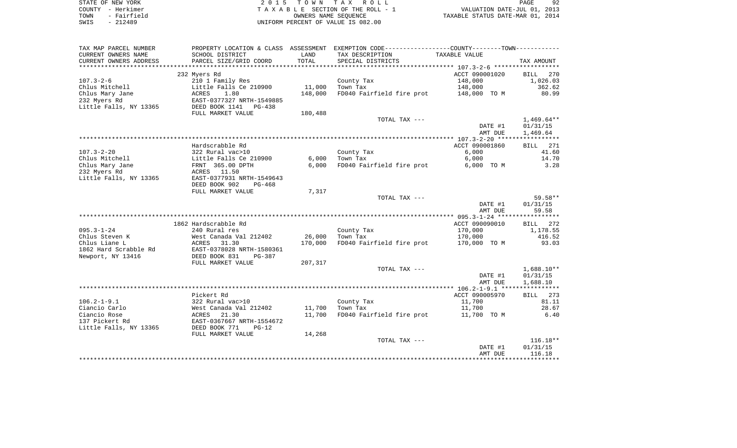STATE OF NEW YORK
COUNTY - Herkimer
TOWN - Fairfield
SWIS - 212489

2 0 1 5 T O W N T A X R O L L
T A X A B L E SECTION OF THE ROLL - 1
OWNERS NAME SEQUENCE
UNIFORM PERCENT OF VALUE IS 082.00

VALUATION DATE-JUL 01, 2013
TAXABLE STATUS DATE-MAR 01, 2014

| TAX MAP PARCEL NUMBER<br>CURRENT OWNERS NAME<br>CURRENT OWNERS ADDRESS | PROPERTY LOCATION & CLASS<br>SCHOOL DISTRICT<br>PARCEL SIZE/GRID COORD | ASSESSMENT<br>LAND<br>TOTAL | EXEMPTION CODE<br>TAX DESCRIPTION<br>SPECIAL DISTRICTS | COUNTY--------TOWN<br>TAXABLE VALUE | TAX AMOUNT |
|---|---|---|---|---|---|
| | 232 Myers Rd | | | ACCT 090001020 | BILL 270 |
| 107.3-2-6 | 210 1 Family Res | | County Tax | 148,000 | 1,026.03 |
| Chlus Mitchell | Little Falls Ce 210900 | 11,000 | Town Tax | 148,000 | 362.62 |
| Chlus Mary Jane | ACRES 1.80 | 148,000 | FD040 Fairfield fire prot | 148,000 TO M | 80.99 |
| 232 Myers Rd | EAST-0377327 NRTH-1549885 | | | | |
| Little Falls, NY 13365 | DEED BOOK 1141 PG-438 | | | | |
| | FULL MARKET VALUE | 180,488 | | | |
| | | | TOTAL TAX --- | | 1,469.64** |
| | | | | DATE #1 | 01/31/15 |
| | | | | AMT DUE | 1,469.64 |
| | Hardscrabble Rd | | | ACCT 090001860 | BILL 271 |
| 107.3-2-20 | 322 Rural vac>10 | | County Tax | 6,000 | 41.60 |
| Chlus Mitchell | Little Falls Ce 210900 | 6,000 | Town Tax | 6,000 | 14.70 |
| Chlus Mary Jane | FRNT 365.00 DPTH | 6,000 | FD040 Fairfield fire prot | 6,000 TO M | 3.28 |
| 232 Myers Rd | ACRES 11.50 | | | | |
| Little Falls, NY 13365 | EAST-0377931 NRTH-1549643 | | | | |
| | DEED BOOK 902 PG-468 | | | | |
| | FULL MARKET VALUE | 7,317 | | | |
| | | | TOTAL TAX --- | | 59.58** |
| | | | | DATE #1 | 01/31/15 |
| | | | | AMT DUE | 59.58 |
| | 1862 Hardscrabble Rd | | | ACCT 090090010 | BILL 272 |
| 095.3-1-24 | 240 Rural res | | County Tax | 170,000 | 1,178.55 |
| Chlus Steven K | West Canada Val 212402 | 26,000 | Town Tax | 170,000 | 416.52 |
| Chlus Liane L | ACRES 31.30 | 170,000 | FD040 Fairfield fire prot | 170,000 TO M | 93.03 |
| 1862 Hard Scrabble Rd | EAST-0378028 NRTH-1580361 | | | | |
| Newport, NY 13416 | DEED BOOK 831 PG-387 | | | | |
| | FULL MARKET VALUE | 207,317 | | | |
| | | | TOTAL TAX --- | | 1,688.10** |
| | | | | DATE #1 | 01/31/15 |
| | | | | AMT DUE | 1,688.10 |
| | Pickert Rd | | | ACCT 090005970 | BILL 273 |
| 106.2-1-9.1 | 322 Rural vac>10 | | County Tax | 11,700 | 81.11 |
| Ciancio Carlo | West Canada Val 212402 | 11,700 | Town Tax | 11,700 | 28.67 |
| Ciancio Rose | ACRES 21.30 | 11,700 | FD040 Fairfield fire prot | 11,700 TO M | 6.40 |
| 137 Pickert Rd | EAST-0367667 NRTH-1554672 | | | | |
| Little Falls, NY 13365 | DEED BOOK 771 PG-12 | | | | |
| | FULL MARKET VALUE | 14,268 | | | |
| | | | TOTAL TAX --- | | 116.18** |
| | | | | DATE #1 | 01/31/15 |
| | | | | AMT DUE | 116.18 |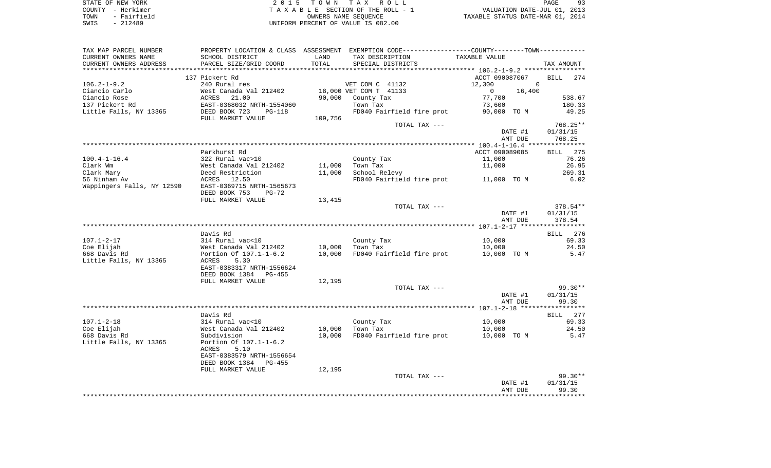STATE OF NEW YORK — 2015 TOWN TAX ROLL
COUNTY - Herkimer — TAXABLE SECTION OF THE ROLL - 1 — VALUATION DATE-JUL 01, 2013
TOWN - Fairfield — OWNERS NAME SEQUENCE — TAXABLE STATUS DATE-MAR 01, 2014
SWIS - 212489 — UNIFORM PERCENT OF VALUE IS 082.00

| TAX MAP PARCEL NUMBER / CURRENT OWNERS NAME / CURRENT OWNERS ADDRESS | PROPERTY LOCATION & CLASS / SCHOOL DISTRICT / PARCEL SIZE/GRID COORD | ASSESSMENT LAND / TOTAL | EXEMPTION CODE / TAX DESCRIPTION / SPECIAL DISTRICTS | COUNTY / TOWN TAXABLE VALUE | TAX AMOUNT |
|---|---|---|---|---|---|
| **106.2-1-9.2** | 137 Pickert Rd | | | ACCT 090087067 | BILL 274 |
| 106.2-1-9.2 | 240 Rural res | | VET COM C 41132 | 12,300 / 0 | |
| Ciancio Carlo | West Canada Val 212402 | 18,000 | VET COM T 41133 | 0 / 16,400 | |
| Ciancio Rose | ACRES 21.00 | 90,000 | County Tax | 77,700 | 538.67 |
| 137 Pickert Rd | EAST-0368032 NRTH-1554060 | | Town Tax | 73,600 | 180.33 |
| Little Falls, NY 13365 | DEED BOOK 723 PG-118 | | FD040 Fairfield fire prot | 90,000 TO M | 49.25 |
| | FULL MARKET VALUE | 109,756 | | | |
| | | | TOTAL TAX --- | | 768.25** |
| | | | | DATE #1 | 01/31/15 |
| | | | | AMT DUE | 768.25 |
| **100.4-1-16.4** | Parkhurst Rd | | | ACCT 090089085 | BILL 275 |
| 100.4-1-16.4 | 322 Rural vac>10 | | County Tax | 11,000 | 76.26 |
| Clark Wm | West Canada Val 212402 | 11,000 | Town Tax | 11,000 | 26.95 |
| Clark Mary | Deed Restriction | 11,000 | School Relevy | | 269.31 |
| 56 Ninham Av | ACRES 12.50 | | FD040 Fairfield fire prot | 11,000 TO M | 6.02 |
| Wappingers Falls, NY 12590 | EAST-0369715 NRTH-1565673 | | | | |
| | DEED BOOK 753 PG-72 | | | | |
| | FULL MARKET VALUE | 13,415 | | | |
| | | | TOTAL TAX --- | | 378.54** |
| | | | | DATE #1 | 01/31/15 |
| | | | | AMT DUE | 378.54 |
| **107.1-2-17** | Davis Rd | | | | BILL 276 |
| 107.1-2-17 | 314 Rural vac<10 | | County Tax | 10,000 | 69.33 |
| Coe Elijah | West Canada Val 212402 | 10,000 | Town Tax | 10,000 | 24.50 |
| 668 Davis Rd | Portion Of 107.1-1-6.2 | 10,000 | FD040 Fairfield fire prot | 10,000 TO M | 5.47 |
| Little Falls, NY 13365 | ACRES 5.30 | | | | |
| | EAST-0383317 NRTH-1556624 | | | | |
| | DEED BOOK 1384 PG-455 | | | | |
| | FULL MARKET VALUE | 12,195 | | | |
| | | | TOTAL TAX --- | | 99.30** |
| | | | | DATE #1 | 01/31/15 |
| | | | | AMT DUE | 99.30 |
| **107.1-2-18** | Davis Rd | | | | BILL 277 |
| 107.1-2-18 | 314 Rural vac<10 | | County Tax | 10,000 | 69.33 |
| Coe Elijah | West Canada Val 212402 | 10,000 | Town Tax | 10,000 | 24.50 |
| 668 Davis Rd | Subdivision | 10,000 | FD040 Fairfield fire prot | 10,000 TO M | 5.47 |
| Little Falls, NY 13365 | Portion Of 107.1-1-6.2 | | | | |
| | ACRES 5.10 | | | | |
| | EAST-0383579 NRTH-1556654 | | | | |
| | DEED BOOK 1384 PG-455 | | | | |
| | FULL MARKET VALUE | 12,195 | | | |
| | | | TOTAL TAX --- | | 99.30** |
| | | | | DATE #1 | 01/31/15 |
| | | | | AMT DUE | 99.30 |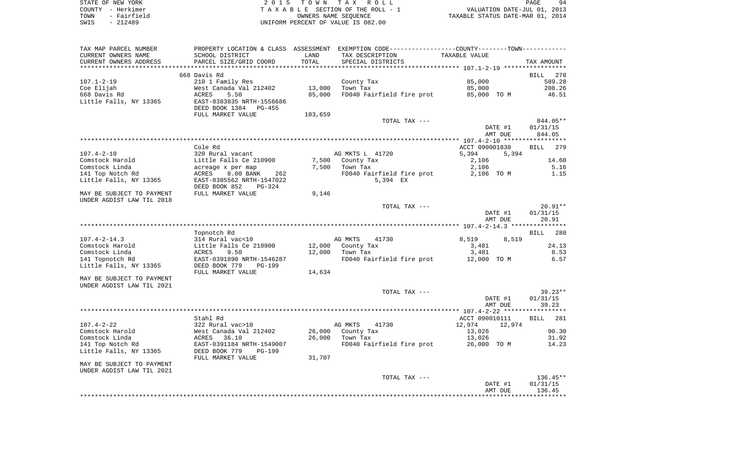STATE OF NEW YORK	2 0 1 5  T O W N  T A X  R O L L
COUNTY - Herkimer	T A X A B L E SECTION OF THE ROLL - 1	VALUATION DATE-JUL 01, 2013
TOWN - Fairfield	OWNERS NAME SEQUENCE	TAXABLE STATUS DATE-MAR 01, 2014
SWIS - 212489	UNIFORM PERCENT OF VALUE IS 082.00

| TAX MAP PARCEL NUMBER / CURRENT OWNERS NAME / CURRENT OWNERS ADDRESS | PROPERTY LOCATION & CLASS / SCHOOL DISTRICT / PARCEL SIZE/GRID COORD | ASSESSMENT LAND / TOTAL | EXEMPTION CODE / TAX DESCRIPTION / SPECIAL DISTRICTS | COUNTY / TOWN TAXABLE VALUE | TAX AMOUNT |
|---|---|---|---|---|---|
| **107.1-2-19** | 668 Davis Rd | | | | BILL 278 |
| | 210 1 Family Res | | County Tax | 85,000 | 589.28 |
| Coe Elijah | West Canada Val 212402 | 13,000 | Town Tax | 85,000 | 208.26 |
| 668 Davis Rd | ACRES 5.50 | 85,000 | FD040 Fairfield fire prot | 85,000 TO M | 46.51 |
| Little Falls, NY 13365 | EAST-0383835 NRTH-1556686 | | | | |
| | DEED BOOK 1384 PG-455 | | | | |
| | FULL MARKET VALUE | 103,659 | | | |
| | | | TOTAL TAX --- | | 844.05** |
| | | | | DATE #1 | 01/31/15 |
| | | | | AMT DUE | 844.05 |
| **107.4-2-10** | Cole Rd | | | ACCT 090001830 | BILL 279 |
| | 320 Rural vacant | | AG MKTS L 41720 | 5,394 5,394 | |
| Comstock Harold | Little Falls Ce 210900 | 7,500 | County Tax | 2,106 | 14.60 |
| Comstock Linda | acreage x per map | 7,500 | Town Tax | 2,106 | 5.16 |
| 141 Top Notch Rd | ACRES 8.00 BANK 262 | | FD040 Fairfield fire prot | 2,106 TO M | 1.15 |
| Little Falls, NY 13365 | EAST-0385562 NRTH-1547022 | | 5,394 EX | | |
| | DEED BOOK 852 PG-324 | | | | |
| MAY BE SUBJECT TO PAYMENT UNDER AGDIST LAW TIL 2018 | FULL MARKET VALUE | 9,146 | | | |
| | | | TOTAL TAX --- | | 20.91** |
| | | | | DATE #1 | 01/31/15 |
| | | | | AMT DUE | 20.91 |
| **107.4-2-14.3** | Topnotch Rd | | | | BILL 280 |
| | 314 Rural vac<10 | | AG MKTS 41730 | 8,519 8,519 | |
| Comstock Harold | Little Falls Ce 210900 | 12,000 | County Tax | 3,481 | 24.13 |
| Comstock Linda | ACRES 9.50 | 12,000 | Town Tax | 3,481 | 8.53 |
| 141 Topnotch Rd | EAST-0391890 NRTH-1546287 | | FD040 Fairfield fire prot | 12,000 TO M | 6.57 |
| Little Falls, NY 13365 | DEED BOOK 779 PG-199 | | | | |
| | FULL MARKET VALUE | 14,634 | | | |
| MAY BE SUBJECT TO PAYMENT UNDER AGDIST LAW TIL 2021 | | | | | |
| | | | TOTAL TAX --- | | 39.23** |
| | | | | DATE #1 | 01/31/15 |
| | | | | AMT DUE | 39.23 |
| **107.4-2-22** | Stahl Rd | | | ACCT 090010111 | BILL 281 |
| | 322 Rural vac>10 | | AG MKTS 41730 | 12,974 12,974 | |
| Comstock Harold | West Canada Val 212402 | 26,000 | County Tax | 13,026 | 90.30 |
| Comstock Linda | ACRES 36.10 | 26,000 | Town Tax | 13,026 | 31.92 |
| 141 Top Notch Rd | EAST-0391184 NRTH-1549007 | | FD040 Fairfield fire prot | 26,000 TO M | 14.23 |
| Little Falls, NY 13365 | DEED BOOK 779 PG-199 | | | | |
| | FULL MARKET VALUE | 31,707 | | | |
| MAY BE SUBJECT TO PAYMENT UNDER AGDIST LAW TIL 2021 | | | | | |
| | | | TOTAL TAX --- | | 136.45** |
| | | | | DATE #1 | 01/31/15 |
| | | | | AMT DUE | 136.45 |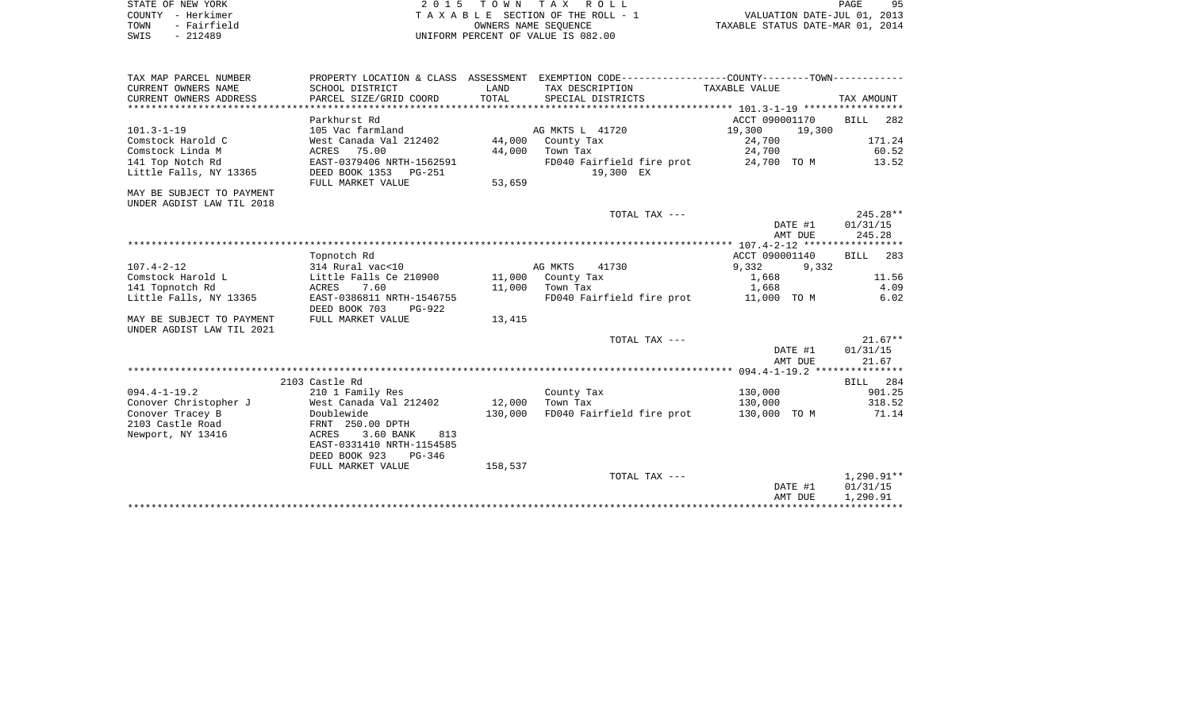STATE OF NEW YORK | COUNTY - Herkimer | TOWN - Fairfield | SWIS - 212489

**2015 TOWN TAX ROLL**
TAXABLE SECTION OF THE ROLL - 1
OWNERS NAME SEQUENCE
UNIFORM PERCENT OF VALUE IS 082.00

VALUATION DATE-JUL 01, 2013
TAXABLE STATUS DATE-MAR 01, 2014

| TAX MAP PARCEL NUMBER / CURRENT OWNERS NAME / CURRENT OWNERS ADDRESS | PROPERTY LOCATION & CLASS / SCHOOL DISTRICT / PARCEL SIZE/GRID COORD | ASSESSMENT LAND / TOTAL | EXEMPTION CODE / TAX DESCRIPTION / SPECIAL DISTRICTS | COUNTY / TOWN TAXABLE VALUE | TAX AMOUNT |
|---|---|---|---|---|---|
| **101.3-1-19** | Parkhurst Rd | | | ACCT 090001170 | BILL 282 |
| | 105 Vac farmland | | AG MKTS L 41720 | 19,300 19,300 | |
| Comstock Harold C | West Canada Val 212402 | 44,000 | County Tax | 24,700 | 171.24 |
| Comstock Linda M | ACRES 75.00 | 44,000 | Town Tax | 24,700 | 60.52 |
| 141 Top Notch Rd | EAST-0379406 NRTH-1562591 | | FD040 Fairfield fire prot | 24,700 TO M | 13.52 |
| Little Falls, NY 13365 | DEED BOOK 1353 PG-251 | | 19,300 EX | | |
| | FULL MARKET VALUE | 53,659 | | | |
| MAY BE SUBJECT TO PAYMENT UNDER AGDIST LAW TIL 2018 | | | | | |
| | | | TOTAL TAX --- | | 245.28** |
| | | | | DATE #1 | 01/31/15 |
| | | | | AMT DUE | 245.28 |
| **107.4-2-12** | Topnotch Rd | | | ACCT 090001140 | BILL 283 |
| | 314 Rural vac<10 | | AG MKTS 41730 | 9,332 9,332 | |
| Comstock Harold L | Little Falls Ce 210900 | 11,000 | County Tax | 1,668 | 11.56 |
| 141 Topnotch Rd | ACRES 7.60 | 11,000 | Town Tax | 1,668 | 4.09 |
| Little Falls, NY 13365 | EAST-0386811 NRTH-1546755 | | FD040 Fairfield fire prot | 11,000 TO M | 6.02 |
| | DEED BOOK 703 PG-922 | | | | |
| MAY BE SUBJECT TO PAYMENT UNDER AGDIST LAW TIL 2021 | FULL MARKET VALUE | 13,415 | | | |
| | | | TOTAL TAX --- | | 21.67** |
| | | | | DATE #1 | 01/31/15 |
| | | | | AMT DUE | 21.67 |
| **094.4-1-19.2** | 2103 Castle Rd | | | | BILL 284 |
| | 210 1 Family Res | | County Tax | 130,000 | 901.25 |
| Conover Christopher J | West Canada Val 212402 | 12,000 | Town Tax | 130,000 | 318.52 |
| Conover Tracey B | Doublewide | 130,000 | FD040 Fairfield fire prot | 130,000 TO M | 71.14 |
| 2103 Castle Road | FRNT 250.00 DPTH | | | | |
| Newport, NY 13416 | ACRES 3.60 BANK 813 | | | | |
| | EAST-0331410 NRTH-1154585 | | | | |
| | DEED BOOK 923 PG-346 | | | | |
| | FULL MARKET VALUE | 158,537 | | | |
| | | | TOTAL TAX --- | | 1,290.91** |
| | | | | DATE #1 | 01/31/15 |
| | | | | AMT DUE | 1,290.91 |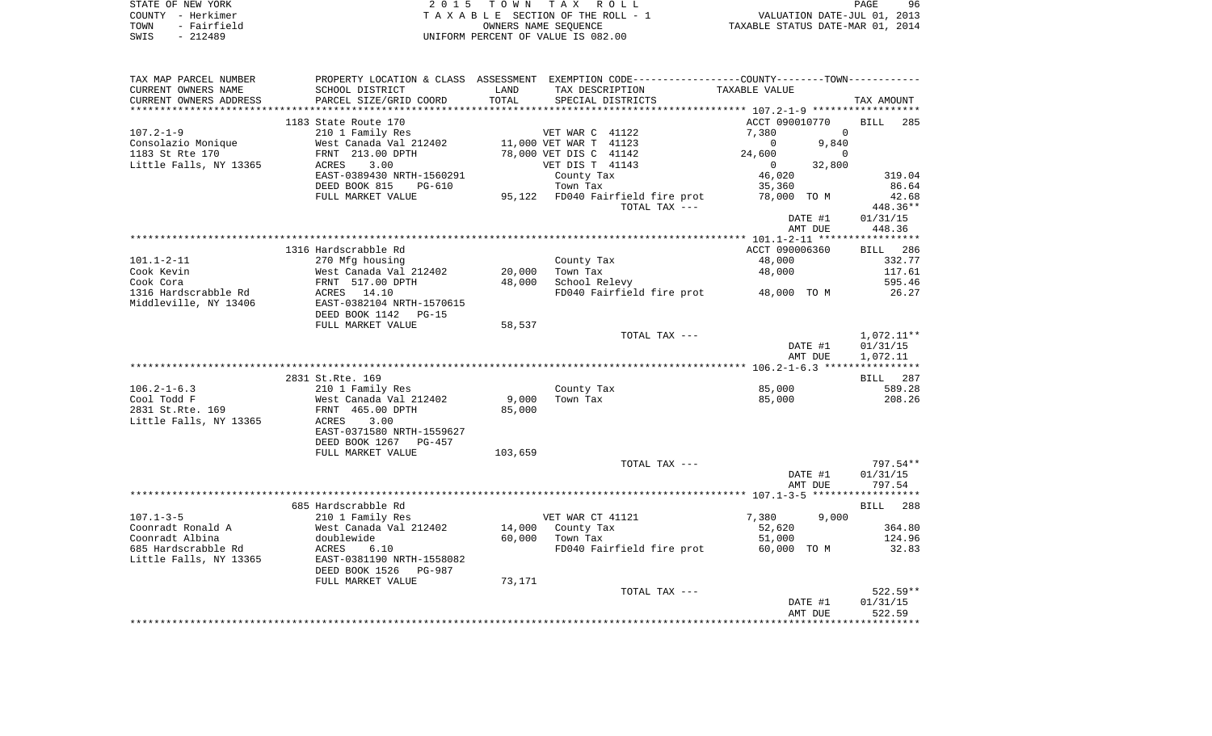STATE OF NEW YORK
COUNTY - Herkimer
TOWN - Fairfield
SWIS - 212489

2 0 1 5 T O W N T A X R O L L
T A X A B L E SECTION OF THE ROLL - 1
OWNERS NAME SEQUENCE
UNIFORM PERCENT OF VALUE IS 082.00

VALUATION DATE-JUL 01, 2013
TAXABLE STATUS DATE-MAR 01, 2014

| TAX MAP PARCEL NUMBER / CURRENT OWNERS NAME / CURRENT OWNERS ADDRESS | PROPERTY LOCATION & CLASS / SCHOOL DISTRICT / PARCEL SIZE/GRID COORD | ASSESSMENT LAND | TOTAL | EXEMPTION CODE / TAX DESCRIPTION / SPECIAL DISTRICTS | COUNTY TAXABLE VALUE | TOWN | TAX AMOUNT |
|---|---|---|---|---|---|---|---|
| **107.2-1-9** | 1183 State Route 170 | | | | ACCT 090010770 | | BILL 285 |
| 107.2-1-9 | 210 1 Family Res | | | VET WAR C 41122 | 7,380 | 0 | |
| Consolazio Monique | West Canada Val 212402 | 11,000 | | VET WAR T 41123 | 0 | 9,840 | |
| 1183 St Rte 170 | FRNT 213.00 DPTH | | 78,000 | VET DIS C 41142 | 24,600 | 0 | |
| Little Falls, NY 13365 | ACRES 3.00 | | | VET DIS T 41143 | 0 | 32,800 | |
| | EAST-0389430 NRTH-1560291 | | | County Tax | 46,020 | | 319.04 |
| | DEED BOOK 815 PG-610 | | | Town Tax | 35,360 | | 86.64 |
| | FULL MARKET VALUE | 95,122 | | FD040 Fairfield fire prot | 78,000 TO M | | 42.68 |
| | | | | TOTAL TAX --- | | | 448.36** |
| | | | | | DATE #1 | | 01/31/15 |
| | | | | | AMT DUE | | 448.36 |
| **101.1-2-11** | 1316 Hardscrabble Rd | | | | ACCT 090006360 | | BILL 286 |
| 101.1-2-11 | 270 Mfg housing | | | County Tax | 48,000 | | 332.77 |
| Cook Kevin | West Canada Val 212402 | 20,000 | | Town Tax | 48,000 | | 117.61 |
| Cook Cora | FRNT 517.00 DPTH | | 48,000 | School Relevy | | | 595.46 |
| 1316 Hardscrabble Rd | ACRES 14.10 | | | FD040 Fairfield fire prot | 48,000 TO M | | 26.27 |
| Middleville, NY 13406 | EAST-0382104 NRTH-1570615 | | | | | | |
| | DEED BOOK 1142 PG-15 | | | | | | |
| | FULL MARKET VALUE | 58,537 | | | | | |
| | | | | TOTAL TAX --- | | | 1,072.11** |
| | | | | | DATE #1 | | 01/31/15 |
| | | | | | AMT DUE | | 1,072.11 |
| **106.2-1-6.3** | 2831 St.Rte. 169 | | | | | | BILL 287 |
| 106.2-1-6.3 | 210 1 Family Res | | | County Tax | 85,000 | | 589.28 |
| Cool Todd F | West Canada Val 212402 | 9,000 | | Town Tax | 85,000 | | 208.26 |
| 2831 St.Rte. 169 | FRNT 465.00 DPTH | | 85,000 | | | | |
| Little Falls, NY 13365 | ACRES 3.00 | | | | | | |
| | EAST-0371580 NRTH-1559627 | | | | | | |
| | DEED BOOK 1267 PG-457 | | | | | | |
| | FULL MARKET VALUE | 103,659 | | | | | |
| | | | | TOTAL TAX --- | | | 797.54** |
| | | | | | DATE #1 | | 01/31/15 |
| | | | | | AMT DUE | | 797.54 |
| **107.1-3-5** | 685 Hardscrabble Rd | | | | | | BILL 288 |
| 107.1-3-5 | 210 1 Family Res | | | VET WAR CT 41121 | 7,380 | 9,000 | |
| Coonradt Ronald A | West Canada Val 212402 | 14,000 | | County Tax | 52,620 | | 364.80 |
| Coonradt Albina | doublewide | | 60,000 | Town Tax | 51,000 | | 124.96 |
| 685 Hardscrabble Rd | ACRES 6.10 | | | FD040 Fairfield fire prot | 60,000 TO M | | 32.83 |
| Little Falls, NY 13365 | EAST-0381190 NRTH-1558082 | | | | | | |
| | DEED BOOK 1526 PG-987 | | | | | | |
| | FULL MARKET VALUE | 73,171 | | | | | |
| | | | | TOTAL TAX --- | | | 522.59** |
| | | | | | DATE #1 | | 01/31/15 |
| | | | | | AMT DUE | | 522.59 |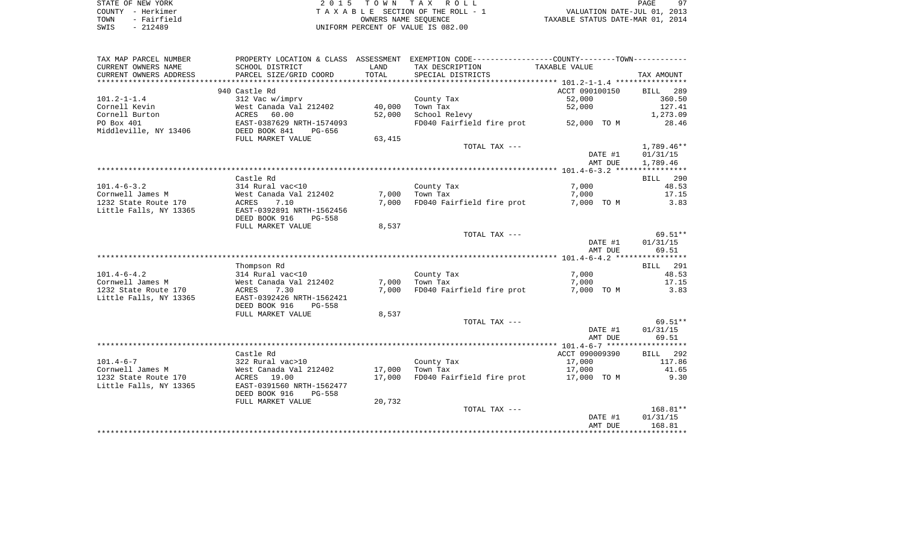STATE OF NEW YORK — 2015 TOWN TAX ROLL
COUNTY - Herkimer — TAXABLE SECTION OF THE ROLL - 1 — VALUATION DATE-JUL 01, 2013
TOWN - Fairfield — OWNERS NAME SEQUENCE — TAXABLE STATUS DATE-MAR 01, 2014
SWIS - 212489 — UNIFORM PERCENT OF VALUE IS 082.00

| TAX MAP PARCEL NUMBER / CURRENT OWNERS NAME / CURRENT OWNERS ADDRESS | PROPERTY LOCATION & CLASS / SCHOOL DISTRICT / PARCEL SIZE/GRID COORD | ASSESSMENT LAND / TOTAL | EXEMPTION CODE / TAX DESCRIPTION / SPECIAL DISTRICTS | COUNTY--------TOWN / TAXABLE VALUE | TAX AMOUNT |
|---|---|---|---|---|---|
| **101.2-1-1.4** | 940 Castle Rd | | | ACCT 090100150 | BILL 289 |
| 101.2-1-1.4 | 312 Vac w/imprv | | County Tax | 52,000 | 360.50 |
| Cornell Kevin | West Canada Val 212402 | 40,000 | Town Tax | 52,000 | 127.41 |
| Cornell Burton | ACRES 60.00 | 52,000 | School Relevy | | 1,273.09 |
| PO Box 401 | EAST-0387629 NRTH-1574093 | | FD040 Fairfield fire prot | 52,000 TO M | 28.46 |
| Middleville, NY 13406 | DEED BOOK 841 PG-656 | | | | |
| | FULL MARKET VALUE | 63,415 | | | |
| | | | TOTAL TAX --- | | 1,789.46** |
| | | | | DATE #1 | 01/31/15 |
| | | | | AMT DUE | 1,789.46 |
| **101.4-6-3.2** | Castle Rd | | | | BILL 290 |
| 101.4-6-3.2 | 314 Rural vac<10 | | County Tax | 7,000 | 48.53 |
| Cornwell James M | West Canada Val 212402 | 7,000 | Town Tax | 7,000 | 17.15 |
| 1232 State Route 170 | ACRES 7.10 | 7,000 | FD040 Fairfield fire prot | 7,000 TO M | 3.83 |
| Little Falls, NY 13365 | EAST-0392891 NRTH-1562456 | | | | |
| | DEED BOOK 916 PG-558 | | | | |
| | FULL MARKET VALUE | 8,537 | | | |
| | | | TOTAL TAX --- | | 69.51** |
| | | | | DATE #1 | 01/31/15 |
| | | | | AMT DUE | 69.51 |
| **101.4-6-4.2** | Thompson Rd | | | | BILL 291 |
| 101.4-6-4.2 | 314 Rural vac<10 | | County Tax | 7,000 | 48.53 |
| Cornwell James M | West Canada Val 212402 | 7,000 | Town Tax | 7,000 | 17.15 |
| 1232 State Route 170 | ACRES 7.30 | 7,000 | FD040 Fairfield fire prot | 7,000 TO M | 3.83 |
| Little Falls, NY 13365 | EAST-0392426 NRTH-1562421 | | | | |
| | DEED BOOK 916 PG-558 | | | | |
| | FULL MARKET VALUE | 8,537 | | | |
| | | | TOTAL TAX --- | | 69.51** |
| | | | | DATE #1 | 01/31/15 |
| | | | | AMT DUE | 69.51 |
| **101.4-6-7** | Castle Rd | | | ACCT 090009390 | BILL 292 |
| 101.4-6-7 | 322 Rural vac>10 | | County Tax | 17,000 | 117.86 |
| Cornwell James M | West Canada Val 212402 | 17,000 | Town Tax | 17,000 | 41.65 |
| 1232 State Route 170 | ACRES 19.00 | 17,000 | FD040 Fairfield fire prot | 17,000 TO M | 9.30 |
| Little Falls, NY 13365 | EAST-0391560 NRTH-1562477 | | | | |
| | DEED BOOK 916 PG-558 | | | | |
| | FULL MARKET VALUE | 20,732 | | | |
| | | | TOTAL TAX --- | | 168.81** |
| | | | | DATE #1 | 01/31/15 |
| | | | | AMT DUE | 168.81 |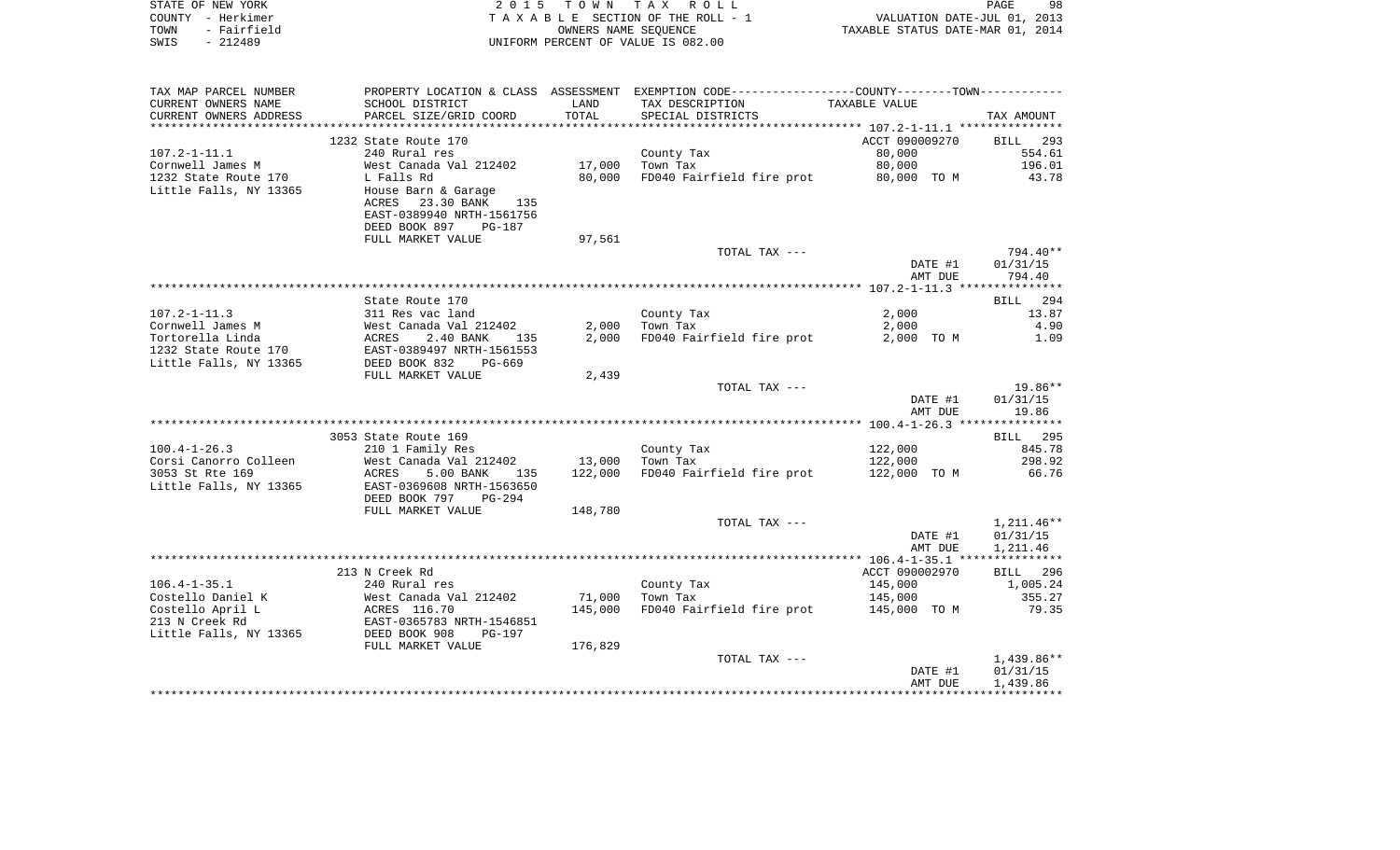STATE OF NEW YORK — 2015 TOWN TAX ROLL
COUNTY - Herkimer — TAXABLE SECTION OF THE ROLL - 1 — VALUATION DATE-JUL 01, 2013
TOWN - Fairfield — OWNERS NAME SEQUENCE — TAXABLE STATUS DATE-MAR 01, 2014
SWIS - 212489 — UNIFORM PERCENT OF VALUE IS 082.00

| TAX MAP PARCEL NUMBER / CURRENT OWNERS NAME / CURRENT OWNERS ADDRESS | PROPERTY LOCATION & CLASS / SCHOOL DISTRICT / PARCEL SIZE/GRID COORD | ASSESSMENT LAND / TOTAL | EXEMPTION CODE / TAX DESCRIPTION / SPECIAL DISTRICTS | COUNTY--TOWN TAXABLE VALUE | TAX AMOUNT |
|---|---|---|---|---|---|
| **107.2-1-11.1** | 1232 State Route 170 | | | ACCT 090009270 | BILL 293 |
| Cornwell James M | 240 Rural res | | County Tax | 80,000 | 554.61 |
| 1232 State Route 170 | West Canada Val 212402 | 17,000 | Town Tax | 80,000 | 196.01 |
| Little Falls, NY 13365 | L Falls Rd | 80,000 | FD040 Fairfield fire prot | 80,000 TO M | 43.78 |
| | House Barn & Garage | | | | |
| | ACRES 23.30 BANK 135 | | | | |
| | EAST-0389940 NRTH-1561756 | | | | |
| | DEED BOOK 897 PG-187 | | | | |
| | FULL MARKET VALUE | 97,561 | | | |
| | | | TOTAL TAX --- | | 794.40** |
| | | | | DATE #1 | 01/31/15 |
| | | | | AMT DUE | 794.40 |
| **107.2-1-11.3** | State Route 170 | | | | BILL 294 |
| Cornwell James M | 311 Res vac land | | County Tax | 2,000 | 13.87 |
| Tortorella Linda | West Canada Val 212402 | 2,000 | Town Tax | 2,000 | 4.90 |
| 1232 State Route 170 | ACRES 2.40 BANK 135 | 2,000 | FD040 Fairfield fire prot | 2,000 TO M | 1.09 |
| Little Falls, NY 13365 | EAST-0389497 NRTH-1561553 | | | | |
| | DEED BOOK 832 PG-669 | | | | |
| | FULL MARKET VALUE | 2,439 | | | |
| | | | TOTAL TAX --- | | 19.86** |
| | | | | DATE #1 | 01/31/15 |
| | | | | AMT DUE | 19.86 |
| **100.4-1-26.3** | 3053 State Route 169 | | | | BILL 295 |
| Corsi Canorro Colleen | 210 1 Family Res | | County Tax | 122,000 | 845.78 |
| 3053 St Rte 169 | West Canada Val 212402 | 13,000 | Town Tax | 122,000 | 298.92 |
| Little Falls, NY 13365 | ACRES 5.00 BANK 135 | 122,000 | FD040 Fairfield fire prot | 122,000 TO M | 66.76 |
| | EAST-0369608 NRTH-1563650 | | | | |
| | DEED BOOK 797 PG-294 | | | | |
| | FULL MARKET VALUE | 148,780 | | | |
| | | | TOTAL TAX --- | | 1,211.46** |
| | | | | DATE #1 | 01/31/15 |
| | | | | AMT DUE | 1,211.46 |
| **106.4-1-35.1** | 213 N Creek Rd | | | ACCT 090002970 | BILL 296 |
| Costello Daniel K | 240 Rural res | | County Tax | 145,000 | 1,005.24 |
| Costello April L | West Canada Val 212402 | 71,000 | Town Tax | 145,000 | 355.27 |
| 213 N Creek Rd | ACRES 116.70 | 145,000 | FD040 Fairfield fire prot | 145,000 TO M | 79.35 |
| Little Falls, NY 13365 | EAST-0365783 NRTH-1546851 | | | | |
| | DEED BOOK 908 PG-197 | | | | |
| | FULL MARKET VALUE | 176,829 | | | |
| | | | TOTAL TAX --- | | 1,439.86** |
| | | | | DATE #1 | 01/31/15 |
| | | | | AMT DUE | 1,439.86 |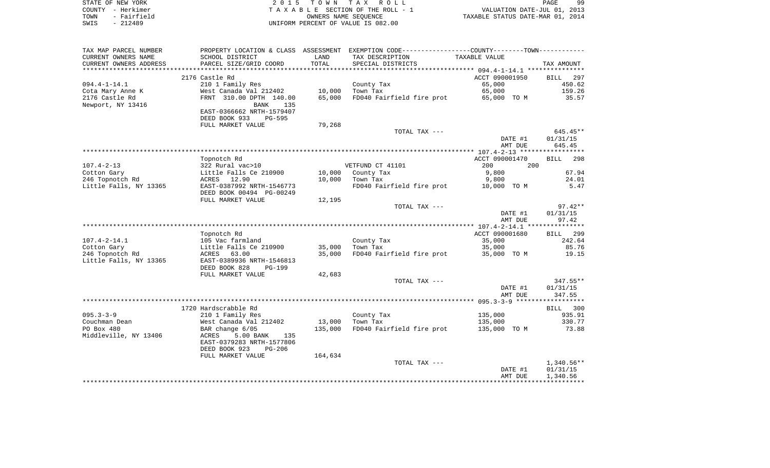STATE OF NEW YORK
COUNTY - Herkimer
TOWN - Fairfield
SWIS - 212489

2 0 1 5 T O W N T A X R O L L
T A X A B L E SECTION OF THE ROLL - 1
OWNERS NAME SEQUENCE
UNIFORM PERCENT OF VALUE IS 082.00

VALUATION DATE-JUL 01, 2013
TAXABLE STATUS DATE-MAR 01, 2014

| TAX MAP PARCEL NUMBER / CURRENT OWNERS NAME / CURRENT OWNERS ADDRESS | PROPERTY LOCATION & CLASS / SCHOOL DISTRICT / PARCEL SIZE/GRID COORD | ASSESSMENT LAND | TOTAL | EXEMPTION CODE / TAX DESCRIPTION / SPECIAL DISTRICTS | COUNTY--------TOWN TAXABLE VALUE | TAX AMOUNT |
|---|---|---|---|---|---|---|
| | 2176 Castle Rd | | | | ACCT 090001950 | BILL 297 |
| 094.4-1-14.1 | 210 1 Family Res | | | County Tax | 65,000 | 450.62 |
| Cota Mary Anne K | West Canada Val 212402 | 10,000 | | Town Tax | 65,000 | 159.26 |
| 2176 Castle Rd | FRNT 310.00 DPTH 140.00 | | 65,000 | FD040 Fairfield fire prot | 65,000 TO M | 35.57 |
| Newport, NY 13416 | BANK 135 | | | | | |
| | EAST-0366662 NRTH-1579407 | | | | | |
| | DEED BOOK 933 PG-595 | | | | | |
| | FULL MARKET VALUE | 79,268 | | | | |
| | | | | TOTAL TAX --- | | 645.45** |
| | | | | | DATE #1 | 01/31/15 |
| | | | | | AMT DUE | 645.45 |
| | Topnotch Rd | | | | ACCT 090001470 | BILL 298 |
| 107.4-2-13 | 322 Rural vac>10 | | | VETFUND CT 41101 | 200 200 | |
| Cotton Gary | Little Falls Ce 210900 | 10,000 | | County Tax | 9,800 | 67.94 |
| 246 Topnotch Rd | ACRES 12.90 | | 10,000 | Town Tax | 9,800 | 24.01 |
| Little Falls, NY 13365 | EAST-0387992 NRTH-1546773 | | | FD040 Fairfield fire prot | 10,000 TO M | 5.47 |
| | DEED BOOK 00494 PG-00249 | | | | | |
| | FULL MARKET VALUE | 12,195 | | | | |
| | | | | TOTAL TAX --- | | 97.42** |
| | | | | | DATE #1 | 01/31/15 |
| | | | | | AMT DUE | 97.42 |
| | Topnotch Rd | | | | ACCT 090001680 | BILL 299 |
| 107.4-2-14.1 | 105 Vac farmland | | | County Tax | 35,000 | 242.64 |
| Cotton Gary | Little Falls Ce 210900 | 35,000 | | Town Tax | 35,000 | 85.76 |
| 246 Topnotch Rd | ACRES 63.00 | | 35,000 | FD040 Fairfield fire prot | 35,000 TO M | 19.15 |
| Little Falls, NY 13365 | EAST-0389936 NRTH-1546813 | | | | | |
| | DEED BOOK 828 PG-199 | | | | | |
| | FULL MARKET VALUE | 42,683 | | | | |
| | | | | TOTAL TAX --- | | 347.55** |
| | | | | | DATE #1 | 01/31/15 |
| | | | | | AMT DUE | 347.55 |
| | 1720 Hardscrabble Rd | | | | | BILL 300 |
| 095.3-3-9 | 210 1 Family Res | | | County Tax | 135,000 | 935.91 |
| Couchman Dean | West Canada Val 212402 | 13,000 | | Town Tax | 135,000 | 330.77 |
| PO Box 480 | BAR change 6/05 | | 135,000 | FD040 Fairfield fire prot | 135,000 TO M | 73.88 |
| Middleville, NY 13406 | ACRES 5.00 BANK 135 | | | | | |
| | EAST-0379283 NRTH-1577806 | | | | | |
| | DEED BOOK 923 PG-206 | | | | | |
| | FULL MARKET VALUE | 164,634 | | | | |
| | | | | TOTAL TAX --- | | 1,340.56** |
| | | | | | DATE #1 | 01/31/15 |
| | | | | | AMT DUE | 1,340.56 |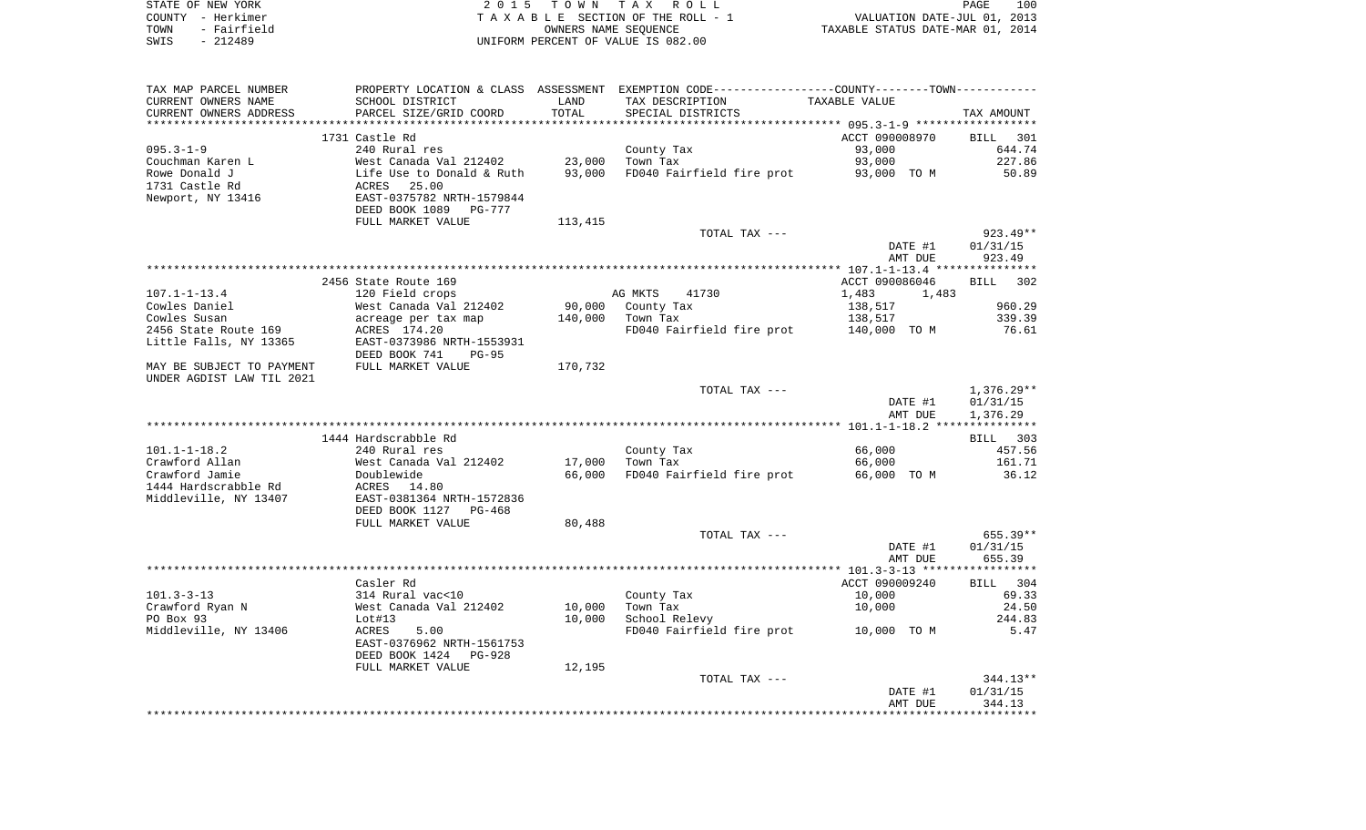STATE OF NEW YORK — 2015 TOWN TAX ROLL
COUNTY - Herkimer — TAXABLE SECTION OF THE ROLL - 1 — VALUATION DATE-JUL 01, 2013
TOWN - Fairfield — OWNERS NAME SEQUENCE — TAXABLE STATUS DATE-MAR 01, 2014
SWIS - 212489 — UNIFORM PERCENT OF VALUE IS 082.00

| TAX MAP PARCEL NUMBER / CURRENT OWNERS NAME / CURRENT OWNERS ADDRESS | PROPERTY LOCATION & CLASS / SCHOOL DISTRICT / PARCEL SIZE/GRID COORD | ASSESSMENT LAND / TOTAL | EXEMPTION CODE / TAX DESCRIPTION / SPECIAL DISTRICTS | COUNTY / TOWN TAXABLE VALUE | TAX AMOUNT |
|---|---|---|---|---|---|
| **095.3-1-9** | 1731 Castle Rd | | | ACCT 090008970 | BILL 301 |
| | 240 Rural res | | County Tax | 93,000 | 644.74 |
| Couchman Karen L | West Canada Val 212402 | 23,000 | Town Tax | 93,000 | 227.86 |
| Rowe Donald J | Life Use to Donald & Ruth | 93,000 | FD040 Fairfield fire prot | 93,000 TO M | 50.89 |
| 1731 Castle Rd | ACRES 25.00 | | | | |
| Newport, NY 13416 | EAST-0375782 NRTH-1579844 | | | | |
| | DEED BOOK 1089 PG-777 | | | | |
| | FULL MARKET VALUE | 113,415 | | | |
| | | | TOTAL TAX --- | | 923.49** |
| | | | | DATE #1 | 01/31/15 |
| | | | | AMT DUE | 923.49 |
| **107.1-1-13.4** | 2456 State Route 169 | | | ACCT 090086046 | BILL 302 |
| | 120 Field crops | | AG MKTS 41730 | 1,483 1,483 | |
| Cowles Daniel | West Canada Val 212402 | 90,000 | County Tax | 138,517 | 960.29 |
| Cowles Susan | acreage per tax map | 140,000 | Town Tax | 138,517 | 339.39 |
| 2456 State Route 169 | ACRES 174.20 | | FD040 Fairfield fire prot | 140,000 TO M | 76.61 |
| Little Falls, NY 13365 | EAST-0373986 NRTH-1553931 | | | | |
| | DEED BOOK 741 PG-95 | | | | |
| MAY BE SUBJECT TO PAYMENT | FULL MARKET VALUE | 170,732 | | | |
| UNDER AGDIST LAW TIL 2021 | | | | | |
| | | | TOTAL TAX --- | | 1,376.29** |
| | | | | DATE #1 | 01/31/15 |
| | | | | AMT DUE | 1,376.29 |
| **101.1-1-18.2** | 1444 Hardscrabble Rd | | | | BILL 303 |
| | 240 Rural res | | County Tax | 66,000 | 457.56 |
| Crawford Allan | West Canada Val 212402 | 17,000 | Town Tax | 66,000 | 161.71 |
| Crawford Jamie | Doublewide | 66,000 | FD040 Fairfield fire prot | 66,000 TO M | 36.12 |
| 1444 Hardscrabble Rd | ACRES 14.80 | | | | |
| Middleville, NY 13407 | EAST-0381364 NRTH-1572836 | | | | |
| | DEED BOOK 1127 PG-468 | | | | |
| | FULL MARKET VALUE | 80,488 | | | |
| | | | TOTAL TAX --- | | 655.39** |
| | | | | DATE #1 | 01/31/15 |
| | | | | AMT DUE | 655.39 |
| **101.3-3-13** | Casler Rd | | | ACCT 090009240 | BILL 304 |
| | 314 Rural vac<10 | | County Tax | 10,000 | 69.33 |
| Crawford Ryan N | West Canada Val 212402 | 10,000 | Town Tax | 10,000 | 24.50 |
| PO Box 93 | Lot#13 | 10,000 | School Relevy | | 244.83 |
| Middleville, NY 13406 | ACRES 5.00 | | FD040 Fairfield fire prot | 10,000 TO M | 5.47 |
| | EAST-0376962 NRTH-1561753 | | | | |
| | DEED BOOK 1424 PG-928 | | | | |
| | FULL MARKET VALUE | 12,195 | | | |
| | | | TOTAL TAX --- | | 344.13** |
| | | | | DATE #1 | 01/31/15 |
| | | | | AMT DUE | 344.13 |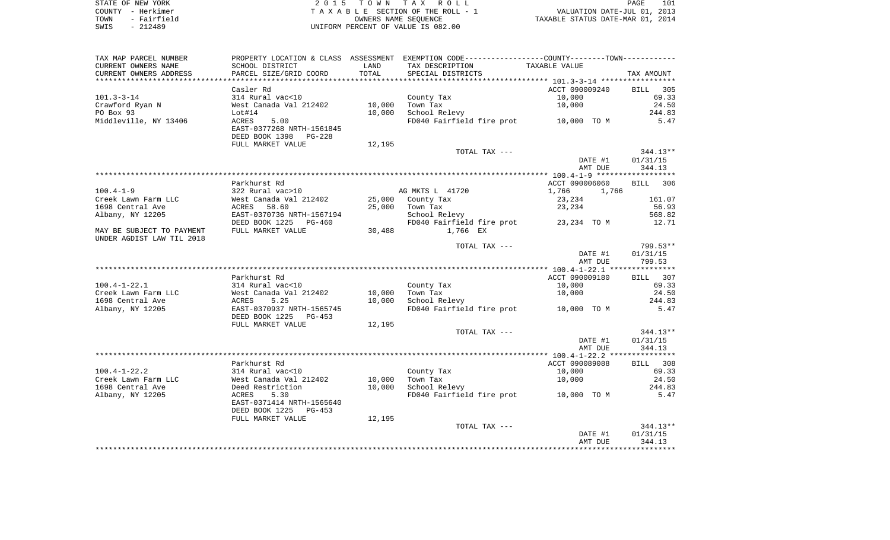STATE OF NEW YORK — 2015 TOWN TAX ROLL
COUNTY - Herkimer — TAXABLE SECTION OF THE ROLL - 1 — VALUATION DATE-JUL 01, 2013
TOWN - Fairfield — OWNERS NAME SEQUENCE — TAXABLE STATUS DATE-MAR 01, 2014
SWIS - 212489 — UNIFORM PERCENT OF VALUE IS 082.00

| TAX MAP PARCEL NUMBER / CURRENT OWNERS NAME / CURRENT OWNERS ADDRESS | PROPERTY LOCATION & CLASS / SCHOOL DISTRICT / PARCEL SIZE/GRID COORD | ASSESSMENT LAND / TOTAL | EXEMPTION CODE / TAX DESCRIPTION / SPECIAL DISTRICTS | COUNTY / TOWN TAXABLE VALUE | TAX AMOUNT |
|---|---|---|---|---|---|
| 101.3-3-14 | Casler Rd | | | ACCT 090009240 | BILL 305 |
| Crawford Ryan N | 314 Rural vac<10 | | County Tax | 10,000 | 69.33 |
| PO Box 93 | West Canada Val 212402 | 10,000 | Town Tax | 10,000 | 24.50 |
| Middleville, NY 13406 | Lot#14 | 10,000 | School Relevy | | 244.83 |
| | ACRES 5.00 | | FD040 Fairfield fire prot | 10,000 TO M | 5.47 |
| | EAST-0377268 NRTH-1561845 | | | | |
| | DEED BOOK 1398 PG-228 | | | | |
| | FULL MARKET VALUE | 12,195 | | | |
| | | | TOTAL TAX --- | | 344.13** |
| | | | | DATE #1 | 01/31/15 |
| | | | | AMT DUE | 344.13 |
| 100.4-1-9 | Parkhurst Rd | | | ACCT 090006060 | BILL 306 |
| Creek Lawn Farm LLC | 322 Rural vac>10 | | AG MKTS L 41720 | 1,766 1,766 | |
| 1698 Central Ave | West Canada Val 212402 | 25,000 | County Tax | 23,234 | 161.07 |
| Albany, NY 12205 | ACRES 58.60 | 25,000 | Town Tax | 23,234 | 56.93 |
| | EAST-0370736 NRTH-1567194 | | School Relevy | | 568.82 |
| | DEED BOOK 1225 PG-460 | | FD040 Fairfield fire prot | 23,234 TO M | 12.71 |
| MAY BE SUBJECT TO PAYMENT | FULL MARKET VALUE | 30,488 | 1,766 EX | | |
| UNDER AGDIST LAW TIL 2018 | | | | | |
| | | | TOTAL TAX --- | | 799.53** |
| | | | | DATE #1 | 01/31/15 |
| | | | | AMT DUE | 799.53 |
| 100.4-1-22.1 | Parkhurst Rd | | | ACCT 090009180 | BILL 307 |
| Creek Lawn Farm LLC | 314 Rural vac<10 | | County Tax | 10,000 | 69.33 |
| 1698 Central Ave | West Canada Val 212402 | 10,000 | Town Tax | 10,000 | 24.50 |
| Albany, NY 12205 | ACRES 5.25 | 10,000 | School Relevy | | 244.83 |
| | EAST-0370937 NRTH-1565745 | | FD040 Fairfield fire prot | 10,000 TO M | 5.47 |
| | DEED BOOK 1225 PG-453 | | | | |
| | FULL MARKET VALUE | 12,195 | | | |
| | | | TOTAL TAX --- | | 344.13** |
| | | | | DATE #1 | 01/31/15 |
| | | | | AMT DUE | 344.13 |
| 100.4-1-22.2 | Parkhurst Rd | | | ACCT 090089088 | BILL 308 |
| Creek Lawn Farm LLC | 314 Rural vac<10 | | County Tax | 10,000 | 69.33 |
| 1698 Central Ave | West Canada Val 212402 | 10,000 | Town Tax | 10,000 | 24.50 |
| Albany, NY 12205 | Deed Restriction | 10,000 | School Relevy | | 244.83 |
| | ACRES 5.30 | | FD040 Fairfield fire prot | 10,000 TO M | 5.47 |
| | EAST-0371414 NRTH-1565640 | | | | |
| | DEED BOOK 1225 PG-453 | | | | |
| | FULL MARKET VALUE | 12,195 | | | |
| | | | TOTAL TAX --- | | 344.13** |
| | | | | DATE #1 | 01/31/15 |
| | | | | AMT DUE | 344.13 |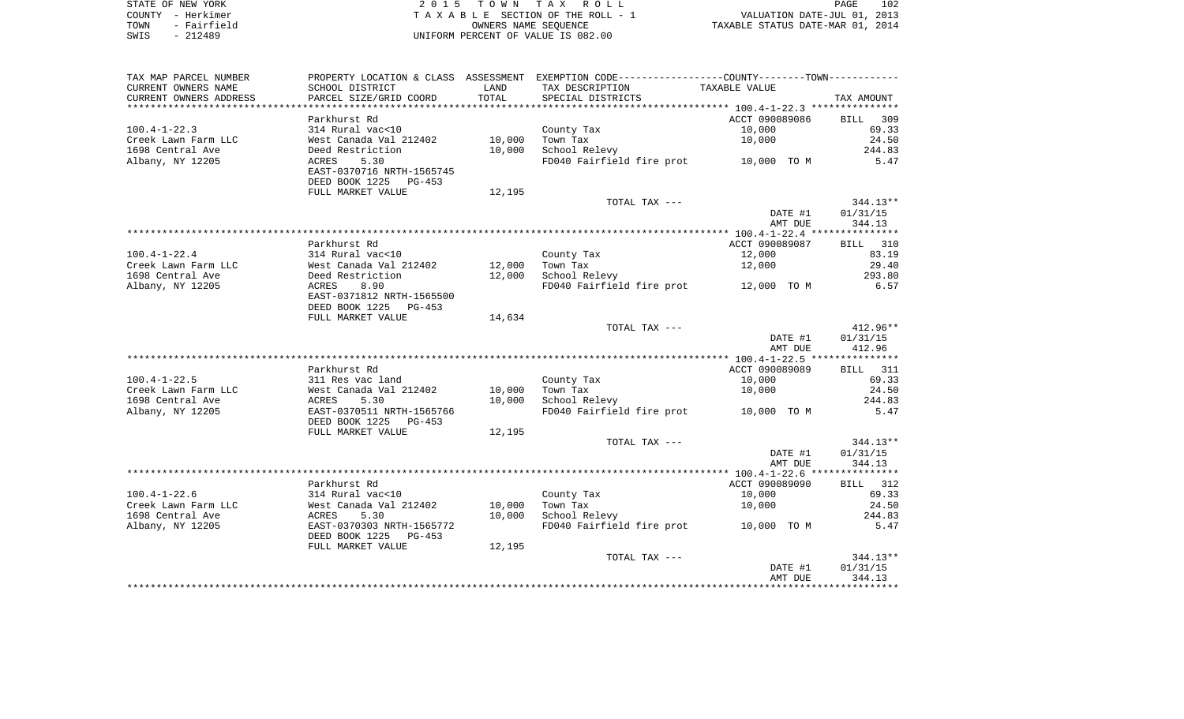STATE OF NEW YORK — COUNTY - Herkimer — TOWN - Fairfield — SWIS - 212489

2015 TOWN TAX ROLL
TAXABLE SECTION OF THE ROLL - 1
OWNERS NAME SEQUENCE
UNIFORM PERCENT OF VALUE IS 082.00

VALUATION DATE-JUL 01, 2013
TAXABLE STATUS DATE-MAR 01, 2014

| TAX MAP PARCEL NUMBER / CURRENT OWNERS NAME / CURRENT OWNERS ADDRESS | PROPERTY LOCATION & CLASS / SCHOOL DISTRICT / PARCEL SIZE/GRID COORD | ASSESSMENT LAND / TOTAL | EXEMPTION CODE / TAX DESCRIPTION / SPECIAL DISTRICTS | TAXABLE VALUE | TAX AMOUNT |
|---|---|---|---|---|---|
| 100.4-1-22.3 | Parkhurst Rd | | | ACCT 090089086 | BILL 309 |
| | 314 Rural vac<10 | | County Tax | 10,000 | 69.33 |
| Creek Lawn Farm LLC | West Canada Val 212402 | 10,000 | Town Tax | 10,000 | 24.50 |
| 1698 Central Ave | Deed Restriction | 10,000 | School Relevy | | 244.83 |
| Albany, NY 12205 | ACRES 5.30 | | FD040 Fairfield fire prot | 10,000 TO M | 5.47 |
| | EAST-0370716 NRTH-1565745 | | | | |
| | DEED BOOK 1225 PG-453 | | | | |
| | FULL MARKET VALUE | 12,195 | | | |
| | | | TOTAL TAX --- | | 344.13** |
| | | | | DATE #1 | 01/31/15 |
| | | | | AMT DUE | 344.13 |
| 100.4-1-22.4 | Parkhurst Rd | | | ACCT 090089087 | BILL 310 |
| | 314 Rural vac<10 | | County Tax | 12,000 | 83.19 |
| Creek Lawn Farm LLC | West Canada Val 212402 | 12,000 | Town Tax | 12,000 | 29.40 |
| 1698 Central Ave | Deed Restriction | 12,000 | School Relevy | | 293.80 |
| Albany, NY 12205 | ACRES 8.90 | | FD040 Fairfield fire prot | 12,000 TO M | 6.57 |
| | EAST-0371812 NRTH-1565500 | | | | |
| | DEED BOOK 1225 PG-453 | | | | |
| | FULL MARKET VALUE | 14,634 | | | |
| | | | TOTAL TAX --- | | 412.96** |
| | | | | DATE #1 | 01/31/15 |
| | | | | AMT DUE | 412.96 |
| 100.4-1-22.5 | Parkhurst Rd | | | ACCT 090089089 | BILL 311 |
| | 311 Res vac land | | County Tax | 10,000 | 69.33 |
| Creek Lawn Farm LLC | West Canada Val 212402 | 10,000 | Town Tax | 10,000 | 24.50 |
| 1698 Central Ave | ACRES 5.30 | 10,000 | School Relevy | | 244.83 |
| Albany, NY 12205 | EAST-0370511 NRTH-1565766 | | FD040 Fairfield fire prot | 10,000 TO M | 5.47 |
| | DEED BOOK 1225 PG-453 | | | | |
| | FULL MARKET VALUE | 12,195 | | | |
| | | | TOTAL TAX --- | | 344.13** |
| | | | | DATE #1 | 01/31/15 |
| | | | | AMT DUE | 344.13 |
| 100.4-1-22.6 | Parkhurst Rd | | | ACCT 090089090 | BILL 312 |
| | 314 Rural vac<10 | | County Tax | 10,000 | 69.33 |
| Creek Lawn Farm LLC | West Canada Val 212402 | 10,000 | Town Tax | 10,000 | 24.50 |
| 1698 Central Ave | ACRES 5.30 | 10,000 | School Relevy | | 244.83 |
| Albany, NY 12205 | EAST-0370303 NRTH-1565772 | | FD040 Fairfield fire prot | 10,000 TO M | 5.47 |
| | DEED BOOK 1225 PG-453 | | | | |
| | FULL MARKET VALUE | 12,195 | | | |
| | | | TOTAL TAX --- | | 344.13** |
| | | | | DATE #1 | 01/31/15 |
| | | | | AMT DUE | 344.13 |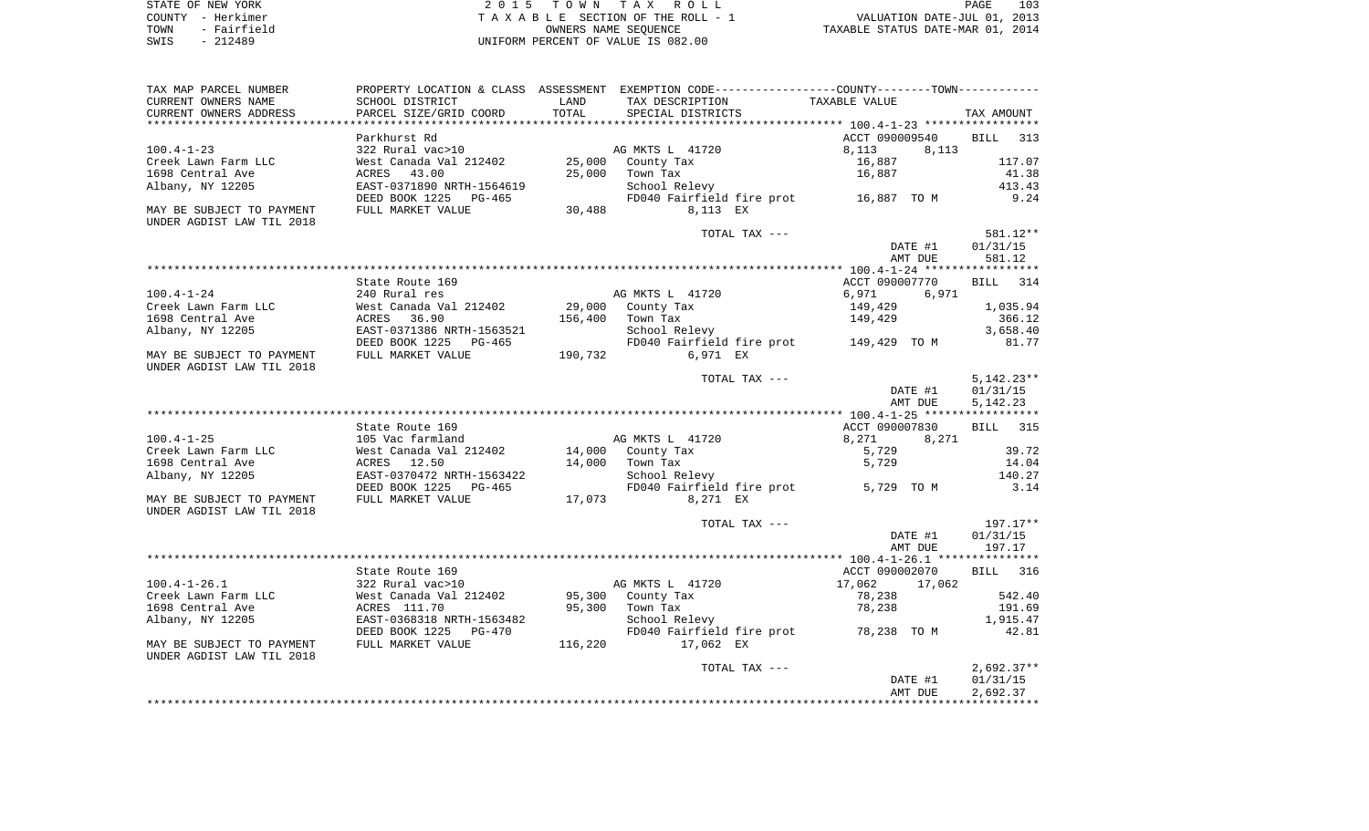STATE OF NEW YORK
COUNTY - Herkimer
TOWN - Fairfield
SWIS - 212489

2 0 1 5   T O W N   T A X   R O L L
T A X A B L E  SECTION OF THE ROLL - 1
OWNERS NAME SEQUENCE
UNIFORM PERCENT OF VALUE IS 082.00

VALUATION DATE-JUL 01, 2013
TAXABLE STATUS DATE-MAR 01, 2014

| TAX MAP PARCEL NUMBER / CURRENT OWNERS NAME / CURRENT OWNERS ADDRESS | PROPERTY LOCATION & CLASS / SCHOOL DISTRICT / PARCEL SIZE/GRID COORD | ASSESSMENT LAND / TOTAL | EXEMPTION CODE / TAX DESCRIPTION / SPECIAL DISTRICTS | COUNTY / TOWN TAXABLE VALUE | TAX AMOUNT |
|---|---|---|---|---|---|
| | Parkhurst Rd | | | ACCT 090009540 | BILL 313 |
| 100.4-1-23 | 322 Rural vac>10 | | AG MKTS L 41720 | 8,113 8,113 | |
| Creek Lawn Farm LLC | West Canada Val 212402 | 25,000 | County Tax | 16,887 | 117.07 |
| 1698 Central Ave | ACRES 43.00 | 25,000 | Town Tax | 16,887 | 41.38 |
| Albany, NY 12205 | EAST-0371890 NRTH-1564619 | | School Relevy | | 413.43 |
| | DEED BOOK 1225 PG-465 | | FD040 Fairfield fire prot | 16,887 TO M | 9.24 |
| MAY BE SUBJECT TO PAYMENT | FULL MARKET VALUE | 30,488 | 8,113 EX | | |
| UNDER AGDIST LAW TIL 2018 | | | | | |
| | | | TOTAL TAX --- | | 581.12** |
| | | | | DATE #1 | 01/31/15 |
| | | | | AMT DUE | 581.12 |
| | State Route 169 | | | ACCT 090007770 | BILL 314 |
| 100.4-1-24 | 240 Rural res | | AG MKTS L 41720 | 6,971 6,971 | |
| Creek Lawn Farm LLC | West Canada Val 212402 | 29,000 | County Tax | 149,429 | 1,035.94 |
| 1698 Central Ave | ACRES 36.90 | 156,400 | Town Tax | 149,429 | 366.12 |
| Albany, NY 12205 | EAST-0371386 NRTH-1563521 | | School Relevy | | 3,658.40 |
| | DEED BOOK 1225 PG-465 | | FD040 Fairfield fire prot | 149,429 TO M | 81.77 |
| MAY BE SUBJECT TO PAYMENT | FULL MARKET VALUE | 190,732 | 6,971 EX | | |
| UNDER AGDIST LAW TIL 2018 | | | | | |
| | | | TOTAL TAX --- | | 5,142.23** |
| | | | | DATE #1 | 01/31/15 |
| | | | | AMT DUE | 5,142.23 |
| | State Route 169 | | | ACCT 090007830 | BILL 315 |
| 100.4-1-25 | 105 Vac farmland | | AG MKTS L 41720 | 8,271 8,271 | |
| Creek Lawn Farm LLC | West Canada Val 212402 | 14,000 | County Tax | 5,729 | 39.72 |
| 1698 Central Ave | ACRES 12.50 | 14,000 | Town Tax | 5,729 | 14.04 |
| Albany, NY 12205 | EAST-0370472 NRTH-1563422 | | School Relevy | | 140.27 |
| | DEED BOOK 1225 PG-465 | | FD040 Fairfield fire prot | 5,729 TO M | 3.14 |
| MAY BE SUBJECT TO PAYMENT | FULL MARKET VALUE | 17,073 | 8,271 EX | | |
| UNDER AGDIST LAW TIL 2018 | | | | | |
| | | | TOTAL TAX --- | | 197.17** |
| | | | | DATE #1 | 01/31/15 |
| | | | | AMT DUE | 197.17 |
| | State Route 169 | | | ACCT 090002070 | BILL 316 |
| 100.4-1-26.1 | 322 Rural vac>10 | | AG MKTS L 41720 | 17,062 17,062 | |
| Creek Lawn Farm LLC | West Canada Val 212402 | 95,300 | County Tax | 78,238 | 542.40 |
| 1698 Central Ave | ACRES 111.70 | 95,300 | Town Tax | 78,238 | 191.69 |
| Albany, NY 12205 | EAST-0368318 NRTH-1563482 | | School Relevy | | 1,915.47 |
| | DEED BOOK 1225 PG-470 | | FD040 Fairfield fire prot | 78,238 TO M | 42.81 |
| MAY BE SUBJECT TO PAYMENT | FULL MARKET VALUE | 116,220 | 17,062 EX | | |
| UNDER AGDIST LAW TIL 2018 | | | | | |
| | | | TOTAL TAX --- | | 2,692.37** |
| | | | | DATE #1 | 01/31/15 |
| | | | | AMT DUE | 2,692.37 |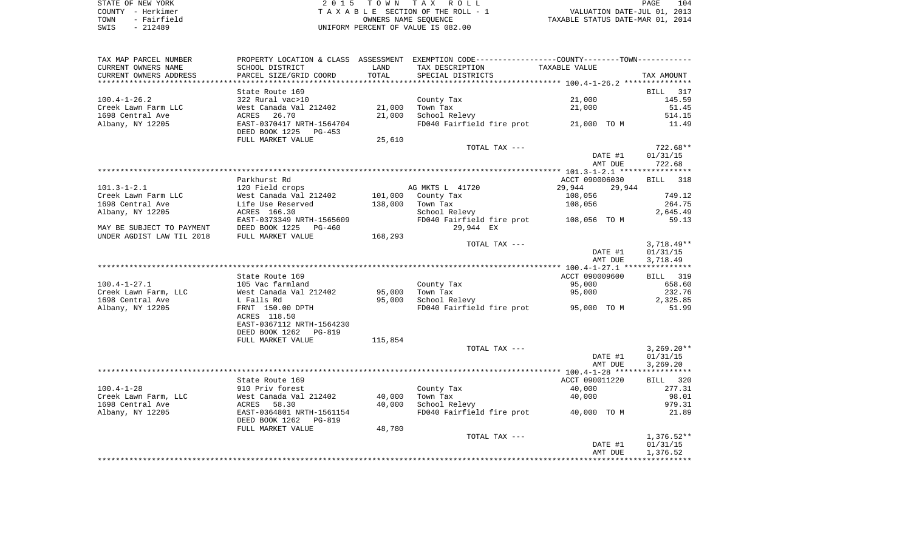STATE OF NEW YORK
COUNTY - Herkimer
TOWN - Fairfield
SWIS - 212489

2 0 1 5 T O W N T A X R O L L
T A X A B L E SECTION OF THE ROLL - 1
OWNERS NAME SEQUENCE
UNIFORM PERCENT OF VALUE IS 082.00

VALUATION DATE-JUL 01, 2013
TAXABLE STATUS DATE-MAR 01, 2014

| TAX MAP PARCEL NUMBER / CURRENT OWNERS NAME / CURRENT OWNERS ADDRESS | PROPERTY LOCATION & CLASS / SCHOOL DISTRICT / PARCEL SIZE/GRID COORD | ASSESSMENT LAND | TOTAL | EXEMPTION CODE / TAX DESCRIPTION / SPECIAL DISTRICTS | TAXABLE VALUE (COUNTY / TOWN) | TAX AMOUNT |
|---|---|---|---|---|---|---|
| 100.4-1-26.2 | State Route 169 | | | | | BILL 317 |
| | 322 Rural vac>10 | | | County Tax | 21,000 | 145.59 |
| Creek Lawn Farm LLC | West Canada Val 212402 | 21,000 | | Town Tax | 21,000 | 51.45 |
| 1698 Central Ave | ACRES 26.70 | | 21,000 | School Relevy | | 514.15 |
| Albany, NY 12205 | EAST-0370417 NRTH-1564704 | | | FD040 Fairfield fire prot | 21,000 TO M | 11.49 |
| | DEED BOOK 1225 PG-453 | | | | | |
| | FULL MARKET VALUE | 25,610 | | | | |
| | | | | TOTAL TAX --- | | 722.68** |
| | | | | | DATE #1 | 01/31/15 |
| | | | | | AMT DUE | 722.68 |
| 101.3-1-2.1 | Parkhurst Rd | | | | ACCT 090006030 | BILL 318 |
| | 120 Field crops | | | AG MKTS L 41720 | 29,944 29,944 | |
| Creek Lawn Farm LLC | West Canada Val 212402 | 101,000 | | County Tax | 108,056 | 749.12 |
| 1698 Central Ave | Life Use Reserved | | 138,000 | Town Tax | 108,056 | 264.75 |
| Albany, NY 12205 | ACRES 166.30 | | | School Relevy | | 2,645.49 |
| | EAST-0373349 NRTH-1565609 | | | FD040 Fairfield fire prot | 108,056 TO M | 59.13 |
| MAY BE SUBJECT TO PAYMENT | DEED BOOK 1225 PG-460 | | | 29,944 EX | | |
| UNDER AGDIST LAW TIL 2018 | FULL MARKET VALUE | 168,293 | | | | |
| | | | | TOTAL TAX --- | | 3,718.49** |
| | | | | | DATE #1 | 01/31/15 |
| | | | | | AMT DUE | 3,718.49 |
| 100.4-1-27.1 | State Route 169 | | | | ACCT 090009600 | BILL 319 |
| | 105 Vac farmland | | | County Tax | 95,000 | 658.60 |
| Creek Lawn Farm, LLC | West Canada Val 212402 | 95,000 | | Town Tax | 95,000 | 232.76 |
| 1698 Central Ave | L Falls Rd | | 95,000 | School Relevy | | 2,325.85 |
| Albany, NY 12205 | FRNT 150.00 DPTH | | | FD040 Fairfield fire prot | 95,000 TO M | 51.99 |
| | ACRES 118.50 | | | | | |
| | EAST-0367112 NRTH-1564230 | | | | | |
| | DEED BOOK 1262 PG-819 | | | | | |
| | FULL MARKET VALUE | 115,854 | | | | |
| | | | | TOTAL TAX --- | | 3,269.20** |
| | | | | | DATE #1 | 01/31/15 |
| | | | | | AMT DUE | 3,269.20 |
| 100.4-1-28 | State Route 169 | | | | ACCT 090011220 | BILL 320 |
| | 910 Priv forest | | | County Tax | 40,000 | 277.31 |
| Creek Lawn Farm, LLC | West Canada Val 212402 | 40,000 | | Town Tax | 40,000 | 98.01 |
| 1698 Central Ave | ACRES 58.30 | | 40,000 | School Relevy | | 979.31 |
| Albany, NY 12205 | EAST-0364801 NRTH-1561154 | | | FD040 Fairfield fire prot | 40,000 TO M | 21.89 |
| | DEED BOOK 1262 PG-819 | | | | | |
| | FULL MARKET VALUE | 48,780 | | | | |
| | | | | TOTAL TAX --- | | 1,376.52** |
| | | | | | DATE #1 | 01/31/15 |
| | | | | | AMT DUE | 1,376.52 |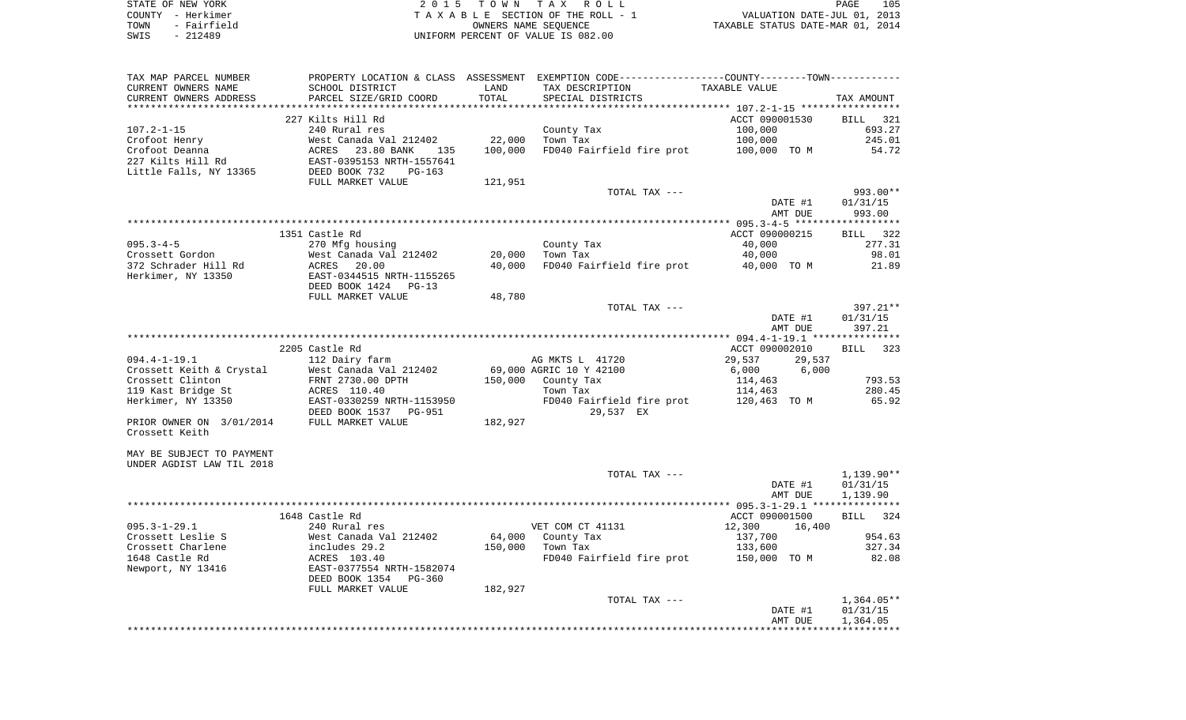STATE OF NEW YORK | 2015 TOWN TAX ROLL
COUNTY - Herkimer | TAXABLE SECTION OF THE ROLL - 1 | VALUATION DATE-JUL 01, 2013
TOWN - Fairfield | OWNERS NAME SEQUENCE | TAXABLE STATUS DATE-MAR 01, 2014
SWIS - 212489 | UNIFORM PERCENT OF VALUE IS 082.00

| TAX MAP PARCEL NUMBER / CURRENT OWNERS NAME / CURRENT OWNERS ADDRESS | PROPERTY LOCATION & CLASS / SCHOOL DISTRICT / PARCEL SIZE/GRID COORD | ASSESSMENT LAND / TOTAL | EXEMPTION CODE / TAX DESCRIPTION / SPECIAL DISTRICTS | COUNTY / TOWN TAXABLE VALUE | TAX AMOUNT |
|---|---|---|---|---|---|
| | 227 Kilts Hill Rd | | | ACCT 090001530 | BILL 321 |
| 107.2-1-15 | 240 Rural res | | County Tax | 100,000 | 693.27 |
| Crofoot Henry | West Canada Val 212402 | 22,000 | Town Tax | 100,000 | 245.01 |
| Crofoot Deanna | ACRES 23.80 BANK 135 | 100,000 | FD040 Fairfield fire prot | 100,000 TO M | 54.72 |
| 227 Kilts Hill Rd | EAST-0395153 NRTH-1557641 | | | | |
| Little Falls, NY 13365 | DEED BOOK 732 PG-163 | | | | |
| | FULL MARKET VALUE | 121,951 | | | |
| | | | TOTAL TAX --- | | 993.00** |
| | | | | DATE #1 | 01/31/15 |
| | | | | AMT DUE | 993.00 |
| | 1351 Castle Rd | | | ACCT 090000215 | BILL 322 |
| 095.3-4-5 | 270 Mfg housing | | County Tax | 40,000 | 277.31 |
| Crossett Gordon | West Canada Val 212402 | 20,000 | Town Tax | 40,000 | 98.01 |
| 372 Schrader Hill Rd | ACRES 20.00 | 40,000 | FD040 Fairfield fire prot | 40,000 TO M | 21.89 |
| Herkimer, NY 13350 | EAST-0344515 NRTH-1155265 | | | | |
| | DEED BOOK 1424 PG-13 | | | | |
| | FULL MARKET VALUE | 48,780 | | | |
| | | | TOTAL TAX --- | | 397.21** |
| | | | | DATE #1 | 01/31/15 |
| | | | | AMT DUE | 397.21 |
| | 2205 Castle Rd | | | ACCT 090002010 | BILL 323 |
| 094.4-1-19.1 | 112 Dairy farm | | AG MKTS L 41720 | 29,537 29,537 | |
| Crossett Keith & Crystal | West Canada Val 212402 | 69,000 | AGRIC 10 Y 42100 | 6,000 6,000 | |
| Crossett Clinton | FRNT 2730.00 DPTH | 150,000 | County Tax | 114,463 | 793.53 |
| 119 Kast Bridge St | ACRES 110.40 | | Town Tax | 114,463 | 280.45 |
| Herkimer, NY 13350 | EAST-0330259 NRTH-1153950 | | FD040 Fairfield fire prot | 120,463 TO M | 65.92 |
| | DEED BOOK 1537 PG-951 | | 29,537 EX | | |
| PRIOR OWNER ON 3/01/2014 | FULL MARKET VALUE | 182,927 | | | |
| Crossett Keith | | | | | |
| MAY BE SUBJECT TO PAYMENT | | | | | |
| UNDER AGDIST LAW TIL 2018 | | | | | |
| | | | TOTAL TAX --- | | 1,139.90** |
| | | | | DATE #1 | 01/31/15 |
| | | | | AMT DUE | 1,139.90 |
| | 1648 Castle Rd | | | ACCT 090001500 | BILL 324 |
| 095.3-1-29.1 | 240 Rural res | | VET COM CT 41131 | 12,300 16,400 | |
| Crossett Leslie S | West Canada Val 212402 | 64,000 | County Tax | 137,700 | 954.63 |
| Crossett Charlene | includes 29.2 | 150,000 | Town Tax | 133,600 | 327.34 |
| 1648 Castle Rd | ACRES 103.40 | | FD040 Fairfield fire prot | 150,000 TO M | 82.08 |
| Newport, NY 13416 | EAST-0377554 NRTH-1582074 | | | | |
| | DEED BOOK 1354 PG-360 | | | | |
| | FULL MARKET VALUE | 182,927 | | | |
| | | | TOTAL TAX --- | | 1,364.05** |
| | | | | DATE #1 | 01/31/15 |
| | | | | AMT DUE | 1,364.05 |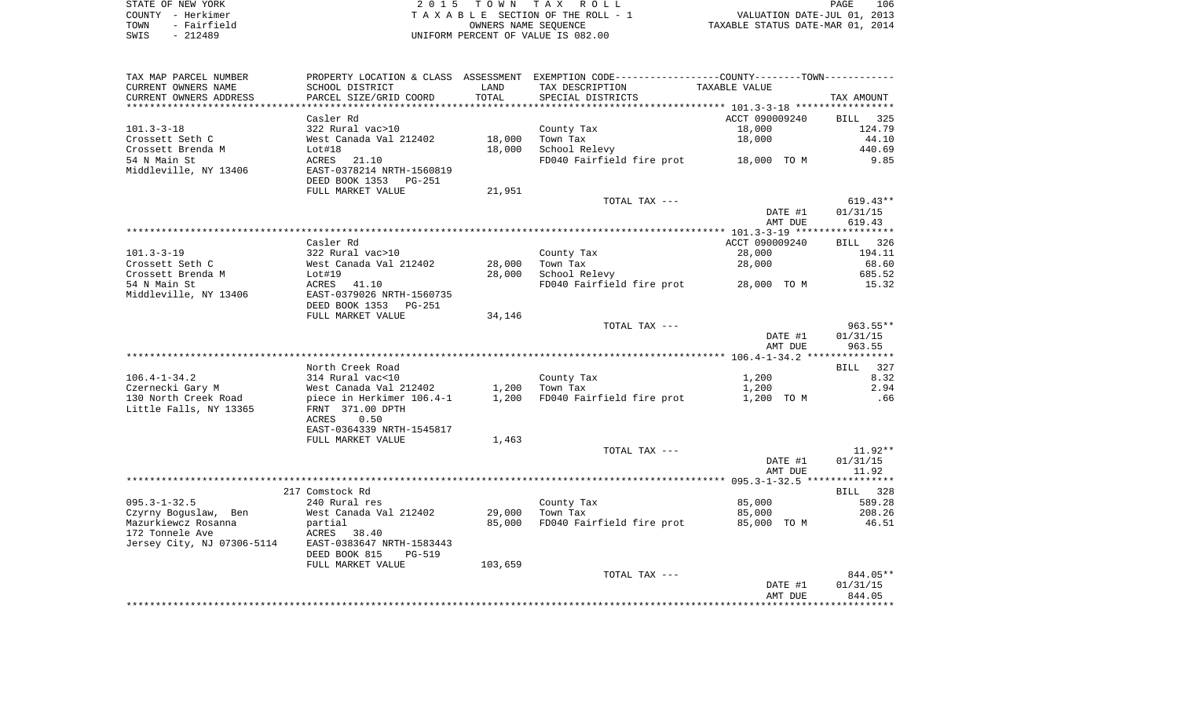STATE OF NEW YORK
COUNTY - Herkimer
TOWN - Fairfield
SWIS - 212489

2015 TOWN TAX ROLL
TAXABLE SECTION OF THE ROLL - 1
OWNERS NAME SEQUENCE
UNIFORM PERCENT OF VALUE IS 082.00

VALUATION DATE-JUL 01, 2013
TAXABLE STATUS DATE-MAR 01, 2014

| TAX MAP PARCEL NUMBER / CURRENT OWNERS NAME / CURRENT OWNERS ADDRESS | PROPERTY LOCATION & CLASS / SCHOOL DISTRICT / PARCEL SIZE/GRID COORD | ASSESSMENT LAND / TOTAL | EXEMPTION CODE / TAX DESCRIPTION / SPECIAL DISTRICTS | TAXABLE VALUE | TAX AMOUNT |
|---|---|---|---|---|---|
| **101.3-3-18** | Casler Rd | | | ACCT 090009240 | BILL 325 |
| 101.3-3-18 | 322 Rural vac>10 | | County Tax | 18,000 | 124.79 |
| Crossett Seth C | West Canada Val 212402 | 18,000 | Town Tax | 18,000 | 44.10 |
| Crossett Brenda M | Lot#18 | 18,000 | School Relevy | | 440.69 |
| 54 N Main St | ACRES 21.10 | | FD040 Fairfield fire prot | 18,000 TO M | 9.85 |
| Middleville, NY 13406 | EAST-0378214 NRTH-1560819 | | | | |
| | DEED BOOK 1353 PG-251 | | | | |
| | FULL MARKET VALUE | 21,951 | | | |
| | | | TOTAL TAX --- | | 619.43** |
| | | | | DATE #1 | 01/31/15 |
| | | | | AMT DUE | 619.43 |
| **101.3-3-19** | Casler Rd | | | ACCT 090009240 | BILL 326 |
| 101.3-3-19 | 322 Rural vac>10 | | County Tax | 28,000 | 194.11 |
| Crossett Seth C | West Canada Val 212402 | 28,000 | Town Tax | 28,000 | 68.60 |
| Crossett Brenda M | Lot#19 | 28,000 | School Relevy | | 685.52 |
| 54 N Main St | ACRES 41.10 | | FD040 Fairfield fire prot | 28,000 TO M | 15.32 |
| Middleville, NY 13406 | EAST-0379026 NRTH-1560735 | | | | |
| | DEED BOOK 1353 PG-251 | | | | |
| | FULL MARKET VALUE | 34,146 | | | |
| | | | TOTAL TAX --- | | 963.55** |
| | | | | DATE #1 | 01/31/15 |
| | | | | AMT DUE | 963.55 |
| **106.4-1-34.2** | North Creek Road | | | | BILL 327 |
| 106.4-1-34.2 | 314 Rural vac<10 | | County Tax | 1,200 | 8.32 |
| Czernecki Gary M | West Canada Val 212402 | 1,200 | Town Tax | 1,200 | 2.94 |
| 130 North Creek Road | piece in Herkimer 106.4-1 | 1,200 | FD040 Fairfield fire prot | 1,200 TO M | .66 |
| Little Falls, NY 13365 | FRNT 371.00 DPTH | | | | |
| | ACRES 0.50 | | | | |
| | EAST-0364339 NRTH-1545817 | | | | |
| | FULL MARKET VALUE | 1,463 | | | |
| | | | TOTAL TAX --- | | 11.92** |
| | | | | DATE #1 | 01/31/15 |
| | | | | AMT DUE | 11.92 |
| **095.3-1-32.5** | 217 Comstock Rd | | | | BILL 328 |
| 095.3-1-32.5 | 240 Rural res | | County Tax | 85,000 | 589.28 |
| Czyrny Boguslaw, Ben | West Canada Val 212402 | 29,000 | Town Tax | 85,000 | 208.26 |
| Mazurkiewcz Rosanna | partial | 85,000 | FD040 Fairfield fire prot | 85,000 TO M | 46.51 |
| 172 Tonnele Ave | ACRES 38.40 | | | | |
| Jersey City, NJ 07306-5114 | EAST-0383647 NRTH-1583443 | | | | |
| | DEED BOOK 815 PG-519 | | | | |
| | FULL MARKET VALUE | 103,659 | | | |
| | | | TOTAL TAX --- | | 844.05** |
| | | | | DATE #1 | 01/31/15 |
| | | | | AMT DUE | 844.05 |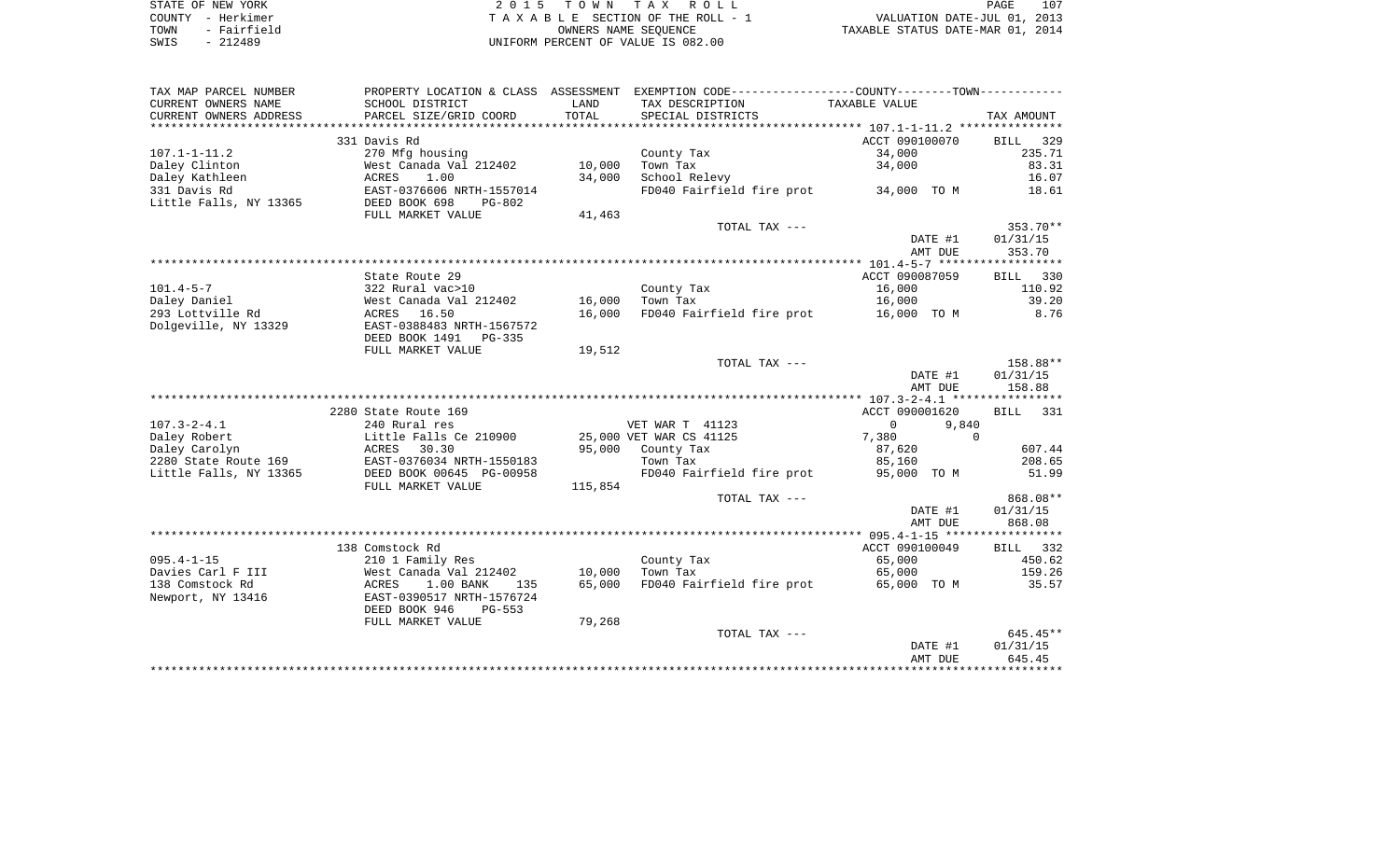STATE OF NEW YORK | 2015 TOWN TAX ROLL
COUNTY - Herkimer | TAXABLE SECTION OF THE ROLL - 1 | VALUATION DATE-JUL 01, 2013
TOWN - Fairfield | OWNERS NAME SEQUENCE | TAXABLE STATUS DATE-MAR 01, 2014
SWIS - 212489 | UNIFORM PERCENT OF VALUE IS 082.00

| TAX MAP PARCEL NUMBER / CURRENT OWNERS NAME / CURRENT OWNERS ADDRESS | PROPERTY LOCATION & CLASS / SCHOOL DISTRICT / PARCEL SIZE/GRID COORD | ASSESSMENT LAND / TOTAL | EXEMPTION CODE / TAX DESCRIPTION / SPECIAL DISTRICTS | COUNTY / TOWN TAXABLE VALUE | TAX AMOUNT |
|---|---|---|---|---|---|
| 107.1-1-11.2 | 331 Davis Rd | | | ACCT 090100070 | BILL 329 |
| Daley Clinton | 270 Mfg housing | | County Tax | 34,000 | 235.71 |
| Daley Kathleen | West Canada Val 212402 | 10,000 | Town Tax | 34,000 | 83.31 |
| 331 Davis Rd | ACRES 1.00 | 34,000 | School Relevy | | 16.07 |
| Little Falls, NY 13365 | EAST-0376606 NRTH-1557014 | | FD040 Fairfield fire prot | 34,000 TO M | 18.61 |
| | DEED BOOK 698 PG-802 | | | | |
| | FULL MARKET VALUE | 41,463 | | | |
| | | | TOTAL TAX --- | | 353.70** |
| | | | | DATE #1 | 01/31/15 |
| | | | | AMT DUE | 353.70 |
| 101.4-5-7 | State Route 29 | | | ACCT 090087059 | BILL 330 |
| Daley Daniel | 322 Rural vac>10 | | County Tax | 16,000 | 110.92 |
| 293 Lottville Rd | West Canada Val 212402 | 16,000 | Town Tax | 16,000 | 39.20 |
| Dolgeville, NY 13329 | ACRES 16.50 | 16,000 | FD040 Fairfield fire prot | 16,000 TO M | 8.76 |
| | EAST-0388483 NRTH-1567572 | | | | |
| | DEED BOOK 1491 PG-335 | | | | |
| | FULL MARKET VALUE | 19,512 | | | |
| | | | TOTAL TAX --- | | 158.88** |
| | | | | DATE #1 | 01/31/15 |
| | | | | AMT DUE | 158.88 |
| 107.3-2-4.1 | 2280 State Route 169 | | | ACCT 090001620 | BILL 331 |
| Daley Robert | 240 Rural res | | VET WAR T 41123 | 0 / 9,840 | |
| Daley Carolyn | Little Falls Ce 210900 | 25,000 | VET WAR CS 41125 | 7,380 / 0 | |
| 2280 State Route 169 | ACRES 30.30 | 95,000 | County Tax | 87,620 | 607.44 |
| Little Falls, NY 13365 | EAST-0376034 NRTH-1550183 | | Town Tax | 85,160 | 208.65 |
| | DEED BOOK 00645 PG-00958 | | FD040 Fairfield fire prot | 95,000 TO M | 51.99 |
| | FULL MARKET VALUE | 115,854 | | | |
| | | | TOTAL TAX --- | | 868.08** |
| | | | | DATE #1 | 01/31/15 |
| | | | | AMT DUE | 868.08 |
| 095.4-1-15 | 138 Comstock Rd | | | ACCT 090100049 | BILL 332 |
| Davies Carl F III | 210 1 Family Res | | County Tax | 65,000 | 450.62 |
| 138 Comstock Rd | West Canada Val 212402 | 10,000 | Town Tax | 65,000 | 159.26 |
| Newport, NY 13416 | ACRES 1.00 BANK 135 | 65,000 | FD040 Fairfield fire prot | 65,000 TO M | 35.57 |
| | EAST-0390517 NRTH-1576724 | | | | |
| | DEED BOOK 946 PG-553 | | | | |
| | FULL MARKET VALUE | 79,268 | | | |
| | | | TOTAL TAX --- | | 645.45** |
| | | | | DATE #1 | 01/31/15 |
| | | | | AMT DUE | 645.45 |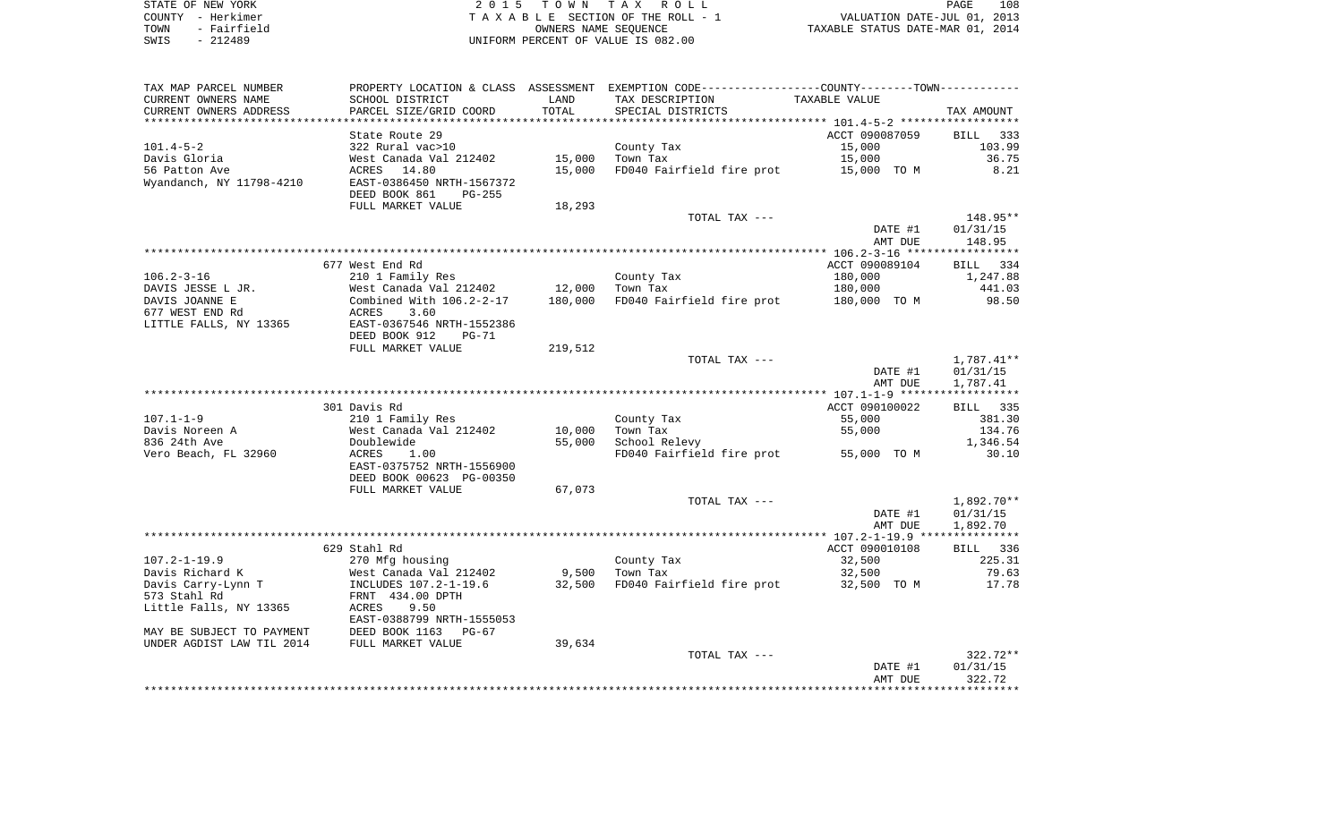STATE OF NEW YORK
COUNTY - Herkimer
TOWN - Fairfield
SWIS - 212489

2 0 1 5 T O W N T A X R O L L
T A X A B L E SECTION OF THE ROLL - 1
OWNERS NAME SEQUENCE
UNIFORM PERCENT OF VALUE IS 082.00

VALUATION DATE-JUL 01, 2013
TAXABLE STATUS DATE-MAR 01, 2014

| TAX MAP PARCEL NUMBER<br>CURRENT OWNERS NAME<br>CURRENT OWNERS ADDRESS | PROPERTY LOCATION & CLASS<br>SCHOOL DISTRICT<br>PARCEL SIZE/GRID COORD | ASSESSMENT<br>LAND<br>TOTAL | EXEMPTION CODE<br>TAX DESCRIPTION<br>SPECIAL DISTRICTS | COUNTY--------TOWN<br>TAXABLE VALUE | TAX AMOUNT |
|---|---|---|---|---|---|
| | State Route 29 | | | ACCT 090087059 | BILL 333 |
| 101.4-5-2 | 322 Rural vac>10 | | County Tax | 15,000 | 103.99 |
| Davis Gloria | West Canada Val 212402 | 15,000 | Town Tax | 15,000 | 36.75 |
| 56 Patton Ave | ACRES 14.80 | 15,000 | FD040 Fairfield fire prot | 15,000 TO M | 8.21 |
| Wyandanch, NY 11798-4210 | EAST-0386450 NRTH-1567372 | | | | |
| | DEED BOOK 861 PG-255 | | | | |
| | FULL MARKET VALUE | 18,293 | | | |
| | | | TOTAL TAX --- | | 148.95** |
| | | | | DATE #1 | 01/31/15 |
| | | | | AMT DUE | 148.95 |
| | 677 West End Rd | | | ACCT 090089104 | BILL 334 |
| 106.2-3-16 | 210 1 Family Res | | County Tax | 180,000 | 1,247.88 |
| DAVIS JESSE L JR. | West Canada Val 212402 | 12,000 | Town Tax | 180,000 | 441.03 |
| DAVIS JOANNE E | Combined With 106.2-2-17 | 180,000 | FD040 Fairfield fire prot | 180,000 TO M | 98.50 |
| 677 WEST END Rd | ACRES 3.60 | | | | |
| LITTLE FALLS, NY 13365 | EAST-0367546 NRTH-1552386 | | | | |
| | DEED BOOK 912 PG-71 | | | | |
| | FULL MARKET VALUE | 219,512 | | | |
| | | | TOTAL TAX --- | | 1,787.41** |
| | | | | DATE #1 | 01/31/15 |
| | | | | AMT DUE | 1,787.41 |
| | 301 Davis Rd | | | ACCT 090100022 | BILL 335 |
| 107.1-1-9 | 210 1 Family Res | | County Tax | 55,000 | 381.30 |
| Davis Noreen A | West Canada Val 212402 | 10,000 | Town Tax | 55,000 | 134.76 |
| 836 24th Ave | Doublewide | 55,000 | School Relevy | | 1,346.54 |
| Vero Beach, FL 32960 | ACRES 1.00 | | FD040 Fairfield fire prot | 55,000 TO M | 30.10 |
| | EAST-0375752 NRTH-1556900 | | | | |
| | DEED BOOK 00623 PG-00350 | | | | |
| | FULL MARKET VALUE | 67,073 | | | |
| | | | TOTAL TAX --- | | 1,892.70** |
| | | | | DATE #1 | 01/31/15 |
| | | | | AMT DUE | 1,892.70 |
| | 629 Stahl Rd | | | ACCT 090010108 | BILL 336 |
| 107.2-1-19.9 | 270 Mfg housing | | County Tax | 32,500 | 225.31 |
| Davis Richard K | West Canada Val 212402 | 9,500 | Town Tax | 32,500 | 79.63 |
| Davis Carry-Lynn T | INCLUDES 107.2-1-19.6 | 32,500 | FD040 Fairfield fire prot | 32,500 TO M | 17.78 |
| 573 Stahl Rd | FRNT 434.00 DPTH | | | | |
| Little Falls, NY 13365 | ACRES 9.50 | | | | |
| | EAST-0388799 NRTH-1555053 | | | | |
| MAY BE SUBJECT TO PAYMENT | DEED BOOK 1163 PG-67 | | | | |
| UNDER AGDIST LAW TIL 2014 | FULL MARKET VALUE | 39,634 | | | |
| | | | TOTAL TAX --- | | 322.72** |
| | | | | DATE #1 | 01/31/15 |
| | | | | AMT DUE | 322.72 |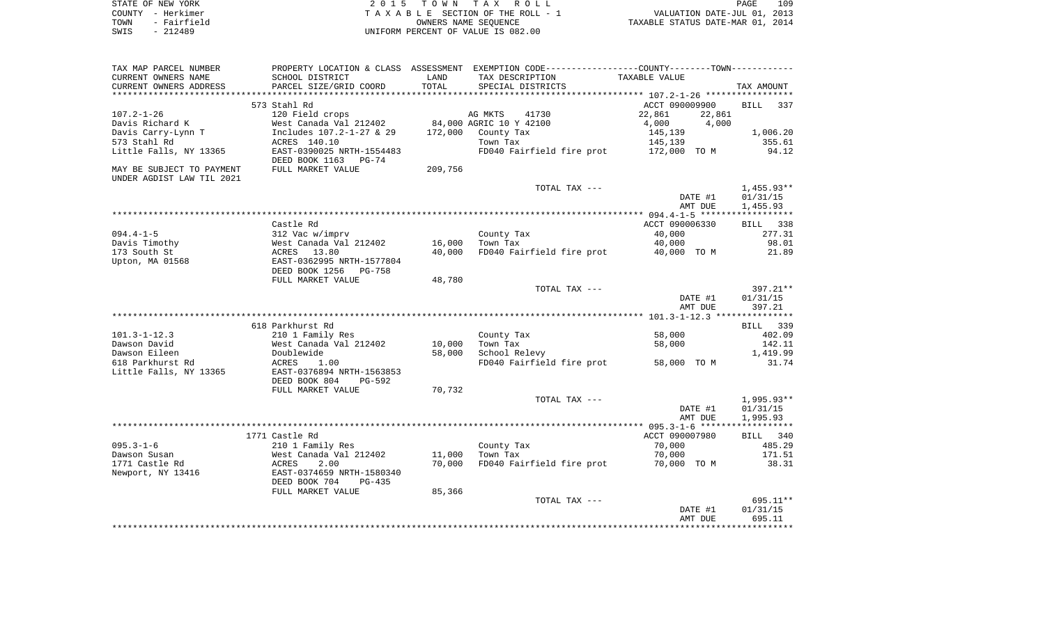STATE OF NEW YORK  
COUNTY - Herkimer  
TOWN - Fairfield  
SWIS - 212489

2 0 1 5 T O W N T A X R O L L  
T A X A B L E SECTION OF THE ROLL - 1  
OWNERS NAME SEQUENCE  
UNIFORM PERCENT OF VALUE IS 082.00

VALUATION DATE-JUL 01, 2013  
TAXABLE STATUS DATE-MAR 01, 2014

| TAX MAP PARCEL NUMBER<br>CURRENT OWNERS NAME<br>CURRENT OWNERS ADDRESS | PROPERTY LOCATION & CLASS<br>SCHOOL DISTRICT<br>PARCEL SIZE/GRID COORD | ASSESSMENT<br>LAND<br>TOTAL | EXEMPTION CODE-----COUNTY-----TOWN-----<br>TAX DESCRIPTION<br>SPECIAL DISTRICTS | TAXABLE VALUE | TAX AMOUNT |
|---|---|---|---|---|---|
| | 573 Stahl Rd | | | ACCT 090009900 | BILL 337 |
| 107.2-1-26 | 120 Field crops | | AG MKTS 41730 | 22,861 22,861 | |
| Davis Richard K | West Canada Val 212402 | 84,000 | AGRIC 10 Y 42100 | 4,000 4,000 | |
| Davis Carry-Lynn T | Includes 107.2-1-27 & 29 | 172,000 | County Tax | 145,139 | 1,006.20 |
| 573 Stahl Rd | ACRES 140.10 | | Town Tax | 145,139 | 355.61 |
| Little Falls, NY 13365 | EAST-0390025 NRTH-1554483 | | FD040 Fairfield fire prot | 172,000 TO M | 94.12 |
| | DEED BOOK 1163 PG-74 | | | | |
| MAY BE SUBJECT TO PAYMENT | FULL MARKET VALUE | 209,756 | | | |
| UNDER AGDIST LAW TIL 2021 | | | | | |
| | | | TOTAL TAX --- | | 1,455.93** |
| | | | | DATE #1 | 01/31/15 |
| | | | | AMT DUE | 1,455.93 |
| | Castle Rd | | | ACCT 090006330 | BILL 338 |
| 094.4-1-5 | 312 Vac w/imprv | | County Tax | 40,000 | 277.31 |
| Davis Timothy | West Canada Val 212402 | 16,000 | Town Tax | 40,000 | 98.01 |
| 173 South St | ACRES 13.80 | 40,000 | FD040 Fairfield fire prot | 40,000 TO M | 21.89 |
| Upton, MA 01568 | EAST-0362995 NRTH-1577804 | | | | |
| | DEED BOOK 1256 PG-758 | | | | |
| | FULL MARKET VALUE | 48,780 | | | |
| | | | TOTAL TAX --- | | 397.21** |
| | | | | DATE #1 | 01/31/15 |
| | | | | AMT DUE | 397.21 |
| | 618 Parkhurst Rd | | | | BILL 339 |
| 101.3-1-12.3 | 210 1 Family Res | | County Tax | 58,000 | 402.09 |
| Dawson David | West Canada Val 212402 | 10,000 | Town Tax | 58,000 | 142.11 |
| Dawson Eileen | Doublewide | 58,000 | School Relevy | | 1,419.99 |
| 618 Parkhurst Rd | ACRES 1.00 | | FD040 Fairfield fire prot | 58,000 TO M | 31.74 |
| Little Falls, NY 13365 | EAST-0376894 NRTH-1563853 | | | | |
| | DEED BOOK 804 PG-592 | | | | |
| | FULL MARKET VALUE | 70,732 | | | |
| | | | TOTAL TAX --- | | 1,995.93** |
| | | | | DATE #1 | 01/31/15 |
| | | | | AMT DUE | 1,995.93 |
| | 1771 Castle Rd | | | ACCT 090007980 | BILL 340 |
| 095.3-1-6 | 210 1 Family Res | | County Tax | 70,000 | 485.29 |
| Dawson Susan | West Canada Val 212402 | 11,000 | Town Tax | 70,000 | 171.51 |
| 1771 Castle Rd | ACRES 2.00 | 70,000 | FD040 Fairfield fire prot | 70,000 TO M | 38.31 |
| Newport, NY 13416 | EAST-0374659 NRTH-1580340 | | | | |
| | DEED BOOK 704 PG-435 | | | | |
| | FULL MARKET VALUE | 85,366 | | | |
| | | | TOTAL TAX --- | | 695.11** |
| | | | | DATE #1 | 01/31/15 |
| | | | | AMT DUE | 695.11 |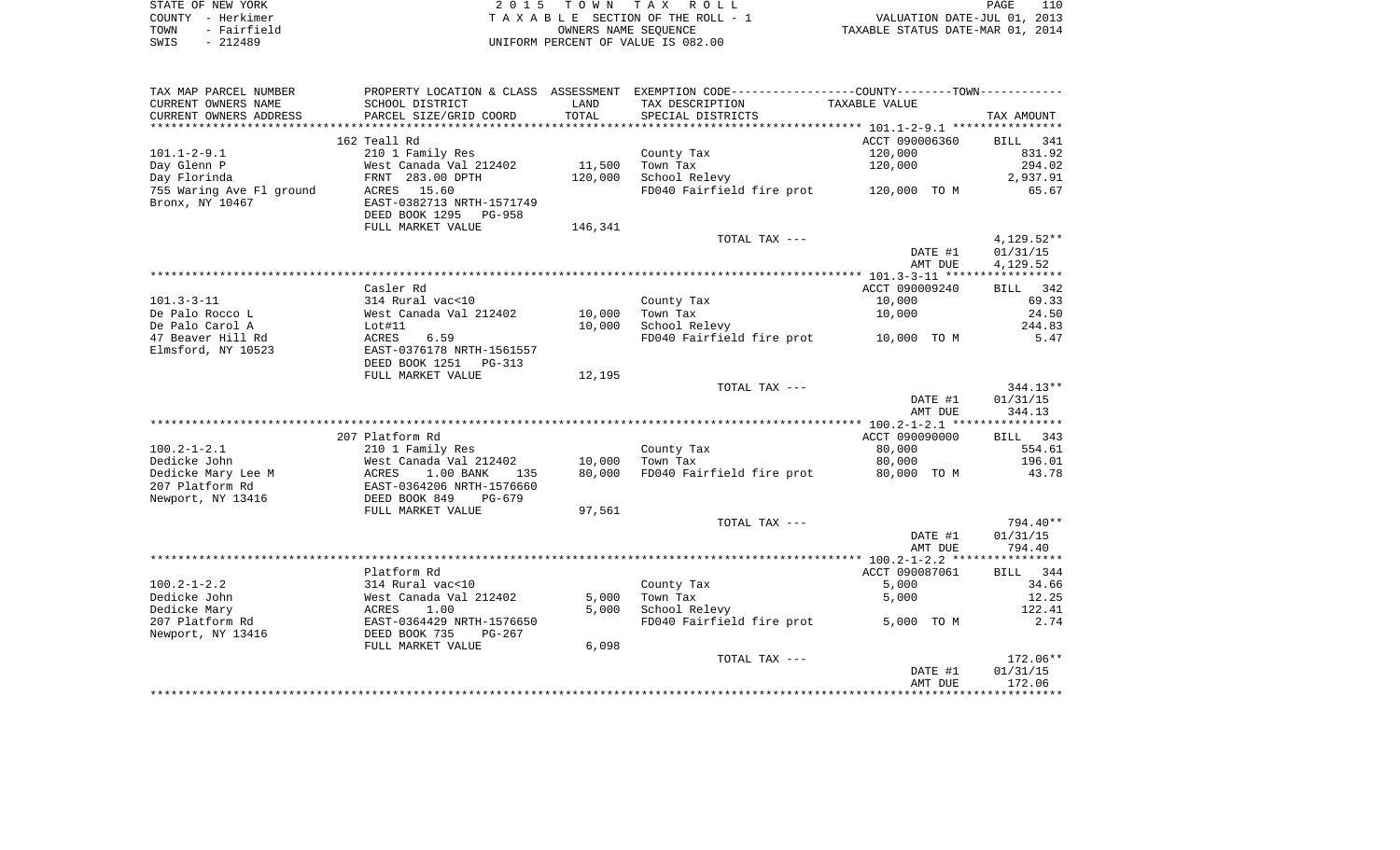STATE OF NEW YORK
COUNTY - Herkimer
TOWN - Fairfield
SWIS - 212489

# 2015 TOWN TAX ROLL

TAXABLE SECTION OF THE ROLL - 1
OWNERS NAME SEQUENCE
UNIFORM PERCENT OF VALUE IS 082.00

VALUATION DATE-JUL 01, 2013
TAXABLE STATUS DATE-MAR 01, 2014

| TAX MAP PARCEL NUMBER / CURRENT OWNERS NAME / CURRENT OWNERS ADDRESS | PROPERTY LOCATION & CLASS / SCHOOL DISTRICT / PARCEL SIZE/GRID COORD | ASSESSMENT LAND / TOTAL | EXEMPTION CODE / TAX DESCRIPTION / SPECIAL DISTRICTS | TAXABLE VALUE (COUNTY--------TOWN) | TAX AMOUNT |
|---|---|---|---|---|---|
| | 162 Teall Rd | | | ACCT 090006360 | BILL 341 |
| 101.1-2-9.1 | 210 1 Family Res | | County Tax | 120,000 | 831.92 |
| Day Glenn P | West Canada Val 212402 | 11,500 | Town Tax | 120,000 | 294.02 |
| Day Florinda | FRNT 283.00 DPTH | 120,000 | School Relevy | | 2,937.91 |
| 755 Waring Ave Fl ground | ACRES 15.60 | | FD040 Fairfield fire prot | 120,000 TO M | 65.67 |
| Bronx, NY 10467 | EAST-0382713 NRTH-1571749 | | | | |
| | DEED BOOK 1295 PG-958 | | | | |
| | FULL MARKET VALUE | 146,341 | | | |
| | | | TOTAL TAX --- | | 4,129.52** |
| | | | | DATE #1 | 01/31/15 |
| | | | | AMT DUE | 4,129.52 |
| | Casler Rd | | | ACCT 090009240 | BILL 342 |
| 101.3-3-11 | 314 Rural vac<10 | | County Tax | 10,000 | 69.33 |
| De Palo Rocco L | West Canada Val 212402 | 10,000 | Town Tax | 10,000 | 24.50 |
| De Palo Carol A | Lot#11 | 10,000 | School Relevy | | 244.83 |
| 47 Beaver Hill Rd | ACRES 6.59 | | FD040 Fairfield fire prot | 10,000 TO M | 5.47 |
| Elmsford, NY 10523 | EAST-0376178 NRTH-1561557 | | | | |
| | DEED BOOK 1251 PG-313 | | | | |
| | FULL MARKET VALUE | 12,195 | | | |
| | | | TOTAL TAX --- | | 344.13** |
| | | | | DATE #1 | 01/31/15 |
| | | | | AMT DUE | 344.13 |
| | 207 Platform Rd | | | ACCT 090090000 | BILL 343 |
| 100.2-1-2.1 | 210 1 Family Res | | County Tax | 80,000 | 554.61 |
| Dedicke John | West Canada Val 212402 | 10,000 | Town Tax | 80,000 | 196.01 |
| Dedicke Mary Lee M | ACRES 1.00 BANK 135 | 80,000 | FD040 Fairfield fire prot | 80,000 TO M | 43.78 |
| 207 Platform Rd | EAST-0364206 NRTH-1576660 | | | | |
| Newport, NY 13416 | DEED BOOK 849 PG-679 | | | | |
| | FULL MARKET VALUE | 97,561 | | | |
| | | | TOTAL TAX --- | | 794.40** |
| | | | | DATE #1 | 01/31/15 |
| | | | | AMT DUE | 794.40 |
| | Platform Rd | | | ACCT 090087061 | BILL 344 |
| 100.2-1-2.2 | 314 Rural vac<10 | | County Tax | 5,000 | 34.66 |
| Dedicke John | West Canada Val 212402 | 5,000 | Town Tax | 5,000 | 12.25 |
| Dedicke Mary | ACRES 1.00 | 5,000 | School Relevy | | 122.41 |
| 207 Platform Rd | EAST-0364429 NRTH-1576650 | | FD040 Fairfield fire prot | 5,000 TO M | 2.74 |
| Newport, NY 13416 | DEED BOOK 735 PG-267 | | | | |
| | FULL MARKET VALUE | 6,098 | | | |
| | | | TOTAL TAX --- | | 172.06** |
| | | | | DATE #1 | 01/31/15 |
| | | | | AMT DUE | 172.06 |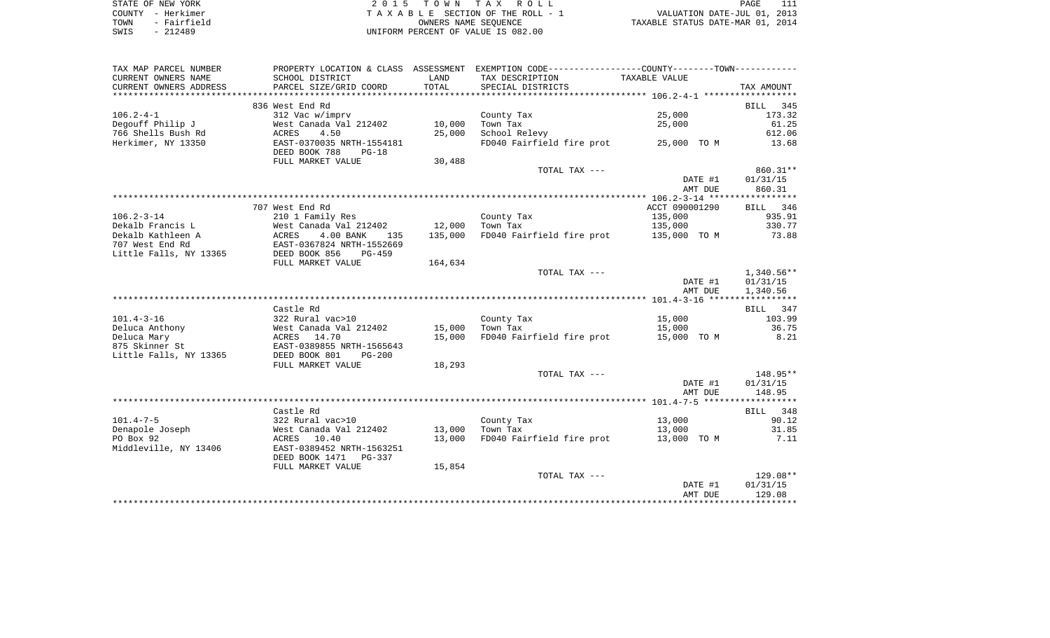STATE OF NEW YORK
COUNTY - Herkimer
TOWN - Fairfield
SWIS - 212489

2 0 1 5 T O W N T A X R O L L
T A X A B L E SECTION OF THE ROLL - 1
OWNERS NAME SEQUENCE
UNIFORM PERCENT OF VALUE IS 082.00

VALUATION DATE-JUL 01, 2013
TAXABLE STATUS DATE-MAR 01, 2014

| TAX MAP PARCEL NUMBER / CURRENT OWNERS NAME / CURRENT OWNERS ADDRESS | PROPERTY LOCATION & CLASS / SCHOOL DISTRICT / PARCEL SIZE/GRID COORD | ASSESSMENT LAND | TOTAL | EXEMPTION CODE / TAX DESCRIPTION / SPECIAL DISTRICTS | COUNTY/TOWN TAXABLE VALUE | TAX AMOUNT |
|---|---|---|---|---|---|---|
| | 836 West End Rd | | | | | BILL 345 |
| 106.2-4-1 | 312 Vac w/imprv | | | County Tax | 25,000 | 173.32 |
| Degouff Philip J | West Canada Val 212402 | 10,000 | | Town Tax | 25,000 | 61.25 |
| 766 Shells Bush Rd | ACRES 4.50 | | 25,000 | School Relevy | | 612.06 |
| Herkimer, NY 13350 | EAST-0370035 NRTH-1554181 | | | FD040 Fairfield fire prot | 25,000 TO M | 13.68 |
| | DEED BOOK 788 PG-18 | | | | | |
| | FULL MARKET VALUE | 30,488 | | | | |
| | | | | TOTAL TAX --- | | 860.31** |
| | | | | | DATE #1 | 01/31/15 |
| | | | | | AMT DUE | 860.31 |
| | 707 West End Rd | | | | ACCT 090001290 | BILL 346 |
| 106.2-3-14 | 210 1 Family Res | | | County Tax | 135,000 | 935.91 |
| Dekalb Francis L | West Canada Val 212402 | 12,000 | | Town Tax | 135,000 | 330.77 |
| Dekalb Kathleen A | ACRES 4.00 BANK 135 | | 135,000 | FD040 Fairfield fire prot | 135,000 TO M | 73.88 |
| 707 West End Rd | EAST-0367824 NRTH-1552669 | | | | | |
| Little Falls, NY 13365 | DEED BOOK 856 PG-459 | | | | | |
| | FULL MARKET VALUE | 164,634 | | | | |
| | | | | TOTAL TAX --- | | 1,340.56** |
| | | | | | DATE #1 | 01/31/15 |
| | | | | | AMT DUE | 1,340.56 |
| | Castle Rd | | | | | BILL 347 |
| 101.4-3-16 | 322 Rural vac>10 | | | County Tax | 15,000 | 103.99 |
| Deluca Anthony | West Canada Val 212402 | 15,000 | | Town Tax | 15,000 | 36.75 |
| Deluca Mary | ACRES 14.70 | | 15,000 | FD040 Fairfield fire prot | 15,000 TO M | 8.21 |
| 875 Skinner St | EAST-0389855 NRTH-1565643 | | | | | |
| Little Falls, NY 13365 | DEED BOOK 801 PG-200 | | | | | |
| | FULL MARKET VALUE | 18,293 | | | | |
| | | | | TOTAL TAX --- | | 148.95** |
| | | | | | DATE #1 | 01/31/15 |
| | | | | | AMT DUE | 148.95 |
| | Castle Rd | | | | | BILL 348 |
| 101.4-7-5 | 322 Rural vac>10 | | | County Tax | 13,000 | 90.12 |
| Denapole Joseph | West Canada Val 212402 | 13,000 | | Town Tax | 13,000 | 31.85 |
| PO Box 92 | ACRES 10.40 | | 13,000 | FD040 Fairfield fire prot | 13,000 TO M | 7.11 |
| Middleville, NY 13406 | EAST-0389452 NRTH-1563251 | | | | | |
| | DEED BOOK 1471 PG-337 | | | | | |
| | FULL MARKET VALUE | 15,854 | | | | |
| | | | | TOTAL TAX --- | | 129.08** |
| | | | | | DATE #1 | 01/31/15 |
| | | | | | AMT DUE | 129.08 |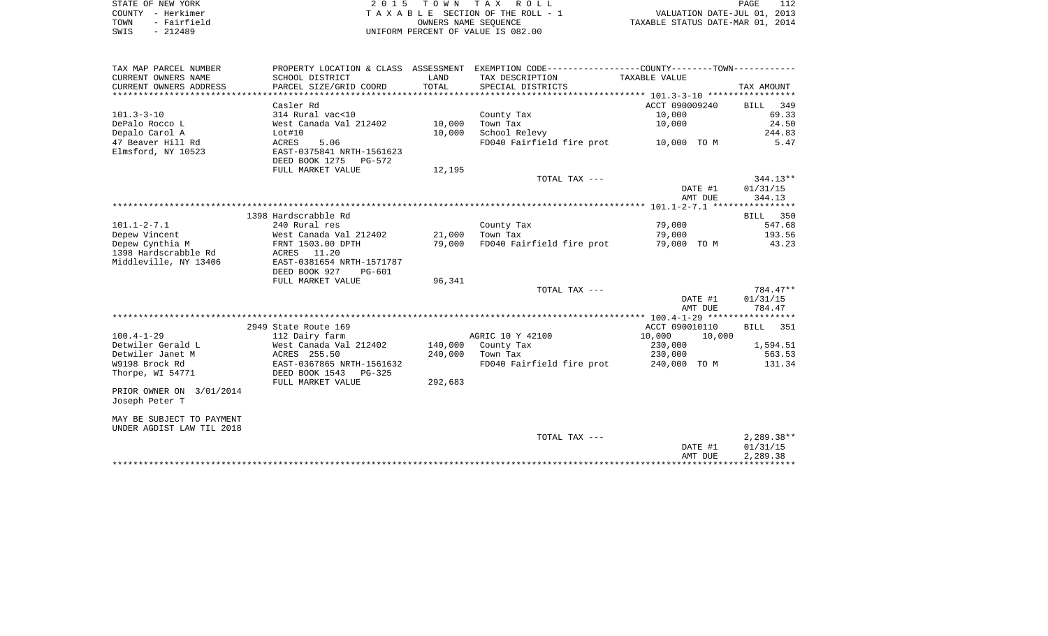STATE OF NEW YORK
COUNTY - Herkimer
TOWN - Fairfield
SWIS - 212489

2 0 1 5 T O W N T A X R O L L
T A X A B L E SECTION OF THE ROLL - 1
OWNERS NAME SEQUENCE
UNIFORM PERCENT OF VALUE IS 082.00

VALUATION DATE-JUL 01, 2013
TAXABLE STATUS DATE-MAR 01, 2014

| TAX MAP PARCEL NUMBER / CURRENT OWNERS NAME / CURRENT OWNERS ADDRESS | PROPERTY LOCATION & CLASS / SCHOOL DISTRICT / PARCEL SIZE/GRID COORD | ASSESSMENT LAND / TOTAL | EXEMPTION CODE / TAX DESCRIPTION / SPECIAL DISTRICTS | COUNTY--------TOWN TAXABLE VALUE | TAX AMOUNT |
|---|---|---|---|---|---|
| **101.3-3-10** | Casler Rd | | | ACCT 090009240 | BILL 349 |
| 101.3-3-10 | 314 Rural vac<10 | | County Tax | 10,000 | 69.33 |
| DePalo Rocco L | West Canada Val 212402 | 10,000 | Town Tax | 10,000 | 24.50 |
| Depalo Carol A | Lot#10 | 10,000 | School Relevy | | 244.83 |
| 47 Beaver Hill Rd | ACRES 5.06 | | FD040 Fairfield fire prot | 10,000 TO M | 5.47 |
| Elmsford, NY 10523 | EAST-0375841 NRTH-1561623 | | | | |
| | DEED BOOK 1275 PG-572 | | | | |
| | FULL MARKET VALUE | 12,195 | | | |
| | | | TOTAL TAX --- | | 344.13** |
| | | | | DATE #1 | 01/31/15 |
| | | | | AMT DUE | 344.13 |
| **101.1-2-7.1** | 1398 Hardscrabble Rd | | | | BILL 350 |
| 101.1-2-7.1 | 240 Rural res | | County Tax | 79,000 | 547.68 |
| Depew Vincent | West Canada Val 212402 | 21,000 | Town Tax | 79,000 | 193.56 |
| Depew Cynthia M | FRNT 1503.00 DPTH | 79,000 | FD040 Fairfield fire prot | 79,000 TO M | 43.23 |
| 1398 Hardscrabble Rd | ACRES 11.20 | | | | |
| Middleville, NY 13406 | EAST-0381654 NRTH-1571787 | | | | |
| | DEED BOOK 927 PG-601 | | | | |
| | FULL MARKET VALUE | 96,341 | | | |
| | | | TOTAL TAX --- | | 784.47** |
| | | | | DATE #1 | 01/31/15 |
| | | | | AMT DUE | 784.47 |
| **100.4-1-29** | 2949 State Route 169 | | | ACCT 090010110 | BILL 351 |
| 100.4-1-29 | 112 Dairy farm | | AGRIC 10 Y 42100 | 10,000 10,000 | |
| Detwiler Gerald L | West Canada Val 212402 | 140,000 | County Tax | 230,000 | 1,594.51 |
| Detwiler Janet M | ACRES 255.50 | 240,000 | Town Tax | 230,000 | 563.53 |
| W9198 Brock Rd | EAST-0367865 NRTH-1561632 | | FD040 Fairfield fire prot | 240,000 TO M | 131.34 |
| Thorpe, WI 54771 | DEED BOOK 1543 PG-325 | | | | |
| | FULL MARKET VALUE | 292,683 | | | |
| PRIOR OWNER ON 3/01/2014 | | | | | |
| Joseph Peter T | | | | | |
| MAY BE SUBJECT TO PAYMENT | | | | | |
| UNDER AGDIST LAW TIL 2018 | | | | | |
| | | | TOTAL TAX --- | | 2,289.38** |
| | | | | DATE #1 | 01/31/15 |
| | | | | AMT DUE | 2,289.38 |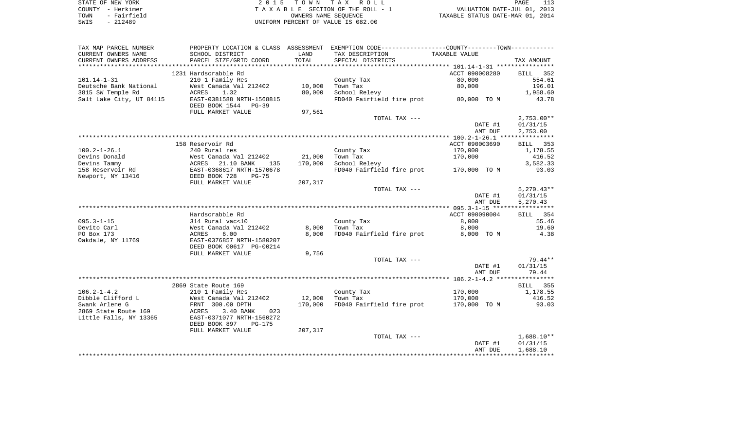STATE OF NEW YORK
COUNTY - Herkimer
TOWN - Fairfield
SWIS - 212489

2 0 1 5 T O W N T A X R O L L
T A X A B L E SECTION OF THE ROLL - 1
OWNERS NAME SEQUENCE
UNIFORM PERCENT OF VALUE IS 082.00

VALUATION DATE-JUL 01, 2013
TAXABLE STATUS DATE-MAR 01, 2014

| TAX MAP PARCEL NUMBER / CURRENT OWNERS NAME / CURRENT OWNERS ADDRESS | PROPERTY LOCATION & CLASS / SCHOOL DISTRICT / PARCEL SIZE/GRID COORD | ASSESSMENT LAND / TOTAL | EXEMPTION CODE / TAX DESCRIPTION / SPECIAL DISTRICTS | COUNTY--------TOWN / TAXABLE VALUE | TAX AMOUNT |
|---|---|---|---|---|---|
| | 1231 Hardscrabble Rd | | | ACCT 090008280 | BILL 352 |
| 101.14-1-31 | 210 1 Family Res | | County Tax | 80,000 | 554.61 |
| Deutsche Bank National | West Canada Val 212402 | 10,000 | Town Tax | 80,000 | 196.01 |
| 3815 SW Temple Rd | ACRES 1.32 | 80,000 | School Relevy | | 1,958.60 |
| Salt Lake City, UT 84115 | EAST-0381588 NRTH-1568815 | | FD040 Fairfield fire prot | 80,000 TO M | 43.78 |
| | DEED BOOK 1544 PG-39 | | | | |
| | FULL MARKET VALUE | 97,561 | | | |
| | | | TOTAL TAX --- | | 2,753.00** |
| | | | | DATE #1 | 01/31/15 |
| | | | | AMT DUE | 2,753.00 |
| | 158 Reservoir Rd | | | ACCT 090003690 | BILL 353 |
| 100.2-1-26.1 | 240 Rural res | | County Tax | 170,000 | 1,178.55 |
| Devins Donald | West Canada Val 212402 | 21,000 | Town Tax | 170,000 | 416.52 |
| Devins Tammy | ACRES 21.10 BANK 135 | 170,000 | School Relevy | | 3,582.33 |
| 158 Reservoir Rd | EAST-0368617 NRTH-1570678 | | FD040 Fairfield fire prot | 170,000 TO M | 93.03 |
| Newport, NY 13416 | DEED BOOK 728 PG-75 | | | | |
| | FULL MARKET VALUE | 207,317 | | | |
| | | | TOTAL TAX --- | | 5,270.43** |
| | | | | DATE #1 | 01/31/15 |
| | | | | AMT DUE | 5,270.43 |
| | Hardscrabble Rd | | | ACCT 090090004 | BILL 354 |
| 095.3-1-15 | 314 Rural vac<10 | | County Tax | 8,000 | 55.46 |
| Devito Carl | West Canada Val 212402 | 8,000 | Town Tax | 8,000 | 19.60 |
| PO Box 173 | ACRES 6.00 | 8,000 | FD040 Fairfield fire prot | 8,000 TO M | 4.38 |
| Oakdale, NY 11769 | EAST-0376857 NRTH-1580207 | | | | |
| | DEED BOOK 00617 PG-00214 | | | | |
| | FULL MARKET VALUE | 9,756 | | | |
| | | | TOTAL TAX --- | | 79.44** |
| | | | | DATE #1 | 01/31/15 |
| | | | | AMT DUE | 79.44 |
| | 2869 State Route 169 | | | | BILL 355 |
| 106.2-1-4.2 | 210 1 Family Res | | County Tax | 170,000 | 1,178.55 |
| Dibble Clifford L | West Canada Val 212402 | 12,000 | Town Tax | 170,000 | 416.52 |
| Swank Arlene G | FRNT 300.00 DPTH | 170,000 | FD040 Fairfield fire prot | 170,000 TO M | 93.03 |
| 2869 State Route 169 | ACRES 3.40 BANK 023 | | | | |
| Little Falls, NY 13365 | EAST-0371077 NRTH-1560272 | | | | |
| | DEED BOOK 897 PG-175 | | | | |
| | FULL MARKET VALUE | 207,317 | | | |
| | | | TOTAL TAX --- | | 1,688.10** |
| | | | | DATE #1 | 01/31/15 |
| | | | | AMT DUE | 1,688.10 |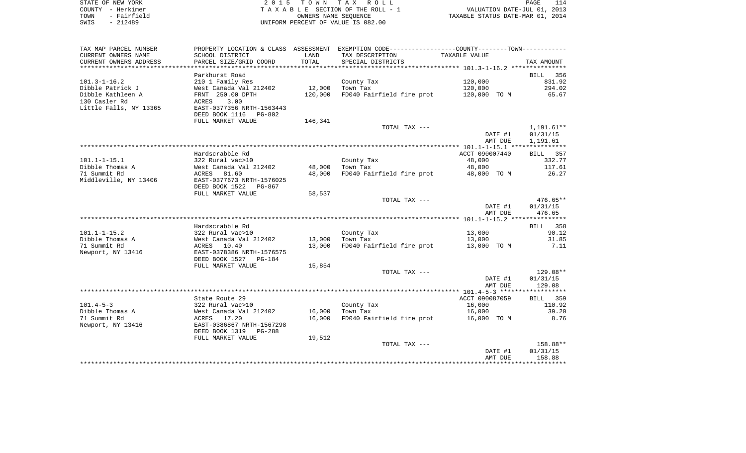STATE OF NEW YORK
COUNTY - Herkimer
TOWN - Fairfield
SWIS - 212489

2 0 1 5 T O W N T A X R O L L
T A X A B L E SECTION OF THE ROLL - 1
OWNERS NAME SEQUENCE
UNIFORM PERCENT OF VALUE IS 082.00

VALUATION DATE-JUL 01, 2013
TAXABLE STATUS DATE-MAR 01, 2014

| TAX MAP PARCEL NUMBER<br>CURRENT OWNERS NAME<br>CURRENT OWNERS ADDRESS | PROPERTY LOCATION & CLASS<br>SCHOOL DISTRICT<br>PARCEL SIZE/GRID COORD | ASSESSMENT<br>LAND<br>TOTAL | EXEMPTION CODE<br>TAX DESCRIPTION<br>SPECIAL DISTRICTS | TAXABLE VALUE | TAX AMOUNT |
|---|---|---|---|---|---|
| | Parkhurst Road | | | | BILL 356 |
| 101.3-1-16.2 | 210 1 Family Res | | County Tax | 120,000 | 831.92 |
| Dibble Patrick J | West Canada Val 212402 | 12,000 | Town Tax | 120,000 | 294.02 |
| Dibble Kathleen A | FRNT 250.00 DPTH | 120,000 | FD040 Fairfield fire prot | 120,000 TO M | 65.67 |
| 130 Casler Rd | ACRES 3.00 | | | | |
| Little Falls, NY 13365 | EAST-0377356 NRTH-1563443 | | | | |
| | DEED BOOK 1116 PG-802 | | | | |
| | FULL MARKET VALUE | 146,341 | | | |
| | | | TOTAL TAX --- | | 1,191.61** |
| | | | | DATE #1 | 01/31/15 |
| | | | | AMT DUE | 1,191.61 |
| | Hardscrabble Rd | | | ACCT 090007440 | BILL 357 |
| 101.1-1-15.1 | 322 Rural vac>10 | | County Tax | 48,000 | 332.77 |
| Dibble Thomas A | West Canada Val 212402 | 48,000 | Town Tax | 48,000 | 117.61 |
| 71 Summit Rd | ACRES 81.60 | 48,000 | FD040 Fairfield fire prot | 48,000 TO M | 26.27 |
| Middleville, NY 13406 | EAST-0377673 NRTH-1576025 | | | | |
| | DEED BOOK 1522 PG-867 | | | | |
| | FULL MARKET VALUE | 58,537 | | | |
| | | | TOTAL TAX --- | | 476.65** |
| | | | | DATE #1 | 01/31/15 |
| | | | | AMT DUE | 476.65 |
| | Hardscrabble Rd | | | | BILL 358 |
| 101.1-1-15.2 | 322 Rural vac>10 | | County Tax | 13,000 | 90.12 |
| Dibble Thomas A | West Canada Val 212402 | 13,000 | Town Tax | 13,000 | 31.85 |
| 71 Summit Rd | ACRES 10.40 | 13,000 | FD040 Fairfield fire prot | 13,000 TO M | 7.11 |
| Newport, NY 13416 | EAST-0378386 NRTH-1576575 | | | | |
| | DEED BOOK 1527 PG-184 | | | | |
| | FULL MARKET VALUE | 15,854 | | | |
| | | | TOTAL TAX --- | | 129.08** |
| | | | | DATE #1 | 01/31/15 |
| | | | | AMT DUE | 129.08 |
| | State Route 29 | | | ACCT 090087059 | BILL 359 |
| 101.4-5-3 | 322 Rural vac>10 | | County Tax | 16,000 | 110.92 |
| Dibble Thomas A | West Canada Val 212402 | 16,000 | Town Tax | 16,000 | 39.20 |
| 71 Summit Rd | ACRES 17.20 | 16,000 | FD040 Fairfield fire prot | 16,000 TO M | 8.76 |
| Newport, NY 13416 | EAST-0386867 NRTH-1567298 | | | | |
| | DEED BOOK 1319 PG-288 | | | | |
| | FULL MARKET VALUE | 19,512 | | | |
| | | | TOTAL TAX --- | | 158.88** |
| | | | | DATE #1 | 01/31/15 |
| | | | | AMT DUE | 158.88 |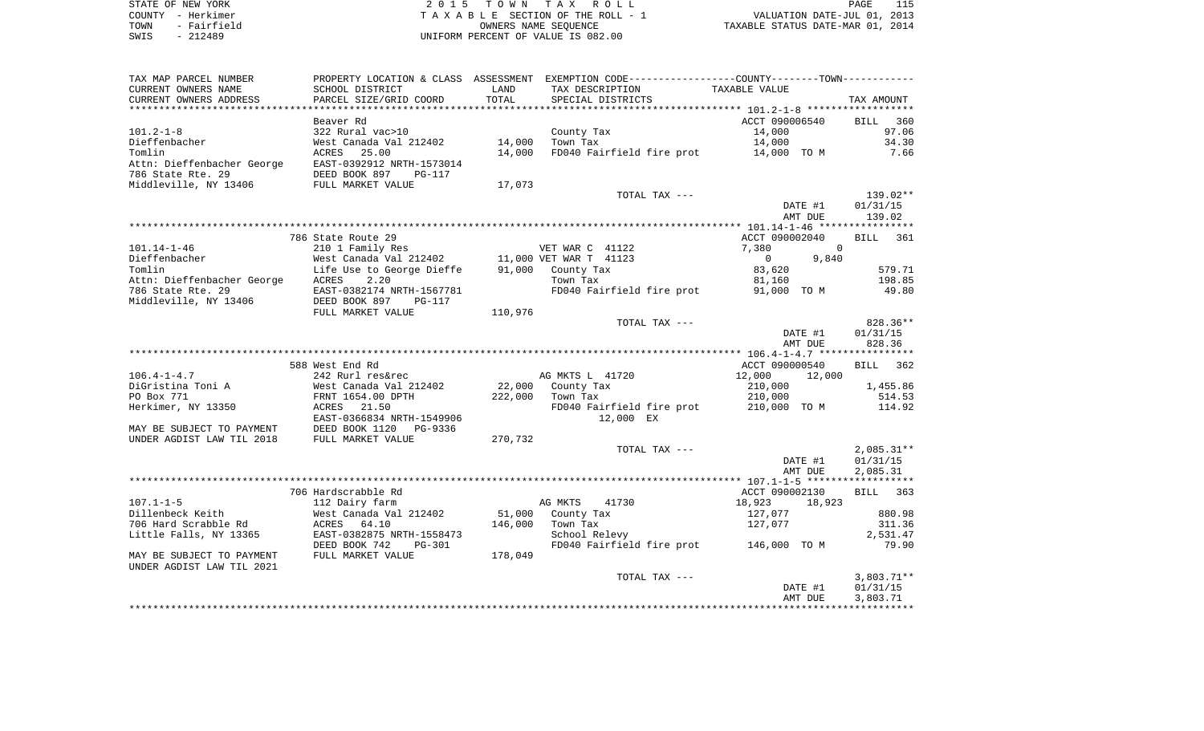STATE OF NEW YORK — 2015 TOWN TAX ROLL — TAXABLE SECTION OF THE ROLL - 1 — VALUATION DATE-JUL 01, 2013
COUNTY - Herkimer — OWNERS NAME SEQUENCE — TAXABLE STATUS DATE-MAR 01, 2014
TOWN - Fairfield — UNIFORM PERCENT OF VALUE IS 082.00
SWIS - 212489

| TAX MAP PARCEL NUMBER / CURRENT OWNERS NAME / CURRENT OWNERS ADDRESS | PROPERTY LOCATION & CLASS / SCHOOL DISTRICT / PARCEL SIZE/GRID COORD | ASSESSMENT LAND / TOTAL | EXEMPTION CODE / TAX DESCRIPTION / SPECIAL DISTRICTS | TAXABLE VALUE (COUNTY / TOWN) | TAX AMOUNT |
|---|---|---|---|---|---|
| **101.2-1-8** | Beaver Rd | | | ACCT 090006540 | BILL 360 |
| 101.2-1-8 | 322 Rural vac>10 | | County Tax | 14,000 | 97.06 |
| Dieffenbacher | West Canada Val 212402 | 14,000 | Town Tax | 14,000 | 34.30 |
| Tomlin | ACRES 25.00 | 14,000 | FD040 Fairfield fire prot | 14,000 TO M | 7.66 |
| Attn: Dieffenbacher George | EAST-0392912 NRTH-1573014 | | | | |
| 786 State Rte. 29 | DEED BOOK 897 PG-117 | | | | |
| Middleville, NY 13406 | FULL MARKET VALUE | 17,073 | | | |
| | | | TOTAL TAX --- | | 139.02** |
| | | | | DATE #1 | 01/31/15 |
| | | | | AMT DUE | 139.02 |
| **101.14-1-46** | 786 State Route 29 | | | ACCT 090002040 | BILL 361 |
| 101.14-1-46 | 210 1 Family Res | | VET WAR C 41122 | 7,380 / 0 | |
| Dieffenbacher | West Canada Val 212402 | 11,000 | VET WAR T 41123 | 0 / 9,840 | |
| Tomlin | Life Use to George Dieffe | 91,000 | County Tax | 83,620 | 579.71 |
| Attn: Dieffenbacher George | ACRES 2.20 | | Town Tax | 81,160 | 198.85 |
| 786 State Rte. 29 | EAST-0382174 NRTH-1567781 | | FD040 Fairfield fire prot | 91,000 TO M | 49.80 |
| Middleville, NY 13406 | DEED BOOK 897 PG-117 | | | | |
| | FULL MARKET VALUE | 110,976 | | | |
| | | | TOTAL TAX --- | | 828.36** |
| | | | | DATE #1 | 01/31/15 |
| | | | | AMT DUE | 828.36 |
| **106.4-1-4.7** | 588 West End Rd | | | ACCT 090000540 | BILL 362 |
| 106.4-1-4.7 | 242 Rurl res&rec | | AG MKTS L 41720 | 12,000 / 12,000 | |
| DiGristina Toni A | West Canada Val 212402 | 22,000 | County Tax | 210,000 | 1,455.86 |
| PO Box 771 | FRNT 1654.00 DPTH | 222,000 | Town Tax | 210,000 | 514.53 |
| Herkimer, NY 13350 | ACRES 21.50 | | FD040 Fairfield fire prot | 210,000 TO M | 114.92 |
| | EAST-0366834 NRTH-1549906 | | 12,000 EX | | |
| MAY BE SUBJECT TO PAYMENT | DEED BOOK 1120 PG-9336 | | | | |
| UNDER AGDIST LAW TIL 2018 | FULL MARKET VALUE | 270,732 | | | |
| | | | TOTAL TAX --- | | 2,085.31** |
| | | | | DATE #1 | 01/31/15 |
| | | | | AMT DUE | 2,085.31 |
| **107.1-1-5** | 706 Hardscrabble Rd | | | ACCT 090002130 | BILL 363 |
| 107.1-1-5 | 112 Dairy farm | | AG MKTS 41730 | 18,923 / 18,923 | |
| Dillenbeck Keith | West Canada Val 212402 | 51,000 | County Tax | 127,077 | 880.98 |
| 706 Hard Scrabble Rd | ACRES 64.10 | 146,000 | Town Tax | 127,077 | 311.36 |
| Little Falls, NY 13365 | EAST-0382875 NRTH-1558473 | | School Relevy | | 2,531.47 |
| | DEED BOOK 742 PG-301 | | FD040 Fairfield fire prot | 146,000 TO M | 79.90 |
| MAY BE SUBJECT TO PAYMENT | FULL MARKET VALUE | 178,049 | | | |
| UNDER AGDIST LAW TIL 2021 | | | | | |
| | | | TOTAL TAX --- | | 3,803.71** |
| | | | | DATE #1 | 01/31/15 |
| | | | | AMT DUE | 3,803.71 |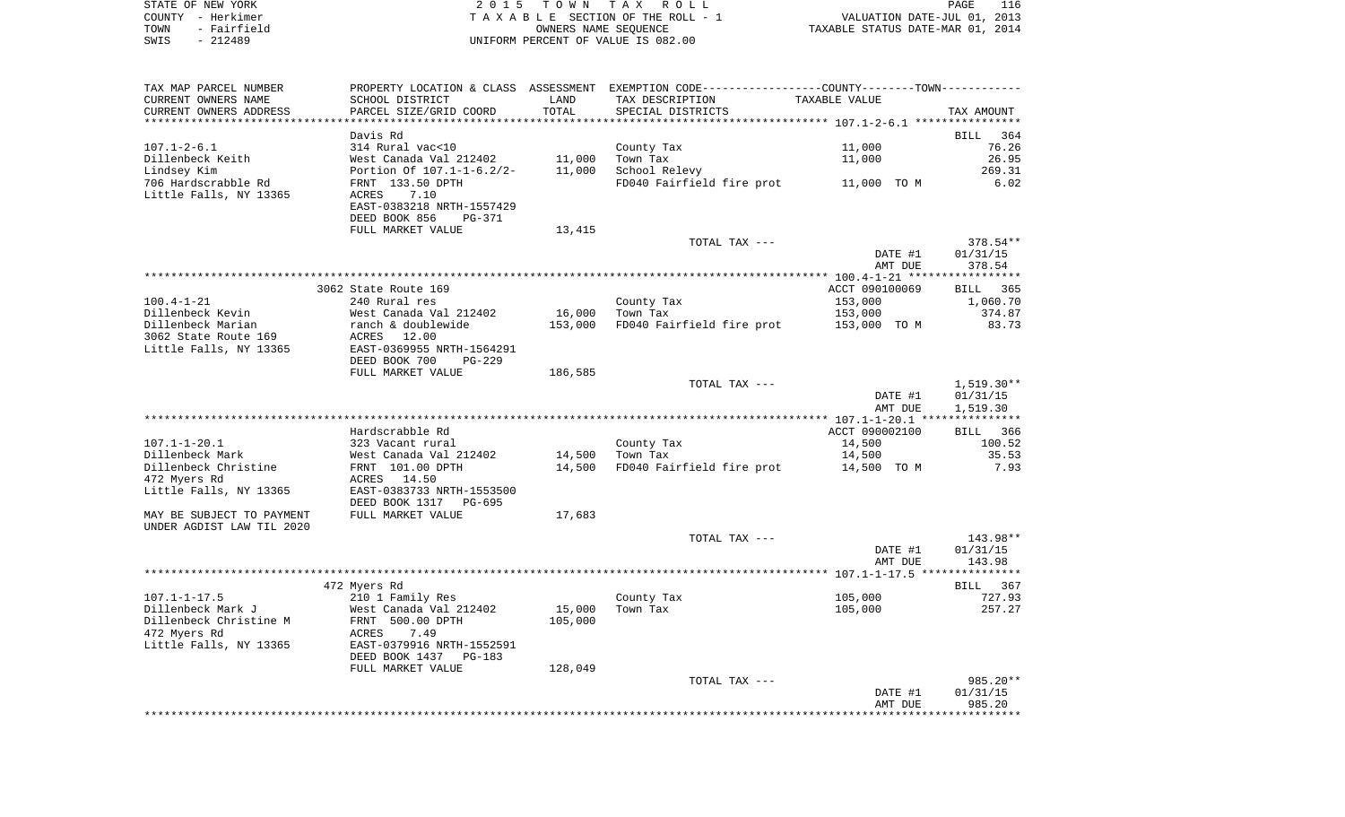STATE OF NEW YORK
COUNTY - Herkimer
TOWN - Fairfield
SWIS - 212489

2 0 1 5 T O W N T A X R O L L
T A X A B L E SECTION OF THE ROLL - 1
OWNERS NAME SEQUENCE
UNIFORM PERCENT OF VALUE IS 082.00

VALUATION DATE-JUL 01, 2013
TAXABLE STATUS DATE-MAR 01, 2014

| TAX MAP PARCEL NUMBER<br>CURRENT OWNERS NAME<br>CURRENT OWNERS ADDRESS | PROPERTY LOCATION & CLASS<br>SCHOOL DISTRICT<br>PARCEL SIZE/GRID COORD | ASSESSMENT<br>LAND<br>TOTAL | EXEMPTION CODE-----COUNTY-----TOWN-----<br>TAX DESCRIPTION<br>SPECIAL DISTRICTS | TAXABLE VALUE | TAX AMOUNT |
|---|---|---|---|---|---|
| ******** 107.1-2-6.1 ******** | | | | | |
| | Davis Rd | | | | BILL 364 |
| 107.1-2-6.1 | 314 Rural vac<10 | | County Tax | 11,000 | 76.26 |
| Dillenbeck Keith | West Canada Val 212402 | 11,000 | Town Tax | 11,000 | 26.95 |
| Lindsey Kim | Portion Of 107.1-1-6.2/2- | 11,000 | School Relevy | | 269.31 |
| 706 Hardscrabble Rd | FRNT 133.50 DPTH | | FD040 Fairfield fire prot | 11,000 TO M | 6.02 |
| Little Falls, NY 13365 | ACRES 7.10 | | | | |
| | EAST-0383218 NRTH-1557429 | | | | |
| | DEED BOOK 856 PG-371 | | | | |
| | FULL MARKET VALUE | 13,415 | | | |
| | | | TOTAL TAX --- | | 378.54** |
| | | | | DATE #1 | 01/31/15 |
| | | | | AMT DUE | 378.54 |
| ******** 100.4-1-21 ******** | | | | | |
| | 3062 State Route 169 | | | ACCT 090100069 | BILL 365 |
| 100.4-1-21 | 240 Rural res | | County Tax | 153,000 | 1,060.70 |
| Dillenbeck Kevin | West Canada Val 212402 | 16,000 | Town Tax | 153,000 | 374.87 |
| Dillenbeck Marian | ranch & doublewide | 153,000 | FD040 Fairfield fire prot | 153,000 TO M | 83.73 |
| 3062 State Route 169 | ACRES 12.00 | | | | |
| Little Falls, NY 13365 | EAST-0369955 NRTH-1564291 | | | | |
| | DEED BOOK 700 PG-229 | | | | |
| | FULL MARKET VALUE | 186,585 | | | |
| | | | TOTAL TAX --- | | 1,519.30** |
| | | | | DATE #1 | 01/31/15 |
| | | | | AMT DUE | 1,519.30 |
| ******** 107.1-1-20.1 ******** | | | | | |
| | Hardscrabble Rd | | | ACCT 090002100 | BILL 366 |
| 107.1-1-20.1 | 323 Vacant rural | | County Tax | 14,500 | 100.52 |
| Dillenbeck Mark | West Canada Val 212402 | 14,500 | Town Tax | 14,500 | 35.53 |
| Dillenbeck Christine | FRNT 101.00 DPTH | 14,500 | FD040 Fairfield fire prot | 14,500 TO M | 7.93 |
| 472 Myers Rd | ACRES 14.50 | | | | |
| Little Falls, NY 13365 | EAST-0383733 NRTH-1553500 | | | | |
| | DEED BOOK 1317 PG-695 | | | | |
| MAY BE SUBJECT TO PAYMENT | FULL MARKET VALUE | 17,683 | | | |
| UNDER AGDIST LAW TIL 2020 | | | | | |
| | | | TOTAL TAX --- | | 143.98** |
| | | | | DATE #1 | 01/31/15 |
| | | | | AMT DUE | 143.98 |
| ******** 107.1-1-17.5 ******** | | | | | |
| | 472 Myers Rd | | | | BILL 367 |
| 107.1-1-17.5 | 210 1 Family Res | | County Tax | 105,000 | 727.93 |
| Dillenbeck Mark J | West Canada Val 212402 | 15,000 | Town Tax | 105,000 | 257.27 |
| Dillenbeck Christine M | FRNT 500.00 DPTH | 105,000 | | | |
| 472 Myers Rd | ACRES 7.49 | | | | |
| Little Falls, NY 13365 | EAST-0379916 NRTH-1552591 | | | | |
| | DEED BOOK 1437 PG-183 | | | | |
| | FULL MARKET VALUE | 128,049 | | | |
| | | | TOTAL TAX --- | | 985.20** |
| | | | | DATE #1 | 01/31/15 |
| | | | | AMT DUE | 985.20 |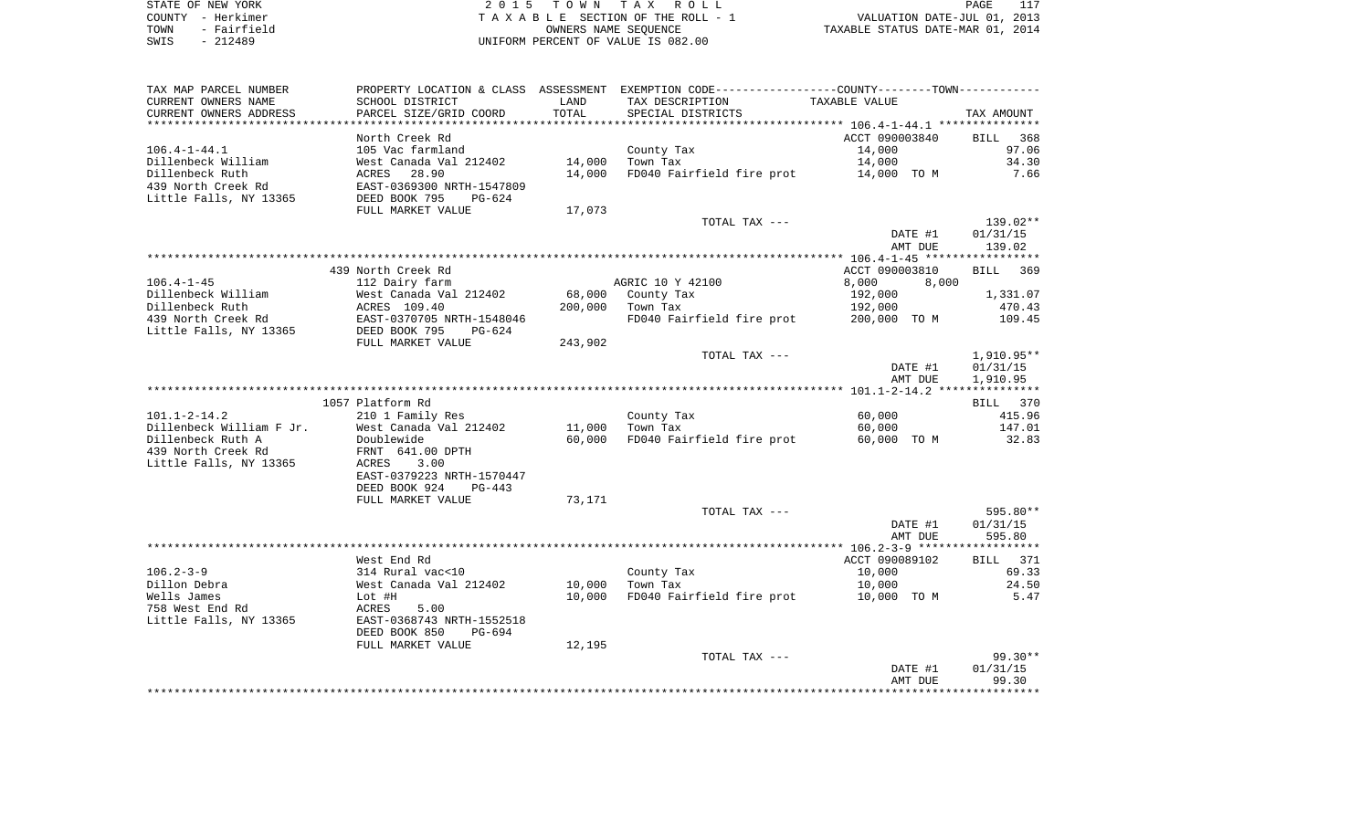STATE OF NEW YORK
COUNTY - Herkimer
TOWN - Fairfield
SWIS - 212489

2 0 1 5 T O W N T A X R O L L
T A X A B L E SECTION OF THE ROLL - 1
OWNERS NAME SEQUENCE
UNIFORM PERCENT OF VALUE IS 082.00

VALUATION DATE-JUL 01, 2013
TAXABLE STATUS DATE-MAR 01, 2014

| TAX MAP PARCEL NUMBER / CURRENT OWNERS NAME / CURRENT OWNERS ADDRESS | PROPERTY LOCATION & CLASS / SCHOOL DISTRICT / PARCEL SIZE/GRID COORD | ASSESSMENT LAND / TOTAL | EXEMPTION CODE / TAX DESCRIPTION / SPECIAL DISTRICTS | COUNTY--------TOWN / TAXABLE VALUE | TAX AMOUNT |
|---|---|---|---|---|---|
| 106.4-1-44.1 | North Creek Rd | | | ACCT 090003840 | BILL 368 |
| | 105 Vac farmland | | County Tax | 14,000 | 97.06 |
| Dillenbeck William | West Canada Val 212402 | 14,000 | Town Tax | 14,000 | 34.30 |
| Dillenbeck Ruth | ACRES 28.90 | 14,000 | FD040 Fairfield fire prot | 14,000 TO M | 7.66 |
| 439 North Creek Rd | EAST-0369300 NRTH-1547809 | | | | |
| Little Falls, NY 13365 | DEED BOOK 795 PG-624 | | | | |
| | FULL MARKET VALUE | 17,073 | | | |
| | | | TOTAL TAX --- | | 139.02** |
| | | | | DATE #1 | 01/31/15 |
| | | | | AMT DUE | 139.02 |
| 106.4-1-45 | 439 North Creek Rd | | | ACCT 090003810 | BILL 369 |
| | 112 Dairy farm | | AGRIC 10 Y 42100 | 8,000 8,000 | |
| Dillenbeck William | West Canada Val 212402 | 68,000 | County Tax | 192,000 | 1,331.07 |
| Dillenbeck Ruth | ACRES 109.40 | 200,000 | Town Tax | 192,000 | 470.43 |
| 439 North Creek Rd | EAST-0370705 NRTH-1548046 | | FD040 Fairfield fire prot | 200,000 TO M | 109.45 |
| Little Falls, NY 13365 | DEED BOOK 795 PG-624 | | | | |
| | FULL MARKET VALUE | 243,902 | | | |
| | | | TOTAL TAX --- | | 1,910.95** |
| | | | | DATE #1 | 01/31/15 |
| | | | | AMT DUE | 1,910.95 |
| 101.1-2-14.2 | 1057 Platform Rd | | | | BILL 370 |
| | 210 1 Family Res | | County Tax | 60,000 | 415.96 |
| Dillenbeck William F Jr. | West Canada Val 212402 | 11,000 | Town Tax | 60,000 | 147.01 |
| Dillenbeck Ruth A | Doublewide | 60,000 | FD040 Fairfield fire prot | 60,000 TO M | 32.83 |
| 439 North Creek Rd | FRNT 641.00 DPTH | | | | |
| Little Falls, NY 13365 | ACRES 3.00 | | | | |
| | EAST-0379223 NRTH-1570447 | | | | |
| | DEED BOOK 924 PG-443 | | | | |
| | FULL MARKET VALUE | 73,171 | | | |
| | | | TOTAL TAX --- | | 595.80** |
| | | | | DATE #1 | 01/31/15 |
| | | | | AMT DUE | 595.80 |
| 106.2-3-9 | West End Rd | | | ACCT 090089102 | BILL 371 |
| | 314 Rural vac<10 | | County Tax | 10,000 | 69.33 |
| Dillon Debra | West Canada Val 212402 | 10,000 | Town Tax | 10,000 | 24.50 |
| Wells James | Lot #H | 10,000 | FD040 Fairfield fire prot | 10,000 TO M | 5.47 |
| 758 West End Rd | ACRES 5.00 | | | | |
| Little Falls, NY 13365 | EAST-0368743 NRTH-1552518 | | | | |
| | DEED BOOK 850 PG-694 | | | | |
| | FULL MARKET VALUE | 12,195 | | | |
| | | | TOTAL TAX --- | | 99.30** |
| | | | | DATE #1 | 01/31/15 |
| | | | | AMT DUE | 99.30 |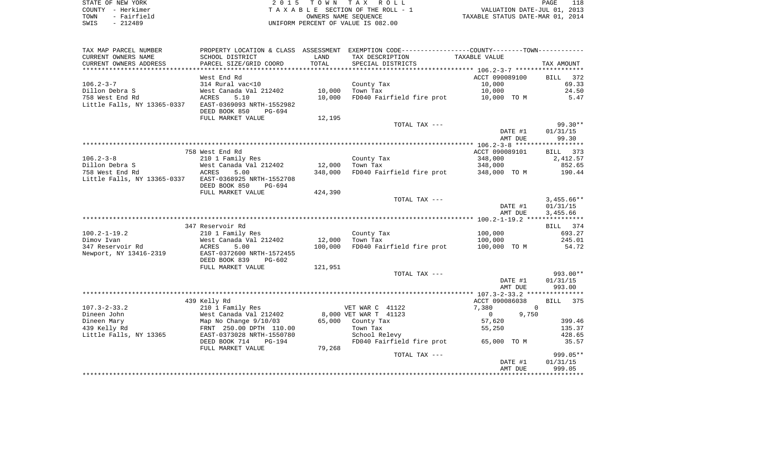STATE OF NEW YORK
COUNTY - Herkimer
TOWN - Fairfield
SWIS - 212489

2 0 1 5 T O W N T A X R O L L
T A X A B L E SECTION OF THE ROLL - 1
OWNERS NAME SEQUENCE
UNIFORM PERCENT OF VALUE IS 082.00

VALUATION DATE-JUL 01, 2013
TAXABLE STATUS DATE-MAR 01, 2014

| TAX MAP PARCEL NUMBER / CURRENT OWNERS NAME / CURRENT OWNERS ADDRESS | PROPERTY LOCATION & CLASS / SCHOOL DISTRICT / PARCEL SIZE/GRID COORD | ASSESSMENT LAND | TOTAL | EXEMPTION CODE / TAX DESCRIPTION / SPECIAL DISTRICTS | TAXABLE VALUE (COUNTY--------TOWN) | TAX AMOUNT |
|---|---|---|---|---|---|---|
| 106.2-3-7 | West End Rd | | | | ACCT 090089100 | BILL 372 |
| | 314 Rural vac<10 | | | County Tax | 10,000 | 69.33 |
| Dillon Debra S | West Canada Val 212402 | 10,000 | | Town Tax | 10,000 | 24.50 |
| 758 West End Rd | ACRES 5.10 | | 10,000 | FD040 Fairfield fire prot | 10,000 TO M | 5.47 |
| Little Falls, NY 13365-0337 | EAST-0369093 NRTH-1552982 | | | | | |
| | DEED BOOK 850 PG-694 | | | | | |
| | FULL MARKET VALUE | | 12,195 | | | |
| | | | | TOTAL TAX --- | | 99.30** |
| | | | | | DATE #1 | 01/31/15 |
| | | | | | AMT DUE | 99.30 |
| 106.2-3-8 | 758 West End Rd | | | | ACCT 090089101 | BILL 373 |
| | 210 1 Family Res | | | County Tax | 348,000 | 2,412.57 |
| Dillon Debra S | West Canada Val 212402 | 12,000 | | Town Tax | 348,000 | 852.65 |
| 758 West End Rd | ACRES 5.00 | | 348,000 | FD040 Fairfield fire prot | 348,000 TO M | 190.44 |
| Little Falls, NY 13365-0337 | EAST-0368925 NRTH-1552708 | | | | | |
| | DEED BOOK 850 PG-694 | | | | | |
| | FULL MARKET VALUE | | 424,390 | | | |
| | | | | TOTAL TAX --- | | 3,455.66** |
| | | | | | DATE #1 | 01/31/15 |
| | | | | | AMT DUE | 3,455.66 |
| 100.2-1-19.2 | 347 Reservoir Rd | | | | | BILL 374 |
| | 210 1 Family Res | | | County Tax | 100,000 | 693.27 |
| Dimov Ivan | West Canada Val 212402 | 12,000 | | Town Tax | 100,000 | 245.01 |
| 347 Reservoir Rd | ACRES 5.00 | | 100,000 | FD040 Fairfield fire prot | 100,000 TO M | 54.72 |
| Newport, NY 13416-2319 | EAST-0372600 NRTH-1572455 | | | | | |
| | DEED BOOK 839 PG-602 | | | | | |
| | FULL MARKET VALUE | | 121,951 | | | |
| | | | | TOTAL TAX --- | | 993.00** |
| | | | | | DATE #1 | 01/31/15 |
| | | | | | AMT DUE | 993.00 |
| 107.3-2-33.2 | 439 Kelly Rd | | | | ACCT 090086038 | BILL 375 |
| | 210 1 Family Res | | | VET WAR C 41122 | 7,380 0 | |
| Dineen John | West Canada Val 212402 | 8,000 | | VET WAR T 41123 | 0 9,750 | |
| Dineen Mary | Map No Change 9/10/03 | | 65,000 | County Tax | 57,620 | 399.46 |
| 439 Kelly Rd | FRNT 250.00 DPTH 110.00 | | | Town Tax | 55,250 | 135.37 |
| Little Falls, NY 13365 | EAST-0373028 NRTH-1550780 | | | School Relevy | | 428.65 |
| | DEED BOOK 714 PG-194 | | | FD040 Fairfield fire prot | 65,000 TO M | 35.57 |
| | FULL MARKET VALUE | | 79,268 | | | |
| | | | | TOTAL TAX --- | | 999.05** |
| | | | | | DATE #1 | 01/31/15 |
| | | | | | AMT DUE | 999.05 |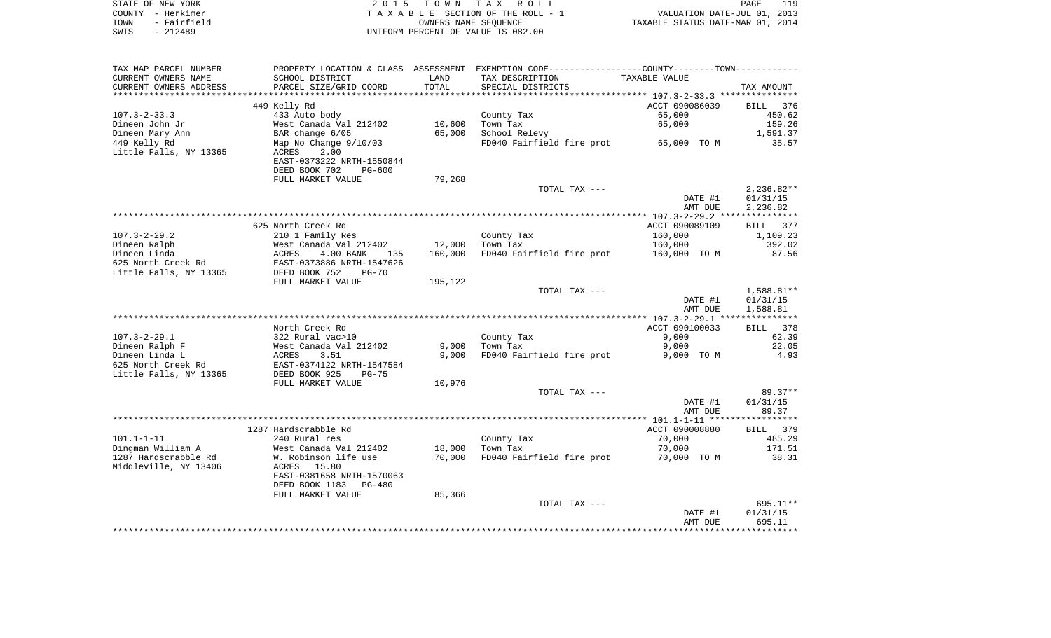STATE OF NEW YORK — COUNTY - Herkimer — TOWN - Fairfield — SWIS - 212489

2015 TOWN TAX ROLL
TAXABLE SECTION OF THE ROLL - 1
OWNERS NAME SEQUENCE
UNIFORM PERCENT OF VALUE IS 082.00

VALUATION DATE-JUL 01, 2013
TAXABLE STATUS DATE-MAR 01, 2014

| TAX MAP PARCEL NUMBER / CURRENT OWNERS NAME / CURRENT OWNERS ADDRESS | PROPERTY LOCATION & CLASS / SCHOOL DISTRICT / PARCEL SIZE/GRID COORD | ASSESSMENT LAND / TOTAL | EXEMPTION CODE / TAX DESCRIPTION / SPECIAL DISTRICTS | COUNTY--------TOWN / TAXABLE VALUE | TAX AMOUNT |
|---|---|---|---|---|---|
| | 449 Kelly Rd | | | ACCT 090086039 | BILL 376 |
| 107.3-2-33.3 | 433 Auto body | | County Tax | 65,000 | 450.62 |
| Dineen John Jr | West Canada Val 212402 | 10,600 | Town Tax | 65,000 | 159.26 |
| Dineen Mary Ann | BAR change 6/05 | 65,000 | School Relevy | | 1,591.37 |
| 449 Kelly Rd | Map No Change 9/10/03 | | FD040 Fairfield fire prot | 65,000 TO M | 35.57 |
| Little Falls, NY 13365 | ACRES 2.00 | | | | |
| | EAST-0373222 NRTH-1550844 | | | | |
| | DEED BOOK 702 PG-600 | | | | |
| | FULL MARKET VALUE | 79,268 | | | |
| | | | TOTAL TAX --- | | 2,236.82** |
| | | | | DATE #1 | 01/31/15 |
| | | | | AMT DUE | 2,236.82 |
| | 625 North Creek Rd | | | ACCT 090089109 | BILL 377 |
| 107.3-2-29.2 | 210 1 Family Res | | County Tax | 160,000 | 1,109.23 |
| Dineen Ralph | West Canada Val 212402 | 12,000 | Town Tax | 160,000 | 392.02 |
| Dineen Linda | ACRES 4.00 BANK 135 | 160,000 | FD040 Fairfield fire prot | 160,000 TO M | 87.56 |
| 625 North Creek Rd | EAST-0373886 NRTH-1547626 | | | | |
| Little Falls, NY 13365 | DEED BOOK 752 PG-70 | | | | |
| | FULL MARKET VALUE | 195,122 | | | |
| | | | TOTAL TAX --- | | 1,588.81** |
| | | | | DATE #1 | 01/31/15 |
| | | | | AMT DUE | 1,588.81 |
| | North Creek Rd | | | ACCT 090100033 | BILL 378 |
| 107.3-2-29.1 | 322 Rural vac>10 | | County Tax | 9,000 | 62.39 |
| Dineen Ralph F | West Canada Val 212402 | 9,000 | Town Tax | 9,000 | 22.05 |
| Dineen Linda L | ACRES 3.51 | 9,000 | FD040 Fairfield fire prot | 9,000 TO M | 4.93 |
| 625 North Creek Rd | EAST-0374122 NRTH-1547584 | | | | |
| Little Falls, NY 13365 | DEED BOOK 925 PG-75 | | | | |
| | FULL MARKET VALUE | 10,976 | | | |
| | | | TOTAL TAX --- | | 89.37** |
| | | | | DATE #1 | 01/31/15 |
| | | | | AMT DUE | 89.37 |
| | 1287 Hardscrabble Rd | | | ACCT 090008880 | BILL 379 |
| 101.1-1-11 | 240 Rural res | | County Tax | 70,000 | 485.29 |
| Dingman William A | West Canada Val 212402 | 18,000 | Town Tax | 70,000 | 171.51 |
| 1287 Hardscrabble Rd | W. Robinson life use | 70,000 | FD040 Fairfield fire prot | 70,000 TO M | 38.31 |
| Middleville, NY 13406 | ACRES 15.80 | | | | |
| | EAST-0381658 NRTH-1570063 | | | | |
| | DEED BOOK 1183 PG-480 | | | | |
| | FULL MARKET VALUE | 85,366 | | | |
| | | | TOTAL TAX --- | | 695.11** |
| | | | | DATE #1 | 01/31/15 |
| | | | | AMT DUE | 695.11 |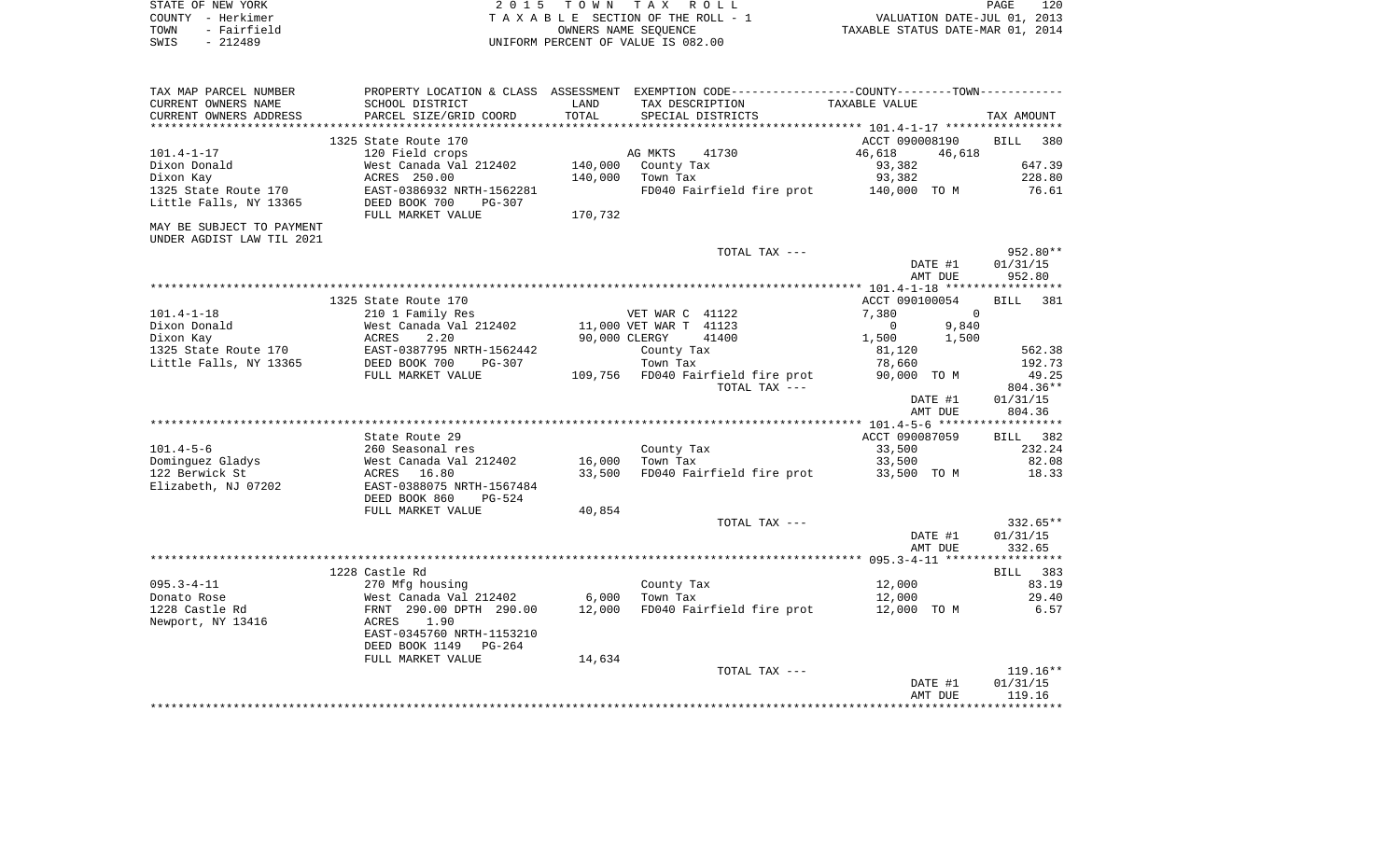STATE OF NEW YORK                    2015 TOWN TAX ROLL                    PAGE 120
COUNTY - Herkimer                    TAXABLE SECTION OF THE ROLL - 1       VALUATION DATE-JUL 01, 2013
TOWN - Fairfield                     OWNERS NAME SEQUENCE                  TAXABLE STATUS DATE-MAR 01, 2014
SWIS - 212489                        UNIFORM PERCENT OF VALUE IS 082.00

| TAX MAP PARCEL NUMBER / CURRENT OWNERS NAME / CURRENT OWNERS ADDRESS | PROPERTY LOCATION & CLASS / SCHOOL DISTRICT / PARCEL SIZE/GRID COORD | ASSESSMENT LAND / TOTAL | EXEMPTION CODE / TAX DESCRIPTION / SPECIAL DISTRICTS | COUNTY TAXABLE VALUE | TOWN | TAX AMOUNT |
|---|---|---|---|---|---|---|
| | 1325 State Route 170 | | | ACCT 090008190 | | BILL 380 |
| 101.4-1-17 | 120 Field crops | | AG MKTS 41730 | 46,618 | 46,618 | |
| Dixon Donald | West Canada Val 212402 | 140,000 | County Tax | 93,382 | | 647.39 |
| Dixon Kay | ACRES 250.00 | 140,000 | Town Tax | 93,382 | | 228.80 |
| 1325 State Route 170 | EAST-0386932 NRTH-1562281 | | FD040 Fairfield fire prot | 140,000 TO M | | 76.61 |
| Little Falls, NY 13365 | DEED BOOK 700 PG-307 | | | | | |
| | FULL MARKET VALUE | 170,732 | | | | |
| MAY BE SUBJECT TO PAYMENT UNDER AGDIST LAW TIL 2021 | | | | | | |
| | | | TOTAL TAX --- | | | 952.80** |
| | | | | | DATE #1 | 01/31/15 |
| | | | | | AMT DUE | 952.80 |
| | 1325 State Route 170 | | | ACCT 090100054 | | BILL 381 |
| 101.4-1-18 | 210 1 Family Res | | VET WAR C 41122 | 7,380 | 0 | |
| Dixon Donald | West Canada Val 212402 | 11,000 | VET WAR T 41123 | 0 | 9,840 | |
| Dixon Kay | ACRES 2.20 | 90,000 | CLERGY 41400 | 1,500 | 1,500 | |
| 1325 State Route 170 | EAST-0387795 NRTH-1562442 | | County Tax | 81,120 | | 562.38 |
| Little Falls, NY 13365 | DEED BOOK 700 PG-307 | | Town Tax | 78,660 | | 192.73 |
| | FULL MARKET VALUE | 109,756 | FD040 Fairfield fire prot | 90,000 TO M | | 49.25 |
| | | | TOTAL TAX --- | | | 804.36** |
| | | | | | DATE #1 | 01/31/15 |
| | | | | | AMT DUE | 804.36 |
| | State Route 29 | | | ACCT 090087059 | | BILL 382 |
| 101.4-5-6 | 260 Seasonal res | | County Tax | 33,500 | | 232.24 |
| Dominguez Gladys | West Canada Val 212402 | 16,000 | Town Tax | 33,500 | | 82.08 |
| 122 Berwick St | ACRES 16.80 | 33,500 | FD040 Fairfield fire prot | 33,500 TO M | | 18.33 |
| Elizabeth, NJ 07202 | EAST-0388075 NRTH-1567484 | | | | | |
| | DEED BOOK 860 PG-524 | | | | | |
| | FULL MARKET VALUE | 40,854 | | | | |
| | | | TOTAL TAX --- | | | 332.65** |
| | | | | | DATE #1 | 01/31/15 |
| | | | | | AMT DUE | 332.65 |
| | 1228 Castle Rd | | | | | BILL 383 |
| 095.3-4-11 | 270 Mfg housing | | County Tax | 12,000 | | 83.19 |
| Donato Rose | West Canada Val 212402 | 6,000 | Town Tax | 12,000 | | 29.40 |
| 1228 Castle Rd | FRNT 290.00 DPTH 290.00 | 12,000 | FD040 Fairfield fire prot | 12,000 TO M | | 6.57 |
| Newport, NY 13416 | ACRES 1.90 | | | | | |
| | EAST-0345760 NRTH-1153210 | | | | | |
| | DEED BOOK 1149 PG-264 | | | | | |
| | FULL MARKET VALUE | 14,634 | | | | |
| | | | TOTAL TAX --- | | | 119.16** |
| | | | | | DATE #1 | 01/31/15 |
| | | | | | AMT DUE | 119.16 |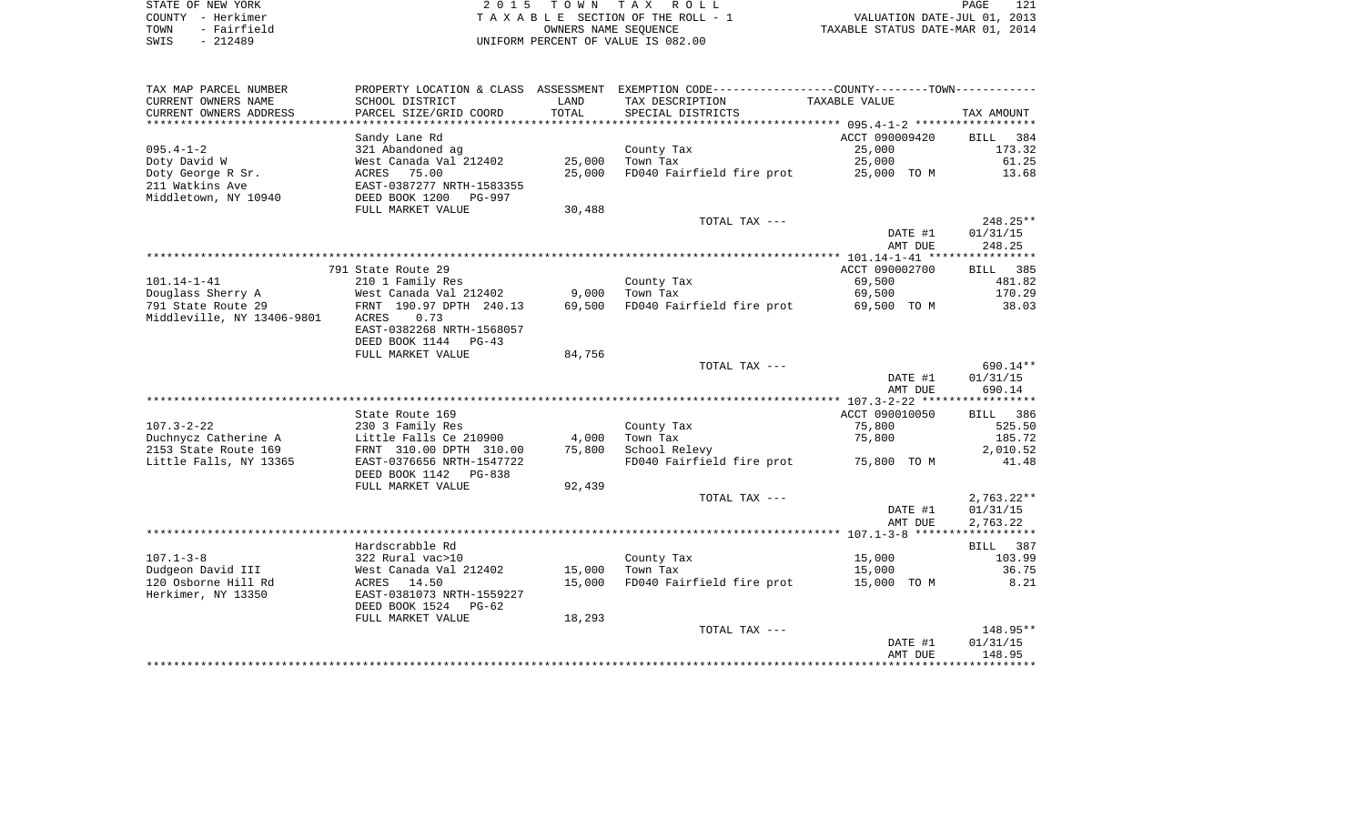STATE OF NEW YORK
COUNTY - Herkimer
TOWN - Fairfield
SWIS - 212489

2 0 1 5 T O W N T A X R O L L
T A X A B L E SECTION OF THE ROLL - 1
OWNERS NAME SEQUENCE
UNIFORM PERCENT OF VALUE IS 082.00

VALUATION DATE-JUL 01, 2013
TAXABLE STATUS DATE-MAR 01, 2014

| TAX MAP PARCEL NUMBER / CURRENT OWNERS NAME / CURRENT OWNERS ADDRESS | PROPERTY LOCATION & CLASS / SCHOOL DISTRICT / PARCEL SIZE/GRID COORD | ASSESSMENT LAND | TOTAL | EXEMPTION CODE / TAX DESCRIPTION / SPECIAL DISTRICTS | TAXABLE VALUE | TAX AMOUNT |
|---|---|---|---|---|---|---|
| 095.4-1-2 | Sandy Lane Rd | | | | ACCT 090009420 | BILL 384 |
| Doty David W | 321 Abandoned ag | | | County Tax | 25,000 | 173.32 |
| Doty George R Sr. | West Canada Val 212402 | 25,000 | | Town Tax | 25,000 | 61.25 |
| 211 Watkins Ave | ACRES 75.00 | | 25,000 | FD040 Fairfield fire prot | 25,000 TO M | 13.68 |
| Middletown, NY 10940 | EAST-0387277 NRTH-1583355 | | | | | |
| | DEED BOOK 1200 PG-997 | | | | | |
| | FULL MARKET VALUE | 30,488 | | | | |
| | | | | TOTAL TAX --- | | 248.25** |
| | | | | | DATE #1 | 01/31/15 |
| | | | | | AMT DUE | 248.25 |
| 101.14-1-41 | 791 State Route 29 | | | | ACCT 090002700 | BILL 385 |
| Douglass Sherry A | 210 1 Family Res | | | County Tax | 69,500 | 481.82 |
| 791 State Route 29 | West Canada Val 212402 | 9,000 | | Town Tax | 69,500 | 170.29 |
| Middleville, NY 13406-9801 | FRNT 190.97 DPTH 240.13 | | 69,500 | FD040 Fairfield fire prot | 69,500 TO M | 38.03 |
| | ACRES 0.73 | | | | | |
| | EAST-0382268 NRTH-1568057 | | | | | |
| | DEED BOOK 1144 PG-43 | | | | | |
| | FULL MARKET VALUE | 84,756 | | | | |
| | | | | TOTAL TAX --- | | 690.14** |
| | | | | | DATE #1 | 01/31/15 |
| | | | | | AMT DUE | 690.14 |
| 107.3-2-22 | State Route 169 | | | | ACCT 090010050 | BILL 386 |
| Duchnycz Catherine A | 230 3 Family Res | | | County Tax | 75,800 | 525.50 |
| 2153 State Route 169 | Little Falls Ce 210900 | 4,000 | | Town Tax | 75,800 | 185.72 |
| Little Falls, NY 13365 | FRNT 310.00 DPTH 310.00 | | 75,800 | School Relevy | | 2,010.52 |
| | EAST-0376656 NRTH-1547722 | | | FD040 Fairfield fire prot | 75,800 TO M | 41.48 |
| | DEED BOOK 1142 PG-838 | | | | | |
| | FULL MARKET VALUE | 92,439 | | | | |
| | | | | TOTAL TAX --- | | 2,763.22** |
| | | | | | DATE #1 | 01/31/15 |
| | | | | | AMT DUE | 2,763.22 |
| 107.1-3-8 | Hardscrabble Rd | | | | | BILL 387 |
| Dudgeon David III | 322 Rural vac>10 | | | County Tax | 15,000 | 103.99 |
| 120 Osborne Hill Rd | West Canada Val 212402 | 15,000 | | Town Tax | 15,000 | 36.75 |
| Herkimer, NY 13350 | ACRES 14.50 | | 15,000 | FD040 Fairfield fire prot | 15,000 TO M | 8.21 |
| | EAST-0381073 NRTH-1559227 | | | | | |
| | DEED BOOK 1524 PG-62 | | | | | |
| | FULL MARKET VALUE | 18,293 | | | | |
| | | | | TOTAL TAX --- | | 148.95** |
| | | | | | DATE #1 | 01/31/15 |
| | | | | | AMT DUE | 148.95 |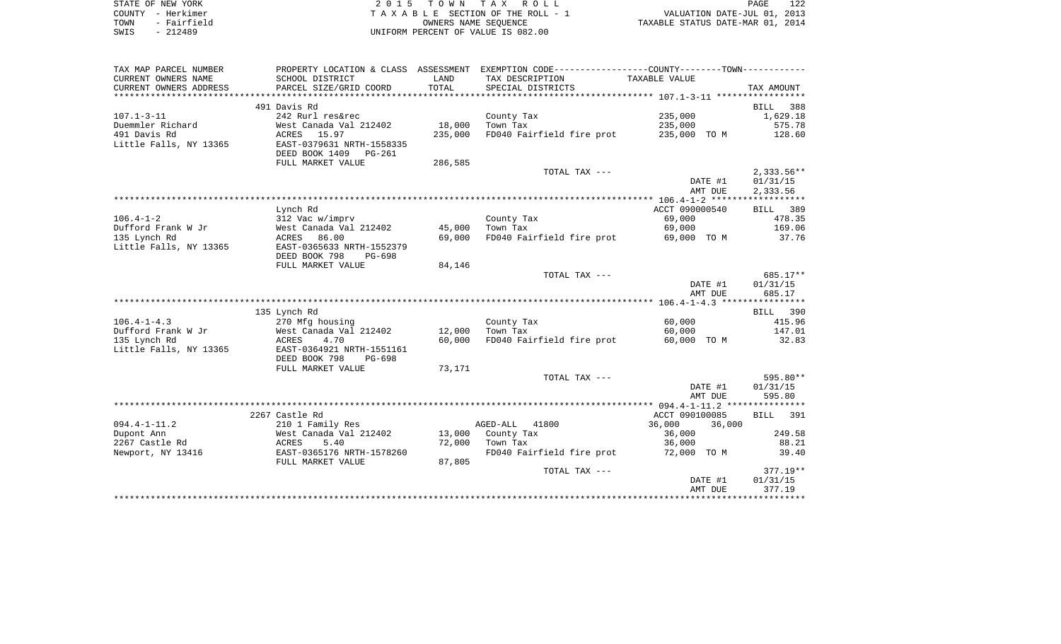STATE OF NEW YORK — 2015 TOWN TAX ROLL
COUNTY - Herkimer — TAXABLE SECTION OF THE ROLL - 1 — VALUATION DATE-JUL 01, 2013
TOWN - Fairfield — OWNERS NAME SEQUENCE — TAXABLE STATUS DATE-MAR 01, 2014
SWIS - 212489 — UNIFORM PERCENT OF VALUE IS 082.00

| TAX MAP PARCEL NUMBER / CURRENT OWNERS NAME / CURRENT OWNERS ADDRESS | PROPERTY LOCATION & CLASS / SCHOOL DISTRICT / PARCEL SIZE/GRID COORD | ASSESSMENT LAND / TOTAL | EXEMPTION CODE / TAX DESCRIPTION / SPECIAL DISTRICTS | COUNTY / TOWN TAXABLE VALUE | TAX AMOUNT |
|---|---|---|---|---|---|
| | 491 Davis Rd | | | | BILL 388 |
| 107.1-3-11 | 242 Rurl res&rec | | County Tax | 235,000 | 1,629.18 |
| Duemmler Richard | West Canada Val 212402 | 18,000 | Town Tax | 235,000 | 575.78 |
| 491 Davis Rd | ACRES 15.97 | 235,000 | FD040 Fairfield fire prot | 235,000 TO M | 128.60 |
| Little Falls, NY 13365 | EAST-0379631 NRTH-1558335 | | | | |
| | DEED BOOK 1409 PG-261 | | | | |
| | FULL MARKET VALUE | 286,585 | | | |
| | | | TOTAL TAX --- | | 2,333.56** |
| | | | | DATE #1 | 01/31/15 |
| | | | | AMT DUE | 2,333.56 |
| | Lynch Rd | | | ACCT 090000540 | BILL 389 |
| 106.4-1-2 | 312 Vac w/imprv | | County Tax | 69,000 | 478.35 |
| Dufford Frank W Jr | West Canada Val 212402 | 45,000 | Town Tax | 69,000 | 169.06 |
| 135 Lynch Rd | ACRES 86.00 | 69,000 | FD040 Fairfield fire prot | 69,000 TO M | 37.76 |
| Little Falls, NY 13365 | EAST-0365633 NRTH-1552379 | | | | |
| | DEED BOOK 798 PG-698 | | | | |
| | FULL MARKET VALUE | 84,146 | | | |
| | | | TOTAL TAX --- | | 685.17** |
| | | | | DATE #1 | 01/31/15 |
| | | | | AMT DUE | 685.17 |
| | 135 Lynch Rd | | | | BILL 390 |
| 106.4-1-4.3 | 270 Mfg housing | | County Tax | 60,000 | 415.96 |
| Dufford Frank W Jr | West Canada Val 212402 | 12,000 | Town Tax | 60,000 | 147.01 |
| 135 Lynch Rd | ACRES 4.70 | 60,000 | FD040 Fairfield fire prot | 60,000 TO M | 32.83 |
| Little Falls, NY 13365 | EAST-0364921 NRTH-1551161 | | | | |
| | DEED BOOK 798 PG-698 | | | | |
| | FULL MARKET VALUE | 73,171 | | | |
| | | | TOTAL TAX --- | | 595.80** |
| | | | | DATE #1 | 01/31/15 |
| | | | | AMT DUE | 595.80 |
| | 2267 Castle Rd | | | ACCT 090100085 | BILL 391 |
| 094.4-1-11.2 | 210 1 Family Res | | AGED-ALL 41800 | 36,000 36,000 | |
| Dupont Ann | West Canada Val 212402 | 13,000 | County Tax | 36,000 | 249.58 |
| 2267 Castle Rd | ACRES 5.40 | 72,000 | Town Tax | 36,000 | 88.21 |
| Newport, NY 13416 | EAST-0365176 NRTH-1578260 | | FD040 Fairfield fire prot | 72,000 TO M | 39.40 |
| | FULL MARKET VALUE | 87,805 | | | |
| | | | TOTAL TAX --- | | 377.19** |
| | | | | DATE #1 | 01/31/15 |
| | | | | AMT DUE | 377.19 |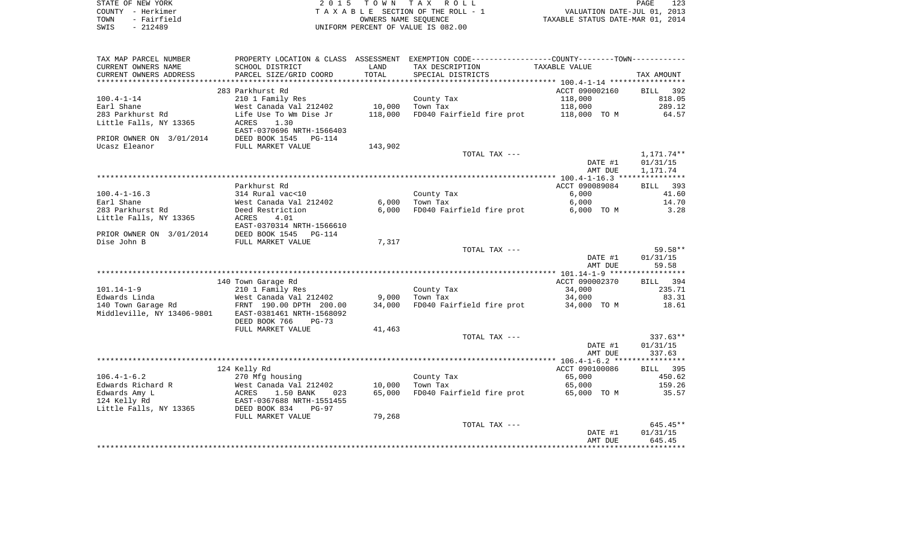STATE OF NEW YORK — COUNTY - Herkimer — TOWN - Fairfield — SWIS - 212489

2 0 1 5 T O W N T A X R O L L
T A X A B L E SECTION OF THE ROLL - 1
OWNERS NAME SEQUENCE
UNIFORM PERCENT OF VALUE IS 082.00

VALUATION DATE-JUL 01, 2013
TAXABLE STATUS DATE-MAR 01, 2014

| TAX MAP PARCEL NUMBER / CURRENT OWNERS NAME / CURRENT OWNERS ADDRESS | PROPERTY LOCATION & CLASS / SCHOOL DISTRICT / PARCEL SIZE/GRID COORD | ASSESSMENT LAND / TOTAL | EXEMPTION CODE / TAX DESCRIPTION / SPECIAL DISTRICTS | TAXABLE VALUE | TAX AMOUNT |
|---|---|---|---|---|---|
| | 283 Parkhurst Rd | | | ACCT 090002160 | BILL 392 |
| 100.4-1-14 | 210 1 Family Res | | County Tax | 118,000 | 818.05 |
| Earl Shane | West Canada Val 212402 | 10,000 | Town Tax | 118,000 | 289.12 |
| 283 Parkhurst Rd | Life Use To Wm Dise Jr | 118,000 | FD040 Fairfield fire prot | 118,000 TO M | 64.57 |
| Little Falls, NY 13365 | ACRES 1.30 | | | | |
| | EAST-0370696 NRTH-1566403 | | | | |
| PRIOR OWNER ON 3/01/2014 | DEED BOOK 1545 PG-114 | | | | |
| Ucasz Eleanor | FULL MARKET VALUE | 143,902 | | | |
| | | | TOTAL TAX --- | | 1,171.74** |
| | | | | DATE #1 | 01/31/15 |
| | | | | AMT DUE | 1,171.74 |
| | Parkhurst Rd | | | ACCT 090089084 | BILL 393 |
| 100.4-1-16.3 | 314 Rural vac<10 | | County Tax | 6,000 | 41.60 |
| Earl Shane | West Canada Val 212402 | 6,000 | Town Tax | 6,000 | 14.70 |
| 283 Parkhurst Rd | Deed Restriction | 6,000 | FD040 Fairfield fire prot | 6,000 TO M | 3.28 |
| Little Falls, NY 13365 | ACRES 4.01 | | | | |
| | EAST-0370314 NRTH-1566610 | | | | |
| PRIOR OWNER ON 3/01/2014 | DEED BOOK 1545 PG-114 | | | | |
| Dise John B | FULL MARKET VALUE | 7,317 | | | |
| | | | TOTAL TAX --- | | 59.58** |
| | | | | DATE #1 | 01/31/15 |
| | | | | AMT DUE | 59.58 |
| | 140 Town Garage Rd | | | ACCT 090002370 | BILL 394 |
| 101.14-1-9 | 210 1 Family Res | | County Tax | 34,000 | 235.71 |
| Edwards Linda | West Canada Val 212402 | 9,000 | Town Tax | 34,000 | 83.31 |
| 140 Town Garage Rd | FRNT 190.00 DPTH 200.00 | 34,000 | FD040 Fairfield fire prot | 34,000 TO M | 18.61 |
| Middleville, NY 13406-9801 | EAST-0381461 NRTH-1568092 | | | | |
| | DEED BOOK 766 PG-73 | | | | |
| | FULL MARKET VALUE | 41,463 | | | |
| | | | TOTAL TAX --- | | 337.63** |
| | | | | DATE #1 | 01/31/15 |
| | | | | AMT DUE | 337.63 |
| | 124 Kelly Rd | | | ACCT 090100086 | BILL 395 |
| 106.4-1-6.2 | 270 Mfg housing | | County Tax | 65,000 | 450.62 |
| Edwards Richard R | West Canada Val 212402 | 10,000 | Town Tax | 65,000 | 159.26 |
| Edwards Amy L | ACRES 1.50 BANK 023 | 65,000 | FD040 Fairfield fire prot | 65,000 TO M | 35.57 |
| 124 Kelly Rd | EAST-0367688 NRTH-1551455 | | | | |
| Little Falls, NY 13365 | DEED BOOK 834 PG-97 | | | | |
| | FULL MARKET VALUE | 79,268 | | | |
| | | | TOTAL TAX --- | | 645.45** |
| | | | | DATE #1 | 01/31/15 |
| | | | | AMT DUE | 645.45 |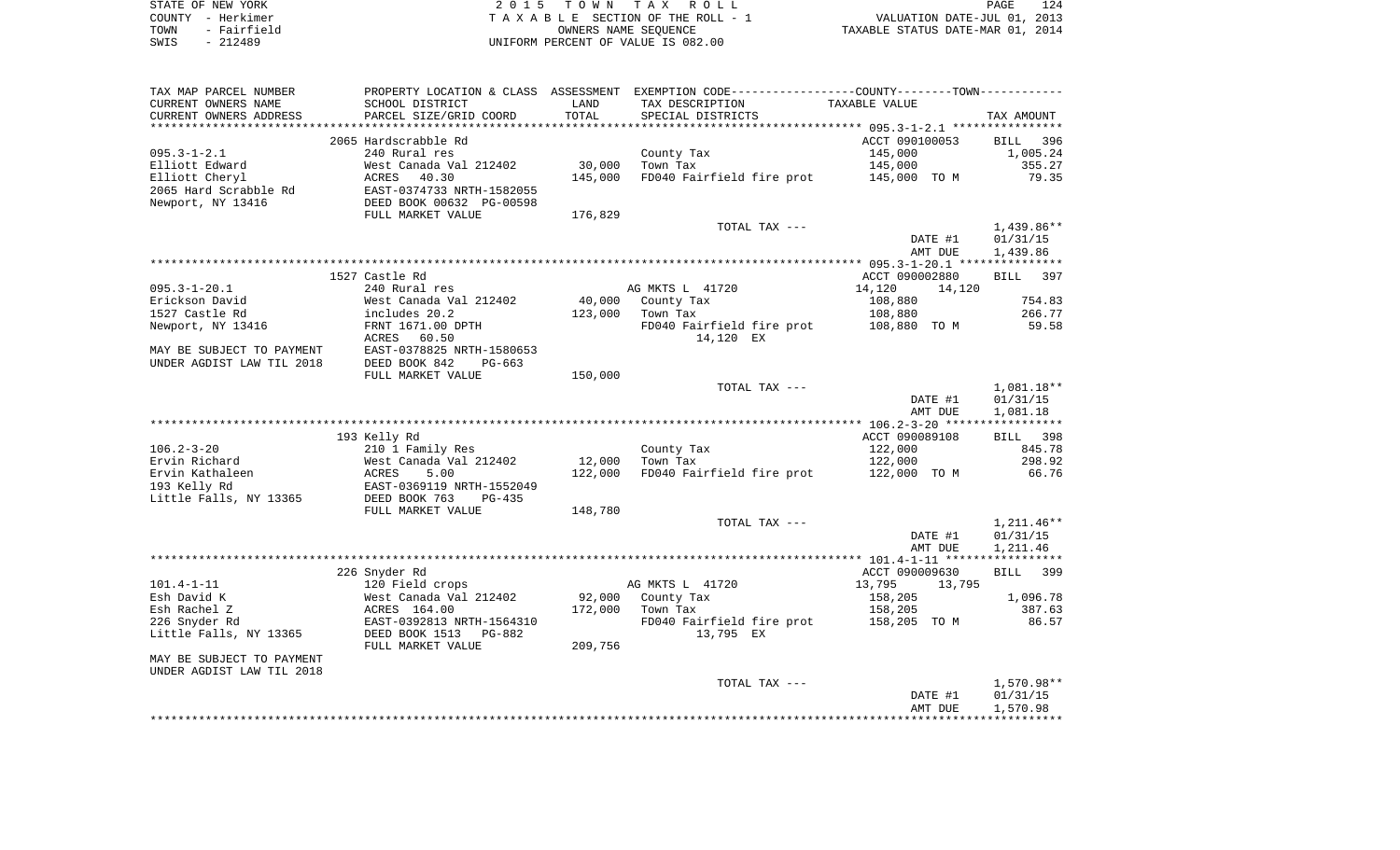STATE OF NEW YORK
COUNTY - Herkimer
TOWN - Fairfield
SWIS - 212489

2 0 1 5 T O W N T A X R O L L
T A X A B L E SECTION OF THE ROLL - 1
OWNERS NAME SEQUENCE
UNIFORM PERCENT OF VALUE IS 082.00

VALUATION DATE-JUL 01, 2013
TAXABLE STATUS DATE-MAR 01, 2014

| TAX MAP PARCEL NUMBER<br>CURRENT OWNERS NAME<br>CURRENT OWNERS ADDRESS | PROPERTY LOCATION & CLASS<br>SCHOOL DISTRICT<br>PARCEL SIZE/GRID COORD | ASSESSMENT<br>LAND<br>TOTAL | EXEMPTION CODE-----COUNTY--------TOWN------<br>TAX DESCRIPTION<br>SPECIAL DISTRICTS | TAXABLE VALUE | TAX AMOUNT |
|---|---|---|---|---|---|
| | 2065 Hardscrabble Rd | | | ACCT 090100053 | BILL 396 |
| 095.3-1-2.1 | 240 Rural res | | County Tax | 145,000 | 1,005.24 |
| Elliott Edward | West Canada Val 212402 | 30,000 | Town Tax | 145,000 | 355.27 |
| Elliott Cheryl | ACRES 40.30 | 145,000 | FD040 Fairfield fire prot | 145,000 TO M | 79.35 |
| 2065 Hard Scrabble Rd | EAST-0374733 NRTH-1582055 | | | | |
| Newport, NY 13416 | DEED BOOK 00632 PG-00598 | | | | |
| | FULL MARKET VALUE | 176,829 | | | |
| | | | TOTAL TAX --- | | 1,439.86** |
| | | | | DATE #1 | 01/31/15 |
| | | | | AMT DUE | 1,439.86 |
| | 1527 Castle Rd | | | ACCT 090002880 | BILL 397 |
| 095.3-1-20.1 | 240 Rural res | | AG MKTS L 41720 | 14,120 14,120 | |
| Erickson David | West Canada Val 212402 | 40,000 | County Tax | 108,880 | 754.83 |
| 1527 Castle Rd | includes 20.2 | 123,000 | Town Tax | 108,880 | 266.77 |
| Newport, NY 13416 | FRNT 1671.00 DPTH | | FD040 Fairfield fire prot | 108,880 TO M | 59.58 |
| | ACRES 60.50 | | 14,120 EX | | |
| MAY BE SUBJECT TO PAYMENT | EAST-0378825 NRTH-1580653 | | | | |
| UNDER AGDIST LAW TIL 2018 | DEED BOOK 842 PG-663 | | | | |
| | FULL MARKET VALUE | 150,000 | | | |
| | | | TOTAL TAX --- | | 1,081.18** |
| | | | | DATE #1 | 01/31/15 |
| | | | | AMT DUE | 1,081.18 |
| | 193 Kelly Rd | | | ACCT 090089108 | BILL 398 |
| 106.2-3-20 | 210 1 Family Res | | County Tax | 122,000 | 845.78 |
| Ervin Richard | West Canada Val 212402 | 12,000 | Town Tax | 122,000 | 298.92 |
| Ervin Kathaleen | ACRES 5.00 | 122,000 | FD040 Fairfield fire prot | 122,000 TO M | 66.76 |
| 193 Kelly Rd | EAST-0369119 NRTH-1552049 | | | | |
| Little Falls, NY 13365 | DEED BOOK 763 PG-435 | | | | |
| | FULL MARKET VALUE | 148,780 | | | |
| | | | TOTAL TAX --- | | 1,211.46** |
| | | | | DATE #1 | 01/31/15 |
| | | | | AMT DUE | 1,211.46 |
| | 226 Snyder Rd | | | ACCT 090009630 | BILL 399 |
| 101.4-1-11 | 120 Field crops | | AG MKTS L 41720 | 13,795 13,795 | |
| Esh David K | West Canada Val 212402 | 92,000 | County Tax | 158,205 | 1,096.78 |
| Esh Rachel Z | ACRES 164.00 | 172,000 | Town Tax | 158,205 | 387.63 |
| 226 Snyder Rd | EAST-0392813 NRTH-1564310 | | FD040 Fairfield fire prot | 158,205 TO M | 86.57 |
| Little Falls, NY 13365 | DEED BOOK 1513 PG-882 | | 13,795 EX | | |
| | FULL MARKET VALUE | 209,756 | | | |
| MAY BE SUBJECT TO PAYMENT | | | | | |
| UNDER AGDIST LAW TIL 2018 | | | | | |
| | | | TOTAL TAX --- | | 1,570.98** |
| | | | | DATE #1 | 01/31/15 |
| | | | | AMT DUE | 1,570.98 |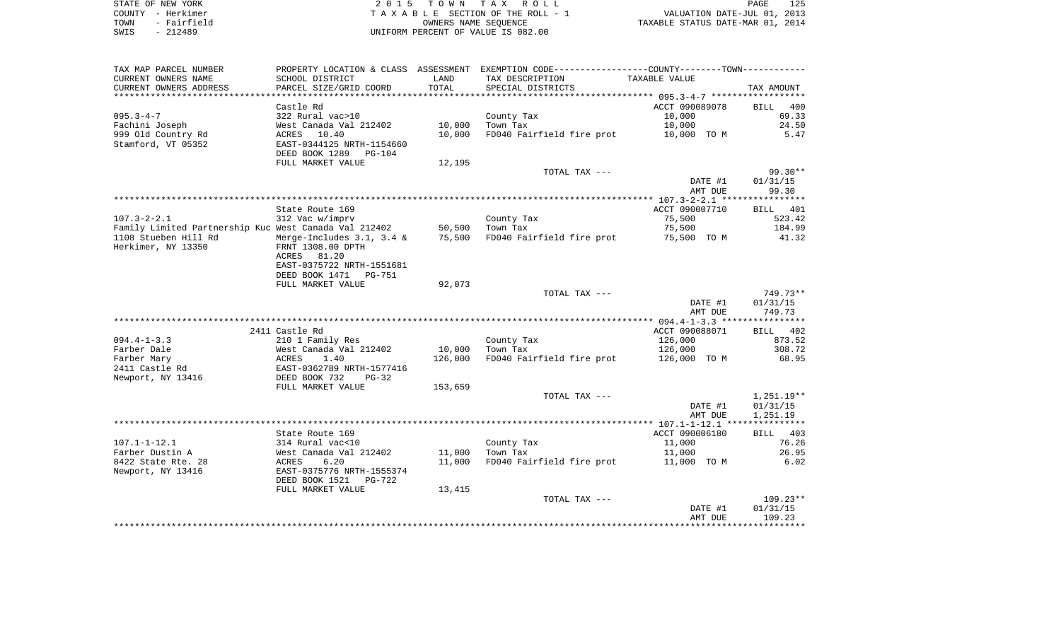STATE OF NEW YORK | 2015 TOWN TAX ROLL | PAGE 125
COUNTY - Herkimer | TAXABLE SECTION OF THE ROLL - 1 | VALUATION DATE-JUL 01, 2013
TOWN - Fairfield | OWNERS NAME SEQUENCE | TAXABLE STATUS DATE-MAR 01, 2014
SWIS - 212489 | UNIFORM PERCENT OF VALUE IS 082.00

| TAX MAP PARCEL NUMBER / CURRENT OWNERS NAME / CURRENT OWNERS ADDRESS | PROPERTY LOCATION & CLASS / SCHOOL DISTRICT / PARCEL SIZE/GRID COORD | ASSESSMENT LAND / TOTAL | EXEMPTION CODE / TAX DESCRIPTION / SPECIAL DISTRICTS | TAXABLE VALUE | TAX AMOUNT |
|---|---|---|---|---|---|
| | Castle Rd | | | ACCT 090089078 | BILL 400 |
| 095.3-4-7 | 322 Rural vac>10 | | County Tax | 10,000 | 69.33 |
| Fachini Joseph | West Canada Val 212402 | 10,000 | Town Tax | 10,000 | 24.50 |
| 999 Old Country Rd | ACRES 10.40 | 10,000 | FD040 Fairfield fire prot | 10,000 TO M | 5.47 |
| Stamford, VT 05352 | EAST-0344125 NRTH-1154660 | | | | |
| | DEED BOOK 1289 PG-104 | | | | |
| | FULL MARKET VALUE | 12,195 | | | |
| | | | TOTAL TAX --- | | 99.30** |
| | | | | DATE #1 | 01/31/15 |
| | | | | AMT DUE | 99.30 |
| | State Route 169 | | | ACCT 090007710 | BILL 401 |
| 107.3-2-2.1 | 312 Vac w/imprv | | County Tax | 75,500 | 523.42 |
| Family Limited Partnership Kuc | West Canada Val 212402 | 50,500 | Town Tax | 75,500 | 184.99 |
| 1108 Stueben Hill Rd | Merge-Includes 3.1, 3.4 & | 75,500 | FD040 Fairfield fire prot | 75,500 TO M | 41.32 |
| Herkimer, NY 13350 | FRNT 1308.00 DPTH | | | | |
| | ACRES 81.20 | | | | |
| | EAST-0375722 NRTH-1551681 | | | | |
| | DEED BOOK 1471 PG-751 | | | | |
| | FULL MARKET VALUE | 92,073 | | | |
| | | | TOTAL TAX --- | | 749.73** |
| | | | | DATE #1 | 01/31/15 |
| | | | | AMT DUE | 749.73 |
| | 2411 Castle Rd | | | ACCT 090088071 | BILL 402 |
| 094.4-1-3.3 | 210 1 Family Res | | County Tax | 126,000 | 873.52 |
| Farber Dale | West Canada Val 212402 | 10,000 | Town Tax | 126,000 | 308.72 |
| Farber Mary | ACRES 1.40 | 126,000 | FD040 Fairfield fire prot | 126,000 TO M | 68.95 |
| 2411 Castle Rd | EAST-0362789 NRTH-1577416 | | | | |
| Newport, NY 13416 | DEED BOOK 732 PG-32 | | | | |
| | FULL MARKET VALUE | 153,659 | | | |
| | | | TOTAL TAX --- | | 1,251.19** |
| | | | | DATE #1 | 01/31/15 |
| | | | | AMT DUE | 1,251.19 |
| | State Route 169 | | | ACCT 090006180 | BILL 403 |
| 107.1-1-12.1 | 314 Rural vac<10 | | County Tax | 11,000 | 76.26 |
| Farber Dustin A | West Canada Val 212402 | 11,000 | Town Tax | 11,000 | 26.95 |
| 8422 State Rte. 28 | ACRES 6.20 | 11,000 | FD040 Fairfield fire prot | 11,000 TO M | 6.02 |
| Newport, NY 13416 | EAST-0375776 NRTH-1555374 | | | | |
| | DEED BOOK 1521 PG-722 | | | | |
| | FULL MARKET VALUE | 13,415 | | | |
| | | | TOTAL TAX --- | | 109.23** |
| | | | | DATE #1 | 01/31/15 |
| | | | | AMT DUE | 109.23 |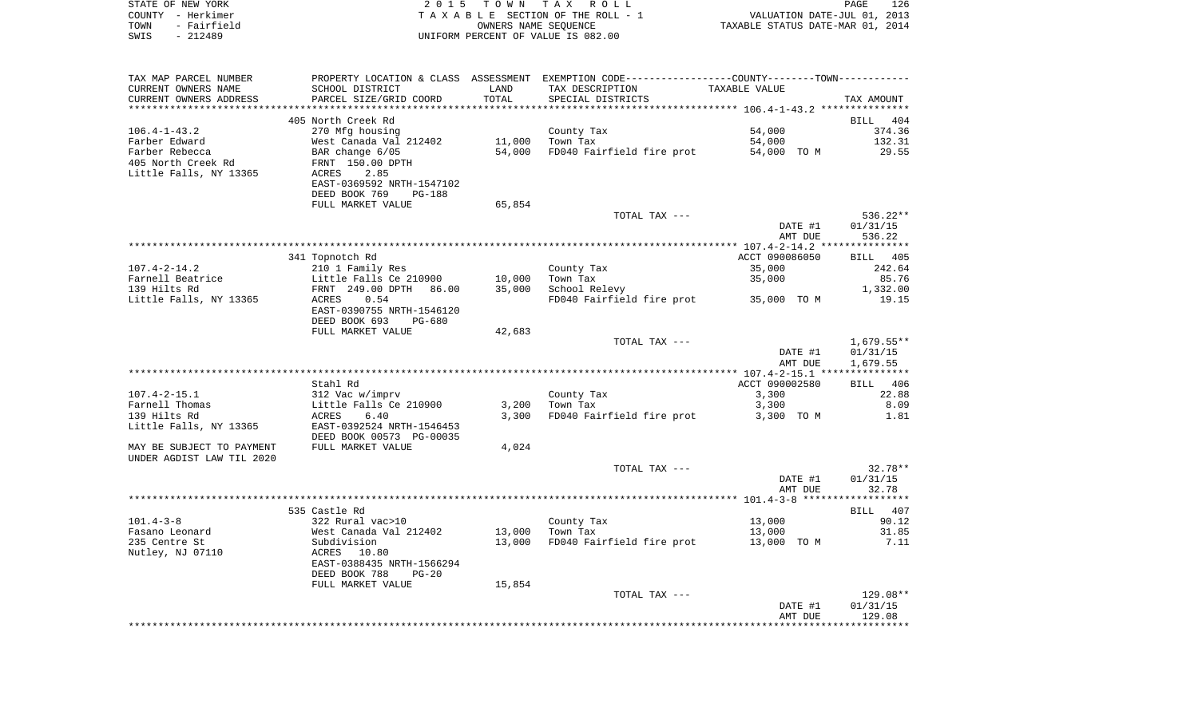STATE OF NEW YORK
COUNTY - Herkimer
TOWN - Fairfield
SWIS - 212489

2 0 1 5 T O W N T A X R O L L
T A X A B L E SECTION OF THE ROLL - 1
OWNERS NAME SEQUENCE
UNIFORM PERCENT OF VALUE IS 082.00

VALUATION DATE-JUL 01, 2013
TAXABLE STATUS DATE-MAR 01, 2014

| TAX MAP PARCEL NUMBER<br>CURRENT OWNERS NAME<br>CURRENT OWNERS ADDRESS | PROPERTY LOCATION & CLASS<br>SCHOOL DISTRICT<br>PARCEL SIZE/GRID COORD | ASSESSMENT<br>LAND<br>TOTAL | EXEMPTION CODE-----COUNTY-----TOWN-----<br>TAX DESCRIPTION<br>SPECIAL DISTRICTS | TAXABLE VALUE | TAX AMOUNT |
|---|---|---|---|---|---|
| 106.4-1-43.2 | 405 North Creek Rd | | | | BILL 404 |
| 106.4-1-43.2 | 270 Mfg housing | | County Tax | 54,000 | 374.36 |
| Farber Edward | West Canada Val 212402 | 11,000 | Town Tax | 54,000 | 132.31 |
| Farber Rebecca | BAR change 6/05 | 54,000 | FD040 Fairfield fire prot | 54,000 TO M | 29.55 |
| 405 North Creek Rd | FRNT 150.00 DPTH | | | | |
| Little Falls, NY 13365 | ACRES 2.85 | | | | |
| | EAST-0369592 NRTH-1547102 | | | | |
| | DEED BOOK 769 PG-188 | | | | |
| | FULL MARKET VALUE | 65,854 | | | |
| | | | TOTAL TAX --- | | 536.22** |
| | | | | DATE #1 | 01/31/15 |
| | | | | AMT DUE | 536.22 |
| 107.4-2-14.2 | 341 Topnotch Rd | | | ACCT 090086050 | BILL 405 |
| 107.4-2-14.2 | 210 1 Family Res | | County Tax | 35,000 | 242.64 |
| Farnell Beatrice | Little Falls Ce 210900 | 10,000 | Town Tax | 35,000 | 85.76 |
| 139 Hilts Rd | FRNT 249.00 DPTH 86.00 | 35,000 | School Relevy | | 1,332.00 |
| Little Falls, NY 13365 | ACRES 0.54 | | FD040 Fairfield fire prot | 35,000 TO M | 19.15 |
| | EAST-0390755 NRTH-1546120 | | | | |
| | DEED BOOK 693 PG-680 | | | | |
| | FULL MARKET VALUE | 42,683 | | | |
| | | | TOTAL TAX --- | | 1,679.55** |
| | | | | DATE #1 | 01/31/15 |
| | | | | AMT DUE | 1,679.55 |
| 107.4-2-15.1 | Stahl Rd | | | ACCT 090002580 | BILL 406 |
| 107.4-2-15.1 | 312 Vac w/imprv | | County Tax | 3,300 | 22.88 |
| Farnell Thomas | Little Falls Ce 210900 | 3,200 | Town Tax | 3,300 | 8.09 |
| 139 Hilts Rd | ACRES 6.40 | 3,300 | FD040 Fairfield fire prot | 3,300 TO M | 1.81 |
| Little Falls, NY 13365 | EAST-0392524 NRTH-1546453 | | | | |
| | DEED BOOK 00573 PG-00035 | | | | |
| MAY BE SUBJECT TO PAYMENT | FULL MARKET VALUE | 4,024 | | | |
| UNDER AGDIST LAW TIL 2020 | | | | | |
| | | | TOTAL TAX --- | | 32.78** |
| | | | | DATE #1 | 01/31/15 |
| | | | | AMT DUE | 32.78 |
| 101.4-3-8 | 535 Castle Rd | | | | BILL 407 |
| 101.4-3-8 | 322 Rural vac>10 | | County Tax | 13,000 | 90.12 |
| Fasano Leonard | West Canada Val 212402 | 13,000 | Town Tax | 13,000 | 31.85 |
| 235 Centre St | Subdivision | 13,000 | FD040 Fairfield fire prot | 13,000 TO M | 7.11 |
| Nutley, NJ 07110 | ACRES 10.80 | | | | |
| | EAST-0388435 NRTH-1566294 | | | | |
| | DEED BOOK 788 PG-20 | | | | |
| | FULL MARKET VALUE | 15,854 | | | |
| | | | TOTAL TAX --- | | 129.08** |
| | | | | DATE #1 | 01/31/15 |
| | | | | AMT DUE | 129.08 |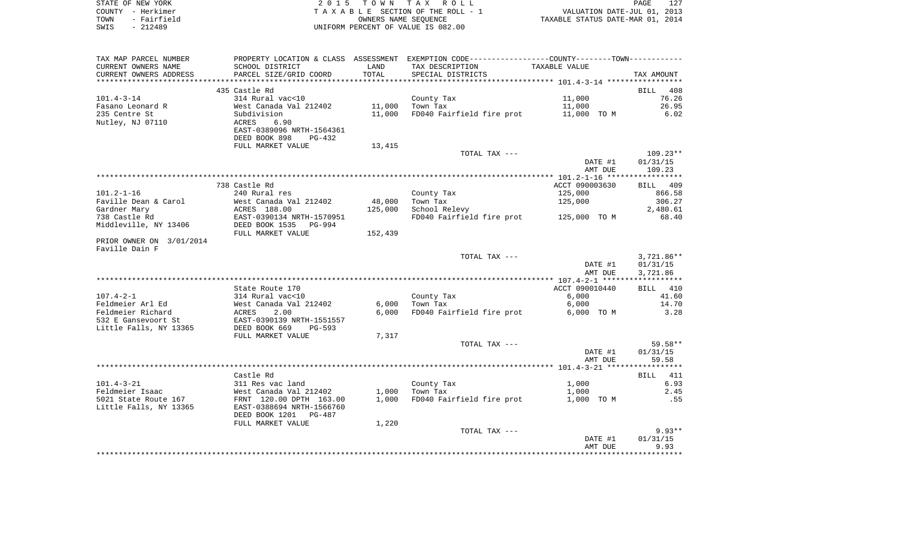STATE OF NEW YORK
COUNTY - Herkimer
TOWN - Fairfield
SWIS - 212489

2015 TOWN TAX ROLL
TAXABLE SECTION OF THE ROLL - 1
OWNERS NAME SEQUENCE
UNIFORM PERCENT OF VALUE IS 082.00

VALUATION DATE-JUL 01, 2013
TAXABLE STATUS DATE-MAR 01, 2014

| TAX MAP PARCEL NUMBER / CURRENT OWNERS NAME / CURRENT OWNERS ADDRESS | PROPERTY LOCATION & CLASS / SCHOOL DISTRICT / PARCEL SIZE/GRID COORD | ASSESSMENT LAND / TOTAL | EXEMPTION CODE / TAX DESCRIPTION / SPECIAL DISTRICTS | TAXABLE VALUE | TAX AMOUNT |
|---|---|---|---|---|---|
| | 435 Castle Rd | | | | BILL 408 |
| 101.4-3-14 | 314 Rural vac<10 | | County Tax | 11,000 | 76.26 |
| Fasano Leonard R | West Canada Val 212402 | 11,000 | Town Tax | 11,000 | 26.95 |
| 235 Centre St | Subdivision | 11,000 | FD040 Fairfield fire prot | 11,000 TO M | 6.02 |
| Nutley, NJ 07110 | ACRES 6.90 | | | | |
| | EAST-0389096 NRTH-1564361 | | | | |
| | DEED BOOK 898 PG-432 | | | | |
| | FULL MARKET VALUE | 13,415 | | | |
| | | | TOTAL TAX --- | | 109.23** |
| | | | | DATE #1 | 01/31/15 |
| | | | | AMT DUE | 109.23 |
| | 738 Castle Rd | | | ACCT 090003630 | BILL 409 |
| 101.2-1-16 | 240 Rural res | | County Tax | 125,000 | 866.58 |
| Faville Dean & Carol | West Canada Val 212402 | 48,000 | Town Tax | 125,000 | 306.27 |
| Gardner Mary | ACRES 188.00 | 125,000 | School Relevy | | 2,480.61 |
| 738 Castle Rd | EAST-0390134 NRTH-1570951 | | FD040 Fairfield fire prot | 125,000 TO M | 68.40 |
| Middleville, NY 13406 | DEED BOOK 1535 PG-994 | | | | |
| | FULL MARKET VALUE | 152,439 | | | |
| PRIOR OWNER ON 3/01/2014 | | | | | |
| Faville Dain F | | | | | |
| | | | TOTAL TAX --- | | 3,721.86** |
| | | | | DATE #1 | 01/31/15 |
| | | | | AMT DUE | 3,721.86 |
| | State Route 170 | | | ACCT 090010440 | BILL 410 |
| 107.4-2-1 | 314 Rural vac<10 | | County Tax | 6,000 | 41.60 |
| Feldmeier Arl Ed | West Canada Val 212402 | 6,000 | Town Tax | 6,000 | 14.70 |
| Feldmeier Richard | ACRES 2.00 | 6,000 | FD040 Fairfield fire prot | 6,000 TO M | 3.28 |
| 532 E Gansevoort St | EAST-0390139 NRTH-1551557 | | | | |
| Little Falls, NY 13365 | DEED BOOK 669 PG-593 | | | | |
| | FULL MARKET VALUE | 7,317 | | | |
| | | | TOTAL TAX --- | | 59.58** |
| | | | | DATE #1 | 01/31/15 |
| | | | | AMT DUE | 59.58 |
| | Castle Rd | | | | BILL 411 |
| 101.4-3-21 | 311 Res vac land | | County Tax | 1,000 | 6.93 |
| Feldmeier Isaac | West Canada Val 212402 | 1,000 | Town Tax | 1,000 | 2.45 |
| 5021 State Route 167 | FRNT 120.00 DPTH 163.00 | 1,000 | FD040 Fairfield fire prot | 1,000 TO M | .55 |
| Little Falls, NY 13365 | EAST-0388694 NRTH-1566760 | | | | |
| | DEED BOOK 1201 PG-487 | | | | |
| | FULL MARKET VALUE | 1,220 | | | |
| | | | TOTAL TAX --- | | 9.93** |
| | | | | DATE #1 | 01/31/15 |
| | | | | AMT DUE | 9.93 |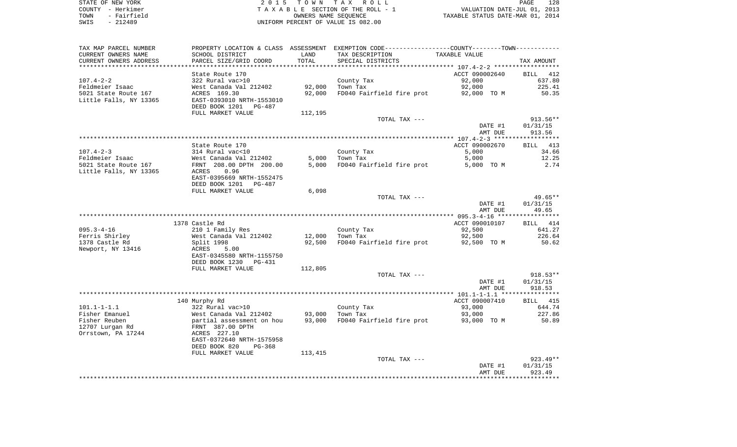STATE OF NEW YORK
COUNTY - Herkimer
TOWN - Fairfield
SWIS - 212489

2 0 1 5   T O W N   T A X   R O L L
T A X A B L E SECTION OF THE ROLL - 1
OWNERS NAME SEQUENCE
UNIFORM PERCENT OF VALUE IS 082.00

VALUATION DATE-JUL 01, 2013
TAXABLE STATUS DATE-MAR 01, 2014

| TAX MAP PARCEL NUMBER / CURRENT OWNERS NAME / CURRENT OWNERS ADDRESS | PROPERTY LOCATION & CLASS / SCHOOL DISTRICT / PARCEL SIZE/GRID COORD | ASSESSMENT LAND / TOTAL | EXEMPTION CODE / TAX DESCRIPTION / SPECIAL DISTRICTS | TAXABLE VALUE | TAX AMOUNT |
|---|---|---|---|---|---|
| **107.4-2-2** | State Route 170 | | | ACCT 090002640 | BILL 412 |
| Feldmeier Isaac | 322 Rural vac>10 | | County Tax | 92,000 | 637.80 |
| 5021 State Route 167 | West Canada Val 212402 | 92,000 | Town Tax | 92,000 | 225.41 |
| Little Falls, NY 13365 | ACRES 169.30 | 92,000 | FD040 Fairfield fire prot | 92,000 TO M | 50.35 |
| | EAST-0393010 NRTH-1553010 | | | | |
| | DEED BOOK 1201 PG-487 | | | | |
| | FULL MARKET VALUE | 112,195 | | | |
| | | | TOTAL TAX --- | | 913.56** |
| | | | | DATE #1 | 01/31/15 |
| | | | | AMT DUE | 913.56 |
| **107.4-2-3** | State Route 170 | | | ACCT 090002670 | BILL 413 |
| Feldmeier Isaac | 314 Rural vac<10 | | County Tax | 5,000 | 34.66 |
| 5021 State Route 167 | West Canada Val 212402 | 5,000 | Town Tax | 5,000 | 12.25 |
| Little Falls, NY 13365 | FRNT 208.00 DPTH 200.00 | 5,000 | FD040 Fairfield fire prot | 5,000 TO M | 2.74 |
| | ACRES 0.96 | | | | |
| | EAST-0395669 NRTH-1552475 | | | | |
| | DEED BOOK 1201 PG-487 | | | | |
| | FULL MARKET VALUE | 6,098 | | | |
| | | | TOTAL TAX --- | | 49.65** |
| | | | | DATE #1 | 01/31/15 |
| | | | | AMT DUE | 49.65 |
| **095.3-4-16** | 1378 Castle Rd | | | ACCT 090010107 | BILL 414 |
| Ferris Shirley | 210 1 Family Res | | County Tax | 92,500 | 641.27 |
| 1378 Castle Rd | West Canada Val 212402 | 12,000 | Town Tax | 92,500 | 226.64 |
| Newport, NY 13416 | Split 1998 | 92,500 | FD040 Fairfield fire prot | 92,500 TO M | 50.62 |
| | ACRES 5.00 | | | | |
| | EAST-0345580 NRTH-1155750 | | | | |
| | DEED BOOK 1230 PG-431 | | | | |
| | FULL MARKET VALUE | 112,805 | | | |
| | | | TOTAL TAX --- | | 918.53** |
| | | | | DATE #1 | 01/31/15 |
| | | | | AMT DUE | 918.53 |
| **101.1-1-1.1** | 140 Murphy Rd | | | ACCT 090007410 | BILL 415 |
| Fisher Emanuel | 322 Rural vac>10 | | County Tax | 93,000 | 644.74 |
| Fisher Reuben | West Canada Val 212402 | 93,000 | Town Tax | 93,000 | 227.86 |
| 12707 Lurgan Rd | partial assessment on hou | 93,000 | FD040 Fairfield fire prot | 93,000 TO M | 50.89 |
| Orrstown, PA 17244 | FRNT 387.00 DPTH | | | | |
| | ACRES 227.10 | | | | |
| | EAST-0372640 NRTH-1575958 | | | | |
| | DEED BOOK 820 PG-368 | | | | |
| | FULL MARKET VALUE | 113,415 | | | |
| | | | TOTAL TAX --- | | 923.49** |
| | | | | DATE #1 | 01/31/15 |
| | | | | AMT DUE | 923.49 |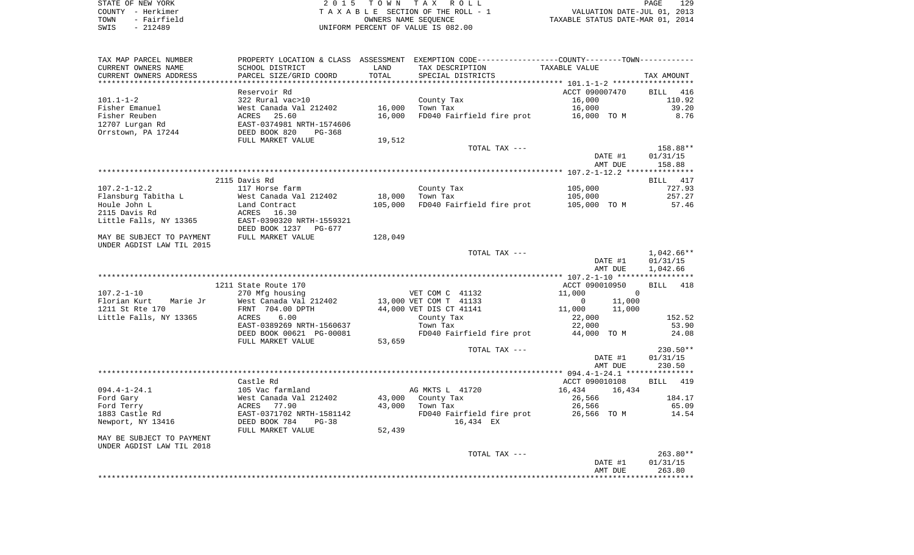STATE OF NEW YORK
COUNTY - Herkimer
TOWN - Fairfield
SWIS - 212489

2 0 1 5 T O W N T A X R O L L
T A X A B L E SECTION OF THE ROLL - 1
OWNERS NAME SEQUENCE
UNIFORM PERCENT OF VALUE IS 082.00

VALUATION DATE-JUL 01, 2013
TAXABLE STATUS DATE-MAR 01, 2014

| TAX MAP PARCEL NUMBER<br>CURRENT OWNERS NAME<br>CURRENT OWNERS ADDRESS | PROPERTY LOCATION & CLASS<br>SCHOOL DISTRICT<br>PARCEL SIZE/GRID COORD | ASSESSMENT<br>LAND<br>TOTAL | EXEMPTION CODE-----COUNTY-----TOWN-----<br>TAX DESCRIPTION<br>SPECIAL DISTRICTS | TAXABLE VALUE | | TAX AMOUNT |
|---|---|---|---|---|---|---|
| | Reservoir Rd | | | ACCT 090007470 | | BILL 416 |
| 101.1-1-2 | 322 Rural vac>10 | | County Tax | 16,000 | | 110.92 |
| Fisher Emanuel | West Canada Val 212402 | 16,000 | Town Tax | 16,000 | | 39.20 |
| Fisher Reuben | ACRES 25.60 | 16,000 | FD040 Fairfield fire prot | 16,000 TO M | | 8.76 |
| 12707 Lurgan Rd | EAST-0374981 NRTH-1574606 | | | | | |
| Orrstown, PA 17244 | DEED BOOK 820 PG-368 | | | | | |
| | FULL MARKET VALUE | 19,512 | | | | |
| | | | TOTAL TAX --- | | | 158.88** |
| | | | | DATE #1 | | 01/31/15 |
| | | | | AMT DUE | | 158.88 |
| | 2115 Davis Rd | | | | | BILL 417 |
| 107.2-1-12.2 | 117 Horse farm | | County Tax | 105,000 | | 727.93 |
| Flansburg Tabitha L | West Canada Val 212402 | 18,000 | Town Tax | 105,000 | | 257.27 |
| Houle John L | Land Contract | 105,000 | FD040 Fairfield fire prot | 105,000 TO M | | 57.46 |
| 2115 Davis Rd | ACRES 16.30 | | | | | |
| Little Falls, NY 13365 | EAST-0390320 NRTH-1559321 | | | | | |
| | DEED BOOK 1237 PG-677 | | | | | |
| MAY BE SUBJECT TO PAYMENT | FULL MARKET VALUE | 128,049 | | | | |
| UNDER AGDIST LAW TIL 2015 | | | | | | |
| | | | TOTAL TAX --- | | | 1,042.66** |
| | | | | DATE #1 | | 01/31/15 |
| | | | | AMT DUE | | 1,042.66 |
| | 1211 State Route 170 | | | ACCT 090010950 | | BILL 418 |
| 107.2-1-10 | 270 Mfg housing | | VET COM C 41132 | 11,000 | 0 | |
| Florian Kurt Marie Jr | West Canada Val 212402 | 13,000 | VET COM T 41133 | 0 | 11,000 | |
| 1211 St Rte 170 | FRNT 704.00 DPTH | 44,000 | VET DIS CT 41141 | 11,000 | 11,000 | |
| Little Falls, NY 13365 | ACRES 6.00 | | County Tax | 22,000 | | 152.52 |
| | EAST-0389269 NRTH-1560637 | | Town Tax | 22,000 | | 53.90 |
| | DEED BOOK 00621 PG-00081 | | FD040 Fairfield fire prot | 44,000 TO M | | 24.08 |
| | FULL MARKET VALUE | 53,659 | | | | |
| | | | TOTAL TAX --- | | | 230.50** |
| | | | | DATE #1 | | 01/31/15 |
| | | | | AMT DUE | | 230.50 |
| | Castle Rd | | | ACCT 090010108 | | BILL 419 |
| 094.4-1-24.1 | 105 Vac farmland | | AG MKTS L 41720 | 16,434 | 16,434 | |
| Ford Gary | West Canada Val 212402 | 43,000 | County Tax | 26,566 | | 184.17 |
| Ford Terry | ACRES 77.90 | 43,000 | Town Tax | 26,566 | | 65.09 |
| 1883 Castle Rd | EAST-0371702 NRTH-1581142 | | FD040 Fairfield fire prot | 26,566 TO M | | 14.54 |
| Newport, NY 13416 | DEED BOOK 784 PG-38 | | 16,434 EX | | | |
| | FULL MARKET VALUE | 52,439 | | | | |
| MAY BE SUBJECT TO PAYMENT | | | | | | |
| UNDER AGDIST LAW TIL 2018 | | | | | | |
| | | | TOTAL TAX --- | | | 263.80** |
| | | | | DATE #1 | | 01/31/15 |
| | | | | AMT DUE | | 263.80 |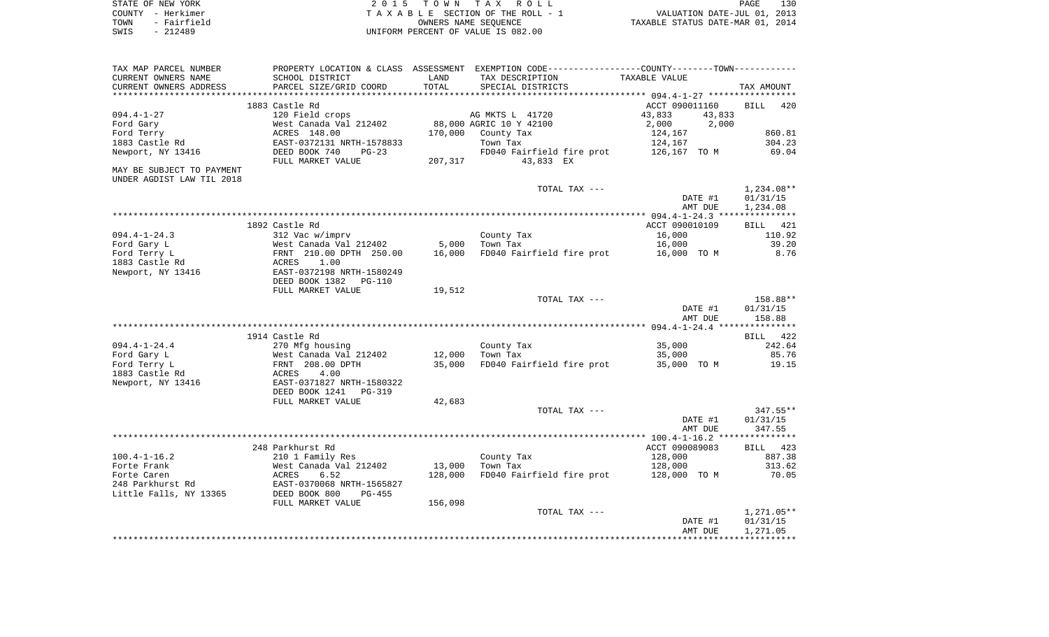STATE OF NEW YORK — COUNTY - Herkimer — TOWN - Fairfield — SWIS - 212489

**2015 TOWN TAX ROLL**
TAXABLE SECTION OF THE ROLL - 1
OWNERS NAME SEQUENCE
UNIFORM PERCENT OF VALUE IS 082.00

VALUATION DATE-JUL 01, 2013
TAXABLE STATUS DATE-MAR 01, 2014

| TAX MAP PARCEL NUMBER / CURRENT OWNERS NAME / CURRENT OWNERS ADDRESS | PROPERTY LOCATION & CLASS / SCHOOL DISTRICT / PARCEL SIZE/GRID COORD | ASSESSMENT LAND / TOTAL | EXEMPTION CODE / TAX DESCRIPTION / SPECIAL DISTRICTS | COUNTY / TOWN TAXABLE VALUE | TAX AMOUNT |
|---|---|---|---|---|---|
| | 1883 Castle Rd | | | ACCT 090011160 | BILL 420 |
| 094.4-1-27 | 120 Field crops | | AG MKTS L 41720 | 43,833 43,833 | |
| Ford Gary | West Canada Val 212402 | 88,000 | AGRIC 10 Y 42100 | 2,000 2,000 | |
| Ford Terry | ACRES 148.00 | 170,000 | County Tax | 124,167 | 860.81 |
| 1883 Castle Rd | EAST-0372131 NRTH-1578833 | | Town Tax | 124,167 | 304.23 |
| Newport, NY 13416 | DEED BOOK 740 PG-23 | | FD040 Fairfield fire prot | 126,167 TO M | 69.04 |
| | FULL MARKET VALUE | 207,317 | 43,833 EX | | |
| MAY BE SUBJECT TO PAYMENT UNDER AGDIST LAW TIL 2018 | | | | | |
| | | | TOTAL TAX --- | | 1,234.08** |
| | | | | DATE #1 | 01/31/15 |
| | | | | AMT DUE | 1,234.08 |
| | 1892 Castle Rd | | | ACCT 090010109 | BILL 421 |
| 094.4-1-24.3 | 312 Vac w/imprv | | County Tax | 16,000 | 110.92 |
| Ford Gary L | West Canada Val 212402 | 5,000 | Town Tax | 16,000 | 39.20 |
| Ford Terry L | FRNT 210.00 DPTH 250.00 | 16,000 | FD040 Fairfield fire prot | 16,000 TO M | 8.76 |
| 1883 Castle Rd | ACRES 1.00 | | | | |
| Newport, NY 13416 | EAST-0372198 NRTH-1580249 | | | | |
| | DEED BOOK 1382 PG-110 | | | | |
| | FULL MARKET VALUE | 19,512 | | | |
| | | | TOTAL TAX --- | | 158.88** |
| | | | | DATE #1 | 01/31/15 |
| | | | | AMT DUE | 158.88 |
| | 1914 Castle Rd | | | | BILL 422 |
| 094.4-1-24.4 | 270 Mfg housing | | County Tax | 35,000 | 242.64 |
| Ford Gary L | West Canada Val 212402 | 12,000 | Town Tax | 35,000 | 85.76 |
| Ford Terry L | FRNT 208.00 DPTH | 35,000 | FD040 Fairfield fire prot | 35,000 TO M | 19.15 |
| 1883 Castle Rd | ACRES 4.00 | | | | |
| Newport, NY 13416 | EAST-0371827 NRTH-1580322 | | | | |
| | DEED BOOK 1241 PG-319 | | | | |
| | FULL MARKET VALUE | 42,683 | | | |
| | | | TOTAL TAX --- | | 347.55** |
| | | | | DATE #1 | 01/31/15 |
| | | | | AMT DUE | 347.55 |
| | 248 Parkhurst Rd | | | ACCT 090089083 | BILL 423 |
| 100.4-1-16.2 | 210 1 Family Res | | County Tax | 128,000 | 887.38 |
| Forte Frank | West Canada Val 212402 | 13,000 | Town Tax | 128,000 | 313.62 |
| Forte Caren | ACRES 6.52 | 128,000 | FD040 Fairfield fire prot | 128,000 TO M | 70.05 |
| 248 Parkhurst Rd | EAST-0370068 NRTH-1565827 | | | | |
| Little Falls, NY 13365 | DEED BOOK 800 PG-455 | | | | |
| | FULL MARKET VALUE | 156,098 | | | |
| | | | TOTAL TAX --- | | 1,271.05** |
| | | | | DATE #1 | 01/31/15 |
| | | | | AMT DUE | 1,271.05 |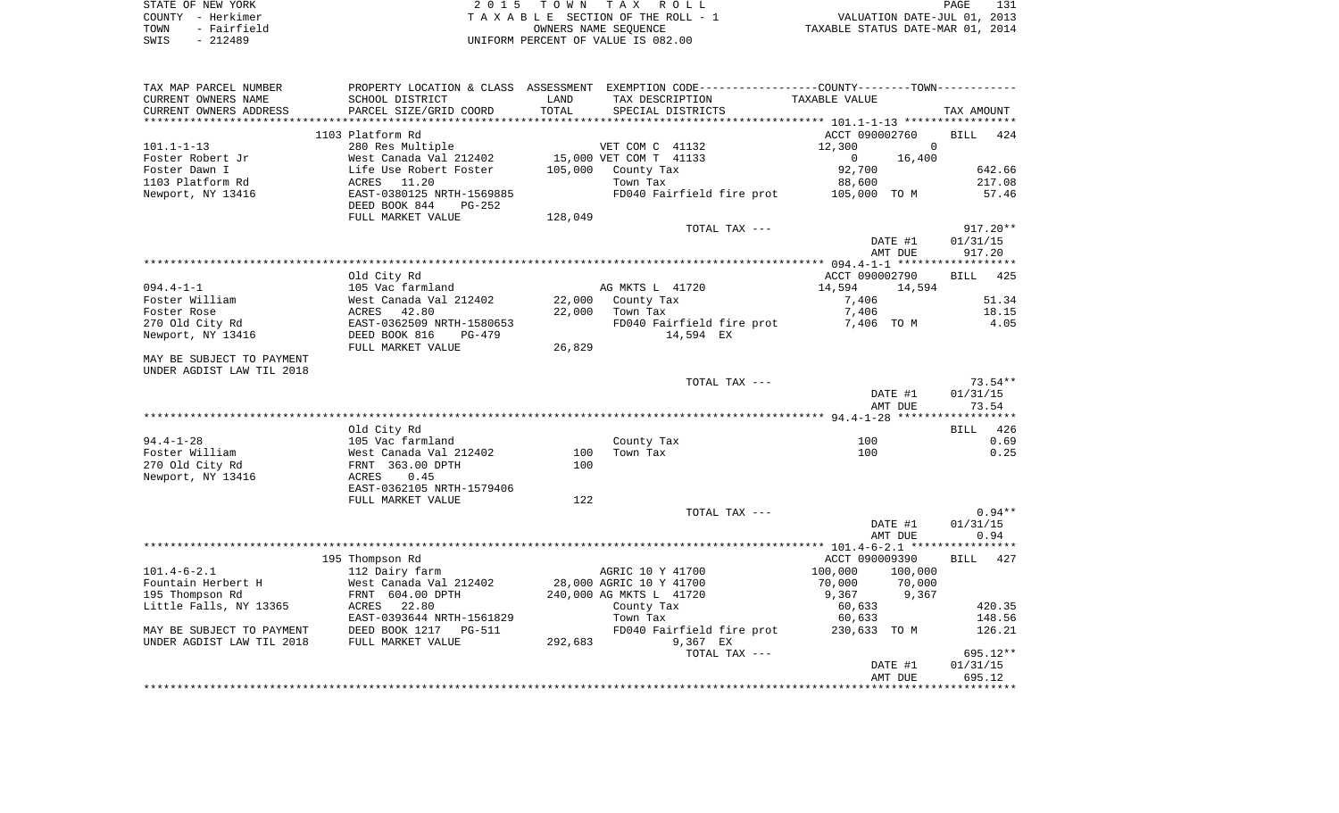STATE OF NEW YORK
COUNTY - Herkimer
TOWN - Fairfield
SWIS - 212489

2 0 1 5  T O W N  T A X  R O L L
T A X A B L E  SECTION OF THE ROLL - 1
OWNERS NAME SEQUENCE
UNIFORM PERCENT OF VALUE IS 082.00

VALUATION DATE-JUL 01, 2013
TAXABLE STATUS DATE-MAR 01, 2014

| TAX MAP PARCEL NUMBER / CURRENT OWNERS NAME / CURRENT OWNERS ADDRESS | PROPERTY LOCATION & CLASS / SCHOOL DISTRICT / PARCEL SIZE/GRID COORD | ASSESSMENT LAND / TOTAL | EXEMPTION CODE / TAX DESCRIPTION / SPECIAL DISTRICTS | COUNTY / TOWN TAXABLE VALUE | TAX AMOUNT |
|---|---|---|---|---|---|
| | 1103 Platform Rd | | | ACCT 090002760 | BILL 424 |
| 101.1-1-13 | 280 Res Multiple | | VET COM C 41132 | 12,300 0 | |
| Foster Robert Jr | West Canada Val 212402 | 15,000 | VET COM T 41133 | 0 16,400 | |
| Foster Dawn I | Life Use Robert Foster | 105,000 | County Tax | 92,700 | 642.66 |
| 1103 Platform Rd | ACRES 11.20 | | Town Tax | 88,600 | 217.08 |
| Newport, NY 13416 | EAST-0380125 NRTH-1569885 | | FD040 Fairfield fire prot | 105,000 TO M | 57.46 |
| | DEED BOOK 844 PG-252 | | | | |
| | FULL MARKET VALUE | 128,049 | | | |
| | | | TOTAL TAX --- | | 917.20** |
| | | | | DATE #1 | 01/31/15 |
| | | | | AMT DUE | 917.20 |
| | Old City Rd | | | ACCT 090002790 | BILL 425 |
| 094.4-1-1 | 105 Vac farmland | | AG MKTS L 41720 | 14,594 14,594 | |
| Foster William | West Canada Val 212402 | 22,000 | County Tax | 7,406 | 51.34 |
| Foster Rose | ACRES 42.80 | 22,000 | Town Tax | 7,406 | 18.15 |
| 270 Old City Rd | EAST-0362509 NRTH-1580653 | | FD040 Fairfield fire prot | 7,406 TO M | 4.05 |
| Newport, NY 13416 | DEED BOOK 816 PG-479 | | 14,594 EX | | |
| | FULL MARKET VALUE | 26,829 | | | |
| MAY BE SUBJECT TO PAYMENT UNDER AGDIST LAW TIL 2018 | | | | | |
| | | | TOTAL TAX --- | | 73.54** |
| | | | | DATE #1 | 01/31/15 |
| | | | | AMT DUE | 73.54 |
| | Old City Rd | | | | BILL 426 |
| 94.4-1-28 | 105 Vac farmland | | County Tax | 100 | 0.69 |
| Foster William | West Canada Val 212402 | 100 | Town Tax | 100 | 0.25 |
| 270 Old City Rd | FRNT 363.00 DPTH | 100 | | | |
| Newport, NY 13416 | ACRES 0.45 | | | | |
| | EAST-0362105 NRTH-1579406 | | | | |
| | FULL MARKET VALUE | 122 | | | |
| | | | TOTAL TAX --- | | 0.94** |
| | | | | DATE #1 | 01/31/15 |
| | | | | AMT DUE | 0.94 |
| | 195 Thompson Rd | | | ACCT 090009390 | BILL 427 |
| 101.4-6-2.1 | 112 Dairy farm | | AGRIC 10 Y 41700 | 100,000 100,000 | |
| Fountain Herbert H | West Canada Val 212402 | 28,000 | AGRIC 10 Y 41700 | 70,000 70,000 | |
| 195 Thompson Rd | FRNT 604.00 DPTH | 240,000 | AG MKTS L 41720 | 9,367 9,367 | |
| Little Falls, NY 13365 | ACRES 22.80 | | County Tax | 60,633 | 420.35 |
| | EAST-0393644 NRTH-1561829 | | Town Tax | 60,633 | 148.56 |
| MAY BE SUBJECT TO PAYMENT | DEED BOOK 1217 PG-511 | | FD040 Fairfield fire prot | 230,633 TO M | 126.21 |
| UNDER AGDIST LAW TIL 2018 | FULL MARKET VALUE | 292,683 | 9,367 EX | | |
| | | | TOTAL TAX --- | | 695.12** |
| | | | | DATE #1 | 01/31/15 |
| | | | | AMT DUE | 695.12 |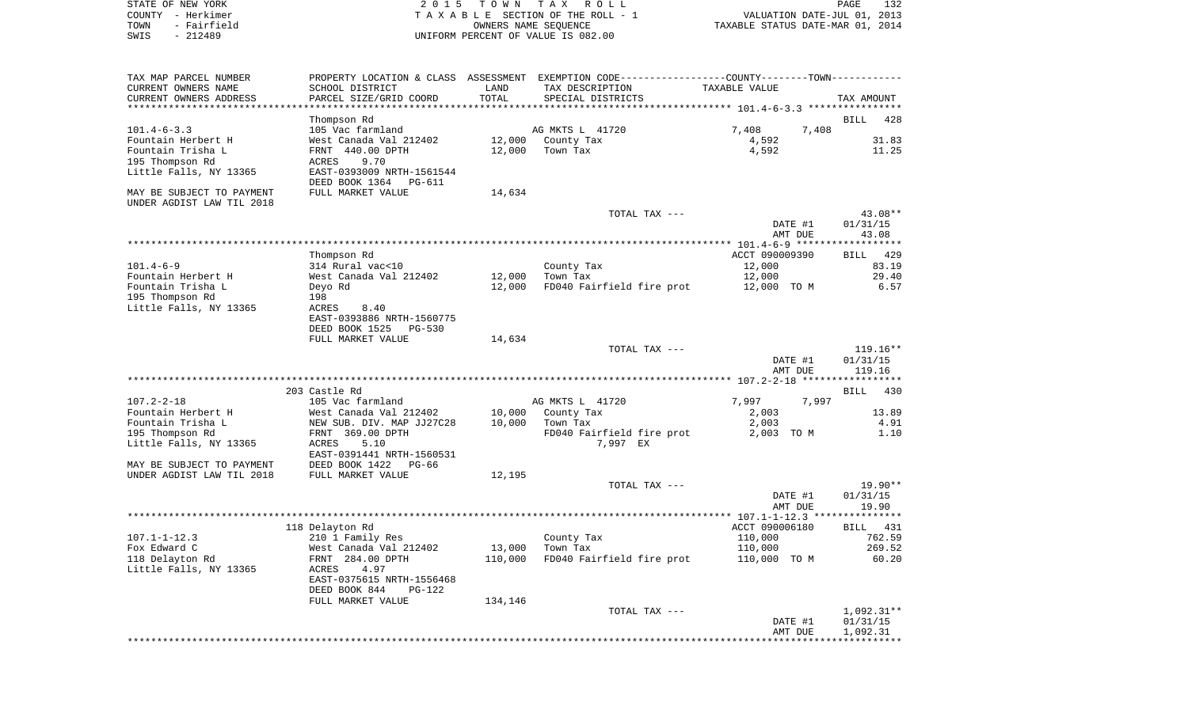STATE OF NEW YORK | 2015 TOWN TAX ROLL | VALUATION DATE-JUL 01, 2013
COUNTY - Herkimer | TAXABLE SECTION OF THE ROLL - 1 | TAXABLE STATUS DATE-MAR 01, 2014
TOWN - Fairfield | OWNERS NAME SEQUENCE
SWIS - 212489 | UNIFORM PERCENT OF VALUE IS 082.00

| TAX MAP PARCEL NUMBER / CURRENT OWNERS NAME / CURRENT OWNERS ADDRESS | PROPERTY LOCATION & CLASS / SCHOOL DISTRICT / PARCEL SIZE/GRID COORD | ASSESSMENT LAND / TOTAL | EXEMPTION CODE / TAX DESCRIPTION / SPECIAL DISTRICTS | COUNTY / TOWN TAXABLE VALUE | TAX AMOUNT |
|---|---|---|---|---|---|
| **101.4-6-3.3** | Thompson Rd | | | | BILL 428 |
| 101.4-6-3.3 | 105 Vac farmland | | AG MKTS L 41720 | 7,408 7,408 | |
| Fountain Herbert H | West Canada Val 212402 | 12,000 | County Tax | 4,592 | 31.83 |
| Fountain Trisha L | FRNT 440.00 DPTH | 12,000 | Town Tax | 4,592 | 11.25 |
| 195 Thompson Rd | ACRES 9.70 | | | | |
| Little Falls, NY 13365 | EAST-0393009 NRTH-1561544 | | | | |
| | DEED BOOK 1364 PG-611 | | | | |
| MAY BE SUBJECT TO PAYMENT UNDER AGDIST LAW TIL 2018 | FULL MARKET VALUE | 14,634 | | | |
| | | | TOTAL TAX --- | | 43.08** |
| | | | | DATE #1 | 01/31/15 |
| | | | | AMT DUE | 43.08 |
| **101.4-6-9** | Thompson Rd | | | ACCT 090009390 | BILL 429 |
| 101.4-6-9 | 314 Rural vac<10 | | County Tax | 12,000 | 83.19 |
| Fountain Herbert H | West Canada Val 212402 | 12,000 | Town Tax | 12,000 | 29.40 |
| Fountain Trisha L | Deyo Rd | 12,000 | FD040 Fairfield fire prot | 12,000 TO M | 6.57 |
| 195 Thompson Rd | 198 | | | | |
| Little Falls, NY 13365 | ACRES 8.40 | | | | |
| | EAST-0393886 NRTH-1560775 | | | | |
| | DEED BOOK 1525 PG-530 | | | | |
| | FULL MARKET VALUE | 14,634 | | | |
| | | | TOTAL TAX --- | | 119.16** |
| | | | | DATE #1 | 01/31/15 |
| | | | | AMT DUE | 119.16 |
| **107.2-2-18** | 203 Castle Rd | | | | BILL 430 |
| 107.2-2-18 | 105 Vac farmland | | AG MKTS L 41720 | 7,997 7,997 | |
| Fountain Herbert H | West Canada Val 212402 | 10,000 | County Tax | 2,003 | 13.89 |
| Fountain Trisha L | NEW SUB. DIV. MAP JJ27C28 | 10,000 | Town Tax | 2,003 | 4.91 |
| 195 Thompson Rd | FRNT 369.00 DPTH | | FD040 Fairfield fire prot | 2,003 TO M | 1.10 |
| Little Falls, NY 13365 | ACRES 5.10 | | 7,997 EX | | |
| | EAST-0391441 NRTH-1560531 | | | | |
| MAY BE SUBJECT TO PAYMENT | DEED BOOK 1422 PG-66 | | | | |
| UNDER AGDIST LAW TIL 2018 | FULL MARKET VALUE | 12,195 | | | |
| | | | TOTAL TAX --- | | 19.90** |
| | | | | DATE #1 | 01/31/15 |
| | | | | AMT DUE | 19.90 |
| **107.1-1-12.3** | 118 Delayton Rd | | | ACCT 090006180 | BILL 431 |
| 107.1-1-12.3 | 210 1 Family Res | | County Tax | 110,000 | 762.59 |
| Fox Edward C | West Canada Val 212402 | 13,000 | Town Tax | 110,000 | 269.52 |
| 118 Delayton Rd | FRNT 284.00 DPTH | 110,000 | FD040 Fairfield fire prot | 110,000 TO M | 60.20 |
| Little Falls, NY 13365 | ACRES 4.97 | | | | |
| | EAST-0375615 NRTH-1556468 | | | | |
| | DEED BOOK 844 PG-122 | | | | |
| | FULL MARKET VALUE | 134,146 | | | |
| | | | TOTAL TAX --- | | 1,092.31** |
| | | | | DATE #1 | 01/31/15 |
| | | | | AMT DUE | 1,092.31 |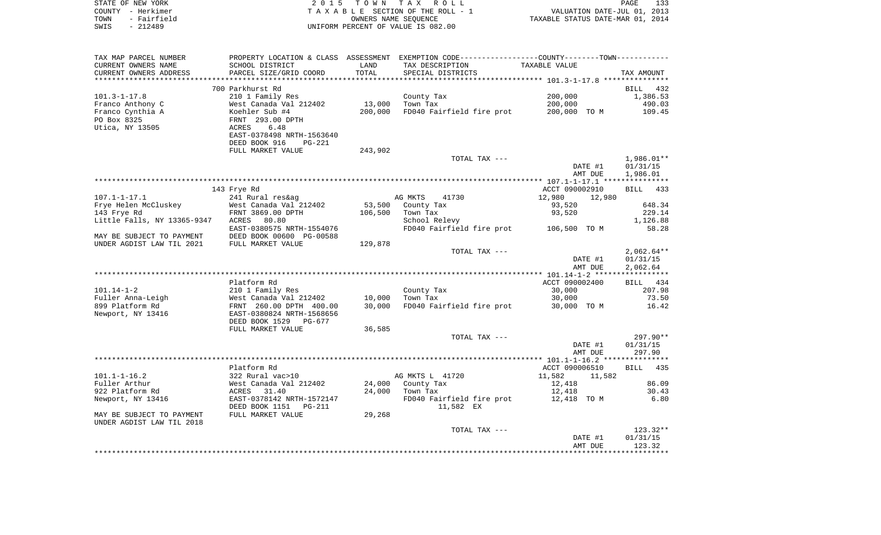STATE OF NEW YORK | COUNTY - Herkimer | TOWN - Fairfield | SWIS - 212489

**2015 TOWN TAX ROLL**
TAXABLE SECTION OF THE ROLL - 1
OWNERS NAME SEQUENCE
UNIFORM PERCENT OF VALUE IS 082.00

VALUATION DATE-JUL 01, 2013
TAXABLE STATUS DATE-MAR 01, 2014

| TAX MAP PARCEL NUMBER / CURRENT OWNERS NAME / CURRENT OWNERS ADDRESS | PROPERTY LOCATION & CLASS / SCHOOL DISTRICT / PARCEL SIZE/GRID COORD | ASSESSMENT LAND | TOTAL | EXEMPTION CODE / TAX DESCRIPTION / SPECIAL DISTRICTS | COUNTY--------TOWN TAXABLE VALUE | TAX AMOUNT |
|---|---|---|---|---|---|---|
| | 700 Parkhurst Rd | | | | | BILL 432 |
| 101.3-1-17.8 | 210 1 Family Res | | | County Tax | 200,000 | 1,386.53 |
| Franco Anthony C | West Canada Val 212402 | 13,000 | | Town Tax | 200,000 | 490.03 |
| Franco Cynthia A | Koehler Sub #4 | | 200,000 | FD040 Fairfield fire prot | 200,000 TO M | 109.45 |
| PO Box 8325 | FRNT 293.00 DPTH | | | | | |
| Utica, NY 13505 | ACRES 6.48 | | | | | |
| | EAST-0378498 NRTH-1563640 | | | | | |
| | DEED BOOK 916 PG-221 | | | | | |
| | FULL MARKET VALUE | | 243,902 | | | |
| | | | | TOTAL TAX --- | | 1,986.01** |
| | | | | | DATE #1 | 01/31/15 |
| | | | | | AMT DUE | 1,986.01 |
| | 143 Frye Rd | | | | ACCT 090002910 | BILL 433 |
| 107.1-1-17.1 | 241 Rural res&ag | | | AG MKTS 41730 | 12,980 12,980 | |
| Frye Helen McCluskey | West Canada Val 212402 | 53,500 | | County Tax | 93,520 | 648.34 |
| 143 Frye Rd | FRNT 3869.00 DPTH | | 106,500 | Town Tax | 93,520 | 229.14 |
| Little Falls, NY 13365-9347 | ACRES 80.80 | | | School Relevy | | 1,126.88 |
| | EAST-0380575 NRTH-1554076 | | | FD040 Fairfield fire prot | 106,500 TO M | 58.28 |
| MAY BE SUBJECT TO PAYMENT | DEED BOOK 00600 PG-00588 | | | | | |
| UNDER AGDIST LAW TIL 2021 | FULL MARKET VALUE | | 129,878 | | | |
| | | | | TOTAL TAX --- | | 2,062.64** |
| | | | | | DATE #1 | 01/31/15 |
| | | | | | AMT DUE | 2,062.64 |
| | Platform Rd | | | | ACCT 090002400 | BILL 434 |
| 101.14-1-2 | 210 1 Family Res | | | County Tax | 30,000 | 207.98 |
| Fuller Anna-Leigh | West Canada Val 212402 | 10,000 | | Town Tax | 30,000 | 73.50 |
| 899 Platform Rd | FRNT 260.00 DPTH 400.00 | | 30,000 | FD040 Fairfield fire prot | 30,000 TO M | 16.42 |
| Newport, NY 13416 | EAST-0380824 NRTH-1568656 | | | | | |
| | DEED BOOK 1529 PG-677 | | | | | |
| | FULL MARKET VALUE | | 36,585 | | | |
| | | | | TOTAL TAX --- | | 297.90** |
| | | | | | DATE #1 | 01/31/15 |
| | | | | | AMT DUE | 297.90 |
| | Platform Rd | | | | ACCT 090006510 | BILL 435 |
| 101.1-1-16.2 | 322 Rural vac>10 | | | AG MKTS L 41720 | 11,582 11,582 | |
| Fuller Arthur | West Canada Val 212402 | 24,000 | | County Tax | 12,418 | 86.09 |
| 922 Platform Rd | ACRES 31.40 | | 24,000 | Town Tax | 12,418 | 30.43 |
| Newport, NY 13416 | EAST-0378142 NRTH-1572147 | | | FD040 Fairfield fire prot | 12,418 TO M | 6.80 |
| | DEED BOOK 1151 PG-211 | | | 11,582 EX | | |
| MAY BE SUBJECT TO PAYMENT | FULL MARKET VALUE | | 29,268 | | | |
| UNDER AGDIST LAW TIL 2018 | | | | | | |
| | | | | TOTAL TAX --- | | 123.32** |
| | | | | | DATE #1 | 01/31/15 |
| | | | | | AMT DUE | 123.32 |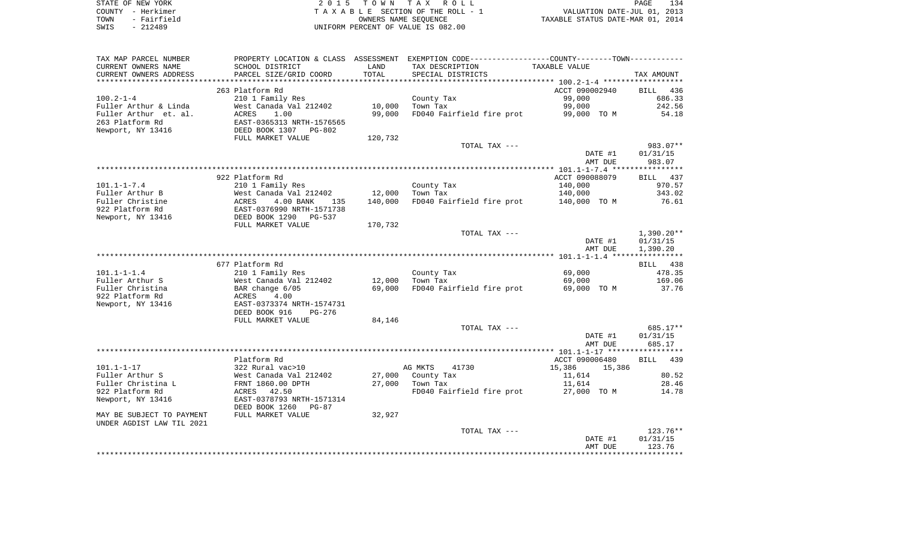STATE OF NEW YORK　　　2 0 1 5　T O W N　T A X　R O L L
COUNTY - Herkimer　　　T A X A B L E SECTION OF THE ROLL - 1　　　VALUATION DATE-JUL 01, 2013
TOWN - Fairfield　　　OWNERS NAME SEQUENCE　　　TAXABLE STATUS DATE-MAR 01, 2014
SWIS - 212489　　　UNIFORM PERCENT OF VALUE IS 082.00

| TAX MAP PARCEL NUMBER / CURRENT OWNERS NAME / CURRENT OWNERS ADDRESS | PROPERTY LOCATION & CLASS / SCHOOL DISTRICT / PARCEL SIZE/GRID COORD | ASSESSMENT LAND / TOTAL | EXEMPTION CODE / TAX DESCRIPTION / SPECIAL DISTRICTS | COUNTY / TOWN TAXABLE VALUE | TAX AMOUNT |
|---|---|---|---|---|---|
| | 263 Platform Rd | | | ACCT 090002940 | BILL 436 |
| 100.2-1-4 | 210 1 Family Res | | County Tax | 99,000 | 686.33 |
| Fuller Arthur & Linda | West Canada Val 212402 | 10,000 | Town Tax | 99,000 | 242.56 |
| Fuller Arthur et. al. | ACRES 1.00 | 99,000 | FD040 Fairfield fire prot | 99,000 TO M | 54.18 |
| 263 Platform Rd | EAST-0365313 NRTH-1576565 | | | | |
| Newport, NY 13416 | DEED BOOK 1307 PG-802 | | | | |
| | FULL MARKET VALUE | 120,732 | | | |
| | | | TOTAL TAX --- | | 983.07** |
| | | | | DATE #1 | 01/31/15 |
| | | | | AMT DUE | 983.07 |
| | 922 Platform Rd | | | ACCT 090088079 | BILL 437 |
| 101.1-1-7.4 | 210 1 Family Res | | County Tax | 140,000 | 970.57 |
| Fuller Arthur B | West Canada Val 212402 | 12,000 | Town Tax | 140,000 | 343.02 |
| Fuller Christine | ACRES 4.00 BANK 135 | 140,000 | FD040 Fairfield fire prot | 140,000 TO M | 76.61 |
| 922 Platform Rd | EAST-0376990 NRTH-1571738 | | | | |
| Newport, NY 13416 | DEED BOOK 1290 PG-537 | | | | |
| | FULL MARKET VALUE | 170,732 | | | |
| | | | TOTAL TAX --- | | 1,390.20** |
| | | | | DATE #1 | 01/31/15 |
| | | | | AMT DUE | 1,390.20 |
| | 677 Platform Rd | | | | BILL 438 |
| 101.1-1-1.4 | 210 1 Family Res | | County Tax | 69,000 | 478.35 |
| Fuller Arthur S | West Canada Val 212402 | 12,000 | Town Tax | 69,000 | 169.06 |
| Fuller Christina | BAR change 6/05 | 69,000 | FD040 Fairfield fire prot | 69,000 TO M | 37.76 |
| 922 Platform Rd | ACRES 4.00 | | | | |
| Newport, NY 13416 | EAST-0373374 NRTH-1574731 | | | | |
| | DEED BOOK 916 PG-276 | | | | |
| | FULL MARKET VALUE | 84,146 | | | |
| | | | TOTAL TAX --- | | 685.17** |
| | | | | DATE #1 | 01/31/15 |
| | | | | AMT DUE | 685.17 |
| | Platform Rd | | | ACCT 090006480 | BILL 439 |
| 101.1-1-17 | 322 Rural vac>10 | | AG MKTS 41730 | 15,386 15,386 | |
| Fuller Arthur S | West Canada Val 212402 | 27,000 | County Tax | 11,614 | 80.52 |
| Fuller Christina L | FRNT 1860.00 DPTH | 27,000 | Town Tax | 11,614 | 28.46 |
| 922 Platform Rd | ACRES 42.50 | | FD040 Fairfield fire prot | 27,000 TO M | 14.78 |
| Newport, NY 13416 | EAST-0378793 NRTH-1571314 | | | | |
| | DEED BOOK 1260 PG-87 | | | | |
| MAY BE SUBJECT TO PAYMENT | FULL MARKET VALUE | 32,927 | | | |
| UNDER AGDIST LAW TIL 2021 | | | | | |
| | | | TOTAL TAX --- | | 123.76** |
| | | | | DATE #1 | 01/31/15 |
| | | | | AMT DUE | 123.76 |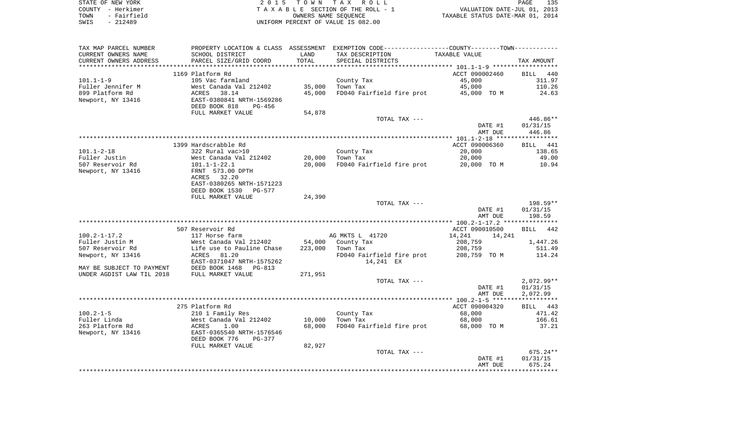STATE OF NEW YORK
COUNTY - Herkimer
TOWN - Fairfield
SWIS - 212489

2 0 1 5 T O W N T A X R O L L
T A X A B L E SECTION OF THE ROLL - 1
OWNERS NAME SEQUENCE
UNIFORM PERCENT OF VALUE IS 082.00

VALUATION DATE-JUL 01, 2013
TAXABLE STATUS DATE-MAR 01, 2014

| TAX MAP PARCEL NUMBER<br>CURRENT OWNERS NAME<br>CURRENT OWNERS ADDRESS | PROPERTY LOCATION & CLASS<br>SCHOOL DISTRICT<br>PARCEL SIZE/GRID COORD | ASSESSMENT<br>LAND<br>TOTAL | EXEMPTION CODE-----COUNTY-----TOWN-----<br>TAX DESCRIPTION<br>SPECIAL DISTRICTS | TAXABLE VALUE | TAX AMOUNT |
|---|---|---|---|---|---|
| **101.1-1-9** | 1169 Platform Rd | | | ACCT 090002460 | BILL 440 |
| 101.1-1-9 | 105 Vac farmland | | County Tax | 45,000 | 311.97 |
| Fuller Jennifer M | West Canada Val 212402 | 35,000 | Town Tax | 45,000 | 110.26 |
| 899 Platform Rd | ACRES 38.14 | 45,000 | FD040 Fairfield fire prot | 45,000 TO M | 24.63 |
| Newport, NY 13416 | EAST-0380841 NRTH-1569286 | | | | |
| | DEED BOOK 818 PG-456 | | | | |
| | FULL MARKET VALUE | 54,878 | | | |
| | | | TOTAL TAX --- | | 446.86** |
| | | | | DATE #1 | 01/31/15 |
| | | | | AMT DUE | 446.86 |
| **101.1-2-18** | 1399 Hardscrabble Rd | | | ACCT 090006360 | BILL 441 |
| 101.1-2-18 | 322 Rural vac>10 | | County Tax | 20,000 | 138.65 |
| Fuller Justin | West Canada Val 212402 | 20,000 | Town Tax | 20,000 | 49.00 |
| 507 Reservoir Rd | 101.1-1-22.1 | 20,000 | FD040 Fairfield fire prot | 20,000 TO M | 10.94 |
| Newport, NY 13416 | FRNT 573.00 DPTH | | | | |
| | ACRES 32.20 | | | | |
| | EAST-0380265 NRTH-1571223 | | | | |
| | DEED BOOK 1530 PG-577 | | | | |
| | FULL MARKET VALUE | 24,390 | | | |
| | | | TOTAL TAX --- | | 198.59** |
| | | | | DATE #1 | 01/31/15 |
| | | | | AMT DUE | 198.59 |
| **100.2-1-17.2** | 507 Reservoir Rd | | | ACCT 090010500 | BILL 442 |
| 100.2-1-17.2 | 117 Horse farm | | AG MKTS L 41720 | 14,241 14,241 | |
| Fuller Justin M | West Canada Val 212402 | 54,000 | County Tax | 208,759 | 1,447.26 |
| 507 Reservoir Rd | Life use to Pauline Chase | 223,000 | Town Tax | 208,759 | 511.49 |
| Newport, NY 13416 | ACRES 81.20 | | FD040 Fairfield fire prot | 208,759 TO M | 114.24 |
| | EAST-0371047 NRTH-1575262 | | 14,241 EX | | |
| MAY BE SUBJECT TO PAYMENT | DEED BOOK 1468 PG-813 | | | | |
| UNDER AGDIST LAW TIL 2018 | FULL MARKET VALUE | 271,951 | | | |
| | | | TOTAL TAX --- | | 2,072.99** |
| | | | | DATE #1 | 01/31/15 |
| | | | | AMT DUE | 2,072.99 |
| **100.2-1-5** | 275 Platform Rd | | | ACCT 090004320 | BILL 443 |
| 100.2-1-5 | 210 1 Family Res | | County Tax | 68,000 | 471.42 |
| Fuller Linda | West Canada Val 212402 | 10,000 | Town Tax | 68,000 | 166.61 |
| 263 Platform Rd | ACRES 1.00 | 68,000 | FD040 Fairfield fire prot | 68,000 TO M | 37.21 |
| Newport, NY 13416 | EAST-0365540 NRTH-1576546 | | | | |
| | DEED BOOK 776 PG-377 | | | | |
| | FULL MARKET VALUE | 82,927 | | | |
| | | | TOTAL TAX --- | | 675.24** |
| | | | | DATE #1 | 01/31/15 |
| | | | | AMT DUE | 675.24 |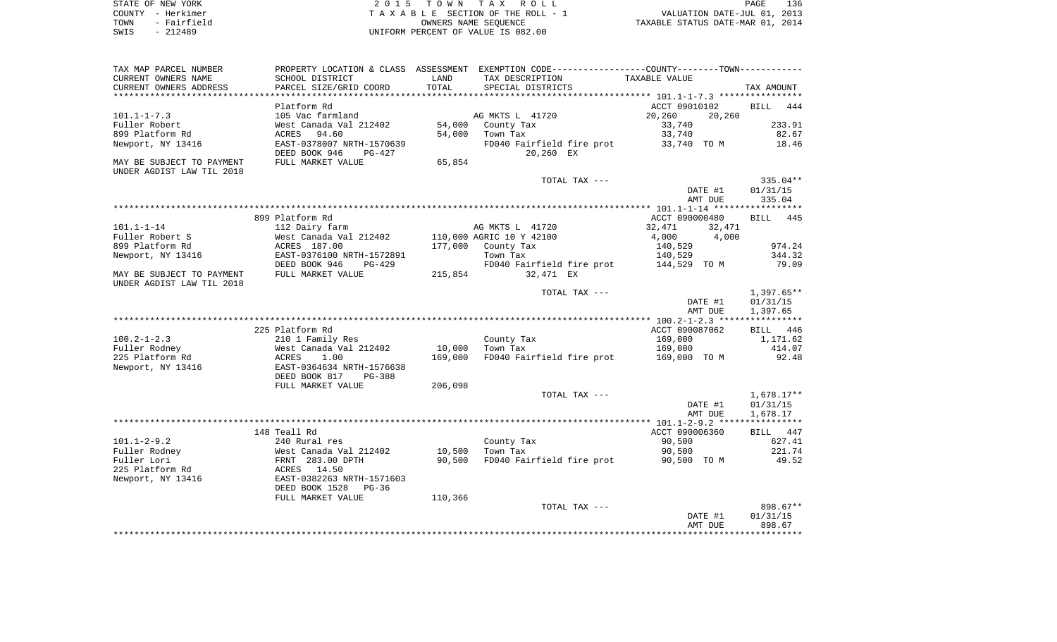STATE OF NEW YORK | 2 0 1 5 T O W N T A X R O L L | PAGE 136
COUNTY - Herkimer | T A X A B L E SECTION OF THE ROLL - 1 | VALUATION DATE-JUL 01, 2013
TOWN - Fairfield | OWNERS NAME SEQUENCE | TAXABLE STATUS DATE-MAR 01, 2014
SWIS - 212489 | UNIFORM PERCENT OF VALUE IS 082.00

| TAX MAP PARCEL NUMBER / CURRENT OWNERS NAME / CURRENT OWNERS ADDRESS | PROPERTY LOCATION & CLASS / SCHOOL DISTRICT / PARCEL SIZE/GRID COORD | ASSESSMENT LAND / TOTAL | EXEMPTION CODE / TAX DESCRIPTION / SPECIAL DISTRICTS | COUNTY / TOWN TAXABLE VALUE | TAX AMOUNT |
|---|---|---|---|---|---|
| **101.1-1-7.3** | Platform Rd | | | ACCT 09010102 | BILL 444 |
| 101.1-1-7.3 | 105 Vac farmland | | AG MKTS L 41720 | 20,260 20,260 | |
| Fuller Robert | West Canada Val 212402 | 54,000 | County Tax | 33,740 | 233.91 |
| 899 Platform Rd | ACRES 94.60 | 54,000 | Town Tax | 33,740 | 82.67 |
| Newport, NY 13416 | EAST-0378007 NRTH-1570639 | | FD040 Fairfield fire prot | 33,740 TO M | 18.46 |
| | DEED BOOK 946 PG-427 | | 20,260 EX | | |
| MAY BE SUBJECT TO PAYMENT UNDER AGDIST LAW TIL 2018 | FULL MARKET VALUE | 65,854 | | | |
| | | | TOTAL TAX --- | | 335.04** |
| | | | | DATE #1 | 01/31/15 |
| | | | | AMT DUE | 335.04 |
| **101.1-1-14** | 899 Platform Rd | | | ACCT 090000480 | BILL 445 |
| 101.1-1-14 | 112 Dairy farm | | AG MKTS L 41720 | 32,471 32,471 | |
| Fuller Robert S | West Canada Val 212402 | 110,000 | AGRIC 10 Y 42100 | 4,000 4,000 | |
| 899 Platform Rd | ACRES 187.00 | 177,000 | County Tax | 140,529 | 974.24 |
| Newport, NY 13416 | EAST-0376100 NRTH-1572891 | | Town Tax | 140,529 | 344.32 |
| | DEED BOOK 946 PG-429 | | FD040 Fairfield fire prot | 144,529 TO M | 79.09 |
| MAY BE SUBJECT TO PAYMENT UNDER AGDIST LAW TIL 2018 | FULL MARKET VALUE | 215,854 | 32,471 EX | | |
| | | | TOTAL TAX --- | | 1,397.65** |
| | | | | DATE #1 | 01/31/15 |
| | | | | AMT DUE | 1,397.65 |
| **100.2-1-2.3** | 225 Platform Rd | | | ACCT 090087062 | BILL 446 |
| 100.2-1-2.3 | 210 1 Family Res | | County Tax | 169,000 | 1,171.62 |
| Fuller Rodney | West Canada Val 212402 | 10,000 | Town Tax | 169,000 | 414.07 |
| 225 Platform Rd | ACRES 1.00 | 169,000 | FD040 Fairfield fire prot | 169,000 TO M | 92.48 |
| Newport, NY 13416 | EAST-0364634 NRTH-1576638 | | | | |
| | DEED BOOK 817 PG-388 | | | | |
| | FULL MARKET VALUE | 206,098 | | | |
| | | | TOTAL TAX --- | | 1,678.17** |
| | | | | DATE #1 | 01/31/15 |
| | | | | AMT DUE | 1,678.17 |
| **101.1-2-9.2** | 148 Teall Rd | | | ACCT 090006360 | BILL 447 |
| 101.1-2-9.2 | 240 Rural res | | County Tax | 90,500 | 627.41 |
| Fuller Rodney | West Canada Val 212402 | 10,500 | Town Tax | 90,500 | 221.74 |
| Fuller Lori | FRNT 283.00 DPTH | 90,500 | FD040 Fairfield fire prot | 90,500 TO M | 49.52 |
| 225 Platform Rd | ACRES 14.50 | | | | |
| Newport, NY 13416 | EAST-0382263 NRTH-1571603 | | | | |
| | DEED BOOK 1528 PG-36 | | | | |
| | FULL MARKET VALUE | 110,366 | | | |
| | | | TOTAL TAX --- | | 898.67** |
| | | | | DATE #1 | 01/31/15 |
| | | | | AMT DUE | 898.67 |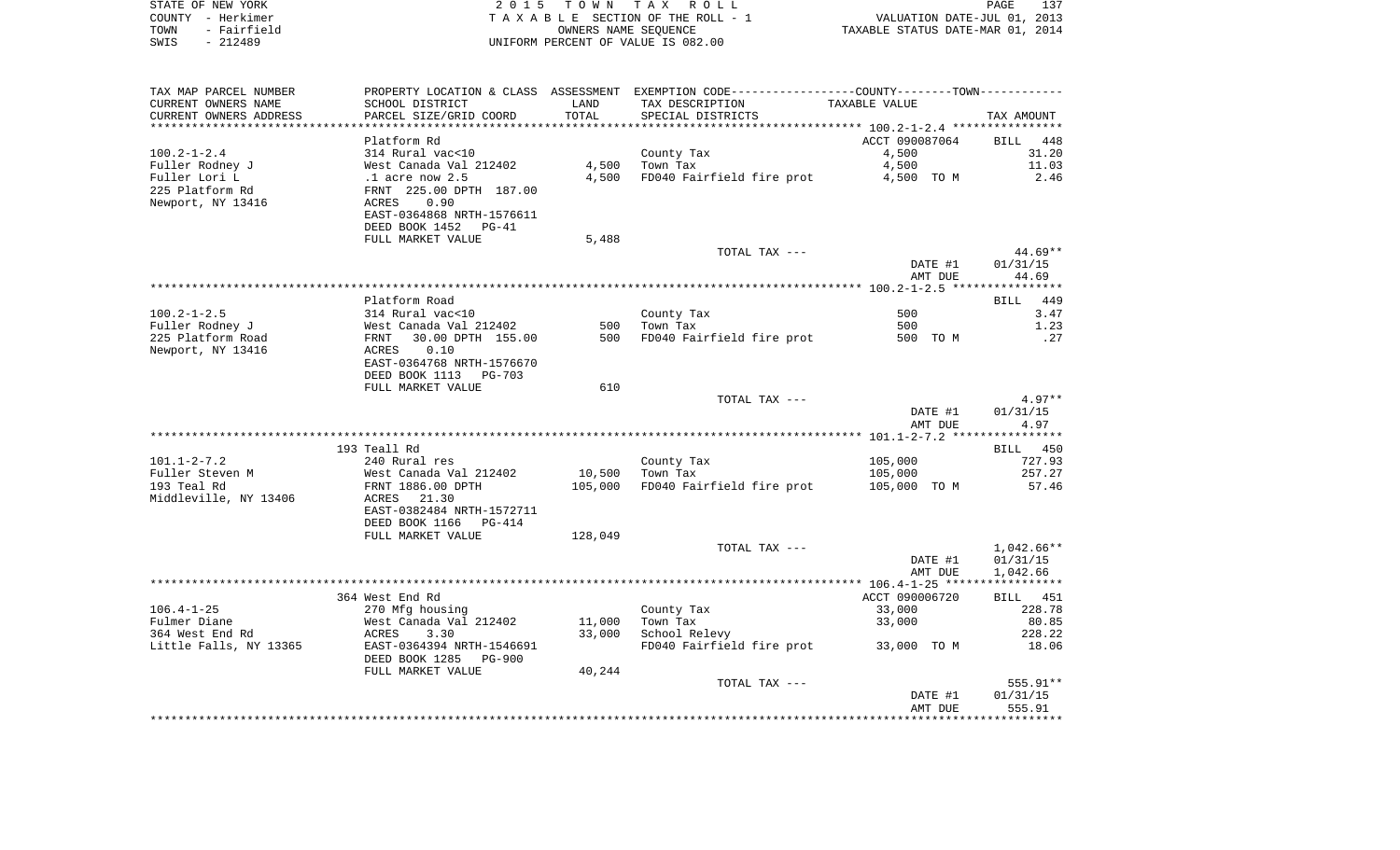STATE OF NEW YORK | 2 0 1 5 T O W N T A X R O L L | PAGE 137
COUNTY - Herkimer | T A X A B L E SECTION OF THE ROLL - 1 | VALUATION DATE-JUL 01, 2013
TOWN - Fairfield | OWNERS NAME SEQUENCE | TAXABLE STATUS DATE-MAR 01, 2014
SWIS - 212489 | UNIFORM PERCENT OF VALUE IS 082.00

| TAX MAP PARCEL NUMBER<br>CURRENT OWNERS NAME<br>CURRENT OWNERS ADDRESS | PROPERTY LOCATION & CLASS<br>SCHOOL DISTRICT<br>PARCEL SIZE/GRID COORD | ASSESSMENT<br>LAND<br>TOTAL | EXEMPTION CODE-----COUNTY-----TOWN-----<br>TAX DESCRIPTION<br>SPECIAL DISTRICTS | TAXABLE VALUE | TAX AMOUNT |
|---|---|---|---|---|---|
| **100.2-1-2.4** | Platform Rd | | | ACCT 090087064 | BILL 448 |
| 100.2-1-2.4 | 314 Rural vac<10 | | County Tax | 4,500 | 31.20 |
| Fuller Rodney J | West Canada Val 212402 | 4,500 | Town Tax | 4,500 | 11.03 |
| Fuller Lori L | .1 acre now 2.5 | 4,500 | FD040 Fairfield fire prot | 4,500 TO M | 2.46 |
| 225 Platform Rd | FRNT 225.00 DPTH 187.00 | | | | |
| Newport, NY 13416 | ACRES 0.90 | | | | |
| | EAST-0364868 NRTH-1576611 | | | | |
| | DEED BOOK 1452 PG-41 | | | | |
| | FULL MARKET VALUE | 5,488 | | | |
| | | | TOTAL TAX --- | | 44.69** |
| | | | | DATE #1 | 01/31/15 |
| | | | | AMT DUE | 44.69 |
| **100.2-1-2.5** | Platform Road | | | | BILL 449 |
| 100.2-1-2.5 | 314 Rural vac<10 | | County Tax | 500 | 3.47 |
| Fuller Rodney J | West Canada Val 212402 | 500 | Town Tax | 500 | 1.23 |
| 225 Platform Road | FRNT 30.00 DPTH 155.00 | 500 | FD040 Fairfield fire prot | 500 TO M | .27 |
| Newport, NY 13416 | ACRES 0.10 | | | | |
| | EAST-0364768 NRTH-1576670 | | | | |
| | DEED BOOK 1113 PG-703 | | | | |
| | FULL MARKET VALUE | 610 | | | |
| | | | TOTAL TAX --- | | 4.97** |
| | | | | DATE #1 | 01/31/15 |
| | | | | AMT DUE | 4.97 |
| **101.1-2-7.2** | 193 Teall Rd | | | | BILL 450 |
| 101.1-2-7.2 | 240 Rural res | | County Tax | 105,000 | 727.93 |
| Fuller Steven M | West Canada Val 212402 | 10,500 | Town Tax | 105,000 | 257.27 |
| 193 Teal Rd | FRNT 1886.00 DPTH | 105,000 | FD040 Fairfield fire prot | 105,000 TO M | 57.46 |
| Middleville, NY 13406 | ACRES 21.30 | | | | |
| | EAST-0382484 NRTH-1572711 | | | | |
| | DEED BOOK 1166 PG-414 | | | | |
| | FULL MARKET VALUE | 128,049 | | | |
| | | | TOTAL TAX --- | | 1,042.66** |
| | | | | DATE #1 | 01/31/15 |
| | | | | AMT DUE | 1,042.66 |
| **106.4-1-25** | 364 West End Rd | | | ACCT 090006720 | BILL 451 |
| 106.4-1-25 | 270 Mfg housing | | County Tax | 33,000 | 228.78 |
| Fulmer Diane | West Canada Val 212402 | 11,000 | Town Tax | 33,000 | 80.85 |
| 364 West End Rd | ACRES 3.30 | 33,000 | School Relevy | | 228.22 |
| Little Falls, NY 13365 | EAST-0364394 NRTH-1546691 | | FD040 Fairfield fire prot | 33,000 TO M | 18.06 |
| | DEED BOOK 1285 PG-900 | | | | |
| | FULL MARKET VALUE | 40,244 | | | |
| | | | TOTAL TAX --- | | 555.91** |
| | | | | DATE #1 | 01/31/15 |
| | | | | AMT DUE | 555.91 |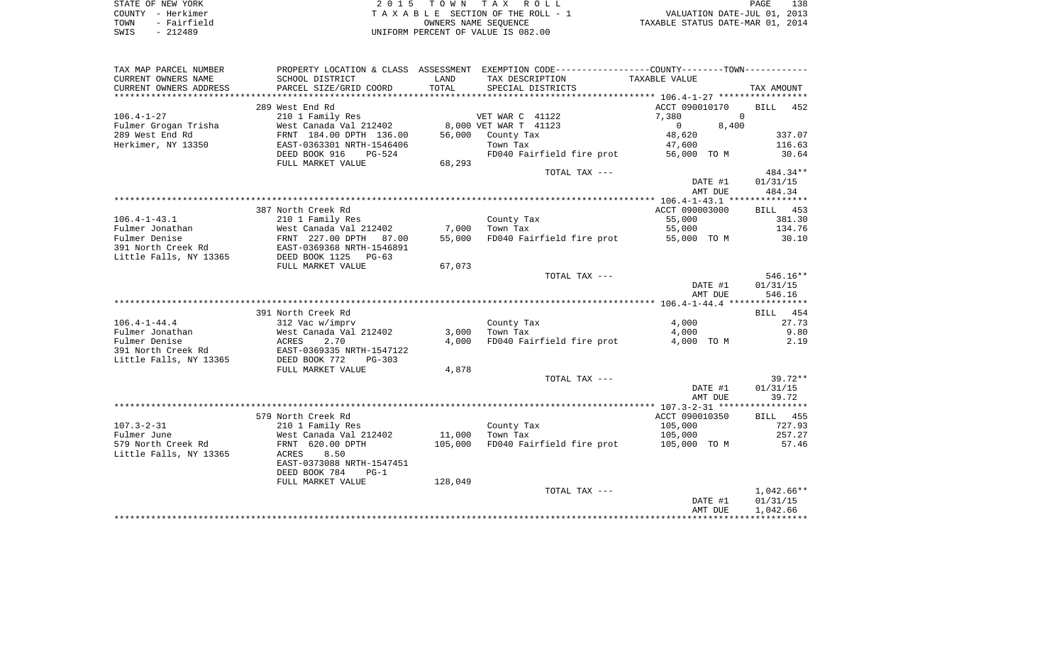STATE OF NEW YORK — 2015 TOWN TAX ROLL — PAGE 138
COUNTY - Herkimer — TAXABLE SECTION OF THE ROLL - 1 — VALUATION DATE-JUL 01, 2013
TOWN - Fairfield — OWNERS NAME SEQUENCE — TAXABLE STATUS DATE-MAR 01, 2014
SWIS - 212489 — UNIFORM PERCENT OF VALUE IS 082.00

| TAX MAP PARCEL NUMBER / CURRENT OWNERS NAME / CURRENT OWNERS ADDRESS | PROPERTY LOCATION & CLASS / SCHOOL DISTRICT / PARCEL SIZE/GRID COORD | ASSESSMENT LAND / TOTAL | EXEMPTION CODE / TAX DESCRIPTION / SPECIAL DISTRICTS | COUNTY TAXABLE VALUE | TOWN TAXABLE VALUE | TAX AMOUNT |
|---|---|---|---|---|---|---|
| 106.4-1-27 | 289 West End Rd | | | ACCT 090010170 | | BILL 452 |
| | 210 1 Family Res | | VET WAR C 41122 | 7,380 | 0 | |
| Fulmer Grogan Trisha | West Canada Val 212402 | 8,000 | VET WAR T 41123 | 0 | 8,400 | |
| 289 West End Rd | FRNT 184.00 DPTH 136.00 | 56,000 | County Tax | 48,620 | | 337.07 |
| Herkimer, NY 13350 | EAST-0363301 NRTH-1546406 | | Town Tax | | 47,600 | 116.63 |
| | DEED BOOK 916 PG-524 | | FD040 Fairfield fire prot | 56,000 TO M | | 30.64 |
| | FULL MARKET VALUE | 68,293 | | | | |
| | | | TOTAL TAX --- | | | 484.34** |
| | | | | DATE #1 | | 01/31/15 |
| | | | | AMT DUE | | 484.34 |
| 106.4-1-43.1 | 387 North Creek Rd | | | ACCT 090003000 | | BILL 453 |
| Fulmer Jonathan | 210 1 Family Res | | County Tax | 55,000 | | 381.30 |
| Fulmer Denise | West Canada Val 212402 | 7,000 | Town Tax | | 55,000 | 134.76 |
| 391 North Creek Rd | FRNT 227.00 DPTH 87.00 | 55,000 | FD040 Fairfield fire prot | 55,000 TO M | | 30.10 |
| Little Falls, NY 13365 | EAST-0369368 NRTH-1546891 | | | | | |
| | DEED BOOK 1125 PG-63 | | | | | |
| | FULL MARKET VALUE | 67,073 | | | | |
| | | | TOTAL TAX --- | | | 546.16** |
| | | | | DATE #1 | | 01/31/15 |
| | | | | AMT DUE | | 546.16 |
| 106.4-1-44.4 | 391 North Creek Rd | | | | | BILL 454 |
| Fulmer Jonathan | 312 Vac w/imprv | | County Tax | 4,000 | | 27.73 |
| Fulmer Denise | West Canada Val 212402 | 3,000 | Town Tax | | 4,000 | 9.80 |
| 391 North Creek Rd | ACRES 2.70 | 4,000 | FD040 Fairfield fire prot | 4,000 TO M | | 2.19 |
| Little Falls, NY 13365 | EAST-0369335 NRTH-1547122 | | | | | |
| | DEED BOOK 772 PG-303 | | | | | |
| | FULL MARKET VALUE | 4,878 | | | | |
| | | | TOTAL TAX --- | | | 39.72** |
| | | | | DATE #1 | | 01/31/15 |
| | | | | AMT DUE | | 39.72 |
| 107.3-2-31 | 579 North Creek Rd | | | ACCT 090010350 | | BILL 455 |
| Fulmer June | 210 1 Family Res | | County Tax | 105,000 | | 727.93 |
| 579 North Creek Rd | West Canada Val 212402 | 11,000 | Town Tax | | 105,000 | 257.27 |
| Little Falls, NY 13365 | FRNT 620.00 DPTH | 105,000 | FD040 Fairfield fire prot | 105,000 TO M | | 57.46 |
| | ACRES 8.50 | | | | | |
| | EAST-0373088 NRTH-1547451 | | | | | |
| | DEED BOOK 784 PG-1 | | | | | |
| | FULL MARKET VALUE | 128,049 | | | | |
| | | | TOTAL TAX --- | | | 1,042.66** |
| | | | | DATE #1 | | 01/31/15 |
| | | | | AMT DUE | | 1,042.66 |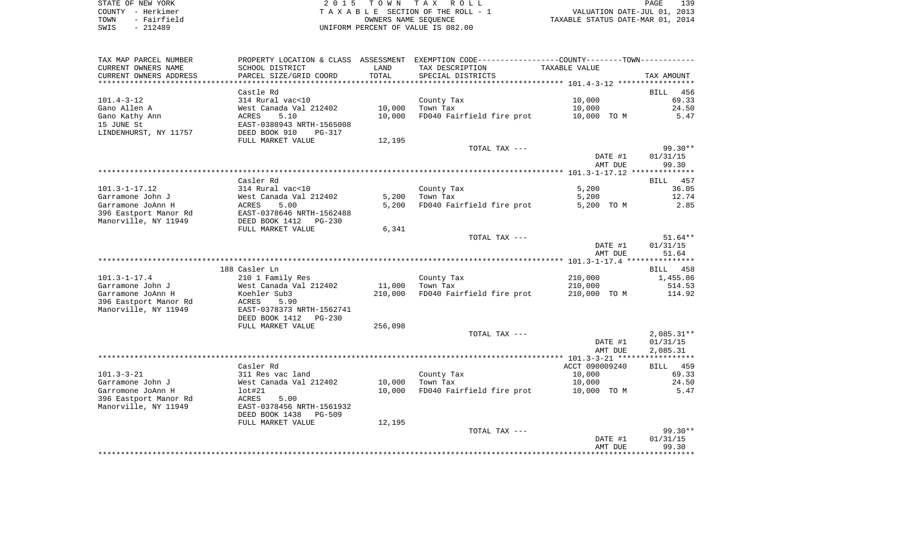STATE OF NEW YORK　　　　　　　　2 0 1 5　T O W N　T A X　R O L L　　　　　　　　PAGE 139
COUNTY - Herkimer　　　　　　　　T A X A B L E SECTION OF THE ROLL - 1　　　　　VALUATION DATE-JUL 01, 2013
TOWN - Fairfield　　　　　　　　　OWNERS NAME SEQUENCE　　　　　　　　　TAXABLE STATUS DATE-MAR 01, 2014
SWIS - 212489　　　　　　　　　　UNIFORM PERCENT OF VALUE IS 082.00

| TAX MAP PARCEL NUMBER / CURRENT OWNERS NAME / CURRENT OWNERS ADDRESS | PROPERTY LOCATION & CLASS / SCHOOL DISTRICT / PARCEL SIZE/GRID COORD | ASSESSMENT LAND / TOTAL | EXEMPTION CODE / TAX DESCRIPTION / SPECIAL DISTRICTS | TAXABLE VALUE | TAX AMOUNT |
|---|---|---|---|---|---|
| **101.4-3-12** | Castle Rd | | | | BILL 456 |
| 101.4-3-12 | 314 Rural vac<10 | | County Tax | 10,000 | 69.33 |
| Gano Allen A | West Canada Val 212402 | 10,000 | Town Tax | 10,000 | 24.50 |
| Gano Kathy Ann | ACRES 5.10 | 10,000 | FD040 Fairfield fire prot | 10,000 TO M | 5.47 |
| 15 JUNE St | EAST-0388943 NRTH-1565008 | | | | |
| LINDENHURST, NY 11757 | DEED BOOK 910 PG-317 | | | | |
| | FULL MARKET VALUE | 12,195 | | | |
| | | | TOTAL TAX --- | | 99.30** |
| | | | | DATE #1 | 01/31/15 |
| | | | | AMT DUE | 99.30 |
| **101.3-1-17.12** | Casler Rd | | | | BILL 457 |
| 101.3-1-17.12 | 314 Rural vac<10 | | County Tax | 5,200 | 36.05 |
| Garramone John J | West Canada Val 212402 | 5,200 | Town Tax | 5,200 | 12.74 |
| Garramone JoAnn H | ACRES 5.00 | 5,200 | FD040 Fairfield fire prot | 5,200 TO M | 2.85 |
| 396 Eastport Manor Rd | EAST-0378646 NRTH-1562488 | | | | |
| Manorville, NY 11949 | DEED BOOK 1412 PG-230 | | | | |
| | FULL MARKET VALUE | 6,341 | | | |
| | | | TOTAL TAX --- | | 51.64** |
| | | | | DATE #1 | 01/31/15 |
| | | | | AMT DUE | 51.64 |
| **101.3-1-17.4** | 188 Casler Ln | | | | BILL 458 |
| 101.3-1-17.4 | 210 1 Family Res | | County Tax | 210,000 | 1,455.86 |
| Garramone John J | West Canada Val 212402 | 11,000 | Town Tax | 210,000 | 514.53 |
| Garramone JoAnn H | Koehler Sub3 | 210,000 | FD040 Fairfield fire prot | 210,000 TO M | 114.92 |
| 396 Eastport Manor Rd | ACRES 5.90 | | | | |
| Manorville, NY 11949 | EAST-0378373 NRTH-1562741 | | | | |
| | DEED BOOK 1412 PG-230 | | | | |
| | FULL MARKET VALUE | 256,098 | | | |
| | | | TOTAL TAX --- | | 2,085.31** |
| | | | | DATE #1 | 01/31/15 |
| | | | | AMT DUE | 2,085.31 |
| **101.3-3-21** | Casler Rd | | | ACCT 090009240 | BILL 459 |
| 101.3-3-21 | 311 Res vac land | | County Tax | 10,000 | 69.33 |
| Garramone John J | West Canada Val 212402 | 10,000 | Town Tax | 10,000 | 24.50 |
| Garromone JoAnn H | lot#21 | 10,000 | FD040 Fairfield fire prot | 10,000 TO M | 5.47 |
| 396 Eastport Manor Rd | ACRES 5.00 | | | | |
| Manorville, NY 11949 | EAST-0378456 NRTH-1561932 | | | | |
| | DEED BOOK 1438 PG-509 | | | | |
| | FULL MARKET VALUE | 12,195 | | | |
| | | | TOTAL TAX --- | | 99.30** |
| | | | | DATE #1 | 01/31/15 |
| | | | | AMT DUE | 99.30 |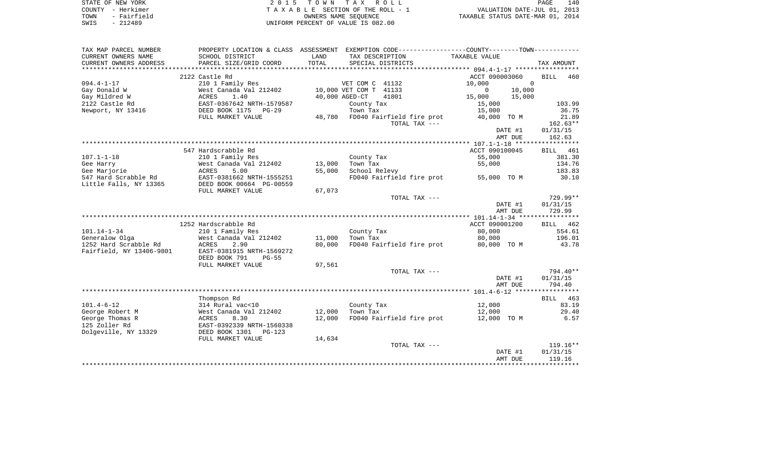STATE OF NEW YORK
COUNTY - Herkimer
TOWN - Fairfield
SWIS - 212489

2 0 1 5 T O W N T A X R O L L
T A X A B L E SECTION OF THE ROLL - 1
OWNERS NAME SEQUENCE
UNIFORM PERCENT OF VALUE IS 082.00

VALUATION DATE-JUL 01, 2013
TAXABLE STATUS DATE-MAR 01, 2014

| TAX MAP PARCEL NUMBER<br>CURRENT OWNERS NAME<br>CURRENT OWNERS ADDRESS | PROPERTY LOCATION & CLASS<br>SCHOOL DISTRICT<br>PARCEL SIZE/GRID COORD | ASSESSMENT<br>LAND<br>TOTAL | EXEMPTION CODE-----COUNTY-----TOWN-----<br>TAX DESCRIPTION<br>SPECIAL DISTRICTS | TAXABLE VALUE | TAX AMOUNT |
|---|---|---|---|---|---|
| **094.4-1-17** | 2122 Castle Rd | | | ACCT 090003060 | BILL 460 |
| 094.4-1-17 | 210 1 Family Res | | VET COM C 41132 | 10,000 0 | |
| Gay Donald W | West Canada Val 212402 | 10,000 | VET COM T 41133 | 0 10,000 | |
| Gay Mildred W | ACRES 1.40 | 40,000 | AGED-CT 41801 | 15,000 15,000 | |
| 2122 Castle Rd | EAST-0367642 NRTH-1579587 | | County Tax | 15,000 | 103.99 |
| Newport, NY 13416 | DEED BOOK 1175 PG-29 | | Town Tax | 15,000 | 36.75 |
| | FULL MARKET VALUE | 48,780 | FD040 Fairfield fire prot | 40,000 TO M | 21.89 |
| | | | TOTAL TAX --- | | 162.63** |
| | | | | DATE #1 | 01/31/15 |
| | | | | AMT DUE | 162.63 |
| **107.1-1-18** | 547 Hardscrabble Rd | | | ACCT 090100045 | BILL 461 |
| 107.1-1-18 | 210 1 Family Res | | County Tax | 55,000 | 381.30 |
| Gee Harry | West Canada Val 212402 | 13,000 | Town Tax | 55,000 | 134.76 |
| Gee Marjorie | ACRES 5.00 | 55,000 | School Relevy | | 183.83 |
| 547 Hard Scrabble Rd | EAST-0381662 NRTH-1555251 | | FD040 Fairfield fire prot | 55,000 TO M | 30.10 |
| Little Falls, NY 13365 | DEED BOOK 00664 PG-00559 | | | | |
| | FULL MARKET VALUE | 67,073 | | | |
| | | | TOTAL TAX --- | | 729.99** |
| | | | | DATE #1 | 01/31/15 |
| | | | | AMT DUE | 729.99 |
| **101.14-1-34** | 1252 Hardscrabble Rd | | | ACCT 090001200 | BILL 462 |
| 101.14-1-34 | 210 1 Family Res | | County Tax | 80,000 | 554.61 |
| Generalow Olga | West Canada Val 212402 | 11,000 | Town Tax | 80,000 | 196.01 |
| 1252 Hard Scrabble Rd | ACRES 2.90 | 80,000 | FD040 Fairfield fire prot | 80,000 TO M | 43.78 |
| Fairfield, NY 13406-9801 | EAST-0381915 NRTH-1569272 | | | | |
| | DEED BOOK 791 PG-55 | | | | |
| | FULL MARKET VALUE | 97,561 | | | |
| | | | TOTAL TAX --- | | 794.40** |
| | | | | DATE #1 | 01/31/15 |
| | | | | AMT DUE | 794.40 |
| **101.4-6-12** | Thompson Rd | | | | BILL 463 |
| 101.4-6-12 | 314 Rural vac<10 | | County Tax | 12,000 | 83.19 |
| George Robert M | West Canada Val 212402 | 12,000 | Town Tax | 12,000 | 29.40 |
| George Thomas R | ACRES 8.30 | 12,000 | FD040 Fairfield fire prot | 12,000 TO M | 6.57 |
| 125 Zoller Rd | EAST-0392339 NRTH-1560338 | | | | |
| Dolgeville, NY 13329 | DEED BOOK 1301 PG-123 | | | | |
| | FULL MARKET VALUE | 14,634 | | | |
| | | | TOTAL TAX --- | | 119.16** |
| | | | | DATE #1 | 01/31/15 |
| | | | | AMT DUE | 119.16 |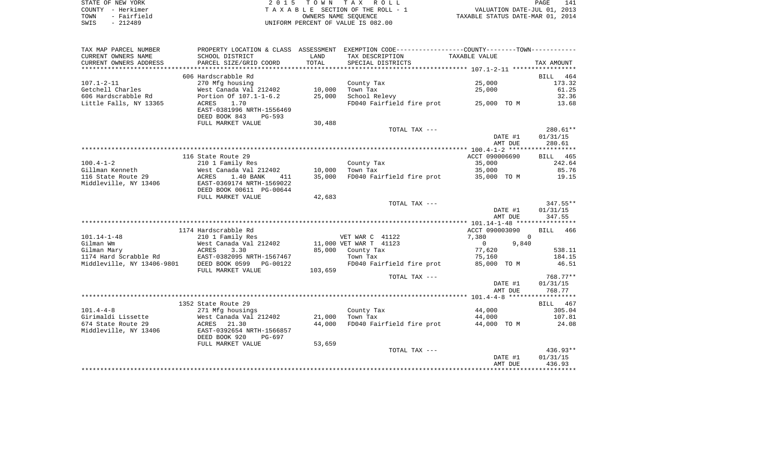STATE OF NEW YORK
COUNTY - Herkimer
TOWN - Fairfield
SWIS - 212489

2 0 1 5 T O W N T A X R O L L
T A X A B L E SECTION OF THE ROLL - 1
OWNERS NAME SEQUENCE
UNIFORM PERCENT OF VALUE IS 082.00

VALUATION DATE-JUL 01, 2013
TAXABLE STATUS DATE-MAR 01, 2014

| TAX MAP PARCEL NUMBER / CURRENT OWNERS NAME / CURRENT OWNERS ADDRESS | PROPERTY LOCATION & CLASS / SCHOOL DISTRICT / PARCEL SIZE/GRID COORD | ASSESSMENT LAND / TOTAL | EXEMPTION CODE / TAX DESCRIPTION / SPECIAL DISTRICTS | TAXABLE VALUE | TAX AMOUNT |
|---|---|---|---|---|---|
| | 606 Hardscrabble Rd | | | | BILL 464 |
| 107.1-2-11 | 270 Mfg housing | | County Tax | 25,000 | 173.32 |
| Getchell Charles | West Canada Val 212402 | 10,000 | Town Tax | 25,000 | 61.25 |
| 606 Hardscrabble Rd | Portion Of 107.1-1-6.2 | 25,000 | School Relevy | | 32.36 |
| Little Falls, NY 13365 | ACRES 1.70 | | FD040 Fairfield fire prot | 25,000 TO M | 13.68 |
| | EAST-0381996 NRTH-1556469 | | | | |
| | DEED BOOK 843 PG-593 | | | | |
| | FULL MARKET VALUE | 30,488 | | | |
| | | | TOTAL TAX --- | | 280.61** |
| | | | | DATE #1 | 01/31/15 |
| | | | | AMT DUE | 280.61 |
| | 116 State Route 29 | | | ACCT 090006690 | BILL 465 |
| 100.4-1-2 | 210 1 Family Res | | County Tax | 35,000 | 242.64 |
| Gillman Kenneth | West Canada Val 212402 | 10,000 | Town Tax | 35,000 | 85.76 |
| 116 State Route 29 | ACRES 1.40 BANK 411 | 35,000 | FD040 Fairfield fire prot | 35,000 TO M | 19.15 |
| Middleville, NY 13406 | EAST-0369174 NRTH-1569022 | | | | |
| | DEED BOOK 00611 PG-00644 | | | | |
| | FULL MARKET VALUE | 42,683 | | | |
| | | | TOTAL TAX --- | | 347.55** |
| | | | | DATE #1 | 01/31/15 |
| | | | | AMT DUE | 347.55 |
| | 1174 Hardscrabble Rd | | | ACCT 090003090 | BILL 466 |
| 101.14-1-48 | 210 1 Family Res | | VET WAR C 41122 | 7,380 0 | |
| Gilman Wm | West Canada Val 212402 | 11,000 | VET WAR T 41123 | 0 9,840 | |
| Gilman Mary | ACRES 3.30 | 85,000 | County Tax | 77,620 | 538.11 |
| 1174 Hard Scrabble Rd | EAST-0382095 NRTH-1567467 | | Town Tax | 75,160 | 184.15 |
| Middleville, NY 13406-9801 | DEED BOOK 0599 PG-00122 | | FD040 Fairfield fire prot | 85,000 TO M | 46.51 |
| | FULL MARKET VALUE | 103,659 | | | |
| | | | TOTAL TAX --- | | 768.77** |
| | | | | DATE #1 | 01/31/15 |
| | | | | AMT DUE | 768.77 |
| | 1352 State Route 29 | | | | BILL 467 |
| 101.4-4-8 | 271 Mfg housings | | County Tax | 44,000 | 305.04 |
| Girimaldi Lissette | West Canada Val 212402 | 21,000 | Town Tax | 44,000 | 107.81 |
| 674 State Route 29 | ACRES 21.30 | 44,000 | FD040 Fairfield fire prot | 44,000 TO M | 24.08 |
| Middleville, NY 13406 | EAST-0392654 NRTH-1566857 | | | | |
| | DEED BOOK 920 PG-697 | | | | |
| | FULL MARKET VALUE | 53,659 | | | |
| | | | TOTAL TAX --- | | 436.93** |
| | | | | DATE #1 | 01/31/15 |
| | | | | AMT DUE | 436.93 |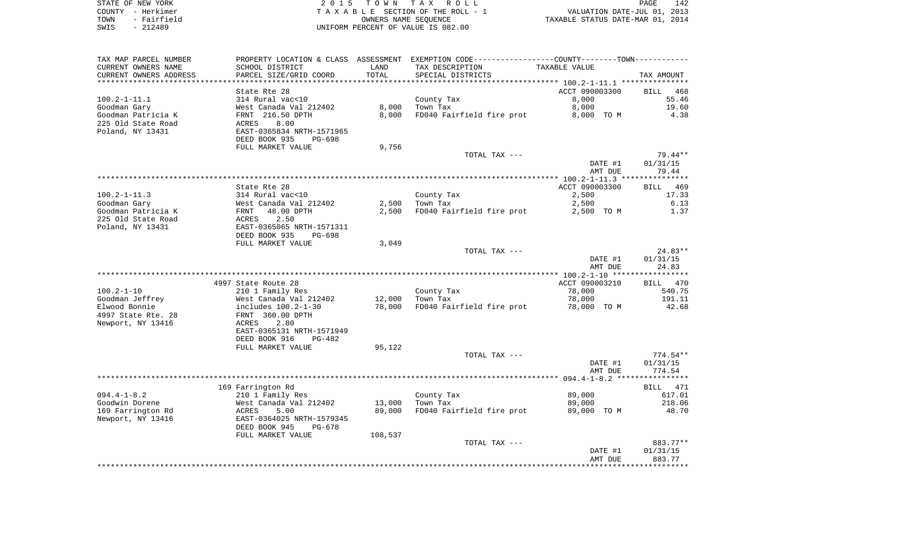STATE OF NEW YORK — 2 0 1 5 T O W N T A X R O L L — PAGE 142
COUNTY - Herkimer — T A X A B L E SECTION OF THE ROLL - 1 — VALUATION DATE-JUL 01, 2013
TOWN - Fairfield — OWNERS NAME SEQUENCE — TAXABLE STATUS DATE-MAR 01, 2014
SWIS - 212489 — UNIFORM PERCENT OF VALUE IS 082.00

| TAX MAP PARCEL NUMBER / CURRENT OWNERS NAME / CURRENT OWNERS ADDRESS | PROPERTY LOCATION & CLASS / SCHOOL DISTRICT / PARCEL SIZE/GRID COORD | ASSESSMENT LAND / TOTAL | EXEMPTION CODE / TAX DESCRIPTION / SPECIAL DISTRICTS | COUNTY--------TOWN / TAXABLE VALUE | TAX AMOUNT |
|---|---|---|---|---|---|
| **100.2-1-11.1** | State Rte 28 | | | ACCT 090003300 | BILL 468 |
| 100.2-1-11.1 | 314 Rural vac<10 | | County Tax | 8,000 | 55.46 |
| Goodman Gary | West Canada Val 212402 | 8,000 | Town Tax | 8,000 | 19.60 |
| Goodman Patricia K | FRNT 216.50 DPTH | 8,000 | FD040 Fairfield fire prot | 8,000 TO M | 4.38 |
| 225 Old State Road | ACRES 8.00 | | | | |
| Poland, NY 13431 | EAST-0365834 NRTH-1571965 | | | | |
| | DEED BOOK 935 PG-698 | | | | |
| | FULL MARKET VALUE | 9,756 | | | |
| | | | TOTAL TAX --- | | 79.44** |
| | | | | DATE #1 | 01/31/15 |
| | | | | AMT DUE | 79.44 |
| **100.2-1-11.3** | State Rte 28 | | | ACCT 090003300 | BILL 469 |
| 100.2-1-11.3 | 314 Rural vac<10 | | County Tax | 2,500 | 17.33 |
| Goodman Gary | West Canada Val 212402 | 2,500 | Town Tax | 2,500 | 6.13 |
| Goodman Patricia K | FRNT 48.00 DPTH | 2,500 | FD040 Fairfield fire prot | 2,500 TO M | 1.37 |
| 225 Old State Road | ACRES 2.50 | | | | |
| Poland, NY 13431 | EAST-0365065 NRTH-1571311 | | | | |
| | DEED BOOK 935 PG-698 | | | | |
| | FULL MARKET VALUE | 3,049 | | | |
| | | | TOTAL TAX --- | | 24.83** |
| | | | | DATE #1 | 01/31/15 |
| | | | | AMT DUE | 24.83 |
| **100.2-1-10** | 4997 State Route 28 | | | ACCT 090003210 | BILL 470 |
| 100.2-1-10 | 210 1 Family Res | | County Tax | 78,000 | 540.75 |
| Goodman Jeffrey | West Canada Val 212402 | 12,000 | Town Tax | 78,000 | 191.11 |
| Elwood Bonnie | includes 100.2-1-30 | 78,000 | FD040 Fairfield fire prot | 78,000 TO M | 42.68 |
| 4997 State Rte. 28 | FRNT 360.00 DPTH | | | | |
| Newport, NY 13416 | ACRES 2.80 | | | | |
| | EAST-0365131 NRTH-1571949 | | | | |
| | DEED BOOK 916 PG-482 | | | | |
| | FULL MARKET VALUE | 95,122 | | | |
| | | | TOTAL TAX --- | | 774.54** |
| | | | | DATE #1 | 01/31/15 |
| | | | | AMT DUE | 774.54 |
| **094.4-1-8.2** | 169 Farrington Rd | | | | BILL 471 |
| 094.4-1-8.2 | 210 1 Family Res | | County Tax | 89,000 | 617.01 |
| Goodwin Dorene | West Canada Val 212402 | 13,000 | Town Tax | 89,000 | 218.06 |
| 169 Farrington Rd | ACRES 5.00 | 89,000 | FD040 Fairfield fire prot | 89,000 TO M | 48.70 |
| Newport, NY 13416 | EAST-0364025 NRTH-1579345 | | | | |
| | DEED BOOK 945 PG-678 | | | | |
| | FULL MARKET VALUE | 108,537 | | | |
| | | | TOTAL TAX --- | | 883.77** |
| | | | | DATE #1 | 01/31/15 |
| | | | | AMT DUE | 883.77 |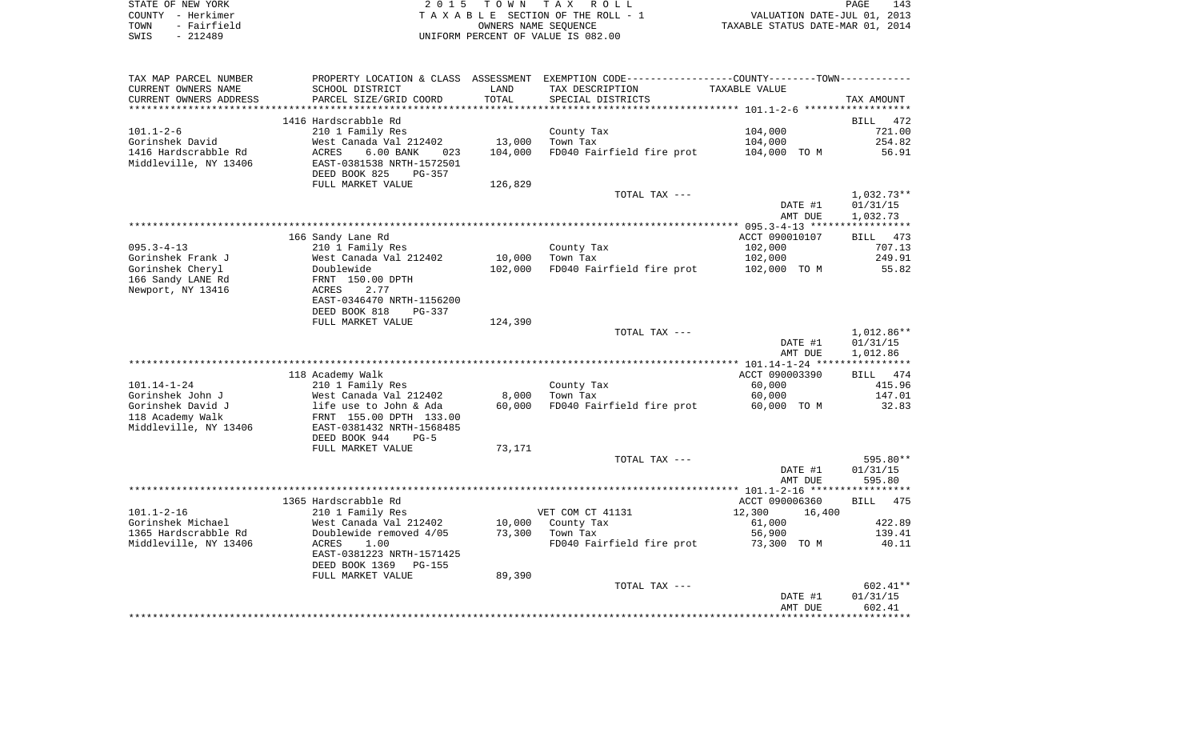STATE OF NEW YORK — 2015 TOWN TAX ROLL — COUNTY - Herkimer — TAXABLE SECTION OF THE ROLL - 1 — VALUATION DATE-JUL 01, 2013 — TOWN - Fairfield — OWNERS NAME SEQUENCE — TAXABLE STATUS DATE-MAR 01, 2014 — SWIS - 212489 — UNIFORM PERCENT OF VALUE IS 082.00

| TAX MAP PARCEL NUMBER / CURRENT OWNERS NAME / CURRENT OWNERS ADDRESS | PROPERTY LOCATION & CLASS / SCHOOL DISTRICT / PARCEL SIZE/GRID COORD | ASSESSMENT LAND | TOTAL | EXEMPTION CODE / TAX DESCRIPTION / SPECIAL DISTRICTS | COUNTY-TOWN TAXABLE VALUE | TAX AMOUNT |
|---|---|---|---|---|---|---|
| 101.1-2-6 | 1416 Hardscrabble Rd | | | | | BILL 472 |
| | 210 1 Family Res | | | County Tax | 104,000 | 721.00 |
| Gorinshek David | West Canada Val 212402 | 13,000 | | Town Tax | 104,000 | 254.82 |
| 1416 Hardscrabble Rd | ACRES 6.00 BANK 023 | | 104,000 | FD040 Fairfield fire prot | 104,000 TO M | 56.91 |
| Middleville, NY 13406 | EAST-0381538 NRTH-1572501 | | | | | |
| | DEED BOOK 825 PG-357 | | | | | |
| | FULL MARKET VALUE | 126,829 | | | | |
| | | | | TOTAL TAX --- | | 1,032.73** |
| | | | | | DATE #1 | 01/31/15 |
| | | | | | AMT DUE | 1,032.73 |
| 095.3-4-13 | 166 Sandy Lane Rd | | | | ACCT 090010107 | BILL 473 |
| | 210 1 Family Res | | | County Tax | 102,000 | 707.13 |
| Gorinshek Frank J | West Canada Val 212402 | 10,000 | | Town Tax | 102,000 | 249.91 |
| Gorinshek Cheryl | Doublewide | | 102,000 | FD040 Fairfield fire prot | 102,000 TO M | 55.82 |
| 166 Sandy LANE Rd | FRNT 150.00 DPTH | | | | | |
| Newport, NY 13416 | ACRES 2.77 | | | | | |
| | EAST-0346470 NRTH-1156200 | | | | | |
| | DEED BOOK 818 PG-337 | | | | | |
| | FULL MARKET VALUE | 124,390 | | | | |
| | | | | TOTAL TAX --- | | 1,012.86** |
| | | | | | DATE #1 | 01/31/15 |
| | | | | | AMT DUE | 1,012.86 |
| 101.14-1-24 | 118 Academy Walk | | | | ACCT 090003390 | BILL 474 |
| | 210 1 Family Res | | | County Tax | 60,000 | 415.96 |
| Gorinshek John J | West Canada Val 212402 | 8,000 | | Town Tax | 60,000 | 147.01 |
| Gorinshek David J | life use to John & Ada | | 60,000 | FD040 Fairfield fire prot | 60,000 TO M | 32.83 |
| 118 Academy Walk | FRNT 155.00 DPTH 133.00 | | | | | |
| Middleville, NY 13406 | EAST-0381432 NRTH-1568485 | | | | | |
| | DEED BOOK 944 PG-5 | | | | | |
| | FULL MARKET VALUE | 73,171 | | | | |
| | | | | TOTAL TAX --- | | 595.80** |
| | | | | | DATE #1 | 01/31/15 |
| | | | | | AMT DUE | 595.80 |
| 101.1-2-16 | 1365 Hardscrabble Rd | | | | ACCT 090006360 | BILL 475 |
| | 210 1 Family Res | | | VET COM CT 41131 | 12,300 16,400 | |
| Gorinshek Michael | West Canada Val 212402 | 10,000 | | County Tax | 61,000 | 422.89 |
| 1365 Hardscrabble Rd | Doublewide removed 4/05 | | 73,300 | Town Tax | 56,900 | 139.41 |
| Middleville, NY 13406 | ACRES 1.00 | | | FD040 Fairfield fire prot | 73,300 TO M | 40.11 |
| | EAST-0381223 NRTH-1571425 | | | | | |
| | DEED BOOK 1369 PG-155 | | | | | |
| | FULL MARKET VALUE | 89,390 | | | | |
| | | | | TOTAL TAX --- | | 602.41** |
| | | | | | DATE #1 | 01/31/15 |
| | | | | | AMT DUE | 602.41 |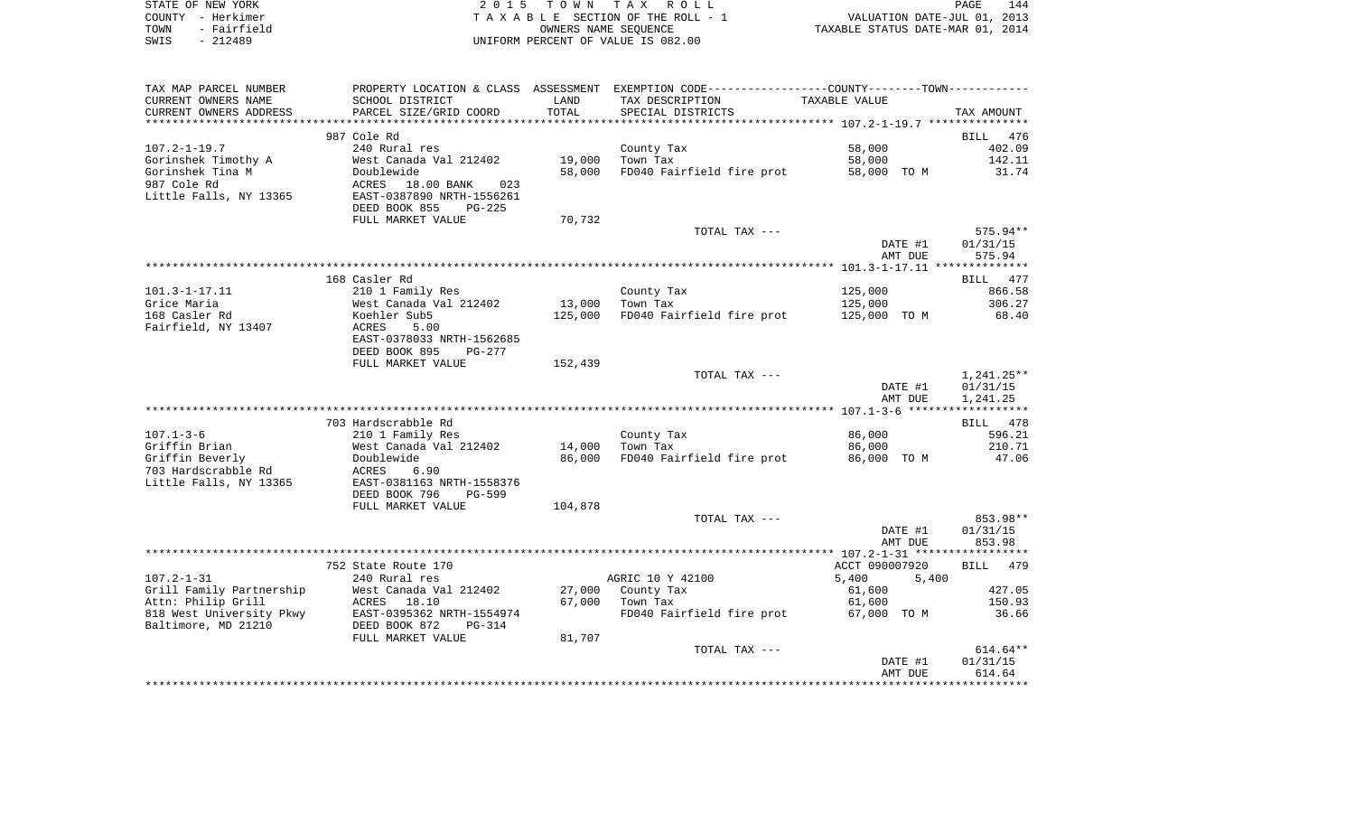STATE OF NEW YORK | 2 0 1 5 T O W N T A X R O L L | VALUATION DATE-JUL 01, 2013
COUNTY - Herkimer | T A X A B L E SECTION OF THE ROLL - 1 | TAXABLE STATUS DATE-MAR 01, 2014
TOWN - Fairfield | OWNERS NAME SEQUENCE
SWIS - 212489 | UNIFORM PERCENT OF VALUE IS 082.00

| TAX MAP PARCEL NUMBER / CURRENT OWNERS NAME / CURRENT OWNERS ADDRESS | PROPERTY LOCATION & CLASS / SCHOOL DISTRICT / PARCEL SIZE/GRID COORD | ASSESSMENT LAND / TOTAL | EXEMPTION CODE / TAX DESCRIPTION / SPECIAL DISTRICTS | COUNTY--------TOWN / TAXABLE VALUE | TAX AMOUNT |
|---|---|---|---|---|---|
| ***** 107.2-1-19.7 ***** | 987 Cole Rd | | | | BILL 476 |
| 107.2-1-19.7 | 240 Rural res | | County Tax | 58,000 | 402.09 |
| Gorinshek Timothy A | West Canada Val 212402 | 19,000 | Town Tax | 58,000 | 142.11 |
| Gorinshek Tina M | Doublewide | 58,000 | FD040 Fairfield fire prot | 58,000 TO M | 31.74 |
| 987 Cole Rd | ACRES 18.00 BANK 023 | | | | |
| Little Falls, NY 13365 | EAST-0387890 NRTH-1556261 | | | | |
| | DEED BOOK 855 PG-225 | | | | |
| | FULL MARKET VALUE | 70,732 | | | |
| | | | TOTAL TAX --- | | 575.94** |
| | | | | DATE #1 | 01/31/15 |
| | | | | AMT DUE | 575.94 |
| ***** 101.3-1-17.11 ***** | 168 Casler Rd | | | | BILL 477 |
| 101.3-1-17.11 | 210 1 Family Res | | County Tax | 125,000 | 866.58 |
| Grice Maria | West Canada Val 212402 | 13,000 | Town Tax | 125,000 | 306.27 |
| 168 Casler Rd | Koehler Sub5 | 125,000 | FD040 Fairfield fire prot | 125,000 TO M | 68.40 |
| Fairfield, NY 13407 | ACRES 5.00 | | | | |
| | EAST-0378033 NRTH-1562685 | | | | |
| | DEED BOOK 895 PG-277 | | | | |
| | FULL MARKET VALUE | 152,439 | | | |
| | | | TOTAL TAX --- | | 1,241.25** |
| | | | | DATE #1 | 01/31/15 |
| | | | | AMT DUE | 1,241.25 |
| ***** 107.1-3-6 ***** | 703 Hardscrabble Rd | | | | BILL 478 |
| 107.1-3-6 | 210 1 Family Res | | County Tax | 86,000 | 596.21 |
| Griffin Brian | West Canada Val 212402 | 14,000 | Town Tax | 86,000 | 210.71 |
| Griffin Beverly | Doublewide | 86,000 | FD040 Fairfield fire prot | 86,000 TO M | 47.06 |
| 703 Hardscrabble Rd | ACRES 6.90 | | | | |
| Little Falls, NY 13365 | EAST-0381163 NRTH-1558376 | | | | |
| | DEED BOOK 796 PG-599 | | | | |
| | FULL MARKET VALUE | 104,878 | | | |
| | | | TOTAL TAX --- | | 853.98** |
| | | | | DATE #1 | 01/31/15 |
| | | | | AMT DUE | 853.98 |
| ***** 107.2-1-31 ***** | 752 State Route 170 | | | ACCT 090007920 | BILL 479 |
| 107.2-1-31 | 240 Rural res | | AGRIC 10 Y 42100 | 5,400 5,400 | |
| Grill Family Partnership | West Canada Val 212402 | 27,000 | County Tax | 61,600 | 427.05 |
| Attn: Philip Grill | ACRES 18.10 | 67,000 | Town Tax | 61,600 | 150.93 |
| 818 West University Pkwy | EAST-0395362 NRTH-1554974 | | FD040 Fairfield fire prot | 67,000 TO M | 36.66 |
| Baltimore, MD 21210 | DEED BOOK 872 PG-314 | | | | |
| | FULL MARKET VALUE | 81,707 | | | |
| | | | TOTAL TAX --- | | 614.64** |
| | | | | DATE #1 | 01/31/15 |
| | | | | AMT DUE | 614.64 |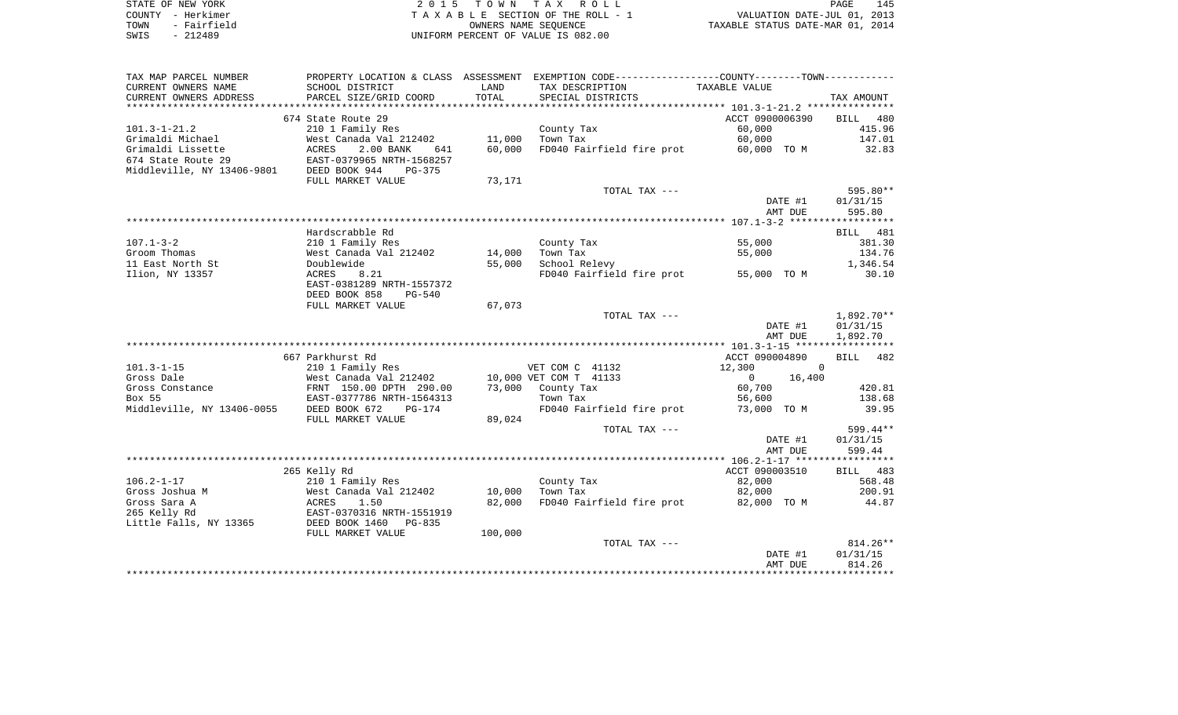STATE OF NEW YORK — 2015 TOWN TAX ROLL — PAGE 145
COUNTY - Herkimer — TAXABLE SECTION OF THE ROLL - 1 — VALUATION DATE-JUL 01, 2013
TOWN - Fairfield — OWNERS NAME SEQUENCE — TAXABLE STATUS DATE-MAR 01, 2014
SWIS - 212489 — UNIFORM PERCENT OF VALUE IS 082.00

| TAX MAP PARCEL NUMBER / CURRENT OWNERS NAME / CURRENT OWNERS ADDRESS | PROPERTY LOCATION & CLASS / SCHOOL DISTRICT / PARCEL SIZE/GRID COORD | ASSESSMENT LAND / TOTAL | EXEMPTION CODE / TAX DESCRIPTION / SPECIAL DISTRICTS | COUNTY / TOWN TAXABLE VALUE | TAX AMOUNT |
|---|---|---|---|---|---|
| **101.3-1-21.2** | 674 State Route 29 | | | ACCT 0900006390 | BILL 480 |
| 101.3-1-21.2 | 210 1 Family Res | | County Tax | 60,000 | 415.96 |
| Grimaldi Michael | West Canada Val 212402 | 11,000 | Town Tax | 60,000 | 147.01 |
| Grimaldi Lissette | ACRES 2.00 BANK 641 | 60,000 | FD040 Fairfield fire prot | 60,000 TO M | 32.83 |
| 674 State Route 29 | EAST-0379965 NRTH-1568257 | | | | |
| Middleville, NY 13406-9801 | DEED BOOK 944 PG-375 | | | | |
| | FULL MARKET VALUE | 73,171 | | | |
| | | | TOTAL TAX --- | | 595.80** |
| | | | | DATE #1 | 01/31/15 |
| | | | | AMT DUE | 595.80 |
| **107.1-3-2** | Hardscrabble Rd | | | | BILL 481 |
| 107.1-3-2 | 210 1 Family Res | | County Tax | 55,000 | 381.30 |
| Groom Thomas | West Canada Val 212402 | 14,000 | Town Tax | 55,000 | 134.76 |
| 11 East North St | Doublewide | 55,000 | School Relevy | | 1,346.54 |
| Ilion, NY 13357 | ACRES 8.21 | | FD040 Fairfield fire prot | 55,000 TO M | 30.10 |
| | EAST-0381289 NRTH-1557372 | | | | |
| | DEED BOOK 858 PG-540 | | | | |
| | FULL MARKET VALUE | 67,073 | | | |
| | | | TOTAL TAX --- | | 1,892.70** |
| | | | | DATE #1 | 01/31/15 |
| | | | | AMT DUE | 1,892.70 |
| **101.3-1-15** | 667 Parkhurst Rd | | | ACCT 090004890 | BILL 482 |
| 101.3-1-15 | 210 1 Family Res | | VET COM C 41132 | 12,300 / 0 | |
| Gross Dale | West Canada Val 212402 | 10,000 | VET COM T 41133 | 0 / 16,400 | |
| Gross Constance | FRNT 150.00 DPTH 290.00 | 73,000 | County Tax | 60,700 | 420.81 |
| Box 55 | EAST-0377786 NRTH-1564313 | | Town Tax | 56,600 | 138.68 |
| Middleville, NY 13406-0055 | DEED BOOK 672 PG-174 | | FD040 Fairfield fire prot | 73,000 TO M | 39.95 |
| | FULL MARKET VALUE | 89,024 | | | |
| | | | TOTAL TAX --- | | 599.44** |
| | | | | DATE #1 | 01/31/15 |
| | | | | AMT DUE | 599.44 |
| **106.2-1-17** | 265 Kelly Rd | | | ACCT 090003510 | BILL 483 |
| 106.2-1-17 | 210 1 Family Res | | County Tax | 82,000 | 568.48 |
| Gross Joshua M | West Canada Val 212402 | 10,000 | Town Tax | 82,000 | 200.91 |
| Gross Sara A | ACRES 1.50 | 82,000 | FD040 Fairfield fire prot | 82,000 TO M | 44.87 |
| 265 Kelly Rd | EAST-0370316 NRTH-1551919 | | | | |
| Little Falls, NY 13365 | DEED BOOK 1460 PG-835 | | | | |
| | FULL MARKET VALUE | 100,000 | | | |
| | | | TOTAL TAX --- | | 814.26** |
| | | | | DATE #1 | 01/31/15 |
| | | | | AMT DUE | 814.26 |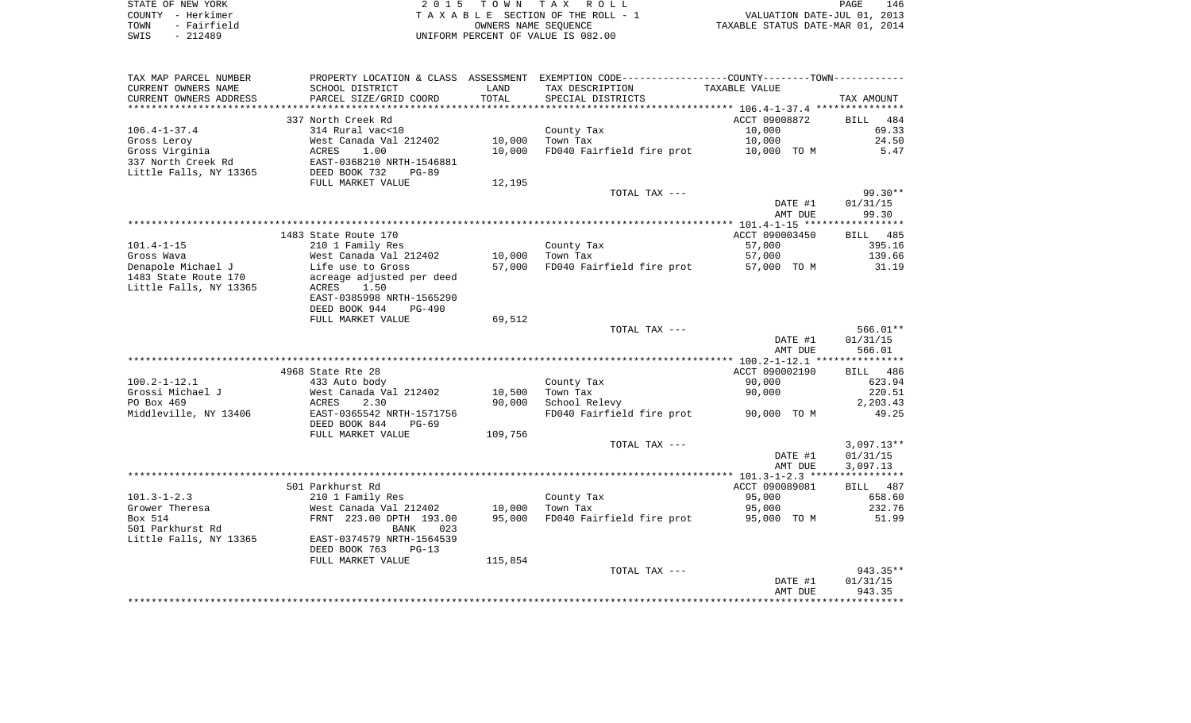STATE OF NEW YORK
COUNTY - Herkimer
TOWN - Fairfield
SWIS - 212489

2 0 1 5 T O W N T A X R O L L
T A X A B L E SECTION OF THE ROLL - 1
OWNERS NAME SEQUENCE
UNIFORM PERCENT OF VALUE IS 082.00

VALUATION DATE-JUL 01, 2013
TAXABLE STATUS DATE-MAR 01, 2014

| TAX MAP PARCEL NUMBER<br>CURRENT OWNERS NAME<br>CURRENT OWNERS ADDRESS | PROPERTY LOCATION & CLASS<br>SCHOOL DISTRICT<br>PARCEL SIZE/GRID COORD | ASSESSMENT<br>LAND<br>TOTAL | EXEMPTION CODE-----COUNTY-----TOWN-----<br>TAX DESCRIPTION<br>SPECIAL DISTRICTS | TAXABLE VALUE | TAX AMOUNT |
|---|---|---|---|---|---|
| | 337 North Creek Rd | | | ACCT 09008872 | BILL 484 |
| 106.4-1-37.4 | 314 Rural vac<10 | | County Tax | 10,000 | 69.33 |
| Gross Leroy | West Canada Val 212402 | 10,000 | Town Tax | 10,000 | 24.50 |
| Gross Virginia | ACRES 1.00 | 10,000 | FD040 Fairfield fire prot | 10,000 TO M | 5.47 |
| 337 North Creek Rd | EAST-0368210 NRTH-1546881 | | | | |
| Little Falls, NY 13365 | DEED BOOK 732 PG-89 | | | | |
| | FULL MARKET VALUE | 12,195 | | | |
| | | | TOTAL TAX --- | | 99.30** |
| | | | | DATE #1 | 01/31/15 |
| | | | | AMT DUE | 99.30 |
| | 1483 State Route 170 | | | ACCT 090003450 | BILL 485 |
| 101.4-1-15 | 210 1 Family Res | | County Tax | 57,000 | 395.16 |
| Gross Wava | West Canada Val 212402 | 10,000 | Town Tax | 57,000 | 139.66 |
| Denapole Michael J | Life use to Gross | 57,000 | FD040 Fairfield fire prot | 57,000 TO M | 31.19 |
| 1483 State Route 170 | acreage adjusted per deed | | | | |
| Little Falls, NY 13365 | ACRES 1.50 | | | | |
| | EAST-0385998 NRTH-1565290 | | | | |
| | DEED BOOK 944 PG-490 | | | | |
| | FULL MARKET VALUE | 69,512 | | | |
| | | | TOTAL TAX --- | | 566.01** |
| | | | | DATE #1 | 01/31/15 |
| | | | | AMT DUE | 566.01 |
| | 4968 State Rte 28 | | | ACCT 090002190 | BILL 486 |
| 100.2-1-12.1 | 433 Auto body | | County Tax | 90,000 | 623.94 |
| Grossi Michael J | West Canada Val 212402 | 10,500 | Town Tax | 90,000 | 220.51 |
| PO Box 469 | ACRES 2.30 | 90,000 | School Relevy | | 2,203.43 |
| Middleville, NY 13406 | EAST-0365542 NRTH-1571756 | | FD040 Fairfield fire prot | 90,000 TO M | 49.25 |
| | DEED BOOK 844 PG-69 | | | | |
| | FULL MARKET VALUE | 109,756 | | | |
| | | | TOTAL TAX --- | | 3,097.13** |
| | | | | DATE #1 | 01/31/15 |
| | | | | AMT DUE | 3,097.13 |
| | 501 Parkhurst Rd | | | ACCT 090089081 | BILL 487 |
| 101.3-1-2.3 | 210 1 Family Res | | County Tax | 95,000 | 658.60 |
| Grower Theresa | West Canada Val 212402 | 10,000 | Town Tax | 95,000 | 232.76 |
| Box 514 | FRNT 223.00 DPTH 193.00 | 95,000 | FD040 Fairfield fire prot | 95,000 TO M | 51.99 |
| 501 Parkhurst Rd | BANK 023 | | | | |
| Little Falls, NY 13365 | EAST-0374579 NRTH-1564539 | | | | |
| | DEED BOOK 763 PG-13 | | | | |
| | FULL MARKET VALUE | 115,854 | | | |
| | | | TOTAL TAX --- | | 943.35** |
| | | | | DATE #1 | 01/31/15 |
| | | | | AMT DUE | 943.35 |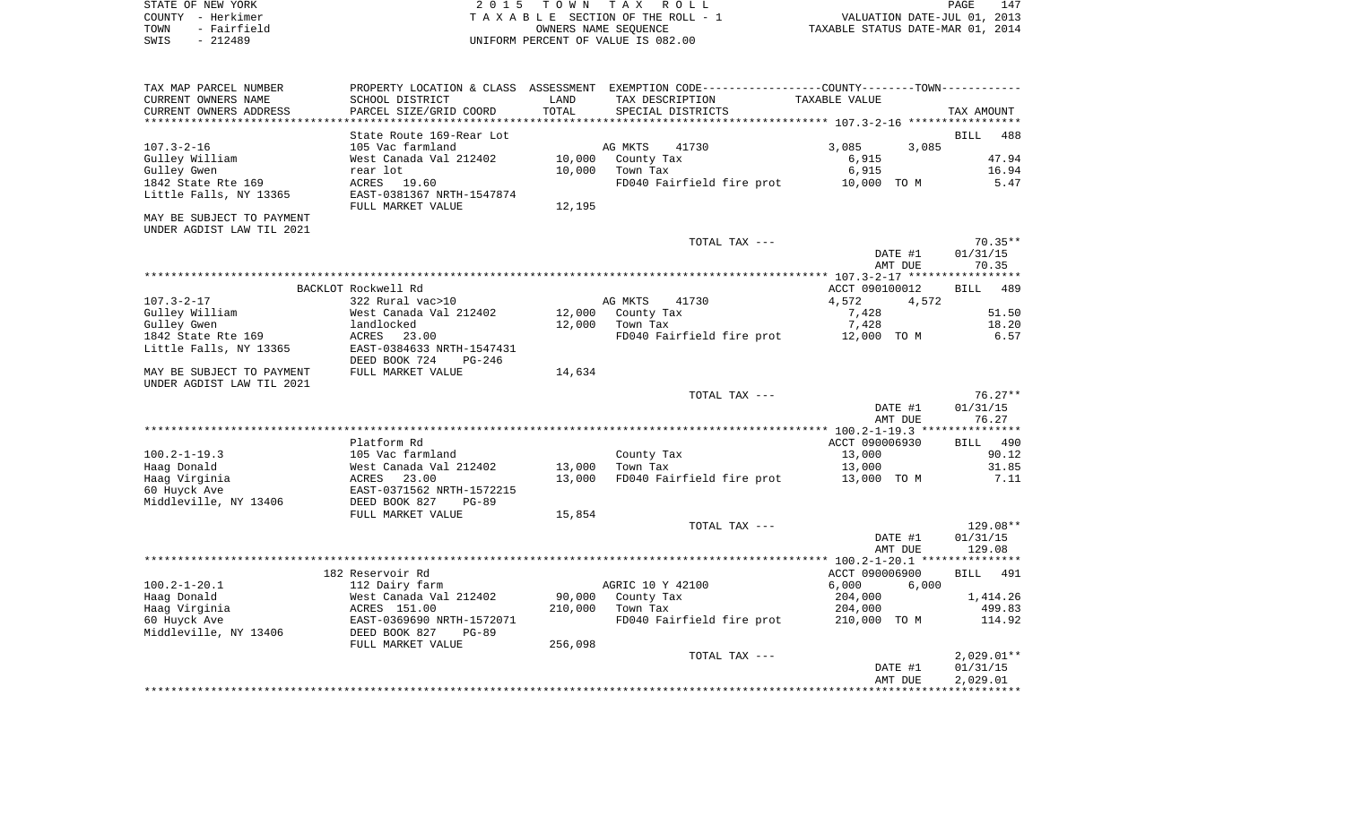STATE OF NEW YORK — 2015 TOWN TAX ROLL — PAGE 147
COUNTY - Herkimer — TAXABLE SECTION OF THE ROLL - 1 — VALUATION DATE-JUL 01, 2013
TOWN - Fairfield — OWNERS NAME SEQUENCE — TAXABLE STATUS DATE-MAR 01, 2014
SWIS - 212489 — UNIFORM PERCENT OF VALUE IS 082.00

| TAX MAP PARCEL NUMBER / CURRENT OWNERS NAME / CURRENT OWNERS ADDRESS | PROPERTY LOCATION & CLASS / SCHOOL DISTRICT / PARCEL SIZE/GRID COORD | ASSESSMENT LAND / TOTAL | EXEMPTION CODE / TAX DESCRIPTION / SPECIAL DISTRICTS | COUNTY / TOWN TAXABLE VALUE | TAX AMOUNT |
|---|---|---|---|---|---|
| | State Route 169-Rear Lot | | | | BILL 488 |
| 107.3-2-16 | 105 Vac farmland | | AG MKTS 41730 | 3,085 3,085 | |
| Gulley William | West Canada Val 212402 | 10,000 | County Tax | 6,915 | 47.94 |
| Gulley Gwen | rear lot | 10,000 | Town Tax | 6,915 | 16.94 |
| 1842 State Rte 169 | ACRES 19.60 | | FD040 Fairfield fire prot | 10,000 TO M | 5.47 |
| Little Falls, NY 13365 | EAST-0381367 NRTH-1547874 | | | | |
| | FULL MARKET VALUE | 12,195 | | | |
| MAY BE SUBJECT TO PAYMENT UNDER AGDIST LAW TIL 2021 | | | | | |
| | | | TOTAL TAX --- | | 70.35** |
| | | | | DATE #1 | 01/31/15 |
| | | | | AMT DUE | 70.35 |
| | BACKLOT Rockwell Rd | | | ACCT 090100012 | BILL 489 |
| 107.3-2-17 | 322 Rural vac>10 | | AG MKTS 41730 | 4,572 4,572 | |
| Gulley William | West Canada Val 212402 | 12,000 | County Tax | 7,428 | 51.50 |
| Gulley Gwen | landlocked | 12,000 | Town Tax | 7,428 | 18.20 |
| 1842 State Rte 169 | ACRES 23.00 | | FD040 Fairfield fire prot | 12,000 TO M | 6.57 |
| Little Falls, NY 13365 | EAST-0384633 NRTH-1547431 | | | | |
| | DEED BOOK 724 PG-246 | | | | |
| MAY BE SUBJECT TO PAYMENT UNDER AGDIST LAW TIL 2021 | FULL MARKET VALUE | 14,634 | | | |
| | | | TOTAL TAX --- | | 76.27** |
| | | | | DATE #1 | 01/31/15 |
| | | | | AMT DUE | 76.27 |
| | Platform Rd | | | ACCT 090006930 | BILL 490 |
| 100.2-1-19.3 | 105 Vac farmland | | County Tax | 13,000 | 90.12 |
| Haag Donald | West Canada Val 212402 | 13,000 | Town Tax | 13,000 | 31.85 |
| Haag Virginia | ACRES 23.00 | 13,000 | FD040 Fairfield fire prot | 13,000 TO M | 7.11 |
| 60 Huyck Ave | EAST-0371562 NRTH-1572215 | | | | |
| Middleville, NY 13406 | DEED BOOK 827 PG-89 | | | | |
| | FULL MARKET VALUE | 15,854 | | | |
| | | | TOTAL TAX --- | | 129.08** |
| | | | | DATE #1 | 01/31/15 |
| | | | | AMT DUE | 129.08 |
| | 182 Reservoir Rd | | | ACCT 090006900 | BILL 491 |
| 100.2-1-20.1 | 112 Dairy farm | | AGRIC 10 Y 42100 | 6,000 6,000 | |
| Haag Donald | West Canada Val 212402 | 90,000 | County Tax | 204,000 | 1,414.26 |
| Haag Virginia | ACRES 151.00 | 210,000 | Town Tax | 204,000 | 499.83 |
| 60 Huyck Ave | EAST-0369690 NRTH-1572071 | | FD040 Fairfield fire prot | 210,000 TO M | 114.92 |
| Middleville, NY 13406 | DEED BOOK 827 PG-89 | | | | |
| | FULL MARKET VALUE | 256,098 | | | |
| | | | TOTAL TAX --- | | 2,029.01** |
| | | | | DATE #1 | 01/31/15 |
| | | | | AMT DUE | 2,029.01 |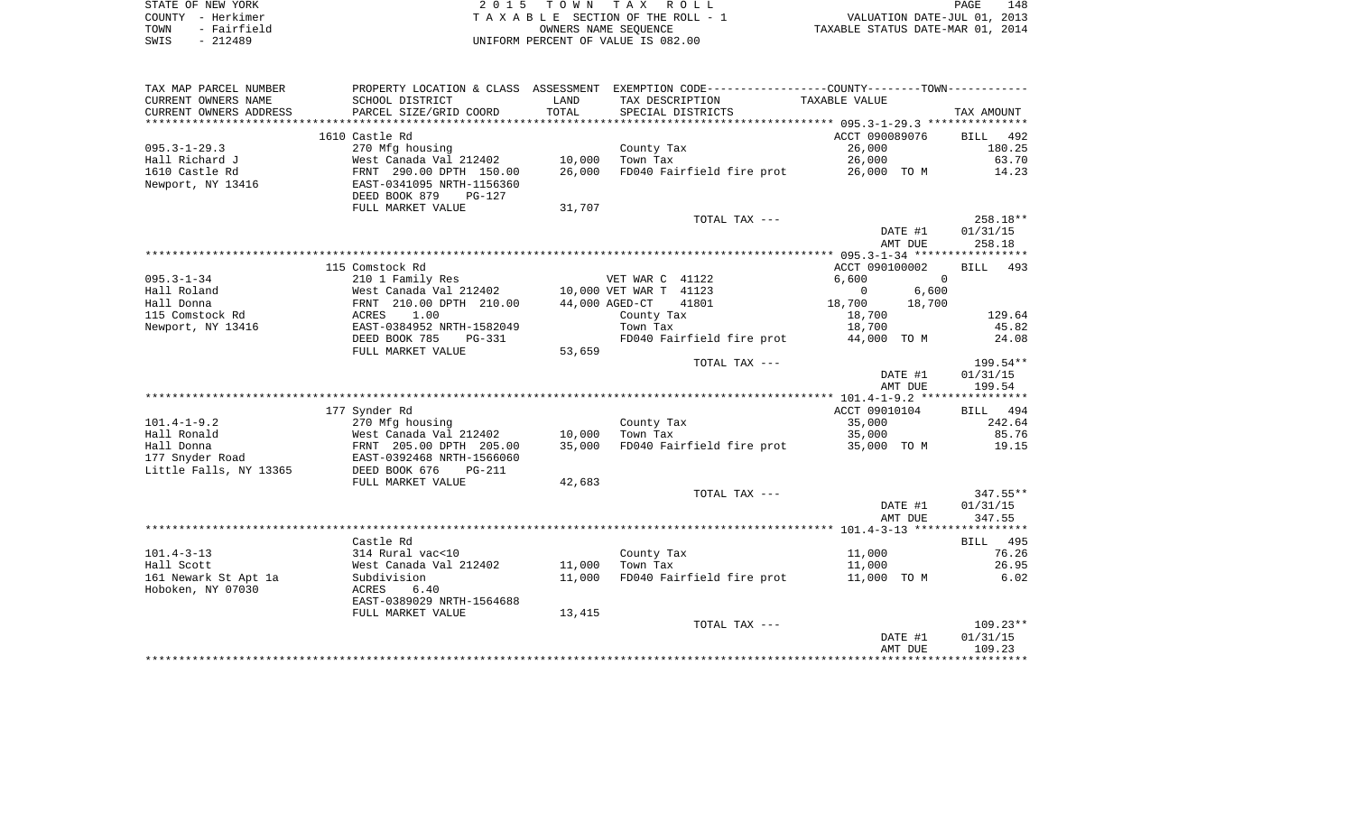STATE OF NEW YORK | 2 0 1 5 T O W N T A X R O L L | PAGE 148
COUNTY - Herkimer | T A X A B L E SECTION OF THE ROLL - 1 | VALUATION DATE-JUL 01, 2013
TOWN - Fairfield | OWNERS NAME SEQUENCE | TAXABLE STATUS DATE-MAR 01, 2014
SWIS - 212489 | UNIFORM PERCENT OF VALUE IS 082.00

| TAX MAP PARCEL NUMBER / CURRENT OWNERS NAME / CURRENT OWNERS ADDRESS | PROPERTY LOCATION & CLASS / SCHOOL DISTRICT / PARCEL SIZE/GRID COORD | ASSESSMENT LAND / TOTAL | EXEMPTION CODE / TAX DESCRIPTION / SPECIAL DISTRICTS | COUNTY TAXABLE VALUE | TOWN TAXABLE VALUE | TAX AMOUNT |
|---|---|---|---|---|---|---|
| **095.3-1-29.3** | 1610 Castle Rd | | | ACCT 090089076 | | BILL 492 |
| Hall Richard J | 270 Mfg housing | | County Tax | 26,000 | | 180.25 |
| 1610 Castle Rd | West Canada Val 212402 | 10,000 | Town Tax | 26,000 | | 63.70 |
| Newport, NY 13416 | FRNT 290.00 DPTH 150.00 | 26,000 | FD040 Fairfield fire prot | 26,000 TO M | | 14.23 |
| | EAST-0341095 NRTH-1156360 | | | | | |
| | DEED BOOK 879 PG-127 | | | | | |
| | FULL MARKET VALUE | 31,707 | | | | |
| | | | TOTAL TAX --- | | | 258.18** |
| | | | | DATE #1 | | 01/31/15 |
| | | | | AMT DUE | | 258.18 |
| **095.3-1-34** | 115 Comstock Rd | | | ACCT 090100002 | | BILL 493 |
| Hall Roland | 210 1 Family Res | | VET WAR C 41122 | 6,600 | 0 | |
| Hall Donna | West Canada Val 212402 | 10,000 | VET WAR T 41123 | 0 | 6,600 | |
| 115 Comstock Rd | FRNT 210.00 DPTH 210.00 | 44,000 | AGED-CT 41801 | 18,700 | 18,700 | |
| Newport, NY 13416 | ACRES 1.00 | | County Tax | 18,700 | | 129.64 |
| | EAST-0384952 NRTH-1582049 | | Town Tax | 18,700 | | 45.82 |
| | DEED BOOK 785 PG-331 | | FD040 Fairfield fire prot | 44,000 TO M | | 24.08 |
| | FULL MARKET VALUE | 53,659 | | | | |
| | | | TOTAL TAX --- | | | 199.54** |
| | | | | DATE #1 | | 01/31/15 |
| | | | | AMT DUE | | 199.54 |
| **101.4-1-9.2** | 177 Synder Rd | | | ACCT 09010104 | | BILL 494 |
| Hall Ronald | 270 Mfg housing | | County Tax | 35,000 | | 242.64 |
| Hall Donna | West Canada Val 212402 | 10,000 | Town Tax | 35,000 | | 85.76 |
| 177 Snyder Road | FRNT 205.00 DPTH 205.00 | 35,000 | FD040 Fairfield fire prot | 35,000 TO M | | 19.15 |
| Little Falls, NY 13365 | EAST-0392468 NRTH-1566060 | | | | | |
| | DEED BOOK 676 PG-211 | | | | | |
| | FULL MARKET VALUE | 42,683 | | | | |
| | | | TOTAL TAX --- | | | 347.55** |
| | | | | DATE #1 | | 01/31/15 |
| | | | | AMT DUE | | 347.55 |
| **101.4-3-13** | Castle Rd | | | | | BILL 495 |
| Hall Scott | 314 Rural vac<10 | | County Tax | 11,000 | | 76.26 |
| 161 Newark St Apt 1a | West Canada Val 212402 | 11,000 | Town Tax | 11,000 | | 26.95 |
| Hoboken, NY 07030 | Subdivision | 11,000 | FD040 Fairfield fire prot | 11,000 TO M | | 6.02 |
| | ACRES 6.40 | | | | | |
| | EAST-0389029 NRTH-1564688 | | | | | |
| | FULL MARKET VALUE | 13,415 | | | | |
| | | | TOTAL TAX --- | | | 109.23** |
| | | | | DATE #1 | | 01/31/15 |
| | | | | AMT DUE | | 109.23 |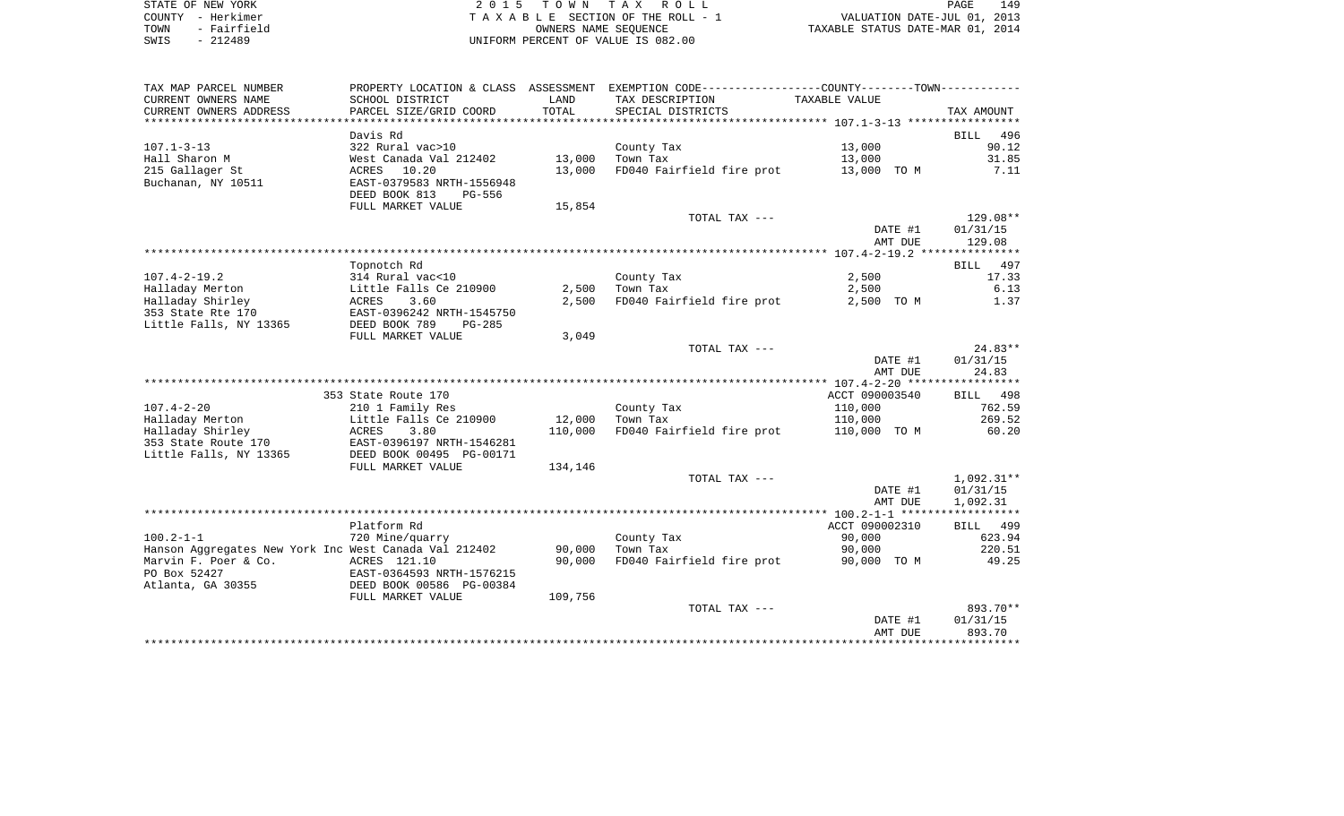STATE OF NEW YORK
COUNTY - Herkimer
TOWN - Fairfield
SWIS - 212489

2 0 1 5 T O W N T A X R O L L
T A X A B L E SECTION OF THE ROLL - 1
OWNERS NAME SEQUENCE
UNIFORM PERCENT OF VALUE IS 082.00

VALUATION DATE-JUL 01, 2013
TAXABLE STATUS DATE-MAR 01, 2014

| TAX MAP PARCEL NUMBER<br>CURRENT OWNERS NAME<br>CURRENT OWNERS ADDRESS | PROPERTY LOCATION & CLASS<br>SCHOOL DISTRICT<br>PARCEL SIZE/GRID COORD | ASSESSMENT<br>LAND<br>TOTAL | EXEMPTION CODE----COUNTY----TOWN----<br>TAX DESCRIPTION<br>SPECIAL DISTRICTS | TAXABLE VALUE | TAX AMOUNT |
|---|---|---|---|---|---|
| | Davis Rd | | | | BILL 496 |
| 107.1-3-13 | 322 Rural vac>10 | | County Tax | 13,000 | 90.12 |
| Hall Sharon M | West Canada Val 212402 | 13,000 | Town Tax | 13,000 | 31.85 |
| 215 Gallager St | ACRES 10.20 | 13,000 | FD040 Fairfield fire prot | 13,000 TO M | 7.11 |
| Buchanan, NY 10511 | EAST-0379583 NRTH-1556948 | | | | |
| | DEED BOOK 813 PG-556 | | | | |
| | FULL MARKET VALUE | 15,854 | | | |
| | | | TOTAL TAX --- | | 129.08** |
| | | | | DATE #1 | 01/31/15 |
| | | | | AMT DUE | 129.08 |
| | Topnotch Rd | | | | BILL 497 |
| 107.4-2-19.2 | 314 Rural vac<10 | | County Tax | 2,500 | 17.33 |
| Halladay Merton | Little Falls Ce 210900 | 2,500 | Town Tax | 2,500 | 6.13 |
| Halladay Shirley | ACRES 3.60 | 2,500 | FD040 Fairfield fire prot | 2,500 TO M | 1.37 |
| 353 State Rte 170 | EAST-0396242 NRTH-1545750 | | | | |
| Little Falls, NY 13365 | DEED BOOK 789 PG-285 | | | | |
| | FULL MARKET VALUE | 3,049 | | | |
| | | | TOTAL TAX --- | | 24.83** |
| | | | | DATE #1 | 01/31/15 |
| | | | | AMT DUE | 24.83 |
| | 353 State Route 170 | | | ACCT 090003540 | BILL 498 |
| 107.4-2-20 | 210 1 Family Res | | County Tax | 110,000 | 762.59 |
| Halladay Merton | Little Falls Ce 210900 | 12,000 | Town Tax | 110,000 | 269.52 |
| Halladay Shirley | ACRES 3.80 | 110,000 | FD040 Fairfield fire prot | 110,000 TO M | 60.20 |
| 353 State Route 170 | EAST-0396197 NRTH-1546281 | | | | |
| Little Falls, NY 13365 | DEED BOOK 00495 PG-00171 | | | | |
| | FULL MARKET VALUE | 134,146 | | | |
| | | | TOTAL TAX --- | | 1,092.31** |
| | | | | DATE #1 | 01/31/15 |
| | | | | AMT DUE | 1,092.31 |
| | Platform Rd | | | ACCT 090002310 | BILL 499 |
| 100.2-1-1 | 720 Mine/quarry | | County Tax | 90,000 | 623.94 |
| Hanson Aggregates New York Inc | West Canada Val 212402 | 90,000 | Town Tax | 90,000 | 220.51 |
| Marvin F. Poer & Co. | ACRES 121.10 | 90,000 | FD040 Fairfield fire prot | 90,000 TO M | 49.25 |
| PO Box 52427 | EAST-0364593 NRTH-1576215 | | | | |
| Atlanta, GA 30355 | DEED BOOK 00586 PG-00384 | | | | |
| | FULL MARKET VALUE | 109,756 | | | |
| | | | TOTAL TAX --- | | 893.70** |
| | | | | DATE #1 | 01/31/15 |
| | | | | AMT DUE | 893.70 |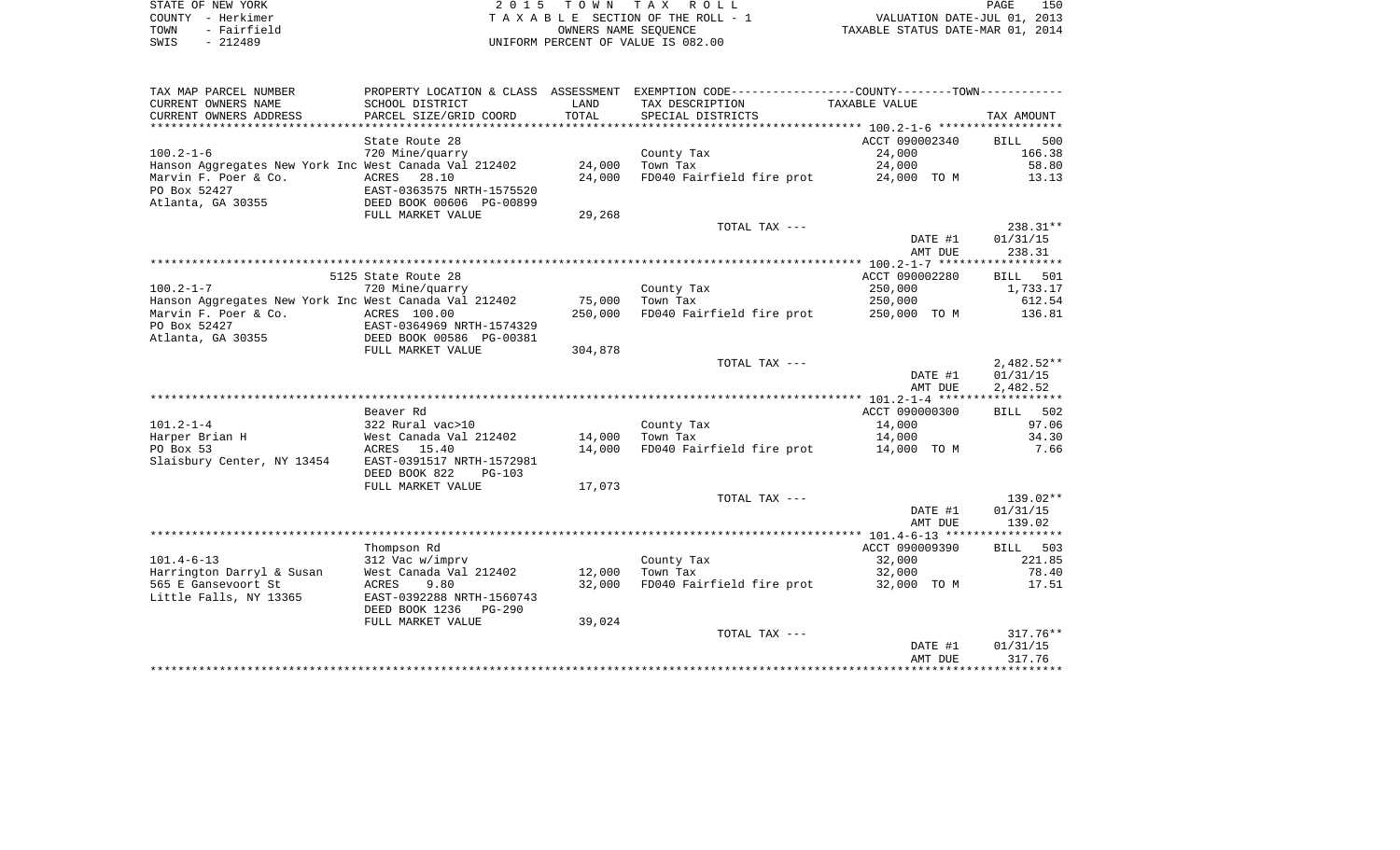STATE OF NEW YORK — COUNTY - Herkimer — TOWN - Fairfield — SWIS - 212489

2 0 1 5 T O W N T A X R O L L
T A X A B L E SECTION OF THE ROLL - 1
OWNERS NAME SEQUENCE
UNIFORM PERCENT OF VALUE IS 082.00

VALUATION DATE-JUL 01, 2013
TAXABLE STATUS DATE-MAR 01, 2014

| TAX MAP PARCEL NUMBER / CURRENT OWNERS NAME / CURRENT OWNERS ADDRESS | PROPERTY LOCATION & CLASS / SCHOOL DISTRICT / PARCEL SIZE/GRID COORD | ASSESSMENT LAND | TOTAL | EXEMPTION CODE / TAX DESCRIPTION / SPECIAL DISTRICTS | TAXABLE VALUE (COUNTY--TOWN) | TAX AMOUNT |
|---|---|---|---|---|---|---|
| **100.2-1-6** | State Route 28 | | | | ACCT 090002340 | BILL 500 |
| | 720 Mine/quarry | | | County Tax | 24,000 | 166.38 |
| Hanson Aggregates New York Inc | West Canada Val 212402 | 24,000 | | Town Tax | 24,000 | 58.80 |
| Marvin F. Poer & Co. | ACRES 28.10 | | 24,000 | FD040 Fairfield fire prot | 24,000 TO M | 13.13 |
| PO Box 52427 | EAST-0363575 NRTH-1575520 | | | | | |
| Atlanta, GA 30355 | DEED BOOK 00606 PG-00899 | | | | | |
| | FULL MARKET VALUE | | 29,268 | | | |
| | | | | TOTAL TAX --- | | 238.31** |
| | | | | | DATE #1 | 01/31/15 |
| | | | | | AMT DUE | 238.31 |
| **100.2-1-7** | 5125 State Route 28 | | | | ACCT 090002280 | BILL 501 |
| | 720 Mine/quarry | | | County Tax | 250,000 | 1,733.17 |
| Hanson Aggregates New York Inc | West Canada Val 212402 | 75,000 | | Town Tax | 250,000 | 612.54 |
| Marvin F. Poer & Co. | ACRES 100.00 | | 250,000 | FD040 Fairfield fire prot | 250,000 TO M | 136.81 |
| PO Box 52427 | EAST-0364969 NRTH-1574329 | | | | | |
| Atlanta, GA 30355 | DEED BOOK 00586 PG-00381 | | | | | |
| | FULL MARKET VALUE | | 304,878 | | | |
| | | | | TOTAL TAX --- | | 2,482.52** |
| | | | | | DATE #1 | 01/31/15 |
| | | | | | AMT DUE | 2,482.52 |
| **101.2-1-4** | Beaver Rd | | | | ACCT 090000300 | BILL 502 |
| | 322 Rural vac>10 | | | County Tax | 14,000 | 97.06 |
| Harper Brian H | West Canada Val 212402 | 14,000 | | Town Tax | 14,000 | 34.30 |
| PO Box 53 | ACRES 15.40 | | 14,000 | FD040 Fairfield fire prot | 14,000 TO M | 7.66 |
| Slaisbury Center, NY 13454 | EAST-0391517 NRTH-1572981 | | | | | |
| | DEED BOOK 822 PG-103 | | | | | |
| | FULL MARKET VALUE | | 17,073 | | | |
| | | | | TOTAL TAX --- | | 139.02** |
| | | | | | DATE #1 | 01/31/15 |
| | | | | | AMT DUE | 139.02 |
| **101.4-6-13** | Thompson Rd | | | | ACCT 090009390 | BILL 503 |
| | 312 Vac w/imprv | | | County Tax | 32,000 | 221.85 |
| Harrington Darryl & Susan | West Canada Val 212402 | 12,000 | | Town Tax | 32,000 | 78.40 |
| 565 E Gansevoort St | ACRES 9.80 | | 32,000 | FD040 Fairfield fire prot | 32,000 TO M | 17.51 |
| Little Falls, NY 13365 | EAST-0392288 NRTH-1560743 | | | | | |
| | DEED BOOK 1236 PG-290 | | | | | |
| | FULL MARKET VALUE | | 39,024 | | | |
| | | | | TOTAL TAX --- | | 317.76** |
| | | | | | DATE #1 | 01/31/15 |
| | | | | | AMT DUE | 317.76 |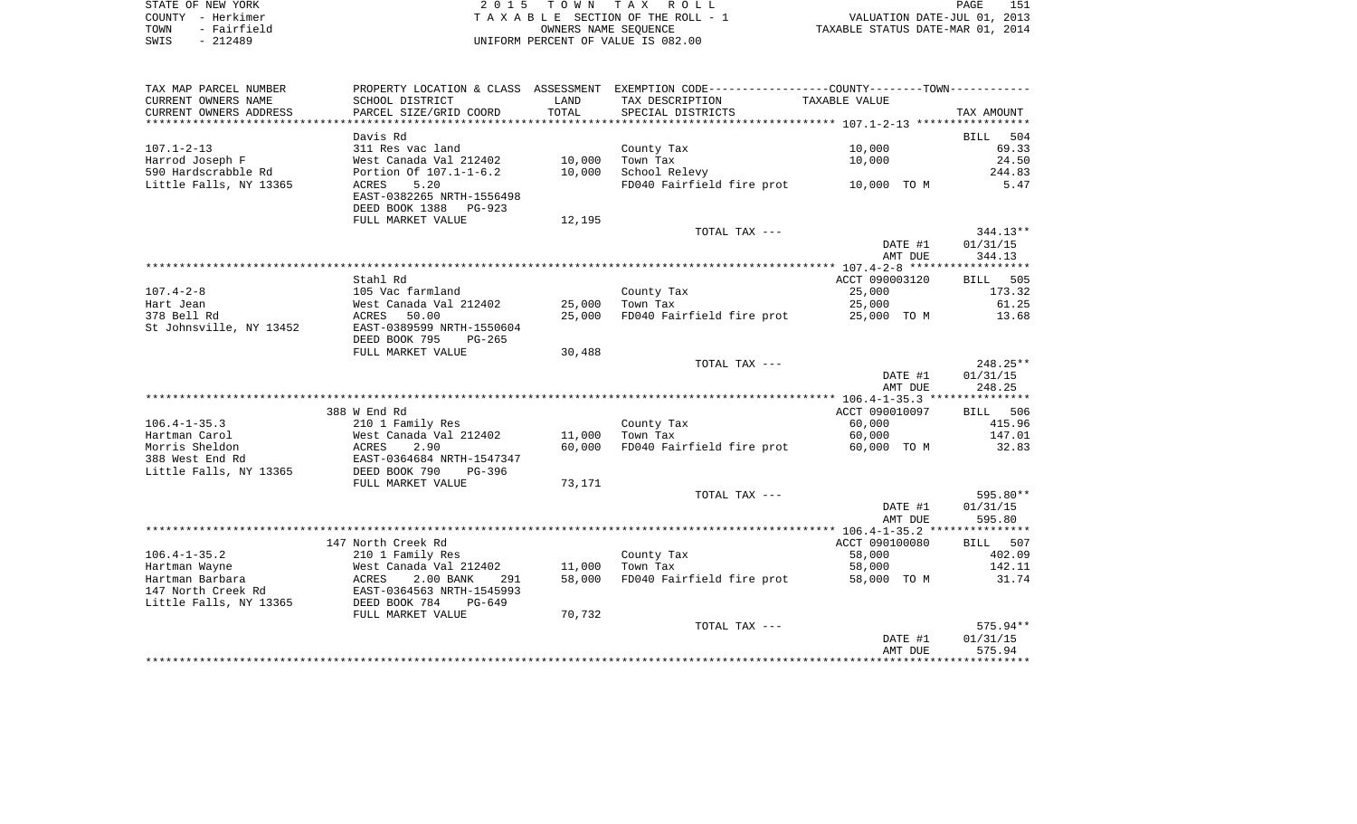STATE OF NEW YORK | COUNTY - Herkimer | TOWN - Fairfield | SWIS - 212489

**2015 TOWN TAX ROLL**
TAXABLE SECTION OF THE ROLL - 1
OWNERS NAME SEQUENCE
UNIFORM PERCENT OF VALUE IS 082.00

VALUATION DATE-JUL 01, 2013
TAXABLE STATUS DATE-MAR 01, 2014

| TAX MAP PARCEL NUMBER / CURRENT OWNERS NAME / CURRENT OWNERS ADDRESS | PROPERTY LOCATION & CLASS / SCHOOL DISTRICT / PARCEL SIZE/GRID COORD | ASSESSMENT LAND / TOTAL | EXEMPTION CODE / TAX DESCRIPTION / SPECIAL DISTRICTS | TAXABLE VALUE | TAX AMOUNT |
|---|---|---|---|---|---|
| **107.1-2-13** | Davis Rd | | | | BILL 504 |
| Harrod Joseph F | 311 Res vac land | | County Tax | 10,000 | 69.33 |
| 590 Hardscrabble Rd | West Canada Val 212402 | 10,000 | Town Tax | 10,000 | 24.50 |
| Little Falls, NY 13365 | Portion Of 107.1-1-6.2 | 10,000 | School Relevy | | 244.83 |
| | ACRES 5.20 | | FD040 Fairfield fire prot | 10,000 TO M | 5.47 |
| | EAST-0382265 NRTH-1556498 | | | | |
| | DEED BOOK 1388 PG-923 | | | | |
| | FULL MARKET VALUE | 12,195 | | | |
| | | | TOTAL TAX --- | | 344.13** |
| | | | | DATE #1 | 01/31/15 |
| | | | | AMT DUE | 344.13 |
| **107.4-2-8** | Stahl Rd | | | ACCT 090003120 | BILL 505 |
| Hart Jean | 105 Vac farmland | | County Tax | 25,000 | 173.32 |
| 378 Bell Rd | West Canada Val 212402 | 25,000 | Town Tax | 25,000 | 61.25 |
| St Johnsville, NY 13452 | ACRES 50.00 | 25,000 | FD040 Fairfield fire prot | 25,000 TO M | 13.68 |
| | EAST-0389599 NRTH-1550604 | | | | |
| | DEED BOOK 795 PG-265 | | | | |
| | FULL MARKET VALUE | 30,488 | | | |
| | | | TOTAL TAX --- | | 248.25** |
| | | | | DATE #1 | 01/31/15 |
| | | | | AMT DUE | 248.25 |
| **106.4-1-35.3** | 388 W End Rd | | | ACCT 090010097 | BILL 506 |
| Hartman Carol | 210 1 Family Res | | County Tax | 60,000 | 415.96 |
| Morris Sheldon | West Canada Val 212402 | 11,000 | Town Tax | 60,000 | 147.01 |
| 388 West End Rd | ACRES 2.90 | 60,000 | FD040 Fairfield fire prot | 60,000 TO M | 32.83 |
| Little Falls, NY 13365 | EAST-0364684 NRTH-1547347 | | | | |
| | DEED BOOK 790 PG-396 | | | | |
| | FULL MARKET VALUE | 73,171 | | | |
| | | | TOTAL TAX --- | | 595.80** |
| | | | | DATE #1 | 01/31/15 |
| | | | | AMT DUE | 595.80 |
| **106.4-1-35.2** | 147 North Creek Rd | | | ACCT 090100080 | BILL 507 |
| Hartman Wayne | 210 1 Family Res | | County Tax | 58,000 | 402.09 |
| Hartman Barbara | West Canada Val 212402 | 11,000 | Town Tax | 58,000 | 142.11 |
| 147 North Creek Rd | ACRES 2.00 BANK 291 | 58,000 | FD040 Fairfield fire prot | 58,000 TO M | 31.74 |
| Little Falls, NY 13365 | EAST-0364563 NRTH-1545993 | | | | |
| | DEED BOOK 784 PG-649 | | | | |
| | FULL MARKET VALUE | 70,732 | | | |
| | | | TOTAL TAX --- | | 575.94** |
| | | | | DATE #1 | 01/31/15 |
| | | | | AMT DUE | 575.94 |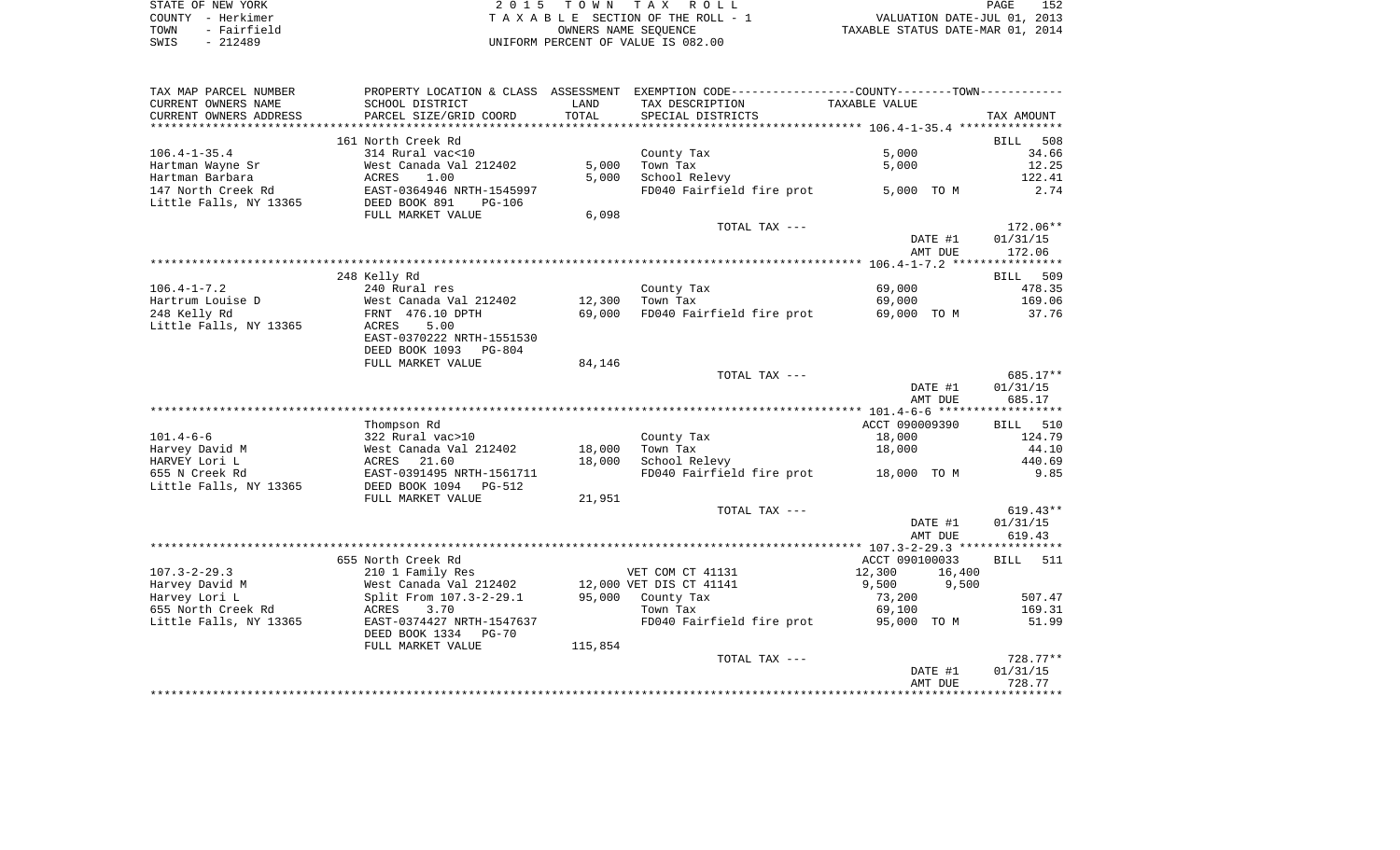STATE OF NEW YORK
COUNTY - Herkimer
TOWN - Fairfield
SWIS - 212489

2 0 1 5 T O W N T A X R O L L
T A X A B L E SECTION OF THE ROLL - 1
OWNERS NAME SEQUENCE
UNIFORM PERCENT OF VALUE IS 082.00

VALUATION DATE-JUL 01, 2013
TAXABLE STATUS DATE-MAR 01, 2014

| TAX MAP PARCEL NUMBER / CURRENT OWNERS NAME / CURRENT OWNERS ADDRESS | PROPERTY LOCATION & CLASS / SCHOOL DISTRICT / PARCEL SIZE/GRID COORD | ASSESSMENT LAND | TOTAL | EXEMPTION CODE / TAX DESCRIPTION / SPECIAL DISTRICTS | TAXABLE VALUE (COUNTY--------TOWN) | TAX AMOUNT |
|---|---|---|---|---|---|---|
| ****** 106.4-1-35.4 ****** | 161 North Creek Rd | | | | | BILL 508 |
| 106.4-1-35.4 | 314 Rural vac<10 | | | County Tax | 5,000 | 34.66 |
| Hartman Wayne Sr | West Canada Val 212402 | 5,000 | | Town Tax | 5,000 | 12.25 |
| Hartman Barbara | ACRES 1.00 | | 5,000 | School Relevy | | 122.41 |
| 147 North Creek Rd | EAST-0364946 NRTH-1545997 | | | FD040 Fairfield fire prot | 5,000 TO M | 2.74 |
| Little Falls, NY 13365 | DEED BOOK 891 PG-106 | | | | | |
| | FULL MARKET VALUE | 6,098 | | | | |
| | | | | TOTAL TAX --- | | 172.06** |
| | | | | | DATE #1 | 01/31/15 |
| | | | | | AMT DUE | 172.06 |
| ****** 106.4-1-7.2 ****** | 248 Kelly Rd | | | | | BILL 509 |
| 106.4-1-7.2 | 240 Rural res | | | County Tax | 69,000 | 478.35 |
| Hartrum Louise D | West Canada Val 212402 | 12,300 | | Town Tax | 69,000 | 169.06 |
| 248 Kelly Rd | FRNT 476.10 DPTH | | 69,000 | FD040 Fairfield fire prot | 69,000 TO M | 37.76 |
| Little Falls, NY 13365 | ACRES 5.00 | | | | | |
| | EAST-0370222 NRTH-1551530 | | | | | |
| | DEED BOOK 1093 PG-804 | | | | | |
| | FULL MARKET VALUE | 84,146 | | | | |
| | | | | TOTAL TAX --- | | 685.17** |
| | | | | | DATE #1 | 01/31/15 |
| | | | | | AMT DUE | 685.17 |
| ****** 101.4-6-6 ****** | Thompson Rd | | | | ACCT 090009390 | BILL 510 |
| 101.4-6-6 | 322 Rural vac>10 | | | County Tax | 18,000 | 124.79 |
| Harvey David M | West Canada Val 212402 | 18,000 | | Town Tax | 18,000 | 44.10 |
| HARVEY Lori L | ACRES 21.60 | | 18,000 | School Relevy | | 440.69 |
| 655 N Creek Rd | EAST-0391495 NRTH-1561711 | | | FD040 Fairfield fire prot | 18,000 TO M | 9.85 |
| Little Falls, NY 13365 | DEED BOOK 1094 PG-512 | | | | | |
| | FULL MARKET VALUE | 21,951 | | | | |
| | | | | TOTAL TAX --- | | 619.43** |
| | | | | | DATE #1 | 01/31/15 |
| | | | | | AMT DUE | 619.43 |
| ****** 107.3-2-29.3 ****** | 655 North Creek Rd | | | | ACCT 090100033 | BILL 511 |
| 107.3-2-29.3 | 210 1 Family Res | | | VET COM CT 41131 | 12,300 16,400 | |
| Harvey David M | West Canada Val 212402 | 12,000 | | VET DIS CT 41141 | 9,500 9,500 | |
| Harvey Lori L | Split From 107.3-2-29.1 | | 95,000 | County Tax | 73,200 | 507.47 |
| 655 North Creek Rd | ACRES 3.70 | | | Town Tax | 69,100 | 169.31 |
| Little Falls, NY 13365 | EAST-0374427 NRTH-1547637 | | | FD040 Fairfield fire prot | 95,000 TO M | 51.99 |
| | DEED BOOK 1334 PG-70 | | | | | |
| | FULL MARKET VALUE | 115,854 | | | | |
| | | | | TOTAL TAX --- | | 728.77** |
| | | | | | DATE #1 | 01/31/15 |
| | | | | | AMT DUE | 728.77 |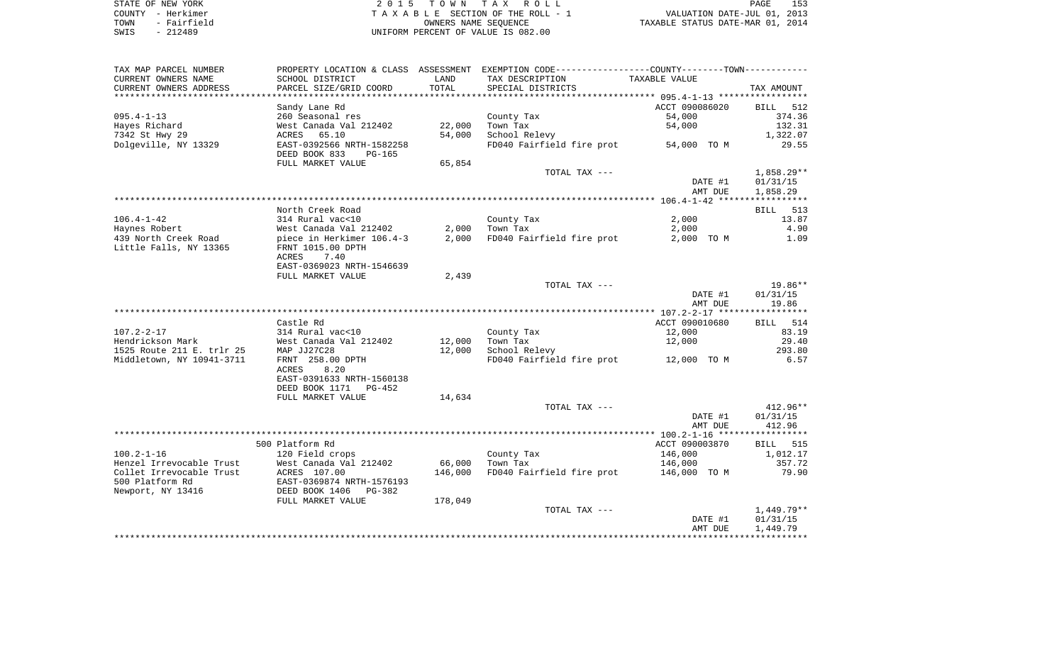STATE OF NEW YORK | COUNTY - Herkimer | TOWN - Fairfield | SWIS - 212489

**2015 TOWN TAX ROLL**
TAXABLE SECTION OF THE ROLL - 1
OWNERS NAME SEQUENCE
UNIFORM PERCENT OF VALUE IS 082.00

VALUATION DATE-JUL 01, 2013
TAXABLE STATUS DATE-MAR 01, 2014

| TAX MAP PARCEL NUMBER / CURRENT OWNERS NAME / CURRENT OWNERS ADDRESS | PROPERTY LOCATION & CLASS / SCHOOL DISTRICT / PARCEL SIZE/GRID COORD | ASSESSMENT LAND | TOTAL | EXEMPTION CODE / TAX DESCRIPTION / SPECIAL DISTRICTS | TAXABLE VALUE | TAX AMOUNT |
|---|---|---|---|---|---|---|
| **095.4-1-13** | Sandy Lane Rd | | | | ACCT 090086020 | BILL 512 |
| | 260 Seasonal res | | | County Tax | 54,000 | 374.36 |
| Hayes Richard | West Canada Val 212402 | 22,000 | | Town Tax | 54,000 | 132.31 |
| 7342 St Hwy 29 | ACRES 65.10 | | 54,000 | School Relevy | | 1,322.07 |
| Dolgeville, NY 13329 | EAST-0392566 NRTH-1582258 | | | FD040 Fairfield fire prot | 54,000 TO M | 29.55 |
| | DEED BOOK 833 PG-165 | | | | | |
| | FULL MARKET VALUE | 65,854 | | | | |
| | | | | TOTAL TAX --- | | 1,858.29** |
| | | | | | DATE #1 | 01/31/15 |
| | | | | | AMT DUE | 1,858.29 |
| **106.4-1-42** | North Creek Road | | | | | BILL 513 |
| | 314 Rural vac<10 | | | County Tax | 2,000 | 13.87 |
| Haynes Robert | West Canada Val 212402 | 2,000 | | Town Tax | 2,000 | 4.90 |
| 439 North Creek Road | piece in Herkimer 106.4-3 | | 2,000 | FD040 Fairfield fire prot | 2,000 TO M | 1.09 |
| Little Falls, NY 13365 | FRNT 1015.00 DPTH | | | | | |
| | ACRES 7.40 | | | | | |
| | EAST-0369023 NRTH-1546639 | | | | | |
| | FULL MARKET VALUE | 2,439 | | | | |
| | | | | TOTAL TAX --- | | 19.86** |
| | | | | | DATE #1 | 01/31/15 |
| | | | | | AMT DUE | 19.86 |
| **107.2-2-17** | Castle Rd | | | | ACCT 090010680 | BILL 514 |
| | 314 Rural vac<10 | | | County Tax | 12,000 | 83.19 |
| Hendrickson Mark | West Canada Val 212402 | 12,000 | | Town Tax | 12,000 | 29.40 |
| 1525 Route 211 E. trlr 25 | MAP JJ27C28 | | 12,000 | School Relevy | | 293.80 |
| Middletown, NY 10941-3711 | FRNT 258.00 DPTH | | | FD040 Fairfield fire prot | 12,000 TO M | 6.57 |
| | ACRES 8.20 | | | | | |
| | EAST-0391633 NRTH-1560138 | | | | | |
| | DEED BOOK 1171 PG-452 | | | | | |
| | FULL MARKET VALUE | 14,634 | | | | |
| | | | | TOTAL TAX --- | | 412.96** |
| | | | | | DATE #1 | 01/31/15 |
| | | | | | AMT DUE | 412.96 |
| **100.2-1-16** | 500 Platform Rd | | | | ACCT 090003870 | BILL 515 |
| | 120 Field crops | | | County Tax | 146,000 | 1,012.17 |
| Henzel Irrevocable Trust | West Canada Val 212402 | 66,000 | | Town Tax | 146,000 | 357.72 |
| Collet Irrevocable Trust | ACRES 107.00 | | 146,000 | FD040 Fairfield fire prot | 146,000 TO M | 79.90 |
| 500 Platform Rd | EAST-0369874 NRTH-1576193 | | | | | |
| Newport, NY 13416 | DEED BOOK 1406 PG-382 | | | | | |
| | FULL MARKET VALUE | 178,049 | | | | |
| | | | | TOTAL TAX --- | | 1,449.79** |
| | | | | | DATE #1 | 01/31/15 |
| | | | | | AMT DUE | 1,449.79 |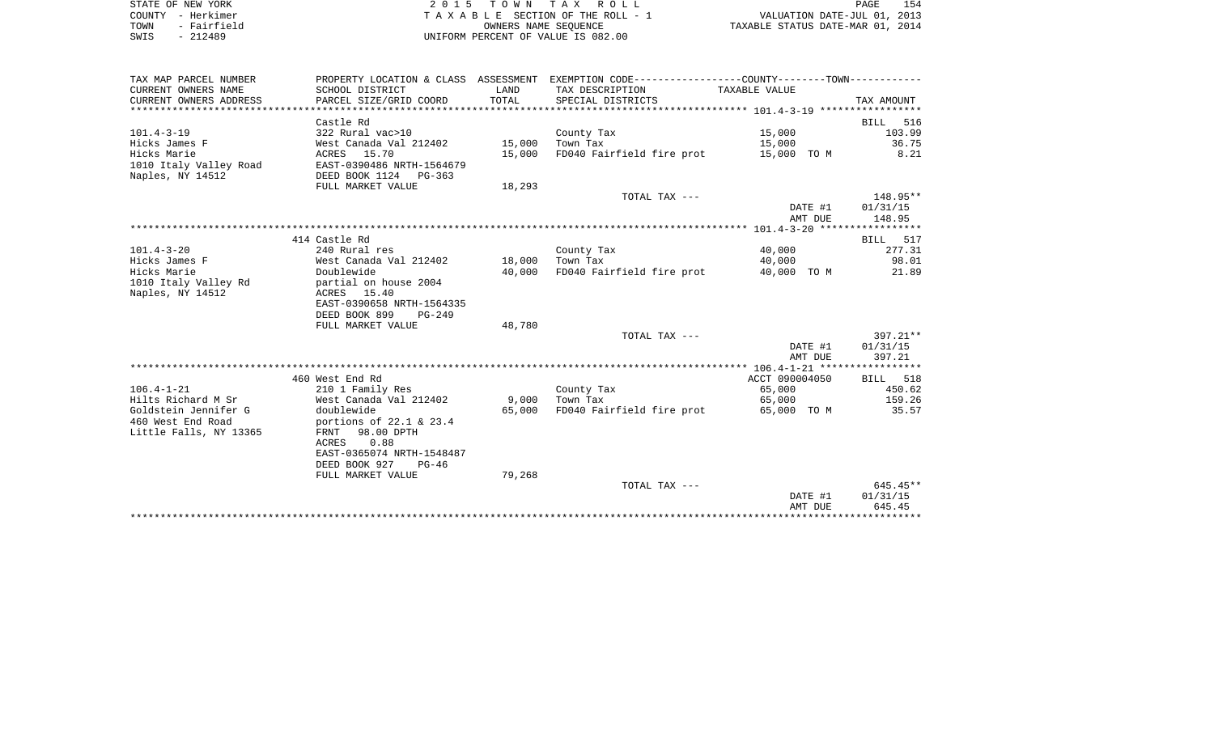STATE OF NEW YORK
COUNTY - Herkimer
TOWN - Fairfield
SWIS - 212489

# 2015 TOWN TAX ROLL

TAXABLE SECTION OF THE ROLL - 1
OWNERS NAME SEQUENCE
UNIFORM PERCENT OF VALUE IS 082.00

VALUATION DATE-JUL 01, 2013
TAXABLE STATUS DATE-MAR 01, 2014

| TAX MAP PARCEL NUMBER / CURRENT OWNERS NAME / CURRENT OWNERS ADDRESS | PROPERTY LOCATION & CLASS / SCHOOL DISTRICT / PARCEL SIZE/GRID COORD | ASSESSMENT LAND | TOTAL | EXEMPTION CODE / TAX DESCRIPTION / SPECIAL DISTRICTS | TAXABLE VALUE | TAX AMOUNT |
|---|---|---|---|---|---|---|
| **101.4-3-19** | Castle Rd | | | | | BILL 516 |
| 101.4-3-19 | 322 Rural vac>10 | | | County Tax | 15,000 | 103.99 |
| Hicks James F | West Canada Val 212402 | 15,000 | | Town Tax | 15,000 | 36.75 |
| Hicks Marie | ACRES 15.70 | | 15,000 | FD040 Fairfield fire prot | 15,000 TO M | 8.21 |
| 1010 Italy Valley Road | EAST-0390486 NRTH-1564679 | | | | | |
| Naples, NY 14512 | DEED BOOK 1124 PG-363 | | | | | |
| | FULL MARKET VALUE | 18,293 | | | | |
| | | | | TOTAL TAX --- | | 148.95** |
| | | | | | DATE #1 | 01/31/15 |
| | | | | | AMT DUE | 148.95 |
| **101.4-3-20** | 414 Castle Rd | | | | | BILL 517 |
| 101.4-3-20 | 240 Rural res | | | County Tax | 40,000 | 277.31 |
| Hicks James F | West Canada Val 212402 | 18,000 | | Town Tax | 40,000 | 98.01 |
| Hicks Marie | Doublewide | | 40,000 | FD040 Fairfield fire prot | 40,000 TO M | 21.89 |
| 1010 Italy Valley Rd | partial on house 2004 | | | | | |
| Naples, NY 14512 | ACRES 15.40 | | | | | |
| | EAST-0390658 NRTH-1564335 | | | | | |
| | DEED BOOK 899 PG-249 | | | | | |
| | FULL MARKET VALUE | 48,780 | | | | |
| | | | | TOTAL TAX --- | | 397.21** |
| | | | | | DATE #1 | 01/31/15 |
| | | | | | AMT DUE | 397.21 |
| **106.4-1-21** | 460 West End Rd | | | | ACCT 090004050 | BILL 518 |
| 106.4-1-21 | 210 1 Family Res | | | County Tax | 65,000 | 450.62 |
| Hilts Richard M Sr | West Canada Val 212402 | 9,000 | | Town Tax | 65,000 | 159.26 |
| Goldstein Jennifer G | doublewide | | 65,000 | FD040 Fairfield fire prot | 65,000 TO M | 35.57 |
| 460 West End Road | portions of 22.1 & 23.4 | | | | | |
| Little Falls, NY 13365 | FRNT 98.00 DPTH | | | | | |
| | ACRES 0.88 | | | | | |
| | EAST-0365074 NRTH-1548487 | | | | | |
| | DEED BOOK 927 PG-46 | | | | | |
| | FULL MARKET VALUE | 79,268 | | | | |
| | | | | TOTAL TAX --- | | 645.45** |
| | | | | | DATE #1 | 01/31/15 |
| | | | | | AMT DUE | 645.45 |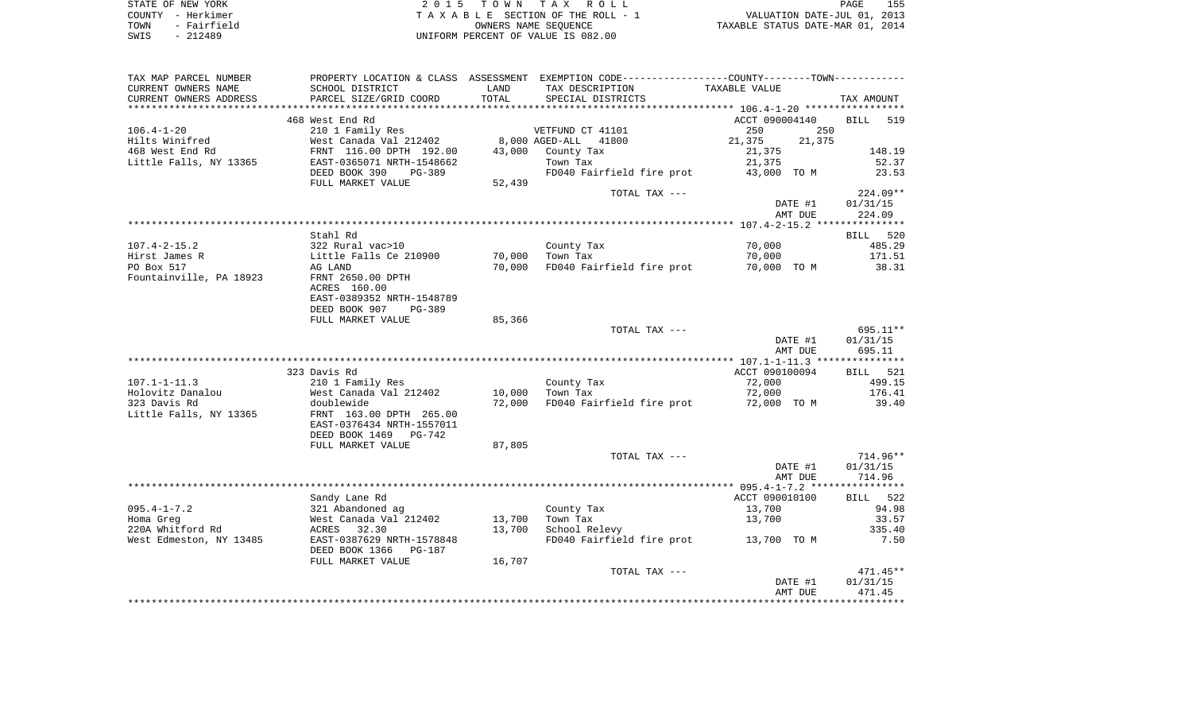STATE OF NEW YORK — 2015 TOWN TAX ROLL
COUNTY - Herkimer — TAXABLE SECTION OF THE ROLL - 1 — VALUATION DATE-JUL 01, 2013
TOWN - Fairfield — OWNERS NAME SEQUENCE — TAXABLE STATUS DATE-MAR 01, 2014
SWIS - 212489 — UNIFORM PERCENT OF VALUE IS 082.00

| TAX MAP PARCEL NUMBER / CURRENT OWNERS NAME / CURRENT OWNERS ADDRESS | PROPERTY LOCATION & CLASS / SCHOOL DISTRICT / PARCEL SIZE/GRID COORD | ASSESSMENT LAND / TOTAL | EXEMPTION CODE / TAX DESCRIPTION / SPECIAL DISTRICTS | COUNTY / TOWN TAXABLE VALUE | TAX AMOUNT |
|---|---|---|---|---|---|
| **106.4-1-20** | 468 West End Rd | | | ACCT 090004140 | BILL 519 |
| 106.4-1-20 | 210 1 Family Res | | VETFUND CT 41101 | 250 250 | |
| Hilts Winifred | West Canada Val 212402 | 8,000 | AGED-ALL 41800 | 21,375 21,375 | |
| 468 West End Rd | FRNT 116.00 DPTH 192.00 | 43,000 | County Tax | 21,375 | 148.19 |
| Little Falls, NY 13365 | EAST-0365071 NRTH-1548662 | | Town Tax | 21,375 | 52.37 |
| | DEED BOOK 390 PG-389 | | FD040 Fairfield fire prot | 43,000 TO M | 23.53 |
| | FULL MARKET VALUE | 52,439 | | | |
| | | | TOTAL TAX --- | | 224.09** |
| | | | | DATE #1 | 01/31/15 |
| | | | | AMT DUE | 224.09 |
| **107.4-2-15.2** | Stahl Rd | | | | BILL 520 |
| 107.4-2-15.2 | 322 Rural vac>10 | | County Tax | 70,000 | 485.29 |
| Hirst James R | Little Falls Ce 210900 | 70,000 | Town Tax | 70,000 | 171.51 |
| PO Box 517 | AG LAND | 70,000 | FD040 Fairfield fire prot | 70,000 TO M | 38.31 |
| Fountainville, PA 18923 | FRNT 2650.00 DPTH | | | | |
| | ACRES 160.00 | | | | |
| | EAST-0389352 NRTH-1548789 | | | | |
| | DEED BOOK 907 PG-389 | | | | |
| | FULL MARKET VALUE | 85,366 | | | |
| | | | TOTAL TAX --- | | 695.11** |
| | | | | DATE #1 | 01/31/15 |
| | | | | AMT DUE | 695.11 |
| **107.1-1-11.3** | 323 Davis Rd | | | ACCT 090100094 | BILL 521 |
| 107.1-1-11.3 | 210 1 Family Res | | County Tax | 72,000 | 499.15 |
| Holovitz Danalou | West Canada Val 212402 | 10,000 | Town Tax | 72,000 | 176.41 |
| 323 Davis Rd | doublewide | 72,000 | FD040 Fairfield fire prot | 72,000 TO M | 39.40 |
| Little Falls, NY 13365 | FRNT 163.00 DPTH 265.00 | | | | |
| | EAST-0376434 NRTH-1557011 | | | | |
| | DEED BOOK 1469 PG-742 | | | | |
| | FULL MARKET VALUE | 87,805 | | | |
| | | | TOTAL TAX --- | | 714.96** |
| | | | | DATE #1 | 01/31/15 |
| | | | | AMT DUE | 714.96 |
| **095.4-1-7.2** | Sandy Lane Rd | | | ACCT 090010100 | BILL 522 |
| 095.4-1-7.2 | 321 Abandoned ag | | County Tax | 13,700 | 94.98 |
| Homa Greg | West Canada Val 212402 | 13,700 | Town Tax | 13,700 | 33.57 |
| 220A Whitford Rd | ACRES 32.30 | 13,700 | School Relevy | | 335.40 |
| West Edmeston, NY 13485 | EAST-0387629 NRTH-1578848 | | FD040 Fairfield fire prot | 13,700 TO M | 7.50 |
| | DEED BOOK 1366 PG-187 | | | | |
| | FULL MARKET VALUE | 16,707 | | | |
| | | | TOTAL TAX --- | | 471.45** |
| | | | | DATE #1 | 01/31/15 |
| | | | | AMT DUE | 471.45 |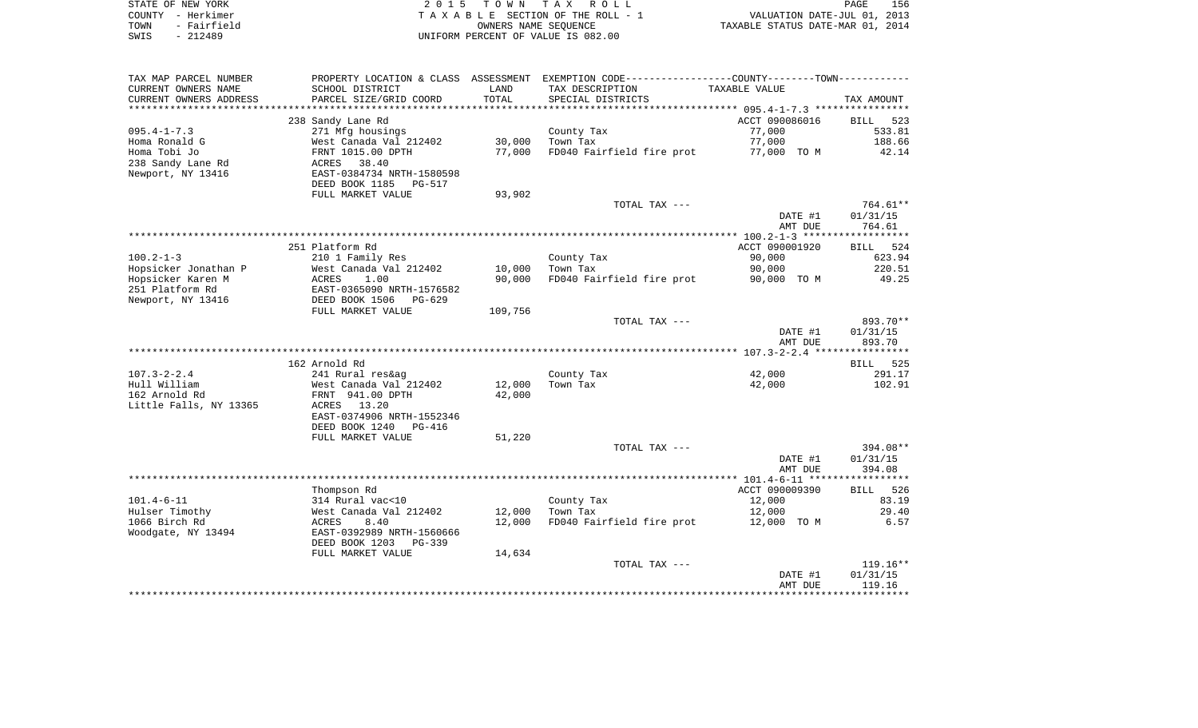STATE OF NEW YORK
COUNTY - Herkimer
TOWN - Fairfield
SWIS - 212489

2015 TOWN TAX ROLL
TAXABLE SECTION OF THE ROLL - 1
OWNERS NAME SEQUENCE
UNIFORM PERCENT OF VALUE IS 082.00

VALUATION DATE-JUL 01, 2013
TAXABLE STATUS DATE-MAR 01, 2014

| TAX MAP PARCEL NUMBER / CURRENT OWNERS NAME / CURRENT OWNERS ADDRESS | PROPERTY LOCATION & CLASS / SCHOOL DISTRICT / PARCEL SIZE/GRID COORD | ASSESSMENT LAND / TOTAL | EXEMPTION CODE / TAX DESCRIPTION / SPECIAL DISTRICTS | TAXABLE VALUE | TAX AMOUNT |
|---|---|---|---|---|---|
| | 238 Sandy Lane Rd | | | ACCT 090086016 | BILL 523 |
| 095.4-1-7.3 | 271 Mfg housings | | County Tax | 77,000 | 533.81 |
| Homa Ronald G | West Canada Val 212402 | 30,000 | Town Tax | 77,000 | 188.66 |
| Homa Tobi Jo | FRNT 1015.00 DPTH | 77,000 | FD040 Fairfield fire prot | 77,000 TO M | 42.14 |
| 238 Sandy Lane Rd | ACRES 38.40 | | | | |
| Newport, NY 13416 | EAST-0384734 NRTH-1580598 | | | | |
| | DEED BOOK 1185 PG-517 | | | | |
| | FULL MARKET VALUE | 93,902 | | | |
| | | | TOTAL TAX --- | | 764.61** |
| | | | | DATE #1 | 01/31/15 |
| | | | | AMT DUE | 764.61 |
| | 251 Platform Rd | | | ACCT 090001920 | BILL 524 |
| 100.2-1-3 | 210 1 Family Res | | County Tax | 90,000 | 623.94 |
| Hopsicker Jonathan P | West Canada Val 212402 | 10,000 | Town Tax | 90,000 | 220.51 |
| Hopsicker Karen M | ACRES 1.00 | 90,000 | FD040 Fairfield fire prot | 90,000 TO M | 49.25 |
| 251 Platform Rd | EAST-0365090 NRTH-1576582 | | | | |
| Newport, NY 13416 | DEED BOOK 1506 PG-629 | | | | |
| | FULL MARKET VALUE | 109,756 | | | |
| | | | TOTAL TAX --- | | 893.70** |
| | | | | DATE #1 | 01/31/15 |
| | | | | AMT DUE | 893.70 |
| | 162 Arnold Rd | | | | BILL 525 |
| 107.3-2-2.4 | 241 Rural res&ag | | County Tax | 42,000 | 291.17 |
| Hull William | West Canada Val 212402 | 12,000 | Town Tax | 42,000 | 102.91 |
| 162 Arnold Rd | FRNT 941.00 DPTH | 42,000 | | | |
| Little Falls, NY 13365 | ACRES 13.20 | | | | |
| | EAST-0374906 NRTH-1552346 | | | | |
| | DEED BOOK 1240 PG-416 | | | | |
| | FULL MARKET VALUE | 51,220 | | | |
| | | | TOTAL TAX --- | | 394.08** |
| | | | | DATE #1 | 01/31/15 |
| | | | | AMT DUE | 394.08 |
| | Thompson Rd | | | ACCT 090009390 | BILL 526 |
| 101.4-6-11 | 314 Rural vac<10 | | County Tax | 12,000 | 83.19 |
| Hulser Timothy | West Canada Val 212402 | 12,000 | Town Tax | 12,000 | 29.40 |
| 1066 Birch Rd | ACRES 8.40 | 12,000 | FD040 Fairfield fire prot | 12,000 TO M | 6.57 |
| Woodgate, NY 13494 | EAST-0392989 NRTH-1560666 | | | | |
| | DEED BOOK 1203 PG-339 | | | | |
| | FULL MARKET VALUE | 14,634 | | | |
| | | | TOTAL TAX --- | | 119.16** |
| | | | | DATE #1 | 01/31/15 |
| | | | | AMT DUE | 119.16 |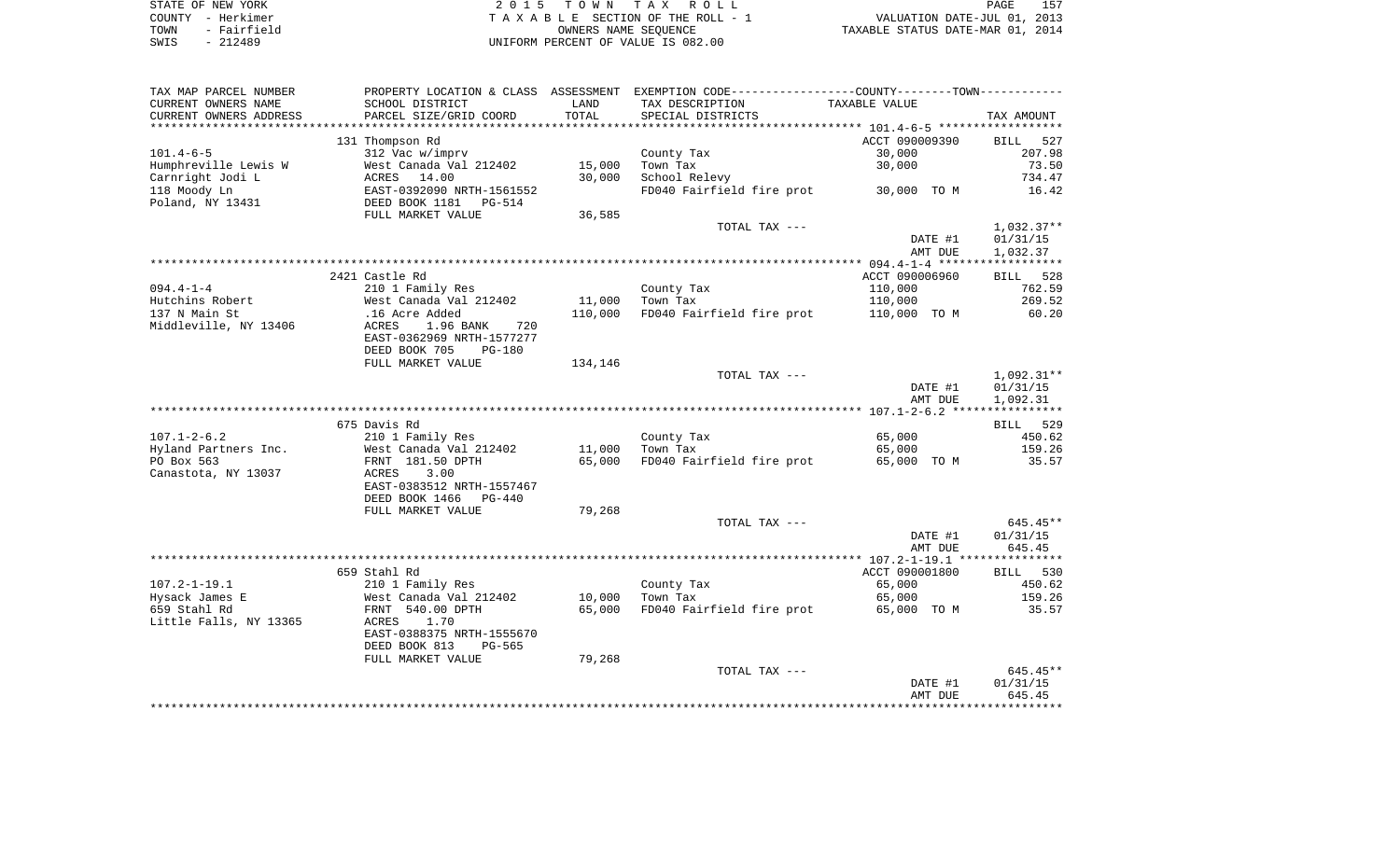STATE OF NEW YORK | 2 0 1 5 T O W N T A X R O L L | PAGE 157
COUNTY - Herkimer | T A X A B L E SECTION OF THE ROLL - 1 | VALUATION DATE-JUL 01, 2013
TOWN - Fairfield | OWNERS NAME SEQUENCE | TAXABLE STATUS DATE-MAR 01, 2014
SWIS - 212489 | UNIFORM PERCENT OF VALUE IS 082.00

| TAX MAP PARCEL NUMBER / CURRENT OWNERS NAME / CURRENT OWNERS ADDRESS | PROPERTY LOCATION & CLASS / SCHOOL DISTRICT / PARCEL SIZE/GRID COORD | ASSESSMENT LAND / TOTAL | EXEMPTION CODE / TAX DESCRIPTION / SPECIAL DISTRICTS | COUNTY--------TOWN TAXABLE VALUE | TAX AMOUNT |
|---|---|---|---|---|---|
| **101.4-6-5** | 131 Thompson Rd | | | ACCT 090009390 | BILL 527 |
| 101.4-6-5 | 312 Vac w/imprv | | County Tax | 30,000 | 207.98 |
| Humphreville Lewis W | West Canada Val 212402 | 15,000 | Town Tax | 30,000 | 73.50 |
| Carnright Jodi L | ACRES 14.00 | 30,000 | School Relevy | | 734.47 |
| 118 Moody Ln | EAST-0392090 NRTH-1561552 | | FD040 Fairfield fire prot | 30,000 TO M | 16.42 |
| Poland, NY 13431 | DEED BOOK 1181 PG-514 | | | | |
| | FULL MARKET VALUE | 36,585 | | | |
| | | | TOTAL TAX --- | | 1,032.37** |
| | | | | DATE #1 | 01/31/15 |
| | | | | AMT DUE | 1,032.37 |
| **094.4-1-4** | 2421 Castle Rd | | | ACCT 090006960 | BILL 528 |
| 094.4-1-4 | 210 1 Family Res | | County Tax | 110,000 | 762.59 |
| Hutchins Robert | West Canada Val 212402 | 11,000 | Town Tax | 110,000 | 269.52 |
| 137 N Main St | .16 Acre Added | 110,000 | FD040 Fairfield fire prot | 110,000 TO M | 60.20 |
| Middleville, NY 13406 | ACRES 1.96 BANK 720 | | | | |
| | EAST-0362969 NRTH-1577277 | | | | |
| | DEED BOOK 705 PG-180 | | | | |
| | FULL MARKET VALUE | 134,146 | | | |
| | | | TOTAL TAX --- | | 1,092.31** |
| | | | | DATE #1 | 01/31/15 |
| | | | | AMT DUE | 1,092.31 |
| **107.1-2-6.2** | 675 Davis Rd | | | | BILL 529 |
| 107.1-2-6.2 | 210 1 Family Res | | County Tax | 65,000 | 450.62 |
| Hyland Partners Inc. | West Canada Val 212402 | 11,000 | Town Tax | 65,000 | 159.26 |
| PO Box 563 | FRNT 181.50 DPTH | 65,000 | FD040 Fairfield fire prot | 65,000 TO M | 35.57 |
| Canastota, NY 13037 | ACRES 3.00 | | | | |
| | EAST-0383512 NRTH-1557467 | | | | |
| | DEED BOOK 1466 PG-440 | | | | |
| | FULL MARKET VALUE | 79,268 | | | |
| | | | TOTAL TAX --- | | 645.45** |
| | | | | DATE #1 | 01/31/15 |
| | | | | AMT DUE | 645.45 |
| **107.2-1-19.1** | 659 Stahl Rd | | | ACCT 090001800 | BILL 530 |
| 107.2-1-19.1 | 210 1 Family Res | | County Tax | 65,000 | 450.62 |
| Hysack James E | West Canada Val 212402 | 10,000 | Town Tax | 65,000 | 159.26 |
| 659 Stahl Rd | FRNT 540.00 DPTH | 65,000 | FD040 Fairfield fire prot | 65,000 TO M | 35.57 |
| Little Falls, NY 13365 | ACRES 1.70 | | | | |
| | EAST-0388375 NRTH-1555670 | | | | |
| | DEED BOOK 813 PG-565 | | | | |
| | FULL MARKET VALUE | 79,268 | | | |
| | | | TOTAL TAX --- | | 645.45** |
| | | | | DATE #1 | 01/31/15 |
| | | | | AMT DUE | 645.45 |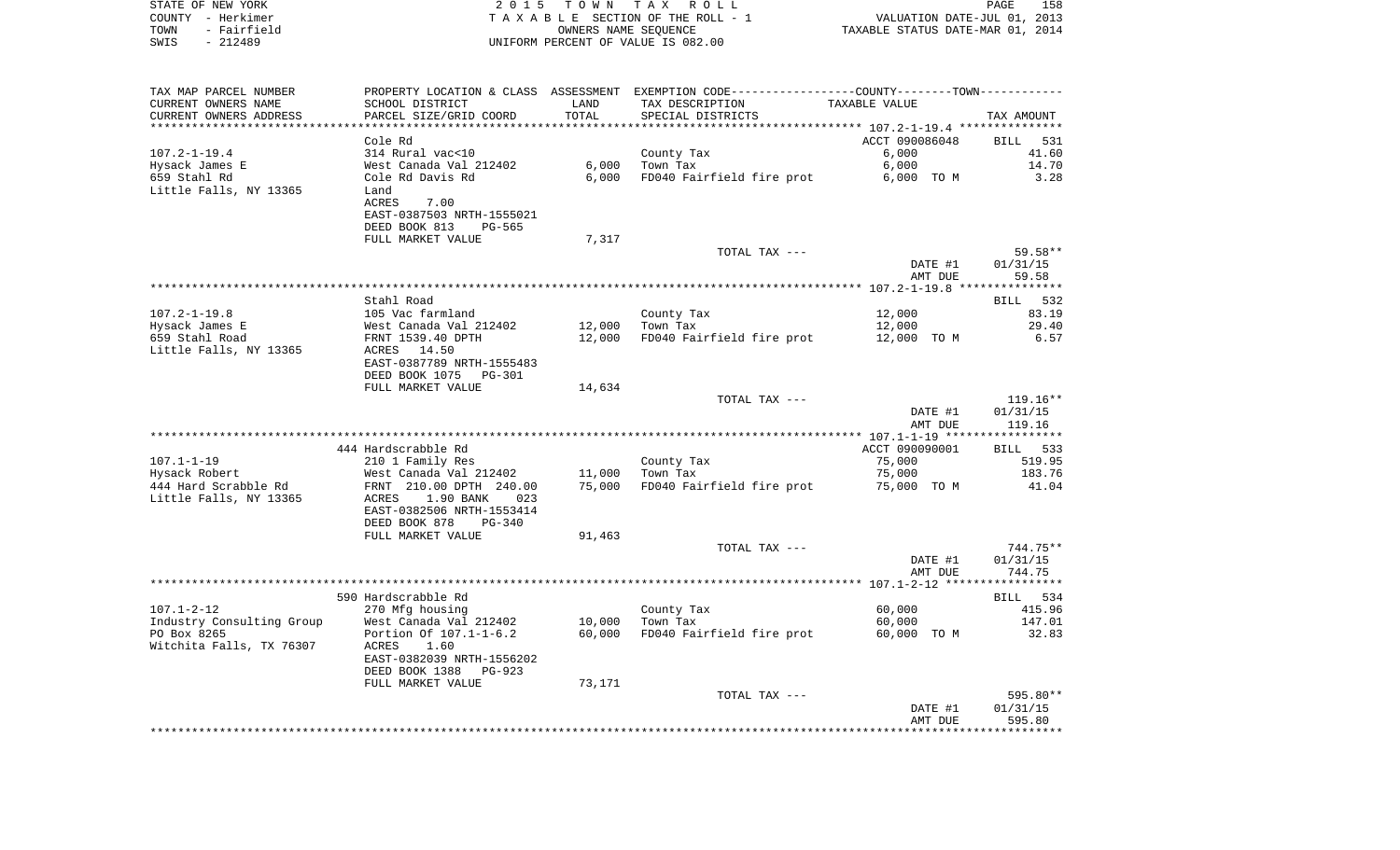STATE OF NEW YORK
COUNTY - Herkimer
TOWN - Fairfield
SWIS - 212489

2 0 1 5 T O W N T A X R O L L
T A X A B L E SECTION OF THE ROLL - 1
OWNERS NAME SEQUENCE
UNIFORM PERCENT OF VALUE IS 082.00

VALUATION DATE-JUL 01, 2013
TAXABLE STATUS DATE-MAR 01, 2014

| TAX MAP PARCEL NUMBER / CURRENT OWNERS NAME / CURRENT OWNERS ADDRESS | PROPERTY LOCATION & CLASS / SCHOOL DISTRICT / PARCEL SIZE/GRID COORD | ASSESSMENT LAND | TOTAL | EXEMPTION CODE / TAX DESCRIPTION / SPECIAL DISTRICTS | COUNTY--------TOWN TAXABLE VALUE | TAX AMOUNT |
|---|---|---|---|---|---|---|
| **107.2-1-19.4** | Cole Rd | | | | ACCT 090086048 | BILL 531 |
| 107.2-1-19.4 | 314 Rural vac<10 | | | County Tax | 6,000 | 41.60 |
| Hysack James E | West Canada Val 212402 | 6,000 | | Town Tax | 6,000 | 14.70 |
| 659 Stahl Rd | Cole Rd Davis Rd | | 6,000 | FD040 Fairfield fire prot | 6,000 TO M | 3.28 |
| Little Falls, NY 13365 | Land | | | | | |
| | ACRES 7.00 | | | | | |
| | EAST-0387503 NRTH-1555021 | | | | | |
| | DEED BOOK 813 PG-565 | | | | | |
| | FULL MARKET VALUE | 7,317 | | | | |
| | | | | TOTAL TAX --- | | 59.58** |
| | | | | | DATE #1 | 01/31/15 |
| | | | | | AMT DUE | 59.58 |
| **107.2-1-19.8** | Stahl Road | | | | | BILL 532 |
| 107.2-1-19.8 | 105 Vac farmland | | | County Tax | 12,000 | 83.19 |
| Hysack James E | West Canada Val 212402 | 12,000 | | Town Tax | 12,000 | 29.40 |
| 659 Stahl Road | FRNT 1539.40 DPTH | | 12,000 | FD040 Fairfield fire prot | 12,000 TO M | 6.57 |
| Little Falls, NY 13365 | ACRES 14.50 | | | | | |
| | EAST-0387789 NRTH-1555483 | | | | | |
| | DEED BOOK 1075 PG-301 | | | | | |
| | FULL MARKET VALUE | 14,634 | | | | |
| | | | | TOTAL TAX --- | | 119.16** |
| | | | | | DATE #1 | 01/31/15 |
| | | | | | AMT DUE | 119.16 |
| **107.1-1-19** | 444 Hardscrabble Rd | | | | ACCT 090090001 | BILL 533 |
| 107.1-1-19 | 210 1 Family Res | | | County Tax | 75,000 | 519.95 |
| Hysack Robert | West Canada Val 212402 | 11,000 | | Town Tax | 75,000 | 183.76 |
| 444 Hard Scrabble Rd | FRNT 210.00 DPTH 240.00 | | 75,000 | FD040 Fairfield fire prot | 75,000 TO M | 41.04 |
| Little Falls, NY 13365 | ACRES 1.90 BANK 023 | | | | | |
| | EAST-0382506 NRTH-1553414 | | | | | |
| | DEED BOOK 878 PG-340 | | | | | |
| | FULL MARKET VALUE | 91,463 | | | | |
| | | | | TOTAL TAX --- | | 744.75** |
| | | | | | DATE #1 | 01/31/15 |
| | | | | | AMT DUE | 744.75 |
| **107.1-2-12** | 590 Hardscrabble Rd | | | | | BILL 534 |
| 107.1-2-12 | 270 Mfg housing | | | County Tax | 60,000 | 415.96 |
| Industry Consulting Group | West Canada Val 212402 | 10,000 | | Town Tax | 60,000 | 147.01 |
| PO Box 8265 | Portion Of 107.1-1-6.2 | | 60,000 | FD040 Fairfield fire prot | 60,000 TO M | 32.83 |
| Witchita Falls, TX 76307 | ACRES 1.60 | | | | | |
| | EAST-0382039 NRTH-1556202 | | | | | |
| | DEED BOOK 1388 PG-923 | | | | | |
| | FULL MARKET VALUE | 73,171 | | | | |
| | | | | TOTAL TAX --- | | 595.80** |
| | | | | | DATE #1 | 01/31/15 |
| | | | | | AMT DUE | 595.80 |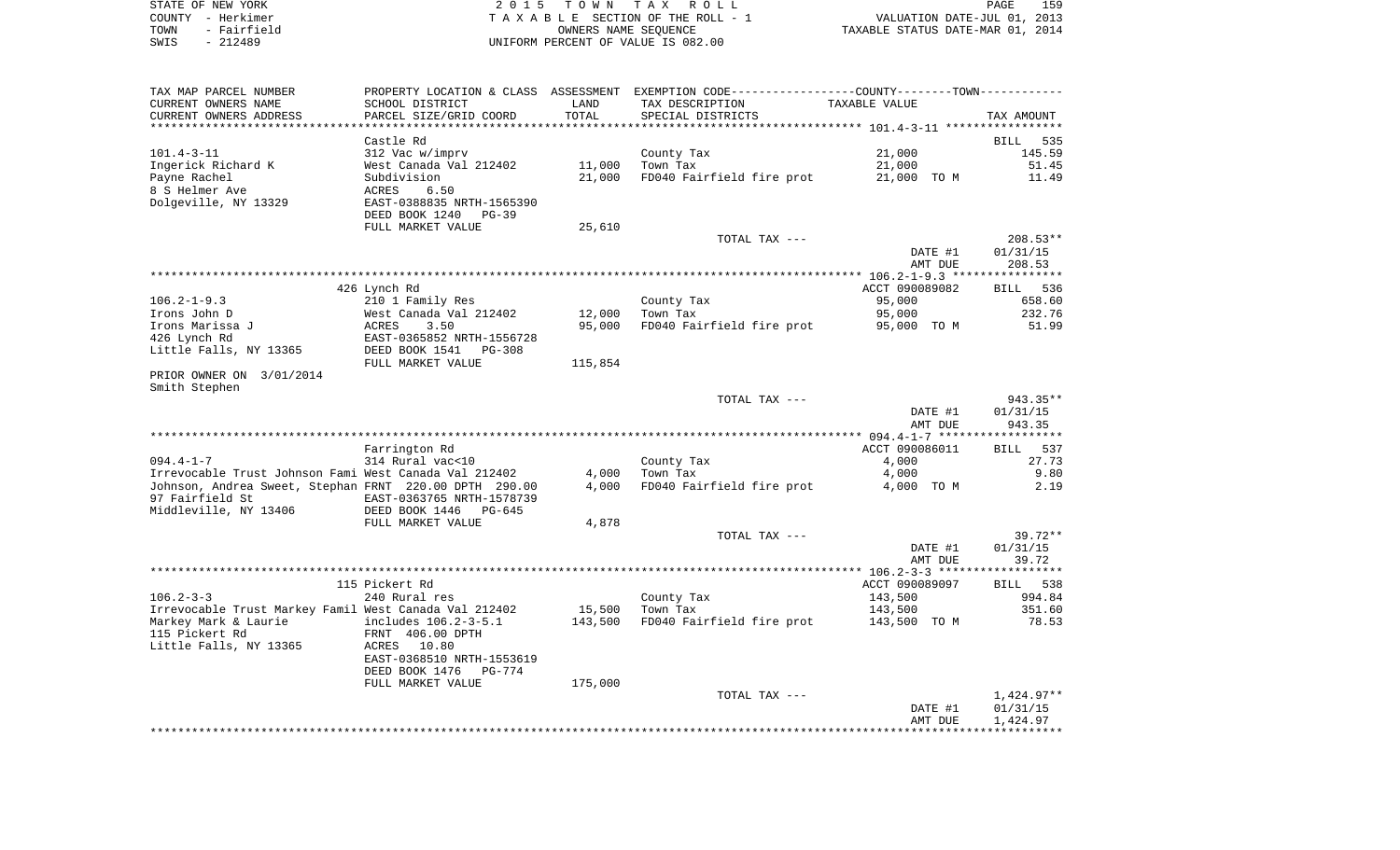STATE OF NEW YORK
COUNTY - Herkimer
TOWN - Fairfield
SWIS - 212489

2015 TOWN TAX ROLL
TAXABLE SECTION OF THE ROLL - 1
OWNERS NAME SEQUENCE
UNIFORM PERCENT OF VALUE IS 082.00

VALUATION DATE-JUL 01, 2013
TAXABLE STATUS DATE-MAR 01, 2014

| TAX MAP PARCEL NUMBER / CURRENT OWNERS NAME / CURRENT OWNERS ADDRESS | PROPERTY LOCATION & CLASS / SCHOOL DISTRICT / PARCEL SIZE/GRID COORD | ASSESSMENT LAND / TOTAL | EXEMPTION CODE / TAX DESCRIPTION / SPECIAL DISTRICTS | COUNTY--------TOWN / TAXABLE VALUE | TAX AMOUNT |
|---|---|---|---|---|---|
| **101.4-3-11** | Castle Rd | | | | BILL 535 |
| 101.4-3-11 | 312 Vac w/imprv | | County Tax | 21,000 | 145.59 |
| Ingerick Richard K | West Canada Val 212402 | 11,000 | Town Tax | 21,000 | 51.45 |
| Payne Rachel | Subdivision | 21,000 | FD040 Fairfield fire prot | 21,000 TO M | 11.49 |
| 8 S Helmer Ave | ACRES 6.50 | | | | |
| Dolgeville, NY 13329 | EAST-0388835 NRTH-1565390 | | | | |
| | DEED BOOK 1240 PG-39 | | | | |
| | FULL MARKET VALUE | 25,610 | | | |
| | | | TOTAL TAX --- | | 208.53** |
| | | | | DATE #1 | 01/31/15 |
| | | | | AMT DUE | 208.53 |
| **106.2-1-9.3** | 426 Lynch Rd | | | ACCT 090089082 | BILL 536 |
| 106.2-1-9.3 | 210 1 Family Res | | County Tax | 95,000 | 658.60 |
| Irons John D | West Canada Val 212402 | 12,000 | Town Tax | 95,000 | 232.76 |
| Irons Marissa J | ACRES 3.50 | 95,000 | FD040 Fairfield fire prot | 95,000 TO M | 51.99 |
| 426 Lynch Rd | EAST-0365852 NRTH-1556728 | | | | |
| Little Falls, NY 13365 | DEED BOOK 1541 PG-308 | | | | |
| | FULL MARKET VALUE | 115,854 | | | |
| PRIOR OWNER ON 3/01/2014 | | | | | |
| Smith Stephen | | | | | |
| | | | TOTAL TAX --- | | 943.35** |
| | | | | DATE #1 | 01/31/15 |
| | | | | AMT DUE | 943.35 |
| **094.4-1-7** | Farrington Rd | | | ACCT 090086011 | BILL 537 |
| 094.4-1-7 | 314 Rural vac<10 | | County Tax | 4,000 | 27.73 |
| Irrevocable Trust Johnson Fami | West Canada Val 212402 | 4,000 | Town Tax | 4,000 | 9.80 |
| Johnson, Andrea Sweet, Stephan | FRNT 220.00 DPTH 290.00 | 4,000 | FD040 Fairfield fire prot | 4,000 TO M | 2.19 |
| 97 Fairfield St | EAST-0363765 NRTH-1578739 | | | | |
| Middleville, NY 13406 | DEED BOOK 1446 PG-645 | | | | |
| | FULL MARKET VALUE | 4,878 | | | |
| | | | TOTAL TAX --- | | 39.72** |
| | | | | DATE #1 | 01/31/15 |
| | | | | AMT DUE | 39.72 |
| **106.2-3-3** | 115 Pickert Rd | | | ACCT 090089097 | BILL 538 |
| 106.2-3-3 | 240 Rural res | | County Tax | 143,500 | 994.84 |
| Irrevocable Trust Markey Famil | West Canada Val 212402 | 15,500 | Town Tax | 143,500 | 351.60 |
| Markey Mark & Laurie | includes 106.2-3-5.1 | 143,500 | FD040 Fairfield fire prot | 143,500 TO M | 78.53 |
| 115 Pickert Rd | FRNT 406.00 DPTH | | | | |
| Little Falls, NY 13365 | ACRES 10.80 | | | | |
| | EAST-0368510 NRTH-1553619 | | | | |
| | DEED BOOK 1476 PG-774 | | | | |
| | FULL MARKET VALUE | 175,000 | | | |
| | | | TOTAL TAX --- | | 1,424.97** |
| | | | | DATE #1 | 01/31/15 |
| | | | | AMT DUE | 1,424.97 |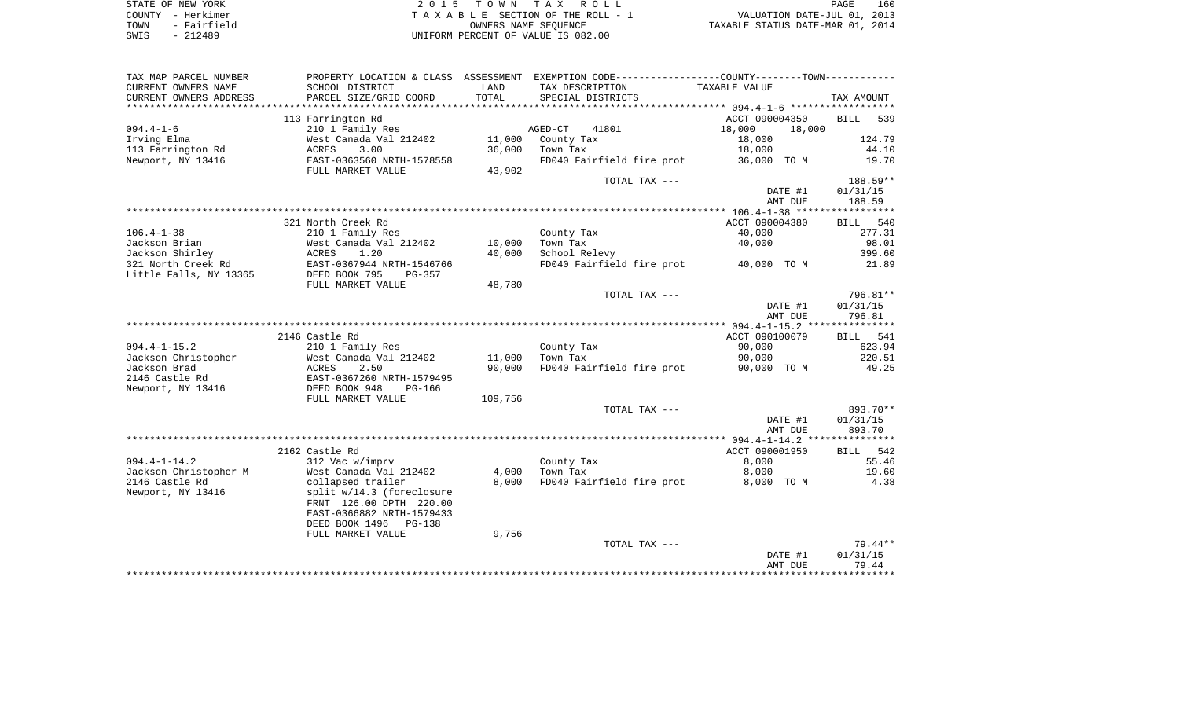STATE OF NEW YORK
COUNTY - Herkimer
TOWN - Fairfield
SWIS - 212489

2 0 1 5 T O W N T A X R O L L
T A X A B L E SECTION OF THE ROLL - 1
OWNERS NAME SEQUENCE
UNIFORM PERCENT OF VALUE IS 082.00

VALUATION DATE-JUL 01, 2013
TAXABLE STATUS DATE-MAR 01, 2014

| TAX MAP PARCEL NUMBER<br>CURRENT OWNERS NAME<br>CURRENT OWNERS ADDRESS | PROPERTY LOCATION & CLASS<br>SCHOOL DISTRICT<br>PARCEL SIZE/GRID COORD | ASSESSMENT<br>LAND<br>TOTAL | EXEMPTION CODE<br>TAX DESCRIPTION<br>SPECIAL DISTRICTS | COUNTY / TOWN<br>TAXABLE VALUE | TAX AMOUNT |
|---|---|---|---|---|---|
| | 113 Farrington Rd | | | ACCT 090004350 | BILL 539 |
| 094.4-1-6 | 210 1 Family Res | | AGED-CT 41801 | 18,000 18,000 | |
| Irving Elma | West Canada Val 212402 | 11,000 | County Tax | 18,000 | 124.79 |
| 113 Farrington Rd | ACRES 3.00 | 36,000 | Town Tax | 18,000 | 44.10 |
| Newport, NY 13416 | EAST-0363560 NRTH-1578558 | | FD040 Fairfield fire prot | 36,000 TO M | 19.70 |
| | FULL MARKET VALUE | 43,902 | | | |
| | | | TOTAL TAX --- | | 188.59** |
| | | | | DATE #1 | 01/31/15 |
| | | | | AMT DUE | 188.59 |
| | 321 North Creek Rd | | | ACCT 090004380 | BILL 540 |
| 106.4-1-38 | 210 1 Family Res | | County Tax | 40,000 | 277.31 |
| Jackson Brian | West Canada Val 212402 | 10,000 | Town Tax | 40,000 | 98.01 |
| Jackson Shirley | ACRES 1.20 | 40,000 | School Relevy | | 399.60 |
| 321 North Creek Rd | EAST-0367944 NRTH-1546766 | | FD040 Fairfield fire prot | 40,000 TO M | 21.89 |
| Little Falls, NY 13365 | DEED BOOK 795 PG-357 | | | | |
| | FULL MARKET VALUE | 48,780 | | | |
| | | | TOTAL TAX --- | | 796.81** |
| | | | | DATE #1 | 01/31/15 |
| | | | | AMT DUE | 796.81 |
| | 2146 Castle Rd | | | ACCT 090100079 | BILL 541 |
| 094.4-1-15.2 | 210 1 Family Res | | County Tax | 90,000 | 623.94 |
| Jackson Christopher | West Canada Val 212402 | 11,000 | Town Tax | 90,000 | 220.51 |
| Jackson Brad | ACRES 2.50 | 90,000 | FD040 Fairfield fire prot | 90,000 TO M | 49.25 |
| 2146 Castle Rd | EAST-0367260 NRTH-1579495 | | | | |
| Newport, NY 13416 | DEED BOOK 948 PG-166 | | | | |
| | FULL MARKET VALUE | 109,756 | | | |
| | | | TOTAL TAX --- | | 893.70** |
| | | | | DATE #1 | 01/31/15 |
| | | | | AMT DUE | 893.70 |
| | 2162 Castle Rd | | | ACCT 090001950 | BILL 542 |
| 094.4-1-14.2 | 312 Vac w/imprv | | County Tax | 8,000 | 55.46 |
| Jackson Christopher M | West Canada Val 212402 | 4,000 | Town Tax | 8,000 | 19.60 |
| 2146 Castle Rd | collapsed trailer | 8,000 | FD040 Fairfield fire prot | 8,000 TO M | 4.38 |
| Newport, NY 13416 | split w/14.3 (foreclosure | | | | |
| | FRNT 126.00 DPTH 220.00 | | | | |
| | EAST-0366882 NRTH-1579433 | | | | |
| | DEED BOOK 1496 PG-138 | | | | |
| | FULL MARKET VALUE | 9,756 | | | |
| | | | TOTAL TAX --- | | 79.44** |
| | | | | DATE #1 | 01/31/15 |
| | | | | AMT DUE | 79.44 |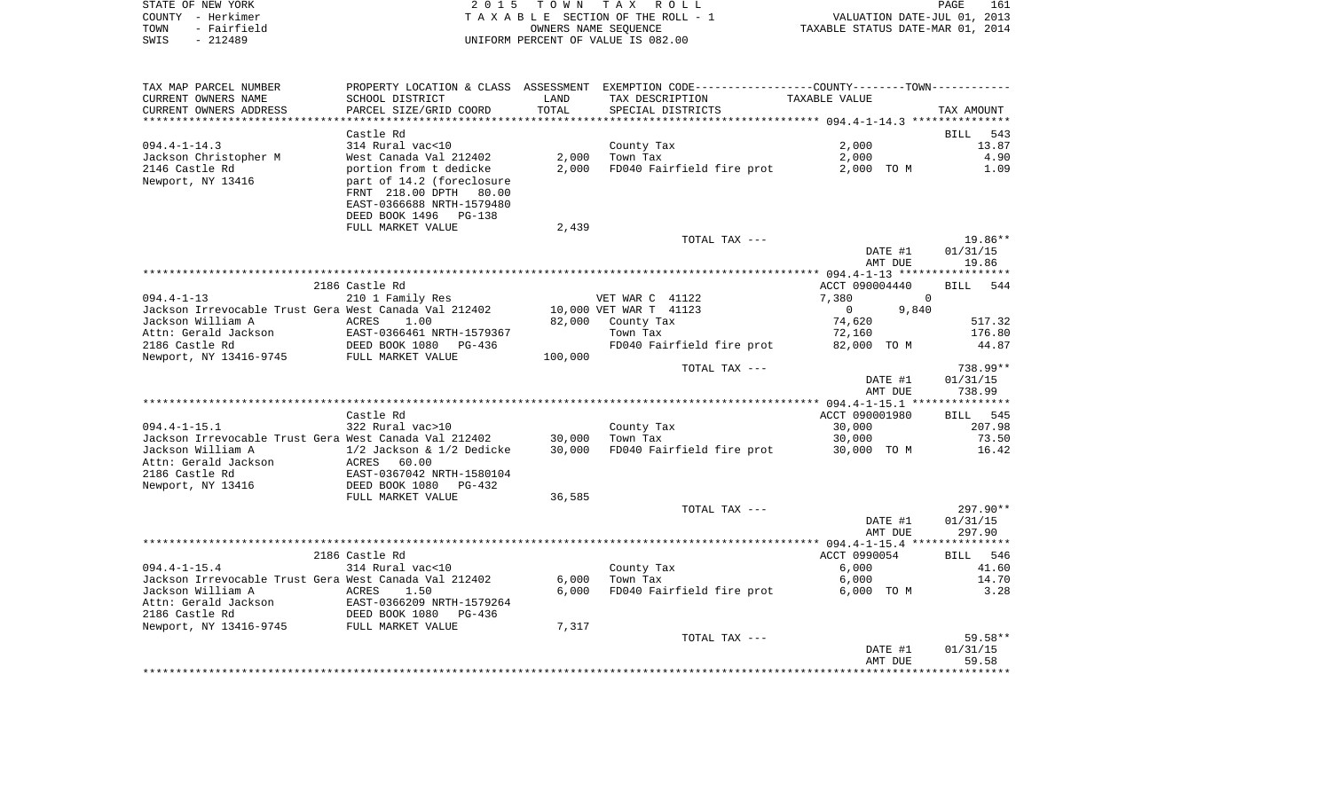STATE OF NEW YORK
COUNTY - Herkimer
TOWN - Fairfield
SWIS - 212489

2015 TOWN TAX ROLL
TAXABLE SECTION OF THE ROLL - 1
OWNERS NAME SEQUENCE
UNIFORM PERCENT OF VALUE IS 082.00

VALUATION DATE-JUL 01, 2013
TAXABLE STATUS DATE-MAR 01, 2014

| TAX MAP PARCEL NUMBER / CURRENT OWNERS NAME / CURRENT OWNERS ADDRESS | PROPERTY LOCATION & CLASS / SCHOOL DISTRICT / PARCEL SIZE/GRID COORD | ASSESSMENT LAND / TOTAL | EXEMPTION CODE / TAX DESCRIPTION / SPECIAL DISTRICTS | COUNTY / TOWN TAXABLE VALUE | TAX AMOUNT |
|---|---|---|---|---|---|
| **094.4-1-14.3** | Castle Rd | | | | BILL 543 |
| 094.4-1-14.3 | 314 Rural vac<10 | | County Tax | 2,000 | 13.87 |
| Jackson Christopher M | West Canada Val 212402 | 2,000 | Town Tax | 2,000 | 4.90 |
| 2146 Castle Rd | portion from t dedicke | 2,000 | FD040 Fairfield fire prot | 2,000 TO M | 1.09 |
| Newport, NY 13416 | part of 14.2 (foreclosure | | | | |
| | FRNT 218.00 DPTH 80.00 | | | | |
| | EAST-0366688 NRTH-1579480 | | | | |
| | DEED BOOK 1496 PG-138 | | | | |
| | FULL MARKET VALUE | 2,439 | | | |
| | | | TOTAL TAX --- | | 19.86** |
| | | | | DATE #1 | 01/31/15 |
| | | | | AMT DUE | 19.86 |
| **094.4-1-13** | 2186 Castle Rd | | | ACCT 090004440 | BILL 544 |
| 094.4-1-13 | 210 1 Family Res | | VET WAR C 41122 | 7,380 0 | |
| Jackson Irrevocable Trust Gera | West Canada Val 212402 | 10,000 | VET WAR T 41123 | 0 9,840 | |
| Jackson William A | ACRES 1.00 | 82,000 | County Tax | 74,620 | 517.32 |
| Attn: Gerald Jackson | EAST-0366461 NRTH-1579367 | | Town Tax | 72,160 | 176.80 |
| 2186 Castle Rd | DEED BOOK 1080 PG-436 | | FD040 Fairfield fire prot | 82,000 TO M | 44.87 |
| Newport, NY 13416-9745 | FULL MARKET VALUE | 100,000 | | | |
| | | | TOTAL TAX --- | | 738.99** |
| | | | | DATE #1 | 01/31/15 |
| | | | | AMT DUE | 738.99 |
| **094.4-1-15.1** | Castle Rd | | | ACCT 090001980 | BILL 545 |
| 094.4-1-15.1 | 322 Rural vac>10 | | County Tax | 30,000 | 207.98 |
| Jackson Irrevocable Trust Gera | West Canada Val 212402 | 30,000 | Town Tax | 30,000 | 73.50 |
| Jackson William A | 1/2 Jackson & 1/2 Dedicke | 30,000 | FD040 Fairfield fire prot | 30,000 TO M | 16.42 |
| Attn: Gerald Jackson | ACRES 60.00 | | | | |
| 2186 Castle Rd | EAST-0367042 NRTH-1580104 | | | | |
| Newport, NY 13416 | DEED BOOK 1080 PG-432 | | | | |
| | FULL MARKET VALUE | 36,585 | | | |
| | | | TOTAL TAX --- | | 297.90** |
| | | | | DATE #1 | 01/31/15 |
| | | | | AMT DUE | 297.90 |
| **094.4-1-15.4** | 2186 Castle Rd | | | ACCT 0990054 | BILL 546 |
| 094.4-1-15.4 | 314 Rural vac<10 | | County Tax | 6,000 | 41.60 |
| Jackson Irrevocable Trust Gera | West Canada Val 212402 | 6,000 | Town Tax | 6,000 | 14.70 |
| Jackson William A | ACRES 1.50 | 6,000 | FD040 Fairfield fire prot | 6,000 TO M | 3.28 |
| Attn: Gerald Jackson | EAST-0366209 NRTH-1579264 | | | | |
| 2186 Castle Rd | DEED BOOK 1080 PG-436 | | | | |
| Newport, NY 13416-9745 | FULL MARKET VALUE | 7,317 | | | |
| | | | TOTAL TAX --- | | 59.58** |
| | | | | DATE #1 | 01/31/15 |
| | | | | AMT DUE | 59.58 |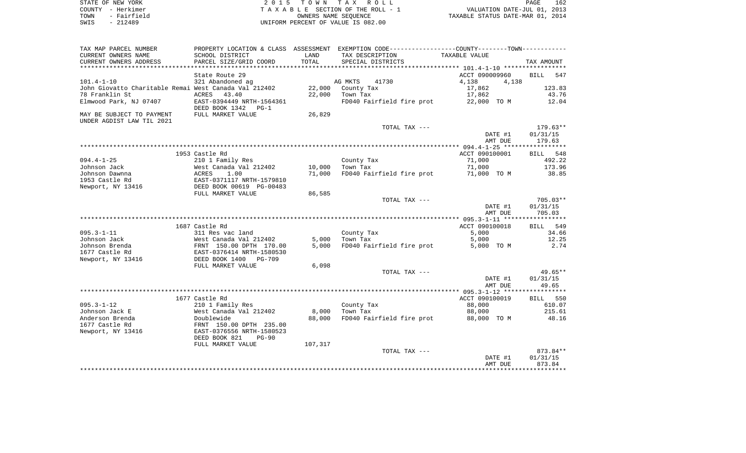STATE OF NEW YORK | 2 0 1 5 T O W N T A X R O L L | PAGE 162
COUNTY - Herkimer | T A X A B L E SECTION OF THE ROLL - 1 | VALUATION DATE-JUL 01, 2013
TOWN - Fairfield | OWNERS NAME SEQUENCE | TAXABLE STATUS DATE-MAR 01, 2014
SWIS - 212489 | UNIFORM PERCENT OF VALUE IS 082.00

| TAX MAP PARCEL NUMBER / CURRENT OWNERS NAME / CURRENT OWNERS ADDRESS | PROPERTY LOCATION & CLASS / SCHOOL DISTRICT / PARCEL SIZE/GRID COORD | ASSESSMENT LAND / TOTAL | EXEMPTION CODE / TAX DESCRIPTION / SPECIAL DISTRICTS | COUNTY / TOWN TAXABLE VALUE | TAX AMOUNT |
|---|---|---|---|---|---|
| | State Route 29 | | | ACCT 090009960 | BILL 547 |
| 101.4-1-10 | 321 Abandoned ag | | AG MKTS 41730 | 4,138 4,138 | |
| John Giovatto Charitable Remai | West Canada Val 212402 | 22,000 | County Tax | 17,862 | 123.83 |
| 78 Franklin St | ACRES 43.40 | 22,000 | Town Tax | 17,862 | 43.76 |
| Elmwood Park, NJ 07407 | EAST-0394449 NRTH-1564361 | | FD040 Fairfield fire prot | 22,000 TO M | 12.04 |
| | DEED BOOK 1342 PG-1 | | | | |
| MAY BE SUBJECT TO PAYMENT | FULL MARKET VALUE | 26,829 | | | |
| UNDER AGDIST LAW TIL 2021 | | | | | |
| | | | TOTAL TAX --- | | 179.63** |
| | | | | DATE #1 | 01/31/15 |
| | | | | AMT DUE | 179.63 |
| | 1953 Castle Rd | | | ACCT 090100001 | BILL 548 |
| 094.4-1-25 | 210 1 Family Res | | County Tax | 71,000 | 492.22 |
| Johnson Jack | West Canada Val 212402 | 10,000 | Town Tax | 71,000 | 173.96 |
| Johnson Dawnna | ACRES 1.00 | 71,000 | FD040 Fairfield fire prot | 71,000 TO M | 38.85 |
| 1953 Castle Rd | EAST-0371117 NRTH-1579810 | | | | |
| Newport, NY 13416 | DEED BOOK 00619 PG-00483 | | | | |
| | FULL MARKET VALUE | 86,585 | | | |
| | | | TOTAL TAX --- | | 705.03** |
| | | | | DATE #1 | 01/31/15 |
| | | | | AMT DUE | 705.03 |
| | 1687 Castle Rd | | | ACCT 090100018 | BILL 549 |
| 095.3-1-11 | 311 Res vac land | | County Tax | 5,000 | 34.66 |
| Johnson Jack | West Canada Val 212402 | 5,000 | Town Tax | 5,000 | 12.25 |
| Johnson Brenda | FRNT 150.00 DPTH 170.00 | 5,000 | FD040 Fairfield fire prot | 5,000 TO M | 2.74 |
| 1677 Castle Rd | EAST-0376414 NRTH-1580530 | | | | |
| Newport, NY 13416 | DEED BOOK 1400 PG-709 | | | | |
| | FULL MARKET VALUE | 6,098 | | | |
| | | | TOTAL TAX --- | | 49.65** |
| | | | | DATE #1 | 01/31/15 |
| | | | | AMT DUE | 49.65 |
| | 1677 Castle Rd | | | ACCT 090100019 | BILL 550 |
| 095.3-1-12 | 210 1 Family Res | | County Tax | 88,000 | 610.07 |
| Johnson Jack E | West Canada Val 212402 | 8,000 | Town Tax | 88,000 | 215.61 |
| Anderson Brenda | Doublewide | 88,000 | FD040 Fairfield fire prot | 88,000 TO M | 48.16 |
| 1677 Castle Rd | FRNT 150.00 DPTH 235.00 | | | | |
| Newport, NY 13416 | EAST-0376556 NRTH-1580523 | | | | |
| | DEED BOOK 821 PG-90 | | | | |
| | FULL MARKET VALUE | 107,317 | | | |
| | | | TOTAL TAX --- | | 873.84** |
| | | | | DATE #1 | 01/31/15 |
| | | | | AMT DUE | 873.84 |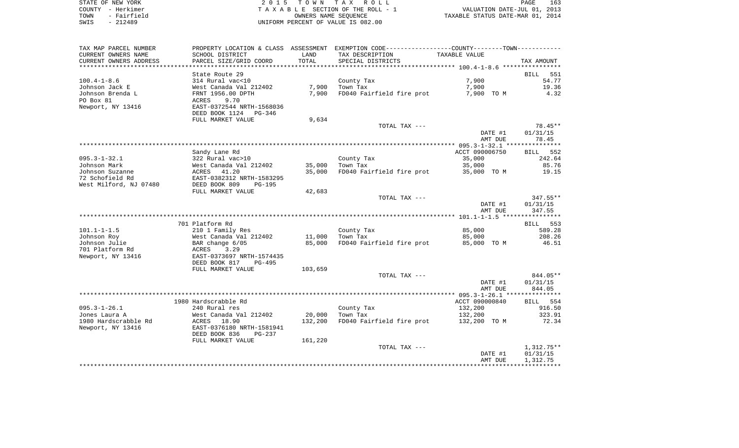STATE OF NEW YORK — 2 0 1 5 T O W N T A X R O L L
COUNTY - Herkimer — T A X A B L E SECTION OF THE ROLL - 1 — VALUATION DATE-JUL 01, 2013
TOWN - Fairfield — OWNERS NAME SEQUENCE — TAXABLE STATUS DATE-MAR 01, 2014
SWIS - 212489 — UNIFORM PERCENT OF VALUE IS 082.00

| TAX MAP PARCEL NUMBER<br>CURRENT OWNERS NAME<br>CURRENT OWNERS ADDRESS | PROPERTY LOCATION & CLASS<br>SCHOOL DISTRICT<br>PARCEL SIZE/GRID COORD | ASSESSMENT<br>LAND<br>TOTAL | EXEMPTION CODE-----COUNTY-----TOWN-----<br>TAX DESCRIPTION<br>SPECIAL DISTRICTS | TAXABLE VALUE | TAX AMOUNT |
|---|---|---|---|---|---|
| 100.4-1-8.6 | State Route 29 | | | | BILL 551 |
| 100.4-1-8.6 | 314 Rural vac<10 | | County Tax | 7,900 | 54.77 |
| Johnson Jack E | West Canada Val 212402 | 7,900 | Town Tax | 7,900 | 19.36 |
| Johnson Brenda L | FRNT 1956.00 DPTH | 7,900 | FD040 Fairfield fire prot | 7,900 TO M | 4.32 |
| PO Box 81 | ACRES 9.70 | | | | |
| Newport, NY 13416 | EAST-0372544 NRTH-1568036 | | | | |
| | DEED BOOK 1124 PG-346 | | | | |
| | FULL MARKET VALUE | 9,634 | | | |
| | | | TOTAL TAX --- | | 78.45** |
| | | | | DATE #1 | 01/31/15 |
| | | | | AMT DUE | 78.45 |
| 095.3-1-32.1 | Sandy Lane Rd | | | ACCT 090006750 | BILL 552 |
| 095.3-1-32.1 | 322 Rural vac>10 | | County Tax | 35,000 | 242.64 |
| Johnson Mark | West Canada Val 212402 | 35,000 | Town Tax | 35,000 | 85.76 |
| Johnson Suzanne | ACRES 41.20 | 35,000 | FD040 Fairfield fire prot | 35,000 TO M | 19.15 |
| 72 Schofield Rd | EAST-0382312 NRTH-1583295 | | | | |
| West Milford, NJ 07480 | DEED BOOK 809 PG-195 | | | | |
| | FULL MARKET VALUE | 42,683 | | | |
| | | | TOTAL TAX --- | | 347.55** |
| | | | | DATE #1 | 01/31/15 |
| | | | | AMT DUE | 347.55 |
| 101.1-1-1.5 | 701 Platform Rd | | | | BILL 553 |
| 101.1-1-1.5 | 210 1 Family Res | | County Tax | 85,000 | 589.28 |
| Johnson Roy | West Canada Val 212402 | 11,000 | Town Tax | 85,000 | 208.26 |
| Johnson Julie | BAR change 6/05 | 85,000 | FD040 Fairfield fire prot | 85,000 TO M | 46.51 |
| 701 Platform Rd | ACRES 3.29 | | | | |
| Newport, NY 13416 | EAST-0373697 NRTH-1574435 | | | | |
| | DEED BOOK 817 PG-495 | | | | |
| | FULL MARKET VALUE | 103,659 | | | |
| | | | TOTAL TAX --- | | 844.05** |
| | | | | DATE #1 | 01/31/15 |
| | | | | AMT DUE | 844.05 |
| 095.3-1-26.1 | 1980 Hardscrabble Rd | | | ACCT 090000840 | BILL 554 |
| 095.3-1-26.1 | 240 Rural res | | County Tax | 132,200 | 916.50 |
| Jones Laura A | West Canada Val 212402 | 20,000 | Town Tax | 132,200 | 323.91 |
| 1980 Hardscrabble Rd | ACRES 18.90 | 132,200 | FD040 Fairfield fire prot | 132,200 TO M | 72.34 |
| Newport, NY 13416 | EAST-0376180 NRTH-1581941 | | | | |
| | DEED BOOK 836 PG-237 | | | | |
| | FULL MARKET VALUE | 161,220 | | | |
| | | | TOTAL TAX --- | | 1,312.75** |
| | | | | DATE #1 | 01/31/15 |
| | | | | AMT DUE | 1,312.75 |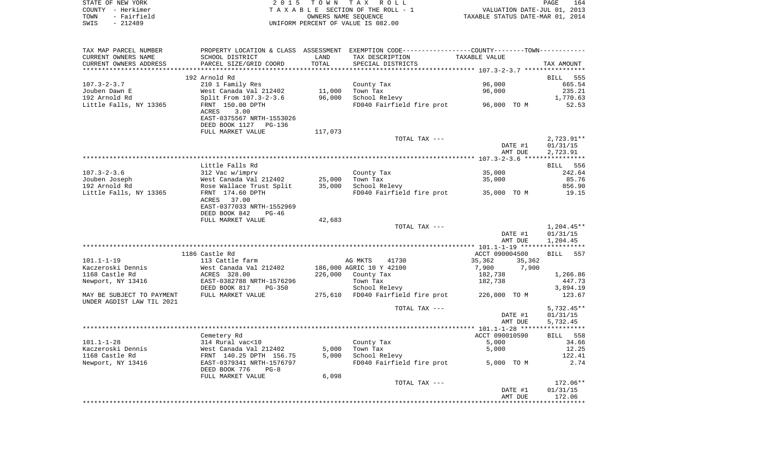STATE OF NEW YORK
COUNTY - Herkimer
TOWN - Fairfield
SWIS - 212489

2015 TOWN TAX ROLL
TAXABLE SECTION OF THE ROLL - 1
OWNERS NAME SEQUENCE
UNIFORM PERCENT OF VALUE IS 082.00

VALUATION DATE-JUL 01, 2013
TAXABLE STATUS DATE-MAR 01, 2014

| TAX MAP PARCEL NUMBER / CURRENT OWNERS NAME / CURRENT OWNERS ADDRESS | PROPERTY LOCATION & CLASS / SCHOOL DISTRICT / PARCEL SIZE/GRID COORD | ASSESSMENT LAND / TOTAL | EXEMPTION CODE / TAX DESCRIPTION / SPECIAL DISTRICTS | COUNTY TAXABLE VALUE | TOWN TAXABLE VALUE | TAX AMOUNT |
|---|---|---|---|---|---|---|
| **107.3-2-3.7** | 192 Arnold Rd | | | | | BILL 555 |
| 107.3-2-3.7 | 210 1 Family Res | | County Tax | 96,000 | | 665.54 |
| Jouben Dawn E | West Canada Val 212402 | 11,000 | Town Tax | 96,000 | | 235.21 |
| 192 Arnold Rd | Split From 107.3-2-3.6 | 96,000 | School Relevy | | | 1,770.63 |
| Little Falls, NY 13365 | FRNT 150.00 DPTH | | FD040 Fairfield fire prot | 96,000 TO M | | 52.53 |
| | ACRES 3.00 | | | | | |
| | EAST-0375567 NRTH-1553026 | | | | | |
| | DEED BOOK 1127 PG-136 | | | | | |
| | FULL MARKET VALUE | 117,073 | | | | |
| | | | TOTAL TAX --- | | | 2,723.91** |
| | | | | | DATE #1 | 01/31/15 |
| | | | | | AMT DUE | 2,723.91 |
| **107.3-2-3.6** | Little Falls Rd | | | | | BILL 556 |
| 107.3-2-3.6 | 312 Vac w/imprv | | County Tax | 35,000 | | 242.64 |
| Jouben Joseph | West Canada Val 212402 | 25,000 | Town Tax | 35,000 | | 85.76 |
| 192 Arnold Rd | Rose Wallace Trust Split | 35,000 | School Relevy | | | 856.90 |
| Little Falls, NY 13365 | FRNT 174.60 DPTH | | FD040 Fairfield fire prot | 35,000 TO M | | 19.15 |
| | ACRES 37.00 | | | | | |
| | EAST-0377033 NRTH-1552969 | | | | | |
| | DEED BOOK 842 PG-46 | | | | | |
| | FULL MARKET VALUE | 42,683 | | | | |
| | | | TOTAL TAX --- | | | 1,204.45** |
| | | | | | DATE #1 | 01/31/15 |
| | | | | | AMT DUE | 1,204.45 |
| **101.1-1-19** | 1186 Castle Rd | | | ACCT 090004500 | | BILL 557 |
| 101.1-1-19 | 113 Cattle farm | | AG MKTS 41730 | 35,362 | 35,362 | |
| Kaczeroski Dennis | West Canada Val 212402 | 186,000 | AGRIC 10 Y 42100 | 7,900 | 7,900 | |
| 1168 Castle Rd | ACRES 328.00 | 226,000 | County Tax | 182,738 | | 1,266.86 |
| Newport, NY 13416 | EAST-0382788 NRTH-1576296 | | Town Tax | 182,738 | | 447.73 |
| | DEED BOOK 817 PG-350 | | School Relevy | | | 3,894.19 |
| MAY BE SUBJECT TO PAYMENT | FULL MARKET VALUE | 275,610 | FD040 Fairfield fire prot | 226,000 TO M | | 123.67 |
| UNDER AGDIST LAW TIL 2021 | | | | | | |
| | | | TOTAL TAX --- | | | 5,732.45** |
| | | | | | DATE #1 | 01/31/15 |
| | | | | | AMT DUE | 5,732.45 |
| **101.1-1-28** | Cemetery Rd | | | ACCT 090010590 | | BILL 558 |
| 101.1-1-28 | 314 Rural vac<10 | | County Tax | 5,000 | | 34.66 |
| Kaczeroski Dennis | West Canada Val 212402 | 5,000 | Town Tax | 5,000 | | 12.25 |
| 1168 Castle Rd | FRNT 140.25 DPTH 156.75 | 5,000 | School Relevy | | | 122.41 |
| Newport, NY 13416 | EAST-0379341 NRTH-1576797 | | FD040 Fairfield fire prot | 5,000 TO M | | 2.74 |
| | DEED BOOK 776 PG-8 | | | | | |
| | FULL MARKET VALUE | 6,098 | | | | |
| | | | TOTAL TAX --- | | | 172.06** |
| | | | | | DATE #1 | 01/31/15 |
| | | | | | AMT DUE | 172.06 |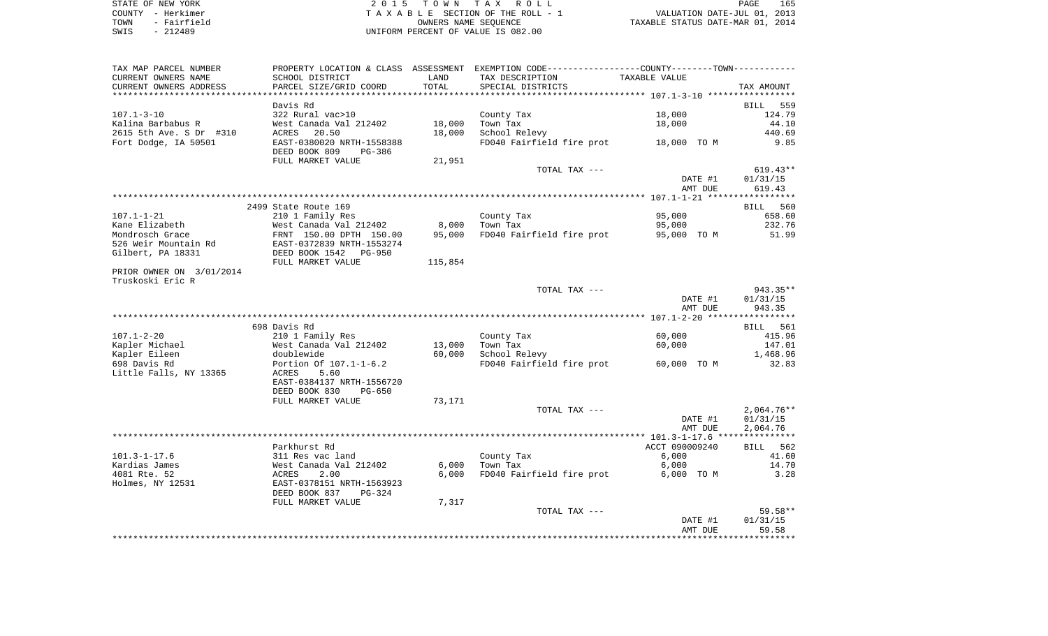STATE OF NEW YORK | COUNTY - Herkimer | TOWN - Fairfield | SWIS - 212489

2015 TOWN TAX ROLL
TAXABLE SECTION OF THE ROLL - 1
OWNERS NAME SEQUENCE
UNIFORM PERCENT OF VALUE IS 082.00

VALUATION DATE-JUL 01, 2013
TAXABLE STATUS DATE-MAR 01, 2014

| TAX MAP PARCEL NUMBER / CURRENT OWNERS NAME / CURRENT OWNERS ADDRESS | PROPERTY LOCATION & CLASS / SCHOOL DISTRICT / PARCEL SIZE/GRID COORD | ASSESSMENT LAND | ASSESSMENT TOTAL | EXEMPTION CODE / TAX DESCRIPTION / SPECIAL DISTRICTS | TAXABLE VALUE | TAX AMOUNT |
|---|---|---|---|---|---|---|
| **107.1-3-10** | Davis Rd | | | | | BILL 559 |
| Kalina Barbabus R | 322 Rural vac>10 | | | County Tax | 18,000 | 124.79 |
| 2615 5th Ave. S Dr #310 | West Canada Val 212402 | 18,000 | | Town Tax | 18,000 | 44.10 |
| Fort Dodge, IA 50501 | ACRES 20.50 | | 18,000 | School Relevy | | 440.69 |
| | EAST-0380020 NRTH-1558388 | | | FD040 Fairfield fire prot | 18,000 TO M | 9.85 |
| | DEED BOOK 809 PG-386 | | | | | |
| | FULL MARKET VALUE | 21,951 | | | | |
| | | | | TOTAL TAX --- | | 619.43** |
| | | | | | DATE #1 | 01/31/15 |
| | | | | | AMT DUE | 619.43 |
| **107.1-1-21** | 2499 State Route 169 | | | | | BILL 560 |
| Kane Elizabeth | 210 1 Family Res | | | County Tax | 95,000 | 658.60 |
| Mondrosch Grace | West Canada Val 212402 | 8,000 | | Town Tax | 95,000 | 232.76 |
| 526 Weir Mountain Rd | FRNT 150.00 DPTH 150.00 | | 95,000 | FD040 Fairfield fire prot | 95,000 TO M | 51.99 |
| Gilbert, PA 18331 | EAST-0372839 NRTH-1553274 | | | | | |
| | DEED BOOK 1542 PG-950 | | | | | |
| | FULL MARKET VALUE | 115,854 | | | | |
| PRIOR OWNER ON 3/01/2014 | | | | | | |
| Truskoski Eric R | | | | | | |
| | | | | TOTAL TAX --- | | 943.35** |
| | | | | | DATE #1 | 01/31/15 |
| | | | | | AMT DUE | 943.35 |
| **107.1-2-20** | 698 Davis Rd | | | | | BILL 561 |
| Kapler Michael | 210 1 Family Res | | | County Tax | 60,000 | 415.96 |
| Kapler Eileen | West Canada Val 212402 | 13,000 | | Town Tax | 60,000 | 147.01 |
| 698 Davis Rd | doublewide | | 60,000 | School Relevy | | 1,468.96 |
| Little Falls, NY 13365 | Portion Of 107.1-1-6.2 | | | FD040 Fairfield fire prot | 60,000 TO M | 32.83 |
| | ACRES 5.60 | | | | | |
| | EAST-0384137 NRTH-1556720 | | | | | |
| | DEED BOOK 830 PG-650 | | | | | |
| | FULL MARKET VALUE | 73,171 | | | | |
| | | | | TOTAL TAX --- | | 2,064.76** |
| | | | | | DATE #1 | 01/31/15 |
| | | | | | AMT DUE | 2,064.76 |
| **101.3-1-17.6** | Parkhurst Rd | | | | ACCT 090009240 | BILL 562 |
| Kardias James | 311 Res vac land | | | County Tax | 6,000 | 41.60 |
| 4081 Rte. 52 | West Canada Val 212402 | 6,000 | | Town Tax | 6,000 | 14.70 |
| Holmes, NY 12531 | ACRES 2.00 | | 6,000 | FD040 Fairfield fire prot | 6,000 TO M | 3.28 |
| | EAST-0378151 NRTH-1563923 | | | | | |
| | DEED BOOK 837 PG-324 | | | | | |
| | FULL MARKET VALUE | 7,317 | | | | |
| | | | | TOTAL TAX --- | | 59.58** |
| | | | | | DATE #1 | 01/31/15 |
| | | | | | AMT DUE | 59.58 |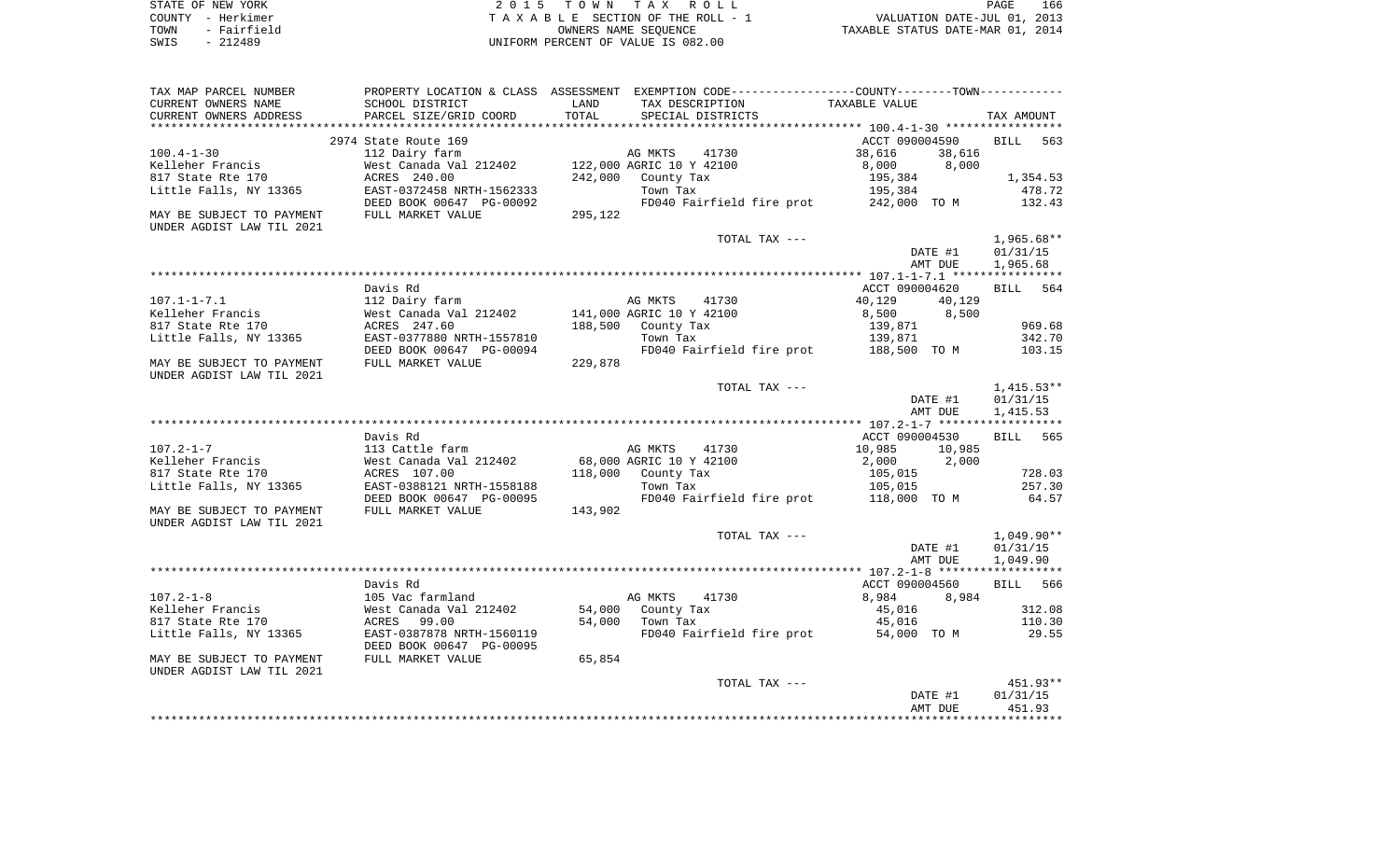STATE OF NEW YORK | COUNTY - Herkimer | TOWN - Fairfield | SWIS - 212489

**2015 TOWN TAX ROLL**
TAXABLE SECTION OF THE ROLL - 1
OWNERS NAME SEQUENCE
UNIFORM PERCENT OF VALUE IS 082.00

VALUATION DATE-JUL 01, 2013
TAXABLE STATUS DATE-MAR 01, 2014

| TAX MAP PARCEL NUMBER / CURRENT OWNERS NAME / CURRENT OWNERS ADDRESS | PROPERTY LOCATION & CLASS / SCHOOL DISTRICT / PARCEL SIZE/GRID COORD | ASSESSMENT LAND / TOTAL | EXEMPTION CODE / TAX DESCRIPTION / SPECIAL DISTRICTS | COUNTY TAXABLE VALUE | TOWN TAXABLE VALUE | TAX AMOUNT |
|---|---|---|---|---|---|---|
| | 2974 State Route 169 | | | ACCT 090004590 | | BILL 563 |
| 100.4-1-30 | 112 Dairy farm | | AG MKTS 41730 | 38,616 | 38,616 | |
| Kelleher Francis | West Canada Val 212402 | 122,000 | AGRIC 10 Y 42100 | 8,000 | 8,000 | |
| 817 State Rte 170 | ACRES 240.00 | 242,000 | County Tax | 195,384 | | 1,354.53 |
| Little Falls, NY 13365 | EAST-0372458 NRTH-1562333 | | Town Tax | 195,384 | | 478.72 |
| | DEED BOOK 00647 PG-00092 | | FD040 Fairfield fire prot | 242,000 TO M | | 132.43 |
| MAY BE SUBJECT TO PAYMENT UNDER AGDIST LAW TIL 2021 | FULL MARKET VALUE | 295,122 | | | | |
| | | | TOTAL TAX --- | | | 1,965.68** |
| | | | | | DATE #1 | 01/31/15 |
| | | | | | AMT DUE | 1,965.68 |
| | Davis Rd | | | ACCT 090004620 | | BILL 564 |
| 107.1-1-7.1 | 112 Dairy farm | | AG MKTS 41730 | 40,129 | 40,129 | |
| Kelleher Francis | West Canada Val 212402 | 141,000 | AGRIC 10 Y 42100 | 8,500 | 8,500 | |
| 817 State Rte 170 | ACRES 247.60 | 188,500 | County Tax | 139,871 | | 969.68 |
| Little Falls, NY 13365 | EAST-0377880 NRTH-1557810 | | Town Tax | 139,871 | | 342.70 |
| | DEED BOOK 00647 PG-00094 | | FD040 Fairfield fire prot | 188,500 TO M | | 103.15 |
| MAY BE SUBJECT TO PAYMENT UNDER AGDIST LAW TIL 2021 | FULL MARKET VALUE | 229,878 | | | | |
| | | | TOTAL TAX --- | | | 1,415.53** |
| | | | | | DATE #1 | 01/31/15 |
| | | | | | AMT DUE | 1,415.53 |
| | Davis Rd | | | ACCT 090004530 | | BILL 565 |
| 107.2-1-7 | 113 Cattle farm | | AG MKTS 41730 | 10,985 | 10,985 | |
| Kelleher Francis | West Canada Val 212402 | 68,000 | AGRIC 10 Y 42100 | 2,000 | 2,000 | |
| 817 State Rte 170 | ACRES 107.00 | 118,000 | County Tax | 105,015 | | 728.03 |
| Little Falls, NY 13365 | EAST-0388121 NRTH-1558188 | | Town Tax | 105,015 | | 257.30 |
| | DEED BOOK 00647 PG-00095 | | FD040 Fairfield fire prot | 118,000 TO M | | 64.57 |
| MAY BE SUBJECT TO PAYMENT UNDER AGDIST LAW TIL 2021 | FULL MARKET VALUE | 143,902 | | | | |
| | | | TOTAL TAX --- | | | 1,049.90** |
| | | | | | DATE #1 | 01/31/15 |
| | | | | | AMT DUE | 1,049.90 |
| | Davis Rd | | | ACCT 090004560 | | BILL 566 |
| 107.2-1-8 | 105 Vac farmland | | AG MKTS 41730 | 8,984 | 8,984 | |
| Kelleher Francis | West Canada Val 212402 | 54,000 | County Tax | 45,016 | | 312.08 |
| 817 State Rte 170 | ACRES 99.00 | 54,000 | Town Tax | 45,016 | | 110.30 |
| Little Falls, NY 13365 | EAST-0387878 NRTH-1560119 | | FD040 Fairfield fire prot | 54,000 TO M | | 29.55 |
| | DEED BOOK 00647 PG-00095 | | | | | |
| MAY BE SUBJECT TO PAYMENT UNDER AGDIST LAW TIL 2021 | FULL MARKET VALUE | 65,854 | | | | |
| | | | TOTAL TAX --- | | | 451.93** |
| | | | | | DATE #1 | 01/31/15 |
| | | | | | AMT DUE | 451.93 |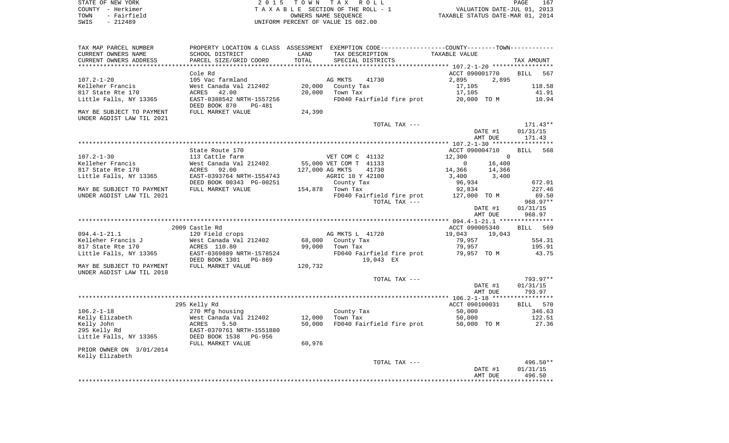STATE OF NEW YORK | COUNTY - Herkimer | TOWN - Fairfield | SWIS - 212489

2015 TOWN TAX ROLL
TAXABLE SECTION OF THE ROLL - 1
OWNERS NAME SEQUENCE
UNIFORM PERCENT OF VALUE IS 082.00

VALUATION DATE-JUL 01, 2013
TAXABLE STATUS DATE-MAR 01, 2014

| TAX MAP PARCEL NUMBER / CURRENT OWNERS NAME / CURRENT OWNERS ADDRESS | PROPERTY LOCATION & CLASS / SCHOOL DISTRICT / PARCEL SIZE/GRID COORD | ASSESSMENT LAND / TOTAL | EXEMPTION CODE / TAX DESCRIPTION / SPECIAL DISTRICTS | COUNTY / TOWN TAXABLE VALUE | TAX AMOUNT |
|---|---|---|---|---|---|
| 107.2-1-20 | Cole Rd | | | ACCT 090001770 | BILL 567 |
| | 105 Vac farmland | | AG MKTS 41730 | 2,895 2,895 | |
| Kelleher Francis | West Canada Val 212402 | 20,000 | County Tax | 17,105 | 118.58 |
| 817 State Rte 170 | ACRES 42.00 | 20,000 | Town Tax | 17,105 | 41.91 |
| Little Falls, NY 13365 | EAST-0388542 NRTH-1557256 | | FD040 Fairfield fire prot | 20,000 TO M | 10.94 |
| | DEED BOOK 870 PG-481 | | | | |
| MAY BE SUBJECT TO PAYMENT | FULL MARKET VALUE | 24,390 | | | |
| UNDER AGDIST LAW TIL 2021 | | | | | |
| | | | TOTAL TAX --- | | 171.43** |
| | | | | DATE #1 | 01/31/15 |
| | | | | AMT DUE | 171.43 |
| 107.2-1-30 | State Route 170 | | | ACCT 090004710 | BILL 568 |
| | 113 Cattle farm | | VET COM C 41132 | 12,300 0 | |
| Kelleher Francis | West Canada Val 212402 | 55,000 | VET COM T 41133 | 0 16,400 | |
| 817 State Rte 170 | ACRES 92.00 | 127,000 | AG MKTS 41730 | 14,366 14,366 | |
| Little Falls, NY 13365 | EAST-0393764 NRTH-1554743 | | AGRIC 10 Y 42100 | 3,400 3,400 | |
| | DEED BOOK 00343 PG-00251 | | County Tax | 96,934 | 672.01 |
| MAY BE SUBJECT TO PAYMENT | FULL MARKET VALUE | 154,878 | Town Tax | 92,834 | 227.46 |
| UNDER AGDIST LAW TIL 2021 | | | FD040 Fairfield fire prot | 127,000 TO M | 69.50 |
| | | | TOTAL TAX --- | | 968.97** |
| | | | | DATE #1 | 01/31/15 |
| | | | | AMT DUE | 968.97 |
| 094.4-1-21.1 | 2009 Castle Rd | | | ACCT 090005340 | BILL 569 |
| | 120 Field crops | | AG MKTS L 41720 | 19,043 19,043 | |
| Kelleher Francis J | West Canada Val 212402 | 68,000 | County Tax | 79,957 | 554.31 |
| 817 State Rte 170 | ACRES 110.80 | 99,000 | Town Tax | 79,957 | 195.91 |
| Little Falls, NY 13365 | EAST-0369889 NRTH-1578524 | | FD040 Fairfield fire prot | 79,957 TO M | 43.75 |
| | DEED BOOK 1301 PG-869 | | 19,043 EX | | |
| MAY BE SUBJECT TO PAYMENT | FULL MARKET VALUE | 120,732 | | | |
| UNDER AGDIST LAW TIL 2018 | | | | | |
| | | | TOTAL TAX --- | | 793.97** |
| | | | | DATE #1 | 01/31/15 |
| | | | | AMT DUE | 793.97 |
| 106.2-1-18 | 295 Kelly Rd | | | ACCT 090100031 | BILL 570 |
| | 270 Mfg housing | | County Tax | 50,000 | 346.63 |
| Kelly Elizabeth | West Canada Val 212402 | 12,000 | Town Tax | 50,000 | 122.51 |
| Kelly John | ACRES 5.50 | 50,000 | FD040 Fairfield fire prot | 50,000 TO M | 27.36 |
| 295 Kelly Rd | EAST-0370761 NRTH-1551880 | | | | |
| Little Falls, NY 13365 | DEED BOOK 1538 PG-956 | | | | |
| | FULL MARKET VALUE | 60,976 | | | |
| PRIOR OWNER ON 3/01/2014 | | | | | |
| Kelly Elizabeth | | | | | |
| | | | TOTAL TAX --- | | 496.50** |
| | | | | DATE #1 | 01/31/15 |
| | | | | AMT DUE | 496.50 |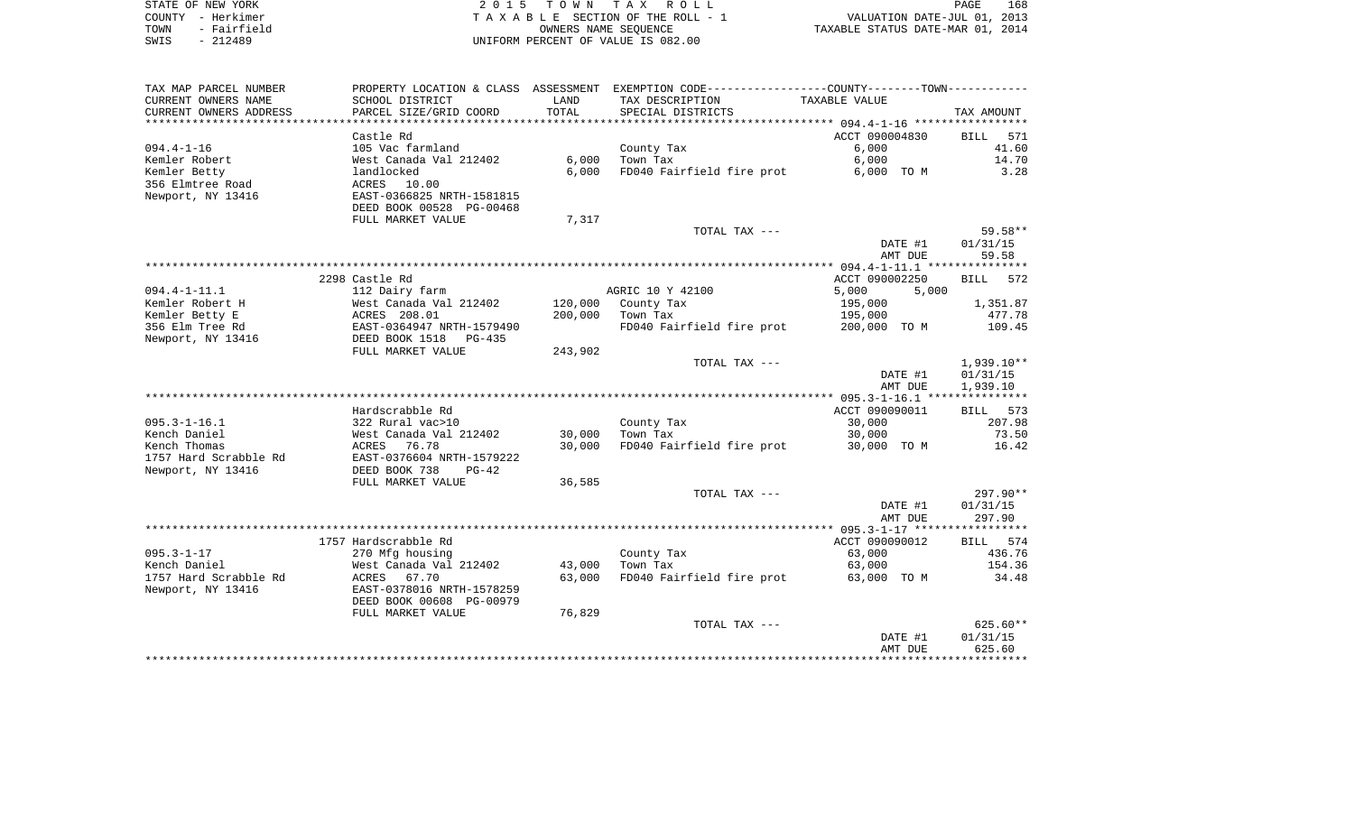STATE OF NEW YORK
COUNTY - Herkimer
TOWN - Fairfield
SWIS - 212489

2 0 1 5 T O W N T A X R O L L
T A X A B L E SECTION OF THE ROLL - 1
OWNERS NAME SEQUENCE
UNIFORM PERCENT OF VALUE IS 082.00

VALUATION DATE-JUL 01, 2013
TAXABLE STATUS DATE-MAR 01, 2014

| TAX MAP PARCEL NUMBER / CURRENT OWNERS NAME / CURRENT OWNERS ADDRESS | PROPERTY LOCATION & CLASS / SCHOOL DISTRICT / PARCEL SIZE/GRID COORD | ASSESSMENT LAND / TOTAL | EXEMPTION CODE / TAX DESCRIPTION / SPECIAL DISTRICTS | COUNTY / TOWN TAXABLE VALUE | TAX AMOUNT |
|---|---|---|---|---|---|
| 094.4-1-16 | Castle Rd | | | ACCT 090004830 | BILL 571 |
| 094.4-1-16 | 105 Vac farmland | | County Tax | 6,000 | 41.60 |
| Kemler Robert | West Canada Val 212402 | 6,000 | Town Tax | 6,000 | 14.70 |
| Kemler Betty | landlocked | 6,000 | FD040 Fairfield fire prot | 6,000 TO M | 3.28 |
| 356 Elmtree Road | ACRES 10.00 | | | | |
| Newport, NY 13416 | EAST-0366825 NRTH-1581815 | | | | |
| | DEED BOOK 00528 PG-00468 | | | | |
| | FULL MARKET VALUE | 7,317 | | | |
| | | | TOTAL TAX --- | | 59.58** |
| | | | | DATE #1 | 01/31/15 |
| | | | | AMT DUE | 59.58 |
| 094.4-1-11.1 | 2298 Castle Rd | | | ACCT 090002250 | BILL 572 |
| 094.4-1-11.1 | 112 Dairy farm | | AGRIC 10 Y 42100 | 5,000 5,000 | |
| Kemler Robert H | West Canada Val 212402 | 120,000 | County Tax | 195,000 | 1,351.87 |
| Kemler Betty E | ACRES 208.01 | 200,000 | Town Tax | 195,000 | 477.78 |
| 356 Elm Tree Rd | EAST-0364947 NRTH-1579490 | | FD040 Fairfield fire prot | 200,000 TO M | 109.45 |
| Newport, NY 13416 | DEED BOOK 1518 PG-435 | | | | |
| | FULL MARKET VALUE | 243,902 | | | |
| | | | TOTAL TAX --- | | 1,939.10** |
| | | | | DATE #1 | 01/31/15 |
| | | | | AMT DUE | 1,939.10 |
| 095.3-1-16.1 | Hardscrabble Rd | | | ACCT 090090011 | BILL 573 |
| 095.3-1-16.1 | 322 Rural vac>10 | | County Tax | 30,000 | 207.98 |
| Kench Daniel | West Canada Val 212402 | 30,000 | Town Tax | 30,000 | 73.50 |
| Kench Thomas | ACRES 76.78 | 30,000 | FD040 Fairfield fire prot | 30,000 TO M | 16.42 |
| 1757 Hard Scrabble Rd | EAST-0376604 NRTH-1579222 | | | | |
| Newport, NY 13416 | DEED BOOK 738 PG-42 | | | | |
| | FULL MARKET VALUE | 36,585 | | | |
| | | | TOTAL TAX --- | | 297.90** |
| | | | | DATE #1 | 01/31/15 |
| | | | | AMT DUE | 297.90 |
| 095.3-1-17 | 1757 Hardscrabble Rd | | | ACCT 090090012 | BILL 574 |
| 095.3-1-17 | 270 Mfg housing | | County Tax | 63,000 | 436.76 |
| Kench Daniel | West Canada Val 212402 | 43,000 | Town Tax | 63,000 | 154.36 |
| 1757 Hard Scrabble Rd | ACRES 67.70 | 63,000 | FD040 Fairfield fire prot | 63,000 TO M | 34.48 |
| Newport, NY 13416 | EAST-0378016 NRTH-1578259 | | | | |
| | DEED BOOK 00608 PG-00979 | | | | |
| | FULL MARKET VALUE | 76,829 | | | |
| | | | TOTAL TAX --- | | 625.60** |
| | | | | DATE #1 | 01/31/15 |
| | | | | AMT DUE | 625.60 |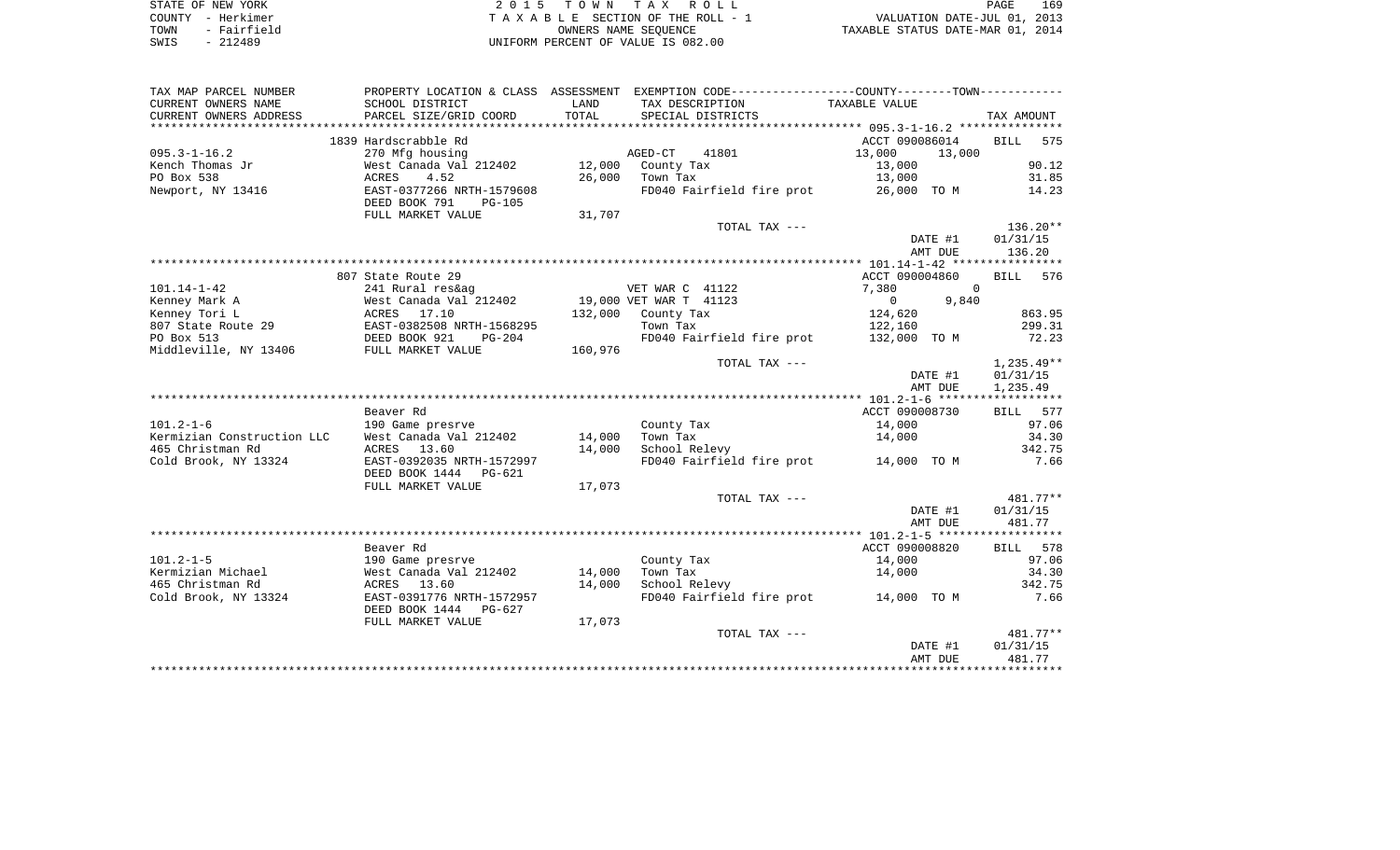STATE OF NEW YORK
COUNTY - Herkimer
TOWN - Fairfield
SWIS - 212489

2015 TOWN TAX ROLL
TAXABLE SECTION OF THE ROLL - 1
OWNERS NAME SEQUENCE
UNIFORM PERCENT OF VALUE IS 082.00

VALUATION DATE-JUL 01, 2013
TAXABLE STATUS DATE-MAR 01, 2014

| TAX MAP PARCEL NUMBER / CURRENT OWNERS NAME / CURRENT OWNERS ADDRESS | PROPERTY LOCATION & CLASS / SCHOOL DISTRICT / PARCEL SIZE/GRID COORD | ASSESSMENT LAND / TOTAL | EXEMPTION CODE / TAX DESCRIPTION / SPECIAL DISTRICTS | COUNTY / TOWN TAXABLE VALUE | TAX AMOUNT |
|---|---|---|---|---|---|
| 095.3-1-16.2 | 1839 Hardscrabble Rd | | | ACCT 090086014 | BILL 575 |
| Kench Thomas Jr | 270 Mfg housing | | AGED-CT 41801 | 13,000 13,000 | |
| PO Box 538 | West Canada Val 212402 | 12,000 | County Tax | 13,000 | 90.12 |
| Newport, NY 13416 | ACRES 4.52 | 26,000 | Town Tax | 13,000 | 31.85 |
| | EAST-0377266 NRTH-1579608 | | FD040 Fairfield fire prot | 26,000 TO M | 14.23 |
| | DEED BOOK 791 PG-105 | | | | |
| | FULL MARKET VALUE | 31,707 | | | |
| | | | TOTAL TAX --- | | 136.20** |
| | | | | DATE #1 | 01/31/15 |
| | | | | AMT DUE | 136.20 |
| 101.14-1-42 | 807 State Route 29 | | | ACCT 090004860 | BILL 576 |
| Kenney Mark A | 241 Rural res&ag | | VET WAR C 41122 | 7,380 0 | |
| Kenney Tori L | West Canada Val 212402 | 19,000 | VET WAR T 41123 | 0 9,840 | |
| 807 State Route 29 | ACRES 17.10 | 132,000 | County Tax | 124,620 | 863.95 |
| PO Box 513 | EAST-0382508 NRTH-1568295 | | Town Tax | 122,160 | 299.31 |
| Middleville, NY 13406 | DEED BOOK 921 PG-204 | | FD040 Fairfield fire prot | 132,000 TO M | 72.23 |
| | FULL MARKET VALUE | 160,976 | | | |
| | | | TOTAL TAX --- | | 1,235.49** |
| | | | | DATE #1 | 01/31/15 |
| | | | | AMT DUE | 1,235.49 |
| 101.2-1-6 | Beaver Rd | | | ACCT 090008730 | BILL 577 |
| Kermizian Construction LLC | 190 Game presrve | | County Tax | 14,000 | 97.06 |
| 465 Christman Rd | West Canada Val 212402 | 14,000 | Town Tax | 14,000 | 34.30 |
| Cold Brook, NY 13324 | ACRES 13.60 | 14,000 | School Relevy | | 342.75 |
| | EAST-0392035 NRTH-1572997 | | FD040 Fairfield fire prot | 14,000 TO M | 7.66 |
| | DEED BOOK 1444 PG-621 | | | | |
| | FULL MARKET VALUE | 17,073 | | | |
| | | | TOTAL TAX --- | | 481.77** |
| | | | | DATE #1 | 01/31/15 |
| | | | | AMT DUE | 481.77 |
| 101.2-1-5 | Beaver Rd | | | ACCT 090008820 | BILL 578 |
| Kermizian Michael | 190 Game presrve | | County Tax | 14,000 | 97.06 |
| 465 Christman Rd | West Canada Val 212402 | 14,000 | Town Tax | 14,000 | 34.30 |
| Cold Brook, NY 13324 | ACRES 13.60 | 14,000 | School Relevy | | 342.75 |
| | EAST-0391776 NRTH-1572957 | | FD040 Fairfield fire prot | 14,000 TO M | 7.66 |
| | DEED BOOK 1444 PG-627 | | | | |
| | FULL MARKET VALUE | 17,073 | | | |
| | | | TOTAL TAX --- | | 481.77** |
| | | | | DATE #1 | 01/31/15 |
| | | | | AMT DUE | 481.77 |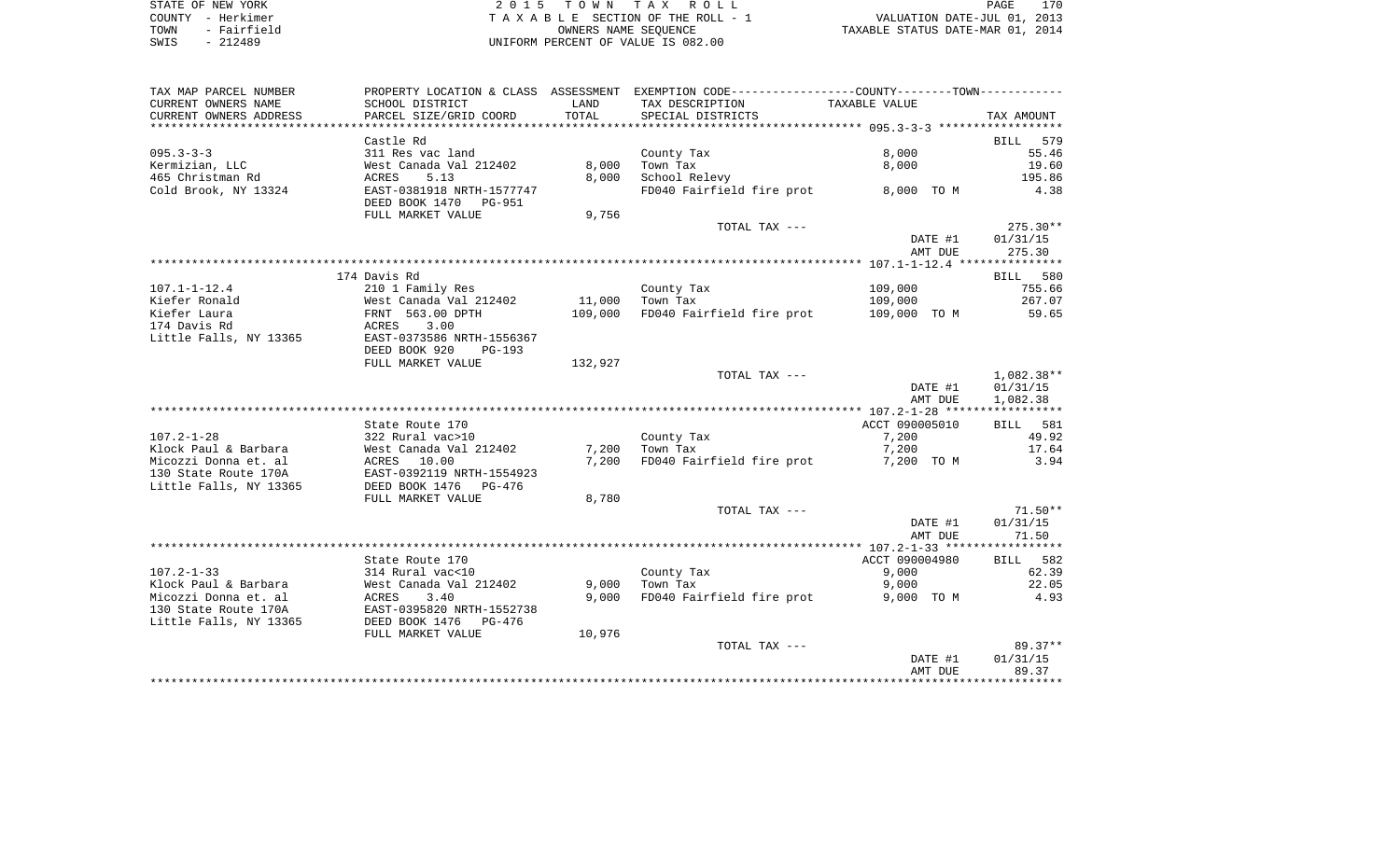STATE OF NEW YORK
COUNTY - Herkimer
TOWN - Fairfield
SWIS - 212489

2 0 1 5 T O W N T A X R O L L
T A X A B L E SECTION OF THE ROLL - 1
OWNERS NAME SEQUENCE
UNIFORM PERCENT OF VALUE IS 082.00

VALUATION DATE-JUL 01, 2013
TAXABLE STATUS DATE-MAR 01, 2014

| TAX MAP PARCEL NUMBER / CURRENT OWNERS NAME / CURRENT OWNERS ADDRESS | PROPERTY LOCATION & CLASS / SCHOOL DISTRICT / PARCEL SIZE/GRID COORD | ASSESSMENT LAND / TOTAL | EXEMPTION CODE / TAX DESCRIPTION / SPECIAL DISTRICTS | TAXABLE VALUE | TAX AMOUNT |
|---|---|---|---|---|---|
| **095.3-3-3** | Castle Rd | | | | BILL 579 |
| 095.3-3-3 | 311 Res vac land | | County Tax | 8,000 | 55.46 |
| Kermizian, LLC | West Canada Val 212402 | 8,000 | Town Tax | 8,000 | 19.60 |
| 465 Christman Rd | ACRES 5.13 | 8,000 | School Relevy | | 195.86 |
| Cold Brook, NY 13324 | EAST-0381918 NRTH-1577747 | | FD040 Fairfield fire prot | 8,000 TO M | 4.38 |
| | DEED BOOK 1470 PG-951 | | | | |
| | FULL MARKET VALUE | 9,756 | | | |
| | | | TOTAL TAX --- | | 275.30** |
| | | | | DATE #1 | 01/31/15 |
| | | | | AMT DUE | 275.30 |
| **107.1-1-12.4** | 174 Davis Rd | | | | BILL 580 |
| 107.1-1-12.4 | 210 1 Family Res | | County Tax | 109,000 | 755.66 |
| Kiefer Ronald | West Canada Val 212402 | 11,000 | Town Tax | 109,000 | 267.07 |
| Kiefer Laura | FRNT 563.00 DPTH | 109,000 | FD040 Fairfield fire prot | 109,000 TO M | 59.65 |
| 174 Davis Rd | ACRES 3.00 | | | | |
| Little Falls, NY 13365 | EAST-0373586 NRTH-1556367 | | | | |
| | DEED BOOK 920 PG-193 | | | | |
| | FULL MARKET VALUE | 132,927 | | | |
| | | | TOTAL TAX --- | | 1,082.38** |
| | | | | DATE #1 | 01/31/15 |
| | | | | AMT DUE | 1,082.38 |
| **107.2-1-28** | State Route 170 | | | ACCT 090005010 | BILL 581 |
| 107.2-1-28 | 322 Rural vac>10 | | County Tax | 7,200 | 49.92 |
| Klock Paul & Barbara | West Canada Val 212402 | 7,200 | Town Tax | 7,200 | 17.64 |
| Micozzi Donna et. al | ACRES 10.00 | 7,200 | FD040 Fairfield fire prot | 7,200 TO M | 3.94 |
| 130 State Route 170A | EAST-0392119 NRTH-1554923 | | | | |
| Little Falls, NY 13365 | DEED BOOK 1476 PG-476 | | | | |
| | FULL MARKET VALUE | 8,780 | | | |
| | | | TOTAL TAX --- | | 71.50** |
| | | | | DATE #1 | 01/31/15 |
| | | | | AMT DUE | 71.50 |
| **107.2-1-33** | State Route 170 | | | ACCT 090004980 | BILL 582 |
| 107.2-1-33 | 314 Rural vac<10 | | County Tax | 9,000 | 62.39 |
| Klock Paul & Barbara | West Canada Val 212402 | 9,000 | Town Tax | 9,000 | 22.05 |
| Micozzi Donna et. al | ACRES 3.40 | 9,000 | FD040 Fairfield fire prot | 9,000 TO M | 4.93 |
| 130 State Route 170A | EAST-0395820 NRTH-1552738 | | | | |
| Little Falls, NY 13365 | DEED BOOK 1476 PG-476 | | | | |
| | FULL MARKET VALUE | 10,976 | | | |
| | | | TOTAL TAX --- | | 89.37** |
| | | | | DATE #1 | 01/31/15 |
| | | | | AMT DUE | 89.37 |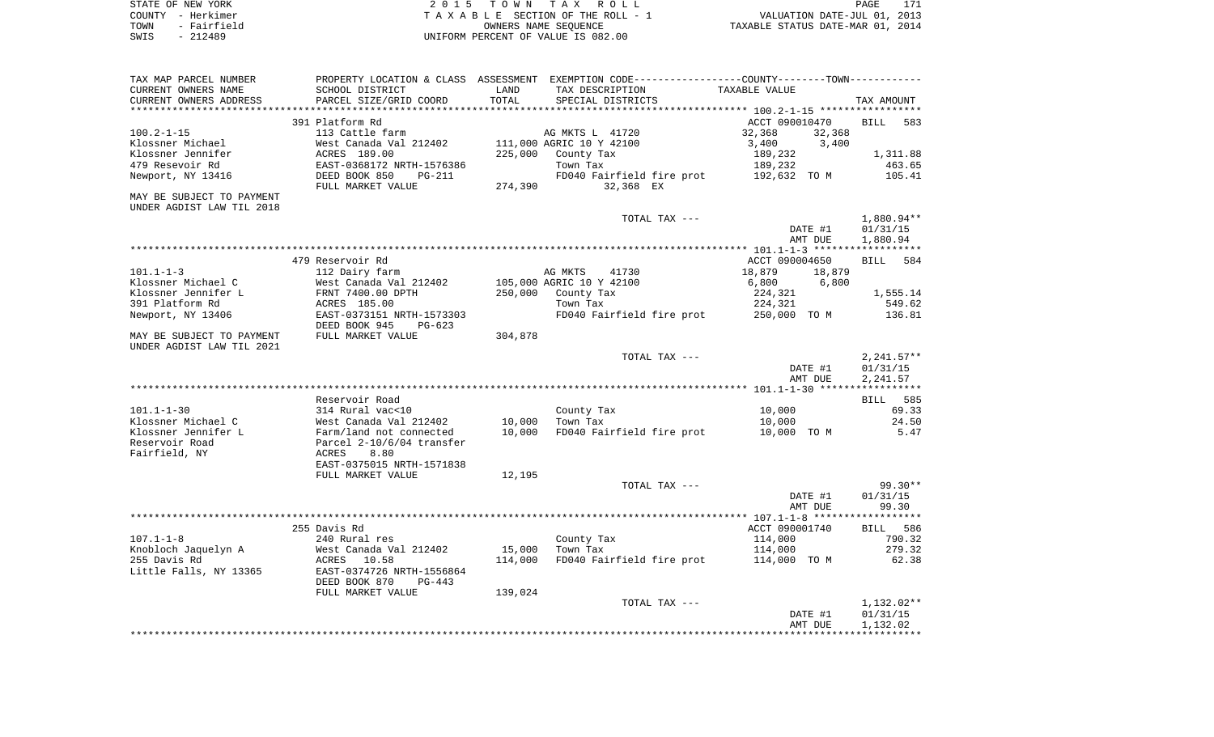STATE OF NEW YORK
COUNTY - Herkimer
TOWN - Fairfield
SWIS - 212489

2 0 1 5 T O W N T A X R O L L
T A X A B L E SECTION OF THE ROLL - 1
OWNERS NAME SEQUENCE
UNIFORM PERCENT OF VALUE IS 082.00

VALUATION DATE-JUL 01, 2013
TAXABLE STATUS DATE-MAR 01, 2014

```
TAX MAP PARCEL NUMBER     PROPERTY LOCATION & CLASS  ASSESSMENT  EXEMPTION CODE------------------COUNTY--------TOWN-----------
CURRENT OWNERS NAME       SCHOOL DISTRICT             LAND       TAX DESCRIPTION              TAXABLE VALUE
CURRENT OWNERS ADDRESS    PARCEL SIZE/GRID COORD      TOTAL      SPECIAL DISTRICTS                                         TAX AMOUNT
****************************************************************************************** 100.2-1-15 *****************
                          391 Platform Rd                                                  ACCT 090010470          BILL   583
100.2-1-15                113 Cattle farm                        AG MKTS L  41720          32,368       32,368
Klossner Michael          West Canada Val 212402      111,000 AGRIC 10 Y 42100             3,400        3,400
Klossner Jennifer         ACRES  189.00               225,000    County Tax                189,232                   1,311.88
479 Resevoir Rd           EAST-0368172 NRTH-1576386              Town Tax                  189,232                     463.65
Newport, NY 13416         DEED BOOK 850     PG-211               FD040 Fairfield fire prot 192,632 TO M                105.41
                          FULL MARKET VALUE           274,390         32,368 EX
MAY BE SUBJECT TO PAYMENT
UNDER AGDIST LAW TIL 2018
                                                                 TOTAL TAX ---                                         1,880.94**
                                                                                                  DATE #1              01/31/15
                                                                                                  AMT DUE              1,880.94
****************************************************************************************** 101.1-1-3 ******************
                          479 Reservoir Rd                                                 ACCT 090004650          BILL   584
101.1-1-3                 112 Dairy farm                         AG MKTS     41730         18,879       18,879
Klossner Michael C        West Canada Val 212402      105,000 AGRIC 10 Y 42100             6,800        6,800
Klossner Jennifer L       FRNT 7400.00 DPTH           250,000    County Tax                224,321                   1,555.14
391 Platform Rd           ACRES  185.00                          Town Tax                  224,321                     549.62
Newport, NY 13406         EAST-0373151 NRTH-1573303              FD040 Fairfield fire prot 250,000 TO M                136.81
                          DEED BOOK 945     PG-623
MAY BE SUBJECT TO PAYMENT FULL MARKET VALUE           304,878
UNDER AGDIST LAW TIL 2021
                                                                 TOTAL TAX ---                                         2,241.57**
                                                                                                  DATE #1              01/31/15
                                                                                                  AMT DUE              2,241.57
****************************************************************************************** 101.1-1-30 *****************
                          Reservoir Road                                                                           BILL   585
101.1-1-30                314 Rural vac<10                       County Tax                10,000                       69.33
Klossner Michael C        West Canada Val 212402       10,000    Town Tax                  10,000                       24.50
Klossner Jennifer L       Farm/land not connected      10,000    FD040 Fairfield fire prot 10,000 TO M                   5.47
Reservoir Road            Parcel 2-10/6/04 transfer
Fairfield, NY             ACRES     8.80
                          EAST-0375015 NRTH-1571838
                          FULL MARKET VALUE            12,195
                                                                 TOTAL TAX ---                                            99.30**
                                                                                                  DATE #1              01/31/15
                                                                                                  AMT DUE                 99.30
****************************************************************************************** 107.1-1-8 ******************
                          255 Davis Rd                                                     ACCT 090001740          BILL   586
107.1-1-8                 240 Rural res                          County Tax                114,000                     790.32
Knobloch Jaquelyn A       West Canada Val 212402       15,000    Town Tax                  114,000                     279.32
255 Davis Rd              ACRES    10.58              114,000    FD040 Fairfield fire prot 114,000 TO M                 62.38
Little Falls, NY 13365    EAST-0374726 NRTH-1556864
                          DEED BOOK 870     PG-443
                          FULL MARKET VALUE           139,024
                                                                 TOTAL TAX ---                                         1,132.02**
                                                                                                  DATE #1              01/31/15
                                                                                                  AMT DUE              1,132.02
************************************************************************************************************************
```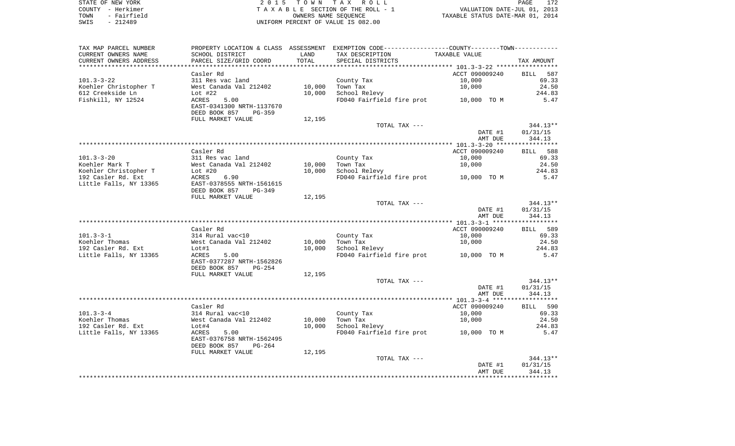STATE OF NEW YORK
COUNTY - Herkimer
TOWN - Fairfield
SWIS - 212489

2 0 1 5 T O W N T A X R O L L
T A X A B L E SECTION OF THE ROLL - 1
OWNERS NAME SEQUENCE
UNIFORM PERCENT OF VALUE IS 082.00

VALUATION DATE-JUL 01, 2013
TAXABLE STATUS DATE-MAR 01, 2014

| TAX MAP PARCEL NUMBER / CURRENT OWNERS NAME / CURRENT OWNERS ADDRESS | PROPERTY LOCATION & CLASS / SCHOOL DISTRICT / PARCEL SIZE/GRID COORD | ASSESSMENT LAND | TOTAL | EXEMPTION CODE / TAX DESCRIPTION / SPECIAL DISTRICTS | COUNTY--------TOWN TAXABLE VALUE | TAX AMOUNT |
|---|---|---|---|---|---|---|
| **101.3-3-22** | Casler Rd | | | | ACCT 090009240 | BILL 587 |
| Koehler Christopher T | 311 Res vac land | | | County Tax | 10,000 | 69.33 |
| 612 Creekside Ln | West Canada Val 212402 | 10,000 | | Town Tax | 10,000 | 24.50 |
| Fishkill, NY 12524 | Lot #22 | | 10,000 | School Relevy | | 244.83 |
| | ACRES 5.00 | | | FD040 Fairfield fire prot | 10,000 TO M | 5.47 |
| | EAST-0341300 NRTH-1137670 | | | | | |
| | DEED BOOK 857 PG-359 | | | | | |
| | FULL MARKET VALUE | | 12,195 | | | |
| | | | | TOTAL TAX --- | | 344.13** |
| | | | | | DATE #1 | 01/31/15 |
| | | | | | AMT DUE | 344.13 |
| **101.3-3-20** | Casler Rd | | | | ACCT 090009240 | BILL 588 |
| Koehler Mark T | 311 Res vac land | | | County Tax | 10,000 | 69.33 |
| Koehler Christopher T | West Canada Val 212402 | 10,000 | | Town Tax | 10,000 | 24.50 |
| 192 Casler Rd. Ext | Lot #20 | | 10,000 | School Relevy | | 244.83 |
| Little Falls, NY 13365 | ACRES 6.90 | | | FD040 Fairfield fire prot | 10,000 TO M | 5.47 |
| | EAST-0378555 NRTH-1561615 | | | | | |
| | DEED BOOK 857 PG-349 | | | | | |
| | FULL MARKET VALUE | | 12,195 | | | |
| | | | | TOTAL TAX --- | | 344.13** |
| | | | | | DATE #1 | 01/31/15 |
| | | | | | AMT DUE | 344.13 |
| **101.3-3-1** | Casler Rd | | | | ACCT 090009240 | BILL 589 |
| Koehler Thomas | 314 Rural vac<10 | | | County Tax | 10,000 | 69.33 |
| 192 Casler Rd. Ext | West Canada Val 212402 | 10,000 | | Town Tax | 10,000 | 24.50 |
| Little Falls, NY 13365 | Lot#1 | | 10,000 | School Relevy | | 244.83 |
| | ACRES 5.00 | | | FD040 Fairfield fire prot | 10,000 TO M | 5.47 |
| | EAST-0377287 NRTH-1562826 | | | | | |
| | DEED BOOK 857 PG-254 | | | | | |
| | FULL MARKET VALUE | | 12,195 | | | |
| | | | | TOTAL TAX --- | | 344.13** |
| | | | | | DATE #1 | 01/31/15 |
| | | | | | AMT DUE | 344.13 |
| **101.3-3-4** | Casler Rd | | | | ACCT 090009240 | BILL 590 |
| Koehler Thomas | 314 Rural vac<10 | | | County Tax | 10,000 | 69.33 |
| 192 Casler Rd. Ext | West Canada Val 212402 | 10,000 | | Town Tax | 10,000 | 24.50 |
| Little Falls, NY 13365 | Lot#4 | | 10,000 | School Relevy | | 244.83 |
| | ACRES 5.00 | | | FD040 Fairfield fire prot | 10,000 TO M | 5.47 |
| | EAST-0376758 NRTH-1562495 | | | | | |
| | DEED BOOK 857 PG-264 | | | | | |
| | FULL MARKET VALUE | | 12,195 | | | |
| | | | | TOTAL TAX --- | | 344.13** |
| | | | | | DATE #1 | 01/31/15 |
| | | | | | AMT DUE | 344.13 |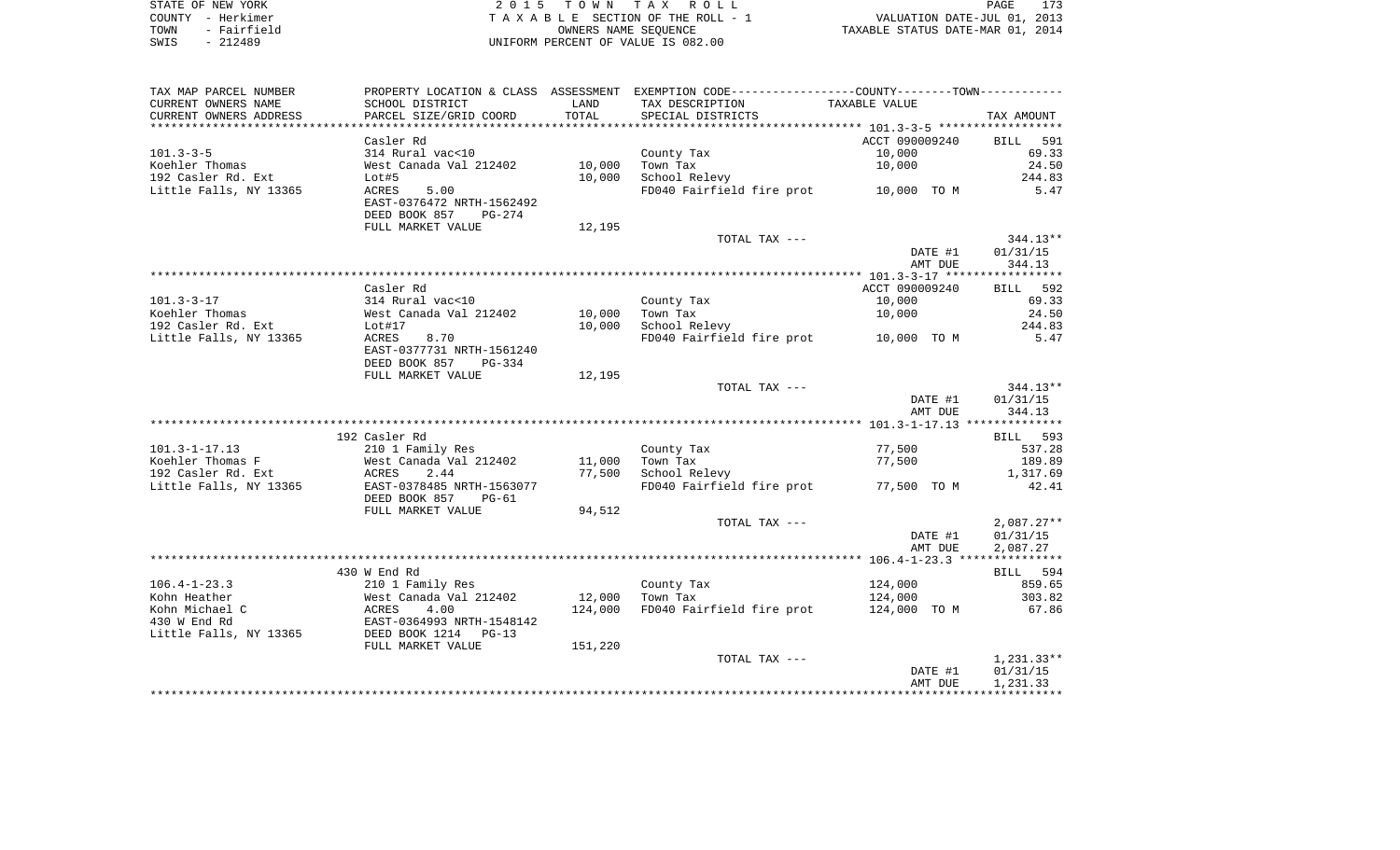STATE OF NEW YORK
COUNTY - Herkimer
TOWN - Fairfield
SWIS - 212489

# 2015 TOWN TAX ROLL

TAXABLE SECTION OF THE ROLL - 1
OWNERS NAME SEQUENCE
UNIFORM PERCENT OF VALUE IS 082.00

VALUATION DATE-JUL 01, 2013
TAXABLE STATUS DATE-MAR 01, 2014

| TAX MAP PARCEL NUMBER<br>CURRENT OWNERS NAME<br>CURRENT OWNERS ADDRESS | PROPERTY LOCATION & CLASS<br>SCHOOL DISTRICT<br>PARCEL SIZE/GRID COORD | ASSESSMENT<br>LAND<br>TOTAL | EXEMPTION CODE<br>TAX DESCRIPTION<br>SPECIAL DISTRICTS | COUNTY--------TOWN<br>TAXABLE VALUE | TAX AMOUNT |
|---|---|---|---|---|---|
| **101.3-3-5** | Casler Rd | | | ACCT 090009240 | BILL 591 |
| 101.3-3-5 | 314 Rural vac<10 | | County Tax | 10,000 | 69.33 |
| Koehler Thomas | West Canada Val 212402 | 10,000 | Town Tax | 10,000 | 24.50 |
| 192 Casler Rd. Ext | Lot#5 | 10,000 | School Relevy | | 244.83 |
| Little Falls, NY 13365 | ACRES 5.00 | | FD040 Fairfield fire prot | 10,000 TO M | 5.47 |
| | EAST-0376472 NRTH-1562492 | | | | |
| | DEED BOOK 857 PG-274 | | | | |
| | FULL MARKET VALUE | 12,195 | | | |
| | | | TOTAL TAX --- | | 344.13** |
| | | | | DATE #1 | 01/31/15 |
| | | | | AMT DUE | 344.13 |
| **101.3-3-17** | Casler Rd | | | ACCT 090009240 | BILL 592 |
| 101.3-3-17 | 314 Rural vac<10 | | County Tax | 10,000 | 69.33 |
| Koehler Thomas | West Canada Val 212402 | 10,000 | Town Tax | 10,000 | 24.50 |
| 192 Casler Rd. Ext | Lot#17 | 10,000 | School Relevy | | 244.83 |
| Little Falls, NY 13365 | ACRES 8.70 | | FD040 Fairfield fire prot | 10,000 TO M | 5.47 |
| | EAST-0377731 NRTH-1561240 | | | | |
| | DEED BOOK 857 PG-334 | | | | |
| | FULL MARKET VALUE | 12,195 | | | |
| | | | TOTAL TAX --- | | 344.13** |
| | | | | DATE #1 | 01/31/15 |
| | | | | AMT DUE | 344.13 |
| **101.3-1-17.13** | 192 Casler Rd | | | | BILL 593 |
| 101.3-1-17.13 | 210 1 Family Res | | County Tax | 77,500 | 537.28 |
| Koehler Thomas F | West Canada Val 212402 | 11,000 | Town Tax | 77,500 | 189.89 |
| 192 Casler Rd. Ext | ACRES 2.44 | 77,500 | School Relevy | | 1,317.69 |
| Little Falls, NY 13365 | EAST-0378485 NRTH-1563077 | | FD040 Fairfield fire prot | 77,500 TO M | 42.41 |
| | DEED BOOK 857 PG-61 | | | | |
| | FULL MARKET VALUE | 94,512 | | | |
| | | | TOTAL TAX --- | | 2,087.27** |
| | | | | DATE #1 | 01/31/15 |
| | | | | AMT DUE | 2,087.27 |
| **106.4-1-23.3** | 430 W End Rd | | | | BILL 594 |
| 106.4-1-23.3 | 210 1 Family Res | | County Tax | 124,000 | 859.65 |
| Kohn Heather | West Canada Val 212402 | 12,000 | Town Tax | 124,000 | 303.82 |
| Kohn Michael C | ACRES 4.00 | 124,000 | FD040 Fairfield fire prot | 124,000 TO M | 67.86 |
| 430 W End Rd | EAST-0364993 NRTH-1548142 | | | | |
| Little Falls, NY 13365 | DEED BOOK 1214 PG-13 | | | | |
| | FULL MARKET VALUE | 151,220 | | | |
| | | | TOTAL TAX --- | | 1,231.33** |
| | | | | DATE #1 | 01/31/15 |
| | | | | AMT DUE | 1,231.33 |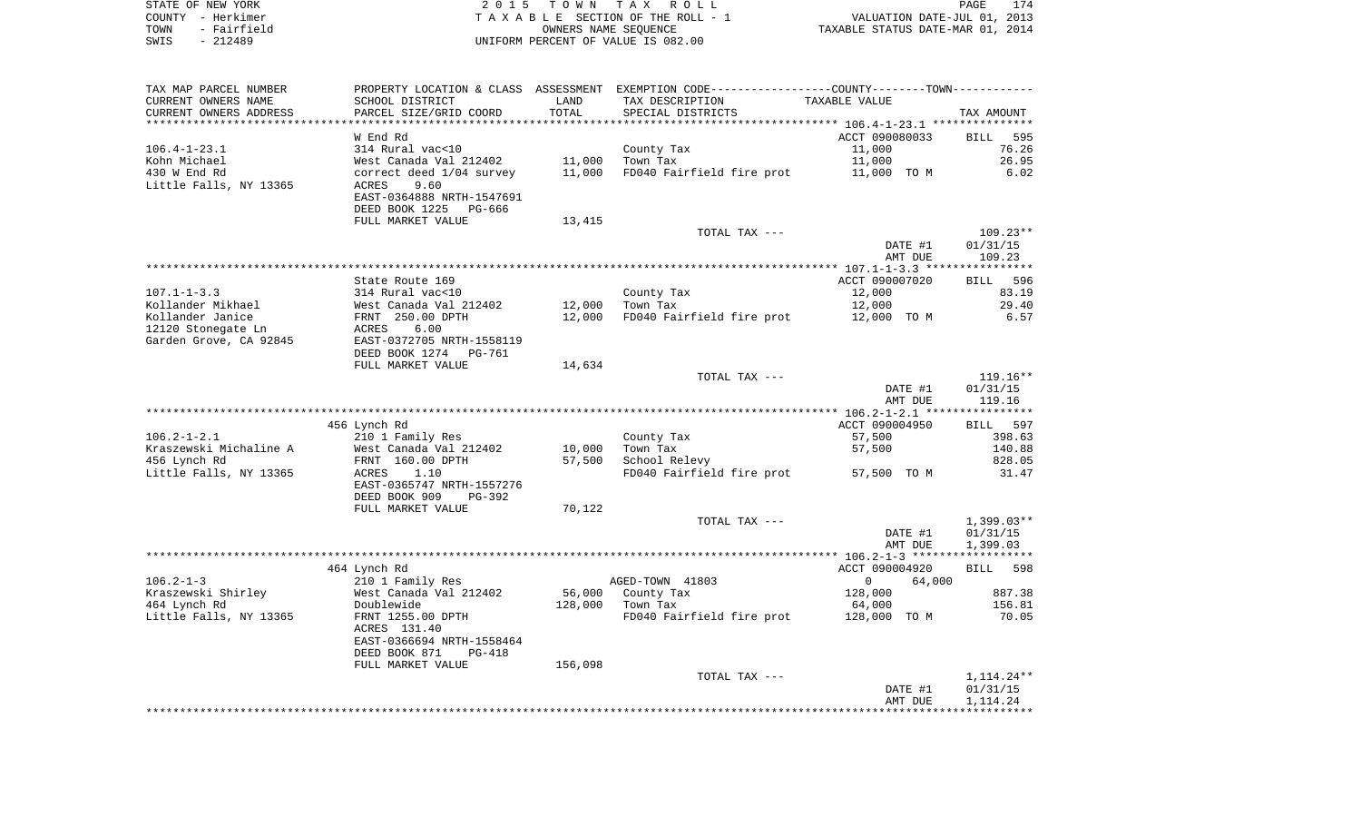STATE OF NEW YORK
COUNTY - Herkimer
TOWN - Fairfield
SWIS - 212489

2 0 1 5 T O W N T A X R O L L
T A X A B L E SECTION OF THE ROLL - 1
OWNERS NAME SEQUENCE
UNIFORM PERCENT OF VALUE IS 082.00

VALUATION DATE-JUL 01, 2013
TAXABLE STATUS DATE-MAR 01, 2014

| TAX MAP PARCEL NUMBER / CURRENT OWNERS NAME / CURRENT OWNERS ADDRESS | PROPERTY LOCATION & CLASS / SCHOOL DISTRICT / PARCEL SIZE/GRID COORD | ASSESSMENT LAND | TOTAL | EXEMPTION CODE / TAX DESCRIPTION / SPECIAL DISTRICTS | TAXABLE VALUE | TAX AMOUNT |
|---|---|---|---|---|---|---|
| 106.4-1-23.1 | W End Rd | | | | ACCT 090080033 | BILL 595 |
| Kohn Michael | 314 Rural vac<10 | | | County Tax | 11,000 | 76.26 |
| 430 W End Rd | West Canada Val 212402 | 11,000 | | Town Tax | 11,000 | 26.95 |
| Little Falls, NY 13365 | correct deed 1/04 survey | | 11,000 | FD040 Fairfield fire prot | 11,000 TO M | 6.02 |
| | ACRES 9.60 | | | | | |
| | EAST-0364888 NRTH-1547691 | | | | | |
| | DEED BOOK 1225 PG-666 | | | | | |
| | FULL MARKET VALUE | | 13,415 | | | |
| | | | | TOTAL TAX --- | | 109.23** |
| | | | | | DATE #1 | 01/31/15 |
| | | | | | AMT DUE | 109.23 |
| 107.1-1-3.3 | State Route 169 | | | | ACCT 090007020 | BILL 596 |
| Kollander Mikhael | 314 Rural vac<10 | | | County Tax | 12,000 | 83.19 |
| Kollander Janice | West Canada Val 212402 | 12,000 | | Town Tax | 12,000 | 29.40 |
| 12120 Stonegate Ln | FRNT 250.00 DPTH | | 12,000 | FD040 Fairfield fire prot | 12,000 TO M | 6.57 |
| Garden Grove, CA 92845 | ACRES 6.00 | | | | | |
| | EAST-0372705 NRTH-1558119 | | | | | |
| | DEED BOOK 1274 PG-761 | | | | | |
| | FULL MARKET VALUE | | 14,634 | | | |
| | | | | TOTAL TAX --- | | 119.16** |
| | | | | | DATE #1 | 01/31/15 |
| | | | | | AMT DUE | 119.16 |
| 106.2-1-2.1 | 456 Lynch Rd | | | | ACCT 090004950 | BILL 597 |
| Kraszewski Michaline A | 210 1 Family Res | | | County Tax | 57,500 | 398.63 |
| 456 Lynch Rd | West Canada Val 212402 | 10,000 | | Town Tax | 57,500 | 140.88 |
| Little Falls, NY 13365 | FRNT 160.00 DPTH | | 57,500 | School Relevy | | 828.05 |
| | ACRES 1.10 | | | FD040 Fairfield fire prot | 57,500 TO M | 31.47 |
| | EAST-0365747 NRTH-1557276 | | | | | |
| | DEED BOOK 909 PG-392 | | | | | |
| | FULL MARKET VALUE | | 70,122 | | | |
| | | | | TOTAL TAX --- | | 1,399.03** |
| | | | | | DATE #1 | 01/31/15 |
| | | | | | AMT DUE | 1,399.03 |
| 106.2-1-3 | 464 Lynch Rd | | | | ACCT 090004920 | BILL 598 |
| Kraszewski Shirley | 210 1 Family Res | | | AGED-TOWN 41803 | 0 64,000 | |
| 464 Lynch Rd | West Canada Val 212402 | 56,000 | | County Tax | 128,000 | 887.38 |
| Little Falls, NY 13365 | Doublewide | | 128,000 | Town Tax | 64,000 | 156.81 |
| | FRNT 1255.00 DPTH | | | FD040 Fairfield fire prot | 128,000 TO M | 70.05 |
| | ACRES 131.40 | | | | | |
| | EAST-0366694 NRTH-1558464 | | | | | |
| | DEED BOOK 871 PG-418 | | | | | |
| | FULL MARKET VALUE | | 156,098 | | | |
| | | | | TOTAL TAX --- | | 1,114.24** |
| | | | | | DATE #1 | 01/31/15 |
| | | | | | AMT DUE | 1,114.24 |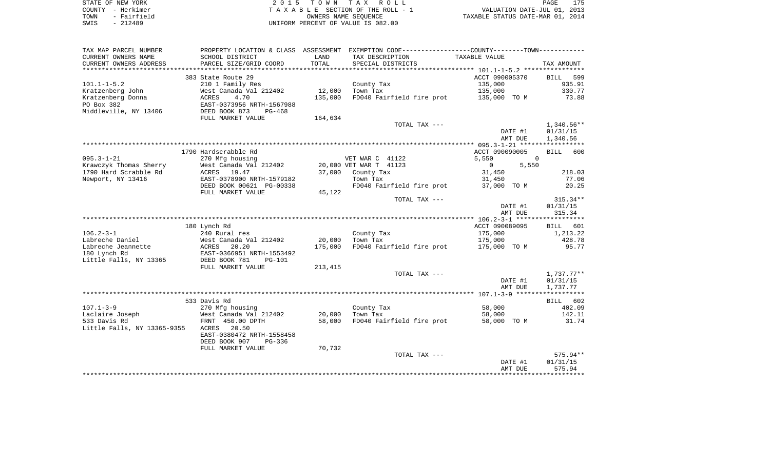STATE OF NEW YORK | 2015 TOWN TAX ROLL | PAGE 175
COUNTY - Herkimer | TAXABLE SECTION OF THE ROLL - 1 | VALUATION DATE-JUL 01, 2013
TOWN - Fairfield | OWNERS NAME SEQUENCE | TAXABLE STATUS DATE-MAR 01, 2014
SWIS - 212489 | UNIFORM PERCENT OF VALUE IS 082.00

| TAX MAP PARCEL NUMBER / CURRENT OWNERS NAME / CURRENT OWNERS ADDRESS | PROPERTY LOCATION & CLASS / SCHOOL DISTRICT / PARCEL SIZE/GRID COORD | ASSESSMENT LAND / TOTAL | EXEMPTION CODE / TAX DESCRIPTION / SPECIAL DISTRICTS | COUNTY / TOWN TAXABLE VALUE | TAX AMOUNT |
|---|---|---|---|---|---|
| **101.1-1-5.2** | 383 State Route 29 | | | ACCT 090005370 | BILL 599 |
| Kratzenberg John | 210 1 Family Res | | County Tax | 135,000 | 935.91 |
| Kratzenberg Donna | West Canada Val 212402 | 12,000 | Town Tax | 135,000 | 330.77 |
| PO Box 382 | ACRES 4.70 | 135,000 | FD040 Fairfield fire prot | 135,000 TO M | 73.88 |
| Middleville, NY 13406 | EAST-0373956 NRTH-1567988 | | | | |
| | DEED BOOK 873 PG-468 | | | | |
| | FULL MARKET VALUE | 164,634 | | | |
| | | | TOTAL TAX --- | | 1,340.56** |
| | | | | DATE #1 | 01/31/15 |
| | | | | AMT DUE | 1,340.56 |
| **095.3-1-21** | 1790 Hardscrabble Rd | | | ACCT 090090005 | BILL 600 |
| Krawczyk Thomas Sherry | 270 Mfg housing | | VET WAR C 41122 | 5,550 / 0 | |
| 1790 Hard Scrabble Rd | West Canada Val 212402 | 20,000 | VET WAR T 41123 | 0 / 5,550 | |
| Newport, NY 13416 | ACRES 19.47 | 37,000 | County Tax | 31,450 | 218.03 |
| | EAST-0378900 NRTH-1579182 | | Town Tax | 31,450 | 77.06 |
| | DEED BOOK 00621 PG-00338 | | FD040 Fairfield fire prot | 37,000 TO M | 20.25 |
| | FULL MARKET VALUE | 45,122 | | | |
| | | | TOTAL TAX --- | | 315.34** |
| | | | | DATE #1 | 01/31/15 |
| | | | | AMT DUE | 315.34 |
| **106.2-3-1** | 180 Lynch Rd | | | ACCT 090089095 | BILL 601 |
| Labreche Daniel | 240 Rural res | | County Tax | 175,000 | 1,213.22 |
| Labreche Jeannette | West Canada Val 212402 | 20,000 | Town Tax | 175,000 | 428.78 |
| 180 Lynch Rd | ACRES 20.20 | 175,000 | FD040 Fairfield fire prot | 175,000 TO M | 95.77 |
| Little Falls, NY 13365 | EAST-0366951 NRTH-1553492 | | | | |
| | DEED BOOK 781 PG-101 | | | | |
| | FULL MARKET VALUE | 213,415 | | | |
| | | | TOTAL TAX --- | | 1,737.77** |
| | | | | DATE #1 | 01/31/15 |
| | | | | AMT DUE | 1,737.77 |
| **107.1-3-9** | 533 Davis Rd | | | | BILL 602 |
| Laclaire Joseph | 270 Mfg housing | | County Tax | 58,000 | 402.09 |
| 533 Davis Rd | West Canada Val 212402 | 20,000 | Town Tax | 58,000 | 142.11 |
| Little Falls, NY 13365-9355 | FRNT 450.00 DPTH | 58,000 | FD040 Fairfield fire prot | 58,000 TO M | 31.74 |
| | ACRES 20.50 | | | | |
| | EAST-0380472 NRTH-1558458 | | | | |
| | DEED BOOK 907 PG-336 | | | | |
| | FULL MARKET VALUE | 70,732 | | | |
| | | | TOTAL TAX --- | | 575.94** |
| | | | | DATE #1 | 01/31/15 |
| | | | | AMT DUE | 575.94 |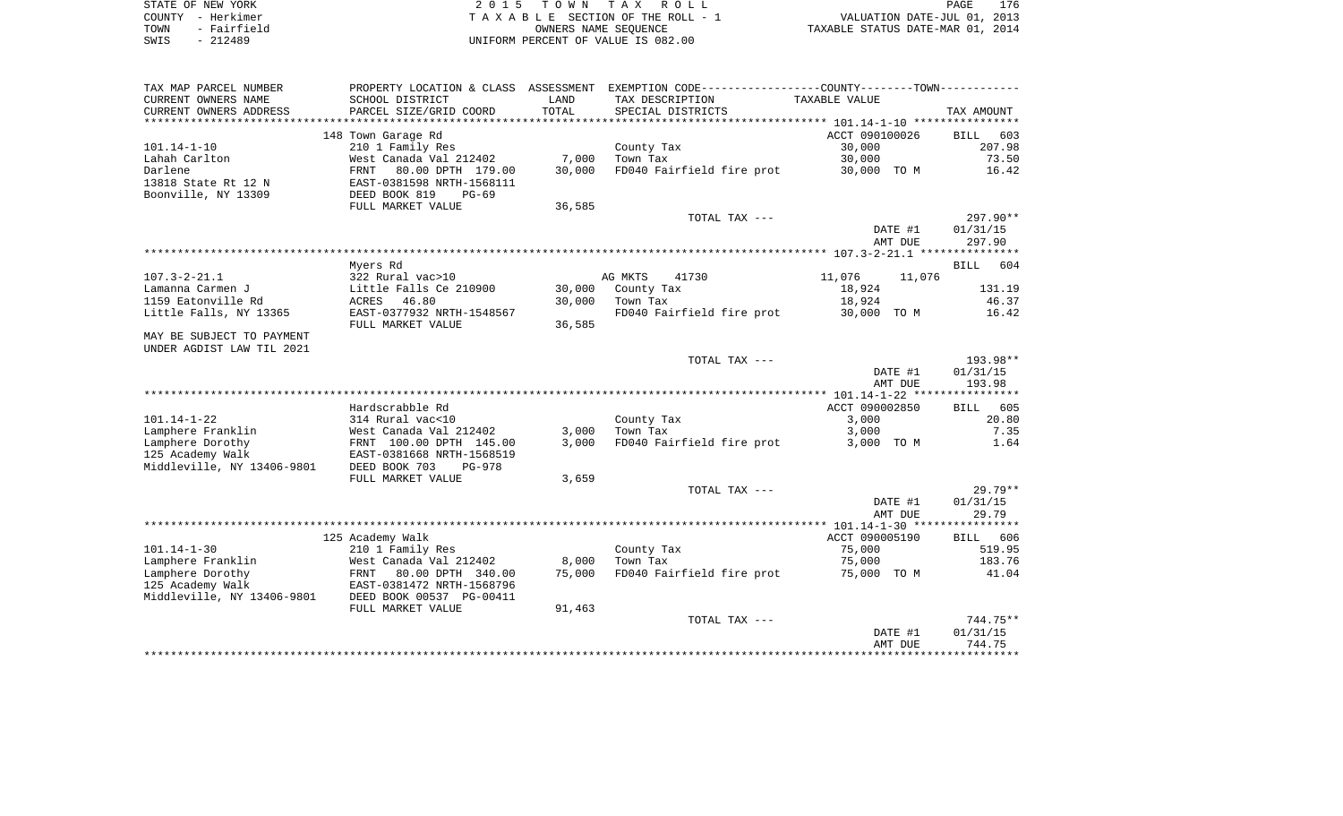STATE OF NEW YORK
COUNTY - Herkimer
TOWN - Fairfield
SWIS - 212489

2 0 1 5 T O W N T A X R O L L
T A X A B L E SECTION OF THE ROLL - 1
OWNERS NAME SEQUENCE
UNIFORM PERCENT OF VALUE IS 082.00

VALUATION DATE-JUL 01, 2013
TAXABLE STATUS DATE-MAR 01, 2014

| TAX MAP PARCEL NUMBER / CURRENT OWNERS NAME / CURRENT OWNERS ADDRESS | PROPERTY LOCATION & CLASS / SCHOOL DISTRICT / PARCEL SIZE/GRID COORD | ASSESSMENT LAND / TOTAL | EXEMPTION CODE / TAX DESCRIPTION / SPECIAL DISTRICTS | COUNTY--------TOWN / TAXABLE VALUE | TAX AMOUNT |
|---|---|---|---|---|---|
| **101.14-1-10** | 148 Town Garage Rd | | | ACCT 090100026 | BILL 603 |
| 101.14-1-10 | 210 1 Family Res | | County Tax | 30,000 | 207.98 |
| Lahah Carlton | West Canada Val 212402 | 7,000 | Town Tax | 30,000 | 73.50 |
| Darlene | FRNT 80.00 DPTH 179.00 | 30,000 | FD040 Fairfield fire prot | 30,000 TO M | 16.42 |
| 13818 State Rt 12 N | EAST-0381598 NRTH-1568111 | | | | |
| Boonville, NY 13309 | DEED BOOK 819 PG-69 | | | | |
| | FULL MARKET VALUE | 36,585 | | | |
| | | | TOTAL TAX --- | | 297.90** |
| | | | | DATE #1 | 01/31/15 |
| | | | | AMT DUE | 297.90 |
| **107.3-2-21.1** | Myers Rd | | | | BILL 604 |
| 107.3-2-21.1 | 322 Rural vac>10 | | AG MKTS 41730 | 11,076 11,076 | |
| Lamanna Carmen J | Little Falls Ce 210900 | 30,000 | County Tax | 18,924 | 131.19 |
| 1159 Eatonville Rd | ACRES 46.80 | 30,000 | Town Tax | 18,924 | 46.37 |
| Little Falls, NY 13365 | EAST-0377932 NRTH-1548567 | | FD040 Fairfield fire prot | 30,000 TO M | 16.42 |
| | FULL MARKET VALUE | 36,585 | | | |
| MAY BE SUBJECT TO PAYMENT | | | | | |
| UNDER AGDIST LAW TIL 2021 | | | | | |
| | | | TOTAL TAX --- | | 193.98** |
| | | | | DATE #1 | 01/31/15 |
| | | | | AMT DUE | 193.98 |
| **101.14-1-22** | Hardscrabble Rd | | | ACCT 090002850 | BILL 605 |
| 101.14-1-22 | 314 Rural vac<10 | | County Tax | 3,000 | 20.80 |
| Lamphere Franklin | West Canada Val 212402 | 3,000 | Town Tax | 3,000 | 7.35 |
| Lamphere Dorothy | FRNT 100.00 DPTH 145.00 | 3,000 | FD040 Fairfield fire prot | 3,000 TO M | 1.64 |
| 125 Academy Walk | EAST-0381668 NRTH-1568519 | | | | |
| Middleville, NY 13406-9801 | DEED BOOK 703 PG-978 | | | | |
| | FULL MARKET VALUE | 3,659 | | | |
| | | | TOTAL TAX --- | | 29.79** |
| | | | | DATE #1 | 01/31/15 |
| | | | | AMT DUE | 29.79 |
| **101.14-1-30** | 125 Academy Walk | | | ACCT 090005190 | BILL 606 |
| 101.14-1-30 | 210 1 Family Res | | County Tax | 75,000 | 519.95 |
| Lamphere Franklin | West Canada Val 212402 | 8,000 | Town Tax | 75,000 | 183.76 |
| Lamphere Dorothy | FRNT 80.00 DPTH 340.00 | 75,000 | FD040 Fairfield fire prot | 75,000 TO M | 41.04 |
| 125 Academy Walk | EAST-0381472 NRTH-1568796 | | | | |
| Middleville, NY 13406-9801 | DEED BOOK 00537 PG-00411 | | | | |
| | FULL MARKET VALUE | 91,463 | | | |
| | | | TOTAL TAX --- | | 744.75** |
| | | | | DATE #1 | 01/31/15 |
| | | | | AMT DUE | 744.75 |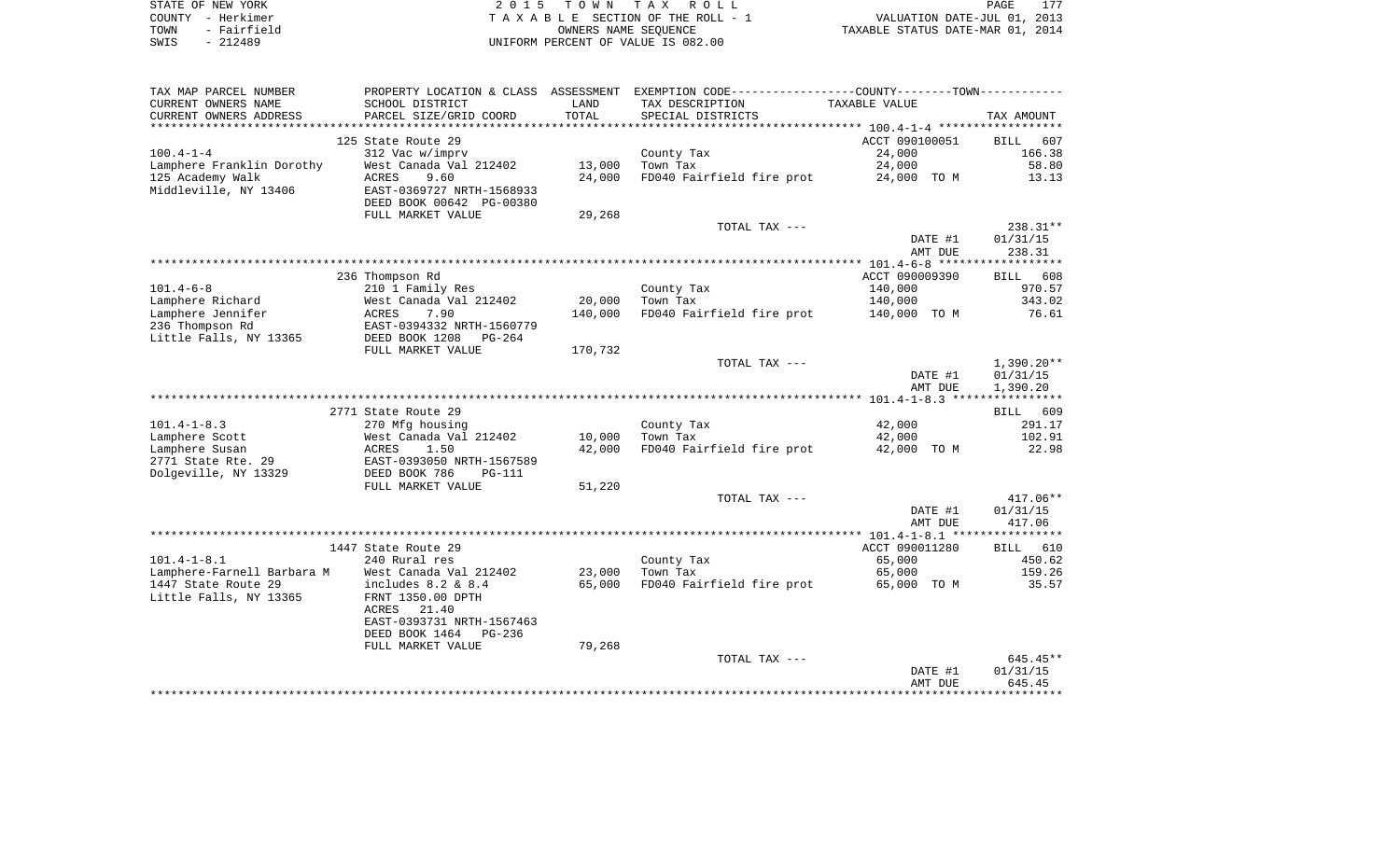STATE OF NEW YORK
COUNTY - Herkimer
TOWN - Fairfield
SWIS - 212489

2 0 1 5 T O W N T A X R O L L
T A X A B L E SECTION OF THE ROLL - 1
OWNERS NAME SEQUENCE
UNIFORM PERCENT OF VALUE IS 082.00

VALUATION DATE-JUL 01, 2013
TAXABLE STATUS DATE-MAR 01, 2014

| TAX MAP PARCEL NUMBER / CURRENT OWNERS NAME / CURRENT OWNERS ADDRESS | PROPERTY LOCATION & CLASS / SCHOOL DISTRICT / PARCEL SIZE/GRID COORD | ASSESSMENT LAND | TOTAL | EXEMPTION CODE / TAX DESCRIPTION / SPECIAL DISTRICTS | TAXABLE VALUE | TAX AMOUNT |
|---|---|---|---|---|---|---|
| | 125 State Route 29 | | | | ACCT 090100051 | BILL 607 |
| 100.4-1-4 | 312 Vac w/imprv | | | County Tax | 24,000 | 166.38 |
| Lamphere Franklin Dorothy | West Canada Val 212402 | 13,000 | | Town Tax | 24,000 | 58.80 |
| 125 Academy Walk | ACRES 9.60 | | 24,000 | FD040 Fairfield fire prot | 24,000 TO M | 13.13 |
| Middleville, NY 13406 | EAST-0369727 NRTH-1568933 | | | | | |
| | DEED BOOK 00642 PG-00380 | | | | | |
| | FULL MARKET VALUE | 29,268 | | | | |
| | | | | TOTAL TAX --- | | 238.31** |
| | | | | | DATE #1 | 01/31/15 |
| | | | | | AMT DUE | 238.31 |
| | 236 Thompson Rd | | | | ACCT 090009390 | BILL 608 |
| 101.4-6-8 | 210 1 Family Res | | | County Tax | 140,000 | 970.57 |
| Lamphere Richard | West Canada Val 212402 | 20,000 | | Town Tax | 140,000 | 343.02 |
| Lamphere Jennifer | ACRES 7.90 | | 140,000 | FD040 Fairfield fire prot | 140,000 TO M | 76.61 |
| 236 Thompson Rd | EAST-0394332 NRTH-1560779 | | | | | |
| Little Falls, NY 13365 | DEED BOOK 1208 PG-264 | | | | | |
| | FULL MARKET VALUE | 170,732 | | | | |
| | | | | TOTAL TAX --- | | 1,390.20** |
| | | | | | DATE #1 | 01/31/15 |
| | | | | | AMT DUE | 1,390.20 |
| | 2771 State Route 29 | | | | | BILL 609 |
| 101.4-1-8.3 | 270 Mfg housing | | | County Tax | 42,000 | 291.17 |
| Lamphere Scott | West Canada Val 212402 | 10,000 | | Town Tax | 42,000 | 102.91 |
| Lamphere Susan | ACRES 1.50 | | 42,000 | FD040 Fairfield fire prot | 42,000 TO M | 22.98 |
| 2771 State Rte. 29 | EAST-0393050 NRTH-1567589 | | | | | |
| Dolgeville, NY 13329 | DEED BOOK 786 PG-111 | | | | | |
| | FULL MARKET VALUE | 51,220 | | | | |
| | | | | TOTAL TAX --- | | 417.06** |
| | | | | | DATE #1 | 01/31/15 |
| | | | | | AMT DUE | 417.06 |
| | 1447 State Route 29 | | | | ACCT 090011280 | BILL 610 |
| 101.4-1-8.1 | 240 Rural res | | | County Tax | 65,000 | 450.62 |
| Lamphere-Farnell Barbara M | West Canada Val 212402 | 23,000 | | Town Tax | 65,000 | 159.26 |
| 1447 State Route 29 | includes 8.2 & 8.4 | | 65,000 | FD040 Fairfield fire prot | 65,000 TO M | 35.57 |
| Little Falls, NY 13365 | FRNT 1350.00 DPTH | | | | | |
| | ACRES 21.40 | | | | | |
| | EAST-0393731 NRTH-1567463 | | | | | |
| | DEED BOOK 1464 PG-236 | | | | | |
| | FULL MARKET VALUE | 79,268 | | | | |
| | | | | TOTAL TAX --- | | 645.45** |
| | | | | | DATE #1 | 01/31/15 |
| | | | | | AMT DUE | 645.45 |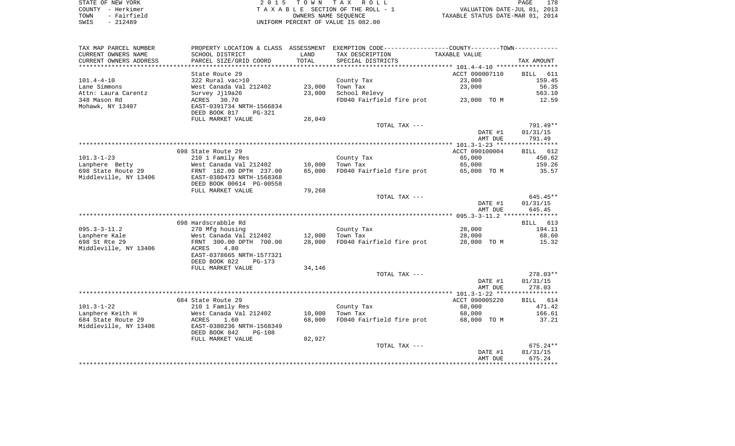STATE OF NEW YORK
COUNTY - Herkimer
TOWN - Fairfield
SWIS - 212489

2015 TOWN TAX ROLL
TAXABLE SECTION OF THE ROLL - 1
OWNERS NAME SEQUENCE
UNIFORM PERCENT OF VALUE IS 082.00

VALUATION DATE-JUL 01, 2013
TAXABLE STATUS DATE-MAR 01, 2014

| TAX MAP PARCEL NUMBER / CURRENT OWNERS NAME / CURRENT OWNERS ADDRESS | PROPERTY LOCATION & CLASS / SCHOOL DISTRICT / PARCEL SIZE/GRID COORD | ASSESSMENT LAND / TOTAL | EXEMPTION CODE / TAX DESCRIPTION / SPECIAL DISTRICTS | TAXABLE VALUE | TAX AMOUNT |
|---|---|---|---|---|---|
| **101.4-4-10** | State Route 29 | | | ACCT 090007110 | BILL 611 |
| Lane Simmons | 322 Rural vac>10 | | County Tax | 23,000 | 159.45 |
| Attn: Laura Carentz | West Canada Val 212402 | 23,000 | Town Tax | 23,000 | 56.35 |
| 348 Mason Rd | Survey Jj19a26 | 23,000 | School Relevy | | 563.10 |
| Mohawk, NY 13407 | ACRES 30.70 | | FD040 Fairfield fire prot | 23,000 TO M | 12.59 |
| | EAST-0391734 NRTH-1566834 | | | | |
| | DEED BOOK 817 PG-321 | | | | |
| | FULL MARKET VALUE | 28,049 | | | |
| | | | TOTAL TAX --- | | 791.49** |
| | | | | DATE #1 | 01/31/15 |
| | | | | AMT DUE | 791.49 |
| **101.3-1-23** | 698 State Route 29 | | | ACCT 090100004 | BILL 612 |
| Lanphere Betty | 210 1 Family Res | | County Tax | 65,000 | 450.62 |
| 698 State Route 29 | West Canada Val 212402 | 10,000 | Town Tax | 65,000 | 159.26 |
| Middleville, NY 13406 | FRNT 182.00 DPTH 237.00 | 65,000 | FD040 Fairfield fire prot | 65,000 TO M | 35.57 |
| | EAST-0380473 NRTH-1568368 | | | | |
| | DEED BOOK 00614 PG-00558 | | | | |
| | FULL MARKET VALUE | 79,268 | | | |
| | | | TOTAL TAX --- | | 645.45** |
| | | | | DATE #1 | 01/31/15 |
| | | | | AMT DUE | 645.45 |
| **095.3-3-11.2** | 698 Hardscrabble Rd | | | | BILL 613 |
| Lanphere Kale | 270 Mfg housing | | County Tax | 28,000 | 194.11 |
| 698 St Rte 29 | West Canada Val 212402 | 12,000 | Town Tax | 28,000 | 68.60 |
| Middleville, NY 13406 | FRNT 300.00 DPTH 700.00 | 28,000 | FD040 Fairfield fire prot | 28,000 TO M | 15.32 |
| | ACRES 4.80 | | | | |
| | EAST-0378665 NRTH-1577321 | | | | |
| | DEED BOOK 822 PG-173 | | | | |
| | FULL MARKET VALUE | 34,146 | | | |
| | | | TOTAL TAX --- | | 278.03** |
| | | | | DATE #1 | 01/31/15 |
| | | | | AMT DUE | 278.03 |
| **101.3-1-22** | 684 State Route 29 | | | ACCT 090005220 | BILL 614 |
| Lanphere Keith H | 210 1 Family Res | | County Tax | 68,000 | 471.42 |
| 684 State Route 29 | West Canada Val 212402 | 10,000 | Town Tax | 68,000 | 166.61 |
| Middleville, NY 13406 | ACRES 1.60 | 68,000 | FD040 Fairfield fire prot | 68,000 TO M | 37.21 |
| | EAST-0380236 NRTH-1568349 | | | | |
| | DEED BOOK 842 PG-108 | | | | |
| | FULL MARKET VALUE | 82,927 | | | |
| | | | TOTAL TAX --- | | 675.24** |
| | | | | DATE #1 | 01/31/15 |
| | | | | AMT DUE | 675.24 |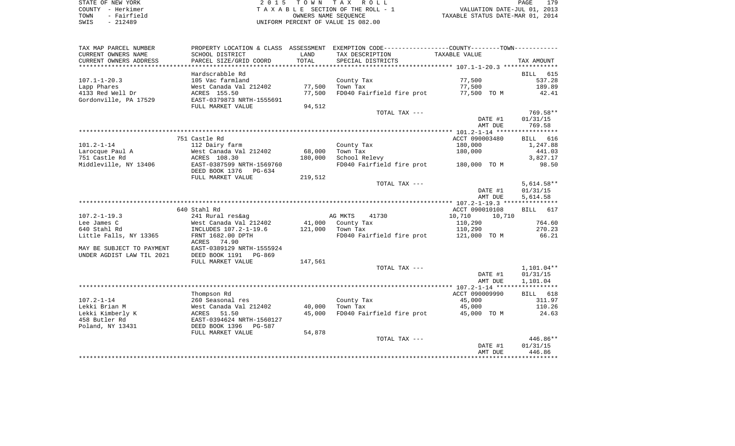STATE OF NEW YORK
COUNTY - Herkimer
TOWN - Fairfield
SWIS - 212489

2 0 1 5 T O W N T A X R O L L
T A X A B L E SECTION OF THE ROLL - 1
OWNERS NAME SEQUENCE
UNIFORM PERCENT OF VALUE IS 082.00

VALUATION DATE-JUL 01, 2013
TAXABLE STATUS DATE-MAR 01, 2014

| TAX MAP PARCEL NUMBER / CURRENT OWNERS NAME / CURRENT OWNERS ADDRESS | PROPERTY LOCATION & CLASS / SCHOOL DISTRICT / PARCEL SIZE/GRID COORD | ASSESSMENT LAND / TOTAL | EXEMPTION CODE / TAX DESCRIPTION / SPECIAL DISTRICTS | COUNTY--------TOWN TAXABLE VALUE | TAX AMOUNT |
|---|---|---|---|---|---|
| **107.1-1-20.3** | Hardscrabble Rd | | | | BILL 615 |
| 107.1-1-20.3 | 105 Vac farmland | | County Tax | 77,500 | 537.28 |
| Lapp Phares | West Canada Val 212402 | 77,500 | Town Tax | 77,500 | 189.89 |
| 4133 Red Well Dr | ACRES 155.50 | 77,500 | FD040 Fairfield fire prot | 77,500 TO M | 42.41 |
| Gordonville, PA 17529 | EAST-0379873 NRTH-1555691 | | | | |
| | FULL MARKET VALUE | 94,512 | | | |
| | | | TOTAL TAX --- | | 769.58** |
| | | | | DATE #1 | 01/31/15 |
| | | | | AMT DUE | 769.58 |
| **101.2-1-14** | 751 Castle Rd | | | ACCT 090003480 | BILL 616 |
| 101.2-1-14 | 112 Dairy farm | | County Tax | 180,000 | 1,247.88 |
| Larocque Paul A | West Canada Val 212402 | 68,000 | Town Tax | 180,000 | 441.03 |
| 751 Castle Rd | ACRES 108.30 | 180,000 | School Relevy | | 3,827.17 |
| Middleville, NY 13406 | EAST-0387599 NRTH-1569760 | | FD040 Fairfield fire prot | 180,000 TO M | 98.50 |
| | DEED BOOK 1376 PG-634 | | | | |
| | FULL MARKET VALUE | 219,512 | | | |
| | | | TOTAL TAX --- | | 5,614.58** |
| | | | | DATE #1 | 01/31/15 |
| | | | | AMT DUE | 5,614.58 |
| **107.2-1-19.3** | 640 Stahl Rd | | | ACCT 090010108 | BILL 617 |
| 107.2-1-19.3 | 241 Rural res&ag | | AG MKTS 41730 | 10,710 10,710 | |
| Lee James C | West Canada Val 212402 | 41,000 | County Tax | 110,290 | 764.60 |
| 640 Stahl Rd | INCLUDES 107.2-1-19.6 | 121,000 | Town Tax | 110,290 | 270.23 |
| Little Falls, NY 13365 | FRNT 1682.00 DPTH | | FD040 Fairfield fire prot | 121,000 TO M | 66.21 |
| | ACRES 74.90 | | | | |
| MAY BE SUBJECT TO PAYMENT | EAST-0389129 NRTH-1555924 | | | | |
| UNDER AGDIST LAW TIL 2021 | DEED BOOK 1191 PG-869 | | | | |
| | FULL MARKET VALUE | 147,561 | | | |
| | | | TOTAL TAX --- | | 1,101.04** |
| | | | | DATE #1 | 01/31/15 |
| | | | | AMT DUE | 1,101.04 |
| **107.2-1-14** | Thompson Rd | | | ACCT 090009990 | BILL 618 |
| 107.2-1-14 | 260 Seasonal res | | County Tax | 45,000 | 311.97 |
| Lekki Brian M | West Canada Val 212402 | 40,000 | Town Tax | 45,000 | 110.26 |
| Lekki Kimberly K | ACRES 51.50 | 45,000 | FD040 Fairfield fire prot | 45,000 TO M | 24.63 |
| 458 Butler Rd | EAST-0394624 NRTH-1560127 | | | | |
| Poland, NY 13431 | DEED BOOK 1396 PG-587 | | | | |
| | FULL MARKET VALUE | 54,878 | | | |
| | | | TOTAL TAX --- | | 446.86** |
| | | | | DATE #1 | 01/31/15 |
| | | | | AMT DUE | 446.86 |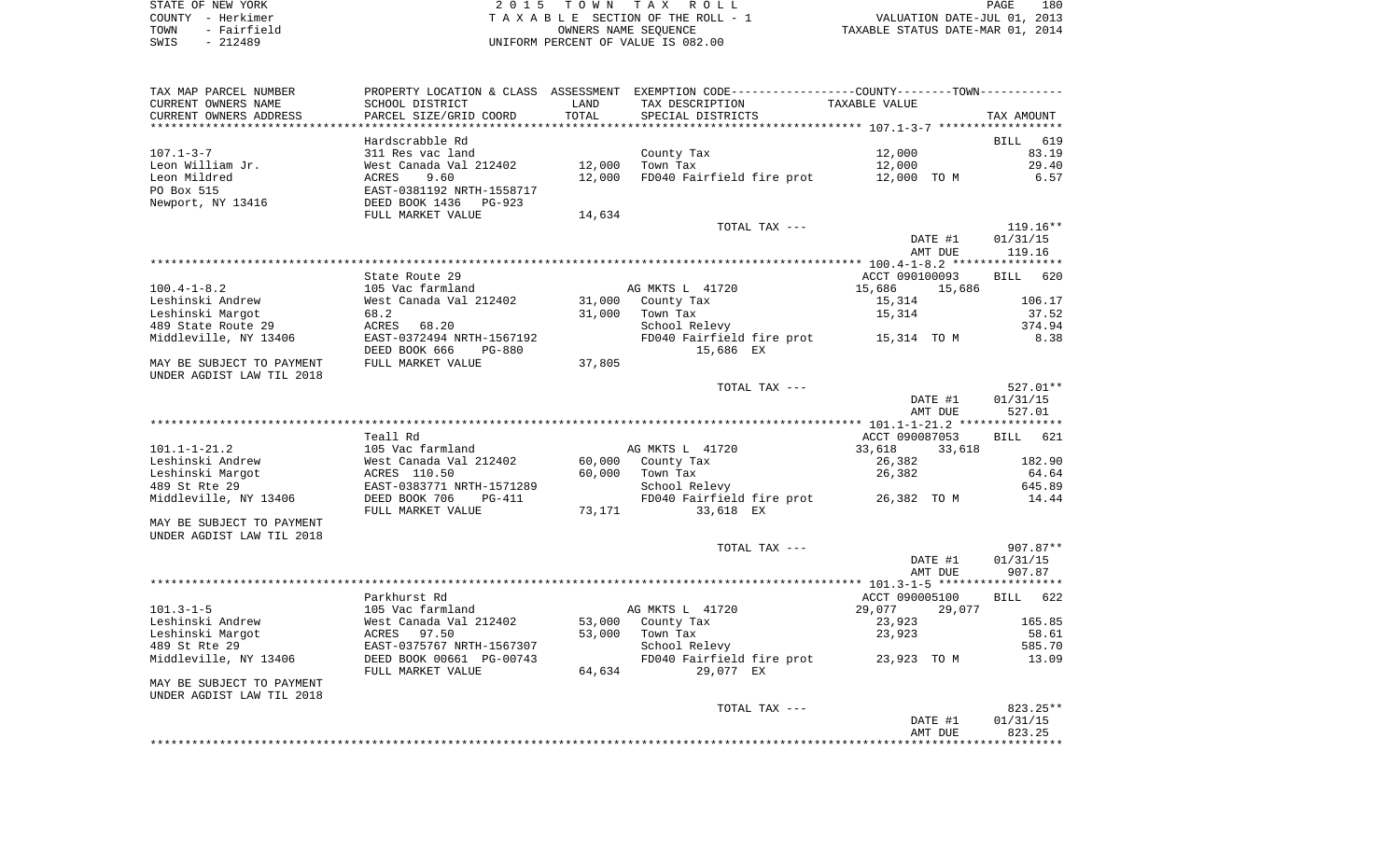STATE OF NEW YORK | 2 0 1 5 T O W N T A X R O L L | PAGE 180
COUNTY - Herkimer | T A X A B L E SECTION OF THE ROLL - 1 | VALUATION DATE-JUL 01, 2013
TOWN - Fairfield | OWNERS NAME SEQUENCE | TAXABLE STATUS DATE-MAR 01, 2014
SWIS - 212489 | UNIFORM PERCENT OF VALUE IS 082.00

| TAX MAP PARCEL NUMBER<br>CURRENT OWNERS NAME<br>CURRENT OWNERS ADDRESS | PROPERTY LOCATION & CLASS<br>SCHOOL DISTRICT<br>PARCEL SIZE/GRID COORD | ASSESSMENT<br>LAND<br>TOTAL | EXEMPTION CODE----COUNTY----TOWN----<br>TAX DESCRIPTION<br>SPECIAL DISTRICTS | TAXABLE VALUE | TAX AMOUNT |
|---|---|---|---|---|---|
| | Hardscrabble Rd | | | | BILL 619 |
| 107.1-3-7 | 311 Res vac land | | County Tax | 12,000 | 83.19 |
| Leon William Jr. | West Canada Val 212402 | 12,000 | Town Tax | 12,000 | 29.40 |
| Leon Mildred | ACRES 9.60 | 12,000 | FD040 Fairfield fire prot | 12,000 TO M | 6.57 |
| PO Box 515 | EAST-0381192 NRTH-1558717 | | | | |
| Newport, NY 13416 | DEED BOOK 1436 PG-923 | | | | |
| | FULL MARKET VALUE | 14,634 | | | |
| | | | TOTAL TAX --- | | 119.16** |
| | | | | DATE #1 | 01/31/15 |
| | | | | AMT DUE | 119.16 |
| | State Route 29 | | | ACCT 090100093 | BILL 620 |
| 100.4-1-8.2 | 105 Vac farmland | | AG MKTS L 41720 | 15,686 15,686 | |
| Leshinski Andrew | West Canada Val 212402 | 31,000 | County Tax | 15,314 | 106.17 |
| Leshinski Margot | 68.2 | 31,000 | Town Tax | 15,314 | 37.52 |
| 489 State Route 29 | ACRES 68.20 | | School Relevy | | 374.94 |
| Middleville, NY 13406 | EAST-0372494 NRTH-1567192 | | FD040 Fairfield fire prot | 15,314 TO M | 8.38 |
| | DEED BOOK 666 PG-880 | | 15,686 EX | | |
| MAY BE SUBJECT TO PAYMENT | FULL MARKET VALUE | 37,805 | | | |
| UNDER AGDIST LAW TIL 2018 | | | | | |
| | | | TOTAL TAX --- | | 527.01** |
| | | | | DATE #1 | 01/31/15 |
| | | | | AMT DUE | 527.01 |
| | Teall Rd | | | ACCT 090087053 | BILL 621 |
| 101.1-1-21.2 | 105 Vac farmland | | AG MKTS L 41720 | 33,618 33,618 | |
| Leshinski Andrew | West Canada Val 212402 | 60,000 | County Tax | 26,382 | 182.90 |
| Leshinski Margot | ACRES 110.50 | 60,000 | Town Tax | 26,382 | 64.64 |
| 489 St Rte 29 | EAST-0383771 NRTH-1571289 | | School Relevy | | 645.89 |
| Middleville, NY 13406 | DEED BOOK 706 PG-411 | | FD040 Fairfield fire prot | 26,382 TO M | 14.44 |
| | FULL MARKET VALUE | 73,171 | 33,618 EX | | |
| MAY BE SUBJECT TO PAYMENT | | | | | |
| UNDER AGDIST LAW TIL 2018 | | | | | |
| | | | TOTAL TAX --- | | 907.87** |
| | | | | DATE #1 | 01/31/15 |
| | | | | AMT DUE | 907.87 |
| | Parkhurst Rd | | | ACCT 090005100 | BILL 622 |
| 101.3-1-5 | 105 Vac farmland | | AG MKTS L 41720 | 29,077 29,077 | |
| Leshinski Andrew | West Canada Val 212402 | 53,000 | County Tax | 23,923 | 165.85 |
| Leshinski Margot | ACRES 97.50 | 53,000 | Town Tax | 23,923 | 58.61 |
| 489 St Rte 29 | EAST-0375767 NRTH-1567307 | | School Relevy | | 585.70 |
| Middleville, NY 13406 | DEED BOOK 00661 PG-00743 | | FD040 Fairfield fire prot | 23,923 TO M | 13.09 |
| | FULL MARKET VALUE | 64,634 | 29,077 EX | | |
| MAY BE SUBJECT TO PAYMENT | | | | | |
| UNDER AGDIST LAW TIL 2018 | | | | | |
| | | | TOTAL TAX --- | | 823.25** |
| | | | | DATE #1 | 01/31/15 |
| | | | | AMT DUE | 823.25 |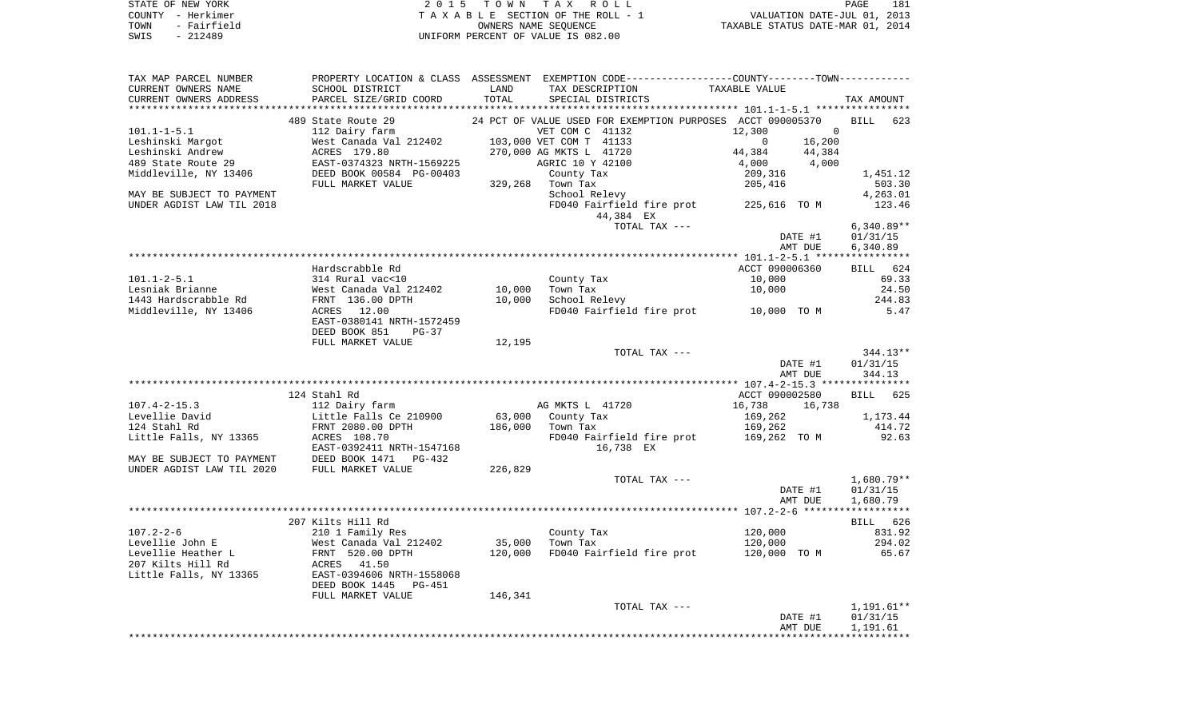STATE OF NEW YORK
COUNTY - Herkimer
TOWN - Fairfield
SWIS - 212489

2 0 1 5   T O W N   T A X   R O L L
T A X A B L E   SECTION OF THE ROLL - 1
OWNERS NAME SEQUENCE
UNIFORM PERCENT OF VALUE IS 082.00

VALUATION DATE-JUL 01, 2013
TAXABLE STATUS DATE-MAR 01, 2014

| TAX MAP PARCEL NUMBER<br>CURRENT OWNERS NAME<br>CURRENT OWNERS ADDRESS | PROPERTY LOCATION & CLASS<br>SCHOOL DISTRICT<br>PARCEL SIZE/GRID COORD | ASSESSMENT<br>LAND<br>TOTAL | EXEMPTION CODE-----COUNTY-----TOWN<br>TAX DESCRIPTION<br>SPECIAL DISTRICTS | TAXABLE VALUE | | TAX AMOUNT |
|---|---|---|---|---|---|---|
| | 489 State Route 29 | | 24 PCT OF VALUE USED FOR EXEMPTION PURPOSES | ACCT 090005370 | | BILL 623 |
| 101.1-1-5.1 | 112 Dairy farm | | VET COM C 41132 | 12,300 | 0 | |
| Leshinski Margot | West Canada Val 212402 | 103,000 | VET COM T 41133 | 0 | 16,200 | |
| Leshinski Andrew | ACRES 179.80 | 270,000 | AG MKTS L 41720 | 44,384 | 44,384 | |
| 489 State Route 29 | EAST-0374323 NRTH-1569225 | | AGRIC 10 Y 42100 | 4,000 | 4,000 | |
| Middleville, NY 13406 | DEED BOOK 00584 PG-00403 | | County Tax | 209,316 | | 1,451.12 |
| | FULL MARKET VALUE | 329,268 | Town Tax | 205,416 | | 503.30 |
| MAY BE SUBJECT TO PAYMENT | | | School Relevy | | | 4,263.01 |
| UNDER AGDIST LAW TIL 2018 | | | FD040 Fairfield fire prot | 225,616 TO M | | 123.46 |
| | | | 44,384 EX | | | |
| | | | TOTAL TAX --- | | | 6,340.89** |
| | | | | | DATE #1 | 01/31/15 |
| | | | | | AMT DUE | 6,340.89 |
| | Hardscrabble Rd | | | ACCT 090006360 | | BILL 624 |
| 101.1-2-5.1 | 314 Rural vac<10 | | County Tax | 10,000 | | 69.33 |
| Lesniak Brianne | West Canada Val 212402 | 10,000 | Town Tax | 10,000 | | 24.50 |
| 1443 Hardscrabble Rd | FRNT 136.00 DPTH | 10,000 | School Relevy | | | 244.83 |
| Middleville, NY 13406 | ACRES 12.00 | | FD040 Fairfield fire prot | 10,000 TO M | | 5.47 |
| | EAST-0380141 NRTH-1572459 | | | | | |
| | DEED BOOK 851 PG-37 | | | | | |
| | FULL MARKET VALUE | 12,195 | | | | |
| | | | TOTAL TAX --- | | | 344.13** |
| | | | | | DATE #1 | 01/31/15 |
| | | | | | AMT DUE | 344.13 |
| | 124 Stahl Rd | | | ACCT 090002580 | | BILL 625 |
| 107.4-2-15.3 | 112 Dairy farm | | AG MKTS L 41720 | 16,738 | 16,738 | |
| Levellie David | Little Falls Ce 210900 | 63,000 | County Tax | 169,262 | | 1,173.44 |
| 124 Stahl Rd | FRNT 2080.00 DPTH | 186,000 | Town Tax | 169,262 | | 414.72 |
| Little Falls, NY 13365 | ACRES 108.70 | | FD040 Fairfield fire prot | 169,262 TO M | | 92.63 |
| | EAST-0392411 NRTH-1547168 | | 16,738 EX | | | |
| MAY BE SUBJECT TO PAYMENT | DEED BOOK 1471 PG-432 | | | | | |
| UNDER AGDIST LAW TIL 2020 | FULL MARKET VALUE | 226,829 | | | | |
| | | | TOTAL TAX --- | | | 1,680.79** |
| | | | | | DATE #1 | 01/31/15 |
| | | | | | AMT DUE | 1,680.79 |
| | 207 Kilts Hill Rd | | | | | BILL 626 |
| 107.2-2-6 | 210 1 Family Res | | County Tax | 120,000 | | 831.92 |
| Levellie John E | West Canada Val 212402 | 35,000 | Town Tax | 120,000 | | 294.02 |
| Levellie Heather L | FRNT 520.00 DPTH | 120,000 | FD040 Fairfield fire prot | 120,000 TO M | | 65.67 |
| 207 Kilts Hill Rd | ACRES 41.50 | | | | | |
| Little Falls, NY 13365 | EAST-0394606 NRTH-1558068 | | | | | |
| | DEED BOOK 1445 PG-451 | | | | | |
| | FULL MARKET VALUE | 146,341 | | | | |
| | | | TOTAL TAX --- | | | 1,191.61** |
| | | | | | DATE #1 | 01/31/15 |
| | | | | | AMT DUE | 1,191.61 |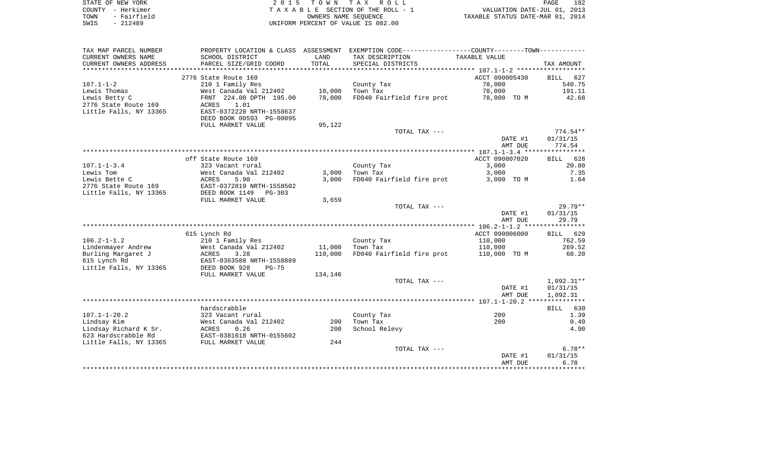STATE OF NEW YORK
COUNTY - Herkimer
TOWN - Fairfield
SWIS - 212489

2 0 1 5 T O W N T A X R O L L
T A X A B L E SECTION OF THE ROLL - 1
OWNERS NAME SEQUENCE
UNIFORM PERCENT OF VALUE IS 082.00

VALUATION DATE-JUL 01, 2013
TAXABLE STATUS DATE-MAR 01, 2014

| TAX MAP PARCEL NUMBER<br>CURRENT OWNERS NAME<br>CURRENT OWNERS ADDRESS | PROPERTY LOCATION & CLASS<br>SCHOOL DISTRICT<br>PARCEL SIZE/GRID COORD | ASSESSMENT<br>LAND<br>TOTAL | EXEMPTION CODE------COUNTY------TOWN------<br>TAX DESCRIPTION<br>SPECIAL DISTRICTS | TAXABLE VALUE | TAX AMOUNT |
|---|---|---|---|---|---|
| **107.1-1-2** | 2776 State Route 169 | | | ACCT 090005430 | BILL 627 |
| 107.1-1-2 | 210 1 Family Res | | County Tax | 78,000 | 540.75 |
| Lewis Thomas | West Canada Val 212402 | 10,000 | Town Tax | 78,000 | 191.11 |
| Lewis Betty C | FRNT 224.00 DPTH 195.00 | 78,000 | FD040 Fairfield fire prot | 78,000 TO M | 42.68 |
| 2776 State Route 169 | ACRES 1.01 | | | | |
| Little Falls, NY 13365 | EAST-0372220 NRTH-1558637 | | | | |
| | DEED BOOK 00593 PG-00095 | | | | |
| | FULL MARKET VALUE | 95,122 | | | |
| | | | TOTAL TAX --- | | 774.54** |
| | | | | DATE #1 | 01/31/15 |
| | | | | AMT DUE | 774.54 |
| **107.1-1-3.4** | off State Route 169 | | | ACCT 090007020 | BILL 628 |
| 107.1-1-3.4 | 323 Vacant rural | | County Tax | 3,000 | 20.80 |
| Lewis Tom | West Canada Val 212402 | 3,000 | Town Tax | 3,000 | 7.35 |
| Lewis Bette C | ACRES 5.90 | 3,000 | FD040 Fairfield fire prot | 3,000 TO M | 1.64 |
| 2776 State Route 169 | EAST-0372819 NRTH-1558502 | | | | |
| Little Falls, NY 13365 | DEED BOOK 1149 PG-303 | | | | |
| | FULL MARKET VALUE | 3,659 | | | |
| | | | TOTAL TAX --- | | 29.79** |
| | | | | DATE #1 | 01/31/15 |
| | | | | AMT DUE | 29.79 |
| **106.2-1-1.2** | 615 Lynch Rd | | | ACCT 090006000 | BILL 629 |
| 106.2-1-1.2 | 210 1 Family Res | | County Tax | 110,000 | 762.59 |
| Lindenmayer Andrew | West Canada Val 212402 | 11,000 | Town Tax | 110,000 | 269.52 |
| Burling Margaret J | ACRES 3.28 | 110,000 | FD040 Fairfield fire prot | 110,000 TO M | 60.20 |
| 615 Lynch Rd | EAST-0363588 NRTH-1558889 | | | | |
| Little Falls, NY 13365 | DEED BOOK 928 PG-75 | | | | |
| | FULL MARKET VALUE | 134,146 | | | |
| | | | TOTAL TAX --- | | 1,092.31** |
| | | | | DATE #1 | 01/31/15 |
| | | | | AMT DUE | 1,092.31 |
| **107.1-1-20.2** | hardscrabble | | | | BILL 630 |
| 107.1-1-20.2 | 323 Vacant rural | | County Tax | 200 | 1.39 |
| Lindsay Kim | West Canada Val 212402 | 200 | Town Tax | 200 | 0.49 |
| Lindsay Richard K Sr. | ACRES 0.26 | 200 | School Relevy | | 4.90 |
| 623 Hardscrabble Rd | EAST-0381618 NRTH-0155602 | | | | |
| Little Falls, NY 13365 | FULL MARKET VALUE | 244 | | | |
| | | | TOTAL TAX --- | | 6.78** |
| | | | | DATE #1 | 01/31/15 |
| | | | | AMT DUE | 6.78 |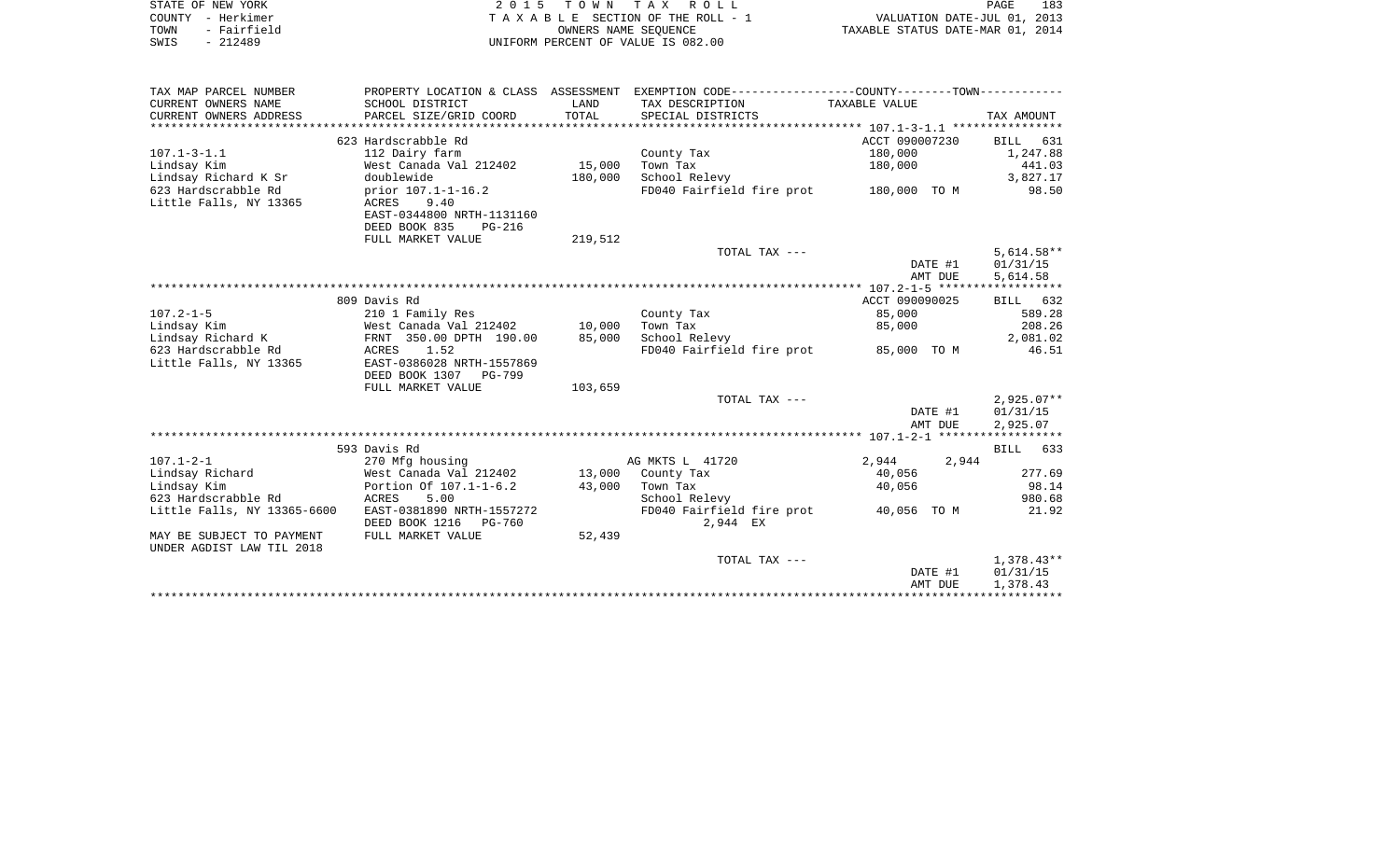STATE OF NEW YORK
COUNTY - Herkimer
TOWN - Fairfield
SWIS - 212489

2015 TOWN TAX ROLL
TAXABLE SECTION OF THE ROLL - 1
OWNERS NAME SEQUENCE
UNIFORM PERCENT OF VALUE IS 082.00

VALUATION DATE-JUL 01, 2013
TAXABLE STATUS DATE-MAR 01, 2014

| TAX MAP PARCEL NUMBER / CURRENT OWNERS NAME / CURRENT OWNERS ADDRESS | PROPERTY LOCATION & CLASS / SCHOOL DISTRICT / PARCEL SIZE/GRID COORD | ASSESSMENT LAND / TOTAL | EXEMPTION CODE / TAX DESCRIPTION / SPECIAL DISTRICTS | COUNTY-TOWN TAXABLE VALUE | TAX AMOUNT |
|---|---|---|---|---|---|
| | 623 Hardscrabble Rd | | | ACCT 090007230 | BILL 631 |
| 107.1-3-1.1 | 112 Dairy farm | | County Tax | 180,000 | 1,247.88 |
| Lindsay Kim | West Canada Val 212402 | 15,000 | Town Tax | 180,000 | 441.03 |
| Lindsay Richard K Sr | doublewide | 180,000 | School Relevy | | 3,827.17 |
| 623 Hardscrabble Rd | prior 107.1-1-16.2 | | FD040 Fairfield fire prot | 180,000 TO M | 98.50 |
| Little Falls, NY 13365 | ACRES 9.40 | | | | |
| | EAST-0344800 NRTH-1131160 | | | | |
| | DEED BOOK 835 PG-216 | | | | |
| | FULL MARKET VALUE | 219,512 | | | |
| | | | TOTAL TAX --- | | 5,614.58** |
| | | | | DATE #1 | 01/31/15 |
| | | | | AMT DUE | 5,614.58 |
| | 809 Davis Rd | | | ACCT 090090025 | BILL 632 |
| 107.2-1-5 | 210 1 Family Res | | County Tax | 85,000 | 589.28 |
| Lindsay Kim | West Canada Val 212402 | 10,000 | Town Tax | 85,000 | 208.26 |
| Lindsay Richard K | FRNT 350.00 DPTH 190.00 | 85,000 | School Relevy | | 2,081.02 |
| 623 Hardscrabble Rd | ACRES 1.52 | | FD040 Fairfield fire prot | 85,000 TO M | 46.51 |
| Little Falls, NY 13365 | EAST-0386028 NRTH-1557869 | | | | |
| | DEED BOOK 1307 PG-799 | | | | |
| | FULL MARKET VALUE | 103,659 | | | |
| | | | TOTAL TAX --- | | 2,925.07** |
| | | | | DATE #1 | 01/31/15 |
| | | | | AMT DUE | 2,925.07 |
| | 593 Davis Rd | | | | BILL 633 |
| 107.1-2-1 | 270 Mfg housing | | AG MKTS L 41720 | 2,944 2,944 | |
| Lindsay Richard | West Canada Val 212402 | 13,000 | County Tax | 40,056 | 277.69 |
| Lindsay Kim | Portion Of 107.1-1-6.2 | 43,000 | Town Tax | 40,056 | 98.14 |
| 623 Hardscrabble Rd | ACRES 5.00 | | School Relevy | | 980.68 |
| Little Falls, NY 13365-6600 | EAST-0381890 NRTH-1557272 | | FD040 Fairfield fire prot | 40,056 TO M | 21.92 |
| | DEED BOOK 1216 PG-760 | | 2,944 EX | | |
| MAY BE SUBJECT TO PAYMENT | FULL MARKET VALUE | 52,439 | | | |
| UNDER AGDIST LAW TIL 2018 | | | | | |
| | | | TOTAL TAX --- | | 1,378.43** |
| | | | | DATE #1 | 01/31/15 |
| | | | | AMT DUE | 1,378.43 |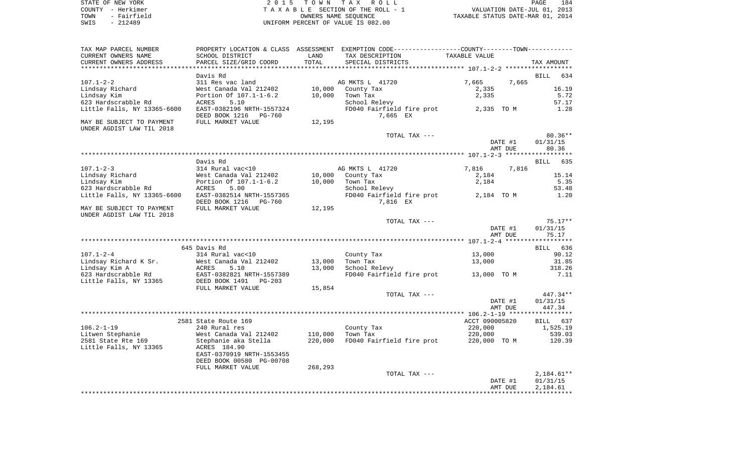STATE OF NEW YORK
COUNTY - Herkimer
TOWN - Fairfield
SWIS - 212489

2 0 1 5 T O W N T A X R O L L
T A X A B L E SECTION OF THE ROLL - 1
OWNERS NAME SEQUENCE
UNIFORM PERCENT OF VALUE IS 082.00

VALUATION DATE-JUL 01, 2013
TAXABLE STATUS DATE-MAR 01, 2014

| TAX MAP PARCEL NUMBER / CURRENT OWNERS NAME / CURRENT OWNERS ADDRESS | PROPERTY LOCATION & CLASS / SCHOOL DISTRICT / PARCEL SIZE/GRID COORD | ASSESSMENT LAND | TOTAL | EXEMPTION CODE / TAX DESCRIPTION / SPECIAL DISTRICTS | COUNTY TAXABLE VALUE | TOWN | TAX AMOUNT |
|---|---|---|---|---|---|---|---|
| | Davis Rd | | | | | | BILL 634 |
| 107.1-2-2 | 311 Res vac land | | | AG MKTS L 41720 | 7,665 | 7,665 | |
| Lindsay Richard | West Canada Val 212402 | 10,000 | | County Tax | 2,335 | | 16.19 |
| Lindsay Kim | Portion Of 107.1-1-6.2 | | 10,000 | Town Tax | 2,335 | | 5.72 |
| 623 Hardscrabble Rd | ACRES 5.10 | | | School Relevy | | | 57.17 |
| Little Falls, NY 13365-6600 | EAST-0382196 NRTH-1557324 | | | FD040 Fairfield fire prot | 2,335 TO M | | 1.28 |
| | DEED BOOK 1216 PG-760 | | | 7,665 EX | | | |
| MAY BE SUBJECT TO PAYMENT UNDER AGDIST LAW TIL 2018 | FULL MARKET VALUE | 12,195 | | | | | |
| | | | | TOTAL TAX --- | | | 80.36** |
| | | | | | | DATE #1 | 01/31/15 |
| | | | | | | AMT DUE | 80.36 |
| | Davis Rd | | | | | | BILL 635 |
| 107.1-2-3 | 314 Rural vac<10 | | | AG MKTS L 41720 | 7,816 | 7,816 | |
| Lindsay Richard | West Canada Val 212402 | 10,000 | | County Tax | 2,184 | | 15.14 |
| Lindsay Kim | Portion Of 107.1-1-6.2 | | 10,000 | Town Tax | 2,184 | | 5.35 |
| 623 Hardscrabble Rd | ACRES 5.00 | | | School Relevy | | | 53.48 |
| Little Falls, NY 13365-6600 | EAST-0382514 NRTH-1557365 | | | FD040 Fairfield fire prot | 2,184 TO M | | 1.20 |
| | DEED BOOK 1216 PG-760 | | | 7,816 EX | | | |
| MAY BE SUBJECT TO PAYMENT UNDER AGDIST LAW TIL 2018 | FULL MARKET VALUE | 12,195 | | | | | |
| | | | | TOTAL TAX --- | | | 75.17** |
| | | | | | | DATE #1 | 01/31/15 |
| | | | | | | AMT DUE | 75.17 |
| | 645 Davis Rd | | | | | | BILL 636 |
| 107.1-2-4 | 314 Rural vac<10 | | | County Tax | 13,000 | | 90.12 |
| Lindsay Richard K Sr. | West Canada Val 212402 | 13,000 | | Town Tax | 13,000 | | 31.85 |
| Lindsay Kim A | ACRES 5.10 | | 13,000 | School Relevy | | | 318.26 |
| 623 Hardscrabble Rd | EAST-0382821 NRTH-1557389 | | | FD040 Fairfield fire prot | 13,000 TO M | | 7.11 |
| Little Falls, NY 13365 | DEED BOOK 1491 PG-203 | | | | | | |
| | FULL MARKET VALUE | 15,854 | | | | | |
| | | | | TOTAL TAX --- | | | 447.34** |
| | | | | | | DATE #1 | 01/31/15 |
| | | | | | | AMT DUE | 447.34 |
| | 2581 State Route 169 | | | | ACCT 090005820 | | BILL 637 |
| 106.2-1-19 | 240 Rural res | | | County Tax | 220,000 | | 1,525.19 |
| Litwen Stephanie | West Canada Val 212402 | 110,000 | | Town Tax | 220,000 | | 539.03 |
| 2581 State Rte 169 | Stephanie aka Stella | | 220,000 | FD040 Fairfield fire prot | 220,000 TO M | | 120.39 |
| Little Falls, NY 13365 | ACRES 184.90 | | | | | | |
| | EAST-0370919 NRTH-1553455 | | | | | | |
| | DEED BOOK 00580 PG-00708 | | | | | | |
| | FULL MARKET VALUE | 268,293 | | | | | |
| | | | | TOTAL TAX --- | | | 2,184.61** |
| | | | | | | DATE #1 | 01/31/15 |
| | | | | | | AMT DUE | 2,184.61 |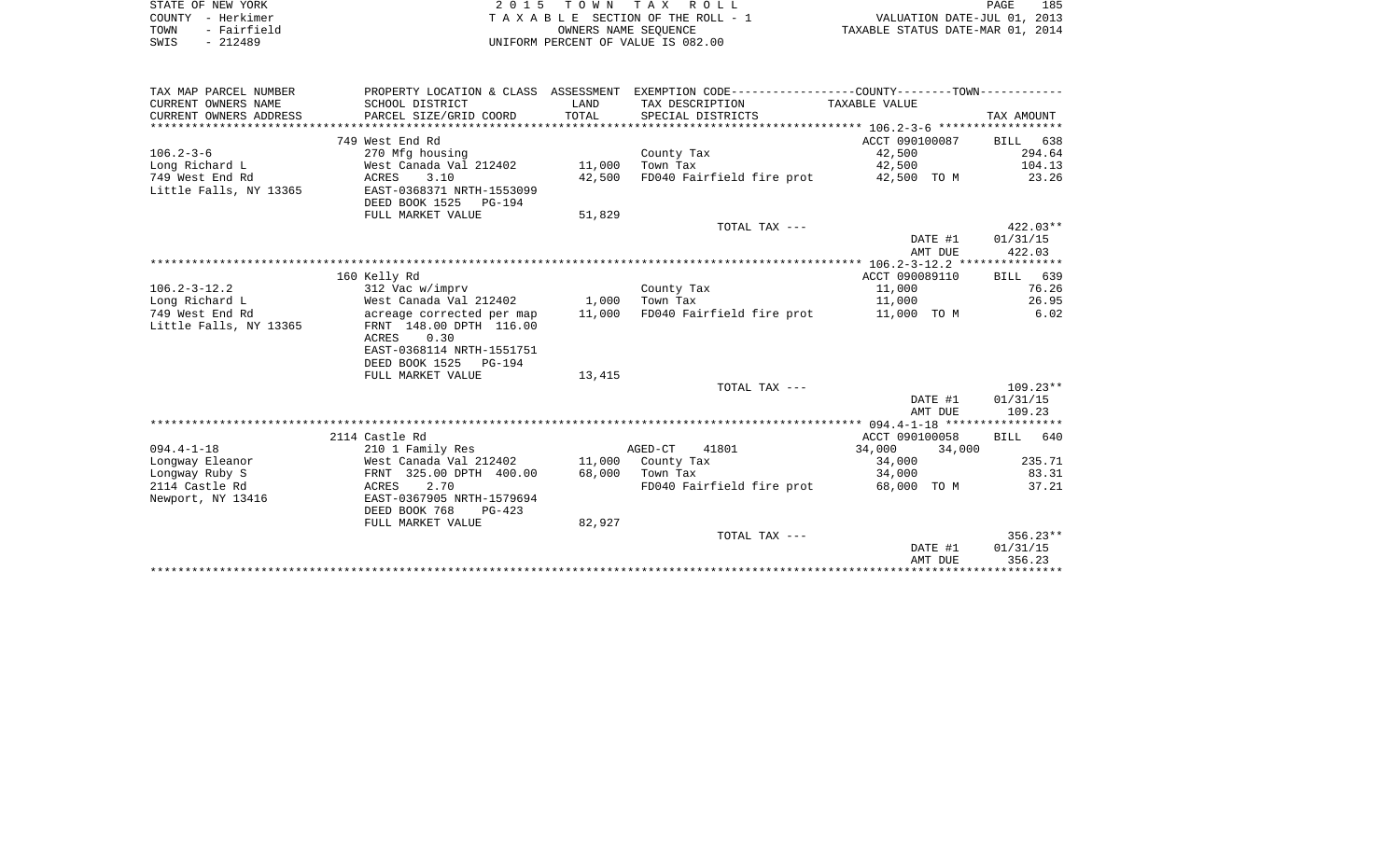STATE OF NEW YORK | 2 0 1 5 T O W N T A X R O L L | PAGE 185
COUNTY - Herkimer | T A X A B L E SECTION OF THE ROLL - 1 | VALUATION DATE-JUL 01, 2013
TOWN - Fairfield | OWNERS NAME SEQUENCE | TAXABLE STATUS DATE-MAR 01, 2014
SWIS - 212489 | UNIFORM PERCENT OF VALUE IS 082.00

| TAX MAP PARCEL NUMBER / CURRENT OWNERS NAME / CURRENT OWNERS ADDRESS | PROPERTY LOCATION & CLASS / SCHOOL DISTRICT / PARCEL SIZE/GRID COORD | ASSESSMENT LAND / TOTAL | EXEMPTION CODE / TAX DESCRIPTION / SPECIAL DISTRICTS | COUNTY / TOWN TAXABLE VALUE | TAX AMOUNT |
|---|---|---|---|---|---|
| **106.2-3-6** | 749 West End Rd | | | ACCT 090100087 | BILL 638 |
| Long Richard L | 270 Mfg housing | | County Tax | 42,500 | 294.64 |
| 749 West End Rd | West Canada Val 212402 | 11,000 | Town Tax | 42,500 | 104.13 |
| Little Falls, NY 13365 | ACRES 3.10 | 42,500 | FD040 Fairfield fire prot | 42,500 TO M | 23.26 |
| | EAST-0368371 NRTH-1553099 | | | | |
| | DEED BOOK 1525 PG-194 | | | | |
| | FULL MARKET VALUE | 51,829 | | | |
| | | | TOTAL TAX --- | | 422.03** |
| | | | | DATE #1 | 01/31/15 |
| | | | | AMT DUE | 422.03 |
| **106.2-3-12.2** | 160 Kelly Rd | | | ACCT 090089110 | BILL 639 |
| Long Richard L | 312 Vac w/imprv | | County Tax | 11,000 | 76.26 |
| 749 West End Rd | West Canada Val 212402 | 1,000 | Town Tax | 11,000 | 26.95 |
| Little Falls, NY 13365 | acreage corrected per map | 11,000 | FD040 Fairfield fire prot | 11,000 TO M | 6.02 |
| | FRNT 148.00 DPTH 116.00 | | | | |
| | ACRES 0.30 | | | | |
| | EAST-0368114 NRTH-1551751 | | | | |
| | DEED BOOK 1525 PG-194 | | | | |
| | FULL MARKET VALUE | 13,415 | | | |
| | | | TOTAL TAX --- | | 109.23** |
| | | | | DATE #1 | 01/31/15 |
| | | | | AMT DUE | 109.23 |
| **094.4-1-18** | 2114 Castle Rd | | | ACCT 090100058 | BILL 640 |
| Longway Eleanor | 210 1 Family Res | | AGED-CT 41801 | 34,000 34,000 | |
| Longway Ruby S | West Canada Val 212402 | 11,000 | County Tax | 34,000 | 235.71 |
| 2114 Castle Rd | FRNT 325.00 DPTH 400.00 | 68,000 | Town Tax | 34,000 | 83.31 |
| Newport, NY 13416 | ACRES 2.70 | | FD040 Fairfield fire prot | 68,000 TO M | 37.21 |
| | EAST-0367905 NRTH-1579694 | | | | |
| | DEED BOOK 768 PG-423 | | | | |
| | FULL MARKET VALUE | 82,927 | | | |
| | | | TOTAL TAX --- | | 356.23** |
| | | | | DATE #1 | 01/31/15 |
| | | | | AMT DUE | 356.23 |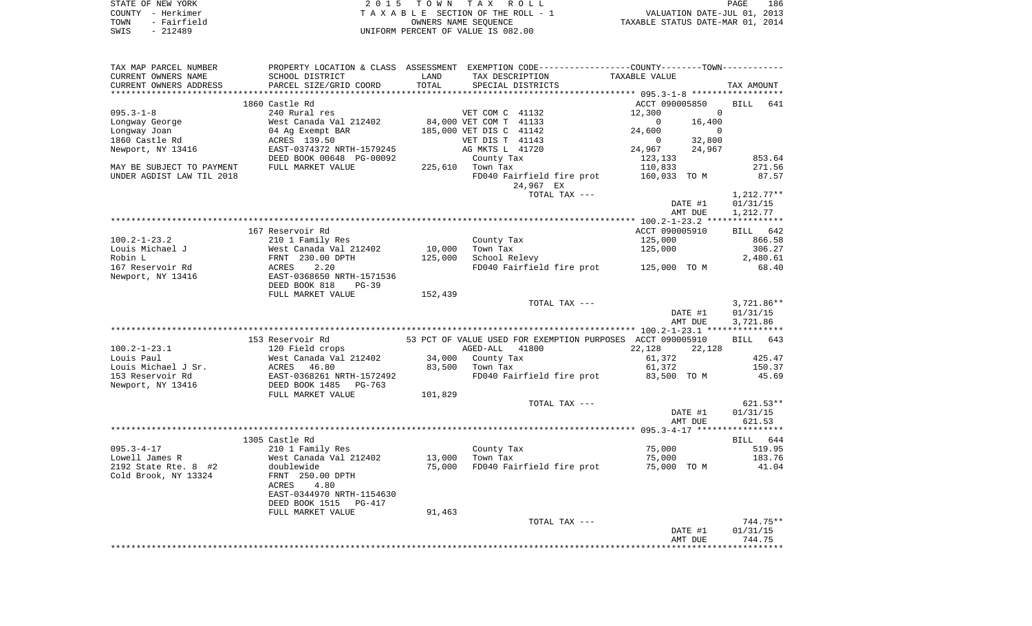STATE OF NEW YORK
COUNTY - Herkimer
TOWN - Fairfield
SWIS - 212489

2 0 1 5 T O W N T A X R O L L
T A X A B L E SECTION OF THE ROLL - 1
OWNERS NAME SEQUENCE
UNIFORM PERCENT OF VALUE IS 082.00

VALUATION DATE-JUL 01, 2013
TAXABLE STATUS DATE-MAR 01, 2014

| TAX MAP PARCEL NUMBER<br>CURRENT OWNERS NAME<br>CURRENT OWNERS ADDRESS | PROPERTY LOCATION & CLASS<br>SCHOOL DISTRICT<br>PARCEL SIZE/GRID COORD | ASSESSMENT<br>LAND<br>TOTAL | EXEMPTION CODE<br>TAX DESCRIPTION<br>SPECIAL DISTRICTS | COUNTY<br>TAXABLE VALUE | TOWN | TAX AMOUNT |
|---|---|---|---|---|---|---|
| | 1860 Castle Rd | | | ACCT 090005850 | | BILL 641 |
| 095.3-1-8 | 240 Rural res | | VET COM C 41132 | 12,300 | 0 | |
| Longway George | West Canada Val 212402 | 84,000 | VET COM T 41133 | 0 | 16,400 | |
| Longway Joan | 04 Ag Exempt BAR | 185,000 | VET DIS C 41142 | 24,600 | 0 | |
| 1860 Castle Rd | ACRES 139.50 | | VET DIS T 41143 | 0 | 32,800 | |
| Newport, NY 13416 | EAST-0374372 NRTH-1579245 | | AG MKTS L 41720 | 24,967 | 24,967 | |
| | DEED BOOK 00648 PG-00092 | | County Tax | 123,133 | | 853.64 |
| MAY BE SUBJECT TO PAYMENT | FULL MARKET VALUE | 225,610 | Town Tax | 110,833 | | 271.56 |
| UNDER AGDIST LAW TIL 2018 | | | FD040 Fairfield fire prot | 160,033 TO M | | 87.57 |
| | | | 24,967 EX | | | |
| | | | TOTAL TAX --- | | | 1,212.77** |
| | | | | | DATE #1 | 01/31/15 |
| | | | | | AMT DUE | 1,212.77 |
| | 167 Reservoir Rd | | | ACCT 090005910 | | BILL 642 |
| 100.2-1-23.2 | 210 1 Family Res | | County Tax | 125,000 | | 866.58 |
| Louis Michael J | West Canada Val 212402 | 10,000 | Town Tax | 125,000 | | 306.27 |
| Robin L | FRNT 230.00 DPTH | 125,000 | School Relevy | | | 2,480.61 |
| 167 Reservoir Rd | ACRES 2.20 | | FD040 Fairfield fire prot | 125,000 TO M | | 68.40 |
| Newport, NY 13416 | EAST-0368650 NRTH-1571536 | | | | | |
| | DEED BOOK 818 PG-39 | | | | | |
| | FULL MARKET VALUE | 152,439 | | | | |
| | | | TOTAL TAX --- | | | 3,721.86** |
| | | | | | DATE #1 | 01/31/15 |
| | | | | | AMT DUE | 3,721.86 |
| | 153 Reservoir Rd | | 53 PCT OF VALUE USED FOR EXEMPTION PURPOSES | ACCT 090005910 | | BILL 643 |
| 100.2-1-23.1 | 120 Field crops | | AGED-ALL 41800 | 22,128 | 22,128 | |
| Louis Paul | West Canada Val 212402 | 34,000 | County Tax | 61,372 | | 425.47 |
| Louis Michael J Sr. | ACRES 46.80 | 83,500 | Town Tax | 61,372 | | 150.37 |
| 153 Reservoir Rd | EAST-0368261 NRTH-1572492 | | FD040 Fairfield fire prot | 83,500 TO M | | 45.69 |
| Newport, NY 13416 | DEED BOOK 1485 PG-763 | | | | | |
| | FULL MARKET VALUE | 101,829 | | | | |
| | | | TOTAL TAX --- | | | 621.53** |
| | | | | | DATE #1 | 01/31/15 |
| | | | | | AMT DUE | 621.53 |
| | 1305 Castle Rd | | | | | BILL 644 |
| 095.3-4-17 | 210 1 Family Res | | County Tax | 75,000 | | 519.95 |
| Lowell James R | West Canada Val 212402 | 13,000 | Town Tax | 75,000 | | 183.76 |
| 2192 State Rte. 8 #2 | doublewide | 75,000 | FD040 Fairfield fire prot | 75,000 TO M | | 41.04 |
| Cold Brook, NY 13324 | FRNT 250.00 DPTH | | | | | |
| | ACRES 4.80 | | | | | |
| | EAST-0344970 NRTH-1154630 | | | | | |
| | DEED BOOK 1515 PG-417 | | | | | |
| | FULL MARKET VALUE | 91,463 | | | | |
| | | | TOTAL TAX --- | | | 744.75** |
| | | | | | DATE #1 | 01/31/15 |
| | | | | | AMT DUE | 744.75 |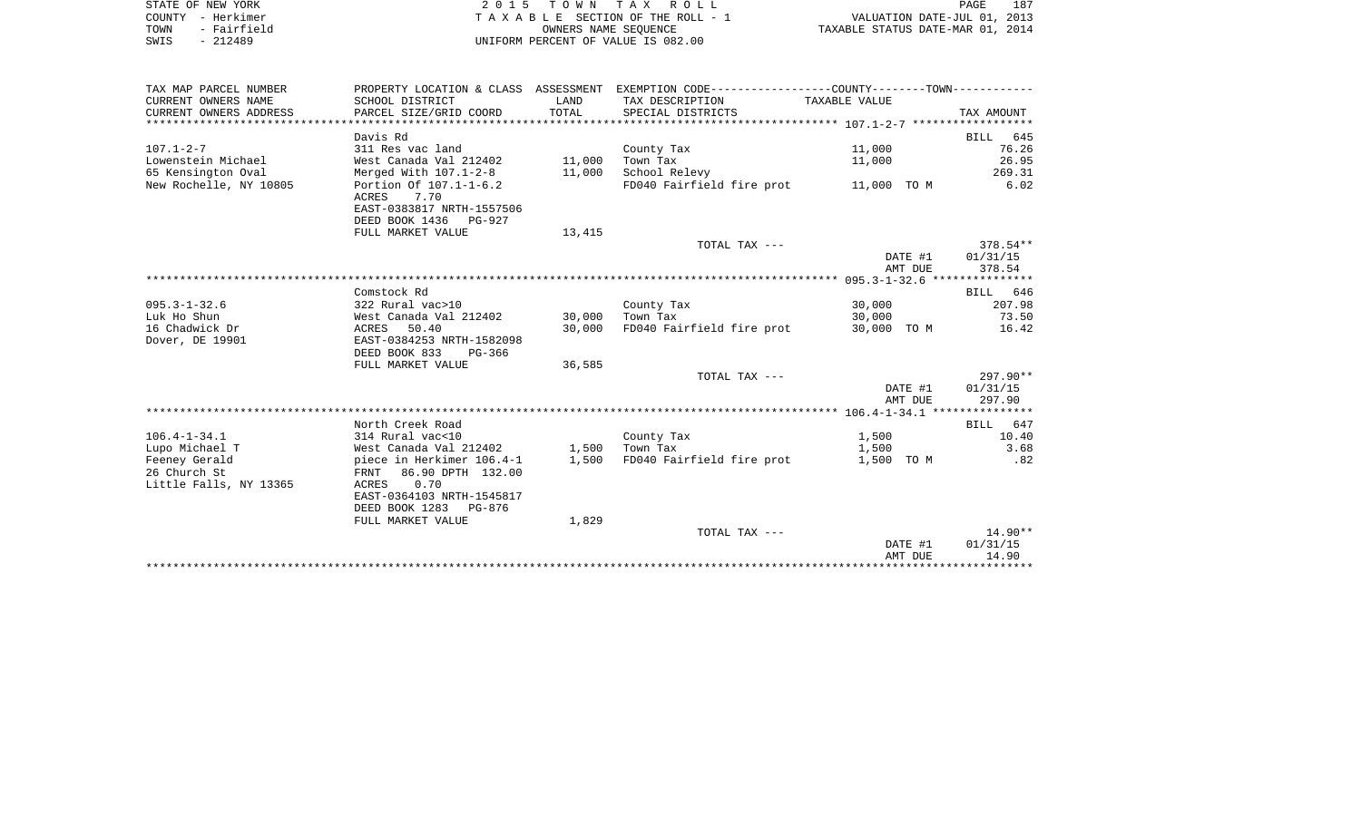STATE OF NEW YORK
COUNTY - Herkimer
TOWN - Fairfield
SWIS - 212489

2 0 1 5 T O W N T A X R O L L
T A X A B L E SECTION OF THE ROLL - 1
OWNERS NAME SEQUENCE
UNIFORM PERCENT OF VALUE IS 082.00

VALUATION DATE-JUL 01, 2013
TAXABLE STATUS DATE-MAR 01, 2014

| TAX MAP PARCEL NUMBER<br>CURRENT OWNERS NAME<br>CURRENT OWNERS ADDRESS | PROPERTY LOCATION & CLASS<br>SCHOOL DISTRICT<br>PARCEL SIZE/GRID COORD | ASSESSMENT<br>LAND<br>TOTAL | EXEMPTION CODE-----COUNTY-----TOWN-----<br>TAX DESCRIPTION<br>SPECIAL DISTRICTS | TAXABLE VALUE | TAX AMOUNT |
|---|---|---|---|---|---|
| | Davis Rd | | | | BILL 645 |
| 107.1-2-7 | 311 Res vac land | | County Tax | 11,000 | 76.26 |
| Lowenstein Michael | West Canada Val 212402 | 11,000 | Town Tax | 11,000 | 26.95 |
| 65 Kensington Oval | Merged With 107.1-2-8 | 11,000 | School Relevy | | 269.31 |
| New Rochelle, NY 10805 | Portion Of 107.1-1-6.2 | | FD040 Fairfield fire prot | 11,000 TO M | 6.02 |
| | ACRES 7.70 | | | | |
| | EAST-0383817 NRTH-1557506 | | | | |
| | DEED BOOK 1436 PG-927 | | | | |
| | FULL MARKET VALUE | 13,415 | | | |
| | | | TOTAL TAX --- | | 378.54** |
| | | | | DATE #1 | 01/31/15 |
| | | | | AMT DUE | 378.54 |
| | Comstock Rd | | | | BILL 646 |
| 095.3-1-32.6 | 322 Rural vac>10 | | County Tax | 30,000 | 207.98 |
| Luk Ho Shun | West Canada Val 212402 | 30,000 | Town Tax | 30,000 | 73.50 |
| 16 Chadwick Dr | ACRES 50.40 | 30,000 | FD040 Fairfield fire prot | 30,000 TO M | 16.42 |
| Dover, DE 19901 | EAST-0384253 NRTH-1582098 | | | | |
| | DEED BOOK 833 PG-366 | | | | |
| | FULL MARKET VALUE | 36,585 | | | |
| | | | TOTAL TAX --- | | 297.90** |
| | | | | DATE #1 | 01/31/15 |
| | | | | AMT DUE | 297.90 |
| | North Creek Road | | | | BILL 647 |
| 106.4-1-34.1 | 314 Rural vac<10 | | County Tax | 1,500 | 10.40 |
| Lupo Michael T | West Canada Val 212402 | 1,500 | Town Tax | 1,500 | 3.68 |
| Feeney Gerald | piece in Herkimer 106.4-1 | 1,500 | FD040 Fairfield fire prot | 1,500 TO M | .82 |
| 26 Church St | FRNT 86.90 DPTH 132.00 | | | | |
| Little Falls, NY 13365 | ACRES 0.70 | | | | |
| | EAST-0364103 NRTH-1545817 | | | | |
| | DEED BOOK 1283 PG-876 | | | | |
| | FULL MARKET VALUE | 1,829 | | | |
| | | | TOTAL TAX --- | | 14.90** |
| | | | | DATE #1 | 01/31/15 |
| | | | | AMT DUE | 14.90 |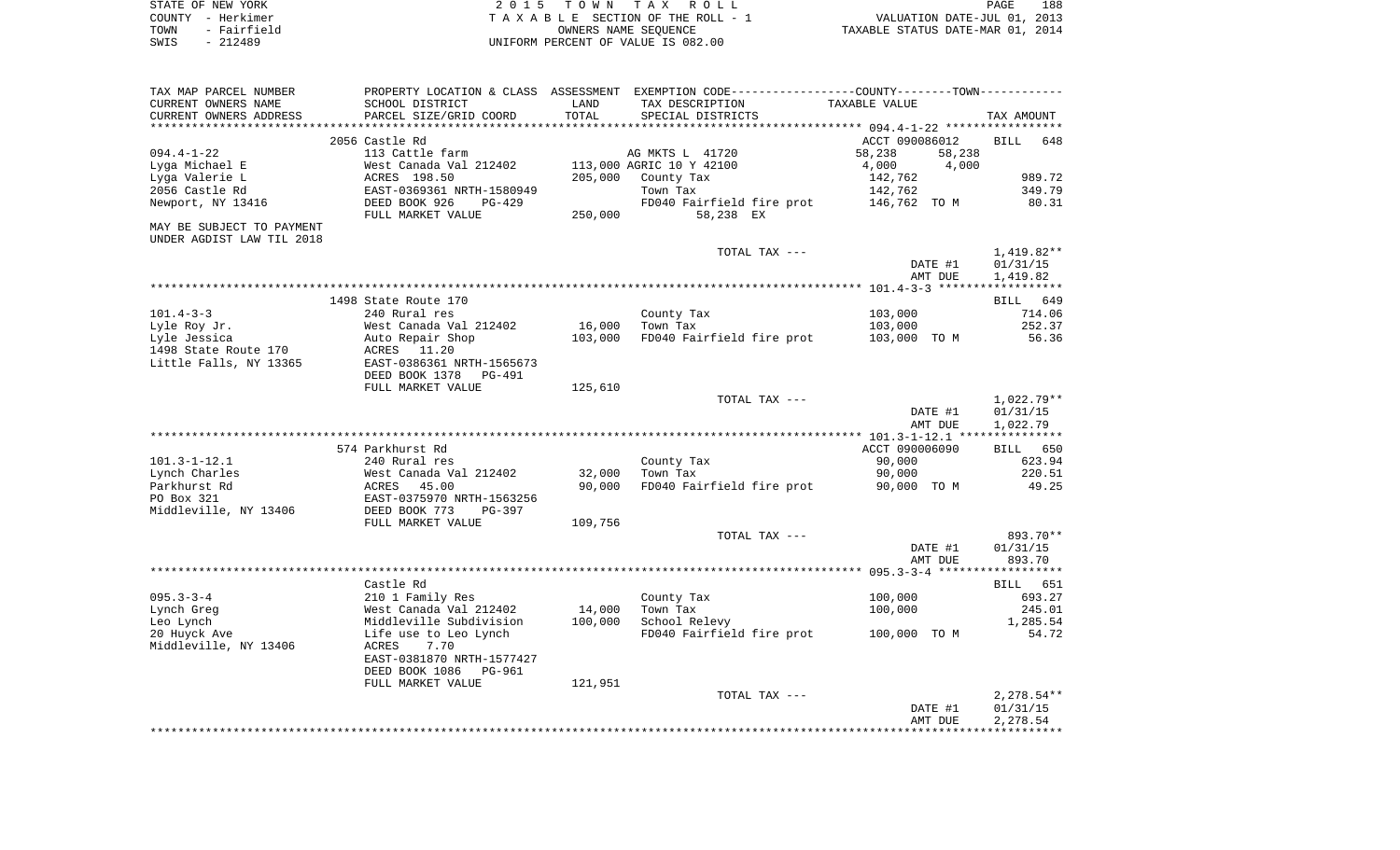STATE OF NEW YORK
COUNTY - Herkimer
TOWN - Fairfield
SWIS - 212489

2 0 1 5 T O W N T A X R O L L
T A X A B L E SECTION OF THE ROLL - 1
OWNERS NAME SEQUENCE
UNIFORM PERCENT OF VALUE IS 082.00

VALUATION DATE-JUL 01, 2013
TAXABLE STATUS DATE-MAR 01, 2014

| TAX MAP PARCEL NUMBER<br>CURRENT OWNERS NAME<br>CURRENT OWNERS ADDRESS | PROPERTY LOCATION & CLASS<br>SCHOOL DISTRICT<br>PARCEL SIZE/GRID COORD | ASSESSMENT<br>LAND<br>TOTAL | EXEMPTION CODE-----COUNTY-----TOWN-----<br>TAX DESCRIPTION<br>SPECIAL DISTRICTS | TAXABLE VALUE | TAX AMOUNT |
|---|---|---|---|---|---|
| | 2056 Castle Rd | | | ACCT 090086012 | BILL 648 |
| 094.4-1-22 | 113 Cattle farm | | AG MKTS L 41720 | 58,238 58,238 | |
| Lyga Michael E | West Canada Val 212402 | 113,000 | AGRIC 10 Y 42100 | 4,000 4,000 | |
| Lyga Valerie L | ACRES 198.50 | 205,000 | County Tax | 142,762 | 989.72 |
| 2056 Castle Rd | EAST-0369361 NRTH-1580949 | | Town Tax | 142,762 | 349.79 |
| Newport, NY 13416 | DEED BOOK 926 PG-429 | | FD040 Fairfield fire prot | 146,762 TO M | 80.31 |
| | FULL MARKET VALUE | 250,000 | 58,238 EX | | |
| MAY BE SUBJECT TO PAYMENT<br>UNDER AGDIST LAW TIL 2018 | | | | | |
| | | | TOTAL TAX --- | | 1,419.82** |
| | | | | DATE #1 | 01/31/15 |
| | | | | AMT DUE | 1,419.82 |
| | 1498 State Route 170 | | | | BILL 649 |
| 101.4-3-3 | 240 Rural res | | County Tax | 103,000 | 714.06 |
| Lyle Roy Jr. | West Canada Val 212402 | 16,000 | Town Tax | 103,000 | 252.37 |
| Lyle Jessica | Auto Repair Shop | 103,000 | FD040 Fairfield fire prot | 103,000 TO M | 56.36 |
| 1498 State Route 170 | ACRES 11.20 | | | | |
| Little Falls, NY 13365 | EAST-0386361 NRTH-1565673 | | | | |
| | DEED BOOK 1378 PG-491 | | | | |
| | FULL MARKET VALUE | 125,610 | | | |
| | | | TOTAL TAX --- | | 1,022.79** |
| | | | | DATE #1 | 01/31/15 |
| | | | | AMT DUE | 1,022.79 |
| | 574 Parkhurst Rd | | | ACCT 090006090 | BILL 650 |
| 101.3-1-12.1 | 240 Rural res | | County Tax | 90,000 | 623.94 |
| Lynch Charles | West Canada Val 212402 | 32,000 | Town Tax | 90,000 | 220.51 |
| Parkhurst Rd | ACRES 45.00 | 90,000 | FD040 Fairfield fire prot | 90,000 TO M | 49.25 |
| PO Box 321 | EAST-0375970 NRTH-1563256 | | | | |
| Middleville, NY 13406 | DEED BOOK 773 PG-397 | | | | |
| | FULL MARKET VALUE | 109,756 | | | |
| | | | TOTAL TAX --- | | 893.70** |
| | | | | DATE #1 | 01/31/15 |
| | | | | AMT DUE | 893.70 |
| | Castle Rd | | | | BILL 651 |
| 095.3-3-4 | 210 1 Family Res | | County Tax | 100,000 | 693.27 |
| Lynch Greg | West Canada Val 212402 | 14,000 | Town Tax | 100,000 | 245.01 |
| Leo Lynch | Middleville Subdivision | 100,000 | School Relevy | | 1,285.54 |
| 20 Huyck Ave | Life use to Leo Lynch | | FD040 Fairfield fire prot | 100,000 TO M | 54.72 |
| Middleville, NY 13406 | ACRES 7.70 | | | | |
| | EAST-0381870 NRTH-1577427 | | | | |
| | DEED BOOK 1086 PG-961 | | | | |
| | FULL MARKET VALUE | 121,951 | | | |
| | | | TOTAL TAX --- | | 2,278.54** |
| | | | | DATE #1 | 01/31/15 |
| | | | | AMT DUE | 2,278.54 |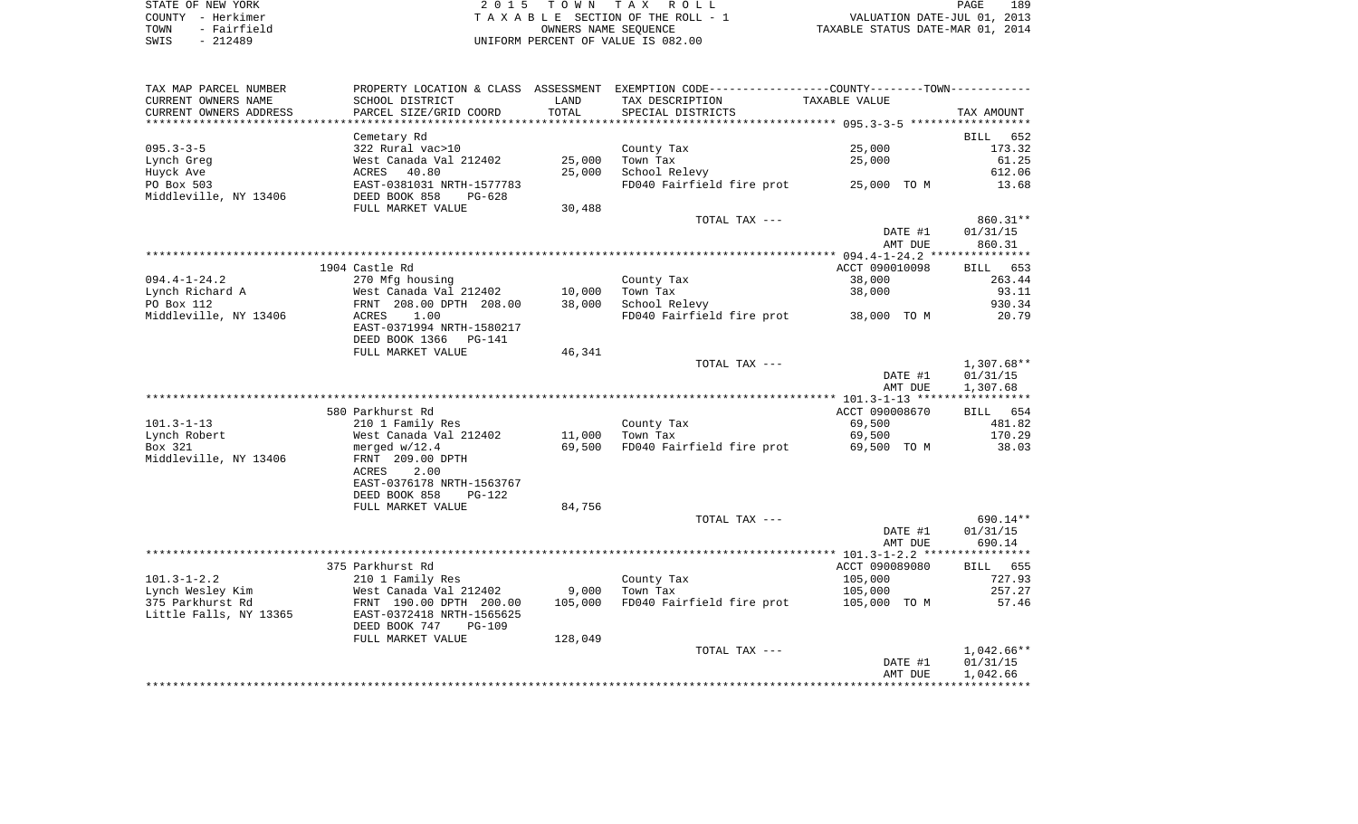STATE OF NEW YORK 2 0 1 5 T O W N T A X R O L L
COUNTY - Herkimer T A X A B L E SECTION OF THE ROLL - 1 VALUATION DATE-JUL 01, 2013
TOWN - Fairfield OWNERS NAME SEQUENCE TAXABLE STATUS DATE-MAR 01, 2014
SWIS - 212489 UNIFORM PERCENT OF VALUE IS 082.00

| TAX MAP PARCEL NUMBER / CURRENT OWNERS NAME / CURRENT OWNERS ADDRESS | PROPERTY LOCATION & CLASS / SCHOOL DISTRICT / PARCEL SIZE/GRID COORD | ASSESSMENT LAND / TOTAL | EXEMPTION CODE / TAX DESCRIPTION / SPECIAL DISTRICTS | TAXABLE VALUE | TAX AMOUNT |
|---|---|---|---|---|---|
| 095.3-3-5 | Cemetary Rd | | | | BILL 652 |
| | 322 Rural vac>10 | | County Tax | 25,000 | 173.32 |
| Lynch Greg | West Canada Val 212402 | 25,000 | Town Tax | 25,000 | 61.25 |
| Huyck Ave | ACRES 40.80 | 25,000 | School Relevy | | 612.06 |
| PO Box 503 | EAST-0381031 NRTH-1577783 | | FD040 Fairfield fire prot | 25,000 TO M | 13.68 |
| Middleville, NY 13406 | DEED BOOK 858 PG-628 | | | | |
| | FULL MARKET VALUE | 30,488 | | | |
| | | | TOTAL TAX --- | | 860.31** |
| | | | | DATE #1 | 01/31/15 |
| | | | | AMT DUE | 860.31 |
| 094.4-1-24.2 | 1904 Castle Rd | | | ACCT 090010098 | BILL 653 |
| | 270 Mfg housing | | County Tax | 38,000 | 263.44 |
| Lynch Richard A | West Canada Val 212402 | 10,000 | Town Tax | 38,000 | 93.11 |
| PO Box 112 | FRNT 208.00 DPTH 208.00 | 38,000 | School Relevy | | 930.34 |
| Middleville, NY 13406 | ACRES 1.00 | | FD040 Fairfield fire prot | 38,000 TO M | 20.79 |
| | EAST-0371994 NRTH-1580217 | | | | |
| | DEED BOOK 1366 PG-141 | | | | |
| | FULL MARKET VALUE | 46,341 | | | |
| | | | TOTAL TAX --- | | 1,307.68** |
| | | | | DATE #1 | 01/31/15 |
| | | | | AMT DUE | 1,307.68 |
| 101.3-1-13 | 580 Parkhurst Rd | | | ACCT 090008670 | BILL 654 |
| | 210 1 Family Res | | County Tax | 69,500 | 481.82 |
| Lynch Robert | West Canada Val 212402 | 11,000 | Town Tax | 69,500 | 170.29 |
| Box 321 | merged w/12.4 | 69,500 | FD040 Fairfield fire prot | 69,500 TO M | 38.03 |
| Middleville, NY 13406 | FRNT 209.00 DPTH | | | | |
| | ACRES 2.00 | | | | |
| | EAST-0376178 NRTH-1563767 | | | | |
| | DEED BOOK 858 PG-122 | | | | |
| | FULL MARKET VALUE | 84,756 | | | |
| | | | TOTAL TAX --- | | 690.14** |
| | | | | DATE #1 | 01/31/15 |
| | | | | AMT DUE | 690.14 |
| 101.3-1-2.2 | 375 Parkhurst Rd | | | ACCT 090089080 | BILL 655 |
| | 210 1 Family Res | | County Tax | 105,000 | 727.93 |
| Lynch Wesley Kim | West Canada Val 212402 | 9,000 | Town Tax | 105,000 | 257.27 |
| 375 Parkhurst Rd | FRNT 190.00 DPTH 200.00 | 105,000 | FD040 Fairfield fire prot | 105,000 TO M | 57.46 |
| Little Falls, NY 13365 | EAST-0372418 NRTH-1565625 | | | | |
| | DEED BOOK 747 PG-109 | | | | |
| | FULL MARKET VALUE | 128,049 | | | |
| | | | TOTAL TAX --- | | 1,042.66** |
| | | | | DATE #1 | 01/31/15 |
| | | | | AMT DUE | 1,042.66 |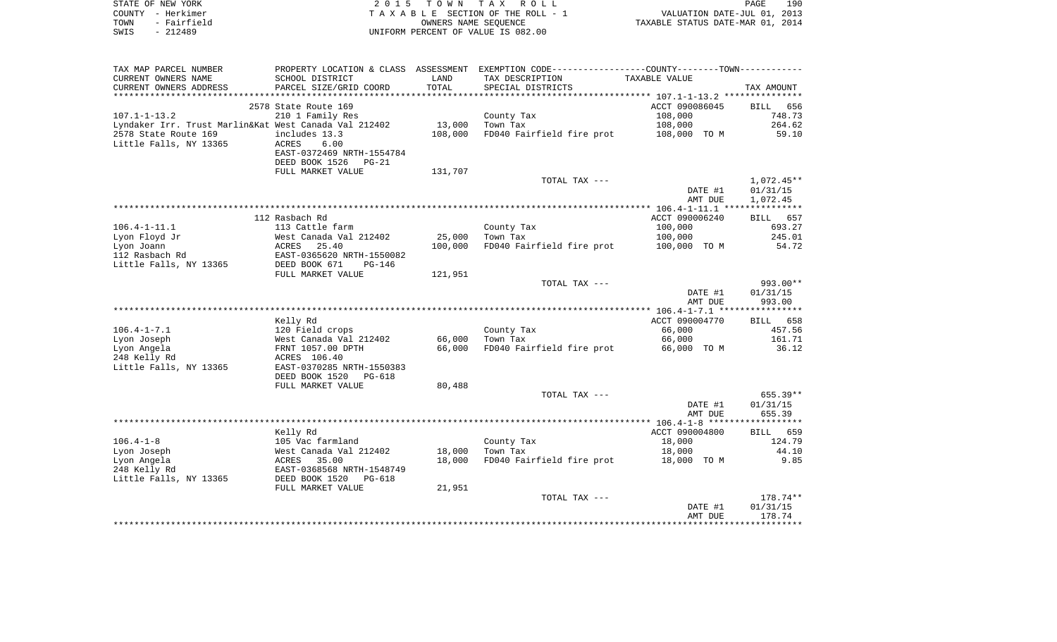STATE OF NEW YORK
COUNTY - Herkimer
TOWN - Fairfield
SWIS - 212489

2 0 1 5 T O W N T A X R O L L
T A X A B L E SECTION OF THE ROLL - 1
OWNERS NAME SEQUENCE
UNIFORM PERCENT OF VALUE IS 082.00

VALUATION DATE-JUL 01, 2013
TAXABLE STATUS DATE-MAR 01, 2014

| TAX MAP PARCEL NUMBER / CURRENT OWNERS NAME / CURRENT OWNERS ADDRESS | PROPERTY LOCATION & CLASS / SCHOOL DISTRICT / PARCEL SIZE/GRID COORD | ASSESSMENT LAND / TOTAL | EXEMPTION CODE / TAX DESCRIPTION / SPECIAL DISTRICTS | TAXABLE VALUE | TAX AMOUNT |
|---|---|---|---|---|---|
| 107.1-1-13.2 | 2578 State Route 169 | | | ACCT 090086045 | BILL 656 |
| | 210 1 Family Res | | County Tax | 108,000 | 748.73 |
| Lyndaker Irr. Trust Marlin&Kat | West Canada Val 212402 | 13,000 | Town Tax | 108,000 | 264.62 |
| 2578 State Route 169 | includes 13.3 | 108,000 | FD040 Fairfield fire prot | 108,000 TO M | 59.10 |
| Little Falls, NY 13365 | ACRES 6.00 | | | | |
| | EAST-0372469 NRTH-1554784 | | | | |
| | DEED BOOK 1526 PG-21 | | | | |
| | FULL MARKET VALUE | 131,707 | | | |
| | | | TOTAL TAX --- | | 1,072.45** |
| | | | | DATE #1 | 01/31/15 |
| | | | | AMT DUE | 1,072.45 |
| 106.4-1-11.1 | 112 Rasbach Rd | | | ACCT 090006240 | BILL 657 |
| | 113 Cattle farm | | County Tax | 100,000 | 693.27 |
| Lyon Floyd Jr | West Canada Val 212402 | 25,000 | Town Tax | 100,000 | 245.01 |
| Lyon Joann | ACRES 25.40 | 100,000 | FD040 Fairfield fire prot | 100,000 TO M | 54.72 |
| 112 Rasbach Rd | EAST-0365620 NRTH-1550082 | | | | |
| Little Falls, NY 13365 | DEED BOOK 671 PG-146 | | | | |
| | FULL MARKET VALUE | 121,951 | | | |
| | | | TOTAL TAX --- | | 993.00** |
| | | | | DATE #1 | 01/31/15 |
| | | | | AMT DUE | 993.00 |
| 106.4-1-7.1 | Kelly Rd | | | ACCT 090004770 | BILL 658 |
| | 120 Field crops | | County Tax | 66,000 | 457.56 |
| Lyon Joseph | West Canada Val 212402 | 66,000 | Town Tax | 66,000 | 161.71 |
| Lyon Angela | FRNT 1057.00 DPTH | 66,000 | FD040 Fairfield fire prot | 66,000 TO M | 36.12 |
| 248 Kelly Rd | ACRES 106.40 | | | | |
| Little Falls, NY 13365 | EAST-0370285 NRTH-1550383 | | | | |
| | DEED BOOK 1520 PG-618 | | | | |
| | FULL MARKET VALUE | 80,488 | | | |
| | | | TOTAL TAX --- | | 655.39** |
| | | | | DATE #1 | 01/31/15 |
| | | | | AMT DUE | 655.39 |
| 106.4-1-8 | Kelly Rd | | | ACCT 090004800 | BILL 659 |
| | 105 Vac farmland | | County Tax | 18,000 | 124.79 |
| Lyon Joseph | West Canada Val 212402 | 18,000 | Town Tax | 18,000 | 44.10 |
| Lyon Angela | ACRES 35.00 | 18,000 | FD040 Fairfield fire prot | 18,000 TO M | 9.85 |
| 248 Kelly Rd | EAST-0368568 NRTH-1548749 | | | | |
| Little Falls, NY 13365 | DEED BOOK 1520 PG-618 | | | | |
| | FULL MARKET VALUE | 21,951 | | | |
| | | | TOTAL TAX --- | | 178.74** |
| | | | | DATE #1 | 01/31/15 |
| | | | | AMT DUE | 178.74 |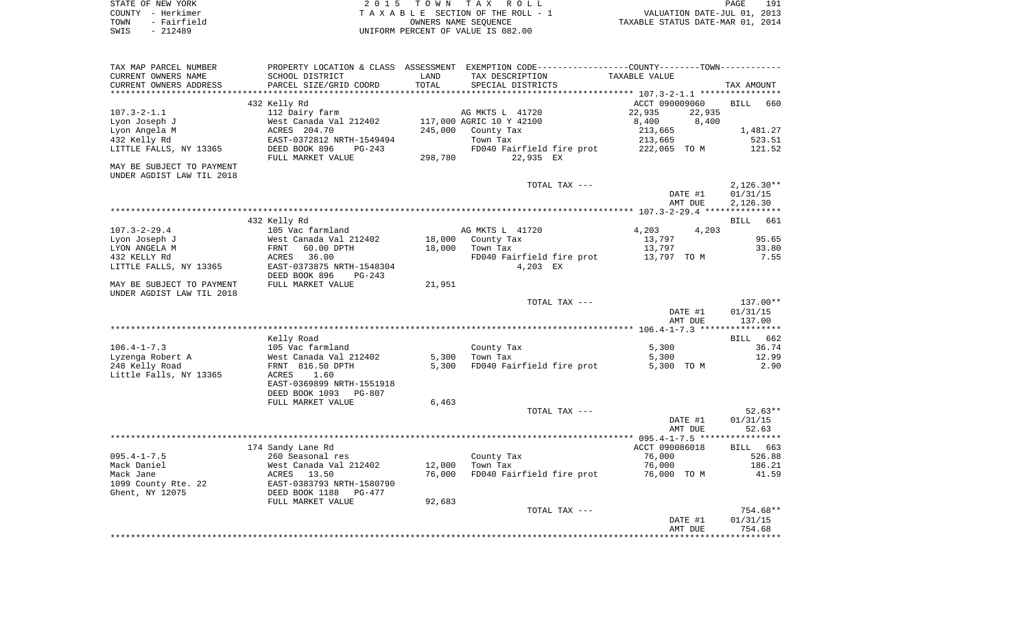STATE OF NEW YORK — 2015 TOWN TAX ROLL — PAGE 191
COUNTY - Herkimer — TAXABLE SECTION OF THE ROLL - 1 — VALUATION DATE-JUL 01, 2013
TOWN - Fairfield — OWNERS NAME SEQUENCE — TAXABLE STATUS DATE-MAR 01, 2014
SWIS - 212489 — UNIFORM PERCENT OF VALUE IS 082.00

| TAX MAP PARCEL NUMBER / CURRENT OWNERS NAME / CURRENT OWNERS ADDRESS | PROPERTY LOCATION & CLASS / SCHOOL DISTRICT / PARCEL SIZE/GRID COORD | ASSESSMENT LAND / TOTAL | EXEMPTION CODE / TAX DESCRIPTION / SPECIAL DISTRICTS | COUNTY / TOWN TAXABLE VALUE | TAX AMOUNT |
|---|---|---|---|---|---|
| 107.3-2-1.1 | 432 Kelly Rd | | | ACCT 090009060 | BILL 660 |
| | 112 Dairy farm | | AG MKTS L 41720 | 22,935 22,935 | |
| Lyon Joseph J | West Canada Val 212402 | 117,000 | AGRIC 10 Y 42100 | 8,400 8,400 | |
| Lyon Angela M | ACRES 204.70 | 245,000 | County Tax | 213,665 | 1,481.27 |
| 432 Kelly Rd | EAST-0372812 NRTH-1549494 | | Town Tax | 213,665 | 523.51 |
| LITTLE FALLS, NY 13365 | DEED BOOK 896 PG-243 | | FD040 Fairfield fire prot | 222,065 TO M | 121.52 |
| | FULL MARKET VALUE | 298,780 | 22,935 EX | | |
| MAY BE SUBJECT TO PAYMENT UNDER AGDIST LAW TIL 2018 | | | | | |
| | | | TOTAL TAX --- | | 2,126.30** |
| | | | | DATE #1 | 01/31/15 |
| | | | | AMT DUE | 2,126.30 |
| 107.3-2-29.4 | 432 Kelly Rd | | | | BILL 661 |
| | 105 Vac farmland | | AG MKTS L 41720 | 4,203 4,203 | |
| Lyon Joseph J | West Canada Val 212402 | 18,000 | County Tax | 13,797 | 95.65 |
| LYON ANGELA M | FRNT 60.00 DPTH | 18,000 | Town Tax | 13,797 | 33.80 |
| 432 KELLY Rd | ACRES 36.00 | | FD040 Fairfield fire prot | 13,797 TO M | 7.55 |
| LITTLE FALLS, NY 13365 | EAST-0373875 NRTH-1548304 | | 4,203 EX | | |
| | DEED BOOK 896 PG-243 | | | | |
| MAY BE SUBJECT TO PAYMENT UNDER AGDIST LAW TIL 2018 | FULL MARKET VALUE | 21,951 | | | |
| | | | TOTAL TAX --- | | 137.00** |
| | | | | DATE #1 | 01/31/15 |
| | | | | AMT DUE | 137.00 |
| 106.4-1-7.3 | Kelly Road | | | | BILL 662 |
| | 105 Vac farmland | | County Tax | 5,300 | 36.74 |
| Lyzenga Robert A | West Canada Val 212402 | 5,300 | Town Tax | 5,300 | 12.99 |
| 248 Kelly Road | FRNT 816.50 DPTH | 5,300 | FD040 Fairfield fire prot | 5,300 TO M | 2.90 |
| Little Falls, NY 13365 | ACRES 1.60 | | | | |
| | EAST-0369899 NRTH-1551918 | | | | |
| | DEED BOOK 1093 PG-807 | | | | |
| | FULL MARKET VALUE | 6,463 | | | |
| | | | TOTAL TAX --- | | 52.63** |
| | | | | DATE #1 | 01/31/15 |
| | | | | AMT DUE | 52.63 |
| 095.4-1-7.5 | 174 Sandy Lane Rd | | | ACCT 090086018 | BILL 663 |
| | 260 Seasonal res | | County Tax | 76,000 | 526.88 |
| Mack Daniel | West Canada Val 212402 | 12,000 | Town Tax | 76,000 | 186.21 |
| Mack Jane | ACRES 13.50 | 76,000 | FD040 Fairfield fire prot | 76,000 TO M | 41.59 |
| 1099 County Rte. 22 | EAST-0383793 NRTH-1580790 | | | | |
| Ghent, NY 12075 | DEED BOOK 1188 PG-477 | | | | |
| | FULL MARKET VALUE | 92,683 | | | |
| | | | TOTAL TAX --- | | 754.68** |
| | | | | DATE #1 | 01/31/15 |
| | | | | AMT DUE | 754.68 |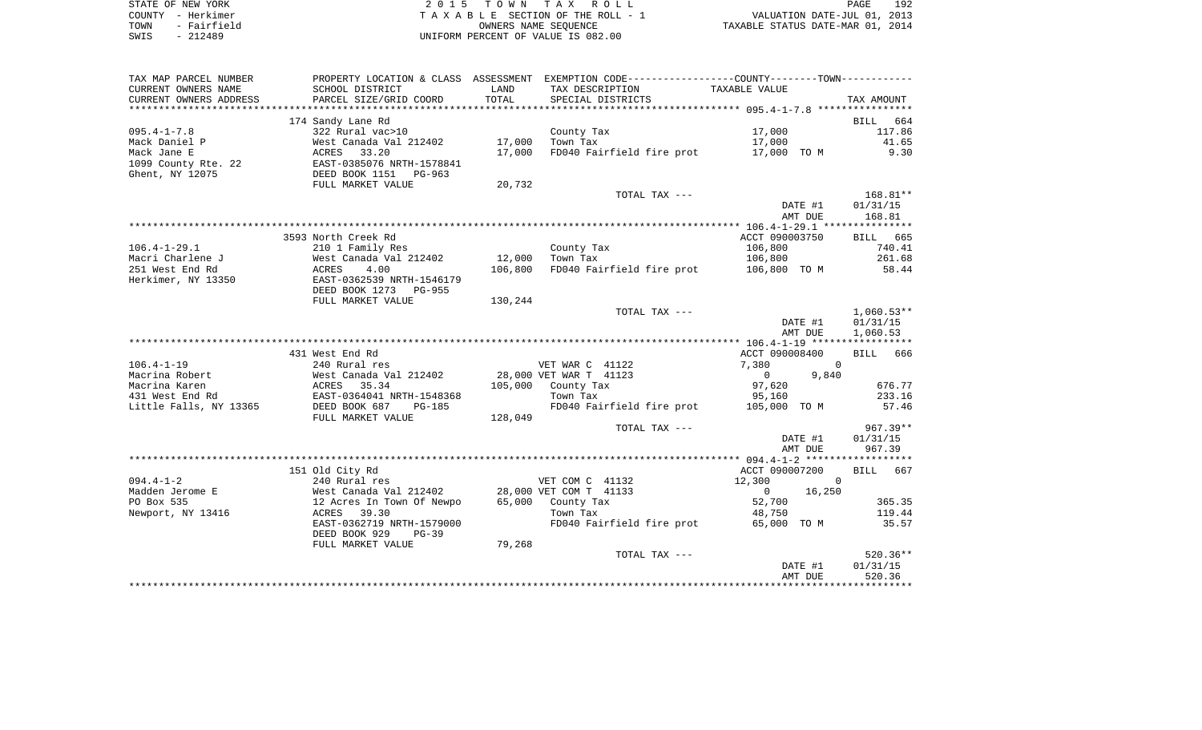STATE OF NEW YORK | 2 0 1 5 T O W N T A X R O L L | PAGE 192
COUNTY - Herkimer | T A X A B L E SECTION OF THE ROLL - 1 | VALUATION DATE-JUL 01, 2013
TOWN - Fairfield | OWNERS NAME SEQUENCE | TAXABLE STATUS DATE-MAR 01, 2014
SWIS - 212489 | UNIFORM PERCENT OF VALUE IS 082.00

| TAX MAP PARCEL NUMBER / CURRENT OWNERS NAME / CURRENT OWNERS ADDRESS | PROPERTY LOCATION & CLASS / SCHOOL DISTRICT / PARCEL SIZE/GRID COORD | ASSESSMENT LAND / TOTAL | EXEMPTION CODE / TAX DESCRIPTION / SPECIAL DISTRICTS | COUNTY / TOWN TAXABLE VALUE | TAX AMOUNT |
|---|---|---|---|---|---|
| **095.4-1-7.8** | 174 Sandy Lane Rd | | | | BILL 664 |
| 095.4-1-7.8 | 322 Rural vac>10 | | County Tax | 17,000 | 117.86 |
| Mack Daniel P | West Canada Val 212402 | 17,000 | Town Tax | 17,000 | 41.65 |
| Mack Jane E | ACRES 33.20 | 17,000 | FD040 Fairfield fire prot | 17,000 TO M | 9.30 |
| 1099 County Rte. 22 | EAST-0385076 NRTH-1578841 | | | | |
| Ghent, NY 12075 | DEED BOOK 1151 PG-963 | | | | |
| | FULL MARKET VALUE | 20,732 | | | |
| | | | TOTAL TAX --- | | 168.81** |
| | | | | DATE #1 | 01/31/15 |
| | | | | AMT DUE | 168.81 |
| **106.4-1-29.1** | 3593 North Creek Rd | | | ACCT 090003750 | BILL 665 |
| 106.4-1-29.1 | 210 1 Family Res | | County Tax | 106,800 | 740.41 |
| Macri Charlene J | West Canada Val 212402 | 12,000 | Town Tax | 106,800 | 261.68 |
| 251 West End Rd | ACRES 4.00 | 106,800 | FD040 Fairfield fire prot | 106,800 TO M | 58.44 |
| Herkimer, NY 13350 | EAST-0362539 NRTH-1546179 | | | | |
| | DEED BOOK 1273 PG-955 | | | | |
| | FULL MARKET VALUE | 130,244 | | | |
| | | | TOTAL TAX --- | | 1,060.53** |
| | | | | DATE #1 | 01/31/15 |
| | | | | AMT DUE | 1,060.53 |
| **106.4-1-19** | 431 West End Rd | | | ACCT 090008400 | BILL 666 |
| 106.4-1-19 | 240 Rural res | | VET WAR C 41122 | 7,380 / 0 | |
| Macrina Robert | West Canada Val 212402 | 28,000 | VET WAR T 41123 | 0 / 9,840 | |
| Macrina Karen | ACRES 35.34 | 105,000 | County Tax | 97,620 | 676.77 |
| 431 West End Rd | EAST-0364041 NRTH-1548368 | | Town Tax | 95,160 | 233.16 |
| Little Falls, NY 13365 | DEED BOOK 687 PG-185 | | FD040 Fairfield fire prot | 105,000 TO M | 57.46 |
| | FULL MARKET VALUE | 128,049 | | | |
| | | | TOTAL TAX --- | | 967.39** |
| | | | | DATE #1 | 01/31/15 |
| | | | | AMT DUE | 967.39 |
| **094.4-1-2** | 151 Old City Rd | | | ACCT 090007200 | BILL 667 |
| 094.4-1-2 | 240 Rural res | | VET COM C 41132 | 12,300 / 0 | |
| Madden Jerome E | West Canada Val 212402 | 28,000 | VET COM T 41133 | 0 / 16,250 | |
| PO Box 535 | 12 Acres In Town Of Newpo | 65,000 | County Tax | 52,700 | 365.35 |
| Newport, NY 13416 | ACRES 39.30 | | Town Tax | 48,750 | 119.44 |
| | EAST-0362719 NRTH-1579000 | | FD040 Fairfield fire prot | 65,000 TO M | 35.57 |
| | DEED BOOK 929 PG-39 | | | | |
| | FULL MARKET VALUE | 79,268 | | | |
| | | | TOTAL TAX --- | | 520.36** |
| | | | | DATE #1 | 01/31/15 |
| | | | | AMT DUE | 520.36 |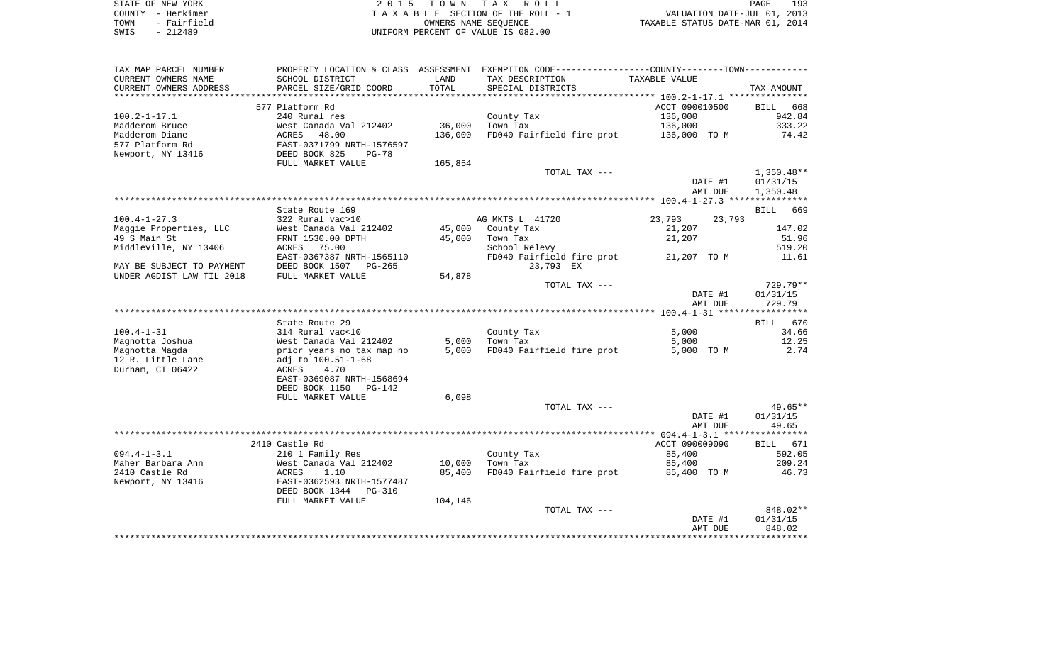STATE OF NEW YORK
COUNTY - Herkimer
TOWN - Fairfield
SWIS - 212489

2 0 1 5 T O W N T A X R O L L
T A X A B L E SECTION OF THE ROLL - 1
OWNERS NAME SEQUENCE
UNIFORM PERCENT OF VALUE IS 082.00

VALUATION DATE-JUL 01, 2013
TAXABLE STATUS DATE-MAR 01, 2014

| TAX MAP PARCEL NUMBER / CURRENT OWNERS NAME / CURRENT OWNERS ADDRESS | PROPERTY LOCATION & CLASS / SCHOOL DISTRICT / PARCEL SIZE/GRID COORD | ASSESSMENT LAND | TOTAL | EXEMPTION CODE / TAX DESCRIPTION / SPECIAL DISTRICTS | COUNTY TAXABLE VALUE | TOWN | TAX AMOUNT |
|---|---|---|---|---|---|---|---|
| 100.2-1-17.1 | 577 Platform Rd | | | | ACCT 090010500 | | BILL 668 |
| | 240 Rural res | | | County Tax | 136,000 | | 942.84 |
| Madderom Bruce | West Canada Val 212402 | 36,000 | | Town Tax | 136,000 | | 333.22 |
| Madderom Diane | ACRES 48.00 | | 136,000 | FD040 Fairfield fire prot | 136,000 TO M | | 74.42 |
| 577 Platform Rd | EAST-0371799 NRTH-1576597 | | | | | | |
| Newport, NY 13416 | DEED BOOK 825 PG-78 | | | | | | |
| | FULL MARKET VALUE | | 165,854 | | | | |
| | | | | TOTAL TAX --- | | | 1,350.48** |
| | | | | | DATE #1 | | 01/31/15 |
| | | | | | AMT DUE | | 1,350.48 |
| 100.4-1-27.3 | State Route 169 | | | | | | BILL 669 |
| | 322 Rural vac>10 | | | AG MKTS L 41720 | 23,793 | 23,793 | |
| Maggie Properties, LLC | West Canada Val 212402 | 45,000 | | County Tax | 21,207 | | 147.02 |
| 49 S Main St | FRNT 1530.00 DPTH | | 45,000 | Town Tax | 21,207 | | 51.96 |
| Middleville, NY 13406 | ACRES 75.00 | | | School Relevy | | | 519.20 |
| | EAST-0367387 NRTH-1565110 | | | FD040 Fairfield fire prot | 21,207 TO M | | 11.61 |
| MAY BE SUBJECT TO PAYMENT | DEED BOOK 1507 PG-265 | | | 23,793 EX | | | |
| UNDER AGDIST LAW TIL 2018 | FULL MARKET VALUE | | 54,878 | | | | |
| | | | | TOTAL TAX --- | | | 729.79** |
| | | | | | DATE #1 | | 01/31/15 |
| | | | | | AMT DUE | | 729.79 |
| 100.4-1-31 | State Route 29 | | | | | | BILL 670 |
| | 314 Rural vac<10 | | | County Tax | 5,000 | | 34.66 |
| Magnotta Joshua | West Canada Val 212402 | 5,000 | | Town Tax | 5,000 | | 12.25 |
| Magnotta Magda | prior years no tax map no | | 5,000 | FD040 Fairfield fire prot | 5,000 TO M | | 2.74 |
| 12 R. Little Lane | adj to 100.51-1-68 | | | | | | |
| Durham, CT 06422 | ACRES 4.70 | | | | | | |
| | EAST-0369087 NRTH-1568694 | | | | | | |
| | DEED BOOK 1150 PG-142 | | | | | | |
| | FULL MARKET VALUE | | 6,098 | | | | |
| | | | | TOTAL TAX --- | | | 49.65** |
| | | | | | DATE #1 | | 01/31/15 |
| | | | | | AMT DUE | | 49.65 |
| 094.4-1-3.1 | 2410 Castle Rd | | | | ACCT 090009090 | | BILL 671 |
| | 210 1 Family Res | | | County Tax | 85,400 | | 592.05 |
| Maher Barbara Ann | West Canada Val 212402 | 10,000 | | Town Tax | 85,400 | | 209.24 |
| 2410 Castle Rd | ACRES 1.10 | | 85,400 | FD040 Fairfield fire prot | 85,400 TO M | | 46.73 |
| Newport, NY 13416 | EAST-0362593 NRTH-1577487 | | | | | | |
| | DEED BOOK 1344 PG-310 | | | | | | |
| | FULL MARKET VALUE | | 104,146 | | | | |
| | | | | TOTAL TAX --- | | | 848.02** |
| | | | | | DATE #1 | | 01/31/15 |
| | | | | | AMT DUE | | 848.02 |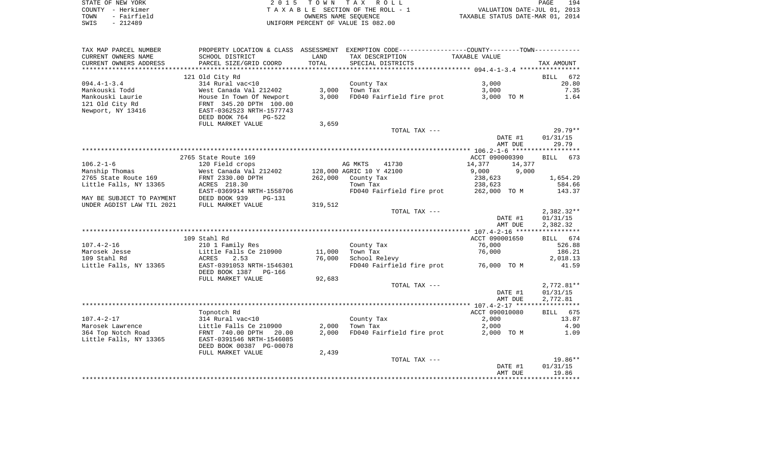STATE OF NEW YORK | COUNTY - Herkimer | TOWN - Fairfield | SWIS - 212489

**2015 TOWN TAX ROLL**
TAXABLE SECTION OF THE ROLL - 1
OWNERS NAME SEQUENCE
UNIFORM PERCENT OF VALUE IS 082.00

VALUATION DATE-JUL 01, 2013
TAXABLE STATUS DATE-MAR 01, 2014

| TAX MAP PARCEL NUMBER / CURRENT OWNERS NAME / CURRENT OWNERS ADDRESS | PROPERTY LOCATION & CLASS / SCHOOL DISTRICT / PARCEL SIZE/GRID COORD | ASSESSMENT LAND | TOTAL | EXEMPTION CODE / TAX DESCRIPTION / SPECIAL DISTRICTS | COUNTY TAXABLE VALUE | TOWN TAXABLE VALUE | TAX AMOUNT |
|---|---|---|---|---|---|---|---|
| **094.4-1-3.4** | 121 Old City Rd | | | | | | BILL 672 |
| Mankouski Todd | 314 Rural vac<10 | | | County Tax | 3,000 | | 20.80 |
| Mankouski Laurie | West Canada Val 212402 | 3,000 | | Town Tax | 3,000 | | 7.35 |
| 121 Old City Rd | House In Town Of Newport | | 3,000 | FD040 Fairfield fire prot | 3,000 TO M | | 1.64 |
| Newport, NY 13416 | FRNT 345.20 DPTH 100.00 | | | | | | |
| | EAST-0362523 NRTH-1577743 | | | | | | |
| | DEED BOOK 764 PG-522 | | | | | | |
| | FULL MARKET VALUE | | 3,659 | | | | |
| | | | | TOTAL TAX --- | | | 29.79** |
| | | | | | DATE #1 | | 01/31/15 |
| | | | | | AMT DUE | | 29.79 |
| **106.2-1-6** | 2765 State Route 169 | | | | ACCT 090000390 | | BILL 673 |
| Manship Thomas | 120 Field crops | | | AG MKTS 41730 | 14,377 | 14,377 | |
| 2765 State Route 169 | West Canada Val 212402 | 128,000 | | AGRIC 10 Y 42100 | 9,000 | 9,000 | |
| Little Falls, NY 13365 | FRNT 2330.00 DPTH | | 262,000 | County Tax | 238,623 | | 1,654.29 |
| | ACRES 218.30 | | | Town Tax | 238,623 | | 584.66 |
| | EAST-0369914 NRTH-1558706 | | | FD040 Fairfield fire prot | 262,000 TO M | | 143.37 |
| MAY BE SUBJECT TO PAYMENT | DEED BOOK 939 PG-131 | | | | | | |
| UNDER AGDIST LAW TIL 2021 | FULL MARKET VALUE | | 319,512 | | | | |
| | | | | TOTAL TAX --- | | | 2,382.32** |
| | | | | | DATE #1 | | 01/31/15 |
| | | | | | AMT DUE | | 2,382.32 |
| **107.4-2-16** | 109 Stahl Rd | | | | ACCT 090001650 | | BILL 674 |
| Marosek Jesse | 210 1 Family Res | | | County Tax | 76,000 | | 526.88 |
| 109 Stahl Rd | Little Falls Ce 210900 | 11,000 | | Town Tax | 76,000 | | 186.21 |
| Little Falls, NY 13365 | ACRES 2.53 | | 76,000 | School Relevy | | | 2,018.13 |
| | EAST-0391053 NRTH-1546301 | | | FD040 Fairfield fire prot | 76,000 TO M | | 41.59 |
| | DEED BOOK 1387 PG-166 | | | | | | |
| | FULL MARKET VALUE | | 92,683 | | | | |
| | | | | TOTAL TAX --- | | | 2,772.81** |
| | | | | | DATE #1 | | 01/31/15 |
| | | | | | AMT DUE | | 2,772.81 |
| **107.4-2-17** | Topnotch Rd | | | | ACCT 090010080 | | BILL 675 |
| Marosek Lawrence | 314 Rural vac<10 | | | County Tax | 2,000 | | 13.87 |
| 364 Top Notch Road | Little Falls Ce 210900 | 2,000 | | Town Tax | 2,000 | | 4.90 |
| Little Falls, NY 13365 | FRNT 740.00 DPTH 20.00 | | 2,000 | FD040 Fairfield fire prot | 2,000 TO M | | 1.09 |
| | EAST-0391546 NRTH-1546085 | | | | | | |
| | DEED BOOK 00387 PG-00078 | | | | | | |
| | FULL MARKET VALUE | | 2,439 | | | | |
| | | | | TOTAL TAX --- | | | 19.86** |
| | | | | | DATE #1 | | 01/31/15 |
| | | | | | AMT DUE | | 19.86 |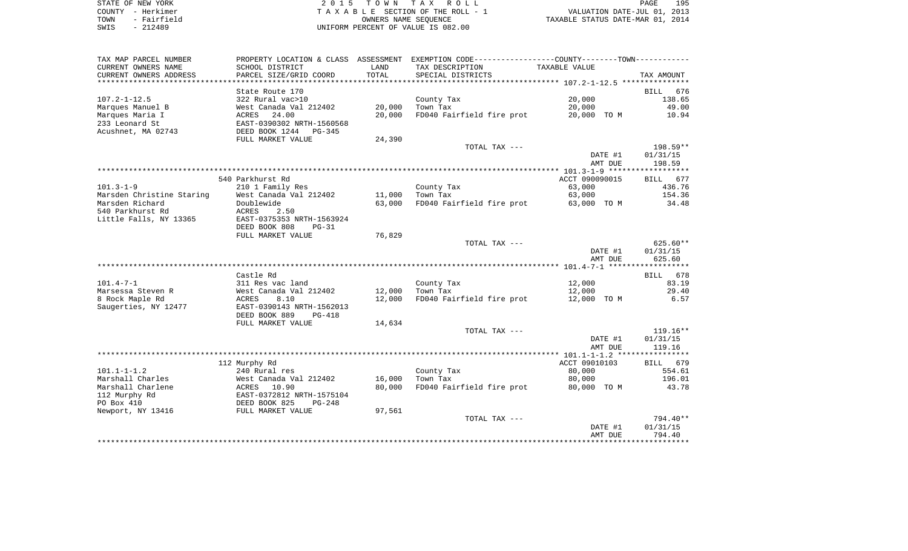STATE OF NEW YORK — COUNTY - Herkimer — TOWN - Fairfield — SWIS - 212489

2015 TOWN TAX ROLL — TAXABLE SECTION OF THE ROLL - 1 — OWNERS NAME SEQUENCE — UNIFORM PERCENT OF VALUE IS 082.00

VALUATION DATE-JUL 01, 2013 — TAXABLE STATUS DATE-MAR 01, 2014

| TAX MAP PARCEL NUMBER / CURRENT OWNERS NAME / CURRENT OWNERS ADDRESS | PROPERTY LOCATION & CLASS / SCHOOL DISTRICT / PARCEL SIZE/GRID COORD | ASSESSMENT LAND / TOTAL | EXEMPTION CODE / TAX DESCRIPTION / SPECIAL DISTRICTS | TAXABLE VALUE | TAX AMOUNT |
|---|---|---|---|---|---|
| | State Route 170 | | | | BILL 676 |
| 107.2-1-12.5 | 322 Rural vac>10 | | County Tax | 20,000 | 138.65 |
| Marques Manuel B | West Canada Val 212402 | 20,000 | Town Tax | 20,000 | 49.00 |
| Marques Maria I | ACRES 24.00 | 20,000 | FD040 Fairfield fire prot | 20,000 TO M | 10.94 |
| 233 Leonard St | EAST-0390302 NRTH-1560568 | | | | |
| Acushnet, MA 02743 | DEED BOOK 1244 PG-345 | | | | |
| | FULL MARKET VALUE | 24,390 | | | |
| | | | TOTAL TAX --- | | 198.59** |
| | | | | DATE #1 | 01/31/15 |
| | | | | AMT DUE | 198.59 |
| | 540 Parkhurst Rd | | | ACCT 090090015 | BILL 677 |
| 101.3-1-9 | 210 1 Family Res | | County Tax | 63,000 | 436.76 |
| Marsden Christine Staring | West Canada Val 212402 | 11,000 | Town Tax | 63,000 | 154.36 |
| Marsden Richard | Doublewide | 63,000 | FD040 Fairfield fire prot | 63,000 TO M | 34.48 |
| 540 Parkhurst Rd | ACRES 2.50 | | | | |
| Little Falls, NY 13365 | EAST-0375353 NRTH-1563924 | | | | |
| | DEED BOOK 808 PG-31 | | | | |
| | FULL MARKET VALUE | 76,829 | | | |
| | | | TOTAL TAX --- | | 625.60** |
| | | | | DATE #1 | 01/31/15 |
| | | | | AMT DUE | 625.60 |
| | Castle Rd | | | | BILL 678 |
| 101.4-7-1 | 311 Res vac land | | County Tax | 12,000 | 83.19 |
| Marsessa Steven R | West Canada Val 212402 | 12,000 | Town Tax | 12,000 | 29.40 |
| 8 Rock Maple Rd | ACRES 8.10 | 12,000 | FD040 Fairfield fire prot | 12,000 TO M | 6.57 |
| Saugerties, NY 12477 | EAST-0390143 NRTH-1562013 | | | | |
| | DEED BOOK 889 PG-418 | | | | |
| | FULL MARKET VALUE | 14,634 | | | |
| | | | TOTAL TAX --- | | 119.16** |
| | | | | DATE #1 | 01/31/15 |
| | | | | AMT DUE | 119.16 |
| | 112 Murphy Rd | | | ACCT 09010103 | BILL 679 |
| 101.1-1-1.2 | 240 Rural res | | County Tax | 80,000 | 554.61 |
| Marshall Charles | West Canada Val 212402 | 16,000 | Town Tax | 80,000 | 196.01 |
| Marshall Charlene | ACRES 10.90 | 80,000 | FD040 Fairfield fire prot | 80,000 TO M | 43.78 |
| 112 Murphy Rd | EAST-0372812 NRTH-1575104 | | | | |
| PO Box 410 | DEED BOOK 825 PG-248 | | | | |
| Newport, NY 13416 | FULL MARKET VALUE | 97,561 | | | |
| | | | TOTAL TAX --- | | 794.40** |
| | | | | DATE #1 | 01/31/15 |
| | | | | AMT DUE | 794.40 |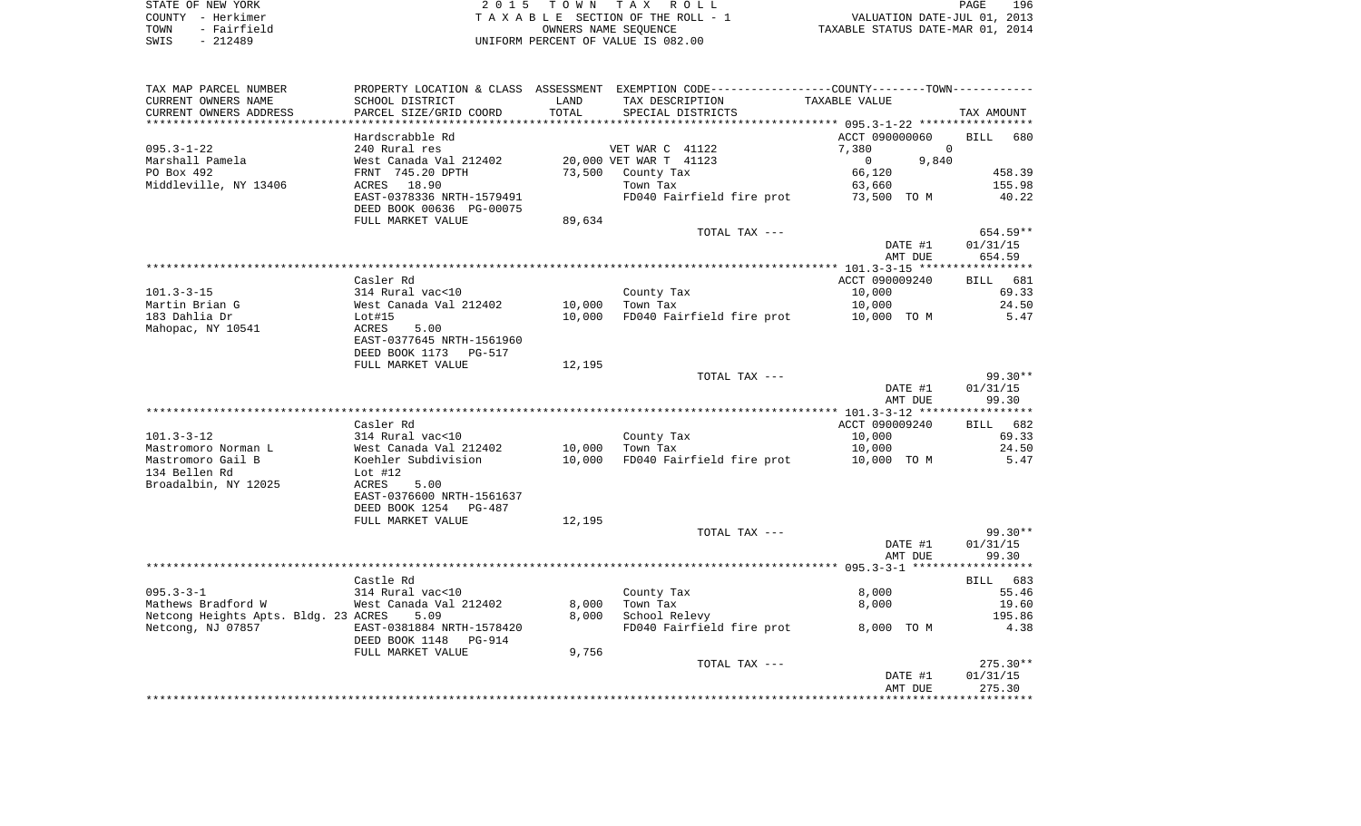STATE OF NEW YORK
COUNTY - Herkimer
TOWN - Fairfield
SWIS - 212489

2 0 1 5 T O W N T A X R O L L
T A X A B L E SECTION OF THE ROLL - 1
OWNERS NAME SEQUENCE
UNIFORM PERCENT OF VALUE IS 082.00

VALUATION DATE-JUL 01, 2013
TAXABLE STATUS DATE-MAR 01, 2014

| TAX MAP PARCEL NUMBER / CURRENT OWNERS NAME / CURRENT OWNERS ADDRESS | PROPERTY LOCATION & CLASS / SCHOOL DISTRICT / PARCEL SIZE/GRID COORD | ASSESSMENT LAND / TOTAL | EXEMPTION CODE / TAX DESCRIPTION / SPECIAL DISTRICTS | TAXABLE VALUE (COUNTY / TOWN) | TAX AMOUNT |
|---|---|---|---|---|---|
| **095.3-1-22** | Hardscrabble Rd | | | ACCT 090000060 | BILL 680 |
| 095.3-1-22 | 240 Rural res | | VET WAR C 41122 | 7,380 / 0 | |
| Marshall Pamela | West Canada Val 212402 | 20,000 | VET WAR T 41123 | 0 / 9,840 | |
| PO Box 492 | FRNT 745.20 DPTH | 73,500 | County Tax | 66,120 | 458.39 |
| Middleville, NY 13406 | ACRES 18.90 | | Town Tax | 63,660 | 155.98 |
| | EAST-0378336 NRTH-1579491 | | FD040 Fairfield fire prot | 73,500 TO M | 40.22 |
| | DEED BOOK 00636 PG-00075 | | | | |
| | FULL MARKET VALUE | 89,634 | | | |
| | | | TOTAL TAX --- | | 654.59** |
| | | | | DATE #1 | 01/31/15 |
| | | | | AMT DUE | 654.59 |
| **101.3-3-15** | Casler Rd | | | ACCT 090009240 | BILL 681 |
| 101.3-3-15 | 314 Rural vac<10 | | County Tax | 10,000 | 69.33 |
| Martin Brian G | West Canada Val 212402 | 10,000 | Town Tax | 10,000 | 24.50 |
| 183 Dahlia Dr | Lot#15 | 10,000 | FD040 Fairfield fire prot | 10,000 TO M | 5.47 |
| Mahopac, NY 10541 | ACRES 5.00 | | | | |
| | EAST-0377645 NRTH-1561960 | | | | |
| | DEED BOOK 1173 PG-517 | | | | |
| | FULL MARKET VALUE | 12,195 | | | |
| | | | TOTAL TAX --- | | 99.30** |
| | | | | DATE #1 | 01/31/15 |
| | | | | AMT DUE | 99.30 |
| **101.3-3-12** | Casler Rd | | | ACCT 090009240 | BILL 682 |
| 101.3-3-12 | 314 Rural vac<10 | | County Tax | 10,000 | 69.33 |
| Mastromoro Norman L | West Canada Val 212402 | 10,000 | Town Tax | 10,000 | 24.50 |
| Mastromoro Gail B | Koehler Subdivision | 10,000 | FD040 Fairfield fire prot | 10,000 TO M | 5.47 |
| 134 Bellen Rd | Lot #12 | | | | |
| Broadalbin, NY 12025 | ACRES 5.00 | | | | |
| | EAST-0376600 NRTH-1561637 | | | | |
| | DEED BOOK 1254 PG-487 | | | | |
| | FULL MARKET VALUE | 12,195 | | | |
| | | | TOTAL TAX --- | | 99.30** |
| | | | | DATE #1 | 01/31/15 |
| | | | | AMT DUE | 99.30 |
| **095.3-3-1** | Castle Rd | | | | BILL 683 |
| 095.3-3-1 | 314 Rural vac<10 | | County Tax | 8,000 | 55.46 |
| Mathews Bradford W | West Canada Val 212402 | 8,000 | Town Tax | 8,000 | 19.60 |
| Netcong Heights Apts. Bldg. 23 | ACRES 5.09 | 8,000 | School Relevy | | 195.86 |
| Netcong, NJ 07857 | EAST-0381884 NRTH-1578420 | | FD040 Fairfield fire prot | 8,000 TO M | 4.38 |
| | DEED BOOK 1148 PG-914 | | | | |
| | FULL MARKET VALUE | 9,756 | | | |
| | | | TOTAL TAX --- | | 275.30** |
| | | | | DATE #1 | 01/31/15 |
| | | | | AMT DUE | 275.30 |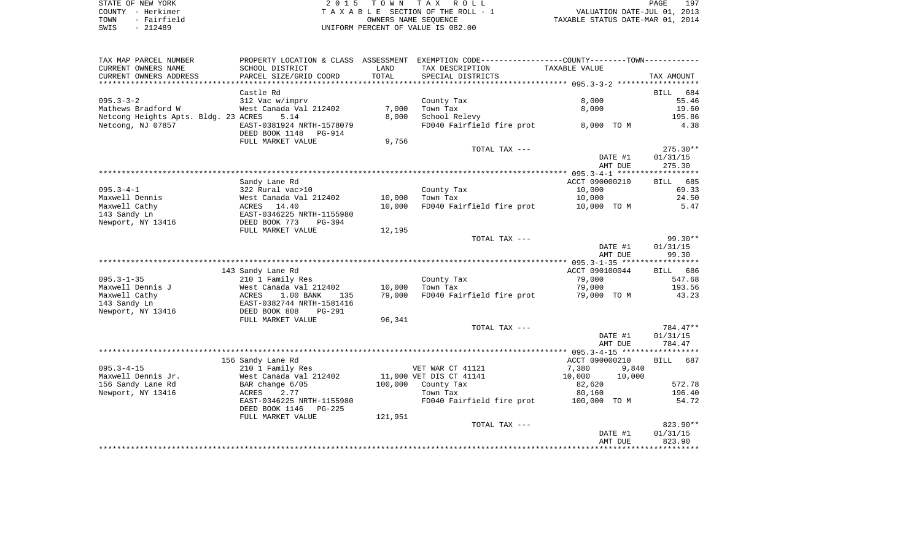STATE OF NEW YORK
COUNTY - Herkimer
TOWN - Fairfield
SWIS - 212489

2 0 1 5 T O W N T A X R O L L
T A X A B L E SECTION OF THE ROLL - 1
OWNERS NAME SEQUENCE
UNIFORM PERCENT OF VALUE IS 082.00

VALUATION DATE-JUL 01, 2013
TAXABLE STATUS DATE-MAR 01, 2014

| TAX MAP PARCEL NUMBER / CURRENT OWNERS NAME / CURRENT OWNERS ADDRESS | PROPERTY LOCATION & CLASS / SCHOOL DISTRICT / PARCEL SIZE/GRID COORD | ASSESSMENT LAND / TOTAL | EXEMPTION CODE / TAX DESCRIPTION / SPECIAL DISTRICTS | COUNTY / TOWN TAXABLE VALUE | TAX AMOUNT |
|---|---|---|---|---|---|
| 095.3-3-2 | Castle Rd | | | | BILL 684 |
| | 312 Vac w/imprv | | County Tax | 8,000 | 55.46 |
| Mathews Bradford W | West Canada Val 212402 | 7,000 | Town Tax | 8,000 | 19.60 |
| Netcong Heights Apts. Bldg. 23 | ACRES 5.14 | 8,000 | School Relevy | | 195.86 |
| Netcong, NJ 07857 | EAST-0381924 NRTH-1578079 | | FD040 Fairfield fire prot | 8,000 TO M | 4.38 |
| | DEED BOOK 1148 PG-914 | | | | |
| | FULL MARKET VALUE | 9,756 | | | |
| | | | TOTAL TAX --- | | 275.30** |
| | | | | DATE #1 | 01/31/15 |
| | | | | AMT DUE | 275.30 |
| 095.3-4-1 | Sandy Lane Rd | | | ACCT 090000210 | BILL 685 |
| | 322 Rural vac>10 | | County Tax | 10,000 | 69.33 |
| Maxwell Dennis | West Canada Val 212402 | 10,000 | Town Tax | 10,000 | 24.50 |
| Maxwell Cathy | ACRES 14.40 | 10,000 | FD040 Fairfield fire prot | 10,000 TO M | 5.47 |
| 143 Sandy Ln | EAST-0346225 NRTH-1155980 | | | | |
| Newport, NY 13416 | DEED BOOK 773 PG-394 | | | | |
| | FULL MARKET VALUE | 12,195 | | | |
| | | | TOTAL TAX --- | | 99.30** |
| | | | | DATE #1 | 01/31/15 |
| | | | | AMT DUE | 99.30 |
| 095.3-1-35 | 143 Sandy Lane Rd | | | ACCT 090100044 | BILL 686 |
| | 210 1 Family Res | | County Tax | 79,000 | 547.68 |
| Maxwell Dennis J | West Canada Val 212402 | 10,000 | Town Tax | 79,000 | 193.56 |
| Maxwell Cathy | ACRES 1.00 BANK 135 | 79,000 | FD040 Fairfield fire prot | 79,000 TO M | 43.23 |
| 143 Sandy Ln | EAST-0382744 NRTH-1581416 | | | | |
| Newport, NY 13416 | DEED BOOK 808 PG-291 | | | | |
| | FULL MARKET VALUE | 96,341 | | | |
| | | | TOTAL TAX --- | | 784.47** |
| | | | | DATE #1 | 01/31/15 |
| | | | | AMT DUE | 784.47 |
| 095.3-4-15 | 156 Sandy Lane Rd | | | ACCT 090000210 | BILL 687 |
| | 210 1 Family Res | | VET WAR CT 41121 | 7,380 9,840 | |
| Maxwell Dennis Jr. | West Canada Val 212402 | 11,000 | VET DIS CT 41141 | 10,000 10,000 | |
| 156 Sandy Lane Rd | BAR change 6/05 | 100,000 | County Tax | 82,620 | 572.78 |
| Newport, NY 13416 | ACRES 2.77 | | Town Tax | 80,160 | 196.40 |
| | EAST-0346225 NRTH-1155980 | | FD040 Fairfield fire prot | 100,000 TO M | 54.72 |
| | DEED BOOK 1146 PG-225 | | | | |
| | FULL MARKET VALUE | 121,951 | | | |
| | | | TOTAL TAX --- | | 823.90** |
| | | | | DATE #1 | 01/31/15 |
| | | | | AMT DUE | 823.90 |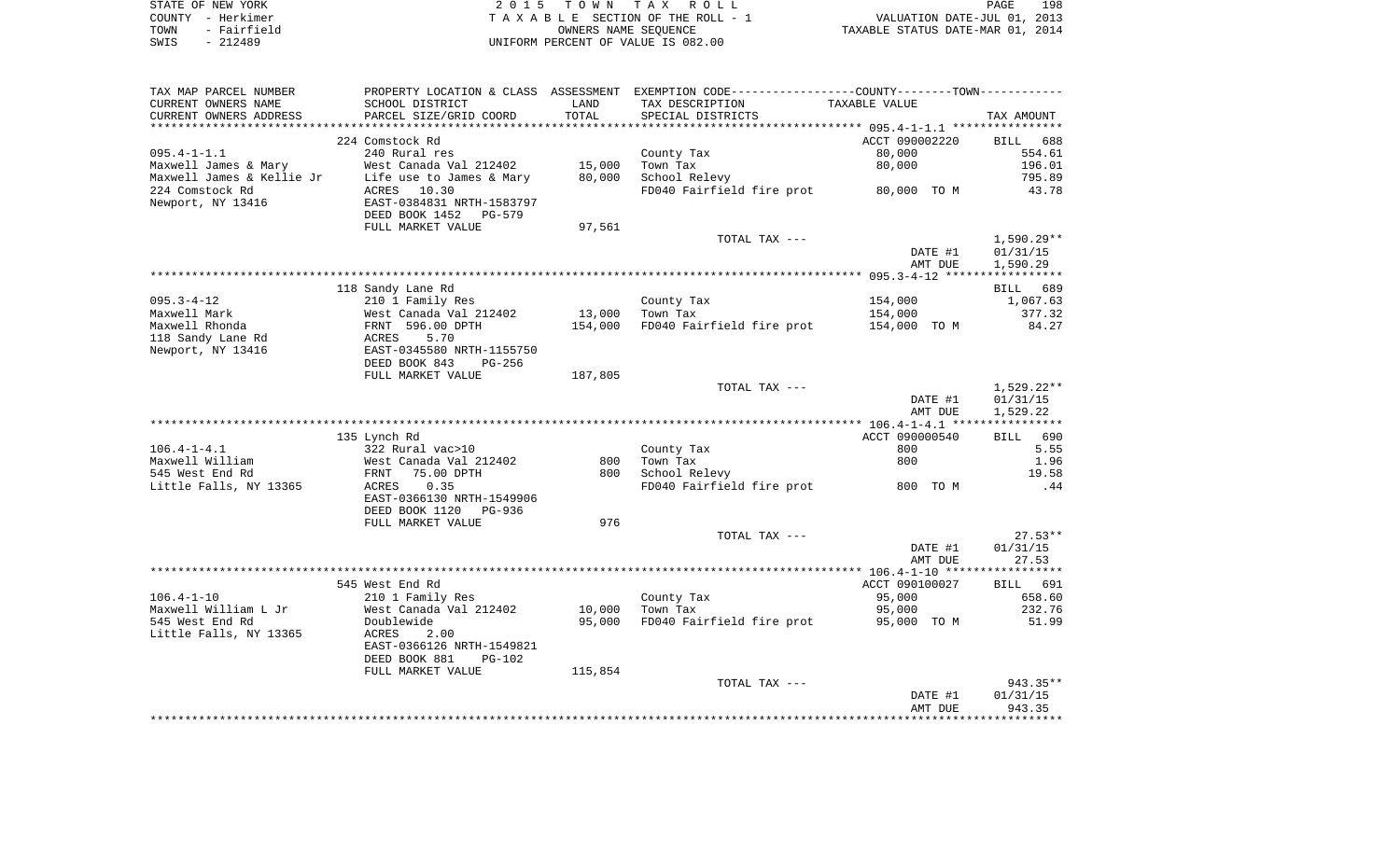STATE OF NEW YORK | 2015 TOWN TAX ROLL
COUNTY - Herkimer | TAXABLE SECTION OF THE ROLL - 1 | VALUATION DATE-JUL 01, 2013
TOWN - Fairfield | OWNERS NAME SEQUENCE | TAXABLE STATUS DATE-MAR 01, 2014
SWIS - 212489 | UNIFORM PERCENT OF VALUE IS 082.00

| TAX MAP PARCEL NUMBER / CURRENT OWNERS NAME / CURRENT OWNERS ADDRESS | PROPERTY LOCATION & CLASS / SCHOOL DISTRICT / PARCEL SIZE/GRID COORD | ASSESSMENT LAND / TOTAL | EXEMPTION CODE / TAX DESCRIPTION / SPECIAL DISTRICTS | COUNTY--------TOWN TAXABLE VALUE | TAX AMOUNT |
|---|---|---|---|---|---|
| 095.4-1-1.1 | 224 Comstock Rd | | | ACCT 090002220 | BILL 688 |
| Maxwell James & Mary | 240 Rural res | | County Tax | 80,000 | 554.61 |
| Maxwell James & Kellie Jr | West Canada Val 212402 | 15,000 | Town Tax | 80,000 | 196.01 |
| 224 Comstock Rd | Life use to James & Mary | 80,000 | School Relevy | | 795.89 |
| Newport, NY 13416 | ACRES 10.30 | | FD040 Fairfield fire prot | 80,000 TO M | 43.78 |
| | EAST-0384831 NRTH-1583797 | | | | |
| | DEED BOOK 1452 PG-579 | | | | |
| | FULL MARKET VALUE | 97,561 | | | |
| | | | TOTAL TAX --- | | 1,590.29** |
| | | | | DATE #1 | 01/31/15 |
| | | | | AMT DUE | 1,590.29 |
| 095.3-4-12 | 118 Sandy Lane Rd | | | | BILL 689 |
| Maxwell Mark | 210 1 Family Res | | County Tax | 154,000 | 1,067.63 |
| Maxwell Rhonda | West Canada Val 212402 | 13,000 | Town Tax | 154,000 | 377.32 |
| 118 Sandy Lane Rd | FRNT 596.00 DPTH | 154,000 | FD040 Fairfield fire prot | 154,000 TO M | 84.27 |
| Newport, NY 13416 | ACRES 5.70 | | | | |
| | EAST-0345580 NRTH-1155750 | | | | |
| | DEED BOOK 843 PG-256 | | | | |
| | FULL MARKET VALUE | 187,805 | | | |
| | | | TOTAL TAX --- | | 1,529.22** |
| | | | | DATE #1 | 01/31/15 |
| | | | | AMT DUE | 1,529.22 |
| 106.4-1-4.1 | 135 Lynch Rd | | | ACCT 090000540 | BILL 690 |
| Maxwell William | 322 Rural vac>10 | | County Tax | 800 | 5.55 |
| 545 West End Rd | West Canada Val 212402 | 800 | Town Tax | 800 | 1.96 |
| Little Falls, NY 13365 | FRNT 75.00 DPTH | 800 | School Relevy | | 19.58 |
| | ACRES 0.35 | | FD040 Fairfield fire prot | 800 TO M | .44 |
| | EAST-0366130 NRTH-1549906 | | | | |
| | DEED BOOK 1120 PG-936 | | | | |
| | FULL MARKET VALUE | 976 | | | |
| | | | TOTAL TAX --- | | 27.53** |
| | | | | DATE #1 | 01/31/15 |
| | | | | AMT DUE | 27.53 |
| 106.4-1-10 | 545 West End Rd | | | ACCT 090100027 | BILL 691 |
| Maxwell William L Jr | 210 1 Family Res | | County Tax | 95,000 | 658.60 |
| 545 West End Rd | West Canada Val 212402 | 10,000 | Town Tax | 95,000 | 232.76 |
| Little Falls, NY 13365 | Doublewide | 95,000 | FD040 Fairfield fire prot | 95,000 TO M | 51.99 |
| | ACRES 2.00 | | | | |
| | EAST-0366126 NRTH-1549821 | | | | |
| | DEED BOOK 881 PG-102 | | | | |
| | FULL MARKET VALUE | 115,854 | | | |
| | | | TOTAL TAX --- | | 943.35** |
| | | | | DATE #1 | 01/31/15 |
| | | | | AMT DUE | 943.35 |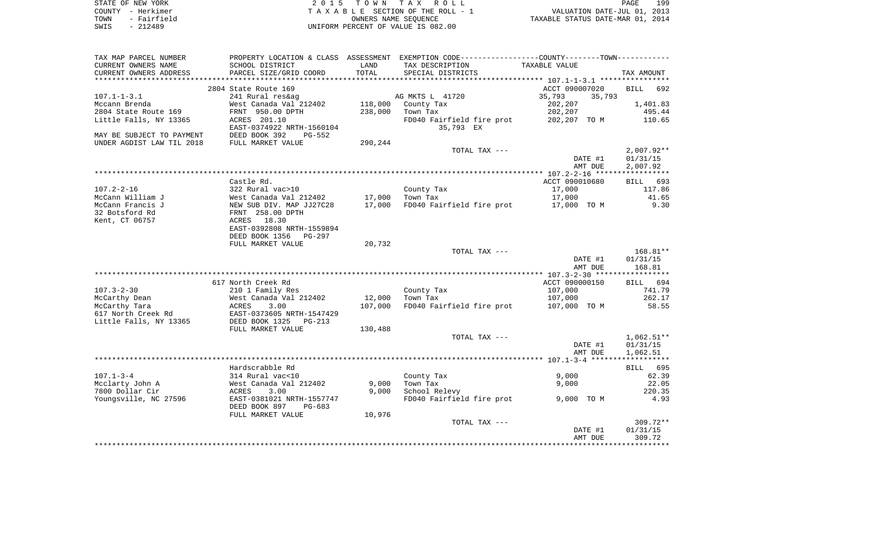STATE OF NEW YORK — 2015 TOWN TAX ROLL
COUNTY - Herkimer — TAXABLE SECTION OF THE ROLL - 1 — VALUATION DATE-JUL 01, 2013
TOWN - Fairfield — OWNERS NAME SEQUENCE — TAXABLE STATUS DATE-MAR 01, 2014
SWIS - 212489 — UNIFORM PERCENT OF VALUE IS 082.00

| TAX MAP PARCEL NUMBER / CURRENT OWNERS NAME / CURRENT OWNERS ADDRESS | PROPERTY LOCATION & CLASS / SCHOOL DISTRICT / PARCEL SIZE/GRID COORD | ASSESSMENT LAND / TOTAL | EXEMPTION CODE / TAX DESCRIPTION / SPECIAL DISTRICTS | COUNTY / TOWN TAXABLE VALUE | TAX AMOUNT |
|---|---|---|---|---|---|
| | 2804 State Route 169 | | | ACCT 090007020 | BILL 692 |
| 107.1-1-3.1 | 241 Rural res&ag | | AG MKTS L 41720 | 35,793 35,793 | |
| Mccann Brenda | West Canada Val 212402 | 118,000 | County Tax | 202,207 | 1,401.83 |
| 2804 State Route 169 | FRNT 950.00 DPTH | 238,000 | Town Tax | 202,207 | 495.44 |
| Little Falls, NY 13365 | ACRES 201.10 | | FD040 Fairfield fire prot | 202,207 TO M | 110.65 |
| | EAST-0374922 NRTH-1560104 | | 35,793 EX | | |
| MAY BE SUBJECT TO PAYMENT | DEED BOOK 392 PG-552 | | | | |
| UNDER AGDIST LAW TIL 2018 | FULL MARKET VALUE | 290,244 | | | |
| | | | TOTAL TAX --- | | 2,007.92** |
| | | | | DATE #1 | 01/31/15 |
| | | | | AMT DUE | 2,007.92 |
| | Castle Rd. | | | ACCT 090010680 | BILL 693 |
| 107.2-2-16 | 322 Rural vac>10 | | County Tax | 17,000 | 117.86 |
| McCann William J | West Canada Val 212402 | 17,000 | Town Tax | 17,000 | 41.65 |
| McCann Francis J | NEW SUB DIV. MAP JJ27C28 | 17,000 | FD040 Fairfield fire prot | 17,000 TO M | 9.30 |
| 32 Botsford Rd | FRNT 258.00 DPTH | | | | |
| Kent, CT 06757 | ACRES 18.30 | | | | |
| | EAST-0392808 NRTH-1559894 | | | | |
| | DEED BOOK 1356 PG-297 | | | | |
| | FULL MARKET VALUE | 20,732 | | | |
| | | | TOTAL TAX --- | | 168.81** |
| | | | | DATE #1 | 01/31/15 |
| | | | | AMT DUE | 168.81 |
| | 617 North Creek Rd | | | ACCT 090000150 | BILL 694 |
| 107.3-2-30 | 210 1 Family Res | | County Tax | 107,000 | 741.79 |
| McCarthy Dean | West Canada Val 212402 | 12,000 | Town Tax | 107,000 | 262.17 |
| McCarthy Tara | ACRES 3.00 | 107,000 | FD040 Fairfield fire prot | 107,000 TO M | 58.55 |
| 617 North Creek Rd | EAST-0373605 NRTH-1547429 | | | | |
| Little Falls, NY 13365 | DEED BOOK 1325 PG-213 | | | | |
| | FULL MARKET VALUE | 130,488 | | | |
| | | | TOTAL TAX --- | | 1,062.51** |
| | | | | DATE #1 | 01/31/15 |
| | | | | AMT DUE | 1,062.51 |
| | Hardscrabble Rd | | | | BILL 695 |
| 107.1-3-4 | 314 Rural vac<10 | | County Tax | 9,000 | 62.39 |
| Mcclarty John A | West Canada Val 212402 | 9,000 | Town Tax | 9,000 | 22.05 |
| 7800 Dollar Cir | ACRES 3.00 | 9,000 | School Relevy | | 220.35 |
| Youngsville, NC 27596 | EAST-0381021 NRTH-1557747 | | FD040 Fairfield fire prot | 9,000 TO M | 4.93 |
| | DEED BOOK 897 PG-683 | | | | |
| | FULL MARKET VALUE | 10,976 | | | |
| | | | TOTAL TAX --- | | 309.72** |
| | | | | DATE #1 | 01/31/15 |
| | | | | AMT DUE | 309.72 |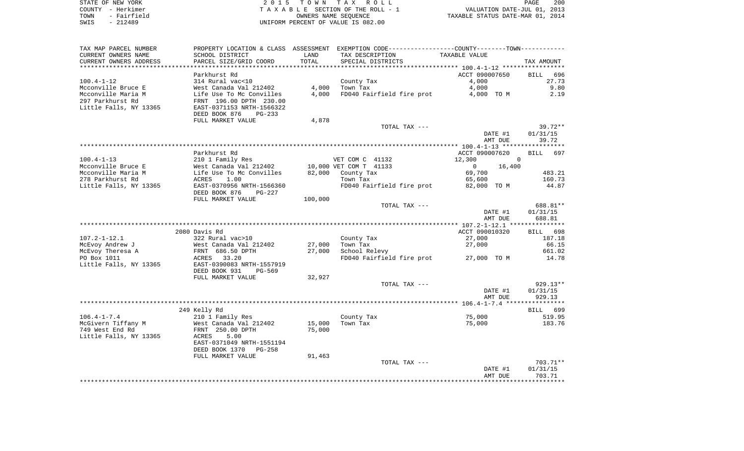STATE OF NEW YORK
COUNTY - Herkimer
TOWN - Fairfield
SWIS - 212489

2 0 1 5 T O W N T A X R O L L
T A X A B L E SECTION OF THE ROLL - 1
OWNERS NAME SEQUENCE
UNIFORM PERCENT OF VALUE IS 082.00

VALUATION DATE-JUL 01, 2013
TAXABLE STATUS DATE-MAR 01, 2014

| TAX MAP PARCEL NUMBER / CURRENT OWNERS NAME / CURRENT OWNERS ADDRESS | PROPERTY LOCATION & CLASS / SCHOOL DISTRICT / PARCEL SIZE/GRID COORD | ASSESSMENT LAND / TOTAL | EXEMPTION CODE / TAX DESCRIPTION / SPECIAL DISTRICTS | COUNTY--------TOWN / TAXABLE VALUE | TAX AMOUNT |
|---|---|---|---|---|---|
| | Parkhurst Rd | | | ACCT 090007650 | BILL 696 |
| 100.4-1-12 | 314 Rural vac<10 | | County Tax | 4,000 | 27.73 |
| Mcconville Bruce E | West Canada Val 212402 | 4,000 | Town Tax | 4,000 | 9.80 |
| Mcconville Maria M | Life Use To Mc Convilles | 4,000 | FD040 Fairfield fire prot | 4,000 TO M | 2.19 |
| 297 Parkhurst Rd | FRNT 196.00 DPTH 230.00 | | | | |
| Little Falls, NY 13365 | EAST-0371153 NRTH-1566322 | | | | |
| | DEED BOOK 876 PG-233 | | | | |
| | FULL MARKET VALUE | 4,878 | | | |
| | | | TOTAL TAX --- | | 39.72** |
| | | | | DATE #1 | 01/31/15 |
| | | | | AMT DUE | 39.72 |
| | Parkhurst Rd | | | ACCT 090007620 | BILL 697 |
| 100.4-1-13 | 210 1 Family Res | | VET COM C 41132 | 12,300 0 | |
| Mcconville Bruce E | West Canada Val 212402 | 10,000 | VET COM T 41133 | 0 16,400 | |
| Mcconville Maria M | Life Use To Mc Convilles | 82,000 | County Tax | 69,700 | 483.21 |
| 278 Parkhurst Rd | ACRES 1.00 | | Town Tax | 65,600 | 160.73 |
| Little Falls, NY 13365 | EAST-0370956 NRTH-1566360 | | FD040 Fairfield fire prot | 82,000 TO M | 44.87 |
| | DEED BOOK 876 PG-227 | | | | |
| | FULL MARKET VALUE | 100,000 | | | |
| | | | TOTAL TAX --- | | 688.81** |
| | | | | DATE #1 | 01/31/15 |
| | | | | AMT DUE | 688.81 |
| | 2080 Davis Rd | | | ACCT 090010320 | BILL 698 |
| 107.2-1-12.1 | 322 Rural vac>10 | | County Tax | 27,000 | 187.18 |
| McEvoy Andrew J | West Canada Val 212402 | 27,000 | Town Tax | 27,000 | 66.15 |
| McEvoy Theresa A | FRNT 686.50 DPTH | 27,000 | School Relevy | | 661.02 |
| PO Box 1011 | ACRES 33.20 | | FD040 Fairfield fire prot | 27,000 TO M | 14.78 |
| Little Falls, NY 13365 | EAST-0390083 NRTH-1557919 | | | | |
| | DEED BOOK 931 PG-569 | | | | |
| | FULL MARKET VALUE | 32,927 | | | |
| | | | TOTAL TAX --- | | 929.13** |
| | | | | DATE #1 | 01/31/15 |
| | | | | AMT DUE | 929.13 |
| | 249 Kelly Rd | | | | BILL 699 |
| 106.4-1-7.4 | 210 1 Family Res | | County Tax | 75,000 | 519.95 |
| McGivern Tiffany M | West Canada Val 212402 | 15,000 | Town Tax | 75,000 | 183.76 |
| 749 West End Rd | FRNT 250.00 DPTH | 75,000 | | | |
| Little Falls, NY 13365 | ACRES 5.00 | | | | |
| | EAST-0371049 NRTH-1551194 | | | | |
| | DEED BOOK 1370 PG-258 | | | | |
| | FULL MARKET VALUE | 91,463 | | | |
| | | | TOTAL TAX --- | | 703.71** |
| | | | | DATE #1 | 01/31/15 |
| | | | | AMT DUE | 703.71 |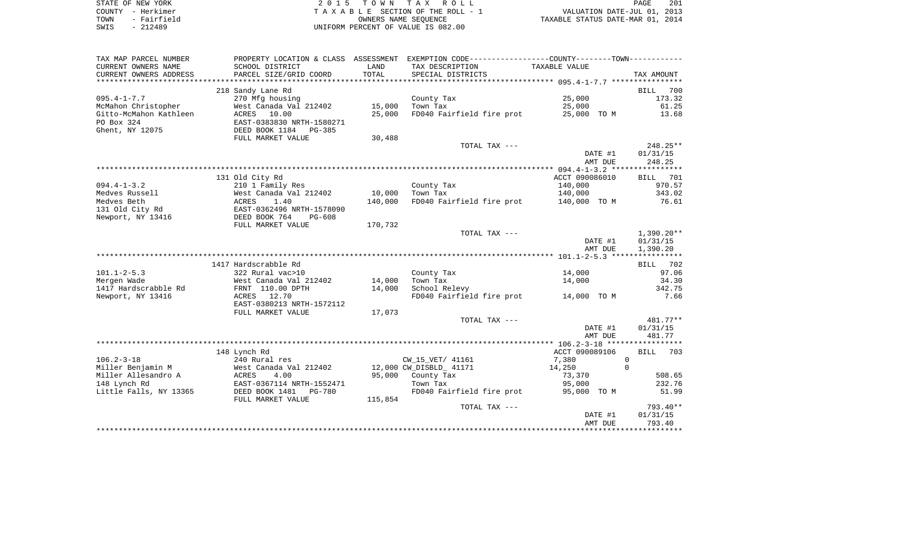STATE OF NEW YORK — 2015 TOWN TAX ROLL — PAGE 201
COUNTY - Herkimer — TAXABLE SECTION OF THE ROLL - 1 — VALUATION DATE-JUL 01, 2013
TOWN - Fairfield — OWNERS NAME SEQUENCE — TAXABLE STATUS DATE-MAR 01, 2014
SWIS - 212489 — UNIFORM PERCENT OF VALUE IS 082.00

| TAX MAP PARCEL NUMBER / CURRENT OWNERS NAME / CURRENT OWNERS ADDRESS | PROPERTY LOCATION & CLASS / SCHOOL DISTRICT / PARCEL SIZE/GRID COORD | ASSESSMENT LAND / TOTAL | EXEMPTION CODE / TAX DESCRIPTION / SPECIAL DISTRICTS | COUNTY--------TOWN TAXABLE VALUE | TAX AMOUNT |
|---|---|---|---|---|---|
| **095.4-1-7.7** | 218 Sandy Lane Rd | | | | BILL 700 |
| 095.4-1-7.7 | 270 Mfg housing | | County Tax | 25,000 | 173.32 |
| McMahon Christopher | West Canada Val 212402 | 15,000 | Town Tax | 25,000 | 61.25 |
| Gitto-McMahon Kathleen | ACRES 10.00 | 25,000 | FD040 Fairfield fire prot | 25,000 TO M | 13.68 |
| PO Box 324 | EAST-0383830 NRTH-1580271 | | | | |
| Ghent, NY 12075 | DEED BOOK 1184 PG-385 | | | | |
| | FULL MARKET VALUE | 30,488 | | | |
| | | | TOTAL TAX --- | | 248.25** |
| | | | | DATE #1 | 01/31/15 |
| | | | | AMT DUE | 248.25 |
| **094.4-1-3.2** | 131 Old City Rd | | | ACCT 090086010 | BILL 701 |
| 094.4-1-3.2 | 210 1 Family Res | | County Tax | 140,000 | 970.57 |
| Medves Russell | West Canada Val 212402 | 10,000 | Town Tax | 140,000 | 343.02 |
| Medves Beth | ACRES 1.40 | 140,000 | FD040 Fairfield fire prot | 140,000 TO M | 76.61 |
| 131 Old City Rd | EAST-0362496 NRTH-1578090 | | | | |
| Newport, NY 13416 | DEED BOOK 764 PG-608 | | | | |
| | FULL MARKET VALUE | 170,732 | | | |
| | | | TOTAL TAX --- | | 1,390.20** |
| | | | | DATE #1 | 01/31/15 |
| | | | | AMT DUE | 1,390.20 |
| **101.1-2-5.3** | 1417 Hardscrabble Rd | | | | BILL 702 |
| 101.1-2-5.3 | 322 Rural vac>10 | | County Tax | 14,000 | 97.06 |
| Mergen Wade | West Canada Val 212402 | 14,000 | Town Tax | 14,000 | 34.30 |
| 1417 Hardscrabble Rd | FRNT 110.00 DPTH | 14,000 | School Relevy | | 342.75 |
| Newport, NY 13416 | ACRES 12.70 | | FD040 Fairfield fire prot | 14,000 TO M | 7.66 |
| | EAST-0380213 NRTH-1572112 | | | | |
| | FULL MARKET VALUE | 17,073 | | | |
| | | | TOTAL TAX --- | | 481.77** |
| | | | | DATE #1 | 01/31/15 |
| | | | | AMT DUE | 481.77 |
| **106.2-3-18** | 148 Lynch Rd | | | ACCT 090089106 | BILL 703 |
| 106.2-3-18 | 240 Rural res | | CW_15_VET/ 41161 | 7,380 0 | |
| Miller Benjamin M | West Canada Val 212402 | 12,000 | CW_DISBLD_ 41171 | 14,250 0 | |
| Miller Allesandro A | ACRES 4.00 | 95,000 | County Tax | 73,370 | 508.65 |
| 148 Lynch Rd | EAST-0367114 NRTH-1552471 | | Town Tax | 95,000 | 232.76 |
| Little Falls, NY 13365 | DEED BOOK 1481 PG-780 | | FD040 Fairfield fire prot | 95,000 TO M | 51.99 |
| | FULL MARKET VALUE | 115,854 | | | |
| | | | TOTAL TAX --- | | 793.40** |
| | | | | DATE #1 | 01/31/15 |
| | | | | AMT DUE | 793.40 |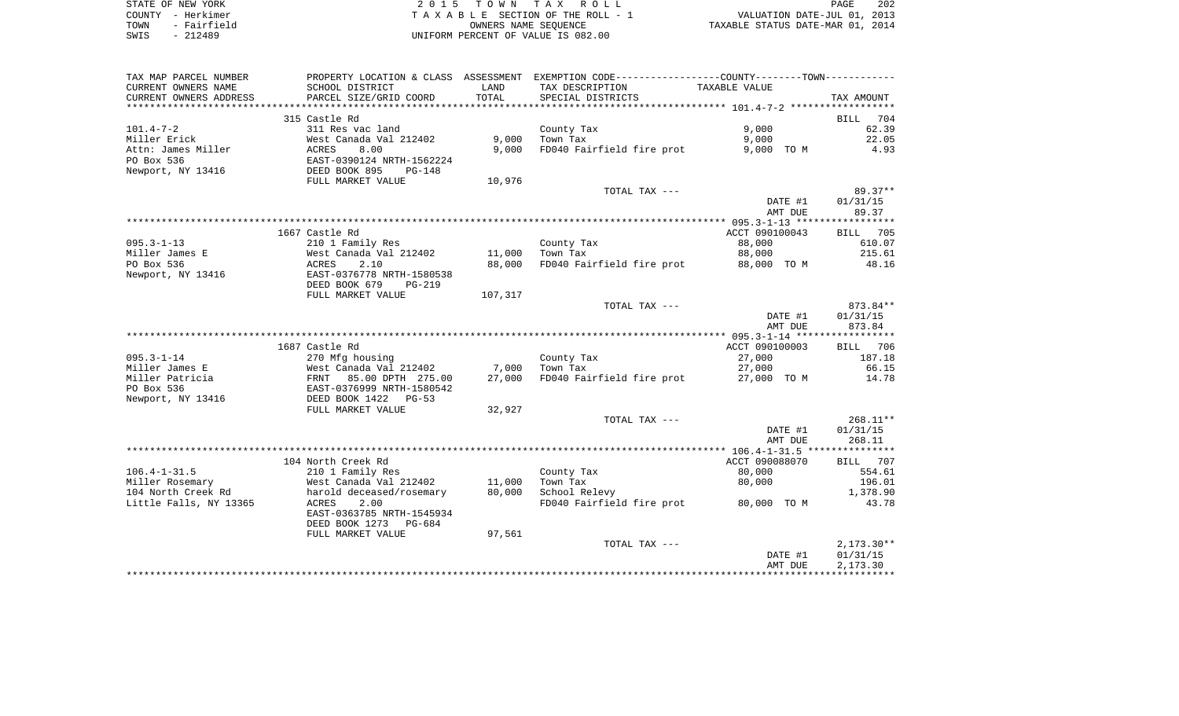STATE OF NEW YORK — 2 0 1 5 T O W N T A X R O L L — PAGE 202
COUNTY - Herkimer — T A X A B L E SECTION OF THE ROLL - 1 — VALUATION DATE-JUL 01, 2013
TOWN - Fairfield — OWNERS NAME SEQUENCE — TAXABLE STATUS DATE-MAR 01, 2014
SWIS - 212489 — UNIFORM PERCENT OF VALUE IS 082.00

| TAX MAP PARCEL NUMBER / CURRENT OWNERS NAME / CURRENT OWNERS ADDRESS | PROPERTY LOCATION & CLASS / SCHOOL DISTRICT / PARCEL SIZE/GRID COORD | ASSESSMENT LAND | TOTAL | EXEMPTION CODE / TAX DESCRIPTION / SPECIAL DISTRICTS | TAXABLE VALUE | TAX AMOUNT |
|---|---|---|---|---|---|---|
| 101.4-7-2 | 315 Castle Rd | | | | | BILL 704 |
| Miller Erick | 311 Res vac land | | | County Tax | 9,000 | 62.39 |
| Attn: James Miller | West Canada Val 212402 | 9,000 | | Town Tax | 9,000 | 22.05 |
| PO Box 536 | ACRES 8.00 | | 9,000 | FD040 Fairfield fire prot | 9,000 TO M | 4.93 |
| Newport, NY 13416 | EAST-0390124 NRTH-1562224 | | | | | |
| | DEED BOOK 895 PG-148 | | | | | |
| | FULL MARKET VALUE | | 10,976 | | | |
| | | | | TOTAL TAX --- | | 89.37** |
| | | | | | DATE #1 | 01/31/15 |
| | | | | | AMT DUE | 89.37 |
| 095.3-1-13 | 1667 Castle Rd | | | | ACCT 090100043 | BILL 705 |
| Miller James E | 210 1 Family Res | | | County Tax | 88,000 | 610.07 |
| PO Box 536 | West Canada Val 212402 | 11,000 | | Town Tax | 88,000 | 215.61 |
| Newport, NY 13416 | ACRES 2.10 | | 88,000 | FD040 Fairfield fire prot | 88,000 TO M | 48.16 |
| | EAST-0376778 NRTH-1580538 | | | | | |
| | DEED BOOK 679 PG-219 | | | | | |
| | FULL MARKET VALUE | | 107,317 | | | |
| | | | | TOTAL TAX --- | | 873.84** |
| | | | | | DATE #1 | 01/31/15 |
| | | | | | AMT DUE | 873.84 |
| 095.3-1-14 | 1687 Castle Rd | | | | ACCT 090100003 | BILL 706 |
| Miller James E | 270 Mfg housing | | | County Tax | 27,000 | 187.18 |
| Miller Patricia | West Canada Val 212402 | 7,000 | | Town Tax | 27,000 | 66.15 |
| PO Box 536 | FRNT 85.00 DPTH 275.00 | | 27,000 | FD040 Fairfield fire prot | 27,000 TO M | 14.78 |
| Newport, NY 13416 | EAST-0376999 NRTH-1580542 | | | | | |
| | DEED BOOK 1422 PG-53 | | | | | |
| | FULL MARKET VALUE | | 32,927 | | | |
| | | | | TOTAL TAX --- | | 268.11** |
| | | | | | DATE #1 | 01/31/15 |
| | | | | | AMT DUE | 268.11 |
| 106.4-1-31.5 | 104 North Creek Rd | | | | ACCT 090088070 | BILL 707 |
| Miller Rosemary | 210 1 Family Res | | | County Tax | 80,000 | 554.61 |
| 104 North Creek Rd | West Canada Val 212402 | 11,000 | | Town Tax | 80,000 | 196.01 |
| Little Falls, NY 13365 | harold deceased/rosemary | | 80,000 | School Relevy | | 1,378.90 |
| | ACRES 2.00 | | | FD040 Fairfield fire prot | 80,000 TO M | 43.78 |
| | EAST-0363785 NRTH-1545934 | | | | | |
| | DEED BOOK 1273 PG-684 | | | | | |
| | FULL MARKET VALUE | | 97,561 | | | |
| | | | | TOTAL TAX --- | | 2,173.30** |
| | | | | | DATE #1 | 01/31/15 |
| | | | | | AMT DUE | 2,173.30 |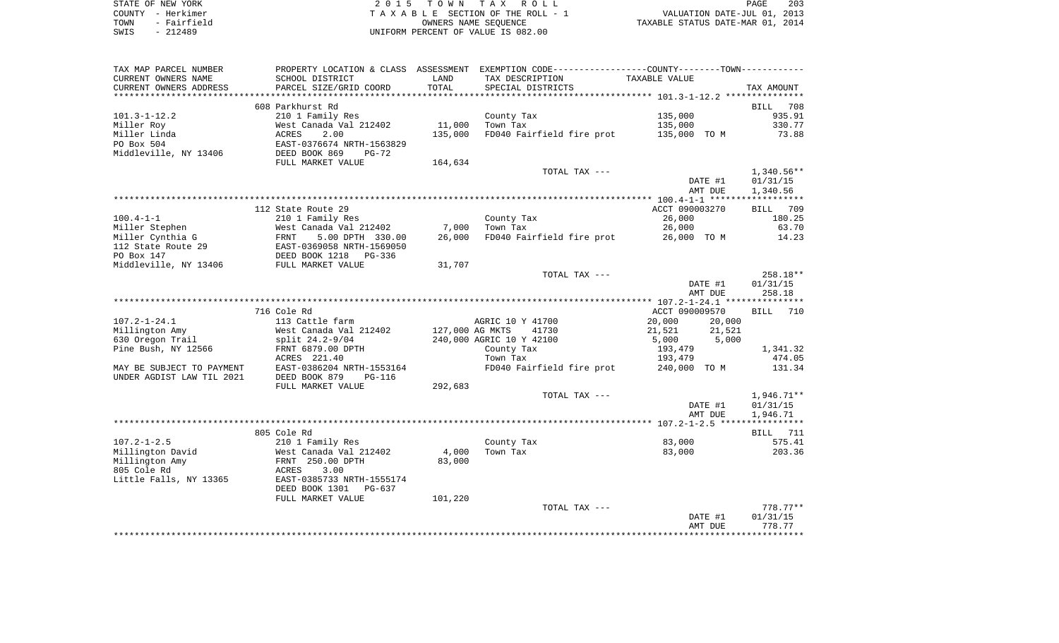STATE OF NEW YORK
COUNTY - Herkimer
TOWN - Fairfield
SWIS - 212489

2 0 1 5 T O W N T A X R O L L
T A X A B L E SECTION OF THE ROLL - 1
OWNERS NAME SEQUENCE
UNIFORM PERCENT OF VALUE IS 082.00

VALUATION DATE-JUL 01, 2013
TAXABLE STATUS DATE-MAR 01, 2014

| TAX MAP PARCEL NUMBER / CURRENT OWNERS NAME / CURRENT OWNERS ADDRESS | PROPERTY LOCATION & CLASS / SCHOOL DISTRICT / PARCEL SIZE/GRID COORD | ASSESSMENT LAND | TOTAL | EXEMPTION CODE / TAX DESCRIPTION / SPECIAL DISTRICTS | COUNTY TAXABLE VALUE | TOWN TAXABLE VALUE | TAX AMOUNT |
|---|---|---|---|---|---|---|---|
| **101.3-1-12.2** | 608 Parkhurst Rd | | | | | | BILL 708 |
| Miller Roy | 210 1 Family Res | | | County Tax | 135,000 | | 935.91 |
| Miller Linda | West Canada Val 212402 | 11,000 | | Town Tax | 135,000 | | 330.77 |
| PO Box 504 | ACRES 2.00 | | 135,000 | FD040 Fairfield fire prot | 135,000 TO M | | 73.88 |
| Middleville, NY 13406 | EAST-0376674 NRTH-1563829 | | | | | | |
| | DEED BOOK 869 PG-72 | | | | | | |
| | FULL MARKET VALUE | | 164,634 | | | | |
| | | | | TOTAL TAX --- | | | 1,340.56** |
| | | | | | DATE #1 | | 01/31/15 |
| | | | | | AMT DUE | | 1,340.56 |
| **100.4-1-1** | 112 State Route 29 | | | | ACCT 090003270 | | BILL 709 |
| Miller Stephen | 210 1 Family Res | | | County Tax | 26,000 | | 180.25 |
| Miller Cynthia G | West Canada Val 212402 | 7,000 | | Town Tax | 26,000 | | 63.70 |
| 112 State Route 29 | FRNT 5.00 DPTH 330.00 | | 26,000 | FD040 Fairfield fire prot | 26,000 TO M | | 14.23 |
| PO Box 147 | EAST-0369058 NRTH-1569050 | | | | | | |
| Middleville, NY 13406 | DEED BOOK 1218 PG-336 | | | | | | |
| | FULL MARKET VALUE | | 31,707 | | | | |
| | | | | TOTAL TAX --- | | | 258.18** |
| | | | | | DATE #1 | | 01/31/15 |
| | | | | | AMT DUE | | 258.18 |
| **107.2-1-24.1** | 716 Cole Rd | | | | ACCT 090009570 | | BILL 710 |
| Millington Amy | 113 Cattle farm | | | AGRIC 10 Y 41700 | 20,000 | 20,000 | |
| 630 Oregon Trail | West Canada Val 212402 | 127,000 | | AG MKTS 41730 | 21,521 | 21,521 | |
| Pine Bush, NY 12566 | split 24.2-9/04 | | 240,000 | AGRIC 10 Y 42100 | 5,000 | 5,000 | |
| | FRNT 6879.00 DPTH | | | County Tax | 193,479 | | 1,341.32 |
| | ACRES 221.40 | | | Town Tax | 193,479 | | 474.05 |
| MAY BE SUBJECT TO PAYMENT | EAST-0386204 NRTH-1553164 | | | FD040 Fairfield fire prot | 240,000 TO M | | 131.34 |
| UNDER AGDIST LAW TIL 2021 | DEED BOOK 879 PG-116 | | | | | | |
| | FULL MARKET VALUE | | 292,683 | | | | |
| | | | | TOTAL TAX --- | | | 1,946.71** |
| | | | | | DATE #1 | | 01/31/15 |
| | | | | | AMT DUE | | 1,946.71 |
| **107.2-1-2.5** | 805 Cole Rd | | | | | | BILL 711 |
| Millington David | 210 1 Family Res | | | County Tax | 83,000 | | 575.41 |
| Millington Amy | West Canada Val 212402 | 4,000 | | Town Tax | 83,000 | | 203.36 |
| 805 Cole Rd | FRNT 250.00 DPTH | | 83,000 | | | | |
| Little Falls, NY 13365 | ACRES 3.00 | | | | | | |
| | EAST-0385733 NRTH-1555174 | | | | | | |
| | DEED BOOK 1301 PG-637 | | | | | | |
| | FULL MARKET VALUE | | 101,220 | | | | |
| | | | | TOTAL TAX --- | | | 778.77** |
| | | | | | DATE #1 | | 01/31/15 |
| | | | | | AMT DUE | | 778.77 |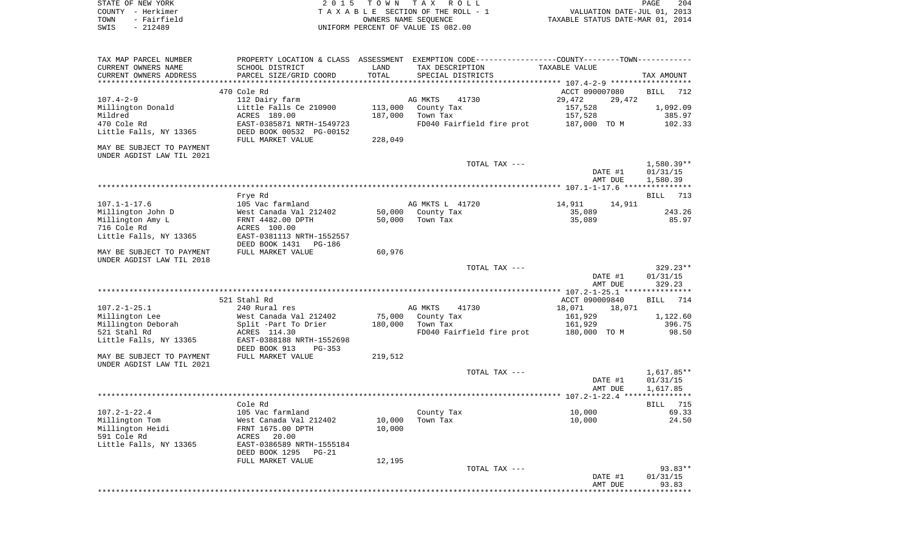STATE OF NEW YORK
COUNTY - Herkimer
TOWN - Fairfield
SWIS - 212489

2 0 1 5 T O W N T A X R O L L
T A X A B L E SECTION OF THE ROLL - 1
OWNERS NAME SEQUENCE
UNIFORM PERCENT OF VALUE IS 082.00

VALUATION DATE-JUL 01, 2013
TAXABLE STATUS DATE-MAR 01, 2014

| TAX MAP PARCEL NUMBER / CURRENT OWNERS NAME / CURRENT OWNERS ADDRESS | PROPERTY LOCATION & CLASS / SCHOOL DISTRICT / PARCEL SIZE/GRID COORD | ASSESSMENT LAND / TOTAL | EXEMPTION CODE / TAX DESCRIPTION / SPECIAL DISTRICTS | COUNTY / TOWN TAXABLE VALUE | TAX AMOUNT |
|---|---|---|---|---|---|
| **107.4-2-9** | 470 Cole Rd | | | ACCT 090007080 | BILL 712 |
| | 112 Dairy farm | | AG MKTS 41730 | 29,472 29,472 | |
| Millington Donald | Little Falls Ce 210900 | 113,000 | County Tax | 157,528 | 1,092.09 |
| Mildred | ACRES 189.00 | 187,000 | Town Tax | 157,528 | 385.97 |
| 470 Cole Rd | EAST-0385871 NRTH-1549723 | | FD040 Fairfield fire prot | 187,000 TO M | 102.33 |
| Little Falls, NY 13365 | DEED BOOK 00532 PG-00152 | | | | |
| | FULL MARKET VALUE | 228,049 | | | |
| MAY BE SUBJECT TO PAYMENT UNDER AGDIST LAW TIL 2021 | | | | | |
| | | | TOTAL TAX --- | | 1,580.39** |
| | | | | DATE #1 | 01/31/15 |
| | | | | AMT DUE | 1,580.39 |
| **107.1-1-17.6** | Frye Rd | | | | BILL 713 |
| | 105 Vac farmland | | AG MKTS L 41720 | 14,911 14,911 | |
| Millington John D | West Canada Val 212402 | 50,000 | County Tax | 35,089 | 243.26 |
| Millington Amy L | FRNT 4482.00 DPTH | 50,000 | Town Tax | 35,089 | 85.97 |
| 716 Cole Rd | ACRES 100.00 | | | | |
| Little Falls, NY 13365 | EAST-0381113 NRTH-1552557 | | | | |
| | DEED BOOK 1431 PG-186 | | | | |
| MAY BE SUBJECT TO PAYMENT UNDER AGDIST LAW TIL 2018 | FULL MARKET VALUE | 60,976 | | | |
| | | | TOTAL TAX --- | | 329.23** |
| | | | | DATE #1 | 01/31/15 |
| | | | | AMT DUE | 329.23 |
| **107.2-1-25.1** | 521 Stahl Rd | | | ACCT 090009840 | BILL 714 |
| | 240 Rural res | | AG MKTS 41730 | 18,071 18,071 | |
| Millington Lee | West Canada Val 212402 | 75,000 | County Tax | 161,929 | 1,122.60 |
| Millington Deborah | Split -Part To Drier | 180,000 | Town Tax | 161,929 | 396.75 |
| 521 Stahl Rd | ACRES 114.30 | | FD040 Fairfield fire prot | 180,000 TO M | 98.50 |
| Little Falls, NY 13365 | EAST-0388188 NRTH-1552698 | | | | |
| | DEED BOOK 913 PG-353 | | | | |
| MAY BE SUBJECT TO PAYMENT UNDER AGDIST LAW TIL 2021 | FULL MARKET VALUE | 219,512 | | | |
| | | | TOTAL TAX --- | | 1,617.85** |
| | | | | DATE #1 | 01/31/15 |
| | | | | AMT DUE | 1,617.85 |
| **107.2-1-22.4** | Cole Rd | | | | BILL 715 |
| | 105 Vac farmland | | County Tax | 10,000 | 69.33 |
| Millington Tom | West Canada Val 212402 | 10,000 | Town Tax | 10,000 | 24.50 |
| Millington Heidi | FRNT 1675.00 DPTH | 10,000 | | | |
| 591 Cole Rd | ACRES 20.00 | | | | |
| Little Falls, NY 13365 | EAST-0386589 NRTH-1555184 | | | | |
| | DEED BOOK 1295 PG-21 | | | | |
| | FULL MARKET VALUE | 12,195 | | | |
| | | | TOTAL TAX --- | | 93.83** |
| | | | | DATE #1 | 01/31/15 |
| | | | | AMT DUE | 93.83 |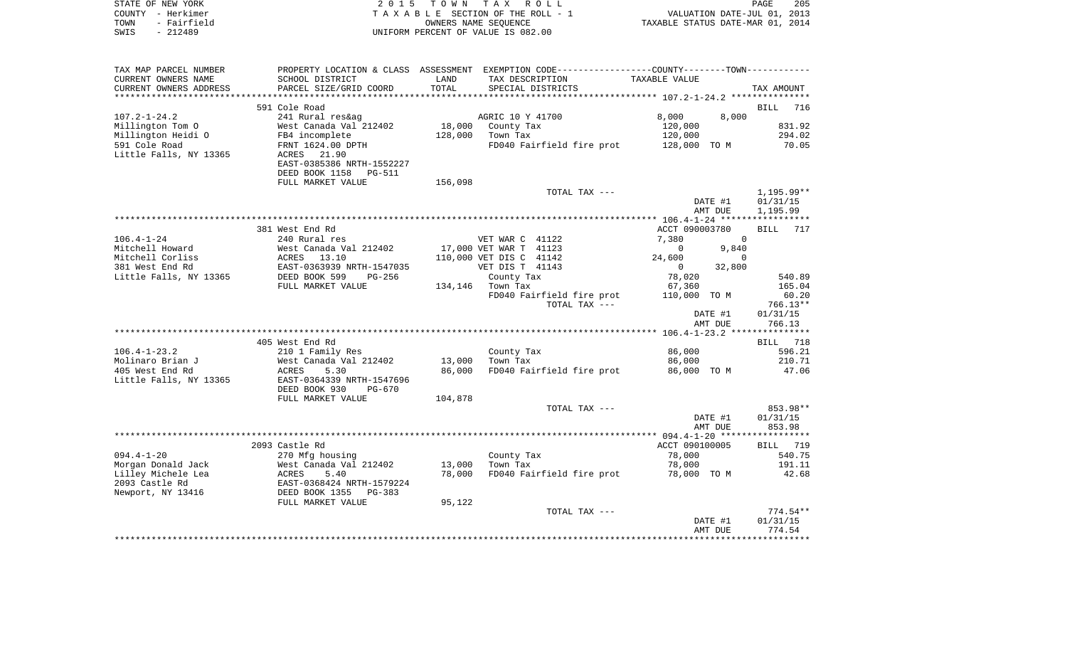STATE OF NEW YORK — 2015 TOWN TAX ROLL
COUNTY - Herkimer — TAXABLE SECTION OF THE ROLL - 1 — VALUATION DATE-JUL 01, 2013
TOWN - Fairfield — OWNERS NAME SEQUENCE — TAXABLE STATUS DATE-MAR 01, 2014
SWIS - 212489 — UNIFORM PERCENT OF VALUE IS 082.00

| TAX MAP PARCEL NUMBER / CURRENT OWNERS NAME / CURRENT OWNERS ADDRESS | PROPERTY LOCATION & CLASS / SCHOOL DISTRICT / PARCEL SIZE/GRID COORD | ASSESSMENT LAND / TOTAL | EXEMPTION CODE / TAX DESCRIPTION / SPECIAL DISTRICTS | COUNTY / TOWN TAXABLE VALUE | TAX AMOUNT |
|---|---|---|---|---|---|
| **107.2-1-24.2** | 591 Cole Road | | | | BILL 716 |
| Millington Tom O | 241 Rural res&ag | | AGRIC 10 Y 41700 | 8,000 8,000 | |
| Millington Heidi O | West Canada Val 212402 | 18,000 | County Tax | 120,000 | 831.92 |
| 591 Cole Road | FB4 incomplete | 128,000 | Town Tax | 120,000 | 294.02 |
| Little Falls, NY 13365 | FRNT 1624.00 DPTH | | FD040 Fairfield fire prot | 128,000 TO M | 70.05 |
| | ACRES 21.90 | | | | |
| | EAST-0385386 NRTH-1552227 | | | | |
| | DEED BOOK 1158 PG-511 | | | | |
| | FULL MARKET VALUE | 156,098 | | | |
| | | | TOTAL TAX --- | | 1,195.99** |
| | | | | DATE #1 | 01/31/15 |
| | | | | AMT DUE | 1,195.99 |
| **106.4-1-24** | 381 West End Rd | | | ACCT 090003780 | BILL 717 |
| Mitchell Howard | 240 Rural res | | VET WAR C 41122 | 7,380 0 | |
| Mitchell Corliss | West Canada Val 212402 | 17,000 | VET WAR T 41123 | 0 9,840 | |
| 381 West End Rd | ACRES 13.10 | 110,000 | VET DIS C 41142 | 24,600 0 | |
| Little Falls, NY 13365 | EAST-0363939 NRTH-1547035 | | VET DIS T 41143 | 0 32,800 | |
| | DEED BOOK 599 PG-256 | | County Tax | 78,020 | 540.89 |
| | FULL MARKET VALUE | 134,146 | Town Tax | 67,360 | 165.04 |
| | | | FD040 Fairfield fire prot | 110,000 TO M | 60.20 |
| | | | TOTAL TAX --- | | 766.13** |
| | | | | DATE #1 | 01/31/15 |
| | | | | AMT DUE | 766.13 |
| **106.4-1-23.2** | 405 West End Rd | | | | BILL 718 |
| Molinaro Brian J | 210 1 Family Res | | County Tax | 86,000 | 596.21 |
| 405 West End Rd | West Canada Val 212402 | 13,000 | Town Tax | 86,000 | 210.71 |
| Little Falls, NY 13365 | ACRES 5.30 | 86,000 | FD040 Fairfield fire prot | 86,000 TO M | 47.06 |
| | EAST-0364339 NRTH-1547696 | | | | |
| | DEED BOOK 930 PG-670 | | | | |
| | FULL MARKET VALUE | 104,878 | | | |
| | | | TOTAL TAX --- | | 853.98** |
| | | | | DATE #1 | 01/31/15 |
| | | | | AMT DUE | 853.98 |
| **094.4-1-20** | 2093 Castle Rd | | | ACCT 090100005 | BILL 719 |
| Morgan Donald Jack | 270 Mfg housing | | County Tax | 78,000 | 540.75 |
| Lilley Michele Lea | West Canada Val 212402 | 13,000 | Town Tax | 78,000 | 191.11 |
| 2093 Castle Rd | ACRES 5.40 | 78,000 | FD040 Fairfield fire prot | 78,000 TO M | 42.68 |
| Newport, NY 13416 | EAST-0368424 NRTH-1579224 | | | | |
| | DEED BOOK 1355 PG-383 | | | | |
| | FULL MARKET VALUE | 95,122 | | | |
| | | | TOTAL TAX --- | | 774.54** |
| | | | | DATE #1 | 01/31/15 |
| | | | | AMT DUE | 774.54 |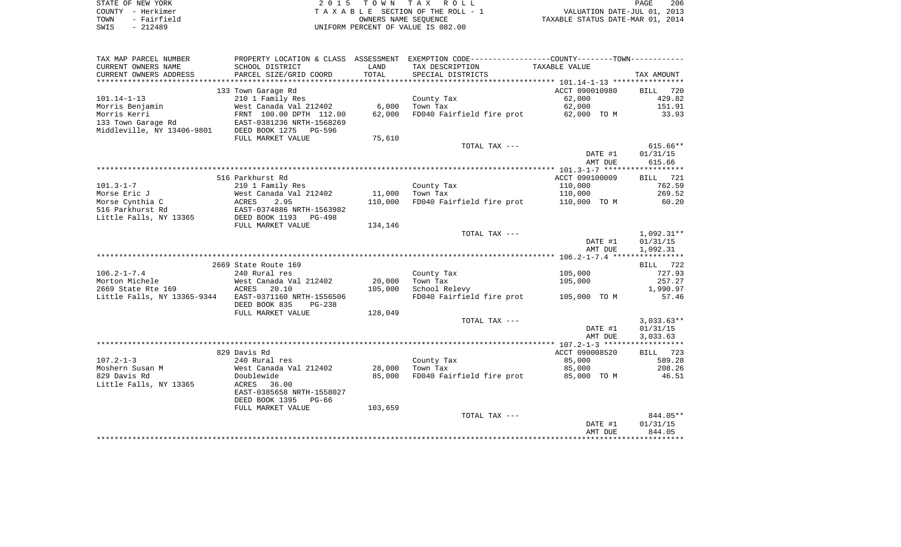STATE OF NEW YORK | 2015 TOWN TAX ROLL | PAGE 206
COUNTY - Herkimer | TAXABLE SECTION OF THE ROLL - 1 | VALUATION DATE-JUL 01, 2013
TOWN - Fairfield | OWNERS NAME SEQUENCE | TAXABLE STATUS DATE-MAR 01, 2014
SWIS - 212489 | UNIFORM PERCENT OF VALUE IS 082.00

| TAX MAP PARCEL NUMBER<br>CURRENT OWNERS NAME<br>CURRENT OWNERS ADDRESS | PROPERTY LOCATION & CLASS<br>SCHOOL DISTRICT<br>PARCEL SIZE/GRID COORD | ASSESSMENT LAND<br>TOTAL | EXEMPTION CODE-----COUNTY-----TOWN-----<br>TAX DESCRIPTION<br>SPECIAL DISTRICTS | TAXABLE VALUE | TAX AMOUNT |
|---|---|---|---|---|---|
| | 133 Town Garage Rd | | | ACCT 090010980 | BILL 720 |
| 101.14-1-13 | 210 1 Family Res | | County Tax | 62,000 | 429.82 |
| Morris Benjamin | West Canada Val 212402 | 6,000 | Town Tax | 62,000 | 151.91 |
| Morris Kerri | FRNT 100.00 DPTH 112.00 | 62,000 | FD040 Fairfield fire prot | 62,000 TO M | 33.93 |
| 133 Town Garage Rd | EAST-0381236 NRTH-1568269 | | | | |
| Middleville, NY 13406-9801 | DEED BOOK 1275 PG-596 | | | | |
| | FULL MARKET VALUE | 75,610 | | | |
| | | | TOTAL TAX --- | | 615.66** |
| | | | | DATE #1 | 01/31/15 |
| | | | | AMT DUE | 615.66 |
| | 516 Parkhurst Rd | | | ACCT 090100009 | BILL 721 |
| 101.3-1-7 | 210 1 Family Res | | County Tax | 110,000 | 762.59 |
| Morse Eric J | West Canada Val 212402 | 11,000 | Town Tax | 110,000 | 269.52 |
| Morse Cynthia C | ACRES 2.95 | 110,000 | FD040 Fairfield fire prot | 110,000 TO M | 60.20 |
| 516 Parkhurst Rd | EAST-0374886 NRTH-1563982 | | | | |
| Little Falls, NY 13365 | DEED BOOK 1193 PG-498 | | | | |
| | FULL MARKET VALUE | 134,146 | | | |
| | | | TOTAL TAX --- | | 1,092.31** |
| | | | | DATE #1 | 01/31/15 |
| | | | | AMT DUE | 1,092.31 |
| | 2669 State Route 169 | | | | BILL 722 |
| 106.2-1-7.4 | 240 Rural res | | County Tax | 105,000 | 727.93 |
| Morton Michele | West Canada Val 212402 | 20,000 | Town Tax | 105,000 | 257.27 |
| 2669 State Rte 169 | ACRES 20.10 | 105,000 | School Relevy | | 1,990.97 |
| Little Falls, NY 13365-9344 | EAST-0371160 NRTH-1556506 | | FD040 Fairfield fire prot | 105,000 TO M | 57.46 |
| | DEED BOOK 835 PG-238 | | | | |
| | FULL MARKET VALUE | 128,049 | | | |
| | | | TOTAL TAX --- | | 3,033.63** |
| | | | | DATE #1 | 01/31/15 |
| | | | | AMT DUE | 3,033.63 |
| | 829 Davis Rd | | | ACCT 090008520 | BILL 723 |
| 107.2-1-3 | 240 Rural res | | County Tax | 85,000 | 589.28 |
| Moshern Susan M | West Canada Val 212402 | 28,000 | Town Tax | 85,000 | 208.26 |
| 829 Davis Rd | Doublewide | 85,000 | FD040 Fairfield fire prot | 85,000 TO M | 46.51 |
| Little Falls, NY 13365 | ACRES 36.00 | | | | |
| | EAST-0385658 NRTH-1558027 | | | | |
| | DEED BOOK 1395 PG-66 | | | | |
| | FULL MARKET VALUE | 103,659 | | | |
| | | | TOTAL TAX --- | | 844.05** |
| | | | | DATE #1 | 01/31/15 |
| | | | | AMT DUE | 844.05 |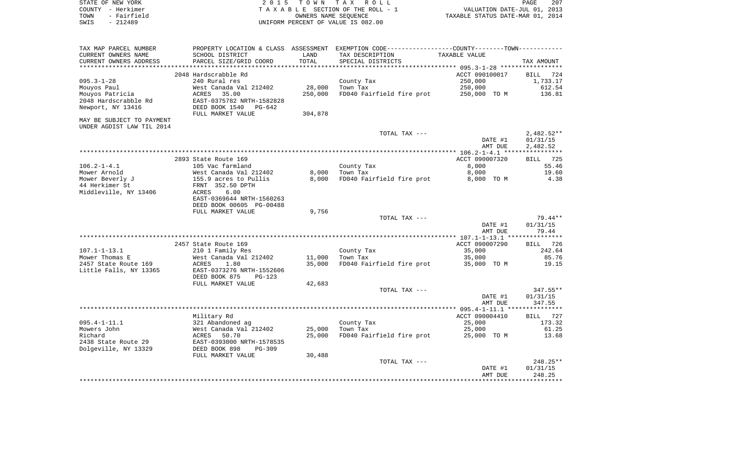STATE OF NEW YORK — 2015 TOWN TAX ROLL
COUNTY - Herkimer — TAXABLE SECTION OF THE ROLL - 1 — VALUATION DATE-JUL 01, 2013
TOWN - Fairfield — OWNERS NAME SEQUENCE — TAXABLE STATUS DATE-MAR 01, 2014
SWIS - 212489 — UNIFORM PERCENT OF VALUE IS 082.00

| TAX MAP PARCEL NUMBER / CURRENT OWNERS NAME / CURRENT OWNERS ADDRESS | PROPERTY LOCATION & CLASS / SCHOOL DISTRICT / PARCEL SIZE/GRID COORD | ASSESSMENT LAND / TOTAL | EXEMPTION CODE / TAX DESCRIPTION / SPECIAL DISTRICTS | COUNTY--------TOWN / TAXABLE VALUE | TAX AMOUNT |
|---|---|---|---|---|---|
| **095.3-1-28** | 2048 Hardscrabble Rd | | | ACCT 090100017 | BILL 724 |
| 095.3-1-28 | 240 Rural res | | County Tax | 250,000 | 1,733.17 |
| Mouyos Paul | West Canada Val 212402 | 28,000 | Town Tax | 250,000 | 612.54 |
| Mouyos Patricia | ACRES 35.00 | 250,000 | FD040 Fairfield fire prot | 250,000 TO M | 136.81 |
| 2048 Hardscrabble Rd | EAST-0375782 NRTH-1582828 | | | | |
| Newport, NY 13416 | DEED BOOK 1540 PG-642 | | | | |
| | FULL MARKET VALUE | 304,878 | | | |
| MAY BE SUBJECT TO PAYMENT | | | | | |
| UNDER AGDIST LAW TIL 2014 | | | | | |
| | | | TOTAL TAX --- | | 2,482.52** |
| | | | | DATE #1 | 01/31/15 |
| | | | | AMT DUE | 2,482.52 |
| **106.2-1-4.1** | 2893 State Route 169 | | | ACCT 090007320 | BILL 725 |
| 106.2-1-4.1 | 105 Vac farmland | | County Tax | 8,000 | 55.46 |
| Mower Arnold | West Canada Val 212402 | 8,000 | Town Tax | 8,000 | 19.60 |
| Mower Beverly J | 155.9 acres to Pullis | 8,000 | FD040 Fairfield fire prot | 8,000 TO M | 4.38 |
| 44 Herkimer St | FRNT 352.50 DPTH | | | | |
| Middleville, NY 13406 | ACRES 6.00 | | | | |
| | EAST-0369644 NRTH-1560263 | | | | |
| | DEED BOOK 00605 PG-00488 | | | | |
| | FULL MARKET VALUE | 9,756 | | | |
| | | | TOTAL TAX --- | | 79.44** |
| | | | | DATE #1 | 01/31/15 |
| | | | | AMT DUE | 79.44 |
| **107.1-1-13.1** | 2457 State Route 169 | | | ACCT 090007290 | BILL 726 |
| 107.1-1-13.1 | 210 1 Family Res | | County Tax | 35,000 | 242.64 |
| Mower Thomas E | West Canada Val 212402 | 11,000 | Town Tax | 35,000 | 85.76 |
| 2457 State Route 169 | ACRES 1.80 | 35,000 | FD040 Fairfield fire prot | 35,000 TO M | 19.15 |
| Little Falls, NY 13365 | EAST-0373276 NRTH-1552606 | | | | |
| | DEED BOOK 875 PG-123 | | | | |
| | FULL MARKET VALUE | 42,683 | | | |
| | | | TOTAL TAX --- | | 347.55** |
| | | | | DATE #1 | 01/31/15 |
| | | | | AMT DUE | 347.55 |
| **095.4-1-11.1** | Military Rd | | | ACCT 090004410 | BILL 727 |
| 095.4-1-11.1 | 321 Abandoned ag | | County Tax | 25,000 | 173.32 |
| Mowers John | West Canada Val 212402 | 25,000 | Town Tax | 25,000 | 61.25 |
| Richard | ACRES 50.70 | 25,000 | FD040 Fairfield fire prot | 25,000 TO M | 13.68 |
| 2438 State Route 29 | EAST-0393000 NRTH-1578535 | | | | |
| Dolgeville, NY 13329 | DEED BOOK 898 PG-309 | | | | |
| | FULL MARKET VALUE | 30,488 | | | |
| | | | TOTAL TAX --- | | 248.25** |
| | | | | DATE #1 | 01/31/15 |
| | | | | AMT DUE | 248.25 |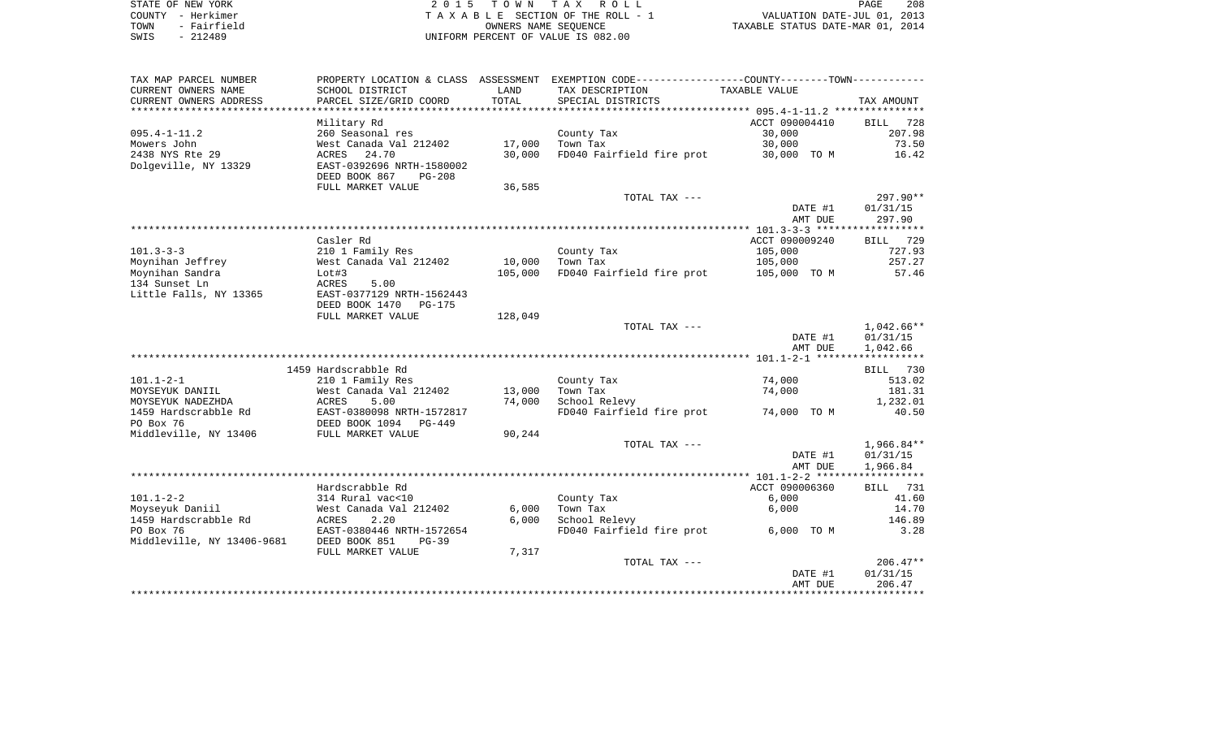STATE OF NEW YORK
COUNTY - Herkimer
TOWN - Fairfield
SWIS - 212489

2 0 1 5 T O W N T A X R O L L
T A X A B L E SECTION OF THE ROLL - 1
OWNERS NAME SEQUENCE
UNIFORM PERCENT OF VALUE IS 082.00

VALUATION DATE-JUL 01, 2013
TAXABLE STATUS DATE-MAR 01, 2014

| TAX MAP PARCEL NUMBER / CURRENT OWNERS NAME / CURRENT OWNERS ADDRESS | PROPERTY LOCATION & CLASS / SCHOOL DISTRICT / PARCEL SIZE/GRID COORD | ASSESSMENT LAND / TOTAL | EXEMPTION CODE / TAX DESCRIPTION / SPECIAL DISTRICTS | COUNTY--------TOWN TAXABLE VALUE | TAX AMOUNT |
|---|---|---|---|---|---|
| 095.4-1-11.2 | Military Rd | | | ACCT 090004410 | BILL 728 |
| 095.4-1-11.2 | 260 Seasonal res | | County Tax | 30,000 | 207.98 |
| Mowers John | West Canada Val 212402 | 17,000 | Town Tax | 30,000 | 73.50 |
| 2438 NYS Rte 29 | ACRES 24.70 | 30,000 | FD040 Fairfield fire prot | 30,000 TO M | 16.42 |
| Dolgeville, NY 13329 | EAST-0392696 NRTH-1580002 | | | | |
| | DEED BOOK 867 PG-208 | | | | |
| | FULL MARKET VALUE | 36,585 | | | |
| | | | TOTAL TAX --- | | 297.90** |
| | | | | DATE #1 | 01/31/15 |
| | | | | AMT DUE | 297.90 |
| 101.3-3-3 | Casler Rd | | | ACCT 090009240 | BILL 729 |
| 101.3-3-3 | 210 1 Family Res | | County Tax | 105,000 | 727.93 |
| Moynihan Jeffrey | West Canada Val 212402 | 10,000 | Town Tax | 105,000 | 257.27 |
| Moynihan Sandra | Lot#3 | 105,000 | FD040 Fairfield fire prot | 105,000 TO M | 57.46 |
| 134 Sunset Ln | ACRES 5.00 | | | | |
| Little Falls, NY 13365 | EAST-0377129 NRTH-1562443 | | | | |
| | DEED BOOK 1470 PG-175 | | | | |
| | FULL MARKET VALUE | 128,049 | | | |
| | | | TOTAL TAX --- | | 1,042.66** |
| | | | | DATE #1 | 01/31/15 |
| | | | | AMT DUE | 1,042.66 |
| 101.1-2-1 | 1459 Hardscrabble Rd | | | | BILL 730 |
| 101.1-2-1 | 210 1 Family Res | | County Tax | 74,000 | 513.02 |
| MOYSEYUK DANIIL | West Canada Val 212402 | 13,000 | Town Tax | 74,000 | 181.31 |
| MOYSEYUK NADEZHDA | ACRES 5.00 | 74,000 | School Relevy | | 1,232.01 |
| 1459 Hardscrabble Rd | EAST-0380098 NRTH-1572817 | | FD040 Fairfield fire prot | 74,000 TO M | 40.50 |
| PO Box 76 | DEED BOOK 1094 PG-449 | | | | |
| Middleville, NY 13406 | FULL MARKET VALUE | 90,244 | | | |
| | | | TOTAL TAX --- | | 1,966.84** |
| | | | | DATE #1 | 01/31/15 |
| | | | | AMT DUE | 1,966.84 |
| 101.1-2-2 | Hardscrabble Rd | | | ACCT 090006360 | BILL 731 |
| 101.1-2-2 | 314 Rural vac<10 | | County Tax | 6,000 | 41.60 |
| Moyseyuk Daniil | West Canada Val 212402 | 6,000 | Town Tax | 6,000 | 14.70 |
| 1459 Hardscrabble Rd | ACRES 2.20 | 6,000 | School Relevy | | 146.89 |
| PO Box 76 | EAST-0380446 NRTH-1572654 | | FD040 Fairfield fire prot | 6,000 TO M | 3.28 |
| Middleville, NY 13406-9681 | DEED BOOK 851 PG-39 | | | | |
| | FULL MARKET VALUE | 7,317 | | | |
| | | | TOTAL TAX --- | | 206.47** |
| | | | | DATE #1 | 01/31/15 |
| | | | | AMT DUE | 206.47 |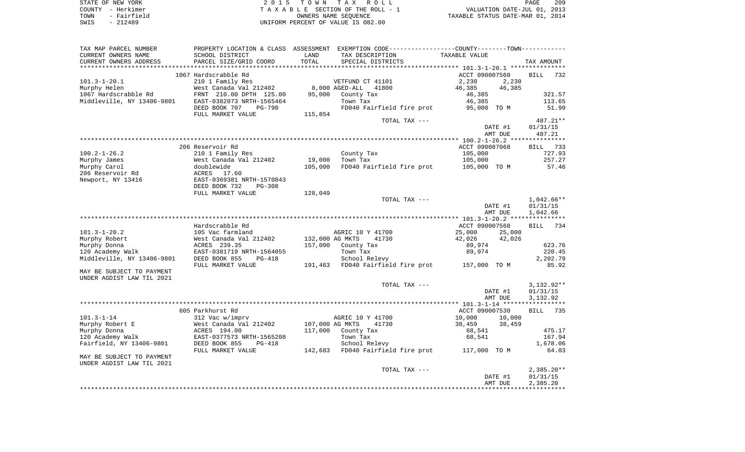STATE OF NEW YORK
COUNTY - Herkimer
TOWN - Fairfield
SWIS - 212489

2 0 1 5 T O W N T A X R O L L
T A X A B L E SECTION OF THE ROLL - 1
OWNERS NAME SEQUENCE
UNIFORM PERCENT OF VALUE IS 082.00

VALUATION DATE-JUL 01, 2013
TAXABLE STATUS DATE-MAR 01, 2014

| TAX MAP PARCEL NUMBER / CURRENT OWNERS NAME / CURRENT OWNERS ADDRESS | PROPERTY LOCATION & CLASS / SCHOOL DISTRICT / PARCEL SIZE/GRID COORD | ASSESSMENT LAND / TOTAL | EXEMPTION CODE / TAX DESCRIPTION / SPECIAL DISTRICTS | COUNTY TAXABLE VALUE | TOWN TAXABLE VALUE | TAX AMOUNT |
|---|---|---|---|---|---|---|
| | 1067 Hardscrabble Rd | | | ACCT 090007560 | | BILL 732 |
| 101.3-1-20.1 | 210 1 Family Res | | VETFUND CT 41101 | 2,230 | 2,230 | |
| Murphy Helen | West Canada Val 212402 | 8,000 | AGED-ALL 41800 | 46,385 | 46,385 | |
| 1067 Hardscrabble Rd | FRNT 210.00 DPTH 125.00 | 95,000 | County Tax | 46,385 | | 321.57 |
| Middleville, NY 13406-9801 | EAST-0382073 NRTH-1565464 | | Town Tax | 46,385 | | 113.65 |
| | DEED BOOK 707 PG-790 | | FD040 Fairfield fire prot | 95,000 TO M | | 51.99 |
| | FULL MARKET VALUE | 115,854 | | | | |
| | | | TOTAL TAX --- | | | 487.21** |
| | | | | | DATE #1 | 01/31/15 |
| | | | | | AMT DUE | 487.21 |
| | 206 Reservoir Rd | | | ACCT 090087068 | | BILL 733 |
| 100.2-1-26.2 | 210 1 Family Res | | County Tax | 105,000 | | 727.93 |
| Murphy James | West Canada Val 212402 | 19,000 | Town Tax | 105,000 | | 257.27 |
| Murphy Carol | doublewide | 105,000 | FD040 Fairfield fire prot | 105,000 TO M | | 57.46 |
| 206 Reservoir Rd | ACRES 17.60 | | | | | |
| Newport, NY 13416 | EAST-0369381 NRTH-1570843 | | | | | |
| | DEED BOOK 732 PG-308 | | | | | |
| | FULL MARKET VALUE | 128,049 | | | | |
| | | | TOTAL TAX --- | | | 1,042.66** |
| | | | | | DATE #1 | 01/31/15 |
| | | | | | AMT DUE | 1,042.66 |
| | Hardscrabble Rd | | | ACCT 090007560 | | BILL 734 |
| 101.3-1-20.2 | 105 Vac farmland | | AGRIC 10 Y 41700 | 25,000 | 25,000 | |
| Murphy Robert | West Canada Val 212402 | 132,000 | AG MKTS 41730 | 42,026 | 42,026 | |
| Murphy Donna | ACRES 239.35 | 157,000 | County Tax | 89,974 | | 623.76 |
| 120 Academy Walk | EAST-0381719 NRTH-1564055 | | Town Tax | 89,974 | | 220.45 |
| Middleville, NY 13406-9801 | DEED BOOK 855 PG-418 | | School Relevy | | | 2,202.79 |
| | FULL MARKET VALUE | 191,463 | FD040 Fairfield fire prot | 157,000 TO M | | 85.92 |
| MAY BE SUBJECT TO PAYMENT UNDER AGDIST LAW TIL 2021 | | | | | | |
| | | | TOTAL TAX --- | | | 3,132.92** |
| | | | | | DATE #1 | 01/31/15 |
| | | | | | AMT DUE | 3,132.92 |
| | 605 Parkhurst Rd | | | ACCT 090007530 | | BILL 735 |
| 101.3-1-14 | 312 Vac w/imprv | | AGRIC 10 Y 41700 | 10,000 | 10,000 | |
| Murphy Robert E | West Canada Val 212402 | 107,000 | AG MKTS 41730 | 38,459 | 38,459 | |
| Murphy Donna | ACRES 194.00 | 117,000 | County Tax | 68,541 | | 475.17 |
| 120 Academy Walk | EAST-0377573 NRTH-1565208 | | Town Tax | 68,541 | | 167.94 |
| Fairfield, NY 13406-9801 | DEED BOOK 855 PG-418 | | School Relevy | | | 1,678.06 |
| | FULL MARKET VALUE | 142,683 | FD040 Fairfield fire prot | 117,000 TO M | | 64.03 |
| MAY BE SUBJECT TO PAYMENT UNDER AGDIST LAW TIL 2021 | | | | | | |
| | | | TOTAL TAX --- | | | 2,385.20** |
| | | | | | DATE #1 | 01/31/15 |
| | | | | | AMT DUE | 2,385.20 |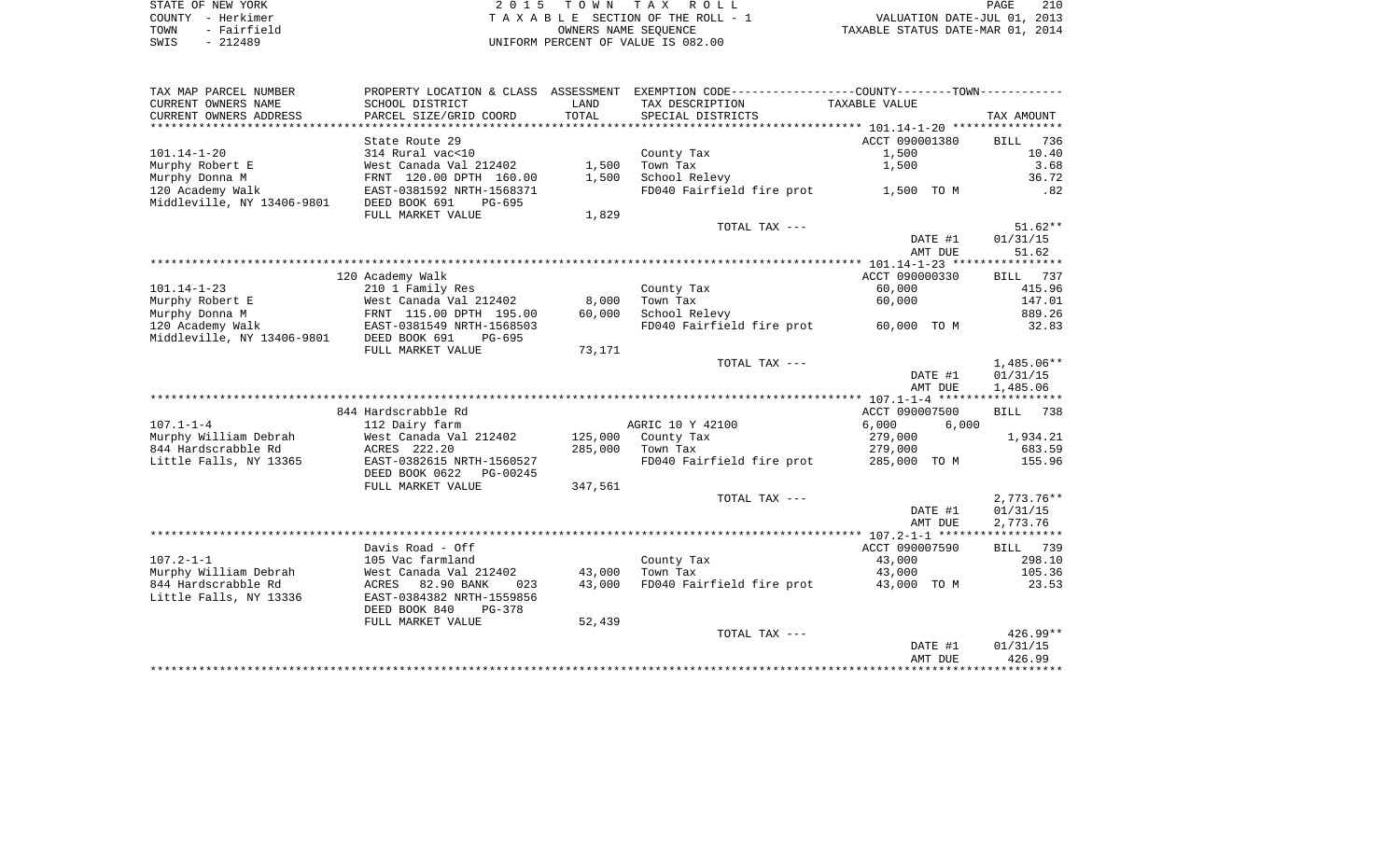STATE OF NEW YORK | COUNTY - Herkimer | TOWN - Fairfield | SWIS - 212489

2 0 1 5 T O W N T A X R O L L
T A X A B L E SECTION OF THE ROLL - 1
OWNERS NAME SEQUENCE
UNIFORM PERCENT OF VALUE IS 082.00

VALUATION DATE-JUL 01, 2013
TAXABLE STATUS DATE-MAR 01, 2014

| TAX MAP PARCEL NUMBER / CURRENT OWNERS NAME / CURRENT OWNERS ADDRESS | PROPERTY LOCATION & CLASS / SCHOOL DISTRICT / PARCEL SIZE/GRID COORD | ASSESSMENT LAND | TOTAL | EXEMPTION CODE / TAX DESCRIPTION / SPECIAL DISTRICTS | TAXABLE VALUE | TAX AMOUNT |
|---|---|---|---|---|---|---|
| 101.14-1-20 | State Route 29 | | | | ACCT 090001380 | BILL 736 |
| 101.14-1-20 | 314 Rural vac<10 | | | County Tax | 1,500 | 10.40 |
| Murphy Robert E | West Canada Val 212402 | 1,500 | | Town Tax | 1,500 | 3.68 |
| Murphy Donna M | FRNT 120.00 DPTH 160.00 | | 1,500 | School Relevy | | 36.72 |
| 120 Academy Walk | EAST-0381592 NRTH-1568371 | | | FD040 Fairfield fire prot | 1,500 TO M | .82 |
| Middleville, NY 13406-9801 | DEED BOOK 691 PG-695 | | | | | |
| | FULL MARKET VALUE | | 1,829 | | | |
| | | | | TOTAL TAX --- | | 51.62** |
| | | | | | DATE #1 | 01/31/15 |
| | | | | | AMT DUE | 51.62 |
| 101.14-1-23 | 120 Academy Walk | | | | ACCT 090000330 | BILL 737 |
| 101.14-1-23 | 210 1 Family Res | | | County Tax | 60,000 | 415.96 |
| Murphy Robert E | West Canada Val 212402 | 8,000 | | Town Tax | 60,000 | 147.01 |
| Murphy Donna M | FRNT 115.00 DPTH 195.00 | | 60,000 | School Relevy | | 889.26 |
| 120 Academy Walk | EAST-0381549 NRTH-1568503 | | | FD040 Fairfield fire prot | 60,000 TO M | 32.83 |
| Middleville, NY 13406-9801 | DEED BOOK 691 PG-695 | | | | | |
| | FULL MARKET VALUE | | 73,171 | | | |
| | | | | TOTAL TAX --- | | 1,485.06** |
| | | | | | DATE #1 | 01/31/15 |
| | | | | | AMT DUE | 1,485.06 |
| 107.1-1-4 | 844 Hardscrabble Rd | | | | ACCT 090007500 | BILL 738 |
| 107.1-1-4 | 112 Dairy farm | | | AGRIC 10 Y 42100 | 6,000 6,000 | |
| Murphy William Debrah | West Canada Val 212402 | 125,000 | | County Tax | 279,000 | 1,934.21 |
| 844 Hardscrabble Rd | ACRES 222.20 | | 285,000 | Town Tax | 279,000 | 683.59 |
| Little Falls, NY 13365 | EAST-0382615 NRTH-1560527 | | | FD040 Fairfield fire prot | 285,000 TO M | 155.96 |
| | DEED BOOK 0622 PG-00245 | | | | | |
| | FULL MARKET VALUE | | 347,561 | | | |
| | | | | TOTAL TAX --- | | 2,773.76** |
| | | | | | DATE #1 | 01/31/15 |
| | | | | | AMT DUE | 2,773.76 |
| 107.2-1-1 | Davis Road - Off | | | | ACCT 090007590 | BILL 739 |
| 107.2-1-1 | 105 Vac farmland | | | County Tax | 43,000 | 298.10 |
| Murphy William Debrah | West Canada Val 212402 | 43,000 | | Town Tax | 43,000 | 105.36 |
| 844 Hardscrabble Rd | ACRES 82.90 BANK 023 | | 43,000 | FD040 Fairfield fire prot | 43,000 TO M | 23.53 |
| Little Falls, NY 13336 | EAST-0384382 NRTH-1559856 | | | | | |
| | DEED BOOK 840 PG-378 | | | | | |
| | FULL MARKET VALUE | | 52,439 | | | |
| | | | | TOTAL TAX --- | | 426.99** |
| | | | | | DATE #1 | 01/31/15 |
| | | | | | AMT DUE | 426.99 |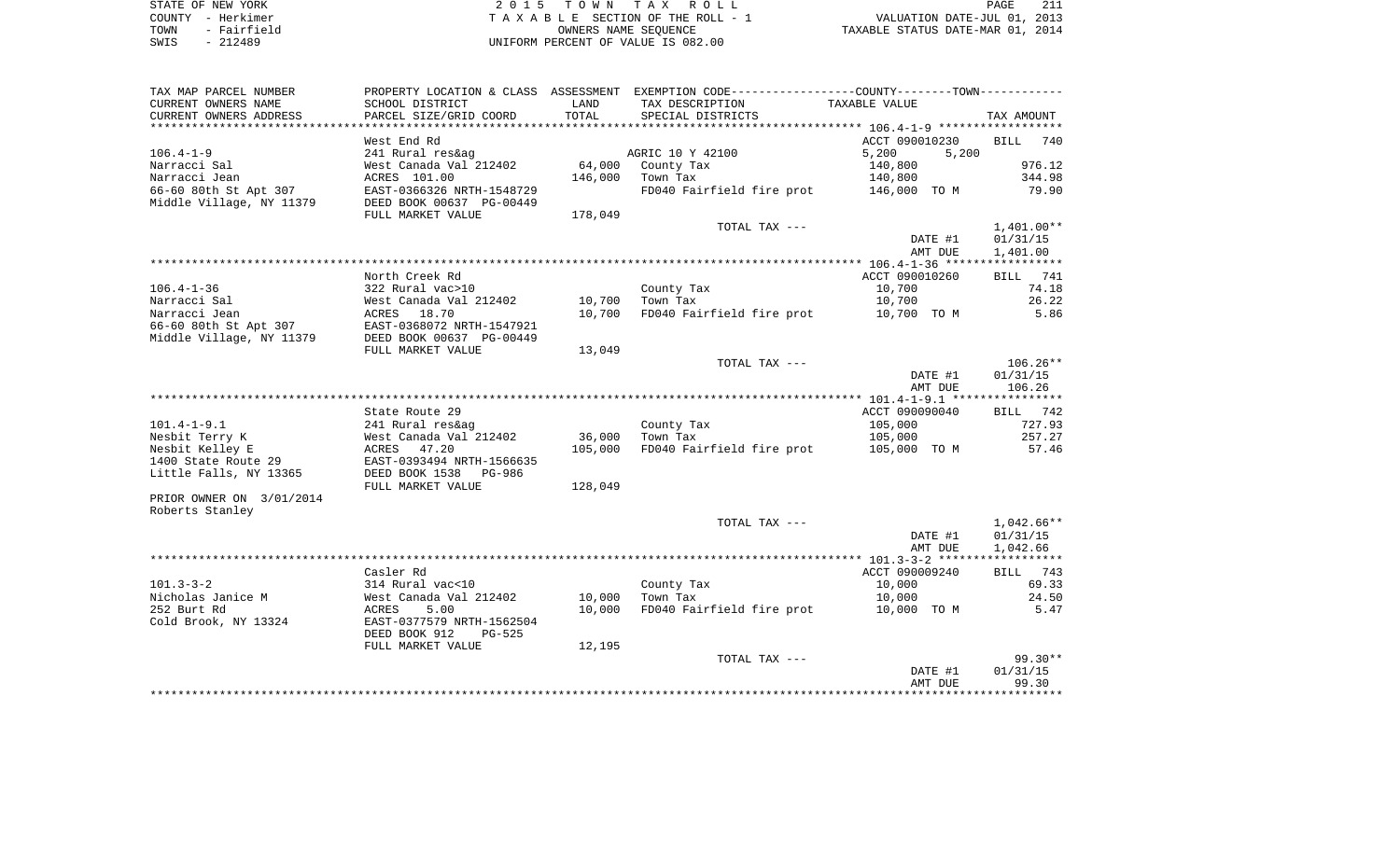STATE OF NEW YORK — 2015 TOWN TAX ROLL — PAGE 211
COUNTY - Herkimer — TAXABLE SECTION OF THE ROLL - 1 — VALUATION DATE-JUL 01, 2013
TOWN - Fairfield — OWNERS NAME SEQUENCE — TAXABLE STATUS DATE-MAR 01, 2014
SWIS - 212489 — UNIFORM PERCENT OF VALUE IS 082.00

| TAX MAP PARCEL NUMBER / CURRENT OWNERS NAME / CURRENT OWNERS ADDRESS | PROPERTY LOCATION & CLASS / SCHOOL DISTRICT / PARCEL SIZE/GRID COORD | ASSESSMENT LAND / TOTAL | EXEMPTION CODE / TAX DESCRIPTION / SPECIAL DISTRICTS | COUNTY / TOWN TAXABLE VALUE | TAX AMOUNT |
|---|---|---|---|---|---|
| 106.4-1-9 | West End Rd | | | ACCT 090010230 | BILL 740 |
| | 241 Rural res&ag | | AGRIC 10 Y 42100 | 5,200 5,200 | |
| Narracci Sal | West Canada Val 212402 | 64,000 | County Tax | 140,800 | 976.12 |
| Narracci Jean | ACRES 101.00 | 146,000 | Town Tax | 140,800 | 344.98 |
| 66-60 80th St Apt 307 | EAST-0366326 NRTH-1548729 | | FD040 Fairfield fire prot | 146,000 TO M | 79.90 |
| Middle Village, NY 11379 | DEED BOOK 00637 PG-00449 | | | | |
| | FULL MARKET VALUE | 178,049 | | | |
| | | | TOTAL TAX --- | | 1,401.00** |
| | | | | DATE #1 | 01/31/15 |
| | | | | AMT DUE | 1,401.00 |
| 106.4-1-36 | North Creek Rd | | | ACCT 090010260 | BILL 741 |
| | 322 Rural vac>10 | | County Tax | 10,700 | 74.18 |
| Narracci Sal | West Canada Val 212402 | 10,700 | Town Tax | 10,700 | 26.22 |
| Narracci Jean | ACRES 18.70 | 10,700 | FD040 Fairfield fire prot | 10,700 TO M | 5.86 |
| 66-60 80th St Apt 307 | EAST-0368072 NRTH-1547921 | | | | |
| Middle Village, NY 11379 | DEED BOOK 00637 PG-00449 | | | | |
| | FULL MARKET VALUE | 13,049 | | | |
| | | | TOTAL TAX --- | | 106.26** |
| | | | | DATE #1 | 01/31/15 |
| | | | | AMT DUE | 106.26 |
| 101.4-1-9.1 | State Route 29 | | | ACCT 090090040 | BILL 742 |
| | 241 Rural res&ag | | County Tax | 105,000 | 727.93 |
| Nesbit Terry K | West Canada Val 212402 | 36,000 | Town Tax | 105,000 | 257.27 |
| Nesbit Kelley E | ACRES 47.20 | 105,000 | FD040 Fairfield fire prot | 105,000 TO M | 57.46 |
| 1400 State Route 29 | EAST-0393494 NRTH-1566635 | | | | |
| Little Falls, NY 13365 | DEED BOOK 1538 PG-986 | | | | |
| | FULL MARKET VALUE | 128,049 | | | |
| PRIOR OWNER ON 3/01/2014 | | | | | |
| Roberts Stanley | | | | | |
| | | | TOTAL TAX --- | | 1,042.66** |
| | | | | DATE #1 | 01/31/15 |
| | | | | AMT DUE | 1,042.66 |
| 101.3-3-2 | Casler Rd | | | ACCT 090009240 | BILL 743 |
| | 314 Rural vac<10 | | County Tax | 10,000 | 69.33 |
| Nicholas Janice M | West Canada Val 212402 | 10,000 | Town Tax | 10,000 | 24.50 |
| 252 Burt Rd | ACRES 5.00 | 10,000 | FD040 Fairfield fire prot | 10,000 TO M | 5.47 |
| Cold Brook, NY 13324 | EAST-0377579 NRTH-1562504 | | | | |
| | DEED BOOK 912 PG-525 | | | | |
| | FULL MARKET VALUE | 12,195 | | | |
| | | | TOTAL TAX --- | | 99.30** |
| | | | | DATE #1 | 01/31/15 |
| | | | | AMT DUE | 99.30 |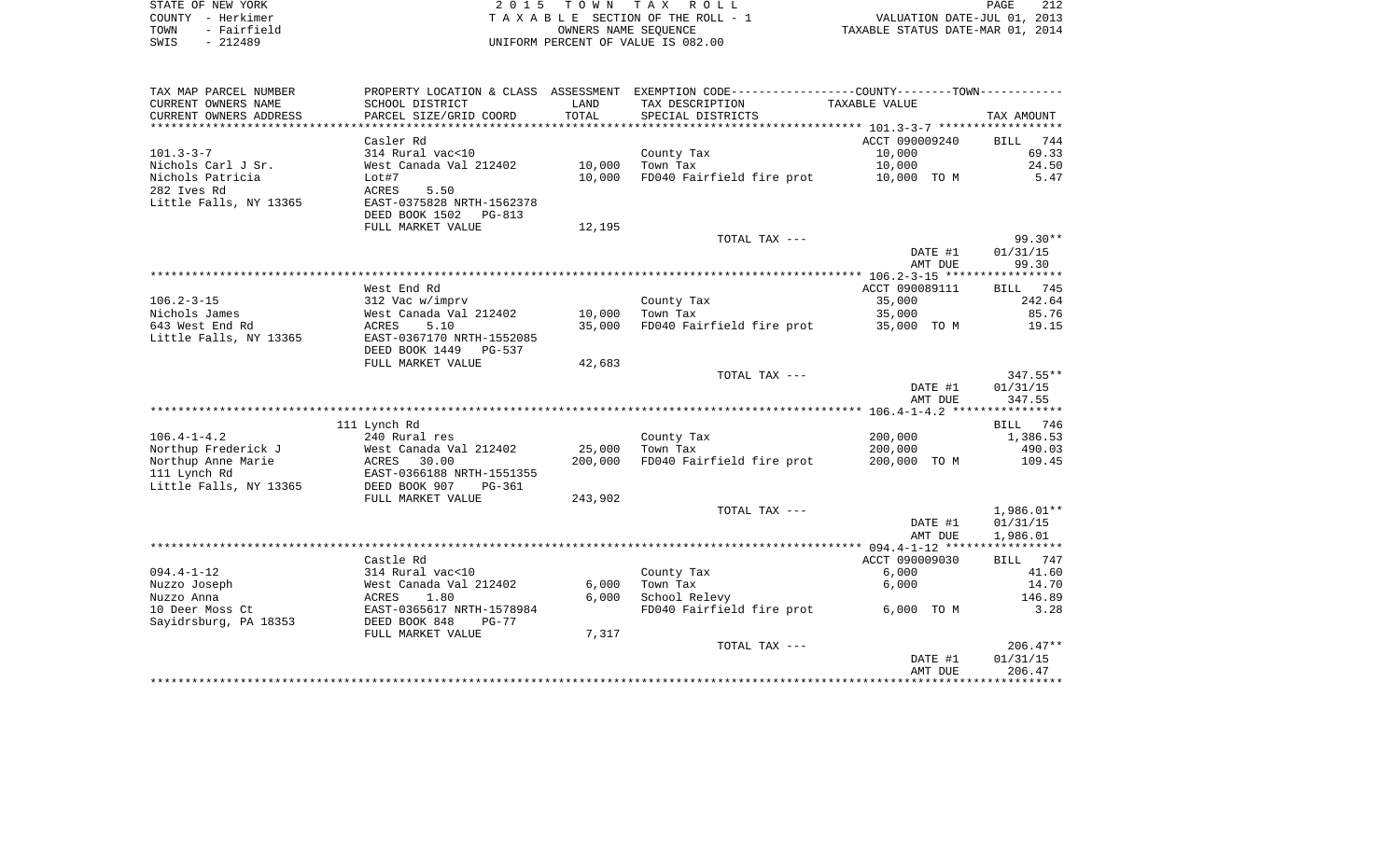STATE OF NEW YORK 2 0 1 5 T O W N T A X R O L L
COUNTY - Herkimer T A X A B L E SECTION OF THE ROLL - 1 VALUATION DATE-JUL 01, 2013
TOWN - Fairfield OWNERS NAME SEQUENCE TAXABLE STATUS DATE-MAR 01, 2014
SWIS - 212489 UNIFORM PERCENT OF VALUE IS 082.00

| TAX MAP PARCEL NUMBER<br>CURRENT OWNERS NAME<br>CURRENT OWNERS ADDRESS | PROPERTY LOCATION & CLASS<br>SCHOOL DISTRICT<br>PARCEL SIZE/GRID COORD | ASSESSMENT<br>LAND<br>TOTAL | EXEMPTION CODE-----COUNTY-----TOWN-----<br>TAX DESCRIPTION<br>SPECIAL DISTRICTS | TAXABLE VALUE | TAX AMOUNT |
|---|---|---|---|---|---|
| 101.3-3-7 | Casler Rd | | | ACCT 090009240 | BILL 744 |
| 101.3-3-7 | 314 Rural vac<10 | | County Tax | 10,000 | 69.33 |
| Nichols Carl J Sr. | West Canada Val 212402 | 10,000 | Town Tax | 10,000 | 24.50 |
| Nichols Patricia | Lot#7 | 10,000 | FD040 Fairfield fire prot | 10,000 TO M | 5.47 |
| 282 Ives Rd | ACRES 5.50 | | | | |
| Little Falls, NY 13365 | EAST-0375828 NRTH-1562378 | | | | |
| | DEED BOOK 1502 PG-813 | | | | |
| | FULL MARKET VALUE | 12,195 | | | |
| | | | TOTAL TAX --- | | 99.30** |
| | | | | DATE #1 | 01/31/15 |
| | | | | AMT DUE | 99.30 |
| 106.2-3-15 | West End Rd | | | ACCT 090089111 | BILL 745 |
| 106.2-3-15 | 312 Vac w/imprv | | County Tax | 35,000 | 242.64 |
| Nichols James | West Canada Val 212402 | 10,000 | Town Tax | 35,000 | 85.76 |
| 643 West End Rd | ACRES 5.10 | 35,000 | FD040 Fairfield fire prot | 35,000 TO M | 19.15 |
| Little Falls, NY 13365 | EAST-0367170 NRTH-1552085 | | | | |
| | DEED BOOK 1449 PG-537 | | | | |
| | FULL MARKET VALUE | 42,683 | | | |
| | | | TOTAL TAX --- | | 347.55** |
| | | | | DATE #1 | 01/31/15 |
| | | | | AMT DUE | 347.55 |
| 106.4-1-4.2 | 111 Lynch Rd | | | | BILL 746 |
| 106.4-1-4.2 | 240 Rural res | | County Tax | 200,000 | 1,386.53 |
| Northup Frederick J | West Canada Val 212402 | 25,000 | Town Tax | 200,000 | 490.03 |
| Northup Anne Marie | ACRES 30.00 | 200,000 | FD040 Fairfield fire prot | 200,000 TO M | 109.45 |
| 111 Lynch Rd | EAST-0366188 NRTH-1551355 | | | | |
| Little Falls, NY 13365 | DEED BOOK 907 PG-361 | | | | |
| | FULL MARKET VALUE | 243,902 | | | |
| | | | TOTAL TAX --- | | 1,986.01** |
| | | | | DATE #1 | 01/31/15 |
| | | | | AMT DUE | 1,986.01 |
| 094.4-1-12 | Castle Rd | | | ACCT 090009030 | BILL 747 |
| 094.4-1-12 | 314 Rural vac<10 | | County Tax | 6,000 | 41.60 |
| Nuzzo Joseph | West Canada Val 212402 | 6,000 | Town Tax | 6,000 | 14.70 |
| Nuzzo Anna | ACRES 1.80 | 6,000 | School Relevy | | 146.89 |
| 10 Deer Moss Ct | EAST-0365617 NRTH-1578984 | | FD040 Fairfield fire prot | 6,000 TO M | 3.28 |
| Sayidrsburg, PA 18353 | DEED BOOK 848 PG-77 | | | | |
| | FULL MARKET VALUE | 7,317 | | | |
| | | | TOTAL TAX --- | | 206.47** |
| | | | | DATE #1 | 01/31/15 |
| | | | | AMT DUE | 206.47 |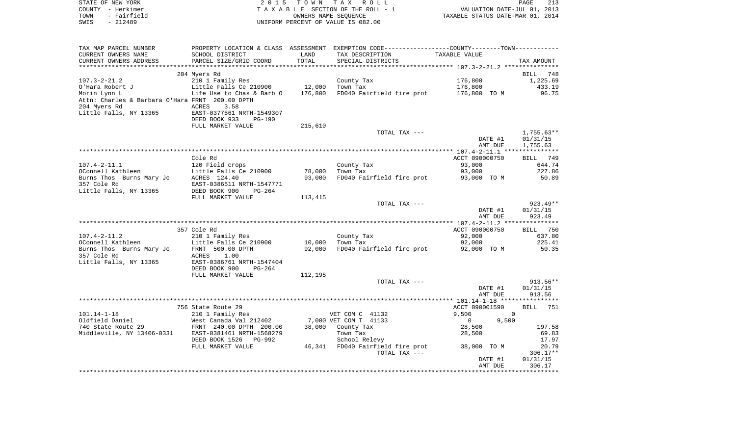STATE OF NEW YORK
COUNTY - Herkimer
TOWN - Fairfield
SWIS - 212489

2015 TOWN TAX ROLL
TAXABLE SECTION OF THE ROLL - 1
OWNERS NAME SEQUENCE
UNIFORM PERCENT OF VALUE IS 082.00

VALUATION DATE-JUL 01, 2013
TAXABLE STATUS DATE-MAR 01, 2014

| TAX MAP PARCEL NUMBER / CURRENT OWNERS NAME / CURRENT OWNERS ADDRESS | PROPERTY LOCATION & CLASS / SCHOOL DISTRICT / PARCEL SIZE/GRID COORD | ASSESSMENT LAND / TOTAL | EXEMPTION CODE / TAX DESCRIPTION / SPECIAL DISTRICTS | COUNTY/TOWN TAXABLE VALUE | TAX AMOUNT |
|---|---|---|---|---|---|
| **107.3-2-21.2** | 204 Myers Rd | | | | BILL 748 |
| O'Hara Robert J | 210 1 Family Res | | County Tax | 176,800 | 1,225.69 |
| Morin Lynn L | Little Falls Ce 210900 | 12,000 | Town Tax | 176,800 | 433.19 |
| Attn: Charles & Barbara O'Hara | Life Use to Chas & Barb O | 176,800 | FD040 Fairfield fire prot | 176,800 TO M | 96.75 |
| 204 Myers Rd | FRNT 200.00 DPTH | | | | |
| Little Falls, NY 13365 | ACRES 3.58 | | | | |
| | EAST-0377561 NRTH-1549307 | | | | |
| | DEED BOOK 933 PG-190 | | | | |
| | FULL MARKET VALUE | 215,610 | | | |
| | | | TOTAL TAX --- | | 1,755.63** |
| | | | | DATE #1 | 01/31/15 |
| | | | | AMT DUE | 1,755.63 |
| **107.4-2-11.1** | Cole Rd | | | ACCT 090000750 | BILL 749 |
| OConnell Kathleen | 120 Field crops | | County Tax | 93,000 | 644.74 |
| Burns Thos Burns Mary Jo | Little Falls Ce 210900 | 78,000 | Town Tax | 93,000 | 227.86 |
| 357 Cole Rd | ACRES 124.40 | 93,000 | FD040 Fairfield fire prot | 93,000 TO M | 50.89 |
| Little Falls, NY 13365 | EAST-0386511 NRTH-1547771 | | | | |
| | DEED BOOK 900 PG-264 | | | | |
| | FULL MARKET VALUE | 113,415 | | | |
| | | | TOTAL TAX --- | | 923.49** |
| | | | | DATE #1 | 01/31/15 |
| | | | | AMT DUE | 923.49 |
| **107.4-2-11.2** | 357 Cole Rd | | | ACCT 090000750 | BILL 750 |
| OConnell Kathleen | 210 1 Family Res | | County Tax | 92,000 | 637.80 |
| Burns Thos Burns Mary Jo | Little Falls Ce 210900 | 10,000 | Town Tax | 92,000 | 225.41 |
| 357 Cole Rd | FRNT 500.00 DPTH | 92,000 | FD040 Fairfield fire prot | 92,000 TO M | 50.35 |
| Little Falls, NY 13365 | ACRES 1.00 | | | | |
| | EAST-0386761 NRTH-1547404 | | | | |
| | DEED BOOK 900 PG-264 | | | | |
| | FULL MARKET VALUE | 112,195 | | | |
| | | | TOTAL TAX --- | | 913.56** |
| | | | | DATE #1 | 01/31/15 |
| | | | | AMT DUE | 913.56 |
| **101.14-1-18** | 756 State Route 29 | | | ACCT 090001590 | BILL 751 |
| Oldfield Daniel | 210 1 Family Res | | VET COM C 41132 | 9,500 0 | |
| 740 State Route 29 | West Canada Val 212402 | 7,000 | VET COM T 41133 | 0 9,500 | |
| Middleville, NY 13406-0331 | FRNT 240.00 DPTH 200.00 | 38,000 | County Tax | 28,500 | 197.58 |
| | EAST-0381461 NRTH-1568279 | | Town Tax | 28,500 | 69.83 |
| | DEED BOOK 1526 PG-992 | | School Relevy | | 17.97 |
| | FULL MARKET VALUE | 46,341 | FD040 Fairfield fire prot | 38,000 TO M | 20.79 |
| | | | TOTAL TAX --- | | 306.17** |
| | | | | DATE #1 | 01/31/15 |
| | | | | AMT DUE | 306.17 |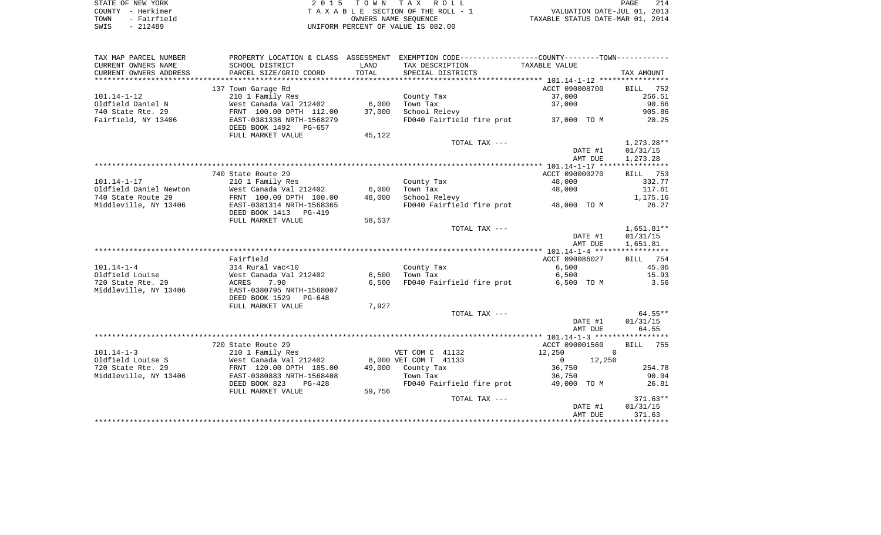STATE OF NEW YORK
COUNTY - Herkimer
TOWN - Fairfield
SWIS - 212489

2 0 1 5 T O W N T A X R O L L
T A X A B L E SECTION OF THE ROLL - 1
OWNERS NAME SEQUENCE
UNIFORM PERCENT OF VALUE IS 082.00

VALUATION DATE-JUL 01, 2013
TAXABLE STATUS DATE-MAR 01, 2014

| TAX MAP PARCEL NUMBER / CURRENT OWNERS NAME / CURRENT OWNERS ADDRESS | PROPERTY LOCATION & CLASS / SCHOOL DISTRICT / PARCEL SIZE/GRID COORD | ASSESSMENT LAND | TOTAL | EXEMPTION CODE / TAX DESCRIPTION / SPECIAL DISTRICTS | COUNTY | TOWN TAXABLE VALUE | TAX AMOUNT |
|---|---|---|---|---|---|---|---|
| | 137 Town Garage Rd | | | | ACCT 090008700 | | BILL 752 |
| 101.14-1-12 | 210 1 Family Res | | | County Tax | 37,000 | | 256.51 |
| Oldfield Daniel N | West Canada Val 212402 | 6,000 | | Town Tax | 37,000 | | 90.66 |
| 740 State Rte. 29 | FRNT 100.00 DPTH 112.00 | | 37,000 | School Relevy | | | 905.86 |
| Fairfield, NY 13406 | EAST-0381336 NRTH-1568279 | | | FD040 Fairfield fire prot | 37,000 TO M | | 20.25 |
| | DEED BOOK 1492 PG-657 | | | | | | |
| | FULL MARKET VALUE | | 45,122 | | | | |
| | | | | TOTAL TAX --- | | | 1,273.28** |
| | | | | | DATE #1 | | 01/31/15 |
| | | | | | AMT DUE | | 1,273.28 |
| | 740 State Route 29 | | | | ACCT 090000270 | | BILL 753 |
| 101.14-1-17 | 210 1 Family Res | | | County Tax | 48,000 | | 332.77 |
| Oldfield Daniel Newton | West Canada Val 212402 | 6,000 | | Town Tax | 48,000 | | 117.61 |
| 740 State Route 29 | FRNT 100.00 DPTH 100.00 | | 48,000 | School Relevy | | | 1,175.16 |
| Middleville, NY 13406 | EAST-0381314 NRTH-1568365 | | | FD040 Fairfield fire prot | 48,000 TO M | | 26.27 |
| | DEED BOOK 1413 PG-419 | | | | | | |
| | FULL MARKET VALUE | | 58,537 | | | | |
| | | | | TOTAL TAX --- | | | 1,651.81** |
| | | | | | DATE #1 | | 01/31/15 |
| | | | | | AMT DUE | | 1,651.81 |
| | Fairfield | | | | ACCT 090086027 | | BILL 754 |
| 101.14-1-4 | 314 Rural vac<10 | | | County Tax | 6,500 | | 45.06 |
| Oldfield Louise | West Canada Val 212402 | 6,500 | | Town Tax | 6,500 | | 15.93 |
| 720 State Rte. 29 | ACRES 7.90 | | 6,500 | FD040 Fairfield fire prot | 6,500 TO M | | 3.56 |
| Middleville, NY 13406 | EAST-0380795 NRTH-1568007 | | | | | | |
| | DEED BOOK 1529 PG-648 | | | | | | |
| | FULL MARKET VALUE | | 7,927 | | | | |
| | | | | TOTAL TAX --- | | | 64.55** |
| | | | | | DATE #1 | | 01/31/15 |
| | | | | | AMT DUE | | 64.55 |
| | 720 State Route 29 | | | | ACCT 090001560 | | BILL 755 |
| 101.14-1-3 | 210 1 Family Res | | | VET COM C 41132 | 12,250 | 0 | |
| Oldfield Louise S | West Canada Val 212402 | 8,000 | | VET COM T 41133 | 0 | 12,250 | |
| 720 State Rte. 29 | FRNT 120.00 DPTH 185.00 | | 49,000 | County Tax | 36,750 | | 254.78 |
| Middleville, NY 13406 | EAST-0380883 NRTH-1568408 | | | Town Tax | 36,750 | | 90.04 |
| | DEED BOOK 823 PG-428 | | | FD040 Fairfield fire prot | 49,000 TO M | | 26.81 |
| | FULL MARKET VALUE | | 59,756 | | | | |
| | | | | TOTAL TAX --- | | | 371.63** |
| | | | | | DATE #1 | | 01/31/15 |
| | | | | | AMT DUE | | 371.63 |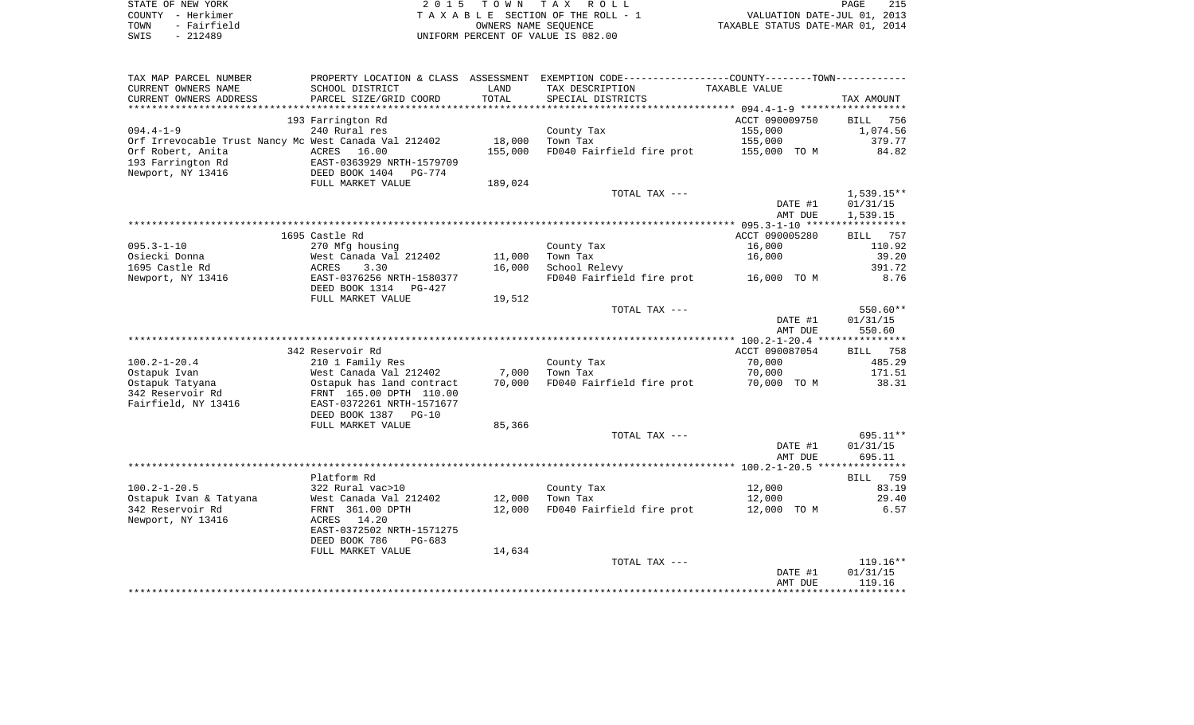STATE OF NEW YORK
COUNTY - Herkimer
TOWN - Fairfield
SWIS - 212489

2015 TOWN TAX ROLL
TAXABLE SECTION OF THE ROLL - 1
OWNERS NAME SEQUENCE
UNIFORM PERCENT OF VALUE IS 082.00

VALUATION DATE-JUL 01, 2013
TAXABLE STATUS DATE-MAR 01, 2014

| TAX MAP PARCEL NUMBER / CURRENT OWNERS NAME / CURRENT OWNERS ADDRESS | PROPERTY LOCATION & CLASS / SCHOOL DISTRICT / PARCEL SIZE/GRID COORD | ASSESSMENT LAND / TOTAL | EXEMPTION CODE / TAX DESCRIPTION / SPECIAL DISTRICTS | TAXABLE VALUE | TAX AMOUNT |
|---|---|---|---|---|---|
| | 193 Farrington Rd | | | ACCT 090009750 | BILL 756 |
| 094.4-1-9 | 240 Rural res | | County Tax | 155,000 | 1,074.56 |
| Orf Irrevocable Trust Nancy Mc | West Canada Val 212402 | 18,000 | Town Tax | 155,000 | 379.77 |
| Orf Robert, Anita | ACRES 16.00 | 155,000 | FD040 Fairfield fire prot | 155,000 TO M | 84.82 |
| 193 Farrington Rd | EAST-0363929 NRTH-1579709 | | | | |
| Newport, NY 13416 | DEED BOOK 1404 PG-774 | | | | |
| | FULL MARKET VALUE | 189,024 | | | |
| | | | TOTAL TAX --- | | 1,539.15** |
| | | | | DATE #1 | 01/31/15 |
| | | | | AMT DUE | 1,539.15 |
| | 1695 Castle Rd | | | ACCT 090005280 | BILL 757 |
| 095.3-1-10 | 270 Mfg housing | | County Tax | 16,000 | 110.92 |
| Osiecki Donna | West Canada Val 212402 | 11,000 | Town Tax | 16,000 | 39.20 |
| 1695 Castle Rd | ACRES 3.30 | 16,000 | School Relevy | | 391.72 |
| Newport, NY 13416 | EAST-0376256 NRTH-1580377 | | FD040 Fairfield fire prot | 16,000 TO M | 8.76 |
| | DEED BOOK 1314 PG-427 | | | | |
| | FULL MARKET VALUE | 19,512 | | | |
| | | | TOTAL TAX --- | | 550.60** |
| | | | | DATE #1 | 01/31/15 |
| | | | | AMT DUE | 550.60 |
| | 342 Reservoir Rd | | | ACCT 090087054 | BILL 758 |
| 100.2-1-20.4 | 210 1 Family Res | | County Tax | 70,000 | 485.29 |
| Ostapuk Ivan | West Canada Val 212402 | 7,000 | Town Tax | 70,000 | 171.51 |
| Ostapuk Tatyana | Ostapuk has land contract | 70,000 | FD040 Fairfield fire prot | 70,000 TO M | 38.31 |
| 342 Reservoir Rd | FRNT 165.00 DPTH 110.00 | | | | |
| Fairfield, NY 13416 | EAST-0372261 NRTH-1571677 | | | | |
| | DEED BOOK 1387 PG-10 | | | | |
| | FULL MARKET VALUE | 85,366 | | | |
| | | | TOTAL TAX --- | | 695.11** |
| | | | | DATE #1 | 01/31/15 |
| | | | | AMT DUE | 695.11 |
| | Platform Rd | | | | BILL 759 |
| 100.2-1-20.5 | 322 Rural vac>10 | | County Tax | 12,000 | 83.19 |
| Ostapuk Ivan & Tatyana | West Canada Val 212402 | 12,000 | Town Tax | 12,000 | 29.40 |
| 342 Reservoir Rd | FRNT 361.00 DPTH | 12,000 | FD040 Fairfield fire prot | 12,000 TO M | 6.57 |
| Newport, NY 13416 | ACRES 14.20 | | | | |
| | EAST-0372502 NRTH-1571275 | | | | |
| | DEED BOOK 786 PG-683 | | | | |
| | FULL MARKET VALUE | 14,634 | | | |
| | | | TOTAL TAX --- | | 119.16** |
| | | | | DATE #1 | 01/31/15 |
| | | | | AMT DUE | 119.16 |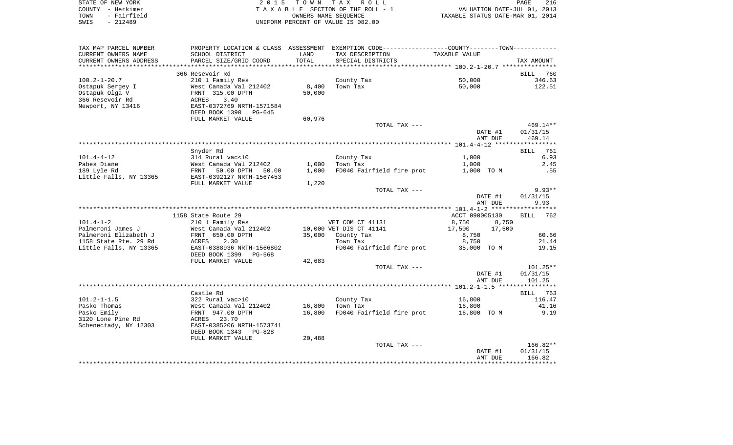STATE OF NEW YORK
COUNTY - Herkimer
TOWN - Fairfield
SWIS - 212489

2 0 1 5 T O W N T A X R O L L
T A X A B L E SECTION OF THE ROLL - 1
OWNERS NAME SEQUENCE
UNIFORM PERCENT OF VALUE IS 082.00

VALUATION DATE-JUL 01, 2013
TAXABLE STATUS DATE-MAR 01, 2014

| TAX MAP PARCEL NUMBER / CURRENT OWNERS NAME / CURRENT OWNERS ADDRESS | PROPERTY LOCATION & CLASS / SCHOOL DISTRICT / PARCEL SIZE/GRID COORD | ASSESSMENT LAND / TOTAL | EXEMPTION CODE / TAX DESCRIPTION / SPECIAL DISTRICTS | COUNTY TAXABLE VALUE | TOWN TAXABLE VALUE | TAX AMOUNT |
|---|---|---|---|---|---|---|
| 100.2-1-20.7 | 366 Resevoir Rd | | | | | BILL 760 |
| 100.2-1-20.7 | 210 1 Family Res | | County Tax | 50,000 | | 346.63 |
| Ostapuk Sergey I | West Canada Val 212402 | 8,400 | Town Tax | 50,000 | | 122.51 |
| Ostapuk Olga V | FRNT 315.00 DPTH | 50,000 | | | | |
| 366 Resevoir Rd | ACRES 3.40 | | | | | |
| Newport, NY 13416 | EAST-0372769 NRTH-1571584 | | | | | |
| | DEED BOOK 1390 PG-645 | | | | | |
| | FULL MARKET VALUE | 60,976 | | | | |
| | | | TOTAL TAX --- | | | 469.14** |
| | | | | DATE #1 | | 01/31/15 |
| | | | | AMT DUE | | 469.14 |
| 101.4-4-12 | Snyder Rd | | | | | BILL 761 |
| 101.4-4-12 | 314 Rural vac<10 | | County Tax | 1,000 | | 6.93 |
| Pabes Diane | West Canada Val 212402 | 1,000 | Town Tax | 1,000 | | 2.45 |
| 189 Lyle Rd | FRNT 50.00 DPTH 50.00 | 1,000 | FD040 Fairfield fire prot | 1,000 TO M | | .55 |
| Little Falls, NY 13365 | EAST-0392127 NRTH-1567453 | | | | | |
| | FULL MARKET VALUE | 1,220 | | | | |
| | | | TOTAL TAX --- | | | 9.93** |
| | | | | DATE #1 | | 01/31/15 |
| | | | | AMT DUE | | 9.93 |
| 101.4-1-2 | 1158 State Route 29 | | | ACCT 090005130 | | BILL 762 |
| 101.4-1-2 | 210 1 Family Res | | VET COM CT 41131 | 8,750 | 8,750 | |
| Palmeroni James J | West Canada Val 212402 | 10,000 | VET DIS CT 41141 | 17,500 | 17,500 | |
| Palmeroni Elizabeth J | FRNT 650.00 DPTH | 35,000 | County Tax | 8,750 | | 60.66 |
| 1158 State Rte. 29 Rd | ACRES 2.30 | | Town Tax | 8,750 | | 21.44 |
| Little Falls, NY 13365 | EAST-0388936 NRTH-1566802 | | FD040 Fairfield fire prot | 35,000 TO M | | 19.15 |
| | DEED BOOK 1399 PG-568 | | | | | |
| | FULL MARKET VALUE | 42,683 | | | | |
| | | | TOTAL TAX --- | | | 101.25** |
| | | | | DATE #1 | | 01/31/15 |
| | | | | AMT DUE | | 101.25 |
| 101.2-1-1.5 | Castle Rd | | | | | BILL 763 |
| 101.2-1-1.5 | 322 Rural vac>10 | | County Tax | 16,800 | | 116.47 |
| Pasko Thomas | West Canada Val 212402 | 16,800 | Town Tax | 16,800 | | 41.16 |
| Pasko Emily | FRNT 947.00 DPTH | 16,800 | FD040 Fairfield fire prot | 16,800 TO M | | 9.19 |
| 3120 Lone Pine Rd | ACRES 23.70 | | | | | |
| Schenectady, NY 12303 | EAST-0385206 NRTH-1573741 | | | | | |
| | DEED BOOK 1343 PG-828 | | | | | |
| | FULL MARKET VALUE | 20,488 | | | | |
| | | | TOTAL TAX --- | | | 166.82** |
| | | | | DATE #1 | | 01/31/15 |
| | | | | AMT DUE | | 166.82 |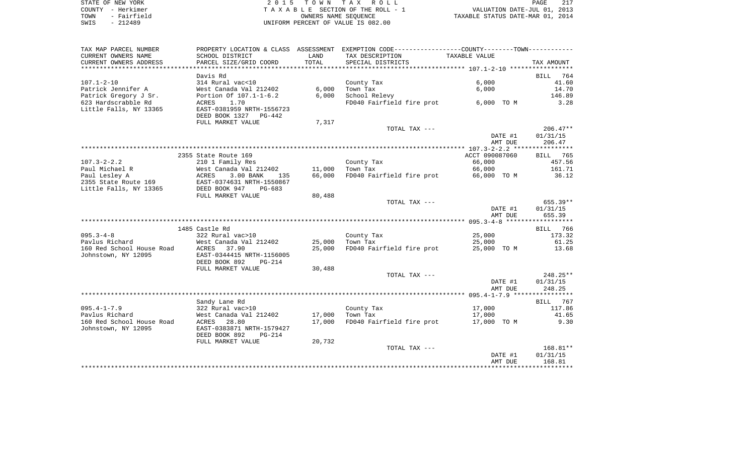STATE OF NEW YORK
COUNTY - Herkimer
TOWN - Fairfield
SWIS - 212489

2 0 1 5 T O W N T A X R O L L
T A X A B L E SECTION OF THE ROLL - 1
OWNERS NAME SEQUENCE
UNIFORM PERCENT OF VALUE IS 082.00

VALUATION DATE-JUL 01, 2013
TAXABLE STATUS DATE-MAR 01, 2014

| TAX MAP PARCEL NUMBER / CURRENT OWNERS NAME / CURRENT OWNERS ADDRESS | PROPERTY LOCATION & CLASS / SCHOOL DISTRICT / PARCEL SIZE/GRID COORD | ASSESSMENT LAND / TOTAL | EXEMPTION CODE / TAX DESCRIPTION / SPECIAL DISTRICTS | COUNTY--------TOWN TAXABLE VALUE | TAX AMOUNT |
|---|---|---|---|---|---|
| **107.1-2-10** | Davis Rd | | | | BILL 764 |
| 107.1-2-10 | 314 Rural vac<10 | | County Tax | 6,000 | 41.60 |
| Patrick Jennifer A | West Canada Val 212402 | 6,000 | Town Tax | 6,000 | 14.70 |
| Patrick Gregory J Sr. | Portion Of 107.1-1-6.2 | 6,000 | School Relevy | | 146.89 |
| 623 Hardscrabble Rd | ACRES 1.70 | | FD040 Fairfield fire prot | 6,000 TO M | 3.28 |
| Little Falls, NY 13365 | EAST-0381959 NRTH-1556723 | | | | |
| | DEED BOOK 1327 PG-442 | | | | |
| | FULL MARKET VALUE | 7,317 | | | |
| | | | TOTAL TAX --- | | 206.47** |
| | | | | DATE #1 | 01/31/15 |
| | | | | AMT DUE | 206.47 |
| **107.3-2-2.2** | 2355 State Route 169 | | | ACCT 090087060 | BILL 765 |
| 107.3-2-2.2 | 210 1 Family Res | | County Tax | 66,000 | 457.56 |
| Paul Michael R | West Canada Val 212402 | 11,000 | Town Tax | 66,000 | 161.71 |
| Paul Lesley A | ACRES 3.00 BANK 135 | 66,000 | FD040 Fairfield fire prot | 66,000 TO M | 36.12 |
| 2355 State Route 169 | EAST-0374631 NRTH-1550867 | | | | |
| Little Falls, NY 13365 | DEED BOOK 947 PG-683 | | | | |
| | FULL MARKET VALUE | 80,488 | | | |
| | | | TOTAL TAX --- | | 655.39** |
| | | | | DATE #1 | 01/31/15 |
| | | | | AMT DUE | 655.39 |
| **095.3-4-8** | 1485 Castle Rd | | | | BILL 766 |
| 095.3-4-8 | 322 Rural vac>10 | | County Tax | 25,000 | 173.32 |
| Pavlus Richard | West Canada Val 212402 | 25,000 | Town Tax | 25,000 | 61.25 |
| 160 Red School House Road | ACRES 37.90 | 25,000 | FD040 Fairfield fire prot | 25,000 TO M | 13.68 |
| Johnstown, NY 12095 | EAST-0344415 NRTH-1156005 | | | | |
| | DEED BOOK 892 PG-214 | | | | |
| | FULL MARKET VALUE | 30,488 | | | |
| | | | TOTAL TAX --- | | 248.25** |
| | | | | DATE #1 | 01/31/15 |
| | | | | AMT DUE | 248.25 |
| **095.4-1-7.9** | Sandy Lane Rd | | | | BILL 767 |
| 095.4-1-7.9 | 322 Rural vac>10 | | County Tax | 17,000 | 117.86 |
| Pavlus Richard | West Canada Val 212402 | 17,000 | Town Tax | 17,000 | 41.65 |
| 160 Red School House Road | ACRES 28.80 | 17,000 | FD040 Fairfield fire prot | 17,000 TO M | 9.30 |
| Johnstown, NY 12095 | EAST-0383871 NRTH-1579427 | | | | |
| | DEED BOOK 892 PG-214 | | | | |
| | FULL MARKET VALUE | 20,732 | | | |
| | | | TOTAL TAX --- | | 168.81** |
| | | | | DATE #1 | 01/31/15 |
| | | | | AMT DUE | 168.81 |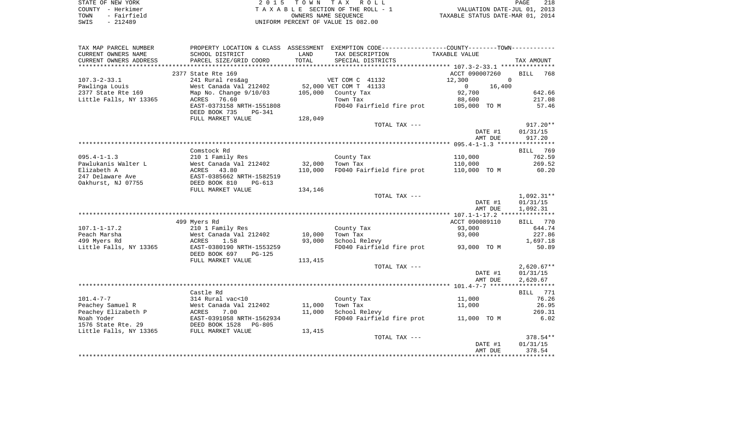STATE OF NEW YORK | 2015 TOWN TAX ROLL | PAGE 218
COUNTY - Herkimer | TAXABLE SECTION OF THE ROLL - 1 | VALUATION DATE-JUL 01, 2013
TOWN - Fairfield | OWNERS NAME SEQUENCE | TAXABLE STATUS DATE-MAR 01, 2014
SWIS - 212489 | UNIFORM PERCENT OF VALUE IS 082.00

| TAX MAP PARCEL NUMBER<br>CURRENT OWNERS NAME<br>CURRENT OWNERS ADDRESS | PROPERTY LOCATION & CLASS<br>SCHOOL DISTRICT<br>PARCEL SIZE/GRID COORD | ASSESSMENT<br>LAND<br>TOTAL | EXEMPTION CODE<br>TAX DESCRIPTION<br>SPECIAL DISTRICTS | COUNTY / TOWN<br>TAXABLE VALUE | TAX AMOUNT |
|---|---|---|---|---|---|
| 107.3-2-33.1 | 2377 State Rte 169 | | | ACCT 090007260 | BILL 768 |
| 107.3-2-33.1 | 241 Rural res&ag | | VET COM C 41132 | 12,300 / 0 | |
| Pawlinga Louis | West Canada Val 212402 | 52,000 | VET COM T 41133 | 0 / 16,400 | |
| 2377 State Rte 169 | Map No. Change 9/10/03 | 105,000 | County Tax | 92,700 | 642.66 |
| Little Falls, NY 13365 | ACRES 76.60 | | Town Tax | 88,600 | 217.08 |
| | EAST-0373158 NRTH-1551808 | | FD040 Fairfield fire prot | 105,000 TO M | 57.46 |
| | DEED BOOK 735 PG-341 | | | | |
| | FULL MARKET VALUE | 128,049 | | | |
| | | | TOTAL TAX --- | | 917.20** |
| | | | | DATE #1 | 01/31/15 |
| | | | | AMT DUE | 917.20 |
| 095.4-1-1.3 | Comstock Rd | | | | BILL 769 |
| 095.4-1-1.3 | 210 1 Family Res | | County Tax | 110,000 | 762.59 |
| Pawlukanis Walter L | West Canada Val 212402 | 32,000 | Town Tax | 110,000 | 269.52 |
| Elizabeth A | ACRES 43.80 | 110,000 | FD040 Fairfield fire prot | 110,000 TO M | 60.20 |
| 247 Delaware Ave | EAST-0385662 NRTH-1582519 | | | | |
| Oakhurst, NJ 07755 | DEED BOOK 810 PG-613 | | | | |
| | FULL MARKET VALUE | 134,146 | | | |
| | | | TOTAL TAX --- | | 1,092.31** |
| | | | | DATE #1 | 01/31/15 |
| | | | | AMT DUE | 1,092.31 |
| 107.1-1-17.2 | 499 Myers Rd | | | ACCT 090089110 | BILL 770 |
| 107.1-1-17.2 | 210 1 Family Res | | County Tax | 93,000 | 644.74 |
| Peach Marsha | West Canada Val 212402 | 10,000 | Town Tax | 93,000 | 227.86 |
| 499 Myers Rd | ACRES 1.58 | 93,000 | School Relevy | | 1,697.18 |
| Little Falls, NY 13365 | EAST-0380190 NRTH-1553259 | | FD040 Fairfield fire prot | 93,000 TO M | 50.89 |
| | DEED BOOK 697 PG-125 | | | | |
| | FULL MARKET VALUE | 113,415 | | | |
| | | | TOTAL TAX --- | | 2,620.67** |
| | | | | DATE #1 | 01/31/15 |
| | | | | AMT DUE | 2,620.67 |
| 101.4-7-7 | Castle Rd | | | | BILL 771 |
| 101.4-7-7 | 314 Rural vac<10 | | County Tax | 11,000 | 76.26 |
| Peachey Samuel R | West Canada Val 212402 | 11,000 | Town Tax | 11,000 | 26.95 |
| Peachey Elizabeth P | ACRES 7.00 | 11,000 | School Relevy | | 269.31 |
| Noah Yoder | EAST-0391058 NRTH-1562934 | | FD040 Fairfield fire prot | 11,000 TO M | 6.02 |
| 1576 State Rte. 29 | DEED BOOK 1528 PG-805 | | | | |
| Little Falls, NY 13365 | FULL MARKET VALUE | 13,415 | | | |
| | | | TOTAL TAX --- | | 378.54** |
| | | | | DATE #1 | 01/31/15 |
| | | | | AMT DUE | 378.54 |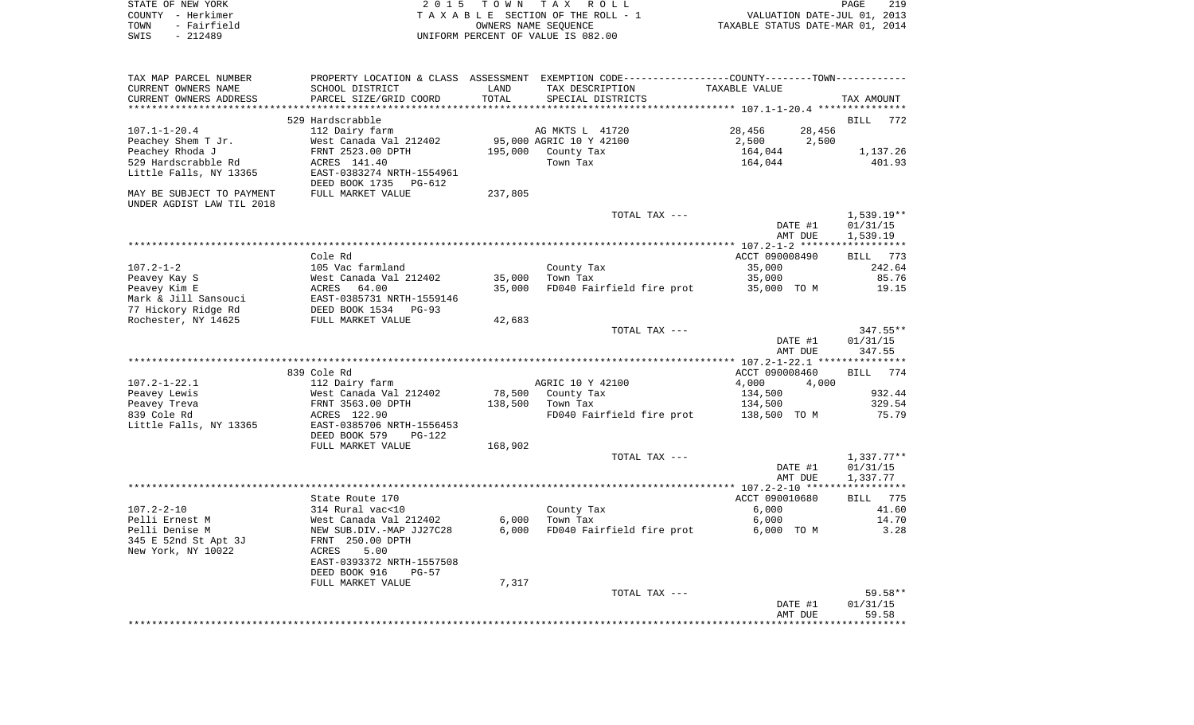STATE OF NEW YORK
COUNTY - Herkimer
TOWN - Fairfield
SWIS - 212489

2 0 1 5 T O W N T A X R O L L
T A X A B L E SECTION OF THE ROLL - 1
OWNERS NAME SEQUENCE
UNIFORM PERCENT OF VALUE IS 082.00

VALUATION DATE-JUL 01, 2013
TAXABLE STATUS DATE-MAR 01, 2014

| TAX MAP PARCEL NUMBER / CURRENT OWNERS NAME / CURRENT OWNERS ADDRESS | PROPERTY LOCATION & CLASS / SCHOOL DISTRICT / PARCEL SIZE/GRID COORD | ASSESSMENT LAND / TOTAL | EXEMPTION CODE / TAX DESCRIPTION / SPECIAL DISTRICTS | COUNTY / TOWN TAXABLE VALUE | TAX AMOUNT |
|---|---|---|---|---|---|
| **107.1-1-20.4** | 529 Hardscrabble | | | | BILL 772 |
| 107.1-1-20.4 | 112 Dairy farm | | AG MKTS L 41720 | 28,456 28,456 | |
| Peachey Shem T Jr. | West Canada Val 212402 | 95,000 | AGRIC 10 Y 42100 | 2,500 2,500 | |
| Peachey Rhoda J | FRNT 2523.00 DPTH | 195,000 | County Tax | 164,044 | 1,137.26 |
| 529 Hardscrabble Rd | ACRES 141.40 | | Town Tax | 164,044 | 401.93 |
| Little Falls, NY 13365 | EAST-0383274 NRTH-1554961 | | | | |
| | DEED BOOK 1735 PG-612 | | | | |
| MAY BE SUBJECT TO PAYMENT UNDER AGDIST LAW TIL 2018 | FULL MARKET VALUE | 237,805 | | | |
| | | | TOTAL TAX --- | | 1,539.19** |
| | | | | DATE #1 | 01/31/15 |
| | | | | AMT DUE | 1,539.19 |
| **107.2-1-2** | Cole Rd | | | ACCT 090008490 | BILL 773 |
| 107.2-1-2 | 105 Vac farmland | | County Tax | 35,000 | 242.64 |
| Peavey Kay S | West Canada Val 212402 | 35,000 | Town Tax | 35,000 | 85.76 |
| Peavey Kim E | ACRES 64.00 | 35,000 | FD040 Fairfield fire prot | 35,000 TO M | 19.15 |
| Mark & Jill Sansouci | EAST-0385731 NRTH-1559146 | | | | |
| 77 Hickory Ridge Rd | DEED BOOK 1534 PG-93 | | | | |
| Rochester, NY 14625 | FULL MARKET VALUE | 42,683 | | | |
| | | | TOTAL TAX --- | | 347.55** |
| | | | | DATE #1 | 01/31/15 |
| | | | | AMT DUE | 347.55 |
| **107.2-1-22.1** | 839 Cole Rd | | | ACCT 090008460 | BILL 774 |
| 107.2-1-22.1 | 112 Dairy farm | | AGRIC 10 Y 42100 | 4,000 4,000 | |
| Peavey Lewis | West Canada Val 212402 | 78,500 | County Tax | 134,500 | 932.44 |
| Peavey Treva | FRNT 3563.00 DPTH | 138,500 | Town Tax | 134,500 | 329.54 |
| 839 Cole Rd | ACRES 122.90 | | FD040 Fairfield fire prot | 138,500 TO M | 75.79 |
| Little Falls, NY 13365 | EAST-0385706 NRTH-1556453 | | | | |
| | DEED BOOK 579 PG-122 | | | | |
| | FULL MARKET VALUE | 168,902 | | | |
| | | | TOTAL TAX --- | | 1,337.77** |
| | | | | DATE #1 | 01/31/15 |
| | | | | AMT DUE | 1,337.77 |
| **107.2-2-10** | State Route 170 | | | ACCT 090010680 | BILL 775 |
| 107.2-2-10 | 314 Rural vac<10 | | County Tax | 6,000 | 41.60 |
| Pelli Ernest M | West Canada Val 212402 | 6,000 | Town Tax | 6,000 | 14.70 |
| Pelli Denise M | NEW SUB.DIV.-MAP JJ27C28 | 6,000 | FD040 Fairfield fire prot | 6,000 TO M | 3.28 |
| 345 E 52nd St Apt 3J | FRNT 250.00 DPTH | | | | |
| New York, NY 10022 | ACRES 5.00 | | | | |
| | EAST-0393372 NRTH-1557508 | | | | |
| | DEED BOOK 916 PG-57 | | | | |
| | FULL MARKET VALUE | 7,317 | | | |
| | | | TOTAL TAX --- | | 59.58** |
| | | | | DATE #1 | 01/31/15 |
| | | | | AMT DUE | 59.58 |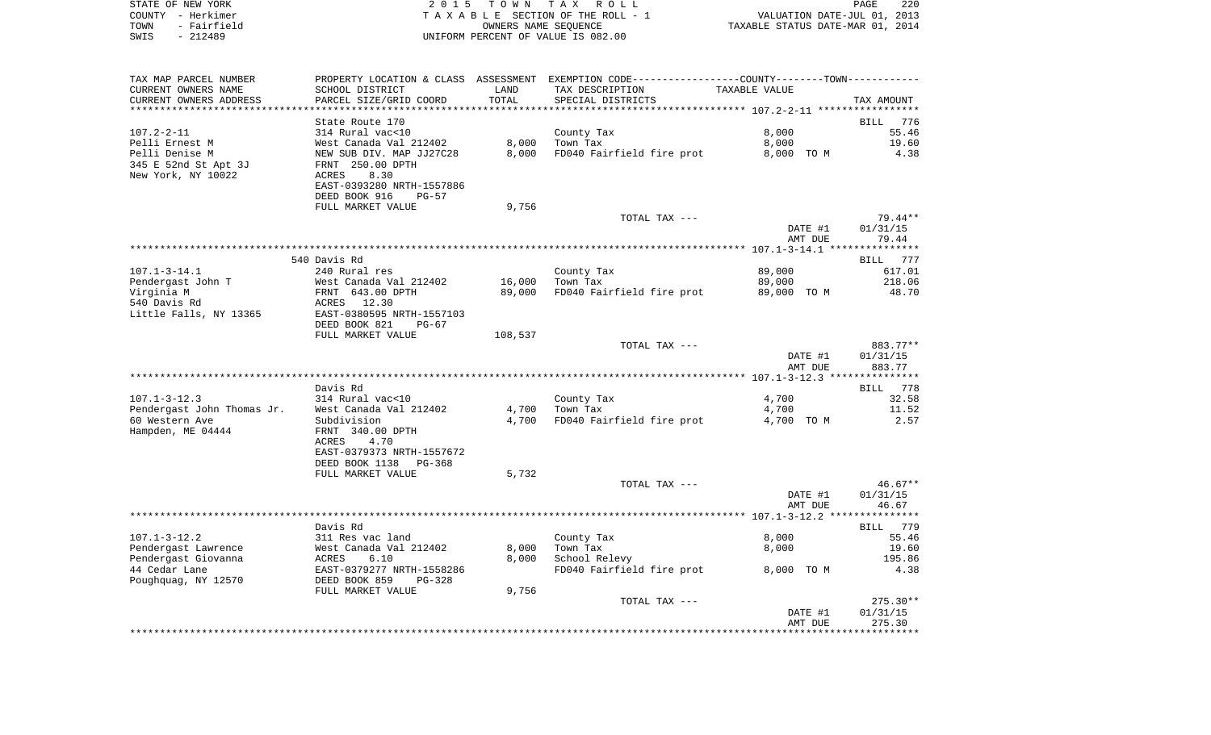STATE OF NEW YORK | 2 0 1 5 T O W N T A X R O L L
COUNTY - Herkimer | T A X A B L E SECTION OF THE ROLL - 1 | VALUATION DATE-JUL 01, 2013
TOWN - Fairfield | OWNERS NAME SEQUENCE | TAXABLE STATUS DATE-MAR 01, 2014
SWIS - 212489 | UNIFORM PERCENT OF VALUE IS 082.00

| TAX MAP PARCEL NUMBER / CURRENT OWNERS NAME / CURRENT OWNERS ADDRESS | PROPERTY LOCATION & CLASS / SCHOOL DISTRICT / PARCEL SIZE/GRID COORD | ASSESSMENT LAND | TOTAL | EXEMPTION CODE / TAX DESCRIPTION / SPECIAL DISTRICTS | TAXABLE VALUE | TAX AMOUNT |
|---|---|---|---|---|---|---|
| **107.2-2-11** | State Route 170 | | | | | BILL 776 |
| 107.2-2-11 | 314 Rural vac<10 | | | County Tax | 8,000 | 55.46 |
| Pelli Ernest M | West Canada Val 212402 | 8,000 | | Town Tax | 8,000 | 19.60 |
| Pelli Denise M | NEW SUB DIV. MAP JJ27C28 | | 8,000 | FD040 Fairfield fire prot | 8,000 TO M | 4.38 |
| 345 E 52nd St Apt 3J | FRNT 250.00 DPTH | | | | | |
| New York, NY 10022 | ACRES 8.30 | | | | | |
| | EAST-0393280 NRTH-1557886 | | | | | |
| | DEED BOOK 916 PG-57 | | | | | |
| | FULL MARKET VALUE | | 9,756 | | | |
| | | | | TOTAL TAX --- | | 79.44** |
| | | | | | DATE #1 | 01/31/15 |
| | | | | | AMT DUE | 79.44 |
| **107.1-3-14.1** | 540 Davis Rd | | | | | BILL 777 |
| 107.1-3-14.1 | 240 Rural res | | | County Tax | 89,000 | 617.01 |
| Pendergast John T | West Canada Val 212402 | 16,000 | | Town Tax | 89,000 | 218.06 |
| Virginia M | FRNT 643.00 DPTH | | 89,000 | FD040 Fairfield fire prot | 89,000 TO M | 48.70 |
| 540 Davis Rd | ACRES 12.30 | | | | | |
| Little Falls, NY 13365 | EAST-0380595 NRTH-1557103 | | | | | |
| | DEED BOOK 821 PG-67 | | | | | |
| | FULL MARKET VALUE | | 108,537 | | | |
| | | | | TOTAL TAX --- | | 883.77** |
| | | | | | DATE #1 | 01/31/15 |
| | | | | | AMT DUE | 883.77 |
| **107.1-3-12.3** | Davis Rd | | | | | BILL 778 |
| 107.1-3-12.3 | 314 Rural vac<10 | | | County Tax | 4,700 | 32.58 |
| Pendergast John Thomas Jr. | West Canada Val 212402 | 4,700 | | Town Tax | 4,700 | 11.52 |
| 60 Western Ave | Subdivision | | 4,700 | FD040 Fairfield fire prot | 4,700 TO M | 2.57 |
| Hampden, ME 04444 | FRNT 340.00 DPTH | | | | | |
| | ACRES 4.70 | | | | | |
| | EAST-0379373 NRTH-1557672 | | | | | |
| | DEED BOOK 1138 PG-368 | | | | | |
| | FULL MARKET VALUE | | 5,732 | | | |
| | | | | TOTAL TAX --- | | 46.67** |
| | | | | | DATE #1 | 01/31/15 |
| | | | | | AMT DUE | 46.67 |
| **107.1-3-12.2** | Davis Rd | | | | | BILL 779 |
| 107.1-3-12.2 | 311 Res vac land | | | County Tax | 8,000 | 55.46 |
| Pendergast Lawrence | West Canada Val 212402 | 8,000 | | Town Tax | 8,000 | 19.60 |
| Pendergast Giovanna | ACRES 6.10 | | 8,000 | School Relevy | | 195.86 |
| 44 Cedar Lane | EAST-0379277 NRTH-1558286 | | | FD040 Fairfield fire prot | 8,000 TO M | 4.38 |
| Poughquag, NY 12570 | DEED BOOK 859 PG-328 | | | | | |
| | FULL MARKET VALUE | | 9,756 | | | |
| | | | | TOTAL TAX --- | | 275.30** |
| | | | | | DATE #1 | 01/31/15 |
| | | | | | AMT DUE | 275.30 |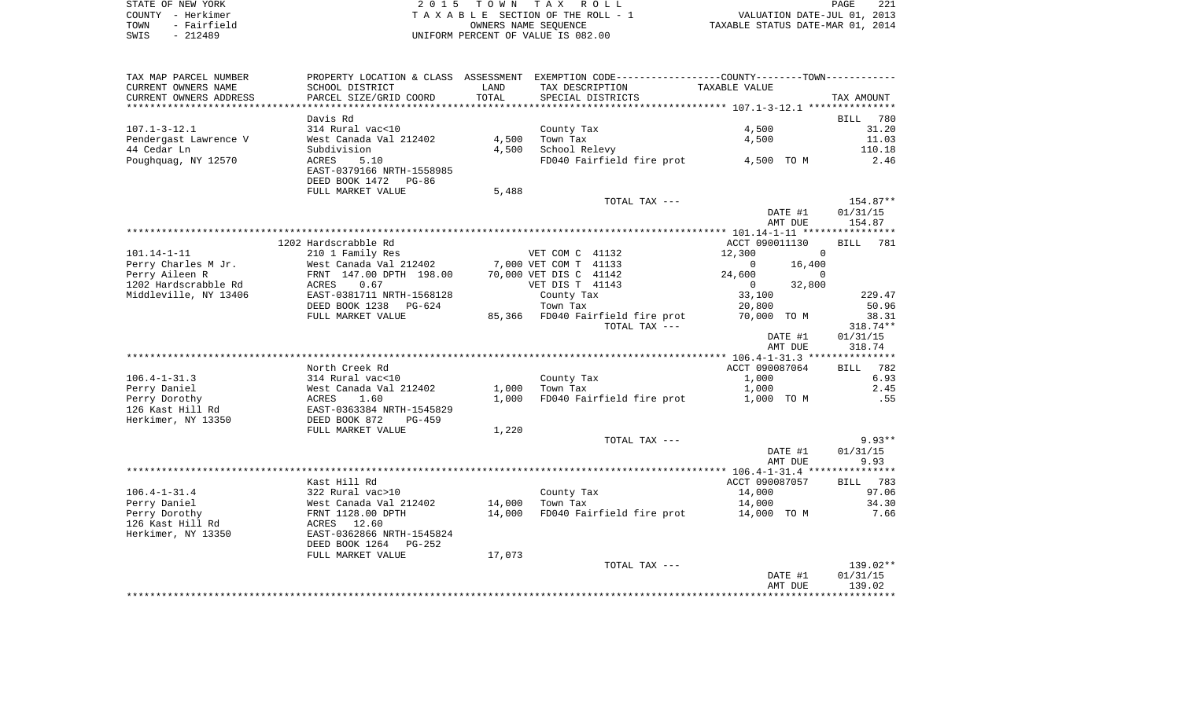STATE OF NEW YORK | 2 0 1 5 T O W N T A X R O L L | PAGE 221
COUNTY - Herkimer | T A X A B L E SECTION OF THE ROLL - 1 | VALUATION DATE-JUL 01, 2013
TOWN - Fairfield | OWNERS NAME SEQUENCE | TAXABLE STATUS DATE-MAR 01, 2014
SWIS - 212489 | UNIFORM PERCENT OF VALUE IS 082.00

| TAX MAP PARCEL NUMBER / CURRENT OWNERS NAME / CURRENT OWNERS ADDRESS | PROPERTY LOCATION & CLASS / SCHOOL DISTRICT / PARCEL SIZE/GRID COORD | ASSESSMENT LAND | TOTAL | EXEMPTION CODE / TAX DESCRIPTION / SPECIAL DISTRICTS | COUNTY / TOWN TAXABLE VALUE | | TAX AMOUNT |
|---|---|---|---|---|---|---|---|
| **107.1-3-12.1** | Davis Rd | | | | | | BILL 780 |
| 107.1-3-12.1 | 314 Rural vac<10 | | | County Tax | 4,500 | | 31.20 |
| Pendergast Lawrence V | West Canada Val 212402 | 4,500 | | Town Tax | 4,500 | | 11.03 |
| 44 Cedar Ln | Subdivision | | 4,500 | School Relevy | | | 110.18 |
| Poughquag, NY 12570 | ACRES 5.10 | | | FD040 Fairfield fire prot | 4,500 TO M | | 2.46 |
| | EAST-0379166 NRTH-1558985 | | | | | | |
| | DEED BOOK 1472 PG-86 | | | | | | |
| | FULL MARKET VALUE | 5,488 | | | | | |
| | | | | TOTAL TAX --- | | | 154.87** |
| | | | | | | DATE #1 | 01/31/15 |
| | | | | | | AMT DUE | 154.87 |
| **101.14-1-11** | 1202 Hardscrabble Rd | | | | ACCT 090011130 | | BILL 781 |
| 101.14-1-11 | 210 1 Family Res | | | VET COM C 41132 | 12,300 | 0 | |
| Perry Charles M Jr. | West Canada Val 212402 | 7,000 | | VET COM T 41133 | 0 | 16,400 | |
| Perry Aileen R | FRNT 147.00 DPTH 198.00 | | 70,000 | VET DIS C 41142 | 24,600 | 0 | |
| 1202 Hardscrabble Rd | ACRES 0.67 | | | VET DIS T 41143 | 0 | 32,800 | |
| Middleville, NY 13406 | EAST-0381711 NRTH-1568128 | | | County Tax | 33,100 | | 229.47 |
| | DEED BOOK 1238 PG-624 | | | Town Tax | 20,800 | | 50.96 |
| | FULL MARKET VALUE | 85,366 | | FD040 Fairfield fire prot | 70,000 TO M | | 38.31 |
| | | | | TOTAL TAX --- | | | 318.74** |
| | | | | | | DATE #1 | 01/31/15 |
| | | | | | | AMT DUE | 318.74 |
| **106.4-1-31.3** | North Creek Rd | | | | ACCT 090087064 | | BILL 782 |
| 106.4-1-31.3 | 314 Rural vac<10 | | | County Tax | 1,000 | | 6.93 |
| Perry Daniel | West Canada Val 212402 | 1,000 | | Town Tax | 1,000 | | 2.45 |
| Perry Dorothy | ACRES 1.60 | | 1,000 | FD040 Fairfield fire prot | 1,000 TO M | | .55 |
| 126 Kast Hill Rd | EAST-0363384 NRTH-1545829 | | | | | | |
| Herkimer, NY 13350 | DEED BOOK 872 PG-459 | | | | | | |
| | FULL MARKET VALUE | 1,220 | | | | | |
| | | | | TOTAL TAX --- | | | 9.93** |
| | | | | | | DATE #1 | 01/31/15 |
| | | | | | | AMT DUE | 9.93 |
| **106.4-1-31.4** | Kast Hill Rd | | | | ACCT 090087057 | | BILL 783 |
| 106.4-1-31.4 | 322 Rural vac>10 | | | County Tax | 14,000 | | 97.06 |
| Perry Daniel | West Canada Val 212402 | 14,000 | | Town Tax | 14,000 | | 34.30 |
| Perry Dorothy | FRNT 1128.00 DPTH | | 14,000 | FD040 Fairfield fire prot | 14,000 TO M | | 7.66 |
| 126 Kast Hill Rd | ACRES 12.60 | | | | | | |
| Herkimer, NY 13350 | EAST-0362866 NRTH-1545824 | | | | | | |
| | DEED BOOK 1264 PG-252 | | | | | | |
| | FULL MARKET VALUE | 17,073 | | | | | |
| | | | | TOTAL TAX --- | | | 139.02** |
| | | | | | | DATE #1 | 01/31/15 |
| | | | | | | AMT DUE | 139.02 |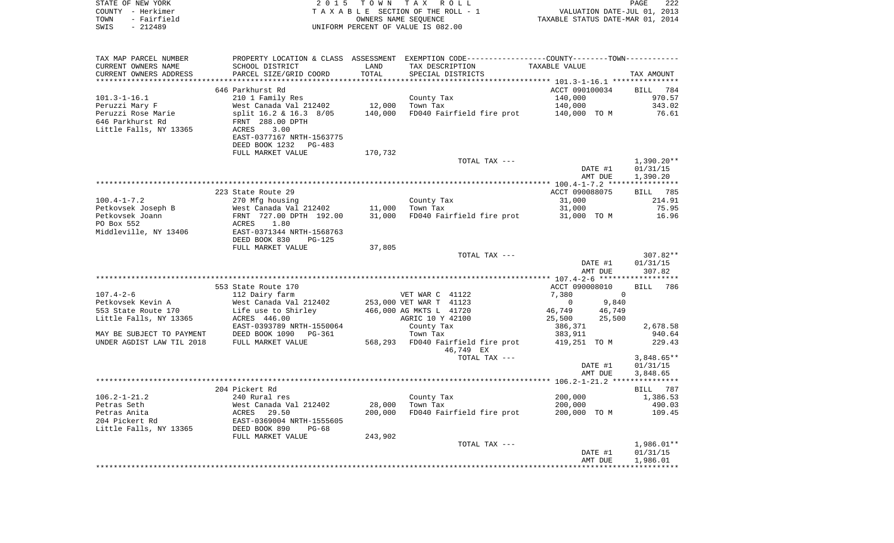STATE OF NEW YORK
COUNTY - Herkimer
TOWN - Fairfield
SWIS - 212489

2 0 1 5 T O W N T A X R O L L
T A X A B L E SECTION OF THE ROLL - 1
OWNERS NAME SEQUENCE
UNIFORM PERCENT OF VALUE IS 082.00

VALUATION DATE-JUL 01, 2013
TAXABLE STATUS DATE-MAR 01, 2014

| TAX MAP PARCEL NUMBER<br>CURRENT OWNERS NAME<br>CURRENT OWNERS ADDRESS | PROPERTY LOCATION & CLASS<br>SCHOOL DISTRICT<br>PARCEL SIZE/GRID COORD | ASSESSMENT<br>LAND<br>TOTAL | EXEMPTION CODE<br>TAX DESCRIPTION<br>SPECIAL DISTRICTS | COUNTY / TOWN<br>TAXABLE VALUE | TAX AMOUNT |
|---|---|---|---|---|---|
| | 646 Parkhurst Rd | | | ACCT 090100034 | BILL 784 |
| 101.3-1-16.1 | 210 1 Family Res | | County Tax | 140,000 | 970.57 |
| Peruzzi Mary F | West Canada Val 212402 | 12,000 | Town Tax | 140,000 | 343.02 |
| Peruzzi Rose Marie | split 16.2 & 16.3 8/05 | 140,000 | FD040 Fairfield fire prot | 140,000 TO M | 76.61 |
| 646 Parkhurst Rd | FRNT 288.00 DPTH | | | | |
| Little Falls, NY 13365 | ACRES 3.00 | | | | |
| | EAST-0377167 NRTH-1563775 | | | | |
| | DEED BOOK 1232 PG-483 | | | | |
| | FULL MARKET VALUE | 170,732 | | | |
| | | | TOTAL TAX --- | | 1,390.20** |
| | | | | DATE #1 | 01/31/15 |
| | | | | AMT DUE | 1,390.20 |
| | 223 State Route 29 | | | ACCT 090088075 | BILL 785 |
| 100.4-1-7.2 | 270 Mfg housing | | County Tax | 31,000 | 214.91 |
| Petkovsek Joseph B | West Canada Val 212402 | 11,000 | Town Tax | 31,000 | 75.95 |
| Petkovsek Joann | FRNT 727.00 DPTH 192.00 | 31,000 | FD040 Fairfield fire prot | 31,000 TO M | 16.96 |
| PO Box 552 | ACRES 1.80 | | | | |
| Middleville, NY 13406 | EAST-0371344 NRTH-1568763 | | | | |
| | DEED BOOK 830 PG-125 | | | | |
| | FULL MARKET VALUE | 37,805 | | | |
| | | | TOTAL TAX --- | | 307.82** |
| | | | | DATE #1 | 01/31/15 |
| | | | | AMT DUE | 307.82 |
| | 553 State Route 170 | | | ACCT 090008010 | BILL 786 |
| 107.4-2-6 | 112 Dairy farm | | VET WAR C 41122 | 7,380 0 | |
| Petkovsek Kevin A | West Canada Val 212402 | 253,000 | VET WAR T 41123 | 0 9,840 | |
| 553 State Route 170 | Life use to Shirley | 466,000 | AG MKTS L 41720 | 46,749 46,749 | |
| Little Falls, NY 13365 | ACRES 446.00 | | AGRIC 10 Y 42100 | 25,500 25,500 | |
| | EAST-0393789 NRTH-1550064 | | County Tax | 386,371 | 2,678.58 |
| MAY BE SUBJECT TO PAYMENT | DEED BOOK 1090 PG-361 | | Town Tax | 383,911 | 940.64 |
| UNDER AGDIST LAW TIL 2018 | FULL MARKET VALUE | 568,293 | FD040 Fairfield fire prot | 419,251 TO M | 229.43 |
| | | | 46,749 EX | | |
| | | | TOTAL TAX --- | | 3,848.65** |
| | | | | DATE #1 | 01/31/15 |
| | | | | AMT DUE | 3,848.65 |
| | 204 Pickert Rd | | | | BILL 787 |
| 106.2-1-21.2 | 240 Rural res | | County Tax | 200,000 | 1,386.53 |
| Petras Seth | West Canada Val 212402 | 28,000 | Town Tax | 200,000 | 490.03 |
| Petras Anita | ACRES 29.50 | 200,000 | FD040 Fairfield fire prot | 200,000 TO M | 109.45 |
| 204 Pickert Rd | EAST-0369004 NRTH-1555605 | | | | |
| Little Falls, NY 13365 | DEED BOOK 890 PG-68 | | | | |
| | FULL MARKET VALUE | 243,902 | | | |
| | | | TOTAL TAX --- | | 1,986.01** |
| | | | | DATE #1 | 01/31/15 |
| | | | | AMT DUE | 1,986.01 |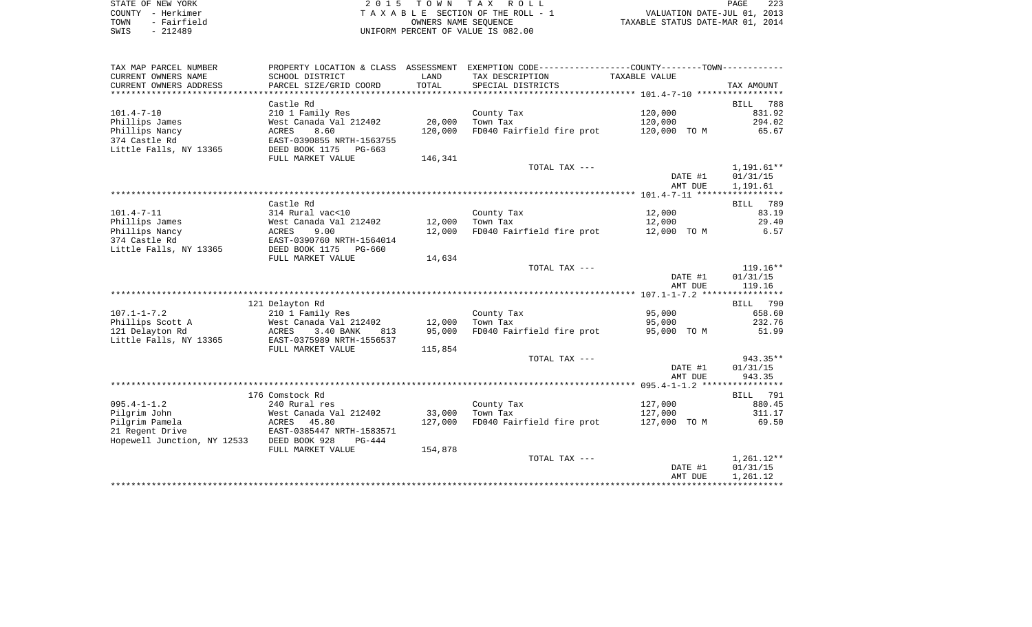STATE OF NEW YORK                    2 0 1 5   T O W N   T A X   R O L L
COUNTY - Herkimer                    T A X A B L E  SECTION OF THE ROLL - 1                VALUATION DATE-JUL 01, 2013
TOWN - Fairfield                     OWNERS NAME SEQUENCE                                  TAXABLE STATUS DATE-MAR 01, 2014
SWIS - 212489                        UNIFORM PERCENT OF VALUE IS 082.00

| TAX MAP PARCEL NUMBER / CURRENT OWNERS NAME / CURRENT OWNERS ADDRESS | PROPERTY LOCATION & CLASS / SCHOOL DISTRICT / PARCEL SIZE/GRID COORD | ASSESSMENT LAND / TOTAL | EXEMPTION CODE / TAX DESCRIPTION / SPECIAL DISTRICTS | TAXABLE VALUE (COUNTY/TOWN) | TAX AMOUNT |
|---|---|---|---|---|---|
| **101.4-7-10** | Castle Rd | | | | BILL 788 |
| 101.4-7-10 | 210 1 Family Res | | County Tax | 120,000 | 831.92 |
| Phillips James | West Canada Val 212402 | 20,000 | Town Tax | 120,000 | 294.02 |
| Phillips Nancy | ACRES 8.60 | 120,000 | FD040 Fairfield fire prot | 120,000 TO M | 65.67 |
| 374 Castle Rd | EAST-0390855 NRTH-1563755 | | | | |
| Little Falls, NY 13365 | DEED BOOK 1175 PG-663 | | | | |
| | FULL MARKET VALUE | 146,341 | | | |
| | | | TOTAL TAX --- | | 1,191.61** |
| | | | | DATE #1 | 01/31/15 |
| | | | | AMT DUE | 1,191.61 |
| **101.4-7-11** | Castle Rd | | | | BILL 789 |
| 101.4-7-11 | 314 Rural vac<10 | | County Tax | 12,000 | 83.19 |
| Phillips James | West Canada Val 212402 | 12,000 | Town Tax | 12,000 | 29.40 |
| Phillips Nancy | ACRES 9.00 | 12,000 | FD040 Fairfield fire prot | 12,000 TO M | 6.57 |
| 374 Castle Rd | EAST-0390760 NRTH-1564014 | | | | |
| Little Falls, NY 13365 | DEED BOOK 1175 PG-660 | | | | |
| | FULL MARKET VALUE | 14,634 | | | |
| | | | TOTAL TAX --- | | 119.16** |
| | | | | DATE #1 | 01/31/15 |
| | | | | AMT DUE | 119.16 |
| **107.1-1-7.2** | 121 Delayton Rd | | | | BILL 790 |
| 107.1-1-7.2 | 210 1 Family Res | | County Tax | 95,000 | 658.60 |
| Phillips Scott A | West Canada Val 212402 | 12,000 | Town Tax | 95,000 | 232.76 |
| 121 Delayton Rd | ACRES 3.40 BANK 813 | 95,000 | FD040 Fairfield fire prot | 95,000 TO M | 51.99 |
| Little Falls, NY 13365 | EAST-0375989 NRTH-1556537 | | | | |
| | FULL MARKET VALUE | 115,854 | | | |
| | | | TOTAL TAX --- | | 943.35** |
| | | | | DATE #1 | 01/31/15 |
| | | | | AMT DUE | 943.35 |
| **095.4-1-1.2** | 176 Comstock Rd | | | | BILL 791 |
| 095.4-1-1.2 | 240 Rural res | | County Tax | 127,000 | 880.45 |
| Pilgrim John | West Canada Val 212402 | 33,000 | Town Tax | 127,000 | 311.17 |
| Pilgrim Pamela | ACRES 45.80 | 127,000 | FD040 Fairfield fire prot | 127,000 TO M | 69.50 |
| 21 Regent Drive | EAST-0385447 NRTH-1583571 | | | | |
| Hopewell Junction, NY 12533 | DEED BOOK 928 PG-444 | | | | |
| | FULL MARKET VALUE | 154,878 | | | |
| | | | TOTAL TAX --- | | 1,261.12** |
| | | | | DATE #1 | 01/31/15 |
| | | | | AMT DUE | 1,261.12 |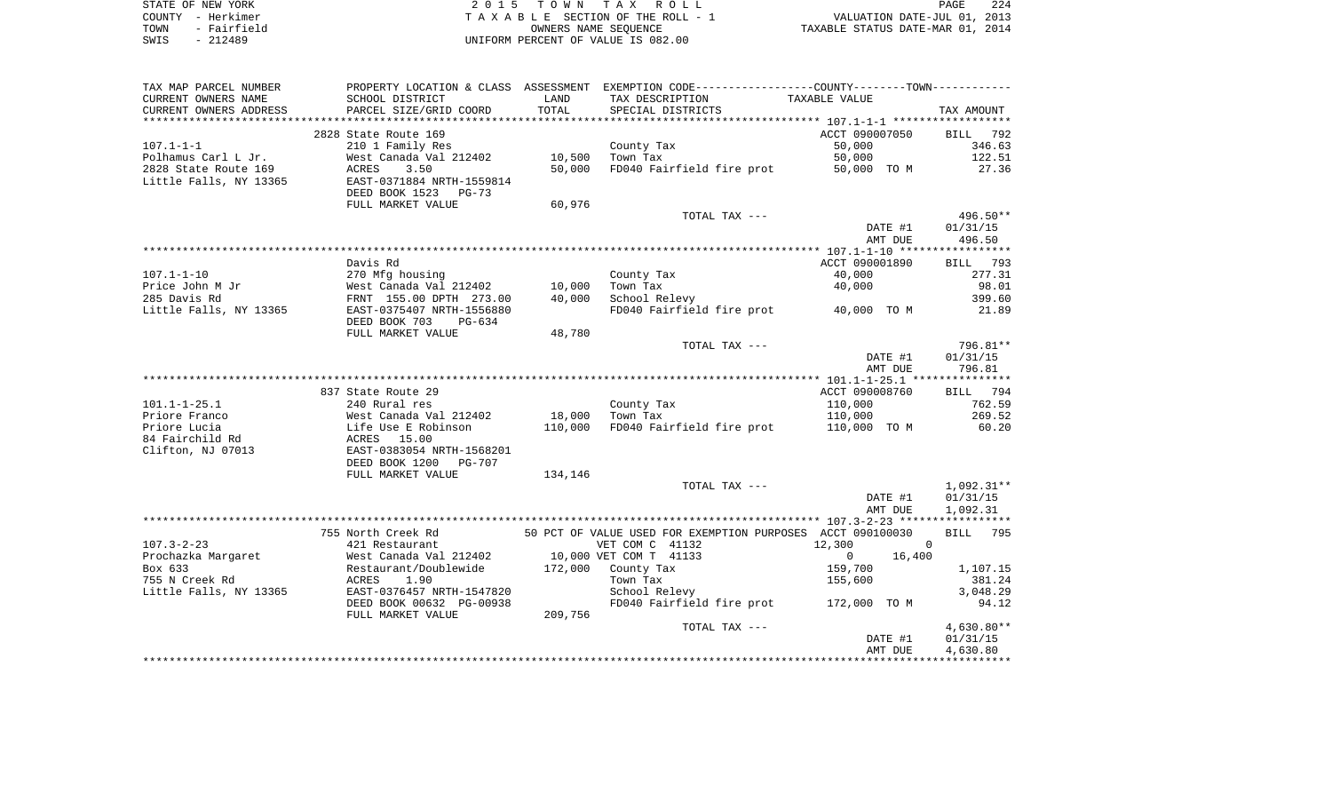STATE OF NEW YORK  
COUNTY - Herkimer  
TOWN - Fairfield  
SWIS - 212489

2015 TOWN TAX ROLL  
TAXABLE SECTION OF THE ROLL - 1  
OWNERS NAME SEQUENCE  
UNIFORM PERCENT OF VALUE IS 082.00

VALUATION DATE-JUL 01, 2013  
TAXABLE STATUS DATE-MAR 01, 2014

| TAX MAP PARCEL NUMBER / CURRENT OWNERS NAME / CURRENT OWNERS ADDRESS | PROPERTY LOCATION & CLASS / SCHOOL DISTRICT / PARCEL SIZE/GRID COORD | ASSESSMENT LAND / TOTAL | EXEMPTION CODE / TAX DESCRIPTION / SPECIAL DISTRICTS | COUNTY / TOWN TAXABLE VALUE | TAX AMOUNT |
|---|---|---|---|---|---|
| | 2828 State Route 169 | | | ACCT 090007050 | BILL 792 |
| 107.1-1-1 | 210 1 Family Res | | County Tax | 50,000 | 346.63 |
| Polhamus Carl L Jr. | West Canada Val 212402 | 10,500 | Town Tax | 50,000 | 122.51 |
| 2828 State Route 169 | ACRES 3.50 | 50,000 | FD040 Fairfield fire prot | 50,000 TO M | 27.36 |
| Little Falls, NY 13365 | EAST-0371884 NRTH-1559814 | | | | |
| | DEED BOOK 1523 PG-73 | | | | |
| | FULL MARKET VALUE | 60,976 | | | |
| | | | TOTAL TAX --- | | 496.50** |
| | | | | DATE #1 | 01/31/15 |
| | | | | AMT DUE | 496.50 |
| | Davis Rd | | | ACCT 090001890 | BILL 793 |
| 107.1-1-10 | 270 Mfg housing | | County Tax | 40,000 | 277.31 |
| Price John M Jr | West Canada Val 212402 | 10,000 | Town Tax | 40,000 | 98.01 |
| 285 Davis Rd | FRNT 155.00 DPTH 273.00 | 40,000 | School Relevy | | 399.60 |
| Little Falls, NY 13365 | EAST-0375407 NRTH-1556880 | | FD040 Fairfield fire prot | 40,000 TO M | 21.89 |
| | DEED BOOK 703 PG-634 | | | | |
| | FULL MARKET VALUE | 48,780 | | | |
| | | | TOTAL TAX --- | | 796.81** |
| | | | | DATE #1 | 01/31/15 |
| | | | | AMT DUE | 796.81 |
| | 837 State Route 29 | | | ACCT 090008760 | BILL 794 |
| 101.1-1-25.1 | 240 Rural res | | County Tax | 110,000 | 762.59 |
| Priore Franco | West Canada Val 212402 | 18,000 | Town Tax | 110,000 | 269.52 |
| Priore Lucia | Life Use E Robinson | 110,000 | FD040 Fairfield fire prot | 110,000 TO M | 60.20 |
| 84 Fairchild Rd | ACRES 15.00 | | | | |
| Clifton, NJ 07013 | EAST-0383054 NRTH-1568201 | | | | |
| | DEED BOOK 1200 PG-707 | | | | |
| | FULL MARKET VALUE | 134,146 | | | |
| | | | TOTAL TAX --- | | 1,092.31** |
| | | | | DATE #1 | 01/31/15 |
| | | | | AMT DUE | 1,092.31 |
| | 755 North Creek Rd | | 50 PCT OF VALUE USED FOR EXEMPTION PURPOSES | ACCT 090100030 | BILL 795 |
| 107.3-2-23 | 421 Restaurant | | VET COM C 41132 | 12,300 / 0 | |
| Prochazka Margaret | West Canada Val 212402 | 10,000 | VET COM T 41133 | 0 / 16,400 | |
| Box 633 | Restaurant/Doublewide | 172,000 | County Tax | 159,700 | 1,107.15 |
| 755 N Creek Rd | ACRES 1.90 | | Town Tax | 155,600 | 381.24 |
| Little Falls, NY 13365 | EAST-0376457 NRTH-1547820 | | School Relevy | | 3,048.29 |
| | DEED BOOK 00632 PG-00938 | | FD040 Fairfield fire prot | 172,000 TO M | 94.12 |
| | FULL MARKET VALUE | 209,756 | | | |
| | | | TOTAL TAX --- | | 4,630.80** |
| | | | | DATE #1 | 01/31/15 |
| | | | | AMT DUE | 4,630.80 |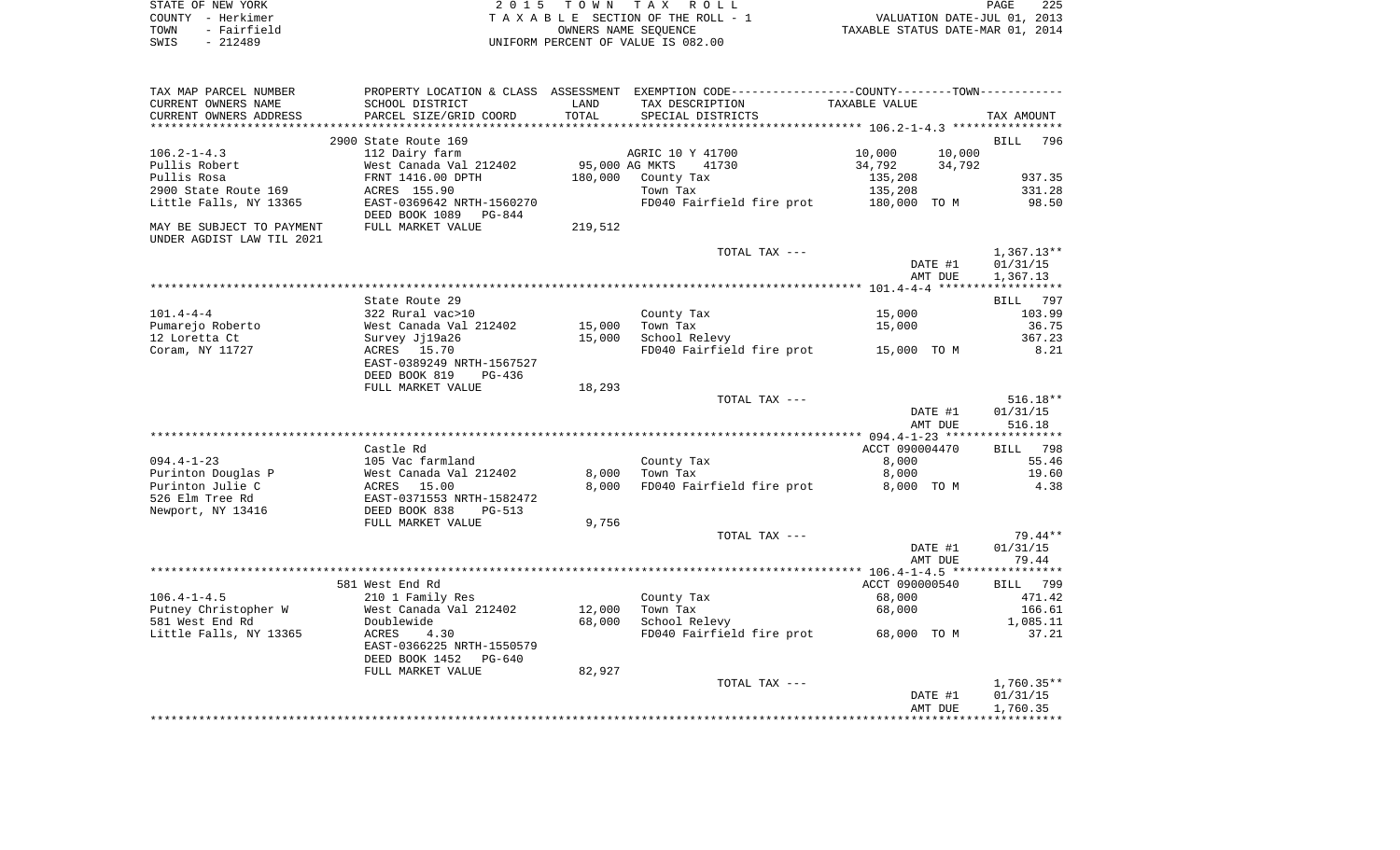STATE OF NEW YORK
COUNTY - Herkimer
TOWN - Fairfield
SWIS - 212489

2 0 1 5 T O W N T A X R O L L
T A X A B L E SECTION OF THE ROLL - 1
OWNERS NAME SEQUENCE
UNIFORM PERCENT OF VALUE IS 082.00

VALUATION DATE-JUL 01, 2013
TAXABLE STATUS DATE-MAR 01, 2014

| TAX MAP PARCEL NUMBER / CURRENT OWNERS NAME / CURRENT OWNERS ADDRESS | PROPERTY LOCATION & CLASS / SCHOOL DISTRICT / PARCEL SIZE/GRID COORD | ASSESSMENT LAND / TOTAL | EXEMPTION CODE / TAX DESCRIPTION / SPECIAL DISTRICTS | COUNTY TAXABLE VALUE | TOWN | TAX AMOUNT |
|---|---|---|---|---|---|---|
| **106.2-1-4.3** | 2900 State Route 169 | | | | | BILL 796 |
| 106.2-1-4.3 | 112 Dairy farm | | AGRIC 10 Y 41700 | 10,000 | 10,000 | |
| Pullis Robert | West Canada Val 212402 | 95,000 | AG MKTS 41730 | 34,792 | 34,792 | |
| Pullis Rosa | FRNT 1416.00 DPTH | 180,000 | County Tax | 135,208 | | 937.35 |
| 2900 State Route 169 | ACRES 155.90 | | Town Tax | 135,208 | | 331.28 |
| Little Falls, NY 13365 | EAST-0369642 NRTH-1560270 | | FD040 Fairfield fire prot | 180,000 TO M | | 98.50 |
| | DEED BOOK 1089 PG-844 | | | | | |
| MAY BE SUBJECT TO PAYMENT | FULL MARKET VALUE | 219,512 | | | | |
| UNDER AGDIST LAW TIL 2021 | | | | | | |
| | | | TOTAL TAX --- | | | 1,367.13** |
| | | | | | DATE #1 | 01/31/15 |
| | | | | | AMT DUE | 1,367.13 |
| **101.4-4-4** | State Route 29 | | | | | BILL 797 |
| 101.4-4-4 | 322 Rural vac>10 | | County Tax | 15,000 | | 103.99 |
| Pumarejo Roberto | West Canada Val 212402 | 15,000 | Town Tax | 15,000 | | 36.75 |
| 12 Loretta Ct | Survey Jj19a26 | 15,000 | School Relevy | | | 367.23 |
| Coram, NY 11727 | ACRES 15.70 | | FD040 Fairfield fire prot | 15,000 TO M | | 8.21 |
| | EAST-0389249 NRTH-1567527 | | | | | |
| | DEED BOOK 819 PG-436 | | | | | |
| | FULL MARKET VALUE | 18,293 | | | | |
| | | | TOTAL TAX --- | | | 516.18** |
| | | | | | DATE #1 | 01/31/15 |
| | | | | | AMT DUE | 516.18 |
| **094.4-1-23** | Castle Rd | | | ACCT 090004470 | | BILL 798 |
| 094.4-1-23 | 105 Vac farmland | | County Tax | 8,000 | | 55.46 |
| Purinton Douglas P | West Canada Val 212402 | 8,000 | Town Tax | 8,000 | | 19.60 |
| Purinton Julie C | ACRES 15.00 | 8,000 | FD040 Fairfield fire prot | 8,000 TO M | | 4.38 |
| 526 Elm Tree Rd | EAST-0371553 NRTH-1582472 | | | | | |
| Newport, NY 13416 | DEED BOOK 838 PG-513 | | | | | |
| | FULL MARKET VALUE | 9,756 | | | | |
| | | | TOTAL TAX --- | | | 79.44** |
| | | | | | DATE #1 | 01/31/15 |
| | | | | | AMT DUE | 79.44 |
| **106.4-1-4.5** | 581 West End Rd | | | ACCT 090000540 | | BILL 799 |
| 106.4-1-4.5 | 210 1 Family Res | | County Tax | 68,000 | | 471.42 |
| Putney Christopher W | West Canada Val 212402 | 12,000 | Town Tax | 68,000 | | 166.61 |
| 581 West End Rd | Doublewide | 68,000 | School Relevy | | | 1,085.11 |
| Little Falls, NY 13365 | ACRES 4.30 | | FD040 Fairfield fire prot | 68,000 TO M | | 37.21 |
| | EAST-0366225 NRTH-1550579 | | | | | |
| | DEED BOOK 1452 PG-640 | | | | | |
| | FULL MARKET VALUE | 82,927 | | | | |
| | | | TOTAL TAX --- | | | 1,760.35** |
| | | | | | DATE #1 | 01/31/15 |
| | | | | | AMT DUE | 1,760.35 |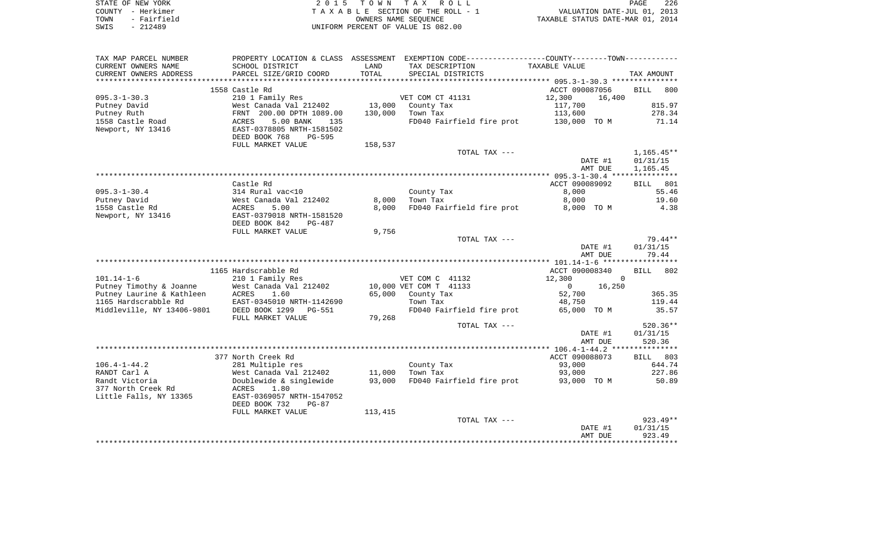STATE OF NEW YORK
COUNTY - Herkimer
TOWN - Fairfield
SWIS - 212489

2 0 1 5 T O W N T A X R O L L
T A X A B L E SECTION OF THE ROLL - 1
OWNERS NAME SEQUENCE
UNIFORM PERCENT OF VALUE IS 082.00

VALUATION DATE-JUL 01, 2013
TAXABLE STATUS DATE-MAR 01, 2014

| TAX MAP PARCEL NUMBER / CURRENT OWNERS NAME / CURRENT OWNERS ADDRESS | PROPERTY LOCATION & CLASS / SCHOOL DISTRICT / PARCEL SIZE/GRID COORD | ASSESSMENT LAND / TOTAL | EXEMPTION CODE / TAX DESCRIPTION / SPECIAL DISTRICTS | COUNTY / TOWN TAXABLE VALUE | TAX AMOUNT |
|---|---|---|---|---|---|
| 095.3-1-30.3 | 1558 Castle Rd | | | ACCT 090087056 | BILL 800 |
| Putney David | 210 1 Family Res | | VET COM CT 41131 | 12,300 16,400 | |
| Putney Ruth | West Canada Val 212402 | 13,000 | County Tax | 117,700 | 815.97 |
| 1558 Castle Road | FRNT 200.00 DPTH 1089.00 | 130,000 | Town Tax | 113,600 | 278.34 |
| Newport, NY 13416 | ACRES 5.00 BANK 135 | | FD040 Fairfield fire prot | 130,000 TO M | 71.14 |
| | EAST-0378805 NRTH-1581502 | | | | |
| | DEED BOOK 768 PG-595 | | | | |
| | FULL MARKET VALUE | 158,537 | | | |
| | | | TOTAL TAX --- | | 1,165.45** |
| | | | | DATE #1 | 01/31/15 |
| | | | | AMT DUE | 1,165.45 |
| 095.3-1-30.4 | Castle Rd | | | ACCT 090089092 | BILL 801 |
| Putney David | 314 Rural vac<10 | | County Tax | 8,000 | 55.46 |
| 1558 Castle Rd | West Canada Val 212402 | 8,000 | Town Tax | 8,000 | 19.60 |
| Newport, NY 13416 | ACRES 5.00 | 8,000 | FD040 Fairfield fire prot | 8,000 TO M | 4.38 |
| | EAST-0379018 NRTH-1581520 | | | | |
| | DEED BOOK 842 PG-487 | | | | |
| | FULL MARKET VALUE | 9,756 | | | |
| | | | TOTAL TAX --- | | 79.44** |
| | | | | DATE #1 | 01/31/15 |
| | | | | AMT DUE | 79.44 |
| 101.14-1-6 | 1165 Hardscrabble Rd | | | ACCT 090008340 | BILL 802 |
| Putney Timothy & Joanne | 210 1 Family Res | | VET COM C 41132 | 12,300 0 | |
| Putney Laurine & Kathleen | West Canada Val 212402 | 10,000 | VET COM T 41133 | 0 16,250 | |
| 1165 Hardscrabble Rd | ACRES 1.60 | 65,000 | County Tax | 52,700 | 365.35 |
| Middleville, NY 13406-9801 | EAST-0345010 NRTH-1142690 | | Town Tax | 48,750 | 119.44 |
| | DEED BOOK 1299 PG-551 | | FD040 Fairfield fire prot | 65,000 TO M | 35.57 |
| | FULL MARKET VALUE | 79,268 | | | |
| | | | TOTAL TAX --- | | 520.36** |
| | | | | DATE #1 | 01/31/15 |
| | | | | AMT DUE | 520.36 |
| 106.4-1-44.2 | 377 North Creek Rd | | | ACCT 090088073 | BILL 803 |
| RANDT Carl A | 281 Multiple res | | County Tax | 93,000 | 644.74 |
| Randt Victoria | West Canada Val 212402 | 11,000 | Town Tax | 93,000 | 227.86 |
| 377 North Creek Rd | Doublewide & singlewide | 93,000 | FD040 Fairfield fire prot | 93,000 TO M | 50.89 |
| Little Falls, NY 13365 | ACRES 1.80 | | | | |
| | EAST-0369057 NRTH-1547052 | | | | |
| | DEED BOOK 732 PG-87 | | | | |
| | FULL MARKET VALUE | 113,415 | | | |
| | | | TOTAL TAX --- | | 923.49** |
| | | | | DATE #1 | 01/31/15 |
| | | | | AMT DUE | 923.49 |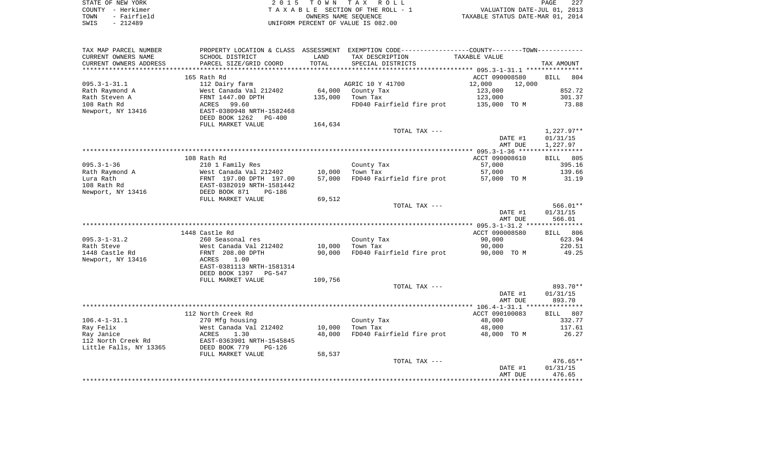STATE OF NEW YORK
COUNTY - Herkimer
TOWN - Fairfield
SWIS - 212489

2 0 1 5 T O W N T A X R O L L
T A X A B L E SECTION OF THE ROLL - 1
OWNERS NAME SEQUENCE
UNIFORM PERCENT OF VALUE IS 082.00

VALUATION DATE-JUL 01, 2013
TAXABLE STATUS DATE-MAR 01, 2014

| TAX MAP PARCEL NUMBER<br>CURRENT OWNERS NAME<br>CURRENT OWNERS ADDRESS | PROPERTY LOCATION & CLASS<br>SCHOOL DISTRICT<br>PARCEL SIZE/GRID COORD | ASSESSMENT<br>LAND<br>TOTAL | EXEMPTION CODE-----COUNTY--------TOWN<br>TAX DESCRIPTION<br>SPECIAL DISTRICTS | TAXABLE VALUE | TAX AMOUNT |
|---|---|---|---|---|---|
| | 165 Rath Rd | | | ACCT 090008580 | BILL 804 |
| 095.3-1-31.1 | 112 Dairy farm | | AGRIC 10 Y 41700 | 12,000 12,000 | |
| Rath Raymond A | West Canada Val 212402 | 64,000 | County Tax | 123,000 | 852.72 |
| Rath Steven A | FRNT 1447.00 DPTH | 135,000 | Town Tax | 123,000 | 301.37 |
| 108 Rath Rd | ACRES 99.60 | | FD040 Fairfield fire prot | 135,000 TO M | 73.88 |
| Newport, NY 13416 | EAST-0380948 NRTH-1582468 | | | | |
| | DEED BOOK 1262 PG-400 | | | | |
| | FULL MARKET VALUE | 164,634 | | | |
| | | | TOTAL TAX --- | | 1,227.97** |
| | | | | DATE #1 | 01/31/15 |
| | | | | AMT DUE | 1,227.97 |
| | 108 Rath Rd | | | ACCT 090008610 | BILL 805 |
| 095.3-1-36 | 210 1 Family Res | | County Tax | 57,000 | 395.16 |
| Rath Raymond A | West Canada Val 212402 | 10,000 | Town Tax | 57,000 | 139.66 |
| Lura Rath | FRNT 197.00 DPTH 197.00 | 57,000 | FD040 Fairfield fire prot | 57,000 TO M | 31.19 |
| 108 Rath Rd | EAST-0382019 NRTH-1581442 | | | | |
| Newport, NY 13416 | DEED BOOK 871 PG-186 | | | | |
| | FULL MARKET VALUE | 69,512 | | | |
| | | | TOTAL TAX --- | | 566.01** |
| | | | | DATE #1 | 01/31/15 |
| | | | | AMT DUE | 566.01 |
| | 1448 Castle Rd | | | ACCT 090008580 | BILL 806 |
| 095.3-1-31.2 | 260 Seasonal res | | County Tax | 90,000 | 623.94 |
| Rath Steve | West Canada Val 212402 | 10,000 | Town Tax | 90,000 | 220.51 |
| 1448 Castle Rd | FRNT 208.00 DPTH | 90,000 | FD040 Fairfield fire prot | 90,000 TO M | 49.25 |
| Newport, NY 13416 | ACRES 1.00 | | | | |
| | EAST-0381113 NRTH-1581314 | | | | |
| | DEED BOOK 1397 PG-547 | | | | |
| | FULL MARKET VALUE | 109,756 | | | |
| | | | TOTAL TAX --- | | 893.70** |
| | | | | DATE #1 | 01/31/15 |
| | | | | AMT DUE | 893.70 |
| | 112 North Creek Rd | | | ACCT 090100083 | BILL 807 |
| 106.4-1-31.1 | 270 Mfg housing | | County Tax | 48,000 | 332.77 |
| Ray Felix | West Canada Val 212402 | 10,000 | Town Tax | 48,000 | 117.61 |
| Ray Janice | ACRES 1.30 | 48,000 | FD040 Fairfield fire prot | 48,000 TO M | 26.27 |
| 112 North Creek Rd | EAST-0363901 NRTH-1545845 | | | | |
| Little Falls, NY 13365 | DEED BOOK 779 PG-126 | | | | |
| | FULL MARKET VALUE | 58,537 | | | |
| | | | TOTAL TAX --- | | 476.65** |
| | | | | DATE #1 | 01/31/15 |
| | | | | AMT DUE | 476.65 |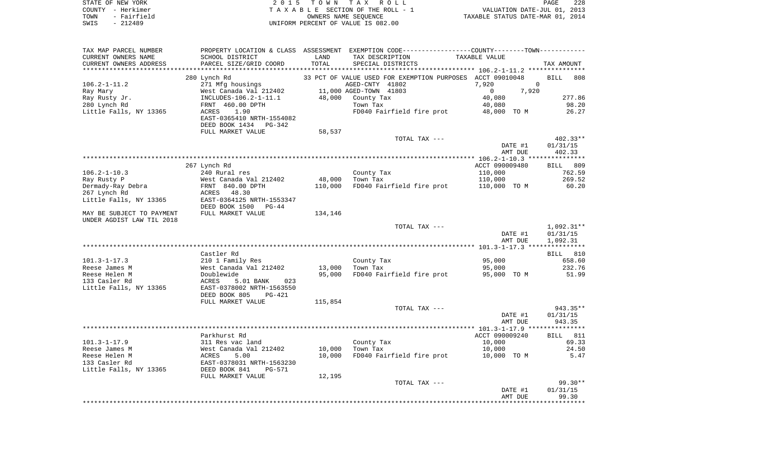STATE OF NEW YORK
COUNTY - Herkimer
TOWN - Fairfield
SWIS - 212489

2 0 1 5 T O W N T A X R O L L
T A X A B L E SECTION OF THE ROLL - 1
OWNERS NAME SEQUENCE
UNIFORM PERCENT OF VALUE IS 082.00

VALUATION DATE-JUL 01, 2013
TAXABLE STATUS DATE-MAR 01, 2014

| TAX MAP PARCEL NUMBER<br>CURRENT OWNERS NAME<br>CURRENT OWNERS ADDRESS | PROPERTY LOCATION & CLASS<br>SCHOOL DISTRICT<br>PARCEL SIZE/GRID COORD | ASSESSMENT<br>LAND<br>TOTAL | EXEMPTION CODE-----COUNTY-----TOWN-----<br>TAX DESCRIPTION<br>SPECIAL DISTRICTS | TAXABLE VALUE | TAX AMOUNT |
|---|---|---|---|---|---|
| **106.2-1-11.2** | 280 Lynch Rd | | 33 PCT OF VALUE USED FOR EXEMPTION PURPOSES | ACCT 09010048 | BILL 808 |
| 106.2-1-11.2 | 271 Mfg housings | | AGED-CNTY 41802 | 7,920 0 | |
| Ray Mary | West Canada Val 212402 | 11,000 | AGED-TOWN 41803 | 0 7,920 | |
| Ray Rusty Jr. | INCLUDES-106.2-1-11.1 | 48,000 | County Tax | 40,080 | 277.86 |
| 280 Lynch Rd | FRNT 460.00 DPTH | | Town Tax | 40,080 | 98.20 |
| Little Falls, NY 13365 | ACRES 1.90 | | FD040 Fairfield fire prot | 48,000 TO M | 26.27 |
| | EAST-0365410 NRTH-1554082 | | | | |
| | DEED BOOK 1434 PG-342 | | | | |
| | FULL MARKET VALUE | 58,537 | | | |
| | | | TOTAL TAX --- | | 402.33** |
| | | | | DATE #1 | 01/31/15 |
| | | | | AMT DUE | 402.33 |
| **106.2-1-10.3** | 267 Lynch Rd | | | ACCT 090009480 | BILL 809 |
| 106.2-1-10.3 | 240 Rural res | | County Tax | 110,000 | 762.59 |
| Ray Rusty P | West Canada Val 212402 | 48,000 | Town Tax | 110,000 | 269.52 |
| Dermady-Ray Debra | FRNT 840.00 DPTH | 110,000 | FD040 Fairfield fire prot | 110,000 TO M | 60.20 |
| 267 Lynch Rd | ACRES 48.30 | | | | |
| Little Falls, NY 13365 | EAST-0364125 NRTH-1553347 | | | | |
| | DEED BOOK 1500 PG-44 | | | | |
| MAY BE SUBJECT TO PAYMENT | FULL MARKET VALUE | 134,146 | | | |
| UNDER AGDIST LAW TIL 2018 | | | | | |
| | | | TOTAL TAX --- | | 1,092.31** |
| | | | | DATE #1 | 01/31/15 |
| | | | | AMT DUE | 1,092.31 |
| **101.3-1-17.3** | Castler Rd | | | | BILL 810 |
| 101.3-1-17.3 | 210 1 Family Res | | County Tax | 95,000 | 658.60 |
| Reese James M | West Canada Val 212402 | 13,000 | Town Tax | 95,000 | 232.76 |
| Reese Helen M | Doublewide | 95,000 | FD040 Fairfield fire prot | 95,000 TO M | 51.99 |
| 133 Casler Rd | ACRES 5.01 BANK 023 | | | | |
| Little Falls, NY 13365 | EAST-0378002 NRTH-1563550 | | | | |
| | DEED BOOK 805 PG-421 | | | | |
| | FULL MARKET VALUE | 115,854 | | | |
| | | | TOTAL TAX --- | | 943.35** |
| | | | | DATE #1 | 01/31/15 |
| | | | | AMT DUE | 943.35 |
| **101.3-1-17.9** | Parkhurst Rd | | | ACCT 090009240 | BILL 811 |
| 101.3-1-17.9 | 311 Res vac land | | County Tax | 10,000 | 69.33 |
| Reese James M | West Canada Val 212402 | 10,000 | Town Tax | 10,000 | 24.50 |
| Reese Helen M | ACRES 5.00 | 10,000 | FD040 Fairfield fire prot | 10,000 TO M | 5.47 |
| 133 Casler Rd | EAST-0378031 NRTH-1563230 | | | | |
| Little Falls, NY 13365 | DEED BOOK 841 PG-571 | | | | |
| | FULL MARKET VALUE | 12,195 | | | |
| | | | TOTAL TAX --- | | 99.30** |
| | | | | DATE #1 | 01/31/15 |
| | | | | AMT DUE | 99.30 |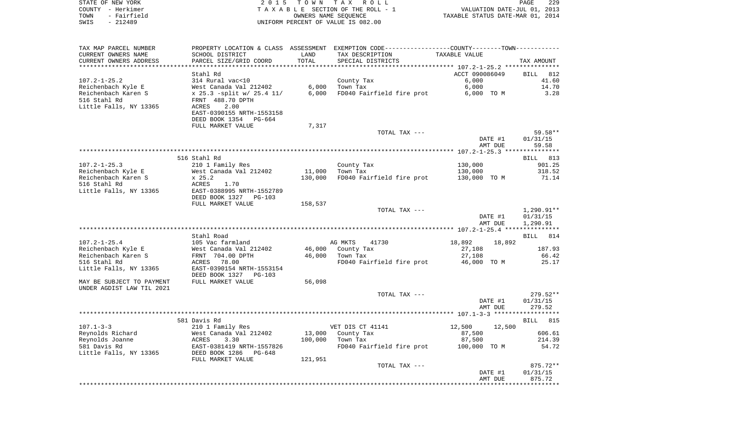STATE OF NEW YORK
COUNTY - Herkimer
TOWN - Fairfield
SWIS - 212489

2015 TOWN TAX ROLL
TAXABLE SECTION OF THE ROLL - 1
OWNERS NAME SEQUENCE
UNIFORM PERCENT OF VALUE IS 082.00

VALUATION DATE-JUL 01, 2013
TAXABLE STATUS DATE-MAR 01, 2014

| TAX MAP PARCEL NUMBER / CURRENT OWNERS NAME / CURRENT OWNERS ADDRESS | PROPERTY LOCATION & CLASS / SCHOOL DISTRICT / PARCEL SIZE/GRID COORD | ASSESSMENT LAND / TOTAL | EXEMPTION CODE / TAX DESCRIPTION / SPECIAL DISTRICTS | COUNTY / TOWN TAXABLE VALUE | TAX AMOUNT |
|---|---|---|---|---|---|
| **107.2-1-25.2** | Stahl Rd | | | ACCT 090086049 | BILL 812 |
| 107.2-1-25.2 | 314 Rural vac<10 | | County Tax | 6,000 | 41.60 |
| Reichenbach Kyle E | West Canada Val 212402 | 6,000 | Town Tax | 6,000 | 14.70 |
| Reichenbach Karen S | x 25.3 -split w/ 25.4 11/ | 6,000 | FD040 Fairfield fire prot | 6,000 TO M | 3.28 |
| 516 Stahl Rd | FRNT 488.70 DPTH | | | | |
| Little Falls, NY 13365 | ACRES 2.00 | | | | |
| | EAST-0390155 NRTH-1553158 | | | | |
| | DEED BOOK 1354 PG-664 | | | | |
| | FULL MARKET VALUE | 7,317 | | | |
| | | | TOTAL TAX --- | | 59.58** |
| | | | | DATE #1 | 01/31/15 |
| | | | | AMT DUE | 59.58 |
| **107.2-1-25.3** | 516 Stahl Rd | | | | BILL 813 |
| 107.2-1-25.3 | 210 1 Family Res | | County Tax | 130,000 | 901.25 |
| Reichenbach Kyle E | West Canada Val 212402 | 11,000 | Town Tax | 130,000 | 318.52 |
| Reichenbach Karen S | x 25.2 | 130,000 | FD040 Fairfield fire prot | 130,000 TO M | 71.14 |
| 516 Stahl Rd | ACRES 1.70 | | | | |
| Little Falls, NY 13365 | EAST-0388995 NRTH-1552789 | | | | |
| | DEED BOOK 1327 PG-103 | | | | |
| | FULL MARKET VALUE | 158,537 | | | |
| | | | TOTAL TAX --- | | 1,290.91** |
| | | | | DATE #1 | 01/31/15 |
| | | | | AMT DUE | 1,290.91 |
| **107.2-1-25.4** | Stahl Road | | | | BILL 814 |
| 107.2-1-25.4 | 105 Vac farmland | | AG MKTS 41730 | 18,892 18,892 | |
| Reichenbach Kyle E | West Canada Val 212402 | 46,000 | County Tax | 27,108 | 187.93 |
| Reichenbach Karen S | FRNT 704.00 DPTH | 46,000 | Town Tax | 27,108 | 66.42 |
| 516 Stahl Rd | ACRES 78.00 | | FD040 Fairfield fire prot | 46,000 TO M | 25.17 |
| Little Falls, NY 13365 | EAST-0390154 NRTH-1553154 | | | | |
| | DEED BOOK 1327 PG-103 | | | | |
| MAY BE SUBJECT TO PAYMENT | FULL MARKET VALUE | 56,098 | | | |
| UNDER AGDIST LAW TIL 2021 | | | | | |
| | | | TOTAL TAX --- | | 279.52** |
| | | | | DATE #1 | 01/31/15 |
| | | | | AMT DUE | 279.52 |
| **107.1-3-3** | 581 Davis Rd | | | | BILL 815 |
| 107.1-3-3 | 210 1 Family Res | | VET DIS CT 41141 | 12,500 12,500 | |
| Reynolds Richard | West Canada Val 212402 | 13,000 | County Tax | 87,500 | 606.61 |
| Reynolds Joanne | ACRES 3.30 | 100,000 | Town Tax | 87,500 | 214.39 |
| 581 Davis Rd | EAST-0381419 NRTH-1557826 | | FD040 Fairfield fire prot | 100,000 TO M | 54.72 |
| Little Falls, NY 13365 | DEED BOOK 1286 PG-648 | | | | |
| | FULL MARKET VALUE | 121,951 | | | |
| | | | TOTAL TAX --- | | 875.72** |
| | | | | DATE #1 | 01/31/15 |
| | | | | AMT DUE | 875.72 |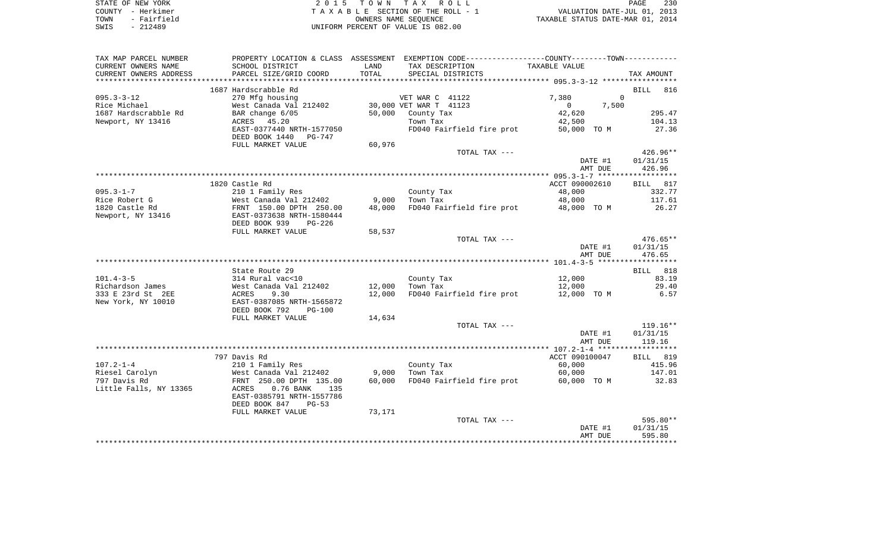STATE OF NEW YORK
COUNTY - Herkimer
TOWN - Fairfield
SWIS - 212489

2 0 1 5 T O W N T A X R O L L
T A X A B L E SECTION OF THE ROLL - 1
OWNERS NAME SEQUENCE
UNIFORM PERCENT OF VALUE IS 082.00

VALUATION DATE-JUL 01, 2013
TAXABLE STATUS DATE-MAR 01, 2014

| TAX MAP PARCEL NUMBER / CURRENT OWNERS NAME / CURRENT OWNERS ADDRESS | PROPERTY LOCATION & CLASS / SCHOOL DISTRICT / PARCEL SIZE/GRID COORD | ASSESSMENT LAND / TOTAL | EXEMPTION CODE / TAX DESCRIPTION / SPECIAL DISTRICTS | COUNTY / TOWN TAXABLE VALUE | TAX AMOUNT |
|---|---|---|---|---|---|
| 095.3-3-12 | 1687 Hardscrabble Rd | | | | BILL 816 |
| 095.3-3-12 | 270 Mfg housing | | VET WAR C 41122 | 7,380 0 | |
| Rice Michael | West Canada Val 212402 | 30,000 | VET WAR T 41123 | 0 7,500 | |
| 1687 Hardscrabble Rd | BAR change 6/05 | 50,000 | County Tax | 42,620 | 295.47 |
| Newport, NY 13416 | ACRES 45.20 | | Town Tax | 42,500 | 104.13 |
| | EAST-0377440 NRTH-1577050 | | FD040 Fairfield fire prot | 50,000 TO M | 27.36 |
| | DEED BOOK 1440 PG-747 | | | | |
| | FULL MARKET VALUE | 60,976 | | | |
| | | | TOTAL TAX --- | | 426.96** |
| | | | | DATE #1 | 01/31/15 |
| | | | | AMT DUE | 426.96 |
| 095.3-1-7 | 1820 Castle Rd | | | ACCT 090002610 | BILL 817 |
| 095.3-1-7 | 210 1 Family Res | | County Tax | 48,000 | 332.77 |
| Rice Robert G | West Canada Val 212402 | 9,000 | Town Tax | 48,000 | 117.61 |
| 1820 Castle Rd | FRNT 150.00 DPTH 250.00 | 48,000 | FD040 Fairfield fire prot | 48,000 TO M | 26.27 |
| Newport, NY 13416 | EAST-0373638 NRTH-1580444 | | | | |
| | DEED BOOK 939 PG-226 | | | | |
| | FULL MARKET VALUE | 58,537 | | | |
| | | | TOTAL TAX --- | | 476.65** |
| | | | | DATE #1 | 01/31/15 |
| | | | | AMT DUE | 476.65 |
| 101.4-3-5 | State Route 29 | | | | BILL 818 |
| 101.4-3-5 | 314 Rural vac<10 | | County Tax | 12,000 | 83.19 |
| Richardson James | West Canada Val 212402 | 12,000 | Town Tax | 12,000 | 29.40 |
| 333 E 23rd St 2EE | ACRES 9.30 | 12,000 | FD040 Fairfield fire prot | 12,000 TO M | 6.57 |
| New York, NY 10010 | EAST-0387085 NRTH-1565872 | | | | |
| | DEED BOOK 792 PG-100 | | | | |
| | FULL MARKET VALUE | 14,634 | | | |
| | | | TOTAL TAX --- | | 119.16** |
| | | | | DATE #1 | 01/31/15 |
| | | | | AMT DUE | 119.16 |
| 107.2-1-4 | 797 Davis Rd | | | ACCT 090100047 | BILL 819 |
| 107.2-1-4 | 210 1 Family Res | | County Tax | 60,000 | 415.96 |
| Riesel Carolyn | West Canada Val 212402 | 9,000 | Town Tax | 60,000 | 147.01 |
| 797 Davis Rd | FRNT 250.00 DPTH 135.00 | 60,000 | FD040 Fairfield fire prot | 60,000 TO M | 32.83 |
| Little Falls, NY 13365 | ACRES 0.76 BANK 135 | | | | |
| | EAST-0385791 NRTH-1557786 | | | | |
| | DEED BOOK 847 PG-53 | | | | |
| | FULL MARKET VALUE | 73,171 | | | |
| | | | TOTAL TAX --- | | 595.80** |
| | | | | DATE #1 | 01/31/15 |
| | | | | AMT DUE | 595.80 |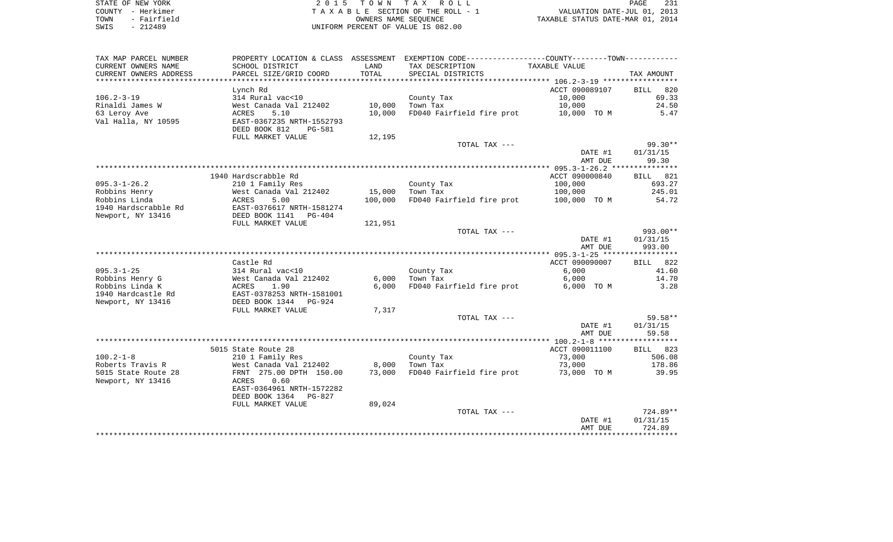STATE OF NEW YORK | 2 0 1 5 T O W N T A X R O L L | PAGE 231
COUNTY - Herkimer | T A X A B L E SECTION OF THE ROLL - 1 | VALUATION DATE-JUL 01, 2013
TOWN - Fairfield | OWNERS NAME SEQUENCE | TAXABLE STATUS DATE-MAR 01, 2014
SWIS - 212489 | UNIFORM PERCENT OF VALUE IS 082.00

| TAX MAP PARCEL NUMBER / CURRENT OWNERS NAME / CURRENT OWNERS ADDRESS | PROPERTY LOCATION & CLASS / SCHOOL DISTRICT / PARCEL SIZE/GRID COORD | ASSESSMENT LAND / TOTAL | EXEMPTION CODE / TAX DESCRIPTION / SPECIAL DISTRICTS | COUNTY--------TOWN TAXABLE VALUE | TAX AMOUNT |
|---|---|---|---|---|---|
| 106.2-3-19 | Lynch Rd | | | ACCT 090089107 | BILL 820 |
| | 314 Rural vac<10 | | County Tax | 10,000 | 69.33 |
| Rinaldi James W | West Canada Val 212402 | 10,000 | Town Tax | 10,000 | 24.50 |
| 63 Leroy Ave | ACRES 5.10 | 10,000 | FD040 Fairfield fire prot | 10,000 TO M | 5.47 |
| Val Halla, NY 10595 | EAST-0367235 NRTH-1552793 | | | | |
| | DEED BOOK 812 PG-581 | | | | |
| | FULL MARKET VALUE | 12,195 | | | |
| | | | TOTAL TAX --- | | 99.30** |
| | | | | DATE #1 | 01/31/15 |
| | | | | AMT DUE | 99.30 |
| 095.3-1-26.2 | 1940 Hardscrabble Rd | | | ACCT 090000840 | BILL 821 |
| | 210 1 Family Res | | County Tax | 100,000 | 693.27 |
| Robbins Henry | West Canada Val 212402 | 15,000 | Town Tax | 100,000 | 245.01 |
| Robbins Linda | ACRES 5.00 | 100,000 | FD040 Fairfield fire prot | 100,000 TO M | 54.72 |
| 1940 Hardscrabble Rd | EAST-0376617 NRTH-1581274 | | | | |
| Newport, NY 13416 | DEED BOOK 1141 PG-404 | | | | |
| | FULL MARKET VALUE | 121,951 | | | |
| | | | TOTAL TAX --- | | 993.00** |
| | | | | DATE #1 | 01/31/15 |
| | | | | AMT DUE | 993.00 |
| 095.3-1-25 | Castle Rd | | | ACCT 090090007 | BILL 822 |
| | 314 Rural vac<10 | | County Tax | 6,000 | 41.60 |
| Robbins Henry G | West Canada Val 212402 | 6,000 | Town Tax | 6,000 | 14.70 |
| Robbins Linda K | ACRES 1.90 | 6,000 | FD040 Fairfield fire prot | 6,000 TO M | 3.28 |
| 1940 Hardcastle Rd | EAST-0378253 NRTH-1581001 | | | | |
| Newport, NY 13416 | DEED BOOK 1344 PG-924 | | | | |
| | FULL MARKET VALUE | 7,317 | | | |
| | | | TOTAL TAX --- | | 59.58** |
| | | | | DATE #1 | 01/31/15 |
| | | | | AMT DUE | 59.58 |
| 100.2-1-8 | 5015 State Route 28 | | | ACCT 090011100 | BILL 823 |
| | 210 1 Family Res | | County Tax | 73,000 | 506.08 |
| Roberts Travis R | West Canada Val 212402 | 8,000 | Town Tax | 73,000 | 178.86 |
| 5015 State Route 28 | FRNT 275.00 DPTH 150.00 | 73,000 | FD040 Fairfield fire prot | 73,000 TO M | 39.95 |
| Newport, NY 13416 | ACRES 0.60 | | | | |
| | EAST-0364961 NRTH-1572282 | | | | |
| | DEED BOOK 1364 PG-827 | | | | |
| | FULL MARKET VALUE | 89,024 | | | |
| | | | TOTAL TAX --- | | 724.89** |
| | | | | DATE #1 | 01/31/15 |
| | | | | AMT DUE | 724.89 |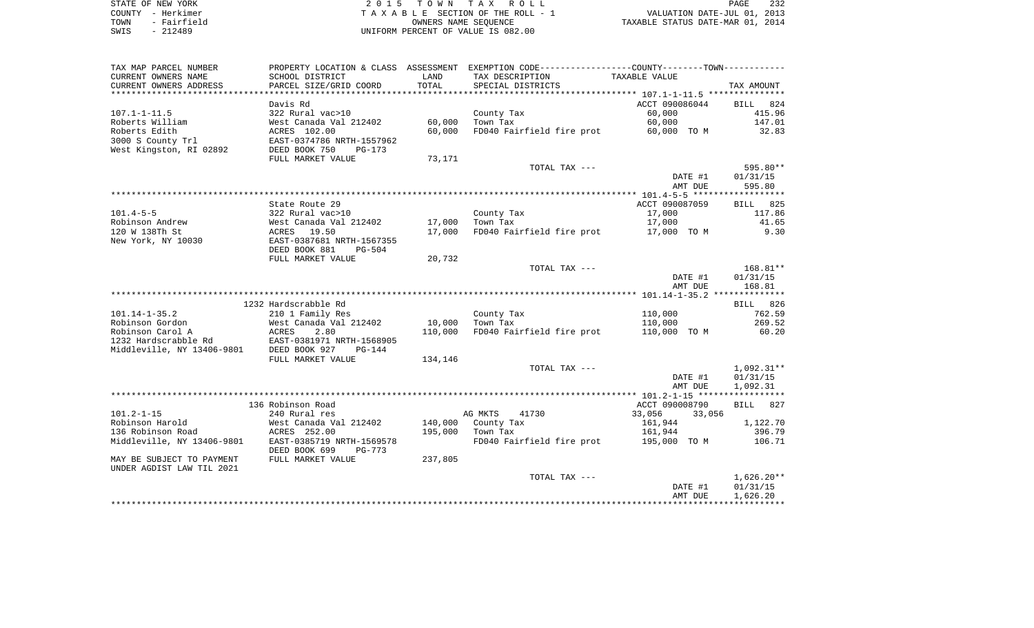STATE OF NEW YORK | COUNTY - Herkimer | TOWN - Fairfield | SWIS - 212489

# 2015 TOWN TAX ROLL

TAXABLE SECTION OF THE ROLL - 1
OWNERS NAME SEQUENCE
UNIFORM PERCENT OF VALUE IS 082.00

VALUATION DATE-JUL 01, 2013
TAXABLE STATUS DATE-MAR 01, 2014

| TAX MAP PARCEL NUMBER / CURRENT OWNERS NAME / CURRENT OWNERS ADDRESS | PROPERTY LOCATION & CLASS / SCHOOL DISTRICT / PARCEL SIZE/GRID COORD | ASSESSMENT LAND / TOTAL | EXEMPTION CODE / TAX DESCRIPTION / SPECIAL DISTRICTS | COUNTY/TOWN TAXABLE VALUE | TAX AMOUNT |
|---|---|---|---|---|---|
| | Davis Rd | | | ACCT 090086044 | BILL 824 |
| 107.1-1-11.5 | 322 Rural vac>10 | | County Tax | 60,000 | 415.96 |
| Roberts William | West Canada Val 212402 | 60,000 | Town Tax | 60,000 | 147.01 |
| Roberts Edith | ACRES 102.00 | 60,000 | FD040 Fairfield fire prot | 60,000 TO M | 32.83 |
| 3000 S County Trl | EAST-0374786 NRTH-1557962 | | | | |
| West Kingston, RI 02892 | DEED BOOK 750 PG-173 | | | | |
| | FULL MARKET VALUE | 73,171 | | | |
| | | | TOTAL TAX --- | | 595.80** |
| | | | | DATE #1 | 01/31/15 |
| | | | | AMT DUE | 595.80 |
| | State Route 29 | | | ACCT 090087059 | BILL 825 |
| 101.4-5-5 | 322 Rural vac>10 | | County Tax | 17,000 | 117.86 |
| Robinson Andrew | West Canada Val 212402 | 17,000 | Town Tax | 17,000 | 41.65 |
| 120 W 138Th St | ACRES 19.50 | 17,000 | FD040 Fairfield fire prot | 17,000 TO M | 9.30 |
| New York, NY 10030 | EAST-0387681 NRTH-1567355 | | | | |
| | DEED BOOK 881 PG-504 | | | | |
| | FULL MARKET VALUE | 20,732 | | | |
| | | | TOTAL TAX --- | | 168.81** |
| | | | | DATE #1 | 01/31/15 |
| | | | | AMT DUE | 168.81 |
| | 1232 Hardscrabble Rd | | | | BILL 826 |
| 101.14-1-35.2 | 210 1 Family Res | | County Tax | 110,000 | 762.59 |
| Robinson Gordon | West Canada Val 212402 | 10,000 | Town Tax | 110,000 | 269.52 |
| Robinson Carol A | ACRES 2.80 | 110,000 | FD040 Fairfield fire prot | 110,000 TO M | 60.20 |
| 1232 Hardscrabble Rd | EAST-0381971 NRTH-1568905 | | | | |
| Middleville, NY 13406-9801 | DEED BOOK 927 PG-144 | | | | |
| | FULL MARKET VALUE | 134,146 | | | |
| | | | TOTAL TAX --- | | 1,092.31** |
| | | | | DATE #1 | 01/31/15 |
| | | | | AMT DUE | 1,092.31 |
| | 136 Robinson Road | | | ACCT 090008790 | BILL 827 |
| 101.2-1-15 | 240 Rural res | | AG MKTS 41730 | 33,056 33,056 | |
| Robinson Harold | West Canada Val 212402 | 140,000 | County Tax | 161,944 | 1,122.70 |
| 136 Robinson Road | ACRES 252.00 | 195,000 | Town Tax | 161,944 | 396.79 |
| Middleville, NY 13406-9801 | EAST-0385719 NRTH-1569578 | | FD040 Fairfield fire prot | 195,000 TO M | 106.71 |
| | DEED BOOK 699 PG-773 | | | | |
| MAY BE SUBJECT TO PAYMENT | FULL MARKET VALUE | 237,805 | | | |
| UNDER AGDIST LAW TIL 2021 | | | | | |
| | | | TOTAL TAX --- | | 1,626.20** |
| | | | | DATE #1 | 01/31/15 |
| | | | | AMT DUE | 1,626.20 |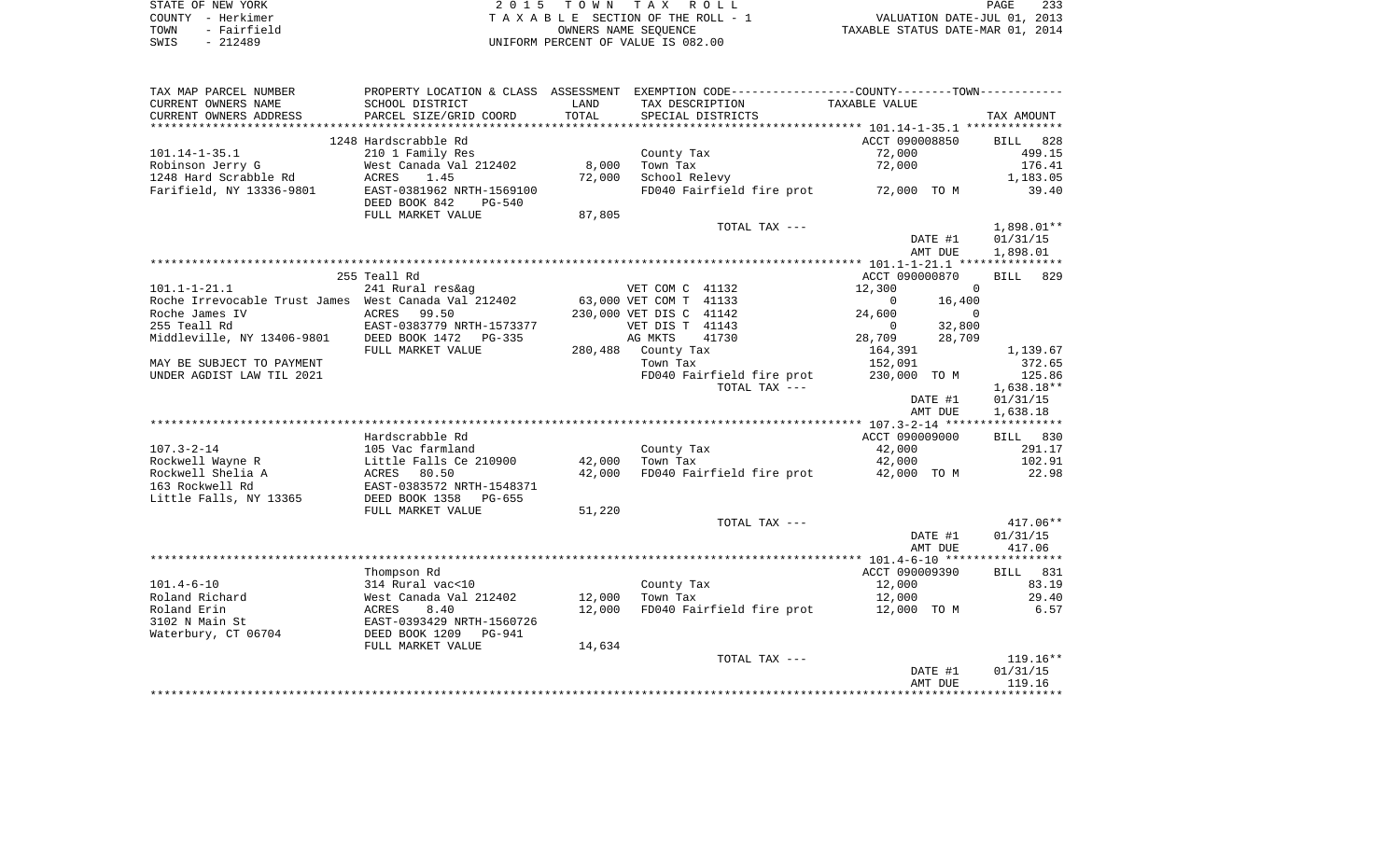STATE OF NEW YORK
COUNTY - Herkimer
TOWN - Fairfield
SWIS - 212489

2 0 1 5 T O W N T A X R O L L
T A X A B L E SECTION OF THE ROLL - 1
OWNERS NAME SEQUENCE
UNIFORM PERCENT OF VALUE IS 082.00

VALUATION DATE-JUL 01, 2013
TAXABLE STATUS DATE-MAR 01, 2014

| TAX MAP PARCEL NUMBER / CURRENT OWNERS NAME / CURRENT OWNERS ADDRESS | PROPERTY LOCATION & CLASS / SCHOOL DISTRICT / PARCEL SIZE/GRID COORD | ASSESSMENT LAND | TOTAL | EXEMPTION CODE / TAX DESCRIPTION / SPECIAL DISTRICTS | COUNTY TAXABLE VALUE | TOWN TAXABLE VALUE | TAX AMOUNT |
|---|---|---|---|---|---|---|---|
| | 1248 Hardscrabble Rd | | | | ACCT 090008850 | | BILL 828 |
| 101.14-1-35.1 | 210 1 Family Res | | | County Tax | 72,000 | | 499.15 |
| Robinson Jerry G | West Canada Val 212402 | 8,000 | | Town Tax | 72,000 | | 176.41 |
| 1248 Hard Scrabble Rd | ACRES 1.45 | | 72,000 | School Relevy | | | 1,183.05 |
| Farifield, NY 13336-9801 | EAST-0381962 NRTH-1569100 | | | FD040 Fairfield fire prot | 72,000 TO M | | 39.40 |
| | DEED BOOK 842 PG-540 | | | | | | |
| | FULL MARKET VALUE | 87,805 | | | | | |
| | | | | TOTAL TAX --- | | | 1,898.01** |
| | | | | | DATE #1 | | 01/31/15 |
| | | | | | AMT DUE | | 1,898.01 |
| | 255 Teall Rd | | | | ACCT 090000870 | | BILL 829 |
| 101.1-1-21.1 | 241 Rural res&ag | | | VET COM C 41132 | 12,300 | 0 | |
| Roche Irrevocable Trust James | West Canada Val 212402 | 63,000 | | VET COM T 41133 | 0 | 16,400 | |
| Roche James IV | ACRES 99.50 | | 230,000 | VET DIS C 41142 | 24,600 | 0 | |
| 255 Teall Rd | EAST-0383779 NRTH-1573377 | | | VET DIS T 41143 | 0 | 32,800 | |
| Middleville, NY 13406-9801 | DEED BOOK 1472 PG-335 | | | AG MKTS 41730 | 28,709 | 28,709 | |
| | FULL MARKET VALUE | 280,488 | | County Tax | 164,391 | | 1,139.67 |
| MAY BE SUBJECT TO PAYMENT | | | | Town Tax | 152,091 | | 372.65 |
| UNDER AGDIST LAW TIL 2021 | | | | FD040 Fairfield fire prot | 230,000 TO M | | 125.86 |
| | | | | TOTAL TAX --- | | | 1,638.18** |
| | | | | | DATE #1 | | 01/31/15 |
| | | | | | AMT DUE | | 1,638.18 |
| | Hardscrabble Rd | | | | ACCT 090009000 | | BILL 830 |
| 107.3-2-14 | 105 Vac farmland | | | County Tax | 42,000 | | 291.17 |
| Rockwell Wayne R | Little Falls Ce 210900 | 42,000 | | Town Tax | 42,000 | | 102.91 |
| Rockwell Shelia A | ACRES 80.50 | | 42,000 | FD040 Fairfield fire prot | 42,000 TO M | | 22.98 |
| 163 Rockwell Rd | EAST-0383572 NRTH-1548371 | | | | | | |
| Little Falls, NY 13365 | DEED BOOK 1358 PG-655 | | | | | | |
| | FULL MARKET VALUE | 51,220 | | | | | |
| | | | | TOTAL TAX --- | | | 417.06** |
| | | | | | DATE #1 | | 01/31/15 |
| | | | | | AMT DUE | | 417.06 |
| | Thompson Rd | | | | ACCT 090009390 | | BILL 831 |
| 101.4-6-10 | 314 Rural vac<10 | | | County Tax | 12,000 | | 83.19 |
| Roland Richard | West Canada Val 212402 | 12,000 | | Town Tax | 12,000 | | 29.40 |
| Roland Erin | ACRES 8.40 | | 12,000 | FD040 Fairfield fire prot | 12,000 TO M | | 6.57 |
| 3102 N Main St | EAST-0393429 NRTH-1560726 | | | | | | |
| Waterbury, CT 06704 | DEED BOOK 1209 PG-941 | | | | | | |
| | FULL MARKET VALUE | 14,634 | | | | | |
| | | | | TOTAL TAX --- | | | 119.16** |
| | | | | | DATE #1 | | 01/31/15 |
| | | | | | AMT DUE | | 119.16 |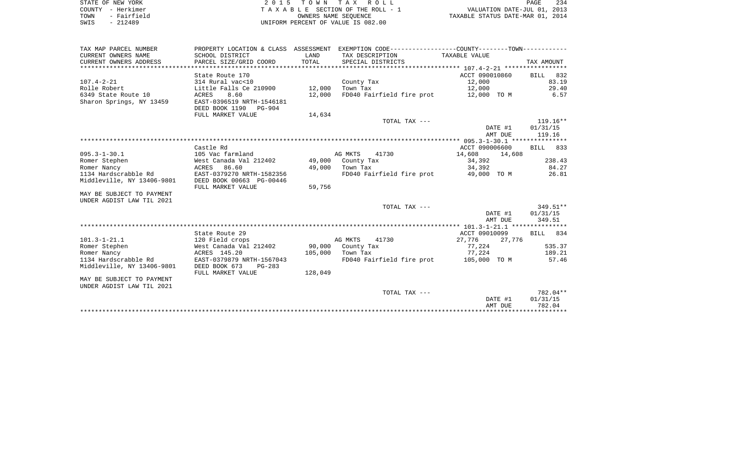STATE OF NEW YORK
COUNTY - Herkimer
TOWN - Fairfield
SWIS - 212489

2 0 1 5 T O W N T A X R O L L
T A X A B L E SECTION OF THE ROLL - 1
OWNERS NAME SEQUENCE
UNIFORM PERCENT OF VALUE IS 082.00

VALUATION DATE-JUL 01, 2013
TAXABLE STATUS DATE-MAR 01, 2014

| TAX MAP PARCEL NUMBER / CURRENT OWNERS NAME / CURRENT OWNERS ADDRESS | PROPERTY LOCATION & CLASS / SCHOOL DISTRICT / PARCEL SIZE/GRID COORD | ASSESSMENT LAND / TOTAL | EXEMPTION CODE / TAX DESCRIPTION / SPECIAL DISTRICTS | COUNTY / TOWN TAXABLE VALUE | TAX AMOUNT |
|---|---|---|---|---|---|
| | State Route 170 | | | ACCT 090010860 | BILL 832 |
| 107.4-2-21 | 314 Rural vac<10 | | County Tax | 12,000 | 83.19 |
| Rolle Robert | Little Falls Ce 210900 | 12,000 | Town Tax | 12,000 | 29.40 |
| 6349 State Route 10 | ACRES 8.60 | 12,000 | FD040 Fairfield fire prot | 12,000 TO M | 6.57 |
| Sharon Springs, NY 13459 | EAST-0396519 NRTH-1546181 | | | | |
| | DEED BOOK 1190 PG-904 | | | | |
| | FULL MARKET VALUE | 14,634 | | | |
| | | | TOTAL TAX --- | | 119.16** |
| | | | | DATE #1 | 01/31/15 |
| | | | | AMT DUE | 119.16 |
| | Castle Rd | | | ACCT 090006600 | BILL 833 |
| 095.3-1-30.1 | 105 Vac farmland | | AG MKTS 41730 | 14,608 14,608 | |
| Romer Stephen | West Canada Val 212402 | 49,000 | County Tax | 34,392 | 238.43 |
| Romer Nancy | ACRES 86.60 | 49,000 | Town Tax | 34,392 | 84.27 |
| 1134 Hardscrabble Rd | EAST-0379270 NRTH-1582356 | | FD040 Fairfield fire prot | 49,000 TO M | 26.81 |
| Middleville, NY 13406-9801 | DEED BOOK 00663 PG-00446 | | | | |
| | FULL MARKET VALUE | 59,756 | | | |
| MAY BE SUBJECT TO PAYMENT | | | | | |
| UNDER AGDIST LAW TIL 2021 | | | | | |
| | | | TOTAL TAX --- | | 349.51** |
| | | | | DATE #1 | 01/31/15 |
| | | | | AMT DUE | 349.51 |
| | State Route 29 | | | ACCT 09010099 | BILL 834 |
| 101.3-1-21.1 | 120 Field crops | | AG MKTS 41730 | 27,776 27,776 | |
| Romer Stephen | West Canada Val 212402 | 90,000 | County Tax | 77,224 | 535.37 |
| Romer Nancy | ACRES 145.20 | 105,000 | Town Tax | 77,224 | 189.21 |
| 1134 Hardscrabble Rd | EAST-0379879 NRTH-1567043 | | FD040 Fairfield fire prot | 105,000 TO M | 57.46 |
| Middleville, NY 13406-9801 | DEED BOOK 673 PG-283 | | | | |
| | FULL MARKET VALUE | 128,049 | | | |
| MAY BE SUBJECT TO PAYMENT | | | | | |
| UNDER AGDIST LAW TIL 2021 | | | | | |
| | | | TOTAL TAX --- | | 782.04** |
| | | | | DATE #1 | 01/31/15 |
| | | | | AMT DUE | 782.04 |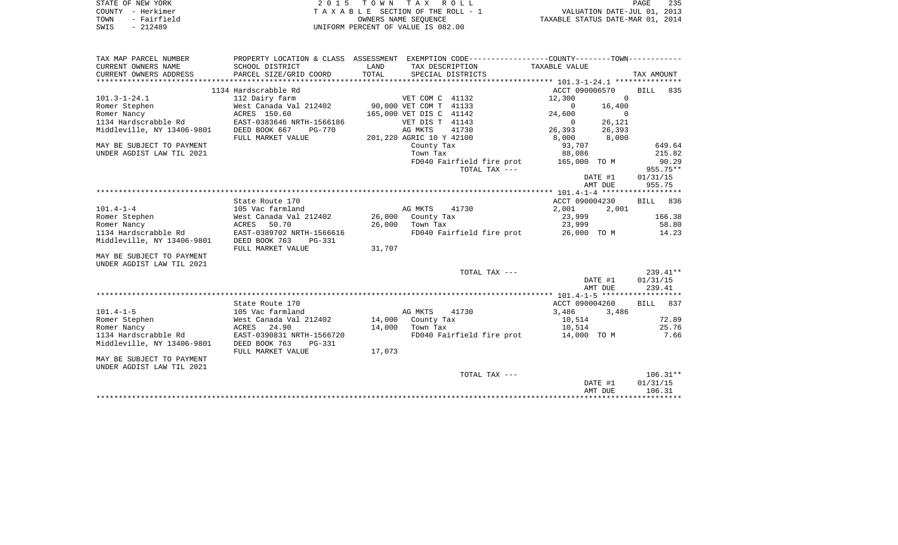STATE OF NEW YORK
COUNTY - Herkimer
TOWN - Fairfield
SWIS - 212489

2 0 1 5 T O W N T A X R O L L
T A X A B L E SECTION OF THE ROLL - 1
OWNERS NAME SEQUENCE
UNIFORM PERCENT OF VALUE IS 082.00

VALUATION DATE-JUL 01, 2013
TAXABLE STATUS DATE-MAR 01, 2014

| TAX MAP PARCEL NUMBER<br>CURRENT OWNERS NAME<br>CURRENT OWNERS ADDRESS | PROPERTY LOCATION & CLASS<br>SCHOOL DISTRICT<br>PARCEL SIZE/GRID COORD | ASSESSMENT<br>LAND<br>TOTAL | EXEMPTION CODE------COUNTY-----TOWN------<br>TAX DESCRIPTION<br>SPECIAL DISTRICTS | TAXABLE VALUE | | TAX AMOUNT |
|---|---|---|---|---|---|---|
| | 1134 Hardscrabble Rd | | | ACCT 090006570 | | BILL 835 |
| 101.3-1-24.1 | 112 Dairy farm | | VET COM C 41132 | 12,300 | 0 | |
| Romer Stephen | West Canada Val 212402 | 90,000 | VET COM T 41133 | 0 | 16,400 | |
| Romer Nancy | ACRES 150.60 | 165,000 | VET DIS C 41142 | 24,600 | 0 | |
| 1134 Hardscrabble Rd | EAST-0383646 NRTH-1566186 | | VET DIS T 41143 | 0 | 26,121 | |
| Middleville, NY 13406-9801 | DEED BOOK 667 PG-770 | | AG MKTS 41730 | 26,393 | 26,393 | |
| | FULL MARKET VALUE | 201,220 | AGRIC 10 Y 42100 | 8,000 | 8,000 | |
| MAY BE SUBJECT TO PAYMENT | | | County Tax | 93,707 | | 649.64 |
| UNDER AGDIST LAW TIL 2021 | | | Town Tax | 88,086 | | 215.82 |
| | | | FD040 Fairfield fire prot | 165,000 | TO M | 90.29 |
| | | | TOTAL TAX --- | | | 955.75** |
| | | | | | DATE #1 | 01/31/15 |
| | | | | | AMT DUE | 955.75 |
| | State Route 170 | | | ACCT 090004230 | | BILL 836 |
| 101.4-1-4 | 105 Vac farmland | | AG MKTS 41730 | 2,001 | 2,001 | |
| Romer Stephen | West Canada Val 212402 | 26,000 | County Tax | 23,999 | | 166.38 |
| Romer Nancy | ACRES 50.70 | 26,000 | Town Tax | 23,999 | | 58.80 |
| 1134 Hardscrabble Rd | EAST-0389702 NRTH-1566616 | | FD040 Fairfield fire prot | 26,000 | TO M | 14.23 |
| Middleville, NY 13406-9801 | DEED BOOK 763 PG-331 | | | | | |
| | FULL MARKET VALUE | 31,707 | | | | |
| MAY BE SUBJECT TO PAYMENT | | | | | | |
| UNDER AGDIST LAW TIL 2021 | | | | | | |
| | | | TOTAL TAX --- | | | 239.41** |
| | | | | | DATE #1 | 01/31/15 |
| | | | | | AMT DUE | 239.41 |
| | State Route 170 | | | ACCT 090004260 | | BILL 837 |
| 101.4-1-5 | 105 Vac farmland | | AG MKTS 41730 | 3,486 | 3,486 | |
| Romer Stephen | West Canada Val 212402 | 14,000 | County Tax | 10,514 | | 72.89 |
| Romer Nancy | ACRES 24.90 | 14,000 | Town Tax | 10,514 | | 25.76 |
| 1134 Hardscrabble Rd | EAST-0390831 NRTH-1566720 | | FD040 Fairfield fire prot | 14,000 | TO M | 7.66 |
| Middleville, NY 13406-9801 | DEED BOOK 763 PG-331 | | | | | |
| | FULL MARKET VALUE | 17,073 | | | | |
| MAY BE SUBJECT TO PAYMENT | | | | | | |
| UNDER AGDIST LAW TIL 2021 | | | | | | |
| | | | TOTAL TAX --- | | | 106.31** |
| | | | | | DATE #1 | 01/31/15 |
| | | | | | AMT DUE | 106.31 |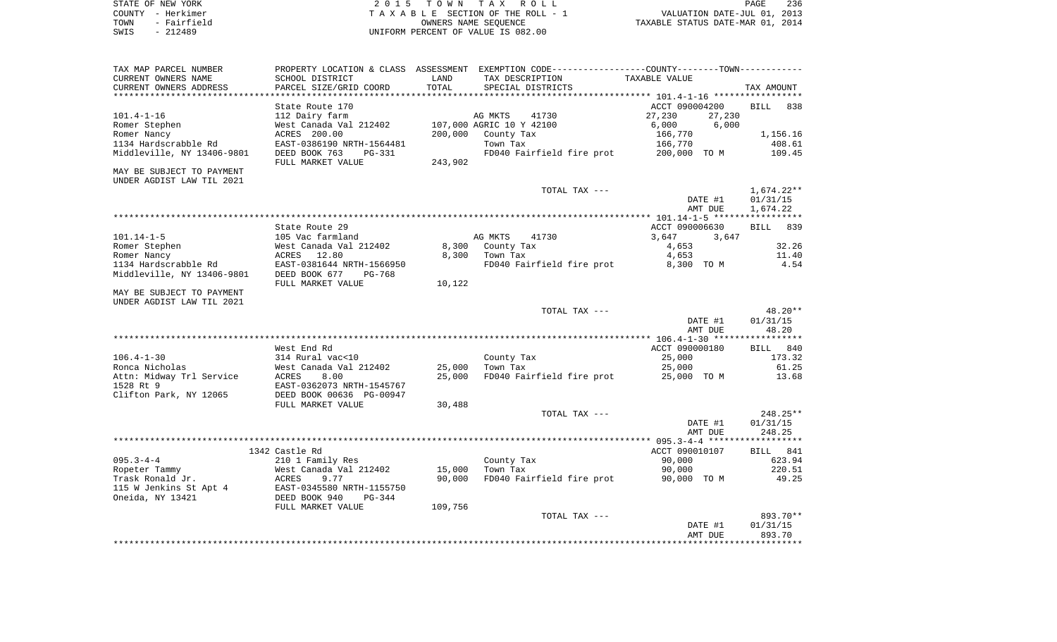STATE OF NEW YORK  
COUNTY - Herkimer  
TOWN - Fairfield  
SWIS - 212489

2 0 1 5 T O W N T A X R O L L  
T A X A B L E SECTION OF THE ROLL - 1  
OWNERS NAME SEQUENCE  
UNIFORM PERCENT OF VALUE IS 082.00

VALUATION DATE-JUL 01, 2013  
TAXABLE STATUS DATE-MAR 01, 2014

```
TAX MAP PARCEL NUMBER      PROPERTY LOCATION & CLASS  ASSESSMENT  EXEMPTION CODE------------------COUNTY--------TOWN-----------
CURRENT OWNERS NAME        SCHOOL DISTRICT              LAND      TAX DESCRIPTION              TAXABLE VALUE
CURRENT OWNERS ADDRESS     PARCEL SIZE/GRID COORD       TOTAL     SPECIAL DISTRICTS                                          TAX AMOUNT
*********************************************************************************************** 101.4-1-16 *****************
                           State Route 170                                                     ACCT 090004200         BILL  838
101.4-1-16                 112 Dairy farm                         AG MKTS      41730           27,230       27,230
Romer Stephen              West Canada Val 212402    107,000 AGRIC 10 Y 42100                  6,000        6,000
Romer Nancy                ACRES 200.00              200,000   County Tax                      166,770                   1,156.16
1134 Hardscrabble Rd       EAST-0386190 NRTH-1564481           Town Tax                        166,770                     408.61
Middleville, NY 13406-9801 DEED BOOK 763    PG-331             FD040 Fairfield fire prot       200,000 TO M                109.45
                           FULL MARKET VALUE         243,902
MAY BE SUBJECT TO PAYMENT
UNDER AGDIST LAW TIL 2021
                                                                  TOTAL TAX ---                                        1,674.22**
                                                                                                DATE #1             01/31/15
                                                                                                AMT DUE             1,674.22
*********************************************************************************************** 101.14-1-5 *****************
                           State Route 29                                                      ACCT 090006630         BILL  839
101.14-1-5                 105 Vac farmland                       AG MKTS      41730           3,647        3,647
Romer Stephen              West Canada Val 212402      8,300   County Tax                      4,653                        32.26
Romer Nancy                ACRES  12.80                8,300   Town Tax                        4,653                        11.40
1134 Hardscrabble Rd       EAST-0381644 NRTH-1566950           FD040 Fairfield fire prot       8,300 TO M                    4.54
Middleville, NY 13406-9801 DEED BOOK 677    PG-768
                           FULL MARKET VALUE          10,122
MAY BE SUBJECT TO PAYMENT
UNDER AGDIST LAW TIL 2021
                                                                  TOTAL TAX ---                                            48.20**
                                                                                                DATE #1             01/31/15
                                                                                                AMT DUE                48.20
*********************************************************************************************** 106.4-1-30 *****************
                           West End Rd                                                         ACCT 090000180         BILL  840
106.4-1-30                 314 Rural vac<10                       County Tax                   25,000                      173.32
Ronca Nicholas             West Canada Val 212402     25,000   Town Tax                        25,000                       61.25
Attn: Midway Trl Service   ACRES   8.00               25,000   FD040 Fairfield fire prot       25,000 TO M                  13.68
1528 Rt 9                  EAST-0362073 NRTH-1545767
Clifton Park, NY 12065     DEED BOOK 00636 PG-00947
                           FULL MARKET VALUE          30,488
                                                                  TOTAL TAX ---                                           248.25**
                                                                                                DATE #1             01/31/15
                                                                                                AMT DUE               248.25
*********************************************************************************************** 095.3-4-4 ******************
                           1342 Castle Rd                                                      ACCT 090010107         BILL  841
095.3-4-4                  210 1 Family Res                       County Tax                   90,000                      623.94
Ropeter Tammy              West Canada Val 212402     15,000   Town Tax                        90,000                      220.51
Trask Ronald Jr.           ACRES   9.77               90,000   FD040 Fairfield fire prot       90,000 TO M                  49.25
115 W Jenkins St Apt 4     EAST-0345580 NRTH-1155750
Oneida, NY 13421           DEED BOOK 940    PG-344
                           FULL MARKET VALUE         109,756
                                                                  TOTAL TAX ---                                           893.70**
                                                                                                DATE #1             01/31/15
                                                                                                AMT DUE               893.70
************************************************************************************************************************************
```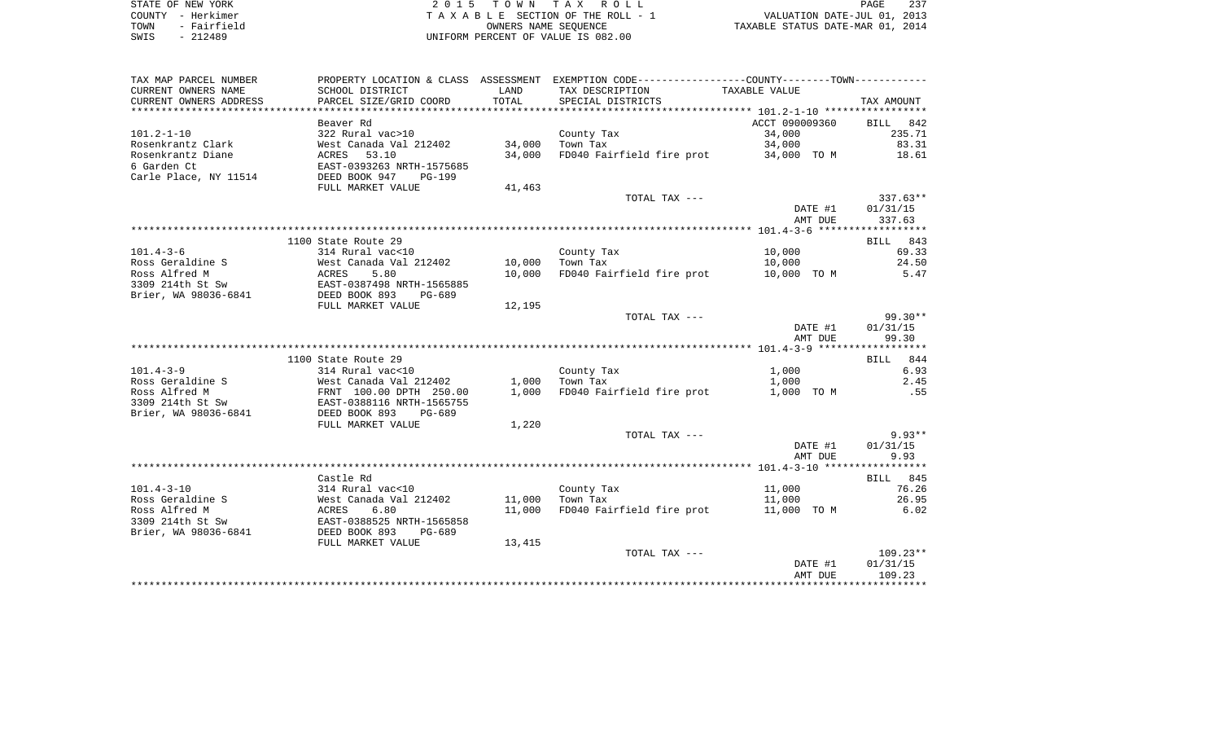STATE OF NEW YORK
COUNTY - Herkimer
TOWN - Fairfield
SWIS - 212489

2 0 1 5 T O W N T A X R O L L
T A X A B L E SECTION OF THE ROLL - 1
OWNERS NAME SEQUENCE
UNIFORM PERCENT OF VALUE IS 082.00

VALUATION DATE-JUL 01, 2013
TAXABLE STATUS DATE-MAR 01, 2014

| TAX MAP PARCEL NUMBER<br>CURRENT OWNERS NAME<br>CURRENT OWNERS ADDRESS | PROPERTY LOCATION & CLASS<br>SCHOOL DISTRICT<br>PARCEL SIZE/GRID COORD | ASSESSMENT<br>LAND<br>TOTAL | EXEMPTION CODE-----COUNTY-----TOWN-----<br>TAX DESCRIPTION<br>SPECIAL DISTRICTS | TAXABLE VALUE | TAX AMOUNT |
|---|---|---|---|---|---|
| | Beaver Rd | | | ACCT 090009360 | BILL 842 |
| 101.2-1-10 | 322 Rural vac>10 | | County Tax | 34,000 | 235.71 |
| Rosenkrantz Clark | West Canada Val 212402 | 34,000 | Town Tax | 34,000 | 83.31 |
| Rosenkrantz Diane | ACRES 53.10 | 34,000 | FD040 Fairfield fire prot | 34,000 TO M | 18.61 |
| 6 Garden Ct | EAST-0393263 NRTH-1575685 | | | | |
| Carle Place, NY 11514 | DEED BOOK 947 PG-199 | | | | |
| | FULL MARKET VALUE | 41,463 | | | |
| | | | TOTAL TAX --- | | 337.63** |
| | | | | DATE #1 | 01/31/15 |
| | | | | AMT DUE | 337.63 |
| | 1100 State Route 29 | | | | BILL 843 |
| 101.4-3-6 | 314 Rural vac<10 | | County Tax | 10,000 | 69.33 |
| Ross Geraldine S | West Canada Val 212402 | 10,000 | Town Tax | 10,000 | 24.50 |
| Ross Alfred M | ACRES 5.80 | 10,000 | FD040 Fairfield fire prot | 10,000 TO M | 5.47 |
| 3309 214th St Sw | EAST-0387498 NRTH-1565885 | | | | |
| Brier, WA 98036-6841 | DEED BOOK 893 PG-689 | | | | |
| | FULL MARKET VALUE | 12,195 | | | |
| | | | TOTAL TAX --- | | 99.30** |
| | | | | DATE #1 | 01/31/15 |
| | | | | AMT DUE | 99.30 |
| | 1100 State Route 29 | | | | BILL 844 |
| 101.4-3-9 | 314 Rural vac<10 | | County Tax | 1,000 | 6.93 |
| Ross Geraldine S | West Canada Val 212402 | 1,000 | Town Tax | 1,000 | 2.45 |
| Ross Alfred M | FRNT 100.00 DPTH 250.00 | 1,000 | FD040 Fairfield fire prot | 1,000 TO M | .55 |
| 3309 214th St Sw | EAST-0388116 NRTH-1565755 | | | | |
| Brier, WA 98036-6841 | DEED BOOK 893 PG-689 | | | | |
| | FULL MARKET VALUE | 1,220 | | | |
| | | | TOTAL TAX --- | | 9.93** |
| | | | | DATE #1 | 01/31/15 |
| | | | | AMT DUE | 9.93 |
| | Castle Rd | | | | BILL 845 |
| 101.4-3-10 | 314 Rural vac<10 | | County Tax | 11,000 | 76.26 |
| Ross Geraldine S | West Canada Val 212402 | 11,000 | Town Tax | 11,000 | 26.95 |
| Ross Alfred M | ACRES 6.80 | 11,000 | FD040 Fairfield fire prot | 11,000 TO M | 6.02 |
| 3309 214th St Sw | EAST-0388525 NRTH-1565858 | | | | |
| Brier, WA 98036-6841 | DEED BOOK 893 PG-689 | | | | |
| | FULL MARKET VALUE | 13,415 | | | |
| | | | TOTAL TAX --- | | 109.23** |
| | | | | DATE #1 | 01/31/15 |
| | | | | AMT DUE | 109.23 |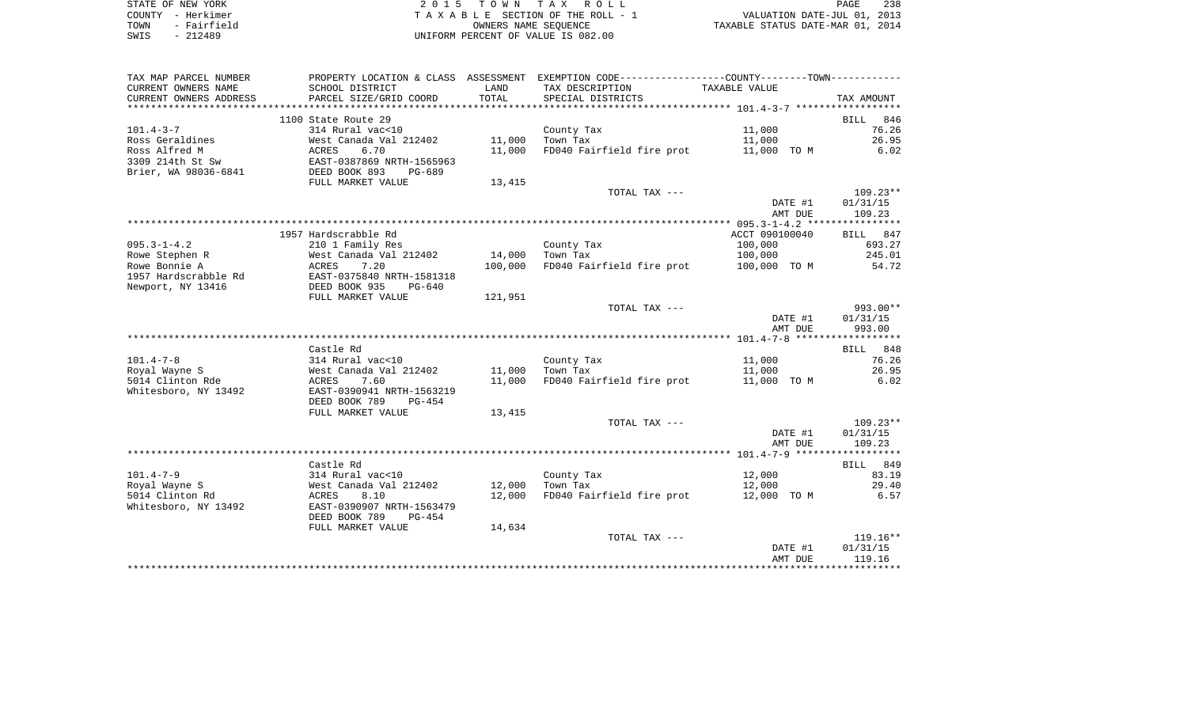STATE OF NEW YORK
COUNTY - Herkimer
TOWN - Fairfield
SWIS - 212489

2015 TOWN TAX ROLL
TAXABLE SECTION OF THE ROLL - 1
OWNERS NAME SEQUENCE
UNIFORM PERCENT OF VALUE IS 082.00

VALUATION DATE-JUL 01, 2013
TAXABLE STATUS DATE-MAR 01, 2014

| TAX MAP PARCEL NUMBER / CURRENT OWNERS NAME / CURRENT OWNERS ADDRESS | PROPERTY LOCATION & CLASS / SCHOOL DISTRICT / PARCEL SIZE/GRID COORD | ASSESSMENT LAND / TOTAL | EXEMPTION CODE / TAX DESCRIPTION / SPECIAL DISTRICTS | TAXABLE VALUE (COUNTY/TOWN) | TAX AMOUNT |
|---|---|---|---|---|---|
| | 1100 State Route 29 | | | | BILL 846 |
| 101.4-3-7 | 314 Rural vac<10 | | County Tax | 11,000 | 76.26 |
| Ross Geraldines | West Canada Val 212402 | 11,000 | Town Tax | 11,000 | 26.95 |
| Ross Alfred M | ACRES 6.70 | 11,000 | FD040 Fairfield fire prot | 11,000 TO M | 6.02 |
| 3309 214th St Sw | EAST-0387869 NRTH-1565963 | | | | |
| Brier, WA 98036-6841 | DEED BOOK 893 PG-689 | | | | |
| | FULL MARKET VALUE | 13,415 | | | |
| | | | TOTAL TAX --- | | 109.23** |
| | | | | DATE #1 | 01/31/15 |
| | | | | AMT DUE | 109.23 |
| | 1957 Hardscrabble Rd | | | ACCT 090100040 | BILL 847 |
| 095.3-1-4.2 | 210 1 Family Res | | County Tax | 100,000 | 693.27 |
| Rowe Stephen R | West Canada Val 212402 | 14,000 | Town Tax | 100,000 | 245.01 |
| Rowe Bonnie A | ACRES 7.20 | 100,000 | FD040 Fairfield fire prot | 100,000 TO M | 54.72 |
| 1957 Hardscrabble Rd | EAST-0375840 NRTH-1581318 | | | | |
| Newport, NY 13416 | DEED BOOK 935 PG-640 | | | | |
| | FULL MARKET VALUE | 121,951 | | | |
| | | | TOTAL TAX --- | | 993.00** |
| | | | | DATE #1 | 01/31/15 |
| | | | | AMT DUE | 993.00 |
| | Castle Rd | | | | BILL 848 |
| 101.4-7-8 | 314 Rural vac<10 | | County Tax | 11,000 | 76.26 |
| Royal Wayne S | West Canada Val 212402 | 11,000 | Town Tax | 11,000 | 26.95 |
| 5014 Clinton Rde | ACRES 7.60 | 11,000 | FD040 Fairfield fire prot | 11,000 TO M | 6.02 |
| Whitesboro, NY 13492 | EAST-0390941 NRTH-1563219 | | | | |
| | DEED BOOK 789 PG-454 | | | | |
| | FULL MARKET VALUE | 13,415 | | | |
| | | | TOTAL TAX --- | | 109.23** |
| | | | | DATE #1 | 01/31/15 |
| | | | | AMT DUE | 109.23 |
| | Castle Rd | | | | BILL 849 |
| 101.4-7-9 | 314 Rural vac<10 | | County Tax | 12,000 | 83.19 |
| Royal Wayne S | West Canada Val 212402 | 12,000 | Town Tax | 12,000 | 29.40 |
| 5014 Clinton Rd | ACRES 8.10 | 12,000 | FD040 Fairfield fire prot | 12,000 TO M | 6.57 |
| Whitesboro, NY 13492 | EAST-0390907 NRTH-1563479 | | | | |
| | DEED BOOK 789 PG-454 | | | | |
| | FULL MARKET VALUE | 14,634 | | | |
| | | | TOTAL TAX --- | | 119.16** |
| | | | | DATE #1 | 01/31/15 |
| | | | | AMT DUE | 119.16 |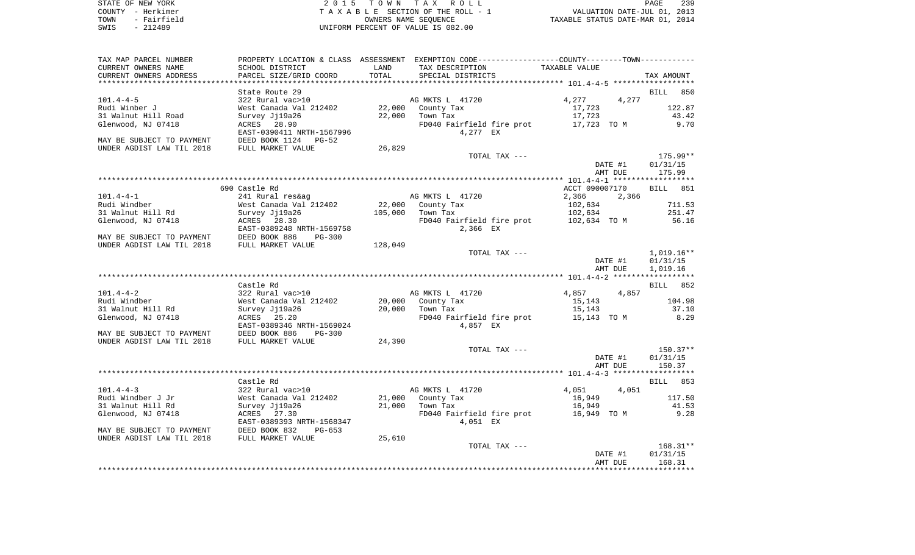STATE OF NEW YORK
COUNTY - Herkimer
TOWN - Fairfield
SWIS - 212489

2 0 1 5 T O W N T A X R O L L
T A X A B L E SECTION OF THE ROLL - 1
OWNERS NAME SEQUENCE
UNIFORM PERCENT OF VALUE IS 082.00

VALUATION DATE-JUL 01, 2013
TAXABLE STATUS DATE-MAR 01, 2014

| TAX MAP PARCEL NUMBER / CURRENT OWNERS NAME / CURRENT OWNERS ADDRESS | PROPERTY LOCATION & CLASS / SCHOOL DISTRICT / PARCEL SIZE/GRID COORD | ASSESSMENT LAND / TOTAL | EXEMPTION CODE / TAX DESCRIPTION / SPECIAL DISTRICTS | COUNTY / TOWN TAXABLE VALUE | TAX AMOUNT |
|---|---|---|---|---|---|
| **101.4-4-5** | State Route 29 | | | | BILL 850 |
| | 322 Rural vac>10 | | AG MKTS L 41720 | 4,277 4,277 | |
| Rudi Winber J | West Canada Val 212402 | 22,000 | County Tax | 17,723 | 122.87 |
| 31 Walnut Hill Road | Survey Jj19a26 | 22,000 | Town Tax | 17,723 | 43.42 |
| Glenwood, NJ 07418 | ACRES 28.90 | | FD040 Fairfield fire prot | 17,723 TO M | 9.70 |
| | EAST-0390411 NRTH-1567996 | | 4,277 EX | | |
| MAY BE SUBJECT TO PAYMENT | DEED BOOK 1124 PG-52 | | | | |
| UNDER AGDIST LAW TIL 2018 | FULL MARKET VALUE | 26,829 | | | |
| | | | TOTAL TAX --- | | 175.99** |
| | | | | DATE #1 | 01/31/15 |
| | | | | AMT DUE | 175.99 |
| **101.4-4-1** | 690 Castle Rd | | | ACCT 090007170 | BILL 851 |
| | 241 Rural res&ag | | AG MKTS L 41720 | 2,366 2,366 | |
| Rudi Windber | West Canada Val 212402 | 22,000 | County Tax | 102,634 | 711.53 |
| 31 Walnut Hill Rd | Survey Jj19a26 | 105,000 | Town Tax | 102,634 | 251.47 |
| Glenwood, NJ 07418 | ACRES 28.30 | | FD040 Fairfield fire prot | 102,634 TO M | 56.16 |
| | EAST-0389248 NRTH-1569758 | | 2,366 EX | | |
| MAY BE SUBJECT TO PAYMENT | DEED BOOK 886 PG-300 | | | | |
| UNDER AGDIST LAW TIL 2018 | FULL MARKET VALUE | 128,049 | | | |
| | | | TOTAL TAX --- | | 1,019.16** |
| | | | | DATE #1 | 01/31/15 |
| | | | | AMT DUE | 1,019.16 |
| **101.4-4-2** | Castle Rd | | | | BILL 852 |
| | 322 Rural vac>10 | | AG MKTS L 41720 | 4,857 4,857 | |
| Rudi Windber | West Canada Val 212402 | 20,000 | County Tax | 15,143 | 104.98 |
| 31 Walnut Hill Rd | Survey Jj19a26 | 20,000 | Town Tax | 15,143 | 37.10 |
| Glenwood, NJ 07418 | ACRES 25.20 | | FD040 Fairfield fire prot | 15,143 TO M | 8.29 |
| | EAST-0389346 NRTH-1569024 | | 4,857 EX | | |
| MAY BE SUBJECT TO PAYMENT | DEED BOOK 886 PG-300 | | | | |
| UNDER AGDIST LAW TIL 2018 | FULL MARKET VALUE | 24,390 | | | |
| | | | TOTAL TAX --- | | 150.37** |
| | | | | DATE #1 | 01/31/15 |
| | | | | AMT DUE | 150.37 |
| **101.4-4-3** | Castle Rd | | | | BILL 853 |
| | 322 Rural vac>10 | | AG MKTS L 41720 | 4,051 4,051 | |
| Rudi Windber J Jr | West Canada Val 212402 | 21,000 | County Tax | 16,949 | 117.50 |
| 31 Walnut Hill Rd | Survey Jj19a26 | 21,000 | Town Tax | 16,949 | 41.53 |
| Glenwood, NJ 07418 | ACRES 27.30 | | FD040 Fairfield fire prot | 16,949 TO M | 9.28 |
| | EAST-0389393 NRTH-1568347 | | 4,051 EX | | |
| MAY BE SUBJECT TO PAYMENT | DEED BOOK 832 PG-653 | | | | |
| UNDER AGDIST LAW TIL 2018 | FULL MARKET VALUE | 25,610 | | | |
| | | | TOTAL TAX --- | | 168.31** |
| | | | | DATE #1 | 01/31/15 |
| | | | | AMT DUE | 168.31 |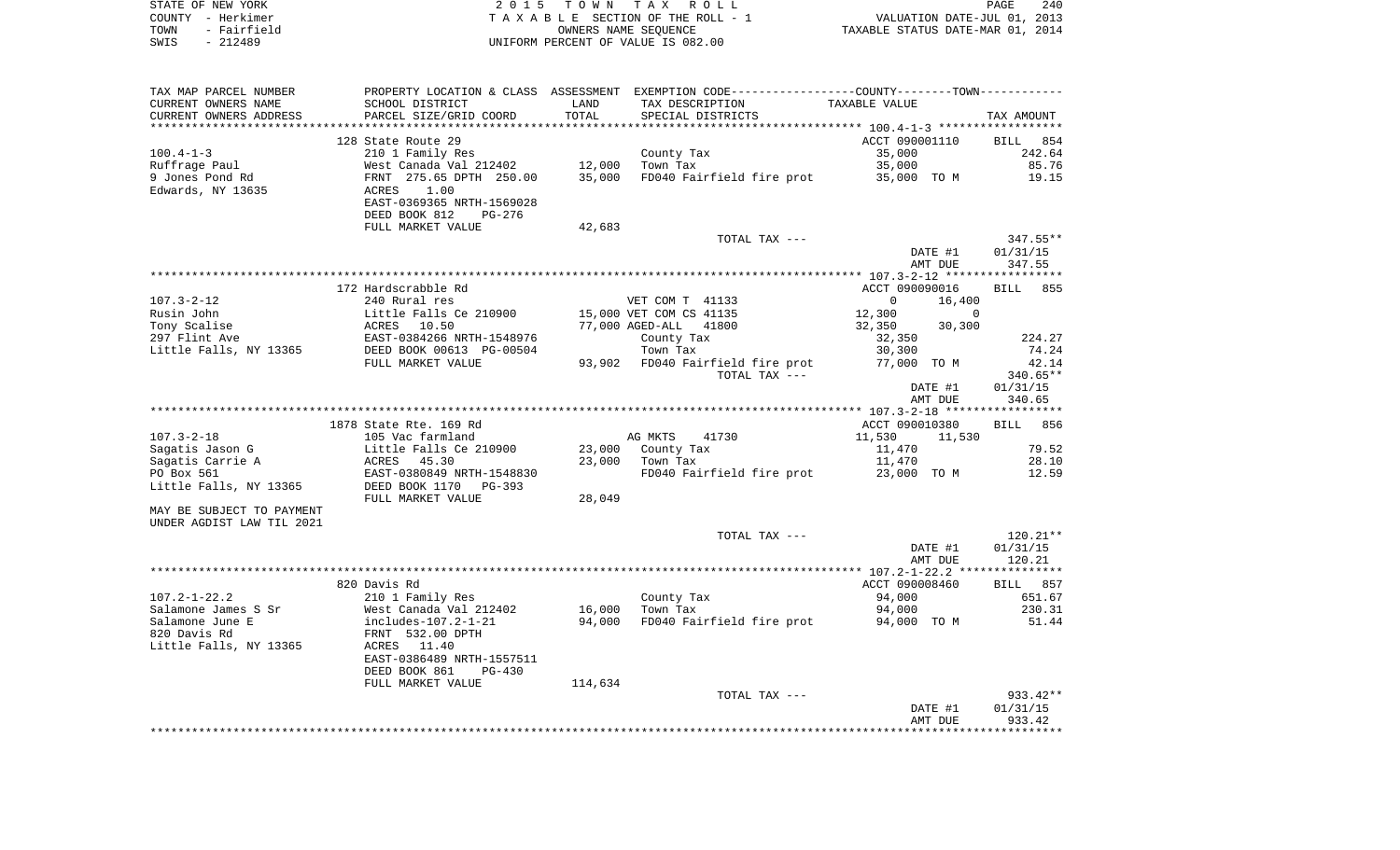STATE OF NEW YORK | COUNTY - Herkimer | TOWN - Fairfield | SWIS - 212489

# 2015 TOWN TAX ROLL

TAXABLE SECTION OF THE ROLL - 1
OWNERS NAME SEQUENCE
UNIFORM PERCENT OF VALUE IS 082.00

VALUATION DATE-JUL 01, 2013
TAXABLE STATUS DATE-MAR 01, 2014

| TAX MAP PARCEL NUMBER / CURRENT OWNERS NAME / CURRENT OWNERS ADDRESS | PROPERTY LOCATION & CLASS / SCHOOL DISTRICT / PARCEL SIZE/GRID COORD | ASSESSMENT LAND | TOTAL | EXEMPTION CODE / TAX DESCRIPTION / SPECIAL DISTRICTS | COUNTY TAXABLE VALUE | TOWN TAXABLE VALUE | TAX AMOUNT |
|---|---|---|---|---|---|---|---|
| **100.4-1-3** | 128 State Route 29 | | | | ACCT 090001110 | | BILL 854 |
| 100.4-1-3 | 210 1 Family Res | | | County Tax | 35,000 | | 242.64 |
| Ruffrage Paul | West Canada Val 212402 | 12,000 | | Town Tax | 35,000 | | 85.76 |
| 9 Jones Pond Rd | FRNT 275.65 DPTH 250.00 | | 35,000 | FD040 Fairfield fire prot | 35,000 TO M | | 19.15 |
| Edwards, NY 13635 | ACRES 1.00 | | | | | | |
| | EAST-0369365 NRTH-1569028 | | | | | | |
| | DEED BOOK 812 PG-276 | | | | | | |
| | FULL MARKET VALUE | | 42,683 | | | | |
| | | | | TOTAL TAX --- | | | 347.55** |
| | | | | | DATE #1 | | 01/31/15 |
| | | | | | AMT DUE | | 347.55 |
| **107.3-2-12** | 172 Hardscrabble Rd | | | | ACCT 090090016 | | BILL 855 |
| 107.3-2-12 | 240 Rural res | | | VET COM T 41133 | 0 | 16,400 | |
| Rusin John | Little Falls Ce 210900 | 15,000 | | VET COM CS 41135 | 12,300 | 0 | |
| Tony Scalise | ACRES 10.50 | | 77,000 | AGED-ALL 41800 | 32,350 | 30,300 | |
| 297 Flint Ave | EAST-0384266 NRTH-1548976 | | | County Tax | 32,350 | | 224.27 |
| Little Falls, NY 13365 | DEED BOOK 00613 PG-00504 | | | Town Tax | 30,300 | | 74.24 |
| | FULL MARKET VALUE | | 93,902 | FD040 Fairfield fire prot | 77,000 TO M | | 42.14 |
| | | | | TOTAL TAX --- | | | 340.65** |
| | | | | | DATE #1 | | 01/31/15 |
| | | | | | AMT DUE | | 340.65 |
| **107.3-2-18** | 1878 State Rte. 169 Rd | | | | ACCT 090010380 | | BILL 856 |
| 107.3-2-18 | 105 Vac farmland | | | AG MKTS 41730 | 11,530 | 11,530 | |
| Sagatis Jason G | Little Falls Ce 210900 | 23,000 | | County Tax | 11,470 | | 79.52 |
| Sagatis Carrie A | ACRES 45.30 | | 23,000 | Town Tax | 11,470 | | 28.10 |
| PO Box 561 | EAST-0380849 NRTH-1548830 | | | FD040 Fairfield fire prot | 23,000 TO M | | 12.59 |
| Little Falls, NY 13365 | DEED BOOK 1170 PG-393 | | | | | | |
| | FULL MARKET VALUE | | 28,049 | | | | |
| MAY BE SUBJECT TO PAYMENT UNDER AGDIST LAW TIL 2021 | | | | | | | |
| | | | | TOTAL TAX --- | | | 120.21** |
| | | | | | DATE #1 | | 01/31/15 |
| | | | | | AMT DUE | | 120.21 |
| **107.2-1-22.2** | 820 Davis Rd | | | | ACCT 090008460 | | BILL 857 |
| 107.2-1-22.2 | 210 1 Family Res | | | County Tax | 94,000 | | 651.67 |
| Salamone James S Sr | West Canada Val 212402 | 16,000 | | Town Tax | 94,000 | | 230.31 |
| Salamone June E | includes-107.2-1-21 | | 94,000 | FD040 Fairfield fire prot | 94,000 TO M | | 51.44 |
| 820 Davis Rd | FRNT 532.00 DPTH | | | | | | |
| Little Falls, NY 13365 | ACRES 11.40 | | | | | | |
| | EAST-0386489 NRTH-1557511 | | | | | | |
| | DEED BOOK 861 PG-430 | | | | | | |
| | FULL MARKET VALUE | | 114,634 | | | | |
| | | | | TOTAL TAX --- | | | 933.42** |
| | | | | | DATE #1 | | 01/31/15 |
| | | | | | AMT DUE | | 933.42 |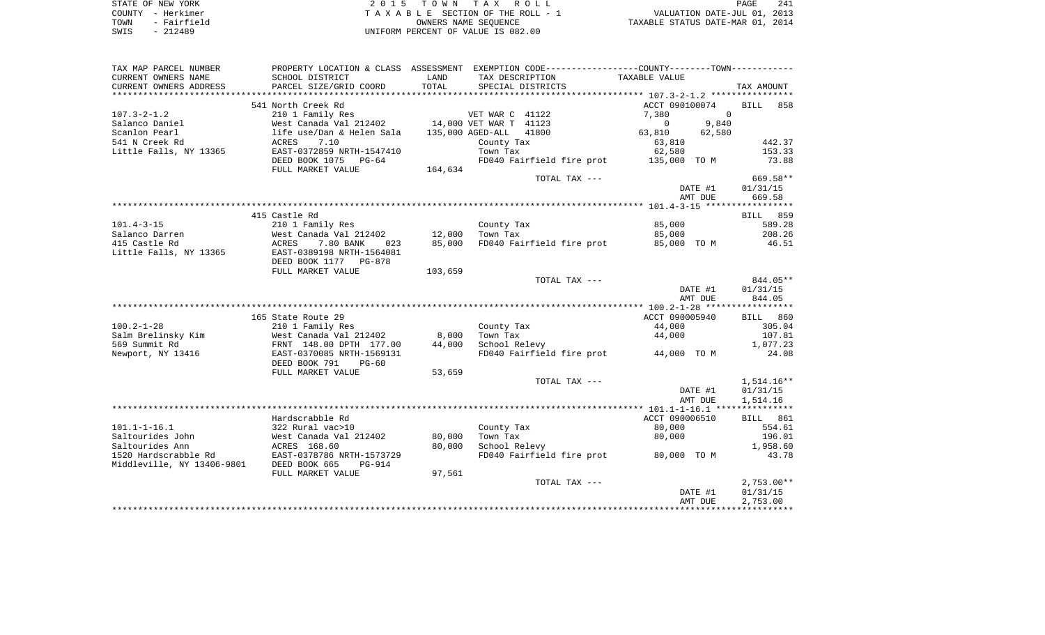STATE OF NEW YORK | 2 0 1 5 T O W N T A X R O L L | PAGE 241
COUNTY - Herkimer | T A X A B L E SECTION OF THE ROLL - 1 | VALUATION DATE-JUL 01, 2013
TOWN - Fairfield | OWNERS NAME SEQUENCE | TAXABLE STATUS DATE-MAR 01, 2014
SWIS - 212489 | UNIFORM PERCENT OF VALUE IS 082.00

| TAX MAP PARCEL NUMBER<br>CURRENT OWNERS NAME<br>CURRENT OWNERS ADDRESS | PROPERTY LOCATION & CLASS<br>SCHOOL DISTRICT<br>PARCEL SIZE/GRID COORD | ASSESSMENT<br>LAND<br>TOTAL | EXEMPTION CODE-----COUNTY-----TOWN-----<br>TAX DESCRIPTION<br>SPECIAL DISTRICTS | TAXABLE VALUE | | TAX AMOUNT |
|---|---|---|---|---|---|---|
| **107.3-2-1.2** | 541 North Creek Rd | | | ACCT 090100074 | | BILL 858 |
| 107.3-2-1.2 | 210 1 Family Res | | VET WAR C 41122 | 7,380 | 0 | |
| Salanco Daniel | West Canada Val 212402 | 14,000 | VET WAR T 41123 | 0 | 9,840 | |
| Scanlon Pearl | life use/Dan & Helen Sala | 135,000 | AGED-ALL 41800 | 63,810 | 62,580 | |
| 541 N Creek Rd | ACRES 7.10 | | County Tax | 63,810 | | 442.37 |
| Little Falls, NY 13365 | EAST-0372859 NRTH-1547410 | | Town Tax | 62,580 | | 153.33 |
| | DEED BOOK 1075 PG-64 | | FD040 Fairfield fire prot | 135,000 TO M | | 73.88 |
| | FULL MARKET VALUE | 164,634 | | | | |
| | | | TOTAL TAX --- | | | 669.58** |
| | | | | DATE #1 | | 01/31/15 |
| | | | | AMT DUE | | 669.58 |
| **101.4-3-15** | 415 Castle Rd | | | | | BILL 859 |
| 101.4-3-15 | 210 1 Family Res | | County Tax | 85,000 | | 589.28 |
| Salanco Darren | West Canada Val 212402 | 12,000 | Town Tax | 85,000 | | 208.26 |
| 415 Castle Rd | ACRES 7.80 BANK 023 | 85,000 | FD040 Fairfield fire prot | 85,000 TO M | | 46.51 |
| Little Falls, NY 13365 | EAST-0389198 NRTH-1564081 | | | | | |
| | DEED BOOK 1177 PG-878 | | | | | |
| | FULL MARKET VALUE | 103,659 | | | | |
| | | | TOTAL TAX --- | | | 844.05** |
| | | | | DATE #1 | | 01/31/15 |
| | | | | AMT DUE | | 844.05 |
| **100.2-1-28** | 165 State Route 29 | | | ACCT 090005940 | | BILL 860 |
| 100.2-1-28 | 210 1 Family Res | | County Tax | 44,000 | | 305.04 |
| Salm Brelinsky Kim | West Canada Val 212402 | 8,000 | Town Tax | 44,000 | | 107.81 |
| 569 Summit Rd | FRNT 148.00 DPTH 177.00 | 44,000 | School Relevy | | | 1,077.23 |
| Newport, NY 13416 | EAST-0370085 NRTH-1569131 | | FD040 Fairfield fire prot | 44,000 TO M | | 24.08 |
| | DEED BOOK 791 PG-60 | | | | | |
| | FULL MARKET VALUE | 53,659 | | | | |
| | | | TOTAL TAX --- | | | 1,514.16** |
| | | | | DATE #1 | | 01/31/15 |
| | | | | AMT DUE | | 1,514.16 |
| **101.1-1-16.1** | Hardscrabble Rd | | | ACCT 090006510 | | BILL 861 |
| 101.1-1-16.1 | 322 Rural vac>10 | | County Tax | 80,000 | | 554.61 |
| Saltourides John | West Canada Val 212402 | 80,000 | Town Tax | 80,000 | | 196.01 |
| Saltourides Ann | ACRES 168.60 | 80,000 | School Relevy | | | 1,958.60 |
| 1520 Hardscrabble Rd | EAST-0378786 NRTH-1573729 | | FD040 Fairfield fire prot | 80,000 TO M | | 43.78 |
| Middleville, NY 13406-9801 | DEED BOOK 665 PG-914 | | | | | |
| | FULL MARKET VALUE | 97,561 | | | | |
| | | | TOTAL TAX --- | | | 2,753.00** |
| | | | | DATE #1 | | 01/31/15 |
| | | | | AMT DUE | | 2,753.00 |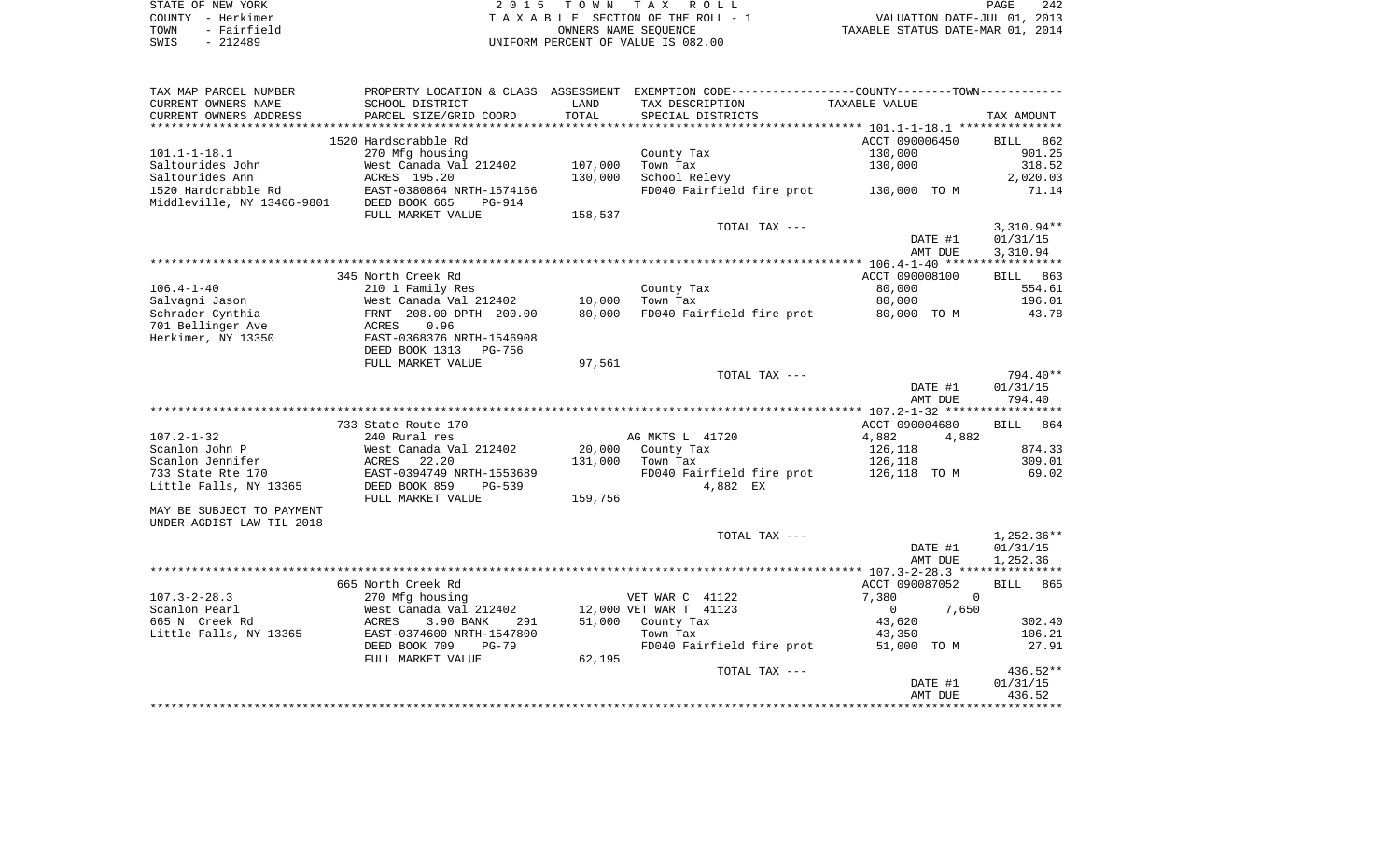STATE OF NEW YORK
COUNTY - Herkimer
TOWN - Fairfield
SWIS - 212489

2 0 1 5 T O W N T A X R O L L
T A X A B L E SECTION OF THE ROLL - 1
OWNERS NAME SEQUENCE
UNIFORM PERCENT OF VALUE IS 082.00

VALUATION DATE-JUL 01, 2013
TAXABLE STATUS DATE-MAR 01, 2014

| TAX MAP PARCEL NUMBER<br>CURRENT OWNERS NAME<br>CURRENT OWNERS ADDRESS | PROPERTY LOCATION & CLASS<br>SCHOOL DISTRICT<br>PARCEL SIZE/GRID COORD | ASSESSMENT<br>LAND<br>TOTAL | EXEMPTION CODE-----COUNTY-----TOWN<br>TAX DESCRIPTION<br>SPECIAL DISTRICTS | TAXABLE VALUE | TAX AMOUNT |
|---|---|---|---|---|---|
| | 1520 Hardscrabble Rd | | | ACCT 090006450 | BILL 862 |
| 101.1-1-18.1 | 270 Mfg housing | | County Tax | 130,000 | 901.25 |
| Saltourides John | West Canada Val 212402 | 107,000 | Town Tax | 130,000 | 318.52 |
| Saltourides Ann | ACRES 195.20 | 130,000 | School Relevy | | 2,020.03 |
| 1520 Hardcrabble Rd | EAST-0380864 NRTH-1574166 | | FD040 Fairfield fire prot | 130,000 TO M | 71.14 |
| Middleville, NY 13406-9801 | DEED BOOK 665 PG-914 | | | | |
| | FULL MARKET VALUE | 158,537 | | | |
| | | | TOTAL TAX --- | | 3,310.94** |
| | | | | DATE #1 | 01/31/15 |
| | | | | AMT DUE | 3,310.94 |
| | 345 North Creek Rd | | | ACCT 090008100 | BILL 863 |
| 106.4-1-40 | 210 1 Family Res | | County Tax | 80,000 | 554.61 |
| Salvagni Jason | West Canada Val 212402 | 10,000 | Town Tax | 80,000 | 196.01 |
| Schrader Cynthia | FRNT 208.00 DPTH 200.00 | 80,000 | FD040 Fairfield fire prot | 80,000 TO M | 43.78 |
| 701 Bellinger Ave | ACRES 0.96 | | | | |
| Herkimer, NY 13350 | EAST-0368376 NRTH-1546908 | | | | |
| | DEED BOOK 1313 PG-756 | | | | |
| | FULL MARKET VALUE | 97,561 | | | |
| | | | TOTAL TAX --- | | 794.40** |
| | | | | DATE #1 | 01/31/15 |
| | | | | AMT DUE | 794.40 |
| | 733 State Route 170 | | | ACCT 090004680 | BILL 864 |
| 107.2-1-32 | 240 Rural res | | AG MKTS L 41720 | 4,882 4,882 | |
| Scanlon John P | West Canada Val 212402 | 20,000 | County Tax | 126,118 | 874.33 |
| Scanlon Jennifer | ACRES 22.20 | 131,000 | Town Tax | 126,118 | 309.01 |
| 733 State Rte 170 | EAST-0394749 NRTH-1553689 | | FD040 Fairfield fire prot | 126,118 TO M | 69.02 |
| Little Falls, NY 13365 | DEED BOOK 859 PG-539 | | 4,882 EX | | |
| | FULL MARKET VALUE | 159,756 | | | |
| MAY BE SUBJECT TO PAYMENT<br>UNDER AGDIST LAW TIL 2018 | | | | | |
| | | | TOTAL TAX --- | | 1,252.36** |
| | | | | DATE #1 | 01/31/15 |
| | | | | AMT DUE | 1,252.36 |
| | 665 North Creek Rd | | | ACCT 090087052 | BILL 865 |
| 107.3-2-28.3 | 270 Mfg housing | | VET WAR C 41122 | 7,380 0 | |
| Scanlon Pearl | West Canada Val 212402 | 12,000 | VET WAR T 41123 | 0 7,650 | |
| 665 N Creek Rd | ACRES 3.90 BANK 291 | 51,000 | County Tax | 43,620 | 302.40 |
| Little Falls, NY 13365 | EAST-0374600 NRTH-1547800 | | Town Tax | 43,350 | 106.21 |
| | DEED BOOK 709 PG-79 | | FD040 Fairfield fire prot | 51,000 TO M | 27.91 |
| | FULL MARKET VALUE | 62,195 | | | |
| | | | TOTAL TAX --- | | 436.52** |
| | | | | DATE #1 | 01/31/15 |
| | | | | AMT DUE | 436.52 |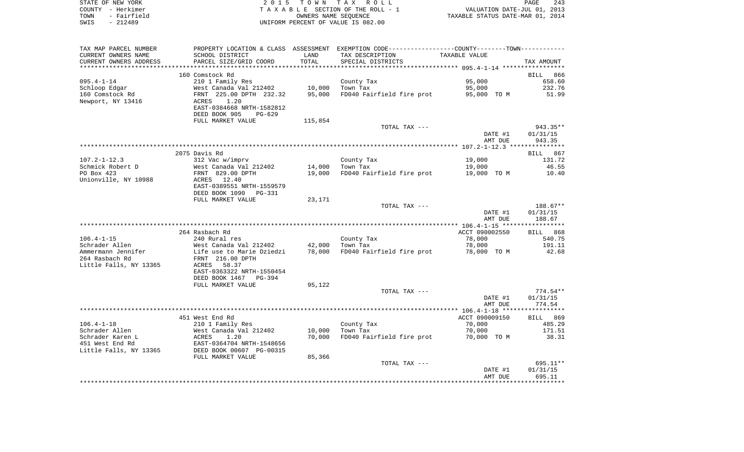STATE OF NEW YORK — COUNTY - Herkimer — TOWN - Fairfield — SWIS - 212489

2015 TOWN TAX ROLL
TAXABLE SECTION OF THE ROLL - 1
OWNERS NAME SEQUENCE
UNIFORM PERCENT OF VALUE IS 082.00

VALUATION DATE-JUL 01, 2013
TAXABLE STATUS DATE-MAR 01, 2014

| TAX MAP PARCEL NUMBER / CURRENT OWNERS NAME / CURRENT OWNERS ADDRESS | PROPERTY LOCATION & CLASS / SCHOOL DISTRICT / PARCEL SIZE/GRID COORD | ASSESSMENT LAND / TOTAL | EXEMPTION CODE / TAX DESCRIPTION / SPECIAL DISTRICTS | TAXABLE VALUE | TAX AMOUNT |
|---|---|---|---|---|---|
| | 160 Comstock Rd | | | | BILL 866 |
| 095.4-1-14 | 210 1 Family Res | | County Tax | 95,000 | 658.60 |
| Schloop Edgar | West Canada Val 212402 | 10,000 | Town Tax | 95,000 | 232.76 |
| 160 Comstock Rd | FRNT 225.00 DPTH 232.32 | 95,000 | FD040 Fairfield fire prot | 95,000 TO M | 51.99 |
| Newport, NY 13416 | ACRES 1.20 | | | | |
| | EAST-0384668 NRTH-1582812 | | | | |
| | DEED BOOK 905 PG-629 | | | | |
| | FULL MARKET VALUE | 115,854 | | | |
| | | | TOTAL TAX --- | | 943.35** |
| | | | | DATE #1 | 01/31/15 |
| | | | | AMT DUE | 943.35 |
| | 2075 Davis Rd | | | | BILL 867 |
| 107.2-1-12.3 | 312 Vac w/imprv | | County Tax | 19,000 | 131.72 |
| Schmick Robert D | West Canada Val 212402 | 14,000 | Town Tax | 19,000 | 46.55 |
| PO Box 423 | FRNT 829.00 DPTH | 19,000 | FD040 Fairfield fire prot | 19,000 TO M | 10.40 |
| Unionville, NY 10988 | ACRES 12.40 | | | | |
| | EAST-0389551 NRTH-1559579 | | | | |
| | DEED BOOK 1090 PG-331 | | | | |
| | FULL MARKET VALUE | 23,171 | | | |
| | | | TOTAL TAX --- | | 188.67** |
| | | | | DATE #1 | 01/31/15 |
| | | | | AMT DUE | 188.67 |
| | 264 Rasbach Rd | | | ACCT 090002550 | BILL 868 |
| 106.4-1-15 | 240 Rural res | | County Tax | 78,000 | 540.75 |
| Schrader Allen | West Canada Val 212402 | 42,000 | Town Tax | 78,000 | 191.11 |
| Ammermann Jennifer | Life use to Marie Dziedzi | 78,000 | FD040 Fairfield fire prot | 78,000 TO M | 42.68 |
| 264 Rasbach Rd | FRNT 216.00 DPTH | | | | |
| Little Falls, NY 13365 | ACRES 58.37 | | | | |
| | EAST-0363322 NRTH-1550454 | | | | |
| | DEED BOOK 1467 PG-394 | | | | |
| | FULL MARKET VALUE | 95,122 | | | |
| | | | TOTAL TAX --- | | 774.54** |
| | | | | DATE #1 | 01/31/15 |
| | | | | AMT DUE | 774.54 |
| | 451 West End Rd | | | ACCT 090009150 | BILL 869 |
| 106.4-1-18 | 210 1 Family Res | | County Tax | 70,000 | 485.29 |
| Schrader Allen | West Canada Val 212402 | 10,000 | Town Tax | 70,000 | 171.51 |
| Schrader Karen L | ACRES 1.20 | 70,000 | FD040 Fairfield fire prot | 70,000 TO M | 38.31 |
| 451 West End Rd | EAST-0364704 NRTH-1548656 | | | | |
| Little Falls, NY 13365 | DEED BOOK 00607 PG-00315 | | | | |
| | FULL MARKET VALUE | 85,366 | | | |
| | | | TOTAL TAX --- | | 695.11** |
| | | | | DATE #1 | 01/31/15 |
| | | | | AMT DUE | 695.11 |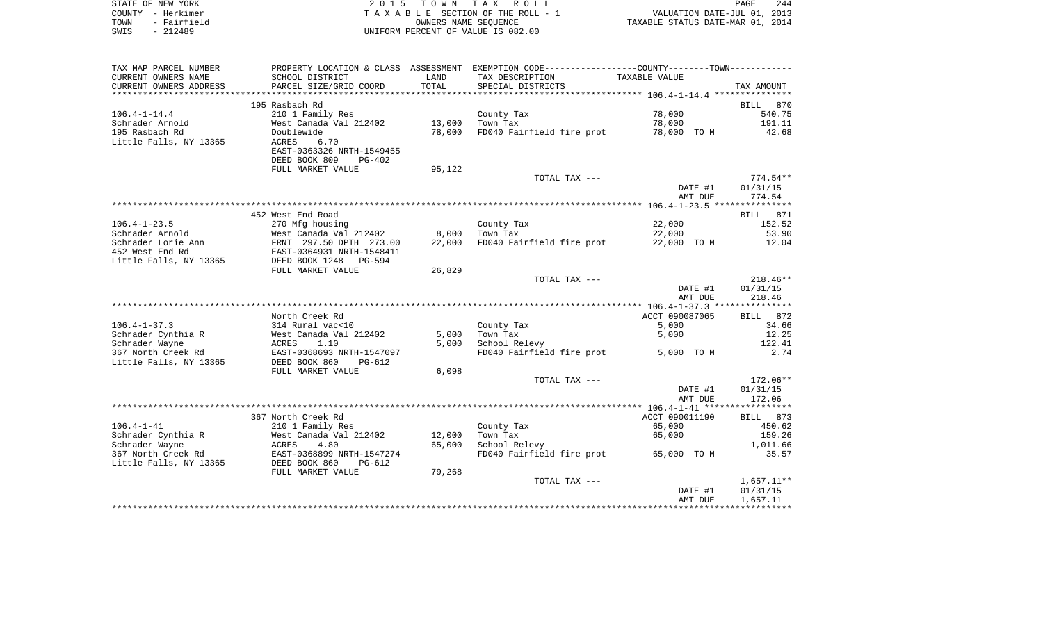STATE OF NEW YORK | 2 0 1 5 T O W N T A X R O L L | PAGE 244
COUNTY - Herkimer | T A X A B L E SECTION OF THE ROLL - 1 | VALUATION DATE-JUL 01, 2013
TOWN - Fairfield | OWNERS NAME SEQUENCE | TAXABLE STATUS DATE-MAR 01, 2014
SWIS - 212489 | UNIFORM PERCENT OF VALUE IS 082.00

| TAX MAP PARCEL NUMBER<br>CURRENT OWNERS NAME<br>CURRENT OWNERS ADDRESS | PROPERTY LOCATION & CLASS<br>SCHOOL DISTRICT<br>PARCEL SIZE/GRID COORD | ASSESSMENT<br>LAND<br>TOTAL | EXEMPTION CODE----COUNTY----TOWN----<br>TAX DESCRIPTION<br>SPECIAL DISTRICTS | TAXABLE VALUE | TAX AMOUNT |
|---|---|---|---|---|---|
| **106.4-1-14.4** | 195 Rasbach Rd | | | | BILL 870 |
| 106.4-1-14.4 | 210 1 Family Res | | County Tax | 78,000 | 540.75 |
| Schrader Arnold | West Canada Val 212402 | 13,000 | Town Tax | 78,000 | 191.11 |
| 195 Rasbach Rd | Doublewide | 78,000 | FD040 Fairfield fire prot | 78,000 TO M | 42.68 |
| Little Falls, NY 13365 | ACRES 6.70 | | | | |
| | EAST-0363326 NRTH-1549455 | | | | |
| | DEED BOOK 809 PG-402 | | | | |
| | FULL MARKET VALUE | 95,122 | | | |
| | | | TOTAL TAX --- | | 774.54** |
| | | | | DATE #1 | 01/31/15 |
| | | | | AMT DUE | 774.54 |
| **106.4-1-23.5** | 452 West End Road | | | | BILL 871 |
| 106.4-1-23.5 | 270 Mfg housing | | County Tax | 22,000 | 152.52 |
| Schrader Arnold | West Canada Val 212402 | 8,000 | Town Tax | 22,000 | 53.90 |
| Schrader Lorie Ann | FRNT 297.50 DPTH 273.00 | 22,000 | FD040 Fairfield fire prot | 22,000 TO M | 12.04 |
| 452 West End Rd | EAST-0364931 NRTH-1548411 | | | | |
| Little Falls, NY 13365 | DEED BOOK 1248 PG-594 | | | | |
| | FULL MARKET VALUE | 26,829 | | | |
| | | | TOTAL TAX --- | | 218.46** |
| | | | | DATE #1 | 01/31/15 |
| | | | | AMT DUE | 218.46 |
| **106.4-1-37.3** | North Creek Rd | | | ACCT 090087065 | BILL 872 |
| 106.4-1-37.3 | 314 Rural vac<10 | | County Tax | 5,000 | 34.66 |
| Schrader Cynthia R | West Canada Val 212402 | 5,000 | Town Tax | 5,000 | 12.25 |
| Schrader Wayne | ACRES 1.10 | 5,000 | School Relevy | | 122.41 |
| 367 North Creek Rd | EAST-0368693 NRTH-1547097 | | FD040 Fairfield fire prot | 5,000 TO M | 2.74 |
| Little Falls, NY 13365 | DEED BOOK 860 PG-612 | | | | |
| | FULL MARKET VALUE | 6,098 | | | |
| | | | TOTAL TAX --- | | 172.06** |
| | | | | DATE #1 | 01/31/15 |
| | | | | AMT DUE | 172.06 |
| **106.4-1-41** | 367 North Creek Rd | | | ACCT 090011190 | BILL 873 |
| 106.4-1-41 | 210 1 Family Res | | County Tax | 65,000 | 450.62 |
| Schrader Cynthia R | West Canada Val 212402 | 12,000 | Town Tax | 65,000 | 159.26 |
| Schrader Wayne | ACRES 4.80 | 65,000 | School Relevy | | 1,011.66 |
| 367 North Creek Rd | EAST-0368899 NRTH-1547274 | | FD040 Fairfield fire prot | 65,000 TO M | 35.57 |
| Little Falls, NY 13365 | DEED BOOK 860 PG-612 | | | | |
| | FULL MARKET VALUE | 79,268 | | | |
| | | | TOTAL TAX --- | | 1,657.11** |
| | | | | DATE #1 | 01/31/15 |
| | | | | AMT DUE | 1,657.11 |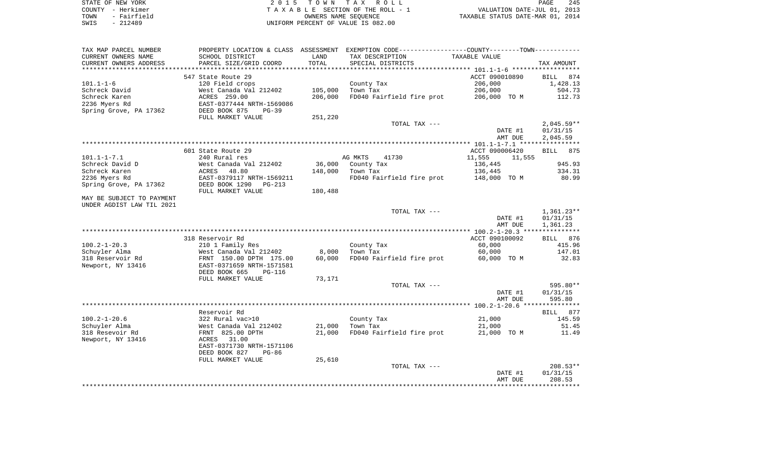STATE OF NEW YORK — 2 0 1 5 T O W N T A X R O L L
COUNTY - Herkimer — T A X A B L E SECTION OF THE ROLL - 1 — VALUATION DATE-JUL 01, 2013
TOWN - Fairfield — OWNERS NAME SEQUENCE — TAXABLE STATUS DATE-MAR 01, 2014
SWIS - 212489 — UNIFORM PERCENT OF VALUE IS 082.00

| TAX MAP PARCEL NUMBER<br>CURRENT OWNERS NAME<br>CURRENT OWNERS ADDRESS | PROPERTY LOCATION & CLASS<br>SCHOOL DISTRICT<br>PARCEL SIZE/GRID COORD | ASSESSMENT<br>LAND<br>TOTAL | EXEMPTION CODE-----COUNTY-----TOWN<br>TAX DESCRIPTION<br>SPECIAL DISTRICTS | TAXABLE VALUE | TAX AMOUNT |
|---|---|---|---|---|---|
| 101.1-1-6 | 547 State Route 29 | | | ACCT 090010890 | BILL 874 |
| | 120 Field crops | | County Tax | 206,000 | 1,428.13 |
| Schreck David | West Canada Val 212402 | 105,000 | Town Tax | 206,000 | 504.73 |
| Schreck Karen | ACRES 259.00 | 206,000 | FD040 Fairfield fire prot | 206,000 TO M | 112.73 |
| 2236 Myers Rd | EAST-0377444 NRTH-1569086 | | | | |
| Spring Grove, PA 17362 | DEED BOOK 875 PG-39 | | | | |
| | FULL MARKET VALUE | 251,220 | | | |
| | | | TOTAL TAX --- | | 2,045.59** |
| | | | | DATE #1 | 01/31/15 |
| | | | | AMT DUE | 2,045.59 |
| 101.1-1-7.1 | 601 State Route 29 | | | ACCT 090006420 | BILL 875 |
| | 240 Rural res | | AG MKTS 41730 | 11,555 11,555 | |
| Schreck David D | West Canada Val 212402 | 36,000 | County Tax | 136,445 | 945.93 |
| Schreck Karen | ACRES 48.80 | 148,000 | Town Tax | 136,445 | 334.31 |
| 2236 Myers Rd | EAST-0379117 NRTH-1569211 | | FD040 Fairfield fire prot | 148,000 TO M | 80.99 |
| Spring Grove, PA 17362 | DEED BOOK 1290 PG-213 | | | | |
| | FULL MARKET VALUE | 180,488 | | | |
| MAY BE SUBJECT TO PAYMENT UNDER AGDIST LAW TIL 2021 | | | | | |
| | | | TOTAL TAX --- | | 1,361.23** |
| | | | | DATE #1 | 01/31/15 |
| | | | | AMT DUE | 1,361.23 |
| 100.2-1-20.3 | 318 Reservoir Rd | | | ACCT 090100092 | BILL 876 |
| | 210 1 Family Res | | County Tax | 60,000 | 415.96 |
| Schuyler Alma | West Canada Val 212402 | 8,000 | Town Tax | 60,000 | 147.01 |
| 318 Reservoir Rd | FRNT 150.00 DPTH 175.00 | 60,000 | FD040 Fairfield fire prot | 60,000 TO M | 32.83 |
| Newport, NY 13416 | EAST-0371659 NRTH-1571581 | | | | |
| | DEED BOOK 665 PG-116 | | | | |
| | FULL MARKET VALUE | 73,171 | | | |
| | | | TOTAL TAX --- | | 595.80** |
| | | | | DATE #1 | 01/31/15 |
| | | | | AMT DUE | 595.80 |
| 100.2-1-20.6 | Reservoir Rd | | | | BILL 877 |
| | 322 Rural vac>10 | | County Tax | 21,000 | 145.59 |
| Schuyler Alma | West Canada Val 212402 | 21,000 | Town Tax | 21,000 | 51.45 |
| 318 Resevoir Rd | FRNT 825.00 DPTH | 21,000 | FD040 Fairfield fire prot | 21,000 TO M | 11.49 |
| Newport, NY 13416 | ACRES 31.00 | | | | |
| | EAST-0371730 NRTH-1571106 | | | | |
| | DEED BOOK 827 PG-86 | | | | |
| | FULL MARKET VALUE | 25,610 | | | |
| | | | TOTAL TAX --- | | 208.53** |
| | | | | DATE #1 | 01/31/15 |
| | | | | AMT DUE | 208.53 |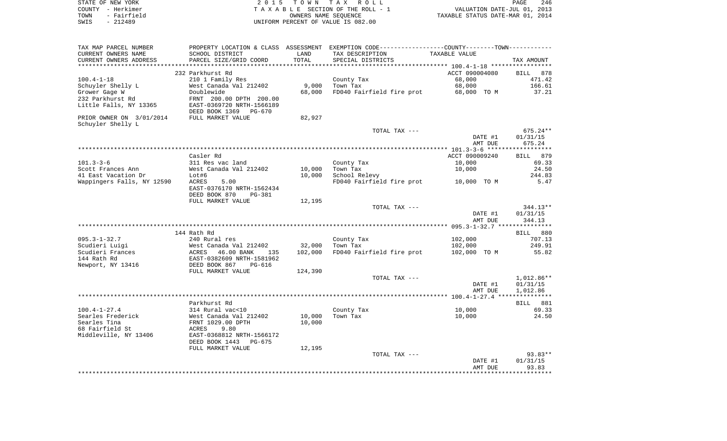STATE OF NEW YORK
COUNTY - Herkimer
TOWN - Fairfield
SWIS - 212489

2 0 1 5 T O W N T A X R O L L
T A X A B L E SECTION OF THE ROLL - 1
OWNERS NAME SEQUENCE
UNIFORM PERCENT OF VALUE IS 082.00

VALUATION DATE-JUL 01, 2013
TAXABLE STATUS DATE-MAR 01, 2014

| TAX MAP PARCEL NUMBER / CURRENT OWNERS NAME / CURRENT OWNERS ADDRESS | PROPERTY LOCATION & CLASS / SCHOOL DISTRICT / PARCEL SIZE/GRID COORD | ASSESSMENT LAND / TOTAL | EXEMPTION CODE / TAX DESCRIPTION / SPECIAL DISTRICTS | COUNTY--TOWN TAXABLE VALUE | TAX AMOUNT |
|---|---|---|---|---|---|
| | 232 Parkhurst Rd | | | ACCT 090004080 | BILL 878 |
| 100.4-1-18 | 210 1 Family Res | | County Tax | 68,000 | 471.42 |
| Schuyler Shelly L | West Canada Val 212402 | 9,000 | Town Tax | 68,000 | 166.61 |
| Grower Gage W | Doublewide | 68,000 | FD040 Fairfield fire prot | 68,000 TO M | 37.21 |
| 232 Parkhurst Rd | FRNT 200.00 DPTH 200.00 | | | | |
| Little Falls, NY 13365 | EAST-0369720 NRTH-1566189 | | | | |
| | DEED BOOK 1369 PG-670 | | | | |
| PRIOR OWNER ON 3/01/2014 | FULL MARKET VALUE | 82,927 | | | |
| Schuyler Shelly L | | | | | |
| | | | TOTAL TAX --- | | 675.24** |
| | | | | DATE #1 | 01/31/15 |
| | | | | AMT DUE | 675.24 |
| | Casler Rd | | | ACCT 090009240 | BILL 879 |
| 101.3-3-6 | 311 Res vac land | | County Tax | 10,000 | 69.33 |
| Scott Frances Ann | West Canada Val 212402 | 10,000 | Town Tax | 10,000 | 24.50 |
| 41 East Vacation Dr | Lot#6 | 10,000 | School Relevy | | 244.83 |
| Wappingers Falls, NY 12590 | ACRES 5.00 | | FD040 Fairfield fire prot | 10,000 TO M | 5.47 |
| | EAST-0376170 NRTH-1562434 | | | | |
| | DEED BOOK 870 PG-381 | | | | |
| | FULL MARKET VALUE | 12,195 | | | |
| | | | TOTAL TAX --- | | 344.13** |
| | | | | DATE #1 | 01/31/15 |
| | | | | AMT DUE | 344.13 |
| | 144 Rath Rd | | | | BILL 880 |
| 095.3-1-32.7 | 240 Rural res | | County Tax | 102,000 | 707.13 |
| Scudieri Luigi | West Canada Val 212402 | 32,000 | Town Tax | 102,000 | 249.91 |
| Scudieri Frances | ACRES 46.00 BANK 135 | 102,000 | FD040 Fairfield fire prot | 102,000 TO M | 55.82 |
| 144 Rath Rd | EAST-0382609 NRTH-1581962 | | | | |
| Newport, NY 13416 | DEED BOOK 867 PG-616 | | | | |
| | FULL MARKET VALUE | 124,390 | | | |
| | | | TOTAL TAX --- | | 1,012.86** |
| | | | | DATE #1 | 01/31/15 |
| | | | | AMT DUE | 1,012.86 |
| | Parkhurst Rd | | | | BILL 881 |
| 100.4-1-27.4 | 314 Rural vac<10 | | County Tax | 10,000 | 69.33 |
| Searles Frederick | West Canada Val 212402 | 10,000 | Town Tax | 10,000 | 24.50 |
| Searles Tina | FRNT 1029.00 DPTH | 10,000 | | | |
| 68 Fairfield St | ACRES 9.80 | | | | |
| Middleville, NY 13406 | EAST-0368812 NRTH-1566172 | | | | |
| | DEED BOOK 1443 PG-675 | | | | |
| | FULL MARKET VALUE | 12,195 | | | |
| | | | TOTAL TAX --- | | 93.83** |
| | | | | DATE #1 | 01/31/15 |
| | | | | AMT DUE | 93.83 |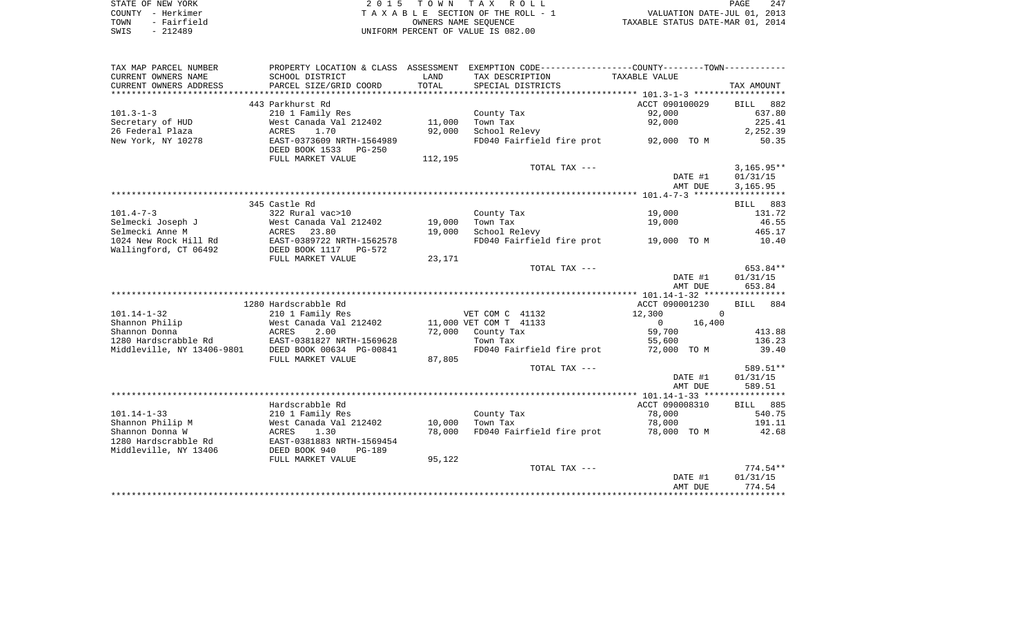STATE OF NEW YORK 2 0 1 5 T O W N T A X R O L L PAGE 247
COUNTY - Herkimer T A X A B L E SECTION OF THE ROLL - 1 VALUATION DATE-JUL 01, 2013
TOWN - Fairfield OWNERS NAME SEQUENCE TAXABLE STATUS DATE-MAR 01, 2014
SWIS - 212489 UNIFORM PERCENT OF VALUE IS 082.00

| TAX MAP PARCEL NUMBER<br>CURRENT OWNERS NAME<br>CURRENT OWNERS ADDRESS | PROPERTY LOCATION & CLASS<br>SCHOOL DISTRICT<br>PARCEL SIZE/GRID COORD | ASSESSMENT<br>LAND<br>TOTAL | EXEMPTION CODE<br>TAX DESCRIPTION<br>SPECIAL DISTRICTS | COUNTY--------TOWN<br>TAXABLE VALUE | TAX AMOUNT |
|---|---|---|---|---|---|
| | 443 Parkhurst Rd | | | ACCT 090100029 | BILL 882 |
| 101.3-1-3 | 210 1 Family Res | | County Tax | 92,000 | 637.80 |
| Secretary of HUD | West Canada Val 212402 | 11,000 | Town Tax | 92,000 | 225.41 |
| 26 Federal Plaza | ACRES 1.70 | 92,000 | School Relevy | | 2,252.39 |
| New York, NY 10278 | EAST-0373609 NRTH-1564989 | | FD040 Fairfield fire prot | 92,000 TO M | 50.35 |
| | DEED BOOK 1533 PG-250 | | | | |
| | FULL MARKET VALUE | 112,195 | | | |
| | | | TOTAL TAX --- | | 3,165.95** |
| | | | | DATE #1 | 01/31/15 |
| | | | | AMT DUE | 3,165.95 |
| | 345 Castle Rd | | | | BILL 883 |
| 101.4-7-3 | 322 Rural vac>10 | | County Tax | 19,000 | 131.72 |
| Selmecki Joseph J | West Canada Val 212402 | 19,000 | Town Tax | 19,000 | 46.55 |
| Selmecki Anne M | ACRES 23.80 | 19,000 | School Relevy | | 465.17 |
| 1024 New Rock Hill Rd | EAST-0389722 NRTH-1562578 | | FD040 Fairfield fire prot | 19,000 TO M | 10.40 |
| Wallingford, CT 06492 | DEED BOOK 1117 PG-572 | | | | |
| | FULL MARKET VALUE | 23,171 | | | |
| | | | TOTAL TAX --- | | 653.84** |
| | | | | DATE #1 | 01/31/15 |
| | | | | AMT DUE | 653.84 |
| | 1280 Hardscrabble Rd | | | ACCT 090001230 | BILL 884 |
| 101.14-1-32 | 210 1 Family Res | | VET COM C 41132 | 12,300 0 | |
| Shannon Philip | West Canada Val 212402 | 11,000 | VET COM T 41133 | 0 16,400 | |
| Shannon Donna | ACRES 2.00 | 72,000 | County Tax | 59,700 | 413.88 |
| 1280 Hardscrabble Rd | EAST-0381827 NRTH-1569628 | | Town Tax | 55,600 | 136.23 |
| Middleville, NY 13406-9801 | DEED BOOK 00634 PG-00841 | | FD040 Fairfield fire prot | 72,000 TO M | 39.40 |
| | FULL MARKET VALUE | 87,805 | | | |
| | | | TOTAL TAX --- | | 589.51** |
| | | | | DATE #1 | 01/31/15 |
| | | | | AMT DUE | 589.51 |
| | Hardscrabble Rd | | | ACCT 090008310 | BILL 885 |
| 101.14-1-33 | 210 1 Family Res | | County Tax | 78,000 | 540.75 |
| Shannon Philip M | West Canada Val 212402 | 10,000 | Town Tax | 78,000 | 191.11 |
| Shannon Donna W | ACRES 1.30 | 78,000 | FD040 Fairfield fire prot | 78,000 TO M | 42.68 |
| 1280 Hardscrabble Rd | EAST-0381883 NRTH-1569454 | | | | |
| Middleville, NY 13406 | DEED BOOK 940 PG-189 | | | | |
| | FULL MARKET VALUE | 95,122 | | | |
| | | | TOTAL TAX --- | | 774.54** |
| | | | | DATE #1 | 01/31/15 |
| | | | | AMT DUE | 774.54 |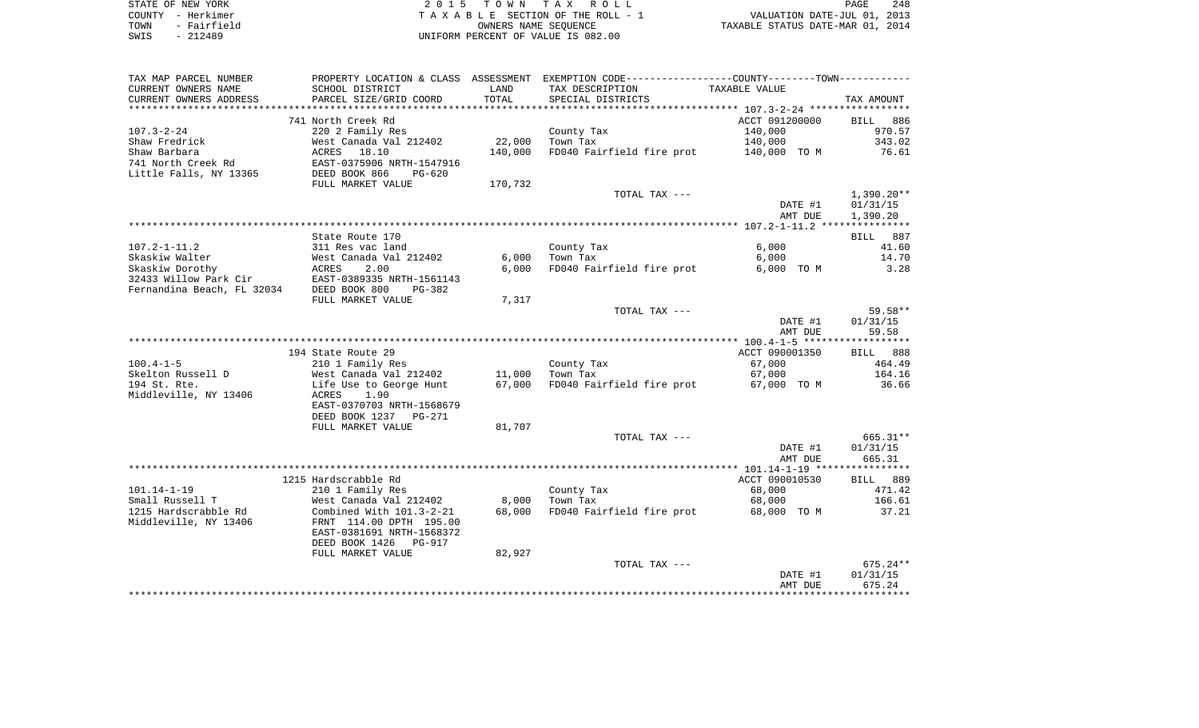STATE OF NEW YORK
COUNTY - Herkimer
TOWN - Fairfield
SWIS - 212489

2 0 1 5 T O W N T A X R O L L
T A X A B L E SECTION OF THE ROLL - 1
OWNERS NAME SEQUENCE
UNIFORM PERCENT OF VALUE IS 082.00

VALUATION DATE-JUL 01, 2013
TAXABLE STATUS DATE-MAR 01, 2014

| TAX MAP PARCEL NUMBER<br>CURRENT OWNERS NAME<br>CURRENT OWNERS ADDRESS | PROPERTY LOCATION & CLASS<br>SCHOOL DISTRICT<br>PARCEL SIZE/GRID COORD | ASSESSMENT<br>LAND<br>TOTAL | EXEMPTION CODE-----COUNTY-----TOWN-----<br>TAX DESCRIPTION<br>SPECIAL DISTRICTS | TAXABLE VALUE | TAX AMOUNT |
|---|---|---|---|---|---|
| | 741 North Creek Rd | | | ACCT 091200000 | BILL 886 |
| 107.3-2-24 | 220 2 Family Res | | County Tax | 140,000 | 970.57 |
| Shaw Fredrick | West Canada Val 212402 | 22,000 | Town Tax | 140,000 | 343.02 |
| Shaw Barbara | ACRES 18.10 | 140,000 | FD040 Fairfield fire prot | 140,000 TO M | 76.61 |
| 741 North Creek Rd | EAST-0375906 NRTH-1547916 | | | | |
| Little Falls, NY 13365 | DEED BOOK 866 PG-620 | | | | |
| | FULL MARKET VALUE | 170,732 | | | |
| | | | TOTAL TAX --- | | 1,390.20** |
| | | | | DATE #1 | 01/31/15 |
| | | | | AMT DUE | 1,390.20 |
| | State Route 170 | | | | BILL 887 |
| 107.2-1-11.2 | 311 Res vac land | | County Tax | 6,000 | 41.60 |
| Skaskiw Walter | West Canada Val 212402 | 6,000 | Town Tax | 6,000 | 14.70 |
| Skaskiw Dorothy | ACRES 2.00 | 6,000 | FD040 Fairfield fire prot | 6,000 TO M | 3.28 |
| 32433 Willow Park Cir | EAST-0389335 NRTH-1561143 | | | | |
| Fernandina Beach, FL 32034 | DEED BOOK 800 PG-382 | | | | |
| | FULL MARKET VALUE | 7,317 | | | |
| | | | TOTAL TAX --- | | 59.58** |
| | | | | DATE #1 | 01/31/15 |
| | | | | AMT DUE | 59.58 |
| | 194 State Route 29 | | | ACCT 090001350 | BILL 888 |
| 100.4-1-5 | 210 1 Family Res | | County Tax | 67,000 | 464.49 |
| Skelton Russell D | West Canada Val 212402 | 11,000 | Town Tax | 67,000 | 164.16 |
| 194 St. Rte. | Life Use to George Hunt | 67,000 | FD040 Fairfield fire prot | 67,000 TO M | 36.66 |
| Middleville, NY 13406 | ACRES 1.90 | | | | |
| | EAST-0370703 NRTH-1568679 | | | | |
| | DEED BOOK 1237 PG-271 | | | | |
| | FULL MARKET VALUE | 81,707 | | | |
| | | | TOTAL TAX --- | | 665.31** |
| | | | | DATE #1 | 01/31/15 |
| | | | | AMT DUE | 665.31 |
| | 1215 Hardscrabble Rd | | | ACCT 090010530 | BILL 889 |
| 101.14-1-19 | 210 1 Family Res | | County Tax | 68,000 | 471.42 |
| Small Russell T | West Canada Val 212402 | 8,000 | Town Tax | 68,000 | 166.61 |
| 1215 Hardscrabble Rd | Combined With 101.3-2-21 | 68,000 | FD040 Fairfield fire prot | 68,000 TO M | 37.21 |
| Middleville, NY 13406 | FRNT 114.00 DPTH 195.00 | | | | |
| | EAST-0381691 NRTH-1568372 | | | | |
| | DEED BOOK 1426 PG-917 | | | | |
| | FULL MARKET VALUE | 82,927 | | | |
| | | | TOTAL TAX --- | | 675.24** |
| | | | | DATE #1 | 01/31/15 |
| | | | | AMT DUE | 675.24 |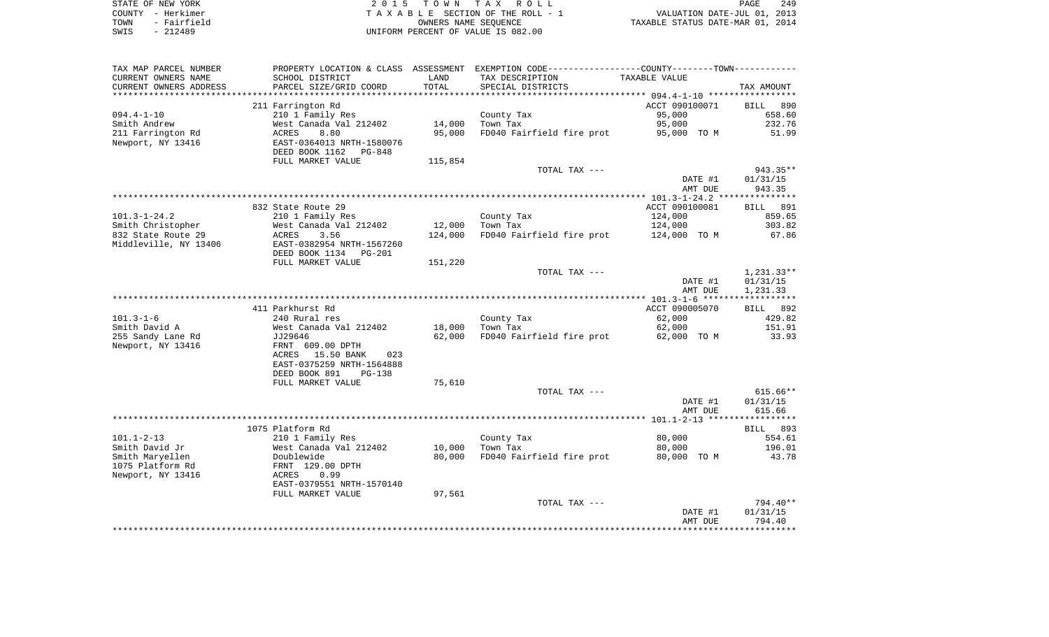STATE OF NEW YORK | 2 0 1 5 T O W N T A X R O L L
COUNTY - Herkimer | T A X A B L E SECTION OF THE ROLL - 1 | VALUATION DATE-JUL 01, 2013
TOWN - Fairfield | OWNERS NAME SEQUENCE | TAXABLE STATUS DATE-MAR 01, 2014
SWIS - 212489 | UNIFORM PERCENT OF VALUE IS 082.00

| TAX MAP PARCEL NUMBER / CURRENT OWNERS NAME / CURRENT OWNERS ADDRESS | PROPERTY LOCATION & CLASS / SCHOOL DISTRICT / PARCEL SIZE/GRID COORD | ASSESSMENT LAND / TOTAL | EXEMPTION CODE / TAX DESCRIPTION / SPECIAL DISTRICTS | TAXABLE VALUE | TAX AMOUNT |
|---|---|---|---|---|---|
| **094.4-1-10** | 211 Farrington Rd | | | ACCT 090100071 | BILL 890 |
| 094.4-1-10 | 210 1 Family Res | | County Tax | 95,000 | 658.60 |
| Smith Andrew | West Canada Val 212402 | 14,000 | Town Tax | 95,000 | 232.76 |
| 211 Farrington Rd | ACRES 8.80 | 95,000 | FD040 Fairfield fire prot | 95,000 TO M | 51.99 |
| Newport, NY 13416 | EAST-0364013 NRTH-1580076 | | | | |
| | DEED BOOK 1162 PG-848 | | | | |
| | FULL MARKET VALUE | 115,854 | | | |
| | | | TOTAL TAX --- | | 943.35** |
| | | | | DATE #1 | 01/31/15 |
| | | | | AMT DUE | 943.35 |
| **101.3-1-24.2** | 832 State Route 29 | | | ACCT 090100081 | BILL 891 |
| 101.3-1-24.2 | 210 1 Family Res | | County Tax | 124,000 | 859.65 |
| Smith Christopher | West Canada Val 212402 | 12,000 | Town Tax | 124,000 | 303.82 |
| 832 State Route 29 | ACRES 3.56 | 124,000 | FD040 Fairfield fire prot | 124,000 TO M | 67.86 |
| Middleville, NY 13406 | EAST-0382954 NRTH-1567260 | | | | |
| | DEED BOOK 1134 PG-201 | | | | |
| | FULL MARKET VALUE | 151,220 | | | |
| | | | TOTAL TAX --- | | 1,231.33** |
| | | | | DATE #1 | 01/31/15 |
| | | | | AMT DUE | 1,231.33 |
| **101.3-1-6** | 411 Parkhurst Rd | | | ACCT 090005070 | BILL 892 |
| 101.3-1-6 | 240 Rural res | | County Tax | 62,000 | 429.82 |
| Smith David A | West Canada Val 212402 | 18,000 | Town Tax | 62,000 | 151.91 |
| 255 Sandy Lane Rd | JJ29646 | 62,000 | FD040 Fairfield fire prot | 62,000 TO M | 33.93 |
| Newport, NY 13416 | FRNT 609.00 DPTH | | | | |
| | ACRES 15.50 BANK 023 | | | | |
| | EAST-0375259 NRTH-1564888 | | | | |
| | DEED BOOK 891 PG-138 | | | | |
| | FULL MARKET VALUE | 75,610 | | | |
| | | | TOTAL TAX --- | | 615.66** |
| | | | | DATE #1 | 01/31/15 |
| | | | | AMT DUE | 615.66 |
| **101.1-2-13** | 1075 Platform Rd | | | | BILL 893 |
| 101.1-2-13 | 210 1 Family Res | | County Tax | 80,000 | 554.61 |
| Smith David Jr | West Canada Val 212402 | 10,000 | Town Tax | 80,000 | 196.01 |
| Smith Maryellen | Doublewide | 80,000 | FD040 Fairfield fire prot | 80,000 TO M | 43.78 |
| 1075 Platform Rd | FRNT 129.00 DPTH | | | | |
| Newport, NY 13416 | ACRES 0.99 | | | | |
| | EAST-0379551 NRTH-1570140 | | | | |
| | FULL MARKET VALUE | 97,561 | | | |
| | | | TOTAL TAX --- | | 794.40** |
| | | | | DATE #1 | 01/31/15 |
| | | | | AMT DUE | 794.40 |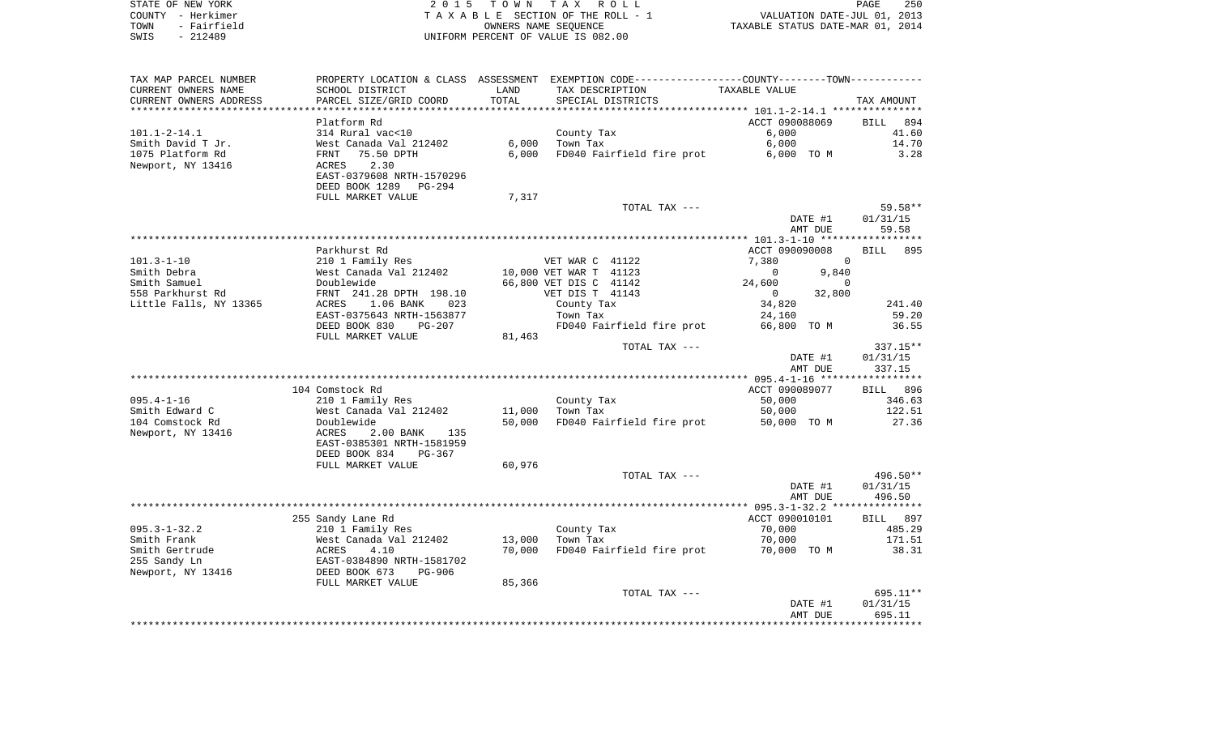STATE OF NEW YORK
COUNTY - Herkimer
TOWN - Fairfield
SWIS - 212489

2015 TOWN TAX ROLL
TAXABLE SECTION OF THE ROLL - 1
OWNERS NAME SEQUENCE
UNIFORM PERCENT OF VALUE IS 082.00

VALUATION DATE-JUL 01, 2013
TAXABLE STATUS DATE-MAR 01, 2014

| TAX MAP PARCEL NUMBER<br>CURRENT OWNERS NAME<br>CURRENT OWNERS ADDRESS | PROPERTY LOCATION & CLASS<br>SCHOOL DISTRICT<br>PARCEL SIZE/GRID COORD | ASSESSMENT<br>LAND<br>TOTAL | EXEMPTION CODE<br>TAX DESCRIPTION<br>SPECIAL DISTRICTS | COUNTY / TOWN<br>TAXABLE VALUE | TAX AMOUNT |
|---|---|---|---|---|---|
| **101.1-2-14.1** | Platform Rd | | | ACCT 090088069 | BILL 894 |
| 101.1-2-14.1 | 314 Rural vac<10 | | County Tax | 6,000 | 41.60 |
| Smith David T Jr. | West Canada Val 212402 | 6,000 | Town Tax | 6,000 | 14.70 |
| 1075 Platform Rd | FRNT 75.50 DPTH | 6,000 | FD040 Fairfield fire prot | 6,000 TO M | 3.28 |
| Newport, NY 13416 | ACRES 2.30 | | | | |
| | EAST-0379608 NRTH-1570296 | | | | |
| | DEED BOOK 1289 PG-294 | | | | |
| | FULL MARKET VALUE | 7,317 | | | |
| | | | TOTAL TAX --- | | 59.58** |
| | | | | DATE #1 | 01/31/15 |
| | | | | AMT DUE | 59.58 |
| **101.3-1-10** | Parkhurst Rd | | | ACCT 090090008 | BILL 895 |
| 101.3-1-10 | 210 1 Family Res | | VET WAR C 41122 | 7,380 / 0 | |
| Smith Debra | West Canada Val 212402 | 10,000 | VET WAR T 41123 | 0 / 9,840 | |
| Smith Samuel | Doublewide | 66,800 | VET DIS C 41142 | 24,600 / 0 | |
| 558 Parkhurst Rd | FRNT 241.28 DPTH 198.10 | | VET DIS T 41143 | 0 / 32,800 | |
| Little Falls, NY 13365 | ACRES 1.06 BANK 023 | | County Tax | 34,820 | 241.40 |
| | EAST-0375643 NRTH-1563877 | | Town Tax | 24,160 | 59.20 |
| | DEED BOOK 830 PG-207 | | FD040 Fairfield fire prot | 66,800 TO M | 36.55 |
| | FULL MARKET VALUE | 81,463 | | | |
| | | | TOTAL TAX --- | | 337.15** |
| | | | | DATE #1 | 01/31/15 |
| | | | | AMT DUE | 337.15 |
| **095.4-1-16** | 104 Comstock Rd | | | ACCT 090089077 | BILL 896 |
| 095.4-1-16 | 210 1 Family Res | | County Tax | 50,000 | 346.63 |
| Smith Edward C | West Canada Val 212402 | 11,000 | Town Tax | 50,000 | 122.51 |
| 104 Comstock Rd | Doublewide | 50,000 | FD040 Fairfield fire prot | 50,000 TO M | 27.36 |
| Newport, NY 13416 | ACRES 2.00 BANK 135 | | | | |
| | EAST-0385301 NRTH-1581959 | | | | |
| | DEED BOOK 834 PG-367 | | | | |
| | FULL MARKET VALUE | 60,976 | | | |
| | | | TOTAL TAX --- | | 496.50** |
| | | | | DATE #1 | 01/31/15 |
| | | | | AMT DUE | 496.50 |
| **095.3-1-32.2** | 255 Sandy Lane Rd | | | ACCT 090010101 | BILL 897 |
| 095.3-1-32.2 | 210 1 Family Res | | County Tax | 70,000 | 485.29 |
| Smith Frank | West Canada Val 212402 | 13,000 | Town Tax | 70,000 | 171.51 |
| Smith Gertrude | ACRES 4.10 | 70,000 | FD040 Fairfield fire prot | 70,000 TO M | 38.31 |
| 255 Sandy Ln | EAST-0384890 NRTH-1581702 | | | | |
| Newport, NY 13416 | DEED BOOK 673 PG-906 | | | | |
| | FULL MARKET VALUE | 85,366 | | | |
| | | | TOTAL TAX --- | | 695.11** |
| | | | | DATE #1 | 01/31/15 |
| | | | | AMT DUE | 695.11 |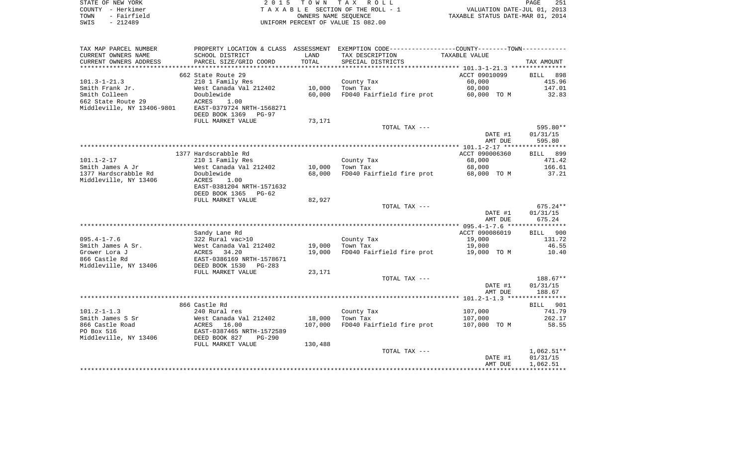STATE OF NEW YORK
COUNTY - Herkimer
TOWN - Fairfield
SWIS - 212489

2 0 1 5 T O W N T A X R O L L
T A X A B L E SECTION OF THE ROLL - 1
OWNERS NAME SEQUENCE
UNIFORM PERCENT OF VALUE IS 082.00

VALUATION DATE-JUL 01, 2013
TAXABLE STATUS DATE-MAR 01, 2014

| TAX MAP PARCEL NUMBER<br>CURRENT OWNERS NAME<br>CURRENT OWNERS ADDRESS | PROPERTY LOCATION & CLASS<br>SCHOOL DISTRICT<br>PARCEL SIZE/GRID COORD | ASSESSMENT<br>LAND<br>TOTAL | EXEMPTION CODE<br>TAX DESCRIPTION<br>SPECIAL DISTRICTS | COUNTY--------TOWN<br>TAXABLE VALUE | TAX AMOUNT |
|---|---|---|---|---|---|
| | 662 State Route 29 | | | ACCT 09010099 | BILL 898 |
| 101.3-1-21.3 | 210 1 Family Res | | County Tax | 60,000 | 415.96 |
| Smith Frank Jr. | West Canada Val 212402 | 10,000 | Town Tax | 60,000 | 147.01 |
| Smith Colleen | Doublewide | 60,000 | FD040 Fairfield fire prot | 60,000 TO M | 32.83 |
| 662 State Route 29 | ACRES 1.00 | | | | |
| Middleville, NY 13406-9801 | EAST-0379724 NRTH-1568271 | | | | |
| | DEED BOOK 1369 PG-97 | | | | |
| | FULL MARKET VALUE | 73,171 | | | |
| | | | TOTAL TAX --- | | 595.80** |
| | | | | DATE #1 | 01/31/15 |
| | | | | AMT DUE | 595.80 |
| | 1377 Hardscrabble Rd | | | ACCT 090006360 | BILL 899 |
| 101.1-2-17 | 210 1 Family Res | | County Tax | 68,000 | 471.42 |
| Smith James A Jr | West Canada Val 212402 | 10,000 | Town Tax | 68,000 | 166.61 |
| 1377 Hardscrabble Rd | Doublewide | 68,000 | FD040 Fairfield fire prot | 68,000 TO M | 37.21 |
| Middleville, NY 13406 | ACRES 1.00 | | | | |
| | EAST-0381204 NRTH-1571632 | | | | |
| | DEED BOOK 1365 PG-62 | | | | |
| | FULL MARKET VALUE | 82,927 | | | |
| | | | TOTAL TAX --- | | 675.24** |
| | | | | DATE #1 | 01/31/15 |
| | | | | AMT DUE | 675.24 |
| | Sandy Lane Rd | | | ACCT 090086019 | BILL 900 |
| 095.4-1-7.6 | 322 Rural vac>10 | | County Tax | 19,000 | 131.72 |
| Smith James A Sr. | West Canada Val 212402 | 19,000 | Town Tax | 19,000 | 46.55 |
| Grower Lora J | ACRES 34.20 | 19,000 | FD040 Fairfield fire prot | 19,000 TO M | 10.40 |
| 866 Castle Rd | EAST-0386169 NRTH-1578671 | | | | |
| Middleville, NY 13406 | DEED BOOK 1530 PG-283 | | | | |
| | FULL MARKET VALUE | 23,171 | | | |
| | | | TOTAL TAX --- | | 188.67** |
| | | | | DATE #1 | 01/31/15 |
| | | | | AMT DUE | 188.67 |
| | 866 Castle Rd | | | | BILL 901 |
| 101.2-1-1.3 | 240 Rural res | | County Tax | 107,000 | 741.79 |
| Smith James S Sr | West Canada Val 212402 | 18,000 | Town Tax | 107,000 | 262.17 |
| 866 Castle Road | ACRES 16.00 | 107,000 | FD040 Fairfield fire prot | 107,000 TO M | 58.55 |
| PO Box 516 | EAST-0387465 NRTH-1572589 | | | | |
| Middleville, NY 13406 | DEED BOOK 827 PG-290 | | | | |
| | FULL MARKET VALUE | 130,488 | | | |
| | | | TOTAL TAX --- | | 1,062.51** |
| | | | | DATE #1 | 01/31/15 |
| | | | | AMT DUE | 1,062.51 |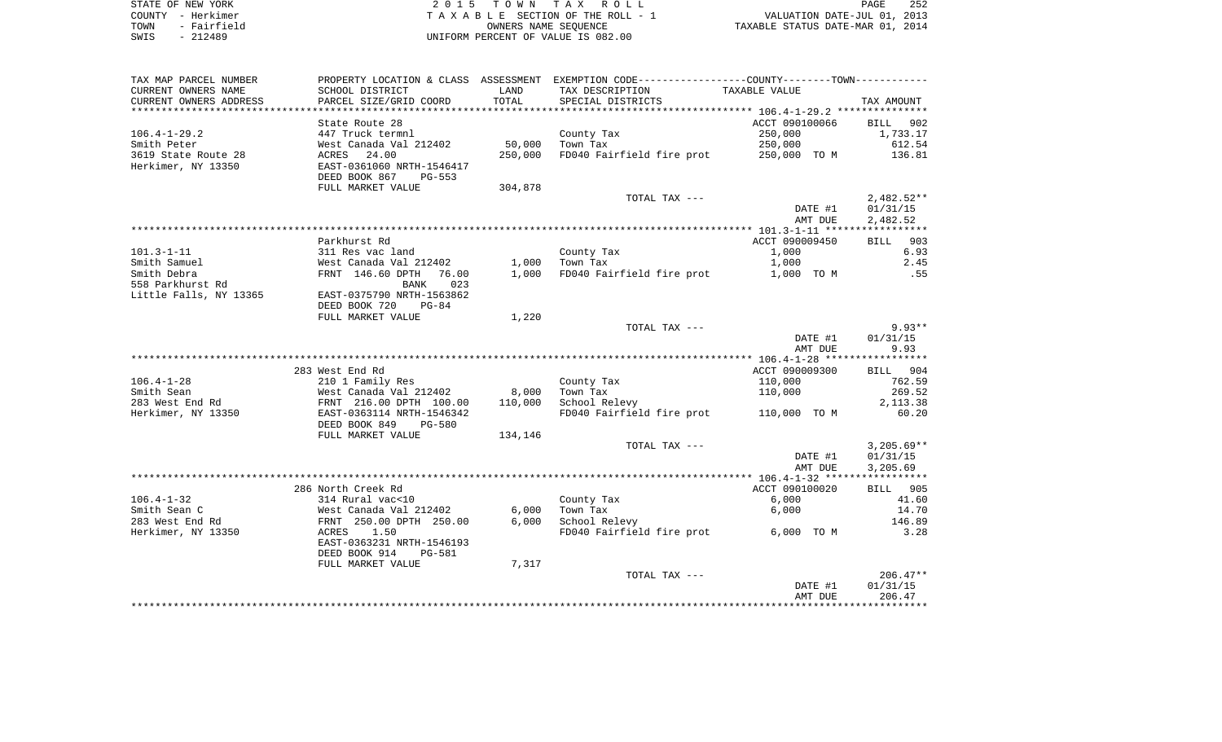STATE OF NEW YORK
COUNTY - Herkimer
TOWN - Fairfield
SWIS - 212489

2015 TOWN TAX ROLL
TAXABLE SECTION OF THE ROLL - 1
OWNERS NAME SEQUENCE
UNIFORM PERCENT OF VALUE IS 082.00

VALUATION DATE-JUL 01, 2013
TAXABLE STATUS DATE-MAR 01, 2014

| TAX MAP PARCEL NUMBER / CURRENT OWNERS NAME / CURRENT OWNERS ADDRESS | PROPERTY LOCATION & CLASS / SCHOOL DISTRICT / PARCEL SIZE/GRID COORD | ASSESSMENT LAND / TOTAL | EXEMPTION CODE / TAX DESCRIPTION / SPECIAL DISTRICTS | TAXABLE VALUE | TAX AMOUNT |
|---|---|---|---|---|---|
| ******** 106.4-1-29.2 ******** | | | | | |
| | State Route 28 | | | ACCT 090100066 | BILL 902 |
| 106.4-1-29.2 | 447 Truck termnl | | County Tax | 250,000 | 1,733.17 |
| Smith Peter | West Canada Val 212402 | 50,000 | Town Tax | 250,000 | 612.54 |
| 3619 State Route 28 | ACRES 24.00 | 250,000 | FD040 Fairfield fire prot | 250,000 TO M | 136.81 |
| Herkimer, NY 13350 | EAST-0361060 NRTH-1546417 | | | | |
| | DEED BOOK 867 PG-553 | | | | |
| | FULL MARKET VALUE | 304,878 | | | |
| | | | TOTAL TAX --- | | 2,482.52** |
| | | | | DATE #1 | 01/31/15 |
| | | | | AMT DUE | 2,482.52 |
| ******** 101.3-1-11 ******** | | | | | |
| | Parkhurst Rd | | | ACCT 090009450 | BILL 903 |
| 101.3-1-11 | 311 Res vac land | | County Tax | 1,000 | 6.93 |
| Smith Samuel | West Canada Val 212402 | 1,000 | Town Tax | 1,000 | 2.45 |
| Smith Debra | FRNT 146.60 DPTH 76.00 | 1,000 | FD040 Fairfield fire prot | 1,000 TO M | .55 |
| 558 Parkhurst Rd | BANK 023 | | | | |
| Little Falls, NY 13365 | EAST-0375790 NRTH-1563862 | | | | |
| | DEED BOOK 720 PG-84 | | | | |
| | FULL MARKET VALUE | 1,220 | | | |
| | | | TOTAL TAX --- | | 9.93** |
| | | | | DATE #1 | 01/31/15 |
| | | | | AMT DUE | 9.93 |
| ******** 106.4-1-28 ******** | | | | | |
| | 283 West End Rd | | | ACCT 090009300 | BILL 904 |
| 106.4-1-28 | 210 1 Family Res | | County Tax | 110,000 | 762.59 |
| Smith Sean | West Canada Val 212402 | 8,000 | Town Tax | 110,000 | 269.52 |
| 283 West End Rd | FRNT 216.00 DPTH 100.00 | 110,000 | School Relevy | | 2,113.38 |
| Herkimer, NY 13350 | EAST-0363114 NRTH-1546342 | | FD040 Fairfield fire prot | 110,000 TO M | 60.20 |
| | DEED BOOK 849 PG-580 | | | | |
| | FULL MARKET VALUE | 134,146 | | | |
| | | | TOTAL TAX --- | | 3,205.69** |
| | | | | DATE #1 | 01/31/15 |
| | | | | AMT DUE | 3,205.69 |
| ******** 106.4-1-32 ******** | | | | | |
| | 286 North Creek Rd | | | ACCT 090100020 | BILL 905 |
| 106.4-1-32 | 314 Rural vac<10 | | County Tax | 6,000 | 41.60 |
| Smith Sean C | West Canada Val 212402 | 6,000 | Town Tax | 6,000 | 14.70 |
| 283 West End Rd | FRNT 250.00 DPTH 250.00 | 6,000 | School Relevy | | 146.89 |
| Herkimer, NY 13350 | ACRES 1.50 | | FD040 Fairfield fire prot | 6,000 TO M | 3.28 |
| | EAST-0363231 NRTH-1546193 | | | | |
| | DEED BOOK 914 PG-581 | | | | |
| | FULL MARKET VALUE | 7,317 | | | |
| | | | TOTAL TAX --- | | 206.47** |
| | | | | DATE #1 | 01/31/15 |
| | | | | AMT DUE | 206.47 |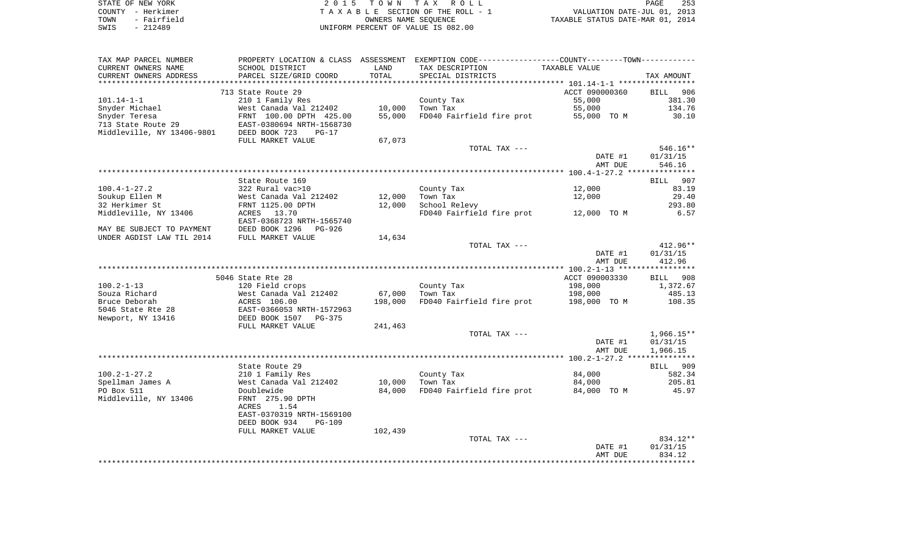STATE OF NEW YORK | COUNTY - Herkimer | TOWN - Fairfield | SWIS - 212489

**2015 TOWN TAX ROLL**
TAXABLE SECTION OF THE ROLL - 1
OWNERS NAME SEQUENCE
UNIFORM PERCENT OF VALUE IS 082.00

VALUATION DATE-JUL 01, 2013
TAXABLE STATUS DATE-MAR 01, 2014

| TAX MAP PARCEL NUMBER / CURRENT OWNERS NAME / CURRENT OWNERS ADDRESS | PROPERTY LOCATION & CLASS / SCHOOL DISTRICT / PARCEL SIZE/GRID COORD | ASSESSMENT LAND / TOTAL | EXEMPTION CODE / TAX DESCRIPTION / SPECIAL DISTRICTS | TAXABLE VALUE | TAX AMOUNT |
|---|---|---|---|---|---|
| | 713 State Route 29 | | | ACCT 090000360 | BILL 906 |
| 101.14-1-1 | 210 1 Family Res | | County Tax | 55,000 | 381.30 |
| Snyder Michael | West Canada Val 212402 | 10,000 | Town Tax | 55,000 | 134.76 |
| Snyder Teresa | FRNT 100.00 DPTH 425.00 | 55,000 | FD040 Fairfield fire prot | 55,000 TO M | 30.10 |
| 713 State Route 29 | EAST-0380694 NRTH-1568730 | | | | |
| Middleville, NY 13406-9801 | DEED BOOK 723 PG-17 | | | | |
| | FULL MARKET VALUE | 67,073 | | | |
| | | | TOTAL TAX --- | | 546.16** |
| | | | | DATE #1 | 01/31/15 |
| | | | | AMT DUE | 546.16 |
| | State Route 169 | | | | BILL 907 |
| 100.4-1-27.2 | 322 Rural vac>10 | | County Tax | 12,000 | 83.19 |
| Soukup Ellen M | West Canada Val 212402 | 12,000 | Town Tax | 12,000 | 29.40 |
| 32 Herkimer St | FRNT 1125.00 DPTH | 12,000 | School Relevy | | 293.80 |
| Middleville, NY 13406 | ACRES 13.70 | | FD040 Fairfield fire prot | 12,000 TO M | 6.57 |
| | EAST-0368723 NRTH-1565740 | | | | |
| MAY BE SUBJECT TO PAYMENT | DEED BOOK 1296 PG-926 | | | | |
| UNDER AGDIST LAW TIL 2014 | FULL MARKET VALUE | 14,634 | | | |
| | | | TOTAL TAX --- | | 412.96** |
| | | | | DATE #1 | 01/31/15 |
| | | | | AMT DUE | 412.96 |
| | 5046 State Rte 28 | | | ACCT 090003330 | BILL 908 |
| 100.2-1-13 | 120 Field crops | | County Tax | 198,000 | 1,372.67 |
| Souza Richard | West Canada Val 212402 | 67,000 | Town Tax | 198,000 | 485.13 |
| Bruce Deborah | ACRES 106.00 | 198,000 | FD040 Fairfield fire prot | 198,000 TO M | 108.35 |
| 5046 State Rte 28 | EAST-0366053 NRTH-1572963 | | | | |
| Newport, NY 13416 | DEED BOOK 1507 PG-375 | | | | |
| | FULL MARKET VALUE | 241,463 | | | |
| | | | TOTAL TAX --- | | 1,966.15** |
| | | | | DATE #1 | 01/31/15 |
| | | | | AMT DUE | 1,966.15 |
| | State Route 29 | | | | BILL 909 |
| 100.2-1-27.2 | 210 1 Family Res | | County Tax | 84,000 | 582.34 |
| Spellman James A | West Canada Val 212402 | 10,000 | Town Tax | 84,000 | 205.81 |
| PO Box 511 | Doublewide | 84,000 | FD040 Fairfield fire prot | 84,000 TO M | 45.97 |
| Middleville, NY 13406 | FRNT 275.90 DPTH | | | | |
| | ACRES 1.54 | | | | |
| | EAST-0370319 NRTH-1569100 | | | | |
| | DEED BOOK 934 PG-109 | | | | |
| | FULL MARKET VALUE | 102,439 | | | |
| | | | TOTAL TAX --- | | 834.12** |
| | | | | DATE #1 | 01/31/15 |
| | | | | AMT DUE | 834.12 |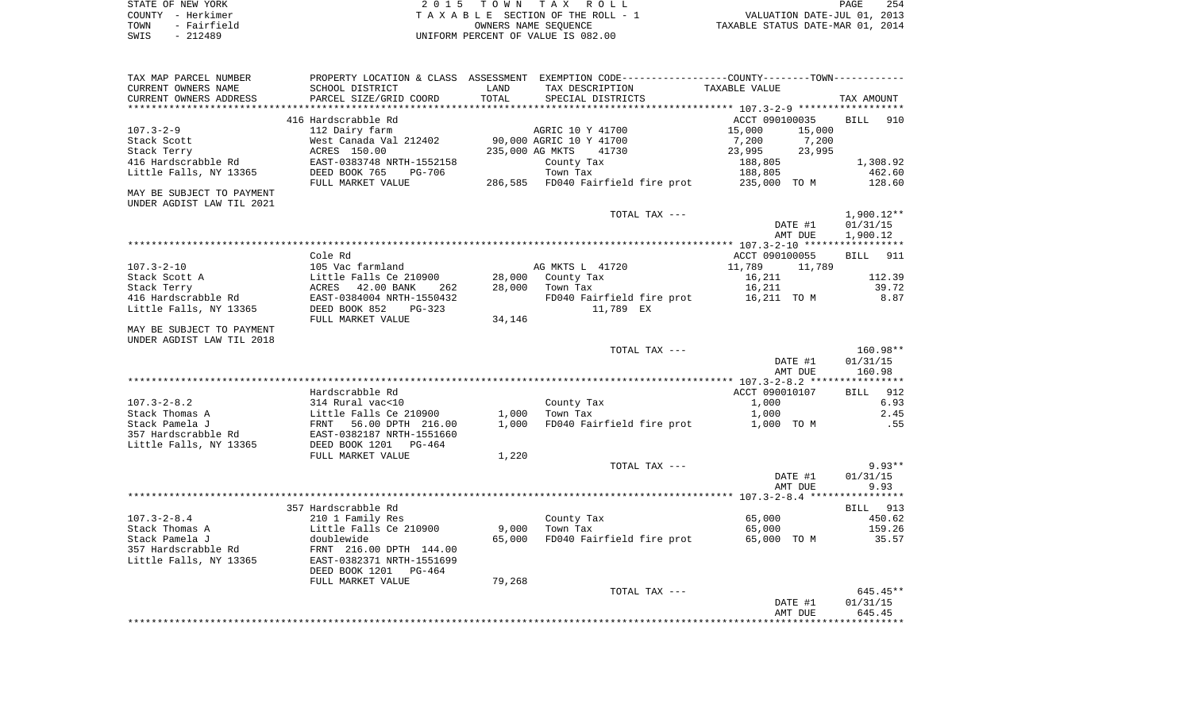STATE OF NEW YORK — 2015 TOWN TAX ROLL
COUNTY - Herkimer — TAXABLE SECTION OF THE ROLL - 1 — VALUATION DATE-JUL 01, 2013
TOWN - Fairfield — OWNERS NAME SEQUENCE — TAXABLE STATUS DATE-MAR 01, 2014
SWIS - 212489 — UNIFORM PERCENT OF VALUE IS 082.00

| TAX MAP PARCEL NUMBER / CURRENT OWNERS NAME / CURRENT OWNERS ADDRESS | PROPERTY LOCATION & CLASS / SCHOOL DISTRICT / PARCEL SIZE/GRID COORD | ASSESSMENT LAND / TOTAL | EXEMPTION CODE / TAX DESCRIPTION / SPECIAL DISTRICTS | COUNTY TAXABLE VALUE | TOWN TAXABLE VALUE | TAX AMOUNT |
|---|---|---|---|---|---|---|
| ***** 107.3-2-9 ***** | 416 Hardscrabble Rd | | | ACCT 090100035 | | BILL 910 |
| 107.3-2-9 | 112 Dairy farm | | AGRIC 10 Y 41700 | 15,000 | 15,000 | |
| Stack Scott | West Canada Val 212402 | 90,000 | AGRIC 10 Y 41700 | 7,200 | 7,200 | |
| Stack Terry | ACRES 150.00 | 235,000 | AG MKTS 41730 | 23,995 | 23,995 | |
| 416 Hardscrabble Rd | EAST-0383748 NRTH-1552158 | | County Tax | 188,805 | | 1,308.92 |
| Little Falls, NY 13365 | DEED BOOK 765 PG-706 | | Town Tax | 188,805 | | 462.60 |
| | FULL MARKET VALUE | 286,585 | FD040 Fairfield fire prot | 235,000 TO M | | 128.60 |
| MAY BE SUBJECT TO PAYMENT UNDER AGDIST LAW TIL 2021 | | | | | | |
| | | | TOTAL TAX --- | | | 1,900.12** |
| | | | | | DATE #1 | 01/31/15 |
| | | | | | AMT DUE | 1,900.12 |
| ***** 107.3-2-10 ***** | Cole Rd | | | ACCT 090100055 | | BILL 911 |
| 107.3-2-10 | 105 Vac farmland | | AG MKTS L 41720 | 11,789 | 11,789 | |
| Stack Scott A | Little Falls Ce 210900 | 28,000 | County Tax | 16,211 | | 112.39 |
| Stack Terry | ACRES 42.00 BANK 262 | 28,000 | Town Tax | 16,211 | | 39.72 |
| 416 Hardscrabble Rd | EAST-0384004 NRTH-1550432 | | FD040 Fairfield fire prot | 16,211 TO M | | 8.87 |
| Little Falls, NY 13365 | DEED BOOK 852 PG-323 | | 11,789 EX | | | |
| | FULL MARKET VALUE | 34,146 | | | | |
| MAY BE SUBJECT TO PAYMENT UNDER AGDIST LAW TIL 2018 | | | | | | |
| | | | TOTAL TAX --- | | | 160.98** |
| | | | | | DATE #1 | 01/31/15 |
| | | | | | AMT DUE | 160.98 |
| ***** 107.3-2-8.2 ***** | Hardscrabble Rd | | | ACCT 090010107 | | BILL 912 |
| 107.3-2-8.2 | 314 Rural vac<10 | | County Tax | 1,000 | | 6.93 |
| Stack Thomas A | Little Falls Ce 210900 | 1,000 | Town Tax | 1,000 | | 2.45 |
| Stack Pamela J | FRNT 56.00 DPTH 216.00 | 1,000 | FD040 Fairfield fire prot | 1,000 TO M | | .55 |
| 357 Hardscrabble Rd | EAST-0382187 NRTH-1551660 | | | | | |
| Little Falls, NY 13365 | DEED BOOK 1201 PG-464 | | | | | |
| | FULL MARKET VALUE | 1,220 | | | | |
| | | | TOTAL TAX --- | | | 9.93** |
| | | | | | DATE #1 | 01/31/15 |
| | | | | | AMT DUE | 9.93 |
| ***** 107.3-2-8.4 ***** | 357 Hardscrabble Rd | | | | | BILL 913 |
| 107.3-2-8.4 | 210 1 Family Res | | County Tax | 65,000 | | 450.62 |
| Stack Thomas A | Little Falls Ce 210900 | 9,000 | Town Tax | 65,000 | | 159.26 |
| Stack Pamela J | doublewide | 65,000 | FD040 Fairfield fire prot | 65,000 TO M | | 35.57 |
| 357 Hardscrabble Rd | FRNT 216.00 DPTH 144.00 | | | | | |
| Little Falls, NY 13365 | EAST-0382371 NRTH-1551699 | | | | | |
| | DEED BOOK 1201 PG-464 | | | | | |
| | FULL MARKET VALUE | 79,268 | | | | |
| | | | TOTAL TAX --- | | | 645.45** |
| | | | | | DATE #1 | 01/31/15 |
| | | | | | AMT DUE | 645.45 |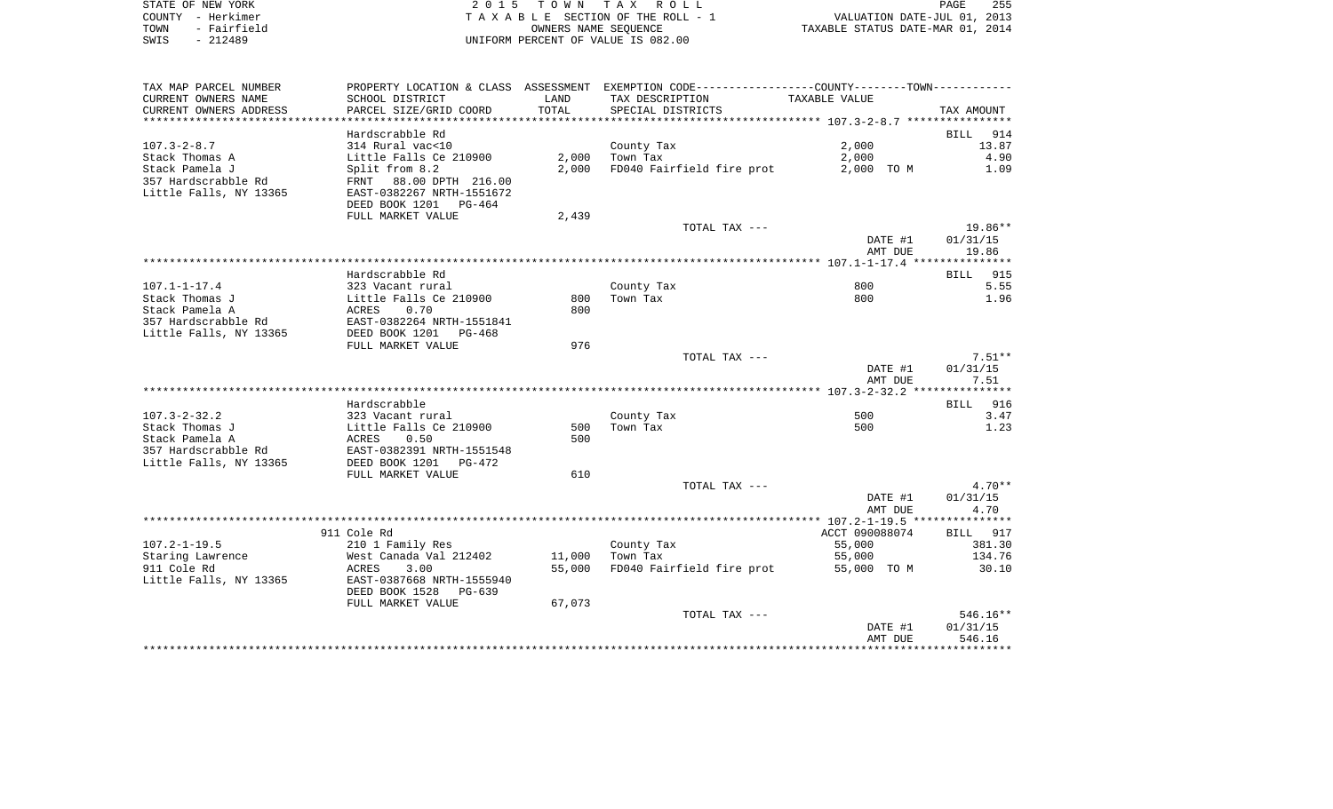STATE OF NEW YORK
COUNTY - Herkimer
TOWN - Fairfield
SWIS - 212489

2 0 1 5 T O W N T A X R O L L
T A X A B L E SECTION OF THE ROLL - 1
OWNERS NAME SEQUENCE
UNIFORM PERCENT OF VALUE IS 082.00

VALUATION DATE-JUL 01, 2013
TAXABLE STATUS DATE-MAR 01, 2014

| TAX MAP PARCEL NUMBER / CURRENT OWNERS NAME / CURRENT OWNERS ADDRESS | PROPERTY LOCATION & CLASS / SCHOOL DISTRICT / PARCEL SIZE/GRID COORD | ASSESSMENT LAND / TOTAL | EXEMPTION CODE / TAX DESCRIPTION / SPECIAL DISTRICTS | COUNTY--------TOWN / TAXABLE VALUE | TAX AMOUNT |
|---|---|---|---|---|---|
| 107.3-2-8.7 | Hardscrabble Rd | | | | BILL 914 |
| | 314 Rural vac<10 | | County Tax | 2,000 | 13.87 |
| Stack Thomas A | Little Falls Ce 210900 | 2,000 | Town Tax | 2,000 | 4.90 |
| Stack Pamela J | Split from 8.2 | 2,000 | FD040 Fairfield fire prot | 2,000 TO M | 1.09 |
| 357 Hardscrabble Rd | FRNT 88.00 DPTH 216.00 | | | | |
| Little Falls, NY 13365 | EAST-0382267 NRTH-1551672 | | | | |
| | DEED BOOK 1201 PG-464 | | | | |
| | FULL MARKET VALUE | 2,439 | | | |
| | | | TOTAL TAX --- | | 19.86** |
| | | | | DATE #1 | 01/31/15 |
| | | | | AMT DUE | 19.86 |
| 107.1-1-17.4 | Hardscrabble Rd | | | | BILL 915 |
| | 323 Vacant rural | | County Tax | 800 | 5.55 |
| Stack Thomas J | Little Falls Ce 210900 | 800 | Town Tax | 800 | 1.96 |
| Stack Pamela A | ACRES 0.70 | 800 | | | |
| 357 Hardscrabble Rd | EAST-0382264 NRTH-1551841 | | | | |
| Little Falls, NY 13365 | DEED BOOK 1201 PG-468 | | | | |
| | FULL MARKET VALUE | 976 | | | |
| | | | TOTAL TAX --- | | 7.51** |
| | | | | DATE #1 | 01/31/15 |
| | | | | AMT DUE | 7.51 |
| 107.3-2-32.2 | Hardscrabble | | | | BILL 916 |
| | 323 Vacant rural | | County Tax | 500 | 3.47 |
| Stack Thomas J | Little Falls Ce 210900 | 500 | Town Tax | 500 | 1.23 |
| Stack Pamela A | ACRES 0.50 | 500 | | | |
| 357 Hardscrabble Rd | EAST-0382391 NRTH-1551548 | | | | |
| Little Falls, NY 13365 | DEED BOOK 1201 PG-472 | | | | |
| | FULL MARKET VALUE | 610 | | | |
| | | | TOTAL TAX --- | | 4.70** |
| | | | | DATE #1 | 01/31/15 |
| | | | | AMT DUE | 4.70 |
| 107.2-1-19.5 | 911 Cole Rd | | | ACCT 090088074 | BILL 917 |
| | 210 1 Family Res | | County Tax | 55,000 | 381.30 |
| Staring Lawrence | West Canada Val 212402 | 11,000 | Town Tax | 55,000 | 134.76 |
| 911 Cole Rd | ACRES 3.00 | 55,000 | FD040 Fairfield fire prot | 55,000 TO M | 30.10 |
| Little Falls, NY 13365 | EAST-0387668 NRTH-1555940 | | | | |
| | DEED BOOK 1528 PG-639 | | | | |
| | FULL MARKET VALUE | 67,073 | | | |
| | | | TOTAL TAX --- | | 546.16** |
| | | | | DATE #1 | 01/31/15 |
| | | | | AMT DUE | 546.16 |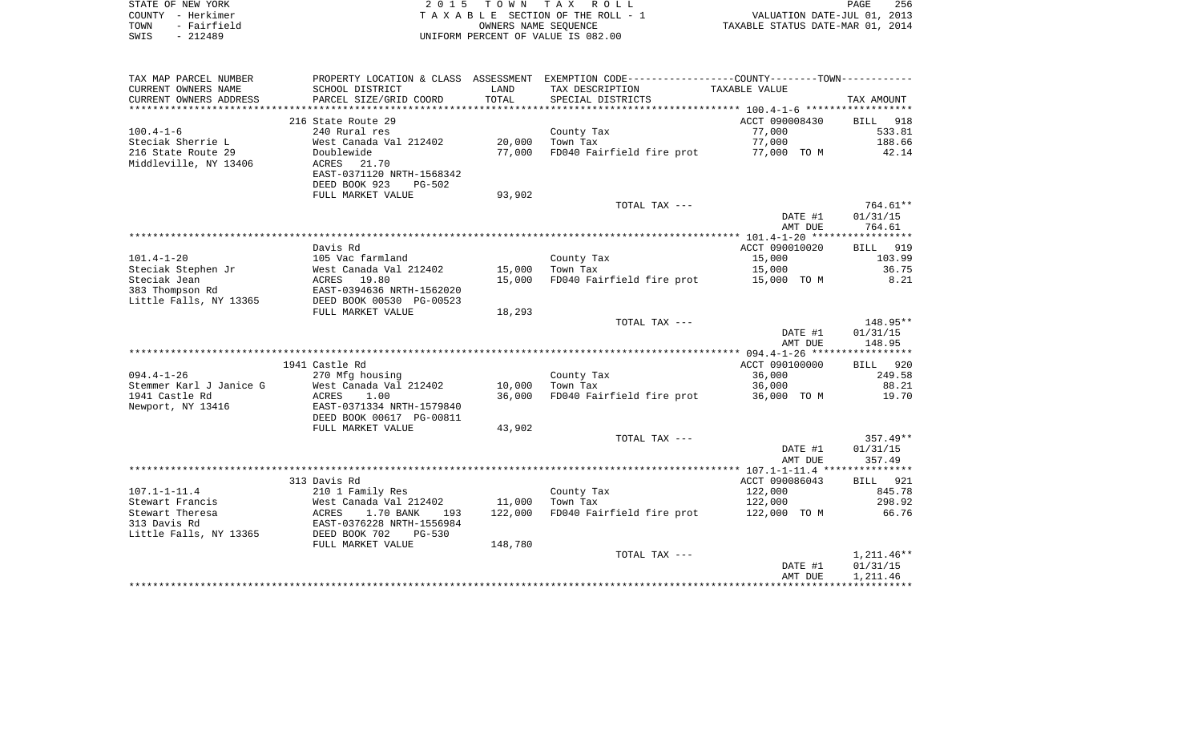STATE OF NEW YORK
COUNTY - Herkimer
TOWN - Fairfield
SWIS - 212489

2 0 1 5 T O W N T A X R O L L
T A X A B L E SECTION OF THE ROLL - 1
OWNERS NAME SEQUENCE
UNIFORM PERCENT OF VALUE IS 082.00

VALUATION DATE-JUL 01, 2013
TAXABLE STATUS DATE-MAR 01, 2014

| TAX MAP PARCEL NUMBER / CURRENT OWNERS NAME / CURRENT OWNERS ADDRESS | PROPERTY LOCATION & CLASS / SCHOOL DISTRICT / PARCEL SIZE/GRID COORD | ASSESSMENT LAND | TOTAL | EXEMPTION CODE / TAX DESCRIPTION / SPECIAL DISTRICTS | TAXABLE VALUE | TAX AMOUNT |
|---|---|---|---|---|---|---|
| | 216 State Route 29 | | | | ACCT 090008430 | BILL 918 |
| 100.4-1-6 | 240 Rural res | | | County Tax | 77,000 | 533.81 |
| Steciak Sherrie L | West Canada Val 212402 | 20,000 | | Town Tax | 77,000 | 188.66 |
| 216 State Route 29 | Doublewide | | 77,000 | FD040 Fairfield fire prot | 77,000 TO M | 42.14 |
| Middleville, NY 13406 | ACRES 21.70 | | | | | |
| | EAST-0371120 NRTH-1568342 | | | | | |
| | DEED BOOK 923 PG-502 | | | | | |
| | FULL MARKET VALUE | 93,902 | | | | |
| | | | | TOTAL TAX --- | | 764.61** |
| | | | | | DATE #1 | 01/31/15 |
| | | | | | AMT DUE | 764.61 |
| | Davis Rd | | | | ACCT 090010020 | BILL 919 |
| 101.4-1-20 | 105 Vac farmland | | | County Tax | 15,000 | 103.99 |
| Steciak Stephen Jr | West Canada Val 212402 | 15,000 | | Town Tax | 15,000 | 36.75 |
| Steciak Jean | ACRES 19.80 | | 15,000 | FD040 Fairfield fire prot | 15,000 TO M | 8.21 |
| 383 Thompson Rd | EAST-0394636 NRTH-1562020 | | | | | |
| Little Falls, NY 13365 | DEED BOOK 00530 PG-00523 | | | | | |
| | FULL MARKET VALUE | 18,293 | | | | |
| | | | | TOTAL TAX --- | | 148.95** |
| | | | | | DATE #1 | 01/31/15 |
| | | | | | AMT DUE | 148.95 |
| | 1941 Castle Rd | | | | ACCT 090100000 | BILL 920 |
| 094.4-1-26 | 270 Mfg housing | | | County Tax | 36,000 | 249.58 |
| Stemmer Karl J Janice G | West Canada Val 212402 | 10,000 | | Town Tax | 36,000 | 88.21 |
| 1941 Castle Rd | ACRES 1.00 | | 36,000 | FD040 Fairfield fire prot | 36,000 TO M | 19.70 |
| Newport, NY 13416 | EAST-0371334 NRTH-1579840 | | | | | |
| | DEED BOOK 00617 PG-00811 | | | | | |
| | FULL MARKET VALUE | 43,902 | | | | |
| | | | | TOTAL TAX --- | | 357.49** |
| | | | | | DATE #1 | 01/31/15 |
| | | | | | AMT DUE | 357.49 |
| | 313 Davis Rd | | | | ACCT 090086043 | BILL 921 |
| 107.1-1-11.4 | 210 1 Family Res | | | County Tax | 122,000 | 845.78 |
| Stewart Francis | West Canada Val 212402 | 11,000 | | Town Tax | 122,000 | 298.92 |
| Stewart Theresa | ACRES 1.70 BANK 193 | | 122,000 | FD040 Fairfield fire prot | 122,000 TO M | 66.76 |
| 313 Davis Rd | EAST-0376228 NRTH-1556984 | | | | | |
| Little Falls, NY 13365 | DEED BOOK 702 PG-530 | | | | | |
| | FULL MARKET VALUE | 148,780 | | | | |
| | | | | TOTAL TAX --- | | 1,211.46** |
| | | | | | DATE #1 | 01/31/15 |
| | | | | | AMT DUE | 1,211.46 |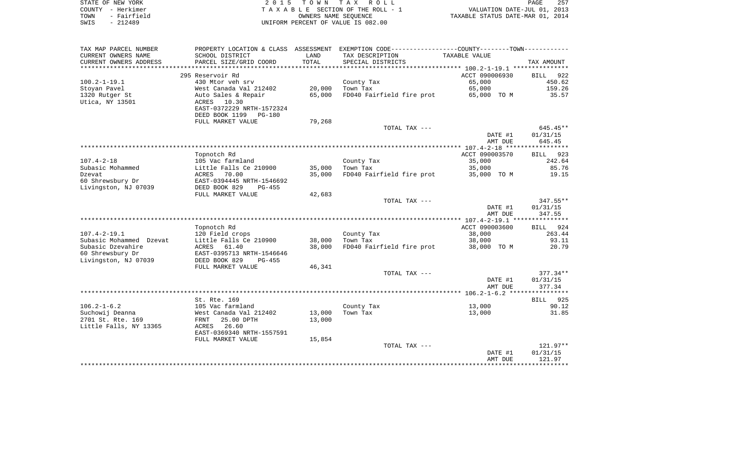STATE OF NEW YORK — 2015 TOWN TAX ROLL — TAXABLE SECTION OF THE ROLL - 1 — VALUATION DATE-JUL 01, 2013
COUNTY - Herkimer — OWNERS NAME SEQUENCE — TAXABLE STATUS DATE-MAR 01, 2014
TOWN - Fairfield — UNIFORM PERCENT OF VALUE IS 082.00
SWIS - 212489

| TAX MAP PARCEL NUMBER / CURRENT OWNERS NAME / CURRENT OWNERS ADDRESS | PROPERTY LOCATION & CLASS / SCHOOL DISTRICT / PARCEL SIZE/GRID COORD | ASSESSMENT LAND / TOTAL | EXEMPTION CODE / TAX DESCRIPTION / SPECIAL DISTRICTS | COUNTY/TOWN TAXABLE VALUE | TAX AMOUNT |
|---|---|---|---|---|---|
| | 295 Reservoir Rd | | | ACCT 090006930 | BILL 922 |
| 100.2-1-19.1 | 430 Mtor veh srv | | County Tax | 65,000 | 450.62 |
| Stoyan Pavel | West Canada Val 212402 | 20,000 | Town Tax | 65,000 | 159.26 |
| 1320 Rutger St | Auto Sales & Repair | 65,000 | FD040 Fairfield fire prot | 65,000 TO M | 35.57 |
| Utica, NY 13501 | ACRES 10.30 | | | | |
| | EAST-0372229 NRTH-1572324 | | | | |
| | DEED BOOK 1199 PG-180 | | | | |
| | FULL MARKET VALUE | 79,268 | | | |
| | | | TOTAL TAX --- | | 645.45** |
| | | | | DATE #1 | 01/31/15 |
| | | | | AMT DUE | 645.45 |
| | Topnotch Rd | | | ACCT 090003570 | BILL 923 |
| 107.4-2-18 | 105 Vac farmland | | County Tax | 35,000 | 242.64 |
| Subasic Mohammed | Little Falls Ce 210900 | 35,000 | Town Tax | 35,000 | 85.76 |
| Dzevat | ACRES 70.00 | 35,000 | FD040 Fairfield fire prot | 35,000 TO M | 19.15 |
| 60 Shrewsbury Dr | EAST-0394445 NRTH-1546692 | | | | |
| Livingston, NJ 07039 | DEED BOOK 829 PG-455 | | | | |
| | FULL MARKET VALUE | 42,683 | | | |
| | | | TOTAL TAX --- | | 347.55** |
| | | | | DATE #1 | 01/31/15 |
| | | | | AMT DUE | 347.55 |
| | Topnotch Rd | | | ACCT 090003600 | BILL 924 |
| 107.4-2-19.1 | 120 Field crops | | County Tax | 38,000 | 263.44 |
| Subasic Mohammed Dzevat | Little Falls Ce 210900 | 38,000 | Town Tax | 38,000 | 93.11 |
| Subasic Dzevahire | ACRES 61.40 | 38,000 | FD040 Fairfield fire prot | 38,000 TO M | 20.79 |
| 60 Shrewsbury Dr | EAST-0395713 NRTH-1546646 | | | | |
| Livingston, NJ 07039 | DEED BOOK 829 PG-455 | | | | |
| | FULL MARKET VALUE | 46,341 | | | |
| | | | TOTAL TAX --- | | 377.34** |
| | | | | DATE #1 | 01/31/15 |
| | | | | AMT DUE | 377.34 |
| | St. Rte. 169 | | | | BILL 925 |
| 106.2-1-6.2 | 105 Vac farmland | | County Tax | 13,000 | 90.12 |
| Suchowij Deanna | West Canada Val 212402 | 13,000 | Town Tax | 13,000 | 31.85 |
| 2701 St. Rte. 169 | FRNT 25.00 DPTH | 13,000 | | | |
| Little Falls, NY 13365 | ACRES 26.60 | | | | |
| | EAST-0369340 NRTH-1557591 | | | | |
| | FULL MARKET VALUE | 15,854 | | | |
| | | | TOTAL TAX --- | | 121.97** |
| | | | | DATE #1 | 01/31/15 |
| | | | | AMT DUE | 121.97 |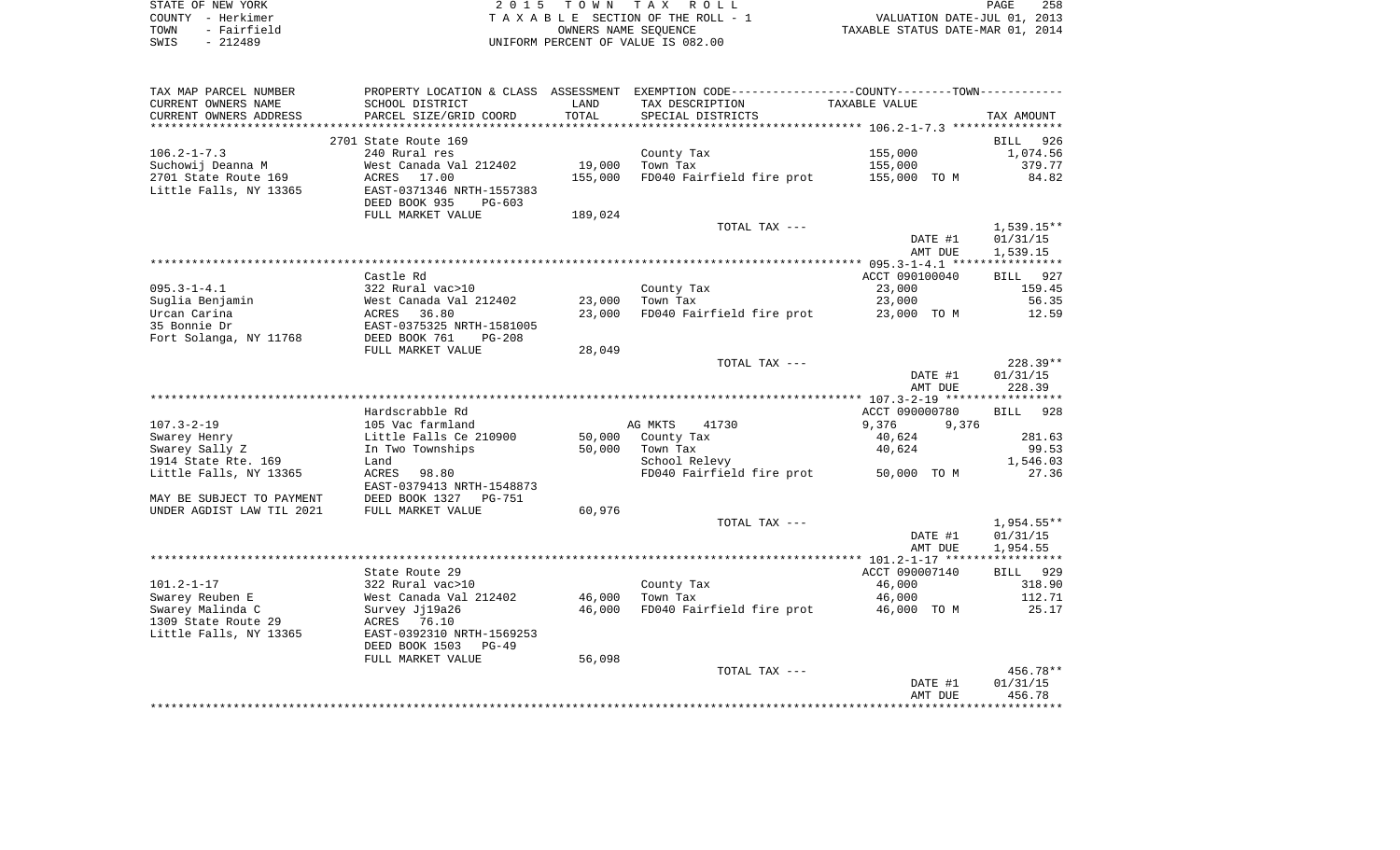STATE OF NEW YORK
COUNTY - Herkimer
TOWN - Fairfield
SWIS - 212489

2 0 1 5 T O W N T A X R O L L
T A X A B L E SECTION OF THE ROLL - 1
OWNERS NAME SEQUENCE
UNIFORM PERCENT OF VALUE IS 082.00

VALUATION DATE-JUL 01, 2013
TAXABLE STATUS DATE-MAR 01, 2014

| TAX MAP PARCEL NUMBER / CURRENT OWNERS NAME / CURRENT OWNERS ADDRESS | PROPERTY LOCATION & CLASS / SCHOOL DISTRICT / PARCEL SIZE/GRID COORD | ASSESSMENT LAND | TOTAL | EXEMPTION CODE / TAX DESCRIPTION / SPECIAL DISTRICTS | COUNTY--------TOWN / TAXABLE VALUE | TAX AMOUNT |
|---|---|---|---|---|---|---|
| **106.2-1-7.3** | 2701 State Route 169 | | | | | BILL 926 |
| 106.2-1-7.3 | 240 Rural res | | | County Tax | 155,000 | 1,074.56 |
| Suchowij Deanna M | West Canada Val 212402 | 19,000 | | Town Tax | 155,000 | 379.77 |
| 2701 State Route 169 | ACRES 17.00 | | 155,000 | FD040 Fairfield fire prot | 155,000 TO M | 84.82 |
| Little Falls, NY 13365 | EAST-0371346 NRTH-1557383 | | | | | |
| | DEED BOOK 935 PG-603 | | | | | |
| | FULL MARKET VALUE | 189,024 | | | | |
| | | | | TOTAL TAX --- | | 1,539.15** |
| | | | | | DATE #1 | 01/31/15 |
| | | | | | AMT DUE | 1,539.15 |
| **095.3-1-4.1** | Castle Rd | | | | ACCT 090100040 | BILL 927 |
| 095.3-1-4.1 | 322 Rural vac>10 | | | County Tax | 23,000 | 159.45 |
| Suglia Benjamin | West Canada Val 212402 | 23,000 | | Town Tax | 23,000 | 56.35 |
| Urcan Carina | ACRES 36.80 | | 23,000 | FD040 Fairfield fire prot | 23,000 TO M | 12.59 |
| 35 Bonnie Dr | EAST-0375325 NRTH-1581005 | | | | | |
| Fort Solanga, NY 11768 | DEED BOOK 761 PG-208 | | | | | |
| | FULL MARKET VALUE | 28,049 | | | | |
| | | | | TOTAL TAX --- | | 228.39** |
| | | | | | DATE #1 | 01/31/15 |
| | | | | | AMT DUE | 228.39 |
| **107.3-2-19** | Hardscrabble Rd | | | | ACCT 090000780 | BILL 928 |
| 107.3-2-19 | 105 Vac farmland | | | AG MKTS 41730 | 9,376 9,376 | |
| Swarey Henry | Little Falls Ce 210900 | 50,000 | | County Tax | 40,624 | 281.63 |
| Swarey Sally Z | In Two Townships | | 50,000 | Town Tax | 40,624 | 99.53 |
| 1914 State Rte. 169 | Land | | | School Relevy | | 1,546.03 |
| Little Falls, NY 13365 | ACRES 98.80 | | | FD040 Fairfield fire prot | 50,000 TO M | 27.36 |
| | EAST-0379413 NRTH-1548873 | | | | | |
| MAY BE SUBJECT TO PAYMENT | DEED BOOK 1327 PG-751 | | | | | |
| UNDER AGDIST LAW TIL 2021 | FULL MARKET VALUE | 60,976 | | | | |
| | | | | TOTAL TAX --- | | 1,954.55** |
| | | | | | DATE #1 | 01/31/15 |
| | | | | | AMT DUE | 1,954.55 |
| **101.2-1-17** | State Route 29 | | | | ACCT 090007140 | BILL 929 |
| 101.2-1-17 | 322 Rural vac>10 | | | County Tax | 46,000 | 318.90 |
| Swarey Reuben E | West Canada Val 212402 | 46,000 | | Town Tax | 46,000 | 112.71 |
| Swarey Malinda C | Survey Jj19a26 | | 46,000 | FD040 Fairfield fire prot | 46,000 TO M | 25.17 |
| 1309 State Route 29 | ACRES 76.10 | | | | | |
| Little Falls, NY 13365 | EAST-0392310 NRTH-1569253 | | | | | |
| | DEED BOOK 1503 PG-49 | | | | | |
| | FULL MARKET VALUE | 56,098 | | | | |
| | | | | TOTAL TAX --- | | 456.78** |
| | | | | | DATE #1 | 01/31/15 |
| | | | | | AMT DUE | 456.78 |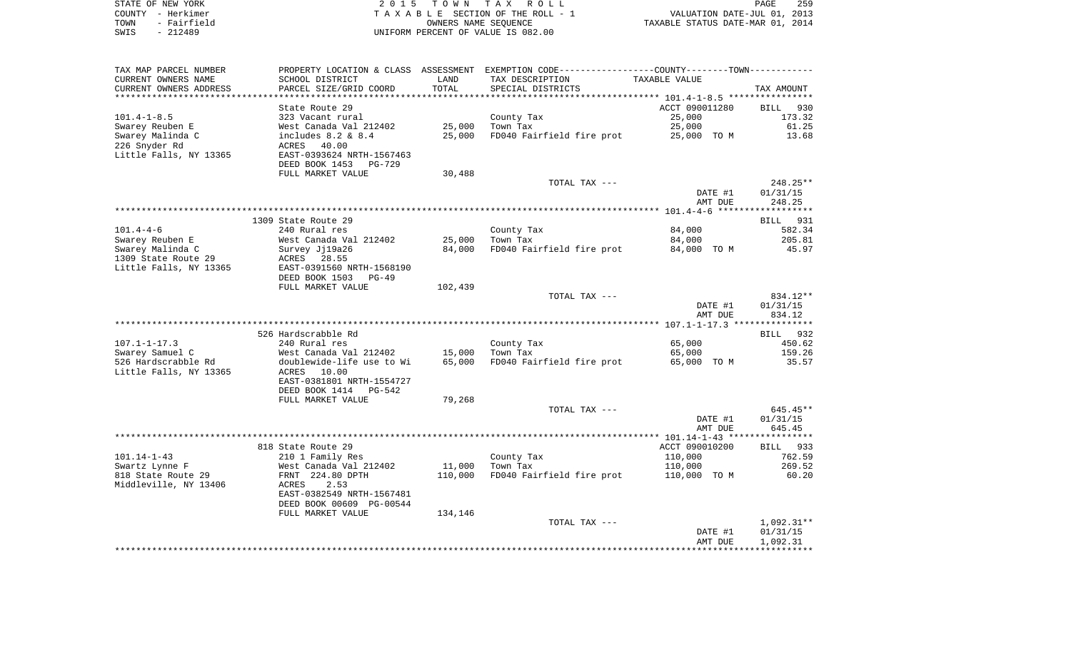STATE OF NEW YORK — 2015 TOWN TAX ROLL — PAGE 259
COUNTY - Herkimer — TAXABLE SECTION OF THE ROLL - 1 — VALUATION DATE-JUL 01, 2013
TOWN - Fairfield — OWNERS NAME SEQUENCE — TAXABLE STATUS DATE-MAR 01, 2014
SWIS - 212489 — UNIFORM PERCENT OF VALUE IS 082.00

| TAX MAP PARCEL NUMBER / CURRENT OWNERS NAME / CURRENT OWNERS ADDRESS | PROPERTY LOCATION & CLASS / SCHOOL DISTRICT / PARCEL SIZE/GRID COORD | ASSESSMENT LAND / TOTAL | EXEMPTION CODE / TAX DESCRIPTION / SPECIAL DISTRICTS | TAXABLE VALUE | TAX AMOUNT |
|---|---|---|---|---|---|
| | State Route 29 | | | ACCT 090011280 | BILL 930 |
| 101.4-1-8.5 | 323 Vacant rural | | County Tax | 25,000 | 173.32 |
| Swarey Reuben E | West Canada Val 212402 | 25,000 | Town Tax | 25,000 | 61.25 |
| Swarey Malinda C | includes 8.2 & 8.4 | 25,000 | FD040 Fairfield fire prot | 25,000 TO M | 13.68 |
| 226 Snyder Rd | ACRES 40.00 | | | | |
| Little Falls, NY 13365 | EAST-0393624 NRTH-1567463 | | | | |
| | DEED BOOK 1453 PG-729 | | | | |
| | FULL MARKET VALUE | 30,488 | | | |
| | | | TOTAL TAX --- | | 248.25** |
| | | | | DATE #1 | 01/31/15 |
| | | | | AMT DUE | 248.25 |
| | 1309 State Route 29 | | | | BILL 931 |
| 101.4-4-6 | 240 Rural res | | County Tax | 84,000 | 582.34 |
| Swarey Reuben E | West Canada Val 212402 | 25,000 | Town Tax | 84,000 | 205.81 |
| Swarey Malinda C | Survey Jj19a26 | 84,000 | FD040 Fairfield fire prot | 84,000 TO M | 45.97 |
| 1309 State Route 29 | ACRES 28.55 | | | | |
| Little Falls, NY 13365 | EAST-0391560 NRTH-1568190 | | | | |
| | DEED BOOK 1503 PG-49 | | | | |
| | FULL MARKET VALUE | 102,439 | | | |
| | | | TOTAL TAX --- | | 834.12** |
| | | | | DATE #1 | 01/31/15 |
| | | | | AMT DUE | 834.12 |
| | 526 Hardscrabble Rd | | | | BILL 932 |
| 107.1-1-17.3 | 240 Rural res | | County Tax | 65,000 | 450.62 |
| Swarey Samuel C | West Canada Val 212402 | 15,000 | Town Tax | 65,000 | 159.26 |
| 526 Hardscrabble Rd | doublewide-life use to Wi | 65,000 | FD040 Fairfield fire prot | 65,000 TO M | 35.57 |
| Little Falls, NY 13365 | ACRES 10.00 | | | | |
| | EAST-0381801 NRTH-1554727 | | | | |
| | DEED BOOK 1414 PG-542 | | | | |
| | FULL MARKET VALUE | 79,268 | | | |
| | | | TOTAL TAX --- | | 645.45** |
| | | | | DATE #1 | 01/31/15 |
| | | | | AMT DUE | 645.45 |
| | 818 State Route 29 | | | ACCT 090010200 | BILL 933 |
| 101.14-1-43 | 210 1 Family Res | | County Tax | 110,000 | 762.59 |
| Swartz Lynne F | West Canada Val 212402 | 11,000 | Town Tax | 110,000 | 269.52 |
| 818 State Route 29 | FRNT 224.80 DPTH | 110,000 | FD040 Fairfield fire prot | 110,000 TO M | 60.20 |
| Middleville, NY 13406 | ACRES 2.53 | | | | |
| | EAST-0382549 NRTH-1567481 | | | | |
| | DEED BOOK 00609 PG-00544 | | | | |
| | FULL MARKET VALUE | 134,146 | | | |
| | | | TOTAL TAX --- | | 1,092.31** |
| | | | | DATE #1 | 01/31/15 |
| | | | | AMT DUE | 1,092.31 |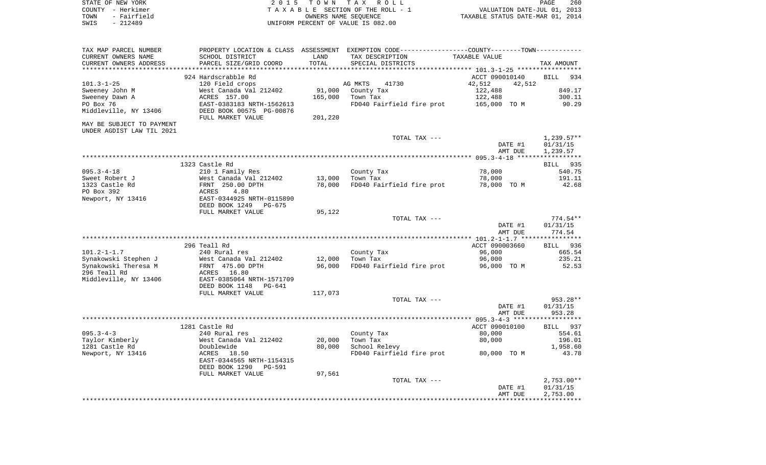STATE OF NEW YORK
COUNTY - Herkimer
TOWN - Fairfield
SWIS - 212489

2 0 1 5 T O W N T A X R O L L
T A X A B L E SECTION OF THE ROLL - 1
OWNERS NAME SEQUENCE
UNIFORM PERCENT OF VALUE IS 082.00

VALUATION DATE-JUL 01, 2013
TAXABLE STATUS DATE-MAR 01, 2014

| TAX MAP PARCEL NUMBER / CURRENT OWNERS NAME / CURRENT OWNERS ADDRESS | PROPERTY LOCATION & CLASS / SCHOOL DISTRICT / PARCEL SIZE/GRID COORD | ASSESSMENT LAND | TOTAL | EXEMPTION CODE / TAX DESCRIPTION / SPECIAL DISTRICTS | COUNTY / TAXABLE VALUE | TOWN | TAX AMOUNT |
|---|---|---|---|---|---|---|---|
| 101.3-1-25 | 924 Hardscrabble Rd | | | | ACCT 090010140 | | BILL 934 |
| 101.3-1-25 | 120 Field crops | | | AG MKTS 41730 | 42,512 | 42,512 | |
| Sweeney John M | West Canada Val 212402 | 91,000 | | County Tax | 122,488 | | 849.17 |
| Sweeney Dawn A | ACRES 157.00 | | 165,000 | Town Tax | 122,488 | | 300.11 |
| PO Box 76 | EAST-0383183 NRTH-1562613 | | | FD040 Fairfield fire prot | 165,000 TO M | | 90.29 |
| Middleville, NY 13406 | DEED BOOK 00575 PG-00876 | | | | | | |
| | FULL MARKET VALUE | | 201,220 | | | | |
| MAY BE SUBJECT TO PAYMENT UNDER AGDIST LAW TIL 2021 | | | | | | | |
| | | | | TOTAL TAX --- | | | 1,239.57** |
| | | | | | DATE #1 | | 01/31/15 |
| | | | | | AMT DUE | | 1,239.57 |
| 095.3-4-18 | 1323 Castle Rd | | | | | | BILL 935 |
| 095.3-4-18 | 210 1 Family Res | | | County Tax | 78,000 | | 540.75 |
| Sweet Robert J | West Canada Val 212402 | 13,000 | | Town Tax | 78,000 | | 191.11 |
| 1323 Castle Rd | FRNT 250.00 DPTH | | 78,000 | FD040 Fairfield fire prot | 78,000 TO M | | 42.68 |
| PO Box 392 | ACRES 4.80 | | | | | | |
| Newport, NY 13416 | EAST-0344925 NRTH-0115890 | | | | | | |
| | DEED BOOK 1249 PG-675 | | | | | | |
| | FULL MARKET VALUE | | 95,122 | | | | |
| | | | | TOTAL TAX --- | | | 774.54** |
| | | | | | DATE #1 | | 01/31/15 |
| | | | | | AMT DUE | | 774.54 |
| 101.2-1-1.7 | 296 Teall Rd | | | | ACCT 090003660 | | BILL 936 |
| 101.2-1-1.7 | 240 Rural res | | | County Tax | 96,000 | | 665.54 |
| Synakowski Stephen J | West Canada Val 212402 | 12,000 | | Town Tax | 96,000 | | 235.21 |
| Synakowski Theresa M | FRNT 475.00 DPTH | | 96,000 | FD040 Fairfield fire prot | 96,000 TO M | | 52.53 |
| 296 Teall Rd | ACRES 16.80 | | | | | | |
| Middleville, NY 13406 | EAST-0385064 NRTH-1571709 | | | | | | |
| | DEED BOOK 1148 PG-641 | | | | | | |
| | FULL MARKET VALUE | | 117,073 | | | | |
| | | | | TOTAL TAX --- | | | 953.28** |
| | | | | | DATE #1 | | 01/31/15 |
| | | | | | AMT DUE | | 953.28 |
| 095.3-4-3 | 1281 Castle Rd | | | | ACCT 090010100 | | BILL 937 |
| 095.3-4-3 | 240 Rural res | | | County Tax | 80,000 | | 554.61 |
| Taylor Kimberly | West Canada Val 212402 | 20,000 | | Town Tax | 80,000 | | 196.01 |
| 1281 Castle Rd | Doublewide | | 80,000 | School Relevy | | | 1,958.60 |
| Newport, NY 13416 | ACRES 18.50 | | | FD040 Fairfield fire prot | 80,000 TO M | | 43.78 |
| | EAST-0344565 NRTH-1154315 | | | | | | |
| | DEED BOOK 1290 PG-591 | | | | | | |
| | FULL MARKET VALUE | | 97,561 | | | | |
| | | | | TOTAL TAX --- | | | 2,753.00** |
| | | | | | DATE #1 | | 01/31/15 |
| | | | | | AMT DUE | | 2,753.00 |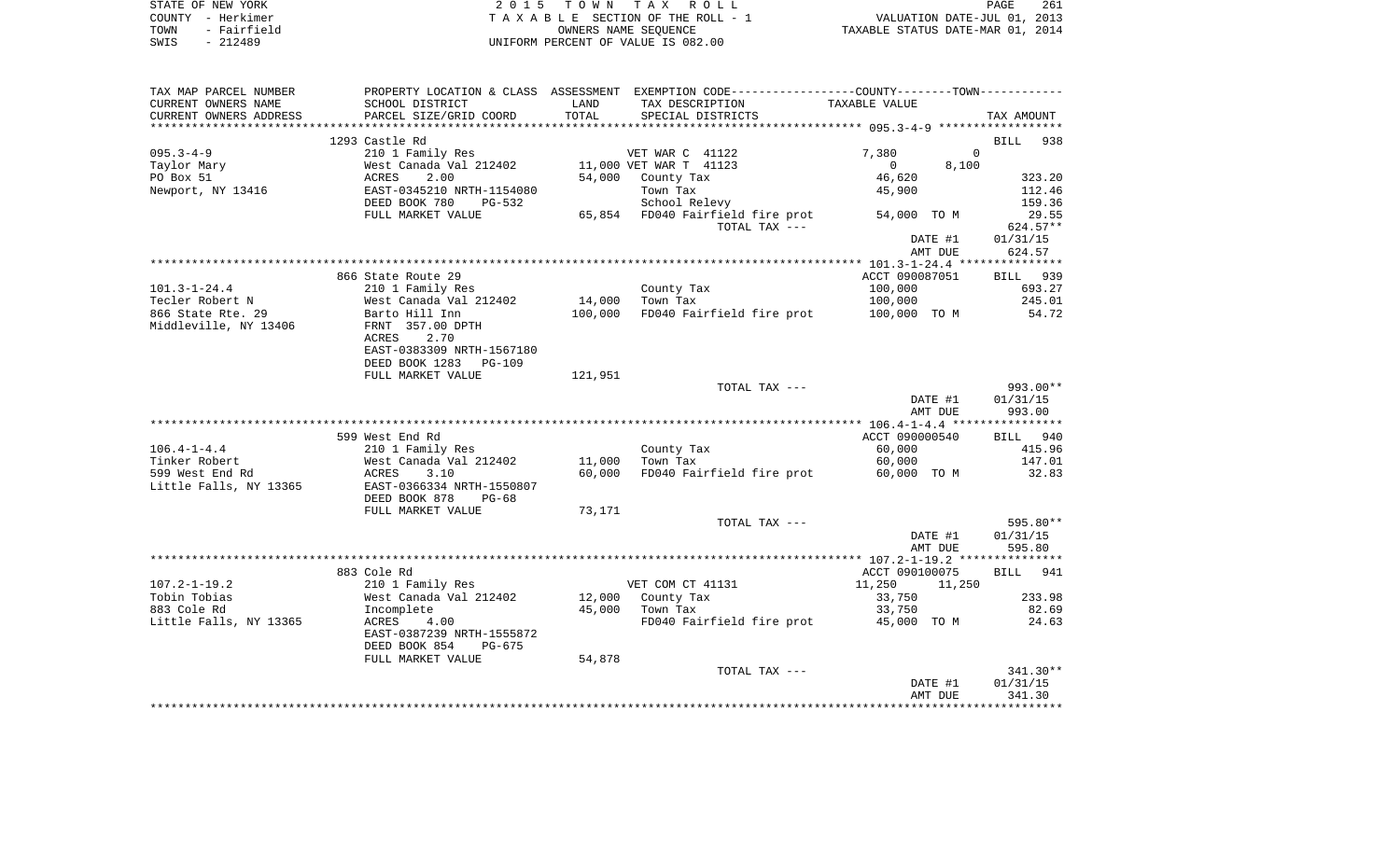STATE OF NEW YORK
COUNTY - Herkimer
TOWN - Fairfield
SWIS - 212489

2 0 1 5 T O W N T A X R O L L
T A X A B L E SECTION OF THE ROLL - 1
OWNERS NAME SEQUENCE
UNIFORM PERCENT OF VALUE IS 082.00

VALUATION DATE-JUL 01, 2013
TAXABLE STATUS DATE-MAR 01, 2014

| TAX MAP PARCEL NUMBER / CURRENT OWNERS NAME / CURRENT OWNERS ADDRESS | PROPERTY LOCATION & CLASS / SCHOOL DISTRICT / PARCEL SIZE/GRID COORD | ASSESSMENT LAND / TOTAL | EXEMPTION CODE / TAX DESCRIPTION / SPECIAL DISTRICTS | COUNTY / TAXABLE VALUE | TOWN | TAX AMOUNT |
|---|---|---|---|---|---|---|
| ****** 095.3-4-9 ****** | | | | | | |
| | 1293 Castle Rd | | | | | BILL 938 |
| 095.3-4-9 | 210 1 Family Res | | VET WAR C 41122 | 7,380 | 0 | |
| Taylor Mary | West Canada Val 212402 | 11,000 | VET WAR T 41123 | 0 | 8,100 | |
| PO Box 51 | ACRES 2.00 | 54,000 | County Tax | 46,620 | | 323.20 |
| Newport, NY 13416 | EAST-0345210 NRTH-1154080 | | Town Tax | 45,900 | | 112.46 |
| | DEED BOOK 780 PG-532 | | School Relevy | | | 159.36 |
| | FULL MARKET VALUE | 65,854 | FD040 Fairfield fire prot | 54,000 TO M | | 29.55 |
| | | | TOTAL TAX --- | | | 624.57** |
| | | | | DATE #1 | | 01/31/15 |
| | | | | AMT DUE | | 624.57 |
| ****** 101.3-1-24.4 ****** | | | | | | |
| | 866 State Route 29 | | | ACCT 090087051 | | BILL 939 |
| 101.3-1-24.4 | 210 1 Family Res | | County Tax | 100,000 | | 693.27 |
| Tecler Robert N | West Canada Val 212402 | 14,000 | Town Tax | 100,000 | | 245.01 |
| 866 State Rte. 29 | Barto Hill Inn | 100,000 | FD040 Fairfield fire prot | 100,000 TO M | | 54.72 |
| Middleville, NY 13406 | FRNT 357.00 DPTH | | | | | |
| | ACRES 2.70 | | | | | |
| | EAST-0383309 NRTH-1567180 | | | | | |
| | DEED BOOK 1283 PG-109 | | | | | |
| | FULL MARKET VALUE | 121,951 | | | | |
| | | | TOTAL TAX --- | | | 993.00** |
| | | | | DATE #1 | | 01/31/15 |
| | | | | AMT DUE | | 993.00 |
| ****** 106.4-1-4.4 ****** | | | | | | |
| | 599 West End Rd | | | ACCT 090000540 | | BILL 940 |
| 106.4-1-4.4 | 210 1 Family Res | | County Tax | 60,000 | | 415.96 |
| Tinker Robert | West Canada Val 212402 | 11,000 | Town Tax | 60,000 | | 147.01 |
| 599 West End Rd | ACRES 3.10 | 60,000 | FD040 Fairfield fire prot | 60,000 TO M | | 32.83 |
| Little Falls, NY 13365 | EAST-0366334 NRTH-1550807 | | | | | |
| | DEED BOOK 878 PG-68 | | | | | |
| | FULL MARKET VALUE | 73,171 | | | | |
| | | | TOTAL TAX --- | | | 595.80** |
| | | | | DATE #1 | | 01/31/15 |
| | | | | AMT DUE | | 595.80 |
| ****** 107.2-1-19.2 ****** | | | | | | |
| | 883 Cole Rd | | | ACCT 090100075 | | BILL 941 |
| 107.2-1-19.2 | 210 1 Family Res | | VET COM CT 41131 | 11,250 | 11,250 | |
| Tobin Tobias | West Canada Val 212402 | 12,000 | County Tax | 33,750 | | 233.98 |
| 883 Cole Rd | Incomplete | 45,000 | Town Tax | 33,750 | | 82.69 |
| Little Falls, NY 13365 | ACRES 4.00 | | FD040 Fairfield fire prot | 45,000 TO M | | 24.63 |
| | EAST-0387239 NRTH-1555872 | | | | | |
| | DEED BOOK 854 PG-675 | | | | | |
| | FULL MARKET VALUE | 54,878 | | | | |
| | | | TOTAL TAX --- | | | 341.30** |
| | | | | DATE #1 | | 01/31/15 |
| | | | | AMT DUE | | 341.30 |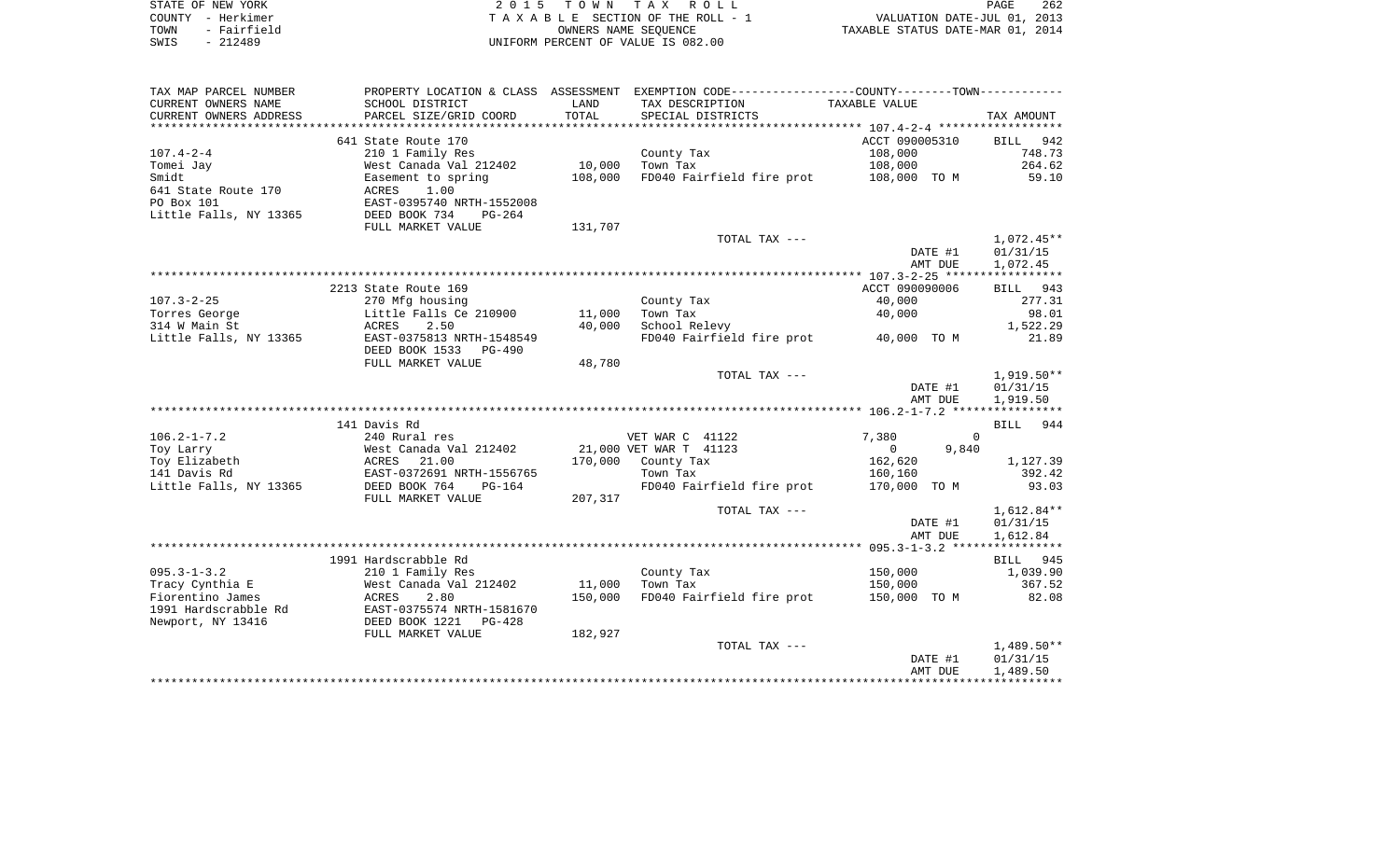STATE OF NEW YORK
COUNTY - Herkimer
TOWN - Fairfield
SWIS - 212489

2 0 1 5 T O W N T A X R O L L
T A X A B L E SECTION OF THE ROLL - 1
OWNERS NAME SEQUENCE
UNIFORM PERCENT OF VALUE IS 082.00

VALUATION DATE-JUL 01, 2013
TAXABLE STATUS DATE-MAR 01, 2014

| TAX MAP PARCEL NUMBER / CURRENT OWNERS NAME / CURRENT OWNERS ADDRESS | PROPERTY LOCATION & CLASS / SCHOOL DISTRICT / PARCEL SIZE/GRID COORD | ASSESSMENT LAND | TOTAL | EXEMPTION CODE / TAX DESCRIPTION / SPECIAL DISTRICTS | COUNTY TAXABLE VALUE | TOWN | TAX AMOUNT |
|---|---|---|---|---|---|---|---|
| **107.4-2-4** | 641 State Route 170 | | | | ACCT 090005310 | | BILL 942 |
| 107.4-2-4 | 210 1 Family Res | | | County Tax | 108,000 | | 748.73 |
| Tomei Jay | West Canada Val 212402 | 10,000 | | Town Tax | 108,000 | | 264.62 |
| Smidt | Easement to spring | | 108,000 | FD040 Fairfield fire prot | 108,000 TO M | | 59.10 |
| 641 State Route 170 | ACRES 1.00 | | | | | | |
| PO Box 101 | EAST-0395740 NRTH-1552008 | | | | | | |
| Little Falls, NY 13365 | DEED BOOK 734 PG-264 | | | | | | |
| | FULL MARKET VALUE | 131,707 | | | | | |
| | | | | TOTAL TAX --- | | | 1,072.45** |
| | | | | | DATE #1 | | 01/31/15 |
| | | | | | AMT DUE | | 1,072.45 |
| **107.3-2-25** | 2213 State Route 169 | | | | ACCT 090090006 | | BILL 943 |
| 107.3-2-25 | 270 Mfg housing | | | County Tax | 40,000 | | 277.31 |
| Torres George | Little Falls Ce 210900 | 11,000 | | Town Tax | 40,000 | | 98.01 |
| 314 W Main St | ACRES 2.50 | | 40,000 | School Relevy | | | 1,522.29 |
| Little Falls, NY 13365 | EAST-0375813 NRTH-1548549 | | | FD040 Fairfield fire prot | 40,000 TO M | | 21.89 |
| | DEED BOOK 1533 PG-490 | | | | | | |
| | FULL MARKET VALUE | 48,780 | | | | | |
| | | | | TOTAL TAX --- | | | 1,919.50** |
| | | | | | DATE #1 | | 01/31/15 |
| | | | | | AMT DUE | | 1,919.50 |
| **106.2-1-7.2** | 141 Davis Rd | | | | | | BILL 944 |
| 106.2-1-7.2 | 240 Rural res | | | VET WAR C 41122 | 7,380 | 0 | |
| Toy Larry | West Canada Val 212402 | 21,000 | | VET WAR T 41123 | 0 | 9,840 | |
| Toy Elizabeth | ACRES 21.00 | | 170,000 | County Tax | 162,620 | | 1,127.39 |
| 141 Davis Rd | EAST-0372691 NRTH-1556765 | | | Town Tax | 160,160 | | 392.42 |
| Little Falls, NY 13365 | DEED BOOK 764 PG-164 | | | FD040 Fairfield fire prot | 170,000 TO M | | 93.03 |
| | FULL MARKET VALUE | 207,317 | | | | | |
| | | | | TOTAL TAX --- | | | 1,612.84** |
| | | | | | DATE #1 | | 01/31/15 |
| | | | | | AMT DUE | | 1,612.84 |
| **095.3-1-3.2** | 1991 Hardscrabble Rd | | | | | | BILL 945 |
| 095.3-1-3.2 | 210 1 Family Res | | | County Tax | 150,000 | | 1,039.90 |
| Tracy Cynthia E | West Canada Val 212402 | 11,000 | | Town Tax | 150,000 | | 367.52 |
| Fiorentino James | ACRES 2.80 | | 150,000 | FD040 Fairfield fire prot | 150,000 TO M | | 82.08 |
| 1991 Hardscrabble Rd | EAST-0375574 NRTH-1581670 | | | | | | |
| Newport, NY 13416 | DEED BOOK 1221 PG-428 | | | | | | |
| | FULL MARKET VALUE | 182,927 | | | | | |
| | | | | TOTAL TAX --- | | | 1,489.50** |
| | | | | | DATE #1 | | 01/31/15 |
| | | | | | AMT DUE | | 1,489.50 |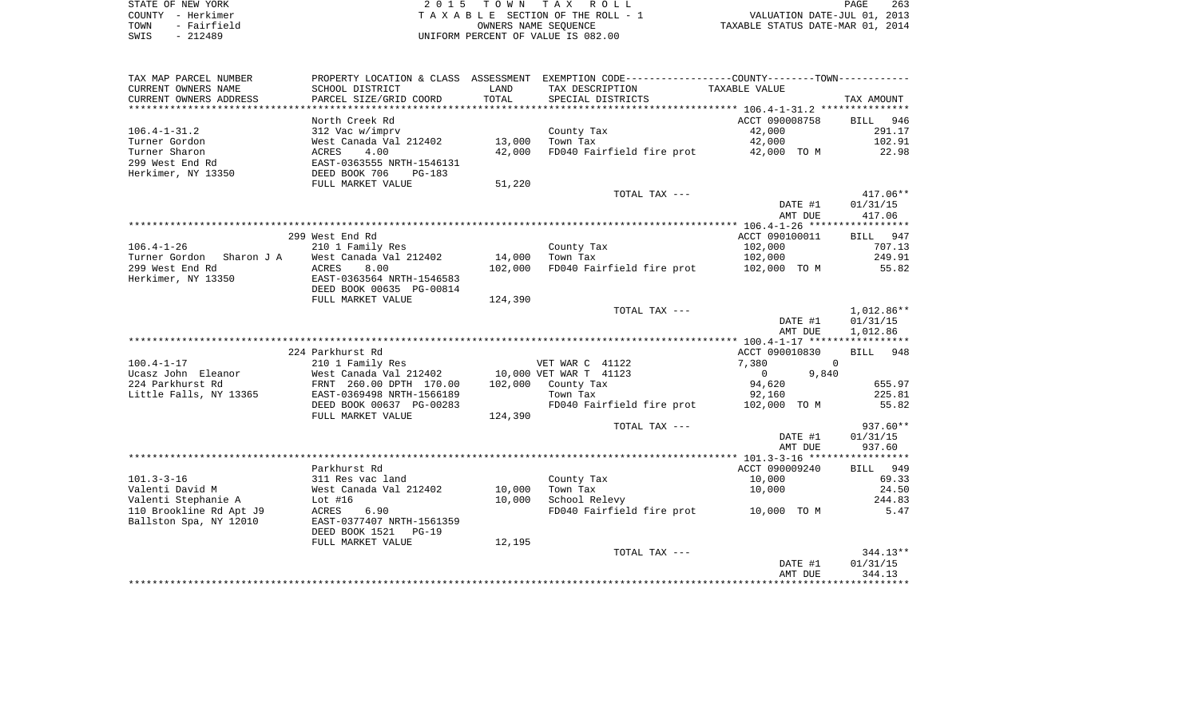STATE OF NEW YORK
COUNTY - Herkimer
TOWN - Fairfield
SWIS - 212489

2 0 1 5 T O W N T A X R O L L
T A X A B L E SECTION OF THE ROLL - 1
OWNERS NAME SEQUENCE
UNIFORM PERCENT OF VALUE IS 082.00

VALUATION DATE-JUL 01, 2013
TAXABLE STATUS DATE-MAR 01, 2014

| TAX MAP PARCEL NUMBER / CURRENT OWNERS NAME / CURRENT OWNERS ADDRESS | PROPERTY LOCATION & CLASS / SCHOOL DISTRICT / PARCEL SIZE/GRID COORD | ASSESSMENT LAND | TOTAL | EXEMPTION CODE / TAX DESCRIPTION / SPECIAL DISTRICTS | TAXABLE VALUE | TAX AMOUNT |
|---|---|---|---|---|---|---|
| 106.4-1-31.2 | North Creek Rd | | | | ACCT 090008758 | BILL 946 |
| | 312 Vac w/imprv | | | County Tax | 42,000 | 291.17 |
| Turner Gordon | West Canada Val 212402 | 13,000 | | Town Tax | 42,000 | 102.91 |
| Turner Sharon | ACRES 4.00 | | 42,000 | FD040 Fairfield fire prot | 42,000 TO M | 22.98 |
| 299 West End Rd | EAST-0363555 NRTH-1546131 | | | | | |
| Herkimer, NY 13350 | DEED BOOK 706 PG-183 | | | | | |
| | FULL MARKET VALUE | 51,220 | | | | |
| | | | | TOTAL TAX --- | | 417.06** |
| | | | | | DATE #1 | 01/31/15 |
| | | | | | AMT DUE | 417.06 |
| 106.4-1-26 | 299 West End Rd | | | | ACCT 090100011 | BILL 947 |
| | 210 1 Family Res | | | County Tax | 102,000 | 707.13 |
| Turner Gordon Sharon J A | West Canada Val 212402 | 14,000 | | Town Tax | 102,000 | 249.91 |
| 299 West End Rd | ACRES 8.00 | | 102,000 | FD040 Fairfield fire prot | 102,000 TO M | 55.82 |
| Herkimer, NY 13350 | EAST-0363564 NRTH-1546583 | | | | | |
| | DEED BOOK 00635 PG-00814 | | | | | |
| | FULL MARKET VALUE | 124,390 | | | | |
| | | | | TOTAL TAX --- | | 1,012.86** |
| | | | | | DATE #1 | 01/31/15 |
| | | | | | AMT DUE | 1,012.86 |
| 100.4-1-17 | 224 Parkhurst Rd | | | | ACCT 090010830 | BILL 948 |
| | 210 1 Family Res | | | VET WAR C 41122 | 7,380 0 | |
| Ucasz John Eleanor | West Canada Val 212402 | 10,000 | | VET WAR T 41123 | 0 9,840 | |
| 224 Parkhurst Rd | FRNT 260.00 DPTH 170.00 | | 102,000 | County Tax | 94,620 | 655.97 |
| Little Falls, NY 13365 | EAST-0369498 NRTH-1566189 | | | Town Tax | 92,160 | 225.81 |
| | DEED BOOK 00637 PG-00283 | | | FD040 Fairfield fire prot | 102,000 TO M | 55.82 |
| | FULL MARKET VALUE | 124,390 | | | | |
| | | | | TOTAL TAX --- | | 937.60** |
| | | | | | DATE #1 | 01/31/15 |
| | | | | | AMT DUE | 937.60 |
| 101.3-3-16 | Parkhurst Rd | | | | ACCT 090009240 | BILL 949 |
| | 311 Res vac land | | | County Tax | 10,000 | 69.33 |
| Valenti David M | West Canada Val 212402 | 10,000 | | Town Tax | 10,000 | 24.50 |
| Valenti Stephanie A | Lot #16 | | 10,000 | School Relevy | | 244.83 |
| 110 Brookline Rd Apt J9 | ACRES 6.90 | | | FD040 Fairfield fire prot | 10,000 TO M | 5.47 |
| Ballston Spa, NY 12010 | EAST-0377407 NRTH-1561359 | | | | | |
| | DEED BOOK 1521 PG-19 | | | | | |
| | FULL MARKET VALUE | 12,195 | | | | |
| | | | | TOTAL TAX --- | | 344.13** |
| | | | | | DATE #1 | 01/31/15 |
| | | | | | AMT DUE | 344.13 |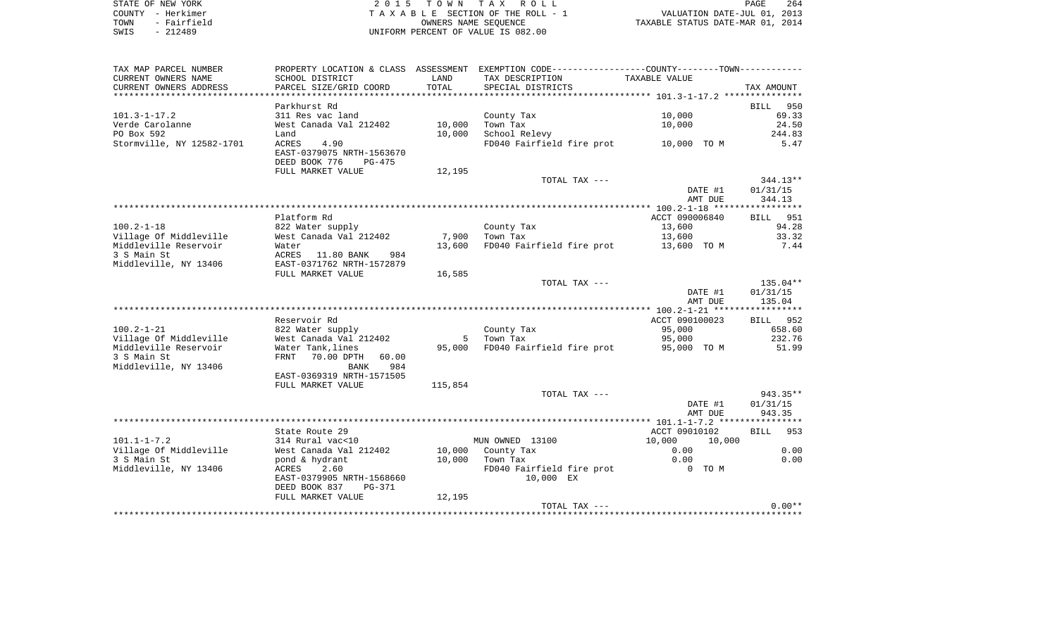STATE OF NEW YORK — 2015 TOWN TAX ROLL — PAGE 264
COUNTY - Herkimer — TAXABLE SECTION OF THE ROLL - 1 — VALUATION DATE-JUL 01, 2013
TOWN - Fairfield — OWNERS NAME SEQUENCE — TAXABLE STATUS DATE-MAR 01, 2014
SWIS - 212489 — UNIFORM PERCENT OF VALUE IS 082.00

| TAX MAP PARCEL NUMBER / CURRENT OWNERS NAME / CURRENT OWNERS ADDRESS | PROPERTY LOCATION & CLASS / SCHOOL DISTRICT / PARCEL SIZE/GRID COORD | ASSESSMENT LAND / TOTAL | EXEMPTION CODE / TAX DESCRIPTION / SPECIAL DISTRICTS | COUNTY--------TOWN / TAXABLE VALUE | TAX AMOUNT |
|---|---|---|---|---|---|
| **101.3-1-17.2** | Parkhurst Rd | | | | BILL 950 |
| 101.3-1-17.2 | 311 Res vac land | | County Tax | 10,000 | 69.33 |
| Verde Carolanne | West Canada Val 212402 | 10,000 | Town Tax | 10,000 | 24.50 |
| PO Box 592 | Land | 10,000 | School Relevy | | 244.83 |
| Stormville, NY 12582-1701 | ACRES 4.90 | | FD040 Fairfield fire prot | 10,000 TO M | 5.47 |
| | EAST-0379075 NRTH-1563670 | | | | |
| | DEED BOOK 776 PG-475 | | | | |
| | FULL MARKET VALUE | 12,195 | | | |
| | | | TOTAL TAX --- | | 344.13** |
| | | | | DATE #1 | 01/31/15 |
| | | | | AMT DUE | 344.13 |
| **100.2-1-18** | Platform Rd | | | ACCT 090006840 | BILL 951 |
| 100.2-1-18 | 822 Water supply | | County Tax | 13,600 | 94.28 |
| Village Of Middleville | West Canada Val 212402 | 7,900 | Town Tax | 13,600 | 33.32 |
| Middleville Reservoir | Water | 13,600 | FD040 Fairfield fire prot | 13,600 TO M | 7.44 |
| 3 S Main St | ACRES 11.80 BANK 984 | | | | |
| Middleville, NY 13406 | EAST-0371762 NRTH-1572879 | | | | |
| | FULL MARKET VALUE | 16,585 | | | |
| | | | TOTAL TAX --- | | 135.04** |
| | | | | DATE #1 | 01/31/15 |
| | | | | AMT DUE | 135.04 |
| **100.2-1-21** | Reservoir Rd | | | ACCT 090100023 | BILL 952 |
| 100.2-1-21 | 822 Water supply | | County Tax | 95,000 | 658.60 |
| Village Of Middleville | West Canada Val 212402 | 5 | Town Tax | 95,000 | 232.76 |
| Middleville Reservoir | Water Tank,lines | 95,000 | FD040 Fairfield fire prot | 95,000 TO M | 51.99 |
| 3 S Main St | FRNT 70.00 DPTH 60.00 | | | | |
| Middleville, NY 13406 | BANK 984 | | | | |
| | EAST-0369319 NRTH-1571505 | | | | |
| | FULL MARKET VALUE | 115,854 | | | |
| | | | TOTAL TAX --- | | 943.35** |
| | | | | DATE #1 | 01/31/15 |
| | | | | AMT DUE | 943.35 |
| **101.1-1-7.2** | State Route 29 | | | ACCT 09010102 | BILL 953 |
| 101.1-1-7.2 | 314 Rural vac<10 | | MUN OWNED 13100 | 10,000 10,000 | |
| Village Of Middleville | West Canada Val 212402 | 10,000 | County Tax | 0.00 | 0.00 |
| 3 S Main St | pond & hydrant | 10,000 | Town Tax | 0.00 | 0.00 |
| Middleville, NY 13406 | ACRES 2.60 | | FD040 Fairfield fire prot | 0 TO M | |
| | EAST-0379905 NRTH-1568660 | | 10,000 EX | | |
| | DEED BOOK 837 PG-371 | | | | |
| | FULL MARKET VALUE | 12,195 | | | |
| | | | TOTAL TAX --- | | 0.00** |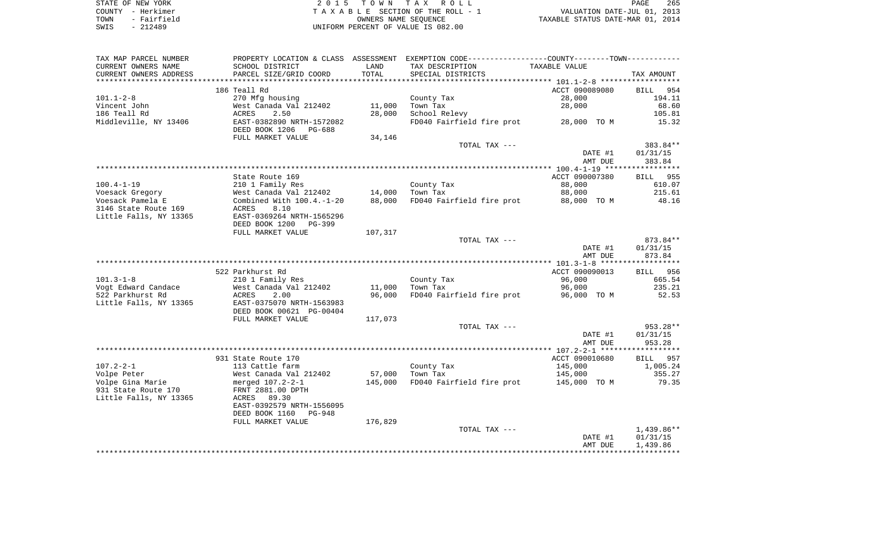STATE OF NEW YORK
COUNTY - Herkimer
TOWN - Fairfield
SWIS - 212489

2 0 1 5 T O W N T A X R O L L
T A X A B L E SECTION OF THE ROLL - 1
OWNERS NAME SEQUENCE
UNIFORM PERCENT OF VALUE IS 082.00

VALUATION DATE-JUL 01, 2013
TAXABLE STATUS DATE-MAR 01, 2014

| TAX MAP PARCEL NUMBER / CURRENT OWNERS NAME / CURRENT OWNERS ADDRESS | PROPERTY LOCATION & CLASS / SCHOOL DISTRICT / PARCEL SIZE/GRID COORD | ASSESSMENT LAND / TOTAL | EXEMPTION CODE / TAX DESCRIPTION / SPECIAL DISTRICTS | TAXABLE VALUE | TAX AMOUNT |
|---|---|---|---|---|---|
| | 186 Teall Rd | | | ACCT 090089080 | BILL 954 |
| 101.1-2-8 | 270 Mfg housing | | County Tax | 28,000 | 194.11 |
| Vincent John | West Canada Val 212402 | 11,000 | Town Tax | 28,000 | 68.60 |
| 186 Teall Rd | ACRES 2.50 | 28,000 | School Relevy | | 105.81 |
| Middleville, NY 13406 | EAST-0382890 NRTH-1572082 | | FD040 Fairfield fire prot | 28,000 TO M | 15.32 |
| | DEED BOOK 1206 PG-688 | | | | |
| | FULL MARKET VALUE | 34,146 | | | |
| | | | TOTAL TAX --- | | 383.84** |
| | | | | DATE #1 | 01/31/15 |
| | | | | AMT DUE | 383.84 |
| | State Route 169 | | | ACCT 090007380 | BILL 955 |
| 100.4-1-19 | 210 1 Family Res | | County Tax | 88,000 | 610.07 |
| Voesack Gregory | West Canada Val 212402 | 14,000 | Town Tax | 88,000 | 215.61 |
| Voesack Pamela E | Combined With 100.4.-1-20 | 88,000 | FD040 Fairfield fire prot | 88,000 TO M | 48.16 |
| 3146 State Route 169 | ACRES 8.10 | | | | |
| Little Falls, NY 13365 | EAST-0369264 NRTH-1565296 | | | | |
| | DEED BOOK 1200 PG-399 | | | | |
| | FULL MARKET VALUE | 107,317 | | | |
| | | | TOTAL TAX --- | | 873.84** |
| | | | | DATE #1 | 01/31/15 |
| | | | | AMT DUE | 873.84 |
| | 522 Parkhurst Rd | | | ACCT 090090013 | BILL 956 |
| 101.3-1-8 | 210 1 Family Res | | County Tax | 96,000 | 665.54 |
| Vogt Edward Candace | West Canada Val 212402 | 11,000 | Town Tax | 96,000 | 235.21 |
| 522 Parkhurst Rd | ACRES 2.00 | 96,000 | FD040 Fairfield fire prot | 96,000 TO M | 52.53 |
| Little Falls, NY 13365 | EAST-0375070 NRTH-1563983 | | | | |
| | DEED BOOK 00621 PG-00404 | | | | |
| | FULL MARKET VALUE | 117,073 | | | |
| | | | TOTAL TAX --- | | 953.28** |
| | | | | DATE #1 | 01/31/15 |
| | | | | AMT DUE | 953.28 |
| | 931 State Route 170 | | | ACCT 090010680 | BILL 957 |
| 107.2-2-1 | 113 Cattle farm | | County Tax | 145,000 | 1,005.24 |
| Volpe Peter | West Canada Val 212402 | 57,000 | Town Tax | 145,000 | 355.27 |
| Volpe Gina Marie | merged 107.2-2-1 | 145,000 | FD040 Fairfield fire prot | 145,000 TO M | 79.35 |
| 931 State Route 170 | FRNT 2881.00 DPTH | | | | |
| Little Falls, NY 13365 | ACRES 89.30 | | | | |
| | EAST-0392579 NRTH-1556095 | | | | |
| | DEED BOOK 1160 PG-948 | | | | |
| | FULL MARKET VALUE | 176,829 | | | |
| | | | TOTAL TAX --- | | 1,439.86** |
| | | | | DATE #1 | 01/31/15 |
| | | | | AMT DUE | 1,439.86 |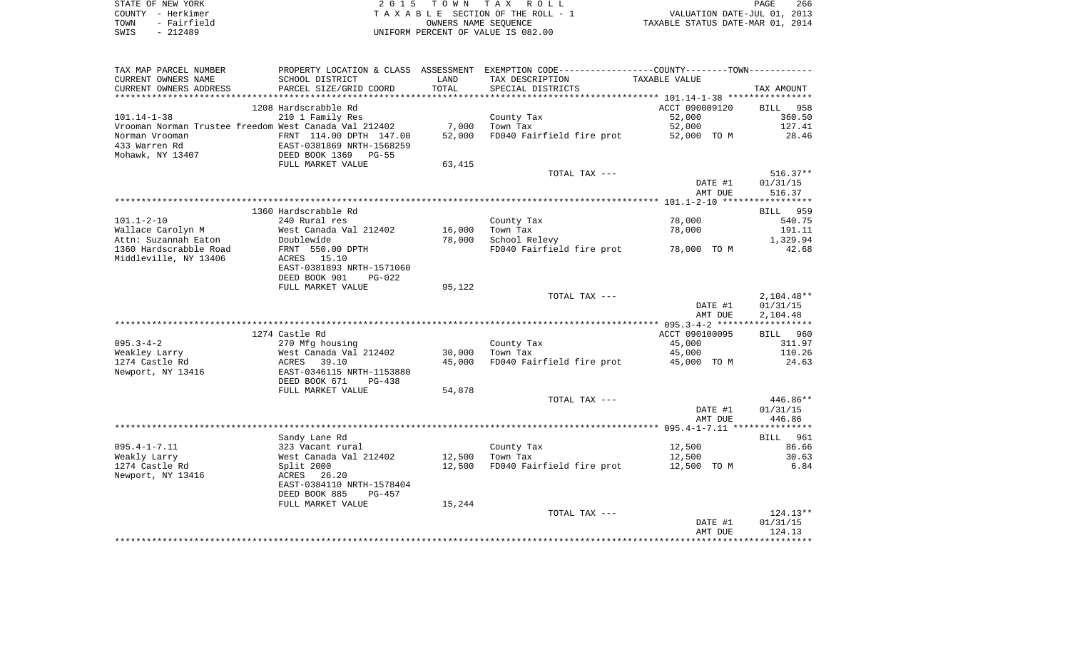STATE OF NEW YORK — 2015 TOWN TAX ROLL
COUNTY - Herkimer — TAXABLE SECTION OF THE ROLL - 1 — VALUATION DATE-JUL 01, 2013
TOWN - Fairfield — OWNERS NAME SEQUENCE — TAXABLE STATUS DATE-MAR 01, 2014
SWIS - 212489 — UNIFORM PERCENT OF VALUE IS 082.00

| TAX MAP PARCEL NUMBER / CURRENT OWNERS NAME / CURRENT OWNERS ADDRESS | PROPERTY LOCATION & CLASS / SCHOOL DISTRICT / PARCEL SIZE/GRID COORD | ASSESSMENT LAND / TOTAL | EXEMPTION CODE / TAX DESCRIPTION / SPECIAL DISTRICTS | COUNTY--------TOWN TAXABLE VALUE | TAX AMOUNT |
|---|---|---|---|---|---|
| 101.14-1-38 | 1208 Hardscrabble Rd | | | ACCT 090009120 | BILL 958 |
| | 210 1 Family Res | | County Tax | 52,000 | 360.50 |
| Vrooman Norman Trustee freedom | West Canada Val 212402 | 7,000 | Town Tax | 52,000 | 127.41 |
| Norman Vrooman | FRNT 114.00 DPTH 147.00 | 52,000 | FD040 Fairfield fire prot | 52,000 TO M | 28.46 |
| 433 Warren Rd | EAST-0381869 NRTH-1568259 | | | | |
| Mohawk, NY 13407 | DEED BOOK 1369 PG-55 | | | | |
| | FULL MARKET VALUE | 63,415 | | | |
| | | | TOTAL TAX --- | | 516.37** |
| | | | | DATE #1 | 01/31/15 |
| | | | | AMT DUE | 516.37 |
| 101.1-2-10 | 1360 Hardscrabble Rd | | | | BILL 959 |
| | 240 Rural res | | County Tax | 78,000 | 540.75 |
| Wallace Carolyn M | West Canada Val 212402 | 16,000 | Town Tax | 78,000 | 191.11 |
| Attn: Suzannah Eaton | Doublewide | 78,000 | School Relevy | | 1,329.94 |
| 1360 Hardscrabble Road | FRNT 550.00 DPTH | | FD040 Fairfield fire prot | 78,000 TO M | 42.68 |
| Middleville, NY 13406 | ACRES 15.10 | | | | |
| | EAST-0381893 NRTH-1571060 | | | | |
| | DEED BOOK 901 PG-022 | | | | |
| | FULL MARKET VALUE | 95,122 | | | |
| | | | TOTAL TAX --- | | 2,104.48** |
| | | | | DATE #1 | 01/31/15 |
| | | | | AMT DUE | 2,104.48 |
| 095.3-4-2 | 1274 Castle Rd | | | ACCT 090100095 | BILL 960 |
| | 270 Mfg housing | | County Tax | 45,000 | 311.97 |
| Weakley Larry | West Canada Val 212402 | 30,000 | Town Tax | 45,000 | 110.26 |
| 1274 Castle Rd | ACRES 39.10 | 45,000 | FD040 Fairfield fire prot | 45,000 TO M | 24.63 |
| Newport, NY 13416 | EAST-0346115 NRTH-1153880 | | | | |
| | DEED BOOK 671 PG-438 | | | | |
| | FULL MARKET VALUE | 54,878 | | | |
| | | | TOTAL TAX --- | | 446.86** |
| | | | | DATE #1 | 01/31/15 |
| | | | | AMT DUE | 446.86 |
| 095.4-1-7.11 | Sandy Lane Rd | | | | BILL 961 |
| | 323 Vacant rural | | County Tax | 12,500 | 86.66 |
| Weakly Larry | West Canada Val 212402 | 12,500 | Town Tax | 12,500 | 30.63 |
| 1274 Castle Rd | Split 2000 | 12,500 | FD040 Fairfield fire prot | 12,500 TO M | 6.84 |
| Newport, NY 13416 | ACRES 26.20 | | | | |
| | EAST-0384110 NRTH-1578404 | | | | |
| | DEED BOOK 885 PG-457 | | | | |
| | FULL MARKET VALUE | 15,244 | | | |
| | | | TOTAL TAX --- | | 124.13** |
| | | | | DATE #1 | 01/31/15 |
| | | | | AMT DUE | 124.13 |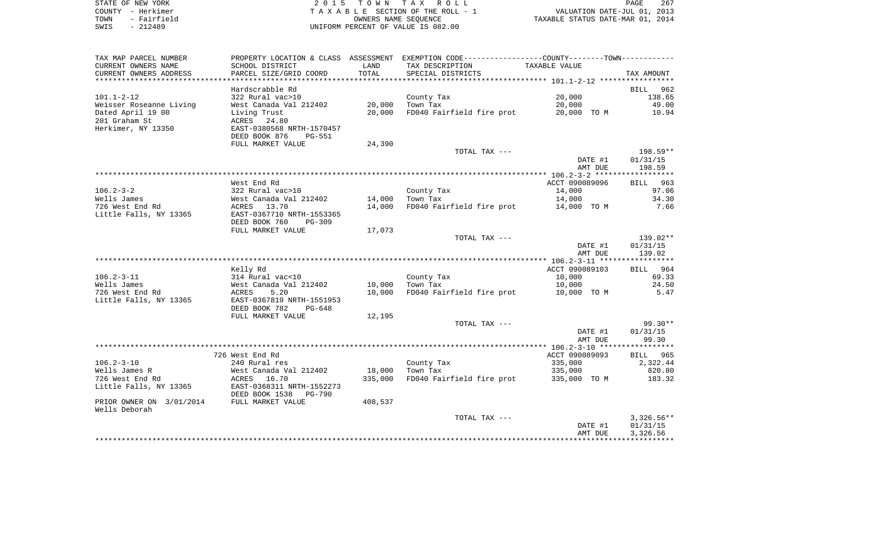STATE OF NEW YORK
COUNTY - Herkimer
TOWN - Fairfield
SWIS - 212489

2 0 1 5 T O W N T A X R O L L
T A X A B L E SECTION OF THE ROLL - 1
OWNERS NAME SEQUENCE
UNIFORM PERCENT OF VALUE IS 082.00

VALUATION DATE-JUL 01, 2013
TAXABLE STATUS DATE-MAR 01, 2014

| TAX MAP PARCEL NUMBER / CURRENT OWNERS NAME / CURRENT OWNERS ADDRESS | PROPERTY LOCATION & CLASS / SCHOOL DISTRICT / PARCEL SIZE/GRID COORD | ASSESSMENT LAND / TOTAL | EXEMPTION CODE / TAX DESCRIPTION / SPECIAL DISTRICTS | COUNTY--------TOWN / TAXABLE VALUE | TAX AMOUNT |
|---|---|---|---|---|---|
| **101.1-2-12** | Hardscrabble Rd | | | | BILL 962 |
| Weisser Roseanne Living | 322 Rural vac>10 | | County Tax | 20,000 | 138.65 |
| Dated April 19 00 | West Canada Val 212402 | 20,000 | Town Tax | 20,000 | 49.00 |
| 201 Graham St | Living Trust | 20,000 | FD040 Fairfield fire prot | 20,000 TO M | 10.94 |
| Herkimer, NY 13350 | ACRES 24.80 | | | | |
| | EAST-0380568 NRTH-1570457 | | | | |
| | DEED BOOK 876 PG-551 | | | | |
| | FULL MARKET VALUE | 24,390 | | | |
| | | | TOTAL TAX --- | | 198.59** |
| | | | | DATE #1 | 01/31/15 |
| | | | | AMT DUE | 198.59 |
| **106.2-3-2** | West End Rd | | | ACCT 090089096 | BILL 963 |
| Wells James | 322 Rural vac>10 | | County Tax | 14,000 | 97.06 |
| 726 West End Rd | West Canada Val 212402 | 14,000 | Town Tax | 14,000 | 34.30 |
| Little Falls, NY 13365 | ACRES 13.70 | 14,000 | FD040 Fairfield fire prot | 14,000 TO M | 7.66 |
| | EAST-0367710 NRTH-1553365 | | | | |
| | DEED BOOK 760 PG-309 | | | | |
| | FULL MARKET VALUE | 17,073 | | | |
| | | | TOTAL TAX --- | | 139.02** |
| | | | | DATE #1 | 01/31/15 |
| | | | | AMT DUE | 139.02 |
| **106.2-3-11** | Kelly Rd | | | ACCT 090089103 | BILL 964 |
| Wells James | 314 Rural vac<10 | | County Tax | 10,000 | 69.33 |
| 726 West End Rd | West Canada Val 212402 | 10,000 | Town Tax | 10,000 | 24.50 |
| Little Falls, NY 13365 | ACRES 5.20 | 10,000 | FD040 Fairfield fire prot | 10,000 TO M | 5.47 |
| | EAST-0367819 NRTH-1551953 | | | | |
| | DEED BOOK 782 PG-648 | | | | |
| | FULL MARKET VALUE | 12,195 | | | |
| | | | TOTAL TAX --- | | 99.30** |
| | | | | DATE #1 | 01/31/15 |
| | | | | AMT DUE | 99.30 |
| **106.2-3-10** | 726 West End Rd | | | ACCT 090089093 | BILL 965 |
| Wells James R | 240 Rural res | | County Tax | 335,000 | 2,322.44 |
| 726 West End Rd | West Canada Val 212402 | 18,000 | Town Tax | 335,000 | 820.80 |
| Little Falls, NY 13365 | ACRES 16.70 | 335,000 | FD040 Fairfield fire prot | 335,000 TO M | 183.32 |
| | EAST-0368311 NRTH-1552273 | | | | |
| | DEED BOOK 1538 PG-790 | | | | |
| PRIOR OWNER ON 3/01/2014 | FULL MARKET VALUE | 408,537 | | | |
| Wells Deborah | | | | | |
| | | | TOTAL TAX --- | | 3,326.56** |
| | | | | DATE #1 | 01/31/15 |
| | | | | AMT DUE | 3,326.56 |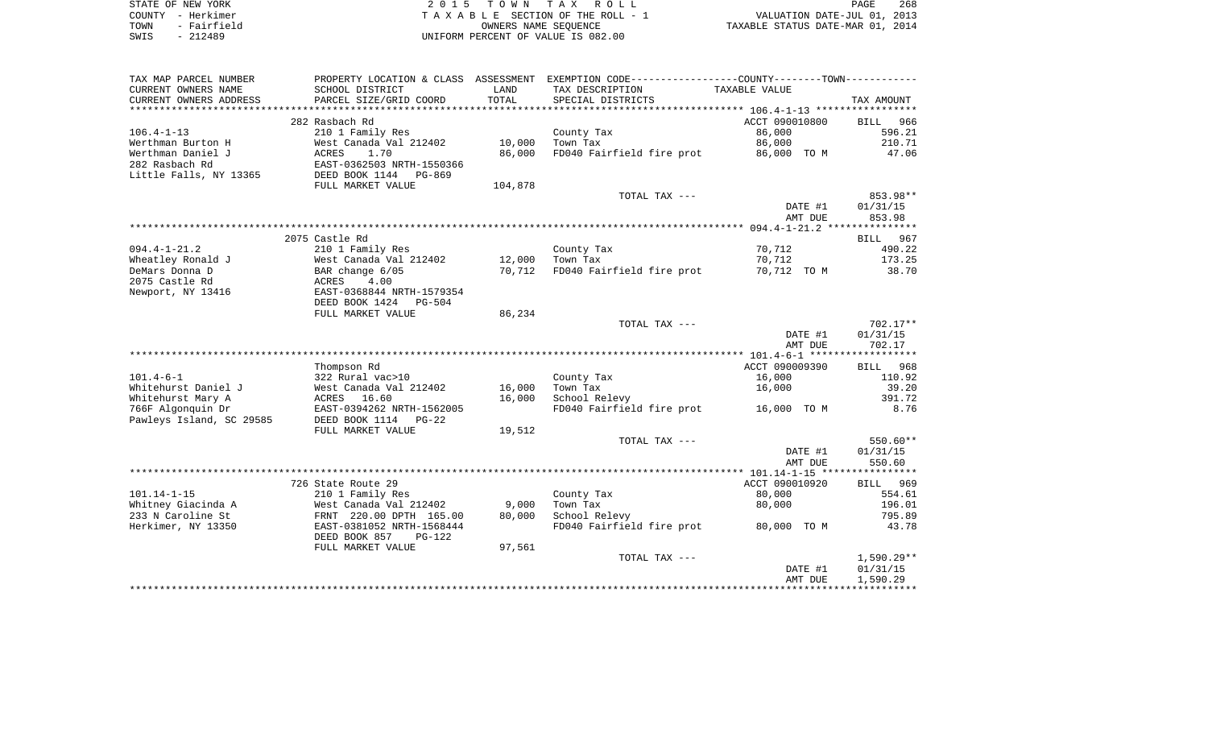STATE OF NEW YORK
COUNTY - Herkimer
TOWN - Fairfield
SWIS - 212489

2 0 1 5 T O W N T A X R O L L
T A X A B L E SECTION OF THE ROLL - 1
OWNERS NAME SEQUENCE
UNIFORM PERCENT OF VALUE IS 082.00

VALUATION DATE-JUL 01, 2013
TAXABLE STATUS DATE-MAR 01, 2014

| TAX MAP PARCEL NUMBER / CURRENT OWNERS NAME / CURRENT OWNERS ADDRESS | PROPERTY LOCATION & CLASS / SCHOOL DISTRICT / PARCEL SIZE/GRID COORD | ASSESSMENT LAND / TOTAL | EXEMPTION CODE / TAX DESCRIPTION / SPECIAL DISTRICTS | TAXABLE VALUE | TAX AMOUNT |
|---|---|---|---|---|---|
| 106.4-1-13 | 282 Rasbach Rd | | | ACCT 090010800 | BILL 966 |
| | 210 1 Family Res | | County Tax | 86,000 | 596.21 |
| Werthman Burton H | West Canada Val 212402 | 10,000 | Town Tax | 86,000 | 210.71 |
| Werthman Daniel J | ACRES 1.70 | 86,000 | FD040 Fairfield fire prot | 86,000 TO M | 47.06 |
| 282 Rasbach Rd | EAST-0362503 NRTH-1550366 | | | | |
| Little Falls, NY 13365 | DEED BOOK 1144 PG-869 | | | | |
| | FULL MARKET VALUE | 104,878 | | | |
| | | | TOTAL TAX --- | | 853.98** |
| | | | | DATE #1 | 01/31/15 |
| | | | | AMT DUE | 853.98 |
| 094.4-1-21.2 | 2075 Castle Rd | | | | BILL 967 |
| | 210 1 Family Res | | County Tax | 70,712 | 490.22 |
| Wheatley Ronald J | West Canada Val 212402 | 12,000 | Town Tax | 70,712 | 173.25 |
| DeMars Donna D | BAR change 6/05 | 70,712 | FD040 Fairfield fire prot | 70,712 TO M | 38.70 |
| 2075 Castle Rd | ACRES 4.00 | | | | |
| Newport, NY 13416 | EAST-0368844 NRTH-1579354 | | | | |
| | DEED BOOK 1424 PG-504 | | | | |
| | FULL MARKET VALUE | 86,234 | | | |
| | | | TOTAL TAX --- | | 702.17** |
| | | | | DATE #1 | 01/31/15 |
| | | | | AMT DUE | 702.17 |
| 101.4-6-1 | Thompson Rd | | | ACCT 090009390 | BILL 968 |
| | 322 Rural vac>10 | | County Tax | 16,000 | 110.92 |
| Whitehurst Daniel J | West Canada Val 212402 | 16,000 | Town Tax | 16,000 | 39.20 |
| Whitehurst Mary A | ACRES 16.60 | 16,000 | School Relevy | | 391.72 |
| 766F Algonquin Dr | EAST-0394262 NRTH-1562005 | | FD040 Fairfield fire prot | 16,000 TO M | 8.76 |
| Pawleys Island, SC 29585 | DEED BOOK 1114 PG-22 | | | | |
| | FULL MARKET VALUE | 19,512 | | | |
| | | | TOTAL TAX --- | | 550.60** |
| | | | | DATE #1 | 01/31/15 |
| | | | | AMT DUE | 550.60 |
| 101.14-1-15 | 726 State Route 29 | | | ACCT 090010920 | BILL 969 |
| | 210 1 Family Res | | County Tax | 80,000 | 554.61 |
| Whitney Giacinda A | West Canada Val 212402 | 9,000 | Town Tax | 80,000 | 196.01 |
| 233 N Caroline St | FRNT 220.00 DPTH 165.00 | 80,000 | School Relevy | | 795.89 |
| Herkimer, NY 13350 | EAST-0381052 NRTH-1568444 | | FD040 Fairfield fire prot | 80,000 TO M | 43.78 |
| | DEED BOOK 857 PG-122 | | | | |
| | FULL MARKET VALUE | 97,561 | | | |
| | | | TOTAL TAX --- | | 1,590.29** |
| | | | | DATE #1 | 01/31/15 |
| | | | | AMT DUE | 1,590.29 |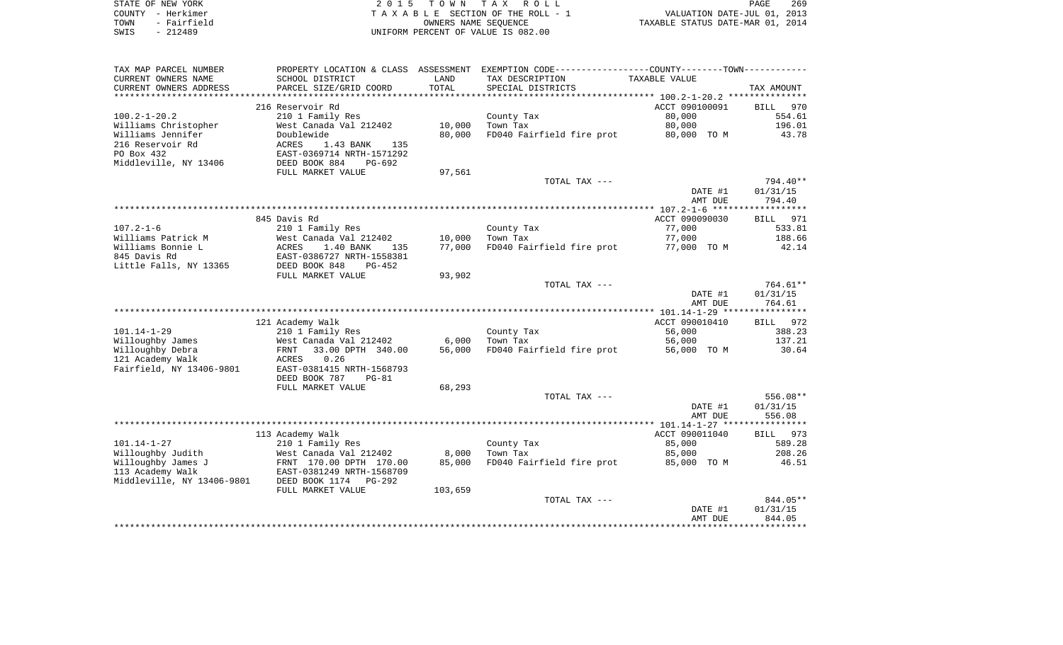STATE OF NEW YORK | 2 0 1 5 T O W N T A X R O L L
COUNTY - Herkimer | T A X A B L E SECTION OF THE ROLL - 1 | VALUATION DATE-JUL 01, 2013
TOWN - Fairfield | OWNERS NAME SEQUENCE | TAXABLE STATUS DATE-MAR 01, 2014
SWIS - 212489 | UNIFORM PERCENT OF VALUE IS 082.00

| TAX MAP PARCEL NUMBER / CURRENT OWNERS NAME / CURRENT OWNERS ADDRESS | PROPERTY LOCATION & CLASS / SCHOOL DISTRICT / PARCEL SIZE/GRID COORD | ASSESSMENT LAND / TOTAL | EXEMPTION CODE / TAX DESCRIPTION / SPECIAL DISTRICTS | COUNTY--------TOWN / TAXABLE VALUE | TAX AMOUNT |
|---|---|---|---|---|---|
| 100.2-1-20.2 | 216 Reservoir Rd | | | ACCT 090100091 | BILL 970 |
| | 210 1 Family Res | | County Tax | 80,000 | 554.61 |
| Williams Christopher | West Canada Val 212402 | 10,000 | Town Tax | 80,000 | 196.01 |
| Williams Jennifer | Doublewide | 80,000 | FD040 Fairfield fire prot | 80,000 TO M | 43.78 |
| 216 Reservoir Rd | ACRES 1.43 BANK 135 | | | | |
| PO Box 432 | EAST-0369714 NRTH-1571292 | | | | |
| Middleville, NY 13406 | DEED BOOK 884 PG-692 | | | | |
| | FULL MARKET VALUE | 97,561 | | | |
| | | | TOTAL TAX --- | | 794.40** |
| | | | | DATE #1 | 01/31/15 |
| | | | | AMT DUE | 794.40 |
| 107.2-1-6 | 845 Davis Rd | | | ACCT 090090030 | BILL 971 |
| | 210 1 Family Res | | County Tax | 77,000 | 533.81 |
| Williams Patrick M | West Canada Val 212402 | 10,000 | Town Tax | 77,000 | 188.66 |
| Williams Bonnie L | ACRES 1.40 BANK 135 | 77,000 | FD040 Fairfield fire prot | 77,000 TO M | 42.14 |
| 845 Davis Rd | EAST-0386727 NRTH-1558381 | | | | |
| Little Falls, NY 13365 | DEED BOOK 848 PG-452 | | | | |
| | FULL MARKET VALUE | 93,902 | | | |
| | | | TOTAL TAX --- | | 764.61** |
| | | | | DATE #1 | 01/31/15 |
| | | | | AMT DUE | 764.61 |
| 101.14-1-29 | 121 Academy Walk | | | ACCT 090010410 | BILL 972 |
| | 210 1 Family Res | | County Tax | 56,000 | 388.23 |
| Willoughby James | West Canada Val 212402 | 6,000 | Town Tax | 56,000 | 137.21 |
| Willoughby Debra | FRNT 33.00 DPTH 340.00 | 56,000 | FD040 Fairfield fire prot | 56,000 TO M | 30.64 |
| 121 Academy Walk | ACRES 0.26 | | | | |
| Fairfield, NY 13406-9801 | EAST-0381415 NRTH-1568793 | | | | |
| | DEED BOOK 787 PG-81 | | | | |
| | FULL MARKET VALUE | 68,293 | | | |
| | | | TOTAL TAX --- | | 556.08** |
| | | | | DATE #1 | 01/31/15 |
| | | | | AMT DUE | 556.08 |
| 101.14-1-27 | 113 Academy Walk | | | ACCT 090011040 | BILL 973 |
| | 210 1 Family Res | | County Tax | 85,000 | 589.28 |
| Willoughby Judith | West Canada Val 212402 | 8,000 | Town Tax | 85,000 | 208.26 |
| Willoughby James J | FRNT 170.00 DPTH 170.00 | 85,000 | FD040 Fairfield fire prot | 85,000 TO M | 46.51 |
| 113 Academy Walk | EAST-0381249 NRTH-1568709 | | | | |
| Middleville, NY 13406-9801 | DEED BOOK 1174 PG-292 | | | | |
| | FULL MARKET VALUE | 103,659 | | | |
| | | | TOTAL TAX --- | | 844.05** |
| | | | | DATE #1 | 01/31/15 |
| | | | | AMT DUE | 844.05 |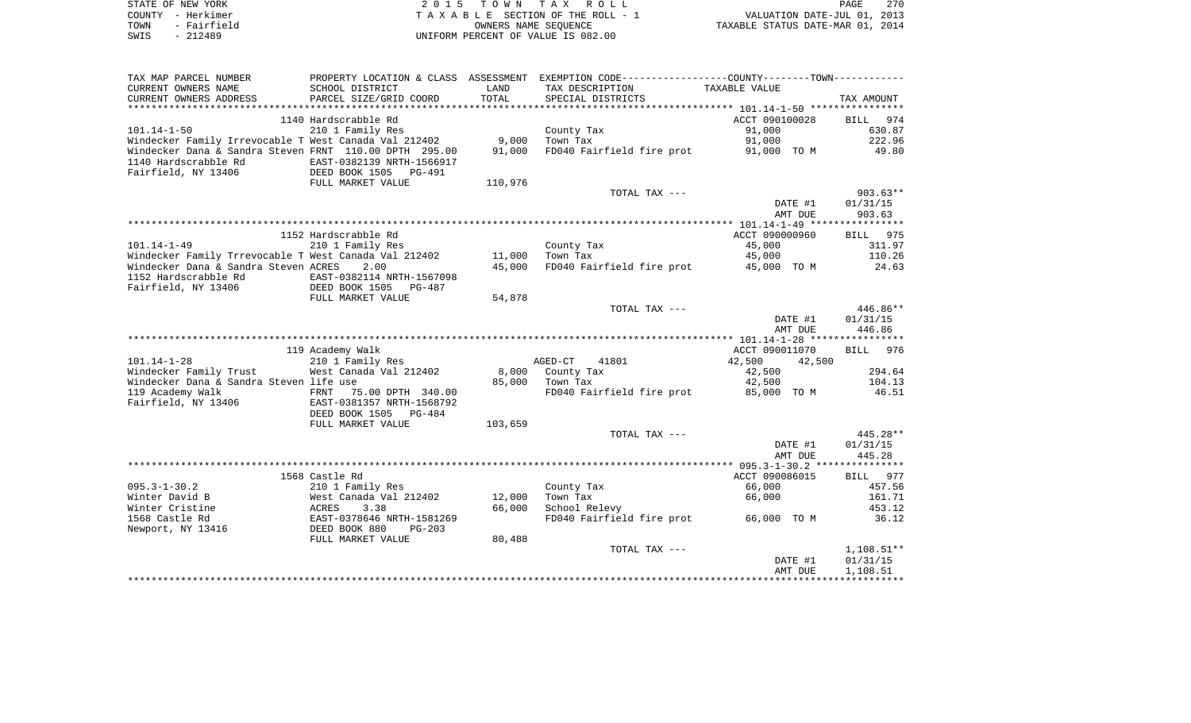STATE OF NEW YORK
COUNTY - Herkimer
TOWN - Fairfield
SWIS - 212489

2 0 1 5 T O W N T A X R O L L
T A X A B L E SECTION OF THE ROLL - 1
OWNERS NAME SEQUENCE
UNIFORM PERCENT OF VALUE IS 082.00

VALUATION DATE-JUL 01, 2013
TAXABLE STATUS DATE-MAR 01, 2014

| TAX MAP PARCEL NUMBER / CURRENT OWNERS NAME / CURRENT OWNERS ADDRESS | PROPERTY LOCATION & CLASS / SCHOOL DISTRICT / PARCEL SIZE/GRID COORD | ASSESSMENT LAND / TOTAL | EXEMPTION CODE / TAX DESCRIPTION / SPECIAL DISTRICTS | COUNTY/TOWN TAXABLE VALUE | TAX AMOUNT |
|---|---|---|---|---|---|
| 101.14-1-50 | 1140 Hardscrabble Rd | | | ACCT 090100028 | BILL 974 |
| | 210 1 Family Res | | County Tax | 91,000 | 630.87 |
| Windecker Family Irrevocable T | West Canada Val 212402 | 9,000 | Town Tax | 91,000 | 222.96 |
| Windecker Dana & Sandra Steven | FRNT 110.00 DPTH 295.00 | 91,000 | FD040 Fairfield fire prot | 91,000 TO M | 49.80 |
| 1140 Hardscrabble Rd | EAST-0382139 NRTH-1566917 | | | | |
| Fairfield, NY 13406 | DEED BOOK 1505 PG-491 | | | | |
| | FULL MARKET VALUE | 110,976 | | | |
| | | | TOTAL TAX --- | | 903.63** |
| | | | | DATE #1 | 01/31/15 |
| | | | | AMT DUE | 903.63 |
| 101.14-1-49 | 1152 Hardscrabble Rd | | | ACCT 090000960 | BILL 975 |
| | 210 1 Family Res | | County Tax | 45,000 | 311.97 |
| Windecker Family Trrevocable T | West Canada Val 212402 | 11,000 | Town Tax | 45,000 | 110.26 |
| Windecker Dana & Sandra Steven | ACRES 2.00 | 45,000 | FD040 Fairfield fire prot | 45,000 TO M | 24.63 |
| 1152 Hardscrabble Rd | EAST-0382114 NRTH-1567098 | | | | |
| Fairfield, NY 13406 | DEED BOOK 1505 PG-487 | | | | |
| | FULL MARKET VALUE | 54,878 | | | |
| | | | TOTAL TAX --- | | 446.86** |
| | | | | DATE #1 | 01/31/15 |
| | | | | AMT DUE | 446.86 |
| 101.14-1-28 | 119 Academy Walk | | | ACCT 090011070 | BILL 976 |
| | 210 1 Family Res | | AGED-CT 41801 | 42,500 42,500 | |
| Windecker Family Trust | West Canada Val 212402 | 8,000 | County Tax | 42,500 | 294.64 |
| Windecker Dana & Sandra Steven life use | | 85,000 | Town Tax | 42,500 | 104.13 |
| 119 Academy Walk | FRNT 75.00 DPTH 340.00 | | FD040 Fairfield fire prot | 85,000 TO M | 46.51 |
| Fairfield, NY 13406 | EAST-0381357 NRTH-1568792 | | | | |
| | DEED BOOK 1505 PG-484 | | | | |
| | FULL MARKET VALUE | 103,659 | | | |
| | | | TOTAL TAX --- | | 445.28** |
| | | | | DATE #1 | 01/31/15 |
| | | | | AMT DUE | 445.28 |
| 095.3-1-30.2 | 1568 Castle Rd | | | ACCT 090086015 | BILL 977 |
| | 210 1 Family Res | | County Tax | 66,000 | 457.56 |
| Winter David B | West Canada Val 212402 | 12,000 | Town Tax | 66,000 | 161.71 |
| Winter Cristine | ACRES 3.38 | 66,000 | School Relevy | | 453.12 |
| 1568 Castle Rd | EAST-0378646 NRTH-1581269 | | FD040 Fairfield fire prot | 66,000 TO M | 36.12 |
| Newport, NY 13416 | DEED BOOK 880 PG-203 | | | | |
| | FULL MARKET VALUE | 80,488 | | | |
| | | | TOTAL TAX --- | | 1,108.51** |
| | | | | DATE #1 | 01/31/15 |
| | | | | AMT DUE | 1,108.51 |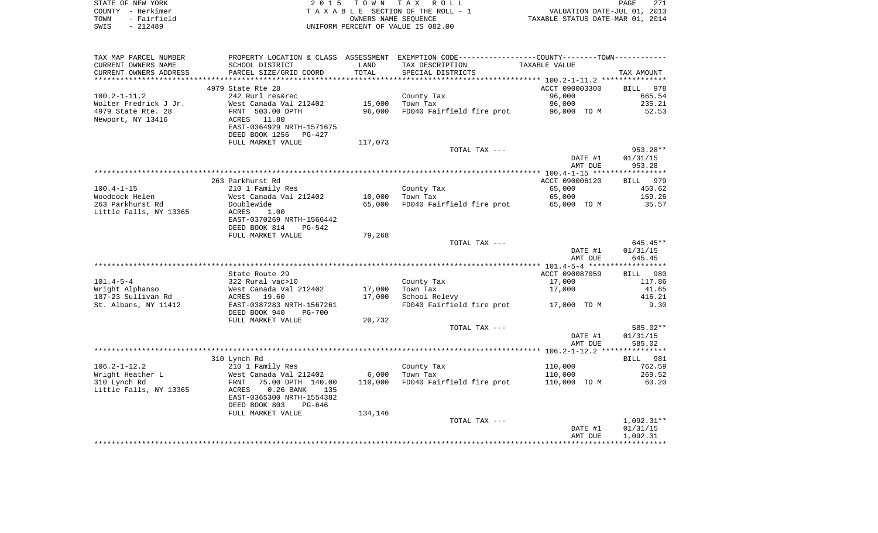STATE OF NEW YORK
COUNTY - Herkimer
TOWN - Fairfield
SWIS - 212489

2 0 1 5 T O W N T A X R O L L
T A X A B L E SECTION OF THE ROLL - 1
OWNERS NAME SEQUENCE
UNIFORM PERCENT OF VALUE IS 082.00

VALUATION DATE-JUL 01, 2013
TAXABLE STATUS DATE-MAR 01, 2014

| TAX MAP PARCEL NUMBER / CURRENT OWNERS NAME / CURRENT OWNERS ADDRESS | PROPERTY LOCATION & CLASS / SCHOOL DISTRICT / PARCEL SIZE/GRID COORD | ASSESSMENT LAND / TOTAL | EXEMPTION CODE / TAX DESCRIPTION / SPECIAL DISTRICTS | COUNTY--------TOWN TAXABLE VALUE | TAX AMOUNT |
|---|---|---|---|---|---|
| | 4979 State Rte 28 | | | ACCT 090003300 | BILL 978 |
| 100.2-1-11.2 | 242 Rurl res&rec | | County Tax | 96,000 | 665.54 |
| Wolter Fredrick J Jr. | West Canada Val 212402 | 15,000 | Town Tax | 96,000 | 235.21 |
| 4979 State Rte. 28 | FRNT 503.00 DPTH | 96,000 | FD040 Fairfield fire prot | 96,000 TO M | 52.53 |
| Newport, NY 13416 | ACRES 11.80 | | | | |
| | EAST-0364929 NRTH-1571675 | | | | |
| | DEED BOOK 1256 PG-427 | | | | |
| | FULL MARKET VALUE | 117,073 | | | |
| | | | TOTAL TAX --- | | 953.28** |
| | | | | DATE #1 | 01/31/15 |
| | | | | AMT DUE | 953.28 |
| | 263 Parkhurst Rd | | | ACCT 090006120 | BILL 979 |
| 100.4-1-15 | 210 1 Family Res | | County Tax | 65,000 | 450.62 |
| Woodcock Helen | West Canada Val 212402 | 10,000 | Town Tax | 65,000 | 159.26 |
| 263 Parkhurst Rd | Doublewide | 65,000 | FD040 Fairfield fire prot | 65,000 TO M | 35.57 |
| Little Falls, NY 13365 | ACRES 1.00 | | | | |
| | EAST-0370269 NRTH-1566442 | | | | |
| | DEED BOOK 814 PG-542 | | | | |
| | FULL MARKET VALUE | 79,268 | | | |
| | | | TOTAL TAX --- | | 645.45** |
| | | | | DATE #1 | 01/31/15 |
| | | | | AMT DUE | 645.45 |
| | State Route 29 | | | ACCT 090087059 | BILL 980 |
| 101.4-5-4 | 322 Rural vac>10 | | County Tax | 17,000 | 117.86 |
| Wright Alphanso | West Canada Val 212402 | 17,000 | Town Tax | 17,000 | 41.65 |
| 187-23 Sullivan Rd | ACRES 19.60 | 17,000 | School Relevy | | 416.21 |
| St. Albans, NY 11412 | EAST-0387283 NRTH-1567261 | | FD040 Fairfield fire prot | 17,000 TO M | 9.30 |
| | DEED BOOK 940 PG-700 | | | | |
| | FULL MARKET VALUE | 20,732 | | | |
| | | | TOTAL TAX --- | | 585.02** |
| | | | | DATE #1 | 01/31/15 |
| | | | | AMT DUE | 585.02 |
| | 310 Lynch Rd | | | | BILL 981 |
| 106.2-1-12.2 | 210 1 Family Res | | County Tax | 110,000 | 762.59 |
| Wright Heather L | West Canada Val 212402 | 6,000 | Town Tax | 110,000 | 269.52 |
| 310 Lynch Rd | FRNT 75.00 DPTH 140.00 | 110,000 | FD040 Fairfield fire prot | 110,000 TO M | 60.20 |
| Little Falls, NY 13365 | ACRES 0.26 BANK 135 | | | | |
| | EAST-0365300 NRTH-1554382 | | | | |
| | DEED BOOK 803 PG-646 | | | | |
| | FULL MARKET VALUE | 134,146 | | | |
| | | | TOTAL TAX --- | | 1,092.31** |
| | | | | DATE #1 | 01/31/15 |
| | | | | AMT DUE | 1,092.31 |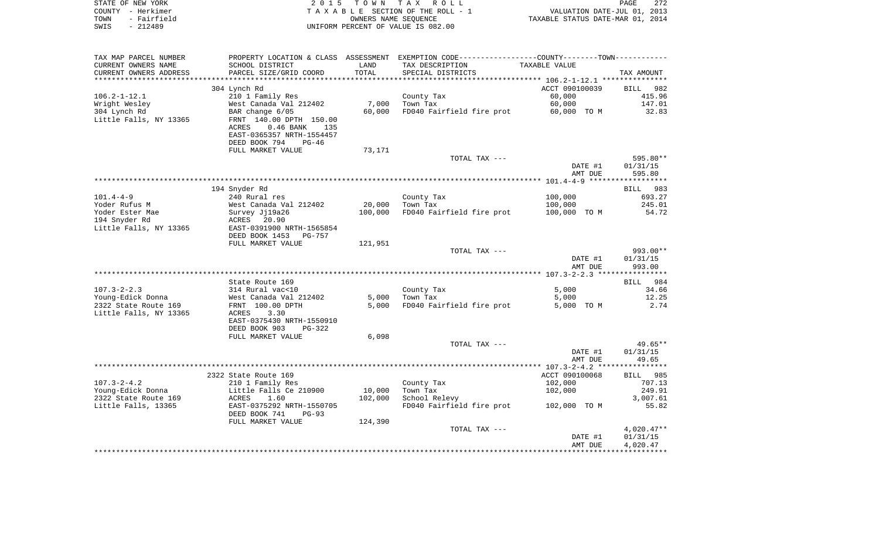STATE OF NEW YORK — COUNTY - Herkimer — TOWN - Fairfield — SWIS - 212489

2015 TOWN TAX ROLL
TAXABLE SECTION OF THE ROLL - 1
OWNERS NAME SEQUENCE
UNIFORM PERCENT OF VALUE IS 082.00

VALUATION DATE-JUL 01, 2013
TAXABLE STATUS DATE-MAR 01, 2014

| TAX MAP PARCEL NUMBER / CURRENT OWNERS NAME / CURRENT OWNERS ADDRESS | PROPERTY LOCATION & CLASS / SCHOOL DISTRICT / PARCEL SIZE/GRID COORD | ASSESSMENT LAND / TOTAL | EXEMPTION CODE / TAX DESCRIPTION / SPECIAL DISTRICTS | COUNTY--------TOWN TAXABLE VALUE | TAX AMOUNT |
|---|---|---|---|---|---|
| | 304 Lynch Rd | | | ACCT 090100039 | BILL 982 |
| 106.2-1-12.1 | 210 1 Family Res | | County Tax | 60,000 | 415.96 |
| Wright Wesley | West Canada Val 212402 | 7,000 | Town Tax | 60,000 | 147.01 |
| 304 Lynch Rd | BAR change 6/05 | 60,000 | FD040 Fairfield fire prot | 60,000 TO M | 32.83 |
| Little Falls, NY 13365 | FRNT 140.00 DPTH 150.00 | | | | |
| | ACRES 0.46 BANK 135 | | | | |
| | EAST-0365357 NRTH-1554457 | | | | |
| | DEED BOOK 794 PG-46 | | | | |
| | FULL MARKET VALUE | 73,171 | | | |
| | | | TOTAL TAX --- | | 595.80** |
| | | | | DATE #1 | 01/31/15 |
| | | | | AMT DUE | 595.80 |
| | 194 Snyder Rd | | | | BILL 983 |
| 101.4-4-9 | 240 Rural res | | County Tax | 100,000 | 693.27 |
| Yoder Rufus M | West Canada Val 212402 | 20,000 | Town Tax | 100,000 | 245.01 |
| Yoder Ester Mae | Survey Jj19a26 | 100,000 | FD040 Fairfield fire prot | 100,000 TO M | 54.72 |
| 194 Snyder Rd | ACRES 20.90 | | | | |
| Little Falls, NY 13365 | EAST-0391900 NRTH-1565854 | | | | |
| | DEED BOOK 1453 PG-757 | | | | |
| | FULL MARKET VALUE | 121,951 | | | |
| | | | TOTAL TAX --- | | 993.00** |
| | | | | DATE #1 | 01/31/15 |
| | | | | AMT DUE | 993.00 |
| | State Route 169 | | | | BILL 984 |
| 107.3-2-2.3 | 314 Rural vac<10 | | County Tax | 5,000 | 34.66 |
| Young-Edick Donna | West Canada Val 212402 | 5,000 | Town Tax | 5,000 | 12.25 |
| 2322 State Route 169 | FRNT 100.00 DPTH | 5,000 | FD040 Fairfield fire prot | 5,000 TO M | 2.74 |
| Little Falls, NY 13365 | ACRES 3.30 | | | | |
| | EAST-0375430 NRTH-1550910 | | | | |
| | DEED BOOK 903 PG-322 | | | | |
| | FULL MARKET VALUE | 6,098 | | | |
| | | | TOTAL TAX --- | | 49.65** |
| | | | | DATE #1 | 01/31/15 |
| | | | | AMT DUE | 49.65 |
| | 2322 State Route 169 | | | ACCT 090100068 | BILL 985 |
| 107.3-2-4.2 | 210 1 Family Res | | County Tax | 102,000 | 707.13 |
| Young-Edick Donna | Little Falls Ce 210900 | 10,000 | Town Tax | 102,000 | 249.91 |
| 2322 State Route 169 | ACRES 1.60 | 102,000 | School Relevy | | 3,007.61 |
| Little Falls, 13365 | EAST-0375292 NRTH-1550705 | | FD040 Fairfield fire prot | 102,000 TO M | 55.82 |
| | DEED BOOK 741 PG-93 | | | | |
| | FULL MARKET VALUE | 124,390 | | | |
| | | | TOTAL TAX --- | | 4,020.47** |
| | | | | DATE #1 | 01/31/15 |
| | | | | AMT DUE | 4,020.47 |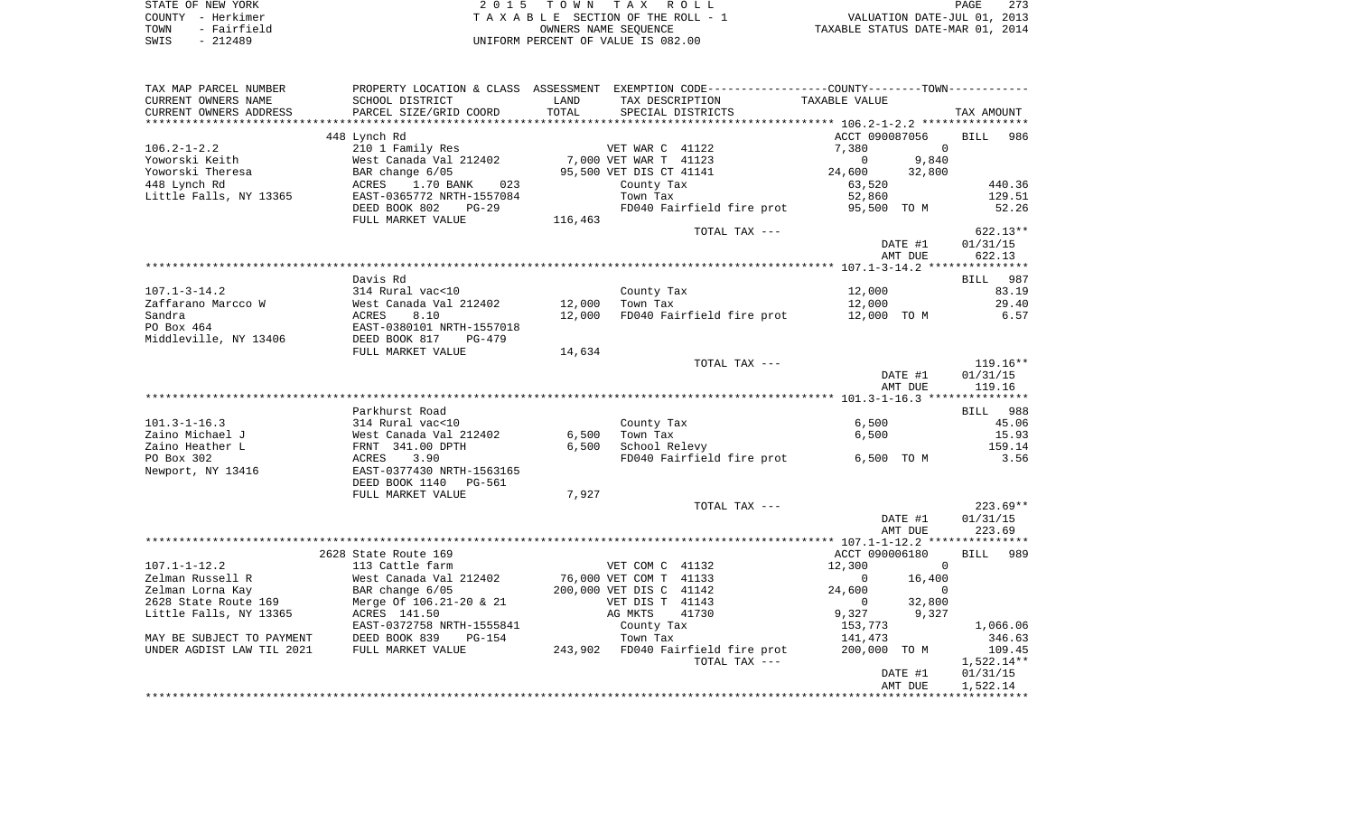STATE OF NEW YORK
COUNTY - Herkimer
TOWN - Fairfield
SWIS - 212489

2 0 1 5 T O W N T A X R O L L
T A X A B L E SECTION OF THE ROLL - 1
OWNERS NAME SEQUENCE
UNIFORM PERCENT OF VALUE IS 082.00

VALUATION DATE-JUL 01, 2013
TAXABLE STATUS DATE-MAR 01, 2014

| TAX MAP PARCEL NUMBER / CURRENT OWNERS NAME / CURRENT OWNERS ADDRESS | PROPERTY LOCATION & CLASS / SCHOOL DISTRICT / PARCEL SIZE/GRID COORD | ASSESSMENT LAND / TOTAL | EXEMPTION CODE / TAX DESCRIPTION / SPECIAL DISTRICTS | COUNTY TAXABLE VALUE | TOWN TAXABLE VALUE | TAX AMOUNT |
|---|---|---|---|---|---|---|
| | 448 Lynch Rd | | | ACCT 090087056 | | BILL 986 |
| 106.2-1-2.2 | 210 1 Family Res | | VET WAR C 41122 | 7,380 | 0 | |
| Yoworski Keith | West Canada Val 212402 | 7,000 | VET WAR T 41123 | 0 | 9,840 | |
| Yoworski Theresa | BAR change 6/05 | 95,500 | VET DIS CT 41141 | 24,600 | 32,800 | |
| 448 Lynch Rd | ACRES 1.70 BANK 023 | | County Tax | 63,520 | | 440.36 |
| Little Falls, NY 13365 | EAST-0365772 NRTH-1557084 | | Town Tax | 52,860 | | 129.51 |
| | DEED BOOK 802 PG-29 | | FD040 Fairfield fire prot | 95,500 TO M | | 52.26 |
| | FULL MARKET VALUE | 116,463 | | | | |
| | | | TOTAL TAX --- | | | 622.13** |
| | | | | | DATE #1 | 01/31/15 |
| | | | | | AMT DUE | 622.13 |
| | Davis Rd | | | | | BILL 987 |
| 107.1-3-14.2 | 314 Rural vac<10 | | County Tax | 12,000 | | 83.19 |
| Zaffarano Marcco W | West Canada Val 212402 | 12,000 | Town Tax | 12,000 | | 29.40 |
| Sandra | ACRES 8.10 | 12,000 | FD040 Fairfield fire prot | 12,000 TO M | | 6.57 |
| PO Box 464 | EAST-0380101 NRTH-1557018 | | | | | |
| Middleville, NY 13406 | DEED BOOK 817 PG-479 | | | | | |
| | FULL MARKET VALUE | 14,634 | | | | |
| | | | TOTAL TAX --- | | | 119.16** |
| | | | | | DATE #1 | 01/31/15 |
| | | | | | AMT DUE | 119.16 |
| | Parkhurst Road | | | | | BILL 988 |
| 101.3-1-16.3 | 314 Rural vac<10 | | County Tax | 6,500 | | 45.06 |
| Zaino Michael J | West Canada Val 212402 | 6,500 | Town Tax | 6,500 | | 15.93 |
| Zaino Heather L | FRNT 341.00 DPTH | 6,500 | School Relevy | | | 159.14 |
| PO Box 302 | ACRES 3.90 | | FD040 Fairfield fire prot | 6,500 TO M | | 3.56 |
| Newport, NY 13416 | EAST-0377430 NRTH-1563165 | | | | | |
| | DEED BOOK 1140 PG-561 | | | | | |
| | FULL MARKET VALUE | 7,927 | | | | |
| | | | TOTAL TAX --- | | | 223.69** |
| | | | | | DATE #1 | 01/31/15 |
| | | | | | AMT DUE | 223.69 |
| | 2628 State Route 169 | | | ACCT 090006180 | | BILL 989 |
| 107.1-1-12.2 | 113 Cattle farm | | VET COM C 41132 | 12,300 | 0 | |
| Zelman Russell R | West Canada Val 212402 | 76,000 | VET COM T 41133 | 0 | 16,400 | |
| Zelman Lorna Kay | BAR change 6/05 | 200,000 | VET DIS C 41142 | 24,600 | 0 | |
| 2628 State Route 169 | Merge Of 106.21-20 & 21 | | VET DIS T 41143 | 0 | 32,800 | |
| Little Falls, NY 13365 | ACRES 141.50 | | AG MKTS 41730 | 9,327 | 9,327 | |
| | EAST-0372758 NRTH-1555841 | | County Tax | 153,773 | | 1,066.06 |
| MAY BE SUBJECT TO PAYMENT | DEED BOOK 839 PG-154 | | Town Tax | 141,473 | | 346.63 |
| UNDER AGDIST LAW TIL 2021 | FULL MARKET VALUE | 243,902 | FD040 Fairfield fire prot | 200,000 TO M | | 109.45 |
| | | | TOTAL TAX --- | | | 1,522.14** |
| | | | | | DATE #1 | 01/31/15 |
| | | | | | AMT DUE | 1,522.14 |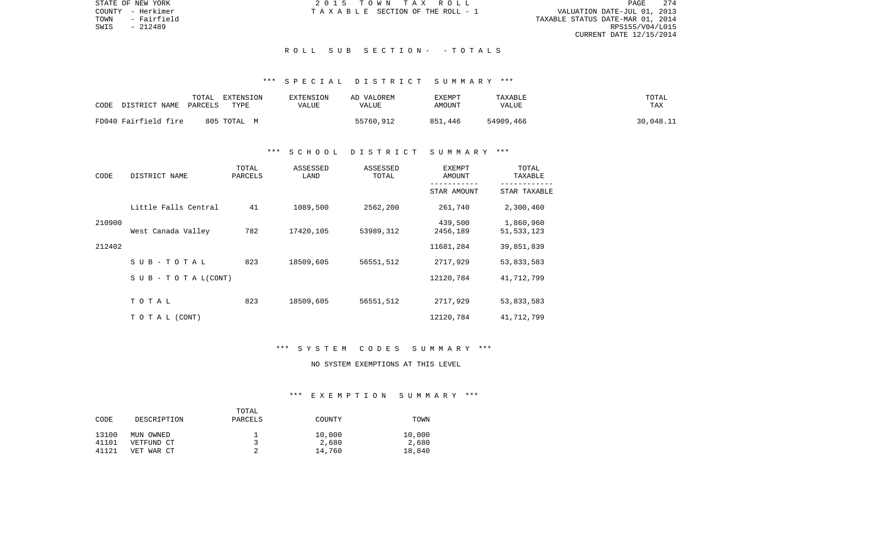STATE OF NEW YORK
COUNTY - Herkimer
TOWN - Fairfield
SWIS - 212489

2 0 1 5 T O W N T A X R O L L
T A X A B L E SECTION OF THE ROLL - 1

VALUATION DATE-JUL 01, 2013
TAXABLE STATUS DATE-MAR 01, 2014
RPS155/V04/L015
CURRENT DATE 12/15/2014

## R O L L S U B S E C T I O N - - T O T A L S

### *** S P E C I A L D I S T R I C T S U M M A R Y ***

| CODE DISTRICT NAME | TOTAL PARCELS | EXTENSION TYPE | EXTENSION VALUE | AD VALOREM VALUE | EXEMPT AMOUNT | TAXABLE VALUE | TOTAL TAX |
|---|---|---|---|---|---|---|---|
| FD040 Fairfield fire | 805 | TOTAL M | | 55760,912 | 851,446 | 54909,466 | 30,048.11 |

### *** S C H O O L D I S T R I C T S U M M A R Y ***

| CODE | DISTRICT NAME | TOTAL PARCELS | ASSESSED LAND | ASSESSED TOTAL | EXEMPT AMOUNT / STAR AMOUNT | TOTAL TAXABLE / STAR TAXABLE |
|---|---|---|---|---|---|---|
| | Little Falls Central | 41 | 1089,500 | 2562,200 | 261,740 | 2,300,460 |
| 210900 | | | | | 439,500 | 1,860,960 |
| | West Canada Valley | 782 | 17420,105 | 53989,312 | 2456,189 | 51,533,123 |
| 212402 | | | | | 11681,284 | 39,851,839 |
| | S U B - T O T A L | 823 | 18509,605 | 56551,512 | 2717,929 | 53,833,583 |
| | S U B - T O T A L(CONT) | | | | 12120,784 | 41,712,799 |
| | T O T A L | 823 | 18509,605 | 56551,512 | 2717,929 | 53,833,583 |
| | T O T A L (CONT) | | | | 12120,784 | 41,712,799 |

### *** S Y S T E M C O D E S S U M M A R Y ***

NO SYSTEM EXEMPTIONS AT THIS LEVEL

### *** E X E M P T I O N S U M M A R Y ***

| CODE | DESCRIPTION | TOTAL PARCELS | COUNTY | TOWN |
|---|---|---|---|---|
| 13100 | MUN OWNED | 1 | 10,000 | 10,000 |
| 41101 | VETFUND CT | 3 | 2,680 | 2,680 |
| 41121 | VET WAR CT | 2 | 14,760 | 18,840 |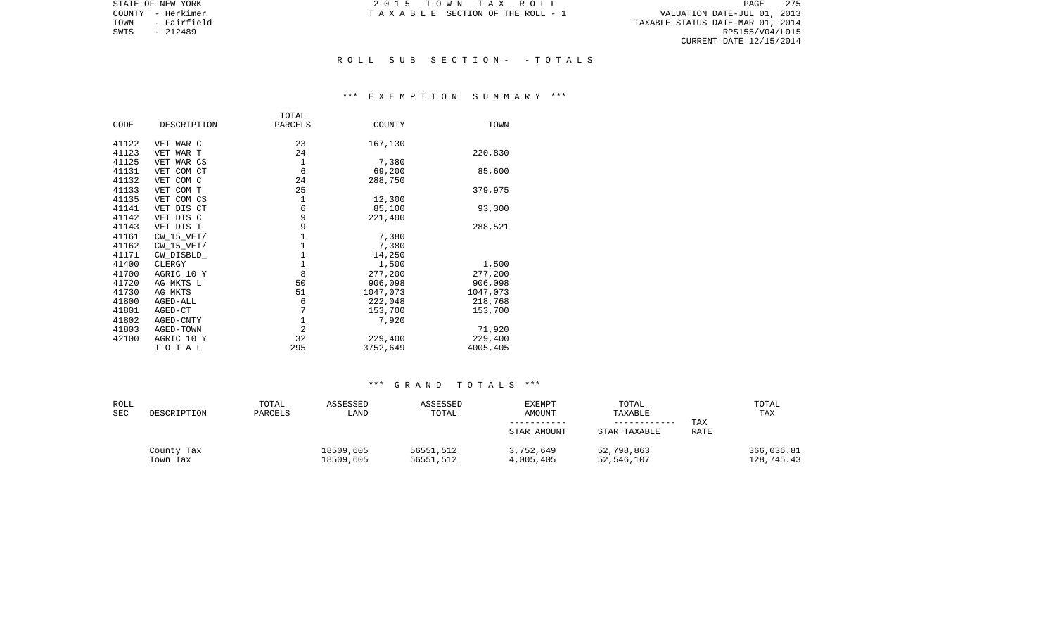STATE OF NEW YORK
COUNTY - Herkimer
TOWN - Fairfield
SWIS - 212489

2015 TOWN TAX ROLL
TAXABLE SECTION OF THE ROLL - 1

VALUATION DATE-JUL 01, 2013
TAXABLE STATUS DATE-MAR 01, 2014
RPS155/V04/L015
CURRENT DATE 12/15/2014

## ROLL SUB SECTION- - TOTALS

### *** EXEMPTION SUMMARY ***

| CODE | DESCRIPTION | TOTAL PARCELS | COUNTY | TOWN |
|---|---|---|---|---|
| 41122 | VET WAR C | 23 | 167,130 | |
| 41123 | VET WAR T | 24 | | 220,830 |
| 41125 | VET WAR CS | 1 | 7,380 | |
| 41131 | VET COM CT | 6 | 69,200 | 85,600 |
| 41132 | VET COM C | 24 | 288,750 | |
| 41133 | VET COM T | 25 | | 379,975 |
| 41135 | VET COM CS | 1 | 12,300 | |
| 41141 | VET DIS CT | 6 | 85,100 | 93,300 |
| 41142 | VET DIS C | 9 | 221,400 | |
| 41143 | VET DIS T | 9 | | 288,521 |
| 41161 | CW_15_VET/ | 1 | 7,380 | |
| 41162 | CW_15_VET/ | 1 | 7,380 | |
| 41171 | CW_DISBLD_ | 1 | 14,250 | |
| 41400 | CLERGY | 1 | 1,500 | 1,500 |
| 41700 | AGRIC 10 Y | 8 | 277,200 | 277,200 |
| 41720 | AG MKTS L | 50 | 906,098 | 906,098 |
| 41730 | AG MKTS | 51 | 1047,073 | 1047,073 |
| 41800 | AGED-ALL | 6 | 222,048 | 218,768 |
| 41801 | AGED-CT | 7 | 153,700 | 153,700 |
| 41802 | AGED-CNTY | 1 | 7,920 | |
| 41803 | AGED-TOWN | 2 | | 71,920 |
| 42100 | AGRIC 10 Y | 32 | 229,400 | 229,400 |
| | TOTAL | 295 | 3752,649 | 4005,405 |

### *** GRAND TOTALS ***

| ROLL SEC | DESCRIPTION | TOTAL PARCELS | ASSESSED LAND | ASSESSED TOTAL | EXEMPT AMOUNT ----------- STAR AMOUNT | TOTAL TAXABLE ------------ STAR TAXABLE | TAX RATE | TOTAL TAX |
|---|---|---|---|---|---|---|---|---|
| | County Tax | | 18509,605 | 56551,512 | 3,752,649 | 52,798,863 | | 366,036.81 |
| | Town Tax | | 18509,605 | 56551,512 | 4,005,405 | 52,546,107 | | 128,745.43 |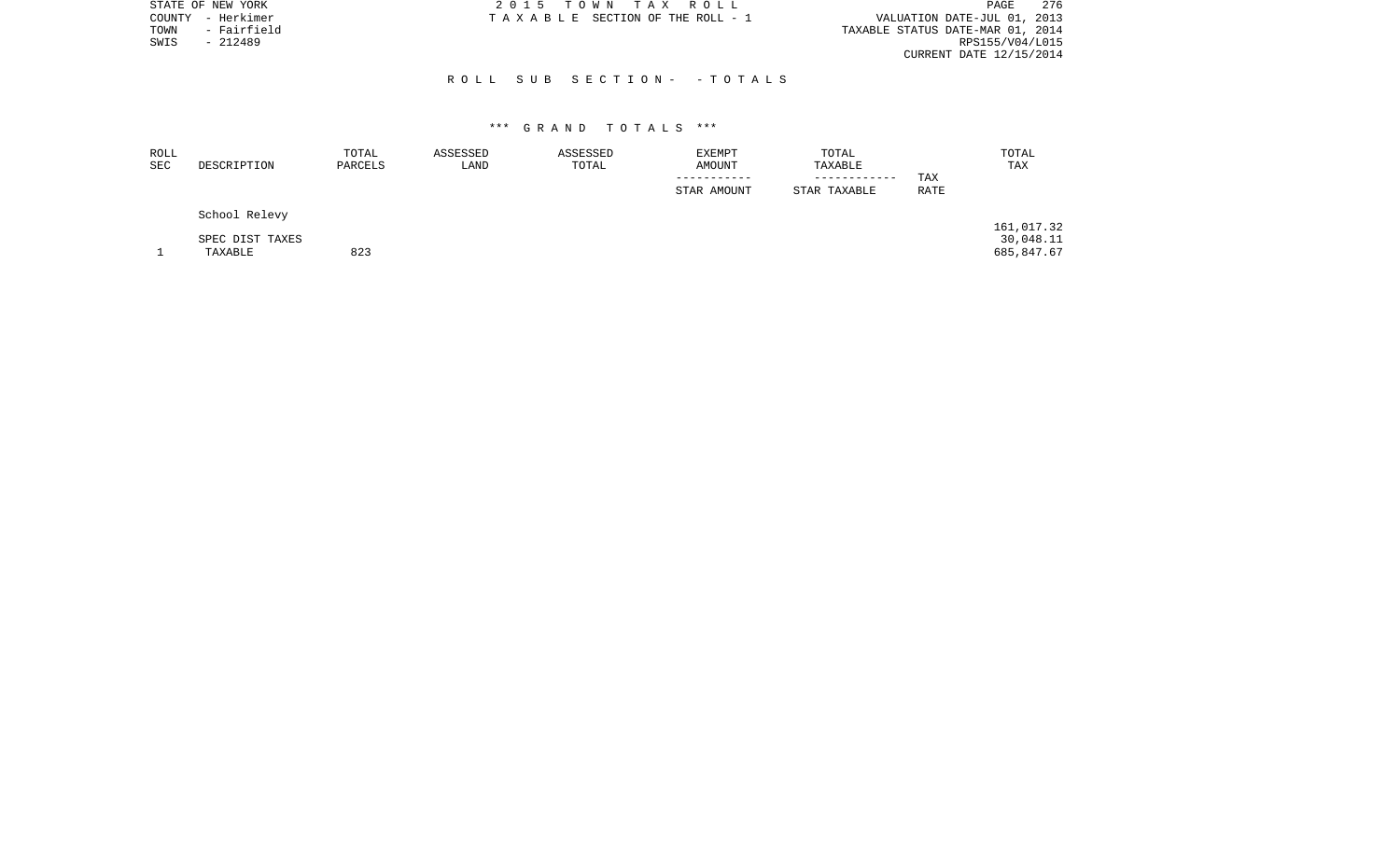STATE OF NEW YORK
COUNTY - Herkimer
TOWN - Fairfield
SWIS - 212489

2 0 1 5 T O W N T A X R O L L
T A X A B L E SECTION OF THE ROLL - 1

VALUATION DATE-JUL 01, 2013
TAXABLE STATUS DATE-MAR 01, 2014
RPS155/V04/L015
CURRENT DATE 12/15/2014

## R O L L S U B S E C T I O N - - T O T A L S

### *** G R A N D T O T A L S ***

| ROLL SEC | DESCRIPTION | TOTAL PARCELS | ASSESSED LAND | ASSESSED TOTAL | EXEMPT AMOUNT / STAR AMOUNT | TOTAL TAXABLE / STAR TAXABLE | TAX RATE | TOTAL TAX |
|---|---|---|---|---|---|---|---|---|
| | School Relevy | | | | | | | 161,017.32 |
| | SPEC DIST TAXES | | | | | | | 30,048.11 |
| 1 | TAXABLE | 823 | | | | | | 685,847.67 |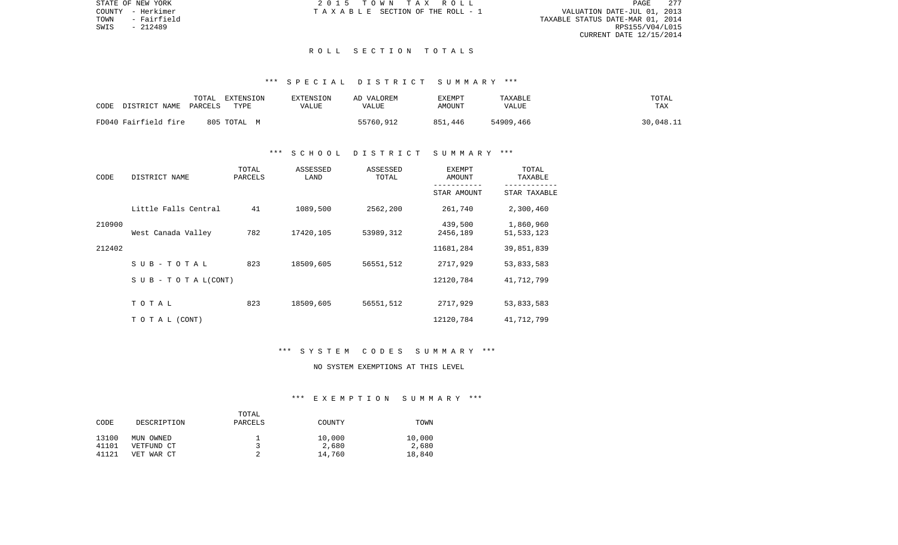STATE OF NEW YORK
COUNTY - Herkimer
TOWN - Fairfield
SWIS - 212489

2 0 1 5 T O W N T A X R O L L
T A X A B L E SECTION OF THE ROLL - 1

VALUATION DATE-JUL 01, 2013
TAXABLE STATUS DATE-MAR 01, 2014
RPS155/V04/L015
CURRENT DATE 12/15/2014

# R O L L S E C T I O N T O T A L S

## *** S P E C I A L D I S T R I C T S U M M A R Y ***

| CODE DISTRICT NAME | TOTAL PARCELS | EXTENSION TYPE | EXTENSION VALUE | AD VALOREM VALUE | EXEMPT AMOUNT | TAXABLE VALUE | TOTAL TAX |
|---|---|---|---|---|---|---|---|
| FD040 Fairfield fire | 805 | TOTAL M | | 55760,912 | 851,446 | 54909,466 | 30,048.11 |

## *** S C H O O L D I S T R I C T S U M M A R Y ***

| CODE | DISTRICT NAME | TOTAL PARCELS | ASSESSED LAND | ASSESSED TOTAL | EXEMPT AMOUNT / STAR AMOUNT | TOTAL TAXABLE / STAR TAXABLE |
|---|---|---|---|---|---|---|
| | Little Falls Central | 41 | 1089,500 | 2562,200 | 261,740 | 2,300,460 |
| 210900 | | | | | 439,500 | 1,860,960 |
| | West Canada Valley | 782 | 17420,105 | 53989,312 | 2456,189 | 51,533,123 |
| 212402 | | | | | 11681,284 | 39,851,839 |
| | S U B - T O T A L | 823 | 18509,605 | 56551,512 | 2717,929 | 53,833,583 |
| | S U B - T O T A L (CONT) | | | | 12120,784 | 41,712,799 |
| | T O T A L | 823 | 18509,605 | 56551,512 | 2717,929 | 53,833,583 |
| | T O T A L (CONT) | | | | 12120,784 | 41,712,799 |

## *** S Y S T E M C O D E S S U M M A R Y ***

NO SYSTEM EXEMPTIONS AT THIS LEVEL

## *** E X E M P T I O N S U M M A R Y ***

| CODE | DESCRIPTION | TOTAL PARCELS | COUNTY | TOWN |
|---|---|---|---|---|
| 13100 | MUN OWNED | 1 | 10,000 | 10,000 |
| 41101 | VETFUND CT | 3 | 2,680 | 2,680 |
| 41121 | VET WAR CT | 2 | 14,760 | 18,840 |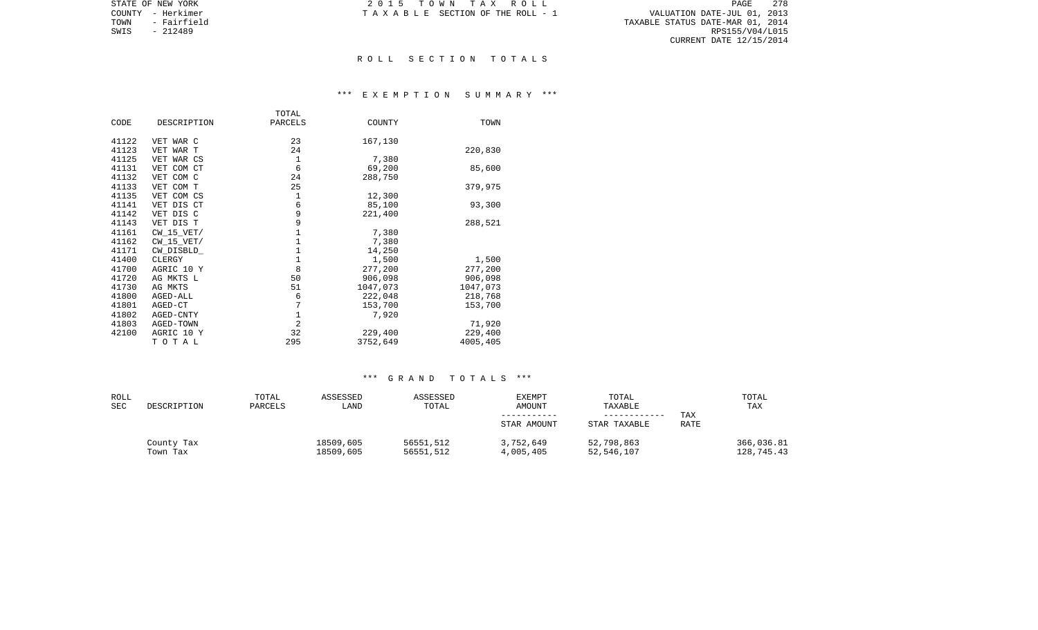STATE OF NEW YORK
COUNTY - Herkimer
TOWN - Fairfield
SWIS - 212489

2 0 1 5 T O W N T A X R O L L
T A X A B L E SECTION OF THE ROLL - 1

VALUATION DATE-JUL 01, 2013
TAXABLE STATUS DATE-MAR 01, 2014
RPS155/V04/L015
CURRENT DATE 12/15/2014

## R O L L S E C T I O N T O T A L S

### *** E X E M P T I O N S U M M A R Y ***

| CODE | DESCRIPTION | TOTAL PARCELS | COUNTY | TOWN |
|---|---|---|---|---|
| 41122 | VET WAR C | 23 | 167,130 | |
| 41123 | VET WAR T | 24 | | 220,830 |
| 41125 | VET WAR CS | 1 | 7,380 | |
| 41131 | VET COM CT | 6 | 69,200 | 85,600 |
| 41132 | VET COM C | 24 | 288,750 | |
| 41133 | VET COM T | 25 | | 379,975 |
| 41135 | VET COM CS | 1 | 12,300 | |
| 41141 | VET DIS CT | 6 | 85,100 | 93,300 |
| 41142 | VET DIS C | 9 | 221,400 | |
| 41143 | VET DIS T | 9 | | 288,521 |
| 41161 | CW_15_VET/ | 1 | 7,380 | |
| 41162 | CW_15_VET/ | 1 | 7,380 | |
| 41171 | CW_DISBLD_ | 1 | 14,250 | |
| 41400 | CLERGY | 1 | 1,500 | 1,500 |
| 41700 | AGRIC 10 Y | 8 | 277,200 | 277,200 |
| 41720 | AG MKTS L | 50 | 906,098 | 906,098 |
| 41730 | AG MKTS | 51 | 1047,073 | 1047,073 |
| 41800 | AGED-ALL | 6 | 222,048 | 218,768 |
| 41801 | AGED-CT | 7 | 153,700 | 153,700 |
| 41802 | AGED-CNTY | 1 | 7,920 | |
| 41803 | AGED-TOWN | 2 | | 71,920 |
| 42100 | AGRIC 10 Y | 32 | 229,400 | 229,400 |
| | T O T A L | 295 | 3752,649 | 4005,405 |

### *** G R A N D T O T A L S ***

| ROLL SEC | DESCRIPTION | TOTAL PARCELS | ASSESSED LAND | ASSESSED TOTAL | EXEMPT AMOUNT / STAR AMOUNT | TOTAL TAXABLE / STAR TAXABLE | TAX RATE | TOTAL TAX |
|---|---|---|---|---|---|---|---|---|
| | County Tax | | 18509,605 | 56551,512 | 3,752,649 | 52,798,863 | | 366,036.81 |
| | Town Tax | | 18509,605 | 56551,512 | 4,005,405 | 52,546,107 | | 128,745.43 |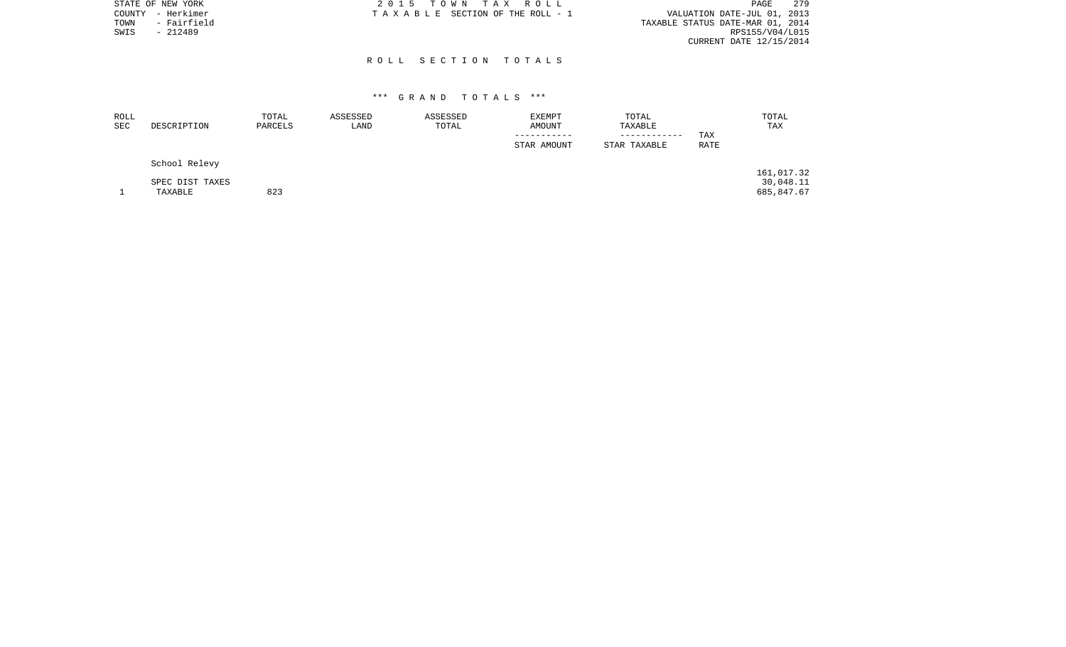STATE OF NEW YORK
COUNTY - Herkimer
TOWN - Fairfield
SWIS - 212489

2 0 1 5 T O W N T A X R O L L
T A X A B L E SECTION OF THE ROLL - 1

VALUATION DATE-JUL 01, 2013
TAXABLE STATUS DATE-MAR 01, 2014
RPS155/V04/L015
CURRENT DATE 12/15/2014

## R O L L S E C T I O N T O T A L S

### *** G R A N D T O T A L S ***

| ROLL SEC | DESCRIPTION | TOTAL PARCELS | ASSESSED LAND | ASSESSED TOTAL | EXEMPT AMOUNT / STAR AMOUNT | TOTAL TAXABLE / STAR TAXABLE | TAX RATE | TOTAL TAX |
|---|---|---|---|---|---|---|---|---|
| | School Relevy | | | | | | | 161,017.32 |
| | SPEC DIST TAXES | | | | | | | 30,048.11 |
| 1 | TAXABLE | 823 | | | | | | 685,847.67 |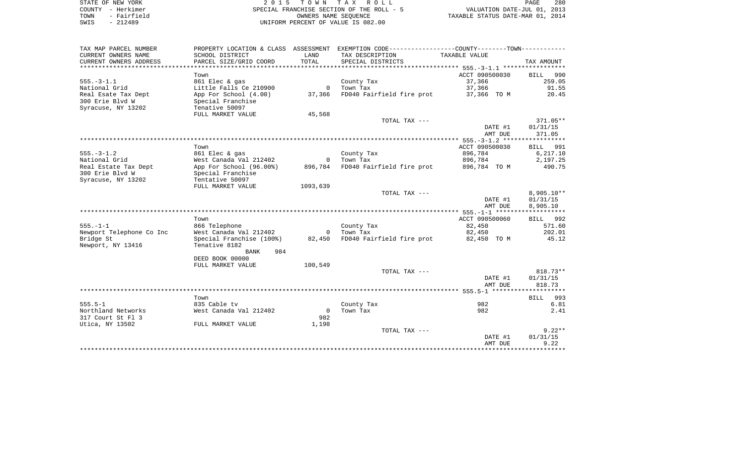STATE OF NEW YORK | 2 0 1 5 T O W N T A X R O L L
COUNTY - Herkimer | SPECIAL FRANCHISE SECTION OF THE ROLL - 5 | VALUATION DATE-JUL 01, 2013
TOWN - Fairfield | OWNERS NAME SEQUENCE | TAXABLE STATUS DATE-MAR 01, 2014
SWIS - 212489 | UNIFORM PERCENT OF VALUE IS 082.00

| TAX MAP PARCEL NUMBER / CURRENT OWNERS NAME / CURRENT OWNERS ADDRESS | PROPERTY LOCATION & CLASS / SCHOOL DISTRICT / PARCEL SIZE/GRID COORD | ASSESSMENT LAND / TOTAL | EXEMPTION CODE / TAX DESCRIPTION / SPECIAL DISTRICTS | TAXABLE VALUE (COUNTY / TOWN) | TAX AMOUNT |
|---|---|---|---|---|---|
| **555.-3-1.1** | Town | | | ACCT 090500030 | BILL 990 |
| 555.-3-1.1 | 861 Elec & gas | | County Tax | 37,366 | 259.05 |
| National Grid | Little Falls Ce 210900 | 0 | Town Tax | 37,366 | 91.55 |
| Real Esate Tax Dept | App For School (4.00) | 37,366 | FD040 Fairfield fire prot | 37,366 TO M | 20.45 |
| 300 Erie Blvd W | Special Franchise | | | | |
| Syracuse, NY 13202 | Tentative 50097 | | | | |
| | FULL MARKET VALUE | 45,568 | | | |
| | | | TOTAL TAX --- | | 371.05** |
| | | | | DATE #1 | 01/31/15 |
| | | | | AMT DUE | 371.05 |
| **555.-3-1.2** | Town | | | ACCT 090500030 | BILL 991 |
| 555.-3-1.2 | 861 Elec & gas | | County Tax | 896,784 | 6,217.10 |
| National Grid | West Canada Val 212402 | 0 | Town Tax | 896,784 | 2,197.25 |
| Real Estate Tax Dept | App For School (96.00%) | 896,784 | FD040 Fairfield fire prot | 896,784 TO M | 490.75 |
| 300 Erie Blvd W | Special Franchise | | | | |
| Syracuse, NY 13202 | Tentative 50097 | | | | |
| | FULL MARKET VALUE | 1093,639 | | | |
| | | | TOTAL TAX --- | | 8,905.10** |
| | | | | DATE #1 | 01/31/15 |
| | | | | AMT DUE | 8,905.10 |
| **555.-1-1** | Town | | | ACCT 090500060 | BILL 992 |
| 555.-1-1 | 866 Telephone | | County Tax | 82,450 | 571.60 |
| Newport Telephone Co Inc | West Canada Val 212402 | 0 | Town Tax | 82,450 | 202.01 |
| Bridge St | Special Franchise (100%) | 82,450 | FD040 Fairfield fire prot | 82,450 TO M | 45.12 |
| Newport, NY 13416 | Tentative 8182 | | | | |
| | BANK 984 | | | | |
| | DEED BOOK 00000 | | | | |
| | FULL MARKET VALUE | 100,549 | | | |
| | | | TOTAL TAX --- | | 818.73** |
| | | | | DATE #1 | 01/31/15 |
| | | | | AMT DUE | 818.73 |
| **555.5-1** | Town | | | | BILL 993 |
| 555.5-1 | 835 Cable tv | | County Tax | 982 | 6.81 |
| Northland Networks | West Canada Val 212402 | 0 | Town Tax | 982 | 2.41 |
| 317 Court St Fl 3 | | 982 | | | |
| Utica, NY 13502 | FULL MARKET VALUE | 1,198 | | | |
| | | | TOTAL TAX --- | | 9.22** |
| | | | | DATE #1 | 01/31/15 |
| | | | | AMT DUE | 9.22 |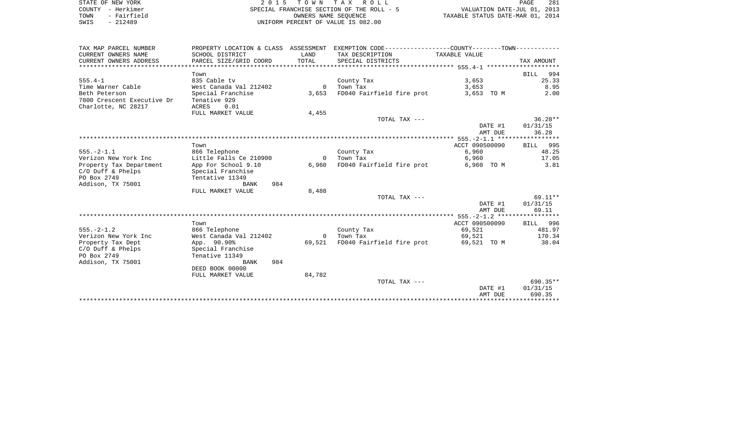STATE OF NEW YORK
COUNTY - Herkimer
TOWN - Fairfield
SWIS - 212489

2 0 1 5 T O W N T A X R O L L
SPECIAL FRANCHISE SECTION OF THE ROLL - 5
OWNERS NAME SEQUENCE
UNIFORM PERCENT OF VALUE IS 082.00

VALUATION DATE-JUL 01, 2013
TAXABLE STATUS DATE-MAR 01, 2014

| TAX MAP PARCEL NUMBER / CURRENT OWNERS NAME / CURRENT OWNERS ADDRESS | PROPERTY LOCATION & CLASS / SCHOOL DISTRICT / PARCEL SIZE/GRID COORD | ASSESSMENT LAND / TOTAL | EXEMPTION CODE / TAX DESCRIPTION / SPECIAL DISTRICTS | COUNTY--------TOWN TAXABLE VALUE | TAX AMOUNT |
|---|---|---|---|---|---|
| 555.4-1 | Town | | | | BILL 994 |
| 555.4-1 | 835 Cable tv | | County Tax | 3,653 | 25.33 |
| Time Warner Cable | West Canada Val 212402 | 0 | Town Tax | 3,653 | 8.95 |
| Beth Peterson | Special Franchise | 3,653 | FD040 Fairfield fire prot | 3,653 TO M | 2.00 |
| 7800 Crescent Executive Dr | Tenative 929 | | | | |
| Charlotte, NC 28217 | ACRES 0.01 | | | | |
| | FULL MARKET VALUE | 4,455 | | | |
| | | | TOTAL TAX --- | | 36.28** |
| | | | | DATE #1 | 01/31/15 |
| | | | | AMT DUE | 36.28 |
| 555.-2-1.1 | Town | | | ACCT 090500090 | BILL 995 |
| 555.-2-1.1 | 866 Telephone | | County Tax | 6,960 | 48.25 |
| Verizon New York Inc | Little Falls Ce 210900 | 0 | Town Tax | 6,960 | 17.05 |
| Property Tax Department | App For School 9.10 | 6,960 | FD040 Fairfield fire prot | 6,960 TO M | 3.81 |
| C/O Duff & Phelps | Special Franchise | | | | |
| PO Box 2749 | Tentative 11349 | | | | |
| Addison, TX 75001 | BANK 984 | | | | |
| | FULL MARKET VALUE | 8,488 | | | |
| | | | TOTAL TAX --- | | 69.11** |
| | | | | DATE #1 | 01/31/15 |
| | | | | AMT DUE | 69.11 |
| 555.-2-1.2 | Town | | | ACCT 090500090 | BILL 996 |
| 555.-2-1.2 | 866 Telephone | | County Tax | 69,521 | 481.97 |
| Verizon New York Inc | West Canada Val 212402 | 0 | Town Tax | 69,521 | 170.34 |
| Property Tax Dept | App. 90.90% | 69,521 | FD040 Fairfield fire prot | 69,521 TO M | 38.04 |
| C/O Duff & Phelps | Special Franchise | | | | |
| PO Box 2749 | Tentative 11349 | | | | |
| Addison, TX 75001 | BANK 984 | | | | |
| | DEED BOOK 00000 | | | | |
| | FULL MARKET VALUE | 84,782 | | | |
| | | | TOTAL TAX --- | | 690.35** |
| | | | | DATE #1 | 01/31/15 |
| | | | | AMT DUE | 690.35 |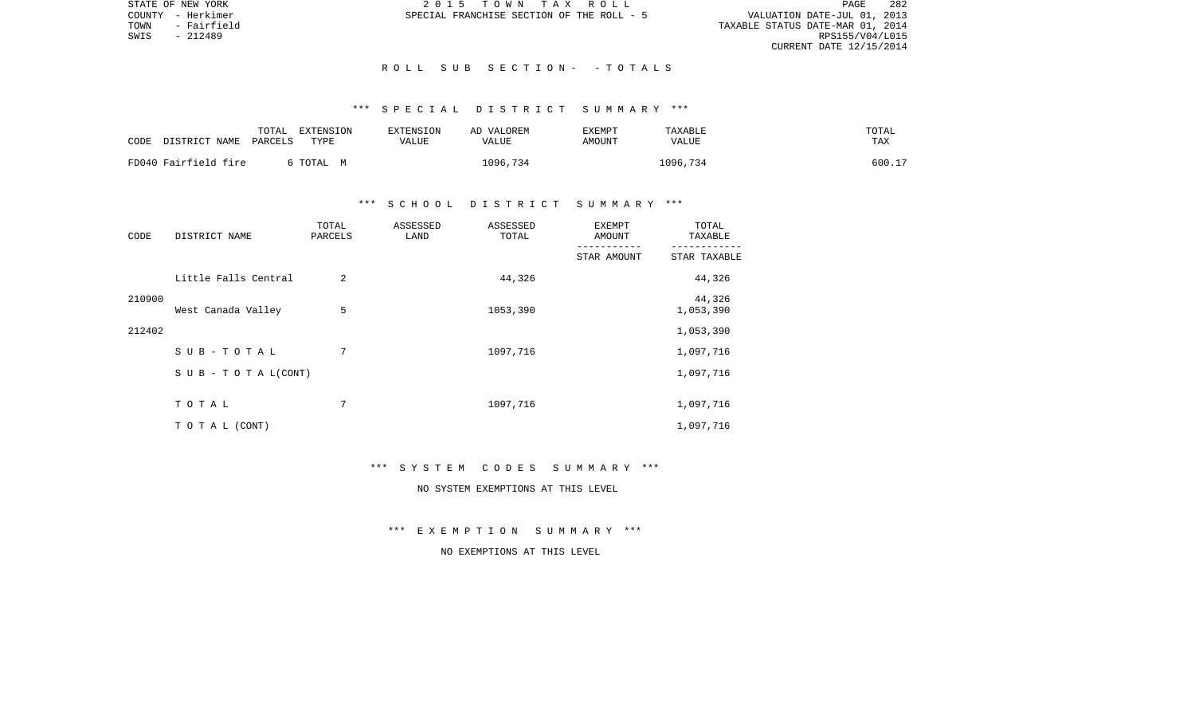STATE OF NEW YORK
COUNTY - Herkimer
TOWN - Fairfield
SWIS - 212489

2 0 1 5 T O W N T A X R O L L
SPECIAL FRANCHISE SECTION OF THE ROLL - 5

VALUATION DATE-JUL 01, 2013
TAXABLE STATUS DATE-MAR 01, 2014
RPS155/V04/L015
CURRENT DATE 12/15/2014

## R O L L S U B S E C T I O N - - T O T A L S

### *** S P E C I A L D I S T R I C T S U M M A R Y ***

| CODE DISTRICT NAME | TOTAL PARCELS | EXTENSION TYPE | EXTENSION VALUE | AD VALOREM VALUE | EXEMPT AMOUNT | TAXABLE VALUE | TOTAL TAX |
|---|---|---|---|---|---|---|---|
| FD040 Fairfield fire | 6 | TOTAL M | | 1096,734 | | 1096,734 | 600.17 |

### *** S C H O O L D I S T R I C T S U M M A R Y ***

| CODE | DISTRICT NAME | TOTAL PARCELS | ASSESSED LAND | ASSESSED TOTAL | EXEMPT AMOUNT / STAR AMOUNT | TOTAL TAXABLE / STAR TAXABLE |
|---|---|---|---|---|---|---|
| 210900 | Little Falls Central | 2 | | 44,326 | | 44,326 |
| | | | | | | 44,326 |
| 212402 | West Canada Valley | 5 | | 1053,390 | | 1,053,390 |
| | | | | | | 1,053,390 |
| | S U B - T O T A L | 7 | | 1097,716 | | 1,097,716 |
| | S U B - T O T A L(CONT) | | | | | 1,097,716 |
| | T O T A L | 7 | | 1097,716 | | 1,097,716 |
| | T O T A L (CONT) | | | | | 1,097,716 |

### *** S Y S T E M C O D E S S U M M A R Y ***

NO SYSTEM EXEMPTIONS AT THIS LEVEL

### *** E X E M P T I O N S U M M A R Y ***

NO EXEMPTIONS AT THIS LEVEL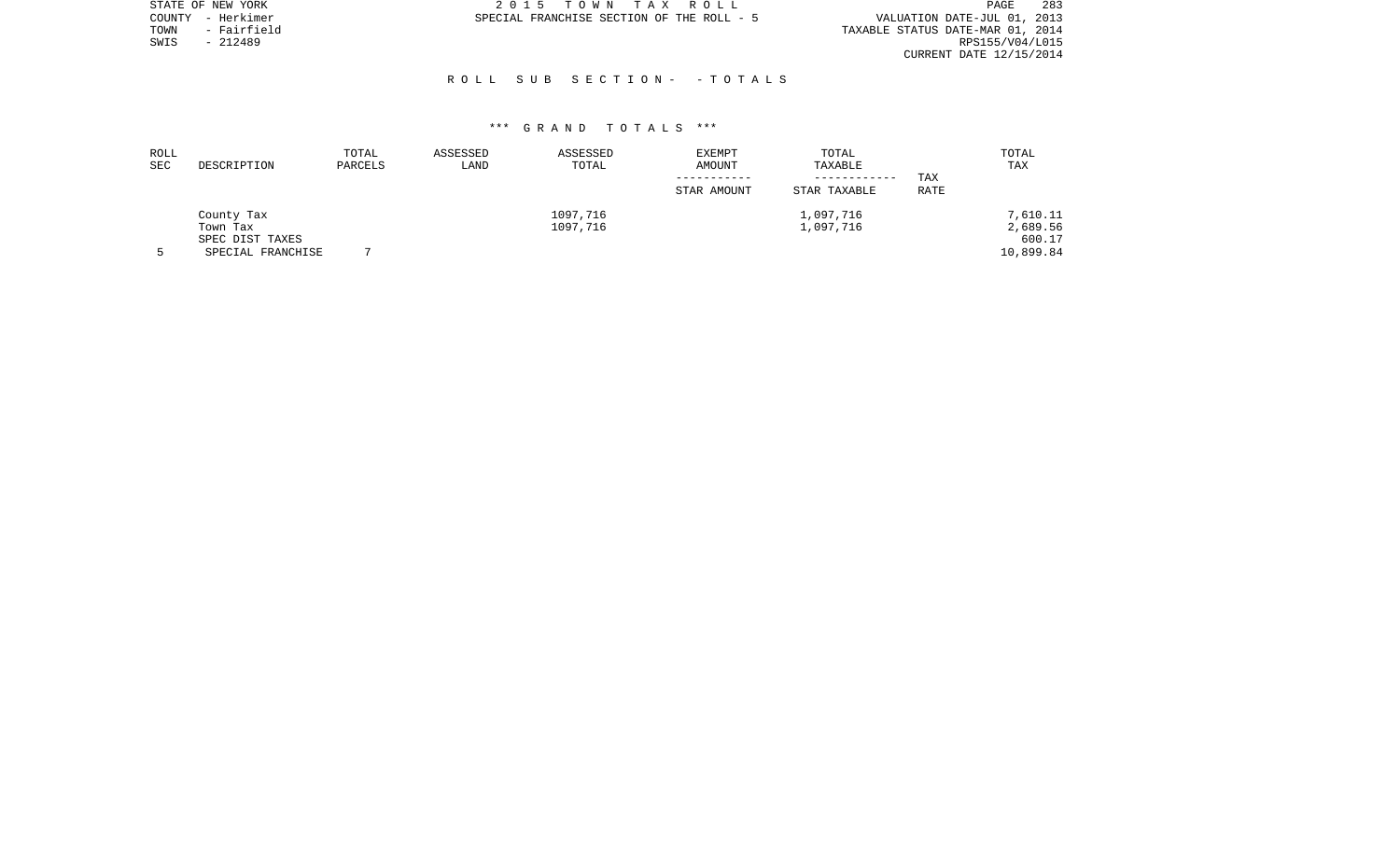STATE OF NEW YORK
COUNTY - Herkimer
TOWN - Fairfield
SWIS - 212489

2 0 1 5   T O W N   T A X   R O L L
SPECIAL FRANCHISE SECTION OF THE ROLL - 5

VALUATION DATE-JUL 01, 2013
TAXABLE STATUS DATE-MAR 01, 2014
RPS155/V04/L015
CURRENT DATE 12/15/2014

## R O L L   S U B   S E C T I O N -   - T O T A L S

### \*\*\* G R A N D   T O T A L S \*\*\*

| ROLL SEC | DESCRIPTION | TOTAL PARCELS | ASSESSED LAND | ASSESSED TOTAL | EXEMPT AMOUNT / STAR AMOUNT | TOTAL TAXABLE / STAR TAXABLE | TAX RATE | TOTAL TAX |
|---|---|---|---|---|---|---|---|---|
| | County Tax | | | 1097,716 | | 1,097,716 | | 7,610.11 |
| | Town Tax | | | 1097,716 | | 1,097,716 | | 2,689.56 |
| | SPEC DIST TAXES | | | | | | | 600.17 |
| 5 | SPECIAL FRANCHISE | 7 | | | | | | 10,899.84 |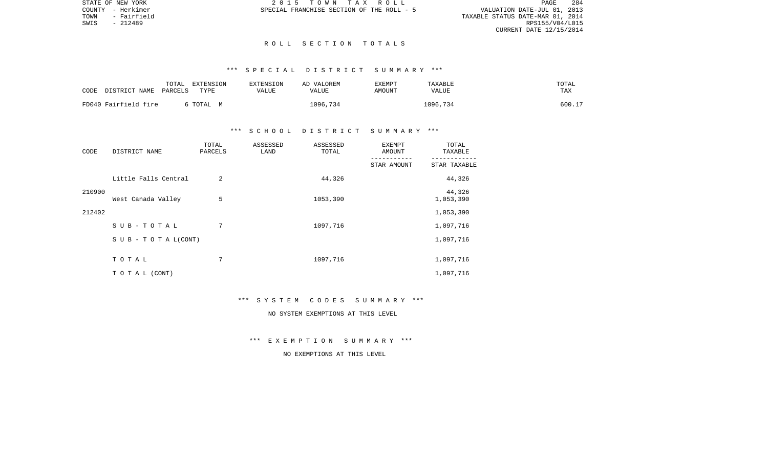STATE OF NEW YORK | COUNTY - Herkimer | TOWN - Fairfield | SWIS - 212489

2 0 1 5 T O W N T A X R O L L
SPECIAL FRANCHISE SECTION OF THE ROLL - 5

VALUATION DATE-JUL 01, 2013
TAXABLE STATUS DATE-MAR 01, 2014
RPS155/V04/L015
CURRENT DATE 12/15/2014

# R O L L   S E C T I O N   T O T A L S

## *** S P E C I A L   D I S T R I C T   S U M M A R Y ***

| CODE | DISTRICT NAME | TOTAL PARCELS | EXTENSION TYPE | EXTENSION VALUE | AD VALOREM VALUE | EXEMPT AMOUNT | TAXABLE VALUE | TOTAL TAX |
|---|---|---|---|---|---|---|---|---|
| FD040 | Fairfield fire | 6 | TOTAL M | | 1096,734 | | 1096,734 | 600.17 |

## *** S C H O O L   D I S T R I C T   S U M M A R Y ***

| CODE | DISTRICT NAME | TOTAL PARCELS | ASSESSED LAND | ASSESSED TOTAL | EXEMPT AMOUNT / STAR AMOUNT | TOTAL TAXABLE / STAR TAXABLE |
|---|---|---|---|---|---|---|
| 210900 | Little Falls Central | 2 | | 44,326 | | 44,326 |
| | | | | | | 44,326 |
| 212402 | West Canada Valley | 5 | | 1053,390 | | 1,053,390 |
| | | | | | | 1,053,390 |
| | S U B - T O T A L | 7 | | 1097,716 | | 1,097,716 |
| | S U B - T O T A L(CONT) | | | | | 1,097,716 |
| | T O T A L | 7 | | 1097,716 | | 1,097,716 |
| | T O T A L (CONT) | | | | | 1,097,716 |

## *** S Y S T E M   C O D E S   S U M M A R Y ***

NO SYSTEM EXEMPTIONS AT THIS LEVEL

## *** E X E M P T I O N   S U M M A R Y ***

NO EXEMPTIONS AT THIS LEVEL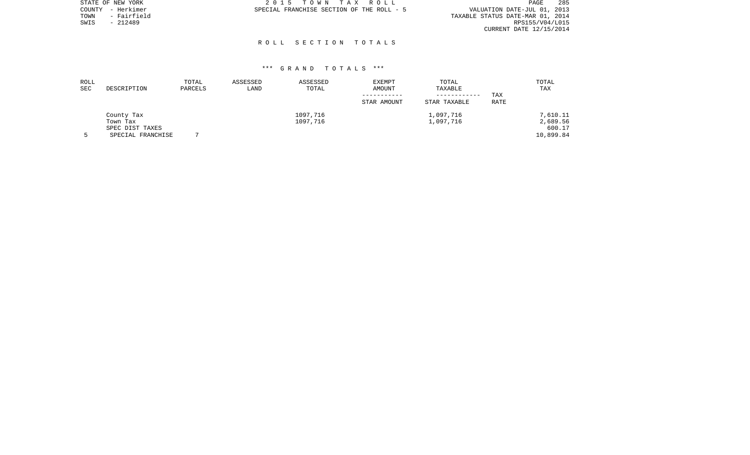STATE OF NEW YORK
COUNTY - Herkimer
TOWN - Fairfield
SWIS - 212489

2015 TOWN TAX ROLL
SPECIAL FRANCHISE SECTION OF THE ROLL - 5

VALUATION DATE-JUL 01, 2013
TAXABLE STATUS DATE-MAR 01, 2014
RPS155/V04/L015
CURRENT DATE 12/15/2014

# ROLL SECTION TOTALS

## *** GRAND TOTALS ***

| ROLL SEC | DESCRIPTION | TOTAL PARCELS | ASSESSED LAND | ASSESSED TOTAL | EXEMPT AMOUNT / STAR AMOUNT | TOTAL TAXABLE / STAR TAXABLE | TAX RATE | TOTAL TAX |
|---|---|---|---|---|---|---|---|---|
| | County Tax | | | 1097,716 | | 1,097,716 | | 7,610.11 |
| | Town Tax | | | 1097,716 | | 1,097,716 | | 2,689.56 |
| | SPEC DIST TAXES | | | | | | | 600.17 |
| 5 | SPECIAL FRANCHISE | 7 | | | | | | 10,899.84 |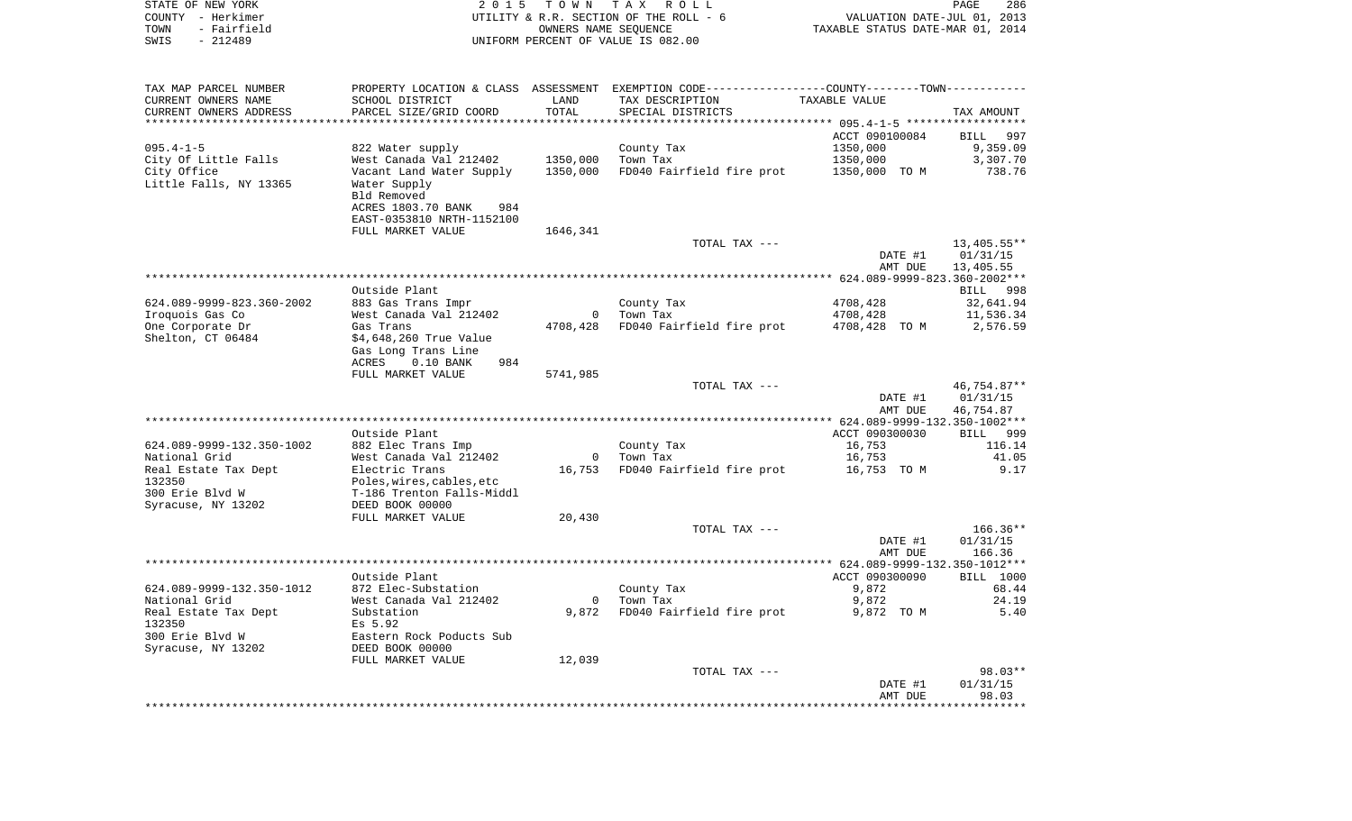STATE OF NEW YORK — 2015 TOWN TAX ROLL
COUNTY - Herkimer — UTILITY & R.R. SECTION OF THE ROLL - 6 — VALUATION DATE-JUL 01, 2013
TOWN - Fairfield — OWNERS NAME SEQUENCE — TAXABLE STATUS DATE-MAR 01, 2014
SWIS - 212489 — UNIFORM PERCENT OF VALUE IS 082.00

| TAX MAP PARCEL NUMBER / CURRENT OWNERS NAME / CURRENT OWNERS ADDRESS | PROPERTY LOCATION & CLASS / SCHOOL DISTRICT / PARCEL SIZE/GRID COORD | ASSESSMENT LAND / TOTAL | EXEMPTION CODE / TAX DESCRIPTION / SPECIAL DISTRICTS | TAXABLE VALUE | TAX AMOUNT |
|---|---|---|---|---|---|
| **095.4-1-5** | | | | ACCT 090100084 | BILL 997 |
| 095.4-1-5 | 822 Water supply | | County Tax | 1350,000 | 9,359.09 |
| City Of Little Falls | West Canada Val 212402 | 1350,000 | Town Tax | 1350,000 | 3,307.70 |
| City Office | Vacant Land Water Supply | 1350,000 | FD040 Fairfield fire prot | 1350,000 TO M | 738.76 |
| Little Falls, NY 13365 | Water Supply | | | | |
| | Bld Removed | | | | |
| | ACRES 1803.70 BANK 984 | | | | |
| | EAST-0353810 NRTH-1152100 | | | | |
| | FULL MARKET VALUE | 1646,341 | | | |
| | | | TOTAL TAX --- | | 13,405.55** |
| | | | | DATE #1 | 01/31/15 |
| | | | | AMT DUE | 13,405.55 |
| **624.089-9999-823.360-2002** | Outside Plant | | | | BILL 998 |
| 624.089-9999-823.360-2002 | 883 Gas Trans Impr | | County Tax | 4708,428 | 32,641.94 |
| Iroquois Gas Co | West Canada Val 212402 | 0 | Town Tax | 4708,428 | 11,536.34 |
| One Corporate Dr | Gas Trans | 4708,428 | FD040 Fairfield fire prot | 4708,428 TO M | 2,576.59 |
| Shelton, CT 06484 | $4,648,260 True Value | | | | |
| | Gas Long Trans Line | | | | |
| | ACRES 0.10 BANK 984 | | | | |
| | FULL MARKET VALUE | 5741,985 | | | |
| | | | TOTAL TAX --- | | 46,754.87** |
| | | | | DATE #1 | 01/31/15 |
| | | | | AMT DUE | 46,754.87 |
| **624.089-9999-132.350-1002** | Outside Plant | | | ACCT 090300030 | BILL 999 |
| 624.089-9999-132.350-1002 | 882 Elec Trans Imp | | County Tax | 16,753 | 116.14 |
| National Grid | West Canada Val 212402 | 0 | Town Tax | 16,753 | 41.05 |
| Real Estate Tax Dept | Electric Trans | 16,753 | FD040 Fairfield fire prot | 16,753 TO M | 9.17 |
| 132350 | Poles,wires,cables,etc | | | | |
| 300 Erie Blvd W | T-186 Trenton Falls-Middl | | | | |
| Syracuse, NY 13202 | DEED BOOK 00000 | | | | |
| | FULL MARKET VALUE | 20,430 | | | |
| | | | TOTAL TAX --- | | 166.36** |
| | | | | DATE #1 | 01/31/15 |
| | | | | AMT DUE | 166.36 |
| **624.089-9999-132.350-1012** | Outside Plant | | | ACCT 090300090 | BILL 1000 |
| 624.089-9999-132.350-1012 | 872 Elec-Substation | | County Tax | 9,872 | 68.44 |
| National Grid | West Canada Val 212402 | 0 | Town Tax | 9,872 | 24.19 |
| Real Estate Tax Dept | Substation | 9,872 | FD040 Fairfield fire prot | 9,872 TO M | 5.40 |
| 132350 | Es 5.92 | | | | |
| 300 Erie Blvd W | Eastern Rock Poducts Sub | | | | |
| Syracuse, NY 13202 | DEED BOOK 00000 | | | | |
| | FULL MARKET VALUE | 12,039 | | | |
| | | | TOTAL TAX --- | | 98.03** |
| | | | | DATE #1 | 01/31/15 |
| | | | | AMT DUE | 98.03 |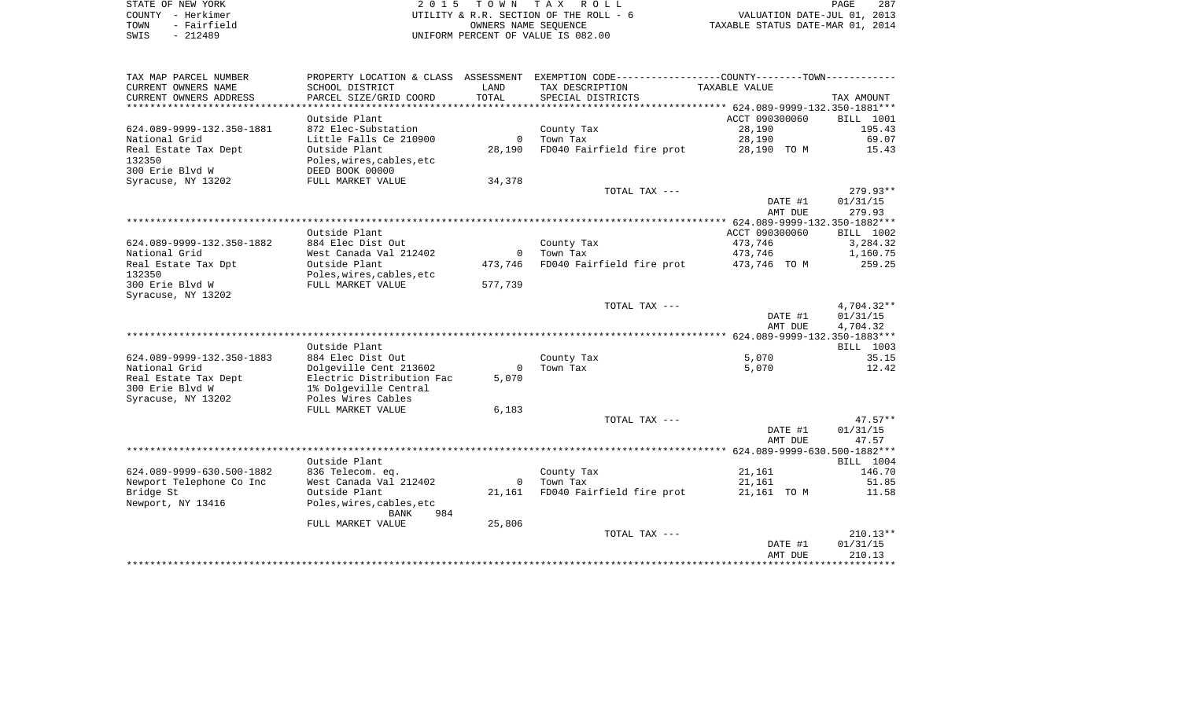STATE OF NEW YORK
COUNTY - Herkimer
TOWN - Fairfield
SWIS - 212489

2 0 1 5 T O W N T A X R O L L
UTILITY & R.R. SECTION OF THE ROLL - 6
OWNERS NAME SEQUENCE
UNIFORM PERCENT OF VALUE IS 082.00

VALUATION DATE-JUL 01, 2013
TAXABLE STATUS DATE-MAR 01, 2014

| TAX MAP PARCEL NUMBER / CURRENT OWNERS NAME / CURRENT OWNERS ADDRESS | PROPERTY LOCATION & CLASS / SCHOOL DISTRICT / PARCEL SIZE/GRID COORD | ASSESSMENT LAND / TOTAL | EXEMPTION CODE / TAX DESCRIPTION / SPECIAL DISTRICTS | TAXABLE VALUE | TAX AMOUNT |
|---|---|---|---|---|---|
| **624.089-9999-132.350-1881** | | | | | |
| | Outside Plant | | | ACCT 090300060 | BILL 1001 |
| 624.089-9999-132.350-1881 | 872 Elec-Substation | | County Tax | 28,190 | 195.43 |
| National Grid | Little Falls Ce 210900 | 0 | Town Tax | 28,190 | 69.07 |
| Real Estate Tax Dept | Outside Plant | 28,190 | FD040 Fairfield fire prot | 28,190 TO M | 15.43 |
| 132350 | Poles,wires,cables,etc | | | | |
| 300 Erie Blvd W | DEED BOOK 00000 | | | | |
| Syracuse, NY 13202 | FULL MARKET VALUE | 34,378 | | | |
| | | | TOTAL TAX --- | | 279.93** |
| | | | | DATE #1 | 01/31/15 |
| | | | | AMT DUE | 279.93 |
| **624.089-9999-132.350-1882** | | | | | |
| | Outside Plant | | | ACCT 090300060 | BILL 1002 |
| 624.089-9999-132.350-1882 | 884 Elec Dist Out | | County Tax | 473,746 | 3,284.32 |
| National Grid | West Canada Val 212402 | 0 | Town Tax | 473,746 | 1,160.75 |
| Real Estate Tax Dpt | Outside Plant | 473,746 | FD040 Fairfield fire prot | 473,746 TO M | 259.25 |
| 132350 | Poles,wires,cables,etc | | | | |
| 300 Erie Blvd W | FULL MARKET VALUE | 577,739 | | | |
| Syracuse, NY 13202 | | | | | |
| | | | TOTAL TAX --- | | 4,704.32** |
| | | | | DATE #1 | 01/31/15 |
| | | | | AMT DUE | 4,704.32 |
| **624.089-9999-132.350-1883** | | | | | |
| | Outside Plant | | | | BILL 1003 |
| 624.089-9999-132.350-1883 | 884 Elec Dist Out | | County Tax | 5,070 | 35.15 |
| National Grid | Dolgeville Cent 213602 | 0 | Town Tax | 5,070 | 12.42 |
| Real Estate Tax Dept | Electric Distribution Fac | 5,070 | | | |
| 300 Erie Blvd W | 1% Dolgeville Central | | | | |
| Syracuse, NY 13202 | Poles Wires Cables | | | | |
| | FULL MARKET VALUE | 6,183 | | | |
| | | | TOTAL TAX --- | | 47.57** |
| | | | | DATE #1 | 01/31/15 |
| | | | | AMT DUE | 47.57 |
| **624.089-9999-630.500-1882** | | | | | |
| | Outside Plant | | | | BILL 1004 |
| 624.089-9999-630.500-1882 | 836 Telecom. eq. | | County Tax | 21,161 | 146.70 |
| Newport Telephone Co Inc | West Canada Val 212402 | 0 | Town Tax | 21,161 | 51.85 |
| Bridge St | Outside Plant | 21,161 | FD040 Fairfield fire prot | 21,161 TO M | 11.58 |
| Newport, NY 13416 | Poles,wires,cables,etc | | | | |
| | BANK 984 | | | | |
| | FULL MARKET VALUE | 25,806 | | | |
| | | | TOTAL TAX --- | | 210.13** |
| | | | | DATE #1 | 01/31/15 |
| | | | | AMT DUE | 210.13 |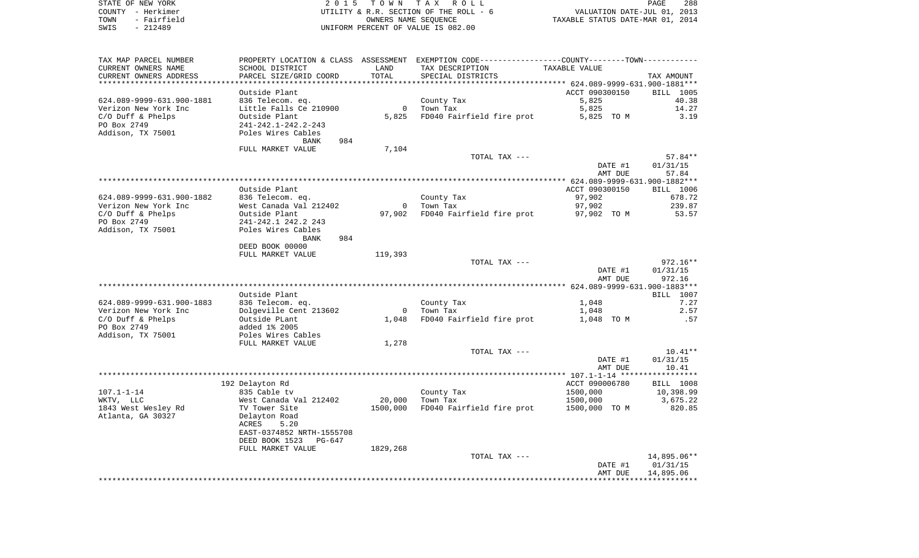STATE OF NEW YORK
COUNTY - Herkimer
TOWN - Fairfield
SWIS - 212489

2 0 1 5 T O W N T A X R O L L
UTILITY & R.R. SECTION OF THE ROLL - 6
OWNERS NAME SEQUENCE
UNIFORM PERCENT OF VALUE IS 082.00

VALUATION DATE-JUL 01, 2013
TAXABLE STATUS DATE-MAR 01, 2014

| TAX MAP PARCEL NUMBER / CURRENT OWNERS NAME / CURRENT OWNERS ADDRESS | PROPERTY LOCATION & CLASS / SCHOOL DISTRICT / PARCEL SIZE/GRID COORD | ASSESSMENT LAND / TOTAL | EXEMPTION CODE / TAX DESCRIPTION / SPECIAL DISTRICTS | COUNTY--------TOWN TAXABLE VALUE | TAX AMOUNT |
|---|---|---|---|---|---|
| 624.089-9999-631.900-1881 | Outside Plant | | | ACCT 090300150 | BILL 1005 |
| 624.089-9999-631.900-1881 | 836 Telecom. eq. | | County Tax | 5,825 | 40.38 |
| Verizon New York Inc | Little Falls Ce 210900 | 0 | Town Tax | 5,825 | 14.27 |
| C/O Duff & Phelps | Outside Plant | 5,825 | FD040 Fairfield fire prot | 5,825 TO M | 3.19 |
| PO Box 2749 | 241-242.1-242.2-243 | | | | |
| Addison, TX 75001 | Poles Wires Cables | | | | |
| | BANK 984 | | | | |
| | FULL MARKET VALUE | 7,104 | | | |
| | | | TOTAL TAX --- | | 57.84** |
| | | | | DATE #1 | 01/31/15 |
| | | | | AMT DUE | 57.84 |
| 624.089-9999-631.900-1882 | Outside Plant | | | ACCT 090300150 | BILL 1006 |
| 624.089-9999-631.900-1882 | 836 Telecom. eq. | | County Tax | 97,902 | 678.72 |
| Verizon New York Inc | West Canada Val 212402 | 0 | Town Tax | 97,902 | 239.87 |
| C/O Duff & Phelps | Outside Plant | 97,902 | FD040 Fairfield fire prot | 97,902 TO M | 53.57 |
| PO Box 2749 | 241-242.1 242.2 243 | | | | |
| Addison, TX 75001 | Poles Wires Cables | | | | |
| | BANK 984 | | | | |
| | DEED BOOK 00000 | | | | |
| | FULL MARKET VALUE | 119,393 | | | |
| | | | TOTAL TAX --- | | 972.16** |
| | | | | DATE #1 | 01/31/15 |
| | | | | AMT DUE | 972.16 |
| 624.089-9999-631.900-1883 | Outside Plant | | | | BILL 1007 |
| 624.089-9999-631.900-1883 | 836 Telecom. eq. | | County Tax | 1,048 | 7.27 |
| Verizon New York Inc | Dolgeville Cent 213602 | 0 | Town Tax | 1,048 | 2.57 |
| C/O Duff & Phelps | Outside PLant | 1,048 | FD040 Fairfield fire prot | 1,048 TO M | .57 |
| PO Box 2749 | added 1% 2005 | | | | |
| Addison, TX 75001 | Poles Wires Cables | | | | |
| | FULL MARKET VALUE | 1,278 | | | |
| | | | TOTAL TAX --- | | 10.41** |
| | | | | DATE #1 | 01/31/15 |
| | | | | AMT DUE | 10.41 |
| 107.1-1-14 | 192 Delayton Rd | | | ACCT 090006780 | BILL 1008 |
| 107.1-1-14 | 835 Cable tv | | County Tax | 1500,000 | 10,398.99 |
| WKTV, LLC | West Canada Val 212402 | 20,000 | Town Tax | 1500,000 | 3,675.22 |
| 1843 West Wesley Rd | TV Tower Site | 1500,000 | FD040 Fairfield fire prot | 1500,000 TO M | 820.85 |
| Atlanta, GA 30327 | Delayton Road | | | | |
| | ACRES 5.20 | | | | |
| | EAST-0374852 NRTH-1555708 | | | | |
| | DEED BOOK 1523 PG-647 | | | | |
| | FULL MARKET VALUE | 1829,268 | | | |
| | | | TOTAL TAX --- | | 14,895.06** |
| | | | | DATE #1 | 01/31/15 |
| | | | | AMT DUE | 14,895.06 |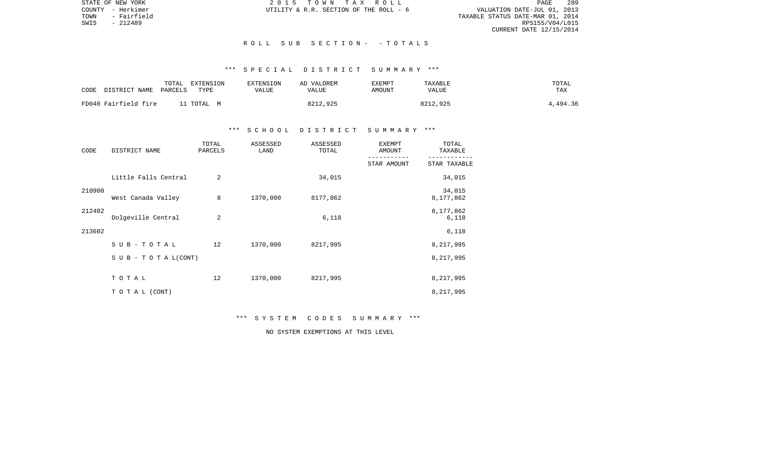STATE OF NEW YORK
COUNTY - Herkimer
TOWN - Fairfield
SWIS - 212489

2015 TOWN TAX ROLL
UTILITY & R.R. SECTION OF THE ROLL - 6

VALUATION DATE-JUL 01, 2013
TAXABLE STATUS DATE-MAR 01, 2014
RPS155/V04/L015
CURRENT DATE 12/15/2014

## ROLL SUB SECTION - - TOTALS

### *** SPECIAL DISTRICT SUMMARY ***

| CODE DISTRICT NAME | TOTAL PARCELS | EXTENSION TYPE | EXTENSION VALUE | AD VALOREM VALUE | EXEMPT AMOUNT | TAXABLE VALUE | TOTAL TAX |
|---|---|---|---|---|---|---|---|
| FD040 Fairfield fire | 11 | TOTAL M | | 8212,925 | | 8212,925 | 4,494.36 |

### *** SCHOOL DISTRICT SUMMARY ***

| CODE | DISTRICT NAME | TOTAL PARCELS | ASSESSED LAND | ASSESSED TOTAL | EXEMPT AMOUNT / STAR AMOUNT | TOTAL TAXABLE / STAR TAXABLE |
|---|---|---|---|---|---|---|
| 210900 | Little Falls Central | 2 | | 34,015 | | 34,015 / 34,015 |
| 212402 | West Canada Valley | 8 | 1370,000 | 8177,862 | | 8,177,862 / 8,177,862 |
| 213602 | Dolgeville Central | 2 | | 6,118 | | 6,118 / 6,118 |
| | SUB-TOTAL | 12 | 1370,000 | 8217,995 | | 8,217,995 |
| | SUB-TOTAL(CONT) | | | | | 8,217,995 |
| | TOTAL | 12 | 1370,000 | 8217,995 | | 8,217,995 |
| | TOTAL (CONT) | | | | | 8,217,995 |

### *** SYSTEM CODES SUMMARY ***

NO SYSTEM EXEMPTIONS AT THIS LEVEL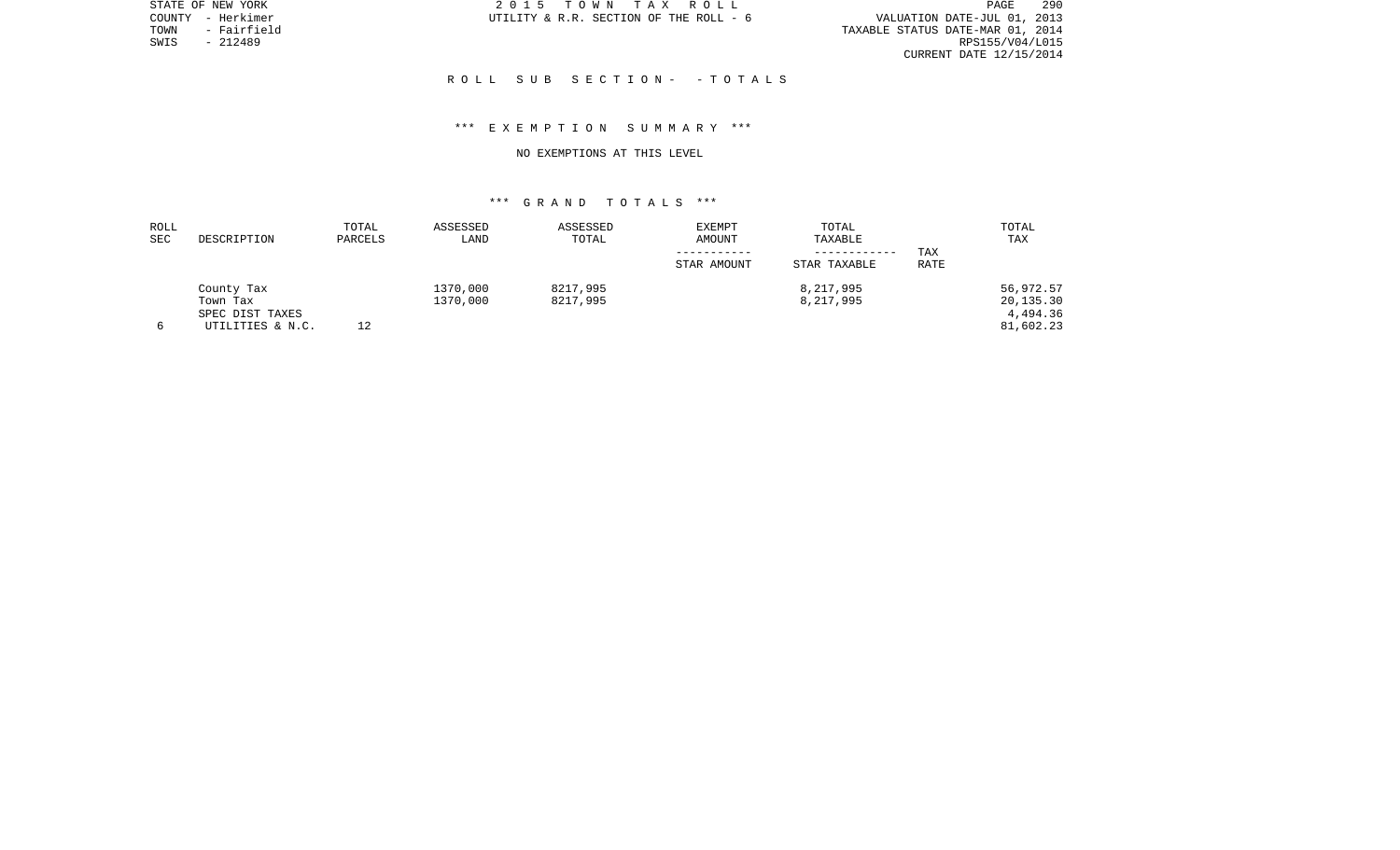STATE OF NEW YORK
COUNTY - Herkimer
TOWN - Fairfield
SWIS - 212489

2 0 1 5 T O W N T A X R O L L
UTILITY & R.R. SECTION OF THE ROLL - 6

VALUATION DATE-JUL 01, 2013
TAXABLE STATUS DATE-MAR 01, 2014
RPS155/V04/L015
CURRENT DATE 12/15/2014

## R O L L S U B S E C T I O N - - T O T A L S

### *** E X E M P T I O N S U M M A R Y ***

NO EXEMPTIONS AT THIS LEVEL

### *** G R A N D T O T A L S ***

| ROLL SEC | DESCRIPTION | TOTAL PARCELS | ASSESSED LAND | ASSESSED TOTAL | EXEMPT AMOUNT<br>-----------<br>STAR AMOUNT | TOTAL TAXABLE<br>------------<br>STAR TAXABLE | TAX RATE | TOTAL TAX |
|---|---|---|---|---|---|---|---|---|
| | County Tax | | 1370,000 | 8217,995 | | 8,217,995 | | 56,972.57 |
| | Town Tax | | 1370,000 | 8217,995 | | 8,217,995 | | 20,135.30 |
| | SPEC DIST TAXES | | | | | | | 4,494.36 |
| 6 | UTILITIES & N.C. | 12 | | | | | | 81,602.23 |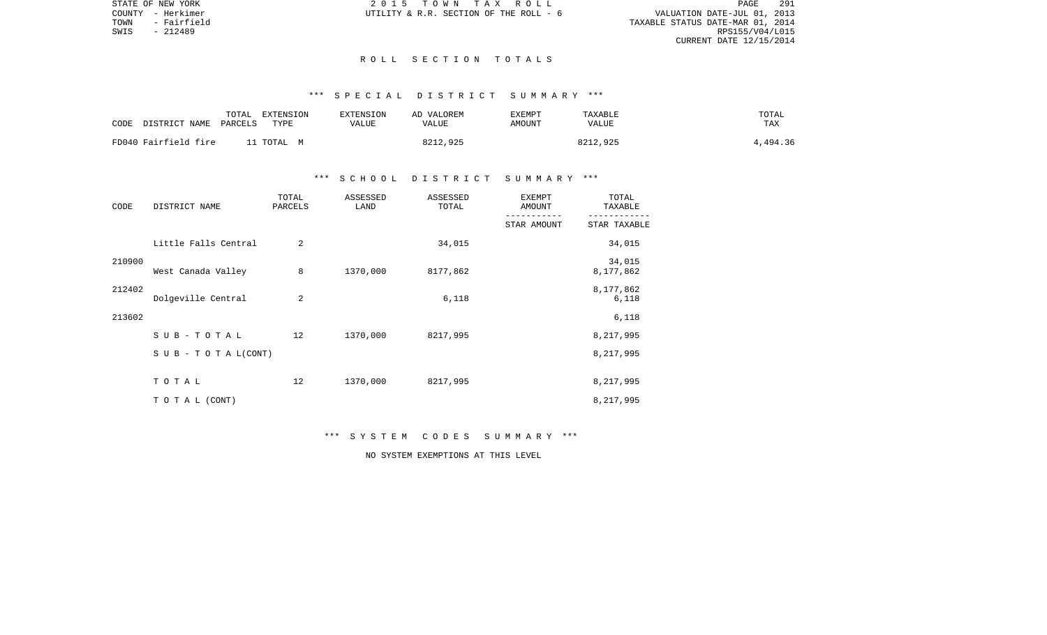STATE OF NEW YORK
COUNTY - Herkimer
TOWN - Fairfield
SWIS - 212489

2 0 1 5 T O W N T A X R O L L
UTILITY & R.R. SECTION OF THE ROLL - 6

VALUATION DATE-JUL 01, 2013
TAXABLE STATUS DATE-MAR 01, 2014
RPS155/V04/L015
CURRENT DATE 12/15/2014

# R O L L S E C T I O N T O T A L S

## *** S P E C I A L D I S T R I C T S U M M A R Y ***

| CODE DISTRICT NAME | TOTAL PARCELS | EXTENSION TYPE | EXTENSION VALUE | AD VALOREM VALUE | EXEMPT AMOUNT | TAXABLE VALUE | TOTAL TAX |
|---|---|---|---|---|---|---|---|
| FD040 Fairfield fire | 11 | TOTAL M | | 8212,925 | | 8212,925 | 4,494.36 |

## *** S C H O O L D I S T R I C T S U M M A R Y ***

| CODE | DISTRICT NAME | TOTAL PARCELS | ASSESSED LAND | ASSESSED TOTAL | EXEMPT AMOUNT / STAR AMOUNT | TOTAL TAXABLE / STAR TAXABLE |
|---|---|---|---|---|---|---|
| | Little Falls Central | 2 | | 34,015 | | 34,015 |
| 210900 | | | | | | 34,015 |
| | West Canada Valley | 8 | 1370,000 | 8177,862 | | 8,177,862 |
| 212402 | | | | | | 8,177,862 |
| | Dolgeville Central | 2 | | 6,118 | | 6,118 |
| 213602 | | | | | | 6,118 |
| | S U B - T O T A L | 12 | 1370,000 | 8217,995 | | 8,217,995 |
| | S U B - T O T A L(CONT) | | | | | 8,217,995 |
| | T O T A L | 12 | 1370,000 | 8217,995 | | 8,217,995 |
| | T O T A L (CONT) | | | | | 8,217,995 |

## *** S Y S T E M C O D E S S U M M A R Y ***

NO SYSTEM EXEMPTIONS AT THIS LEVEL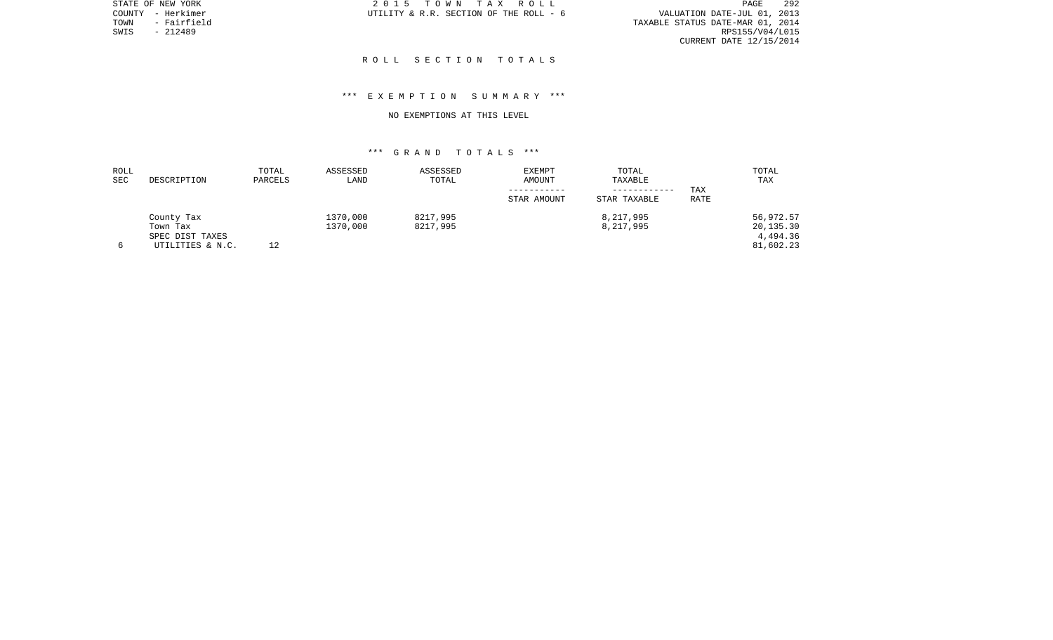STATE OF NEW YORK
COUNTY - Herkimer
TOWN - Fairfield
SWIS - 212489

2 0 1 5 T O W N T A X R O L L
UTILITY & R.R. SECTION OF THE ROLL - 6

VALUATION DATE-JUL 01, 2013
TAXABLE STATUS DATE-MAR 01, 2014
RPS155/V04/L015
CURRENT DATE 12/15/2014

## R O L L S E C T I O N T O T A L S

### *** E X E M P T I O N S U M M A R Y ***

NO EXEMPTIONS AT THIS LEVEL

### *** G R A N D T O T A L S ***

| ROLL SEC | DESCRIPTION | TOTAL PARCELS | ASSESSED LAND | ASSESSED TOTAL | EXEMPT AMOUNT<br>-----------<br>STAR AMOUNT | TOTAL TAXABLE<br>------------<br>STAR TAXABLE | TAX RATE | TOTAL TAX |
|---|---|---|---|---|---|---|---|---|
| | County Tax | | 1370,000 | 8217,995 | | 8,217,995 | | 56,972.57 |
| | Town Tax | | 1370,000 | 8217,995 | | 8,217,995 | | 20,135.30 |
| | SPEC DIST TAXES | | | | | | | 4,494.36 |
| 6 | UTILITIES & N.C. | 12 | | | | | | 81,602.23 |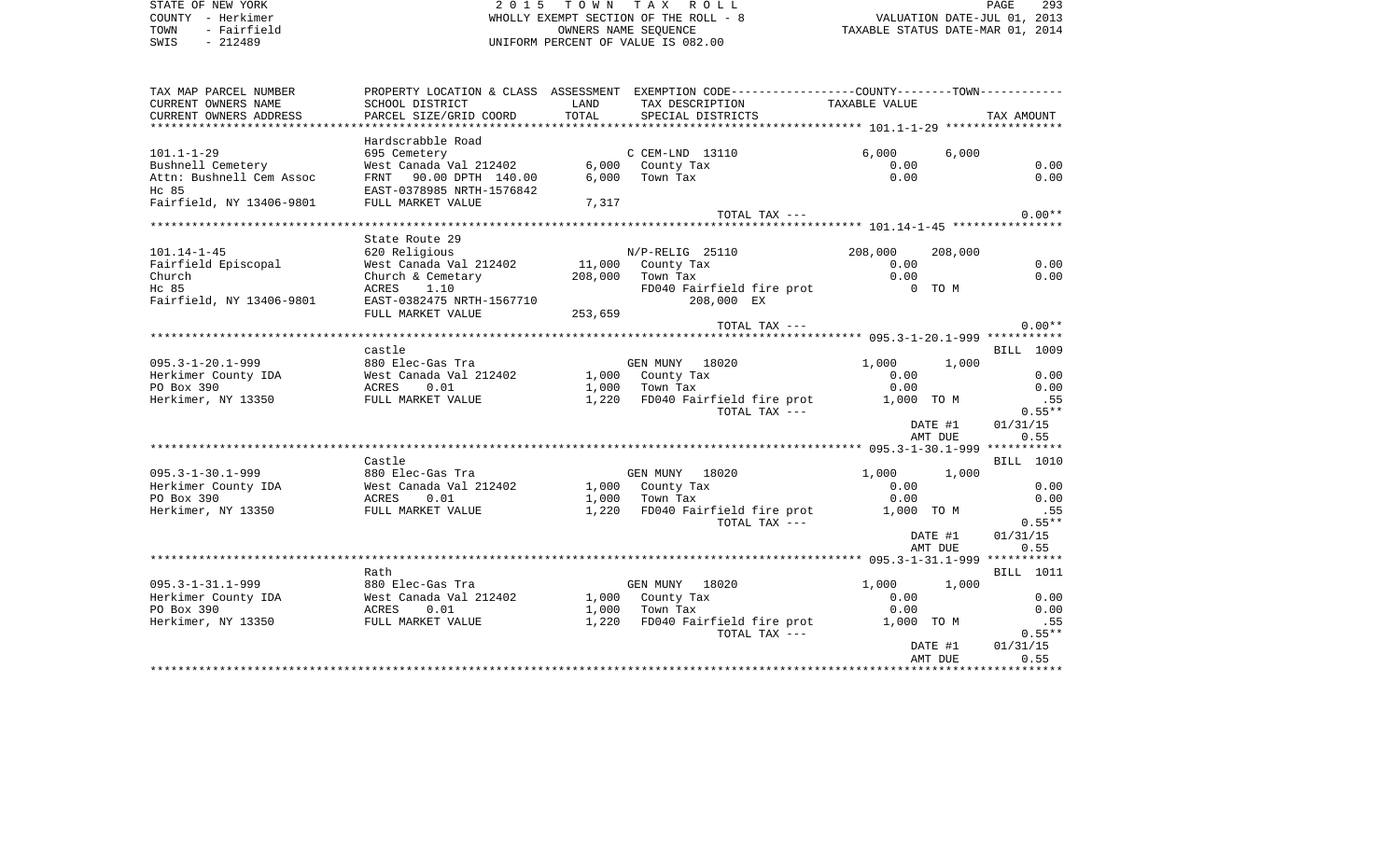STATE OF NEW YORK
COUNTY - Herkimer
TOWN - Fairfield
SWIS - 212489

2015 TOWN TAX ROLL
WHOLLY EXEMPT SECTION OF THE ROLL - 8
OWNERS NAME SEQUENCE
UNIFORM PERCENT OF VALUE IS 082.00

VALUATION DATE-JUL 01, 2013
TAXABLE STATUS DATE-MAR 01, 2014

| TAX MAP PARCEL NUMBER / CURRENT OWNERS NAME / CURRENT OWNERS ADDRESS | PROPERTY LOCATION & CLASS / SCHOOL DISTRICT / PARCEL SIZE/GRID COORD | ASSESSMENT LAND | ASSESSMENT TOTAL | EXEMPTION CODE / TAX DESCRIPTION / SPECIAL DISTRICTS | COUNTY TAXABLE VALUE | TOWN | TAX AMOUNT |
|---|---|---|---|---|---|---|---|
| **101.1-1-29** | Hardscrabble Road | | | | | | |
| 101.1-1-29 | 695 Cemetery | | | C CEM-LND 13110 | 6,000 | 6,000 | |
| Bushnell Cemetery | West Canada Val 212402 | 6,000 | | County Tax | 0.00 | | 0.00 |
| Attn: Bushnell Cem Assoc | FRNT 90.00 DPTH 140.00 | | 6,000 | Town Tax | 0.00 | | 0.00 |
| Hc 85 | EAST-0378985 NRTH-1576842 | | | | | | |
| Fairfield, NY 13406-9801 | FULL MARKET VALUE | | 7,317 | | | | |
| | | | | TOTAL TAX --- | | | 0.00** |
| **101.14-1-45** | State Route 29 | | | | | | |
| 101.14-1-45 | 620 Religious | | | N/P-RELIG 25110 | 208,000 | 208,000 | |
| Fairfield Episcopal | West Canada Val 212402 | 11,000 | | County Tax | 0.00 | | 0.00 |
| Church | Church & Cemetary | | 208,000 | Town Tax | 0.00 | | 0.00 |
| Hc 85 | ACRES 1.10 | | | FD040 Fairfield fire prot | 0 TO M | | |
| Fairfield, NY 13406-9801 | EAST-0382475 NRTH-1567710 | | | 208,000 EX | | | |
| | FULL MARKET VALUE | | 253,659 | | | | |
| | | | | TOTAL TAX --- | | | 0.00** |
| **095.3-1-20.1-999** | castle | | | | | | BILL 1009 |
| 095.3-1-20.1-999 | 880 Elec-Gas Tra | | | GEN MUNY 18020 | 1,000 | 1,000 | |
| Herkimer County IDA | West Canada Val 212402 | 1,000 | | County Tax | 0.00 | | 0.00 |
| PO Box 390 | ACRES 0.01 | | 1,000 | Town Tax | 0.00 | | 0.00 |
| Herkimer, NY 13350 | FULL MARKET VALUE | | 1,220 | FD040 Fairfield fire prot | 1,000 TO M | | .55 |
| | | | | TOTAL TAX --- | | | 0.55** |
| | | | | | | DATE #1 | 01/31/15 |
| | | | | | | AMT DUE | 0.55 |
| **095.3-1-30.1-999** | Castle | | | | | | BILL 1010 |
| 095.3-1-30.1-999 | 880 Elec-Gas Tra | | | GEN MUNY 18020 | 1,000 | 1,000 | |
| Herkimer County IDA | West Canada Val 212402 | 1,000 | | County Tax | 0.00 | | 0.00 |
| PO Box 390 | ACRES 0.01 | | 1,000 | Town Tax | 0.00 | | 0.00 |
| Herkimer, NY 13350 | FULL MARKET VALUE | | 1,220 | FD040 Fairfield fire prot | 1,000 TO M | | .55 |
| | | | | TOTAL TAX --- | | | 0.55** |
| | | | | | | DATE #1 | 01/31/15 |
| | | | | | | AMT DUE | 0.55 |
| **095.3-1-31.1-999** | Rath | | | | | | BILL 1011 |
| 095.3-1-31.1-999 | 880 Elec-Gas Tra | | | GEN MUNY 18020 | 1,000 | 1,000 | |
| Herkimer County IDA | West Canada Val 212402 | 1,000 | | County Tax | 0.00 | | 0.00 |
| PO Box 390 | ACRES 0.01 | | 1,000 | Town Tax | 0.00 | | 0.00 |
| Herkimer, NY 13350 | FULL MARKET VALUE | | 1,220 | FD040 Fairfield fire prot | 1,000 TO M | | .55 |
| | | | | TOTAL TAX --- | | | 0.55** |
| | | | | | | DATE #1 | 01/31/15 |
| | | | | | | AMT DUE | 0.55 |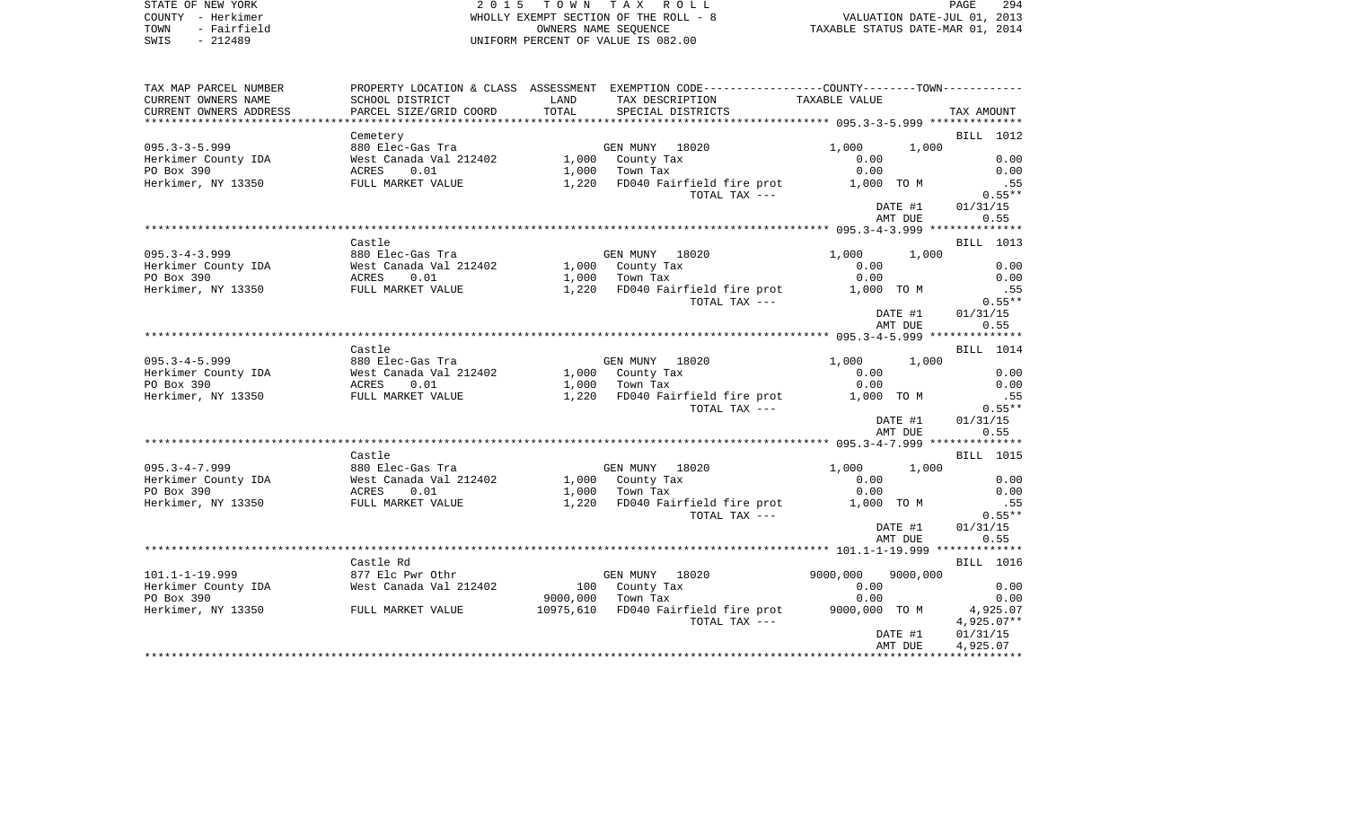STATE OF NEW YORK
COUNTY - Herkimer
TOWN - Fairfield
SWIS - 212489

2 0 1 5 T O W N T A X R O L L
WHOLLY EXEMPT SECTION OF THE ROLL - 8
OWNERS NAME SEQUENCE
UNIFORM PERCENT OF VALUE IS 082.00

VALUATION DATE-JUL 01, 2013
TAXABLE STATUS DATE-MAR 01, 2014

| TAX MAP PARCEL NUMBER / CURRENT OWNERS NAME / CURRENT OWNERS ADDRESS | PROPERTY LOCATION & CLASS / SCHOOL DISTRICT / PARCEL SIZE/GRID COORD | ASSESSMENT LAND / TOTAL | EXEMPTION CODE / TAX DESCRIPTION / SPECIAL DISTRICTS | COUNTY / TAXABLE VALUE | TOWN | TAX AMOUNT |
|---|---|---|---|---|---|---|
| | Cemetery | | | | | BILL 1012 |
| 095.3-3-5.999 | 880 Elec-Gas Tra | | GEN MUNY 18020 | 1,000 | 1,000 | |
| Herkimer County IDA | West Canada Val 212402 | 1,000 | County Tax | 0.00 | | 0.00 |
| PO Box 390 | ACRES 0.01 | 1,000 | Town Tax | 0.00 | | 0.00 |
| Herkimer, NY 13350 | FULL MARKET VALUE | 1,220 | FD040 Fairfield fire prot | 1,000 TO M | | .55 |
| | | | TOTAL TAX --- | | | 0.55** |
| | | | | | DATE #1 | 01/31/15 |
| | | | | | AMT DUE | 0.55 |
| | Castle | | | | | BILL 1013 |
| 095.3-4-3.999 | 880 Elec-Gas Tra | | GEN MUNY 18020 | 1,000 | 1,000 | |
| Herkimer County IDA | West Canada Val 212402 | 1,000 | County Tax | 0.00 | | 0.00 |
| PO Box 390 | ACRES 0.01 | 1,000 | Town Tax | 0.00 | | 0.00 |
| Herkimer, NY 13350 | FULL MARKET VALUE | 1,220 | FD040 Fairfield fire prot | 1,000 TO M | | .55 |
| | | | TOTAL TAX --- | | | 0.55** |
| | | | | | DATE #1 | 01/31/15 |
| | | | | | AMT DUE | 0.55 |
| | Castle | | | | | BILL 1014 |
| 095.3-4-5.999 | 880 Elec-Gas Tra | | GEN MUNY 18020 | 1,000 | 1,000 | |
| Herkimer County IDA | West Canada Val 212402 | 1,000 | County Tax | 0.00 | | 0.00 |
| PO Box 390 | ACRES 0.01 | 1,000 | Town Tax | 0.00 | | 0.00 |
| Herkimer, NY 13350 | FULL MARKET VALUE | 1,220 | FD040 Fairfield fire prot | 1,000 TO M | | .55 |
| | | | TOTAL TAX --- | | | 0.55** |
| | | | | | DATE #1 | 01/31/15 |
| | | | | | AMT DUE | 0.55 |
| | Castle | | | | | BILL 1015 |
| 095.3-4-7.999 | 880 Elec-Gas Tra | | GEN MUNY 18020 | 1,000 | 1,000 | |
| Herkimer County IDA | West Canada Val 212402 | 1,000 | County Tax | 0.00 | | 0.00 |
| PO Box 390 | ACRES 0.01 | 1,000 | Town Tax | 0.00 | | 0.00 |
| Herkimer, NY 13350 | FULL MARKET VALUE | 1,220 | FD040 Fairfield fire prot | 1,000 TO M | | .55 |
| | | | TOTAL TAX --- | | | 0.55** |
| | | | | | DATE #1 | 01/31/15 |
| | | | | | AMT DUE | 0.55 |
| | Castle Rd | | | | | BILL 1016 |
| 101.1-1-19.999 | 877 Elc Pwr Othr | | GEN MUNY 18020 | 9000,000 | 9000,000 | |
| Herkimer County IDA | West Canada Val 212402 | 100 | County Tax | 0.00 | | 0.00 |
| PO Box 390 | | 9000,000 | Town Tax | 0.00 | | 0.00 |
| Herkimer, NY 13350 | FULL MARKET VALUE | 10975,610 | FD040 Fairfield fire prot | 9000,000 TO M | | 4,925.07 |
| | | | TOTAL TAX --- | | | 4,925.07** |
| | | | | | DATE #1 | 01/31/15 |
| | | | | | AMT DUE | 4,925.07 |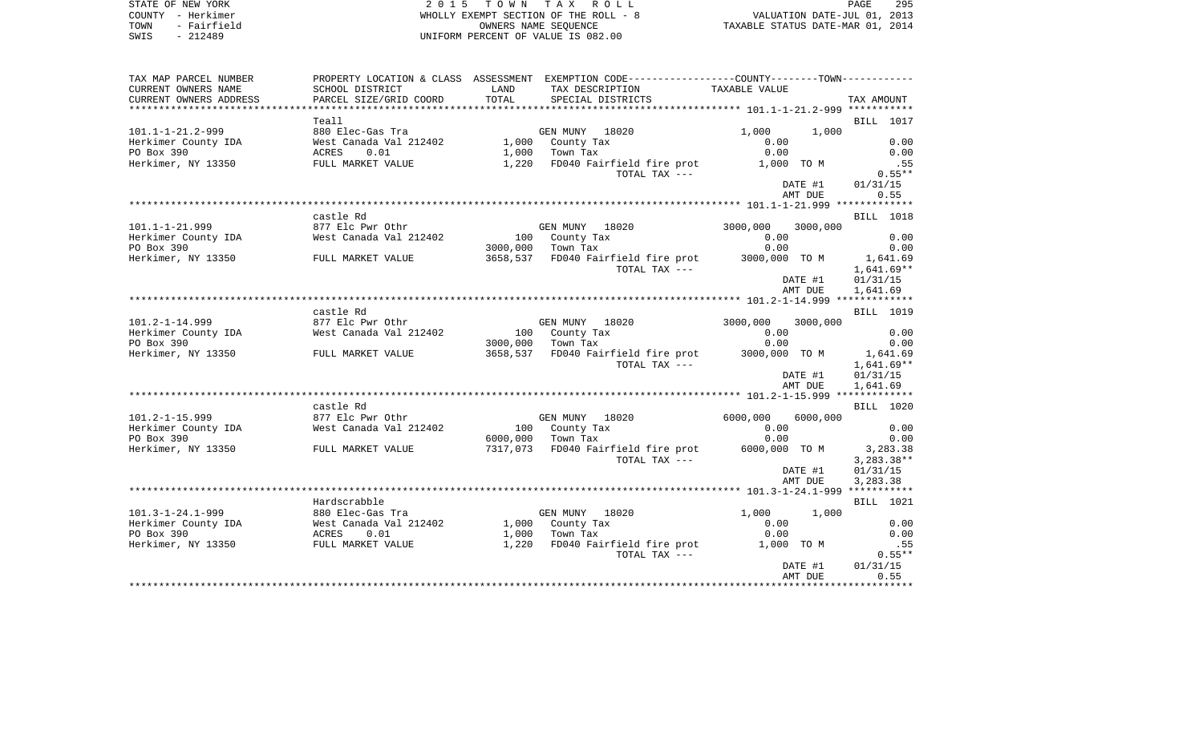STATE OF NEW YORK
COUNTY - Herkimer
TOWN - Fairfield
SWIS - 212489

# 2015 TOWN TAX ROLL

WHOLLY EXEMPT SECTION OF THE ROLL - 8
OWNERS NAME SEQUENCE
UNIFORM PERCENT OF VALUE IS 082.00

VALUATION DATE-JUL 01, 2013
TAXABLE STATUS DATE-MAR 01, 2014

| TAX MAP PARCEL NUMBER / CURRENT OWNERS NAME / CURRENT OWNERS ADDRESS | PROPERTY LOCATION & CLASS / SCHOOL DISTRICT / PARCEL SIZE/GRID COORD | ASSESSMENT LAND / TOTAL | EXEMPTION CODE / TAX DESCRIPTION / SPECIAL DISTRICTS | COUNTY / TOWN TAXABLE VALUE | TAX AMOUNT |
|---|---|---|---|---|---|
| **101.1-1-21.2-999** | Teall | | | | BILL 1017 |
| 101.1-1-21.2-999 | 880 Elec-Gas Tra | | GEN MUNY 18020 | 1,000 1,000 | |
| Herkimer County IDA | West Canada Val 212402 | 1,000 | County Tax | 0.00 | 0.00 |
| PO Box 390 | ACRES 0.01 | 1,000 | Town Tax | 0.00 | 0.00 |
| Herkimer, NY 13350 | FULL MARKET VALUE | 1,220 | FD040 Fairfield fire prot | 1,000 TO M | .55 |
| | | | TOTAL TAX --- | | 0.55** |
| | | | | DATE #1 | 01/31/15 |
| | | | | AMT DUE | 0.55 |
| **101.1-1-21.999** | castle Rd | | | | BILL 1018 |
| 101.1-1-21.999 | 877 Elc Pwr Othr | | GEN MUNY 18020 | 3000,000 3000,000 | |
| Herkimer County IDA | West Canada Val 212402 | 100 | County Tax | 0.00 | 0.00 |
| PO Box 390 | | 3000,000 | Town Tax | 0.00 | 0.00 |
| Herkimer, NY 13350 | FULL MARKET VALUE | 3658,537 | FD040 Fairfield fire prot | 3000,000 TO M | 1,641.69 |
| | | | TOTAL TAX --- | | 1,641.69** |
| | | | | DATE #1 | 01/31/15 |
| | | | | AMT DUE | 1,641.69 |
| **101.2-1-14.999** | castle Rd | | | | BILL 1019 |
| 101.2-1-14.999 | 877 Elc Pwr Othr | | GEN MUNY 18020 | 3000,000 3000,000 | |
| Herkimer County IDA | West Canada Val 212402 | 100 | County Tax | 0.00 | 0.00 |
| PO Box 390 | | 3000,000 | Town Tax | 0.00 | 0.00 |
| Herkimer, NY 13350 | FULL MARKET VALUE | 3658,537 | FD040 Fairfield fire prot | 3000,000 TO M | 1,641.69 |
| | | | TOTAL TAX --- | | 1,641.69** |
| | | | | DATE #1 | 01/31/15 |
| | | | | AMT DUE | 1,641.69 |
| **101.2-1-15.999** | castle Rd | | | | BILL 1020 |
| 101.2-1-15.999 | 877 Elc Pwr Othr | | GEN MUNY 18020 | 6000,000 6000,000 | |
| Herkimer County IDA | West Canada Val 212402 | 100 | County Tax | 0.00 | 0.00 |
| PO Box 390 | | 6000,000 | Town Tax | 0.00 | 0.00 |
| Herkimer, NY 13350 | FULL MARKET VALUE | 7317,073 | FD040 Fairfield fire prot | 6000,000 TO M | 3,283.38 |
| | | | TOTAL TAX --- | | 3,283.38** |
| | | | | DATE #1 | 01/31/15 |
| | | | | AMT DUE | 3,283.38 |
| **101.3-1-24.1-999** | Hardscrabble | | | | BILL 1021 |
| 101.3-1-24.1-999 | 880 Elec-Gas Tra | | GEN MUNY 18020 | 1,000 1,000 | |
| Herkimer County IDA | West Canada Val 212402 | 1,000 | County Tax | 0.00 | 0.00 |
| PO Box 390 | ACRES 0.01 | 1,000 | Town Tax | 0.00 | 0.00 |
| Herkimer, NY 13350 | FULL MARKET VALUE | 1,220 | FD040 Fairfield fire prot | 1,000 TO M | .55 |
| | | | TOTAL TAX --- | | 0.55** |
| | | | | DATE #1 | 01/31/15 |
| | | | | AMT DUE | 0.55 |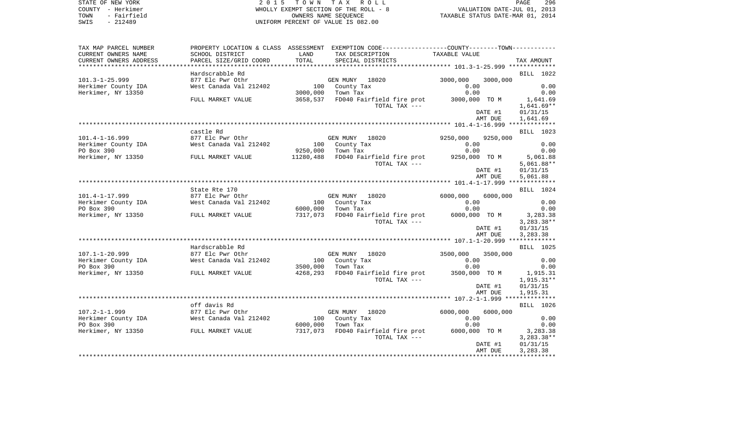STATE OF NEW YORK
COUNTY - Herkimer
TOWN - Fairfield
SWIS - 212489

2 0 1 5 T O W N T A X R O L L
WHOLLY EXEMPT SECTION OF THE ROLL - 8
OWNERS NAME SEQUENCE
UNIFORM PERCENT OF VALUE IS 082.00

VALUATION DATE-JUL 01, 2013
TAXABLE STATUS DATE-MAR 01, 2014

| TAX MAP PARCEL NUMBER / CURRENT OWNERS NAME / CURRENT OWNERS ADDRESS | PROPERTY LOCATION & CLASS / SCHOOL DISTRICT / PARCEL SIZE/GRID COORD | ASSESSMENT LAND / TOTAL | EXEMPTION CODE / TAX DESCRIPTION / SPECIAL DISTRICTS | COUNTY | TOWN (TAXABLE VALUE) | TAX AMOUNT |
|---|---|---|---|---|---|---|
| 101.3-1-25.999 | Hardscrabble Rd | | | | | BILL 1022 |
| | 877 Elc Pwr Othr | | GEN MUNY 18020 | 3000,000 | 3000,000 | |
| Herkimer County IDA | West Canada Val 212402 | 100 | County Tax | 0.00 | | 0.00 |
| Herkimer, NY 13350 | | 3000,000 | Town Tax | 0.00 | | 0.00 |
| | FULL MARKET VALUE | 3658,537 | FD040 Fairfield fire prot | 3000,000 TO M | | 1,641.69 |
| | | | TOTAL TAX --- | | | 1,641.69** |
| | | | | | DATE #1 | 01/31/15 |
| | | | | | AMT DUE | 1,641.69 |
| 101.4-1-16.999 | castle Rd | | | | | BILL 1023 |
| | 877 Elc Pwr Othr | | GEN MUNY 18020 | 9250,000 | 9250,000 | |
| Herkimer County IDA | West Canada Val 212402 | 100 | County Tax | 0.00 | | 0.00 |
| PO Box 390 | | 9250,000 | Town Tax | 0.00 | | 0.00 |
| Herkimer, NY 13350 | FULL MARKET VALUE | 11280,488 | FD040 Fairfield fire prot | 9250,000 TO M | | 5,061.88 |
| | | | TOTAL TAX --- | | | 5,061.88** |
| | | | | | DATE #1 | 01/31/15 |
| | | | | | AMT DUE | 5,061.88 |
| 101.4-1-17.999 | State Rte 170 | | | | | BILL 1024 |
| | 877 Elc Pwr Othr | | GEN MUNY 18020 | 6000,000 | 6000,000 | |
| Herkimer County IDA | West Canada Val 212402 | 100 | County Tax | 0.00 | | 0.00 |
| PO Box 390 | | 6000,000 | Town Tax | 0.00 | | 0.00 |
| Herkimer, NY 13350 | FULL MARKET VALUE | 7317,073 | FD040 Fairfield fire prot | 6000,000 TO M | | 3,283.38 |
| | | | TOTAL TAX --- | | | 3,283.38** |
| | | | | | DATE #1 | 01/31/15 |
| | | | | | AMT DUE | 3,283.38 |
| 107.1-1-20.999 | Hardscrabble Rd | | | | | BILL 1025 |
| | 877 Elc Pwr Othr | | GEN MUNY 18020 | 3500,000 | 3500,000 | |
| Herkimer County IDA | West Canada Val 212402 | 100 | County Tax | 0.00 | | 0.00 |
| PO Box 390 | | 3500,000 | Town Tax | 0.00 | | 0.00 |
| Herkimer, NY 13350 | FULL MARKET VALUE | 4268,293 | FD040 Fairfield fire prot | 3500,000 TO M | | 1,915.31 |
| | | | TOTAL TAX --- | | | 1,915.31** |
| | | | | | DATE #1 | 01/31/15 |
| | | | | | AMT DUE | 1,915.31 |
| 107.2-1-1.999 | off davis Rd | | | | | BILL 1026 |
| | 877 Elc Pwr Othr | | GEN MUNY 18020 | 6000,000 | 6000,000 | |
| Herkimer County IDA | West Canada Val 212402 | 100 | County Tax | 0.00 | | 0.00 |
| PO Box 390 | | 6000,000 | Town Tax | 0.00 | | 0.00 |
| Herkimer, NY 13350 | FULL MARKET VALUE | 7317,073 | FD040 Fairfield fire prot | 6000,000 TO M | | 3,283.38 |
| | | | TOTAL TAX --- | | | 3,283.38** |
| | | | | | DATE #1 | 01/31/15 |
| | | | | | AMT DUE | 3,283.38 |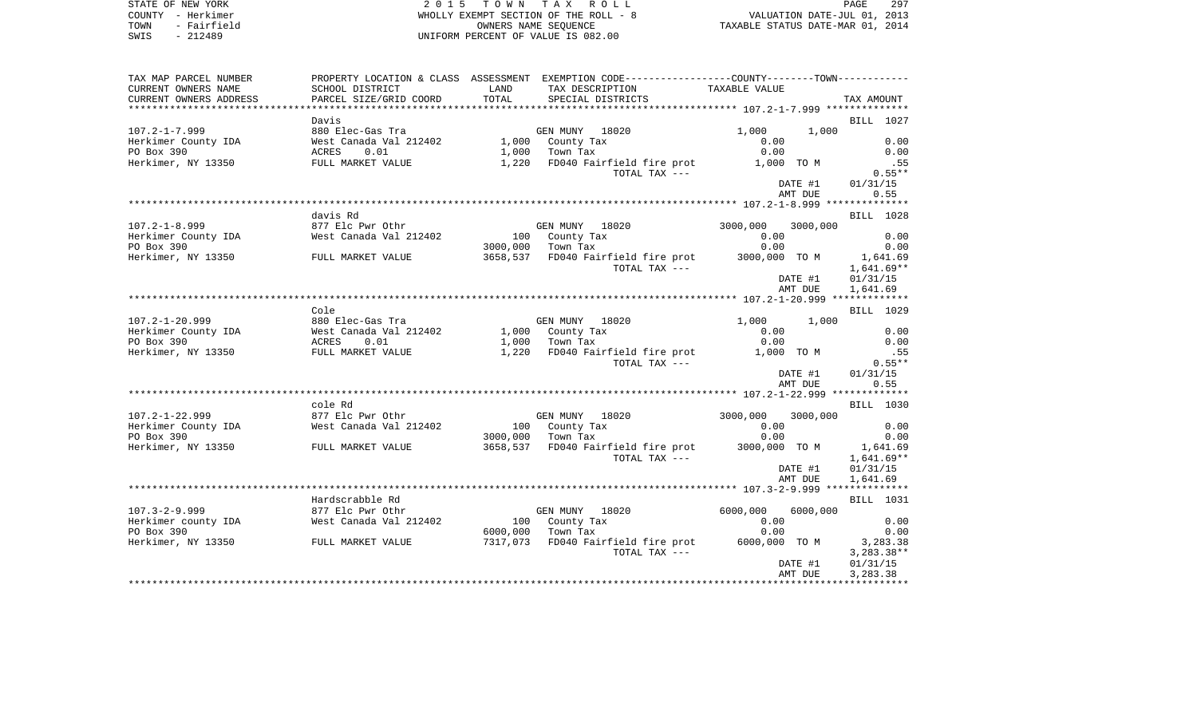STATE OF NEW YORK
COUNTY - Herkimer
TOWN - Fairfield
SWIS - 212489

# 2 0 1 5 T O W N T A X R O L L

WHOLLY EXEMPT SECTION OF THE ROLL - 8
OWNERS NAME SEQUENCE
UNIFORM PERCENT OF VALUE IS 082.00

VALUATION DATE-JUL 01, 2013
TAXABLE STATUS DATE-MAR 01, 2014

| TAX MAP PARCEL NUMBER / CURRENT OWNERS NAME / CURRENT OWNERS ADDRESS | PROPERTY LOCATION & CLASS / SCHOOL DISTRICT / PARCEL SIZE/GRID COORD | ASSESSMENT LAND / TOTAL | EXEMPTION CODE / TAX DESCRIPTION / SPECIAL DISTRICTS | COUNTY / TOWN TAXABLE VALUE | TAX AMOUNT |
|---|---|---|---|---|---|
| 107.2-1-7.999 | Davis | | | | BILL 1027 |
| 107.2-1-7.999 | 880 Elec-Gas Tra | | GEN MUNY 18020 | 1,000 1,000 | |
| Herkimer County IDA | West Canada Val 212402 | 1,000 | County Tax | 0.00 | 0.00 |
| PO Box 390 | ACRES 0.01 | 1,000 | Town Tax | 0.00 | 0.00 |
| Herkimer, NY 13350 | FULL MARKET VALUE | 1,220 | FD040 Fairfield fire prot | 1,000 TO M | .55 |
| | | | TOTAL TAX --- | | 0.55** |
| | | | | DATE #1 | 01/31/15 |
| | | | | AMT DUE | 0.55 |
| 107.2-1-8.999 | davis Rd | | | | BILL 1028 |
| 107.2-1-8.999 | 877 Elc Pwr Othr | | GEN MUNY 18020 | 3000,000 3000,000 | |
| Herkimer County IDA | West Canada Val 212402 | 100 | County Tax | 0.00 | 0.00 |
| PO Box 390 | | 3000,000 | Town Tax | 0.00 | 0.00 |
| Herkimer, NY 13350 | FULL MARKET VALUE | 3658,537 | FD040 Fairfield fire prot | 3000,000 TO M | 1,641.69 |
| | | | TOTAL TAX --- | | 1,641.69** |
| | | | | DATE #1 | 01/31/15 |
| | | | | AMT DUE | 1,641.69 |
| 107.2-1-20.999 | Cole | | | | BILL 1029 |
| 107.2-1-20.999 | 880 Elec-Gas Tra | | GEN MUNY 18020 | 1,000 1,000 | |
| Herkimer County IDA | West Canada Val 212402 | 1,000 | County Tax | 0.00 | 0.00 |
| PO Box 390 | ACRES 0.01 | 1,000 | Town Tax | 0.00 | 0.00 |
| Herkimer, NY 13350 | FULL MARKET VALUE | 1,220 | FD040 Fairfield fire prot | 1,000 TO M | .55 |
| | | | TOTAL TAX --- | | 0.55** |
| | | | | DATE #1 | 01/31/15 |
| | | | | AMT DUE | 0.55 |
| 107.2-1-22.999 | cole Rd | | | | BILL 1030 |
| 107.2-1-22.999 | 877 Elc Pwr Othr | | GEN MUNY 18020 | 3000,000 3000,000 | |
| Herkimer County IDA | West Canada Val 212402 | 100 | County Tax | 0.00 | 0.00 |
| PO Box 390 | | 3000,000 | Town Tax | 0.00 | 0.00 |
| Herkimer, NY 13350 | FULL MARKET VALUE | 3658,537 | FD040 Fairfield fire prot | 3000,000 TO M | 1,641.69 |
| | | | TOTAL TAX --- | | 1,641.69** |
| | | | | DATE #1 | 01/31/15 |
| | | | | AMT DUE | 1,641.69 |
| 107.3-2-9.999 | Hardscrabble Rd | | | | BILL 1031 |
| 107.3-2-9.999 | 877 Elc Pwr Othr | | GEN MUNY 18020 | 6000,000 6000,000 | |
| Herkimer county IDA | West Canada Val 212402 | 100 | County Tax | 0.00 | 0.00 |
| PO Box 390 | | 6000,000 | Town Tax | 0.00 | 0.00 |
| Herkimer, NY 13350 | FULL MARKET VALUE | 7317,073 | FD040 Fairfield fire prot | 6000,000 TO M | 3,283.38 |
| | | | TOTAL TAX --- | | 3,283.38** |
| | | | | DATE #1 | 01/31/15 |
| | | | | AMT DUE | 3,283.38 |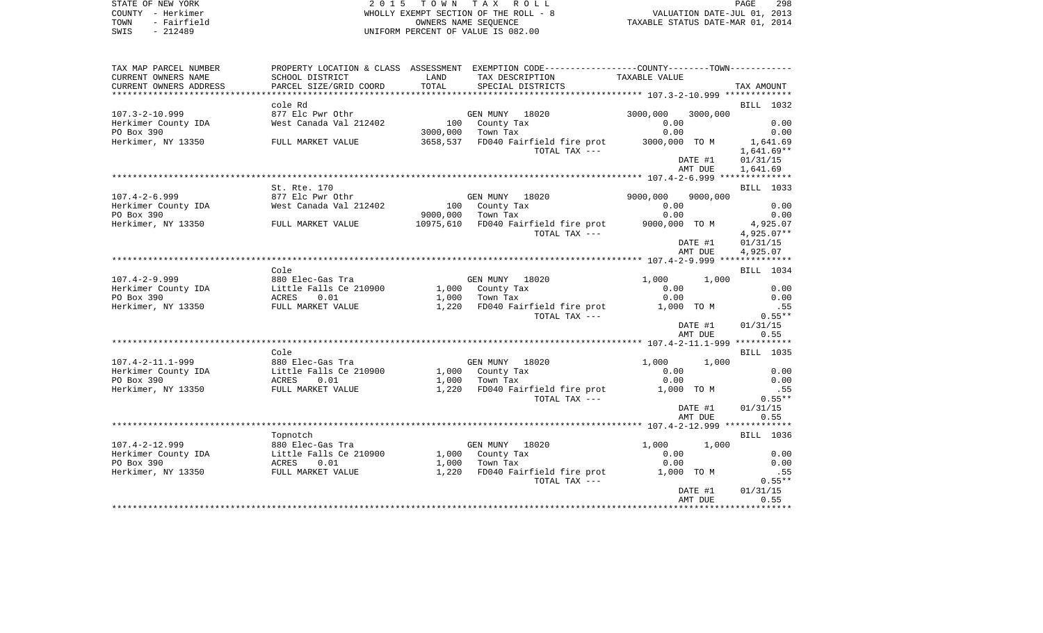STATE OF NEW YORK
COUNTY - Herkimer
TOWN - Fairfield
SWIS - 212489

2 0 1 5 T O W N T A X R O L L
WHOLLY EXEMPT SECTION OF THE ROLL - 8
OWNERS NAME SEQUENCE
UNIFORM PERCENT OF VALUE IS 082.00

VALUATION DATE-JUL 01, 2013
TAXABLE STATUS DATE-MAR 01, 2014

| TAX MAP PARCEL NUMBER / CURRENT OWNERS NAME / CURRENT OWNERS ADDRESS | PROPERTY LOCATION & CLASS / SCHOOL DISTRICT / PARCEL SIZE/GRID COORD | ASSESSMENT LAND / TOTAL | EXEMPTION CODE / TAX DESCRIPTION / SPECIAL DISTRICTS | COUNTY TAXABLE VALUE | TOWN | TAX AMOUNT |
|---|---|---|---|---|---|---|
| | cole Rd | | | | | BILL 1032 |
| 107.3-2-10.999 | 877 Elc Pwr Othr | | GEN MUNY 18020 | 3000,000 | 3000,000 | |
| Herkimer County IDA | West Canada Val 212402 | 100 | County Tax | 0.00 | | 0.00 |
| PO Box 390 | | 3000,000 | Town Tax | 0.00 | | 0.00 |
| Herkimer, NY 13350 | FULL MARKET VALUE | 3658,537 | FD040 Fairfield fire prot | 3000,000 TO M | | 1,641.69 |
| | | | TOTAL TAX --- | | | 1,641.69** |
| | | | | DATE #1 | | 01/31/15 |
| | | | | AMT DUE | | 1,641.69 |
| | St. Rte. 170 | | | | | BILL 1033 |
| 107.4-2-6.999 | 877 Elc Pwr Othr | | GEN MUNY 18020 | 9000,000 | 9000,000 | |
| Herkimer County IDA | West Canada Val 212402 | 100 | County Tax | 0.00 | | 0.00 |
| PO Box 390 | | 9000,000 | Town Tax | 0.00 | | 0.00 |
| Herkimer, NY 13350 | FULL MARKET VALUE | 10975,610 | FD040 Fairfield fire prot | 9000,000 TO M | | 4,925.07 |
| | | | TOTAL TAX --- | | | 4,925.07** |
| | | | | DATE #1 | | 01/31/15 |
| | | | | AMT DUE | | 4,925.07 |
| | Cole | | | | | BILL 1034 |
| 107.4-2-9.999 | 880 Elec-Gas Tra | | GEN MUNY 18020 | 1,000 | 1,000 | |
| Herkimer County IDA | Little Falls Ce 210900 | 1,000 | County Tax | 0.00 | | 0.00 |
| PO Box 390 | ACRES 0.01 | 1,000 | Town Tax | 0.00 | | 0.00 |
| Herkimer, NY 13350 | FULL MARKET VALUE | 1,220 | FD040 Fairfield fire prot | 1,000 TO M | | .55 |
| | | | TOTAL TAX --- | | | 0.55** |
| | | | | DATE #1 | | 01/31/15 |
| | | | | AMT DUE | | 0.55 |
| | Cole | | | | | BILL 1035 |
| 107.4-2-11.1-999 | 880 Elec-Gas Tra | | GEN MUNY 18020 | 1,000 | 1,000 | |
| Herkimer County IDA | Little Falls Ce 210900 | 1,000 | County Tax | 0.00 | | 0.00 |
| PO Box 390 | ACRES 0.01 | 1,000 | Town Tax | 0.00 | | 0.00 |
| Herkimer, NY 13350 | FULL MARKET VALUE | 1,220 | FD040 Fairfield fire prot | 1,000 TO M | | .55 |
| | | | TOTAL TAX --- | | | 0.55** |
| | | | | DATE #1 | | 01/31/15 |
| | | | | AMT DUE | | 0.55 |
| | Topnotch | | | | | BILL 1036 |
| 107.4-2-12.999 | 880 Elec-Gas Tra | | GEN MUNY 18020 | 1,000 | 1,000 | |
| Herkimer County IDA | Little Falls Ce 210900 | 1,000 | County Tax | 0.00 | | 0.00 |
| PO Box 390 | ACRES 0.01 | 1,000 | Town Tax | 0.00 | | 0.00 |
| Herkimer, NY 13350 | FULL MARKET VALUE | 1,220 | FD040 Fairfield fire prot | 1,000 TO M | | .55 |
| | | | TOTAL TAX --- | | | 0.55** |
| | | | | DATE #1 | | 01/31/15 |
| | | | | AMT DUE | | 0.55 |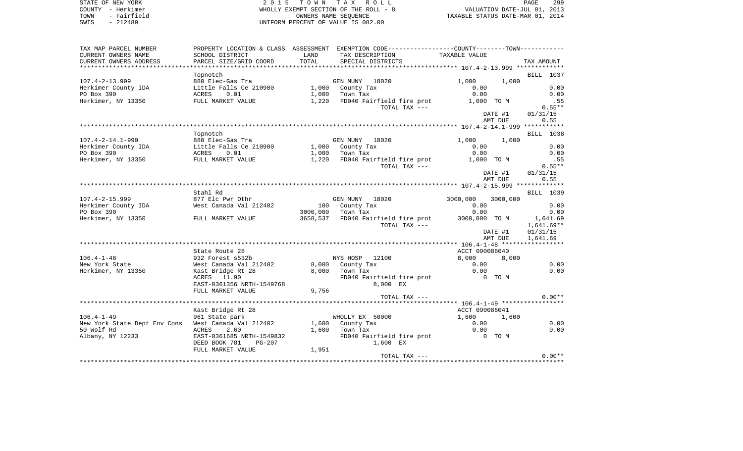STATE OF NEW YORK
COUNTY - Herkimer
TOWN - Fairfield
SWIS - 212489

2 0 1 5 T O W N T A X R O L L
WHOLLY EXEMPT SECTION OF THE ROLL - 8
OWNERS NAME SEQUENCE
UNIFORM PERCENT OF VALUE IS 082.00

VALUATION DATE-JUL 01, 2013
TAXABLE STATUS DATE-MAR 01, 2014

| TAX MAP PARCEL NUMBER / CURRENT OWNERS NAME / CURRENT OWNERS ADDRESS | PROPERTY LOCATION & CLASS / SCHOOL DISTRICT / PARCEL SIZE/GRID COORD | ASSESSMENT LAND / TOTAL | EXEMPTION CODE / TAX DESCRIPTION / SPECIAL DISTRICTS | COUNTY TAXABLE VALUE | TOWN | TAX AMOUNT |
|---|---|---|---|---|---|---|
| 107.4-2-13.999 | Topnotch | | | | | BILL 1037 |
| | 880 Elec-Gas Tra | | GEN MUNY 18020 | 1,000 | 1,000 | |
| Herkimer County IDA | Little Falls Ce 210900 | 1,000 | County Tax | 0.00 | | 0.00 |
| PO Box 390 | ACRES 0.01 | 1,000 | Town Tax | 0.00 | | 0.00 |
| Herkimer, NY 13350 | FULL MARKET VALUE | 1,220 | FD040 Fairfield fire prot | 1,000 TO M | | .55 |
| | | | TOTAL TAX --- | | | 0.55** |
| | | | | | DATE #1 | 01/31/15 |
| | | | | | AMT DUE | 0.55 |
| 107.4-2-14.1-999 | Topnotch | | | | | BILL 1038 |
| | 880 Elec-Gas Tra | | GEN MUNY 18020 | 1,000 | 1,000 | |
| Herkimer County IDA | Little Falls Ce 210900 | 1,000 | County Tax | 0.00 | | 0.00 |
| PO Box 390 | ACRES 0.01 | 1,000 | Town Tax | 0.00 | | 0.00 |
| Herkimer, NY 13350 | FULL MARKET VALUE | 1,220 | FD040 Fairfield fire prot | 1,000 TO M | | .55 |
| | | | TOTAL TAX --- | | | 0.55** |
| | | | | | DATE #1 | 01/31/15 |
| | | | | | AMT DUE | 0.55 |
| 107.4-2-15.999 | Stahl Rd | | | | | BILL 1039 |
| | 877 Elc Pwr Othr | | GEN MUNY 18020 | 3000,000 | 3000,000 | |
| Herkimer County IDA | West Canada Val 212402 | 100 | County Tax | 0.00 | | 0.00 |
| PO Box 390 | | 3000,000 | Town Tax | 0.00 | | 0.00 |
| Herkimer, NY 13350 | FULL MARKET VALUE | 3658,537 | FD040 Fairfield fire prot | 3000,000 TO M | | 1,641.69 |
| | | | TOTAL TAX --- | | | 1,641.69** |
| | | | | | DATE #1 | 01/31/15 |
| | | | | | AMT DUE | 1,641.69 |
| 106.4-1-48 | State Route 28 | | | ACCT 090086040 | | |
| | 932 Forest s532b | | NYS HOSP 12100 | 8,000 | 8,000 | |
| New York State | West Canada Val 212402 | 8,000 | County Tax | 0.00 | | 0.00 |
| Herkimer, NY 13350 | Kast Bridge Rt 28 | 8,000 | Town Tax | 0.00 | | 0.00 |
| | ACRES 11.90 | | FD040 Fairfield fire prot | 0 TO M | | |
| | EAST-0361356 NRTH-1549768 | | 8,000 EX | | | |
| | FULL MARKET VALUE | 9,756 | | | | |
| | | | TOTAL TAX --- | | | 0.00** |
| 106.4-1-49 | Kast Bridge Rt 28 | | | ACCT 090086041 | | |
| | 961 State park | | WHOLLY EX 50000 | 1,600 | 1,600 | |
| New York State Dept Env Cons | West Canada Val 212402 | 1,600 | County Tax | 0.00 | | 0.00 |
| 50 Wolf Rd | ACRES 2.60 | 1,600 | Town Tax | 0.00 | | 0.00 |
| Albany, NY 12233 | EAST-0361685 NRTH-1549832 | | FD040 Fairfield fire prot | 0 TO M | | |
| | DEED BOOK 781 PG-207 | | 1,600 EX | | | |
| | FULL MARKET VALUE | 1,951 | | | | |
| | | | TOTAL TAX --- | | | 0.00** |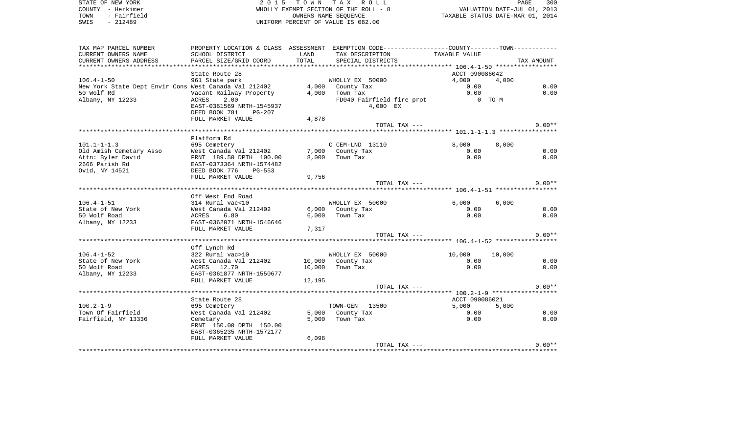STATE OF NEW YORK
COUNTY - Herkimer
TOWN - Fairfield
SWIS - 212489

2 0 1 5 T O W N T A X R O L L
WHOLLY EXEMPT SECTION OF THE ROLL - 8
OWNERS NAME SEQUENCE
UNIFORM PERCENT OF VALUE IS 082.00

VALUATION DATE-JUL 01, 2013
TAXABLE STATUS DATE-MAR 01, 2014

| TAX MAP PARCEL NUMBER<br>CURRENT OWNERS NAME<br>CURRENT OWNERS ADDRESS | PROPERTY LOCATION & CLASS<br>SCHOOL DISTRICT<br>PARCEL SIZE/GRID COORD | ASSESSMENT<br>LAND<br>TOTAL | EXEMPTION CODE<br>TAX DESCRIPTION<br>SPECIAL DISTRICTS | COUNTY<br>TAXABLE VALUE | TOWN | TAX AMOUNT |
|---|---|---|---|---|---|---|
| 106.4-1-50 | State Route 28<br>961 State park | | WHOLLY EX 50000 | ACCT 090086042<br>4,000 | 4,000 | |
| New York State Dept Envir Cons | West Canada Val 212402 | 4,000 | County Tax | 0.00 | | 0.00 |
| 50 Wolf Rd | Vacant Railway Property | 4,000 | Town Tax | 0.00 | | 0.00 |
| Albany, NY 12233 | ACRES 2.00 | | FD040 Fairfield fire prot | 0 TO M | | |
| | EAST-0361569 NRTH-1545937 | | 4,000 EX | | | |
| | DEED BOOK 781 PG-207 | | | | | |
| | FULL MARKET VALUE | 4,878 | | | | |
| | | | TOTAL TAX --- | | | 0.00** |
| 101.1-1-1.3 | Platform Rd<br>695 Cemetery | | C CEM-LND 13110 | 8,000 | 8,000 | |
| Old Amish Cemetary Asso | West Canada Val 212402 | 7,000 | County Tax | 0.00 | | 0.00 |
| Attn: Byler David | FRNT 189.50 DPTH 100.00 | 8,000 | Town Tax | 0.00 | | 0.00 |
| 2666 Parish Rd | EAST-0373364 NRTH-1574482 | | | | | |
| Ovid, NY 14521 | DEED BOOK 776 PG-553 | | | | | |
| | FULL MARKET VALUE | 9,756 | | | | |
| | | | TOTAL TAX --- | | | 0.00** |
| 106.4-1-51 | Off West End Road<br>314 Rural vac<10 | | WHOLLY EX 50000 | 6,000 | 6,000 | |
| State of New York | West Canada Val 212402 | 6,000 | County Tax | 0.00 | | 0.00 |
| 50 Wolf Road | ACRES 6.80 | 6,000 | Town Tax | 0.00 | | 0.00 |
| Albany, NY 12233 | EAST-0362071 NRTH-1546646 | | | | | |
| | FULL MARKET VALUE | 7,317 | | | | |
| | | | TOTAL TAX --- | | | 0.00** |
| 106.4-1-52 | Off Lynch Rd<br>322 Rural vac>10 | | WHOLLY EX 50000 | 10,000 | 10,000 | |
| State of New York | West Canada Val 212402 | 10,000 | County Tax | 0.00 | | 0.00 |
| 50 Wolf Road | ACRES 12.70 | 10,000 | Town Tax | 0.00 | | 0.00 |
| Albany, NY 12233 | EAST-0361877 NRTH-1550677 | | | | | |
| | FULL MARKET VALUE | 12,195 | | | | |
| | | | TOTAL TAX --- | | | 0.00** |
| 100.2-1-9 | State Route 28<br>695 Cemetery | | TOWN-GEN 13500 | ACCT 090086021<br>5,000 | 5,000 | |
| Town Of Fairfield | West Canada Val 212402 | 5,000 | County Tax | 0.00 | | 0.00 |
| Fairfield, NY 13336 | Cemetary | 5,000 | Town Tax | 0.00 | | 0.00 |
| | FRNT 150.00 DPTH 150.00 | | | | | |
| | EAST-0365235 NRTH-1572177 | | | | | |
| | FULL MARKET VALUE | 6,098 | | | | |
| | | | TOTAL TAX --- | | | 0.00** |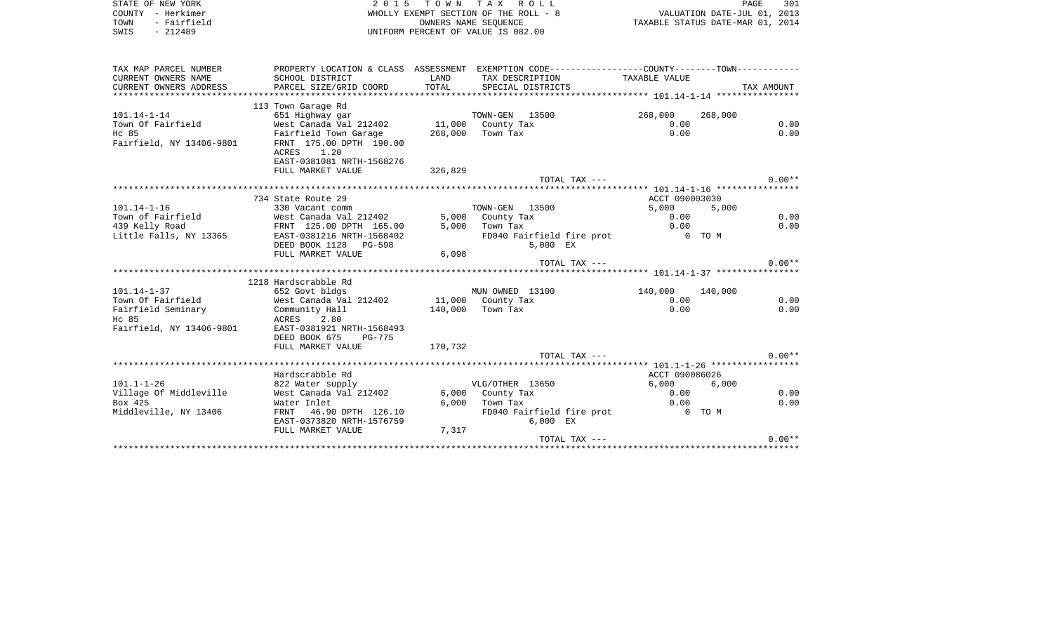STATE OF NEW YORK — 2015 TOWN TAX ROLL
COUNTY - Herkimer — WHOLLY EXEMPT SECTION OF THE ROLL - 8 — VALUATION DATE-JUL 01, 2013
TOWN - Fairfield — OWNERS NAME SEQUENCE — TAXABLE STATUS DATE-MAR 01, 2014
SWIS - 212489 — UNIFORM PERCENT OF VALUE IS 082.00

| TAX MAP PARCEL NUMBER / CURRENT OWNERS NAME / CURRENT OWNERS ADDRESS | PROPERTY LOCATION & CLASS / SCHOOL DISTRICT / PARCEL SIZE/GRID COORD | ASSESSMENT LAND / TOTAL | EXEMPTION CODE / TAX DESCRIPTION / SPECIAL DISTRICTS | COUNTY TAXABLE VALUE | TOWN TAXABLE VALUE | TAX AMOUNT |
|---|---|---|---|---|---|---|
| **101.14-1-14** | 113 Town Garage Rd | | | | | |
| 101.14-1-14 | 651 Highway gar | | TOWN-GEN 13500 | 268,000 | 268,000 | |
| Town Of Fairfield | West Canada Val 212402 | 11,000 | County Tax | 0.00 | | 0.00 |
| Hc 85 | Fairfield Town Garage | 268,000 | Town Tax | 0.00 | | 0.00 |
| Fairfield, NY 13406-9801 | FRNT 175.00 DPTH 190.00 | | | | | |
| | ACRES 1.20 | | | | | |
| | EAST-0381081 NRTH-1568276 | | | | | |
| | FULL MARKET VALUE | 326,829 | | | | |
| | | | TOTAL TAX --- | | | 0.00** |
| **101.14-1-16** | 734 State Route 29 | | | ACCT 090003030 | | |
| 101.14-1-16 | 330 Vacant comm | | TOWN-GEN 13500 | 5,000 | 5,000 | |
| Town of Fairfield | West Canada Val 212402 | 5,000 | County Tax | 0.00 | | 0.00 |
| 439 Kelly Road | FRNT 125.00 DPTH 165.00 | 5,000 | Town Tax | 0.00 | | 0.00 |
| Little Falls, NY 13365 | EAST-0381216 NRTH-1568402 | | FD040 Fairfield fire prot | 0 TO M | | |
| | DEED BOOK 1128 PG-598 | | 5,000 EX | | | |
| | FULL MARKET VALUE | 6,098 | | | | |
| | | | TOTAL TAX --- | | | 0.00** |
| **101.14-1-37** | 1218 Hardscrabble Rd | | | | | |
| 101.14-1-37 | 652 Govt bldgs | | MUN OWNED 13100 | 140,000 | 140,000 | |
| Town Of Fairfield | West Canada Val 212402 | 11,000 | County Tax | 0.00 | | 0.00 |
| Fairfield Seminary | Community Hall | 140,000 | Town Tax | 0.00 | | 0.00 |
| Hc 85 | ACRES 2.80 | | | | | |
| Fairfield, NY 13406-9801 | EAST-0381921 NRTH-1568493 | | | | | |
| | DEED BOOK 675 PG-775 | | | | | |
| | FULL MARKET VALUE | 170,732 | | | | |
| | | | TOTAL TAX --- | | | 0.00** |
| **101.1-1-26** | Hardscrabble Rd | | | ACCT 090086026 | | |
| 101.1-1-26 | 822 Water supply | | VLG/OTHER 13650 | 6,000 | 6,000 | |
| Village Of Middleville | West Canada Val 212402 | 6,000 | County Tax | 0.00 | | 0.00 |
| Box 425 | Water Inlet | 6,000 | Town Tax | 0.00 | | 0.00 |
| Middleville, NY 13406 | FRNT 46.90 DPTH 126.10 | | FD040 Fairfield fire prot | 0 TO M | | |
| | EAST-0373820 NRTH-1576759 | | 6,000 EX | | | |
| | FULL MARKET VALUE | 7,317 | | | | |
| | | | TOTAL TAX --- | | | 0.00** |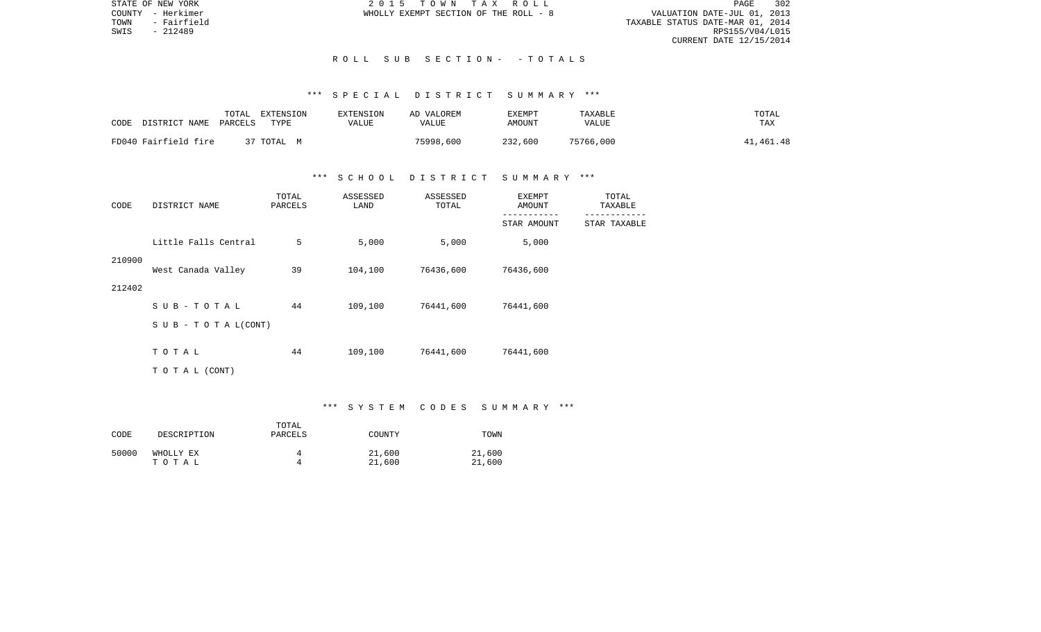STATE OF NEW YORK — COUNTY - Herkimer — TOWN - Fairfield — SWIS - 212489

2015 TOWN TAX ROLL
WHOLLY EXEMPT SECTION OF THE ROLL - 8

VALUATION DATE-JUL 01, 2013
TAXABLE STATUS DATE-MAR 01, 2014
RPS155/V04/L015
CURRENT DATE 12/15/2014

## ROLL SUB SECTION - - TOTALS

### *** SPECIAL DISTRICT SUMMARY ***

| CODE | DISTRICT NAME | TOTAL PARCELS | EXTENSION TYPE | EXTENSION VALUE | AD VALOREM VALUE | EXEMPT AMOUNT | TAXABLE VALUE | TOTAL TAX |
|---|---|---|---|---|---|---|---|---|
| FD040 | Fairfield fire | 37 | TOTAL M | | 75998,600 | 232,600 | 75766,000 | 41,461.48 |

### *** SCHOOL DISTRICT SUMMARY ***

| CODE | DISTRICT NAME | TOTAL PARCELS | ASSESSED LAND | ASSESSED TOTAL | EXEMPT AMOUNT / STAR AMOUNT | TOTAL TAXABLE / STAR TAXABLE |
|---|---|---|---|---|---|---|
| 210900 | Little Falls Central | 5 | 5,000 | 5,000 | 5,000 | |
| 212402 | West Canada Valley | 39 | 104,100 | 76436,600 | 76436,600 | |
| | S U B - T O T A L | 44 | 109,100 | 76441,600 | 76441,600 | |
| | S U B - T O T A L(CONT) | | | | | |
| | T O T A L | 44 | 109,100 | 76441,600 | 76441,600 | |
| | T O T A L (CONT) | | | | | |

### *** SYSTEM CODES SUMMARY ***

| CODE | DESCRIPTION | TOTAL PARCELS | COUNTY | TOWN |
|---|---|---|---|---|
| 50000 | WHOLLY EX | 4 | 21,600 | 21,600 |
| | T O T A L | 4 | 21,600 | 21,600 |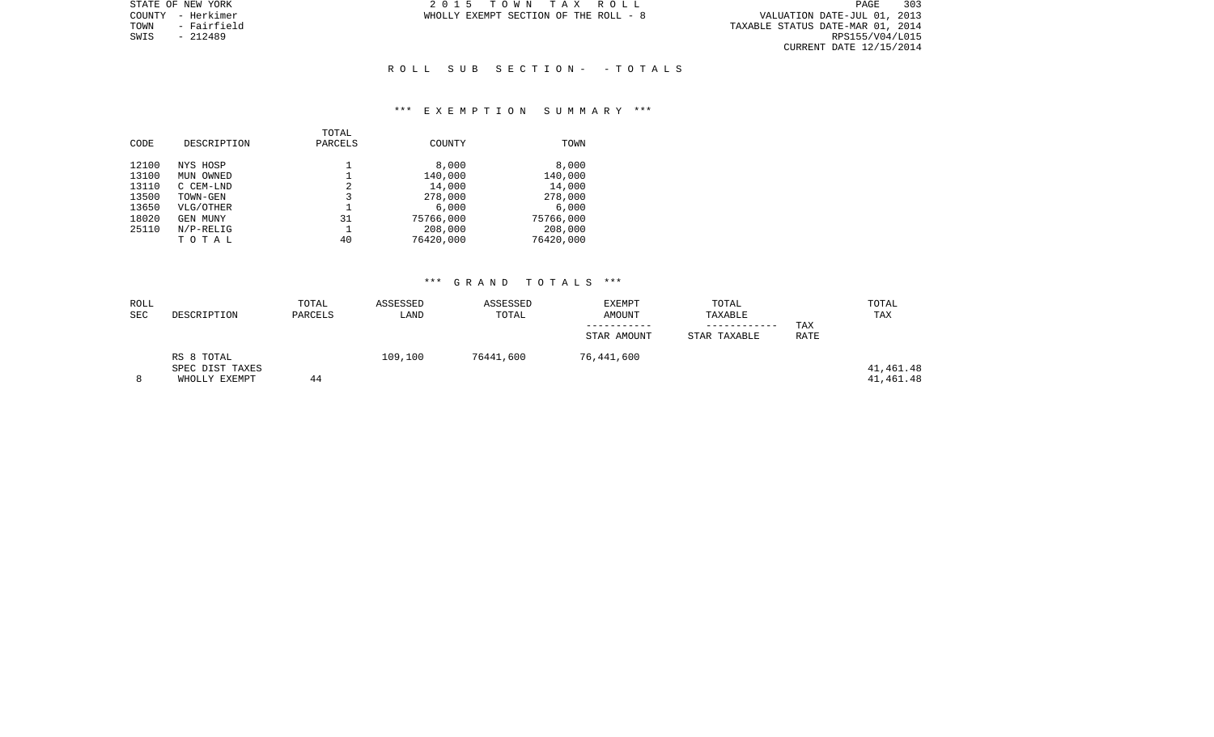STATE OF NEW YORK
COUNTY - Herkimer
TOWN - Fairfield
SWIS - 212489

2 0 1 5 T O W N T A X R O L L
WHOLLY EXEMPT SECTION OF THE ROLL - 8

VALUATION DATE-JUL 01, 2013
TAXABLE STATUS DATE-MAR 01, 2014
RPS155/V04/L015
CURRENT DATE 12/15/2014

## R O L L S U B S E C T I O N - - T O T A L S

### *** E X E M P T I O N S U M M A R Y ***

| CODE | DESCRIPTION | TOTAL PARCELS | COUNTY | TOWN |
|---|---|---|---|---|
| 12100 | NYS HOSP | 1 | 8,000 | 8,000 |
| 13100 | MUN OWNED | 1 | 140,000 | 140,000 |
| 13110 | C CEM-LND | 2 | 14,000 | 14,000 |
| 13500 | TOWN-GEN | 3 | 278,000 | 278,000 |
| 13650 | VLG/OTHER | 1 | 6,000 | 6,000 |
| 18020 | GEN MUNY | 31 | 75766,000 | 75766,000 |
| 25110 | N/P-RELIG | 1 | 208,000 | 208,000 |
| | T O T A L | 40 | 76420,000 | 76420,000 |

### *** G R A N D T O T A L S ***

| ROLL SEC | DESCRIPTION | TOTAL PARCELS | ASSESSED LAND | ASSESSED TOTAL | EXEMPT AMOUNT / STAR AMOUNT | TOTAL TAXABLE / STAR TAXABLE | TAX RATE | TOTAL TAX |
|---|---|---|---|---|---|---|---|---|
| | RS 8 TOTAL | | 109,100 | 76441,600 | 76,441,600 | | | |
| | SPEC DIST TAXES | | | | | | | 41,461.48 |
| 8 | WHOLLY EXEMPT | 44 | | | | | | 41,461.48 |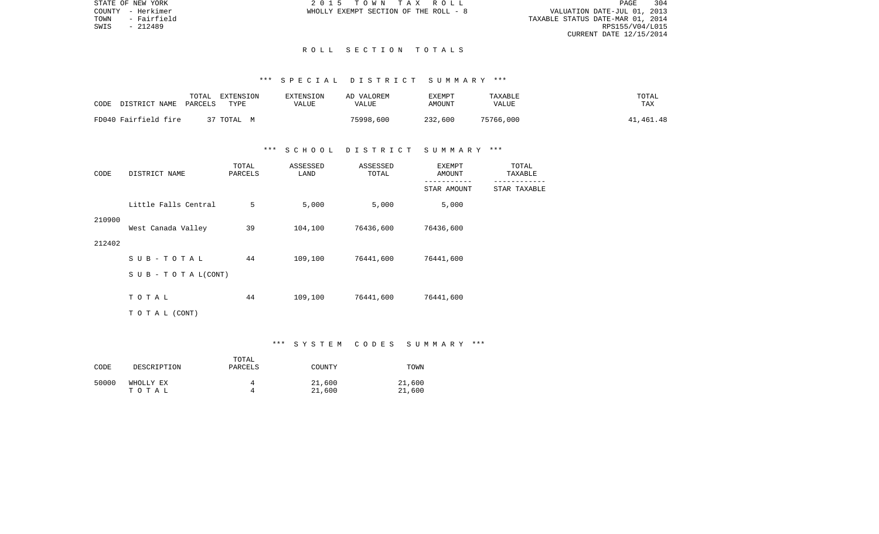STATE OF NEW YORK
COUNTY - Herkimer
TOWN - Fairfield
SWIS - 212489

2 0 1 5 T O W N T A X R O L L
WHOLLY EXEMPT SECTION OF THE ROLL - 8

VALUATION DATE-JUL 01, 2013
TAXABLE STATUS DATE-MAR 01, 2014
RPS155/V04/L015
CURRENT DATE 12/15/2014

## R O L L S E C T I O N T O T A L S

### *** S P E C I A L D I S T R I C T S U M M A R Y ***

| CODE DISTRICT NAME | TOTAL PARCELS | EXTENSION TYPE | EXTENSION VALUE | AD VALOREM VALUE | EXEMPT AMOUNT | TAXABLE VALUE | TOTAL TAX |
|---|---|---|---|---|---|---|---|
| FD040 Fairfield fire | 37 | TOTAL M | | 75998,600 | 232,600 | 75766,000 | 41,461.48 |

### *** S C H O O L D I S T R I C T S U M M A R Y ***

| CODE | DISTRICT NAME | TOTAL PARCELS | ASSESSED LAND | ASSESSED TOTAL | EXEMPT AMOUNT / STAR AMOUNT | TOTAL TAXABLE / STAR TAXABLE |
|---|---|---|---|---|---|---|
| 210900 | Little Falls Central | 5 | 5,000 | 5,000 | 5,000 | |
| 212402 | West Canada Valley | 39 | 104,100 | 76436,600 | 76436,600 | |
| | S U B - T O T A L | 44 | 109,100 | 76441,600 | 76441,600 | |
| | S U B - T O T A L(CONT) | | | | | |
| | T O T A L | 44 | 109,100 | 76441,600 | 76441,600 | |
| | T O T A L (CONT) | | | | | |

### *** S Y S T E M C O D E S S U M M A R Y ***

| CODE | DESCRIPTION | TOTAL PARCELS | COUNTY | TOWN |
|---|---|---|---|---|
| 50000 | WHOLLY EX | 4 | 21,600 | 21,600 |
| | T O T A L | 4 | 21,600 | 21,600 |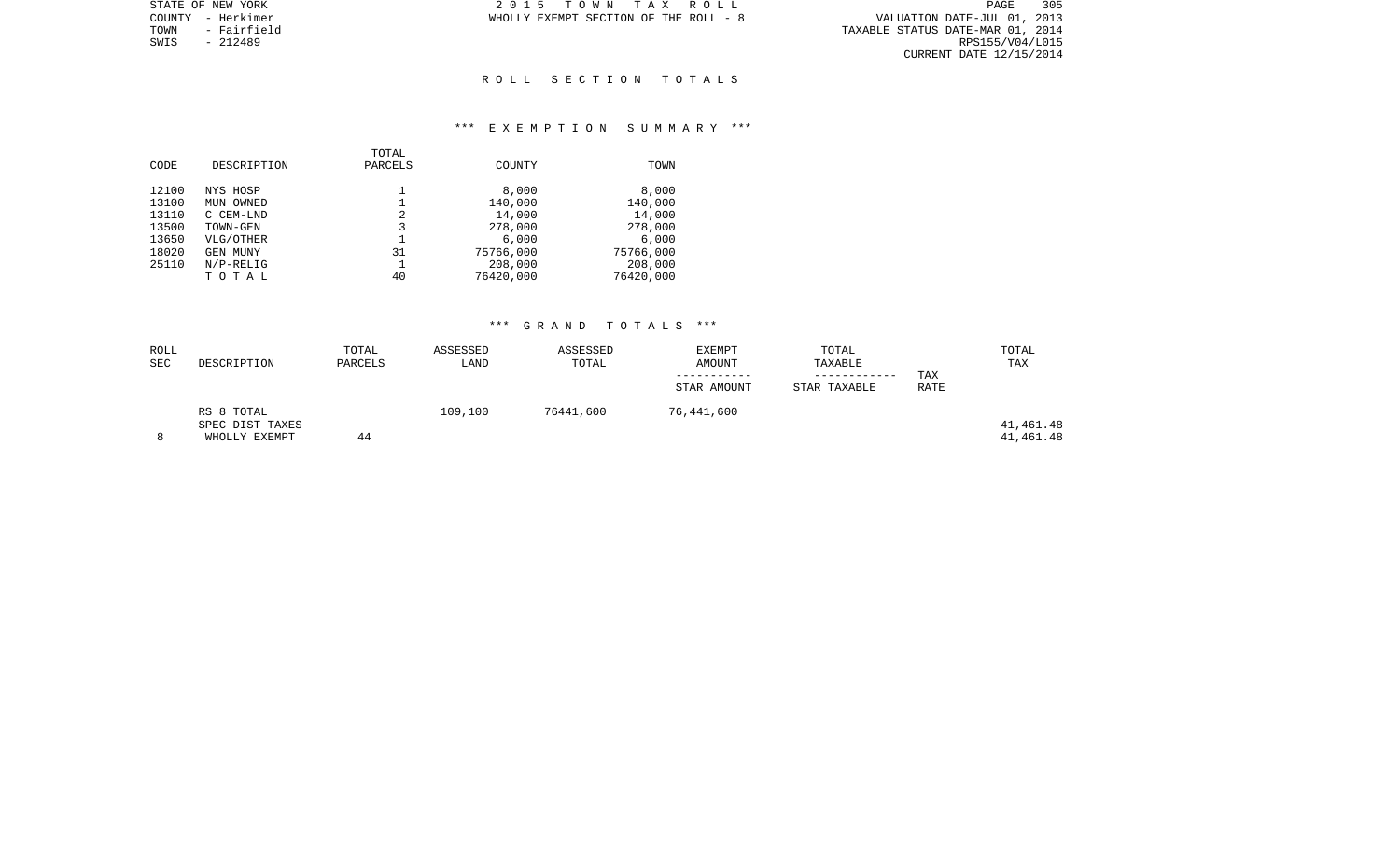STATE OF NEW YORK
COUNTY - Herkimer
TOWN - Fairfield
SWIS - 212489

2 0 1 5 T O W N T A X R O L L
WHOLLY EXEMPT SECTION OF THE ROLL - 8

VALUATION DATE-JUL 01, 2013
TAXABLE STATUS DATE-MAR 01, 2014
RPS155/V04/L015
CURRENT DATE 12/15/2014

## R O L L S E C T I O N T O T A L S

### *** E X E M P T I O N S U M M A R Y ***

| CODE | DESCRIPTION | TOTAL PARCELS | COUNTY | TOWN |
|---|---|---|---|---|
| 12100 | NYS HOSP | 1 | 8,000 | 8,000 |
| 13100 | MUN OWNED | 1 | 140,000 | 140,000 |
| 13110 | C CEM-LND | 2 | 14,000 | 14,000 |
| 13500 | TOWN-GEN | 3 | 278,000 | 278,000 |
| 13650 | VLG/OTHER | 1 | 6,000 | 6,000 |
| 18020 | GEN MUNY | 31 | 75766,000 | 75766,000 |
| 25110 | N/P-RELIG | 1 | 208,000 | 208,000 |
| | T O T A L | 40 | 76420,000 | 76420,000 |

### *** G R A N D T O T A L S ***

| ROLL SEC | DESCRIPTION | TOTAL PARCELS | ASSESSED LAND | ASSESSED TOTAL | EXEMPT AMOUNT / STAR AMOUNT | TOTAL TAXABLE / STAR TAXABLE | TAX RATE | TOTAL TAX |
|---|---|---|---|---|---|---|---|---|
| | RS 8 TOTAL | | 109,100 | 76441,600 | 76,441,600 | | | |
| | SPEC DIST TAXES | | | | | | | 41,461.48 |
| 8 | WHOLLY EXEMPT | 44 | | | | | | 41,461.48 |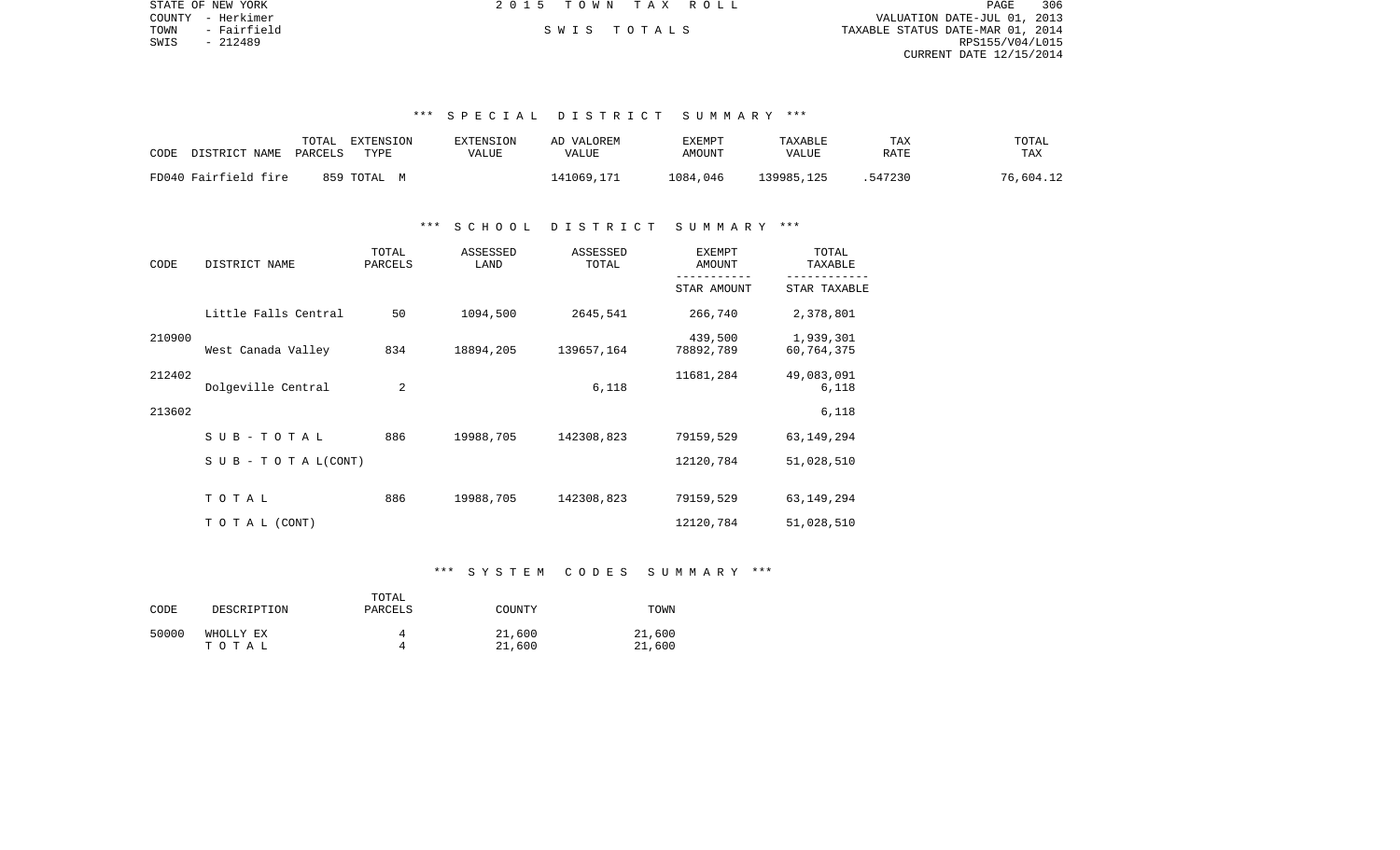STATE OF NEW YORK — 2015 TOWN TAX ROLL

COUNTY - Herkimer
TOWN - Fairfield
SWIS - 212489

SWIS TOTALS

VALUATION DATE-JUL 01, 2013
TAXABLE STATUS DATE-MAR 01, 2014
RPS155/V04/L015
CURRENT DATE 12/15/2014

### *** SPECIAL DISTRICT SUMMARY ***

| CODE | DISTRICT NAME | TOTAL PARCELS | EXTENSION TYPE | EXTENSION VALUE | AD VALOREM VALUE | EXEMPT AMOUNT | TAXABLE VALUE | TAX RATE | TOTAL TAX |
|---|---|---|---|---|---|---|---|---|---|
| FD040 | Fairfield fire | 859 | TOTAL M | | 141069,171 | 1084,046 | 139985,125 | .547230 | 76,604.12 |

### *** SCHOOL DISTRICT SUMMARY ***

| CODE | DISTRICT NAME | TOTAL PARCELS | ASSESSED LAND | ASSESSED TOTAL | EXEMPT AMOUNT / STAR AMOUNT | TOTAL TAXABLE / STAR TAXABLE |
|---|---|---|---|---|---|---|
| 210900 | Little Falls Central | 50 | 1094,500 | 2645,541 | 266,740 | 2,378,801 |
| | | | | | 439,500 | 1,939,301 |
| 212402 | West Canada Valley | 834 | 18894,205 | 139657,164 | 78892,789 | 60,764,375 |
| | | | | | 11681,284 | 49,083,091 |
| 213602 | Dolgeville Central | 2 | | 6,118 | | 6,118 |
| | | | | | | 6,118 |
| | SUB-TOTAL | 886 | 19988,705 | 142308,823 | 79159,529 | 63,149,294 |
| | SUB-TOTAL(CONT) | | | | 12120,784 | 51,028,510 |
| | TOTAL | 886 | 19988,705 | 142308,823 | 79159,529 | 63,149,294 |
| | TOTAL (CONT) | | | | 12120,784 | 51,028,510 |

### *** SYSTEM CODES SUMMARY ***

| CODE | DESCRIPTION | TOTAL PARCELS | COUNTY | TOWN |
|---|---|---|---|---|
| 50000 | WHOLLY EX | 4 | 21,600 | 21,600 |
| | TOTAL | 4 | 21,600 | 21,600 |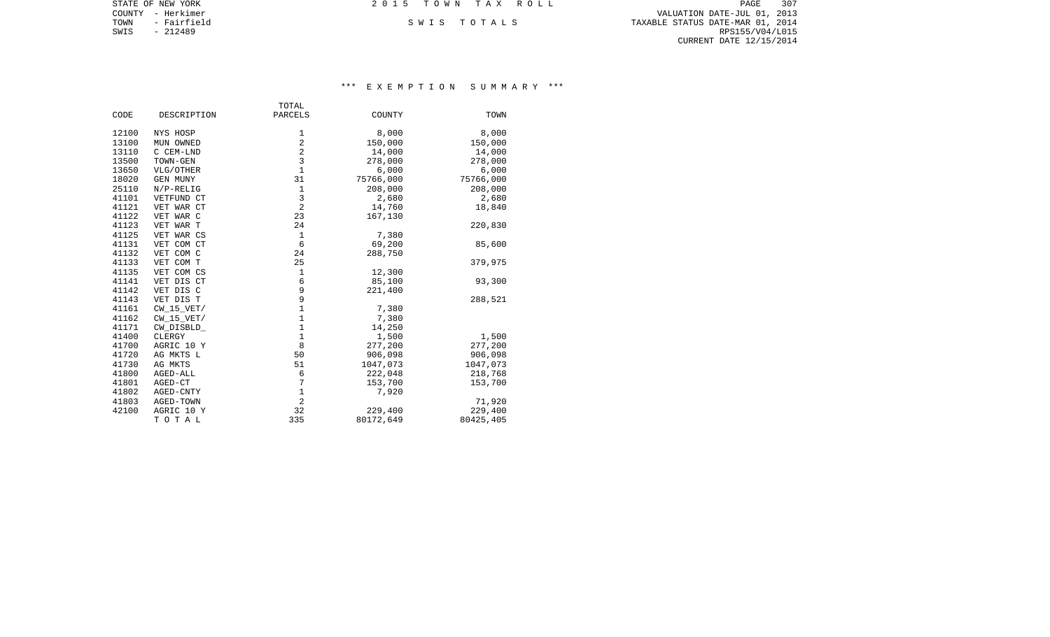STATE OF NEW YORK
COUNTY - Herkimer
TOWN - Fairfield
SWIS - 212489

2 0 1 5 T O W N T A X R O L L

S W I S T O T A L S

VALUATION DATE-JUL 01, 2013
TAXABLE STATUS DATE-MAR 01, 2014
RPS155/V04/L015
CURRENT DATE 12/15/2014

### *** E X E M P T I O N S U M M A R Y ***

| CODE | DESCRIPTION | TOTAL PARCELS | COUNTY | TOWN |
|---|---|---|---|---|
| 12100 | NYS HOSP | 1 | 8,000 | 8,000 |
| 13100 | MUN OWNED | 2 | 150,000 | 150,000 |
| 13110 | C CEM-LND | 2 | 14,000 | 14,000 |
| 13500 | TOWN-GEN | 3 | 278,000 | 278,000 |
| 13650 | VLG/OTHER | 1 | 6,000 | 6,000 |
| 18020 | GEN MUNY | 31 | 75766,000 | 75766,000 |
| 25110 | N/P-RELIG | 1 | 208,000 | 208,000 |
| 41101 | VETFUND CT | 3 | 2,680 | 2,680 |
| 41121 | VET WAR CT | 2 | 14,760 | 18,840 |
| 41122 | VET WAR C | 23 | 167,130 | |
| 41123 | VET WAR T | 24 | | 220,830 |
| 41125 | VET WAR CS | 1 | 7,380 | |
| 41131 | VET COM CT | 6 | 69,200 | 85,600 |
| 41132 | VET COM C | 24 | 288,750 | |
| 41133 | VET COM T | 25 | | 379,975 |
| 41135 | VET COM CS | 1 | 12,300 | |
| 41141 | VET DIS CT | 6 | 85,100 | 93,300 |
| 41142 | VET DIS C | 9 | 221,400 | |
| 41143 | VET DIS T | 9 | | 288,521 |
| 41161 | CW_15_VET/ | 1 | 7,380 | |
| 41162 | CW_15_VET/ | 1 | 7,380 | |
| 41171 | CW_DISBLD_ | 1 | 14,250 | |
| 41400 | CLERGY | 1 | 1,500 | 1,500 |
| 41700 | AGRIC 10 Y | 8 | 277,200 | 277,200 |
| 41720 | AG MKTS L | 50 | 906,098 | 906,098 |
| 41730 | AG MKTS | 51 | 1047,073 | 1047,073 |
| 41800 | AGED-ALL | 6 | 222,048 | 218,768 |
| 41801 | AGED-CT | 7 | 153,700 | 153,700 |
| 41802 | AGED-CNTY | 1 | 7,920 | |
| 41803 | AGED-TOWN | 2 | | 71,920 |
| 42100 | AGRIC 10 Y | 32 | 229,400 | 229,400 |
| | T O T A L | 335 | 80172,649 | 80425,405 |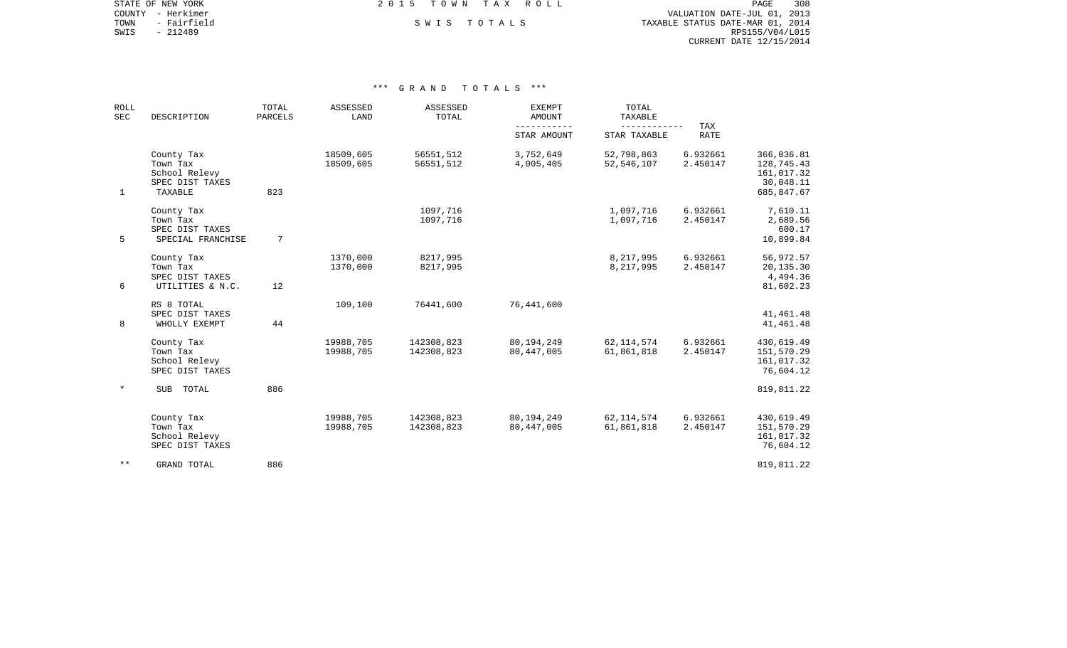STATE OF NEW YORK
COUNTY - Herkimer
TOWN - Fairfield
SWIS - 212489

# 2 0 1 5 T O W N T A X R O L L

S W I S T O T A L S

VALUATION DATE-JUL 01, 2013
TAXABLE STATUS DATE-MAR 01, 2014
RPS155/V04/L015
CURRENT DATE 12/15/2014

## *** G R A N D T O T A L S ***

| ROLL SEC | DESCRIPTION | TOTAL PARCELS | ASSESSED LAND | ASSESSED TOTAL | EXEMPT AMOUNT / STAR AMOUNT | TOTAL TAXABLE / STAR TAXABLE | TAX RATE | |
|---|---|---|---|---|---|---|---|---|
| | County Tax | | 18509,605 | 56551,512 | 3,752,649 | 52,798,863 | 6.932661 | 366,036.81 |
| | Town Tax | | 18509,605 | 56551,512 | 4,005,405 | 52,546,107 | 2.450147 | 128,745.43 |
| | School Relevy | | | | | | | 161,017.32 |
| | SPEC DIST TAXES | | | | | | | 30,048.11 |
| 1 | TAXABLE | 823 | | | | | | 685,847.67 |
| | County Tax | | | 1097,716 | | 1,097,716 | 6.932661 | 7,610.11 |
| | Town Tax | | | 1097,716 | | 1,097,716 | 2.450147 | 2,689.56 |
| | SPEC DIST TAXES | | | | | | | 600.17 |
| 5 | SPECIAL FRANCHISE | 7 | | | | | | 10,899.84 |
| | County Tax | | 1370,000 | 8217,995 | | 8,217,995 | 6.932661 | 56,972.57 |
| | Town Tax | | 1370,000 | 8217,995 | | 8,217,995 | 2.450147 | 20,135.30 |
| | SPEC DIST TAXES | | | | | | | 4,494.36 |
| 6 | UTILITIES & N.C. | 12 | | | | | | 81,602.23 |
| | RS 8 TOTAL | | 109,100 | 76441,600 | 76,441,600 | | | |
| | SPEC DIST TAXES | | | | | | | 41,461.48 |
| 8 | WHOLLY EXEMPT | 44 | | | | | | 41,461.48 |
| | County Tax | | 19988,705 | 142308,823 | 80,194,249 | 62,114,574 | 6.932661 | 430,619.49 |
| | Town Tax | | 19988,705 | 142308,823 | 80,447,005 | 61,861,818 | 2.450147 | 151,570.29 |
| | School Relevy | | | | | | | 161,017.32 |
| | SPEC DIST TAXES | | | | | | | 76,604.12 |
| * | SUB TOTAL | 886 | | | | | | 819,811.22 |
| | County Tax | | 19988,705 | 142308,823 | 80,194,249 | 62,114,574 | 6.932661 | 430,619.49 |
| | Town Tax | | 19988,705 | 142308,823 | 80,447,005 | 61,861,818 | 2.450147 | 151,570.29 |
| | School Relevy | | | | | | | 161,017.32 |
| | SPEC DIST TAXES | | | | | | | 76,604.12 |
| ** | GRAND TOTAL | 886 | | | | | | 819,811.22 |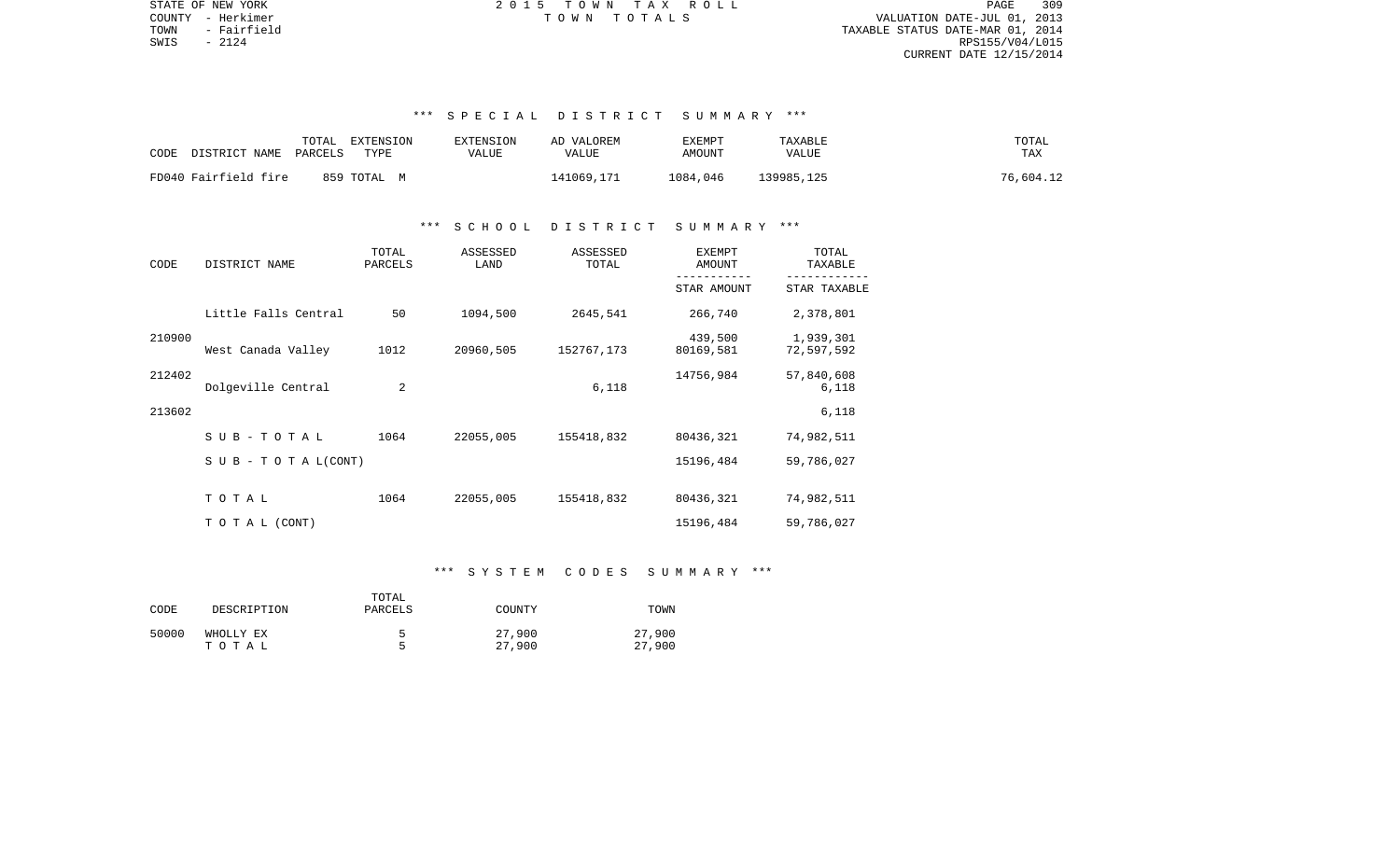## *** SPECIAL DISTRICT SUMMARY ***

| CODE | DISTRICT NAME | TOTAL PARCELS | EXTENSION TYPE | EXTENSION VALUE | AD VALOREM VALUE | EXEMPT AMOUNT | TAXABLE VALUE | TOTAL TAX |
|---|---|---|---|---|---|---|---|---|
| FD040 | Fairfield fire | 859 | TOTAL M | | 141069,171 | 1084,046 | 139985,125 | 76,604.12 |

## *** SCHOOL DISTRICT SUMMARY ***

| CODE | DISTRICT NAME | TOTAL PARCELS | ASSESSED LAND | ASSESSED TOTAL | EXEMPT AMOUNT / STAR AMOUNT | TOTAL TAXABLE / STAR TAXABLE |
|---|---|---|---|---|---|---|
| | Little Falls Central | 50 | 1094,500 | 2645,541 | 266,740 | 2,378,801 |
| 210900 | | | | | 439,500 | 1,939,301 |
| | West Canada Valley | 1012 | 20960,505 | 152767,173 | 80169,581 | 72,597,592 |
| 212402 | | | | | 14756,984 | 57,840,608 |
| | Dolgeville Central | 2 | | 6,118 | | 6,118 |
| 213602 | | | | | | 6,118 |
| | SUB-TOTAL | 1064 | 22055,005 | 155418,832 | 80436,321 | 74,982,511 |
| | SUB-TOTAL(CONT) | | | | 15196,484 | 59,786,027 |
| | TOTAL | 1064 | 22055,005 | 155418,832 | 80436,321 | 74,982,511 |
| | TOTAL (CONT) | | | | 15196,484 | 59,786,027 |

## *** SYSTEM CODES SUMMARY ***

| CODE | DESCRIPTION | TOTAL PARCELS | COUNTY | TOWN |
|---|---|---|---|---|
| 50000 | WHOLLY EX | 5 | 27,900 | 27,900 |
| | TOTAL | 5 | 27,900 | 27,900 |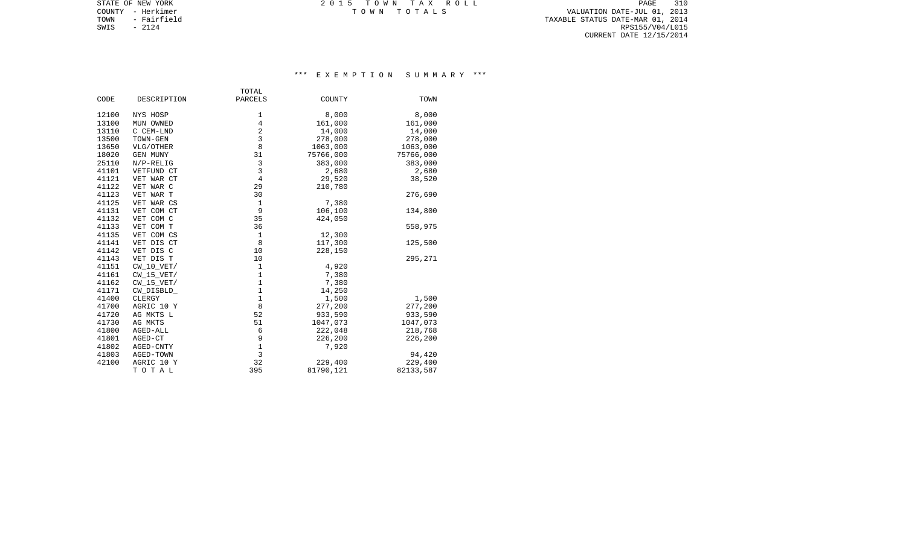STATE OF NEW YORK
COUNTY - Herkimer
TOWN - Fairfield
SWIS - 2124

2 0 1 5 T O W N T A X R O L L
T O W N T O T A L S

VALUATION DATE-JUL 01, 2013
TAXABLE STATUS DATE-MAR 01, 2014
RPS155/V04/L015
CURRENT DATE 12/15/2014

## *** E X E M P T I O N S U M M A R Y ***

| CODE | DESCRIPTION | TOTAL PARCELS | COUNTY | TOWN |
|---|---|---|---|---|
| 12100 | NYS HOSP | 1 | 8,000 | 8,000 |
| 13100 | MUN OWNED | 4 | 161,000 | 161,000 |
| 13110 | C CEM-LND | 2 | 14,000 | 14,000 |
| 13500 | TOWN-GEN | 3 | 278,000 | 278,000 |
| 13650 | VLG/OTHER | 8 | 1063,000 | 1063,000 |
| 18020 | GEN MUNY | 31 | 75766,000 | 75766,000 |
| 25110 | N/P-RELIG | 3 | 383,000 | 383,000 |
| 41101 | VETFUND CT | 3 | 2,680 | 2,680 |
| 41121 | VET WAR CT | 4 | 29,520 | 38,520 |
| 41122 | VET WAR C | 29 | 210,780 | |
| 41123 | VET WAR T | 30 | | 276,690 |
| 41125 | VET WAR CS | 1 | 7,380 | |
| 41131 | VET COM CT | 9 | 106,100 | 134,800 |
| 41132 | VET COM C | 35 | 424,050 | |
| 41133 | VET COM T | 36 | | 558,975 |
| 41135 | VET COM CS | 1 | 12,300 | |
| 41141 | VET DIS CT | 8 | 117,300 | 125,500 |
| 41142 | VET DIS C | 10 | 228,150 | |
| 41143 | VET DIS T | 10 | | 295,271 |
| 41151 | CW_10_VET/ | 1 | 4,920 | |
| 41161 | CW_15_VET/ | 1 | 7,380 | |
| 41162 | CW_15_VET/ | 1 | 7,380 | |
| 41171 | CW_DISBLD_ | 1 | 14,250 | |
| 41400 | CLERGY | 1 | 1,500 | 1,500 |
| 41700 | AGRIC 10 Y | 8 | 277,200 | 277,200 |
| 41720 | AG MKTS L | 52 | 933,590 | 933,590 |
| 41730 | AG MKTS | 51 | 1047,073 | 1047,073 |
| 41800 | AGED-ALL | 6 | 222,048 | 218,768 |
| 41801 | AGED-CT | 9 | 226,200 | 226,200 |
| 41802 | AGED-CNTY | 1 | 7,920 | |
| 41803 | AGED-TOWN | 3 | | 94,420 |
| 42100 | AGRIC 10 Y | 32 | 229,400 | 229,400 |
| | T O T A L | 395 | 81790,121 | 82133,587 |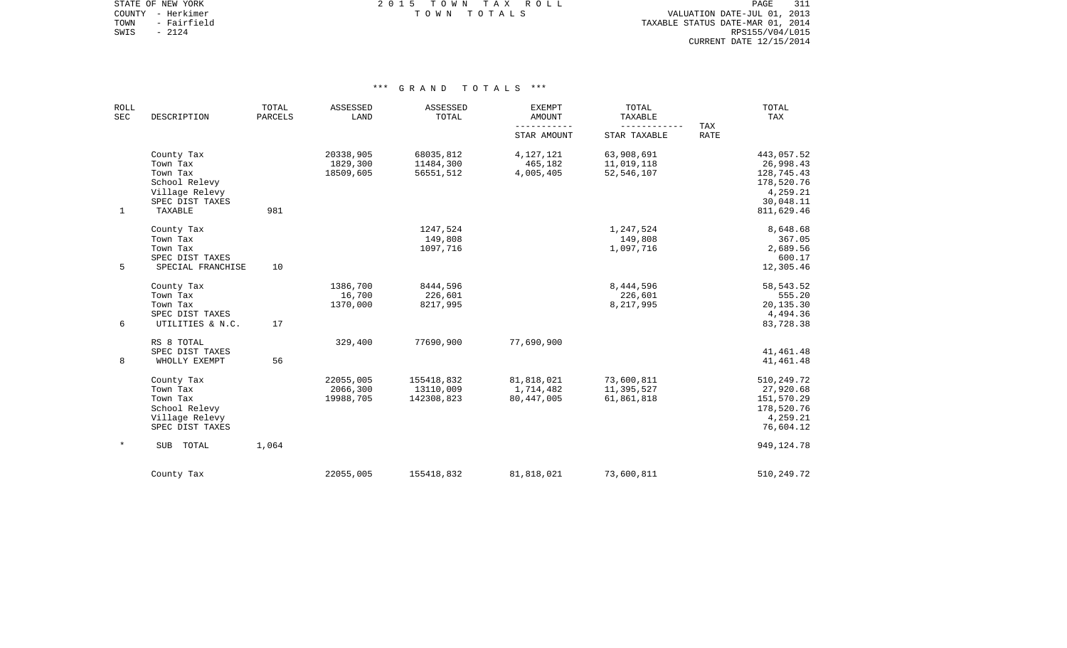STATE OF NEW YORK
COUNTY - Herkimer
TOWN - Fairfield
SWIS - 2124

2 0 1 5 T O W N T A X R O L L
T O W N T O T A L S

VALUATION DATE-JUL 01, 2013
TAXABLE STATUS DATE-MAR 01, 2014
RPS155/V04/L015
CURRENT DATE 12/15/2014

*** G R A N D T O T A L S ***

| ROLL SEC | DESCRIPTION | TOTAL PARCELS | ASSESSED LAND | ASSESSED TOTAL | EXEMPT AMOUNT / STAR AMOUNT | TOTAL TAXABLE / STAR TAXABLE | TAX RATE | TOTAL TAX |
|---|---|---|---|---|---|---|---|---|
| | County Tax | | 20338,905 | 68035,812 | 4,127,121 | 63,908,691 | | 443,057.52 |
| | Town Tax | | 1829,300 | 11484,300 | 465,182 | 11,019,118 | | 26,998.43 |
| | Town Tax | | 18509,605 | 56551,512 | 4,005,405 | 52,546,107 | | 128,745.43 |
| | School Relevy | | | | | | | 178,520.76 |
| | Village Relevy | | | | | | | 4,259.21 |
| | SPEC DIST TAXES | | | | | | | 30,048.11 |
| 1 | TAXABLE | 981 | | | | | | 811,629.46 |
| | County Tax | | | 1247,524 | | 1,247,524 | | 8,648.68 |
| | Town Tax | | | 149,808 | | 149,808 | | 367.05 |
| | Town Tax | | | 1097,716 | | 1,097,716 | | 2,689.56 |
| | SPEC DIST TAXES | | | | | | | 600.17 |
| 5 | SPECIAL FRANCHISE | 10 | | | | | | 12,305.46 |
| | County Tax | | 1386,700 | 8444,596 | | 8,444,596 | | 58,543.52 |
| | Town Tax | | 16,700 | 226,601 | | 226,601 | | 555.20 |
| | Town Tax | | 1370,000 | 8217,995 | | 8,217,995 | | 20,135.30 |
| | SPEC DIST TAXES | | | | | | | 4,494.36 |
| 6 | UTILITIES & N.C. | 17 | | | | | | 83,728.38 |
| | RS 8 TOTAL | | 329,400 | 77690,900 | 77,690,900 | | | |
| | SPEC DIST TAXES | | | | | | | 41,461.48 |
| 8 | WHOLLY EXEMPT | 56 | | | | | | 41,461.48 |
| | County Tax | | 22055,005 | 155418,832 | 81,818,021 | 73,600,811 | | 510,249.72 |
| | Town Tax | | 2066,300 | 13110,009 | 1,714,482 | 11,395,527 | | 27,920.68 |
| | Town Tax | | 19988,705 | 142308,823 | 80,447,005 | 61,861,818 | | 151,570.29 |
| | School Relevy | | | | | | | 178,520.76 |
| | Village Relevy | | | | | | | 4,259.21 |
| | SPEC DIST TAXES | | | | | | | 76,604.12 |
| * | SUB TOTAL | 1,064 | | | | | | 949,124.78 |
| | County Tax | | 22055,005 | 155418,832 | 81,818,021 | 73,600,811 | | 510,249.72 |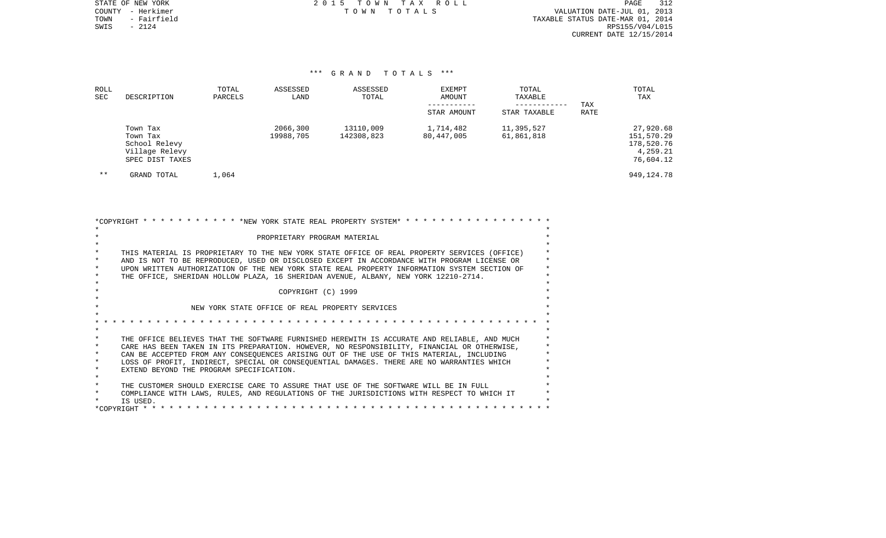STATE OF NEW YORK
COUNTY - Herkimer
TOWN - Fairfield
SWIS - 2124

2 0 1 5 T O W N T A X R O L L
T O W N T O T A L S

VALUATION DATE-JUL 01, 2013
TAXABLE STATUS DATE-MAR 01, 2014
RPS155/V04/L015
CURRENT DATE 12/15/2014

### *** G R A N D T O T A L S ***

| ROLL SEC | DESCRIPTION | TOTAL PARCELS | ASSESSED LAND | ASSESSED TOTAL | EXEMPT AMOUNT / STAR AMOUNT | TOTAL TAXABLE / STAR TAXABLE | TAX RATE | TOTAL TAX |
|---|---|---|---|---|---|---|---|---|
| | Town Tax | | 2066,300 | 13110,009 | 1,714,482 | 11,395,527 | | 27,920.68 |
| | Town Tax | | 19988,705 | 142308,823 | 80,447,005 | 61,861,818 | | 151,570.29 |
| | School Relevy | | | | | | | 178,520.76 |
| | Village Relevy | | | | | | | 4,259.21 |
| | SPEC DIST TAXES | | | | | | | 76,604.12 |
| ** | GRAND TOTAL | 1,064 | | | | | | 949,124.78 |

*COPYRIGHT * * * * * * * * * * * *NEW YORK STATE REAL PROPERTY SYSTEM* * * * * * * * * * * * * * * * * *

PROPRIETARY PROGRAM MATERIAL

THIS MATERIAL IS PROPRIETARY TO THE NEW YORK STATE OFFICE OF REAL PROPERTY SERVICES (OFFICE) AND IS NOT TO BE REPRODUCED, USED OR DISCLOSED EXCEPT IN ACCORDANCE WITH PROGRAM LICENSE OR UPON WRITTEN AUTHORIZATION OF THE NEW YORK STATE REAL PROPERTY INFORMATION SYSTEM SECTION OF THE OFFICE, SHERIDAN HOLLOW PLAZA, 16 SHERIDAN AVENUE, ALBANY, NEW YORK 12210-2714.

COPYRIGHT (C) 1999

NEW YORK STATE OFFICE OF REAL PROPERTY SERVICES

THE OFFICE BELIEVES THAT THE SOFTWARE FURNISHED HEREWITH IS ACCURATE AND RELIABLE, AND MUCH CARE HAS BEEN TAKEN IN ITS PREPARATION. HOWEVER, NO RESPONSIBILITY, FINANCIAL OR OTHERWISE, CAN BE ACCEPTED FROM ANY CONSEQUENCES ARISING OUT OF THE USE OF THIS MATERIAL, INCLUDING LOSS OF PROFIT, INDIRECT, SPECIAL OR CONSEQUENTIAL DAMAGES. THERE ARE NO WARRANTIES WHICH EXTEND BEYOND THE PROGRAM SPECIFICATION.

THE CUSTOMER SHOULD EXERCISE CARE TO ASSURE THAT USE OF THE SOFTWARE WILL BE IN FULL COMPLIANCE WITH LAWS, RULES, AND REGULATIONS OF THE JURISDICTIONS WITH RESPECT TO WHICH IT IS USED.

*COPYRIGHT * * * * * * * * * * * * * * * * * * * * * * * * * * * * * * * * * * * * * * * * * * * * * *